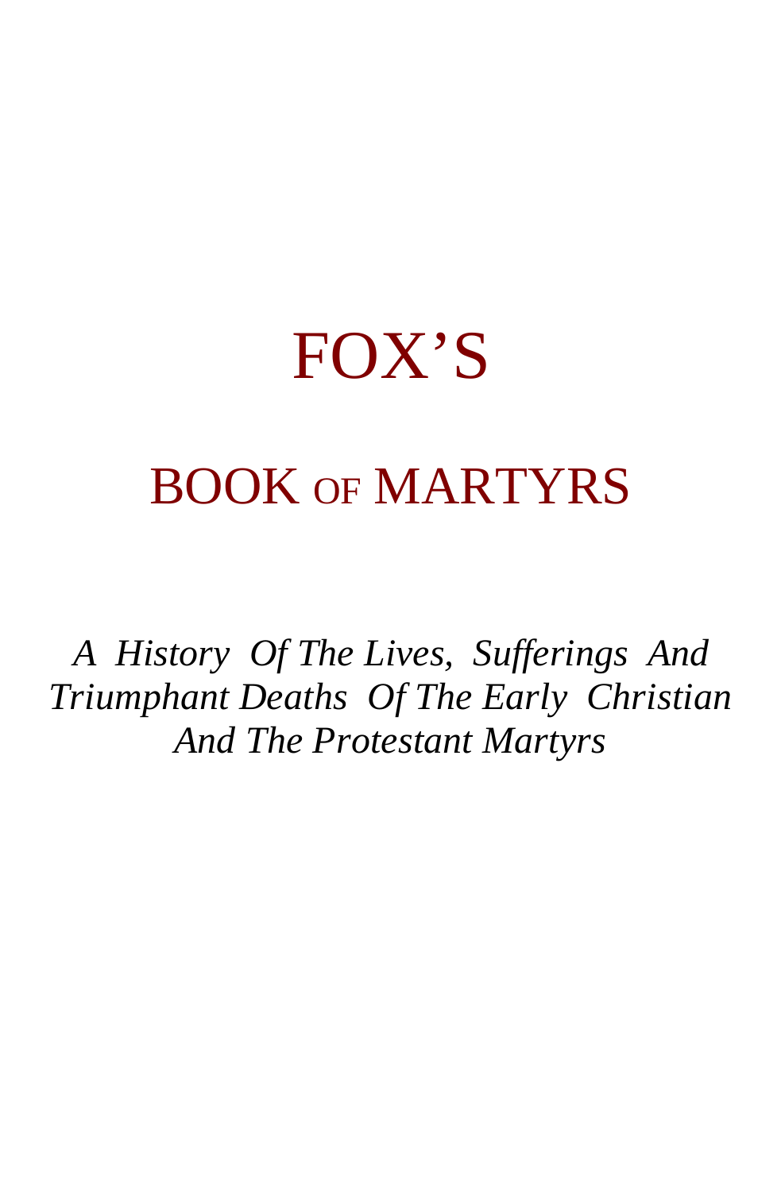# FOX'S

## BOOK OF MARTYRS

*A History Of The Lives, Sufferings And Triumphant Deaths Of The Early Christian And The Protestant Martyrs*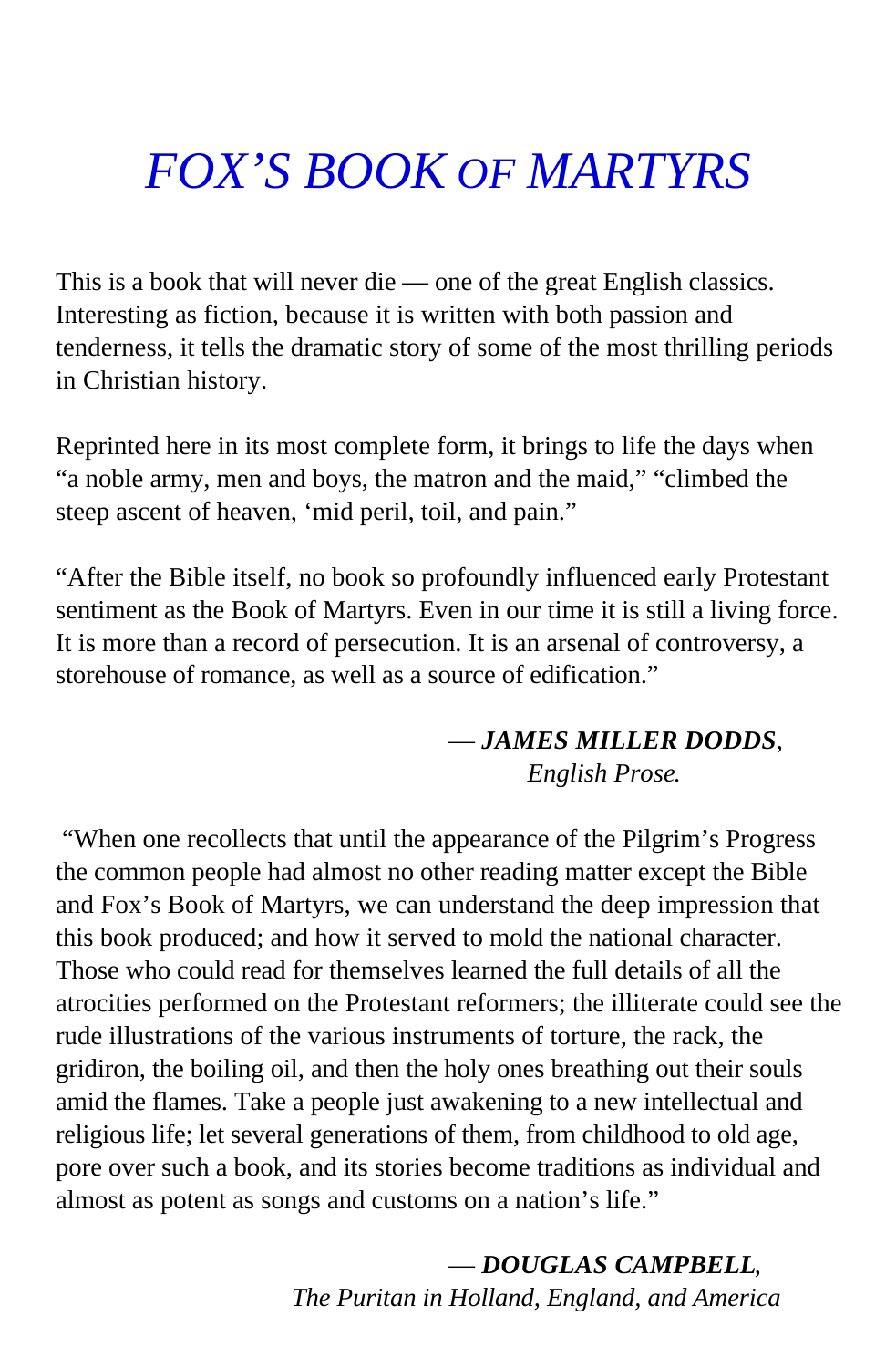# *FOX'S BOOK OF MARTYRS*

This is a book that will never die — one of the great English classics. Interesting as fiction, because it is written with both passion and tenderness, it tells the dramatic story of some of the most thrilling periods in Christian history.

Reprinted here in its most complete form, it brings to life the days when "a noble army, men and boys, the matron and the maid," "climbed the steep ascent of heaven, 'mid peril, toil, and pain."

"After the Bible itself, no book so profoundly influenced early Protestant sentiment as the Book of Martyrs. Even in our time it is still a living force. It is more than a record of persecution. It is an arsenal of controversy, a storehouse of romance, as well as a source of edification."

— ***JAMES MILLER DODDS***,
*English Prose.*

"When one recollects that until the appearance of the Pilgrim's Progress the common people had almost no other reading matter except the Bible and Fox's Book of Martyrs, we can understand the deep impression that this book produced; and how it served to mold the national character. Those who could read for themselves learned the full details of all the atrocities performed on the Protestant reformers; the illiterate could see the rude illustrations of the various instruments of torture, the rack, the gridiron, the boiling oil, and then the holy ones breathing out their souls amid the flames. Take a people just awakening to a new intellectual and religious life; let several generations of them, from childhood to old age, pore over such a book, and its stories become traditions as individual and almost as potent as songs and customs on a nation's life."

— ***DOUGLAS CAMPBELL***,
*The Puritan in Holland, England, and America*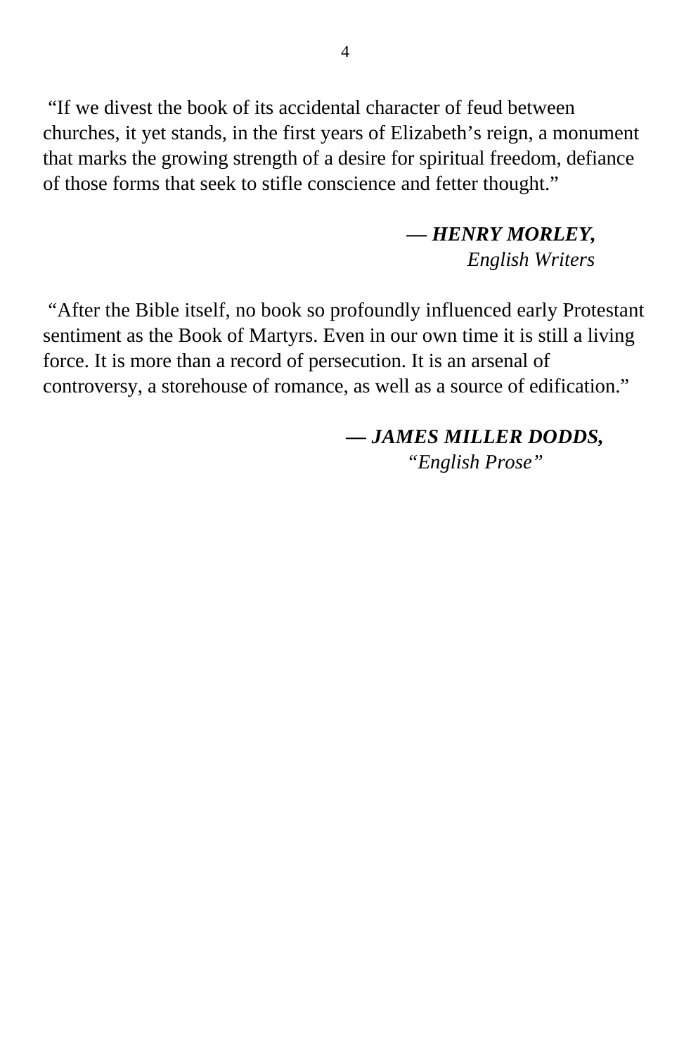"If we divest the book of its accidental character of feud between churches, it yet stands, in the first years of Elizabeth's reign, a monument that marks the growing strength of a desire for spiritual freedom, defiance of those forms that seek to stifle conscience and fetter thought."

— ***HENRY MORLEY,***
*English Writers*

"After the Bible itself, no book so profoundly influenced early Protestant sentiment as the Book of Martyrs. Even in our own time it is still a living force. It is more than a record of persecution. It is an arsenal of controversy, a storehouse of romance, as well as a source of edification."

— ***JAMES MILLER DODDS,***
*"English Prose"*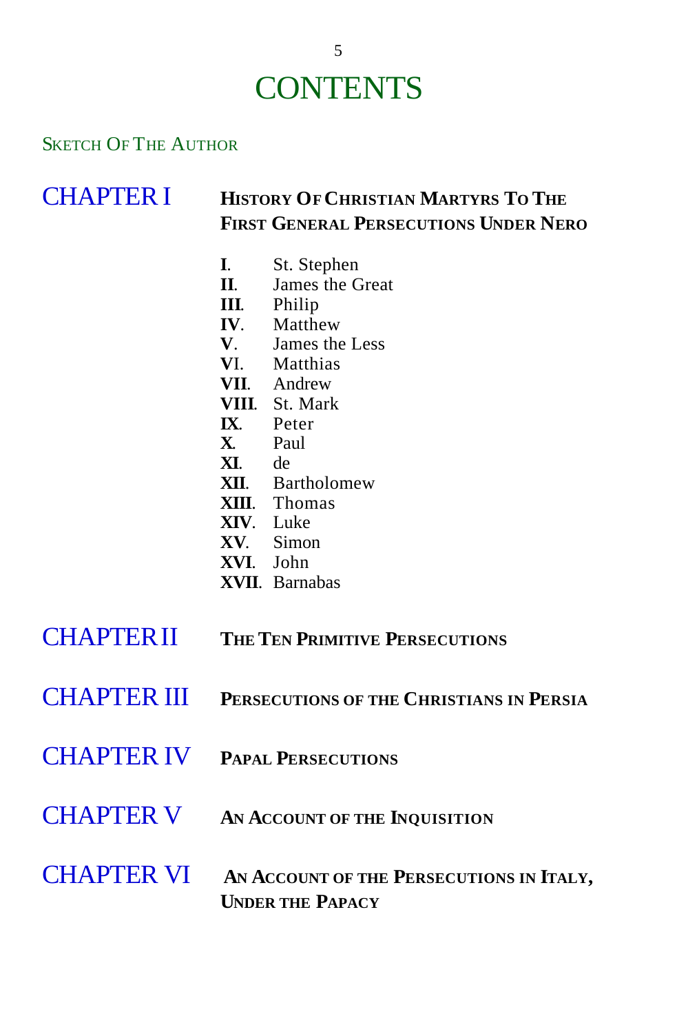# CONTENTS

SKETCH OF THE AUTHOR

CHAPTER I **HISTORY OF CHRISTIAN MARTYRS TO THE FIRST GENERAL PERSECUTIONS UNDER NERO**

**I**. St. Stephen
**II**. James the Great
**III**. Philip
**IV**. Matthew
**V**. James the Less
**VI**. Matthias
**VII**. Andrew
**VIII**. St. Mark
**IX**. Peter
**X**. Paul
**XI**. de
**XII**. Bartholomew
**XIII**. Thomas
**XIV**. Luke
**XV**. Simon
**XVI**. John
**XVII**. Barnabas

CHAPTER II **THE TEN PRIMITIVE PERSECUTIONS**

CHAPTER III **PERSECUTIONS OF THE CHRISTIANS IN PERSIA**

CHAPTER IV **PAPAL PERSECUTIONS**

CHAPTER V **AN ACCOUNT OF THE INQUISITION**

CHAPTER VI **AN ACCOUNT OF THE PERSECUTIONS IN ITALY, UNDER THE PAPACY**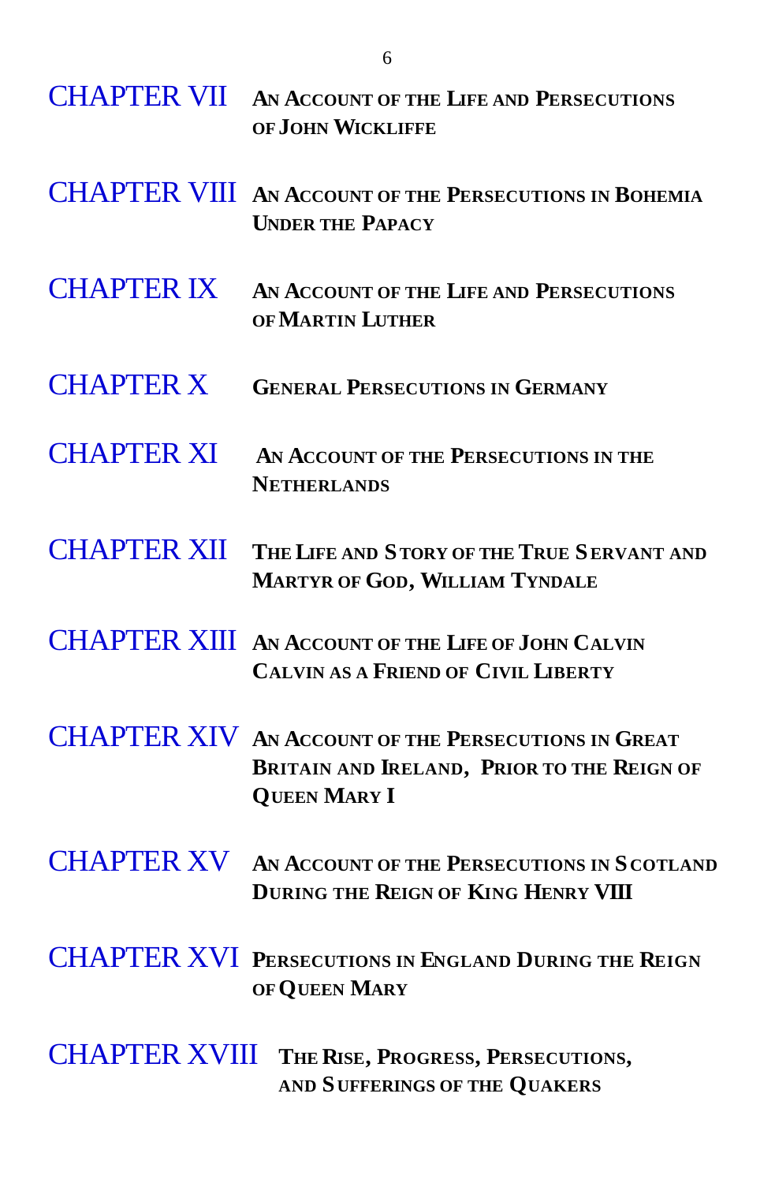CHAPTER VII **AN ACCOUNT OF THE LIFE AND PERSECUTIONS OF JOHN WICKLIFFE**

CHAPTER VIII **AN ACCOUNT OF THE PERSECUTIONS IN BOHEMIA UNDER THE PAPACY**

CHAPTER IX **AN ACCOUNT OF THE LIFE AND PERSECUTIONS OF MARTIN LUTHER**

CHAPTER X **GENERAL PERSECUTIONS IN GERMANY**

CHAPTER XI **AN ACCOUNT OF THE PERSECUTIONS IN THE NETHERLANDS**

CHAPTER XII **THE LIFE AND STORY OF THE TRUE SERVANT AND MARTYR OF GOD, WILLIAM TYNDALE**

CHAPTER XIII **AN ACCOUNT OF THE LIFE OF JOHN CALVIN CALVIN AS A FRIEND OF CIVIL LIBERTY**

CHAPTER XIV **AN ACCOUNT OF THE PERSECUTIONS IN GREAT BRITAIN AND IRELAND, PRIOR TO THE REIGN OF QUEEN MARY I**

CHAPTER XV **AN ACCOUNT OF THE PERSECUTIONS IN SCOTLAND DURING THE REIGN OF KING HENRY VIII**

CHAPTER XVI **PERSECUTIONS IN ENGLAND DURING THE REIGN OF QUEEN MARY**

CHAPTER XVIII **THE RISE, PROGRESS, PERSECUTIONS, AND SUFFERINGS OF THE QUAKERS**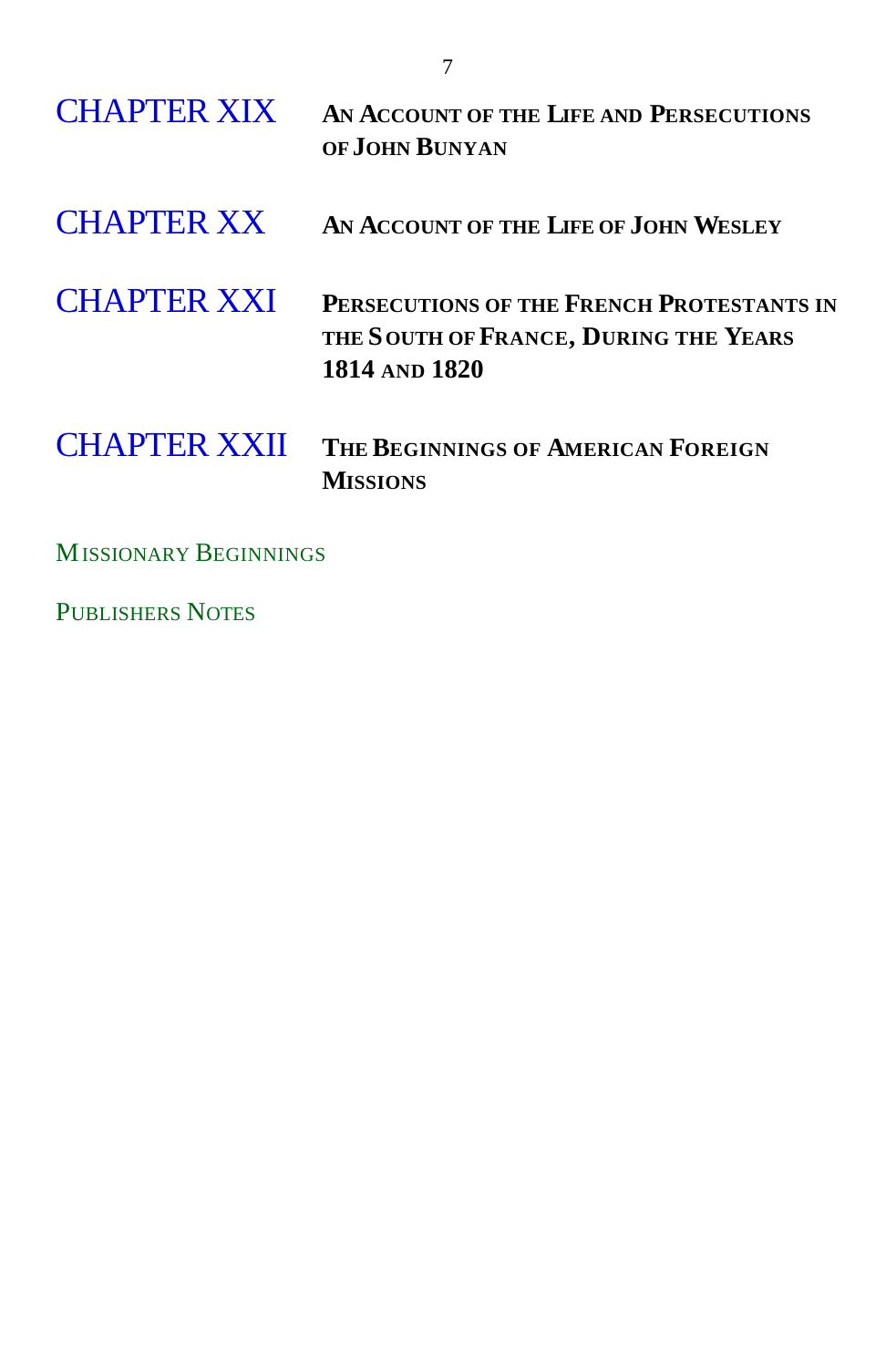CHAPTER XIX **An Account of the Life and Persecutions of John Bunyan**

CHAPTER XX **An Account of the Life of John Wesley**

CHAPTER XXI **Persecutions of the French Protestants in the South of France, During the Years 1814 and 1820**

CHAPTER XXII **The Beginnings of American Foreign Missions**

Missionary Beginnings

Publishers Notes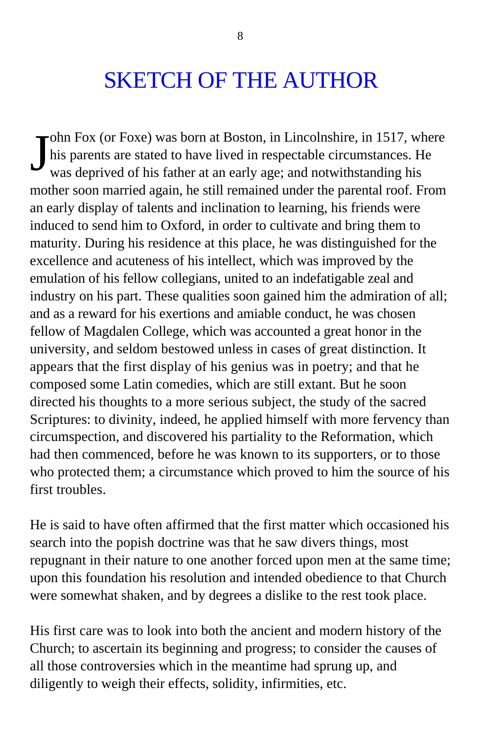# SKETCH OF THE AUTHOR

John Fox (or Foxe) was born at Boston, in Lincolnshire, in 1517, where his parents are stated to have lived in respectable circumstances. He was deprived of his father at an early age; and notwithstanding his mother soon married again, he still remained under the parental roof. From an early display of talents and inclination to learning, his friends were induced to send him to Oxford, in order to cultivate and bring them to maturity. During his residence at this place, he was distinguished for the excellence and acuteness of his intellect, which was improved by the emulation of his fellow collegians, united to an indefatigable zeal and industry on his part. These qualities soon gained him the admiration of all; and as a reward for his exertions and amiable conduct, he was chosen fellow of Magdalen College, which was accounted a great honor in the university, and seldom bestowed unless in cases of great distinction. It appears that the first display of his genius was in poetry; and that he composed some Latin comedies, which are still extant. But he soon directed his thoughts to a more serious subject, the study of the sacred Scriptures: to divinity, indeed, he applied himself with more fervency than circumspection, and discovered his partiality to the Reformation, which had then commenced, before he was known to its supporters, or to those who protected them; a circumstance which proved to him the source of his first troubles.

He is said to have often affirmed that the first matter which occasioned his search into the popish doctrine was that he saw divers things, most repugnant in their nature to one another forced upon men at the same time; upon this foundation his resolution and intended obedience to that Church were somewhat shaken, and by degrees a dislike to the rest took place.

His first care was to look into both the ancient and modern history of the Church; to ascertain its beginning and progress; to consider the causes of all those controversies which in the meantime had sprung up, and diligently to weigh their effects, solidity, infirmities, etc.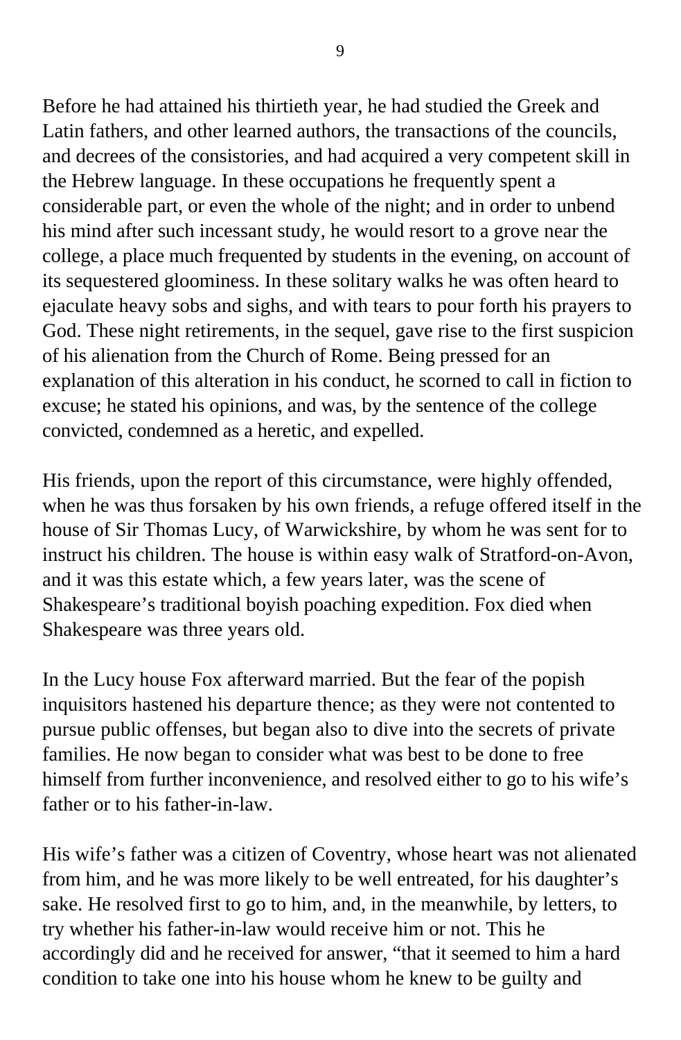Before he had attained his thirtieth year, he had studied the Greek and Latin fathers, and other learned authors, the transactions of the councils, and decrees of the consistories, and had acquired a very competent skill in the Hebrew language. In these occupations he frequently spent a considerable part, or even the whole of the night; and in order to unbend his mind after such incessant study, he would resort to a grove near the college, a place much frequented by students in the evening, on account of its sequestered gloominess. In these solitary walks he was often heard to ejaculate heavy sobs and sighs, and with tears to pour forth his prayers to God. These night retirements, in the sequel, gave rise to the first suspicion of his alienation from the Church of Rome. Being pressed for an explanation of this alteration in his conduct, he scorned to call in fiction to excuse; he stated his opinions, and was, by the sentence of the college convicted, condemned as a heretic, and expelled.

His friends, upon the report of this circumstance, were highly offended, when he was thus forsaken by his own friends, a refuge offered itself in the house of Sir Thomas Lucy, of Warwickshire, by whom he was sent for to instruct his children. The house is within easy walk of Stratford-on-Avon, and it was this estate which, a few years later, was the scene of Shakespeare's traditional boyish poaching expedition. Fox died when Shakespeare was three years old.

In the Lucy house Fox afterward married. But the fear of the popish inquisitors hastened his departure thence; as they were not contented to pursue public offenses, but began also to dive into the secrets of private families. He now began to consider what was best to be done to free himself from further inconvenience, and resolved either to go to his wife's father or to his father-in-law.

His wife's father was a citizen of Coventry, whose heart was not alienated from him, and he was more likely to be well entreated, for his daughter's sake. He resolved first to go to him, and, in the meanwhile, by letters, to try whether his father-in-law would receive him or not. This he accordingly did and he received for answer, "that it seemed to him a hard condition to take one into his house whom he knew to be guilty and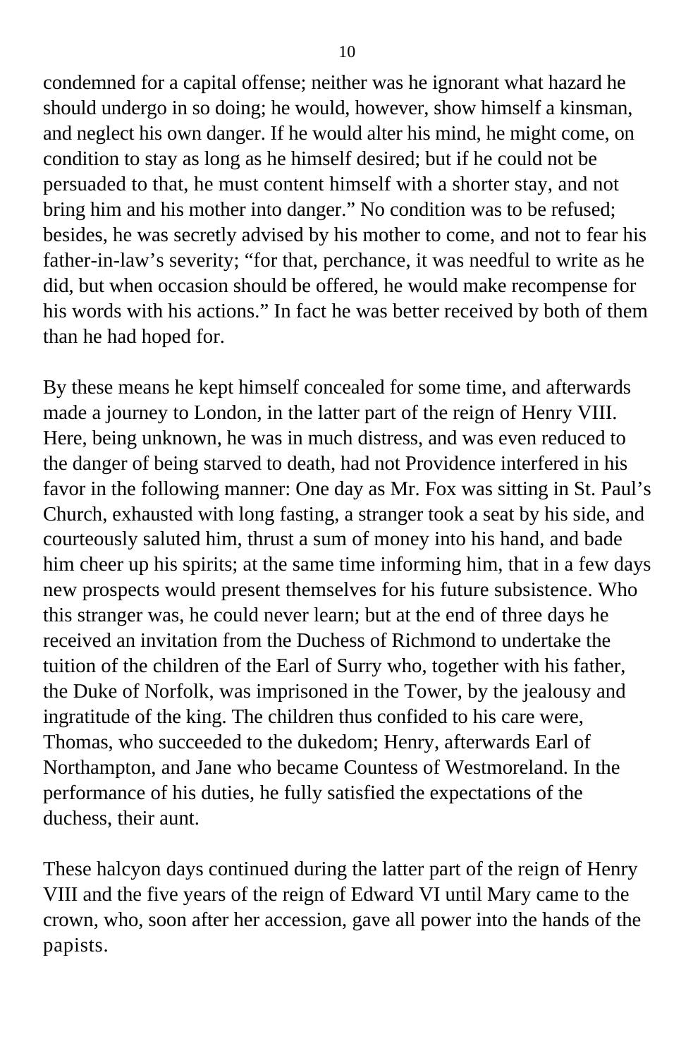condemned for a capital offense; neither was he ignorant what hazard he should undergo in so doing; he would, however, show himself a kinsman, and neglect his own danger. If he would alter his mind, he might come, on condition to stay as long as he himself desired; but if he could not be persuaded to that, he must content himself with a shorter stay, and not bring him and his mother into danger." No condition was to be refused; besides, he was secretly advised by his mother to come, and not to fear his father-in-law's severity; "for that, perchance, it was needful to write as he did, but when occasion should be offered, he would make recompense for his words with his actions." In fact he was better received by both of them than he had hoped for.

By these means he kept himself concealed for some time, and afterwards made a journey to London, in the latter part of the reign of Henry VIII. Here, being unknown, he was in much distress, and was even reduced to the danger of being starved to death, had not Providence interfered in his favor in the following manner: One day as Mr. Fox was sitting in St. Paul's Church, exhausted with long fasting, a stranger took a seat by his side, and courteously saluted him, thrust a sum of money into his hand, and bade him cheer up his spirits; at the same time informing him, that in a few days new prospects would present themselves for his future subsistence. Who this stranger was, he could never learn; but at the end of three days he received an invitation from the Duchess of Richmond to undertake the tuition of the children of the Earl of Surry who, together with his father, the Duke of Norfolk, was imprisoned in the Tower, by the jealousy and ingratitude of the king. The children thus confided to his care were, Thomas, who succeeded to the dukedom; Henry, afterwards Earl of Northampton, and Jane who became Countess of Westmoreland. In the performance of his duties, he fully satisfied the expectations of the duchess, their aunt.

These halcyon days continued during the latter part of the reign of Henry VIII and the five years of the reign of Edward VI until Mary came to the crown, who, soon after her accession, gave all power into the hands of the papists.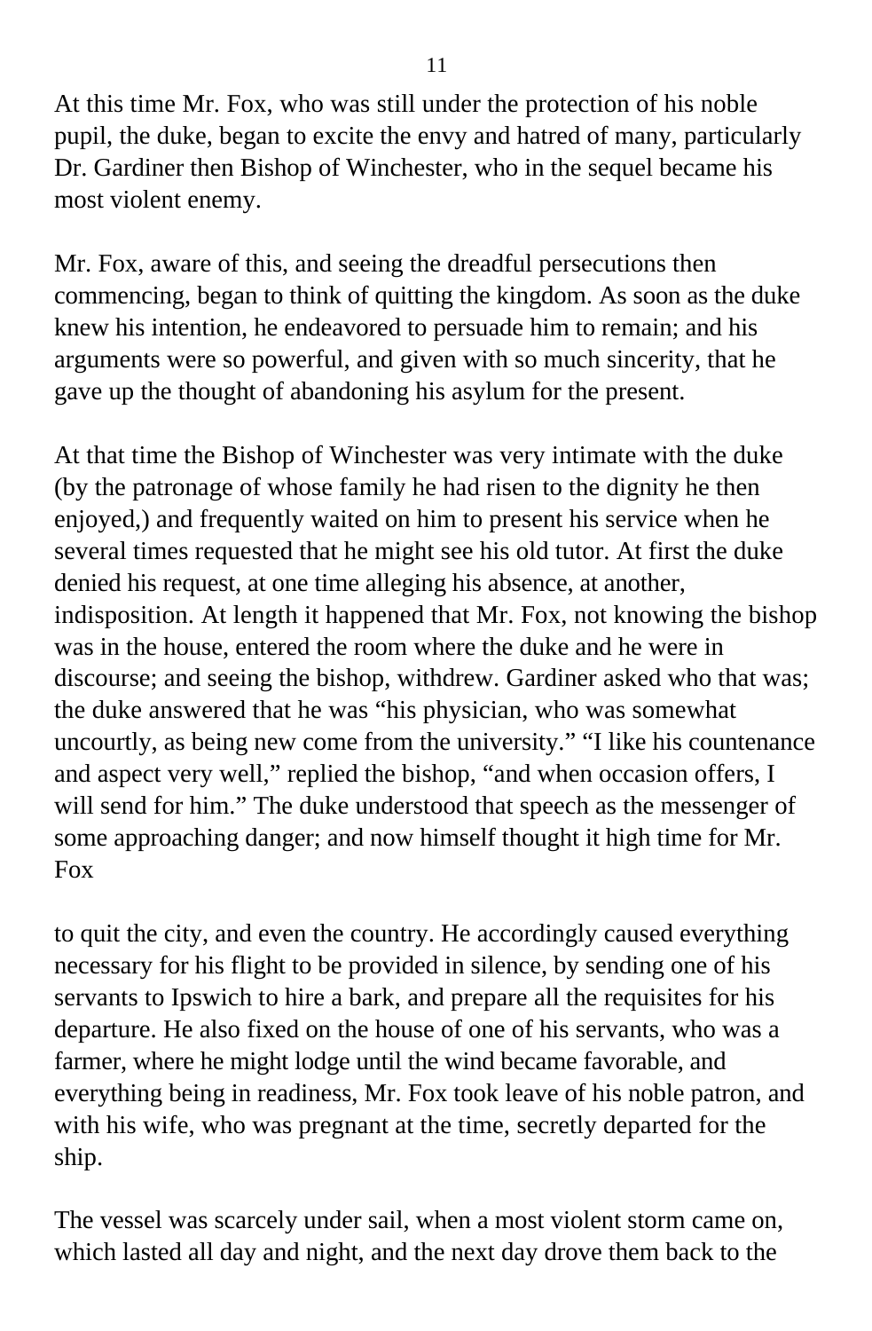At this time Mr. Fox, who was still under the protection of his noble pupil, the duke, began to excite the envy and hatred of many, particularly Dr. Gardiner then Bishop of Winchester, who in the sequel became his most violent enemy.

Mr. Fox, aware of this, and seeing the dreadful persecutions then commencing, began to think of quitting the kingdom. As soon as the duke knew his intention, he endeavored to persuade him to remain; and his arguments were so powerful, and given with so much sincerity, that he gave up the thought of abandoning his asylum for the present.

At that time the Bishop of Winchester was very intimate with the duke (by the patronage of whose family he had risen to the dignity he then enjoyed,) and frequently waited on him to present his service when he several times requested that he might see his old tutor. At first the duke denied his request, at one time alleging his absence, at another, indisposition. At length it happened that Mr. Fox, not knowing the bishop was in the house, entered the room where the duke and he were in discourse; and seeing the bishop, withdrew. Gardiner asked who that was; the duke answered that he was "his physician, who was somewhat uncourtly, as being new come from the university." "I like his countenance and aspect very well," replied the bishop, "and when occasion offers, I will send for him." The duke understood that speech as the messenger of some approaching danger; and now himself thought it high time for Mr. Fox to quit the city, and even the country. He accordingly caused everything necessary for his flight to be provided in silence, by sending one of his servants to Ipswich to hire a bark, and prepare all the requisites for his departure. He also fixed on the house of one of his servants, who was a farmer, where he might lodge until the wind became favorable, and everything being in readiness, Mr. Fox took leave of his noble patron, and with his wife, who was pregnant at the time, secretly departed for the ship.

The vessel was scarcely under sail, when a most violent storm came on, which lasted all day and night, and the next day drove them back to the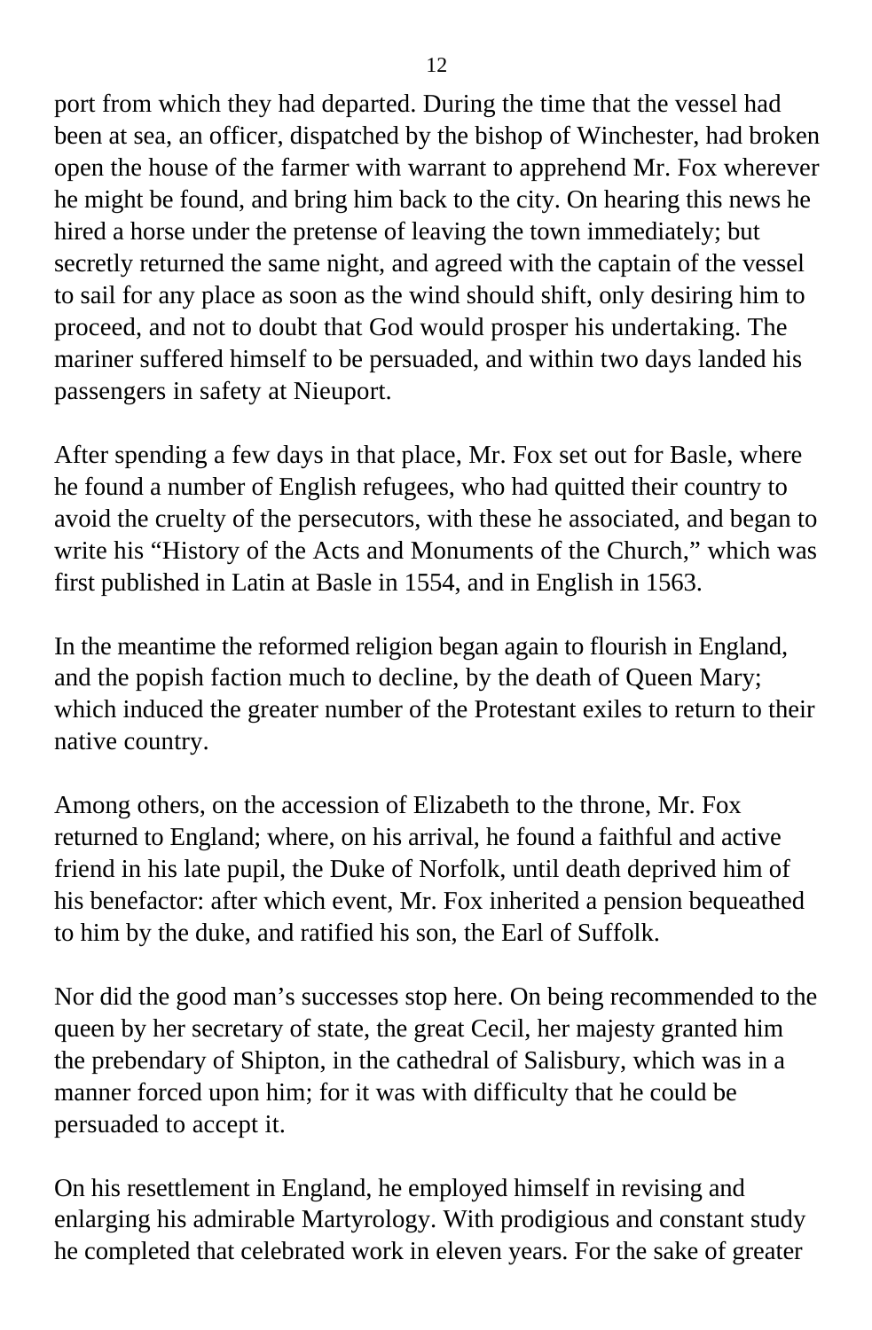port from which they had departed. During the time that the vessel had been at sea, an officer, dispatched by the bishop of Winchester, had broken open the house of the farmer with warrant to apprehend Mr. Fox wherever he might be found, and bring him back to the city. On hearing this news he hired a horse under the pretense of leaving the town immediately; but secretly returned the same night, and agreed with the captain of the vessel to sail for any place as soon as the wind should shift, only desiring him to proceed, and not to doubt that God would prosper his undertaking. The mariner suffered himself to be persuaded, and within two days landed his passengers in safety at Nieuport.

After spending a few days in that place, Mr. Fox set out for Basle, where he found a number of English refugees, who had quitted their country to avoid the cruelty of the persecutors, with these he associated, and began to write his "History of the Acts and Monuments of the Church," which was first published in Latin at Basle in 1554, and in English in 1563.

In the meantime the reformed religion began again to flourish in England, and the popish faction much to decline, by the death of Queen Mary; which induced the greater number of the Protestant exiles to return to their native country.

Among others, on the accession of Elizabeth to the throne, Mr. Fox returned to England; where, on his arrival, he found a faithful and active friend in his late pupil, the Duke of Norfolk, until death deprived him of his benefactor: after which event, Mr. Fox inherited a pension bequeathed to him by the duke, and ratified his son, the Earl of Suffolk.

Nor did the good man's successes stop here. On being recommended to the queen by her secretary of state, the great Cecil, her majesty granted him the prebendary of Shipton, in the cathedral of Salisbury, which was in a manner forced upon him; for it was with difficulty that he could be persuaded to accept it.

On his resettlement in England, he employed himself in revising and enlarging his admirable Martyrology. With prodigious and constant study he completed that celebrated work in eleven years. For the sake of greater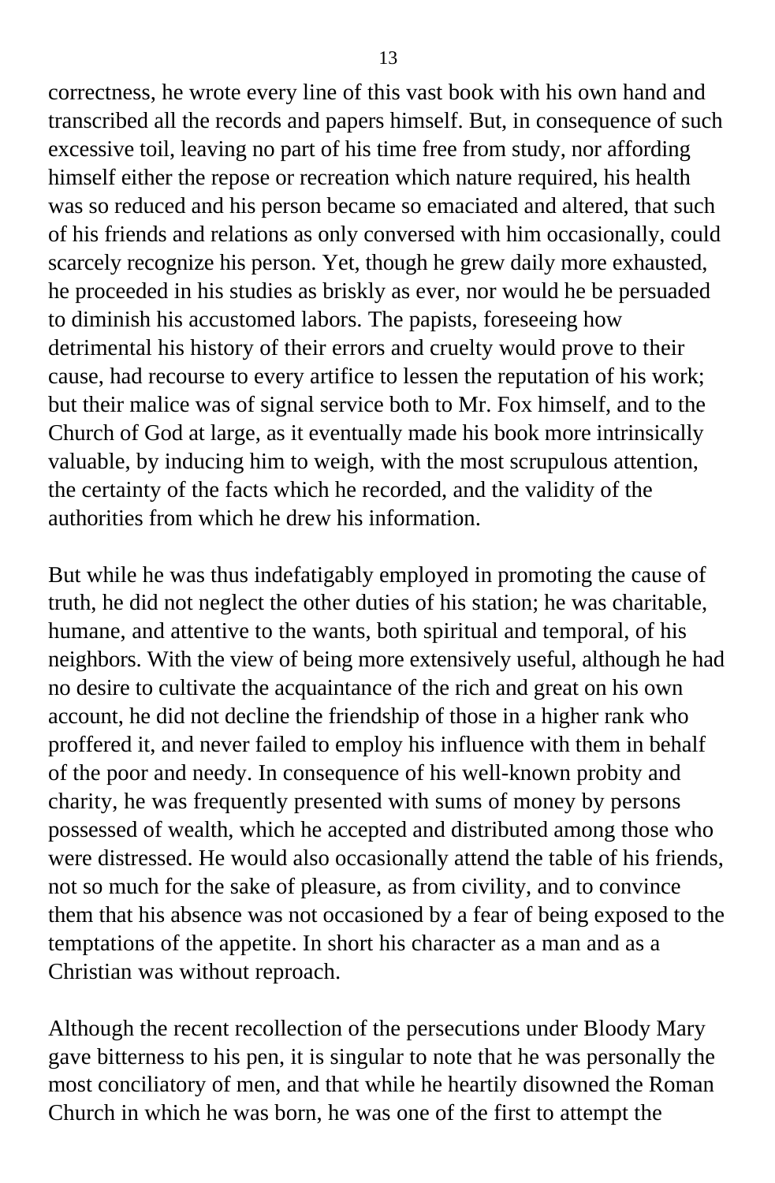correctness, he wrote every line of this vast book with his own hand and transcribed all the records and papers himself. But, in consequence of such excessive toil, leaving no part of his time free from study, nor affording himself either the repose or recreation which nature required, his health was so reduced and his person became so emaciated and altered, that such of his friends and relations as only conversed with him occasionally, could scarcely recognize his person. Yet, though he grew daily more exhausted, he proceeded in his studies as briskly as ever, nor would he be persuaded to diminish his accustomed labors. The papists, foreseeing how detrimental his history of their errors and cruelty would prove to their cause, had recourse to every artifice to lessen the reputation of his work; but their malice was of signal service both to Mr. Fox himself, and to the Church of God at large, as it eventually made his book more intrinsically valuable, by inducing him to weigh, with the most scrupulous attention, the certainty of the facts which he recorded, and the validity of the authorities from which he drew his information.

But while he was thus indefatigably employed in promoting the cause of truth, he did not neglect the other duties of his station; he was charitable, humane, and attentive to the wants, both spiritual and temporal, of his neighbors. With the view of being more extensively useful, although he had no desire to cultivate the acquaintance of the rich and great on his own account, he did not decline the friendship of those in a higher rank who proffered it, and never failed to employ his influence with them in behalf of the poor and needy. In consequence of his well-known probity and charity, he was frequently presented with sums of money by persons possessed of wealth, which he accepted and distributed among those who were distressed. He would also occasionally attend the table of his friends, not so much for the sake of pleasure, as from civility, and to convince them that his absence was not occasioned by a fear of being exposed to the temptations of the appetite. In short his character as a man and as a Christian was without reproach.

Although the recent recollection of the persecutions under Bloody Mary gave bitterness to his pen, it is singular to note that he was personally the most conciliatory of men, and that while he heartily disowned the Roman Church in which he was born, he was one of the first to attempt the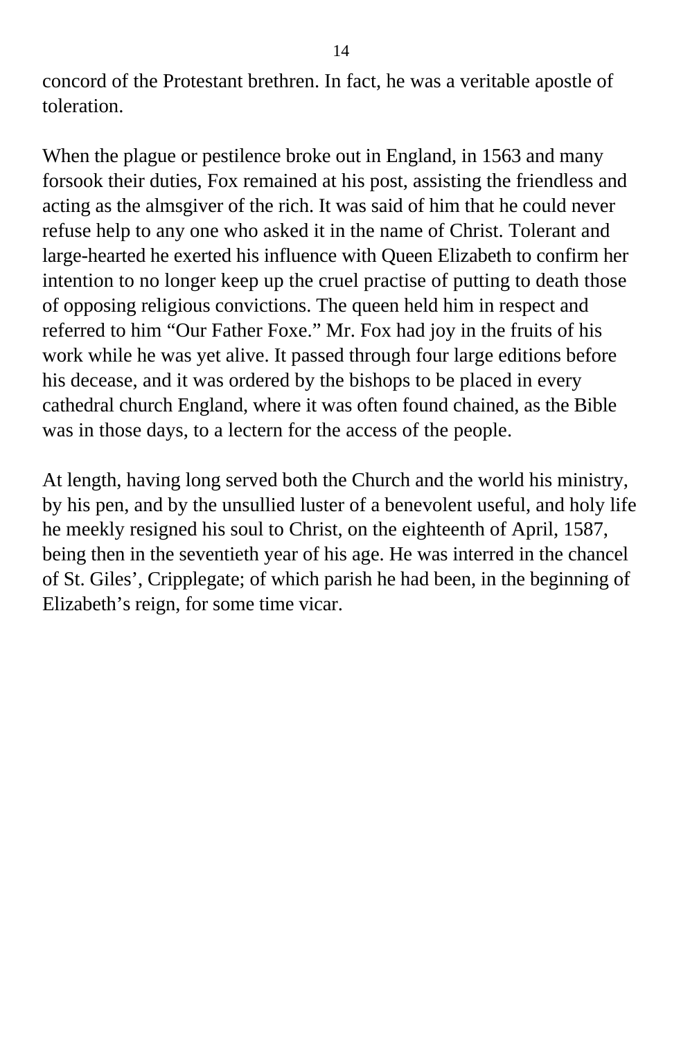concord of the Protestant brethren. In fact, he was a veritable apostle of toleration.

When the plague or pestilence broke out in England, in 1563 and many forsook their duties, Fox remained at his post, assisting the friendless and acting as the almsgiver of the rich. It was said of him that he could never refuse help to any one who asked it in the name of Christ. Tolerant and large-hearted he exerted his influence with Queen Elizabeth to confirm her intention to no longer keep up the cruel practise of putting to death those of opposing religious convictions. The queen held him in respect and referred to him "Our Father Foxe." Mr. Fox had joy in the fruits of his work while he was yet alive. It passed through four large editions before his decease, and it was ordered by the bishops to be placed in every cathedral church England, where it was often found chained, as the Bible was in those days, to a lectern for the access of the people.

At length, having long served both the Church and the world his ministry, by his pen, and by the unsullied luster of a benevolent useful, and holy life he meekly resigned his soul to Christ, on the eighteenth of April, 1587, being then in the seventieth year of his age. He was interred in the chancel of St. Giles', Cripplegate; of which parish he had been, in the beginning of Elizabeth's reign, for some time vicar.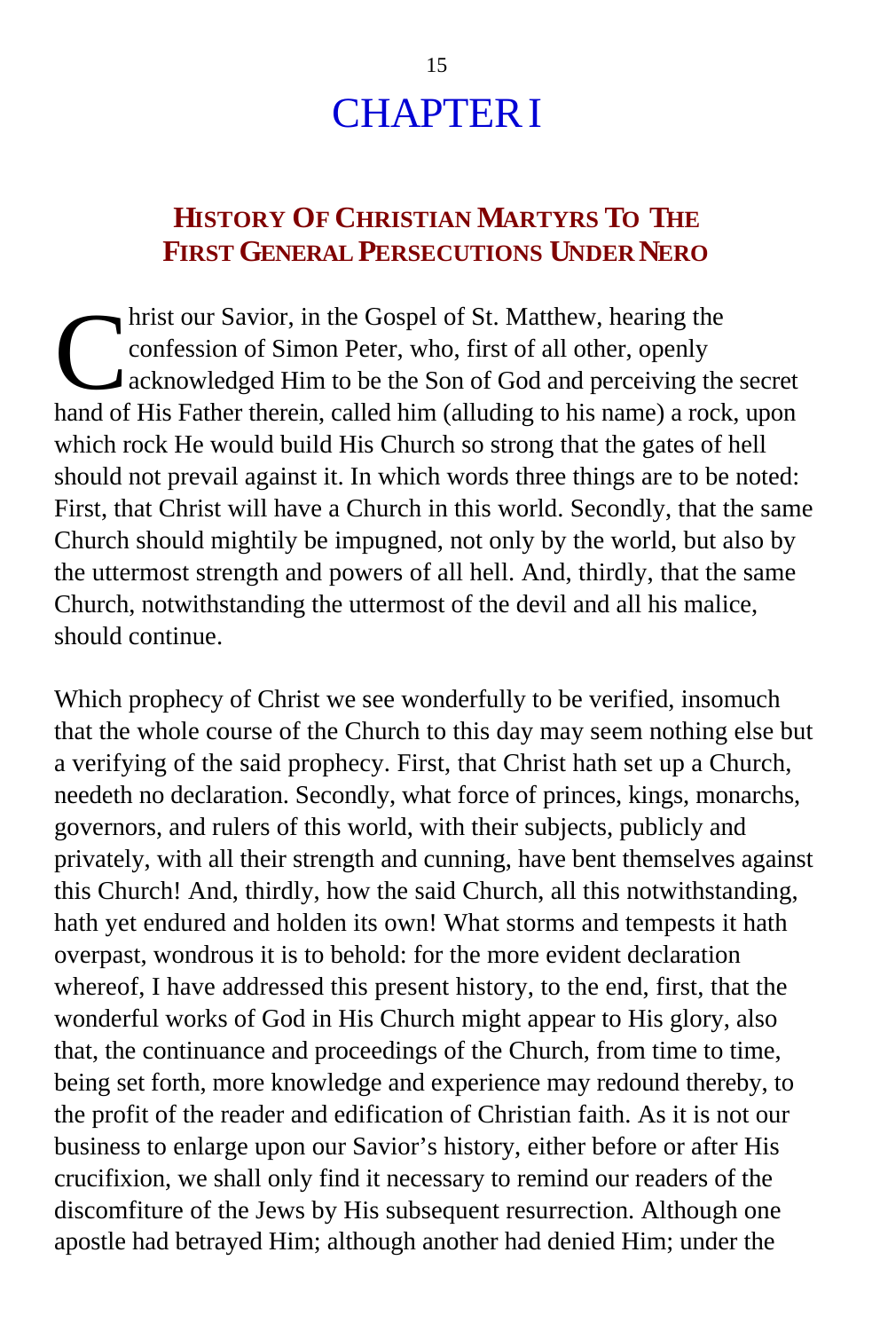# CHAPTER I

## HISTORY OF CHRISTIAN MARTYRS TO THE FIRST GENERAL PERSECUTIONS UNDER NERO

Christ our Savior, in the Gospel of St. Matthew, hearing the confession of Simon Peter, who, first of all other, openly acknowledged Him to be the Son of God and perceiving the secret hand of His Father therein, called him (alluding to his name) a rock, upon which rock He would build His Church so strong that the gates of hell should not prevail against it. In which words three things are to be noted: First, that Christ will have a Church in this world. Secondly, that the same Church should mightily be impugned, not only by the world, but also by the uttermost strength and powers of all hell. And, thirdly, that the same Church, notwithstanding the uttermost of the devil and all his malice, should continue.

Which prophecy of Christ we see wonderfully to be verified, insomuch that the whole course of the Church to this day may seem nothing else but a verifying of the said prophecy. First, that Christ hath set up a Church, needeth no declaration. Secondly, what force of princes, kings, monarchs, governors, and rulers of this world, with their subjects, publicly and privately, with all their strength and cunning, have bent themselves against this Church! And, thirdly, how the said Church, all this notwithstanding, hath yet endured and holden its own! What storms and tempests it hath overpast, wondrous it is to behold: for the more evident declaration whereof, I have addressed this present history, to the end, first, that the wonderful works of God in His Church might appear to His glory, also that, the continuance and proceedings of the Church, from time to time, being set forth, more knowledge and experience may redound thereby, to the profit of the reader and edification of Christian faith. As it is not our business to enlarge upon our Savior's history, either before or after His crucifixion, we shall only find it necessary to remind our readers of the discomfiture of the Jews by His subsequent resurrection. Although one apostle had betrayed Him; although another had denied Him; under the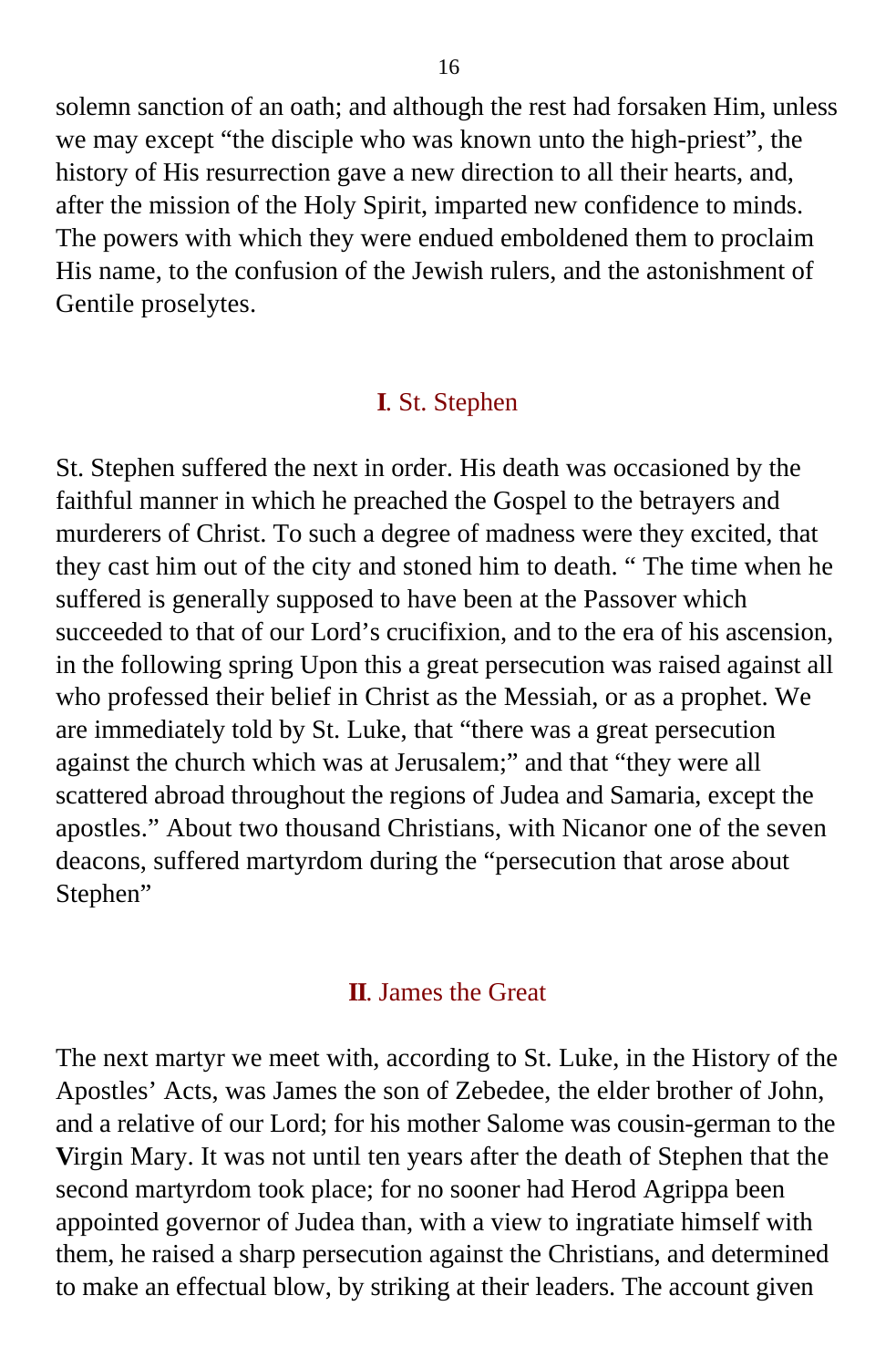solemn sanction of an oath; and although the rest had forsaken Him, unless we may except "the disciple who was known unto the high-priest", the history of His resurrection gave a new direction to all their hearts, and, after the mission of the Holy Spirit, imparted new confidence to minds. The powers with which they were endued emboldened them to proclaim His name, to the confusion of the Jewish rulers, and the astonishment of Gentile proselytes.

## **I**. St. Stephen

St. Stephen suffered the next in order. His death was occasioned by the faithful manner in which he preached the Gospel to the betrayers and murderers of Christ. To such a degree of madness were they excited, that they cast him out of the city and stoned him to death. " The time when he suffered is generally supposed to have been at the Passover which succeeded to that of our Lord's crucifixion, and to the era of his ascension, in the following spring Upon this a great persecution was raised against all who professed their belief in Christ as the Messiah, or as a prophet. We are immediately told by St. Luke, that "there was a great persecution against the church which was at Jerusalem;" and that "they were all scattered abroad throughout the regions of Judea and Samaria, except the apostles." About two thousand Christians, with Nicanor one of the seven deacons, suffered martyrdom during the "persecution that arose about Stephen"

## **II**. James the Great

The next martyr we meet with, according to St. Luke, in the History of the Apostles' Acts, was James the son of Zebedee, the elder brother of John, and a relative of our Lord; for his mother Salome was cousin-german to the **V**irgin Mary. It was not until ten years after the death of Stephen that the second martyrdom took place; for no sooner had Herod Agrippa been appointed governor of Judea than, with a view to ingratiate himself with them, he raised a sharp persecution against the Christians, and determined to make an effectual blow, by striking at their leaders. The account given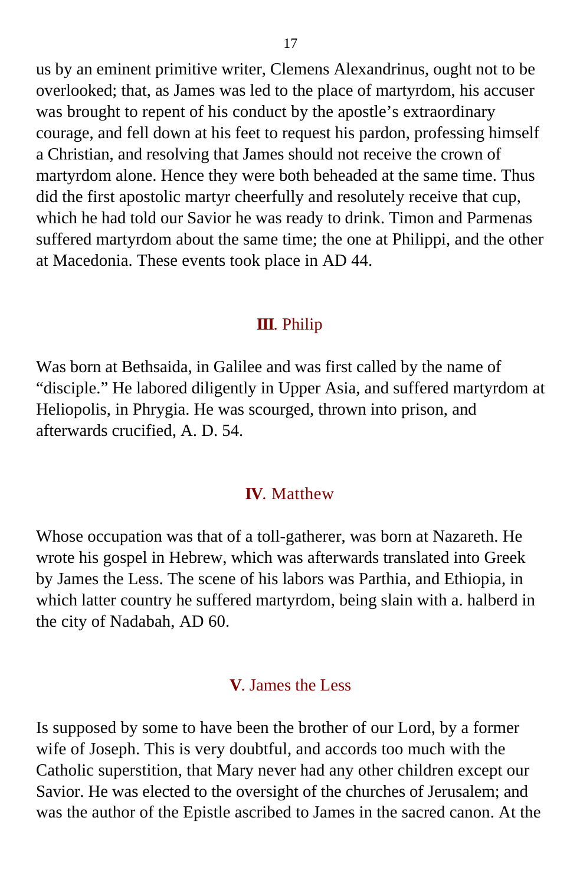us by an eminent primitive writer, Clemens Alexandrinus, ought not to be overlooked; that, as James was led to the place of martyrdom, his accuser was brought to repent of his conduct by the apostle's extraordinary courage, and fell down at his feet to request his pardon, professing himself a Christian, and resolving that James should not receive the crown of martyrdom alone. Hence they were both beheaded at the same time. Thus did the first apostolic martyr cheerfully and resolutely receive that cup, which he had told our Savior he was ready to drink. Timon and Parmenas suffered martyrdom about the same time; the one at Philippi, and the other at Macedonia. These events took place in AD 44.

### **III**. Philip

Was born at Bethsaida, in Galilee and was first called by the name of "disciple." He labored diligently in Upper Asia, and suffered martyrdom at Heliopolis, in Phrygia. He was scourged, thrown into prison, and afterwards crucified, A. D. 54.

### **IV**. Matthew

Whose occupation was that of a toll-gatherer, was born at Nazareth. He wrote his gospel in Hebrew, which was afterwards translated into Greek by James the Less. The scene of his labors was Parthia, and Ethiopia, in which latter country he suffered martyrdom, being slain with a. halberd in the city of Nadabah, AD 60.

### **V**. James the Less

Is supposed by some to have been the brother of our Lord, by a former wife of Joseph. This is very doubtful, and accords too much with the Catholic superstition, that Mary never had any other children except our Savior. He was elected to the oversight of the churches of Jerusalem; and was the author of the Epistle ascribed to James in the sacred canon. At the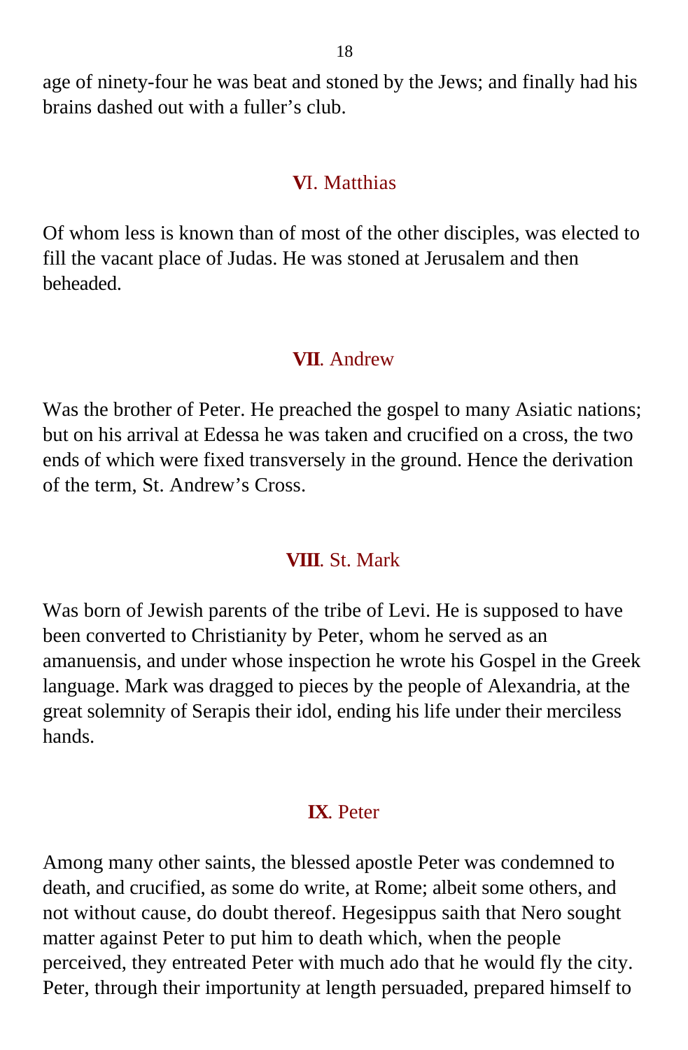age of ninety-four he was beat and stoned by the Jews; and finally had his brains dashed out with a fuller's club.

### VI. Matthias

Of whom less is known than of most of the other disciples, was elected to fill the vacant place of Judas. He was stoned at Jerusalem and then beheaded.

### VII. Andrew

Was the brother of Peter. He preached the gospel to many Asiatic nations; but on his arrival at Edessa he was taken and crucified on a cross, the two ends of which were fixed transversely in the ground. Hence the derivation of the term, St. Andrew's Cross.

### VIII. St. Mark

Was born of Jewish parents of the tribe of Levi. He is supposed to have been converted to Christianity by Peter, whom he served as an amanuensis, and under whose inspection he wrote his Gospel in the Greek language. Mark was dragged to pieces by the people of Alexandria, at the great solemnity of Serapis their idol, ending his life under their merciless hands.

### IX. Peter

Among many other saints, the blessed apostle Peter was condemned to death, and crucified, as some do write, at Rome; albeit some others, and not without cause, do doubt thereof. Hegesippus saith that Nero sought matter against Peter to put him to death which, when the people perceived, they entreated Peter with much ado that he would fly the city. Peter, through their importunity at length persuaded, prepared himself to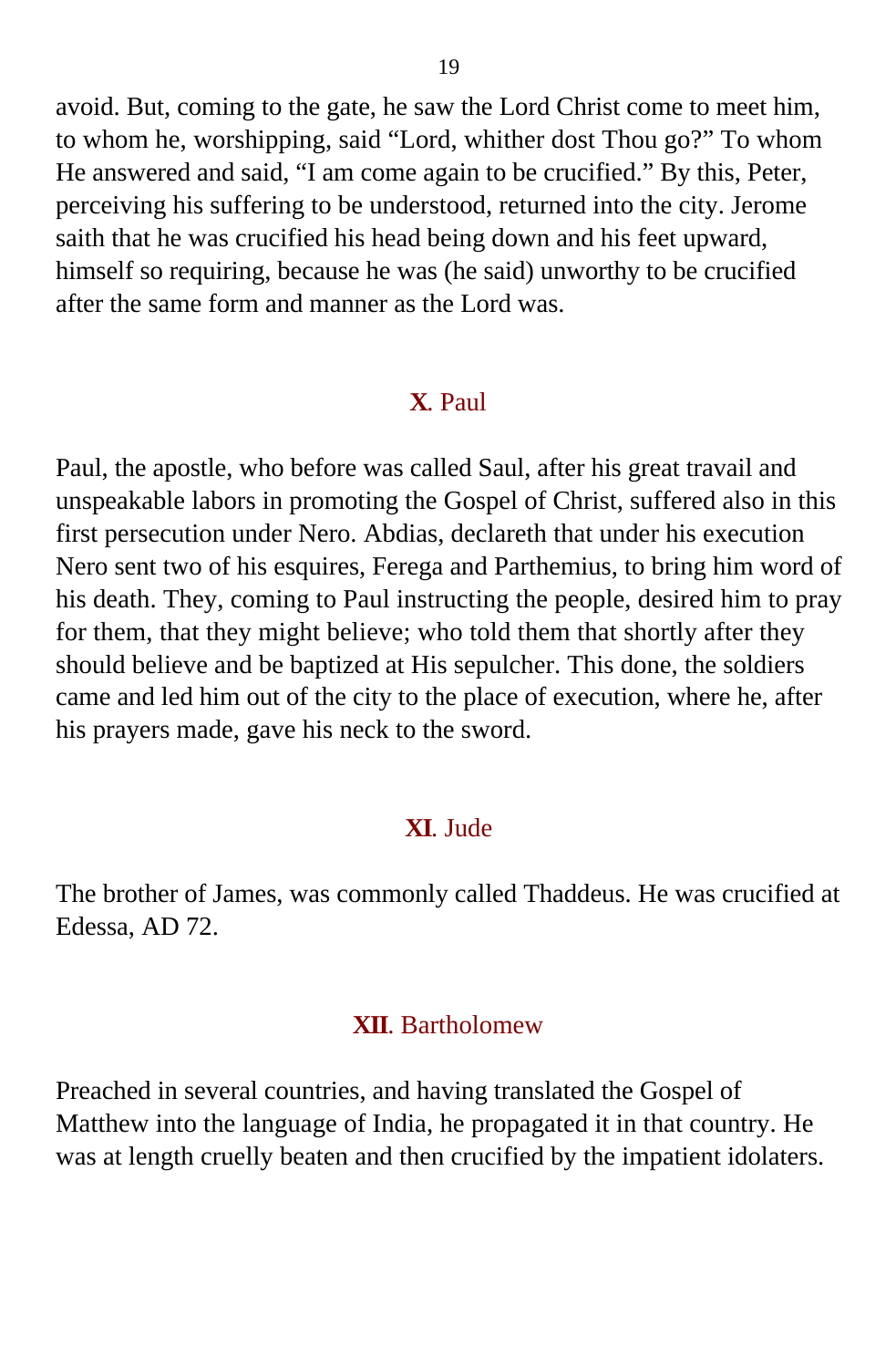avoid. But, coming to the gate, he saw the Lord Christ come to meet him, to whom he, worshipping, said “Lord, whither dost Thou go?” To whom He answered and said, “I am come again to be crucified.” By this, Peter, perceiving his suffering to be understood, returned into the city. Jerome saith that he was crucified his head being down and his feet upward, himself so requiring, because he was (he said) unworthy to be crucified after the same form and manner as the Lord was.

## **X**. Paul

Paul, the apostle, who before was called Saul, after his great travail and unspeakable labors in promoting the Gospel of Christ, suffered also in this first persecution under Nero. Abdias, declareth that under his execution Nero sent two of his esquires, Ferega and Parthemius, to bring him word of his death. They, coming to Paul instructing the people, desired him to pray for them, that they might believe; who told them that shortly after they should believe and be baptized at His sepulcher. This done, the soldiers came and led him out of the city to the place of execution, where he, after his prayers made, gave his neck to the sword.

## **XI**. Jude

The brother of James, was commonly called Thaddeus. He was crucified at Edessa, AD 72.

## **XII**. Bartholomew

Preached in several countries, and having translated the Gospel of Matthew into the language of India, he propagated it in that country. He was at length cruelly beaten and then crucified by the impatient idolaters.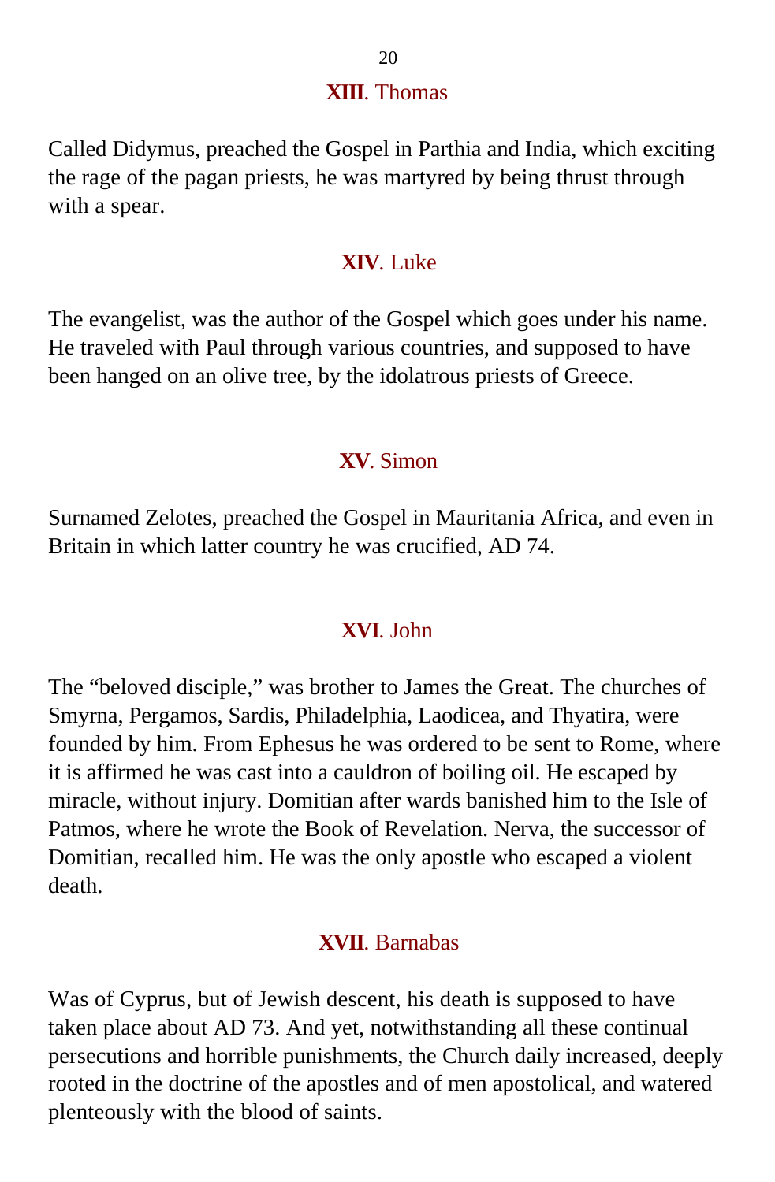### **XIII**. Thomas

Called Didymus, preached the Gospel in Parthia and India, which exciting the rage of the pagan priests, he was martyred by being thrust through with a spear.

### **XIV**. Luke

The evangelist, was the author of the Gospel which goes under his name. He traveled with Paul through various countries, and supposed to have been hanged on an olive tree, by the idolatrous priests of Greece.

### **XV**. Simon

Surnamed Zelotes, preached the Gospel in Mauritania Africa, and even in Britain in which latter country he was crucified, AD 74.

### **XVI**. John

The “beloved disciple,” was brother to James the Great. The churches of Smyrna, Pergamos, Sardis, Philadelphia, Laodicea, and Thyatira, were founded by him. From Ephesus he was ordered to be sent to Rome, where it is affirmed he was cast into a cauldron of boiling oil. He escaped by miracle, without injury. Domitian after wards banished him to the Isle of Patmos, where he wrote the Book of Revelation. Nerva, the successor of Domitian, recalled him. He was the only apostle who escaped a violent death.

### **XVII**. Barnabas

Was of Cyprus, but of Jewish descent, his death is supposed to have taken place about AD 73. And yet, notwithstanding all these continual persecutions and horrible punishments, the Church daily increased, deeply rooted in the doctrine of the apostles and of men apostolical, and watered plenteously with the blood of saints.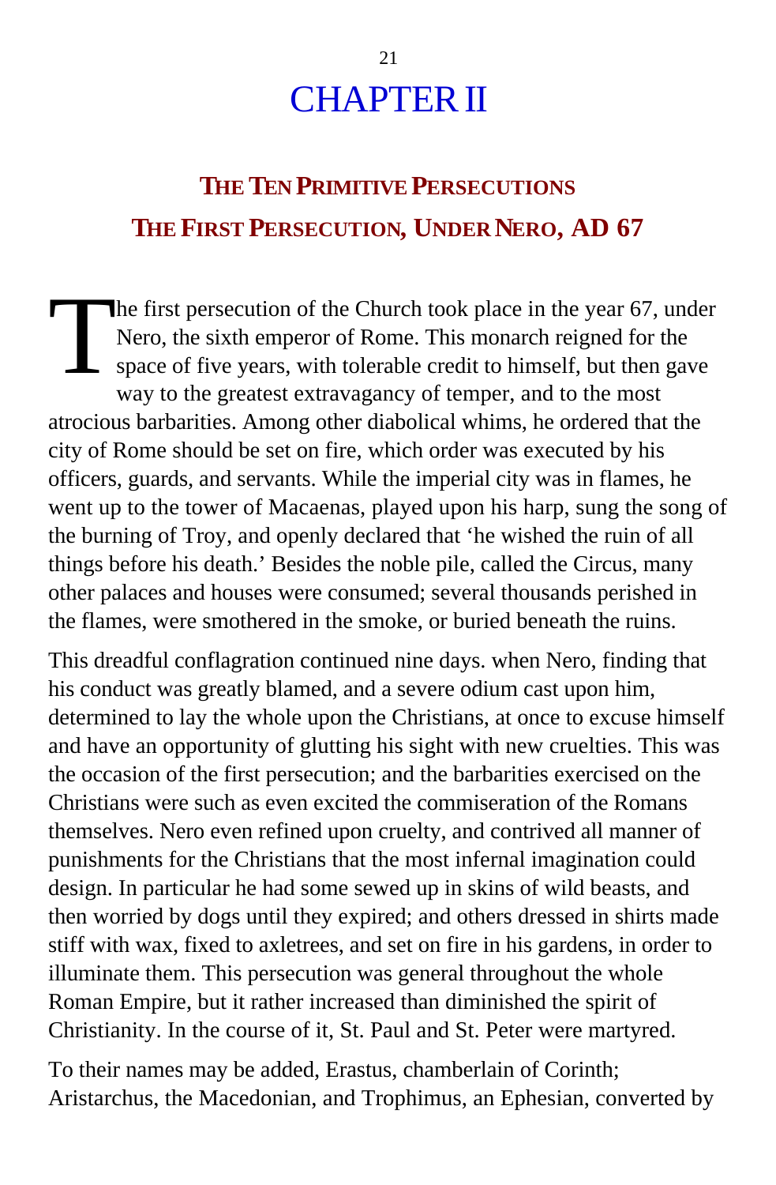# CHAPTER II

## The Ten Primitive Persecutions

## The First Persecution, Under Nero, AD 67

The first persecution of the Church took place in the year 67, under Nero, the sixth emperor of Rome. This monarch reigned for the space of five years, with tolerable credit to himself, but then gave way to the greatest extravagancy of temper, and to the most atrocious barbarities. Among other diabolical whims, he ordered that the city of Rome should be set on fire, which order was executed by his officers, guards, and servants. While the imperial city was in flames, he went up to the tower of Macaenas, played upon his harp, sung the song of the burning of Troy, and openly declared that 'he wished the ruin of all things before his death.' Besides the noble pile, called the Circus, many other palaces and houses were consumed; several thousands perished in the flames, were smothered in the smoke, or buried beneath the ruins.

This dreadful conflagration continued nine days. when Nero, finding that his conduct was greatly blamed, and a severe odium cast upon him, determined to lay the whole upon the Christians, at once to excuse himself and have an opportunity of glutting his sight with new cruelties. This was the occasion of the first persecution; and the barbarities exercised on the Christians were such as even excited the commiseration of the Romans themselves. Nero even refined upon cruelty, and contrived all manner of punishments for the Christians that the most infernal imagination could design. In particular he had some sewed up in skins of wild beasts, and then worried by dogs until they expired; and others dressed in shirts made stiff with wax, fixed to axletrees, and set on fire in his gardens, in order to illuminate them. This persecution was general throughout the whole Roman Empire, but it rather increased than diminished the spirit of Christianity. In the course of it, St. Paul and St. Peter were martyred.

To their names may be added, Erastus, chamberlain of Corinth; Aristarchus, the Macedonian, and Trophimus, an Ephesian, converted by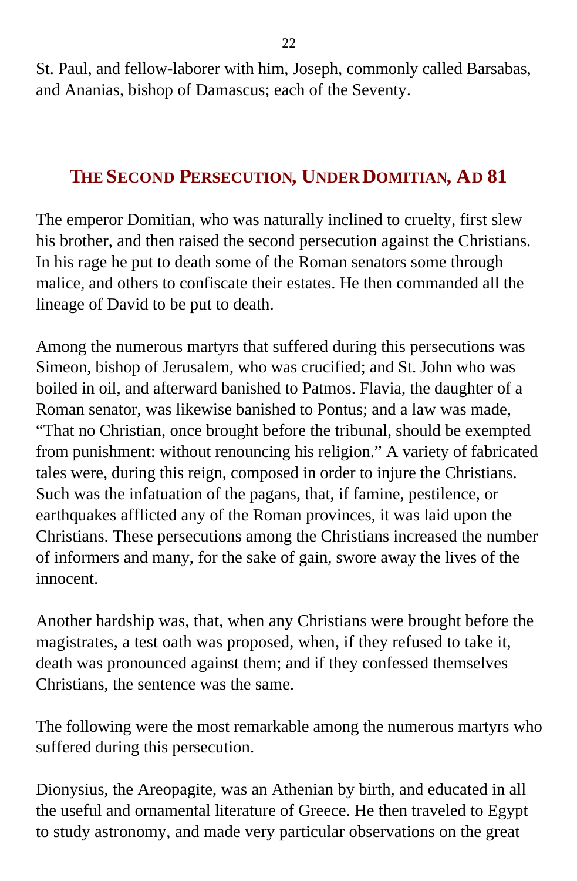St. Paul, and fellow-laborer with him, Joseph, commonly called Barsabas, and Ananias, bishop of Damascus; each of the Seventy.

## THE SECOND PERSECUTION, UNDER DOMITIAN, AD 81

The emperor Domitian, who was naturally inclined to cruelty, first slew his brother, and then raised the second persecution against the Christians. In his rage he put to death some of the Roman senators some through malice, and others to confiscate their estates. He then commanded all the lineage of David to be put to death.

Among the numerous martyrs that suffered during this persecutions was Simeon, bishop of Jerusalem, who was crucified; and St. John who was boiled in oil, and afterward banished to Patmos. Flavia, the daughter of a Roman senator, was likewise banished to Pontus; and a law was made, "That no Christian, once brought before the tribunal, should be exempted from punishment: without renouncing his religion." A variety of fabricated tales were, during this reign, composed in order to injure the Christians. Such was the infatuation of the pagans, that, if famine, pestilence, or earthquakes afflicted any of the Roman provinces, it was laid upon the Christians. These persecutions among the Christians increased the number of informers and many, for the sake of gain, swore away the lives of the innocent.

Another hardship was, that, when any Christians were brought before the magistrates, a test oath was proposed, when, if they refused to take it, death was pronounced against them; and if they confessed themselves Christians, the sentence was the same.

The following were the most remarkable among the numerous martyrs who suffered during this persecution.

Dionysius, the Areopagite, was an Athenian by birth, and educated in all the useful and ornamental literature of Greece. He then traveled to Egypt to study astronomy, and made very particular observations on the great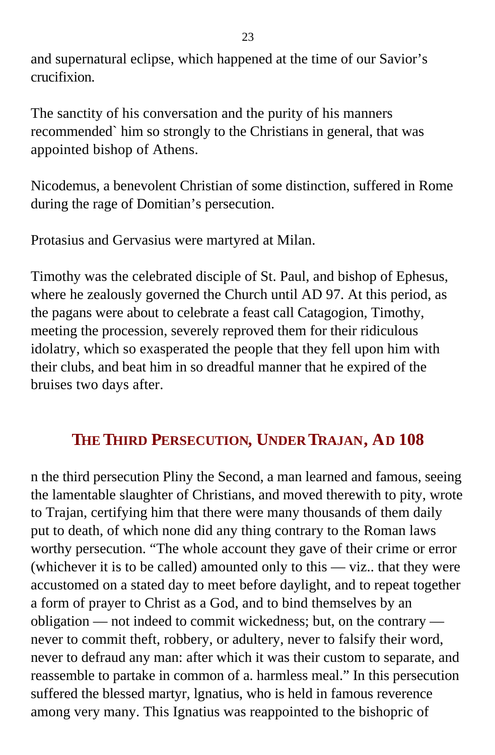and supernatural eclipse, which happened at the time of our Savior's crucifixion.

The sanctity of his conversation and the purity of his manners recommended` him so strongly to the Christians in general, that was appointed bishop of Athens.

Nicodemus, a benevolent Christian of some distinction, suffered in Rome during the rage of Domitian's persecution.

Protasius and Gervasius were martyred at Milan.

Timothy was the celebrated disciple of St. Paul, and bishop of Ephesus, where he zealously governed the Church until AD 97. At this period, as the pagans were about to celebrate a feast call Catagogion, Timothy, meeting the procession, severely reproved them for their ridiculous idolatry, which so exasperated the people that they fell upon him with their clubs, and beat him in so dreadful manner that he expired of the bruises two days after.

## THE THIRD PERSECUTION, UNDER TRAJAN, AD 108

n the third persecution Pliny the Second, a man learned and famous, seeing the lamentable slaughter of Christians, and moved therewith to pity, wrote to Trajan, certifying him that there were many thousands of them daily put to death, of which none did any thing contrary to the Roman laws worthy persecution. "The whole account they gave of their crime or error (whichever it is to be called) amounted only to this — viz.. that they were accustomed on a stated day to meet before daylight, and to repeat together a form of prayer to Christ as a God, and to bind themselves by an obligation — not indeed to commit wickedness; but, on the contrary — never to commit theft, robbery, or adultery, never to falsify their word, never to defraud any man: after which it was their custom to separate, and reassemble to partake in common of a. harmless meal." In this persecution suffered the blessed martyr, lgnatius, who is held in famous reverence among very many. This Ignatius was reappointed to the bishopric of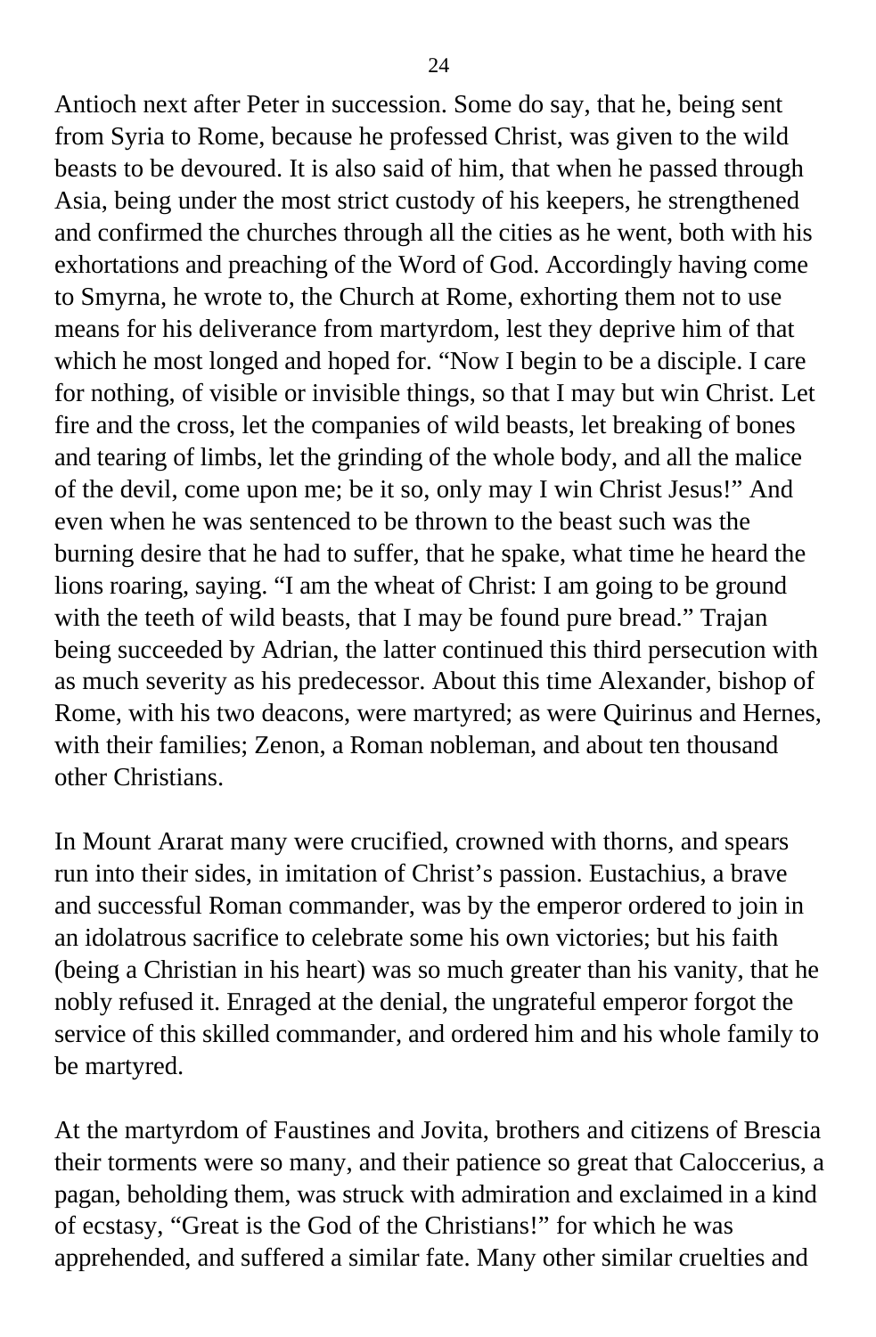Antioch next after Peter in succession. Some do say, that he, being sent from Syria to Rome, because he professed Christ, was given to the wild beasts to be devoured. It is also said of him, that when he passed through Asia, being under the most strict custody of his keepers, he strengthened and confirmed the churches through all the cities as he went, both with his exhortations and preaching of the Word of God. Accordingly having come to Smyrna, he wrote to, the Church at Rome, exhorting them not to use means for his deliverance from martyrdom, lest they deprive him of that which he most longed and hoped for. "Now I begin to be a disciple. I care for nothing, of visible or invisible things, so that I may but win Christ. Let fire and the cross, let the companies of wild beasts, let breaking of bones and tearing of limbs, let the grinding of the whole body, and all the malice of the devil, come upon me; be it so, only may I win Christ Jesus!" And even when he was sentenced to be thrown to the beast such was the burning desire that he had to suffer, that he spake, what time he heard the lions roaring, saying. "I am the wheat of Christ: I am going to be ground with the teeth of wild beasts, that I may be found pure bread." Trajan being succeeded by Adrian, the latter continued this third persecution with as much severity as his predecessor. About this time Alexander, bishop of Rome, with his two deacons, were martyred; as were Quirinus and Hernes, with their families; Zenon, a Roman nobleman, and about ten thousand other Christians.

In Mount Ararat many were crucified, crowned with thorns, and spears run into their sides, in imitation of Christ's passion. Eustachius, a brave and successful Roman commander, was by the emperor ordered to join in an idolatrous sacrifice to celebrate some his own victories; but his faith (being a Christian in his heart) was so much greater than his vanity, that he nobly refused it. Enraged at the denial, the ungrateful emperor forgot the service of this skilled commander, and ordered him and his whole family to be martyred.

At the martyrdom of Faustines and Jovita, brothers and citizens of Brescia their torments were so many, and their patience so great that Caloccerius, a pagan, beholding them, was struck with admiration and exclaimed in a kind of ecstasy, "Great is the God of the Christians!" for which he was apprehended, and suffered a similar fate. Many other similar cruelties and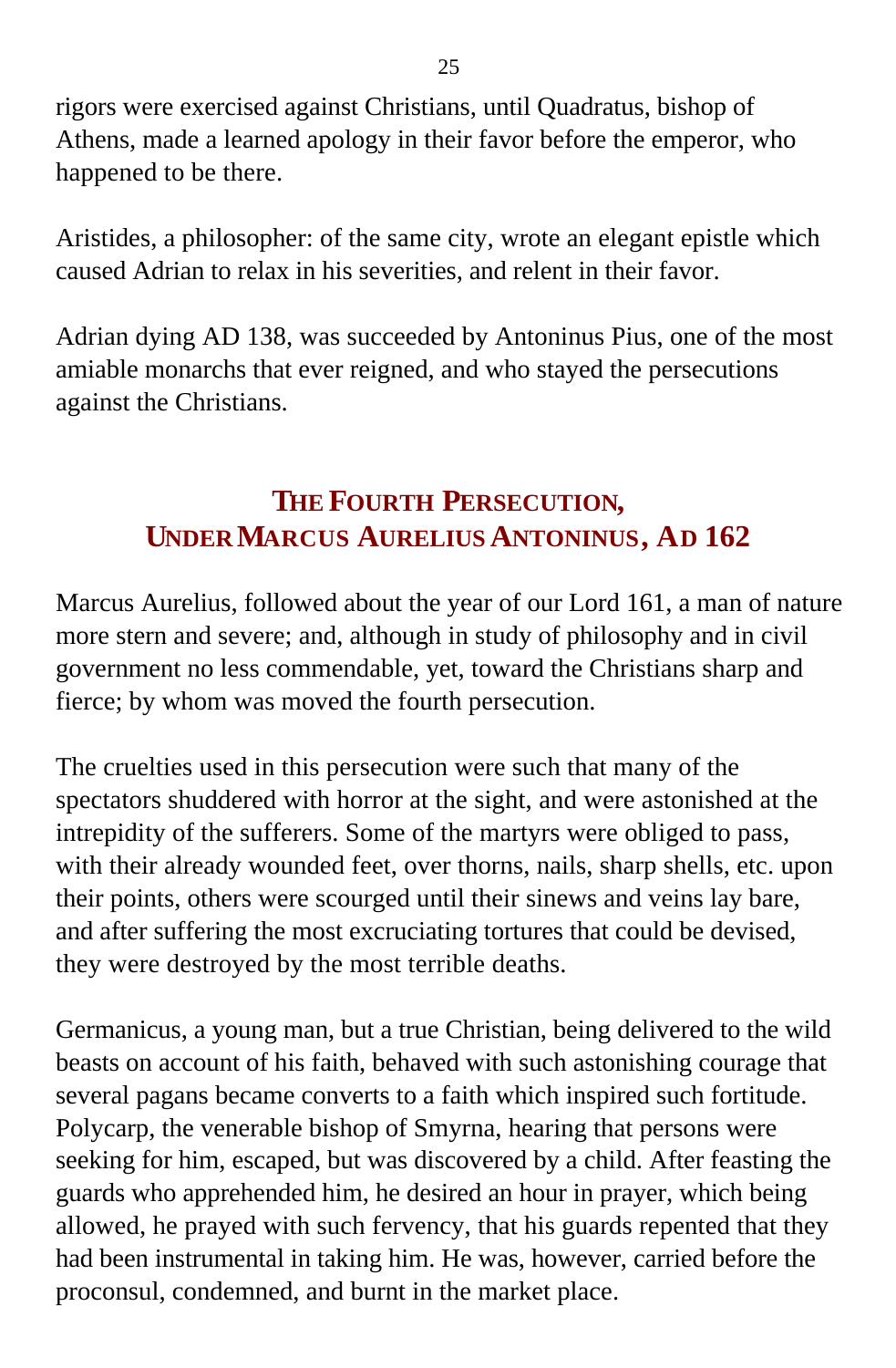rigors were exercised against Christians, until Quadratus, bishop of Athens, made a learned apology in their favor before the emperor, who happened to be there.

Aristides, a philosopher: of the same city, wrote an elegant epistle which caused Adrian to relax in his severities, and relent in their favor.

Adrian dying AD 138, was succeeded by Antoninus Pius, one of the most amiable monarchs that ever reigned, and who stayed the persecutions against the Christians.

## THE FOURTH PERSECUTION, UNDER MARCUS AURELIUS ANTONINUS, AD 162

Marcus Aurelius, followed about the year of our Lord 161, a man of nature more stern and severe; and, although in study of philosophy and in civil government no less commendable, yet, toward the Christians sharp and fierce; by whom was moved the fourth persecution.

The cruelties used in this persecution were such that many of the spectators shuddered with horror at the sight, and were astonished at the intrepidity of the sufferers. Some of the martyrs were obliged to pass, with their already wounded feet, over thorns, nails, sharp shells, etc. upon their points, others were scourged until their sinews and veins lay bare, and after suffering the most excruciating tortures that could be devised, they were destroyed by the most terrible deaths.

Germanicus, a young man, but a true Christian, being delivered to the wild beasts on account of his faith, behaved with such astonishing courage that several pagans became converts to a faith which inspired such fortitude. Polycarp, the venerable bishop of Smyrna, hearing that persons were seeking for him, escaped, but was discovered by a child. After feasting the guards who apprehended him, he desired an hour in prayer, which being allowed, he prayed with such fervency, that his guards repented that they had been instrumental in taking him. He was, however, carried before the proconsul, condemned, and burnt in the market place.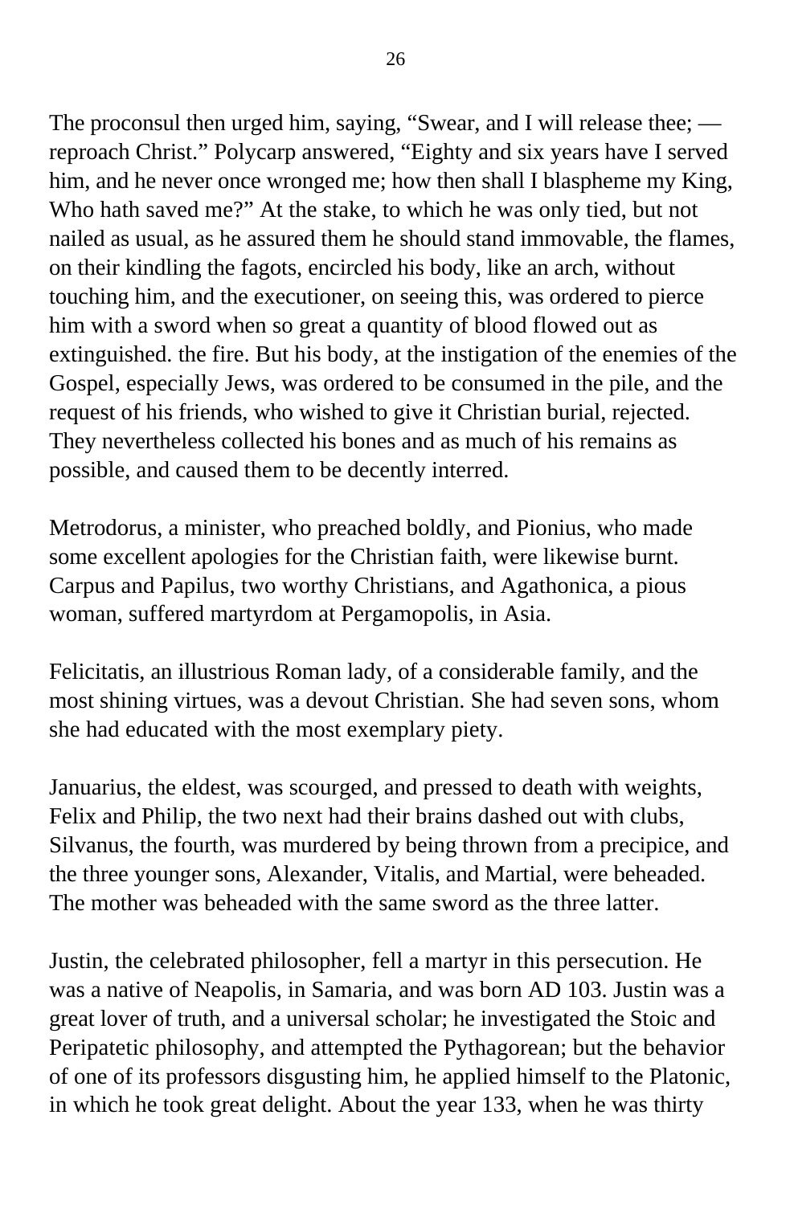The proconsul then urged him, saying, “Swear, and I will release thee; — reproach Christ.” Polycarp answered, “Eighty and six years have I served him, and he never once wronged me; how then shall I blaspheme my King, Who hath saved me?” At the stake, to which he was only tied, but not nailed as usual, as he assured them he should stand immovable, the flames, on their kindling the fagots, encircled his body, like an arch, without touching him, and the executioner, on seeing this, was ordered to pierce him with a sword when so great a quantity of blood flowed out as extinguished. the fire. But his body, at the instigation of the enemies of the Gospel, especially Jews, was ordered to be consumed in the pile, and the request of his friends, who wished to give it Christian burial, rejected. They nevertheless collected his bones and as much of his remains as possible, and caused them to be decently interred.

Metrodorus, a minister, who preached boldly, and Pionius, who made some excellent apologies for the Christian faith, were likewise burnt. Carpus and Papilus, two worthy Christians, and Agathonica, a pious woman, suffered martyrdom at Pergamopolis, in Asia.

Felicitatis, an illustrious Roman lady, of a considerable family, and the most shining virtues, was a devout Christian. She had seven sons, whom she had educated with the most exemplary piety.

Januarius, the eldest, was scourged, and pressed to death with weights, Felix and Philip, the two next had their brains dashed out with clubs, Silvanus, the fourth, was murdered by being thrown from a precipice, and the three younger sons, Alexander, Vitalis, and Martial, were beheaded. The mother was beheaded with the same sword as the three latter.

Justin, the celebrated philosopher, fell a martyr in this persecution. He was a native of Neapolis, in Samaria, and was born AD 103. Justin was a great lover of truth, and a universal scholar; he investigated the Stoic and Peripatetic philosophy, and attempted the Pythagorean; but the behavior of one of its professors disgusting him, he applied himself to the Platonic, in which he took great delight. About the year 133, when he was thirty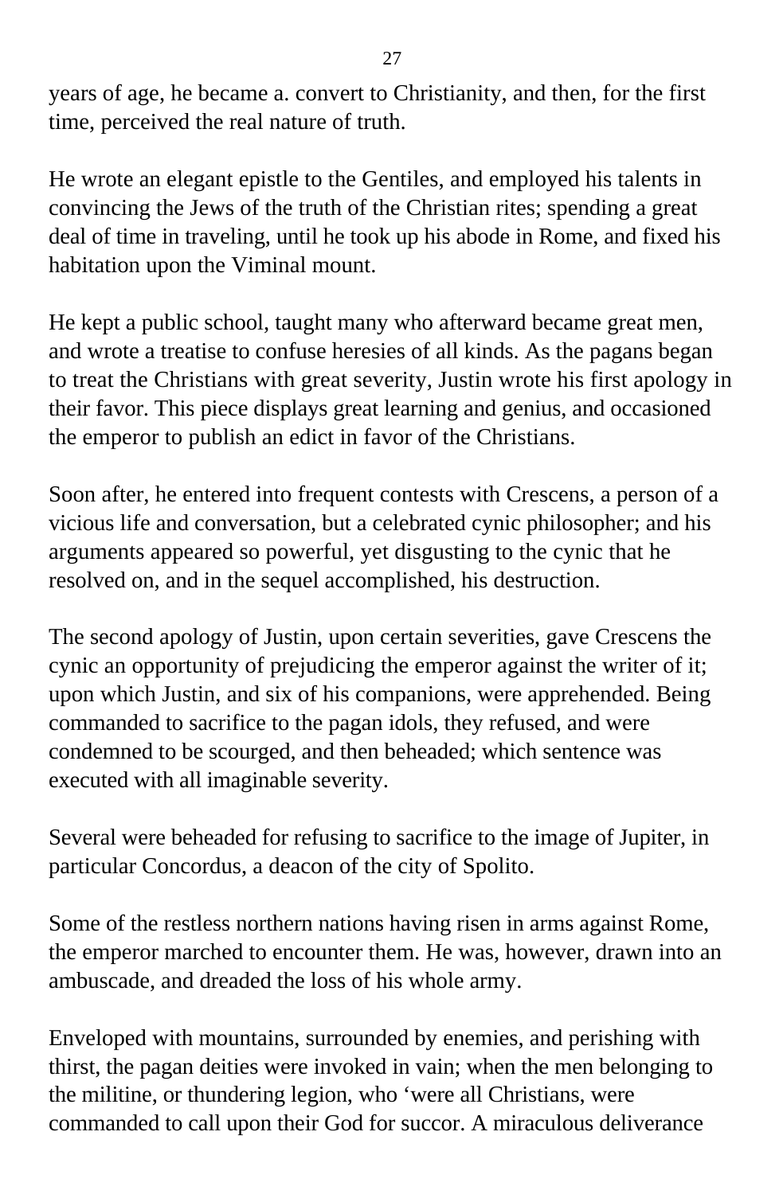years of age, he became a. convert to Christianity, and then, for the first time, perceived the real nature of truth.

He wrote an elegant epistle to the Gentiles, and employed his talents in convincing the Jews of the truth of the Christian rites; spending a great deal of time in traveling, until he took up his abode in Rome, and fixed his habitation upon the Viminal mount.

He kept a public school, taught many who afterward became great men, and wrote a treatise to confuse heresies of all kinds. As the pagans began to treat the Christians with great severity, Justin wrote his first apology in their favor. This piece displays great learning and genius, and occasioned the emperor to publish an edict in favor of the Christians.

Soon after, he entered into frequent contests with Crescens, a person of a vicious life and conversation, but a celebrated cynic philosopher; and his arguments appeared so powerful, yet disgusting to the cynic that he resolved on, and in the sequel accomplished, his destruction.

The second apology of Justin, upon certain severities, gave Crescens the cynic an opportunity of prejudicing the emperor against the writer of it; upon which Justin, and six of his companions, were apprehended. Being commanded to sacrifice to the pagan idols, they refused, and were condemned to be scourged, and then beheaded; which sentence was executed with all imaginable severity.

Several were beheaded for refusing to sacrifice to the image of Jupiter, in particular Concordus, a deacon of the city of Spolito.

Some of the restless northern nations having risen in arms against Rome, the emperor marched to encounter them. He was, however, drawn into an ambuscade, and dreaded the loss of his whole army.

Enveloped with mountains, surrounded by enemies, and perishing with thirst, the pagan deities were invoked in vain; when the men belonging to the militine, or thundering legion, who 'were all Christians, were commanded to call upon their God for succor. A miraculous deliverance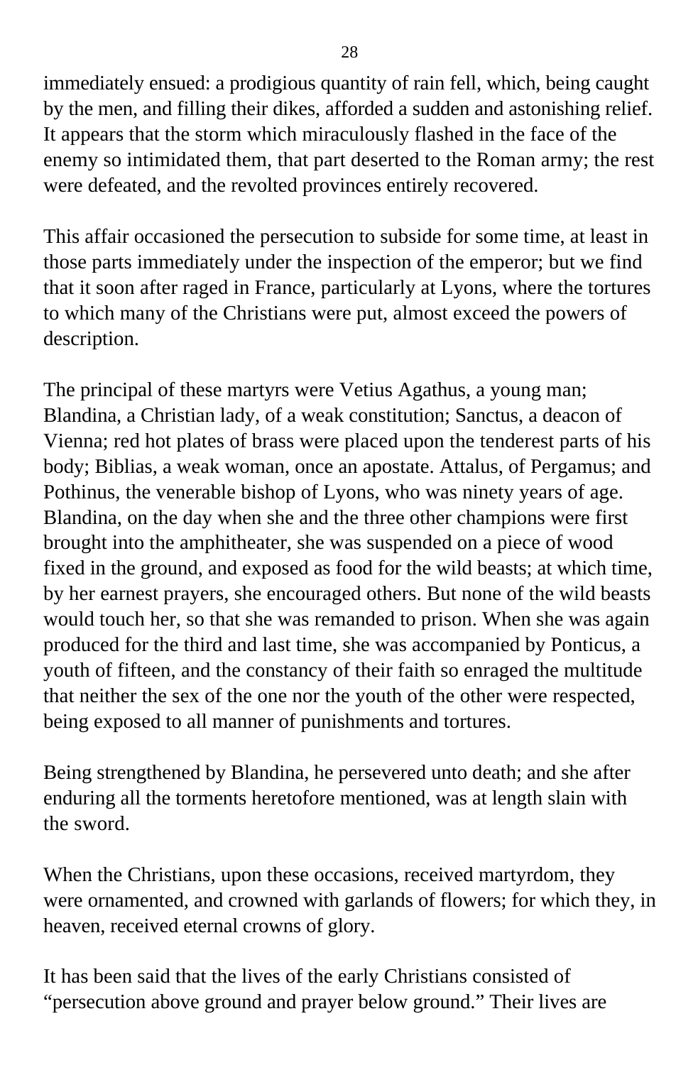immediately ensued: a prodigious quantity of rain fell, which, being caught by the men, and filling their dikes, afforded a sudden and astonishing relief. It appears that the storm which miraculously flashed in the face of the enemy so intimidated them, that part deserted to the Roman army; the rest were defeated, and the revolted provinces entirely recovered.

This affair occasioned the persecution to subside for some time, at least in those parts immediately under the inspection of the emperor; but we find that it soon after raged in France, particularly at Lyons, where the tortures to which many of the Christians were put, almost exceed the powers of description.

The principal of these martyrs were Vetius Agathus, a young man; Blandina, a Christian lady, of a weak constitution; Sanctus, a deacon of Vienna; red hot plates of brass were placed upon the tenderest parts of his body; Biblias, a weak woman, once an apostate. Attalus, of Pergamus; and Pothinus, the venerable bishop of Lyons, who was ninety years of age. Blandina, on the day when she and the three other champions were first brought into the amphitheater, she was suspended on a piece of wood fixed in the ground, and exposed as food for the wild beasts; at which time, by her earnest prayers, she encouraged others. But none of the wild beasts would touch her, so that she was remanded to prison. When she was again produced for the third and last time, she was accompanied by Ponticus, a youth of fifteen, and the constancy of their faith so enraged the multitude that neither the sex of the one nor the youth of the other were respected, being exposed to all manner of punishments and tortures.

Being strengthened by Blandina, he persevered unto death; and she after enduring all the torments heretofore mentioned, was at length slain with the sword.

When the Christians, upon these occasions, received martyrdom, they were ornamented, and crowned with garlands of flowers; for which they, in heaven, received eternal crowns of glory.

It has been said that the lives of the early Christians consisted of "persecution above ground and prayer below ground." Their lives are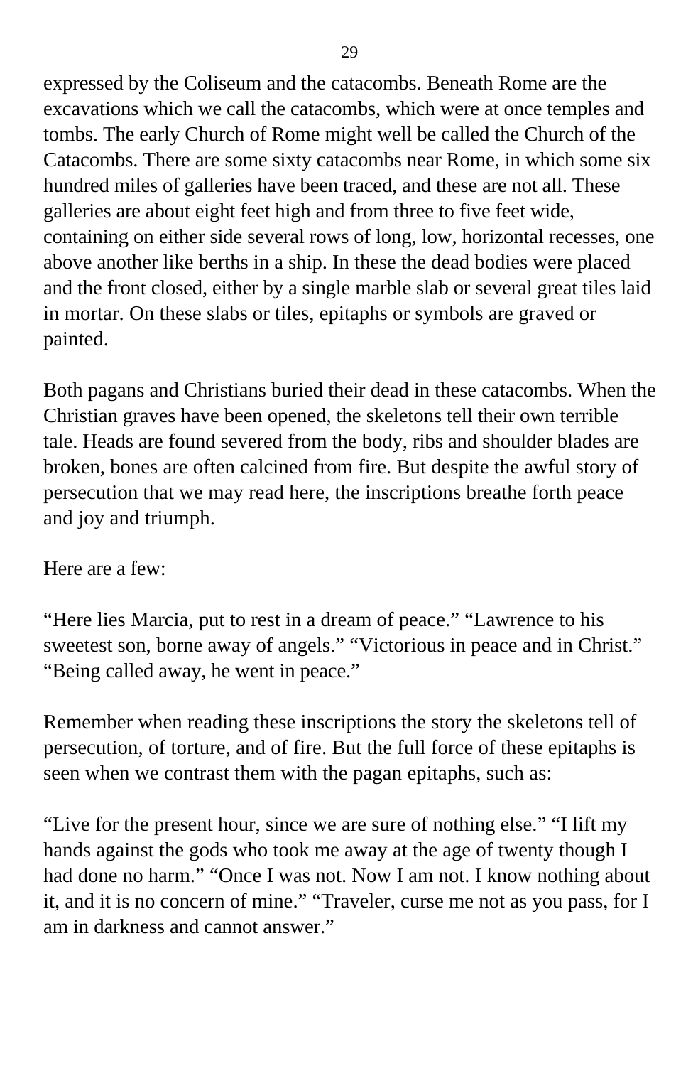expressed by the Coliseum and the catacombs. Beneath Rome are the excavations which we call the catacombs, which were at once temples and tombs. The early Church of Rome might well be called the Church of the Catacombs. There are some sixty catacombs near Rome, in which some six hundred miles of galleries have been traced, and these are not all. These galleries are about eight feet high and from three to five feet wide, containing on either side several rows of long, low, horizontal recesses, one above another like berths in a ship. In these the dead bodies were placed and the front closed, either by a single marble slab or several great tiles laid in mortar. On these slabs or tiles, epitaphs or symbols are graved or painted.

Both pagans and Christians buried their dead in these catacombs. When the Christian graves have been opened, the skeletons tell their own terrible tale. Heads are found severed from the body, ribs and shoulder blades are broken, bones are often calcined from fire. But despite the awful story of persecution that we may read here, the inscriptions breathe forth peace and joy and triumph.

Here are a few:

"Here lies Marcia, put to rest in a dream of peace." "Lawrence to his sweetest son, borne away of angels." "Victorious in peace and in Christ." "Being called away, he went in peace."

Remember when reading these inscriptions the story the skeletons tell of persecution, of torture, and of fire. But the full force of these epitaphs is seen when we contrast them with the pagan epitaphs, such as:

"Live for the present hour, since we are sure of nothing else." "I lift my hands against the gods who took me away at the age of twenty though I had done no harm." "Once I was not. Now I am not. I know nothing about it, and it is no concern of mine." "Traveler, curse me not as you pass, for I am in darkness and cannot answer."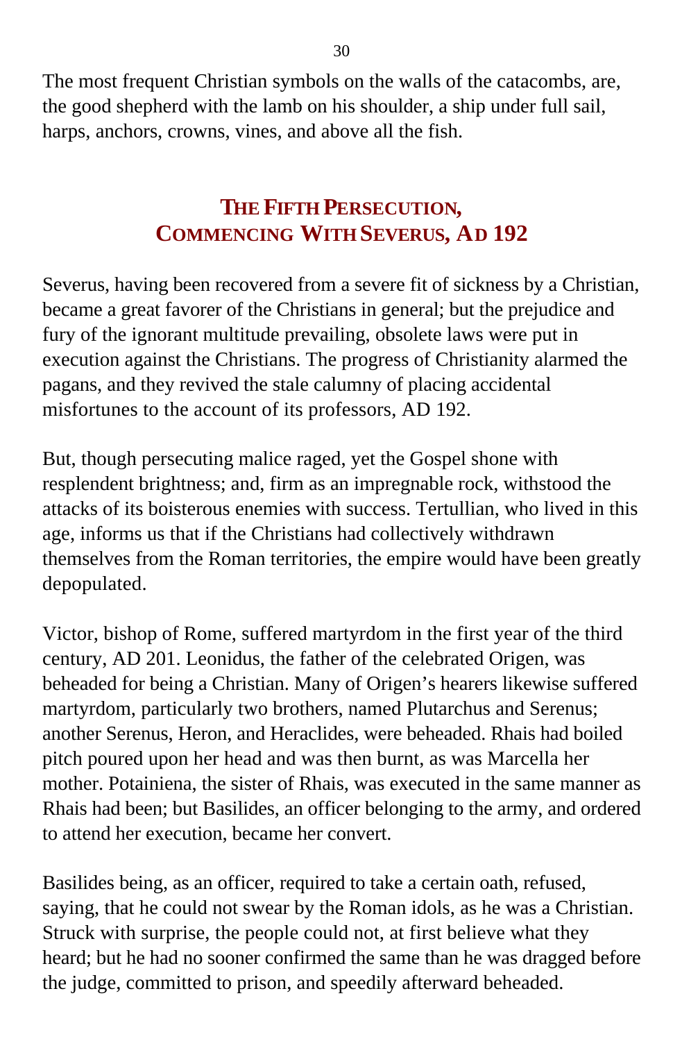The most frequent Christian symbols on the walls of the catacombs, are, the good shepherd with the lamb on his shoulder, a ship under full sail, harps, anchors, crowns, vines, and above all the fish.

## The Fifth Persecution, Commencing With Severus, AD 192

Severus, having been recovered from a severe fit of sickness by a Christian, became a great favorer of the Christians in general; but the prejudice and fury of the ignorant multitude prevailing, obsolete laws were put in execution against the Christians. The progress of Christianity alarmed the pagans, and they revived the stale calumny of placing accidental misfortunes to the account of its professors, AD 192.

But, though persecuting malice raged, yet the Gospel shone with resplendent brightness; and, firm as an impregnable rock, withstood the attacks of its boisterous enemies with success. Tertullian, who lived in this age, informs us that if the Christians had collectively withdrawn themselves from the Roman territories, the empire would have been greatly depopulated.

Victor, bishop of Rome, suffered martyrdom in the first year of the third century, AD 201. Leonidus, the father of the celebrated Origen, was beheaded for being a Christian. Many of Origen's hearers likewise suffered martyrdom, particularly two brothers, named Plutarchus and Serenus; another Serenus, Heron, and Heraclides, were beheaded. Rhais had boiled pitch poured upon her head and was then burnt, as was Marcella her mother. Potainiena, the sister of Rhais, was executed in the same manner as Rhais had been; but Basilides, an officer belonging to the army, and ordered to attend her execution, became her convert.

Basilides being, as an officer, required to take a certain oath, refused, saying, that he could not swear by the Roman idols, as he was a Christian. Struck with surprise, the people could not, at first believe what they heard; but he had no sooner confirmed the same than he was dragged before the judge, committed to prison, and speedily afterward beheaded.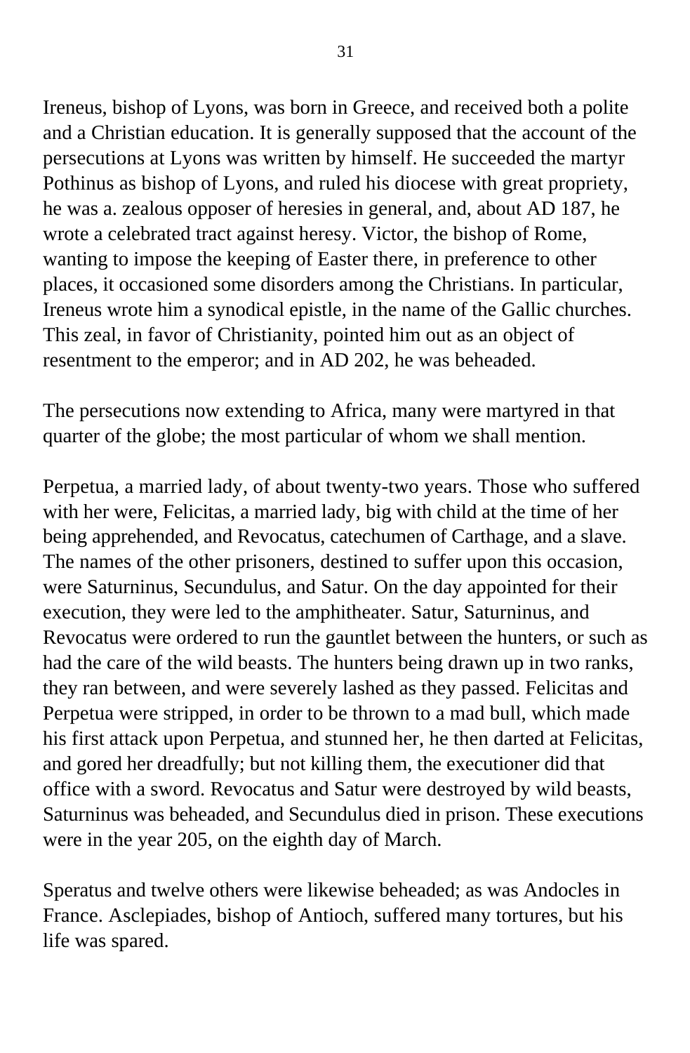Ireneus, bishop of Lyons, was born in Greece, and received both a polite and a Christian education. It is generally supposed that the account of the persecutions at Lyons was written by himself. He succeeded the martyr Pothinus as bishop of Lyons, and ruled his diocese with great propriety, he was a. zealous opposer of heresies in general, and, about AD 187, he wrote a celebrated tract against heresy. Victor, the bishop of Rome, wanting to impose the keeping of Easter there, in preference to other places, it occasioned some disorders among the Christians. In particular, Ireneus wrote him a synodical epistle, in the name of the Gallic churches. This zeal, in favor of Christianity, pointed him out as an object of resentment to the emperor; and in AD 202, he was beheaded.

The persecutions now extending to Africa, many were martyred in that quarter of the globe; the most particular of whom we shall mention.

Perpetua, a married lady, of about twenty-two years. Those who suffered with her were, Felicitas, a married lady, big with child at the time of her being apprehended, and Revocatus, catechumen of Carthage, and a slave. The names of the other prisoners, destined to suffer upon this occasion, were Saturninus, Secundulus, and Satur. On the day appointed for their execution, they were led to the amphitheater. Satur, Saturninus, and Revocatus were ordered to run the gauntlet between the hunters, or such as had the care of the wild beasts. The hunters being drawn up in two ranks, they ran between, and were severely lashed as they passed. Felicitas and Perpetua were stripped, in order to be thrown to a mad bull, which made his first attack upon Perpetua, and stunned her, he then darted at Felicitas, and gored her dreadfully; but not killing them, the executioner did that office with a sword. Revocatus and Satur were destroyed by wild beasts, Saturninus was beheaded, and Secundulus died in prison. These executions were in the year 205, on the eighth day of March.

Speratus and twelve others were likewise beheaded; as was Andocles in France. Asclepiades, bishop of Antioch, suffered many tortures, but his life was spared.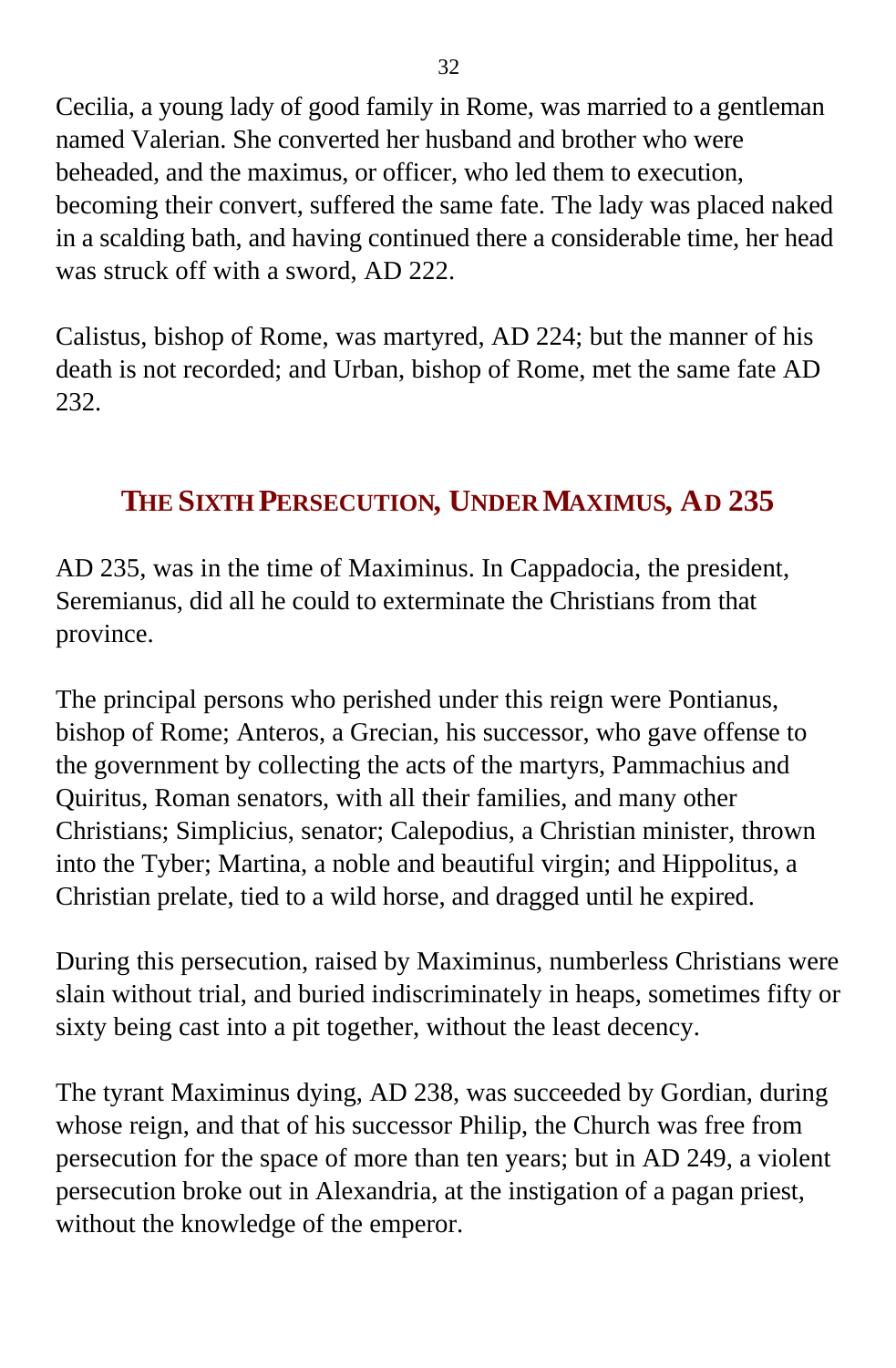Cecilia, a young lady of good family in Rome, was married to a gentleman named Valerian. She converted her husband and brother who were beheaded, and the maximus, or officer, who led them to execution, becoming their convert, suffered the same fate. The lady was placed naked in a scalding bath, and having continued there a considerable time, her head was struck off with a sword, AD 222.

Calistus, bishop of Rome, was martyred, AD 224; but the manner of his death is not recorded; and Urban, bishop of Rome, met the same fate AD 232.

## The Sixth Persecution, Under Maximus, AD 235

AD 235, was in the time of Maximinus. In Cappadocia, the president, Seremianus, did all he could to exterminate the Christians from that province.

The principal persons who perished under this reign were Pontianus, bishop of Rome; Anteros, a Grecian, his successor, who gave offense to the government by collecting the acts of the martyrs, Pammachius and Quiritus, Roman senators, with all their families, and many other Christians; Simplicius, senator; Calepodius, a Christian minister, thrown into the Tyber; Martina, a noble and beautiful virgin; and Hippolitus, a Christian prelate, tied to a wild horse, and dragged until he expired.

During this persecution, raised by Maximinus, numberless Christians were slain without trial, and buried indiscriminately in heaps, sometimes fifty or sixty being cast into a pit together, without the least decency.

The tyrant Maximinus dying, AD 238, was succeeded by Gordian, during whose reign, and that of his successor Philip, the Church was free from persecution for the space of more than ten years; but in AD 249, a violent persecution broke out in Alexandria, at the instigation of a pagan priest, without the knowledge of the emperor.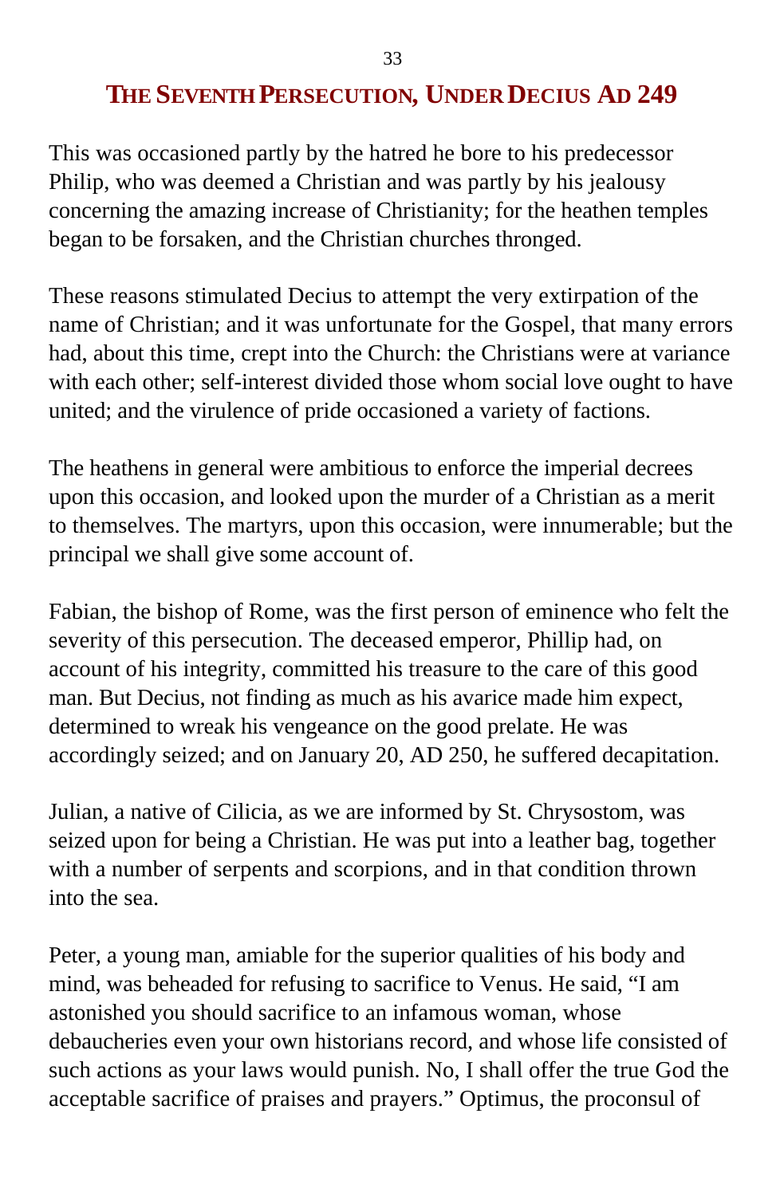## THE SEVENTH PERSECUTION, UNDER DECIUS AD 249

This was occasioned partly by the hatred he bore to his predecessor Philip, who was deemed a Christian and was partly by his jealousy concerning the amazing increase of Christianity; for the heathen temples began to be forsaken, and the Christian churches thronged.

These reasons stimulated Decius to attempt the very extirpation of the name of Christian; and it was unfortunate for the Gospel, that many errors had, about this time, crept into the Church: the Christians were at variance with each other; self-interest divided those whom social love ought to have united; and the virulence of pride occasioned a variety of factions.

The heathens in general were ambitious to enforce the imperial decrees upon this occasion, and looked upon the murder of a Christian as a merit to themselves. The martyrs, upon this occasion, were innumerable; but the principal we shall give some account of.

Fabian, the bishop of Rome, was the first person of eminence who felt the severity of this persecution. The deceased emperor, Phillip had, on account of his integrity, committed his treasure to the care of this good man. But Decius, not finding as much as his avarice made him expect, determined to wreak his vengeance on the good prelate. He was accordingly seized; and on January 20, AD 250, he suffered decapitation.

Julian, a native of Cilicia, as we are informed by St. Chrysostom, was seized upon for being a Christian. He was put into a leather bag, together with a number of serpents and scorpions, and in that condition thrown into the sea.

Peter, a young man, amiable for the superior qualities of his body and mind, was beheaded for refusing to sacrifice to Venus. He said, “I am astonished you should sacrifice to an infamous woman, whose debaucheries even your own historians record, and whose life consisted of such actions as your laws would punish. No, I shall offer the true God the acceptable sacrifice of praises and prayers.” Optimus, the proconsul of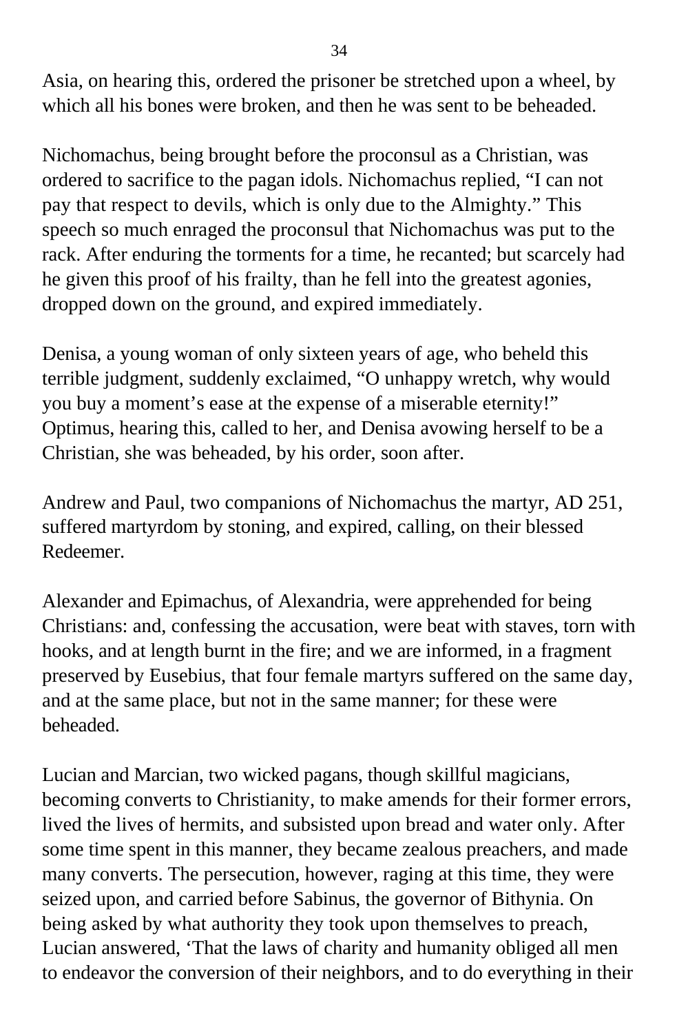Asia, on hearing this, ordered the prisoner be stretched upon a wheel, by which all his bones were broken, and then he was sent to be beheaded.

Nichomachus, being brought before the proconsul as a Christian, was ordered to sacrifice to the pagan idols. Nichomachus replied, “I can not pay that respect to devils, which is only due to the Almighty.” This speech so much enraged the proconsul that Nichomachus was put to the rack. After enduring the torments for a time, he recanted; but scarcely had he given this proof of his frailty, than he fell into the greatest agonies, dropped down on the ground, and expired immediately.

Denisa, a young woman of only sixteen years of age, who beheld this terrible judgment, suddenly exclaimed, “O unhappy wretch, why would you buy a moment’s ease at the expense of a miserable eternity!” Optimus, hearing this, called to her, and Denisa avowing herself to be a Christian, she was beheaded, by his order, soon after.

Andrew and Paul, two companions of Nichomachus the martyr, AD 251, suffered martyrdom by stoning, and expired, calling, on their blessed Redeemer.

Alexander and Epimachus, of Alexandria, were apprehended for being Christians: and, confessing the accusation, were beat with staves, torn with hooks, and at length burnt in the fire; and we are informed, in a fragment preserved by Eusebius, that four female martyrs suffered on the same day, and at the same place, but not in the same manner; for these were beheaded.

Lucian and Marcian, two wicked pagans, though skillful magicians, becoming converts to Christianity, to make amends for their former errors, lived the lives of hermits, and subsisted upon bread and water only. After some time spent in this manner, they became zealous preachers, and made many converts. The persecution, however, raging at this time, they were seized upon, and carried before Sabinus, the governor of Bithynia. On being asked by what authority they took upon themselves to preach, Lucian answered, ‘That the laws of charity and humanity obliged all men to endeavor the conversion of their neighbors, and to do everything in their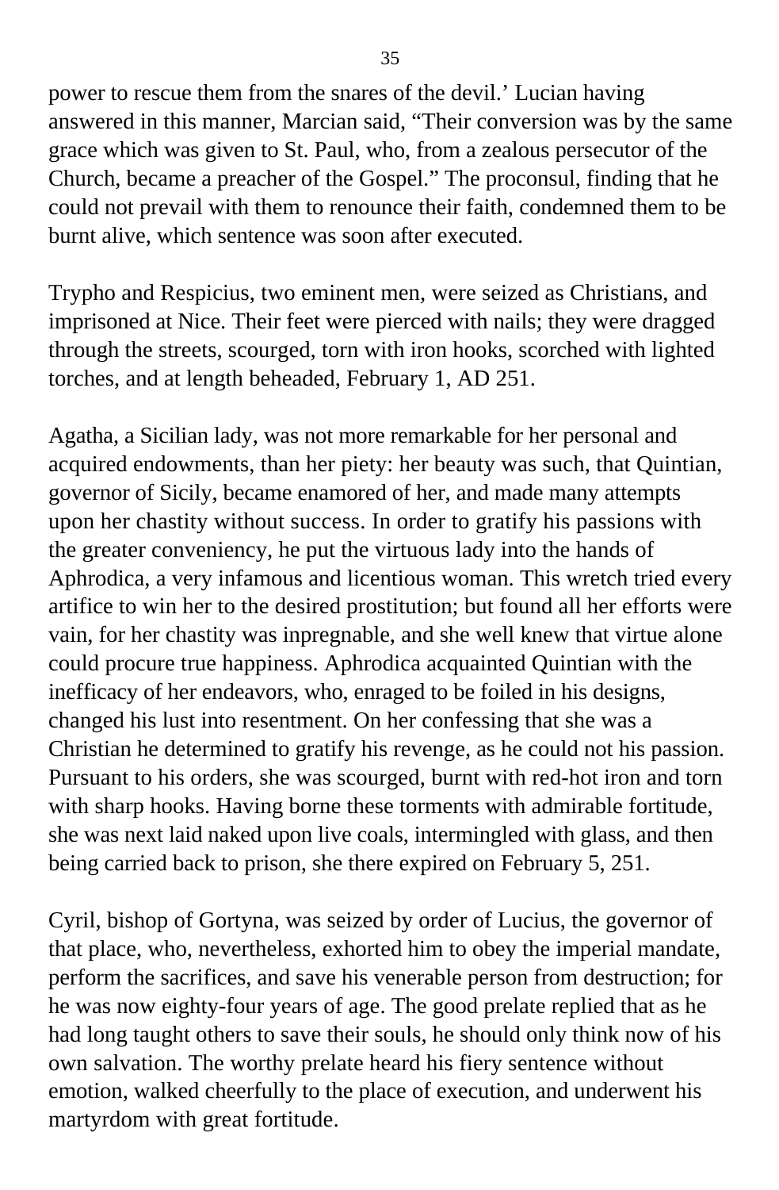power to rescue them from the snares of the devil.’ Lucian having answered in this manner, Marcian said, “Their conversion was by the same grace which was given to St. Paul, who, from a zealous persecutor of the Church, became a preacher of the Gospel.” The proconsul, finding that he could not prevail with them to renounce their faith, condemned them to be burnt alive, which sentence was soon after executed.

Trypho and Respicius, two eminent men, were seized as Christians, and imprisoned at Nice. Their feet were pierced with nails; they were dragged through the streets, scourged, torn with iron hooks, scorched with lighted torches, and at length beheaded, February 1, AD 251.

Agatha, a Sicilian lady, was not more remarkable for her personal and acquired endowments, than her piety: her beauty was such, that Quintian, governor of Sicily, became enamored of her, and made many attempts upon her chastity without success. In order to gratify his passions with the greater conveniency, he put the virtuous lady into the hands of Aphrodica, a very infamous and licentious woman. This wretch tried every artifice to win her to the desired prostitution; but found all her efforts were vain, for her chastity was inpregnable, and she well knew that virtue alone could procure true happiness. Aphrodica acquainted Quintian with the inefficacy of her endeavors, who, enraged to be foiled in his designs, changed his lust into resentment. On her confessing that she was a Christian he determined to gratify his revenge, as he could not his passion. Pursuant to his orders, she was scourged, burnt with red-hot iron and torn with sharp hooks. Having borne these torments with admirable fortitude, she was next laid naked upon live coals, intermingled with glass, and then being carried back to prison, she there expired on February 5, 251.

Cyril, bishop of Gortyna, was seized by order of Lucius, the governor of that place, who, nevertheless, exhorted him to obey the imperial mandate, perform the sacrifices, and save his venerable person from destruction; for he was now eighty-four years of age. The good prelate replied that as he had long taught others to save their souls, he should only think now of his own salvation. The worthy prelate heard his fiery sentence without emotion, walked cheerfully to the place of execution, and underwent his martyrdom with great fortitude.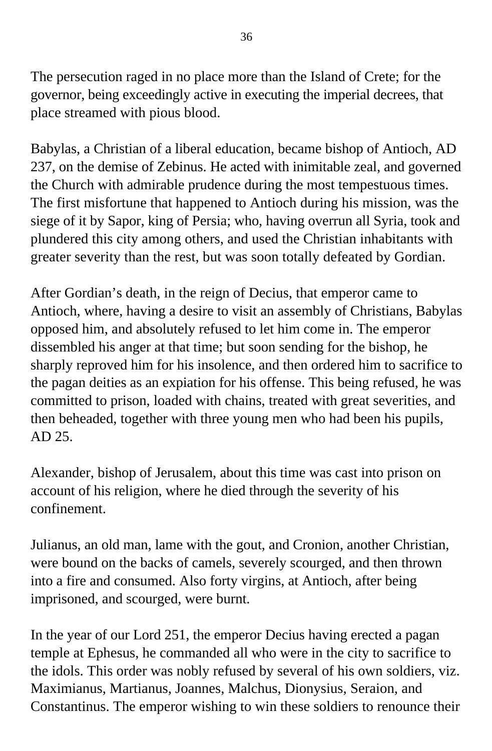The persecution raged in no place more than the Island of Crete; for the governor, being exceedingly active in executing the imperial decrees, that place streamed with pious blood.

Babylas, a Christian of a liberal education, became bishop of Antioch, AD 237, on the demise of Zebinus. He acted with inimitable zeal, and governed the Church with admirable prudence during the most tempestuous times. The first misfortune that happened to Antioch during his mission, was the siege of it by Sapor, king of Persia; who, having overrun all Syria, took and plundered this city among others, and used the Christian inhabitants with greater severity than the rest, but was soon totally defeated by Gordian.

After Gordian's death, in the reign of Decius, that emperor came to Antioch, where, having a desire to visit an assembly of Christians, Babylas opposed him, and absolutely refused to let him come in. The emperor dissembled his anger at that time; but soon sending for the bishop, he sharply reproved him for his insolence, and then ordered him to sacrifice to the pagan deities as an expiation for his offense. This being refused, he was committed to prison, loaded with chains, treated with great severities, and then beheaded, together with three young men who had been his pupils, AD 25.

Alexander, bishop of Jerusalem, about this time was cast into prison on account of his religion, where he died through the severity of his confinement.

Julianus, an old man, lame with the gout, and Cronion, another Christian, were bound on the backs of camels, severely scourged, and then thrown into a fire and consumed. Also forty virgins, at Antioch, after being imprisoned, and scourged, were burnt.

In the year of our Lord 251, the emperor Decius having erected a pagan temple at Ephesus, he commanded all who were in the city to sacrifice to the idols. This order was nobly refused by several of his own soldiers, viz. Maximianus, Martianus, Joannes, Malchus, Dionysius, Seraion, and Constantinus. The emperor wishing to win these soldiers to renounce their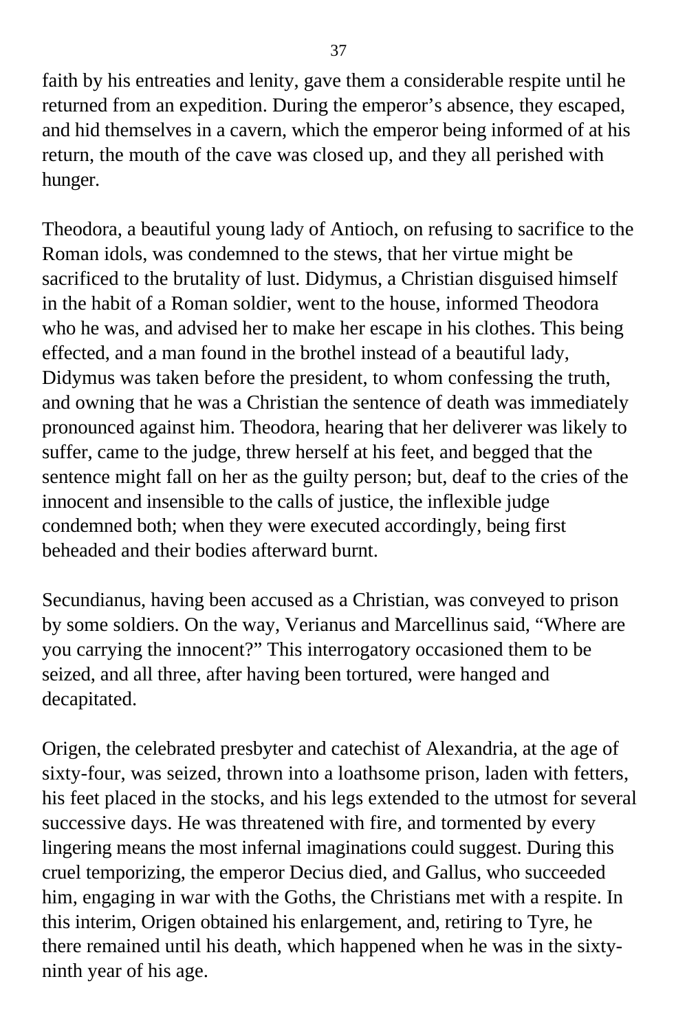faith by his entreaties and lenity, gave them a considerable respite until he returned from an expedition. During the emperor's absence, they escaped, and hid themselves in a cavern, which the emperor being informed of at his return, the mouth of the cave was closed up, and they all perished with hunger.

Theodora, a beautiful young lady of Antioch, on refusing to sacrifice to the Roman idols, was condemned to the stews, that her virtue might be sacrificed to the brutality of lust. Didymus, a Christian disguised himself in the habit of a Roman soldier, went to the house, informed Theodora who he was, and advised her to make her escape in his clothes. This being effected, and a man found in the brothel instead of a beautiful lady, Didymus was taken before the president, to whom confessing the truth, and owning that he was a Christian the sentence of death was immediately pronounced against him. Theodora, hearing that her deliverer was likely to suffer, came to the judge, threw herself at his feet, and begged that the sentence might fall on her as the guilty person; but, deaf to the cries of the innocent and insensible to the calls of justice, the inflexible judge condemned both; when they were executed accordingly, being first beheaded and their bodies afterward burnt.

Secundianus, having been accused as a Christian, was conveyed to prison by some soldiers. On the way, Verianus and Marcellinus said, "Where are you carrying the innocent?" This interrogatory occasioned them to be seized, and all three, after having been tortured, were hanged and decapitated.

Origen, the celebrated presbyter and catechist of Alexandria, at the age of sixty-four, was seized, thrown into a loathsome prison, laden with fetters, his feet placed in the stocks, and his legs extended to the utmost for several successive days. He was threatened with fire, and tormented by every lingering means the most infernal imaginations could suggest. During this cruel temporizing, the emperor Decius died, and Gallus, who succeeded him, engaging in war with the Goths, the Christians met with a respite. In this interim, Origen obtained his enlargement, and, retiring to Tyre, he there remained until his death, which happened when he was in the sixty-ninth year of his age.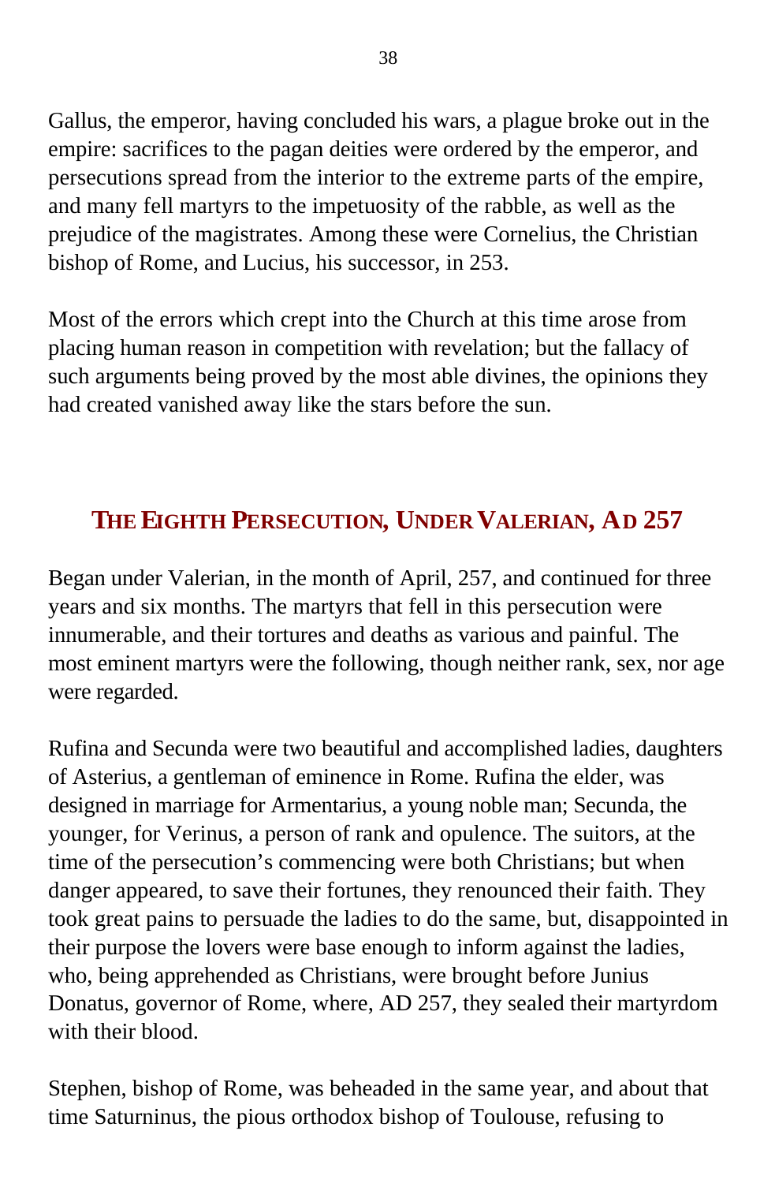Gallus, the emperor, having concluded his wars, a plague broke out in the empire: sacrifices to the pagan deities were ordered by the emperor, and persecutions spread from the interior to the extreme parts of the empire, and many fell martyrs to the impetuosity of the rabble, as well as the prejudice of the magistrates. Among these were Cornelius, the Christian bishop of Rome, and Lucius, his successor, in 253.

Most of the errors which crept into the Church at this time arose from placing human reason in competition with revelation; but the fallacy of such arguments being proved by the most able divines, the opinions they had created vanished away like the stars before the sun.

## The Eighth Persecution, Under Valerian, AD 257

Began under Valerian, in the month of April, 257, and continued for three years and six months. The martyrs that fell in this persecution were innumerable, and their tortures and deaths as various and painful. The most eminent martyrs were the following, though neither rank, sex, nor age were regarded.

Rufina and Secunda were two beautiful and accomplished ladies, daughters of Asterius, a gentleman of eminence in Rome. Rufina the elder, was designed in marriage for Armentarius, a young noble man; Secunda, the younger, for Verinus, a person of rank and opulence. The suitors, at the time of the persecution's commencing were both Christians; but when danger appeared, to save their fortunes, they renounced their faith. They took great pains to persuade the ladies to do the same, but, disappointed in their purpose the lovers were base enough to inform against the ladies, who, being apprehended as Christians, were brought before Junius Donatus, governor of Rome, where, AD 257, they sealed their martyrdom with their blood.

Stephen, bishop of Rome, was beheaded in the same year, and about that time Saturninus, the pious orthodox bishop of Toulouse, refusing to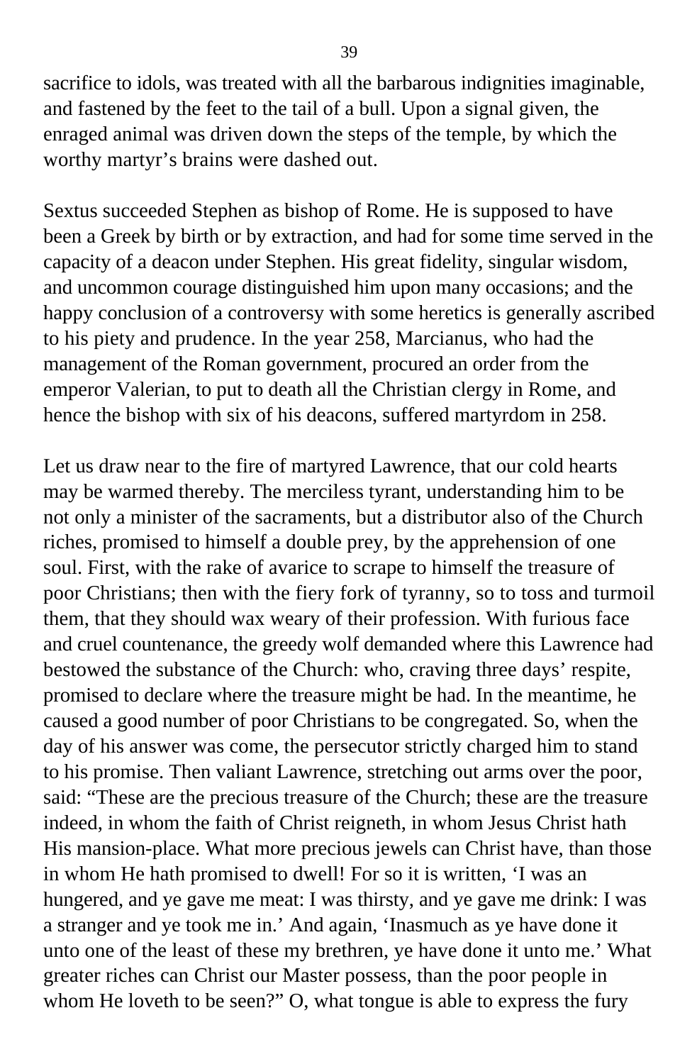sacrifice to idols, was treated with all the barbarous indignities imaginable, and fastened by the feet to the tail of a bull. Upon a signal given, the enraged animal was driven down the steps of the temple, by which the worthy martyr's brains were dashed out.

Sextus succeeded Stephen as bishop of Rome. He is supposed to have been a Greek by birth or by extraction, and had for some time served in the capacity of a deacon under Stephen. His great fidelity, singular wisdom, and uncommon courage distinguished him upon many occasions; and the happy conclusion of a controversy with some heretics is generally ascribed to his piety and prudence. In the year 258, Marcianus, who had the management of the Roman government, procured an order from the emperor Valerian, to put to death all the Christian clergy in Rome, and hence the bishop with six of his deacons, suffered martyrdom in 258.

Let us draw near to the fire of martyred Lawrence, that our cold hearts may be warmed thereby. The merciless tyrant, understanding him to be not only a minister of the sacraments, but a distributor also of the Church riches, promised to himself a double prey, by the apprehension of one soul. First, with the rake of avarice to scrape to himself the treasure of poor Christians; then with the fiery fork of tyranny, so to toss and turmoil them, that they should wax weary of their profession. With furious face and cruel countenance, the greedy wolf demanded where this Lawrence had bestowed the substance of the Church: who, craving three days' respite, promised to declare where the treasure might be had. In the meantime, he caused a good number of poor Christians to be congregated. So, when the day of his answer was come, the persecutor strictly charged him to stand to his promise. Then valiant Lawrence, stretching out arms over the poor, said: "These are the precious treasure of the Church; these are the treasure indeed, in whom the faith of Christ reigneth, in whom Jesus Christ hath His mansion-place. What more precious jewels can Christ have, than those in whom He hath promised to dwell! For so it is written, 'I was an hungered, and ye gave me meat: I was thirsty, and ye gave me drink: I was a stranger and ye took me in.' And again, 'Inasmuch as ye have done it unto one of the least of these my brethren, ye have done it unto me.' What greater riches can Christ our Master possess, than the poor people in whom He loveth to be seen?" O, what tongue is able to express the fury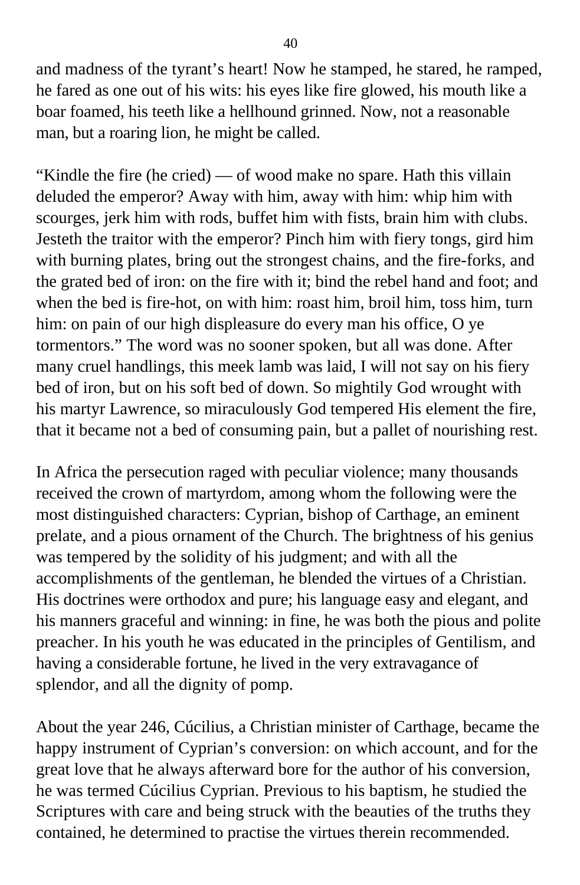and madness of the tyrant’s heart! Now he stamped, he stared, he ramped, he fared as one out of his wits: his eyes like fire glowed, his mouth like a boar foamed, his teeth like a hellhound grinned. Now, not a reasonable man, but a roaring lion, he might be called.

“Kindle the fire (he cried) — of wood make no spare. Hath this villain deluded the emperor? Away with him, away with him: whip him with scourges, jerk him with rods, buffet him with fists, brain him with clubs. Jesteth the traitor with the emperor? Pinch him with fiery tongs, gird him with burning plates, bring out the strongest chains, and the fire-forks, and the grated bed of iron: on the fire with it; bind the rebel hand and foot; and when the bed is fire-hot, on with him: roast him, broil him, toss him, turn him: on pain of our high displeasure do every man his office, O ye tormentors.” The word was no sooner spoken, but all was done. After many cruel handlings, this meek lamb was laid, I will not say on his fiery bed of iron, but on his soft bed of down. So mightily God wrought with his martyr Lawrence, so miraculously God tempered His element the fire, that it became not a bed of consuming pain, but a pallet of nourishing rest.

In Africa the persecution raged with peculiar violence; many thousands received the crown of martyrdom, among whom the following were the most distinguished characters: Cyprian, bishop of Carthage, an eminent prelate, and a pious ornament of the Church. The brightness of his genius was tempered by the solidity of his judgment; and with all the accomplishments of the gentleman, he blended the virtues of a Christian. His doctrines were orthodox and pure; his language easy and elegant, and his manners graceful and winning: in fine, he was both the pious and polite preacher. In his youth he was educated in the principles of Gentilism, and having a considerable fortune, he lived in the very extravagance of splendor, and all the dignity of pomp.

About the year 246, Cúcilius, a Christian minister of Carthage, became the happy instrument of Cyprian’s conversion: on which account, and for the great love that he always afterward bore for the author of his conversion, he was termed Cúcilius Cyprian. Previous to his baptism, he studied the Scriptures with care and being struck with the beauties of the truths they contained, he determined to practise the virtues therein recommended.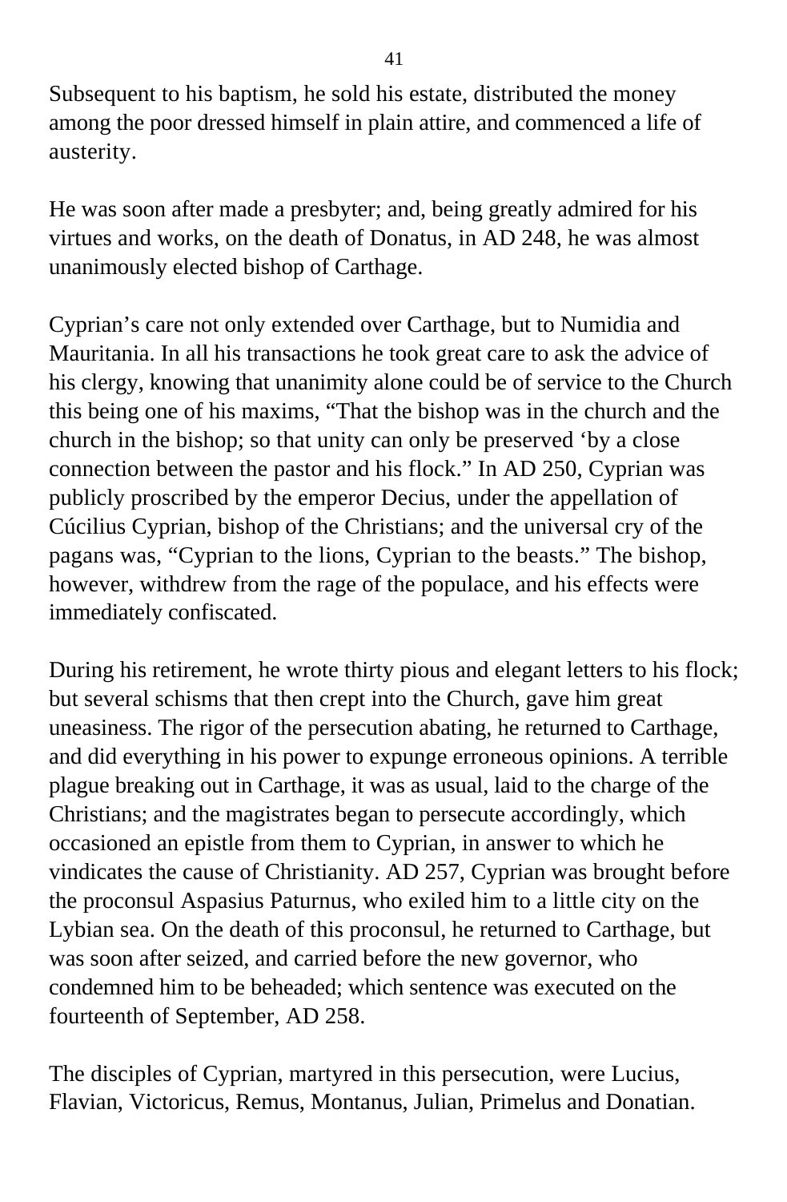Subsequent to his baptism, he sold his estate, distributed the money among the poor dressed himself in plain attire, and commenced a life of austerity.

He was soon after made a presbyter; and, being greatly admired for his virtues and works, on the death of Donatus, in AD 248, he was almost unanimously elected bishop of Carthage.

Cyprian's care not only extended over Carthage, but to Numidia and Mauritania. In all his transactions he took great care to ask the advice of his clergy, knowing that unanimity alone could be of service to the Church this being one of his maxims, "That the bishop was in the church and the church in the bishop; so that unity can only be preserved 'by a close connection between the pastor and his flock." In AD 250, Cyprian was publicly proscribed by the emperor Decius, under the appellation of Cúcilius Cyprian, bishop of the Christians; and the universal cry of the pagans was, "Cyprian to the lions, Cyprian to the beasts." The bishop, however, withdrew from the rage of the populace, and his effects were immediately confiscated.

During his retirement, he wrote thirty pious and elegant letters to his flock; but several schisms that then crept into the Church, gave him great uneasiness. The rigor of the persecution abating, he returned to Carthage, and did everything in his power to expunge erroneous opinions. A terrible plague breaking out in Carthage, it was as usual, laid to the charge of the Christians; and the magistrates began to persecute accordingly, which occasioned an epistle from them to Cyprian, in answer to which he vindicates the cause of Christianity. AD 257, Cyprian was brought before the proconsul Aspasius Paturnus, who exiled him to a little city on the Lybian sea. On the death of this proconsul, he returned to Carthage, but was soon after seized, and carried before the new governor, who condemned him to be beheaded; which sentence was executed on the fourteenth of September, AD 258.

The disciples of Cyprian, martyred in this persecution, were Lucius, Flavian, Victoricus, Remus, Montanus, Julian, Primelus and Donatian.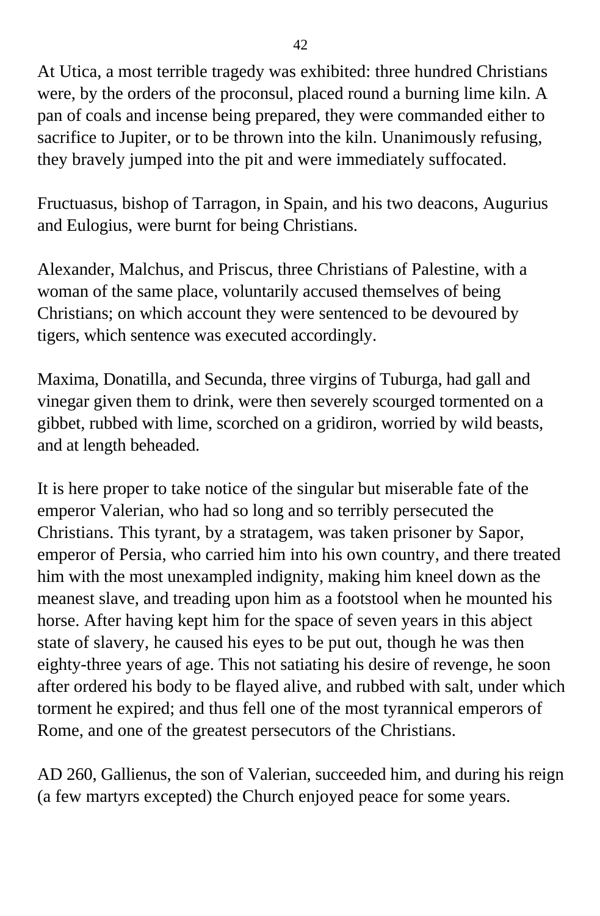At Utica, a most terrible tragedy was exhibited: three hundred Christians were, by the orders of the proconsul, placed round a burning lime kiln. A pan of coals and incense being prepared, they were commanded either to sacrifice to Jupiter, or to be thrown into the kiln. Unanimously refusing, they bravely jumped into the pit and were immediately suffocated.

Fructuasus, bishop of Tarragon, in Spain, and his two deacons, Augurius and Eulogius, were burnt for being Christians.

Alexander, Malchus, and Priscus, three Christians of Palestine, with a woman of the same place, voluntarily accused themselves of being Christians; on which account they were sentenced to be devoured by tigers, which sentence was executed accordingly.

Maxima, Donatilla, and Secunda, three virgins of Tuburga, had gall and vinegar given them to drink, were then severely scourged tormented on a gibbet, rubbed with lime, scorched on a gridiron, worried by wild beasts, and at length beheaded.

It is here proper to take notice of the singular but miserable fate of the emperor Valerian, who had so long and so terribly persecuted the Christians. This tyrant, by a stratagem, was taken prisoner by Sapor, emperor of Persia, who carried him into his own country, and there treated him with the most unexampled indignity, making him kneel down as the meanest slave, and treading upon him as a footstool when he mounted his horse. After having kept him for the space of seven years in this abject state of slavery, he caused his eyes to be put out, though he was then eighty-three years of age. This not satiating his desire of revenge, he soon after ordered his body to be flayed alive, and rubbed with salt, under which torment he expired; and thus fell one of the most tyrannical emperors of Rome, and one of the greatest persecutors of the Christians.

AD 260, Gallienus, the son of Valerian, succeeded him, and during his reign (a few martyrs excepted) the Church enjoyed peace for some years.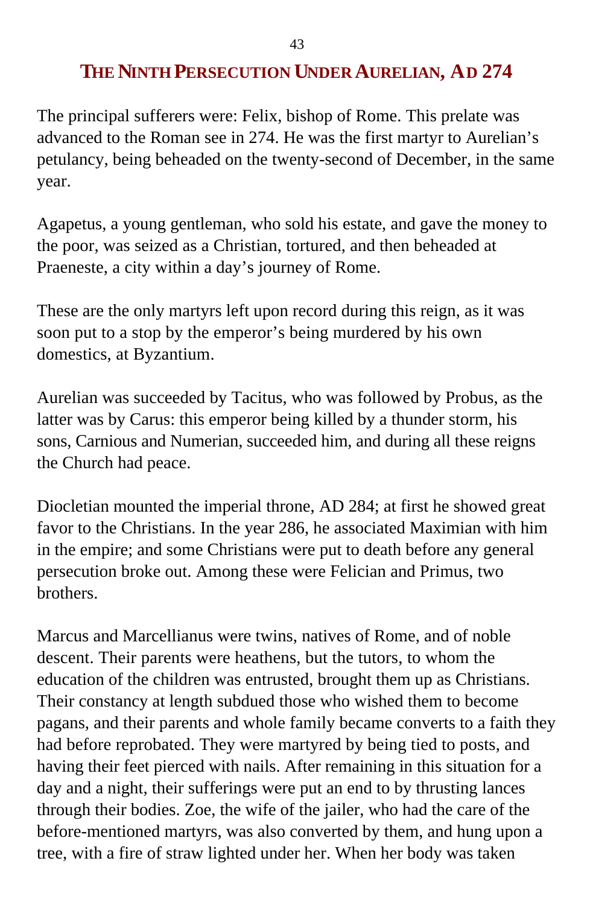## The Ninth Persecution Under Aurelian, AD 274

The principal sufferers were: Felix, bishop of Rome. This prelate was advanced to the Roman see in 274. He was the first martyr to Aurelian's petulancy, being beheaded on the twenty-second of December, in the same year.

Agapetus, a young gentleman, who sold his estate, and gave the money to the poor, was seized as a Christian, tortured, and then beheaded at Praeneste, a city within a day's journey of Rome.

These are the only martyrs left upon record during this reign, as it was soon put to a stop by the emperor's being murdered by his own domestics, at Byzantium.

Aurelian was succeeded by Tacitus, who was followed by Probus, as the latter was by Carus: this emperor being killed by a thunder storm, his sons, Carnious and Numerian, succeeded him, and during all these reigns the Church had peace.

Diocletian mounted the imperial throne, AD 284; at first he showed great favor to the Christians. In the year 286, he associated Maximian with him in the empire; and some Christians were put to death before any general persecution broke out. Among these were Felician and Primus, two brothers.

Marcus and Marcellianus were twins, natives of Rome, and of noble descent. Their parents were heathens, but the tutors, to whom the education of the children was entrusted, brought them up as Christians. Their constancy at length subdued those who wished them to become pagans, and their parents and whole family became converts to a faith they had before reprobated. They were martyred by being tied to posts, and having their feet pierced with nails. After remaining in this situation for a day and a night, their sufferings were put an end to by thrusting lances through their bodies. Zoe, the wife of the jailer, who had the care of the before-mentioned martyrs, was also converted by them, and hung upon a tree, with a fire of straw lighted under her. When her body was taken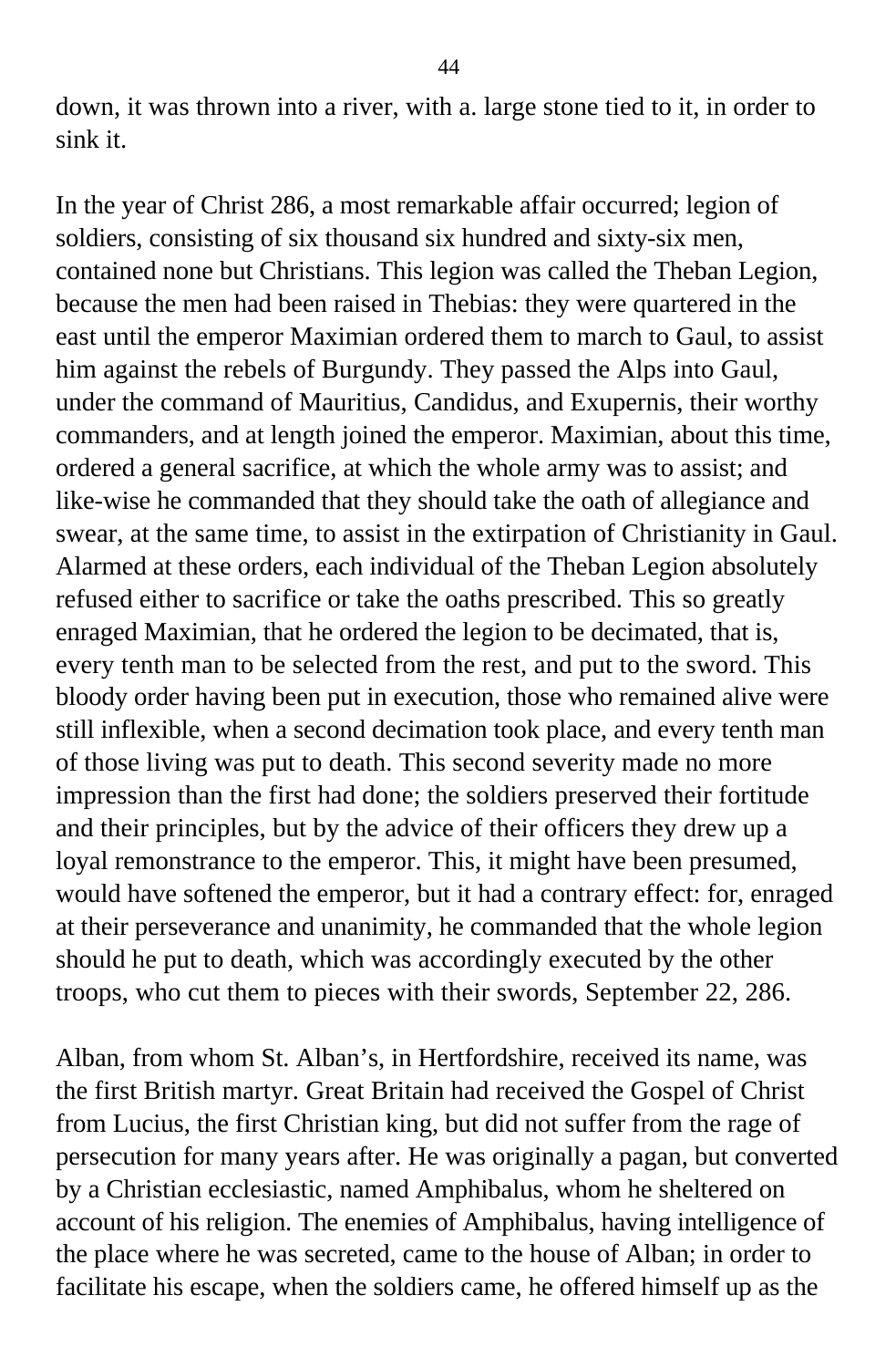down, it was thrown into a river, with a. large stone tied to it, in order to sink it.

In the year of Christ 286, a most remarkable affair occurred; legion of soldiers, consisting of six thousand six hundred and sixty-six men, contained none but Christians. This legion was called the Theban Legion, because the men had been raised in Thebias: they were quartered in the east until the emperor Maximian ordered them to march to Gaul, to assist him against the rebels of Burgundy. They passed the Alps into Gaul, under the command of Mauritius, Candidus, and Exupernis, their worthy commanders, and at length joined the emperor. Maximian, about this time, ordered a general sacrifice, at which the whole army was to assist; and like-wise he commanded that they should take the oath of allegiance and swear, at the same time, to assist in the extirpation of Christianity in Gaul. Alarmed at these orders, each individual of the Theban Legion absolutely refused either to sacrifice or take the oaths prescribed. This so greatly enraged Maximian, that he ordered the legion to be decimated, that is, every tenth man to be selected from the rest, and put to the sword. This bloody order having been put in execution, those who remained alive were still inflexible, when a second decimation took place, and every tenth man of those living was put to death. This second severity made no more impression than the first had done; the soldiers preserved their fortitude and their principles, but by the advice of their officers they drew up a loyal remonstrance to the emperor. This, it might have been presumed, would have softened the emperor, but it had a contrary effect: for, enraged at their perseverance and unanimity, he commanded that the whole legion should he put to death, which was accordingly executed by the other troops, who cut them to pieces with their swords, September 22, 286.

Alban, from whom St. Alban's, in Hertfordshire, received its name, was the first British martyr. Great Britain had received the Gospel of Christ from Lucius, the first Christian king, but did not suffer from the rage of persecution for many years after. He was originally a pagan, but converted by a Christian ecclesiastic, named Amphibalus, whom he sheltered on account of his religion. The enemies of Amphibalus, having intelligence of the place where he was secreted, came to the house of Alban; in order to facilitate his escape, when the soldiers came, he offered himself up as the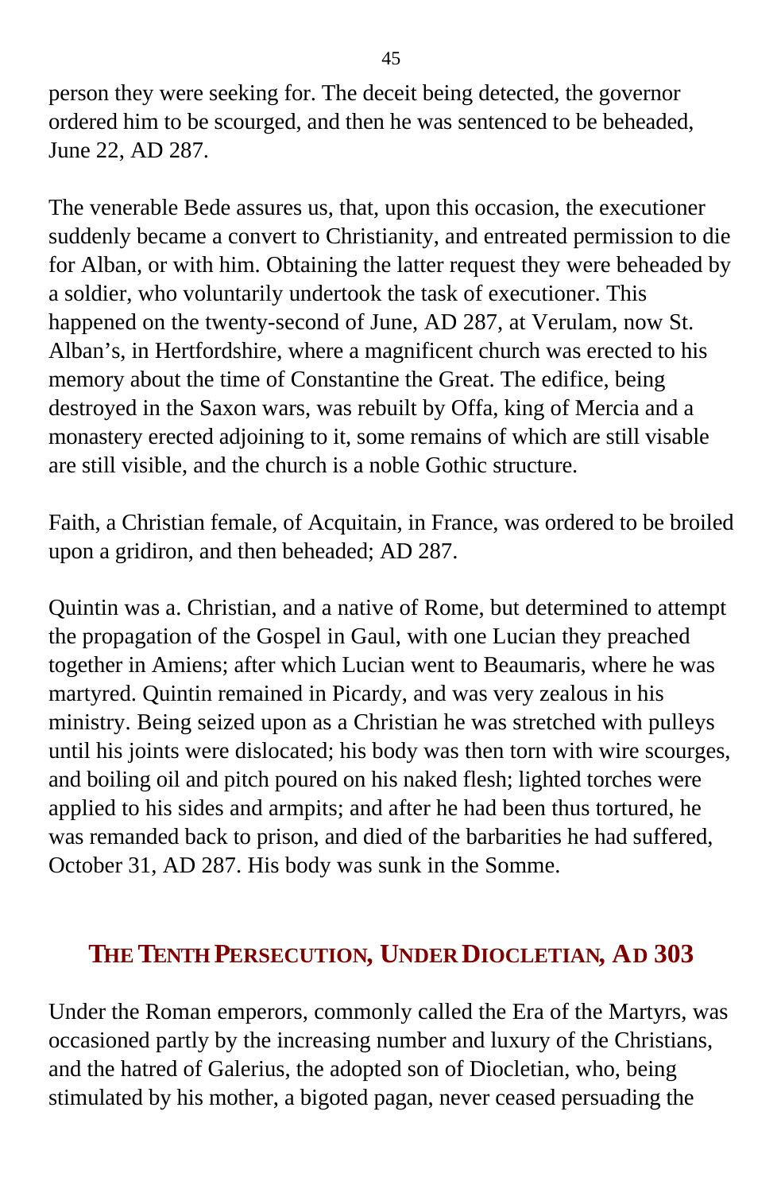person they were seeking for. The deceit being detected, the governor ordered him to be scourged, and then he was sentenced to be beheaded, June 22, AD 287.

The venerable Bede assures us, that, upon this occasion, the executioner suddenly became a convert to Christianity, and entreated permission to die for Alban, or with him. Obtaining the latter request they were beheaded by a soldier, who voluntarily undertook the task of executioner. This happened on the twenty-second of June, AD 287, at Verulam, now St. Alban's, in Hertfordshire, where a magnificent church was erected to his memory about the time of Constantine the Great. The edifice, being destroyed in the Saxon wars, was rebuilt by Offa, king of Mercia and a monastery erected adjoining to it, some remains of which are still visable are still visible, and the church is a noble Gothic structure.

Faith, a Christian female, of Acquitain, in France, was ordered to be broiled upon a gridiron, and then beheaded; AD 287.

Quintin was a. Christian, and a native of Rome, but determined to attempt the propagation of the Gospel in Gaul, with one Lucian they preached together in Amiens; after which Lucian went to Beaumaris, where he was martyred. Quintin remained in Picardy, and was very zealous in his ministry. Being seized upon as a Christian he was stretched with pulleys until his joints were dislocated; his body was then torn with wire scourges, and boiling oil and pitch poured on his naked flesh; lighted torches were applied to his sides and armpits; and after he had been thus tortured, he was remanded back to prison, and died of the barbarities he had suffered, October 31, AD 287. His body was sunk in the Somme.

## THE TENTH PERSECUTION, UNDER DIOCLETIAN, AD 303

Under the Roman emperors, commonly called the Era of the Martyrs, was occasioned partly by the increasing number and luxury of the Christians, and the hatred of Galerius, the adopted son of Diocletian, who, being stimulated by his mother, a bigoted pagan, never ceased persuading the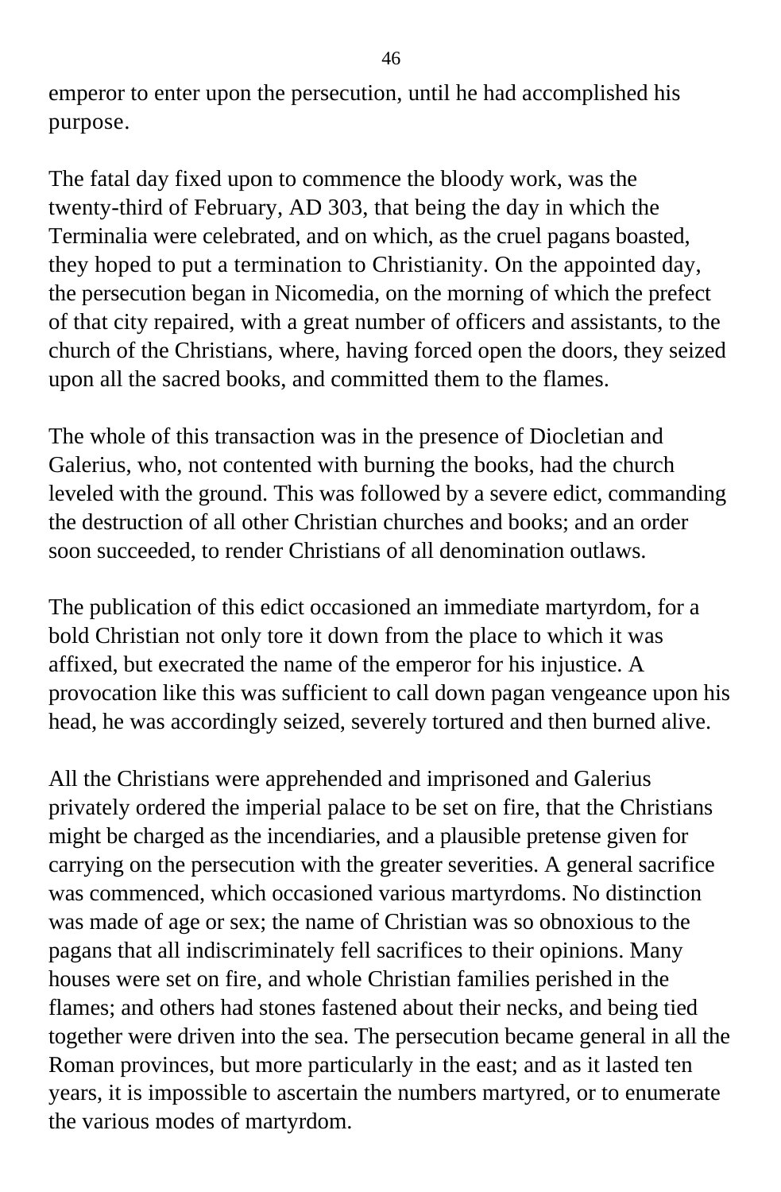emperor to enter upon the persecution, until he had accomplished his purpose.

The fatal day fixed upon to commence the bloody work, was the twenty-third of February, AD 303, that being the day in which the Terminalia were celebrated, and on which, as the cruel pagans boasted, they hoped to put a termination to Christianity. On the appointed day, the persecution began in Nicomedia, on the morning of which the prefect of that city repaired, with a great number of officers and assistants, to the church of the Christians, where, having forced open the doors, they seized upon all the sacred books, and committed them to the flames.

The whole of this transaction was in the presence of Diocletian and Galerius, who, not contented with burning the books, had the church leveled with the ground. This was followed by a severe edict, commanding the destruction of all other Christian churches and books; and an order soon succeeded, to render Christians of all denomination outlaws.

The publication of this edict occasioned an immediate martyrdom, for a bold Christian not only tore it down from the place to which it was affixed, but execrated the name of the emperor for his injustice. A provocation like this was sufficient to call down pagan vengeance upon his head, he was accordingly seized, severely tortured and then burned alive.

All the Christians were apprehended and imprisoned and Galerius privately ordered the imperial palace to be set on fire, that the Christians might be charged as the incendiaries, and a plausible pretense given for carrying on the persecution with the greater severities. A general sacrifice was commenced, which occasioned various martyrdoms. No distinction was made of age or sex; the name of Christian was so obnoxious to the pagans that all indiscriminately fell sacrifices to their opinions. Many houses were set on fire, and whole Christian families perished in the flames; and others had stones fastened about their necks, and being tied together were driven into the sea. The persecution became general in all the Roman provinces, but more particularly in the east; and as it lasted ten years, it is impossible to ascertain the numbers martyred, or to enumerate the various modes of martyrdom.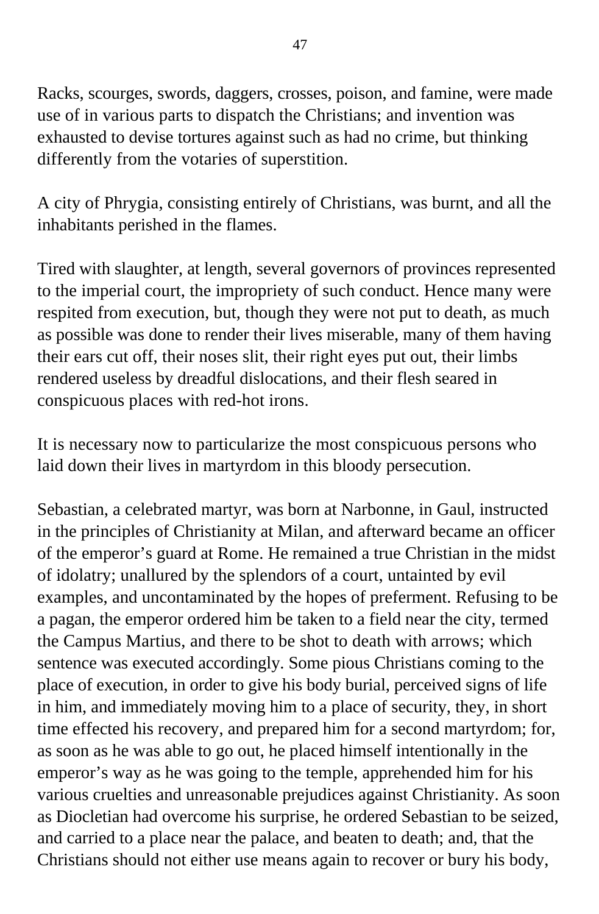Racks, scourges, swords, daggers, crosses, poison, and famine, were made use of in various parts to dispatch the Christians; and invention was exhausted to devise tortures against such as had no crime, but thinking differently from the votaries of superstition.

A city of Phrygia, consisting entirely of Christians, was burnt, and all the inhabitants perished in the flames.

Tired with slaughter, at length, several governors of provinces represented to the imperial court, the impropriety of such conduct. Hence many were respited from execution, but, though they were not put to death, as much as possible was done to render their lives miserable, many of them having their ears cut off, their noses slit, their right eyes put out, their limbs rendered useless by dreadful dislocations, and their flesh seared in conspicuous places with red-hot irons.

It is necessary now to particularize the most conspicuous persons who laid down their lives in martyrdom in this bloody persecution.

Sebastian, a celebrated martyr, was born at Narbonne, in Gaul, instructed in the principles of Christianity at Milan, and afterward became an officer of the emperor’s guard at Rome. He remained a true Christian in the midst of idolatry; unallured by the splendors of a court, untainted by evil examples, and uncontaminated by the hopes of preferment. Refusing to be a pagan, the emperor ordered him be taken to a field near the city, termed the Campus Martius, and there to be shot to death with arrows; which sentence was executed accordingly. Some pious Christians coming to the place of execution, in order to give his body burial, perceived signs of life in him, and immediately moving him to a place of security, they, in short time effected his recovery, and prepared him for a second martyrdom; for, as soon as he was able to go out, he placed himself intentionally in the emperor’s way as he was going to the temple, apprehended him for his various cruelties and unreasonable prejudices against Christianity. As soon as Diocletian had overcome his surprise, he ordered Sebastian to be seized, and carried to a place near the palace, and beaten to death; and, that the Christians should not either use means again to recover or bury his body,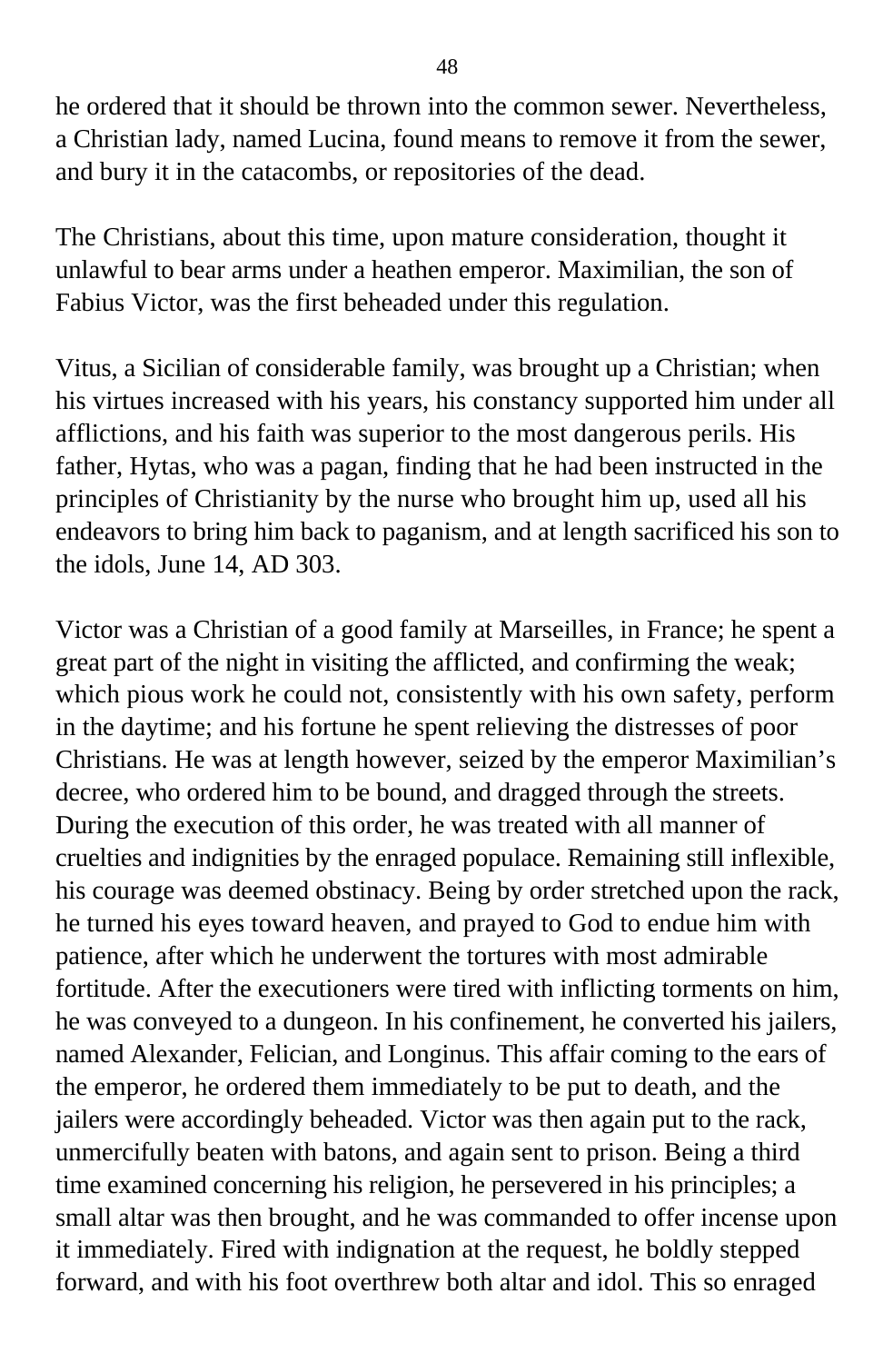he ordered that it should be thrown into the common sewer. Nevertheless, a Christian lady, named Lucina, found means to remove it from the sewer, and bury it in the catacombs, or repositories of the dead.

The Christians, about this time, upon mature consideration, thought it unlawful to bear arms under a heathen emperor. Maximilian, the son of Fabius Victor, was the first beheaded under this regulation.

Vitus, a Sicilian of considerable family, was brought up a Christian; when his virtues increased with his years, his constancy supported him under all afflictions, and his faith was superior to the most dangerous perils. His father, Hytas, who was a pagan, finding that he had been instructed in the principles of Christianity by the nurse who brought him up, used all his endeavors to bring him back to paganism, and at length sacrificed his son to the idols, June 14, AD 303.

Victor was a Christian of a good family at Marseilles, in France; he spent a great part of the night in visiting the afflicted, and confirming the weak; which pious work he could not, consistently with his own safety, perform in the daytime; and his fortune he spent relieving the distresses of poor Christians. He was at length however, seized by the emperor Maximilian's decree, who ordered him to be bound, and dragged through the streets. During the execution of this order, he was treated with all manner of cruelties and indignities by the enraged populace. Remaining still inflexible, his courage was deemed obstinacy. Being by order stretched upon the rack, he turned his eyes toward heaven, and prayed to God to endue him with patience, after which he underwent the tortures with most admirable fortitude. After the executioners were tired with inflicting torments on him, he was conveyed to a dungeon. In his confinement, he converted his jailers, named Alexander, Felician, and Longinus. This affair coming to the ears of the emperor, he ordered them immediately to be put to death, and the jailers were accordingly beheaded. Victor was then again put to the rack, unmercifully beaten with batons, and again sent to prison. Being a third time examined concerning his religion, he persevered in his principles; a small altar was then brought, and he was commanded to offer incense upon it immediately. Fired with indignation at the request, he boldly stepped forward, and with his foot overthrew both altar and idol. This so enraged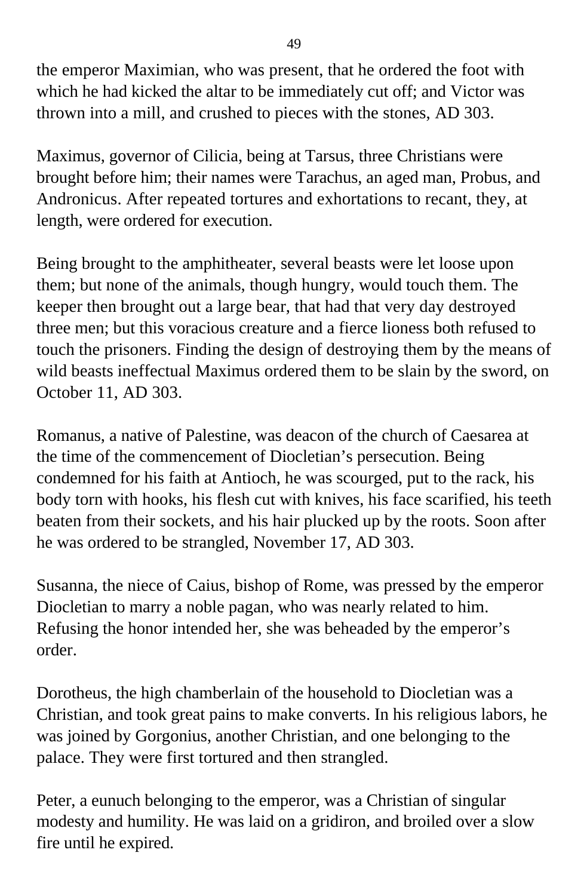the emperor Maximian, who was present, that he ordered the foot with which he had kicked the altar to be immediately cut off; and Victor was thrown into a mill, and crushed to pieces with the stones, AD 303.

Maximus, governor of Cilicia, being at Tarsus, three Christians were brought before him; their names were Tarachus, an aged man, Probus, and Andronicus. After repeated tortures and exhortations to recant, they, at length, were ordered for execution.

Being brought to the amphitheater, several beasts were let loose upon them; but none of the animals, though hungry, would touch them. The keeper then brought out a large bear, that had that very day destroyed three men; but this voracious creature and a fierce lioness both refused to touch the prisoners. Finding the design of destroying them by the means of wild beasts ineffectual Maximus ordered them to be slain by the sword, on October 11, AD 303.

Romanus, a native of Palestine, was deacon of the church of Caesarea at the time of the commencement of Diocletian's persecution. Being condemned for his faith at Antioch, he was scourged, put to the rack, his body torn with hooks, his flesh cut with knives, his face scarified, his teeth beaten from their sockets, and his hair plucked up by the roots. Soon after he was ordered to be strangled, November 17, AD 303.

Susanna, the niece of Caius, bishop of Rome, was pressed by the emperor Diocletian to marry a noble pagan, who was nearly related to him. Refusing the honor intended her, she was beheaded by the emperor's order.

Dorotheus, the high chamberlain of the household to Diocletian was a Christian, and took great pains to make converts. In his religious labors, he was joined by Gorgonius, another Christian, and one belonging to the palace. They were first tortured and then strangled.

Peter, a eunuch belonging to the emperor, was a Christian of singular modesty and humility. He was laid on a gridiron, and broiled over a slow fire until he expired.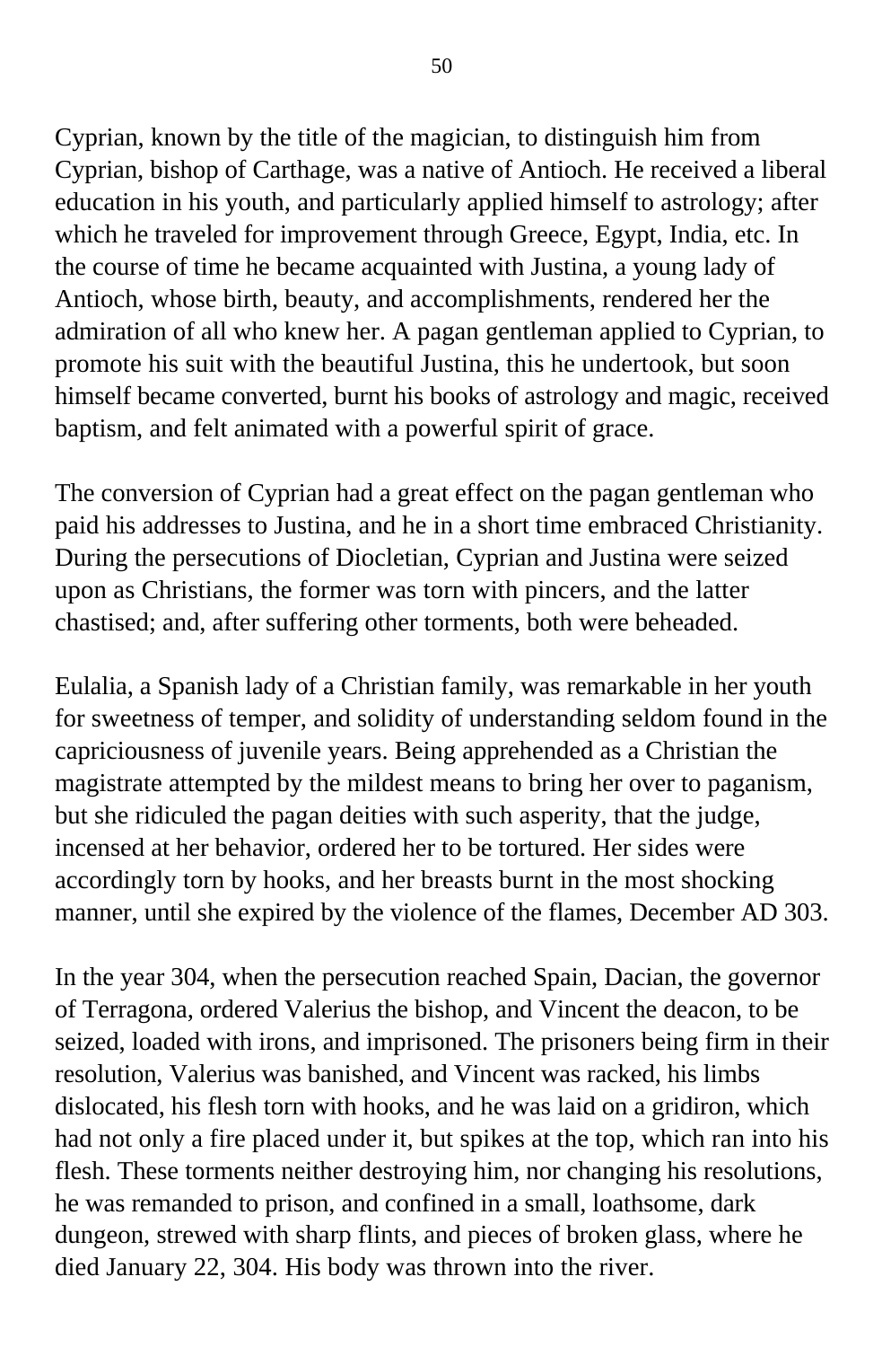Cyprian, known by the title of the magician, to distinguish him from Cyprian, bishop of Carthage, was a native of Antioch. He received a liberal education in his youth, and particularly applied himself to astrology; after which he traveled for improvement through Greece, Egypt, India, etc. In the course of time he became acquainted with Justina, a young lady of Antioch, whose birth, beauty, and accomplishments, rendered her the admiration of all who knew her. A pagan gentleman applied to Cyprian, to promote his suit with the beautiful Justina, this he undertook, but soon himself became converted, burnt his books of astrology and magic, received baptism, and felt animated with a powerful spirit of grace.

The conversion of Cyprian had a great effect on the pagan gentleman who paid his addresses to Justina, and he in a short time embraced Christianity. During the persecutions of Diocletian, Cyprian and Justina were seized upon as Christians, the former was torn with pincers, and the latter chastised; and, after suffering other torments, both were beheaded.

Eulalia, a Spanish lady of a Christian family, was remarkable in her youth for sweetness of temper, and solidity of understanding seldom found in the capriciousness of juvenile years. Being apprehended as a Christian the magistrate attempted by the mildest means to bring her over to paganism, but she ridiculed the pagan deities with such asperity, that the judge, incensed at her behavior, ordered her to be tortured. Her sides were accordingly torn by hooks, and her breasts burnt in the most shocking manner, until she expired by the violence of the flames, December AD 303.

In the year 304, when the persecution reached Spain, Dacian, the governor of Terragona, ordered Valerius the bishop, and Vincent the deacon, to be seized, loaded with irons, and imprisoned. The prisoners being firm in their resolution, Valerius was banished, and Vincent was racked, his limbs dislocated, his flesh torn with hooks, and he was laid on a gridiron, which had not only a fire placed under it, but spikes at the top, which ran into his flesh. These torments neither destroying him, nor changing his resolutions, he was remanded to prison, and confined in a small, loathsome, dark dungeon, strewed with sharp flints, and pieces of broken glass, where he died January 22, 304. His body was thrown into the river.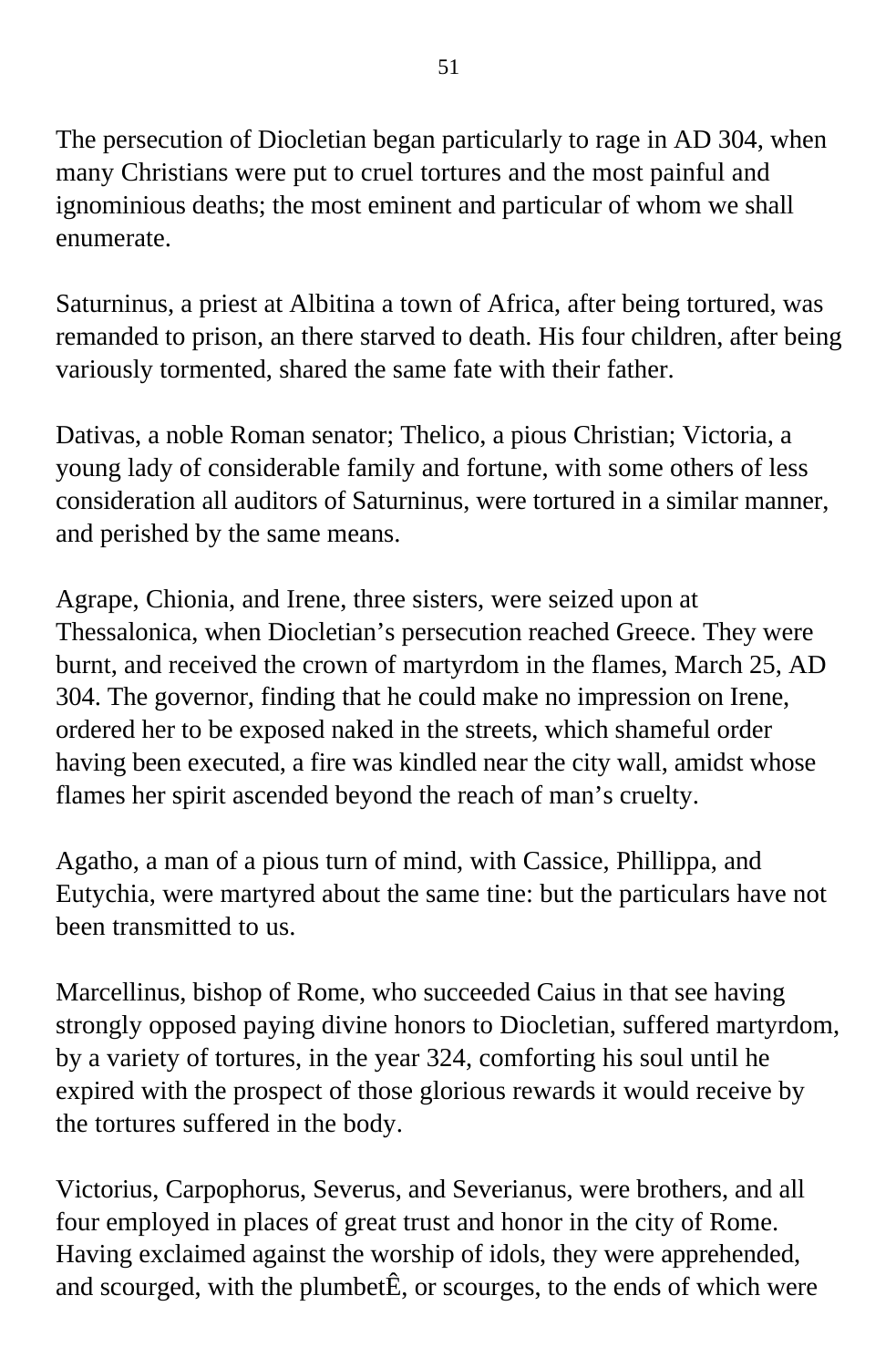The persecution of Diocletian began particularly to rage in AD 304, when many Christians were put to cruel tortures and the most painful and ignominious deaths; the most eminent and particular of whom we shall enumerate.

Saturninus, a priest at Albitina a town of Africa, after being tortured, was remanded to prison, an there starved to death. His four children, after being variously tormented, shared the same fate with their father.

Dativas, a noble Roman senator; Thelico, a pious Christian; Victoria, a young lady of considerable family and fortune, with some others of less consideration all auditors of Saturninus, were tortured in a similar manner, and perished by the same means.

Agrape, Chionia, and Irene, three sisters, were seized upon at Thessalonica, when Diocletian's persecution reached Greece. They were burnt, and received the crown of martyrdom in the flames, March 25, AD 304. The governor, finding that he could make no impression on Irene, ordered her to be exposed naked in the streets, which shameful order having been executed, a fire was kindled near the city wall, amidst whose flames her spirit ascended beyond the reach of man's cruelty.

Agatho, a man of a pious turn of mind, with Cassice, Phillippa, and Eutychia, were martyred about the same tine: but the particulars have not been transmitted to us.

Marcellinus, bishop of Rome, who succeeded Caius in that see having strongly opposed paying divine honors to Diocletian, suffered martyrdom, by a variety of tortures, in the year 324, comforting his soul until he expired with the prospect of those glorious rewards it would receive by the tortures suffered in the body.

Victorius, Carpophorus, Severus, and Severianus, were brothers, and all four employed in places of great trust and honor in the city of Rome. Having exclaimed against the worship of idols, they were apprehended, and scourged, with the plumbetÊ, or scourges, to the ends of which were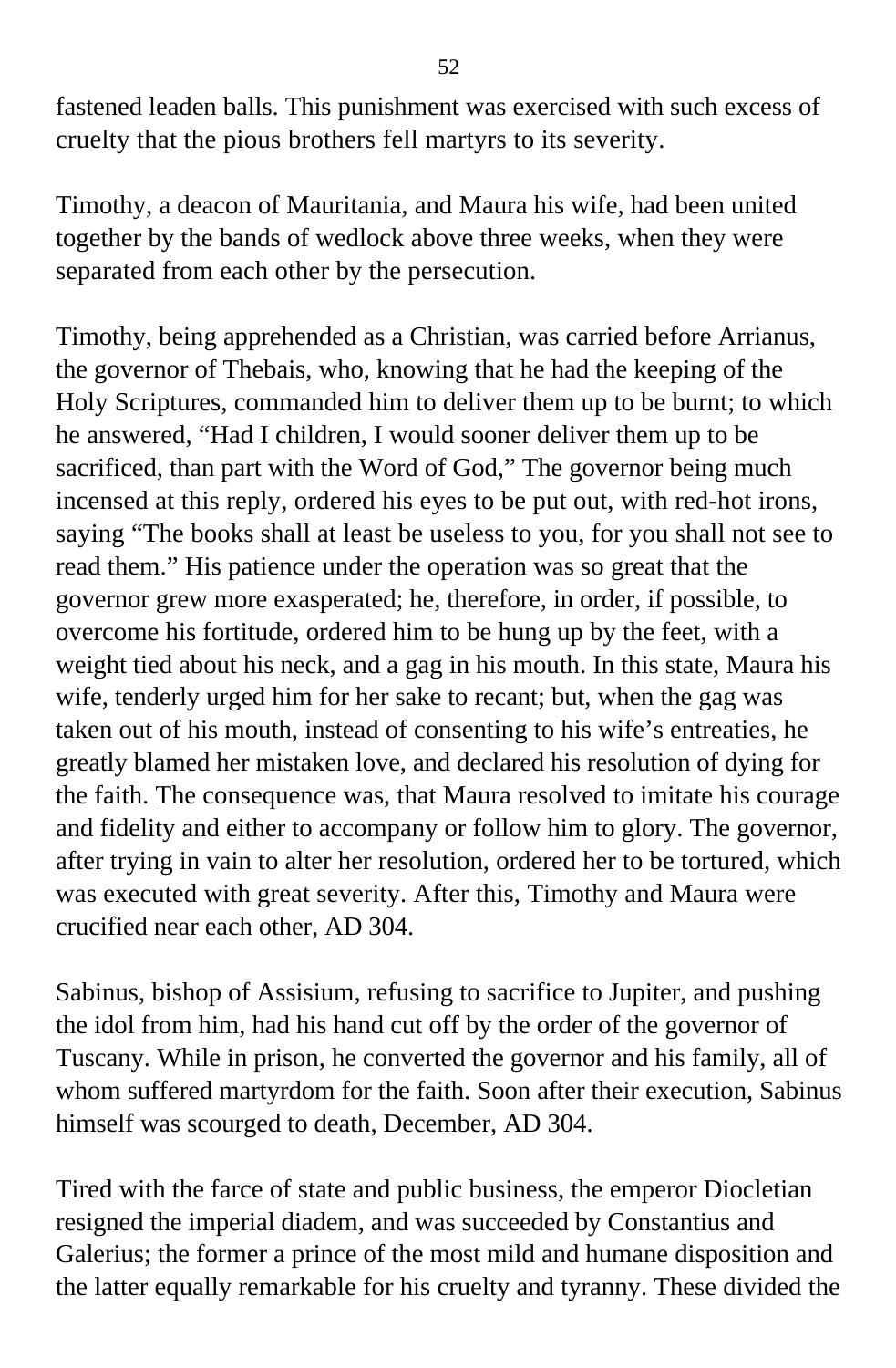fastened leaden balls. This punishment was exercised with such excess of cruelty that the pious brothers fell martyrs to its severity.

Timothy, a deacon of Mauritania, and Maura his wife, had been united together by the bands of wedlock above three weeks, when they were separated from each other by the persecution.

Timothy, being apprehended as a Christian, was carried before Arrianus, the governor of Thebais, who, knowing that he had the keeping of the Holy Scriptures, commanded him to deliver them up to be burnt; to which he answered, "Had I children, I would sooner deliver them up to be sacrificed, than part with the Word of God," The governor being much incensed at this reply, ordered his eyes to be put out, with red-hot irons, saying "The books shall at least be useless to you, for you shall not see to read them." His patience under the operation was so great that the governor grew more exasperated; he, therefore, in order, if possible, to overcome his fortitude, ordered him to be hung up by the feet, with a weight tied about his neck, and a gag in his mouth. In this state, Maura his wife, tenderly urged him for her sake to recant; but, when the gag was taken out of his mouth, instead of consenting to his wife's entreaties, he greatly blamed her mistaken love, and declared his resolution of dying for the faith. The consequence was, that Maura resolved to imitate his courage and fidelity and either to accompany or follow him to glory. The governor, after trying in vain to alter her resolution, ordered her to be tortured, which was executed with great severity. After this, Timothy and Maura were crucified near each other, AD 304.

Sabinus, bishop of Assisium, refusing to sacrifice to Jupiter, and pushing the idol from him, had his hand cut off by the order of the governor of Tuscany. While in prison, he converted the governor and his family, all of whom suffered martyrdom for the faith. Soon after their execution, Sabinus himself was scourged to death, December, AD 304.

Tired with the farce of state and public business, the emperor Diocletian resigned the imperial diadem, and was succeeded by Constantius and Galerius; the former a prince of the most mild and humane disposition and the latter equally remarkable for his cruelty and tyranny. These divided the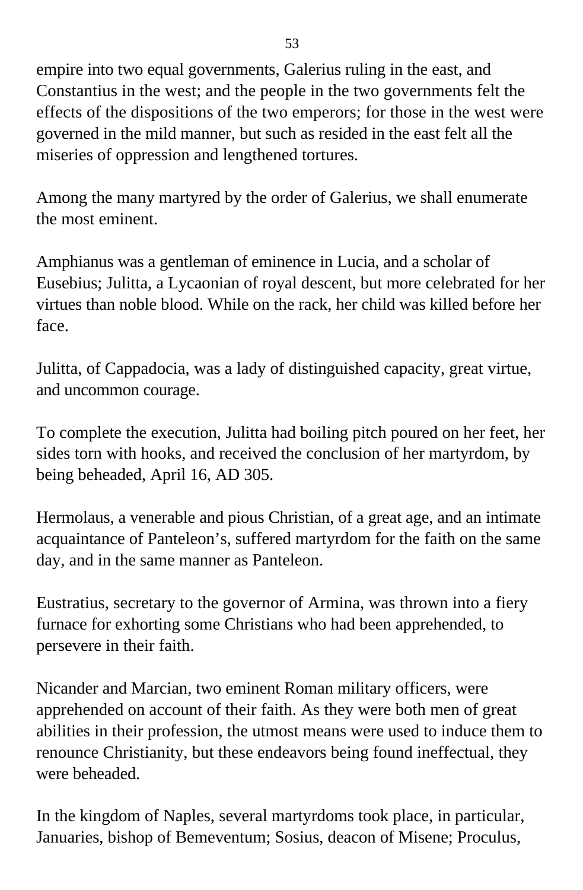empire into two equal governments, Galerius ruling in the east, and Constantius in the west; and the people in the two governments felt the effects of the dispositions of the two emperors; for those in the west were governed in the mild manner, but such as resided in the east felt all the miseries of oppression and lengthened tortures.

Among the many martyred by the order of Galerius, we shall enumerate the most eminent.

Amphianus was a gentleman of eminence in Lucia, and a scholar of Eusebius; Julitta, a Lycaonian of royal descent, but more celebrated for her virtues than noble blood. While on the rack, her child was killed before her face.

Julitta, of Cappadocia, was a lady of distinguished capacity, great virtue, and uncommon courage.

To complete the execution, Julitta had boiling pitch poured on her feet, her sides torn with hooks, and received the conclusion of her martyrdom, by being beheaded, April 16, AD 305.

Hermolaus, a venerable and pious Christian, of a great age, and an intimate acquaintance of Panteleon's, suffered martyrdom for the faith on the same day, and in the same manner as Panteleon.

Eustratius, secretary to the governor of Armina, was thrown into a fiery furnace for exhorting some Christians who had been apprehended, to persevere in their faith.

Nicander and Marcian, two eminent Roman military officers, were apprehended on account of their faith. As they were both men of great abilities in their profession, the utmost means were used to induce them to renounce Christianity, but these endeavors being found ineffectual, they were beheaded.

In the kingdom of Naples, several martyrdoms took place, in particular, Januaries, bishop of Bemeventum; Sosius, deacon of Misene; Proculus,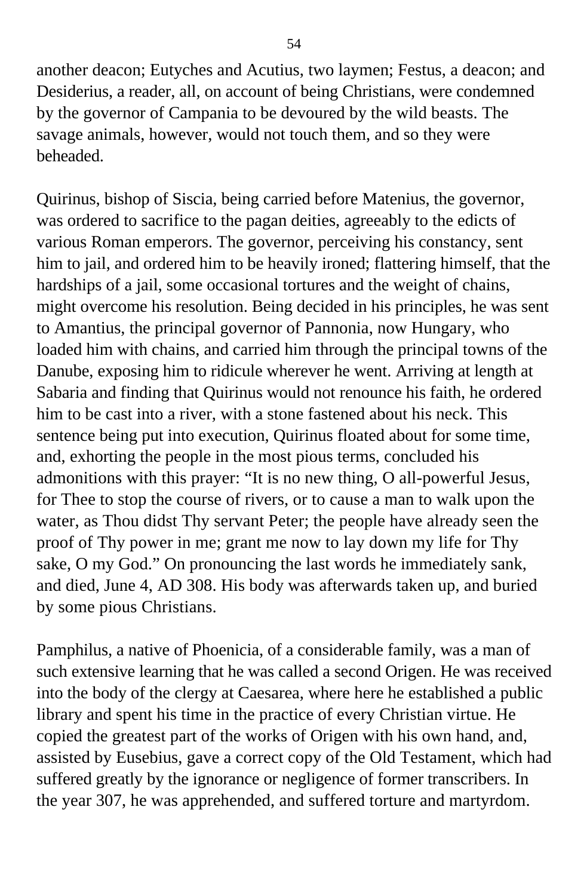another deacon; Eutyches and Acutius, two laymen; Festus, a deacon; and Desiderius, a reader, all, on account of being Christians, were condemned by the governor of Campania to be devoured by the wild beasts. The savage animals, however, would not touch them, and so they were beheaded.

Quirinus, bishop of Siscia, being carried before Matenius, the governor, was ordered to sacrifice to the pagan deities, agreeably to the edicts of various Roman emperors. The governor, perceiving his constancy, sent him to jail, and ordered him to be heavily ironed; flattering himself, that the hardships of a jail, some occasional tortures and the weight of chains, might overcome his resolution. Being decided in his principles, he was sent to Amantius, the principal governor of Pannonia, now Hungary, who loaded him with chains, and carried him through the principal towns of the Danube, exposing him to ridicule wherever he went. Arriving at length at Sabaria and finding that Quirinus would not renounce his faith, he ordered him to be cast into a river, with a stone fastened about his neck. This sentence being put into execution, Quirinus floated about for some time, and, exhorting the people in the most pious terms, concluded his admonitions with this prayer: "It is no new thing, O all-powerful Jesus, for Thee to stop the course of rivers, or to cause a man to walk upon the water, as Thou didst Thy servant Peter; the people have already seen the proof of Thy power in me; grant me now to lay down my life for Thy sake, O my God." On pronouncing the last words he immediately sank, and died, June 4, AD 308. His body was afterwards taken up, and buried by some pious Christians.

Pamphilus, a native of Phoenicia, of a considerable family, was a man of such extensive learning that he was called a second Origen. He was received into the body of the clergy at Caesarea, where here he established a public library and spent his time in the practice of every Christian virtue. He copied the greatest part of the works of Origen with his own hand, and, assisted by Eusebius, gave a correct copy of the Old Testament, which had suffered greatly by the ignorance or negligence of former transcribers. In the year 307, he was apprehended, and suffered torture and martyrdom.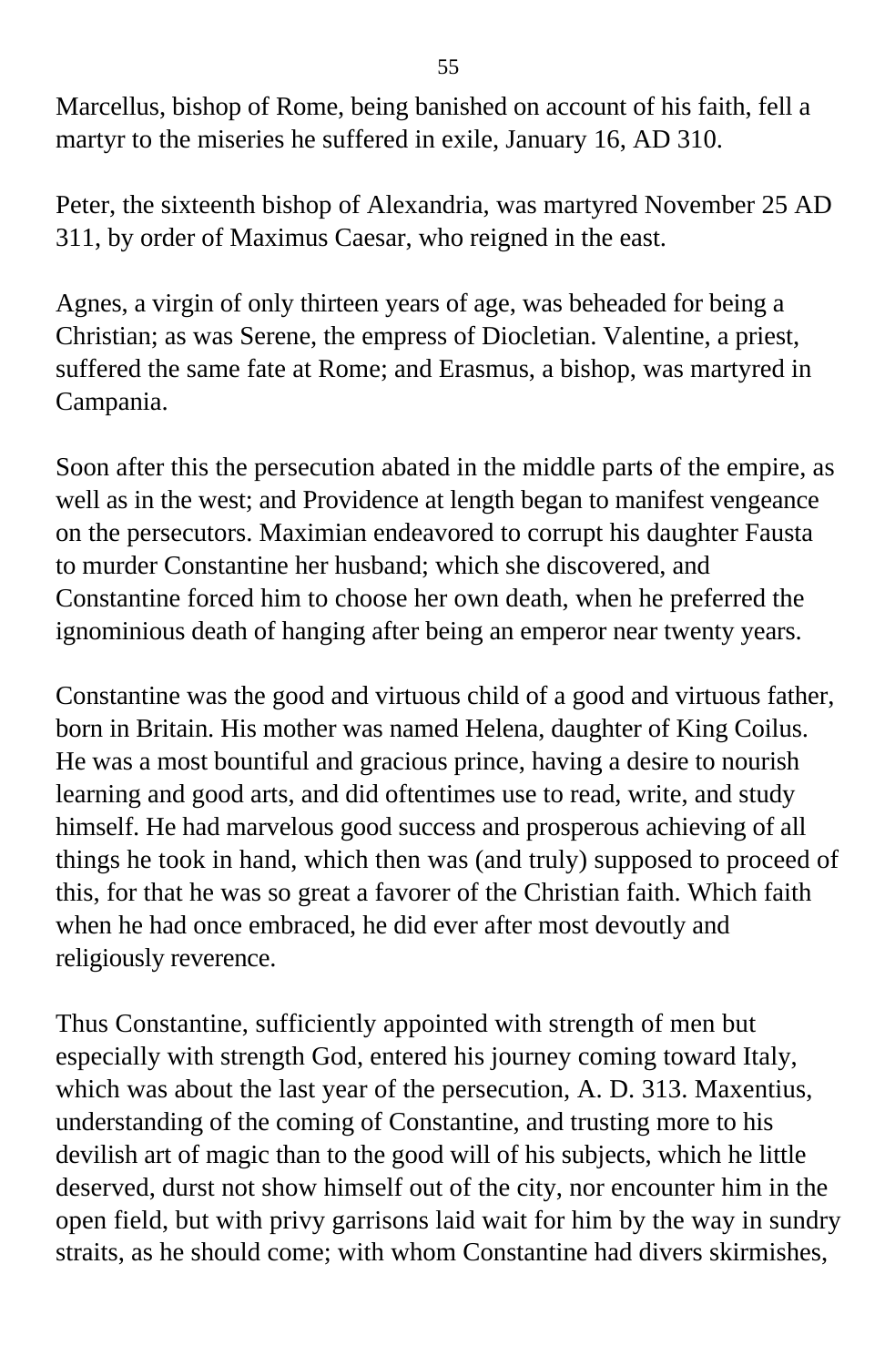Marcellus, bishop of Rome, being banished on account of his faith, fell a martyr to the miseries he suffered in exile, January 16, AD 310.

Peter, the sixteenth bishop of Alexandria, was martyred November 25 AD 311, by order of Maximus Caesar, who reigned in the east.

Agnes, a virgin of only thirteen years of age, was beheaded for being a Christian; as was Serene, the empress of Diocletian. Valentine, a priest, suffered the same fate at Rome; and Erasmus, a bishop, was martyred in Campania.

Soon after this the persecution abated in the middle parts of the empire, as well as in the west; and Providence at length began to manifest vengeance on the persecutors. Maximian endeavored to corrupt his daughter Fausta to murder Constantine her husband; which she discovered, and Constantine forced him to choose her own death, when he preferred the ignominious death of hanging after being an emperor near twenty years.

Constantine was the good and virtuous child of a good and virtuous father, born in Britain. His mother was named Helena, daughter of King Coilus. He was a most bountiful and gracious prince, having a desire to nourish learning and good arts, and did oftentimes use to read, write, and study himself. He had marvelous good success and prosperous achieving of all things he took in hand, which then was (and truly) supposed to proceed of this, for that he was so great a favorer of the Christian faith. Which faith when he had once embraced, he did ever after most devoutly and religiously reverence.

Thus Constantine, sufficiently appointed with strength of men but especially with strength God, entered his journey coming toward Italy, which was about the last year of the persecution, A. D. 313. Maxentius, understanding of the coming of Constantine, and trusting more to his devilish art of magic than to the good will of his subjects, which he little deserved, durst not show himself out of the city, nor encounter him in the open field, but with privy garrisons laid wait for him by the way in sundry straits, as he should come; with whom Constantine had divers skirmishes,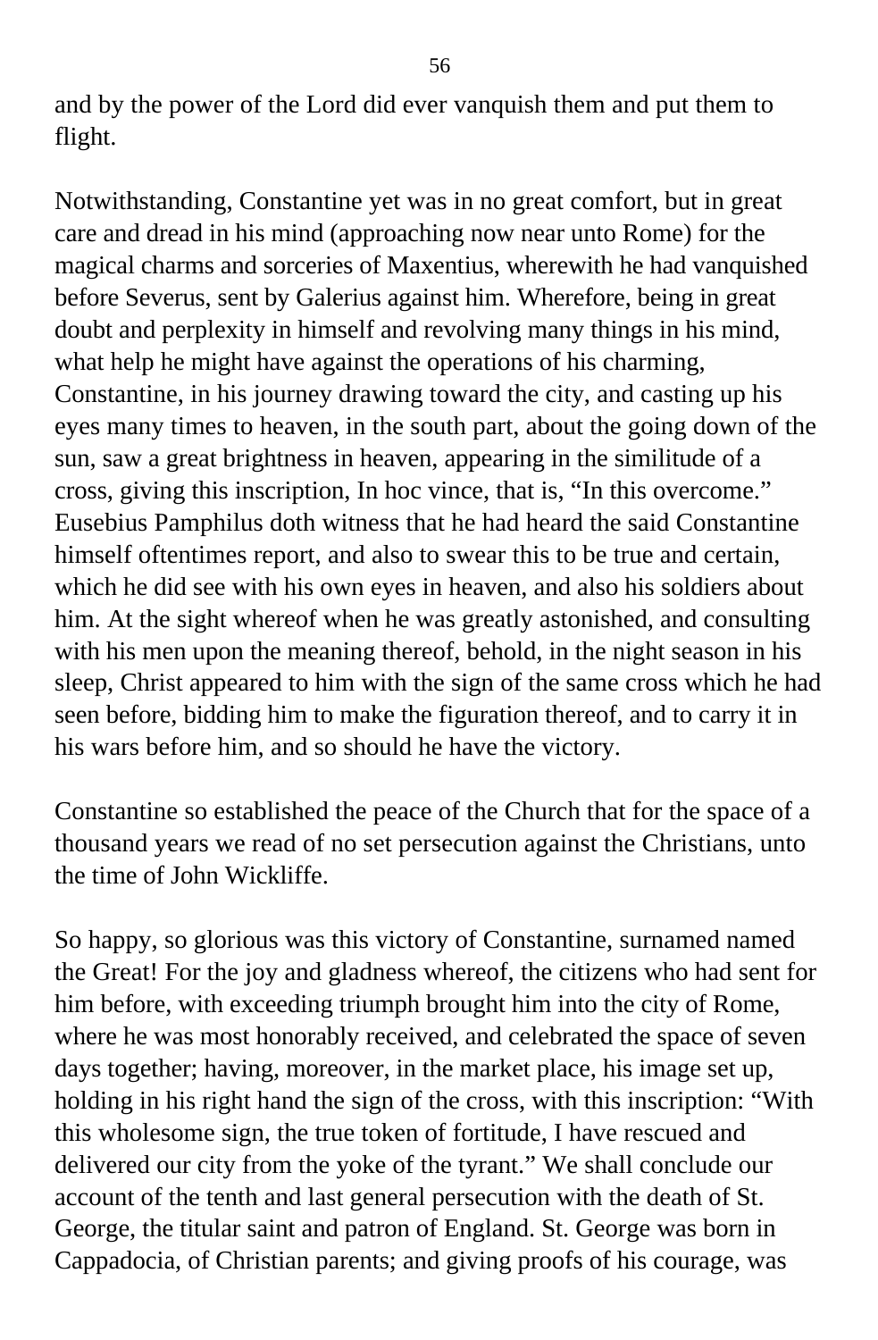and by the power of the Lord did ever vanquish them and put them to flight.

Notwithstanding, Constantine yet was in no great comfort, but in great care and dread in his mind (approaching now near unto Rome) for the magical charms and sorceries of Maxentius, wherewith he had vanquished before Severus, sent by Galerius against him. Wherefore, being in great doubt and perplexity in himself and revolving many things in his mind, what help he might have against the operations of his charming, Constantine, in his journey drawing toward the city, and casting up his eyes many times to heaven, in the south part, about the going down of the sun, saw a great brightness in heaven, appearing in the similitude of a cross, giving this inscription, In hoc vince, that is, "In this overcome." Eusebius Pamphilus doth witness that he had heard the said Constantine himself oftentimes report, and also to swear this to be true and certain, which he did see with his own eyes in heaven, and also his soldiers about him. At the sight whereof when he was greatly astonished, and consulting with his men upon the meaning thereof, behold, in the night season in his sleep, Christ appeared to him with the sign of the same cross which he had seen before, bidding him to make the figuration thereof, and to carry it in his wars before him, and so should he have the victory.

Constantine so established the peace of the Church that for the space of a thousand years we read of no set persecution against the Christians, unto the time of John Wickliffe.

So happy, so glorious was this victory of Constantine, surnamed named the Great! For the joy and gladness whereof, the citizens who had sent for him before, with exceeding triumph brought him into the city of Rome, where he was most honorably received, and celebrated the space of seven days together; having, moreover, in the market place, his image set up, holding in his right hand the sign of the cross, with this inscription: "With this wholesome sign, the true token of fortitude, I have rescued and delivered our city from the yoke of the tyrant." We shall conclude our account of the tenth and last general persecution with the death of St. George, the titular saint and patron of England. St. George was born in Cappadocia, of Christian parents; and giving proofs of his courage, was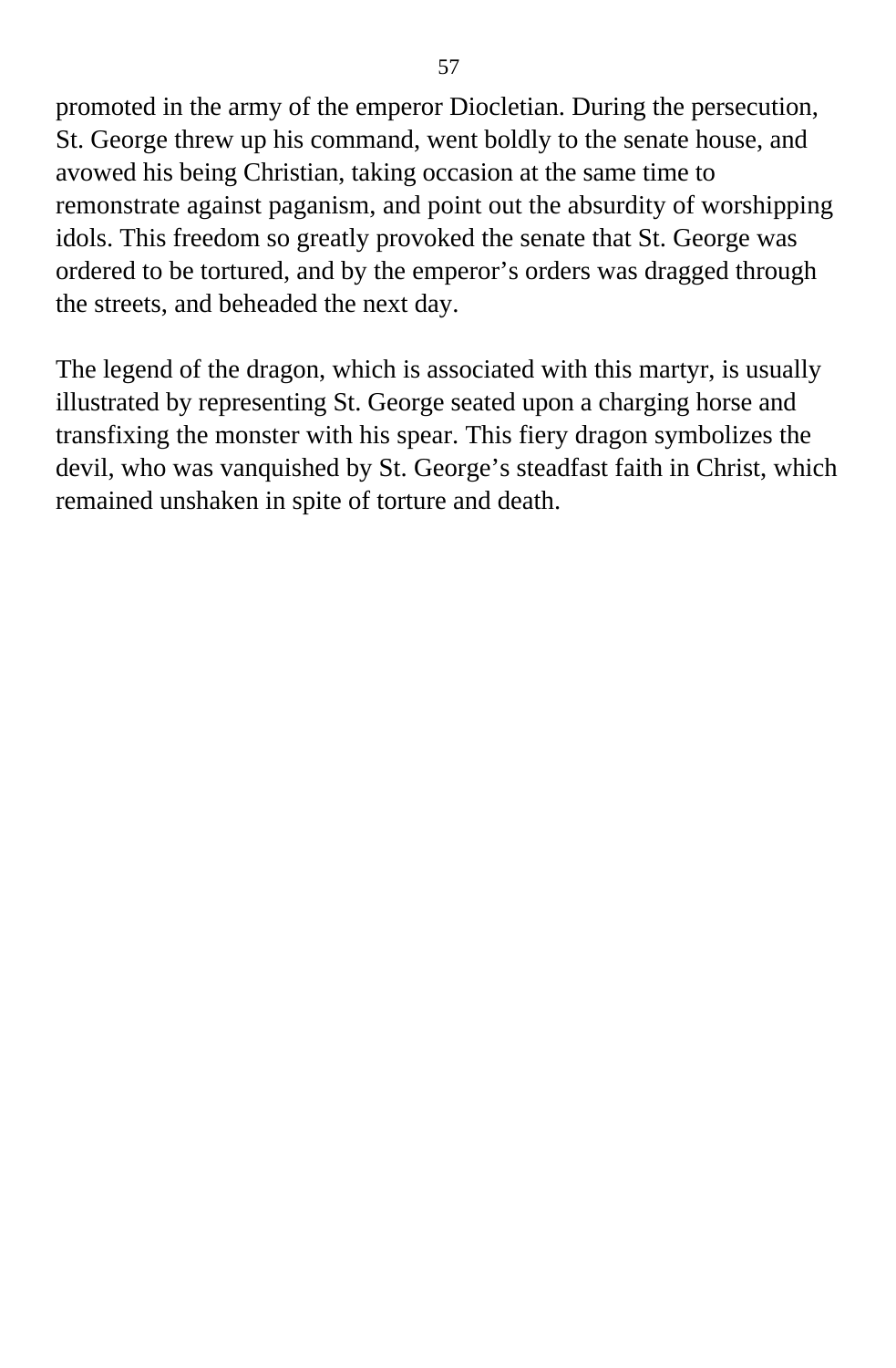promoted in the army of the emperor Diocletian. During the persecution, St. George threw up his command, went boldly to the senate house, and avowed his being Christian, taking occasion at the same time to remonstrate against paganism, and point out the absurdity of worshipping idols. This freedom so greatly provoked the senate that St. George was ordered to be tortured, and by the emperor’s orders was dragged through the streets, and beheaded the next day.

The legend of the dragon, which is associated with this martyr, is usually illustrated by representing St. George seated upon a charging horse and transfixing the monster with his spear. This fiery dragon symbolizes the devil, who was vanquished by St. George’s steadfast faith in Christ, which remained unshaken in spite of torture and death.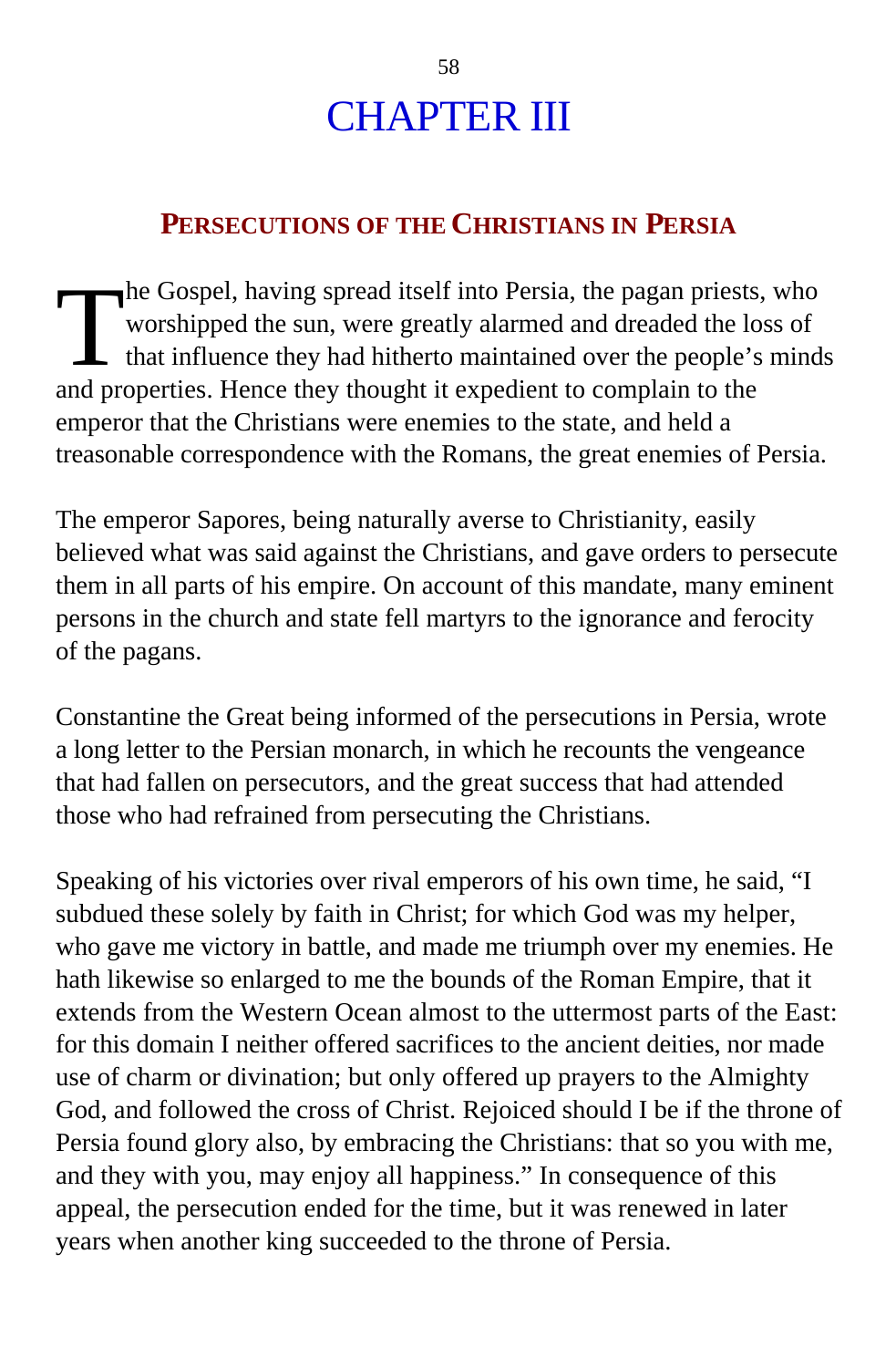# CHAPTER III

## PERSECUTIONS OF THE CHRISTIANS IN PERSIA

The Gospel, having spread itself into Persia, the pagan priests, who worshipped the sun, were greatly alarmed and dreaded the loss of that influence they had hitherto maintained over the people's minds and properties. Hence they thought it expedient to complain to the emperor that the Christians were enemies to the state, and held a treasonable correspondence with the Romans, the great enemies of Persia.

The emperor Sapores, being naturally averse to Christianity, easily believed what was said against the Christians, and gave orders to persecute them in all parts of his empire. On account of this mandate, many eminent persons in the church and state fell martyrs to the ignorance and ferocity of the pagans.

Constantine the Great being informed of the persecutions in Persia, wrote a long letter to the Persian monarch, in which he recounts the vengeance that had fallen on persecutors, and the great success that had attended those who had refrained from persecuting the Christians.

Speaking of his victories over rival emperors of his own time, he said, "I subdued these solely by faith in Christ; for which God was my helper, who gave me victory in battle, and made me triumph over my enemies. He hath likewise so enlarged to me the bounds of the Roman Empire, that it extends from the Western Ocean almost to the uttermost parts of the East: for this domain I neither offered sacrifices to the ancient deities, nor made use of charm or divination; but only offered up prayers to the Almighty God, and followed the cross of Christ. Rejoiced should I be if the throne of Persia found glory also, by embracing the Christians: that so you with me, and they with you, may enjoy all happiness." In consequence of this appeal, the persecution ended for the time, but it was renewed in later years when another king succeeded to the throne of Persia.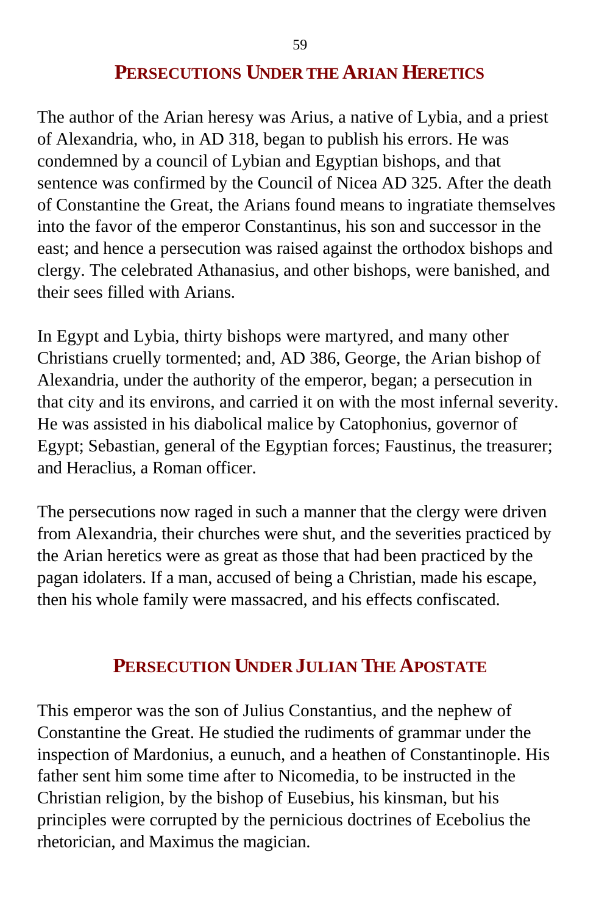## Persecutions Under the Arian Heretics

The author of the Arian heresy was Arius, a native of Lybia, and a priest of Alexandria, who, in AD 318, began to publish his errors. He was condemned by a council of Lybian and Egyptian bishops, and that sentence was confirmed by the Council of Nicea AD 325. After the death of Constantine the Great, the Arians found means to ingratiate themselves into the favor of the emperor Constantinus, his son and successor in the east; and hence a persecution was raised against the orthodox bishops and clergy. The celebrated Athanasius, and other bishops, were banished, and their sees filled with Arians.

In Egypt and Lybia, thirty bishops were martyred, and many other Christians cruelly tormented; and, AD 386, George, the Arian bishop of Alexandria, under the authority of the emperor, began; a persecution in that city and its environs, and carried it on with the most infernal severity. He was assisted in his diabolical malice by Catophonius, governor of Egypt; Sebastian, general of the Egyptian forces; Faustinus, the treasurer; and Heraclius, a Roman officer.

The persecutions now raged in such a manner that the clergy were driven from Alexandria, their churches were shut, and the severities practiced by the Arian heretics were as great as those that had been practiced by the pagan idolaters. If a man, accused of being a Christian, made his escape, then his whole family were massacred, and his effects confiscated.

## Persecution Under Julian The Apostate

This emperor was the son of Julius Constantius, and the nephew of Constantine the Great. He studied the rudiments of grammar under the inspection of Mardonius, a eunuch, and a heathen of Constantinople. His father sent him some time after to Nicomedia, to be instructed in the Christian religion, by the bishop of Eusebius, his kinsman, but his principles were corrupted by the pernicious doctrines of Ecebolius the rhetorician, and Maximus the magician.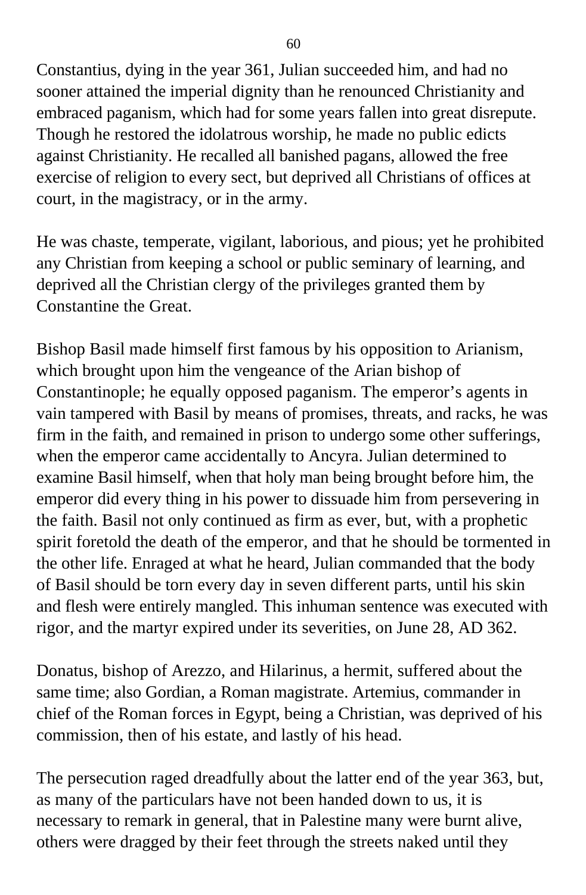Constantius, dying in the year 361, Julian succeeded him, and had no sooner attained the imperial dignity than he renounced Christianity and embraced paganism, which had for some years fallen into great disrepute. Though he restored the idolatrous worship, he made no public edicts against Christianity. He recalled all banished pagans, allowed the free exercise of religion to every sect, but deprived all Christians of offices at court, in the magistracy, or in the army.

He was chaste, temperate, vigilant, laborious, and pious; yet he prohibited any Christian from keeping a school or public seminary of learning, and deprived all the Christian clergy of the privileges granted them by Constantine the Great.

Bishop Basil made himself first famous by his opposition to Arianism, which brought upon him the vengeance of the Arian bishop of Constantinople; he equally opposed paganism. The emperor's agents in vain tampered with Basil by means of promises, threats, and racks, he was firm in the faith, and remained in prison to undergo some other sufferings, when the emperor came accidentally to Ancyra. Julian determined to examine Basil himself, when that holy man being brought before him, the emperor did every thing in his power to dissuade him from persevering in the faith. Basil not only continued as firm as ever, but, with a prophetic spirit foretold the death of the emperor, and that he should be tormented in the other life. Enraged at what he heard, Julian commanded that the body of Basil should be torn every day in seven different parts, until his skin and flesh were entirely mangled. This inhuman sentence was executed with rigor, and the martyr expired under its severities, on June 28, AD 362.

Donatus, bishop of Arezzo, and Hilarinus, a hermit, suffered about the same time; also Gordian, a Roman magistrate. Artemius, commander in chief of the Roman forces in Egypt, being a Christian, was deprived of his commission, then of his estate, and lastly of his head.

The persecution raged dreadfully about the latter end of the year 363, but, as many of the particulars have not been handed down to us, it is necessary to remark in general, that in Palestine many were burnt alive, others were dragged by their feet through the streets naked until they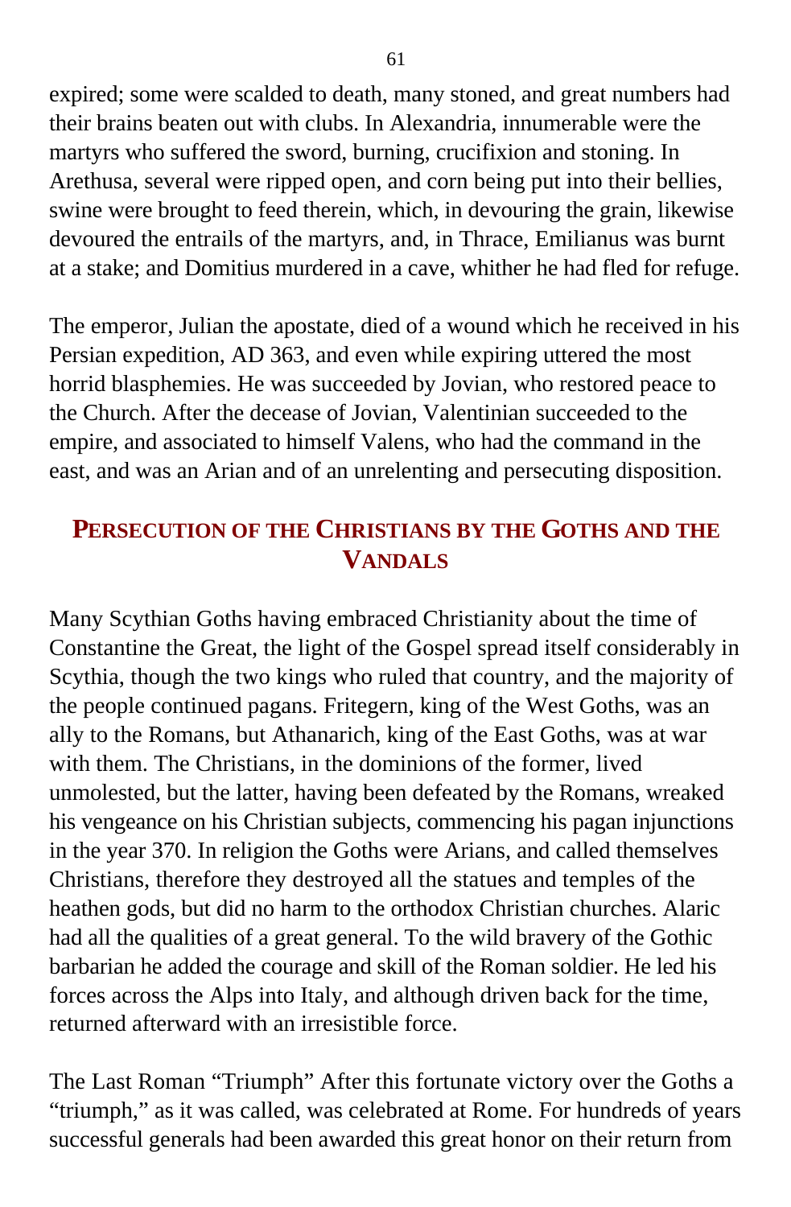expired; some were scalded to death, many stoned, and great numbers had their brains beaten out with clubs. In Alexandria, innumerable were the martyrs who suffered the sword, burning, crucifixion and stoning. In Arethusa, several were ripped open, and corn being put into their bellies, swine were brought to feed therein, which, in devouring the grain, likewise devoured the entrails of the martyrs, and, in Thrace, Emilianus was burnt at a stake; and Domitius murdered in a cave, whither he had fled for refuge.

The emperor, Julian the apostate, died of a wound which he received in his Persian expedition, AD 363, and even while expiring uttered the most horrid blasphemies. He was succeeded by Jovian, who restored peace to the Church. After the decease of Jovian, Valentinian succeeded to the empire, and associated to himself Valens, who had the command in the east, and was an Arian and of an unrelenting and persecuting disposition.

## Persecution of the Christians by the Goths and the Vandals

Many Scythian Goths having embraced Christianity about the time of Constantine the Great, the light of the Gospel spread itself considerably in Scythia, though the two kings who ruled that country, and the majority of the people continued pagans. Fritegern, king of the West Goths, was an ally to the Romans, but Athanarich, king of the East Goths, was at war with them. The Christians, in the dominions of the former, lived unmolested, but the latter, having been defeated by the Romans, wreaked his vengeance on his Christian subjects, commencing his pagan injunctions in the year 370. In religion the Goths were Arians, and called themselves Christians, therefore they destroyed all the statues and temples of the heathen gods, but did no harm to the orthodox Christian churches. Alaric had all the qualities of a great general. To the wild bravery of the Gothic barbarian he added the courage and skill of the Roman soldier. He led his forces across the Alps into Italy, and although driven back for the time, returned afterward with an irresistible force.

The Last Roman "Triumph" After this fortunate victory over the Goths a "triumph," as it was called, was celebrated at Rome. For hundreds of years successful generals had been awarded this great honor on their return from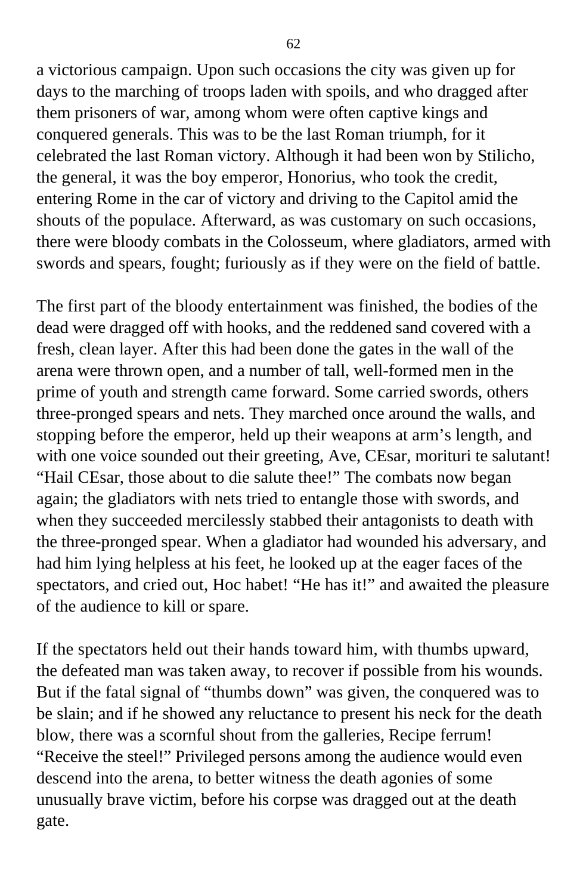a victorious campaign. Upon such occasions the city was given up for days to the marching of troops laden with spoils, and who dragged after them prisoners of war, among whom were often captive kings and conquered generals. This was to be the last Roman triumph, for it celebrated the last Roman victory. Although it had been won by Stilicho, the general, it was the boy emperor, Honorius, who took the credit, entering Rome in the car of victory and driving to the Capitol amid the shouts of the populace. Afterward, as was customary on such occasions, there were bloody combats in the Colosseum, where gladiators, armed with swords and spears, fought; furiously as if they were on the field of battle.

The first part of the bloody entertainment was finished, the bodies of the dead were dragged off with hooks, and the reddened sand covered with a fresh, clean layer. After this had been done the gates in the wall of the arena were thrown open, and a number of tall, well-formed men in the prime of youth and strength came forward. Some carried swords, others three-pronged spears and nets. They marched once around the walls, and stopping before the emperor, held up their weapons at arm's length, and with one voice sounded out their greeting, Ave, CEsar, morituri te salutant! "Hail CEsar, those about to die salute thee!" The combats now began again; the gladiators with nets tried to entangle those with swords, and when they succeeded mercilessly stabbed their antagonists to death with the three-pronged spear. When a gladiator had wounded his adversary, and had him lying helpless at his feet, he looked up at the eager faces of the spectators, and cried out, Hoc habet! "He has it!" and awaited the pleasure of the audience to kill or spare.

If the spectators held out their hands toward him, with thumbs upward, the defeated man was taken away, to recover if possible from his wounds. But if the fatal signal of "thumbs down" was given, the conquered was to be slain; and if he showed any reluctance to present his neck for the death blow, there was a scornful shout from the galleries, Recipe ferrum! "Receive the steel!" Privileged persons among the audience would even descend into the arena, to better witness the death agonies of some unusually brave victim, before his corpse was dragged out at the death gate.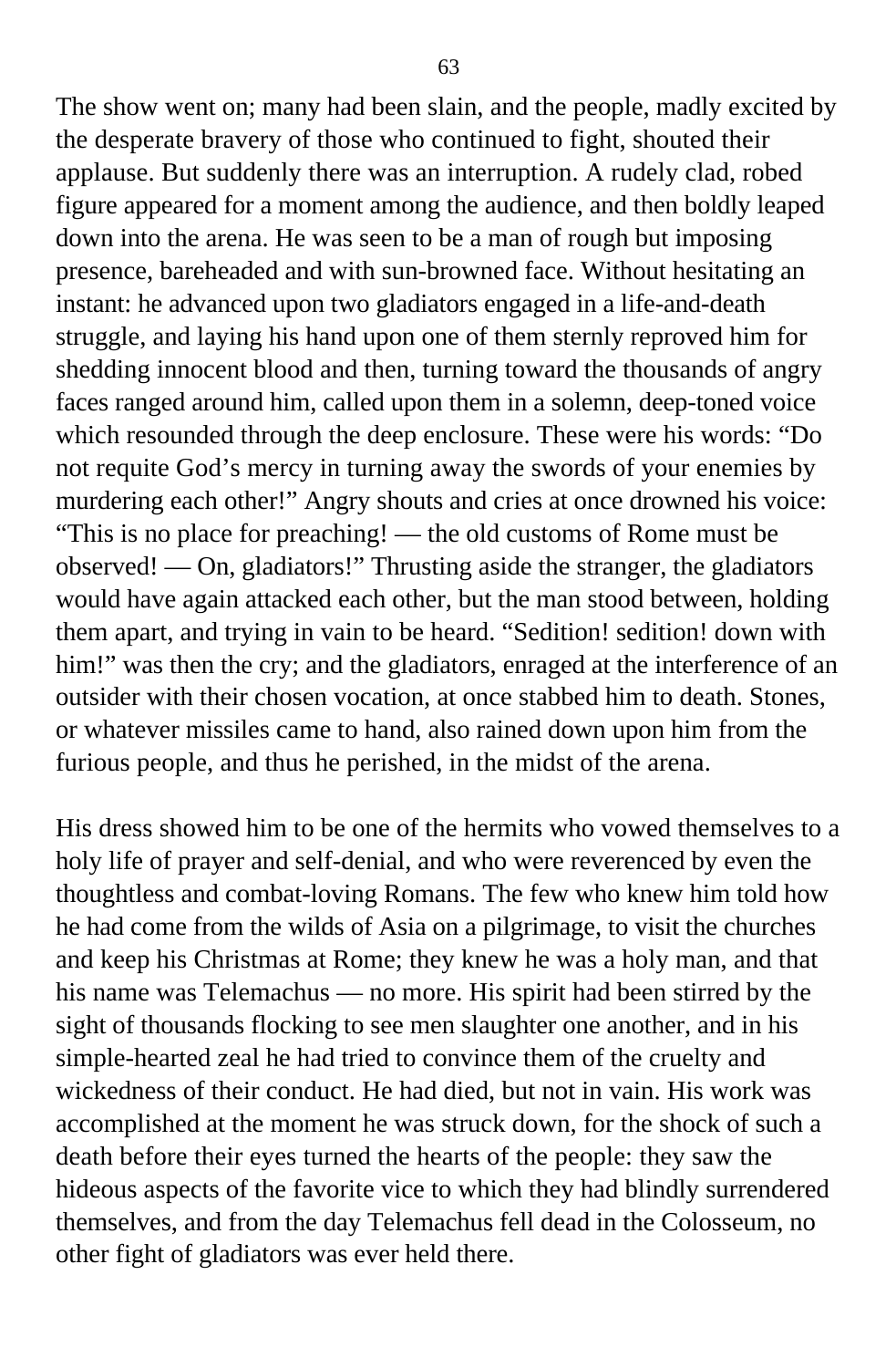The show went on; many had been slain, and the people, madly excited by the desperate bravery of those who continued to fight, shouted their applause. But suddenly there was an interruption. A rudely clad, robed figure appeared for a moment among the audience, and then boldly leaped down into the arena. He was seen to be a man of rough but imposing presence, bareheaded and with sun-browned face. Without hesitating an instant: he advanced upon two gladiators engaged in a life-and-death struggle, and laying his hand upon one of them sternly reproved him for shedding innocent blood and then, turning toward the thousands of angry faces ranged around him, called upon them in a solemn, deep-toned voice which resounded through the deep enclosure. These were his words: "Do not requite God's mercy in turning away the swords of your enemies by murdering each other!" Angry shouts and cries at once drowned his voice: "This is no place for preaching! — the old customs of Rome must be observed! — On, gladiators!" Thrusting aside the stranger, the gladiators would have again attacked each other, but the man stood between, holding them apart, and trying in vain to be heard. "Sedition! sedition! down with him!" was then the cry; and the gladiators, enraged at the interference of an outsider with their chosen vocation, at once stabbed him to death. Stones, or whatever missiles came to hand, also rained down upon him from the furious people, and thus he perished, in the midst of the arena.

His dress showed him to be one of the hermits who vowed themselves to a holy life of prayer and self-denial, and who were reverenced by even the thoughtless and combat-loving Romans. The few who knew him told how he had come from the wilds of Asia on a pilgrimage, to visit the churches and keep his Christmas at Rome; they knew he was a holy man, and that his name was Telemachus — no more. His spirit had been stirred by the sight of thousands flocking to see men slaughter one another, and in his simple-hearted zeal he had tried to convince them of the cruelty and wickedness of their conduct. He had died, but not in vain. His work was accomplished at the moment he was struck down, for the shock of such a death before their eyes turned the hearts of the people: they saw the hideous aspects of the favorite vice to which they had blindly surrendered themselves, and from the day Telemachus fell dead in the Colosseum, no other fight of gladiators was ever held there.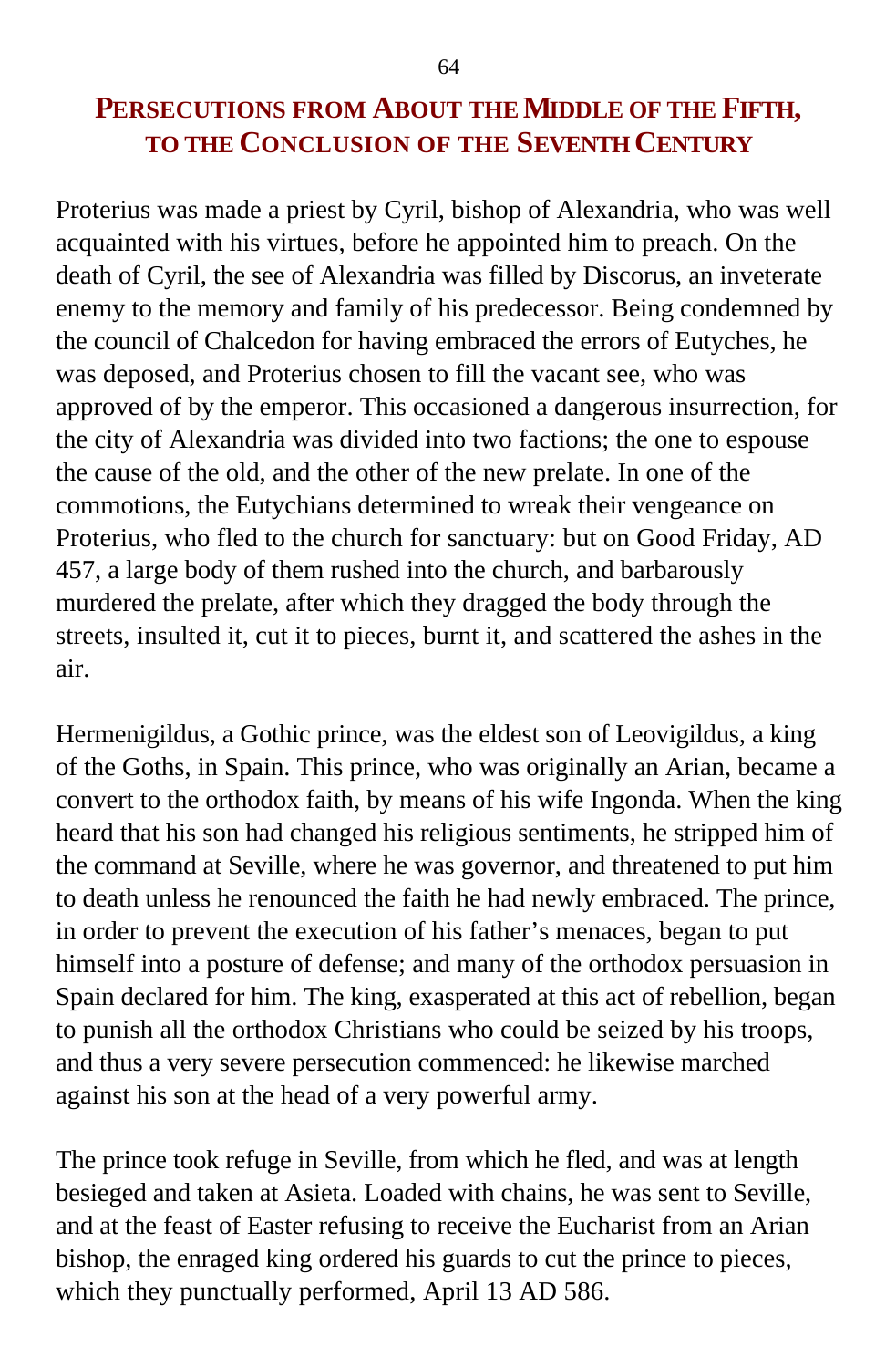## Persecutions from About the Middle of the Fifth, to the Conclusion of the Seventh Century

Proterius was made a priest by Cyril, bishop of Alexandria, who was well acquainted with his virtues, before he appointed him to preach. On the death of Cyril, the see of Alexandria was filled by Discorus, an inveterate enemy to the memory and family of his predecessor. Being condemned by the council of Chalcedon for having embraced the errors of Eutyches, he was deposed, and Proterius chosen to fill the vacant see, who was approved of by the emperor. This occasioned a dangerous insurrection, for the city of Alexandria was divided into two factions; the one to espouse the cause of the old, and the other of the new prelate. In one of the commotions, the Eutychians determined to wreak their vengeance on Proterius, who fled to the church for sanctuary: but on Good Friday, AD 457, a large body of them rushed into the church, and barbarously murdered the prelate, after which they dragged the body through the streets, insulted it, cut it to pieces, burnt it, and scattered the ashes in the air.

Hermenigildus, a Gothic prince, was the eldest son of Leovigildus, a king of the Goths, in Spain. This prince, who was originally an Arian, became a convert to the orthodox faith, by means of his wife Ingonda. When the king heard that his son had changed his religious sentiments, he stripped him of the command at Seville, where he was governor, and threatened to put him to death unless he renounced the faith he had newly embraced. The prince, in order to prevent the execution of his father's menaces, began to put himself into a posture of defense; and many of the orthodox persuasion in Spain declared for him. The king, exasperated at this act of rebellion, began to punish all the orthodox Christians who could be seized by his troops, and thus a very severe persecution commenced: he likewise marched against his son at the head of a very powerful army.

The prince took refuge in Seville, from which he fled, and was at length besieged and taken at Asieta. Loaded with chains, he was sent to Seville, and at the feast of Easter refusing to receive the Eucharist from an Arian bishop, the enraged king ordered his guards to cut the prince to pieces, which they punctually performed, April 13 AD 586.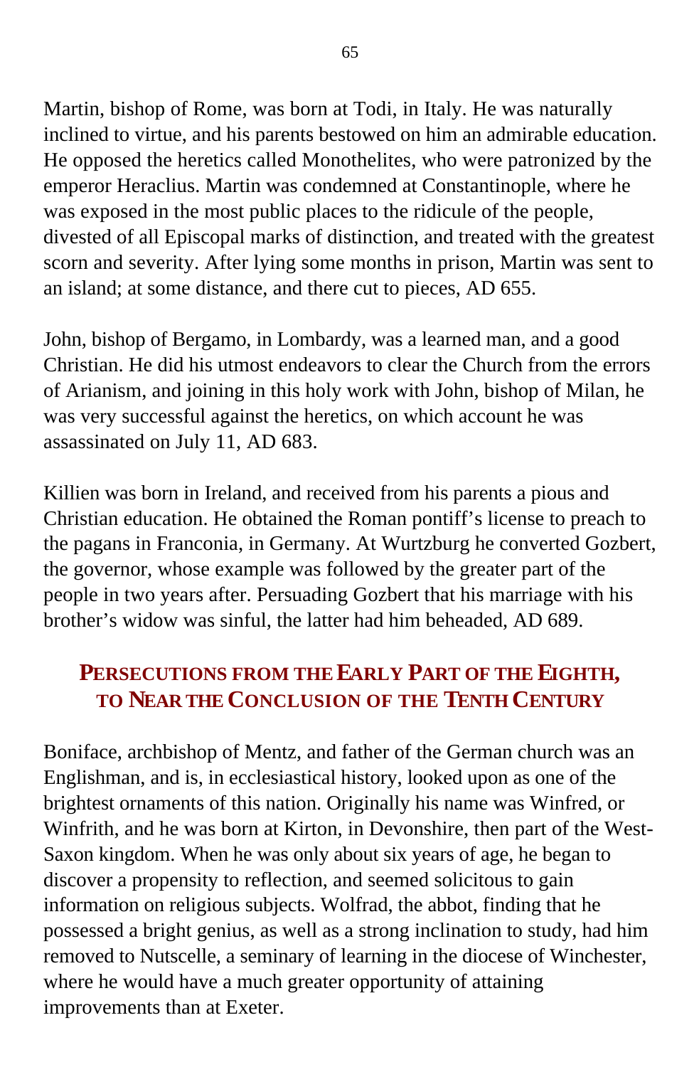Martin, bishop of Rome, was born at Todi, in Italy. He was naturally inclined to virtue, and his parents bestowed on him an admirable education. He opposed the heretics called Monothelites, who were patronized by the emperor Heraclius. Martin was condemned at Constantinople, where he was exposed in the most public places to the ridicule of the people, divested of all Episcopal marks of distinction, and treated with the greatest scorn and severity. After lying some months in prison, Martin was sent to an island; at some distance, and there cut to pieces, AD 655.

John, bishop of Bergamo, in Lombardy, was a learned man, and a good Christian. He did his utmost endeavors to clear the Church from the errors of Arianism, and joining in this holy work with John, bishop of Milan, he was very successful against the heretics, on which account he was assassinated on July 11, AD 683.

Killien was born in Ireland, and received from his parents a pious and Christian education. He obtained the Roman pontiff's license to preach to the pagans in Franconia, in Germany. At Wurtzburg he converted Gozbert, the governor, whose example was followed by the greater part of the people in two years after. Persuading Gozbert that his marriage with his brother's widow was sinful, the latter had him beheaded, AD 689.

## Persecutions from the Early Part of the Eighth, to Near the Conclusion of the Tenth Century

Boniface, archbishop of Mentz, and father of the German church was an Englishman, and is, in ecclesiastical history, looked upon as one of the brightest ornaments of this nation. Originally his name was Winfred, or Winfrith, and he was born at Kirton, in Devonshire, then part of the West-Saxon kingdom. When he was only about six years of age, he began to discover a propensity to reflection, and seemed solicitous to gain information on religious subjects. Wolfrad, the abbot, finding that he possessed a bright genius, as well as a strong inclination to study, had him removed to Nutscelle, a seminary of learning in the diocese of Winchester, where he would have a much greater opportunity of attaining improvements than at Exeter.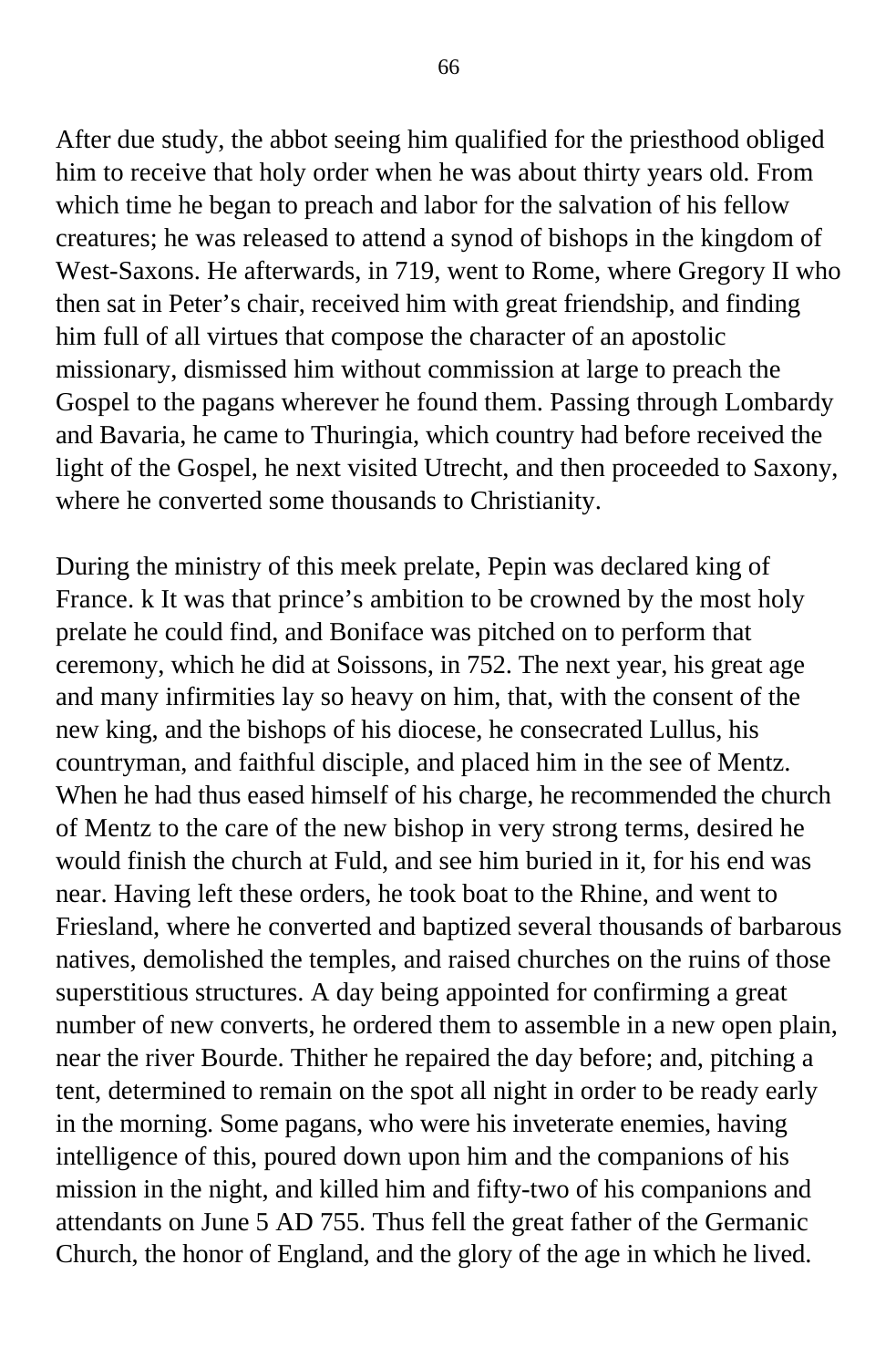After due study, the abbot seeing him qualified for the priesthood obliged him to receive that holy order when he was about thirty years old. From which time he began to preach and labor for the salvation of his fellow creatures; he was released to attend a synod of bishops in the kingdom of West-Saxons. He afterwards, in 719, went to Rome, where Gregory II who then sat in Peter's chair, received him with great friendship, and finding him full of all virtues that compose the character of an apostolic missionary, dismissed him without commission at large to preach the Gospel to the pagans wherever he found them. Passing through Lombardy and Bavaria, he came to Thuringia, which country had before received the light of the Gospel, he next visited Utrecht, and then proceeded to Saxony, where he converted some thousands to Christianity.

During the ministry of this meek prelate, Pepin was declared king of France. k It was that prince's ambition to be crowned by the most holy prelate he could find, and Boniface was pitched on to perform that ceremony, which he did at Soissons, in 752. The next year, his great age and many infirmities lay so heavy on him, that, with the consent of the new king, and the bishops of his diocese, he consecrated Lullus, his countryman, and faithful disciple, and placed him in the see of Mentz. When he had thus eased himself of his charge, he recommended the church of Mentz to the care of the new bishop in very strong terms, desired he would finish the church at Fuld, and see him buried in it, for his end was near. Having left these orders, he took boat to the Rhine, and went to Friesland, where he converted and baptized several thousands of barbarous natives, demolished the temples, and raised churches on the ruins of those superstitious structures. A day being appointed for confirming a great number of new converts, he ordered them to assemble in a new open plain, near the river Bourde. Thither he repaired the day before; and, pitching a tent, determined to remain on the spot all night in order to be ready early in the morning. Some pagans, who were his inveterate enemies, having intelligence of this, poured down upon him and the companions of his mission in the night, and killed him and fifty-two of his companions and attendants on June 5 AD 755. Thus fell the great father of the Germanic Church, the honor of England, and the glory of the age in which he lived.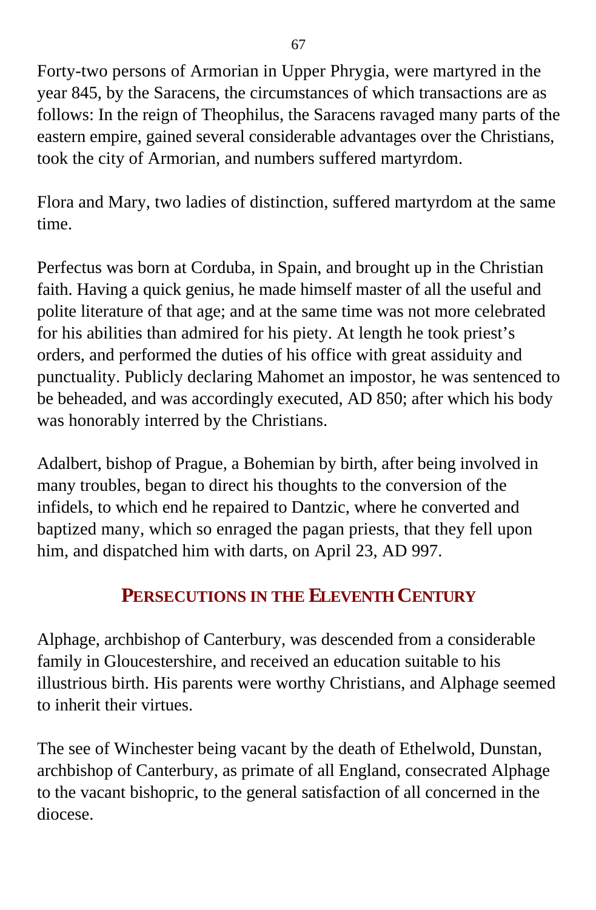Forty-two persons of Armorian in Upper Phrygia, were martyred in the year 845, by the Saracens, the circumstances of which transactions are as follows: In the reign of Theophilus, the Saracens ravaged many parts of the eastern empire, gained several considerable advantages over the Christians, took the city of Armorian, and numbers suffered martyrdom.

Flora and Mary, two ladies of distinction, suffered martyrdom at the same time.

Perfectus was born at Corduba, in Spain, and brought up in the Christian faith. Having a quick genius, he made himself master of all the useful and polite literature of that age; and at the same time was not more celebrated for his abilities than admired for his piety. At length he took priest's orders, and performed the duties of his office with great assiduity and punctuality. Publicly declaring Mahomet an impostor, he was sentenced to be beheaded, and was accordingly executed, AD 850; after which his body was honorably interred by the Christians.

Adalbert, bishop of Prague, a Bohemian by birth, after being involved in many troubles, began to direct his thoughts to the conversion of the infidels, to which end he repaired to Dantzic, where he converted and baptized many, which so enraged the pagan priests, that they fell upon him, and dispatched him with darts, on April 23, AD 997.

## PERSECUTIONS IN THE ELEVENTH CENTURY

Alphage, archbishop of Canterbury, was descended from a considerable family in Gloucestershire, and received an education suitable to his illustrious birth. His parents were worthy Christians, and Alphage seemed to inherit their virtues.

The see of Winchester being vacant by the death of Ethelwold, Dunstan, archbishop of Canterbury, as primate of all England, consecrated Alphage to the vacant bishopric, to the general satisfaction of all concerned in the diocese.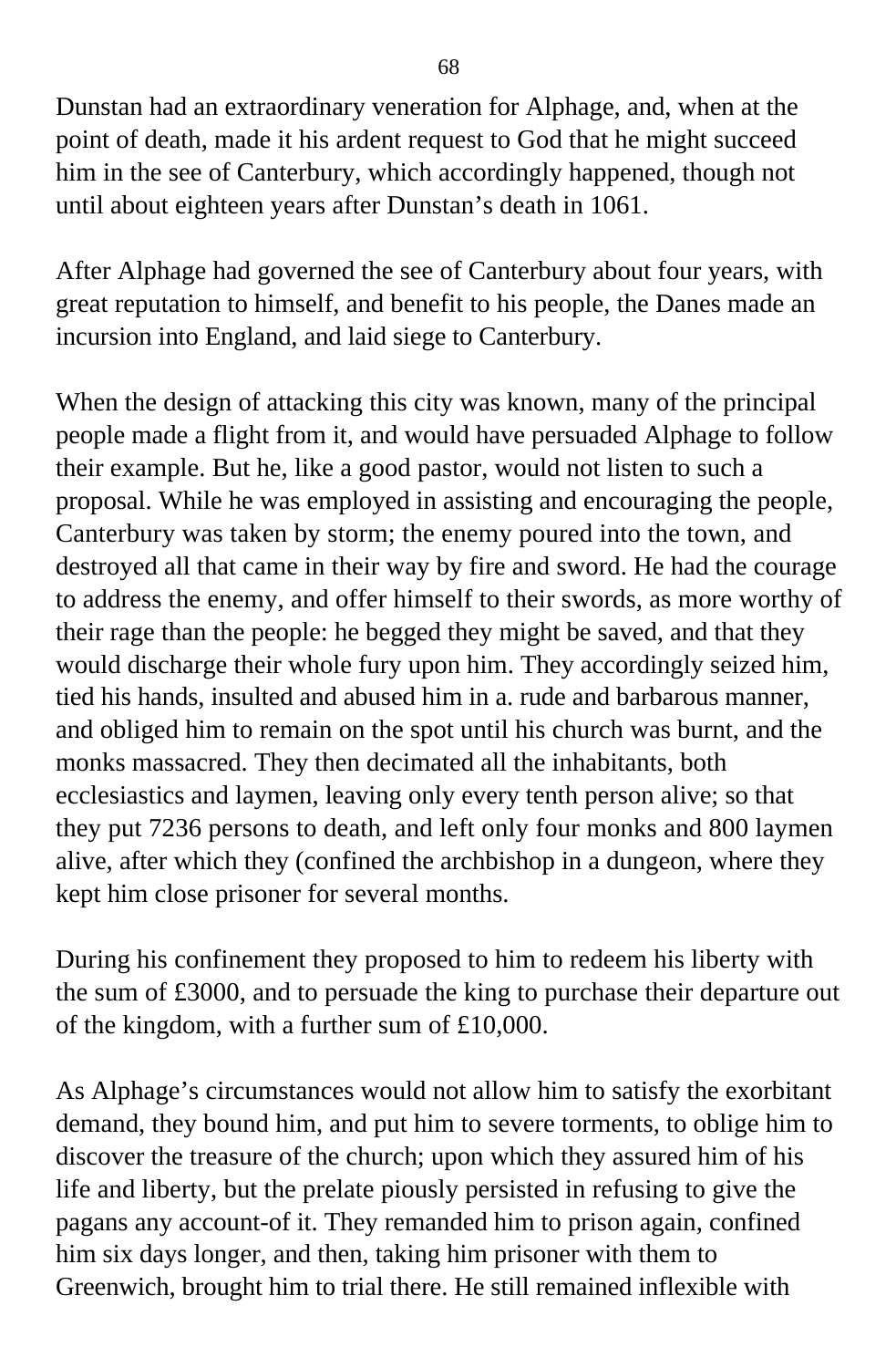Dunstan had an extraordinary veneration for Alphage, and, when at the point of death, made it his ardent request to God that he might succeed him in the see of Canterbury, which accordingly happened, though not until about eighteen years after Dunstan's death in 1061.

After Alphage had governed the see of Canterbury about four years, with great reputation to himself, and benefit to his people, the Danes made an incursion into England, and laid siege to Canterbury.

When the design of attacking this city was known, many of the principal people made a flight from it, and would have persuaded Alphage to follow their example. But he, like a good pastor, would not listen to such a proposal. While he was employed in assisting and encouraging the people, Canterbury was taken by storm; the enemy poured into the town, and destroyed all that came in their way by fire and sword. He had the courage to address the enemy, and offer himself to their swords, as more worthy of their rage than the people: he begged they might be saved, and that they would discharge their whole fury upon him. They accordingly seized him, tied his hands, insulted and abused him in a. rude and barbarous manner, and obliged him to remain on the spot until his church was burnt, and the monks massacred. They then decimated all the inhabitants, both ecclesiastics and laymen, leaving only every tenth person alive; so that they put 7236 persons to death, and left only four monks and 800 laymen alive, after which they (confined the archbishop in a dungeon, where they kept him close prisoner for several months.

During his confinement they proposed to him to redeem his liberty with the sum of £3000, and to persuade the king to purchase their departure out of the kingdom, with a further sum of £10,000.

As Alphage's circumstances would not allow him to satisfy the exorbitant demand, they bound him, and put him to severe torments, to oblige him to discover the treasure of the church; upon which they assured him of his life and liberty, but the prelate piously persisted in refusing to give the pagans any account-of it. They remanded him to prison again, confined him six days longer, and then, taking him prisoner with them to Greenwich, brought him to trial there. He still remained inflexible with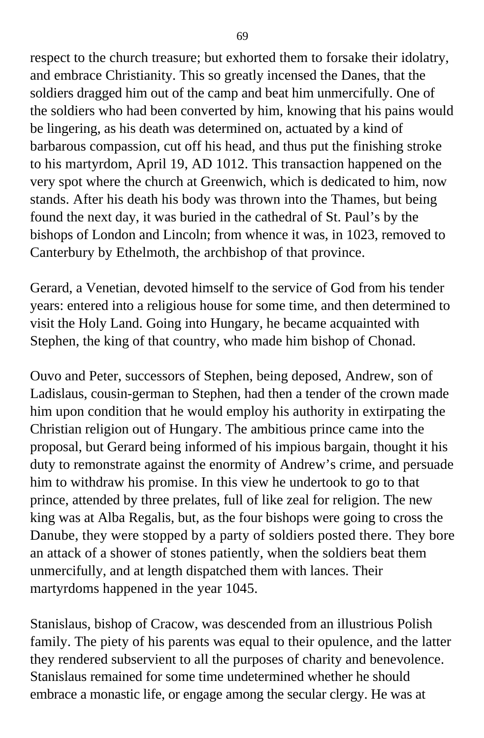respect to the church treasure; but exhorted them to forsake their idolatry, and embrace Christianity. This so greatly incensed the Danes, that the soldiers dragged him out of the camp and beat him unmercifully. One of the soldiers who had been converted by him, knowing that his pains would be lingering, as his death was determined on, actuated by a kind of barbarous compassion, cut off his head, and thus put the finishing stroke to his martyrdom, April 19, AD 1012. This transaction happened on the very spot where the church at Greenwich, which is dedicated to him, now stands. After his death his body was thrown into the Thames, but being found the next day, it was buried in the cathedral of St. Paul's by the bishops of London and Lincoln; from whence it was, in 1023, removed to Canterbury by Ethelmoth, the archbishop of that province.

Gerard, a Venetian, devoted himself to the service of God from his tender years: entered into a religious house for some time, and then determined to visit the Holy Land. Going into Hungary, he became acquainted with Stephen, the king of that country, who made him bishop of Chonad.

Ouvo and Peter, successors of Stephen, being deposed, Andrew, son of Ladislaus, cousin-german to Stephen, had then a tender of the crown made him upon condition that he would employ his authority in extirpating the Christian religion out of Hungary. The ambitious prince came into the proposal, but Gerard being informed of his impious bargain, thought it his duty to remonstrate against the enormity of Andrew's crime, and persuade him to withdraw his promise. In this view he undertook to go to that prince, attended by three prelates, full of like zeal for religion. The new king was at Alba Regalis, but, as the four bishops were going to cross the Danube, they were stopped by a party of soldiers posted there. They bore an attack of a shower of stones patiently, when the soldiers beat them unmercifully, and at length dispatched them with lances. Their martyrdoms happened in the year 1045.

Stanislaus, bishop of Cracow, was descended from an illustrious Polish family. The piety of his parents was equal to their opulence, and the latter they rendered subservient to all the purposes of charity and benevolence. Stanislaus remained for some time undetermined whether he should embrace a monastic life, or engage among the secular clergy. He was at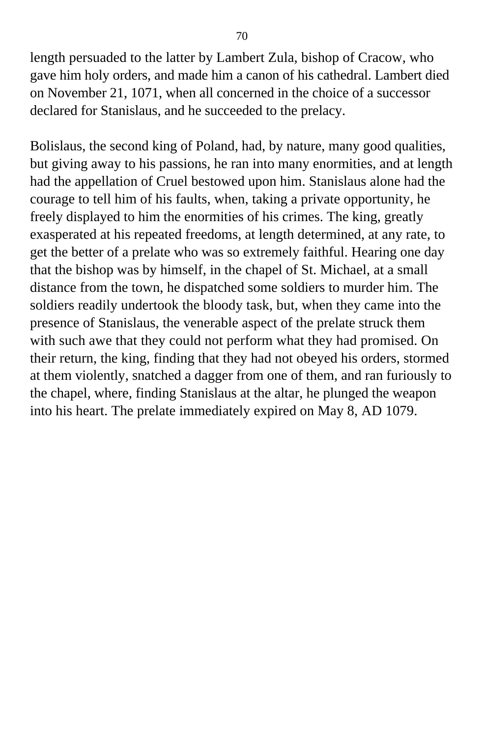length persuaded to the latter by Lambert Zula, bishop of Cracow, who gave him holy orders, and made him a canon of his cathedral. Lambert died on November 21, 1071, when all concerned in the choice of a successor declared for Stanislaus, and he succeeded to the prelacy.

Bolislaus, the second king of Poland, had, by nature, many good qualities, but giving away to his passions, he ran into many enormities, and at length had the appellation of Cruel bestowed upon him. Stanislaus alone had the courage to tell him of his faults, when, taking a private opportunity, he freely displayed to him the enormities of his crimes. The king, greatly exasperated at his repeated freedoms, at length determined, at any rate, to get the better of a prelate who was so extremely faithful. Hearing one day that the bishop was by himself, in the chapel of St. Michael, at a small distance from the town, he dispatched some soldiers to murder him. The soldiers readily undertook the bloody task, but, when they came into the presence of Stanislaus, the venerable aspect of the prelate struck them with such awe that they could not perform what they had promised. On their return, the king, finding that they had not obeyed his orders, stormed at them violently, snatched a dagger from one of them, and ran furiously to the chapel, where, finding Stanislaus at the altar, he plunged the weapon into his heart. The prelate immediately expired on May 8, AD 1079.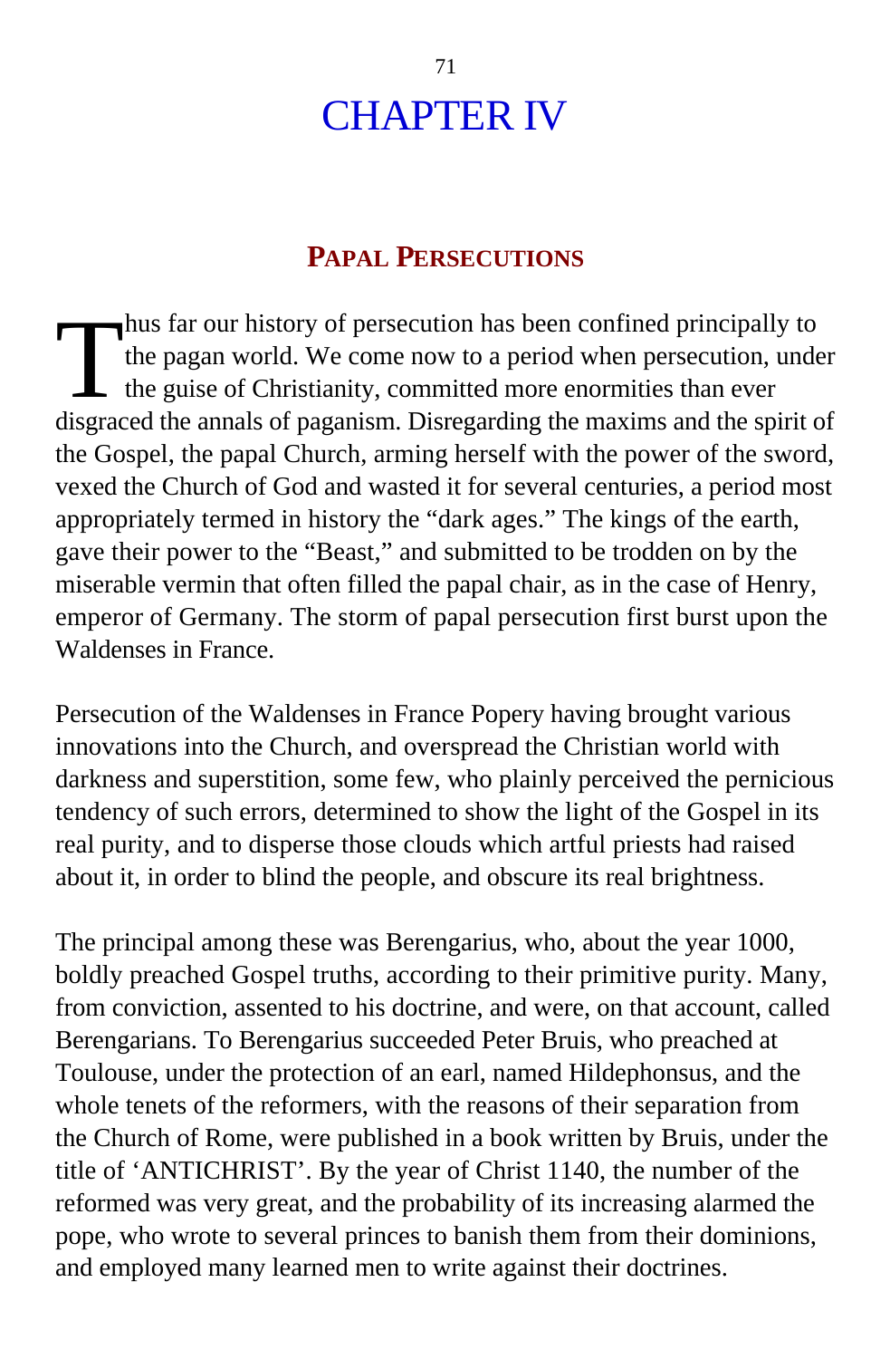# CHAPTER IV

## Papal Persecutions

Thus far our history of persecution has been confined principally to the pagan world. We come now to a period when persecution, under the guise of Christianity, committed more enormities than ever disgraced the annals of paganism. Disregarding the maxims and the spirit of the Gospel, the papal Church, arming herself with the power of the sword, vexed the Church of God and wasted it for several centuries, a period most appropriately termed in history the "dark ages." The kings of the earth, gave their power to the "Beast," and submitted to be trodden on by the miserable vermin that often filled the papal chair, as in the case of Henry, emperor of Germany. The storm of papal persecution first burst upon the Waldenses in France.

Persecution of the Waldenses in France Popery having brought various innovations into the Church, and overspread the Christian world with darkness and superstition, some few, who plainly perceived the pernicious tendency of such errors, determined to show the light of the Gospel in its real purity, and to disperse those clouds which artful priests had raised about it, in order to blind the people, and obscure its real brightness.

The principal among these was Berengarius, who, about the year 1000, boldly preached Gospel truths, according to their primitive purity. Many, from conviction, assented to his doctrine, and were, on that account, called Berengarians. To Berengarius succeeded Peter Bruis, who preached at Toulouse, under the protection of an earl, named Hildephonsus, and the whole tenets of the reformers, with the reasons of their separation from the Church of Rome, were published in a book written by Bruis, under the title of 'ANTICHRIST'. By the year of Christ 1140, the number of the reformed was very great, and the probability of its increasing alarmed the pope, who wrote to several princes to banish them from their dominions, and employed many learned men to write against their doctrines.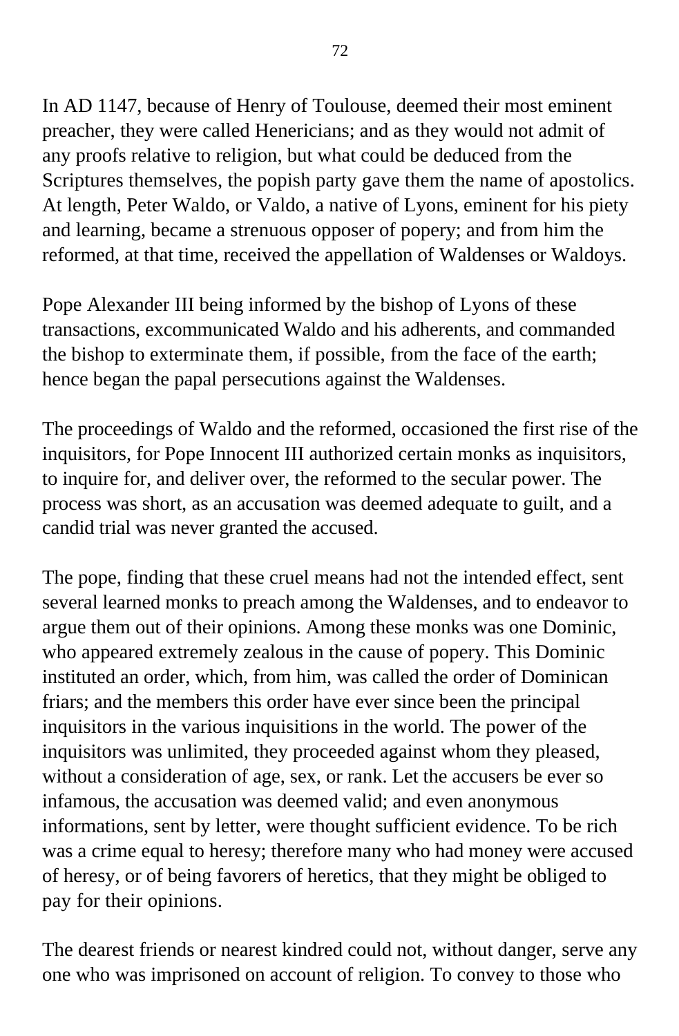In AD 1147, because of Henry of Toulouse, deemed their most eminent preacher, they were called Henericians; and as they would not admit of any proofs relative to religion, but what could be deduced from the Scriptures themselves, the popish party gave them the name of apostolics. At length, Peter Waldo, or Valdo, a native of Lyons, eminent for his piety and learning, became a strenuous opposer of popery; and from him the reformed, at that time, received the appellation of Waldenses or Waldoys.

Pope Alexander III being informed by the bishop of Lyons of these transactions, excommunicated Waldo and his adherents, and commanded the bishop to exterminate them, if possible, from the face of the earth; hence began the papal persecutions against the Waldenses.

The proceedings of Waldo and the reformed, occasioned the first rise of the inquisitors, for Pope Innocent III authorized certain monks as inquisitors, to inquire for, and deliver over, the reformed to the secular power. The process was short, as an accusation was deemed adequate to guilt, and a candid trial was never granted the accused.

The pope, finding that these cruel means had not the intended effect, sent several learned monks to preach among the Waldenses, and to endeavor to argue them out of their opinions. Among these monks was one Dominic, who appeared extremely zealous in the cause of popery. This Dominic instituted an order, which, from him, was called the order of Dominican friars; and the members this order have ever since been the principal inquisitors in the various inquisitions in the world. The power of the inquisitors was unlimited, they proceeded against whom they pleased, without a consideration of age, sex, or rank. Let the accusers be ever so infamous, the accusation was deemed valid; and even anonymous informations, sent by letter, were thought sufficient evidence. To be rich was a crime equal to heresy; therefore many who had money were accused of heresy, or of being favorers of heretics, that they might be obliged to pay for their opinions.

The dearest friends or nearest kindred could not, without danger, serve any one who was imprisoned on account of religion. To convey to those who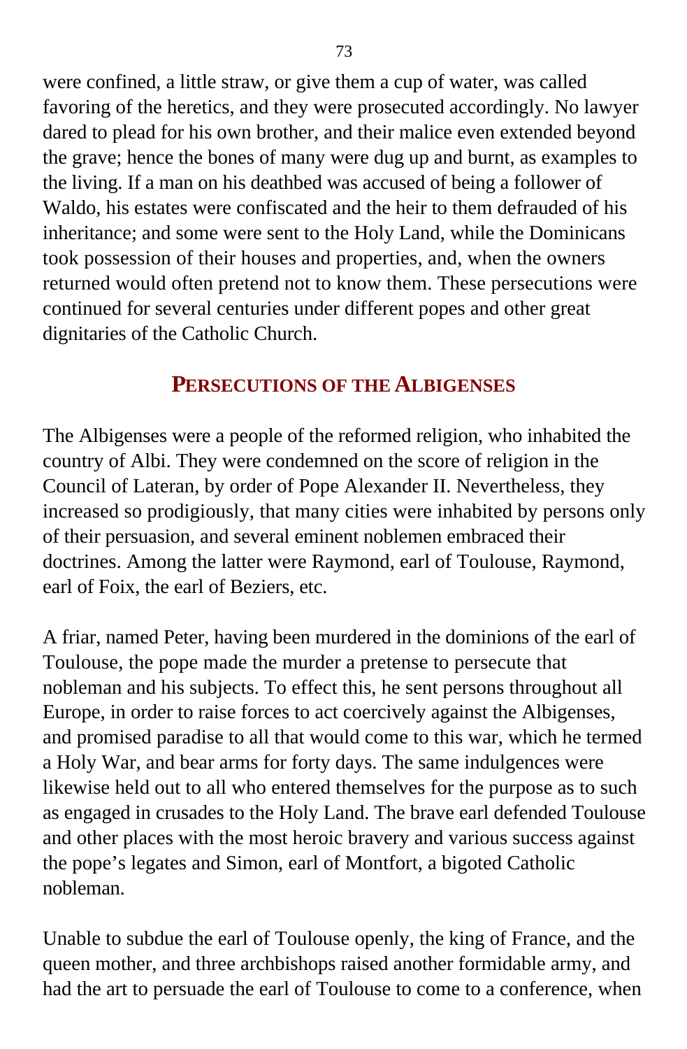were confined, a little straw, or give them a cup of water, was called favoring of the heretics, and they were prosecuted accordingly. No lawyer dared to plead for his own brother, and their malice even extended beyond the grave; hence the bones of many were dug up and burnt, as examples to the living. If a man on his deathbed was accused of being a follower of Waldo, his estates were confiscated and the heir to them defrauded of his inheritance; and some were sent to the Holy Land, while the Dominicans took possession of their houses and properties, and, when the owners returned would often pretend not to know them. These persecutions were continued for several centuries under different popes and other great dignitaries of the Catholic Church.

## PERSECUTIONS OF THE ALBIGENSES

The Albigenses were a people of the reformed religion, who inhabited the country of Albi. They were condemned on the score of religion in the Council of Lateran, by order of Pope Alexander II. Nevertheless, they increased so prodigiously, that many cities were inhabited by persons only of their persuasion, and several eminent noblemen embraced their doctrines. Among the latter were Raymond, earl of Toulouse, Raymond, earl of Foix, the earl of Beziers, etc.

A friar, named Peter, having been murdered in the dominions of the earl of Toulouse, the pope made the murder a pretense to persecute that nobleman and his subjects. To effect this, he sent persons throughout all Europe, in order to raise forces to act coercively against the Albigenses, and promised paradise to all that would come to this war, which he termed a Holy War, and bear arms for forty days. The same indulgences were likewise held out to all who entered themselves for the purpose as to such as engaged in crusades to the Holy Land. The brave earl defended Toulouse and other places with the most heroic bravery and various success against the pope's legates and Simon, earl of Montfort, a bigoted Catholic nobleman.

Unable to subdue the earl of Toulouse openly, the king of France, and the queen mother, and three archbishops raised another formidable army, and had the art to persuade the earl of Toulouse to come to a conference, when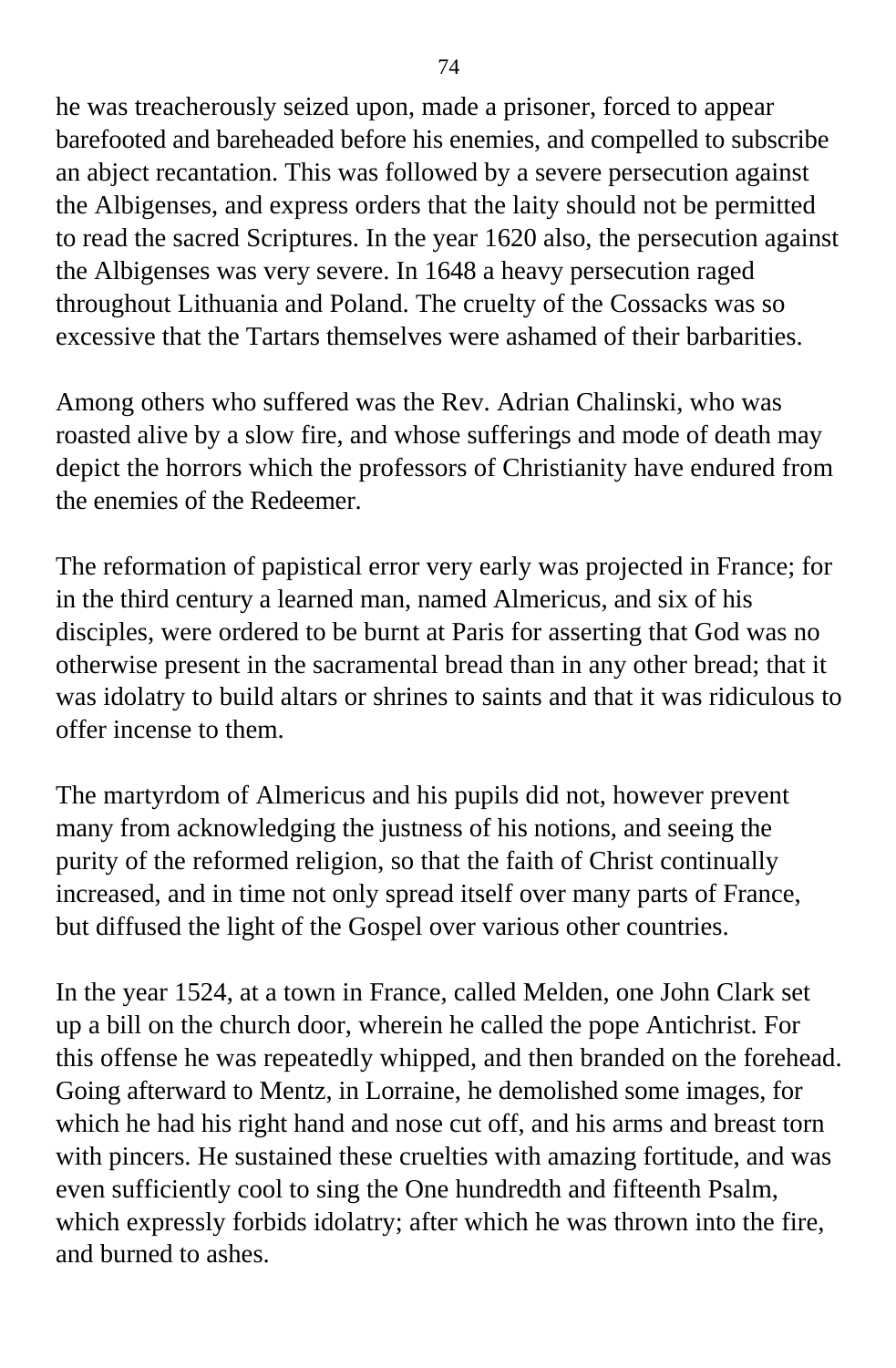he was treacherously seized upon, made a prisoner, forced to appear barefooted and bareheaded before his enemies, and compelled to subscribe an abject recantation. This was followed by a severe persecution against the Albigenses, and express orders that the laity should not be permitted to read the sacred Scriptures. In the year 1620 also, the persecution against the Albigenses was very severe. In 1648 a heavy persecution raged throughout Lithuania and Poland. The cruelty of the Cossacks was so excessive that the Tartars themselves were ashamed of their barbarities.

Among others who suffered was the Rev. Adrian Chalinski, who was roasted alive by a slow fire, and whose sufferings and mode of death may depict the horrors which the professors of Christianity have endured from the enemies of the Redeemer.

The reformation of papistical error very early was projected in France; for in the third century a learned man, named Almericus, and six of his disciples, were ordered to be burnt at Paris for asserting that God was no otherwise present in the sacramental bread than in any other bread; that it was idolatry to build altars or shrines to saints and that it was ridiculous to offer incense to them.

The martyrdom of Almericus and his pupils did not, however prevent many from acknowledging the justness of his notions, and seeing the purity of the reformed religion, so that the faith of Christ continually increased, and in time not only spread itself over many parts of France, but diffused the light of the Gospel over various other countries.

In the year 1524, at a town in France, called Melden, one John Clark set up a bill on the church door, wherein he called the pope Antichrist. For this offense he was repeatedly whipped, and then branded on the forehead. Going afterward to Mentz, in Lorraine, he demolished some images, for which he had his right hand and nose cut off, and his arms and breast torn with pincers. He sustained these cruelties with amazing fortitude, and was even sufficiently cool to sing the One hundredth and fifteenth Psalm, which expressly forbids idolatry; after which he was thrown into the fire, and burned to ashes.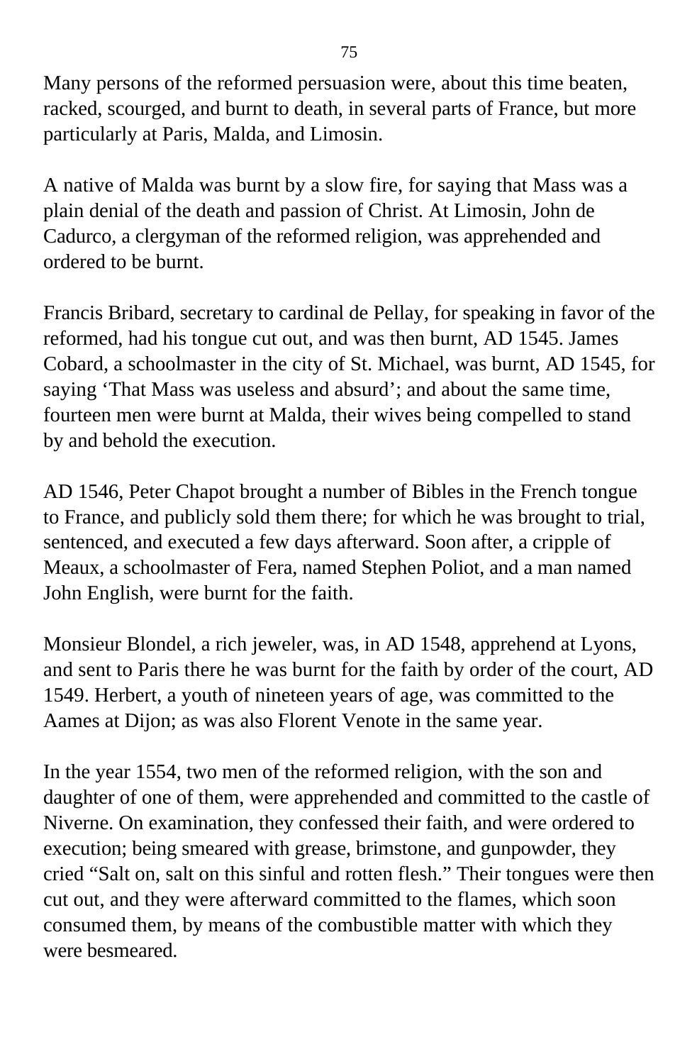Many persons of the reformed persuasion were, about this time beaten, racked, scourged, and burnt to death, in several parts of France, but more particularly at Paris, Malda, and Limosin.

A native of Malda was burnt by a slow fire, for saying that Mass was a plain denial of the death and passion of Christ. At Limosin, John de Cadurco, a clergyman of the reformed religion, was apprehended and ordered to be burnt.

Francis Bribard, secretary to cardinal de Pellay, for speaking in favor of the reformed, had his tongue cut out, and was then burnt, AD 1545. James Cobard, a schoolmaster in the city of St. Michael, was burnt, AD 1545, for saying 'That Mass was useless and absurd'; and about the same time, fourteen men were burnt at Malda, their wives being compelled to stand by and behold the execution.

AD 1546, Peter Chapot brought a number of Bibles in the French tongue to France, and publicly sold them there; for which he was brought to trial, sentenced, and executed a few days afterward. Soon after, a cripple of Meaux, a schoolmaster of Fera, named Stephen Poliot, and a man named John English, were burnt for the faith.

Monsieur Blondel, a rich jeweler, was, in AD 1548, apprehend at Lyons, and sent to Paris there he was burnt for the faith by order of the court, AD 1549. Herbert, a youth of nineteen years of age, was committed to the Aames at Dijon; as was also Florent Venote in the same year.

In the year 1554, two men of the reformed religion, with the son and daughter of one of them, were apprehended and committed to the castle of Niverne. On examination, they confessed their faith, and were ordered to execution; being smeared with grease, brimstone, and gunpowder, they cried "Salt on, salt on this sinful and rotten flesh." Their tongues were then cut out, and they were afterward committed to the flames, which soon consumed them, by means of the combustible matter with which they were besmeared.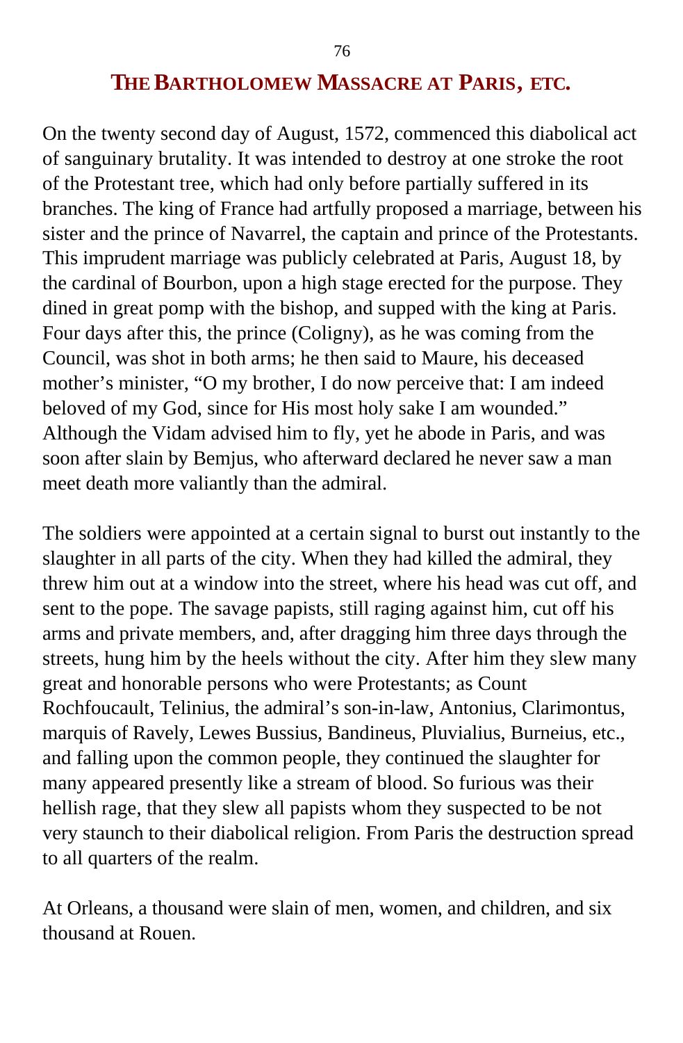## THE BARTHOLOMEW MASSACRE AT PARIS, ETC.

On the twenty second day of August, 1572, commenced this diabolical act of sanguinary brutality. It was intended to destroy at one stroke the root of the Protestant tree, which had only before partially suffered in its branches. The king of France had artfully proposed a marriage, between his sister and the prince of Navarrel, the captain and prince of the Protestants. This imprudent marriage was publicly celebrated at Paris, August 18, by the cardinal of Bourbon, upon a high stage erected for the purpose. They dined in great pomp with the bishop, and supped with the king at Paris. Four days after this, the prince (Coligny), as he was coming from the Council, was shot in both arms; he then said to Maure, his deceased mother's minister, "O my brother, I do now perceive that: I am indeed beloved of my God, since for His most holy sake I am wounded." Although the Vidam advised him to fly, yet he abode in Paris, and was soon after slain by Bemjus, who afterward declared he never saw a man meet death more valiantly than the admiral.

The soldiers were appointed at a certain signal to burst out instantly to the slaughter in all parts of the city. When they had killed the admiral, they threw him out at a window into the street, where his head was cut off, and sent to the pope. The savage papists, still raging against him, cut off his arms and private members, and, after dragging him three days through the streets, hung him by the heels without the city. After him they slew many great and honorable persons who were Protestants; as Count Rochfoucault, Telinius, the admiral's son-in-law, Antonius, Clarimontus, marquis of Ravely, Lewes Bussius, Bandineus, Pluvialius, Burneius, etc., and falling upon the common people, they continued the slaughter for many appeared presently like a stream of blood. So furious was their hellish rage, that they slew all papists whom they suspected to be not very staunch to their diabolical religion. From Paris the destruction spread to all quarters of the realm.

At Orleans, a thousand were slain of men, women, and children, and six thousand at Rouen.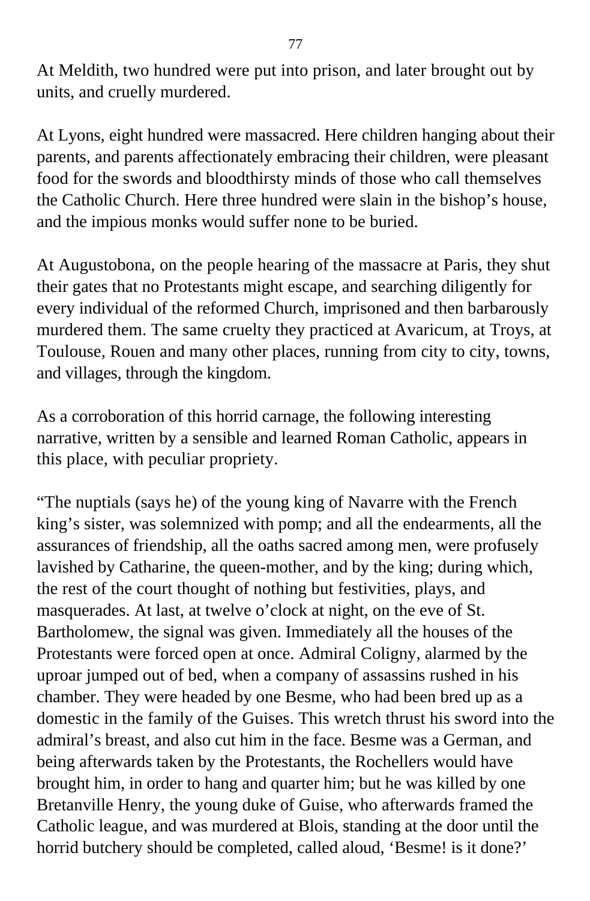At Meldith, two hundred were put into prison, and later brought out by units, and cruelly murdered.

At Lyons, eight hundred were massacred. Here children hanging about their parents, and parents affectionately embracing their children, were pleasant food for the swords and bloodthirsty minds of those who call themselves the Catholic Church. Here three hundred were slain in the bishop's house, and the impious monks would suffer none to be buried.

At Augustobona, on the people hearing of the massacre at Paris, they shut their gates that no Protestants might escape, and searching diligently for every individual of the reformed Church, imprisoned and then barbarously murdered them. The same cruelty they practiced at Avaricum, at Troys, at Toulouse, Rouen and many other places, running from city to city, towns, and villages, through the kingdom.

As a corroboration of this horrid carnage, the following interesting narrative, written by a sensible and learned Roman Catholic, appears in this place, with peculiar propriety.

"The nuptials (says he) of the young king of Navarre with the French king's sister, was solemnized with pomp; and all the endearments, all the assurances of friendship, all the oaths sacred among men, were profusely lavished by Catharine, the queen-mother, and by the king; during which, the rest of the court thought of nothing but festivities, plays, and masquerades. At last, at twelve o'clock at night, on the eve of St. Bartholomew, the signal was given. Immediately all the houses of the Protestants were forced open at once. Admiral Coligny, alarmed by the uproar jumped out of bed, when a company of assassins rushed in his chamber. They were headed by one Besme, who had been bred up as a domestic in the family of the Guises. This wretch thrust his sword into the admiral's breast, and also cut him in the face. Besme was a German, and being afterwards taken by the Protestants, the Rochellers would have brought him, in order to hang and quarter him; but he was killed by one Bretanville Henry, the young duke of Guise, who afterwards framed the Catholic league, and was murdered at Blois, standing at the door until the horrid butchery should be completed, called aloud, 'Besme! is it done?'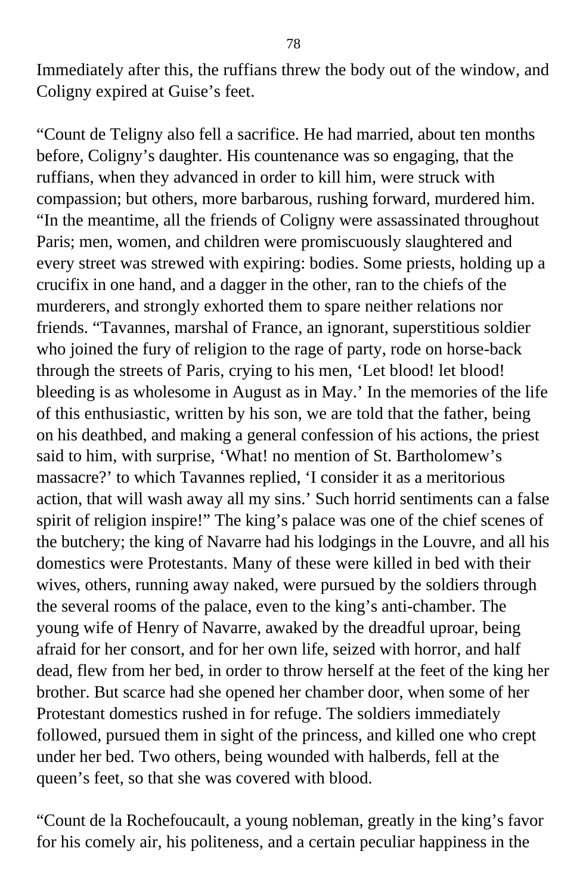Immediately after this, the ruffians threw the body out of the window, and Coligny expired at Guise's feet.

"Count de Teligny also fell a sacrifice. He had married, about ten months before, Coligny's daughter. His countenance was so engaging, that the ruffians, when they advanced in order to kill him, were struck with compassion; but others, more barbarous, rushing forward, murdered him. "In the meantime, all the friends of Coligny were assassinated throughout Paris; men, women, and children were promiscuously slaughtered and every street was strewed with expiring: bodies. Some priests, holding up a crucifix in one hand, and a dagger in the other, ran to the chiefs of the murderers, and strongly exhorted them to spare neither relations nor friends. "Tavannes, marshal of France, an ignorant, superstitious soldier who joined the fury of religion to the rage of party, rode on horse-back through the streets of Paris, crying to his men, 'Let blood! let blood! bleeding is as wholesome in August as in May.' In the memories of the life of this enthusiastic, written by his son, we are told that the father, being on his deathbed, and making a general confession of his actions, the priest said to him, with surprise, 'What! no mention of St. Bartholomew's massacre?' to which Tavannes replied, 'I consider it as a meritorious action, that will wash away all my sins.' Such horrid sentiments can a false spirit of religion inspire!" The king's palace was one of the chief scenes of the butchery; the king of Navarre had his lodgings in the Louvre, and all his domestics were Protestants. Many of these were killed in bed with their wives, others, running away naked, were pursued by the soldiers through the several rooms of the palace, even to the king's anti-chamber. The young wife of Henry of Navarre, awaked by the dreadful uproar, being afraid for her consort, and for her own life, seized with horror, and half dead, flew from her bed, in order to throw herself at the feet of the king her brother. But scarce had she opened her chamber door, when some of her Protestant domestics rushed in for refuge. The soldiers immediately followed, pursued them in sight of the princess, and killed one who crept under her bed. Two others, being wounded with halberds, fell at the queen's feet, so that she was covered with blood.

"Count de la Rochefoucault, a young nobleman, greatly in the king's favor for his comely air, his politeness, and a certain peculiar happiness in the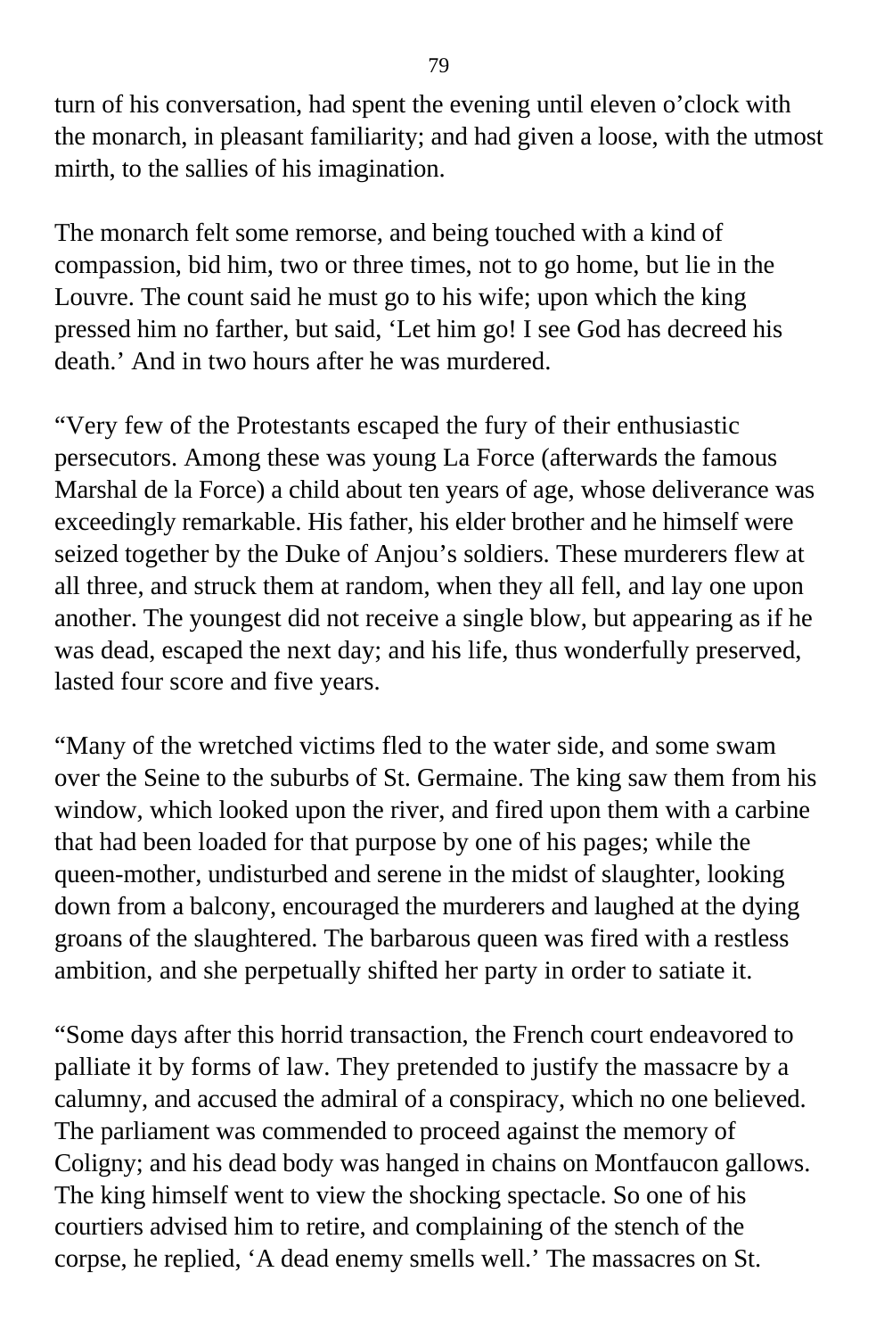turn of his conversation, had spent the evening until eleven o'clock with the monarch, in pleasant familiarity; and had given a loose, with the utmost mirth, to the sallies of his imagination.

The monarch felt some remorse, and being touched with a kind of compassion, bid him, two or three times, not to go home, but lie in the Louvre. The count said he must go to his wife; upon which the king pressed him no farther, but said, 'Let him go! I see God has decreed his death.' And in two hours after he was murdered.

"Very few of the Protestants escaped the fury of their enthusiastic persecutors. Among these was young La Force (afterwards the famous Marshal de la Force) a child about ten years of age, whose deliverance was exceedingly remarkable. His father, his elder brother and he himself were seized together by the Duke of Anjou's soldiers. These murderers flew at all three, and struck them at random, when they all fell, and lay one upon another. The youngest did not receive a single blow, but appearing as if he was dead, escaped the next day; and his life, thus wonderfully preserved, lasted four score and five years.

"Many of the wretched victims fled to the water side, and some swam over the Seine to the suburbs of St. Germaine. The king saw them from his window, which looked upon the river, and fired upon them with a carbine that had been loaded for that purpose by one of his pages; while the queen-mother, undisturbed and serene in the midst of slaughter, looking down from a balcony, encouraged the murderers and laughed at the dying groans of the slaughtered. The barbarous queen was fired with a restless ambition, and she perpetually shifted her party in order to satiate it.

"Some days after this horrid transaction, the French court endeavored to palliate it by forms of law. They pretended to justify the massacre by a calumny, and accused the admiral of a conspiracy, which no one believed. The parliament was commended to proceed against the memory of Coligny; and his dead body was hanged in chains on Montfaucon gallows. The king himself went to view the shocking spectacle. So one of his courtiers advised him to retire, and complaining of the stench of the corpse, he replied, 'A dead enemy smells well.' The massacres on St.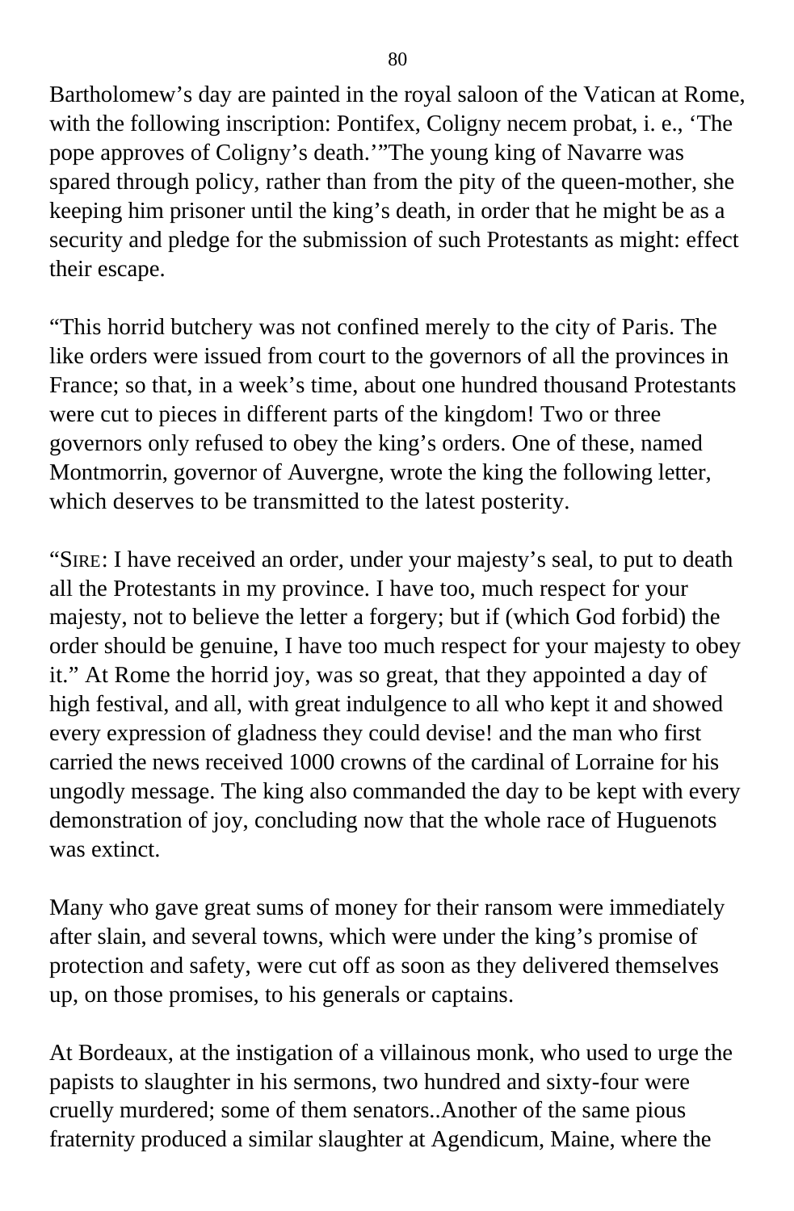Bartholomew's day are painted in the royal saloon of the Vatican at Rome, with the following inscription: Pontifex, Coligny necem probat, i. e., 'The pope approves of Coligny's death.'"The young king of Navarre was spared through policy, rather than from the pity of the queen-mother, she keeping him prisoner until the king's death, in order that he might be as a security and pledge for the submission of such Protestants as might: effect their escape.

"This horrid butchery was not confined merely to the city of Paris. The like orders were issued from court to the governors of all the provinces in France; so that, in a week's time, about one hundred thousand Protestants were cut to pieces in different parts of the kingdom! Two or three governors only refused to obey the king's orders. One of these, named Montmorrin, governor of Auvergne, wrote the king the following letter, which deserves to be transmitted to the latest posterity.

"SIRE: I have received an order, under your majesty's seal, to put to death all the Protestants in my province. I have too, much respect for your majesty, not to believe the letter a forgery; but if (which God forbid) the order should be genuine, I have too much respect for your majesty to obey it." At Rome the horrid joy, was so great, that they appointed a day of high festival, and all, with great indulgence to all who kept it and showed every expression of gladness they could devise! and the man who first carried the news received 1000 crowns of the cardinal of Lorraine for his ungodly message. The king also commanded the day to be kept with every demonstration of joy, concluding now that the whole race of Huguenots was extinct.

Many who gave great sums of money for their ransom were immediately after slain, and several towns, which were under the king's promise of protection and safety, were cut off as soon as they delivered themselves up, on those promises, to his generals or captains.

At Bordeaux, at the instigation of a villainous monk, who used to urge the papists to slaughter in his sermons, two hundred and sixty-four were cruelly murdered; some of them senators..Another of the same pious fraternity produced a similar slaughter at Agendicum, Maine, where the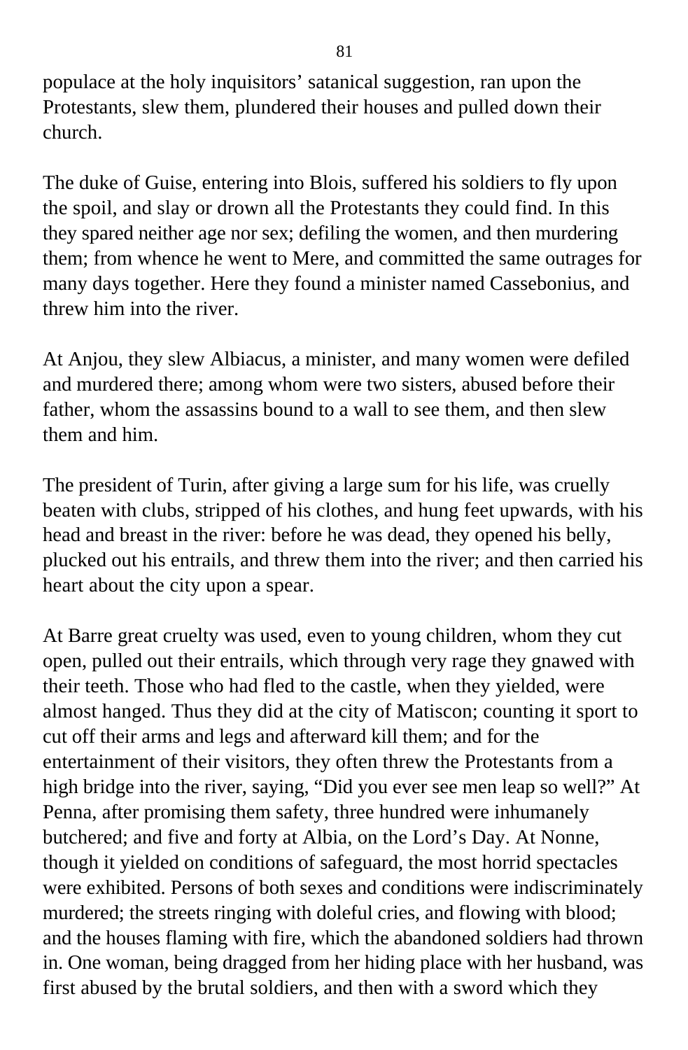populace at the holy inquisitors' satanical suggestion, ran upon the Protestants, slew them, plundered their houses and pulled down their church.

The duke of Guise, entering into Blois, suffered his soldiers to fly upon the spoil, and slay or drown all the Protestants they could find. In this they spared neither age nor sex; defiling the women, and then murdering them; from whence he went to Mere, and committed the same outrages for many days together. Here they found a minister named Cassebonius, and threw him into the river.

At Anjou, they slew Albiacus, a minister, and many women were defiled and murdered there; among whom were two sisters, abused before their father, whom the assassins bound to a wall to see them, and then slew them and him.

The president of Turin, after giving a large sum for his life, was cruelly beaten with clubs, stripped of his clothes, and hung feet upwards, with his head and breast in the river: before he was dead, they opened his belly, plucked out his entrails, and threw them into the river; and then carried his heart about the city upon a spear.

At Barre great cruelty was used, even to young children, whom they cut open, pulled out their entrails, which through very rage they gnawed with their teeth. Those who had fled to the castle, when they yielded, were almost hanged. Thus they did at the city of Matiscon; counting it sport to cut off their arms and legs and afterward kill them; and for the entertainment of their visitors, they often threw the Protestants from a high bridge into the river, saying, "Did you ever see men leap so well?" At Penna, after promising them safety, three hundred were inhumanely butchered; and five and forty at Albia, on the Lord's Day. At Nonne, though it yielded on conditions of safeguard, the most horrid spectacles were exhibited. Persons of both sexes and conditions were indiscriminately murdered; the streets ringing with doleful cries, and flowing with blood; and the houses flaming with fire, which the abandoned soldiers had thrown in. One woman, being dragged from her hiding place with her husband, was first abused by the brutal soldiers, and then with a sword which they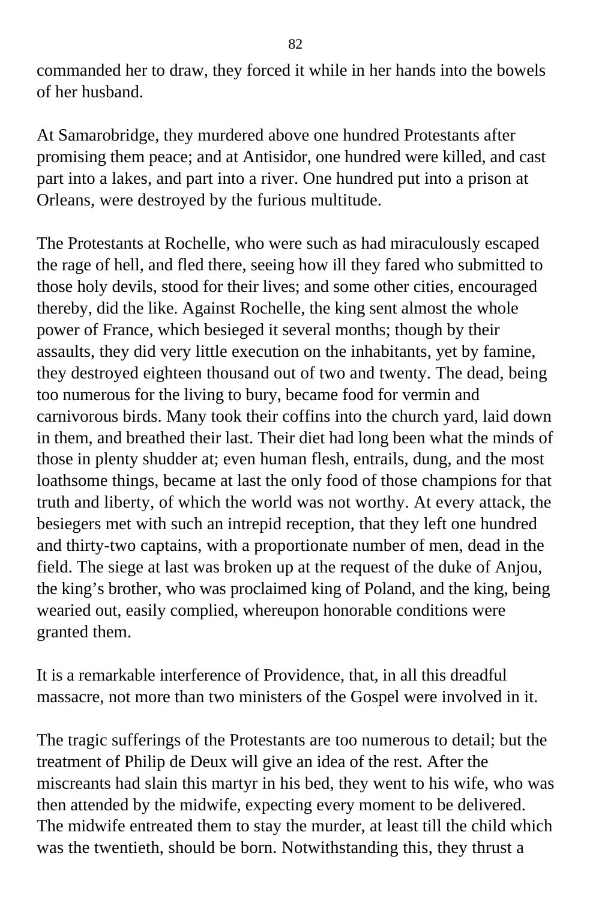commanded her to draw, they forced it while in her hands into the bowels of her husband.

At Samarobridge, they murdered above one hundred Protestants after promising them peace; and at Antisidor, one hundred were killed, and cast part into a lakes, and part into a river. One hundred put into a prison at Orleans, were destroyed by the furious multitude.

The Protestants at Rochelle, who were such as had miraculously escaped the rage of hell, and fled there, seeing how ill they fared who submitted to those holy devils, stood for their lives; and some other cities, encouraged thereby, did the like. Against Rochelle, the king sent almost the whole power of France, which besieged it several months; though by their assaults, they did very little execution on the inhabitants, yet by famine, they destroyed eighteen thousand out of two and twenty. The dead, being too numerous for the living to bury, became food for vermin and carnivorous birds. Many took their coffins into the church yard, laid down in them, and breathed their last. Their diet had long been what the minds of those in plenty shudder at; even human flesh, entrails, dung, and the most loathsome things, became at last the only food of those champions for that truth and liberty, of which the world was not worthy. At every attack, the besiegers met with such an intrepid reception, that they left one hundred and thirty-two captains, with a proportionate number of men, dead in the field. The siege at last was broken up at the request of the duke of Anjou, the king's brother, who was proclaimed king of Poland, and the king, being wearied out, easily complied, whereupon honorable conditions were granted them.

It is a remarkable interference of Providence, that, in all this dreadful massacre, not more than two ministers of the Gospel were involved in it.

The tragic sufferings of the Protestants are too numerous to detail; but the treatment of Philip de Deux will give an idea of the rest. After the miscreants had slain this martyr in his bed, they went to his wife, who was then attended by the midwife, expecting every moment to be delivered. The midwife entreated them to stay the murder, at least till the child which was the twentieth, should be born. Notwithstanding this, they thrust a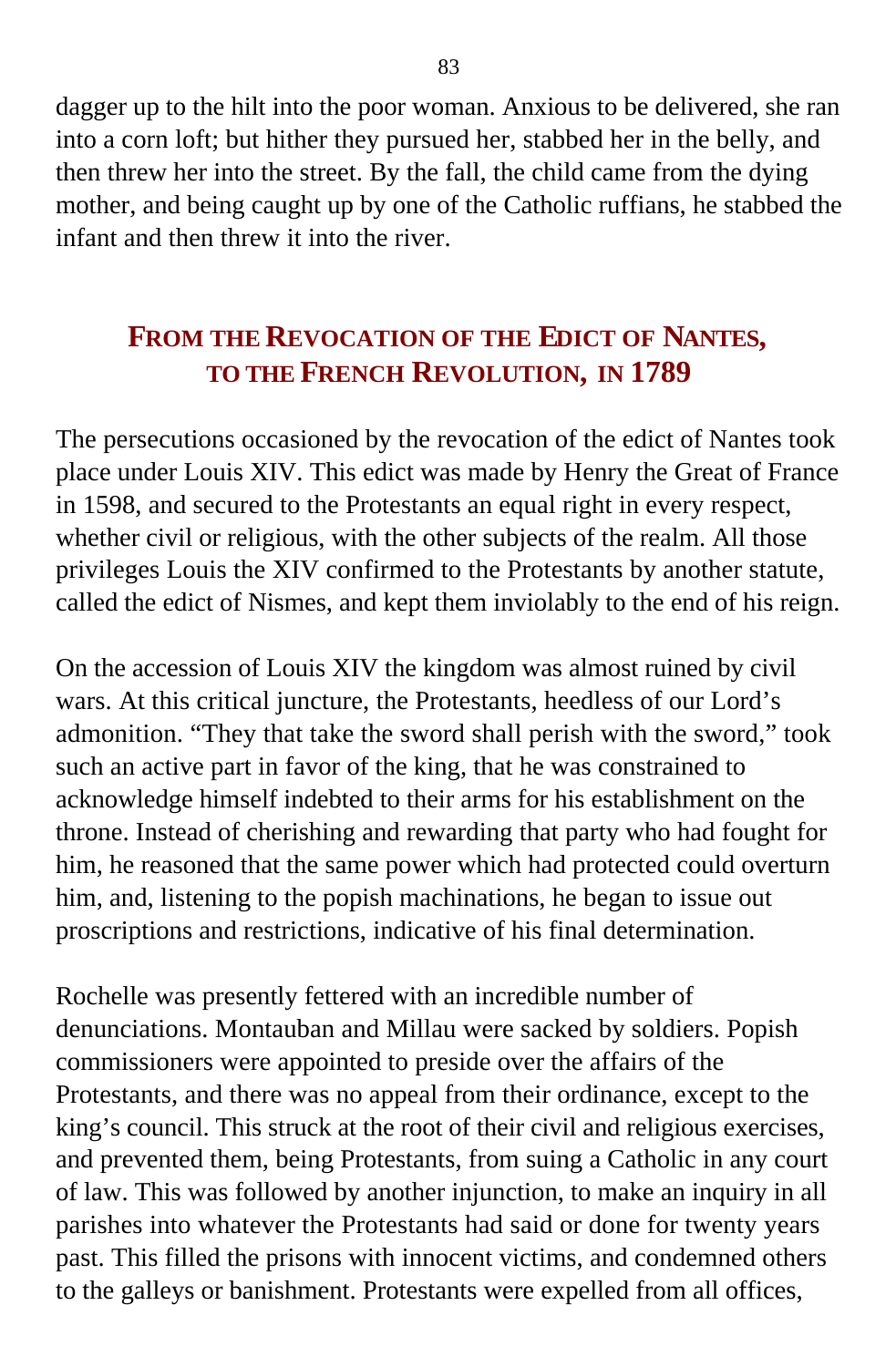dagger up to the hilt into the poor woman. Anxious to be delivered, she ran into a corn loft; but hither they pursued her, stabbed her in the belly, and then threw her into the street. By the fall, the child came from the dying mother, and being caught up by one of the Catholic ruffians, he stabbed the infant and then threw it into the river.

## FROM THE REVOCATION OF THE EDICT OF NANTES, TO THE FRENCH REVOLUTION, IN 1789

The persecutions occasioned by the revocation of the edict of Nantes took place under Louis XIV. This edict was made by Henry the Great of France in 1598, and secured to the Protestants an equal right in every respect, whether civil or religious, with the other subjects of the realm. All those privileges Louis the XIV confirmed to the Protestants by another statute, called the edict of Nismes, and kept them inviolably to the end of his reign.

On the accession of Louis XIV the kingdom was almost ruined by civil wars. At this critical juncture, the Protestants, heedless of our Lord's admonition. "They that take the sword shall perish with the sword," took such an active part in favor of the king, that he was constrained to acknowledge himself indebted to their arms for his establishment on the throne. Instead of cherishing and rewarding that party who had fought for him, he reasoned that the same power which had protected could overturn him, and, listening to the popish machinations, he began to issue out proscriptions and restrictions, indicative of his final determination.

Rochelle was presently fettered with an incredible number of denunciations. Montauban and Millau were sacked by soldiers. Popish commissioners were appointed to preside over the affairs of the Protestants, and there was no appeal from their ordinance, except to the king's council. This struck at the root of their civil and religious exercises, and prevented them, being Protestants, from suing a Catholic in any court of law. This was followed by another injunction, to make an inquiry in all parishes into whatever the Protestants had said or done for twenty years past. This filled the prisons with innocent victims, and condemned others to the galleys or banishment. Protestants were expelled from all offices,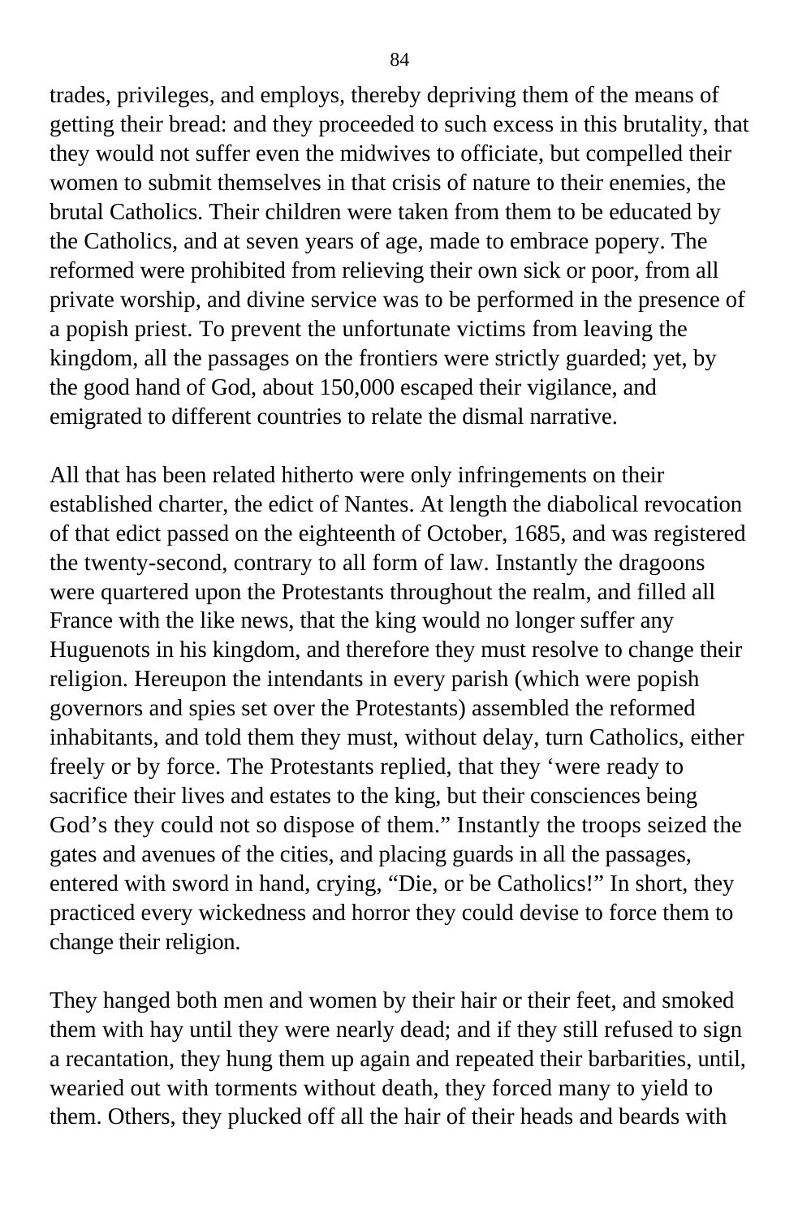trades, privileges, and employs, thereby depriving them of the means of getting their bread: and they proceeded to such excess in this brutality, that they would not suffer even the midwives to officiate, but compelled their women to submit themselves in that crisis of nature to their enemies, the brutal Catholics. Their children were taken from them to be educated by the Catholics, and at seven years of age, made to embrace popery. The reformed were prohibited from relieving their own sick or poor, from all private worship, and divine service was to be performed in the presence of a popish priest. To prevent the unfortunate victims from leaving the kingdom, all the passages on the frontiers were strictly guarded; yet, by the good hand of God, about 150,000 escaped their vigilance, and emigrated to different countries to relate the dismal narrative.

All that has been related hitherto were only infringements on their established charter, the edict of Nantes. At length the diabolical revocation of that edict passed on the eighteenth of October, 1685, and was registered the twenty-second, contrary to all form of law. Instantly the dragoons were quartered upon the Protestants throughout the realm, and filled all France with the like news, that the king would no longer suffer any Huguenots in his kingdom, and therefore they must resolve to change their religion. Hereupon the intendants in every parish (which were popish governors and spies set over the Protestants) assembled the reformed inhabitants, and told them they must, without delay, turn Catholics, either freely or by force. The Protestants replied, that they 'were ready to sacrifice their lives and estates to the king, but their consciences being God's they could not so dispose of them." Instantly the troops seized the gates and avenues of the cities, and placing guards in all the passages, entered with sword in hand, crying, "Die, or be Catholics!" In short, they practiced every wickedness and horror they could devise to force them to change their religion.

They hanged both men and women by their hair or their feet, and smoked them with hay until they were nearly dead; and if they still refused to sign a recantation, they hung them up again and repeated their barbarities, until, wearied out with torments without death, they forced many to yield to them. Others, they plucked off all the hair of their heads and beards with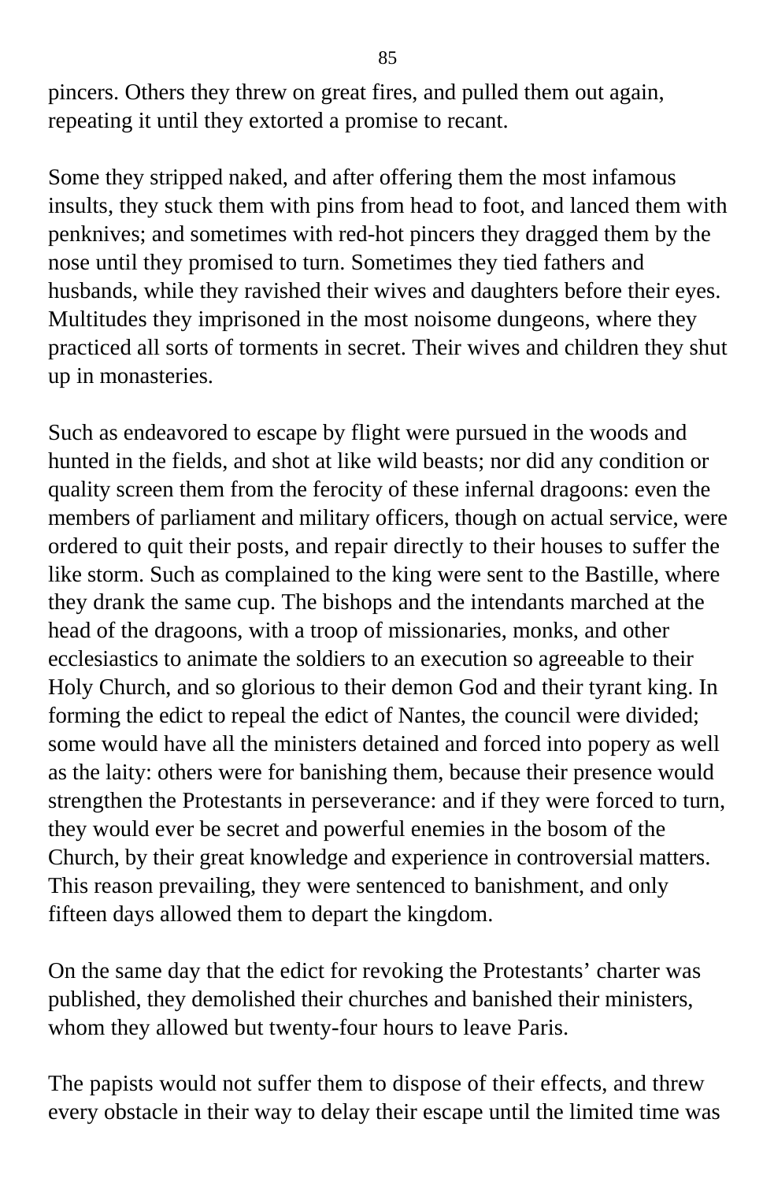pincers. Others they threw on great fires, and pulled them out again, repeating it until they extorted a promise to recant.

Some they stripped naked, and after offering them the most infamous insults, they stuck them with pins from head to foot, and lanced them with penknives; and sometimes with red-hot pincers they dragged them by the nose until they promised to turn. Sometimes they tied fathers and husbands, while they ravished their wives and daughters before their eyes. Multitudes they imprisoned in the most noisome dungeons, where they practiced all sorts of torments in secret. Their wives and children they shut up in monasteries.

Such as endeavored to escape by flight were pursued in the woods and hunted in the fields, and shot at like wild beasts; nor did any condition or quality screen them from the ferocity of these infernal dragoons: even the members of parliament and military officers, though on actual service, were ordered to quit their posts, and repair directly to their houses to suffer the like storm. Such as complained to the king were sent to the Bastille, where they drank the same cup. The bishops and the intendants marched at the head of the dragoons, with a troop of missionaries, monks, and other ecclesiastics to animate the soldiers to an execution so agreeable to their Holy Church, and so glorious to their demon God and their tyrant king. In forming the edict to repeal the edict of Nantes, the council were divided; some would have all the ministers detained and forced into popery as well as the laity: others were for banishing them, because their presence would strengthen the Protestants in perseverance: and if they were forced to turn, they would ever be secret and powerful enemies in the bosom of the Church, by their great knowledge and experience in controversial matters. This reason prevailing, they were sentenced to banishment, and only fifteen days allowed them to depart the kingdom.

On the same day that the edict for revoking the Protestants' charter was published, they demolished their churches and banished their ministers, whom they allowed but twenty-four hours to leave Paris.

The papists would not suffer them to dispose of their effects, and threw every obstacle in their way to delay their escape until the limited time was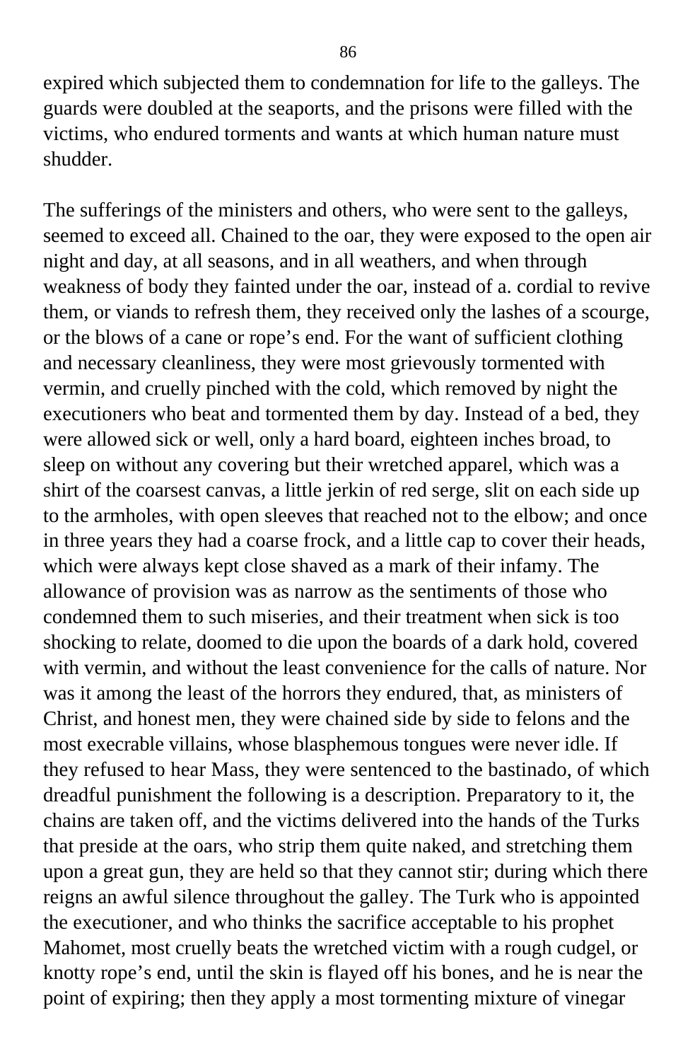expired which subjected them to condemnation for life to the galleys. The guards were doubled at the seaports, and the prisons were filled with the victims, who endured torments and wants at which human nature must shudder.

The sufferings of the ministers and others, who were sent to the galleys, seemed to exceed all. Chained to the oar, they were exposed to the open air night and day, at all seasons, and in all weathers, and when through weakness of body they fainted under the oar, instead of a. cordial to revive them, or viands to refresh them, they received only the lashes of a scourge, or the blows of a cane or rope's end. For the want of sufficient clothing and necessary cleanliness, they were most grievously tormented with vermin, and cruelly pinched with the cold, which removed by night the executioners who beat and tormented them by day. Instead of a bed, they were allowed sick or well, only a hard board, eighteen inches broad, to sleep on without any covering but their wretched apparel, which was a shirt of the coarsest canvas, a little jerkin of red serge, slit on each side up to the armholes, with open sleeves that reached not to the elbow; and once in three years they had a coarse frock, and a little cap to cover their heads, which were always kept close shaved as a mark of their infamy. The allowance of provision was as narrow as the sentiments of those who condemned them to such miseries, and their treatment when sick is too shocking to relate, doomed to die upon the boards of a dark hold, covered with vermin, and without the least convenience for the calls of nature. Nor was it among the least of the horrors they endured, that, as ministers of Christ, and honest men, they were chained side by side to felons and the most execrable villains, whose blasphemous tongues were never idle. If they refused to hear Mass, they were sentenced to the bastinado, of which dreadful punishment the following is a description. Preparatory to it, the chains are taken off, and the victims delivered into the hands of the Turks that preside at the oars, who strip them quite naked, and stretching them upon a great gun, they are held so that they cannot stir; during which there reigns an awful silence throughout the galley. The Turk who is appointed the executioner, and who thinks the sacrifice acceptable to his prophet Mahomet, most cruelly beats the wretched victim with a rough cudgel, or knotty rope's end, until the skin is flayed off his bones, and he is near the point of expiring; then they apply a most tormenting mixture of vinegar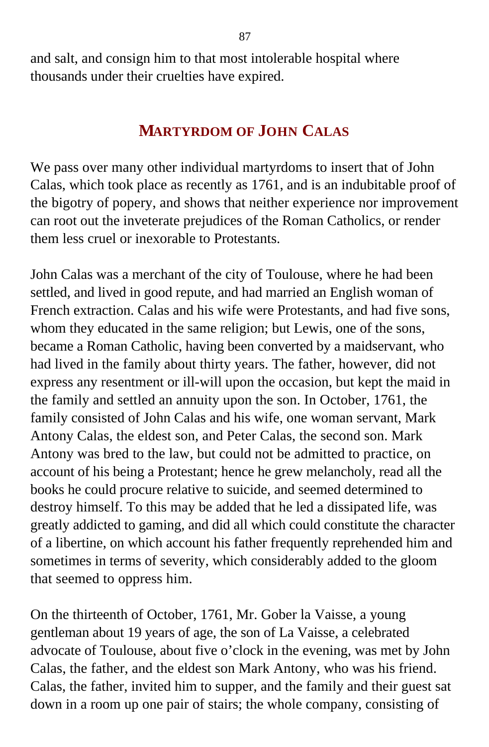and salt, and consign him to that most intolerable hospital where thousands under their cruelties have expired.

## MARTYRDOM OF JOHN CALAS

We pass over many other individual martyrdoms to insert that of John Calas, which took place as recently as 1761, and is an indubitable proof of the bigotry of popery, and shows that neither experience nor improvement can root out the inveterate prejudices of the Roman Catholics, or render them less cruel or inexorable to Protestants.

John Calas was a merchant of the city of Toulouse, where he had been settled, and lived in good repute, and had married an English woman of French extraction. Calas and his wife were Protestants, and had five sons, whom they educated in the same religion; but Lewis, one of the sons, became a Roman Catholic, having been converted by a maidservant, who had lived in the family about thirty years. The father, however, did not express any resentment or ill-will upon the occasion, but kept the maid in the family and settled an annuity upon the son. In October, 1761, the family consisted of John Calas and his wife, one woman servant, Mark Antony Calas, the eldest son, and Peter Calas, the second son. Mark Antony was bred to the law, but could not be admitted to practice, on account of his being a Protestant; hence he grew melancholy, read all the books he could procure relative to suicide, and seemed determined to destroy himself. To this may be added that he led a dissipated life, was greatly addicted to gaming, and did all which could constitute the character of a libertine, on which account his father frequently reprehended him and sometimes in terms of severity, which considerably added to the gloom that seemed to oppress him.

On the thirteenth of October, 1761, Mr. Gober la Vaisse, a young gentleman about 19 years of age, the son of La Vaisse, a celebrated advocate of Toulouse, about five o'clock in the evening, was met by John Calas, the father, and the eldest son Mark Antony, who was his friend. Calas, the father, invited him to supper, and the family and their guest sat down in a room up one pair of stairs; the whole company, consisting of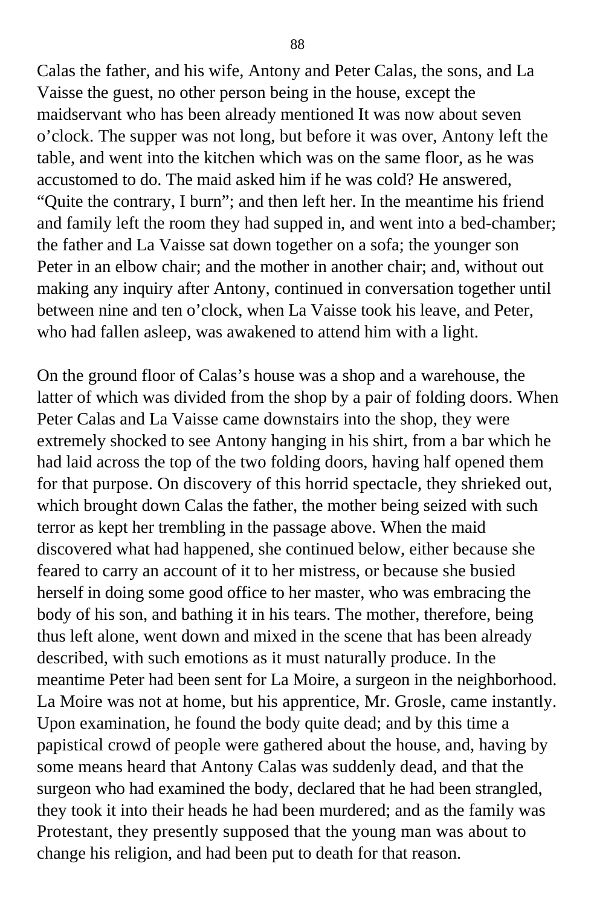Calas the father, and his wife, Antony and Peter Calas, the sons, and La Vaisse the guest, no other person being in the house, except the maidservant who has been already mentioned It was now about seven o'clock. The supper was not long, but before it was over, Antony left the table, and went into the kitchen which was on the same floor, as he was accustomed to do. The maid asked him if he was cold? He answered, "Quite the contrary, I burn"; and then left her. In the meantime his friend and family left the room they had supped in, and went into a bed-chamber; the father and La Vaisse sat down together on a sofa; the younger son Peter in an elbow chair; and the mother in another chair; and, without out making any inquiry after Antony, continued in conversation together until between nine and ten o'clock, when La Vaisse took his leave, and Peter, who had fallen asleep, was awakened to attend him with a light.

On the ground floor of Calas's house was a shop and a warehouse, the latter of which was divided from the shop by a pair of folding doors. When Peter Calas and La Vaisse came downstairs into the shop, they were extremely shocked to see Antony hanging in his shirt, from a bar which he had laid across the top of the two folding doors, having half opened them for that purpose. On discovery of this horrid spectacle, they shrieked out, which brought down Calas the father, the mother being seized with such terror as kept her trembling in the passage above. When the maid discovered what had happened, she continued below, either because she feared to carry an account of it to her mistress, or because she busied herself in doing some good office to her master, who was embracing the body of his son, and bathing it in his tears. The mother, therefore, being thus left alone, went down and mixed in the scene that has been already described, with such emotions as it must naturally produce. In the meantime Peter had been sent for La Moire, a surgeon in the neighborhood. La Moire was not at home, but his apprentice, Mr. Grosle, came instantly. Upon examination, he found the body quite dead; and by this time a papistical crowd of people were gathered about the house, and, having by some means heard that Antony Calas was suddenly dead, and that the surgeon who had examined the body, declared that he had been strangled, they took it into their heads he had been murdered; and as the family was Protestant, they presently supposed that the young man was about to change his religion, and had been put to death for that reason.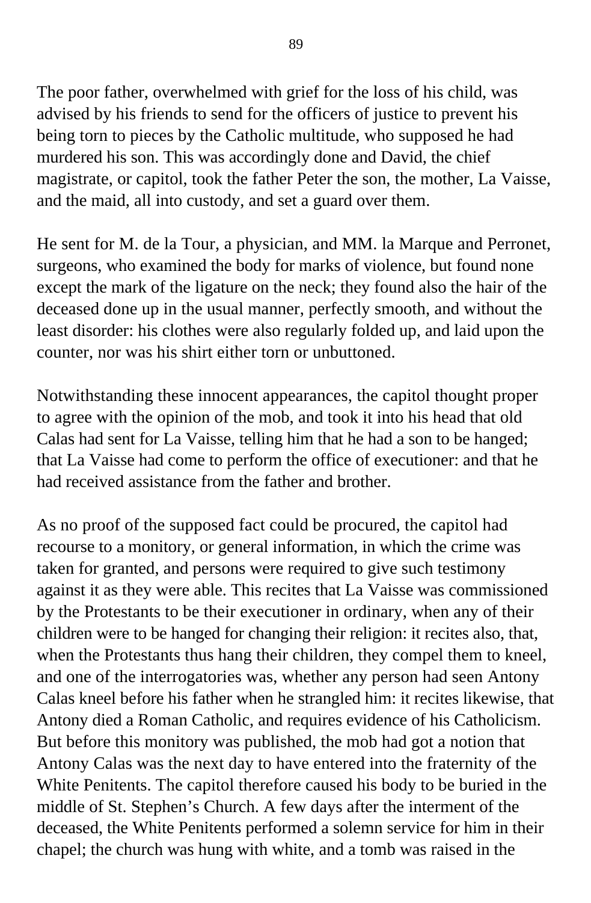The poor father, overwhelmed with grief for the loss of his child, was advised by his friends to send for the officers of justice to prevent his being torn to pieces by the Catholic multitude, who supposed he had murdered his son. This was accordingly done and David, the chief magistrate, or capitol, took the father Peter the son, the mother, La Vaisse, and the maid, all into custody, and set a guard over them.

He sent for M. de la Tour, a physician, and MM. la Marque and Perronet, surgeons, who examined the body for marks of violence, but found none except the mark of the ligature on the neck; they found also the hair of the deceased done up in the usual manner, perfectly smooth, and without the least disorder: his clothes were also regularly folded up, and laid upon the counter, nor was his shirt either torn or unbuttoned.

Notwithstanding these innocent appearances, the capitol thought proper to agree with the opinion of the mob, and took it into his head that old Calas had sent for La Vaisse, telling him that he had a son to be hanged; that La Vaisse had come to perform the office of executioner: and that he had received assistance from the father and brother.

As no proof of the supposed fact could be procured, the capitol had recourse to a monitory, or general information, in which the crime was taken for granted, and persons were required to give such testimony against it as they were able. This recites that La Vaisse was commissioned by the Protestants to be their executioner in ordinary, when any of their children were to be hanged for changing their religion: it recites also, that, when the Protestants thus hang their children, they compel them to kneel, and one of the interrogatories was, whether any person had seen Antony Calas kneel before his father when he strangled him: it recites likewise, that Antony died a Roman Catholic, and requires evidence of his Catholicism. But before this monitory was published, the mob had got a notion that Antony Calas was the next day to have entered into the fraternity of the White Penitents. The capitol therefore caused his body to be buried in the middle of St. Stephen's Church. A few days after the interment of the deceased, the White Penitents performed a solemn service for him in their chapel; the church was hung with white, and a tomb was raised in the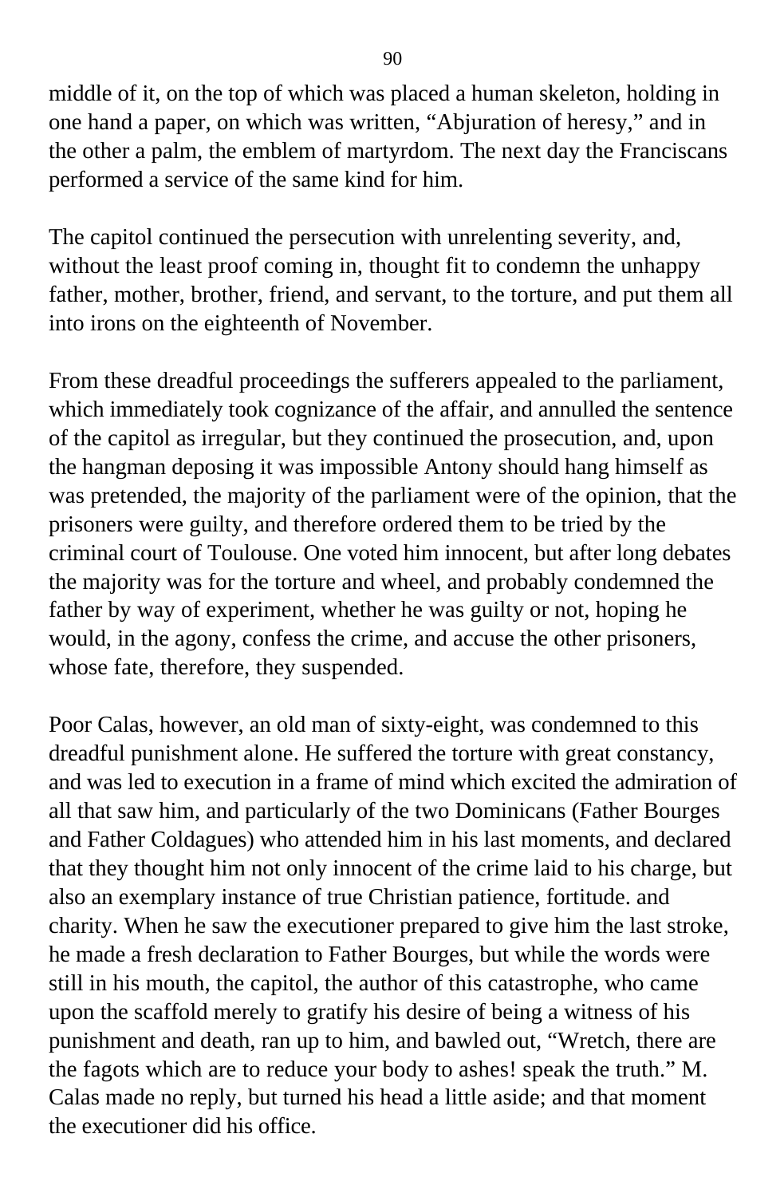middle of it, on the top of which was placed a human skeleton, holding in one hand a paper, on which was written, "Abjuration of heresy," and in the other a palm, the emblem of martyrdom. The next day the Franciscans performed a service of the same kind for him.

The capitol continued the persecution with unrelenting severity, and, without the least proof coming in, thought fit to condemn the unhappy father, mother, brother, friend, and servant, to the torture, and put them all into irons on the eighteenth of November.

From these dreadful proceedings the sufferers appealed to the parliament, which immediately took cognizance of the affair, and annulled the sentence of the capitol as irregular, but they continued the prosecution, and, upon the hangman deposing it was impossible Antony should hang himself as was pretended, the majority of the parliament were of the opinion, that the prisoners were guilty, and therefore ordered them to be tried by the criminal court of Toulouse. One voted him innocent, but after long debates the majority was for the torture and wheel, and probably condemned the father by way of experiment, whether he was guilty or not, hoping he would, in the agony, confess the crime, and accuse the other prisoners, whose fate, therefore, they suspended.

Poor Calas, however, an old man of sixty-eight, was condemned to this dreadful punishment alone. He suffered the torture with great constancy, and was led to execution in a frame of mind which excited the admiration of all that saw him, and particularly of the two Dominicans (Father Bourges and Father Coldagues) who attended him in his last moments, and declared that they thought him not only innocent of the crime laid to his charge, but also an exemplary instance of true Christian patience, fortitude. and charity. When he saw the executioner prepared to give him the last stroke, he made a fresh declaration to Father Bourges, but while the words were still in his mouth, the capitol, the author of this catastrophe, who came upon the scaffold merely to gratify his desire of being a witness of his punishment and death, ran up to him, and bawled out, "Wretch, there are the fagots which are to reduce your body to ashes! speak the truth." M. Calas made no reply, but turned his head a little aside; and that moment the executioner did his office.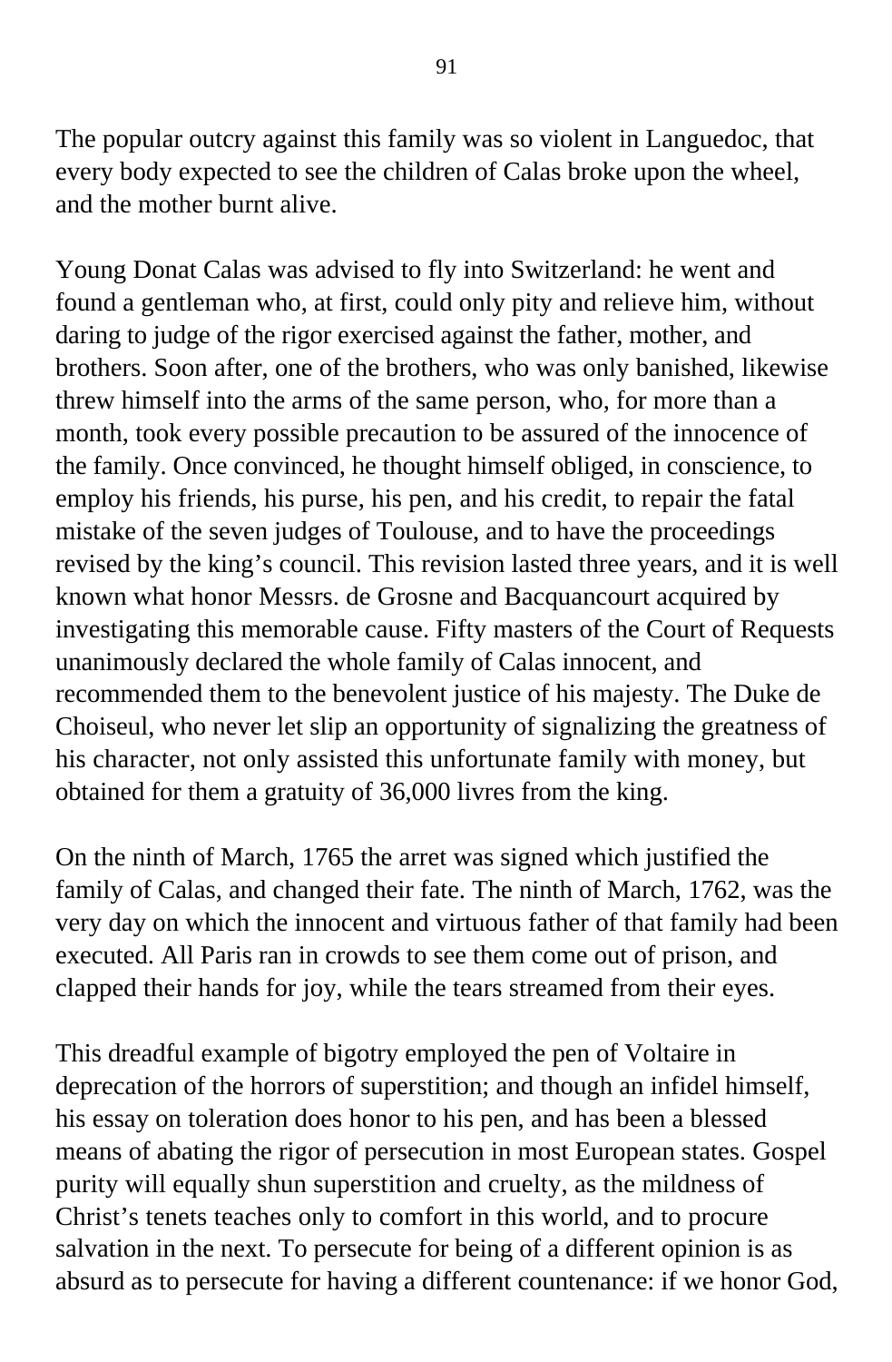The popular outcry against this family was so violent in Languedoc, that every body expected to see the children of Calas broke upon the wheel, and the mother burnt alive.

Young Donat Calas was advised to fly into Switzerland: he went and found a gentleman who, at first, could only pity and relieve him, without daring to judge of the rigor exercised against the father, mother, and brothers. Soon after, one of the brothers, who was only banished, likewise threw himself into the arms of the same person, who, for more than a month, took every possible precaution to be assured of the innocence of the family. Once convinced, he thought himself obliged, in conscience, to employ his friends, his purse, his pen, and his credit, to repair the fatal mistake of the seven judges of Toulouse, and to have the proceedings revised by the king's council. This revision lasted three years, and it is well known what honor Messrs. de Grosne and Bacquancourt acquired by investigating this memorable cause. Fifty masters of the Court of Requests unanimously declared the whole family of Calas innocent, and recommended them to the benevolent justice of his majesty. The Duke de Choiseul, who never let slip an opportunity of signalizing the greatness of his character, not only assisted this unfortunate family with money, but obtained for them a gratuity of 36,000 livres from the king.

On the ninth of March, 1765 the arret was signed which justified the family of Calas, and changed their fate. The ninth of March, 1762, was the very day on which the innocent and virtuous father of that family had been executed. All Paris ran in crowds to see them come out of prison, and clapped their hands for joy, while the tears streamed from their eyes.

This dreadful example of bigotry employed the pen of Voltaire in deprecation of the horrors of superstition; and though an infidel himself, his essay on toleration does honor to his pen, and has been a blessed means of abating the rigor of persecution in most European states. Gospel purity will equally shun superstition and cruelty, as the mildness of Christ's tenets teaches only to comfort in this world, and to procure salvation in the next. To persecute for being of a different opinion is as absurd as to persecute for having a different countenance: if we honor God,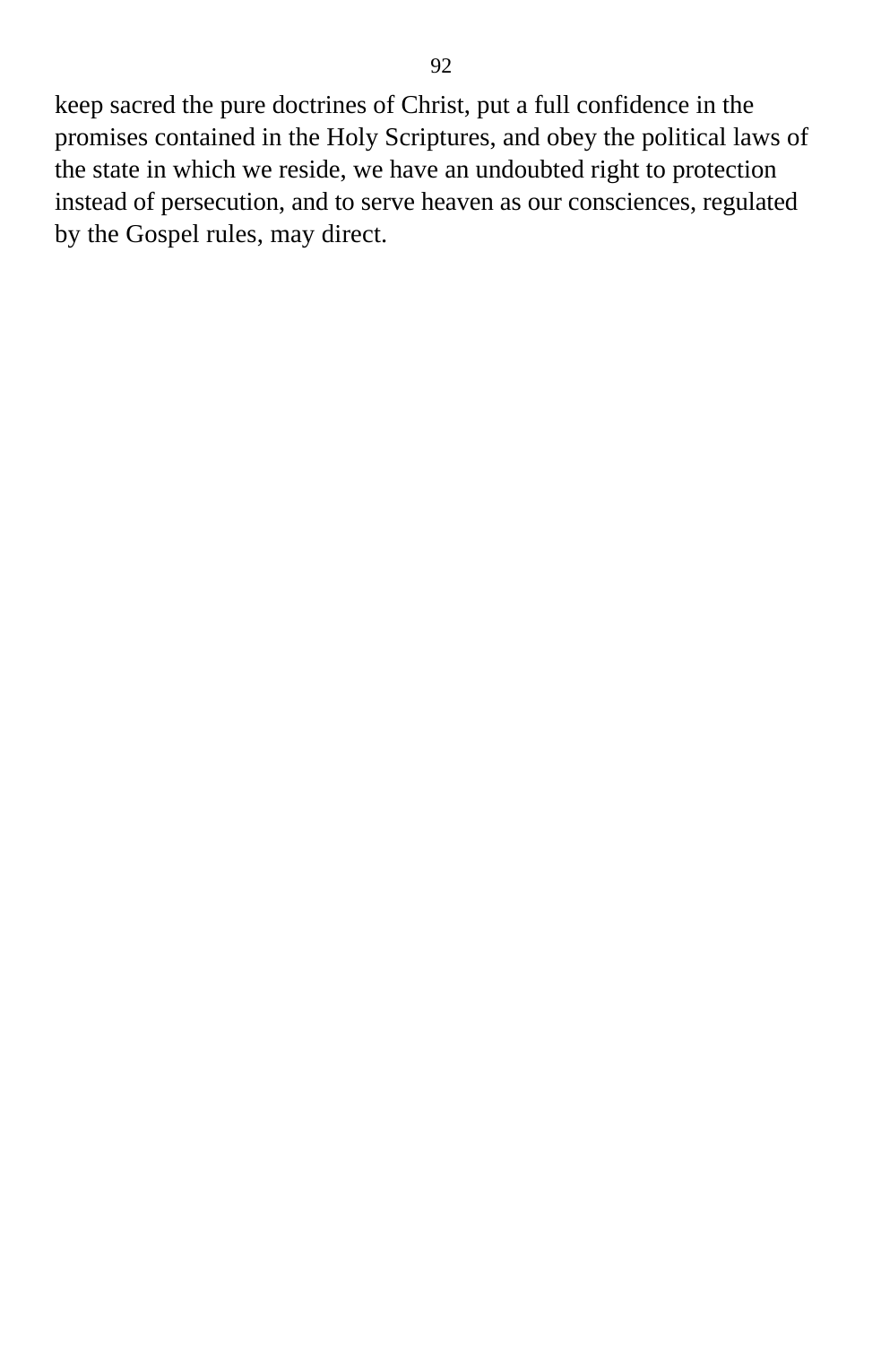keep sacred the pure doctrines of Christ, put a full confidence in the promises contained in the Holy Scriptures, and obey the political laws of the state in which we reside, we have an undoubted right to protection instead of persecution, and to serve heaven as our consciences, regulated by the Gospel rules, may direct.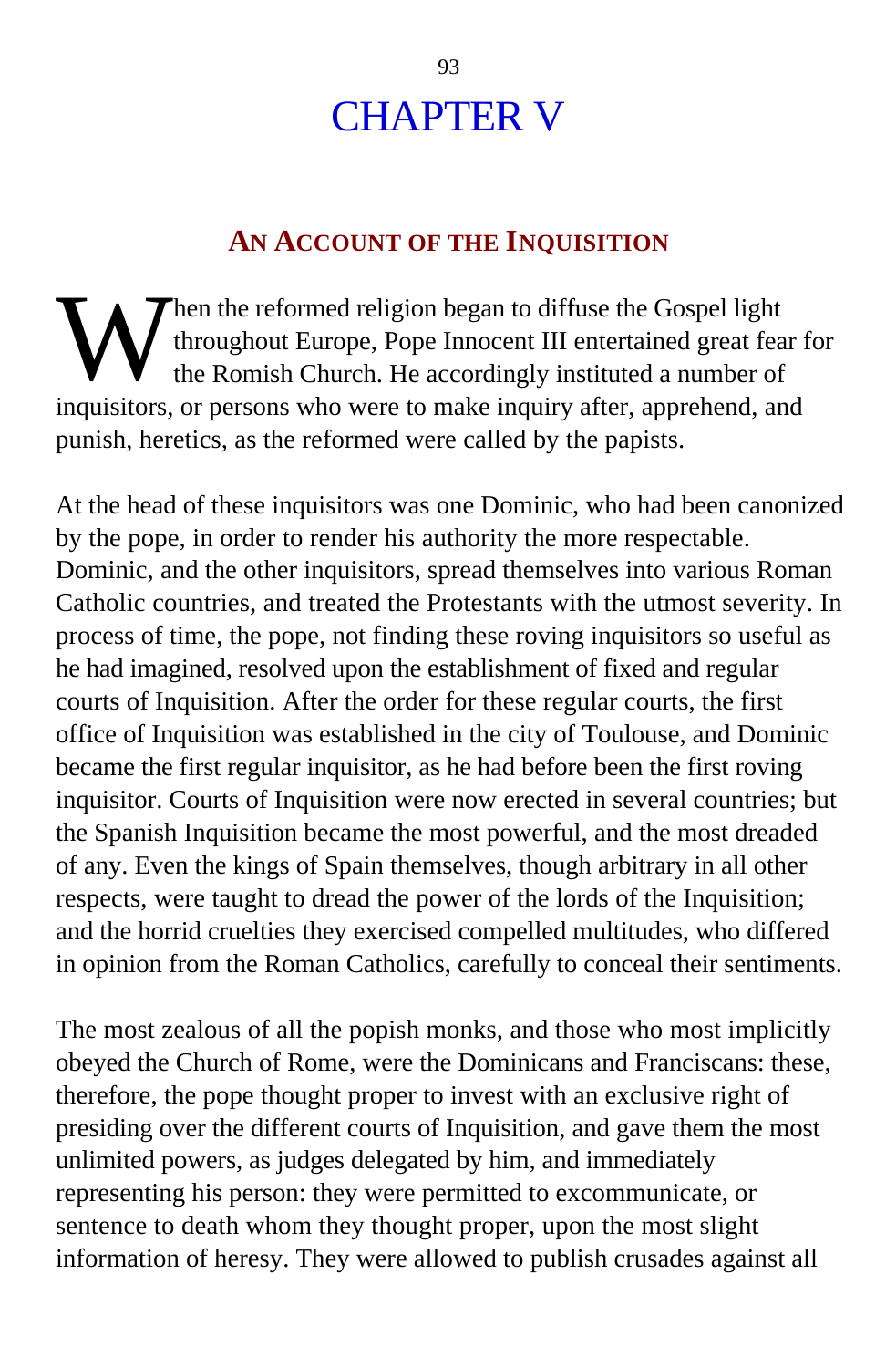# CHAPTER V

## AN ACCOUNT OF THE INQUISITION

When the reformed religion began to diffuse the Gospel light throughout Europe, Pope Innocent III entertained great fear for the Romish Church. He accordingly instituted a number of inquisitors, or persons who were to make inquiry after, apprehend, and punish, heretics, as the reformed were called by the papists.

At the head of these inquisitors was one Dominic, who had been canonized by the pope, in order to render his authority the more respectable. Dominic, and the other inquisitors, spread themselves into various Roman Catholic countries, and treated the Protestants with the utmost severity. In process of time, the pope, not finding these roving inquisitors so useful as he had imagined, resolved upon the establishment of fixed and regular courts of Inquisition. After the order for these regular courts, the first office of Inquisition was established in the city of Toulouse, and Dominic became the first regular inquisitor, as he had before been the first roving inquisitor. Courts of Inquisition were now erected in several countries; but the Spanish Inquisition became the most powerful, and the most dreaded of any. Even the kings of Spain themselves, though arbitrary in all other respects, were taught to dread the power of the lords of the Inquisition; and the horrid cruelties they exercised compelled multitudes, who differed in opinion from the Roman Catholics, carefully to conceal their sentiments.

The most zealous of all the popish monks, and those who most implicitly obeyed the Church of Rome, were the Dominicans and Franciscans: these, therefore, the pope thought proper to invest with an exclusive right of presiding over the different courts of Inquisition, and gave them the most unlimited powers, as judges delegated by him, and immediately representing his person: they were permitted to excommunicate, or sentence to death whom they thought proper, upon the most slight information of heresy. They were allowed to publish crusades against all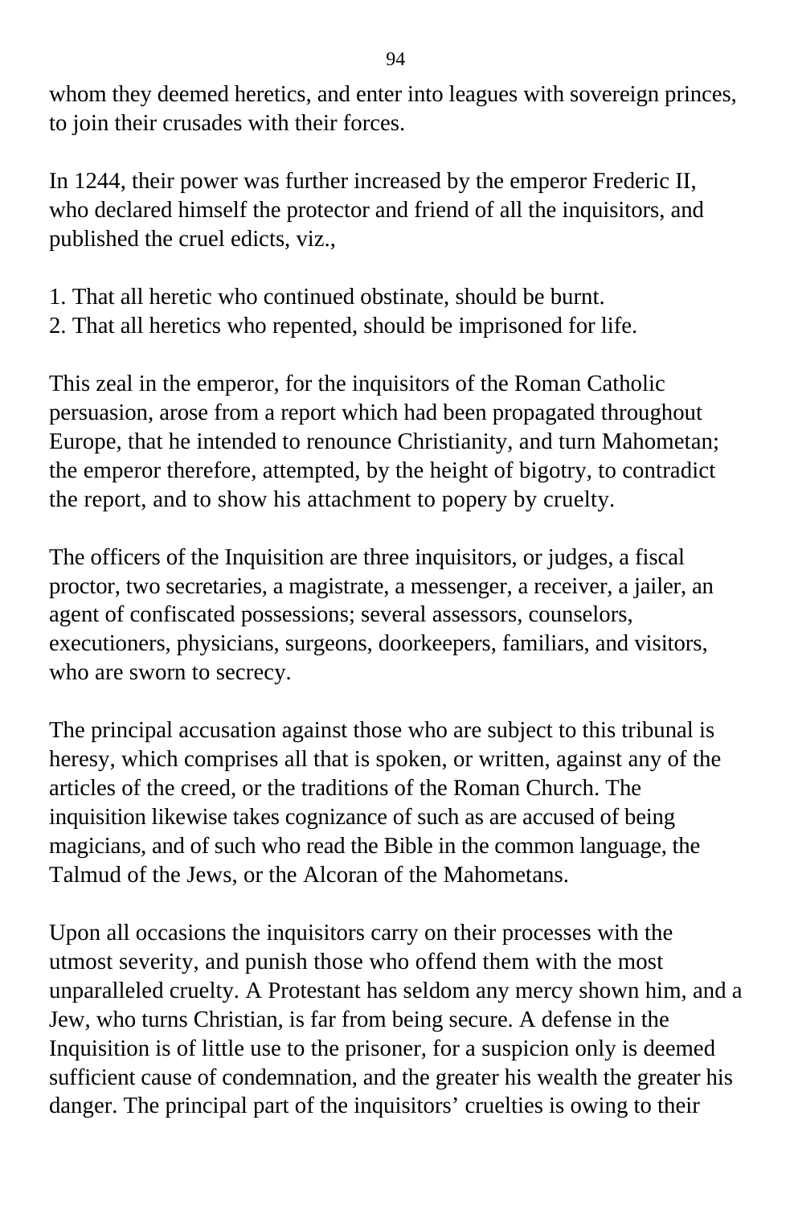whom they deemed heretics, and enter into leagues with sovereign princes, to join their crusades with their forces.

In 1244, their power was further increased by the emperor Frederic II, who declared himself the protector and friend of all the inquisitors, and published the cruel edicts, viz.,

1. That all heretic who continued obstinate, should be burnt.
2. That all heretics who repented, should be imprisoned for life.

This zeal in the emperor, for the inquisitors of the Roman Catholic persuasion, arose from a report which had been propagated throughout Europe, that he intended to renounce Christianity, and turn Mahometan; the emperor therefore, attempted, by the height of bigotry, to contradict the report, and to show his attachment to popery by cruelty.

The officers of the Inquisition are three inquisitors, or judges, a fiscal proctor, two secretaries, a magistrate, a messenger, a receiver, a jailer, an agent of confiscated possessions; several assessors, counselors, executioners, physicians, surgeons, doorkeepers, familiars, and visitors, who are sworn to secrecy.

The principal accusation against those who are subject to this tribunal is heresy, which comprises all that is spoken, or written, against any of the articles of the creed, or the traditions of the Roman Church. The inquisition likewise takes cognizance of such as are accused of being magicians, and of such who read the Bible in the common language, the Talmud of the Jews, or the Alcoran of the Mahometans.

Upon all occasions the inquisitors carry on their processes with the utmost severity, and punish those who offend them with the most unparalleled cruelty. A Protestant has seldom any mercy shown him, and a Jew, who turns Christian, is far from being secure. A defense in the Inquisition is of little use to the prisoner, for a suspicion only is deemed sufficient cause of condemnation, and the greater his wealth the greater his danger. The principal part of the inquisitors' cruelties is owing to their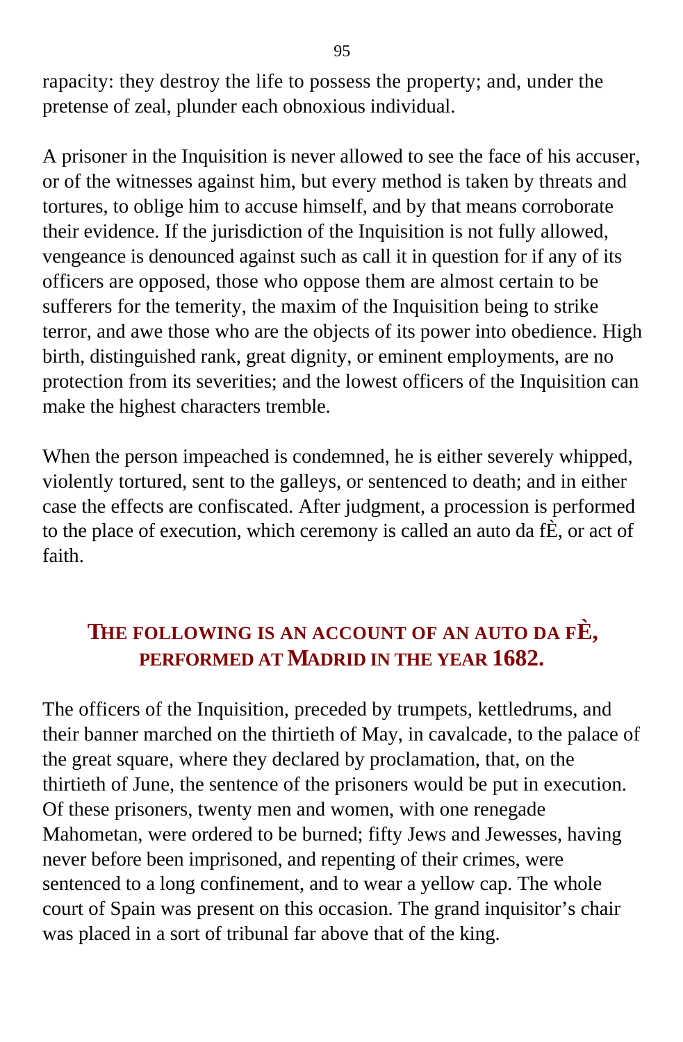rapacity: they destroy the life to possess the property; and, under the pretense of zeal, plunder each obnoxious individual.

A prisoner in the Inquisition is never allowed to see the face of his accuser, or of the witnesses against him, but every method is taken by threats and tortures, to oblige him to accuse himself, and by that means corroborate their evidence. If the jurisdiction of the Inquisition is not fully allowed, vengeance is denounced against such as call it in question for if any of its officers are opposed, those who oppose them are almost certain to be sufferers for the temerity, the maxim of the Inquisition being to strike terror, and awe those who are the objects of its power into obedience. High birth, distinguished rank, great dignity, or eminent employments, are no protection from its severities; and the lowest officers of the Inquisition can make the highest characters tremble.

When the person impeached is condemned, he is either severely whipped, violently tortured, sent to the galleys, or sentenced to death; and in either case the effects are confiscated. After judgment, a procession is performed to the place of execution, which ceremony is called an auto da fÈ, or act of faith.

## THE FOLLOWING IS AN ACCOUNT OF AN AUTO DA FÈ, PERFORMED AT MADRID IN THE YEAR 1682.

The officers of the Inquisition, preceded by trumpets, kettledrums, and their banner marched on the thirtieth of May, in cavalcade, to the palace of the great square, where they declared by proclamation, that, on the thirtieth of June, the sentence of the prisoners would be put in execution. Of these prisoners, twenty men and women, with one renegade Mahometan, were ordered to be burned; fifty Jews and Jewesses, having never before been imprisoned, and repenting of their crimes, were sentenced to a long confinement, and to wear a yellow cap. The whole court of Spain was present on this occasion. The grand inquisitor's chair was placed in a sort of tribunal far above that of the king.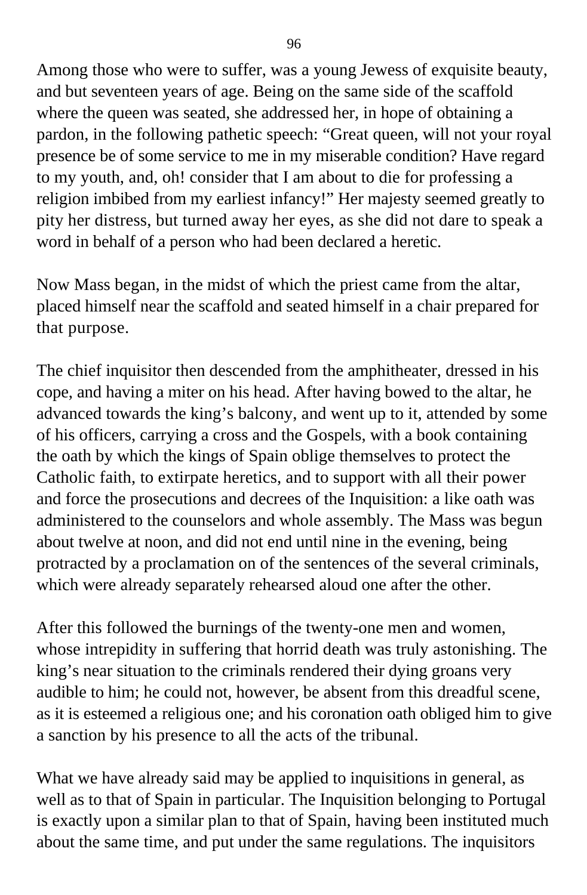Among those who were to suffer, was a young Jewess of exquisite beauty, and but seventeen years of age. Being on the same side of the scaffold where the queen was seated, she addressed her, in hope of obtaining a pardon, in the following pathetic speech: “Great queen, will not your royal presence be of some service to me in my miserable condition? Have regard to my youth, and, oh! consider that I am about to die for professing a religion imbibed from my earliest infancy!” Her majesty seemed greatly to pity her distress, but turned away her eyes, as she did not dare to speak a word in behalf of a person who had been declared a heretic.

Now Mass began, in the midst of which the priest came from the altar, placed himself near the scaffold and seated himself in a chair prepared for that purpose.

The chief inquisitor then descended from the amphitheater, dressed in his cope, and having a miter on his head. After having bowed to the altar, he advanced towards the king’s balcony, and went up to it, attended by some of his officers, carrying a cross and the Gospels, with a book containing the oath by which the kings of Spain oblige themselves to protect the Catholic faith, to extirpate heretics, and to support with all their power and force the prosecutions and decrees of the Inquisition: a like oath was administered to the counselors and whole assembly. The Mass was begun about twelve at noon, and did not end until nine in the evening, being protracted by a proclamation on of the sentences of the several criminals, which were already separately rehearsed aloud one after the other.

After this followed the burnings of the twenty-one men and women, whose intrepidity in suffering that horrid death was truly astonishing. The king’s near situation to the criminals rendered their dying groans very audible to him; he could not, however, be absent from this dreadful scene, as it is esteemed a religious one; and his coronation oath obliged him to give a sanction by his presence to all the acts of the tribunal.

What we have already said may be applied to inquisitions in general, as well as to that of Spain in particular. The Inquisition belonging to Portugal is exactly upon a similar plan to that of Spain, having been instituted much about the same time, and put under the same regulations. The inquisitors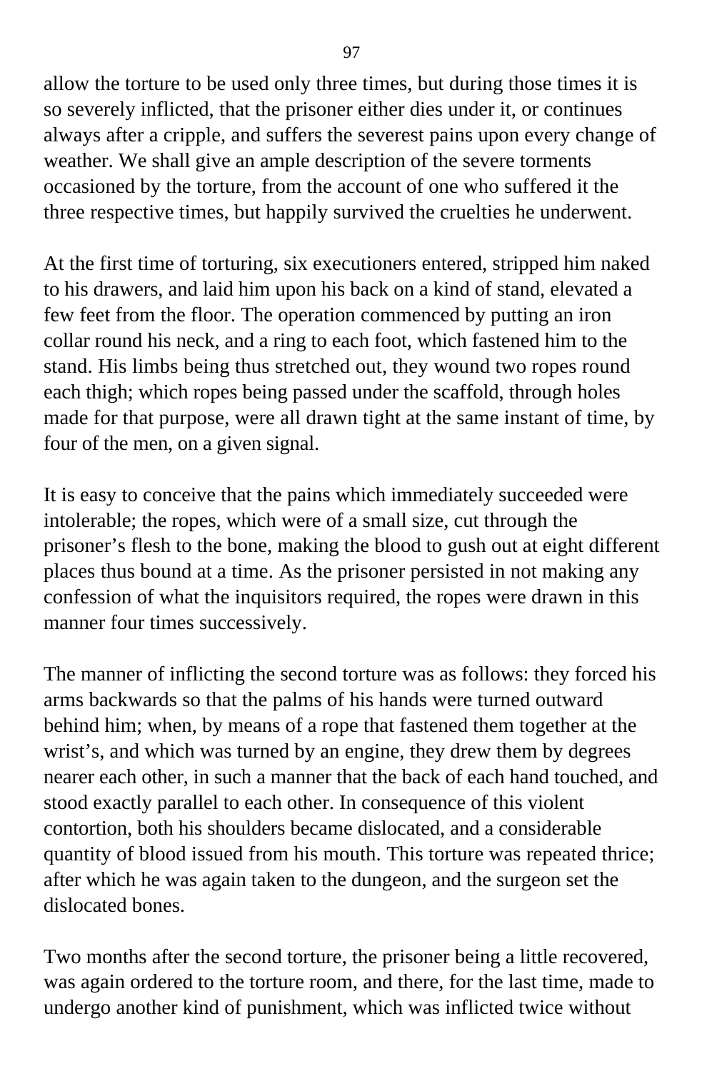allow the torture to be used only three times, but during those times it is so severely inflicted, that the prisoner either dies under it, or continues always after a cripple, and suffers the severest pains upon every change of weather. We shall give an ample description of the severe torments occasioned by the torture, from the account of one who suffered it the three respective times, but happily survived the cruelties he underwent.

At the first time of torturing, six executioners entered, stripped him naked to his drawers, and laid him upon his back on a kind of stand, elevated a few feet from the floor. The operation commenced by putting an iron collar round his neck, and a ring to each foot, which fastened him to the stand. His limbs being thus stretched out, they wound two ropes round each thigh; which ropes being passed under the scaffold, through holes made for that purpose, were all drawn tight at the same instant of time, by four of the men, on a given signal.

It is easy to conceive that the pains which immediately succeeded were intolerable; the ropes, which were of a small size, cut through the prisoner's flesh to the bone, making the blood to gush out at eight different places thus bound at a time. As the prisoner persisted in not making any confession of what the inquisitors required, the ropes were drawn in this manner four times successively.

The manner of inflicting the second torture was as follows: they forced his arms backwards so that the palms of his hands were turned outward behind him; when, by means of a rope that fastened them together at the wrist's, and which was turned by an engine, they drew them by degrees nearer each other, in such a manner that the back of each hand touched, and stood exactly parallel to each other. In consequence of this violent contortion, both his shoulders became dislocated, and a considerable quantity of blood issued from his mouth. This torture was repeated thrice; after which he was again taken to the dungeon, and the surgeon set the dislocated bones.

Two months after the second torture, the prisoner being a little recovered, was again ordered to the torture room, and there, for the last time, made to undergo another kind of punishment, which was inflicted twice without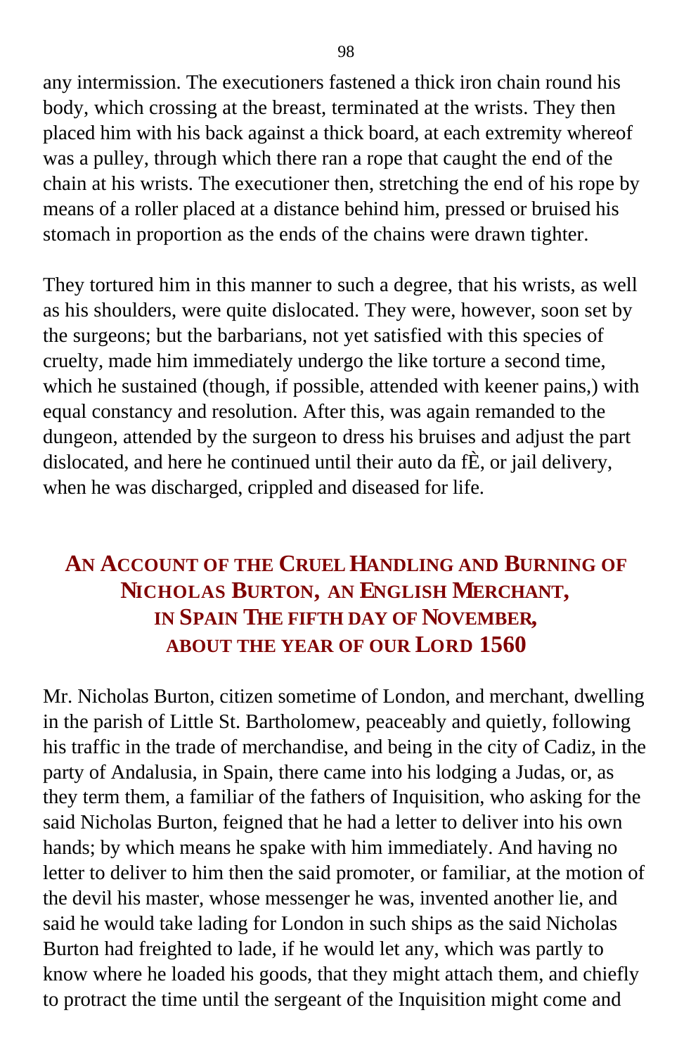any intermission. The executioners fastened a thick iron chain round his body, which crossing at the breast, terminated at the wrists. They then placed him with his back against a thick board, at each extremity whereof was a pulley, through which there ran a rope that caught the end of the chain at his wrists. The executioner then, stretching the end of his rope by means of a roller placed at a distance behind him, pressed or bruised his stomach in proportion as the ends of the chains were drawn tighter.

They tortured him in this manner to such a degree, that his wrists, as well as his shoulders, were quite dislocated. They were, however, soon set by the surgeons; but the barbarians, not yet satisfied with this species of cruelty, made him immediately undergo the like torture a second time, which he sustained (though, if possible, attended with keener pains,) with equal constancy and resolution. After this, was again remanded to the dungeon, attended by the surgeon to dress his bruises and adjust the part dislocated, and here he continued until their auto da fÈ, or jail delivery, when he was discharged, crippled and diseased for life.

## An Account of the Cruel Handling and Burning of Nicholas Burton, an English Merchant, in Spain The fifth day of November, about the year of our Lord 1560

Mr. Nicholas Burton, citizen sometime of London, and merchant, dwelling in the parish of Little St. Bartholomew, peaceably and quietly, following his traffic in the trade of merchandise, and being in the city of Cadiz, in the party of Andalusia, in Spain, there came into his lodging a Judas, or, as they term them, a familiar of the fathers of Inquisition, who asking for the said Nicholas Burton, feigned that he had a letter to deliver into his own hands; by which means he spake with him immediately. And having no letter to deliver to him then the said promoter, or familiar, at the motion of the devil his master, whose messenger he was, invented another lie, and said he would take lading for London in such ships as the said Nicholas Burton had freighted to lade, if he would let any, which was partly to know where he loaded his goods, that they might attach them, and chiefly to protract the time until the sergeant of the Inquisition might come and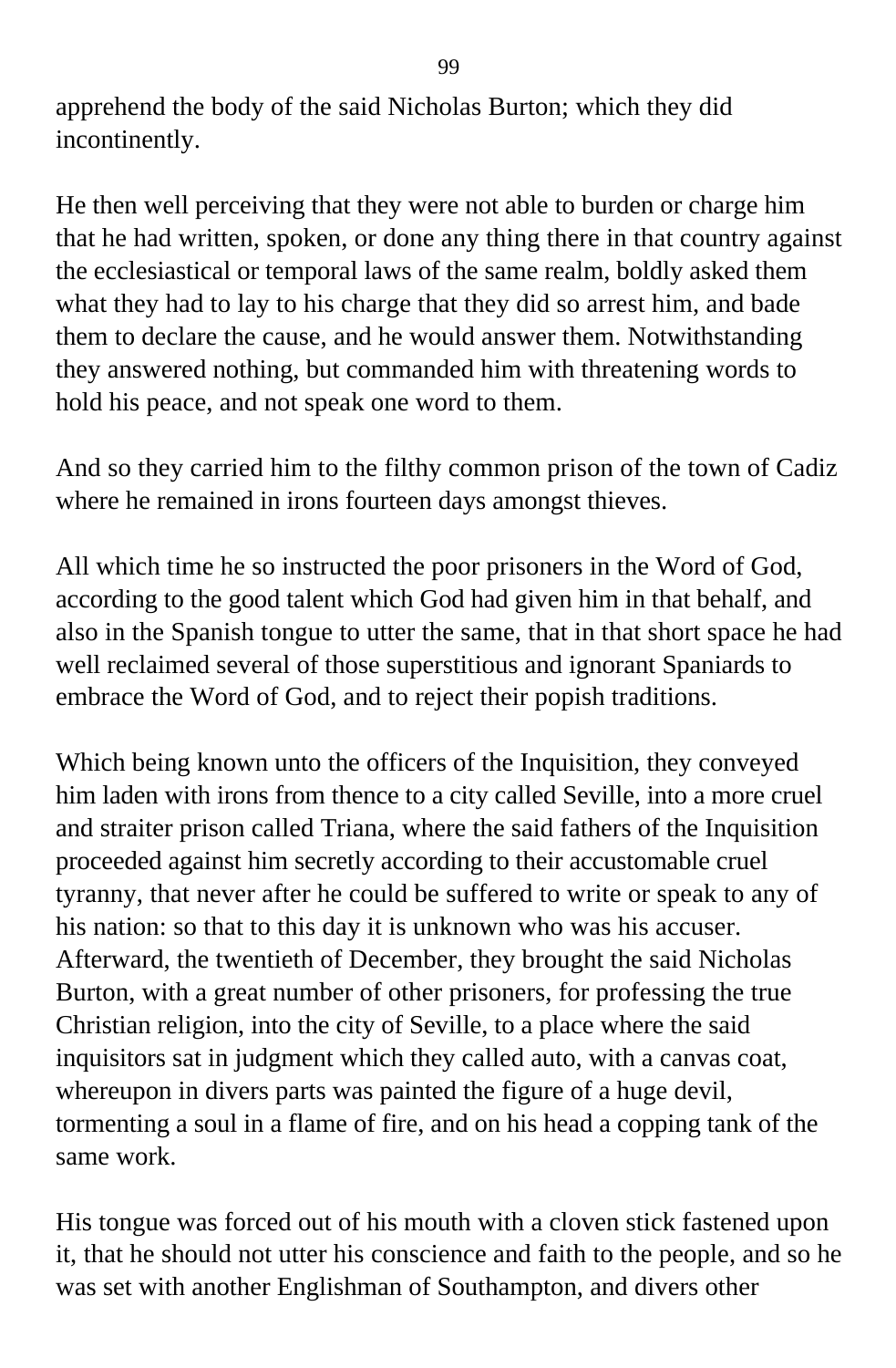apprehend the body of the said Nicholas Burton; which they did incontinently.

He then well perceiving that they were not able to burden or charge him that he had written, spoken, or done any thing there in that country against the ecclesiastical or temporal laws of the same realm, boldly asked them what they had to lay to his charge that they did so arrest him, and bade them to declare the cause, and he would answer them. Notwithstanding they answered nothing, but commanded him with threatening words to hold his peace, and not speak one word to them.

And so they carried him to the filthy common prison of the town of Cadiz where he remained in irons fourteen days amongst thieves.

All which time he so instructed the poor prisoners in the Word of God, according to the good talent which God had given him in that behalf, and also in the Spanish tongue to utter the same, that in that short space he had well reclaimed several of those superstitious and ignorant Spaniards to embrace the Word of God, and to reject their popish traditions.

Which being known unto the officers of the Inquisition, they conveyed him laden with irons from thence to a city called Seville, into a more cruel and straiter prison called Triana, where the said fathers of the Inquisition proceeded against him secretly according to their accustomable cruel tyranny, that never after he could be suffered to write or speak to any of his nation: so that to this day it is unknown who was his accuser. Afterward, the twentieth of December, they brought the said Nicholas Burton, with a great number of other prisoners, for professing the true Christian religion, into the city of Seville, to a place where the said inquisitors sat in judgment which they called auto, with a canvas coat, whereupon in divers parts was painted the figure of a huge devil, tormenting a soul in a flame of fire, and on his head a copping tank of the same work.

His tongue was forced out of his mouth with a cloven stick fastened upon it, that he should not utter his conscience and faith to the people, and so he was set with another Englishman of Southampton, and divers other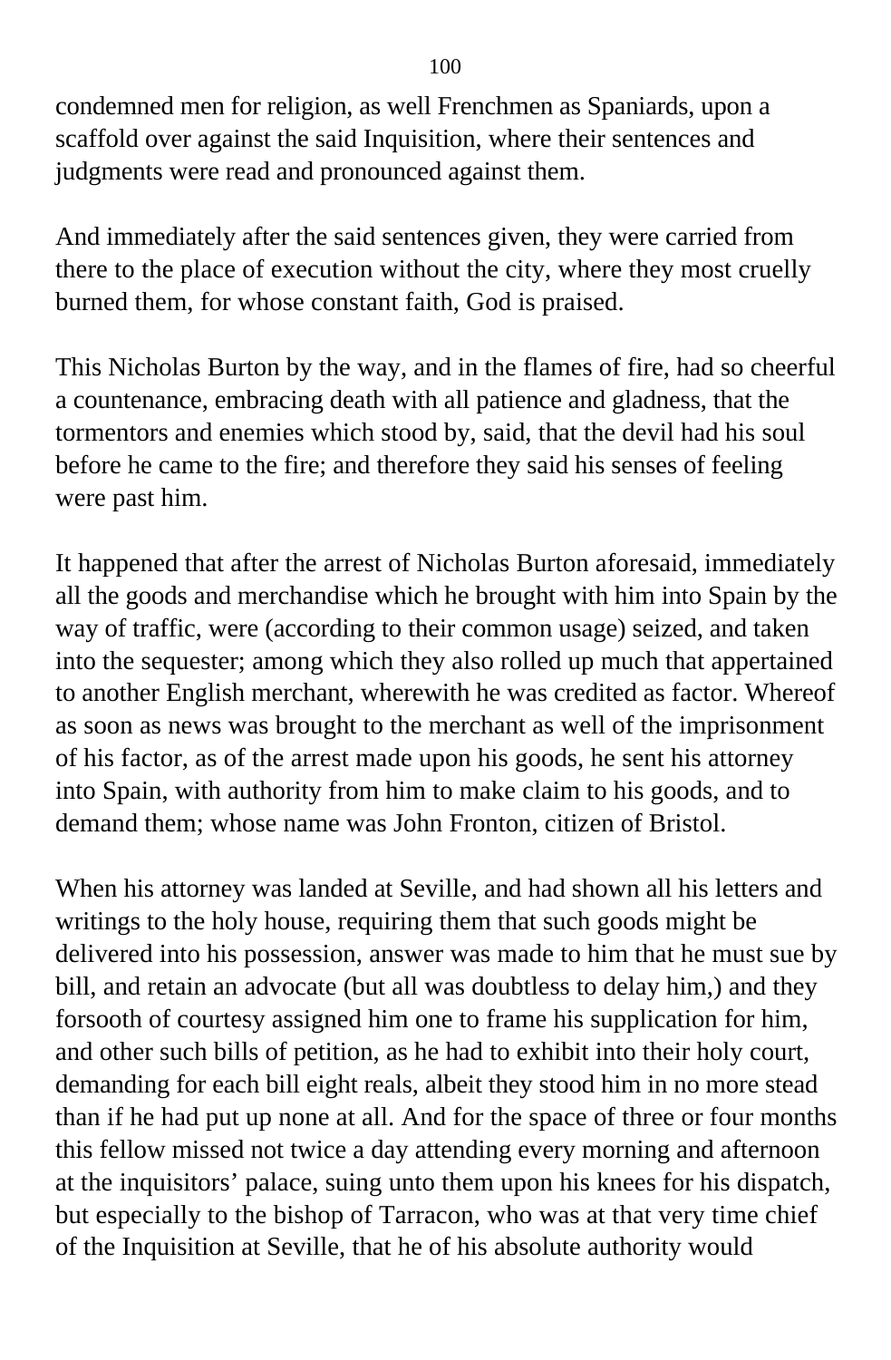condemned men for religion, as well Frenchmen as Spaniards, upon a scaffold over against the said Inquisition, where their sentences and judgments were read and pronounced against them.

And immediately after the said sentences given, they were carried from there to the place of execution without the city, where they most cruelly burned them, for whose constant faith, God is praised.

This Nicholas Burton by the way, and in the flames of fire, had so cheerful a countenance, embracing death with all patience and gladness, that the tormentors and enemies which stood by, said, that the devil had his soul before he came to the fire; and therefore they said his senses of feeling were past him.

It happened that after the arrest of Nicholas Burton aforesaid, immediately all the goods and merchandise which he brought with him into Spain by the way of traffic, were (according to their common usage) seized, and taken into the sequester; among which they also rolled up much that appertained to another English merchant, wherewith he was credited as factor. Whereof as soon as news was brought to the merchant as well of the imprisonment of his factor, as of the arrest made upon his goods, he sent his attorney into Spain, with authority from him to make claim to his goods, and to demand them; whose name was John Fronton, citizen of Bristol.

When his attorney was landed at Seville, and had shown all his letters and writings to the holy house, requiring them that such goods might be delivered into his possession, answer was made to him that he must sue by bill, and retain an advocate (but all was doubtless to delay him,) and they forsooth of courtesy assigned him one to frame his supplication for him, and other such bills of petition, as he had to exhibit into their holy court, demanding for each bill eight reals, albeit they stood him in no more stead than if he had put up none at all. And for the space of three or four months this fellow missed not twice a day attending every morning and afternoon at the inquisitors' palace, suing unto them upon his knees for his dispatch, but especially to the bishop of Tarracon, who was at that very time chief of the Inquisition at Seville, that he of his absolute authority would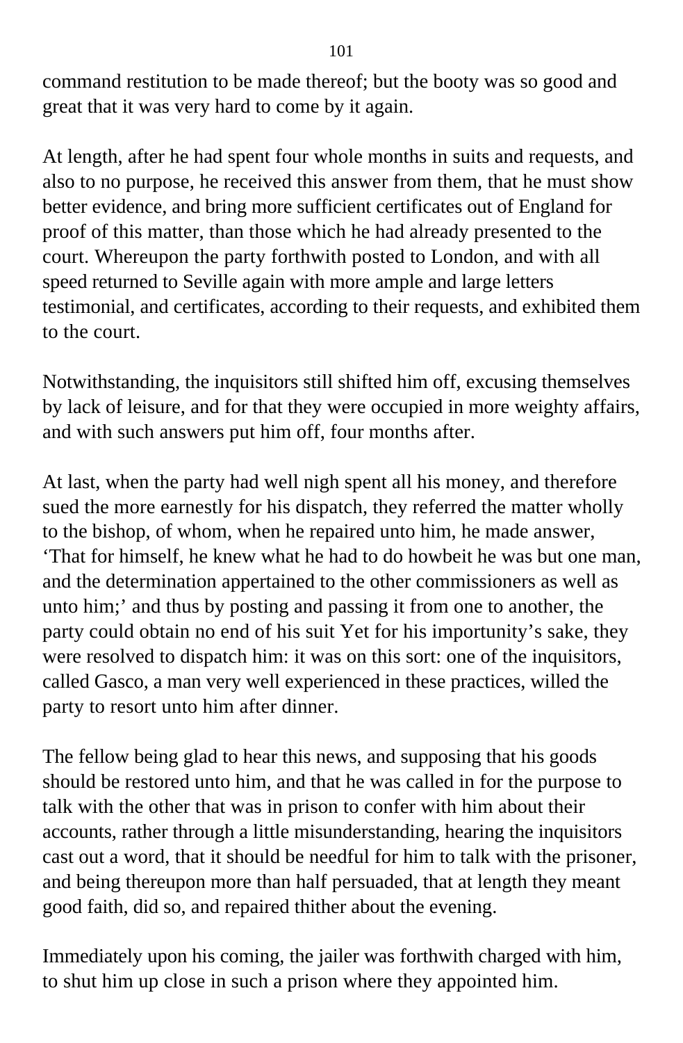command restitution to be made thereof; but the booty was so good and great that it was very hard to come by it again.

At length, after he had spent four whole months in suits and requests, and also to no purpose, he received this answer from them, that he must show better evidence, and bring more sufficient certificates out of England for proof of this matter, than those which he had already presented to the court. Whereupon the party forthwith posted to London, and with all speed returned to Seville again with more ample and large letters testimonial, and certificates, according to their requests, and exhibited them to the court.

Notwithstanding, the inquisitors still shifted him off, excusing themselves by lack of leisure, and for that they were occupied in more weighty affairs, and with such answers put him off, four months after.

At last, when the party had well nigh spent all his money, and therefore sued the more earnestly for his dispatch, they referred the matter wholly to the bishop, of whom, when he repaired unto him, he made answer, ‘That for himself, he knew what he had to do howbeit he was but one man, and the determination appertained to the other commissioners as well as unto him;’ and thus by posting and passing it from one to another, the party could obtain no end of his suit Yet for his importunity’s sake, they were resolved to dispatch him: it was on this sort: one of the inquisitors, called Gasco, a man very well experienced in these practices, willed the party to resort unto him after dinner.

The fellow being glad to hear this news, and supposing that his goods should be restored unto him, and that he was called in for the purpose to talk with the other that was in prison to confer with him about their accounts, rather through a little misunderstanding, hearing the inquisitors cast out a word, that it should be needful for him to talk with the prisoner, and being thereupon more than half persuaded, that at length they meant good faith, did so, and repaired thither about the evening.

Immediately upon his coming, the jailer was forthwith charged with him, to shut him up close in such a prison where they appointed him.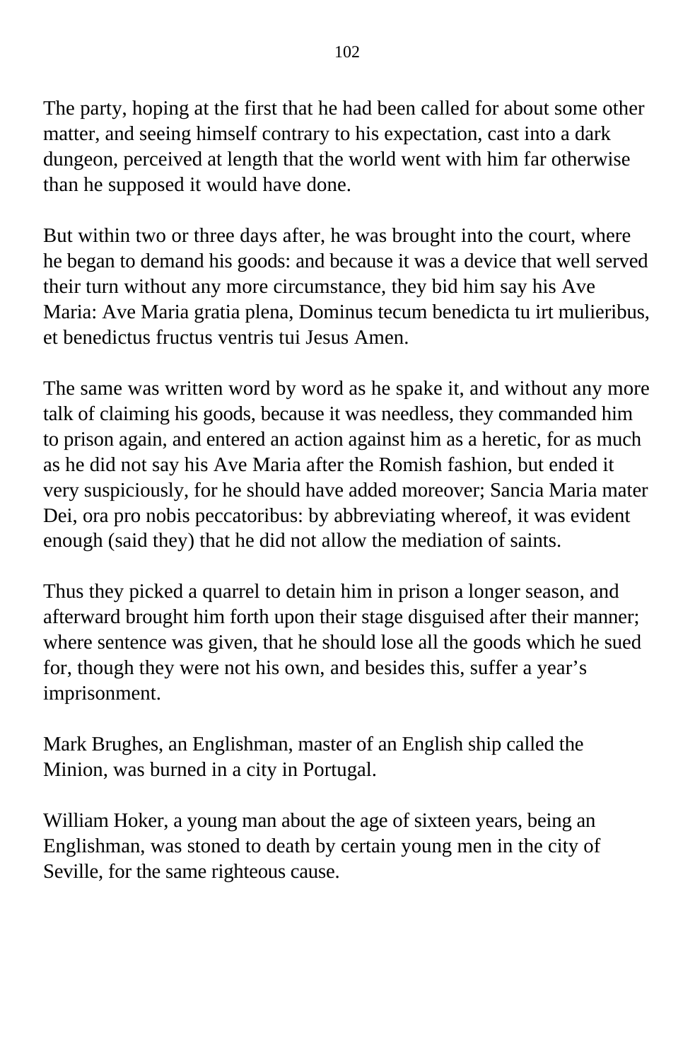The party, hoping at the first that he had been called for about some other matter, and seeing himself contrary to his expectation, cast into a dark dungeon, perceived at length that the world went with him far otherwise than he supposed it would have done.

But within two or three days after, he was brought into the court, where he began to demand his goods: and because it was a device that well served their turn without any more circumstance, they bid him say his Ave Maria: Ave Maria gratia plena, Dominus tecum benedicta tu irt mulieribus, et benedictus fructus ventris tui Jesus Amen.

The same was written word by word as he spake it, and without any more talk of claiming his goods, because it was needless, they commanded him to prison again, and entered an action against him as a heretic, for as much as he did not say his Ave Maria after the Romish fashion, but ended it very suspiciously, for he should have added moreover; Sancia Maria mater Dei, ora pro nobis peccatoribus: by abbreviating whereof, it was evident enough (said they) that he did not allow the mediation of saints.

Thus they picked a quarrel to detain him in prison a longer season, and afterward brought him forth upon their stage disguised after their manner; where sentence was given, that he should lose all the goods which he sued for, though they were not his own, and besides this, suffer a year's imprisonment.

Mark Brughes, an Englishman, master of an English ship called the Minion, was burned in a city in Portugal.

William Hoker, a young man about the age of sixteen years, being an Englishman, was stoned to death by certain young men in the city of Seville, for the same righteous cause.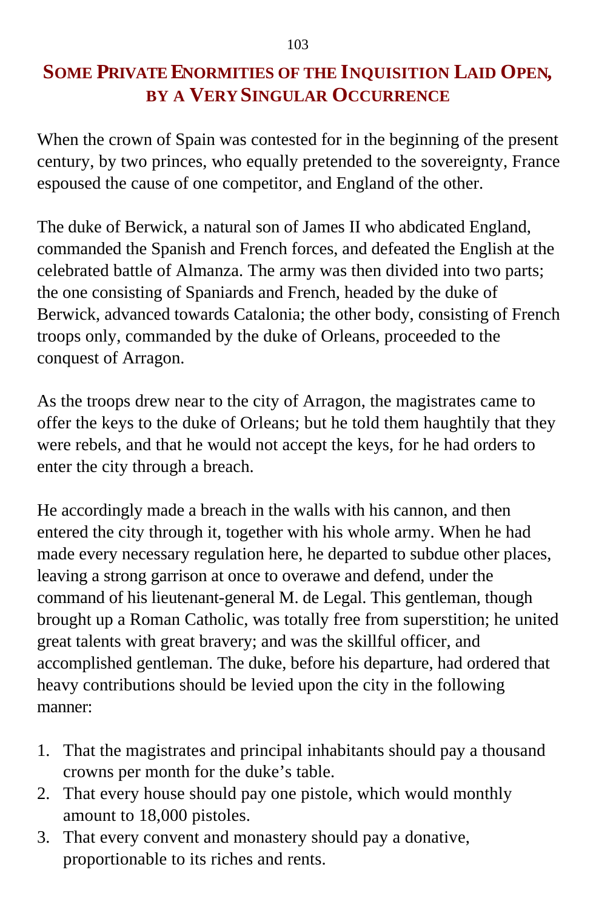# Some Private Enormities of the Inquisition Laid Open, by a Very Singular Occurrence

When the crown of Spain was contested for in the beginning of the present century, by two princes, who equally pretended to the sovereignty, France espoused the cause of one competitor, and England of the other.

The duke of Berwick, a natural son of James II who abdicated England, commanded the Spanish and French forces, and defeated the English at the celebrated battle of Almanza. The army was then divided into two parts; the one consisting of Spaniards and French, headed by the duke of Berwick, advanced towards Catalonia; the other body, consisting of French troops only, commanded by the duke of Orleans, proceeded to the conquest of Arragon.

As the troops drew near to the city of Arragon, the magistrates came to offer the keys to the duke of Orleans; but he told them haughtily that they were rebels, and that he would not accept the keys, for he had orders to enter the city through a breach.

He accordingly made a breach in the walls with his cannon, and then entered the city through it, together with his whole army. When he had made every necessary regulation here, he departed to subdue other places, leaving a strong garrison at once to overawe and defend, under the command of his lieutenant-general M. de Legal. This gentleman, though brought up a Roman Catholic, was totally free from superstition; he united great talents with great bravery; and was the skillful officer, and accomplished gentleman. The duke, before his departure, had ordered that heavy contributions should be levied upon the city in the following manner:

1. That the magistrates and principal inhabitants should pay a thousand crowns per month for the duke's table.
2. That every house should pay one pistole, which would monthly amount to 18,000 pistoles.
3. That every convent and monastery should pay a donative, proportionable to its riches and rents.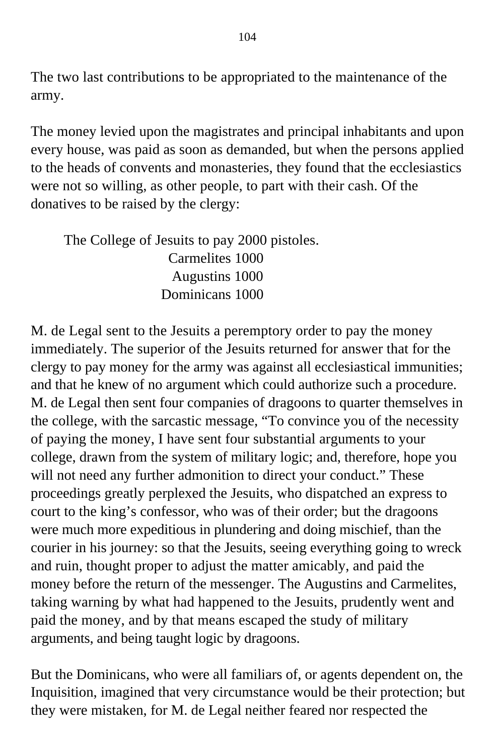The two last contributions to be appropriated to the maintenance of the army.

The money levied upon the magistrates and principal inhabitants and upon every house, was paid as soon as demanded, but when the persons applied to the heads of convents and monasteries, they found that the ecclesiastics were not so willing, as other people, to part with their cash. Of the donatives to be raised by the clergy:

The College of Jesuits to pay 2000 pistoles.
Carmelites 1000
Augustins 1000
Dominicans 1000

M. de Legal sent to the Jesuits a peremptory order to pay the money immediately. The superior of the Jesuits returned for answer that for the clergy to pay money for the army was against all ecclesiastical immunities; and that he knew of no argument which could authorize such a procedure. M. de Legal then sent four companies of dragoons to quarter themselves in the college, with the sarcastic message, "To convince you of the necessity of paying the money, I have sent four substantial arguments to your college, drawn from the system of military logic; and, therefore, hope you will not need any further admonition to direct your conduct." These proceedings greatly perplexed the Jesuits, who dispatched an express to court to the king's confessor, who was of their order; but the dragoons were much more expeditious in plundering and doing mischief, than the courier in his journey: so that the Jesuits, seeing everything going to wreck and ruin, thought proper to adjust the matter amicably, and paid the money before the return of the messenger. The Augustins and Carmelites, taking warning by what had happened to the Jesuits, prudently went and paid the money, and by that means escaped the study of military arguments, and being taught logic by dragoons.

But the Dominicans, who were all familiars of, or agents dependent on, the Inquisition, imagined that very circumstance would be their protection; but they were mistaken, for M. de Legal neither feared nor respected the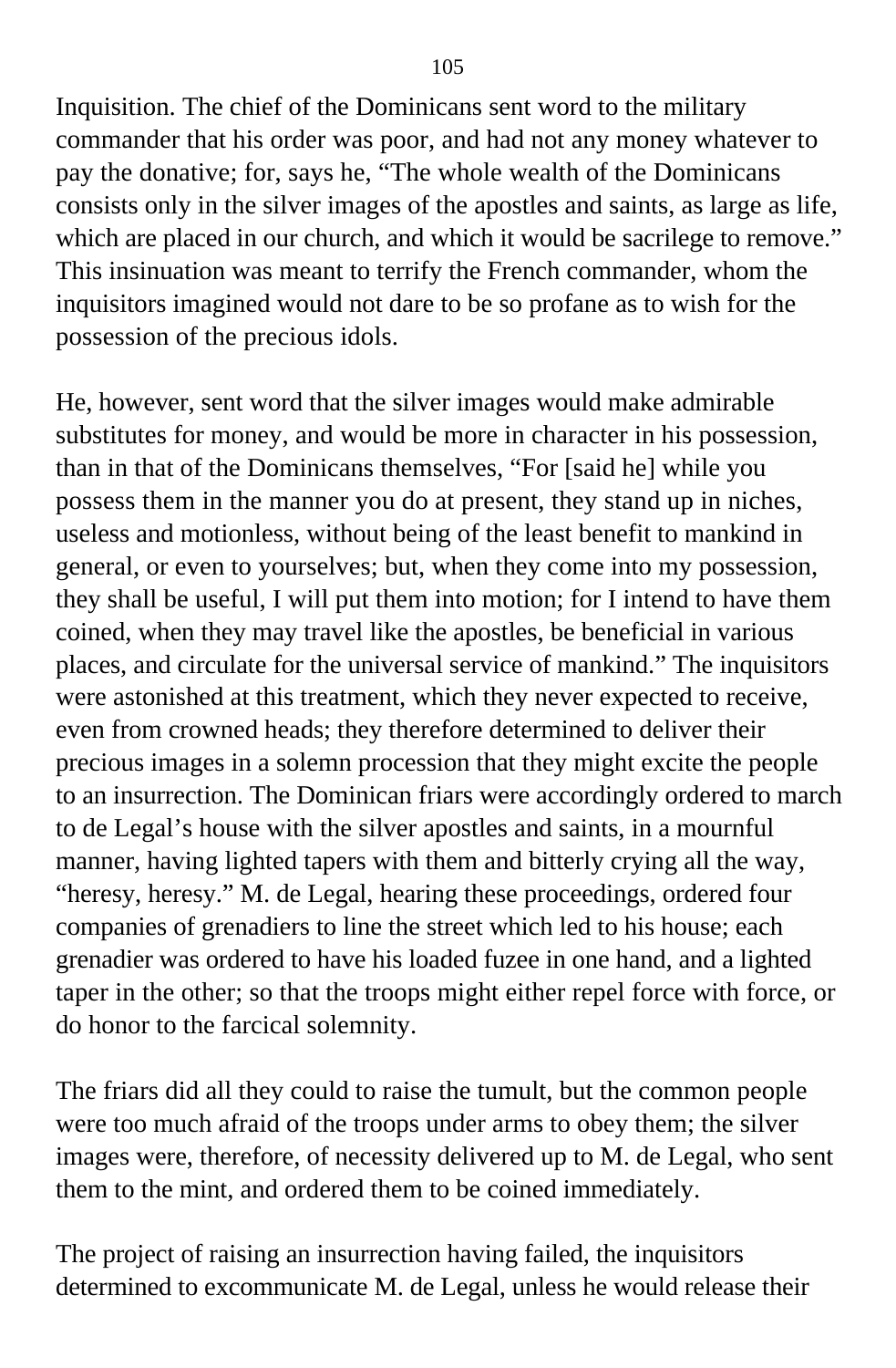Inquisition. The chief of the Dominicans sent word to the military commander that his order was poor, and had not any money whatever to pay the donative; for, says he, "The whole wealth of the Dominicans consists only in the silver images of the apostles and saints, as large as life, which are placed in our church, and which it would be sacrilege to remove." This insinuation was meant to terrify the French commander, whom the inquisitors imagined would not dare to be so profane as to wish for the possession of the precious idols.

He, however, sent word that the silver images would make admirable substitutes for money, and would be more in character in his possession, than in that of the Dominicans themselves, "For [said he] while you possess them in the manner you do at present, they stand up in niches, useless and motionless, without being of the least benefit to mankind in general, or even to yourselves; but, when they come into my possession, they shall be useful, I will put them into motion; for I intend to have them coined, when they may travel like the apostles, be beneficial in various places, and circulate for the universal service of mankind." The inquisitors were astonished at this treatment, which they never expected to receive, even from crowned heads; they therefore determined to deliver their precious images in a solemn procession that they might excite the people to an insurrection. The Dominican friars were accordingly ordered to march to de Legal's house with the silver apostles and saints, in a mournful manner, having lighted tapers with them and bitterly crying all the way, "heresy, heresy." M. de Legal, hearing these proceedings, ordered four companies of grenadiers to line the street which led to his house; each grenadier was ordered to have his loaded fuzee in one hand, and a lighted taper in the other; so that the troops might either repel force with force, or do honor to the farcical solemnity.

The friars did all they could to raise the tumult, but the common people were too much afraid of the troops under arms to obey them; the silver images were, therefore, of necessity delivered up to M. de Legal, who sent them to the mint, and ordered them to be coined immediately.

The project of raising an insurrection having failed, the inquisitors determined to excommunicate M. de Legal, unless he would release their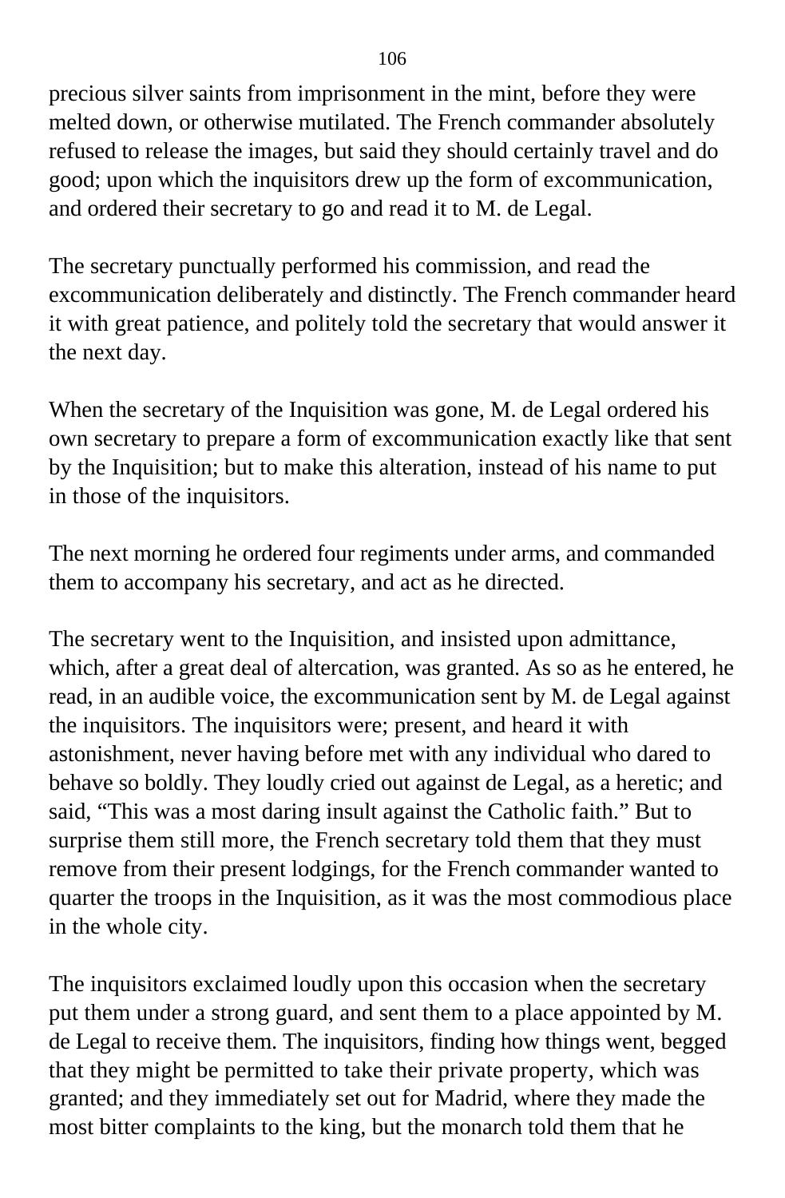precious silver saints from imprisonment in the mint, before they were melted down, or otherwise mutilated. The French commander absolutely refused to release the images, but said they should certainly travel and do good; upon which the inquisitors drew up the form of excommunication, and ordered their secretary to go and read it to M. de Legal.

The secretary punctually performed his commission, and read the excommunication deliberately and distinctly. The French commander heard it with great patience, and politely told the secretary that would answer it the next day.

When the secretary of the Inquisition was gone, M. de Legal ordered his own secretary to prepare a form of excommunication exactly like that sent by the Inquisition; but to make this alteration, instead of his name to put in those of the inquisitors.

The next morning he ordered four regiments under arms, and commanded them to accompany his secretary, and act as he directed.

The secretary went to the Inquisition, and insisted upon admittance, which, after a great deal of altercation, was granted. As so as he entered, he read, in an audible voice, the excommunication sent by M. de Legal against the inquisitors. The inquisitors were; present, and heard it with astonishment, never having before met with any individual who dared to behave so boldly. They loudly cried out against de Legal, as a heretic; and said, “This was a most daring insult against the Catholic faith.” But to surprise them still more, the French secretary told them that they must remove from their present lodgings, for the French commander wanted to quarter the troops in the Inquisition, as it was the most commodious place in the whole city.

The inquisitors exclaimed loudly upon this occasion when the secretary put them under a strong guard, and sent them to a place appointed by M. de Legal to receive them. The inquisitors, finding how things went, begged that they might be permitted to take their private property, which was granted; and they immediately set out for Madrid, where they made the most bitter complaints to the king, but the monarch told them that he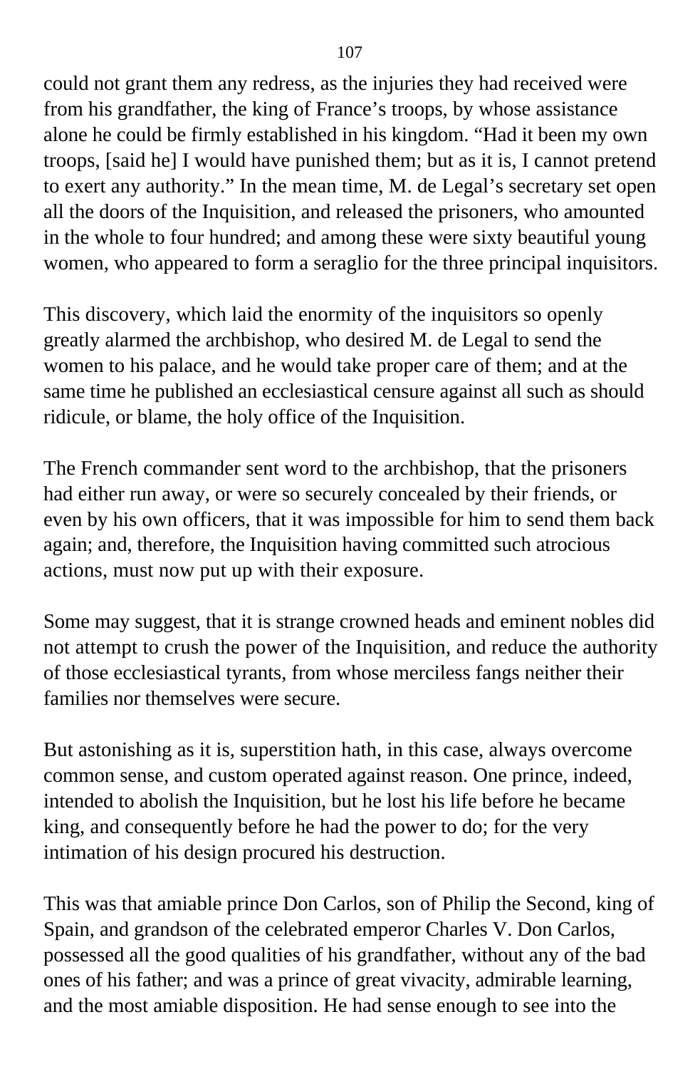could not grant them any redress, as the injuries they had received were from his grandfather, the king of France's troops, by whose assistance alone he could be firmly established in his kingdom. "Had it been my own troops, [said he] I would have punished them; but as it is, I cannot pretend to exert any authority." In the mean time, M. de Legal's secretary set open all the doors of the Inquisition, and released the prisoners, who amounted in the whole to four hundred; and among these were sixty beautiful young women, who appeared to form a seraglio for the three principal inquisitors.

This discovery, which laid the enormity of the inquisitors so openly greatly alarmed the archbishop, who desired M. de Legal to send the women to his palace, and he would take proper care of them; and at the same time he published an ecclesiastical censure against all such as should ridicule, or blame, the holy office of the Inquisition.

The French commander sent word to the archbishop, that the prisoners had either run away, or were so securely concealed by their friends, or even by his own officers, that it was impossible for him to send them back again; and, therefore, the Inquisition having committed such atrocious actions, must now put up with their exposure.

Some may suggest, that it is strange crowned heads and eminent nobles did not attempt to crush the power of the Inquisition, and reduce the authority of those ecclesiastical tyrants, from whose merciless fangs neither their families nor themselves were secure.

But astonishing as it is, superstition hath, in this case, always overcome common sense, and custom operated against reason. One prince, indeed, intended to abolish the Inquisition, but he lost his life before he became king, and consequently before he had the power to do; for the very intimation of his design procured his destruction.

This was that amiable prince Don Carlos, son of Philip the Second, king of Spain, and grandson of the celebrated emperor Charles V. Don Carlos, possessed all the good qualities of his grandfather, without any of the bad ones of his father; and was a prince of great vivacity, admirable learning, and the most amiable disposition. He had sense enough to see into the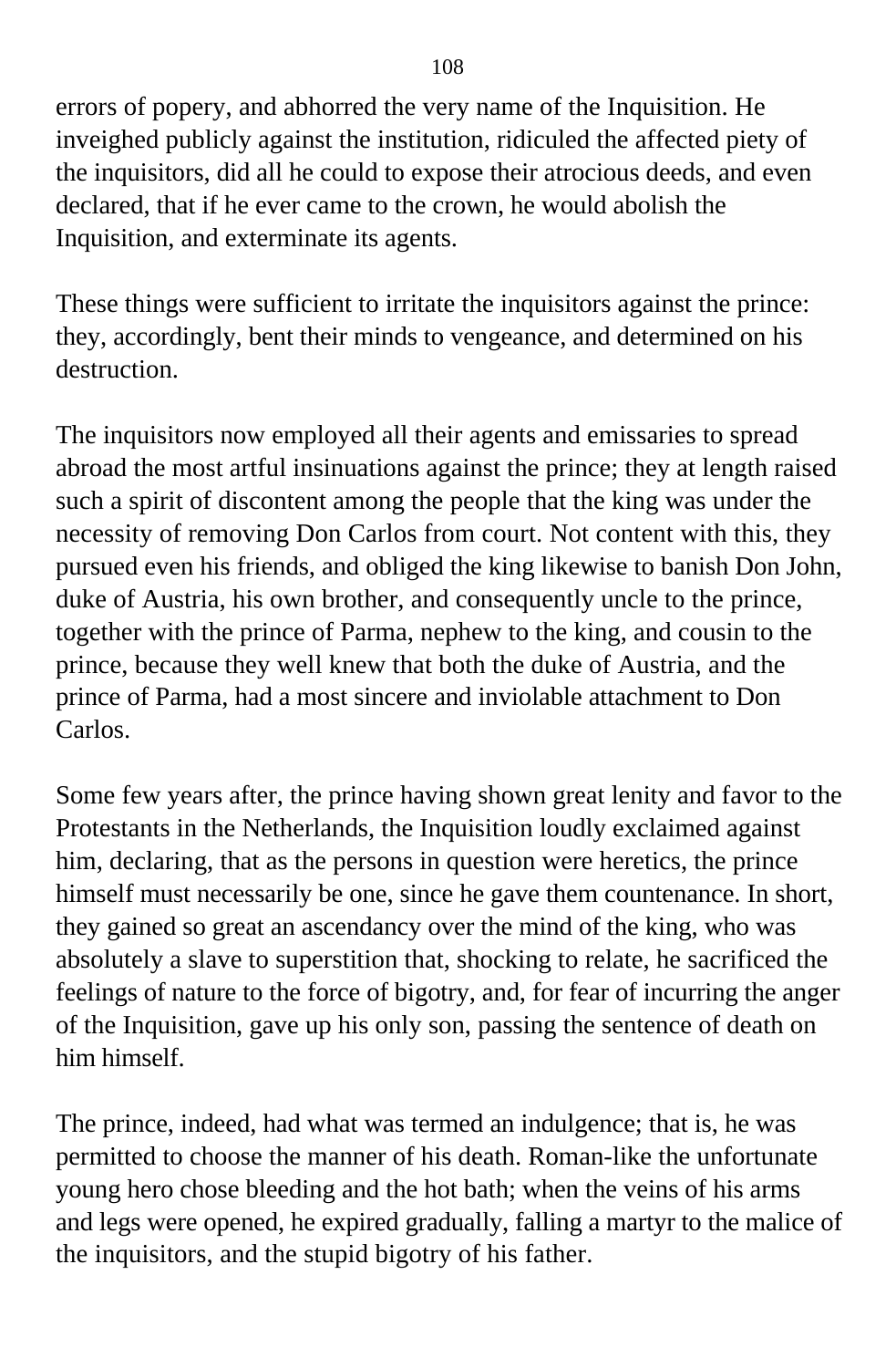errors of popery, and abhorred the very name of the Inquisition. He inveighed publicly against the institution, ridiculed the affected piety of the inquisitors, did all he could to expose their atrocious deeds, and even declared, that if he ever came to the crown, he would abolish the Inquisition, and exterminate its agents.

These things were sufficient to irritate the inquisitors against the prince: they, accordingly, bent their minds to vengeance, and determined on his destruction.

The inquisitors now employed all their agents and emissaries to spread abroad the most artful insinuations against the prince; they at length raised such a spirit of discontent among the people that the king was under the necessity of removing Don Carlos from court. Not content with this, they pursued even his friends, and obliged the king likewise to banish Don John, duke of Austria, his own brother, and consequently uncle to the prince, together with the prince of Parma, nephew to the king, and cousin to the prince, because they well knew that both the duke of Austria, and the prince of Parma, had a most sincere and inviolable attachment to Don Carlos.

Some few years after, the prince having shown great lenity and favor to the Protestants in the Netherlands, the Inquisition loudly exclaimed against him, declaring, that as the persons in question were heretics, the prince himself must necessarily be one, since he gave them countenance. In short, they gained so great an ascendancy over the mind of the king, who was absolutely a slave to superstition that, shocking to relate, he sacrificed the feelings of nature to the force of bigotry, and, for fear of incurring the anger of the Inquisition, gave up his only son, passing the sentence of death on him himself.

The prince, indeed, had what was termed an indulgence; that is, he was permitted to choose the manner of his death. Roman-like the unfortunate young hero chose bleeding and the hot bath; when the veins of his arms and legs were opened, he expired gradually, falling a martyr to the malice of the inquisitors, and the stupid bigotry of his father.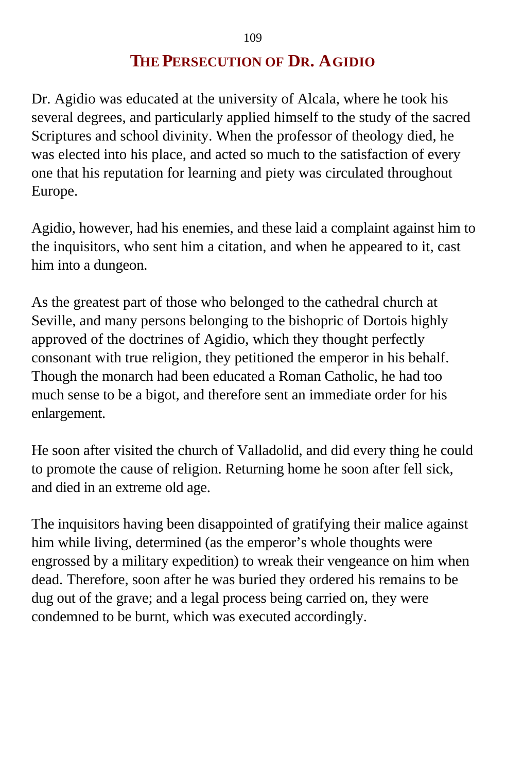## THE PERSECUTION OF DR. AGIDIO

Dr. Agidio was educated at the university of Alcala, where he took his several degrees, and particularly applied himself to the study of the sacred Scriptures and school divinity. When the professor of theology died, he was elected into his place, and acted so much to the satisfaction of every one that his reputation for learning and piety was circulated throughout Europe.

Agidio, however, had his enemies, and these laid a complaint against him to the inquisitors, who sent him a citation, and when he appeared to it, cast him into a dungeon.

As the greatest part of those who belonged to the cathedral church at Seville, and many persons belonging to the bishopric of Dortois highly approved of the doctrines of Agidio, which they thought perfectly consonant with true religion, they petitioned the emperor in his behalf. Though the monarch had been educated a Roman Catholic, he had too much sense to be a bigot, and therefore sent an immediate order for his enlargement.

He soon after visited the church of Valladolid, and did every thing he could to promote the cause of religion. Returning home he soon after fell sick, and died in an extreme old age.

The inquisitors having been disappointed of gratifying their malice against him while living, determined (as the emperor's whole thoughts were engrossed by a military expedition) to wreak their vengeance on him when dead. Therefore, soon after he was buried they ordered his remains to be dug out of the grave; and a legal process being carried on, they were condemned to be burnt, which was executed accordingly.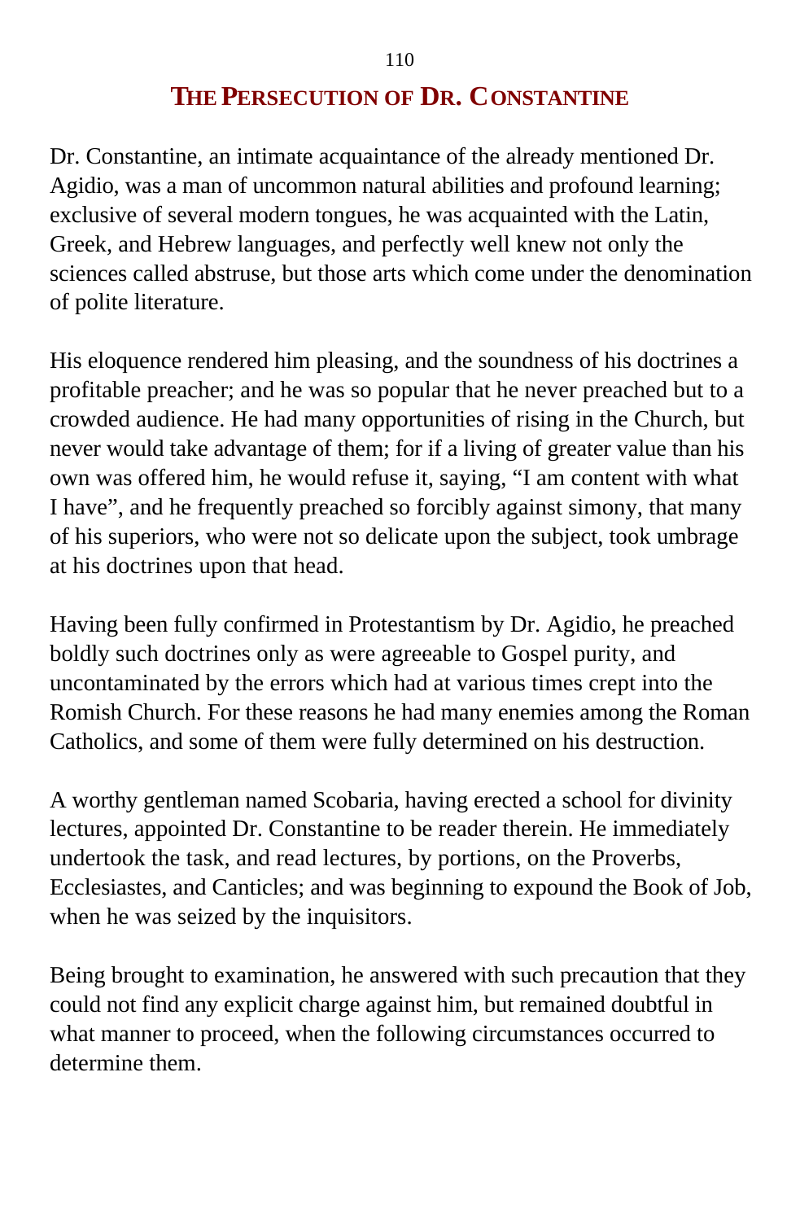## The Persecution of Dr. Constantine

Dr. Constantine, an intimate acquaintance of the already mentioned Dr. Agidio, was a man of uncommon natural abilities and profound learning; exclusive of several modern tongues, he was acquainted with the Latin, Greek, and Hebrew languages, and perfectly well knew not only the sciences called abstruse, but those arts which come under the denomination of polite literature.

His eloquence rendered him pleasing, and the soundness of his doctrines a profitable preacher; and he was so popular that he never preached but to a crowded audience. He had many opportunities of rising in the Church, but never would take advantage of them; for if a living of greater value than his own was offered him, he would refuse it, saying, "I am content with what I have", and he frequently preached so forcibly against simony, that many of his superiors, who were not so delicate upon the subject, took umbrage at his doctrines upon that head.

Having been fully confirmed in Protestantism by Dr. Agidio, he preached boldly such doctrines only as were agreeable to Gospel purity, and uncontaminated by the errors which had at various times crept into the Romish Church. For these reasons he had many enemies among the Roman Catholics, and some of them were fully determined on his destruction.

A worthy gentleman named Scobaria, having erected a school for divinity lectures, appointed Dr. Constantine to be reader therein. He immediately undertook the task, and read lectures, by portions, on the Proverbs, Ecclesiastes, and Canticles; and was beginning to expound the Book of Job, when he was seized by the inquisitors.

Being brought to examination, he answered with such precaution that they could not find any explicit charge against him, but remained doubtful in what manner to proceed, when the following circumstances occurred to determine them.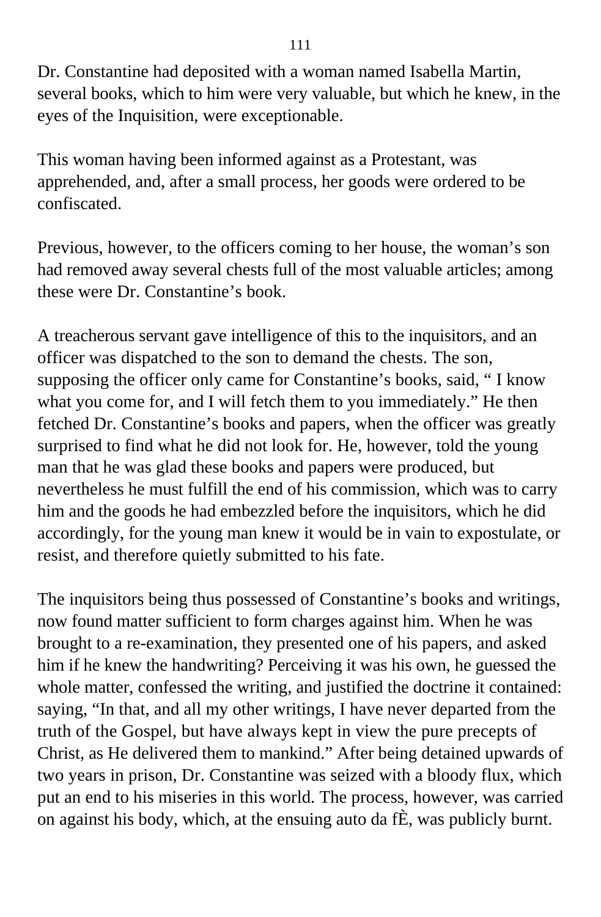Dr. Constantine had deposited with a woman named Isabella Martin, several books, which to him were very valuable, but which he knew, in the eyes of the Inquisition, were exceptionable.

This woman having been informed against as a Protestant, was apprehended, and, after a small process, her goods were ordered to be confiscated.

Previous, however, to the officers coming to her house, the woman's son had removed away several chests full of the most valuable articles; among these were Dr. Constantine's book.

A treacherous servant gave intelligence of this to the inquisitors, and an officer was dispatched to the son to demand the chests. The son, supposing the officer only came for Constantine's books, said, " I know what you come for, and I will fetch them to you immediately." He then fetched Dr. Constantine's books and papers, when the officer was greatly surprised to find what he did not look for. He, however, told the young man that he was glad these books and papers were produced, but nevertheless he must fulfill the end of his commission, which was to carry him and the goods he had embezzled before the inquisitors, which he did accordingly, for the young man knew it would be in vain to expostulate, or resist, and therefore quietly submitted to his fate.

The inquisitors being thus possessed of Constantine's books and writings, now found matter sufficient to form charges against him. When he was brought to a re-examination, they presented one of his papers, and asked him if he knew the handwriting? Perceiving it was his own, he guessed the whole matter, confessed the writing, and justified the doctrine it contained: saying, "In that, and all my other writings, I have never departed from the truth of the Gospel, but have always kept in view the pure precepts of Christ, as He delivered them to mankind." After being detained upwards of two years in prison, Dr. Constantine was seized with a bloody flux, which put an end to his miseries in this world. The process, however, was carried on against his body, which, at the ensuing auto da fÈ, was publicly burnt.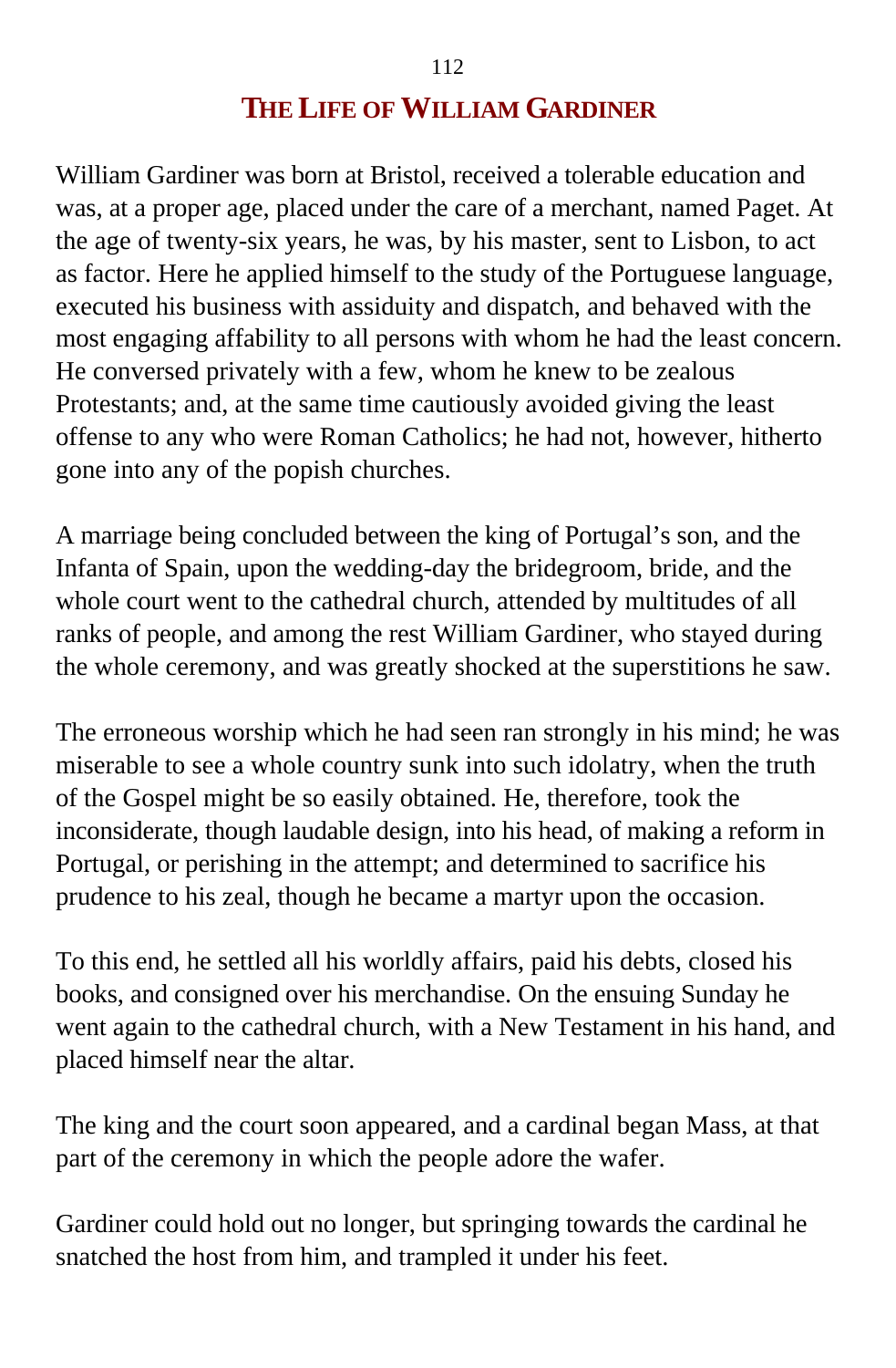## THE LIFE OF WILLIAM GARDINER

William Gardiner was born at Bristol, received a tolerable education and was, at a proper age, placed under the care of a merchant, named Paget. At the age of twenty-six years, he was, by his master, sent to Lisbon, to act as factor. Here he applied himself to the study of the Portuguese language, executed his business with assiduity and dispatch, and behaved with the most engaging affability to all persons with whom he had the least concern. He conversed privately with a few, whom he knew to be zealous Protestants; and, at the same time cautiously avoided giving the least offense to any who were Roman Catholics; he had not, however, hitherto gone into any of the popish churches.

A marriage being concluded between the king of Portugal's son, and the Infanta of Spain, upon the wedding-day the bridegroom, bride, and the whole court went to the cathedral church, attended by multitudes of all ranks of people, and among the rest William Gardiner, who stayed during the whole ceremony, and was greatly shocked at the superstitions he saw.

The erroneous worship which he had seen ran strongly in his mind; he was miserable to see a whole country sunk into such idolatry, when the truth of the Gospel might be so easily obtained. He, therefore, took the inconsiderate, though laudable design, into his head, of making a reform in Portugal, or perishing in the attempt; and determined to sacrifice his prudence to his zeal, though he became a martyr upon the occasion.

To this end, he settled all his worldly affairs, paid his debts, closed his books, and consigned over his merchandise. On the ensuing Sunday he went again to the cathedral church, with a New Testament in his hand, and placed himself near the altar.

The king and the court soon appeared, and a cardinal began Mass, at that part of the ceremony in which the people adore the wafer.

Gardiner could hold out no longer, but springing towards the cardinal he snatched the host from him, and trampled it under his feet.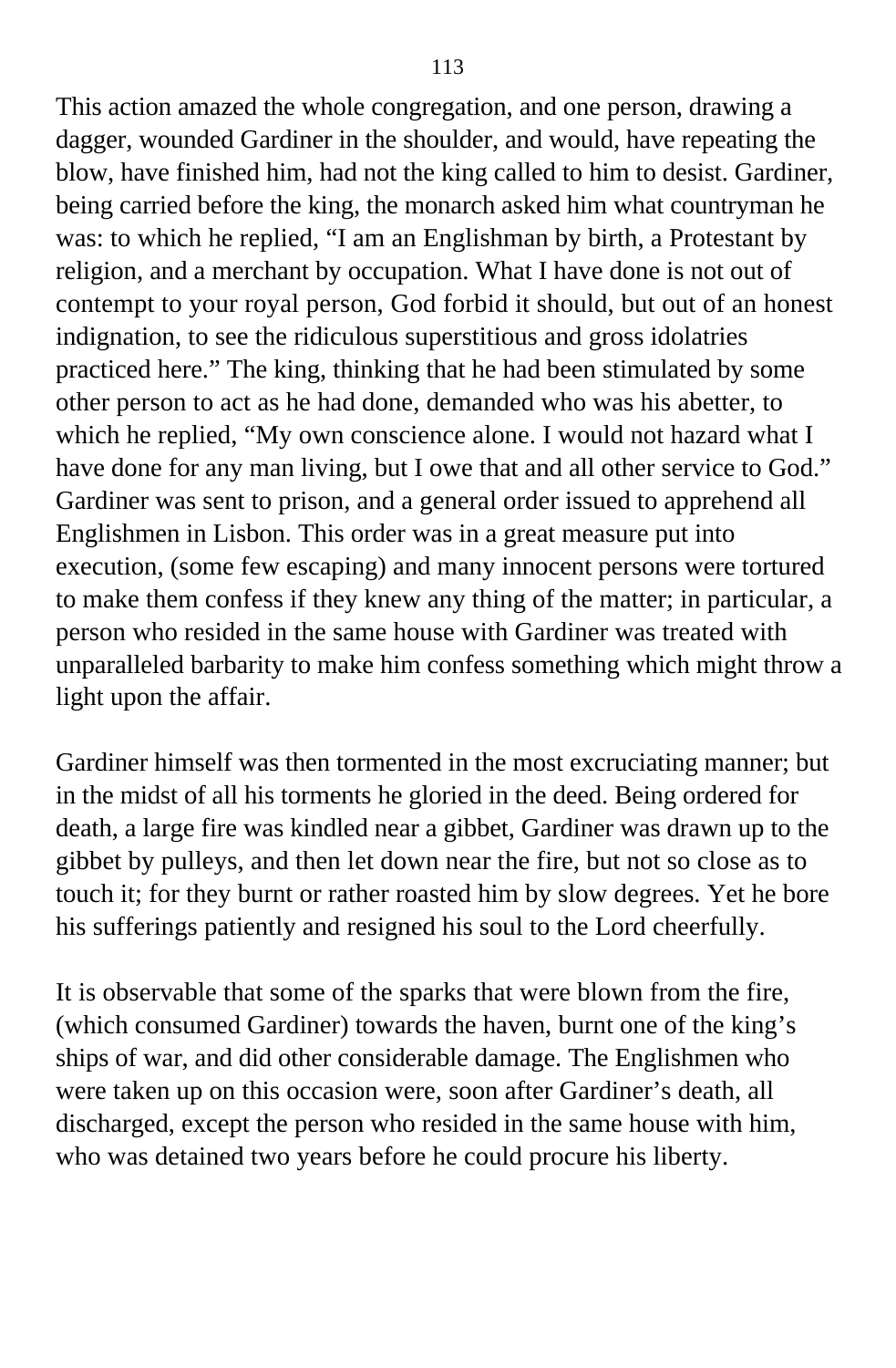This action amazed the whole congregation, and one person, drawing a dagger, wounded Gardiner in the shoulder, and would, have repeating the blow, have finished him, had not the king called to him to desist. Gardiner, being carried before the king, the monarch asked him what countryman he was: to which he replied, "I am an Englishman by birth, a Protestant by religion, and a merchant by occupation. What I have done is not out of contempt to your royal person, God forbid it should, but out of an honest indignation, to see the ridiculous superstitious and gross idolatries practiced here." The king, thinking that he had been stimulated by some other person to act as he had done, demanded who was his abetter, to which he replied, "My own conscience alone. I would not hazard what I have done for any man living, but I owe that and all other service to God." Gardiner was sent to prison, and a general order issued to apprehend all Englishmen in Lisbon. This order was in a great measure put into execution, (some few escaping) and many innocent persons were tortured to make them confess if they knew any thing of the matter; in particular, a person who resided in the same house with Gardiner was treated with unparalleled barbarity to make him confess something which might throw a light upon the affair.

Gardiner himself was then tormented in the most excruciating manner; but in the midst of all his torments he gloried in the deed. Being ordered for death, a large fire was kindled near a gibbet, Gardiner was drawn up to the gibbet by pulleys, and then let down near the fire, but not so close as to touch it; for they burnt or rather roasted him by slow degrees. Yet he bore his sufferings patiently and resigned his soul to the Lord cheerfully.

It is observable that some of the sparks that were blown from the fire, (which consumed Gardiner) towards the haven, burnt one of the king's ships of war, and did other considerable damage. The Englishmen who were taken up on this occasion were, soon after Gardiner's death, all discharged, except the person who resided in the same house with him, who was detained two years before he could procure his liberty.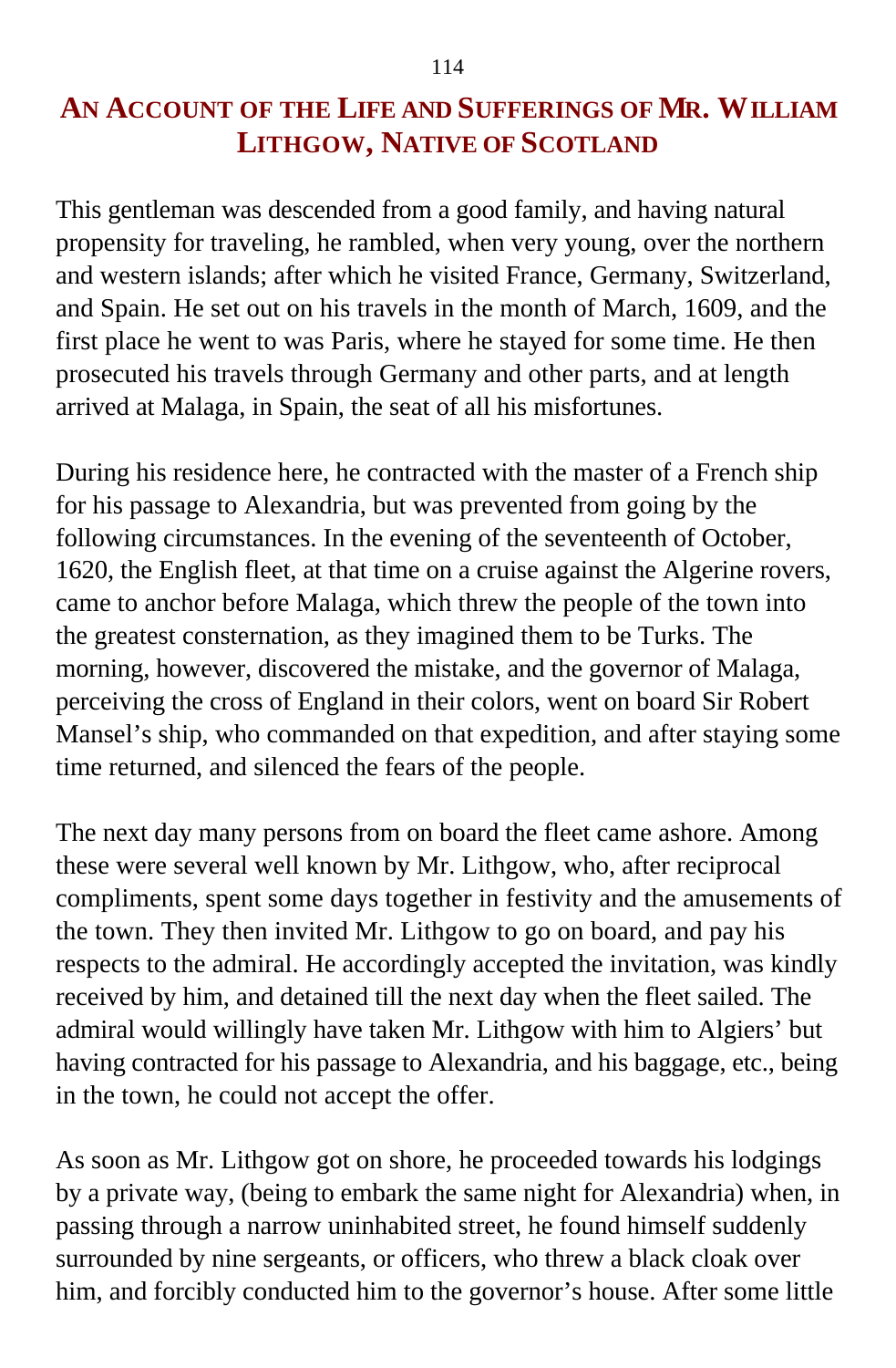# An Account of the Life and Sufferings of Mr. William Lithgow, Native of Scotland

This gentleman was descended from a good family, and having natural propensity for traveling, he rambled, when very young, over the northern and western islands; after which he visited France, Germany, Switzerland, and Spain. He set out on his travels in the month of March, 1609, and the first place he went to was Paris, where he stayed for some time. He then prosecuted his travels through Germany and other parts, and at length arrived at Malaga, in Spain, the seat of all his misfortunes.

During his residence here, he contracted with the master of a French ship for his passage to Alexandria, but was prevented from going by the following circumstances. In the evening of the seventeenth of October, 1620, the English fleet, at that time on a cruise against the Algerine rovers, came to anchor before Malaga, which threw the people of the town into the greatest consternation, as they imagined them to be Turks. The morning, however, discovered the mistake, and the governor of Malaga, perceiving the cross of England in their colors, went on board Sir Robert Mansel's ship, who commanded on that expedition, and after staying some time returned, and silenced the fears of the people.

The next day many persons from on board the fleet came ashore. Among these were several well known by Mr. Lithgow, who, after reciprocal compliments, spent some days together in festivity and the amusements of the town. They then invited Mr. Lithgow to go on board, and pay his respects to the admiral. He accordingly accepted the invitation, was kindly received by him, and detained till the next day when the fleet sailed. The admiral would willingly have taken Mr. Lithgow with him to Algiers' but having contracted for his passage to Alexandria, and his baggage, etc., being in the town, he could not accept the offer.

As soon as Mr. Lithgow got on shore, he proceeded towards his lodgings by a private way, (being to embark the same night for Alexandria) when, in passing through a narrow uninhabited street, he found himself suddenly surrounded by nine sergeants, or officers, who threw a black cloak over him, and forcibly conducted him to the governor's house. After some little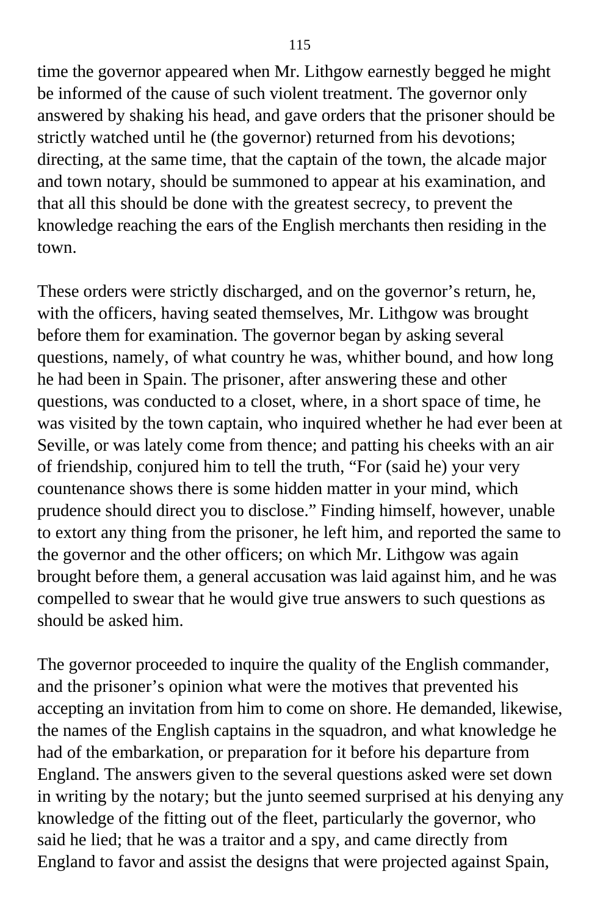time the governor appeared when Mr. Lithgow earnestly begged he might be informed of the cause of such violent treatment. The governor only answered by shaking his head, and gave orders that the prisoner should be strictly watched until he (the governor) returned from his devotions; directing, at the same time, that the captain of the town, the alcade major and town notary, should be summoned to appear at his examination, and that all this should be done with the greatest secrecy, to prevent the knowledge reaching the ears of the English merchants then residing in the town.

These orders were strictly discharged, and on the governor’s return, he, with the officers, having seated themselves, Mr. Lithgow was brought before them for examination. The governor began by asking several questions, namely, of what country he was, whither bound, and how long he had been in Spain. The prisoner, after answering these and other questions, was conducted to a closet, where, in a short space of time, he was visited by the town captain, who inquired whether he had ever been at Seville, or was lately come from thence; and patting his cheeks with an air of friendship, conjured him to tell the truth, “For (said he) your very countenance shows there is some hidden matter in your mind, which prudence should direct you to disclose.” Finding himself, however, unable to extort any thing from the prisoner, he left him, and reported the same to the governor and the other officers; on which Mr. Lithgow was again brought before them, a general accusation was laid against him, and he was compelled to swear that he would give true answers to such questions as should be asked him.

The governor proceeded to inquire the quality of the English commander, and the prisoner’s opinion what were the motives that prevented his accepting an invitation from him to come on shore. He demanded, likewise, the names of the English captains in the squadron, and what knowledge he had of the embarkation, or preparation for it before his departure from England. The answers given to the several questions asked were set down in writing by the notary; but the junto seemed surprised at his denying any knowledge of the fitting out of the fleet, particularly the governor, who said he lied; that he was a traitor and a spy, and came directly from England to favor and assist the designs that were projected against Spain,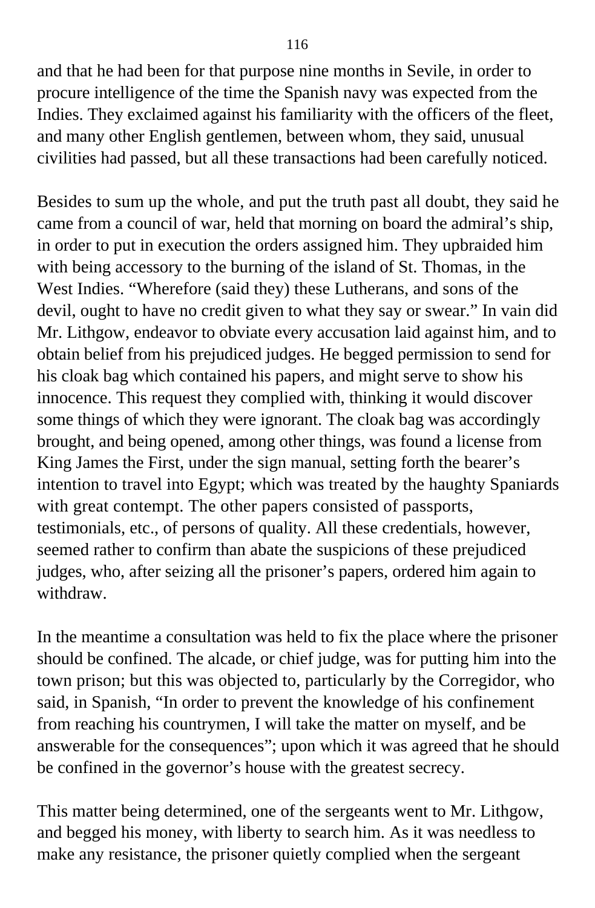and that he had been for that purpose nine months in Sevile, in order to procure intelligence of the time the Spanish navy was expected from the Indies. They exclaimed against his familiarity with the officers of the fleet, and many other English gentlemen, between whom, they said, unusual civilities had passed, but all these transactions had been carefully noticed.

Besides to sum up the whole, and put the truth past all doubt, they said he came from a council of war, held that morning on board the admiral's ship, in order to put in execution the orders assigned him. They upbraided him with being accessory to the burning of the island of St. Thomas, in the West Indies. "Wherefore (said they) these Lutherans, and sons of the devil, ought to have no credit given to what they say or swear." In vain did Mr. Lithgow, endeavor to obviate every accusation laid against him, and to obtain belief from his prejudiced judges. He begged permission to send for his cloak bag which contained his papers, and might serve to show his innocence. This request they complied with, thinking it would discover some things of which they were ignorant. The cloak bag was accordingly brought, and being opened, among other things, was found a license from King James the First, under the sign manual, setting forth the bearer's intention to travel into Egypt; which was treated by the haughty Spaniards with great contempt. The other papers consisted of passports, testimonials, etc., of persons of quality. All these credentials, however, seemed rather to confirm than abate the suspicions of these prejudiced judges, who, after seizing all the prisoner's papers, ordered him again to withdraw.

In the meantime a consultation was held to fix the place where the prisoner should be confined. The alcade, or chief judge, was for putting him into the town prison; but this was objected to, particularly by the Corregidor, who said, in Spanish, "In order to prevent the knowledge of his confinement from reaching his countrymen, I will take the matter on myself, and be answerable for the consequences"; upon which it was agreed that he should be confined in the governor's house with the greatest secrecy.

This matter being determined, one of the sergeants went to Mr. Lithgow, and begged his money, with liberty to search him. As it was needless to make any resistance, the prisoner quietly complied when the sergeant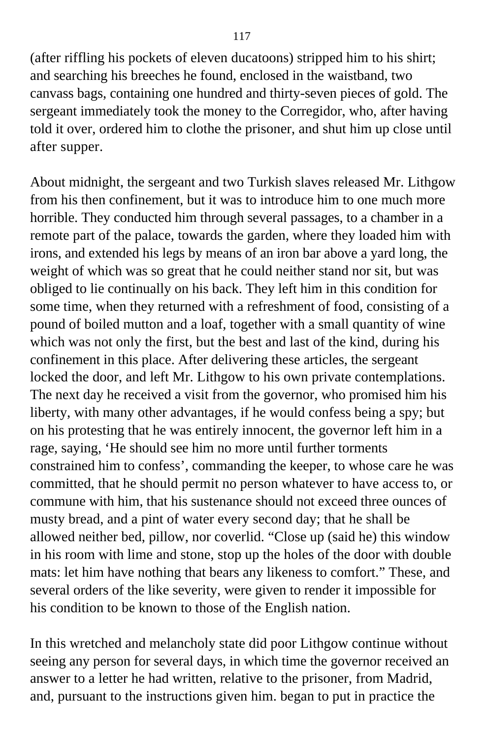(after riffling his pockets of eleven ducatoons) stripped him to his shirt; and searching his breeches he found, enclosed in the waistband, two canvass bags, containing one hundred and thirty-seven pieces of gold. The sergeant immediately took the money to the Corregidor, who, after having told it over, ordered him to clothe the prisoner, and shut him up close until after supper.

About midnight, the sergeant and two Turkish slaves released Mr. Lithgow from his then confinement, but it was to introduce him to one much more horrible. They conducted him through several passages, to a chamber in a remote part of the palace, towards the garden, where they loaded him with irons, and extended his legs by means of an iron bar above a yard long, the weight of which was so great that he could neither stand nor sit, but was obliged to lie continually on his back. They left him in this condition for some time, when they returned with a refreshment of food, consisting of a pound of boiled mutton and a loaf, together with a small quantity of wine which was not only the first, but the best and last of the kind, during his confinement in this place. After delivering these articles, the sergeant locked the door, and left Mr. Lithgow to his own private contemplations. The next day he received a visit from the governor, who promised him his liberty, with many other advantages, if he would confess being a spy; but on his protesting that he was entirely innocent, the governor left him in a rage, saying, 'He should see him no more until further torments constrained him to confess', commanding the keeper, to whose care he was committed, that he should permit no person whatever to have access to, or commune with him, that his sustenance should not exceed three ounces of musty bread, and a pint of water every second day; that he shall be allowed neither bed, pillow, nor coverlid. "Close up (said he) this window in his room with lime and stone, stop up the holes of the door with double mats: let him have nothing that bears any likeness to comfort." These, and several orders of the like severity, were given to render it impossible for his condition to be known to those of the English nation.

In this wretched and melancholy state did poor Lithgow continue without seeing any person for several days, in which time the governor received an answer to a letter he had written, relative to the prisoner, from Madrid, and, pursuant to the instructions given him. began to put in practice the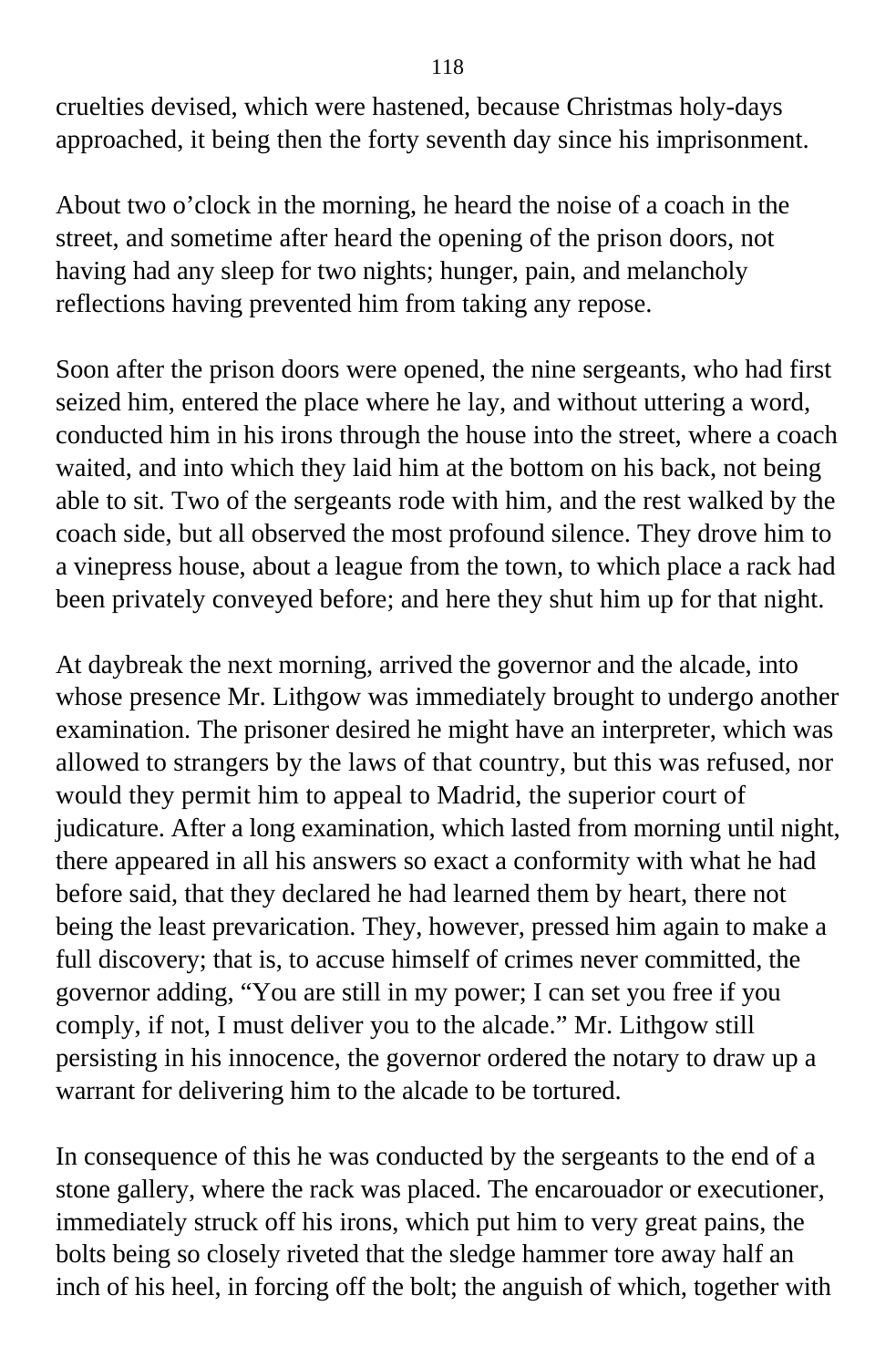cruelties devised, which were hastened, because Christmas holy-days approached, it being then the forty seventh day since his imprisonment.

About two o'clock in the morning, he heard the noise of a coach in the street, and sometime after heard the opening of the prison doors, not having had any sleep for two nights; hunger, pain, and melancholy reflections having prevented him from taking any repose.

Soon after the prison doors were opened, the nine sergeants, who had first seized him, entered the place where he lay, and without uttering a word, conducted him in his irons through the house into the street, where a coach waited, and into which they laid him at the bottom on his back, not being able to sit. Two of the sergeants rode with him, and the rest walked by the coach side, but all observed the most profound silence. They drove him to a vinepress house, about a league from the town, to which place a rack had been privately conveyed before; and here they shut him up for that night.

At daybreak the next morning, arrived the governor and the alcade, into whose presence Mr. Lithgow was immediately brought to undergo another examination. The prisoner desired he might have an interpreter, which was allowed to strangers by the laws of that country, but this was refused, nor would they permit him to appeal to Madrid, the superior court of judicature. After a long examination, which lasted from morning until night, there appeared in all his answers so exact a conformity with what he had before said, that they declared he had learned them by heart, there not being the least prevarication. They, however, pressed him again to make a full discovery; that is, to accuse himself of crimes never committed, the governor adding, "You are still in my power; I can set you free if you comply, if not, I must deliver you to the alcade." Mr. Lithgow still persisting in his innocence, the governor ordered the notary to draw up a warrant for delivering him to the alcade to be tortured.

In consequence of this he was conducted by the sergeants to the end of a stone gallery, where the rack was placed. The encarouador or executioner, immediately struck off his irons, which put him to very great pains, the bolts being so closely riveted that the sledge hammer tore away half an inch of his heel, in forcing off the bolt; the anguish of which, together with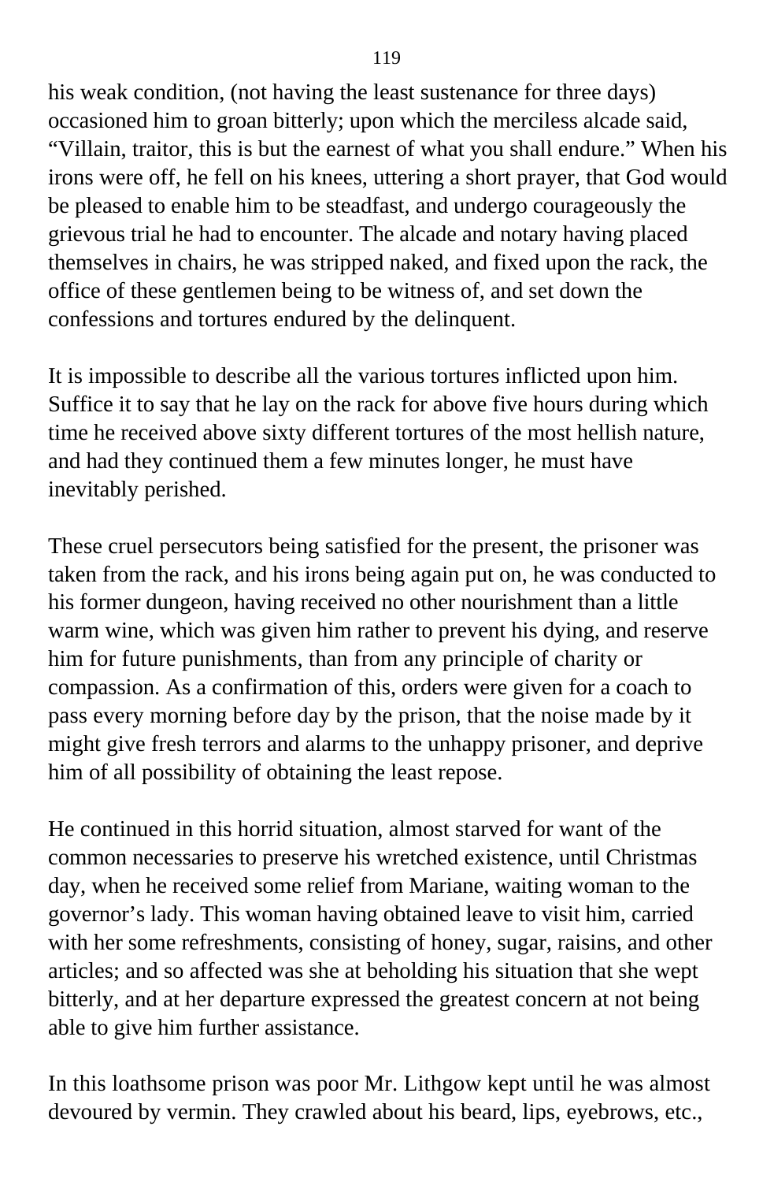his weak condition, (not having the least sustenance for three days) occasioned him to groan bitterly; upon which the merciless alcade said, "Villain, traitor, this is but the earnest of what you shall endure." When his irons were off, he fell on his knees, uttering a short prayer, that God would be pleased to enable him to be steadfast, and undergo courageously the grievous trial he had to encounter. The alcade and notary having placed themselves in chairs, he was stripped naked, and fixed upon the rack, the office of these gentlemen being to be witness of, and set down the confessions and tortures endured by the delinquent.

It is impossible to describe all the various tortures inflicted upon him. Suffice it to say that he lay on the rack for above five hours during which time he received above sixty different tortures of the most hellish nature, and had they continued them a few minutes longer, he must have inevitably perished.

These cruel persecutors being satisfied for the present, the prisoner was taken from the rack, and his irons being again put on, he was conducted to his former dungeon, having received no other nourishment than a little warm wine, which was given him rather to prevent his dying, and reserve him for future punishments, than from any principle of charity or compassion. As a confirmation of this, orders were given for a coach to pass every morning before day by the prison, that the noise made by it might give fresh terrors and alarms to the unhappy prisoner, and deprive him of all possibility of obtaining the least repose.

He continued in this horrid situation, almost starved for want of the common necessaries to preserve his wretched existence, until Christmas day, when he received some relief from Mariane, waiting woman to the governor's lady. This woman having obtained leave to visit him, carried with her some refreshments, consisting of honey, sugar, raisins, and other articles; and so affected was she at beholding his situation that she wept bitterly, and at her departure expressed the greatest concern at not being able to give him further assistance.

In this loathsome prison was poor Mr. Lithgow kept until he was almost devoured by vermin. They crawled about his beard, lips, eyebrows, etc.,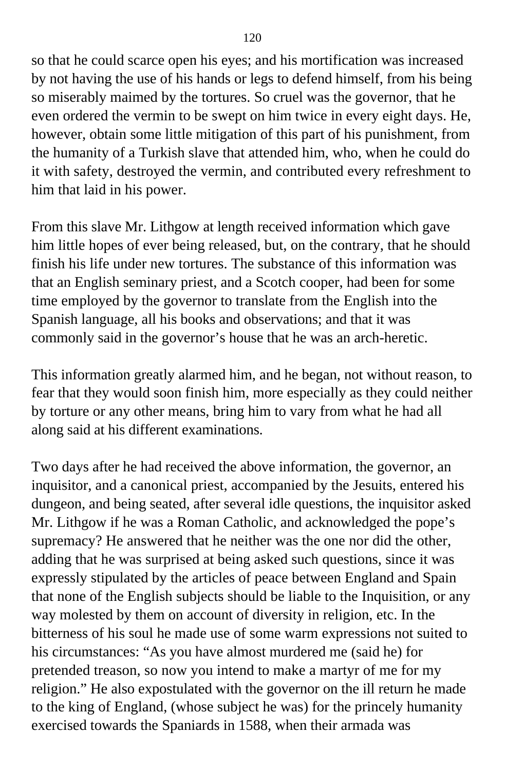so that he could scarce open his eyes; and his mortification was increased by not having the use of his hands or legs to defend himself, from his being so miserably maimed by the tortures. So cruel was the governor, that he even ordered the vermin to be swept on him twice in every eight days. He, however, obtain some little mitigation of this part of his punishment, from the humanity of a Turkish slave that attended him, who, when he could do it with safety, destroyed the vermin, and contributed every refreshment to him that laid in his power.

From this slave Mr. Lithgow at length received information which gave him little hopes of ever being released, but, on the contrary, that he should finish his life under new tortures. The substance of this information was that an English seminary priest, and a Scotch cooper, had been for some time employed by the governor to translate from the English into the Spanish language, all his books and observations; and that it was commonly said in the governor's house that he was an arch-heretic.

This information greatly alarmed him, and he began, not without reason, to fear that they would soon finish him, more especially as they could neither by torture or any other means, bring him to vary from what he had all along said at his different examinations.

Two days after he had received the above information, the governor, an inquisitor, and a canonical priest, accompanied by the Jesuits, entered his dungeon, and being seated, after several idle questions, the inquisitor asked Mr. Lithgow if he was a Roman Catholic, and acknowledged the pope's supremacy? He answered that he neither was the one nor did the other, adding that he was surprised at being asked such questions, since it was expressly stipulated by the articles of peace between England and Spain that none of the English subjects should be liable to the Inquisition, or any way molested by them on account of diversity in religion, etc. In the bitterness of his soul he made use of some warm expressions not suited to his circumstances: "As you have almost murdered me (said he) for pretended treason, so now you intend to make a martyr of me for my religion." He also expostulated with the governor on the ill return he made to the king of England, (whose subject he was) for the princely humanity exercised towards the Spaniards in 1588, when their armada was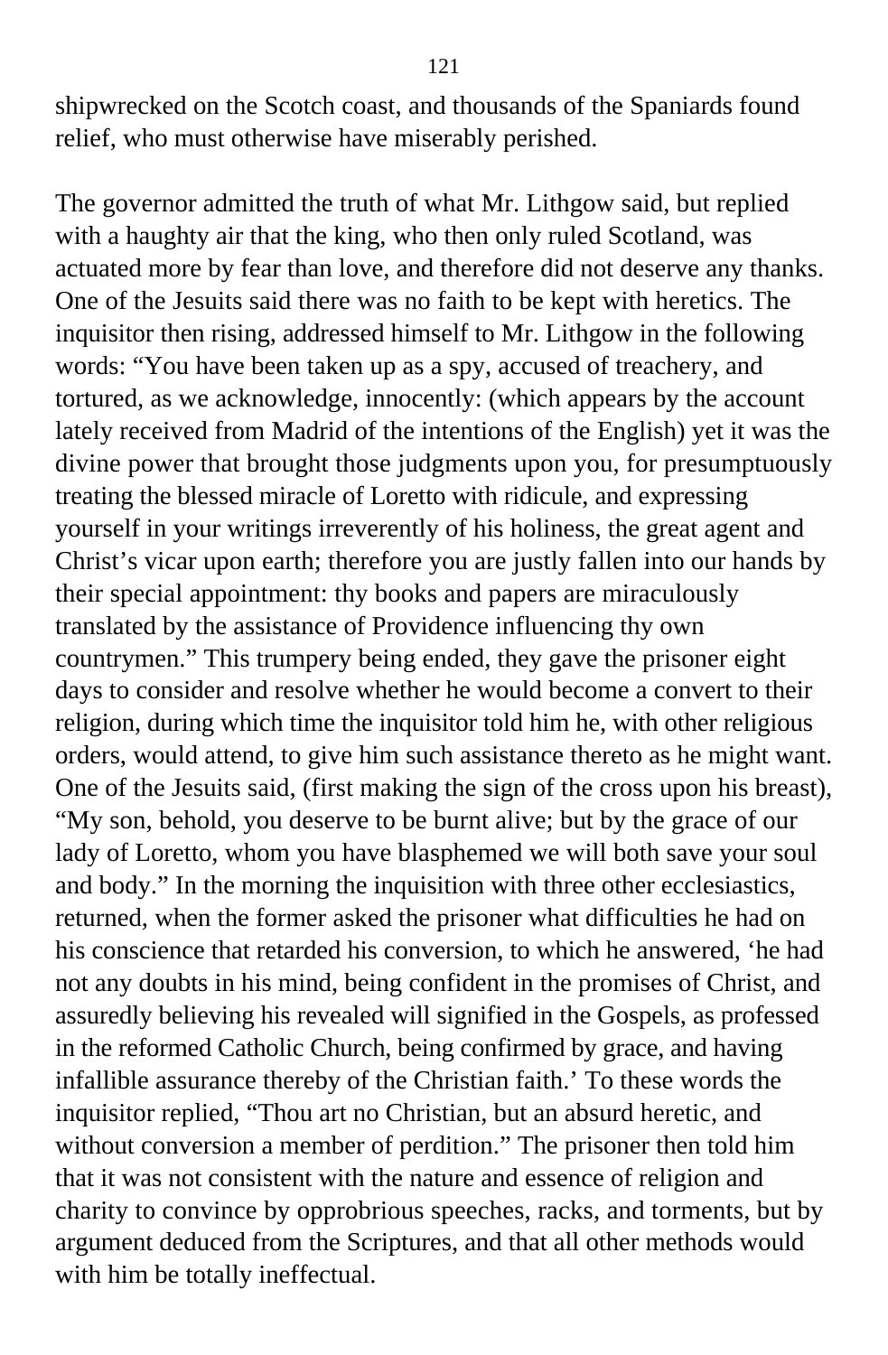shipwrecked on the Scotch coast, and thousands of the Spaniards found relief, who must otherwise have miserably perished.

The governor admitted the truth of what Mr. Lithgow said, but replied with a haughty air that the king, who then only ruled Scotland, was actuated more by fear than love, and therefore did not deserve any thanks. One of the Jesuits said there was no faith to be kept with heretics. The inquisitor then rising, addressed himself to Mr. Lithgow in the following words: "You have been taken up as a spy, accused of treachery, and tortured, as we acknowledge, innocently: (which appears by the account lately received from Madrid of the intentions of the English) yet it was the divine power that brought those judgments upon you, for presumptuously treating the blessed miracle of Loretto with ridicule, and expressing yourself in your writings irreverently of his holiness, the great agent and Christ's vicar upon earth; therefore you are justly fallen into our hands by their special appointment: thy books and papers are miraculously translated by the assistance of Providence influencing thy own countrymen." This trumpery being ended, they gave the prisoner eight days to consider and resolve whether he would become a convert to their religion, during which time the inquisitor told him he, with other religious orders, would attend, to give him such assistance thereto as he might want. One of the Jesuits said, (first making the sign of the cross upon his breast), "My son, behold, you deserve to be burnt alive; but by the grace of our lady of Loretto, whom you have blasphemed we will both save your soul and body." In the morning the inquisition with three other ecclesiastics, returned, when the former asked the prisoner what difficulties he had on his conscience that retarded his conversion, to which he answered, 'he had not any doubts in his mind, being confident in the promises of Christ, and assuredly believing his revealed will signified in the Gospels, as professed in the reformed Catholic Church, being confirmed by grace, and having infallible assurance thereby of the Christian faith.' To these words the inquisitor replied, "Thou art no Christian, but an absurd heretic, and without conversion a member of perdition." The prisoner then told him that it was not consistent with the nature and essence of religion and charity to convince by opprobrious speeches, racks, and torments, but by argument deduced from the Scriptures, and that all other methods would with him be totally ineffectual.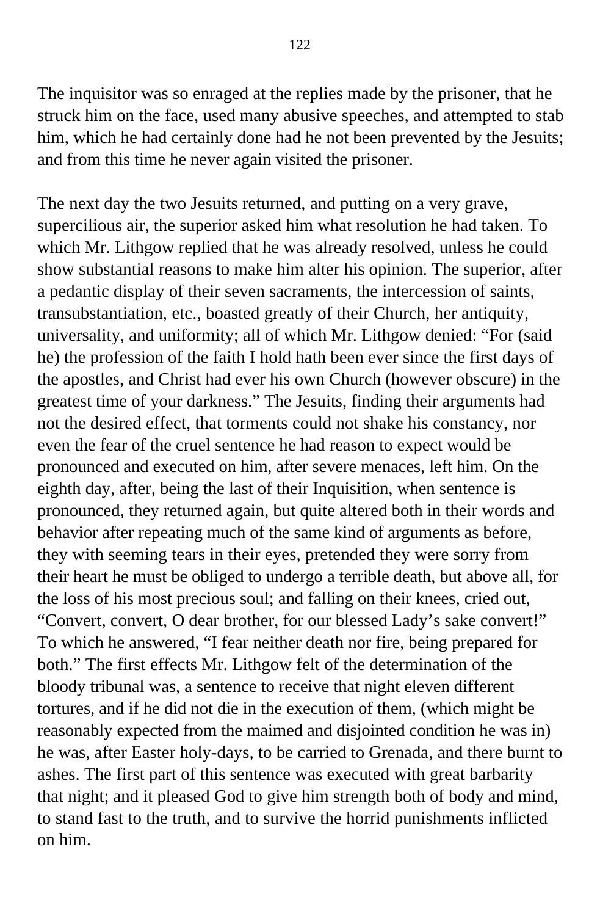The inquisitor was so enraged at the replies made by the prisoner, that he struck him on the face, used many abusive speeches, and attempted to stab him, which he had certainly done had he not been prevented by the Jesuits; and from this time he never again visited the prisoner.

The next day the two Jesuits returned, and putting on a very grave, supercilious air, the superior asked him what resolution he had taken. To which Mr. Lithgow replied that he was already resolved, unless he could show substantial reasons to make him alter his opinion. The superior, after a pedantic display of their seven sacraments, the intercession of saints, transubstantiation, etc., boasted greatly of their Church, her antiquity, universality, and uniformity; all of which Mr. Lithgow denied: "For (said he) the profession of the faith I hold hath been ever since the first days of the apostles, and Christ had ever his own Church (however obscure) in the greatest time of your darkness." The Jesuits, finding their arguments had not the desired effect, that torments could not shake his constancy, nor even the fear of the cruel sentence he had reason to expect would be pronounced and executed on him, after severe menaces, left him. On the eighth day, after, being the last of their Inquisition, when sentence is pronounced, they returned again, but quite altered both in their words and behavior after repeating much of the same kind of arguments as before, they with seeming tears in their eyes, pretended they were sorry from their heart he must be obliged to undergo a terrible death, but above all, for the loss of his most precious soul; and falling on their knees, cried out, "Convert, convert, O dear brother, for our blessed Lady's sake convert!" To which he answered, "I fear neither death nor fire, being prepared for both." The first effects Mr. Lithgow felt of the determination of the bloody tribunal was, a sentence to receive that night eleven different tortures, and if he did not die in the execution of them, (which might be reasonably expected from the maimed and disjointed condition he was in) he was, after Easter holy-days, to be carried to Grenada, and there burnt to ashes. The first part of this sentence was executed with great barbarity that night; and it pleased God to give him strength both of body and mind, to stand fast to the truth, and to survive the horrid punishments inflicted on him.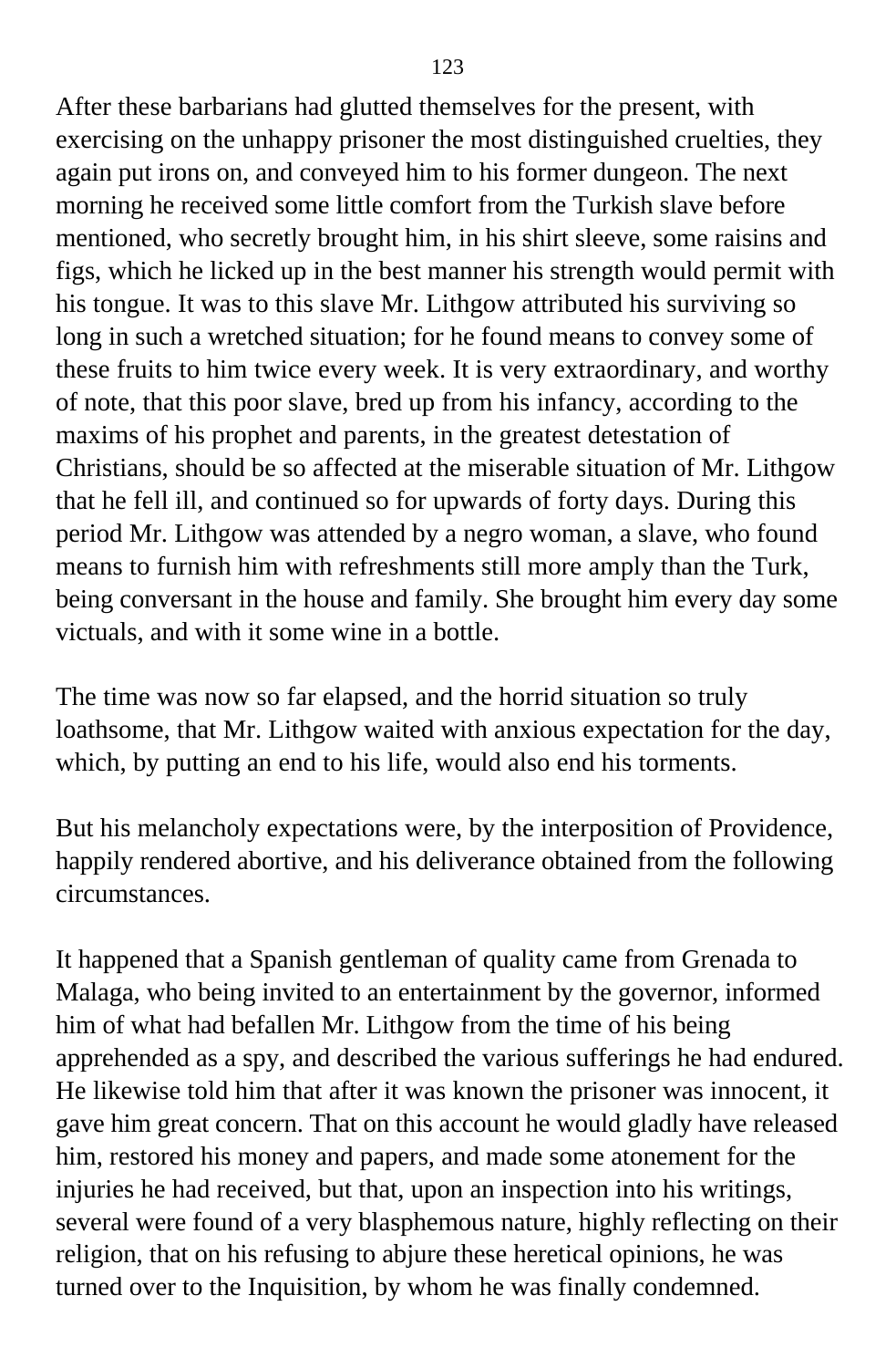After these barbarians had glutted themselves for the present, with exercising on the unhappy prisoner the most distinguished cruelties, they again put irons on, and conveyed him to his former dungeon. The next morning he received some little comfort from the Turkish slave before mentioned, who secretly brought him, in his shirt sleeve, some raisins and figs, which he licked up in the best manner his strength would permit with his tongue. It was to this slave Mr. Lithgow attributed his surviving so long in such a wretched situation; for he found means to convey some of these fruits to him twice every week. It is very extraordinary, and worthy of note, that this poor slave, bred up from his infancy, according to the maxims of his prophet and parents, in the greatest detestation of Christians, should be so affected at the miserable situation of Mr. Lithgow that he fell ill, and continued so for upwards of forty days. During this period Mr. Lithgow was attended by a negro woman, a slave, who found means to furnish him with refreshments still more amply than the Turk, being conversant in the house and family. She brought him every day some victuals, and with it some wine in a bottle.

The time was now so far elapsed, and the horrid situation so truly loathsome, that Mr. Lithgow waited with anxious expectation for the day, which, by putting an end to his life, would also end his torments.

But his melancholy expectations were, by the interposition of Providence, happily rendered abortive, and his deliverance obtained from the following circumstances.

It happened that a Spanish gentleman of quality came from Grenada to Malaga, who being invited to an entertainment by the governor, informed him of what had befallen Mr. Lithgow from the time of his being apprehended as a spy, and described the various sufferings he had endured. He likewise told him that after it was known the prisoner was innocent, it gave him great concern. That on this account he would gladly have released him, restored his money and papers, and made some atonement for the injuries he had received, but that, upon an inspection into his writings, several were found of a very blasphemous nature, highly reflecting on their religion, that on his refusing to abjure these heretical opinions, he was turned over to the Inquisition, by whom he was finally condemned.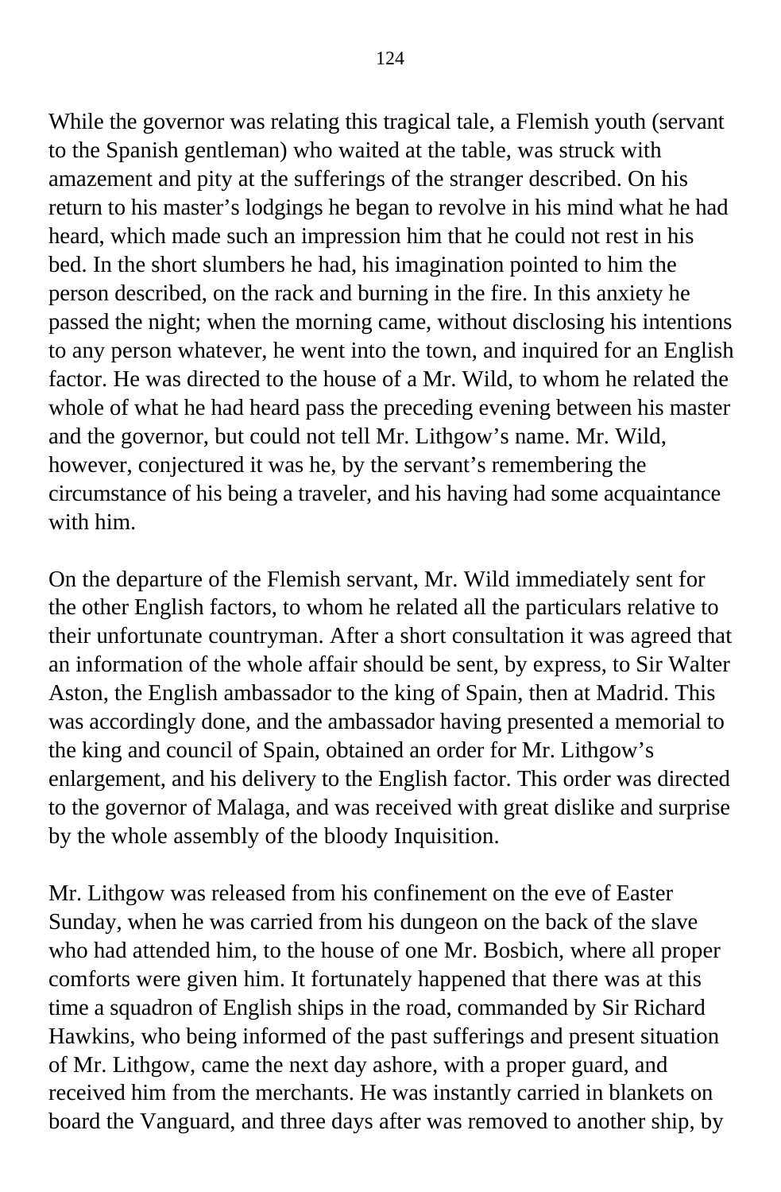While the governor was relating this tragical tale, a Flemish youth (servant to the Spanish gentleman) who waited at the table, was struck with amazement and pity at the sufferings of the stranger described. On his return to his master's lodgings he began to revolve in his mind what he had heard, which made such an impression him that he could not rest in his bed. In the short slumbers he had, his imagination pointed to him the person described, on the rack and burning in the fire. In this anxiety he passed the night; when the morning came, without disclosing his intentions to any person whatever, he went into the town, and inquired for an English factor. He was directed to the house of a Mr. Wild, to whom he related the whole of what he had heard pass the preceding evening between his master and the governor, but could not tell Mr. Lithgow's name. Mr. Wild, however, conjectured it was he, by the servant's remembering the circumstance of his being a traveler, and his having had some acquaintance with him.

On the departure of the Flemish servant, Mr. Wild immediately sent for the other English factors, to whom he related all the particulars relative to their unfortunate countryman. After a short consultation it was agreed that an information of the whole affair should be sent, by express, to Sir Walter Aston, the English ambassador to the king of Spain, then at Madrid. This was accordingly done, and the ambassador having presented a memorial to the king and council of Spain, obtained an order for Mr. Lithgow's enlargement, and his delivery to the English factor. This order was directed to the governor of Malaga, and was received with great dislike and surprise by the whole assembly of the bloody Inquisition.

Mr. Lithgow was released from his confinement on the eve of Easter Sunday, when he was carried from his dungeon on the back of the slave who had attended him, to the house of one Mr. Bosbich, where all proper comforts were given him. It fortunately happened that there was at this time a squadron of English ships in the road, commanded by Sir Richard Hawkins, who being informed of the past sufferings and present situation of Mr. Lithgow, came the next day ashore, with a proper guard, and received him from the merchants. He was instantly carried in blankets on board the Vanguard, and three days after was removed to another ship, by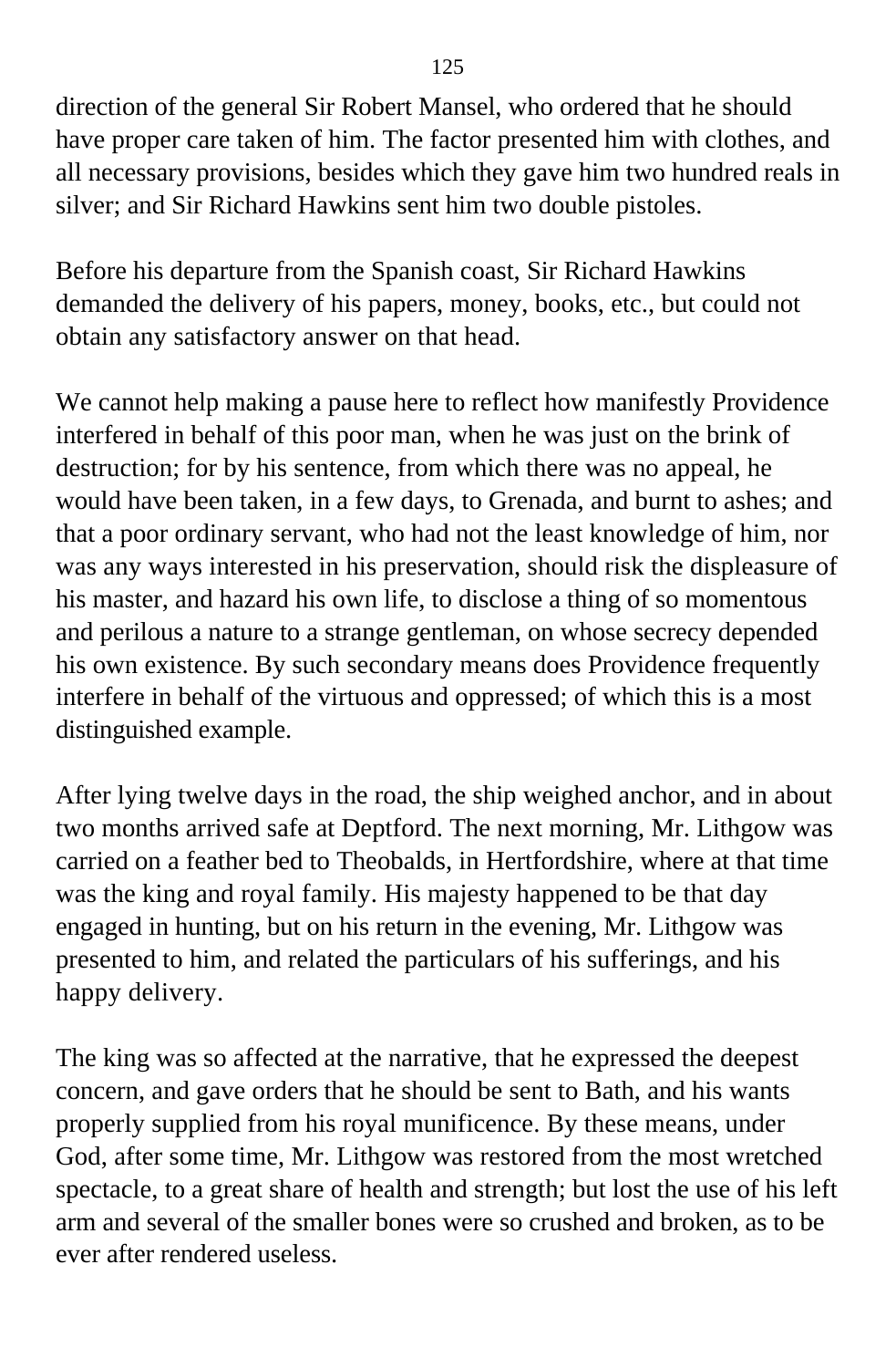direction of the general Sir Robert Mansel, who ordered that he should have proper care taken of him. The factor presented him with clothes, and all necessary provisions, besides which they gave him two hundred reals in silver; and Sir Richard Hawkins sent him two double pistoles.

Before his departure from the Spanish coast, Sir Richard Hawkins demanded the delivery of his papers, money, books, etc., but could not obtain any satisfactory answer on that head.

We cannot help making a pause here to reflect how manifestly Providence interfered in behalf of this poor man, when he was just on the brink of destruction; for by his sentence, from which there was no appeal, he would have been taken, in a few days, to Grenada, and burnt to ashes; and that a poor ordinary servant, who had not the least knowledge of him, nor was any ways interested in his preservation, should risk the displeasure of his master, and hazard his own life, to disclose a thing of so momentous and perilous a nature to a strange gentleman, on whose secrecy depended his own existence. By such secondary means does Providence frequently interfere in behalf of the virtuous and oppressed; of which this is a most distinguished example.

After lying twelve days in the road, the ship weighed anchor, and in about two months arrived safe at Deptford. The next morning, Mr. Lithgow was carried on a feather bed to Theobalds, in Hertfordshire, where at that time was the king and royal family. His majesty happened to be that day engaged in hunting, but on his return in the evening, Mr. Lithgow was presented to him, and related the particulars of his sufferings, and his happy delivery.

The king was so affected at the narrative, that he expressed the deepest concern, and gave orders that he should be sent to Bath, and his wants properly supplied from his royal munificence. By these means, under God, after some time, Mr. Lithgow was restored from the most wretched spectacle, to a great share of health and strength; but lost the use of his left arm and several of the smaller bones were so crushed and broken, as to be ever after rendered useless.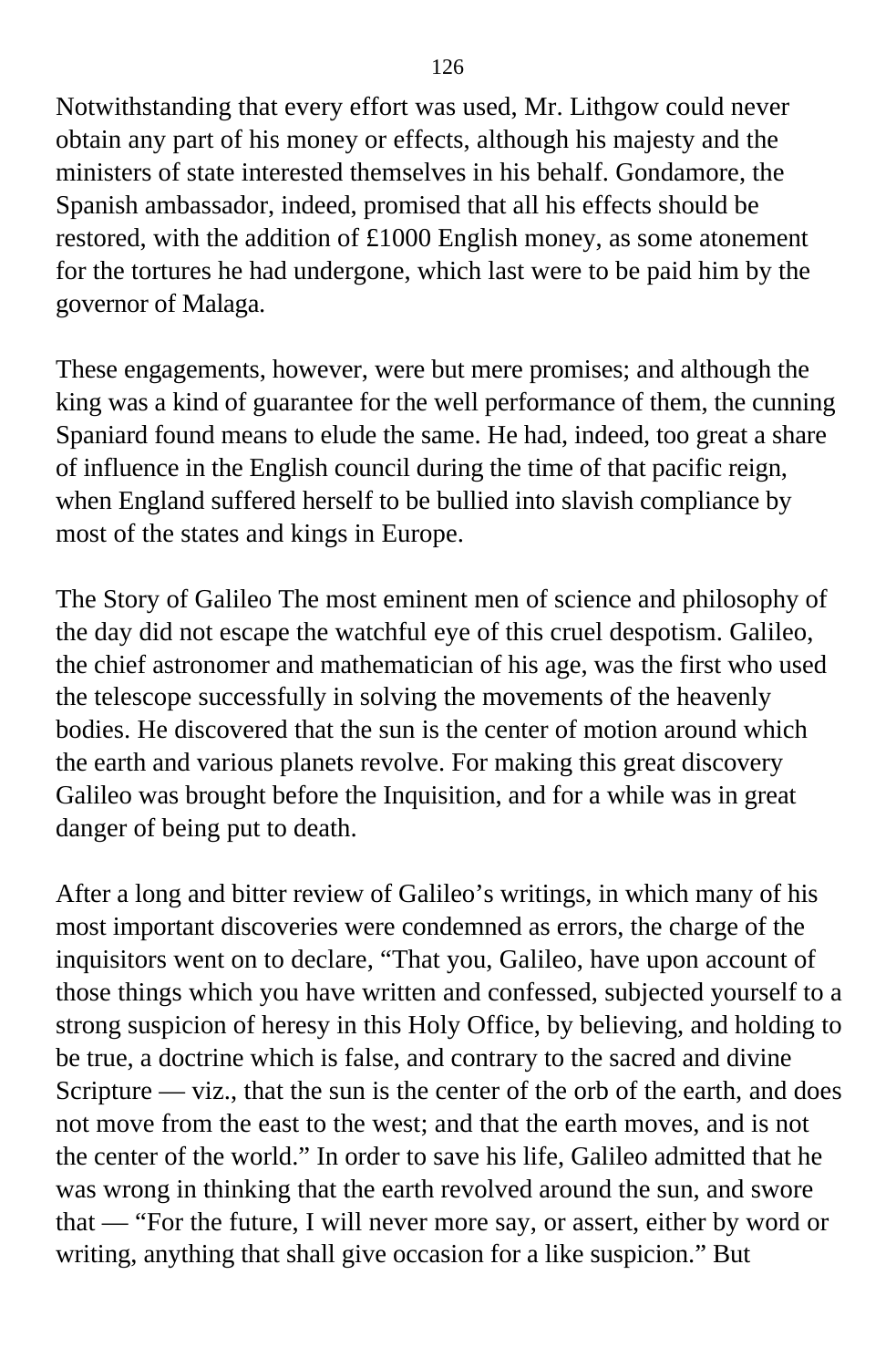Notwithstanding that every effort was used, Mr. Lithgow could never obtain any part of his money or effects, although his majesty and the ministers of state interested themselves in his behalf. Gondamore, the Spanish ambassador, indeed, promised that all his effects should be restored, with the addition of £1000 English money, as some atonement for the tortures he had undergone, which last were to be paid him by the governor of Malaga.

These engagements, however, were but mere promises; and although the king was a kind of guarantee for the well performance of them, the cunning Spaniard found means to elude the same. He had, indeed, too great a share of influence in the English council during the time of that pacific reign, when England suffered herself to be bullied into slavish compliance by most of the states and kings in Europe.

The Story of Galileo The most eminent men of science and philosophy of the day did not escape the watchful eye of this cruel despotism. Galileo, the chief astronomer and mathematician of his age, was the first who used the telescope successfully in solving the movements of the heavenly bodies. He discovered that the sun is the center of motion around which the earth and various planets revolve. For making this great discovery Galileo was brought before the Inquisition, and for a while was in great danger of being put to death.

After a long and bitter review of Galileo's writings, in which many of his most important discoveries were condemned as errors, the charge of the inquisitors went on to declare, "That you, Galileo, have upon account of those things which you have written and confessed, subjected yourself to a strong suspicion of heresy in this Holy Office, by believing, and holding to be true, a doctrine which is false, and contrary to the sacred and divine Scripture — viz., that the sun is the center of the orb of the earth, and does not move from the east to the west; and that the earth moves, and is not the center of the world." In order to save his life, Galileo admitted that he was wrong in thinking that the earth revolved around the sun, and swore that — "For the future, I will never more say, or assert, either by word or writing, anything that shall give occasion for a like suspicion." But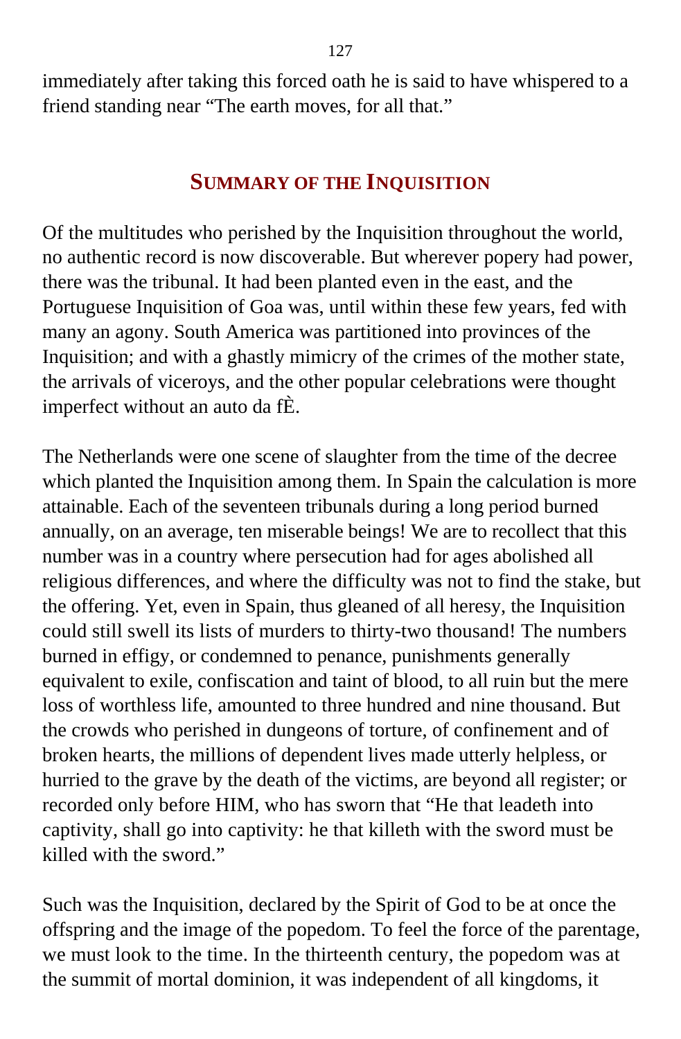immediately after taking this forced oath he is said to have whispered to a friend standing near "The earth moves, for all that."

## SUMMARY OF THE INQUISITION

Of the multitudes who perished by the Inquisition throughout the world, no authentic record is now discoverable. But wherever popery had power, there was the tribunal. It had been planted even in the east, and the Portuguese Inquisition of Goa was, until within these few years, fed with many an agony. South America was partitioned into provinces of the Inquisition; and with a ghastly mimicry of the crimes of the mother state, the arrivals of viceroys, and the other popular celebrations were thought imperfect without an auto da fÈ.

The Netherlands were one scene of slaughter from the time of the decree which planted the Inquisition among them. In Spain the calculation is more attainable. Each of the seventeen tribunals during a long period burned annually, on an average, ten miserable beings! We are to recollect that this number was in a country where persecution had for ages abolished all religious differences, and where the difficulty was not to find the stake, but the offering. Yet, even in Spain, thus gleaned of all heresy, the Inquisition could still swell its lists of murders to thirty-two thousand! The numbers burned in effigy, or condemned to penance, punishments generally equivalent to exile, confiscation and taint of blood, to all ruin but the mere loss of worthless life, amounted to three hundred and nine thousand. But the crowds who perished in dungeons of torture, of confinement and of broken hearts, the millions of dependent lives made utterly helpless, or hurried to the grave by the death of the victims, are beyond all register; or recorded only before HIM, who has sworn that "He that leadeth into captivity, shall go into captivity: he that killeth with the sword must be killed with the sword."

Such was the Inquisition, declared by the Spirit of God to be at once the offspring and the image of the popedom. To feel the force of the parentage, we must look to the time. In the thirteenth century, the popedom was at the summit of mortal dominion, it was independent of all kingdoms, it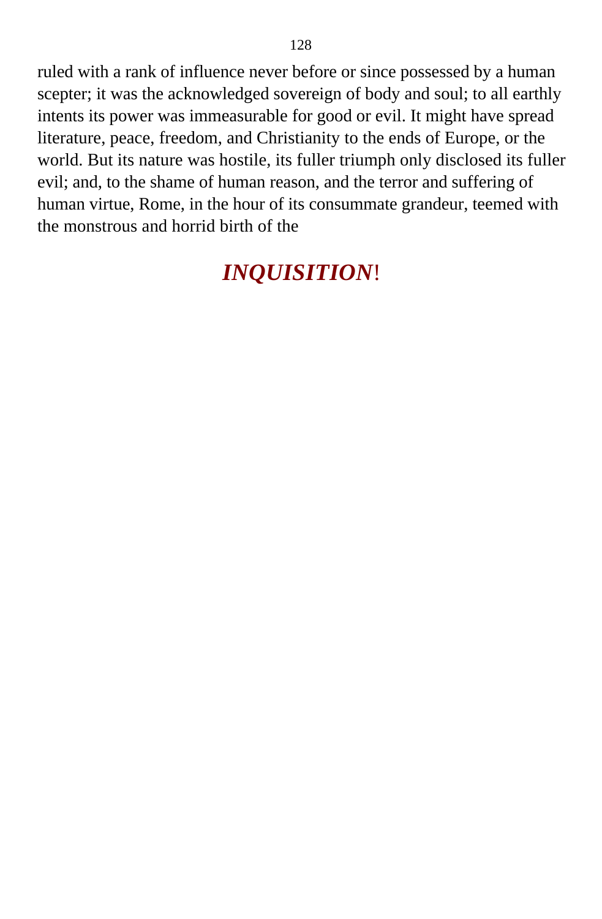ruled with a rank of influence never before or since possessed by a human scepter; it was the acknowledged sovereign of body and soul; to all earthly intents its power was immeasurable for good or evil. It might have spread literature, peace, freedom, and Christianity to the ends of Europe, or the world. But its nature was hostile, its fuller triumph only disclosed its fuller evil; and, to the shame of human reason, and the terror and suffering of human virtue, Rome, in the hour of its consummate grandeur, teemed with the monstrous and horrid birth of the

## *INQUISITION*!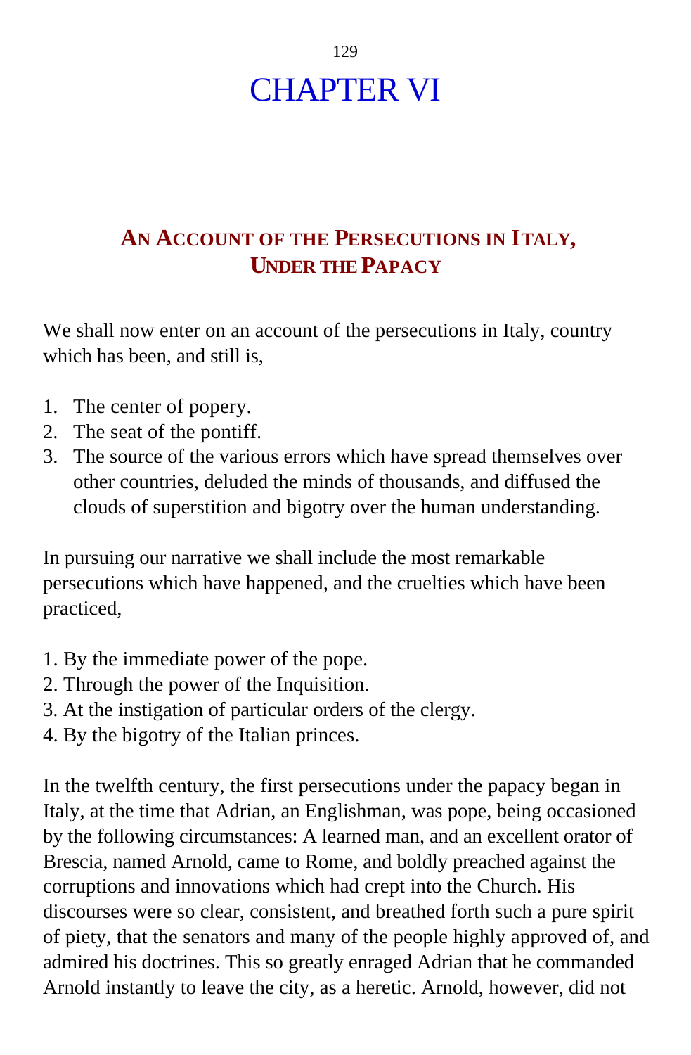# CHAPTER VI

## AN ACCOUNT OF THE PERSECUTIONS IN ITALY, UNDER THE PAPACY

We shall now enter on an account of the persecutions in Italy, country which has been, and still is,

1. The center of popery.
2. The seat of the pontiff.
3. The source of the various errors which have spread themselves over other countries, deluded the minds of thousands, and diffused the clouds of superstition and bigotry over the human understanding.

In pursuing our narrative we shall include the most remarkable persecutions which have happened, and the cruelties which have been practiced,

1. By the immediate power of the pope.
2. Through the power of the Inquisition.
3. At the instigation of particular orders of the clergy.
4. By the bigotry of the Italian princes.

In the twelfth century, the first persecutions under the papacy began in Italy, at the time that Adrian, an Englishman, was pope, being occasioned by the following circumstances: A learned man, and an excellent orator of Brescia, named Arnold, came to Rome, and boldly preached against the corruptions and innovations which had crept into the Church. His discourses were so clear, consistent, and breathed forth such a pure spirit of piety, that the senators and many of the people highly approved of, and admired his doctrines. This so greatly enraged Adrian that he commanded Arnold instantly to leave the city, as a heretic. Arnold, however, did not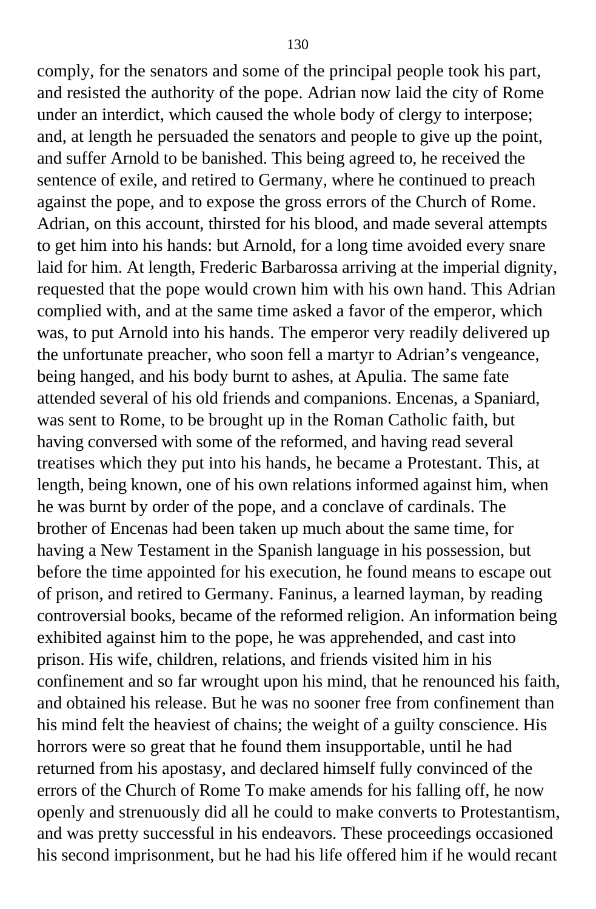comply, for the senators and some of the principal people took his part, and resisted the authority of the pope. Adrian now laid the city of Rome under an interdict, which caused the whole body of clergy to interpose; and, at length he persuaded the senators and people to give up the point, and suffer Arnold to be banished. This being agreed to, he received the sentence of exile, and retired to Germany, where he continued to preach against the pope, and to expose the gross errors of the Church of Rome. Adrian, on this account, thirsted for his blood, and made several attempts to get him into his hands: but Arnold, for a long time avoided every snare laid for him. At length, Frederic Barbarossa arriving at the imperial dignity, requested that the pope would crown him with his own hand. This Adrian complied with, and at the same time asked a favor of the emperor, which was, to put Arnold into his hands. The emperor very readily delivered up the unfortunate preacher, who soon fell a martyr to Adrian's vengeance, being hanged, and his body burnt to ashes, at Apulia. The same fate attended several of his old friends and companions. Encenas, a Spaniard, was sent to Rome, to be brought up in the Roman Catholic faith, but having conversed with some of the reformed, and having read several treatises which they put into his hands, he became a Protestant. This, at length, being known, one of his own relations informed against him, when he was burnt by order of the pope, and a conclave of cardinals. The brother of Encenas had been taken up much about the same time, for having a New Testament in the Spanish language in his possession, but before the time appointed for his execution, he found means to escape out of prison, and retired to Germany. Faninus, a learned layman, by reading controversial books, became of the reformed religion. An information being exhibited against him to the pope, he was apprehended, and cast into prison. His wife, children, relations, and friends visited him in his confinement and so far wrought upon his mind, that he renounced his faith, and obtained his release. But he was no sooner free from confinement than his mind felt the heaviest of chains; the weight of a guilty conscience. His horrors were so great that he found them insupportable, until he had returned from his apostasy, and declared himself fully convinced of the errors of the Church of Rome To make amends for his falling off, he now openly and strenuously did all he could to make converts to Protestantism, and was pretty successful in his endeavors. These proceedings occasioned his second imprisonment, but he had his life offered him if he would recant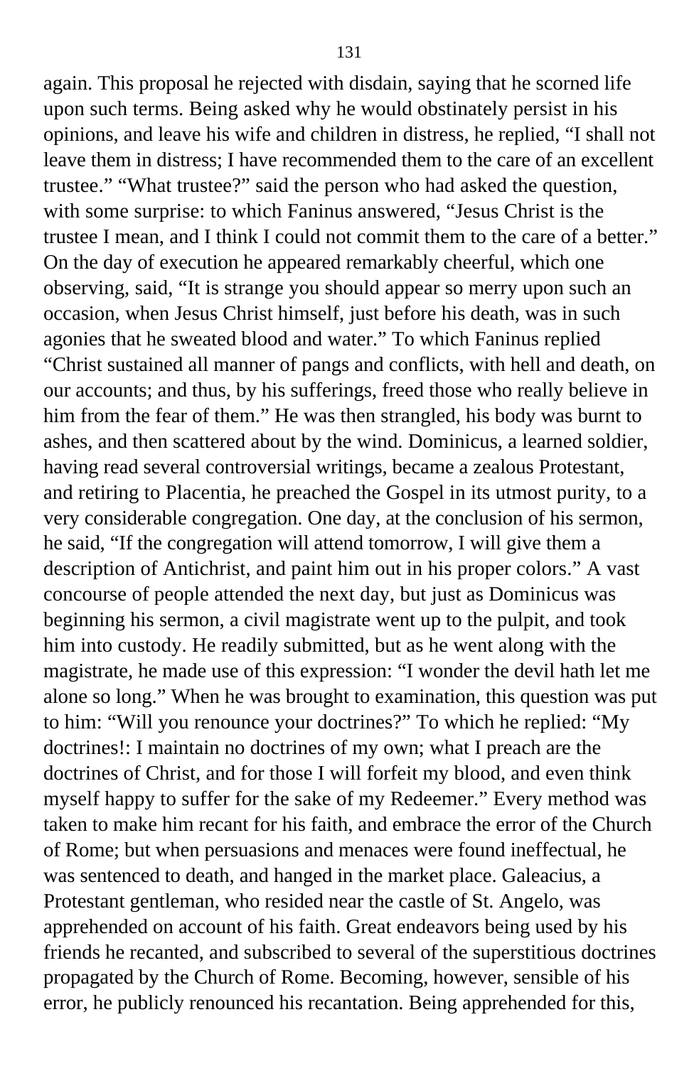again. This proposal he rejected with disdain, saying that he scorned life upon such terms. Being asked why he would obstinately persist in his opinions, and leave his wife and children in distress, he replied, “I shall not leave them in distress; I have recommended them to the care of an excellent trustee.” “What trustee?” said the person who had asked the question, with some surprise: to which Faninus answered, “Jesus Christ is the trustee I mean, and I think I could not commit them to the care of a better.” On the day of execution he appeared remarkably cheerful, which one observing, said, “It is strange you should appear so merry upon such an occasion, when Jesus Christ himself, just before his death, was in such agonies that he sweated blood and water.” To which Faninus replied “Christ sustained all manner of pangs and conflicts, with hell and death, on our accounts; and thus, by his sufferings, freed those who really believe in him from the fear of them.” He was then strangled, his body was burnt to ashes, and then scattered about by the wind. Dominicus, a learned soldier, having read several controversial writings, became a zealous Protestant, and retiring to Placentia, he preached the Gospel in its utmost purity, to a very considerable congregation. One day, at the conclusion of his sermon, he said, “If the congregation will attend tomorrow, I will give them a description of Antichrist, and paint him out in his proper colors.” A vast concourse of people attended the next day, but just as Dominicus was beginning his sermon, a civil magistrate went up to the pulpit, and took him into custody. He readily submitted, but as he went along with the magistrate, he made use of this expression: “I wonder the devil hath let me alone so long.” When he was brought to examination, this question was put to him: “Will you renounce your doctrines?” To which he replied: “My doctrines!: I maintain no doctrines of my own; what I preach are the doctrines of Christ, and for those I will forfeit my blood, and even think myself happy to suffer for the sake of my Redeemer.” Every method was taken to make him recant for his faith, and embrace the error of the Church of Rome; but when persuasions and menaces were found ineffectual, he was sentenced to death, and hanged in the market place. Galeacius, a Protestant gentleman, who resided near the castle of St. Angelo, was apprehended on account of his faith. Great endeavors being used by his friends he recanted, and subscribed to several of the superstitious doctrines propagated by the Church of Rome. Becoming, however, sensible of his error, he publicly renounced his recantation. Being apprehended for this,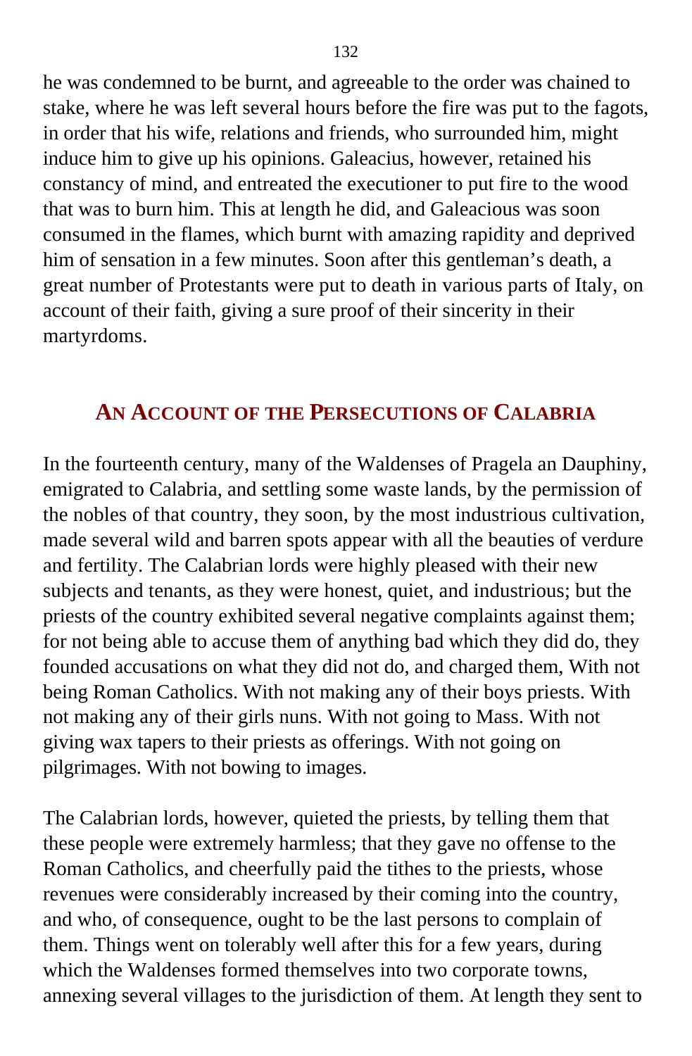he was condemned to be burnt, and agreeable to the order was chained to stake, where he was left several hours before the fire was put to the fagots, in order that his wife, relations and friends, who surrounded him, might induce him to give up his opinions. Galeacius, however, retained his constancy of mind, and entreated the executioner to put fire to the wood that was to burn him. This at length he did, and Galeacious was soon consumed in the flames, which burnt with amazing rapidity and deprived him of sensation in a few minutes. Soon after this gentleman's death, a great number of Protestants were put to death in various parts of Italy, on account of their faith, giving a sure proof of their sincerity in their martyrdoms.

## An Account of the Persecutions of Calabria

In the fourteenth century, many of the Waldenses of Pragela an Dauphiny, emigrated to Calabria, and settling some waste lands, by the permission of the nobles of that country, they soon, by the most industrious cultivation, made several wild and barren spots appear with all the beauties of verdure and fertility. The Calabrian lords were highly pleased with their new subjects and tenants, as they were honest, quiet, and industrious; but the priests of the country exhibited several negative complaints against them; for not being able to accuse them of anything bad which they did do, they founded accusations on what they did not do, and charged them, With not being Roman Catholics. With not making any of their boys priests. With not making any of their girls nuns. With not going to Mass. With not giving wax tapers to their priests as offerings. With not going on pilgrimages. With not bowing to images.

The Calabrian lords, however, quieted the priests, by telling them that these people were extremely harmless; that they gave no offense to the Roman Catholics, and cheerfully paid the tithes to the priests, whose revenues were considerably increased by their coming into the country, and who, of consequence, ought to be the last persons to complain of them. Things went on tolerably well after this for a few years, during which the Waldenses formed themselves into two corporate towns, annexing several villages to the jurisdiction of them. At length they sent to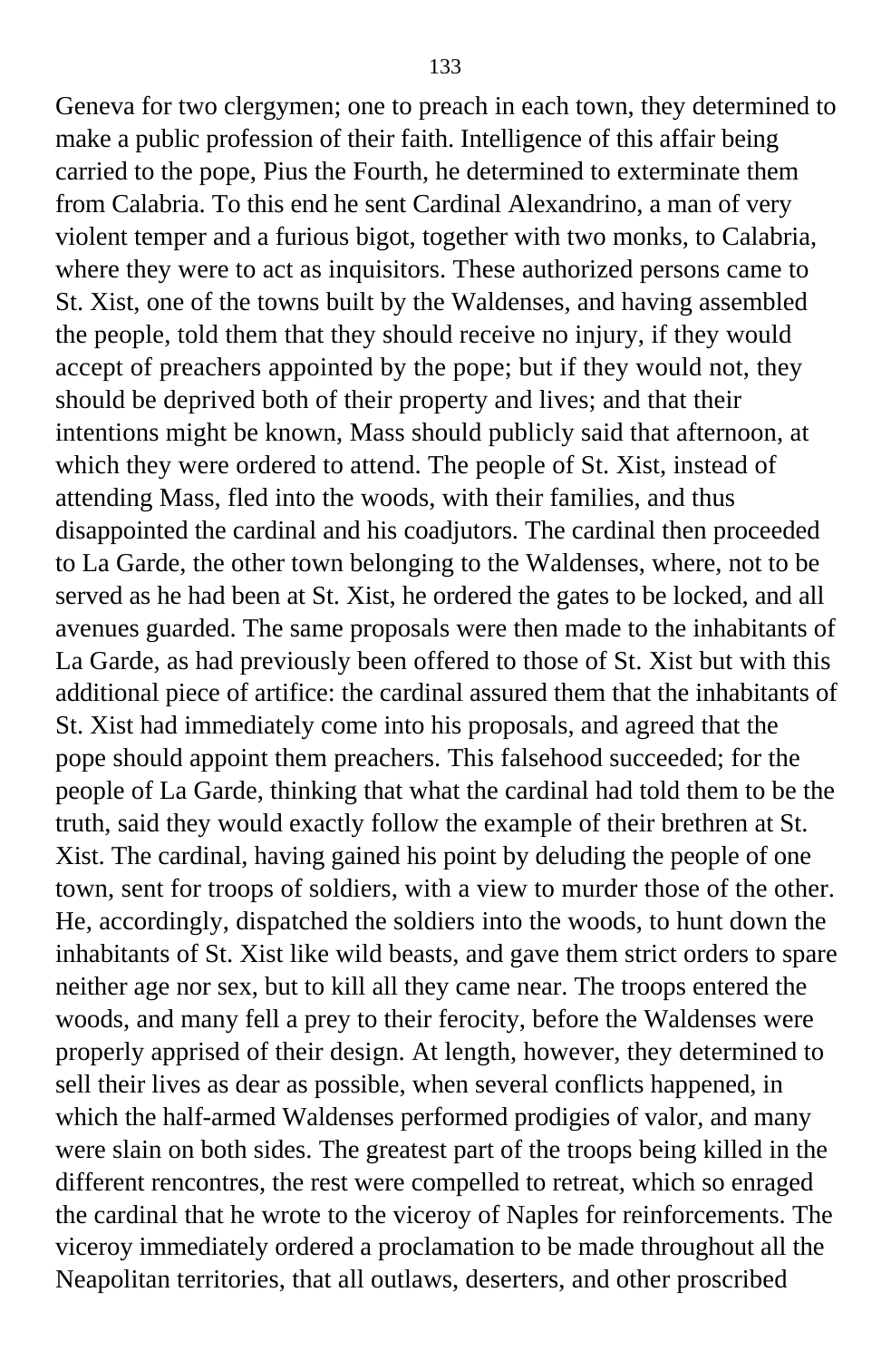Geneva for two clergymen; one to preach in each town, they determined to make a public profession of their faith. Intelligence of this affair being carried to the pope, Pius the Fourth, he determined to exterminate them from Calabria. To this end he sent Cardinal Alexandrino, a man of very violent temper and a furious bigot, together with two monks, to Calabria, where they were to act as inquisitors. These authorized persons came to St. Xist, one of the towns built by the Waldenses, and having assembled the people, told them that they should receive no injury, if they would accept of preachers appointed by the pope; but if they would not, they should be deprived both of their property and lives; and that their intentions might be known, Mass should publicly said that afternoon, at which they were ordered to attend. The people of St. Xist, instead of attending Mass, fled into the woods, with their families, and thus disappointed the cardinal and his coadjutors. The cardinal then proceeded to La Garde, the other town belonging to the Waldenses, where, not to be served as he had been at St. Xist, he ordered the gates to be locked, and all avenues guarded. The same proposals were then made to the inhabitants of La Garde, as had previously been offered to those of St. Xist but with this additional piece of artifice: the cardinal assured them that the inhabitants of St. Xist had immediately come into his proposals, and agreed that the pope should appoint them preachers. This falsehood succeeded; for the people of La Garde, thinking that what the cardinal had told them to be the truth, said they would exactly follow the example of their brethren at St. Xist. The cardinal, having gained his point by deluding the people of one town, sent for troops of soldiers, with a view to murder those of the other. He, accordingly, dispatched the soldiers into the woods, to hunt down the inhabitants of St. Xist like wild beasts, and gave them strict orders to spare neither age nor sex, but to kill all they came near. The troops entered the woods, and many fell a prey to their ferocity, before the Waldenses were properly apprised of their design. At length, however, they determined to sell their lives as dear as possible, when several conflicts happened, in which the half-armed Waldenses performed prodigies of valor, and many were slain on both sides. The greatest part of the troops being killed in the different rencontres, the rest were compelled to retreat, which so enraged the cardinal that he wrote to the viceroy of Naples for reinforcements. The viceroy immediately ordered a proclamation to be made throughout all the Neapolitan territories, that all outlaws, deserters, and other proscribed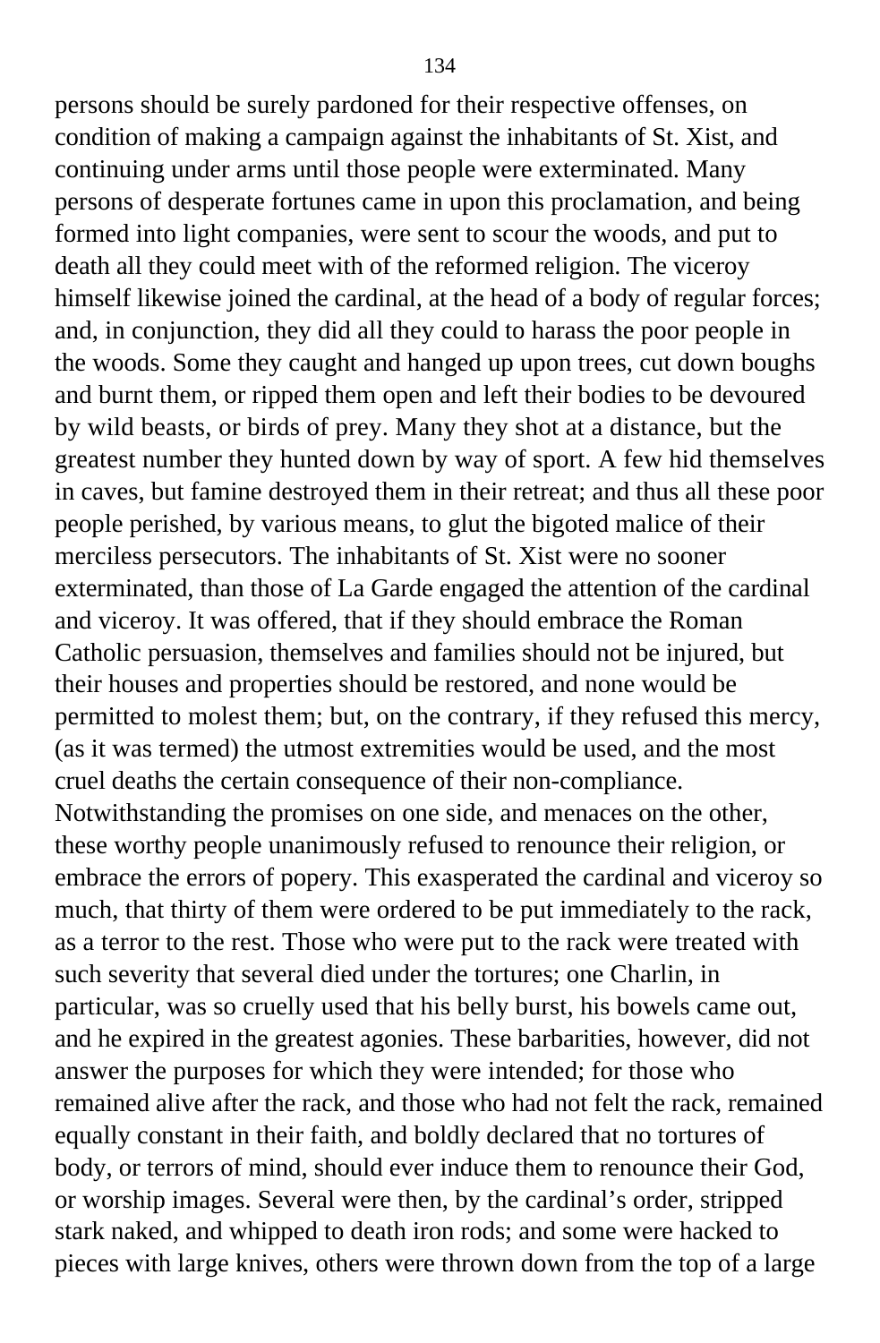persons should be surely pardoned for their respective offenses, on condition of making a campaign against the inhabitants of St. Xist, and continuing under arms until those people were exterminated. Many persons of desperate fortunes came in upon this proclamation, and being formed into light companies, were sent to scour the woods, and put to death all they could meet with of the reformed religion. The viceroy himself likewise joined the cardinal, at the head of a body of regular forces; and, in conjunction, they did all they could to harass the poor people in the woods. Some they caught and hanged up upon trees, cut down boughs and burnt them, or ripped them open and left their bodies to be devoured by wild beasts, or birds of prey. Many they shot at a distance, but the greatest number they hunted down by way of sport. A few hid themselves in caves, but famine destroyed them in their retreat; and thus all these poor people perished, by various means, to glut the bigoted malice of their merciless persecutors. The inhabitants of St. Xist were no sooner exterminated, than those of La Garde engaged the attention of the cardinal and viceroy. It was offered, that if they should embrace the Roman Catholic persuasion, themselves and families should not be injured, but their houses and properties should be restored, and none would be permitted to molest them; but, on the contrary, if they refused this mercy, (as it was termed) the utmost extremities would be used, and the most cruel deaths the certain consequence of their non-compliance. Notwithstanding the promises on one side, and menaces on the other, these worthy people unanimously refused to renounce their religion, or embrace the errors of popery. This exasperated the cardinal and viceroy so much, that thirty of them were ordered to be put immediately to the rack, as a terror to the rest. Those who were put to the rack were treated with such severity that several died under the tortures; one Charlin, in particular, was so cruelly used that his belly burst, his bowels came out, and he expired in the greatest agonies. These barbarities, however, did not answer the purposes for which they were intended; for those who remained alive after the rack, and those who had not felt the rack, remained equally constant in their faith, and boldly declared that no tortures of body, or terrors of mind, should ever induce them to renounce their God, or worship images. Several were then, by the cardinal's order, stripped stark naked, and whipped to death iron rods; and some were hacked to pieces with large knives, others were thrown down from the top of a large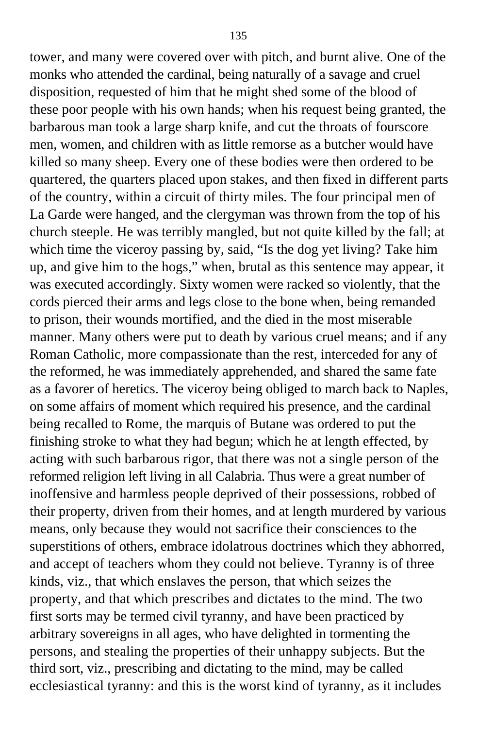tower, and many were covered over with pitch, and burnt alive. One of the monks who attended the cardinal, being naturally of a savage and cruel disposition, requested of him that he might shed some of the blood of these poor people with his own hands; when his request being granted, the barbarous man took a large sharp knife, and cut the throats of fourscore men, women, and children with as little remorse as a butcher would have killed so many sheep. Every one of these bodies were then ordered to be quartered, the quarters placed upon stakes, and then fixed in different parts of the country, within a circuit of thirty miles. The four principal men of La Garde were hanged, and the clergyman was thrown from the top of his church steeple. He was terribly mangled, but not quite killed by the fall; at which time the viceroy passing by, said, "Is the dog yet living? Take him up, and give him to the hogs," when, brutal as this sentence may appear, it was executed accordingly. Sixty women were racked so violently, that the cords pierced their arms and legs close to the bone when, being remanded to prison, their wounds mortified, and the died in the most miserable manner. Many others were put to death by various cruel means; and if any Roman Catholic, more compassionate than the rest, interceded for any of the reformed, he was immediately apprehended, and shared the same fate as a favorer of heretics. The viceroy being obliged to march back to Naples, on some affairs of moment which required his presence, and the cardinal being recalled to Rome, the marquis of Butane was ordered to put the finishing stroke to what they had begun; which he at length effected, by acting with such barbarous rigor, that there was not a single person of the reformed religion left living in all Calabria. Thus were a great number of inoffensive and harmless people deprived of their possessions, robbed of their property, driven from their homes, and at length murdered by various means, only because they would not sacrifice their consciences to the superstitions of others, embrace idolatrous doctrines which they abhorred, and accept of teachers whom they could not believe. Tyranny is of three kinds, viz., that which enslaves the person, that which seizes the property, and that which prescribes and dictates to the mind. The two first sorts may be termed civil tyranny, and have been practiced by arbitrary sovereigns in all ages, who have delighted in tormenting the persons, and stealing the properties of their unhappy subjects. But the third sort, viz., prescribing and dictating to the mind, may be called ecclesiastical tyranny: and this is the worst kind of tyranny, as it includes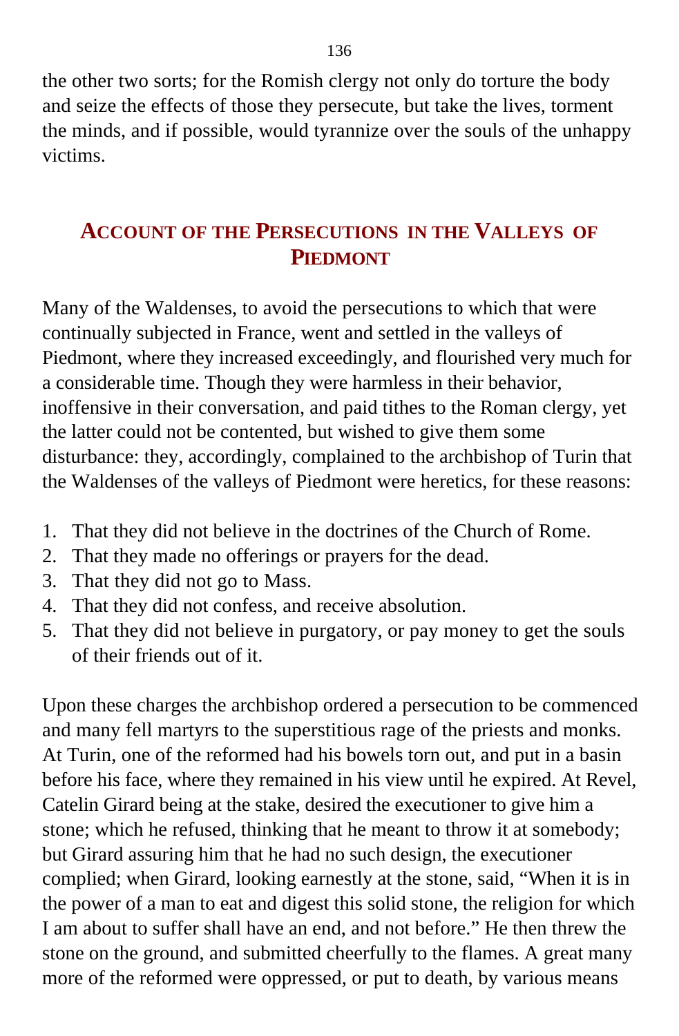the other two sorts; for the Romish clergy not only do torture the body and seize the effects of those they persecute, but take the lives, torment the minds, and if possible, would tyrannize over the souls of the unhappy victims.

## ACCOUNT OF THE PERSECUTIONS IN THE VALLEYS OF PIEDMONT

Many of the Waldenses, to avoid the persecutions to which that were continually subjected in France, went and settled in the valleys of Piedmont, where they increased exceedingly, and flourished very much for a considerable time. Though they were harmless in their behavior, inoffensive in their conversation, and paid tithes to the Roman clergy, yet the latter could not be contented, but wished to give them some disturbance: they, accordingly, complained to the archbishop of Turin that the Waldenses of the valleys of Piedmont were heretics, for these reasons:

1. That they did not believe in the doctrines of the Church of Rome.
2. That they made no offerings or prayers for the dead.
3. That they did not go to Mass.
4. That they did not confess, and receive absolution.
5. That they did not believe in purgatory, or pay money to get the souls of their friends out of it.

Upon these charges the archbishop ordered a persecution to be commenced and many fell martyrs to the superstitious rage of the priests and monks. At Turin, one of the reformed had his bowels torn out, and put in a basin before his face, where they remained in his view until he expired. At Revel, Catelin Girard being at the stake, desired the executioner to give him a stone; which he refused, thinking that he meant to throw it at somebody; but Girard assuring him that he had no such design, the executioner complied; when Girard, looking earnestly at the stone, said, "When it is in the power of a man to eat and digest this solid stone, the religion for which I am about to suffer shall have an end, and not before." He then threw the stone on the ground, and submitted cheerfully to the flames. A great many more of the reformed were oppressed, or put to death, by various means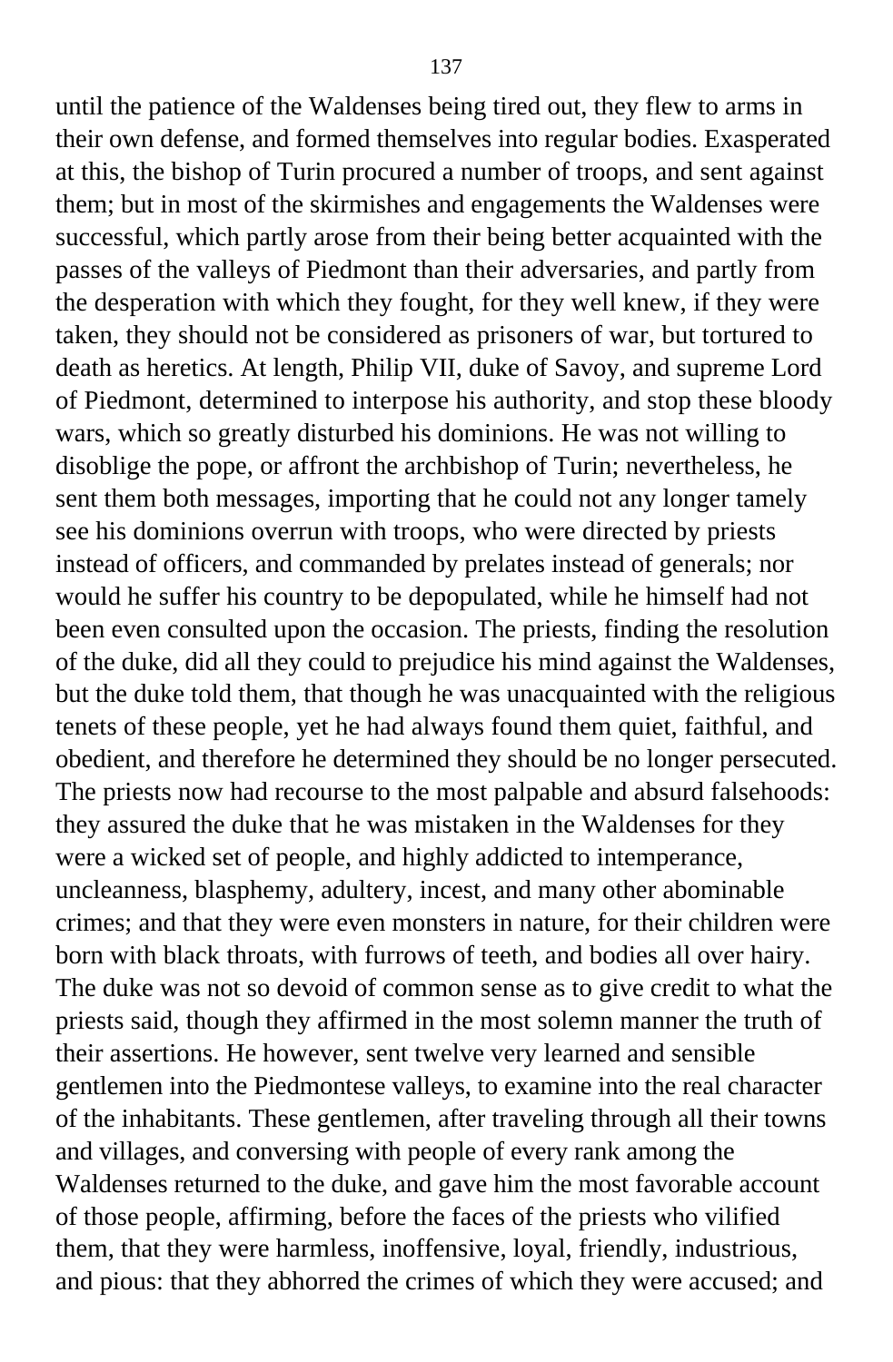until the patience of the Waldenses being tired out, they flew to arms in their own defense, and formed themselves into regular bodies. Exasperated at this, the bishop of Turin procured a number of troops, and sent against them; but in most of the skirmishes and engagements the Waldenses were successful, which partly arose from their being better acquainted with the passes of the valleys of Piedmont than their adversaries, and partly from the desperation with which they fought, for they well knew, if they were taken, they should not be considered as prisoners of war, but tortured to death as heretics. At length, Philip VII, duke of Savoy, and supreme Lord of Piedmont, determined to interpose his authority, and stop these bloody wars, which so greatly disturbed his dominions. He was not willing to disoblige the pope, or affront the archbishop of Turin; nevertheless, he sent them both messages, importing that he could not any longer tamely see his dominions overrun with troops, who were directed by priests instead of officers, and commanded by prelates instead of generals; nor would he suffer his country to be depopulated, while he himself had not been even consulted upon the occasion. The priests, finding the resolution of the duke, did all they could to prejudice his mind against the Waldenses, but the duke told them, that though he was unacquainted with the religious tenets of these people, yet he had always found them quiet, faithful, and obedient, and therefore he determined they should be no longer persecuted. The priests now had recourse to the most palpable and absurd falsehoods: they assured the duke that he was mistaken in the Waldenses for they were a wicked set of people, and highly addicted to intemperance, uncleanness, blasphemy, adultery, incest, and many other abominable crimes; and that they were even monsters in nature, for their children were born with black throats, with furrows of teeth, and bodies all over hairy. The duke was not so devoid of common sense as to give credit to what the priests said, though they affirmed in the most solemn manner the truth of their assertions. He however, sent twelve very learned and sensible gentlemen into the Piedmontese valleys, to examine into the real character of the inhabitants. These gentlemen, after traveling through all their towns and villages, and conversing with people of every rank among the Waldenses returned to the duke, and gave him the most favorable account of those people, affirming, before the faces of the priests who vilified them, that they were harmless, inoffensive, loyal, friendly, industrious, and pious: that they abhorred the crimes of which they were accused; and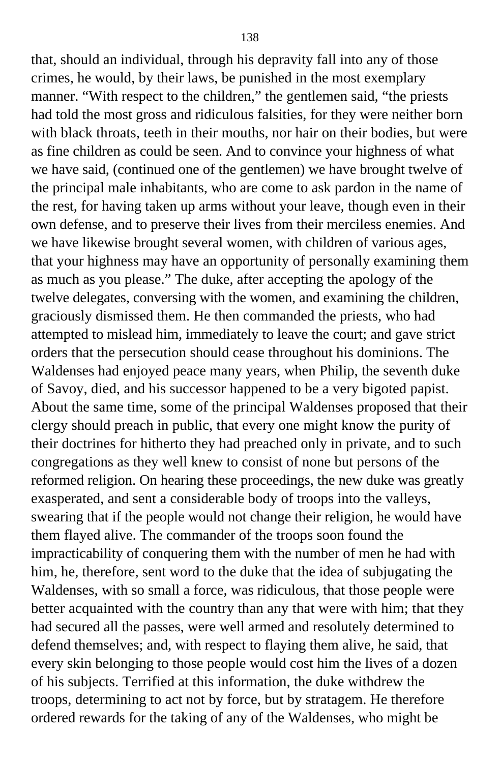that, should an individual, through his depravity fall into any of those crimes, he would, by their laws, be punished in the most exemplary manner. “With respect to the children,” the gentlemen said, “the priests had told the most gross and ridiculous falsities, for they were neither born with black throats, teeth in their mouths, nor hair on their bodies, but were as fine children as could be seen. And to convince your highness of what we have said, (continued one of the gentlemen) we have brought twelve of the principal male inhabitants, who are come to ask pardon in the name of the rest, for having taken up arms without your leave, though even in their own defense, and to preserve their lives from their merciless enemies. And we have likewise brought several women, with children of various ages, that your highness may have an opportunity of personally examining them as much as you please.” The duke, after accepting the apology of the twelve delegates, conversing with the women, and examining the children, graciously dismissed them. He then commanded the priests, who had attempted to mislead him, immediately to leave the court; and gave strict orders that the persecution should cease throughout his dominions. The Waldenses had enjoyed peace many years, when Philip, the seventh duke of Savoy, died, and his successor happened to be a very bigoted papist. About the same time, some of the principal Waldenses proposed that their clergy should preach in public, that every one might know the purity of their doctrines for hitherto they had preached only in private, and to such congregations as they well knew to consist of none but persons of the reformed religion. On hearing these proceedings, the new duke was greatly exasperated, and sent a considerable body of troops into the valleys, swearing that if the people would not change their religion, he would have them flayed alive. The commander of the troops soon found the impracticability of conquering them with the number of men he had with him, he, therefore, sent word to the duke that the idea of subjugating the Waldenses, with so small a force, was ridiculous, that those people were better acquainted with the country than any that were with him; that they had secured all the passes, were well armed and resolutely determined to defend themselves; and, with respect to flaying them alive, he said, that every skin belonging to those people would cost him the lives of a dozen of his subjects. Terrified at this information, the duke withdrew the troops, determining to act not by force, but by stratagem. He therefore ordered rewards for the taking of any of the Waldenses, who might be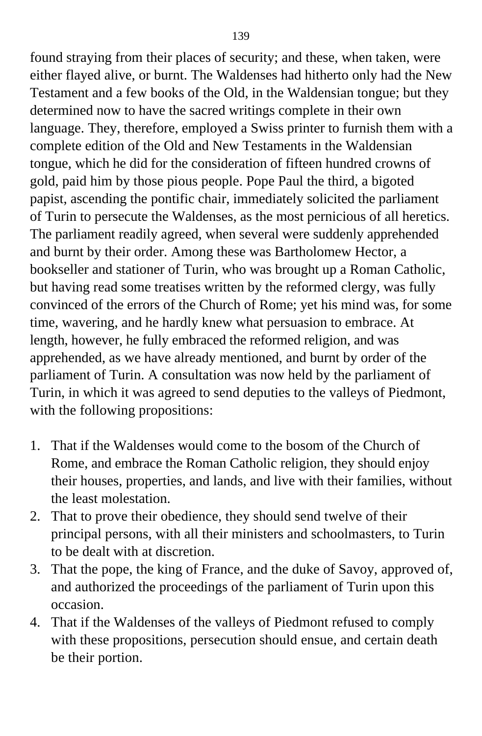found straying from their places of security; and these, when taken, were either flayed alive, or burnt. The Waldenses had hitherto only had the New Testament and a few books of the Old, in the Waldensian tongue; but they determined now to have the sacred writings complete in their own language. They, therefore, employed a Swiss printer to furnish them with a complete edition of the Old and New Testaments in the Waldensian tongue, which he did for the consideration of fifteen hundred crowns of gold, paid him by those pious people. Pope Paul the third, a bigoted papist, ascending the pontific chair, immediately solicited the parliament of Turin to persecute the Waldenses, as the most pernicious of all heretics. The parliament readily agreed, when several were suddenly apprehended and burnt by their order. Among these was Bartholomew Hector, a bookseller and stationer of Turin, who was brought up a Roman Catholic, but having read some treatises written by the reformed clergy, was fully convinced of the errors of the Church of Rome; yet his mind was, for some time, wavering, and he hardly knew what persuasion to embrace. At length, however, he fully embraced the reformed religion, and was apprehended, as we have already mentioned, and burnt by order of the parliament of Turin. A consultation was now held by the parliament of Turin, in which it was agreed to send deputies to the valleys of Piedmont, with the following propositions:

1. That if the Waldenses would come to the bosom of the Church of Rome, and embrace the Roman Catholic religion, they should enjoy their houses, properties, and lands, and live with their families, without the least molestation.
2. That to prove their obedience, they should send twelve of their principal persons, with all their ministers and schoolmasters, to Turin to be dealt with at discretion.
3. That the pope, the king of France, and the duke of Savoy, approved of, and authorized the proceedings of the parliament of Turin upon this occasion.
4. That if the Waldenses of the valleys of Piedmont refused to comply with these propositions, persecution should ensue, and certain death be their portion.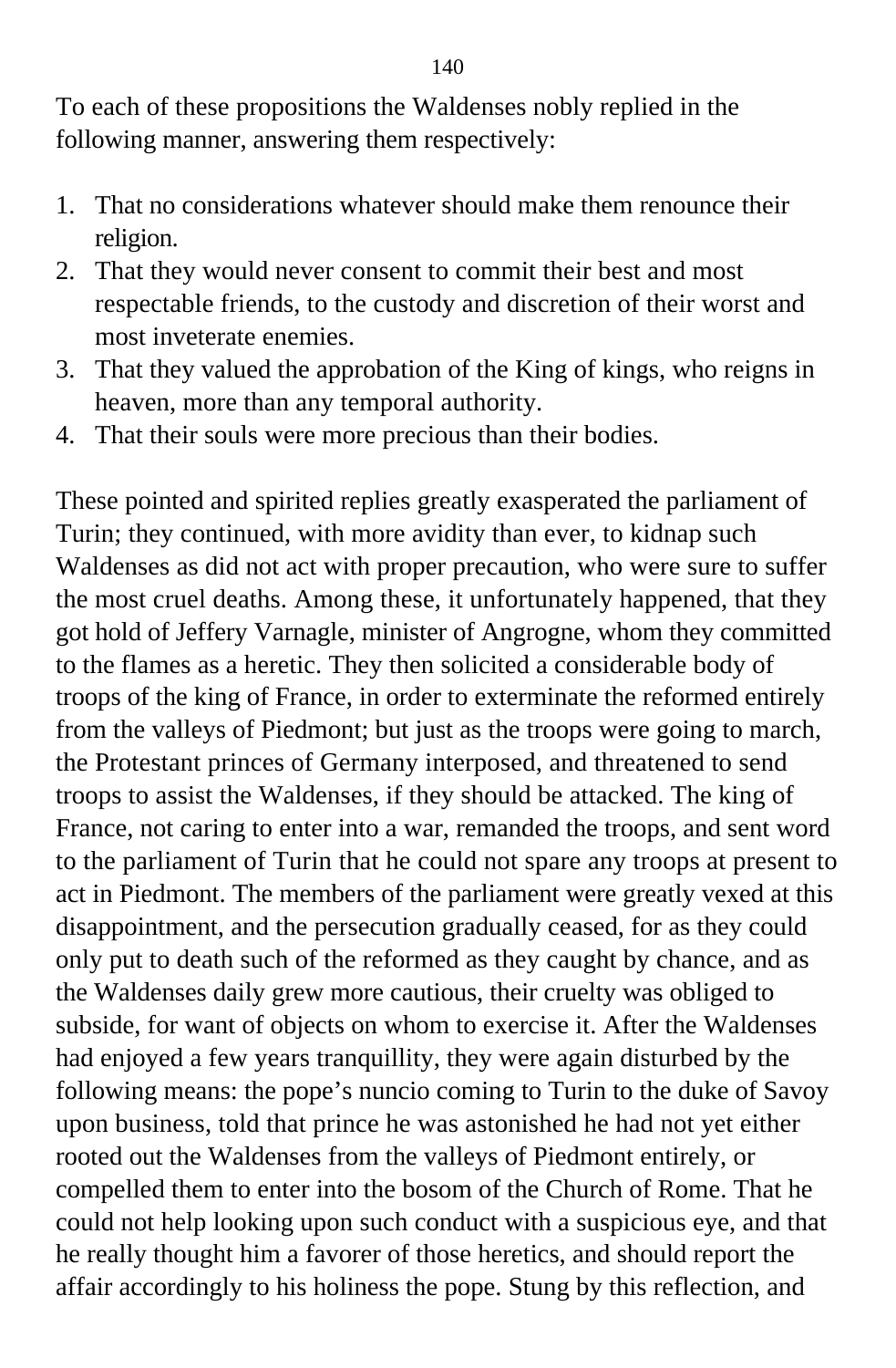To each of these propositions the Waldenses nobly replied in the following manner, answering them respectively:

1. That no considerations whatever should make them renounce their religion.
2. That they would never consent to commit their best and most respectable friends, to the custody and discretion of their worst and most inveterate enemies.
3. That they valued the approbation of the King of kings, who reigns in heaven, more than any temporal authority.
4. That their souls were more precious than their bodies.

These pointed and spirited replies greatly exasperated the parliament of Turin; they continued, with more avidity than ever, to kidnap such Waldenses as did not act with proper precaution, who were sure to suffer the most cruel deaths. Among these, it unfortunately happened, that they got hold of Jeffery Varnagle, minister of Angrogne, whom they committed to the flames as a heretic. They then solicited a considerable body of troops of the king of France, in order to exterminate the reformed entirely from the valleys of Piedmont; but just as the troops were going to march, the Protestant princes of Germany interposed, and threatened to send troops to assist the Waldenses, if they should be attacked. The king of France, not caring to enter into a war, remanded the troops, and sent word to the parliament of Turin that he could not spare any troops at present to act in Piedmont. The members of the parliament were greatly vexed at this disappointment, and the persecution gradually ceased, for as they could only put to death such of the reformed as they caught by chance, and as the Waldenses daily grew more cautious, their cruelty was obliged to subside, for want of objects on whom to exercise it. After the Waldenses had enjoyed a few years tranquillity, they were again disturbed by the following means: the pope's nuncio coming to Turin to the duke of Savoy upon business, told that prince he was astonished he had not yet either rooted out the Waldenses from the valleys of Piedmont entirely, or compelled them to enter into the bosom of the Church of Rome. That he could not help looking upon such conduct with a suspicious eye, and that he really thought him a favorer of those heretics, and should report the affair accordingly to his holiness the pope. Stung by this reflection, and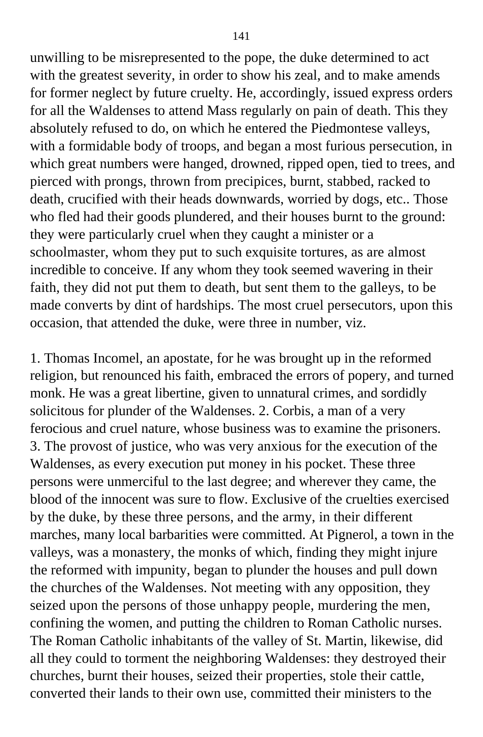unwilling to be misrepresented to the pope, the duke determined to act with the greatest severity, in order to show his zeal, and to make amends for former neglect by future cruelty. He, accordingly, issued express orders for all the Waldenses to attend Mass regularly on pain of death. This they absolutely refused to do, on which he entered the Piedmontese valleys, with a formidable body of troops, and began a most furious persecution, in which great numbers were hanged, drowned, ripped open, tied to trees, and pierced with prongs, thrown from precipices, burnt, stabbed, racked to death, crucified with their heads downwards, worried by dogs, etc.. Those who fled had their goods plundered, and their houses burnt to the ground: they were particularly cruel when they caught a minister or a schoolmaster, whom they put to such exquisite tortures, as are almost incredible to conceive. If any whom they took seemed wavering in their faith, they did not put them to death, but sent them to the galleys, to be made converts by dint of hardships. The most cruel persecutors, upon this occasion, that attended the duke, were three in number, viz.

1. Thomas Incomel, an apostate, for he was brought up in the reformed religion, but renounced his faith, embraced the errors of popery, and turned monk. He was a great libertine, given to unnatural crimes, and sordidly solicitous for plunder of the Waldenses. 2. Corbis, a man of a very ferocious and cruel nature, whose business was to examine the prisoners. 3. The provost of justice, who was very anxious for the execution of the Waldenses, as every execution put money in his pocket. These three persons were unmerciful to the last degree; and wherever they came, the blood of the innocent was sure to flow. Exclusive of the cruelties exercised by the duke, by these three persons, and the army, in their different marches, many local barbarities were committed. At Pignerol, a town in the valleys, was a monastery, the monks of which, finding they might injure the reformed with impunity, began to plunder the houses and pull down the churches of the Waldenses. Not meeting with any opposition, they seized upon the persons of those unhappy people, murdering the men, confining the women, and putting the children to Roman Catholic nurses. The Roman Catholic inhabitants of the valley of St. Martin, likewise, did all they could to torment the neighboring Waldenses: they destroyed their churches, burnt their houses, seized their properties, stole their cattle, converted their lands to their own use, committed their ministers to the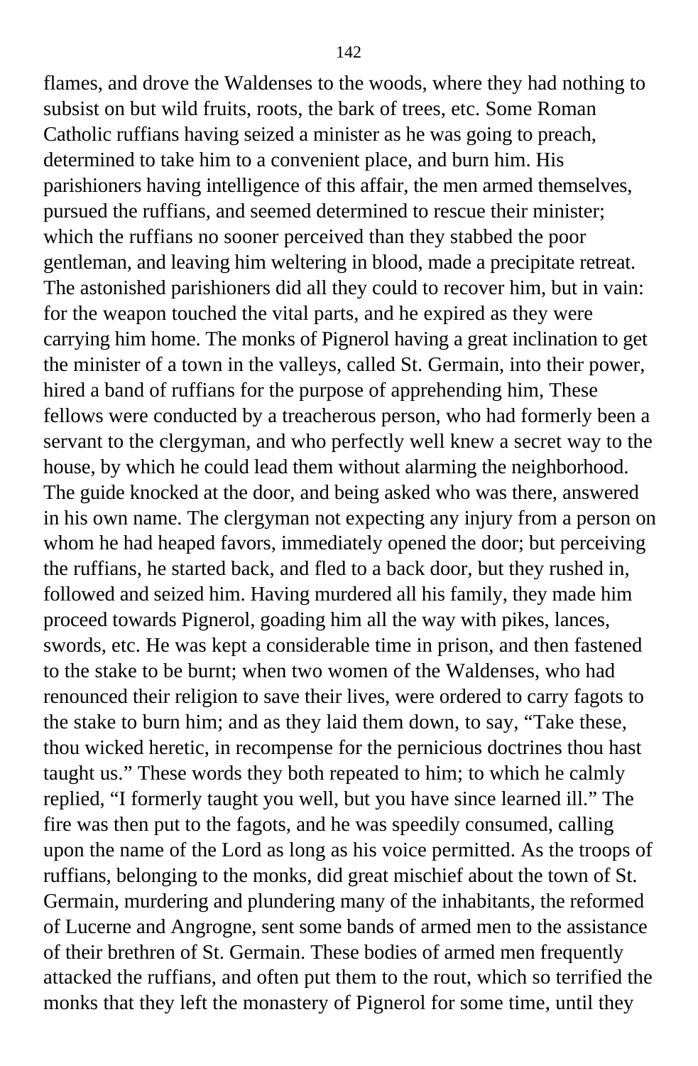flames, and drove the Waldenses to the woods, where they had nothing to subsist on but wild fruits, roots, the bark of trees, etc. Some Roman Catholic ruffians having seized a minister as he was going to preach, determined to take him to a convenient place, and burn him. His parishioners having intelligence of this affair, the men armed themselves, pursued the ruffians, and seemed determined to rescue their minister; which the ruffians no sooner perceived than they stabbed the poor gentleman, and leaving him weltering in blood, made a precipitate retreat. The astonished parishioners did all they could to recover him, but in vain: for the weapon touched the vital parts, and he expired as they were carrying him home. The monks of Pignerol having a great inclination to get the minister of a town in the valleys, called St. Germain, into their power, hired a band of ruffians for the purpose of apprehending him, These fellows were conducted by a treacherous person, who had formerly been a servant to the clergyman, and who perfectly well knew a secret way to the house, by which he could lead them without alarming the neighborhood. The guide knocked at the door, and being asked who was there, answered in his own name. The clergyman not expecting any injury from a person on whom he had heaped favors, immediately opened the door; but perceiving the ruffians, he started back, and fled to a back door, but they rushed in, followed and seized him. Having murdered all his family, they made him proceed towards Pignerol, goading him all the way with pikes, lances, swords, etc. He was kept a considerable time in prison, and then fastened to the stake to be burnt; when two women of the Waldenses, who had renounced their religion to save their lives, were ordered to carry fagots to the stake to burn him; and as they laid them down, to say, "Take these, thou wicked heretic, in recompense for the pernicious doctrines thou hast taught us." These words they both repeated to him; to which he calmly replied, "I formerly taught you well, but you have since learned ill." The fire was then put to the fagots, and he was speedily consumed, calling upon the name of the Lord as long as his voice permitted. As the troops of ruffians, belonging to the monks, did great mischief about the town of St. Germain, murdering and plundering many of the inhabitants, the reformed of Lucerne and Angrogne, sent some bands of armed men to the assistance of their brethren of St. Germain. These bodies of armed men frequently attacked the ruffians, and often put them to the rout, which so terrified the monks that they left the monastery of Pignerol for some time, until they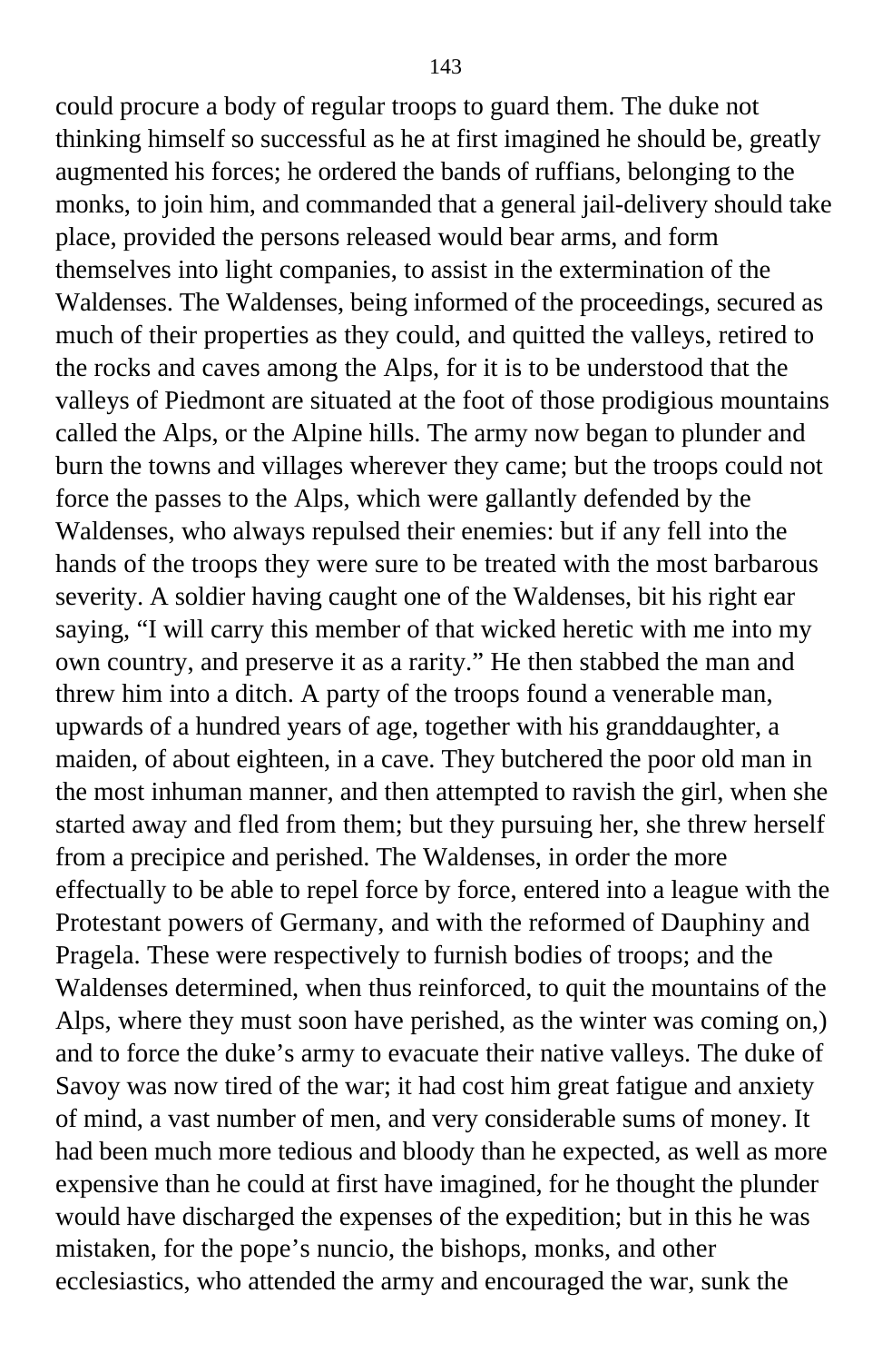could procure a body of regular troops to guard them. The duke not thinking himself so successful as he at first imagined he should be, greatly augmented his forces; he ordered the bands of ruffians, belonging to the monks, to join him, and commanded that a general jail-delivery should take place, provided the persons released would bear arms, and form themselves into light companies, to assist in the extermination of the Waldenses. The Waldenses, being informed of the proceedings, secured as much of their properties as they could, and quitted the valleys, retired to the rocks and caves among the Alps, for it is to be understood that the valleys of Piedmont are situated at the foot of those prodigious mountains called the Alps, or the Alpine hills. The army now began to plunder and burn the towns and villages wherever they came; but the troops could not force the passes to the Alps, which were gallantly defended by the Waldenses, who always repulsed their enemies: but if any fell into the hands of the troops they were sure to be treated with the most barbarous severity. A soldier having caught one of the Waldenses, bit his right ear saying, "I will carry this member of that wicked heretic with me into my own country, and preserve it as a rarity." He then stabbed the man and threw him into a ditch. A party of the troops found a venerable man, upwards of a hundred years of age, together with his granddaughter, a maiden, of about eighteen, in a cave. They butchered the poor old man in the most inhuman manner, and then attempted to ravish the girl, when she started away and fled from them; but they pursuing her, she threw herself from a precipice and perished. The Waldenses, in order the more effectually to be able to repel force by force, entered into a league with the Protestant powers of Germany, and with the reformed of Dauphiny and Pragela. These were respectively to furnish bodies of troops; and the Waldenses determined, when thus reinforced, to quit the mountains of the Alps, where they must soon have perished, as the winter was coming on,) and to force the duke's army to evacuate their native valleys. The duke of Savoy was now tired of the war; it had cost him great fatigue and anxiety of mind, a vast number of men, and very considerable sums of money. It had been much more tedious and bloody than he expected, as well as more expensive than he could at first have imagined, for he thought the plunder would have discharged the expenses of the expedition; but in this he was mistaken, for the pope's nuncio, the bishops, monks, and other ecclesiastics, who attended the army and encouraged the war, sunk the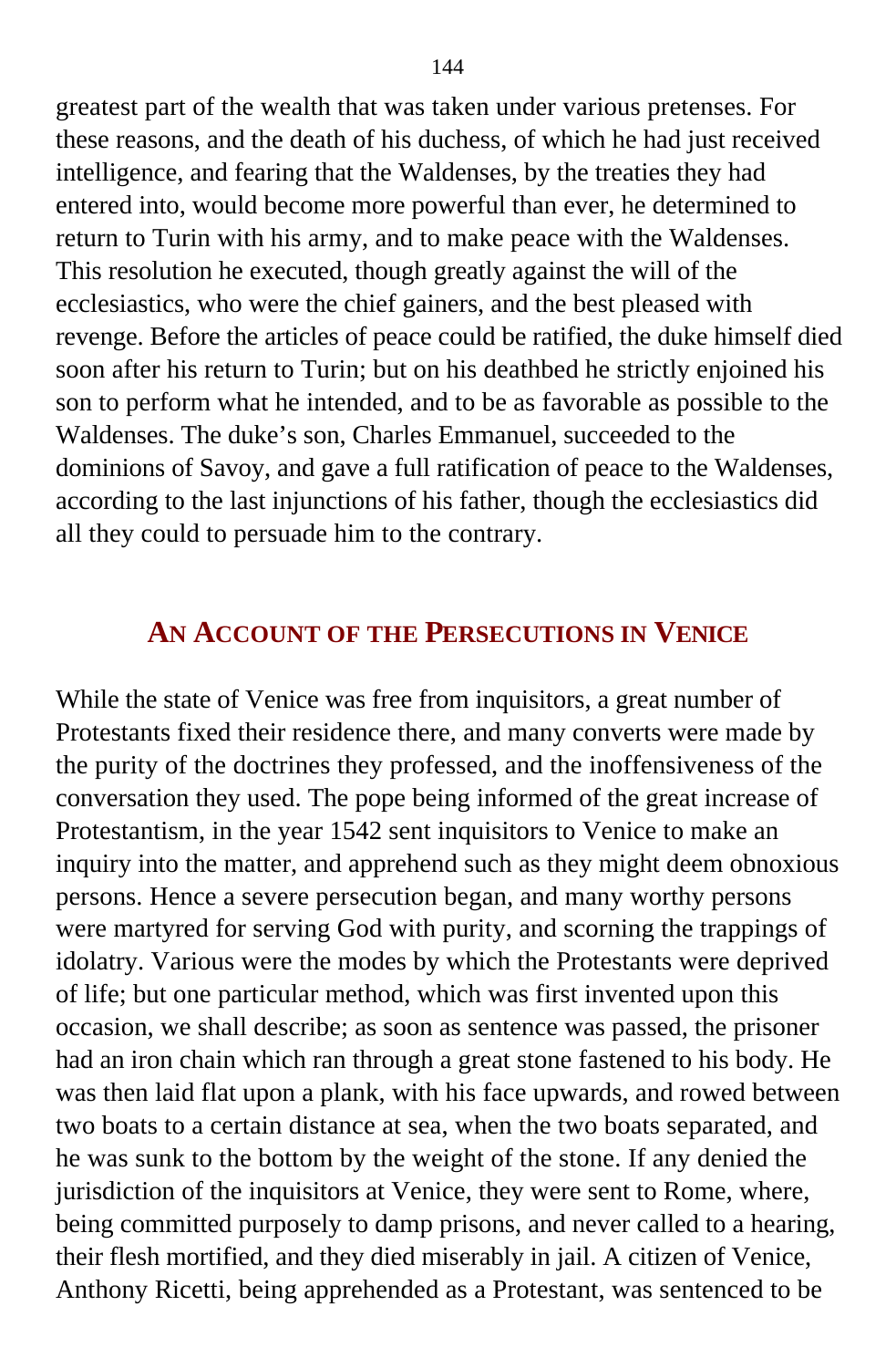greatest part of the wealth that was taken under various pretenses. For these reasons, and the death of his duchess, of which he had just received intelligence, and fearing that the Waldenses, by the treaties they had entered into, would become more powerful than ever, he determined to return to Turin with his army, and to make peace with the Waldenses. This resolution he executed, though greatly against the will of the ecclesiastics, who were the chief gainers, and the best pleased with revenge. Before the articles of peace could be ratified, the duke himself died soon after his return to Turin; but on his deathbed he strictly enjoined his son to perform what he intended, and to be as favorable as possible to the Waldenses. The duke's son, Charles Emmanuel, succeeded to the dominions of Savoy, and gave a full ratification of peace to the Waldenses, according to the last injunctions of his father, though the ecclesiastics did all they could to persuade him to the contrary.

## AN ACCOUNT OF THE PERSECUTIONS IN VENICE

While the state of Venice was free from inquisitors, a great number of Protestants fixed their residence there, and many converts were made by the purity of the doctrines they professed, and the inoffensiveness of the conversation they used. The pope being informed of the great increase of Protestantism, in the year 1542 sent inquisitors to Venice to make an inquiry into the matter, and apprehend such as they might deem obnoxious persons. Hence a severe persecution began, and many worthy persons were martyred for serving God with purity, and scorning the trappings of idolatry. Various were the modes by which the Protestants were deprived of life; but one particular method, which was first invented upon this occasion, we shall describe; as soon as sentence was passed, the prisoner had an iron chain which ran through a great stone fastened to his body. He was then laid flat upon a plank, with his face upwards, and rowed between two boats to a certain distance at sea, when the two boats separated, and he was sunk to the bottom by the weight of the stone. If any denied the jurisdiction of the inquisitors at Venice, they were sent to Rome, where, being committed purposely to damp prisons, and never called to a hearing, their flesh mortified, and they died miserably in jail. A citizen of Venice, Anthony Ricetti, being apprehended as a Protestant, was sentenced to be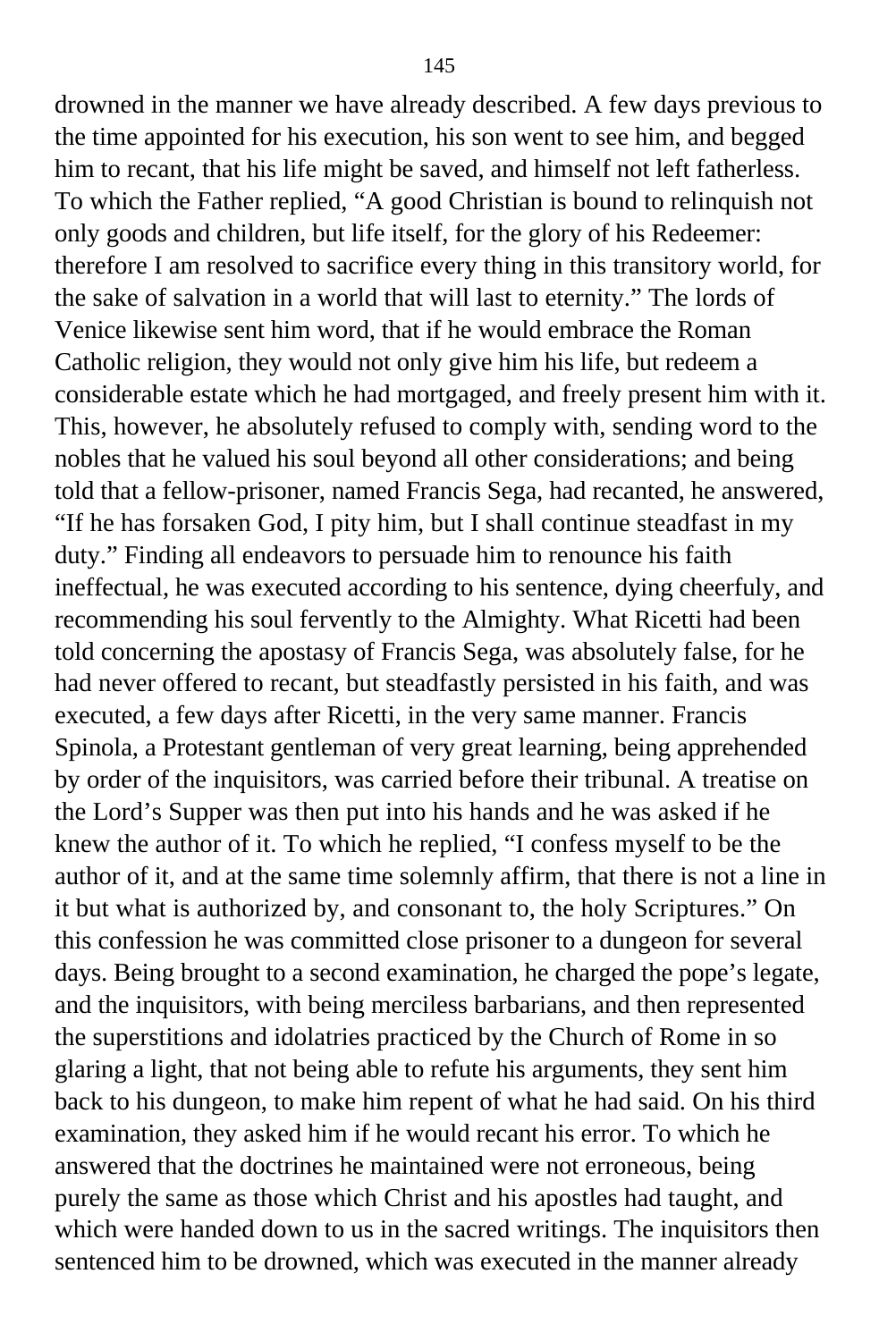drowned in the manner we have already described. A few days previous to the time appointed for his execution, his son went to see him, and begged him to recant, that his life might be saved, and himself not left fatherless. To which the Father replied, “A good Christian is bound to relinquish not only goods and children, but life itself, for the glory of his Redeemer: therefore I am resolved to sacrifice every thing in this transitory world, for the sake of salvation in a world that will last to eternity.” The lords of Venice likewise sent him word, that if he would embrace the Roman Catholic religion, they would not only give him his life, but redeem a considerable estate which he had mortgaged, and freely present him with it. This, however, he absolutely refused to comply with, sending word to the nobles that he valued his soul beyond all other considerations; and being told that a fellow-prisoner, named Francis Sega, had recanted, he answered, “If he has forsaken God, I pity him, but I shall continue steadfast in my duty.” Finding all endeavors to persuade him to renounce his faith ineffectual, he was executed according to his sentence, dying cheerfuly, and recommending his soul fervently to the Almighty. What Ricetti had been told concerning the apostasy of Francis Sega, was absolutely false, for he had never offered to recant, but steadfastly persisted in his faith, and was executed, a few days after Ricetti, in the very same manner. Francis Spinola, a Protestant gentleman of very great learning, being apprehended by order of the inquisitors, was carried before their tribunal. A treatise on the Lord’s Supper was then put into his hands and he was asked if he knew the author of it. To which he replied, “I confess myself to be the author of it, and at the same time solemnly affirm, that there is not a line in it but what is authorized by, and consonant to, the holy Scriptures.” On this confession he was committed close prisoner to a dungeon for several days. Being brought to a second examination, he charged the pope’s legate, and the inquisitors, with being merciless barbarians, and then represented the superstitions and idolatries practiced by the Church of Rome in so glaring a light, that not being able to refute his arguments, they sent him back to his dungeon, to make him repent of what he had said. On his third examination, they asked him if he would recant his error. To which he answered that the doctrines he maintained were not erroneous, being purely the same as those which Christ and his apostles had taught, and which were handed down to us in the sacred writings. The inquisitors then sentenced him to be drowned, which was executed in the manner already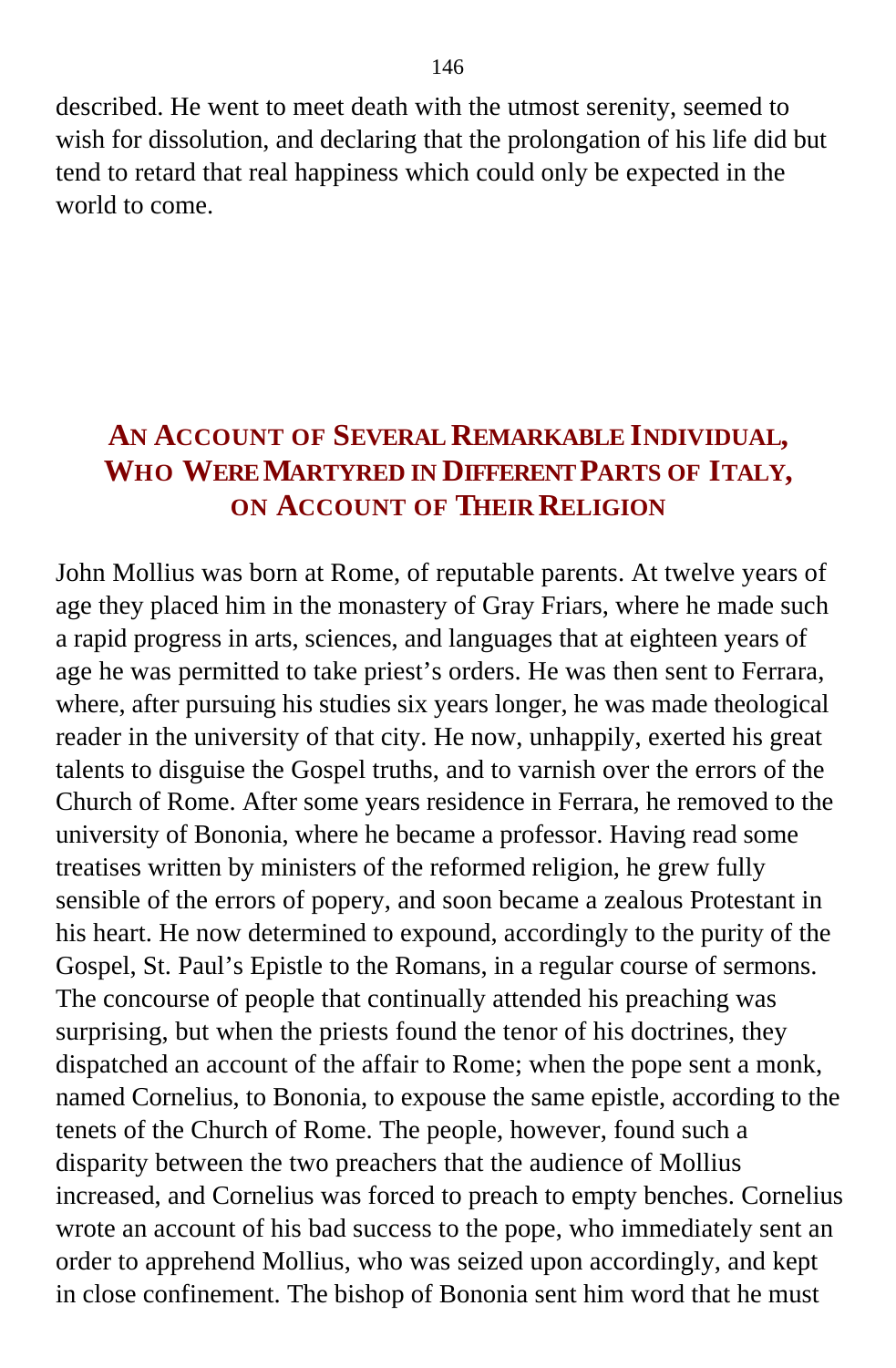described. He went to meet death with the utmost serenity, seemed to wish for dissolution, and declaring that the prolongation of his life did but tend to retard that real happiness which could only be expected in the world to come.

## AN ACCOUNT OF SEVERAL REMARKABLE INDIVIDUAL, WHO WERE MARTYRED IN DIFFERENT PARTS OF ITALY, ON ACCOUNT OF THEIR RELIGION

John Mollius was born at Rome, of reputable parents. At twelve years of age they placed him in the monastery of Gray Friars, where he made such a rapid progress in arts, sciences, and languages that at eighteen years of age he was permitted to take priest's orders. He was then sent to Ferrara, where, after pursuing his studies six years longer, he was made theological reader in the university of that city. He now, unhappily, exerted his great talents to disguise the Gospel truths, and to varnish over the errors of the Church of Rome. After some years residence in Ferrara, he removed to the university of Bononia, where he became a professor. Having read some treatises written by ministers of the reformed religion, he grew fully sensible of the errors of popery, and soon became a zealous Protestant in his heart. He now determined to expound, accordingly to the purity of the Gospel, St. Paul's Epistle to the Romans, in a regular course of sermons. The concourse of people that continually attended his preaching was surprising, but when the priests found the tenor of his doctrines, they dispatched an account of the affair to Rome; when the pope sent a monk, named Cornelius, to Bononia, to expouse the same epistle, according to the tenets of the Church of Rome. The people, however, found such a disparity between the two preachers that the audience of Mollius increased, and Cornelius was forced to preach to empty benches. Cornelius wrote an account of his bad success to the pope, who immediately sent an order to apprehend Mollius, who was seized upon accordingly, and kept in close confinement. The bishop of Bononia sent him word that he must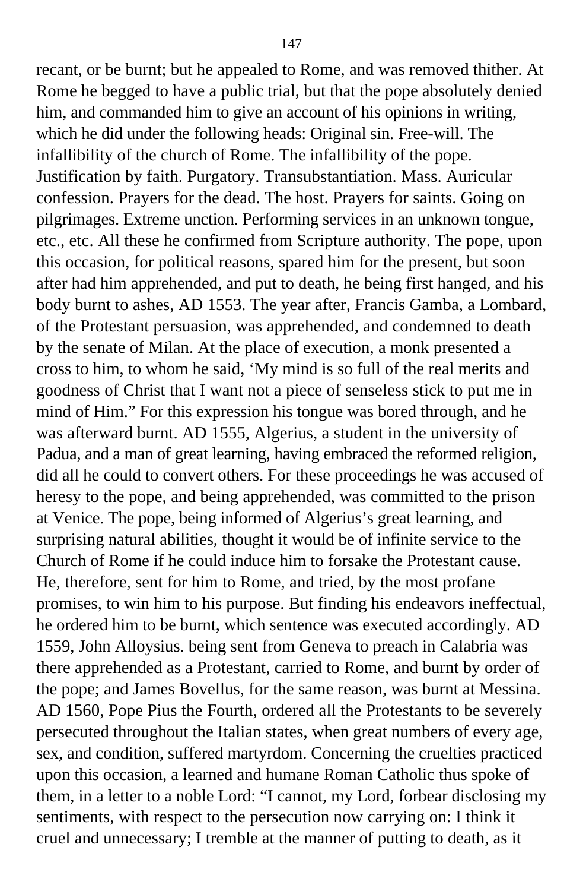recant, or be burnt; but he appealed to Rome, and was removed thither. At Rome he begged to have a public trial, but that the pope absolutely denied him, and commanded him to give an account of his opinions in writing, which he did under the following heads: Original sin. Free-will. The infallibility of the church of Rome. The infallibility of the pope. Justification by faith. Purgatory. Transubstantiation. Mass. Auricular confession. Prayers for the dead. The host. Prayers for saints. Going on pilgrimages. Extreme unction. Performing services in an unknown tongue, etc., etc. All these he confirmed from Scripture authority. The pope, upon this occasion, for political reasons, spared him for the present, but soon after had him apprehended, and put to death, he being first hanged, and his body burnt to ashes, AD 1553. The year after, Francis Gamba, a Lombard, of the Protestant persuasion, was apprehended, and condemned to death by the senate of Milan. At the place of execution, a monk presented a cross to him, to whom he said, 'My mind is so full of the real merits and goodness of Christ that I want not a piece of senseless stick to put me in mind of Him." For this expression his tongue was bored through, and he was afterward burnt. AD 1555, Algerius, a student in the university of Padua, and a man of great learning, having embraced the reformed religion, did all he could to convert others. For these proceedings he was accused of heresy to the pope, and being apprehended, was committed to the prison at Venice. The pope, being informed of Algerius's great learning, and surprising natural abilities, thought it would be of infinite service to the Church of Rome if he could induce him to forsake the Protestant cause. He, therefore, sent for him to Rome, and tried, by the most profane promises, to win him to his purpose. But finding his endeavors ineffectual, he ordered him to be burnt, which sentence was executed accordingly. AD 1559, John Alloysius. being sent from Geneva to preach in Calabria was there apprehended as a Protestant, carried to Rome, and burnt by order of the pope; and James Bovellus, for the same reason, was burnt at Messina. AD 1560, Pope Pius the Fourth, ordered all the Protestants to be severely persecuted throughout the Italian states, when great numbers of every age, sex, and condition, suffered martyrdom. Concerning the cruelties practiced upon this occasion, a learned and humane Roman Catholic thus spoke of them, in a letter to a noble Lord: "I cannot, my Lord, forbear disclosing my sentiments, with respect to the persecution now carrying on: I think it cruel and unnecessary; I tremble at the manner of putting to death, as it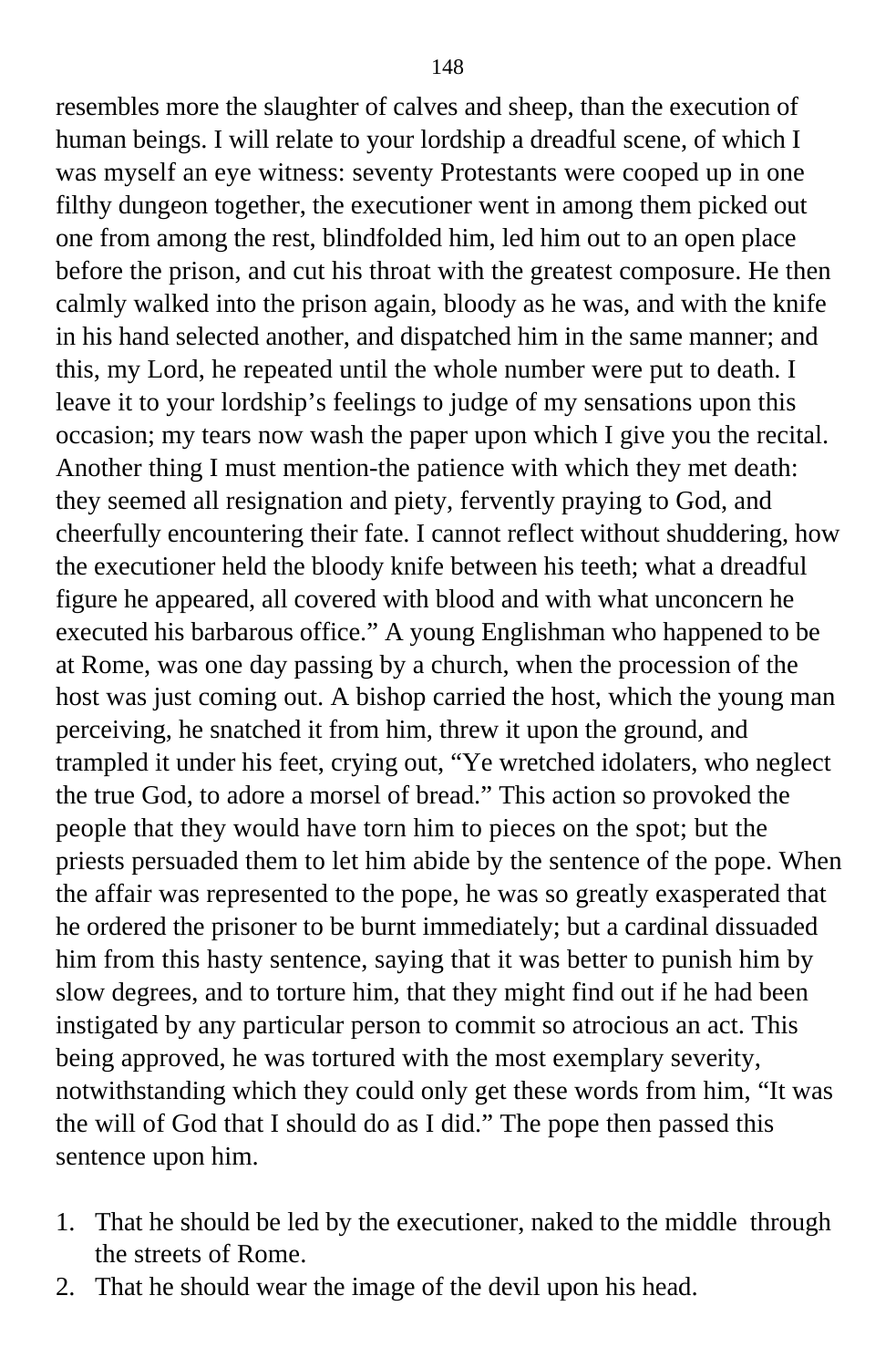resembles more the slaughter of calves and sheep, than the execution of human beings. I will relate to your lordship a dreadful scene, of which I was myself an eye witness: seventy Protestants were cooped up in one filthy dungeon together, the executioner went in among them picked out one from among the rest, blindfolded him, led him out to an open place before the prison, and cut his throat with the greatest composure. He then calmly walked into the prison again, bloody as he was, and with the knife in his hand selected another, and dispatched him in the same manner; and this, my Lord, he repeated until the whole number were put to death. I leave it to your lordship's feelings to judge of my sensations upon this occasion; my tears now wash the paper upon which I give you the recital. Another thing I must mention-the patience with which they met death: they seemed all resignation and piety, fervently praying to God, and cheerfully encountering their fate. I cannot reflect without shuddering, how the executioner held the bloody knife between his teeth; what a dreadful figure he appeared, all covered with blood and with what unconcern he executed his barbarous office." A young Englishman who happened to be at Rome, was one day passing by a church, when the procession of the host was just coming out. A bishop carried the host, which the young man perceiving, he snatched it from him, threw it upon the ground, and trampled it under his feet, crying out, "Ye wretched idolaters, who neglect the true God, to adore a morsel of bread." This action so provoked the people that they would have torn him to pieces on the spot; but the priests persuaded them to let him abide by the sentence of the pope. When the affair was represented to the pope, he was so greatly exasperated that he ordered the prisoner to be burnt immediately; but a cardinal dissuaded him from this hasty sentence, saying that it was better to punish him by slow degrees, and to torture him, that they might find out if he had been instigated by any particular person to commit so atrocious an act. This being approved, he was tortured with the most exemplary severity, notwithstanding which they could only get these words from him, "It was the will of God that I should do as I did." The pope then passed this sentence upon him.

1. That he should be led by the executioner, naked to the middle through the streets of Rome.
2. That he should wear the image of the devil upon his head.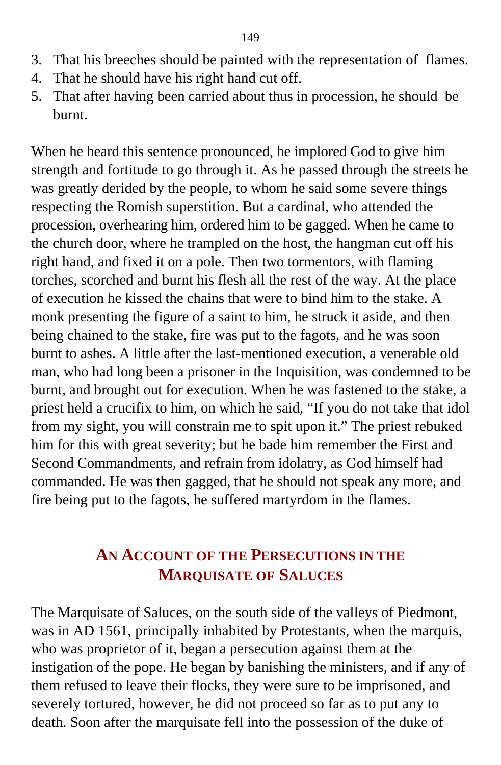3. That his breeches should be painted with the representation of flames.
4. That he should have his right hand cut off.
5. That after having been carried about thus in procession, he should be burnt.

When he heard this sentence pronounced, he implored God to give him strength and fortitude to go through it. As he passed through the streets he was greatly derided by the people, to whom he said some severe things respecting the Romish superstition. But a cardinal, who attended the procession, overhearing him, ordered him to be gagged. When he came to the church door, where he trampled on the host, the hangman cut off his right hand, and fixed it on a pole. Then two tormentors, with flaming torches, scorched and burnt his flesh all the rest of the way. At the place of execution he kissed the chains that were to bind him to the stake. A monk presenting the figure of a saint to him, he struck it aside, and then being chained to the stake, fire was put to the fagots, and he was soon burnt to ashes. A little after the last-mentioned execution, a venerable old man, who had long been a prisoner in the Inquisition, was condemned to be burnt, and brought out for execution. When he was fastened to the stake, a priest held a crucifix to him, on which he said, "If you do not take that idol from my sight, you will constrain me to spit upon it." The priest rebuked him for this with great severity; but he bade him remember the First and Second Commandments, and refrain from idolatry, as God himself had commanded. He was then gagged, that he should not speak any more, and fire being put to the fagots, he suffered martyrdom in the flames.

## An Account of the Persecutions in the Marquisate of Saluces

The Marquisate of Saluces, on the south side of the valleys of Piedmont, was in AD 1561, principally inhabited by Protestants, when the marquis, who was proprietor of it, began a persecution against them at the instigation of the pope. He began by banishing the ministers, and if any of them refused to leave their flocks, they were sure to be imprisoned, and severely tortured, however, he did not proceed so far as to put any to death. Soon after the marquisate fell into the possession of the duke of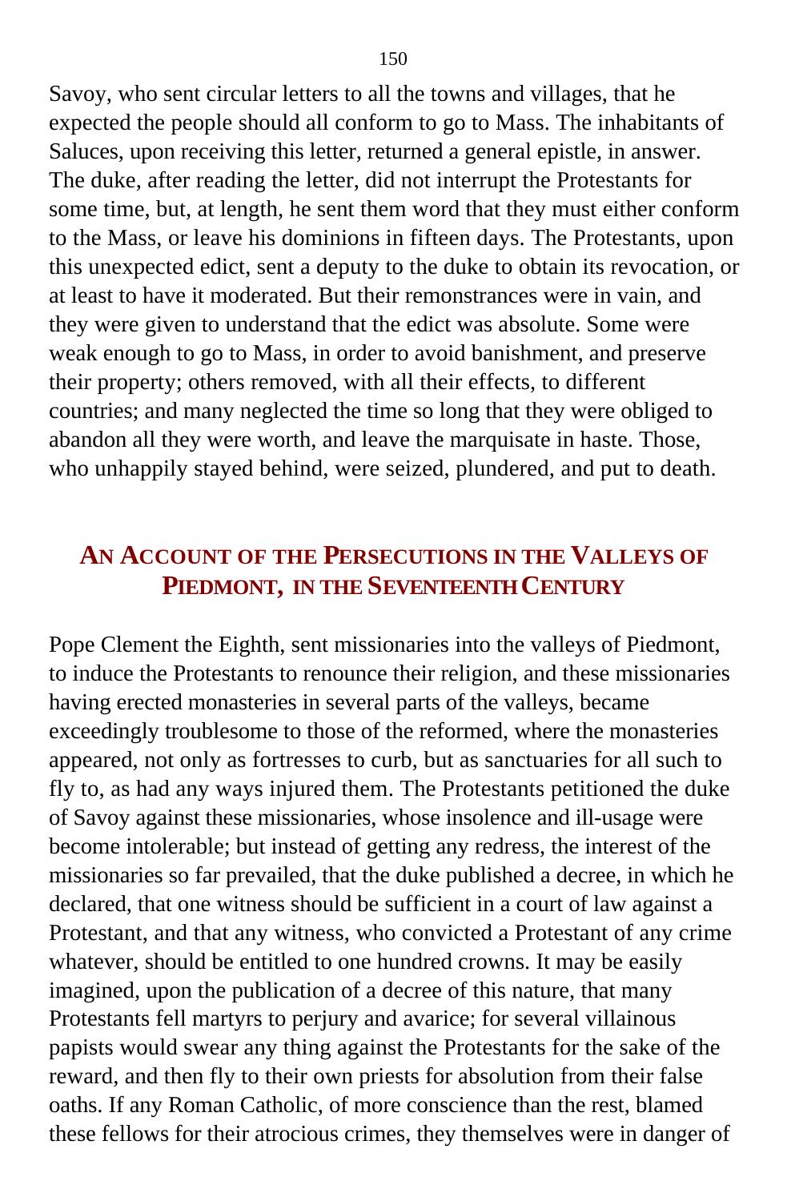Savoy, who sent circular letters to all the towns and villages, that he expected the people should all conform to go to Mass. The inhabitants of Saluces, upon receiving this letter, returned a general epistle, in answer. The duke, after reading the letter, did not interrupt the Protestants for some time, but, at length, he sent them word that they must either conform to the Mass, or leave his dominions in fifteen days. The Protestants, upon this unexpected edict, sent a deputy to the duke to obtain its revocation, or at least to have it moderated. But their remonstrances were in vain, and they were given to understand that the edict was absolute. Some were weak enough to go to Mass, in order to avoid banishment, and preserve their property; others removed, with all their effects, to different countries; and many neglected the time so long that they were obliged to abandon all they were worth, and leave the marquisate in haste. Those, who unhappily stayed behind, were seized, plundered, and put to death.

## An Account of the Persecutions in the Valleys of Piedmont, in the Seventeenth Century

Pope Clement the Eighth, sent missionaries into the valleys of Piedmont, to induce the Protestants to renounce their religion, and these missionaries having erected monasteries in several parts of the valleys, became exceedingly troublesome to those of the reformed, where the monasteries appeared, not only as fortresses to curb, but as sanctuaries for all such to fly to, as had any ways injured them. The Protestants petitioned the duke of Savoy against these missionaries, whose insolence and ill-usage were become intolerable; but instead of getting any redress, the interest of the missionaries so far prevailed, that the duke published a decree, in which he declared, that one witness should be sufficient in a court of law against a Protestant, and that any witness, who convicted a Protestant of any crime whatever, should be entitled to one hundred crowns. It may be easily imagined, upon the publication of a decree of this nature, that many Protestants fell martyrs to perjury and avarice; for several villainous papists would swear any thing against the Protestants for the sake of the reward, and then fly to their own priests for absolution from their false oaths. If any Roman Catholic, of more conscience than the rest, blamed these fellows for their atrocious crimes, they themselves were in danger of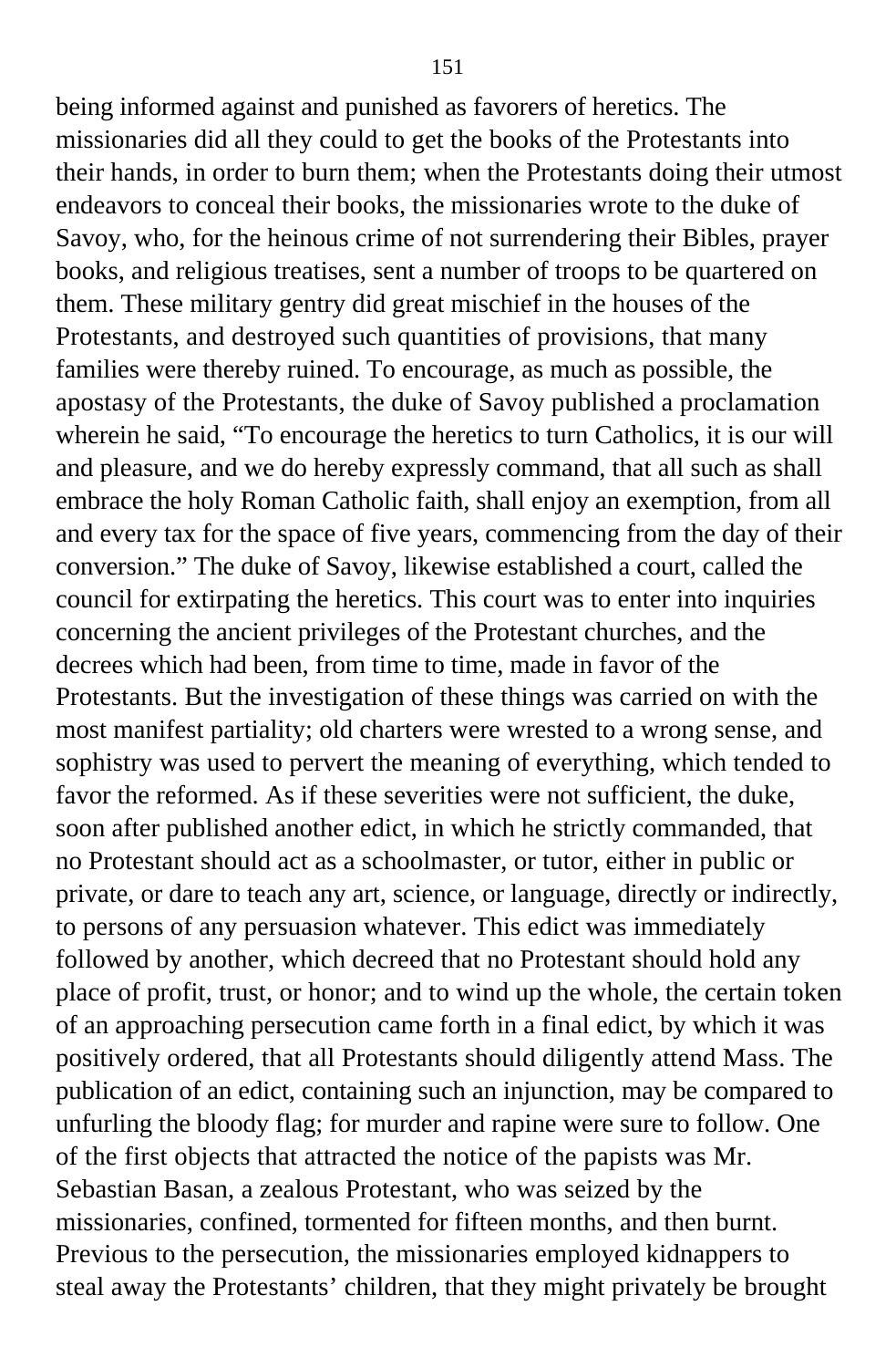being informed against and punished as favorers of heretics. The missionaries did all they could to get the books of the Protestants into their hands, in order to burn them; when the Protestants doing their utmost endeavors to conceal their books, the missionaries wrote to the duke of Savoy, who, for the heinous crime of not surrendering their Bibles, prayer books, and religious treatises, sent a number of troops to be quartered on them. These military gentry did great mischief in the houses of the Protestants, and destroyed such quantities of provisions, that many families were thereby ruined. To encourage, as much as possible, the apostasy of the Protestants, the duke of Savoy published a proclamation wherein he said, "To encourage the heretics to turn Catholics, it is our will and pleasure, and we do hereby expressly command, that all such as shall embrace the holy Roman Catholic faith, shall enjoy an exemption, from all and every tax for the space of five years, commencing from the day of their conversion." The duke of Savoy, likewise established a court, called the council for extirpating the heretics. This court was to enter into inquiries concerning the ancient privileges of the Protestant churches, and the decrees which had been, from time to time, made in favor of the Protestants. But the investigation of these things was carried on with the most manifest partiality; old charters were wrested to a wrong sense, and sophistry was used to pervert the meaning of everything, which tended to favor the reformed. As if these severities were not sufficient, the duke, soon after published another edict, in which he strictly commanded, that no Protestant should act as a schoolmaster, or tutor, either in public or private, or dare to teach any art, science, or language, directly or indirectly, to persons of any persuasion whatever. This edict was immediately followed by another, which decreed that no Protestant should hold any place of profit, trust, or honor; and to wind up the whole, the certain token of an approaching persecution came forth in a final edict, by which it was positively ordered, that all Protestants should diligently attend Mass. The publication of an edict, containing such an injunction, may be compared to unfurling the bloody flag; for murder and rapine were sure to follow. One of the first objects that attracted the notice of the papists was Mr. Sebastian Basan, a zealous Protestant, who was seized by the missionaries, confined, tormented for fifteen months, and then burnt. Previous to the persecution, the missionaries employed kidnappers to steal away the Protestants' children, that they might privately be brought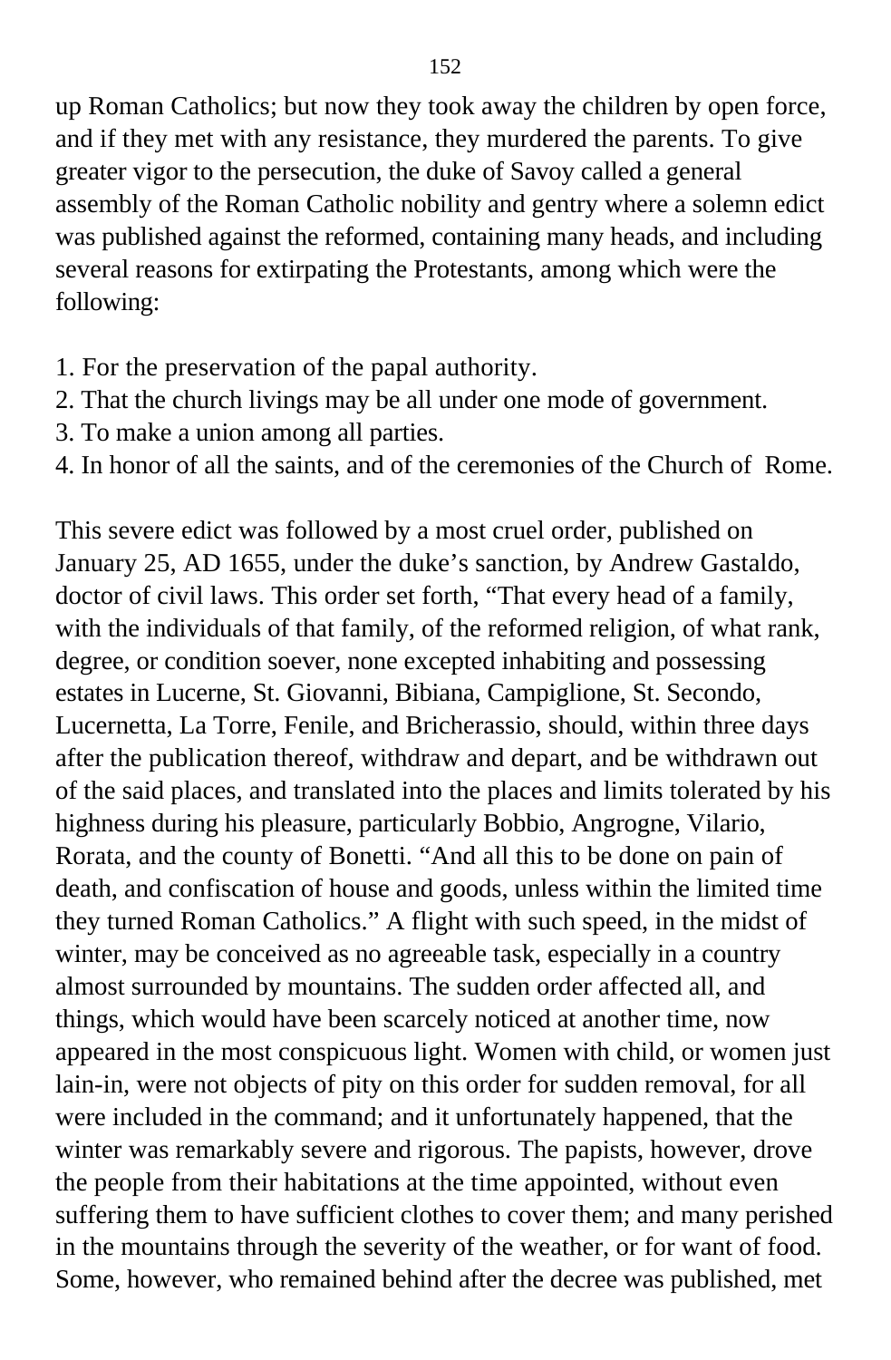up Roman Catholics; but now they took away the children by open force, and if they met with any resistance, they murdered the parents. To give greater vigor to the persecution, the duke of Savoy called a general assembly of the Roman Catholic nobility and gentry where a solemn edict was published against the reformed, containing many heads, and including several reasons for extirpating the Protestants, among which were the following:

1. For the preservation of the papal authority.
2. That the church livings may be all under one mode of government.
3. To make a union among all parties.
4. In honor of all the saints, and of the ceremonies of the Church of Rome.

This severe edict was followed by a most cruel order, published on January 25, AD 1655, under the duke's sanction, by Andrew Gastaldo, doctor of civil laws. This order set forth, "That every head of a family, with the individuals of that family, of the reformed religion, of what rank, degree, or condition soever, none excepted inhabiting and possessing estates in Lucerne, St. Giovanni, Bibiana, Campiglione, St. Secondo, Lucernetta, La Torre, Fenile, and Bricherassio, should, within three days after the publication thereof, withdraw and depart, and be withdrawn out of the said places, and translated into the places and limits tolerated by his highness during his pleasure, particularly Bobbio, Angrogne, Vilario, Rorata, and the county of Bonetti. "And all this to be done on pain of death, and confiscation of house and goods, unless within the limited time they turned Roman Catholics." A flight with such speed, in the midst of winter, may be conceived as no agreeable task, especially in a country almost surrounded by mountains. The sudden order affected all, and things, which would have been scarcely noticed at another time, now appeared in the most conspicuous light. Women with child, or women just lain-in, were not objects of pity on this order for sudden removal, for all were included in the command; and it unfortunately happened, that the winter was remarkably severe and rigorous. The papists, however, drove the people from their habitations at the time appointed, without even suffering them to have sufficient clothes to cover them; and many perished in the mountains through the severity of the weather, or for want of food. Some, however, who remained behind after the decree was published, met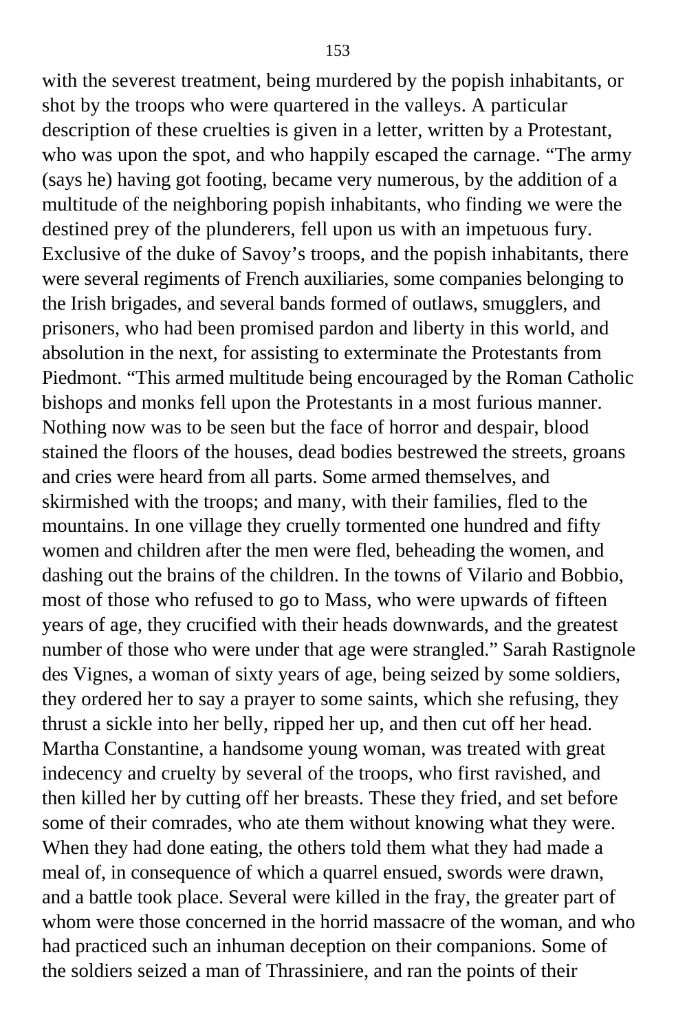with the severest treatment, being murdered by the popish inhabitants, or shot by the troops who were quartered in the valleys. A particular description of these cruelties is given in a letter, written by a Protestant, who was upon the spot, and who happily escaped the carnage. "The army (says he) having got footing, became very numerous, by the addition of a multitude of the neighboring popish inhabitants, who finding we were the destined prey of the plunderers, fell upon us with an impetuous fury. Exclusive of the duke of Savoy's troops, and the popish inhabitants, there were several regiments of French auxiliaries, some companies belonging to the Irish brigades, and several bands formed of outlaws, smugglers, and prisoners, who had been promised pardon and liberty in this world, and absolution in the next, for assisting to exterminate the Protestants from Piedmont. "This armed multitude being encouraged by the Roman Catholic bishops and monks fell upon the Protestants in a most furious manner. Nothing now was to be seen but the face of horror and despair, blood stained the floors of the houses, dead bodies bestrewed the streets, groans and cries were heard from all parts. Some armed themselves, and skirmished with the troops; and many, with their families, fled to the mountains. In one village they cruelly tormented one hundred and fifty women and children after the men were fled, beheading the women, and dashing out the brains of the children. In the towns of Vilario and Bobbio, most of those who refused to go to Mass, who were upwards of fifteen years of age, they crucified with their heads downwards, and the greatest number of those who were under that age were strangled." Sarah Rastignole des Vignes, a woman of sixty years of age, being seized by some soldiers, they ordered her to say a prayer to some saints, which she refusing, they thrust a sickle into her belly, ripped her up, and then cut off her head. Martha Constantine, a handsome young woman, was treated with great indecency and cruelty by several of the troops, who first ravished, and then killed her by cutting off her breasts. These they fried, and set before some of their comrades, who ate them without knowing what they were. When they had done eating, the others told them what they had made a meal of, in consequence of which a quarrel ensued, swords were drawn, and a battle took place. Several were killed in the fray, the greater part of whom were those concerned in the horrid massacre of the woman, and who had practiced such an inhuman deception on their companions. Some of the soldiers seized a man of Thrassiniere, and ran the points of their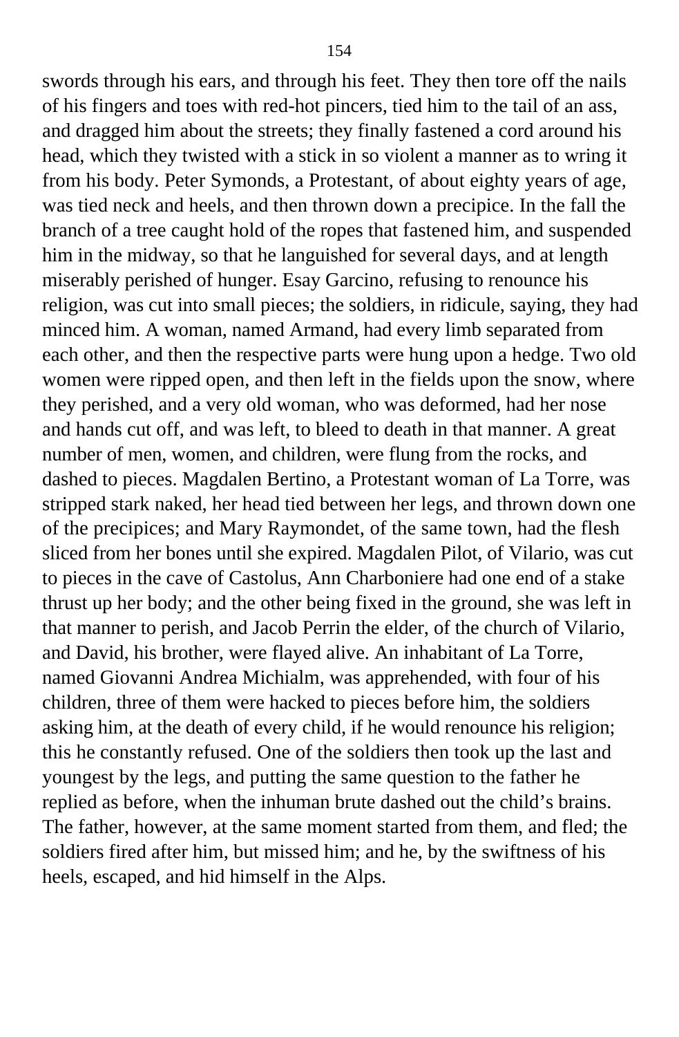swords through his ears, and through his feet. They then tore off the nails of his fingers and toes with red-hot pincers, tied him to the tail of an ass, and dragged him about the streets; they finally fastened a cord around his head, which they twisted with a stick in so violent a manner as to wring it from his body. Peter Symonds, a Protestant, of about eighty years of age, was tied neck and heels, and then thrown down a precipice. In the fall the branch of a tree caught hold of the ropes that fastened him, and suspended him in the midway, so that he languished for several days, and at length miserably perished of hunger. Esay Garcino, refusing to renounce his religion, was cut into small pieces; the soldiers, in ridicule, saying, they had minced him. A woman, named Armand, had every limb separated from each other, and then the respective parts were hung upon a hedge. Two old women were ripped open, and then left in the fields upon the snow, where they perished, and a very old woman, who was deformed, had her nose and hands cut off, and was left, to bleed to death in that manner. A great number of men, women, and children, were flung from the rocks, and dashed to pieces. Magdalen Bertino, a Protestant woman of La Torre, was stripped stark naked, her head tied between her legs, and thrown down one of the precipices; and Mary Raymondet, of the same town, had the flesh sliced from her bones until she expired. Magdalen Pilot, of Vilario, was cut to pieces in the cave of Castolus, Ann Charboniere had one end of a stake thrust up her body; and the other being fixed in the ground, she was left in that manner to perish, and Jacob Perrin the elder, of the church of Vilario, and David, his brother, were flayed alive. An inhabitant of La Torre, named Giovanni Andrea Michialm, was apprehended, with four of his children, three of them were hacked to pieces before him, the soldiers asking him, at the death of every child, if he would renounce his religion; this he constantly refused. One of the soldiers then took up the last and youngest by the legs, and putting the same question to the father he replied as before, when the inhuman brute dashed out the child's brains. The father, however, at the same moment started from them, and fled; the soldiers fired after him, but missed him; and he, by the swiftness of his heels, escaped, and hid himself in the Alps.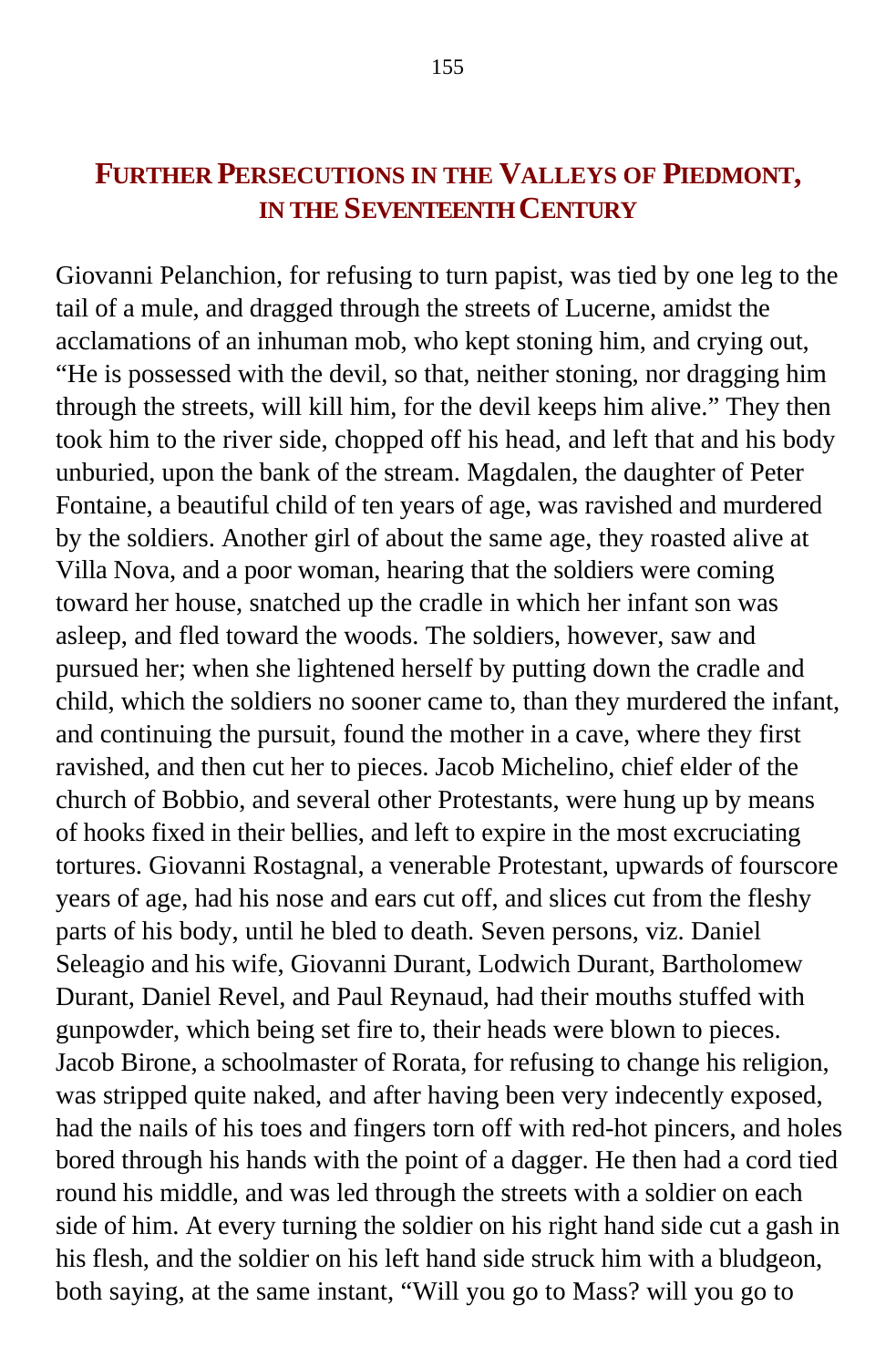# Further Persecutions in the Valleys of Piedmont, in the Seventeenth Century

Giovanni Pelanchion, for refusing to turn papist, was tied by one leg to the tail of a mule, and dragged through the streets of Lucerne, amidst the acclamations of an inhuman mob, who kept stoning him, and crying out, "He is possessed with the devil, so that, neither stoning, nor dragging him through the streets, will kill him, for the devil keeps him alive." They then took him to the river side, chopped off his head, and left that and his body unburied, upon the bank of the stream. Magdalen, the daughter of Peter Fontaine, a beautiful child of ten years of age, was ravished and murdered by the soldiers. Another girl of about the same age, they roasted alive at Villa Nova, and a poor woman, hearing that the soldiers were coming toward her house, snatched up the cradle in which her infant son was asleep, and fled toward the woods. The soldiers, however, saw and pursued her; when she lightened herself by putting down the cradle and child, which the soldiers no sooner came to, than they murdered the infant, and continuing the pursuit, found the mother in a cave, where they first ravished, and then cut her to pieces. Jacob Michelino, chief elder of the church of Bobbio, and several other Protestants, were hung up by means of hooks fixed in their bellies, and left to expire in the most excruciating tortures. Giovanni Rostagnal, a venerable Protestant, upwards of fourscore years of age, had his nose and ears cut off, and slices cut from the fleshy parts of his body, until he bled to death. Seven persons, viz. Daniel Seleagio and his wife, Giovanni Durant, Lodwich Durant, Bartholomew Durant, Daniel Revel, and Paul Reynaud, had their mouths stuffed with gunpowder, which being set fire to, their heads were blown to pieces. Jacob Birone, a schoolmaster of Rorata, for refusing to change his religion, was stripped quite naked, and after having been very indecently exposed, had the nails of his toes and fingers torn off with red-hot pincers, and holes bored through his hands with the point of a dagger. He then had a cord tied round his middle, and was led through the streets with a soldier on each side of him. At every turning the soldier on his right hand side cut a gash in his flesh, and the soldier on his left hand side struck him with a bludgeon, both saying, at the same instant, "Will you go to Mass? will you go to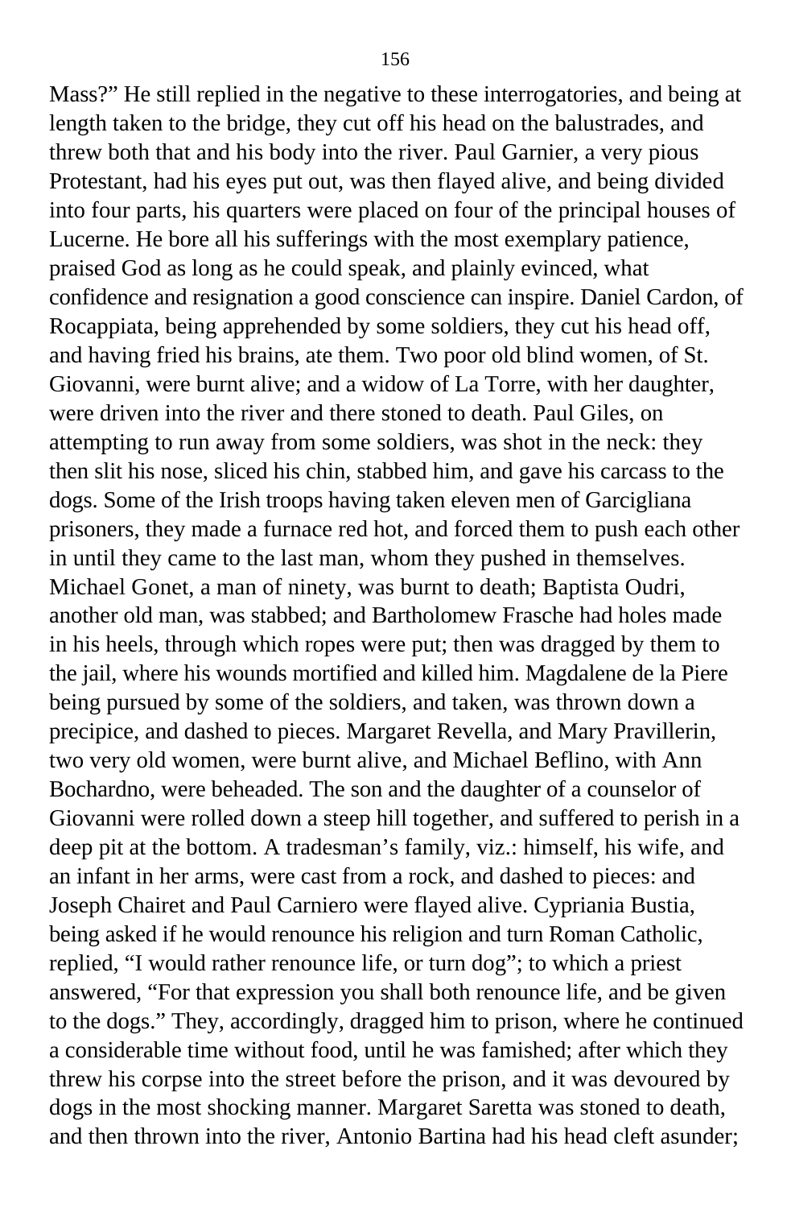Mass?" He still replied in the negative to these interrogatories, and being at length taken to the bridge, they cut off his head on the balustrades, and threw both that and his body into the river. Paul Garnier, a very pious Protestant, had his eyes put out, was then flayed alive, and being divided into four parts, his quarters were placed on four of the principal houses of Lucerne. He bore all his sufferings with the most exemplary patience, praised God as long as he could speak, and plainly evinced, what confidence and resignation a good conscience can inspire. Daniel Cardon, of Rocappiata, being apprehended by some soldiers, they cut his head off, and having fried his brains, ate them. Two poor old blind women, of St. Giovanni, were burnt alive; and a widow of La Torre, with her daughter, were driven into the river and there stoned to death. Paul Giles, on attempting to run away from some soldiers, was shot in the neck: they then slit his nose, sliced his chin, stabbed him, and gave his carcass to the dogs. Some of the Irish troops having taken eleven men of Garcigliana prisoners, they made a furnace red hot, and forced them to push each other in until they came to the last man, whom they pushed in themselves. Michael Gonet, a man of ninety, was burnt to death; Baptista Oudri, another old man, was stabbed; and Bartholomew Frasche had holes made in his heels, through which ropes were put; then was dragged by them to the jail, where his wounds mortified and killed him. Magdalene de la Piere being pursued by some of the soldiers, and taken, was thrown down a precipice, and dashed to pieces. Margaret Revella, and Mary Pravillerin, two very old women, were burnt alive, and Michael Beflino, with Ann Bochardno, were beheaded. The son and the daughter of a counselor of Giovanni were rolled down a steep hill together, and suffered to perish in a deep pit at the bottom. A tradesman's family, viz.: himself, his wife, and an infant in her arms, were cast from a rock, and dashed to pieces: and Joseph Chairet and Paul Carniero were flayed alive. Cypriania Bustia, being asked if he would renounce his religion and turn Roman Catholic, replied, "I would rather renounce life, or turn dog"; to which a priest answered, "For that expression you shall both renounce life, and be given to the dogs." They, accordingly, dragged him to prison, where he continued a considerable time without food, until he was famished; after which they threw his corpse into the street before the prison, and it was devoured by dogs in the most shocking manner. Margaret Saretta was stoned to death, and then thrown into the river, Antonio Bartina had his head cleft asunder;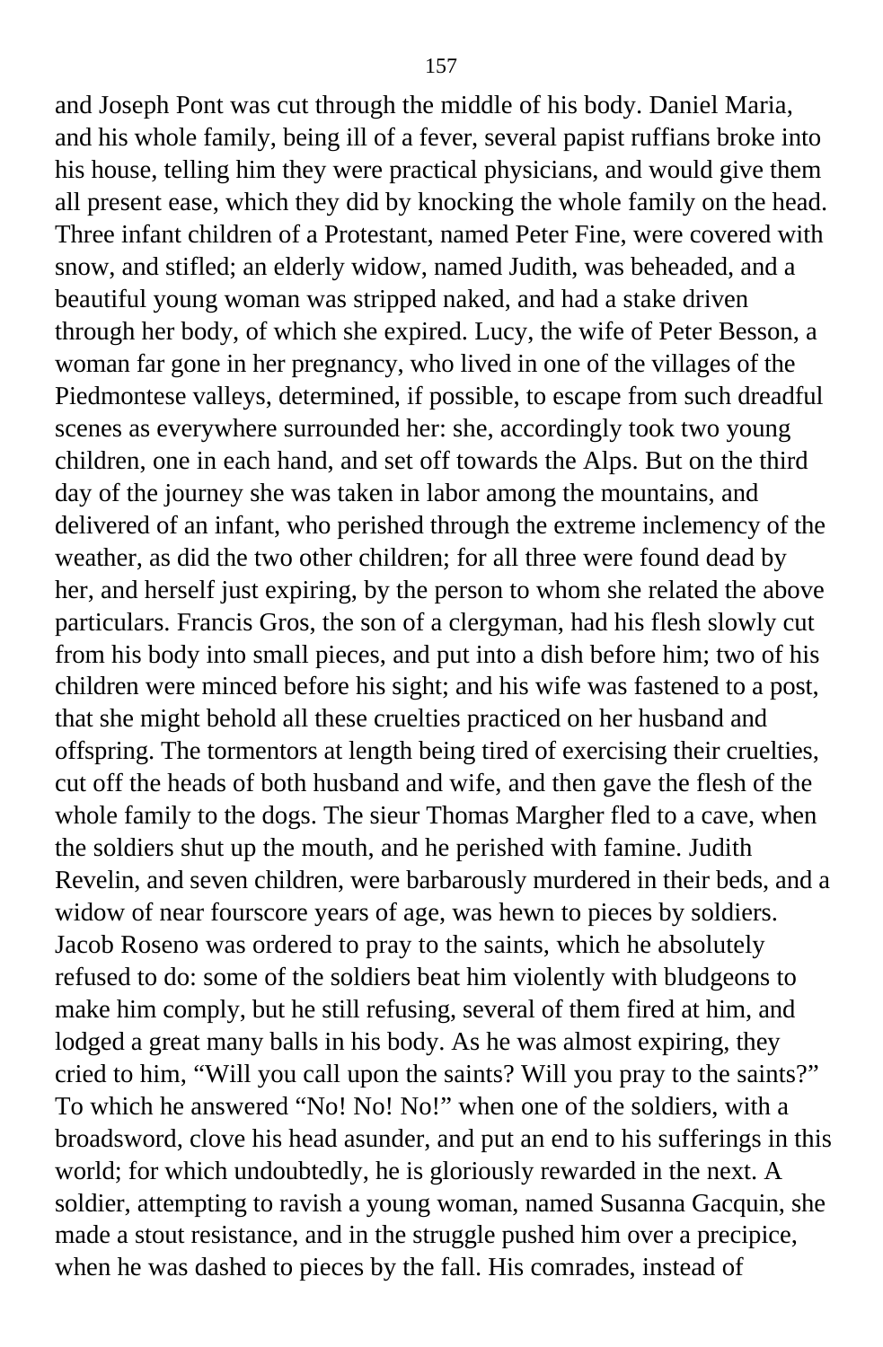and Joseph Pont was cut through the middle of his body. Daniel Maria, and his whole family, being ill of a fever, several papist ruffians broke into his house, telling him they were practical physicians, and would give them all present ease, which they did by knocking the whole family on the head. Three infant children of a Protestant, named Peter Fine, were covered with snow, and stifled; an elderly widow, named Judith, was beheaded, and a beautiful young woman was stripped naked, and had a stake driven through her body, of which she expired. Lucy, the wife of Peter Besson, a woman far gone in her pregnancy, who lived in one of the villages of the Piedmontese valleys, determined, if possible, to escape from such dreadful scenes as everywhere surrounded her: she, accordingly took two young children, one in each hand, and set off towards the Alps. But on the third day of the journey she was taken in labor among the mountains, and delivered of an infant, who perished through the extreme inclemency of the weather, as did the two other children; for all three were found dead by her, and herself just expiring, by the person to whom she related the above particulars. Francis Gros, the son of a clergyman, had his flesh slowly cut from his body into small pieces, and put into a dish before him; two of his children were minced before his sight; and his wife was fastened to a post, that she might behold all these cruelties practiced on her husband and offspring. The tormentors at length being tired of exercising their cruelties, cut off the heads of both husband and wife, and then gave the flesh of the whole family to the dogs. The sieur Thomas Margher fled to a cave, when the soldiers shut up the mouth, and he perished with famine. Judith Revelin, and seven children, were barbarously murdered in their beds, and a widow of near fourscore years of age, was hewn to pieces by soldiers. Jacob Roseno was ordered to pray to the saints, which he absolutely refused to do: some of the soldiers beat him violently with bludgeons to make him comply, but he still refusing, several of them fired at him, and lodged a great many balls in his body. As he was almost expiring, they cried to him, "Will you call upon the saints? Will you pray to the saints?" To which he answered "No! No! No!" when one of the soldiers, with a broadsword, clove his head asunder, and put an end to his sufferings in this world; for which undoubtedly, he is gloriously rewarded in the next. A soldier, attempting to ravish a young woman, named Susanna Gacquin, she made a stout resistance, and in the struggle pushed him over a precipice, when he was dashed to pieces by the fall. His comrades, instead of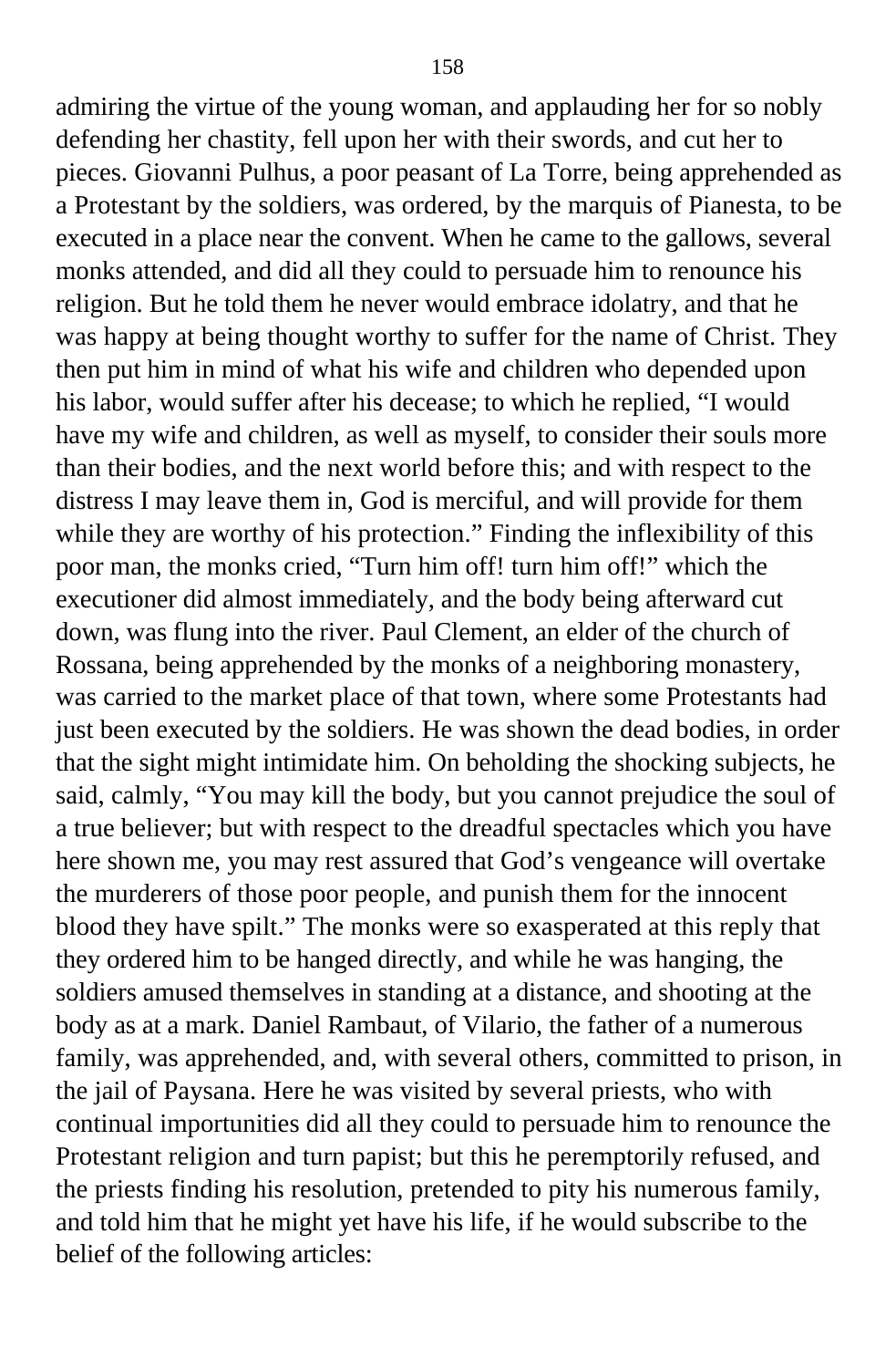admiring the virtue of the young woman, and applauding her for so nobly defending her chastity, fell upon her with their swords, and cut her to pieces. Giovanni Pulhus, a poor peasant of La Torre, being apprehended as a Protestant by the soldiers, was ordered, by the marquis of Pianesta, to be executed in a place near the convent. When he came to the gallows, several monks attended, and did all they could to persuade him to renounce his religion. But he told them he never would embrace idolatry, and that he was happy at being thought worthy to suffer for the name of Christ. They then put him in mind of what his wife and children who depended upon his labor, would suffer after his decease; to which he replied, "I would have my wife and children, as well as myself, to consider their souls more than their bodies, and the next world before this; and with respect to the distress I may leave them in, God is merciful, and will provide for them while they are worthy of his protection." Finding the inflexibility of this poor man, the monks cried, "Turn him off! turn him off!" which the executioner did almost immediately, and the body being afterward cut down, was flung into the river. Paul Clement, an elder of the church of Rossana, being apprehended by the monks of a neighboring monastery, was carried to the market place of that town, where some Protestants had just been executed by the soldiers. He was shown the dead bodies, in order that the sight might intimidate him. On beholding the shocking subjects, he said, calmly, "You may kill the body, but you cannot prejudice the soul of a true believer; but with respect to the dreadful spectacles which you have here shown me, you may rest assured that God's vengeance will overtake the murderers of those poor people, and punish them for the innocent blood they have spilt." The monks were so exasperated at this reply that they ordered him to be hanged directly, and while he was hanging, the soldiers amused themselves in standing at a distance, and shooting at the body as at a mark. Daniel Rambaut, of Vilario, the father of a numerous family, was apprehended, and, with several others, committed to prison, in the jail of Paysana. Here he was visited by several priests, who with continual importunities did all they could to persuade him to renounce the Protestant religion and turn papist; but this he peremptorily refused, and the priests finding his resolution, pretended to pity his numerous family, and told him that he might yet have his life, if he would subscribe to the belief of the following articles: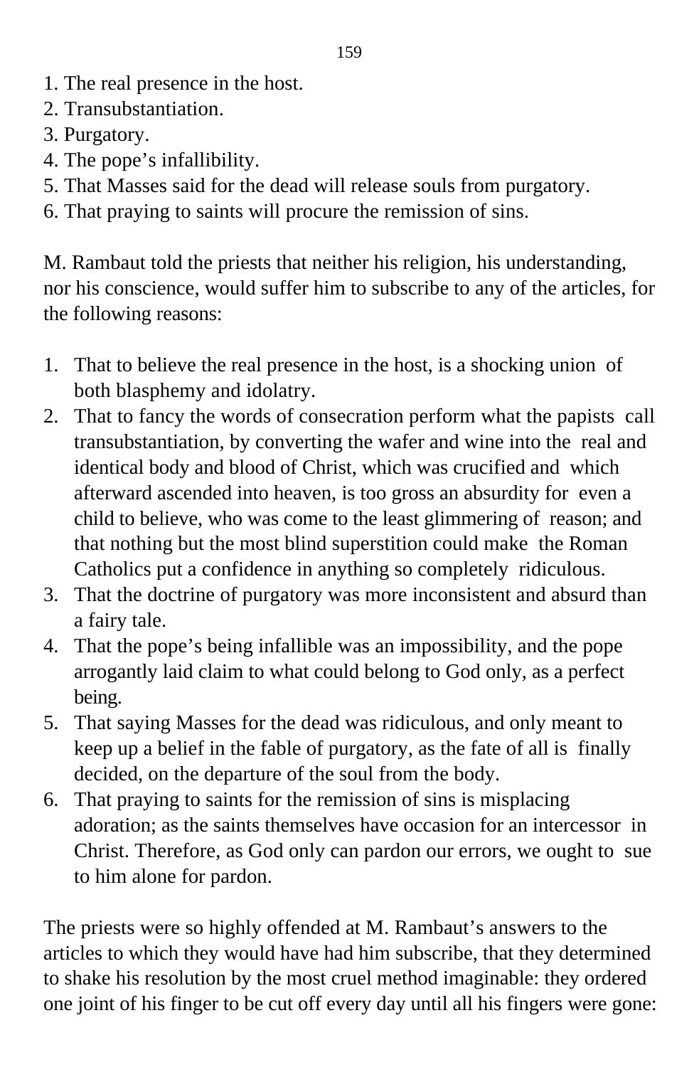1. The real presence in the host.
2. Transubstantiation.
3. Purgatory.
4. The pope's infallibility.
5. That Masses said for the dead will release souls from purgatory.
6. That praying to saints will procure the remission of sins.

M. Rambaut told the priests that neither his religion, his understanding, nor his conscience, would suffer him to subscribe to any of the articles, for the following reasons:

1. That to believe the real presence in the host, is a shocking union of both blasphemy and idolatry.
2. That to fancy the words of consecration perform what the papists call transubstantiation, by converting the wafer and wine into the real and identical body and blood of Christ, which was crucified and which afterward ascended into heaven, is too gross an absurdity for even a child to believe, who was come to the least glimmering of reason; and that nothing but the most blind superstition could make the Roman Catholics put a confidence in anything so completely ridiculous.
3. That the doctrine of purgatory was more inconsistent and absurd than a fairy tale.
4. That the pope's being infallible was an impossibility, and the pope arrogantly laid claim to what could belong to God only, as a perfect being.
5. That saying Masses for the dead was ridiculous, and only meant to keep up a belief in the fable of purgatory, as the fate of all is finally decided, on the departure of the soul from the body.
6. That praying to saints for the remission of sins is misplacing adoration; as the saints themselves have occasion for an intercessor in Christ. Therefore, as God only can pardon our errors, we ought to sue to him alone for pardon.

The priests were so highly offended at M. Rambaut's answers to the articles to which they would have had him subscribe, that they determined to shake his resolution by the most cruel method imaginable: they ordered one joint of his finger to be cut off every day until all his fingers were gone: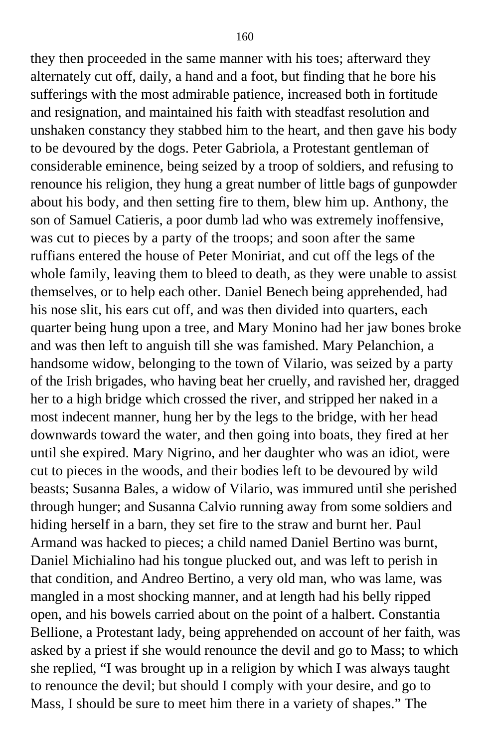they then proceeded in the same manner with his toes; afterward they alternately cut off, daily, a hand and a foot, but finding that he bore his sufferings with the most admirable patience, increased both in fortitude and resignation, and maintained his faith with steadfast resolution and unshaken constancy they stabbed him to the heart, and then gave his body to be devoured by the dogs. Peter Gabriola, a Protestant gentleman of considerable eminence, being seized by a troop of soldiers, and refusing to renounce his religion, they hung a great number of little bags of gunpowder about his body, and then setting fire to them, blew him up. Anthony, the son of Samuel Catieris, a poor dumb lad who was extremely inoffensive, was cut to pieces by a party of the troops; and soon after the same ruffians entered the house of Peter Moniriat, and cut off the legs of the whole family, leaving them to bleed to death, as they were unable to assist themselves, or to help each other. Daniel Benech being apprehended, had his nose slit, his ears cut off, and was then divided into quarters, each quarter being hung upon a tree, and Mary Monino had her jaw bones broke and was then left to anguish till she was famished. Mary Pelanchion, a handsome widow, belonging to the town of Vilario, was seized by a party of the Irish brigades, who having beat her cruelly, and ravished her, dragged her to a high bridge which crossed the river, and stripped her naked in a most indecent manner, hung her by the legs to the bridge, with her head downwards toward the water, and then going into boats, they fired at her until she expired. Mary Nigrino, and her daughter who was an idiot, were cut to pieces in the woods, and their bodies left to be devoured by wild beasts; Susanna Bales, a widow of Vilario, was immured until she perished through hunger; and Susanna Calvio running away from some soldiers and hiding herself in a barn, they set fire to the straw and burnt her. Paul Armand was hacked to pieces; a child named Daniel Bertino was burnt, Daniel Michialino had his tongue plucked out, and was left to perish in that condition, and Andreo Bertino, a very old man, who was lame, was mangled in a most shocking manner, and at length had his belly ripped open, and his bowels carried about on the point of a halbert. Constantia Bellione, a Protestant lady, being apprehended on account of her faith, was asked by a priest if she would renounce the devil and go to Mass; to which she replied, "I was brought up in a religion by which I was always taught to renounce the devil; but should I comply with your desire, and go to Mass, I should be sure to meet him there in a variety of shapes." The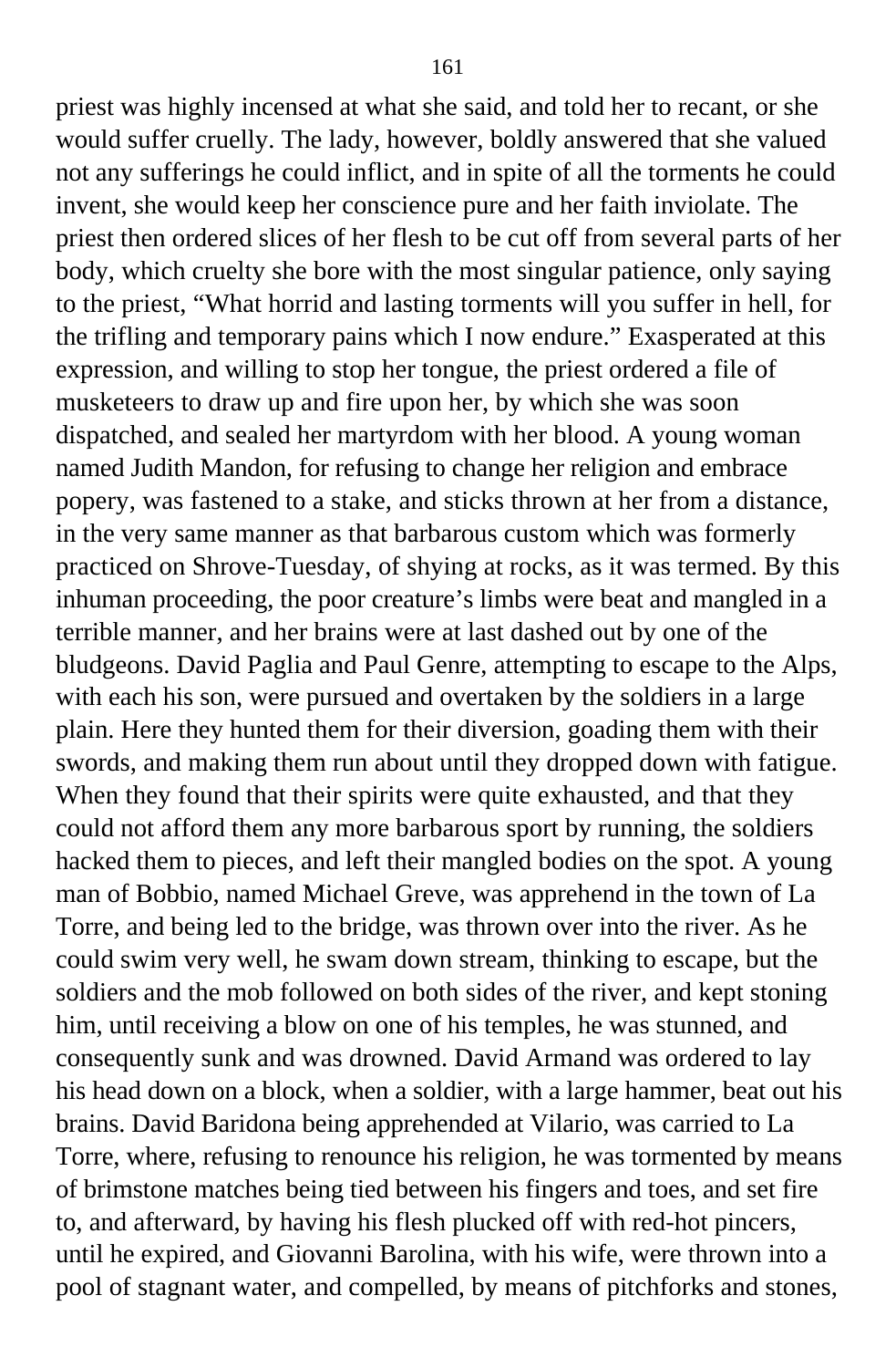priest was highly incensed at what she said, and told her to recant, or she would suffer cruelly. The lady, however, boldly answered that she valued not any sufferings he could inflict, and in spite of all the torments he could invent, she would keep her conscience pure and her faith inviolate. The priest then ordered slices of her flesh to be cut off from several parts of her body, which cruelty she bore with the most singular patience, only saying to the priest, "What horrid and lasting torments will you suffer in hell, for the trifling and temporary pains which I now endure." Exasperated at this expression, and willing to stop her tongue, the priest ordered a file of musketeers to draw up and fire upon her, by which she was soon dispatched, and sealed her martyrdom with her blood. A young woman named Judith Mandon, for refusing to change her religion and embrace popery, was fastened to a stake, and sticks thrown at her from a distance, in the very same manner as that barbarous custom which was formerly practiced on Shrove-Tuesday, of shying at rocks, as it was termed. By this inhuman proceeding, the poor creature's limbs were beat and mangled in a terrible manner, and her brains were at last dashed out by one of the bludgeons. David Paglia and Paul Genre, attempting to escape to the Alps, with each his son, were pursued and overtaken by the soldiers in a large plain. Here they hunted them for their diversion, goading them with their swords, and making them run about until they dropped down with fatigue. When they found that their spirits were quite exhausted, and that they could not afford them any more barbarous sport by running, the soldiers hacked them to pieces, and left their mangled bodies on the spot. A young man of Bobbio, named Michael Greve, was apprehend in the town of La Torre, and being led to the bridge, was thrown over into the river. As he could swim very well, he swam down stream, thinking to escape, but the soldiers and the mob followed on both sides of the river, and kept stoning him, until receiving a blow on one of his temples, he was stunned, and consequently sunk and was drowned. David Armand was ordered to lay his head down on a block, when a soldier, with a large hammer, beat out his brains. David Baridona being apprehended at Vilario, was carried to La Torre, where, refusing to renounce his religion, he was tormented by means of brimstone matches being tied between his fingers and toes, and set fire to, and afterward, by having his flesh plucked off with red-hot pincers, until he expired, and Giovanni Barolina, with his wife, were thrown into a pool of stagnant water, and compelled, by means of pitchforks and stones,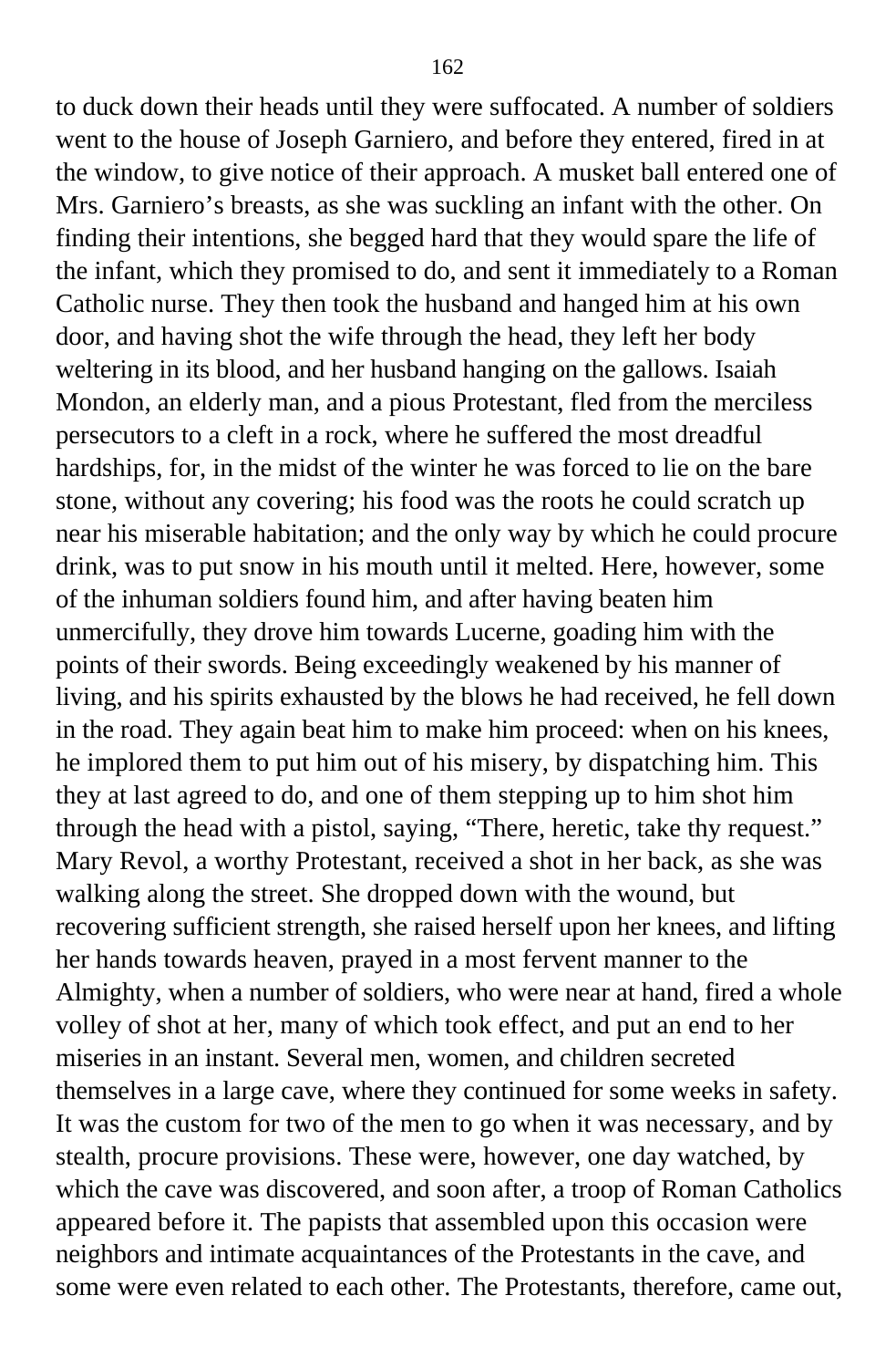to duck down their heads until they were suffocated. A number of soldiers went to the house of Joseph Garniero, and before they entered, fired in at the window, to give notice of their approach. A musket ball entered one of Mrs. Garniero's breasts, as she was suckling an infant with the other. On finding their intentions, she begged hard that they would spare the life of the infant, which they promised to do, and sent it immediately to a Roman Catholic nurse. They then took the husband and hanged him at his own door, and having shot the wife through the head, they left her body weltering in its blood, and her husband hanging on the gallows. Isaiah Mondon, an elderly man, and a pious Protestant, fled from the merciless persecutors to a cleft in a rock, where he suffered the most dreadful hardships, for, in the midst of the winter he was forced to lie on the bare stone, without any covering; his food was the roots he could scratch up near his miserable habitation; and the only way by which he could procure drink, was to put snow in his mouth until it melted. Here, however, some of the inhuman soldiers found him, and after having beaten him unmercifully, they drove him towards Lucerne, goading him with the points of their swords. Being exceedingly weakened by his manner of living, and his spirits exhausted by the blows he had received, he fell down in the road. They again beat him to make him proceed: when on his knees, he implored them to put him out of his misery, by dispatching him. This they at last agreed to do, and one of them stepping up to him shot him through the head with a pistol, saying, "There, heretic, take thy request." Mary Revol, a worthy Protestant, received a shot in her back, as she was walking along the street. She dropped down with the wound, but recovering sufficient strength, she raised herself upon her knees, and lifting her hands towards heaven, prayed in a most fervent manner to the Almighty, when a number of soldiers, who were near at hand, fired a whole volley of shot at her, many of which took effect, and put an end to her miseries in an instant. Several men, women, and children secreted themselves in a large cave, where they continued for some weeks in safety. It was the custom for two of the men to go when it was necessary, and by stealth, procure provisions. These were, however, one day watched, by which the cave was discovered, and soon after, a troop of Roman Catholics appeared before it. The papists that assembled upon this occasion were neighbors and intimate acquaintances of the Protestants in the cave, and some were even related to each other. The Protestants, therefore, came out,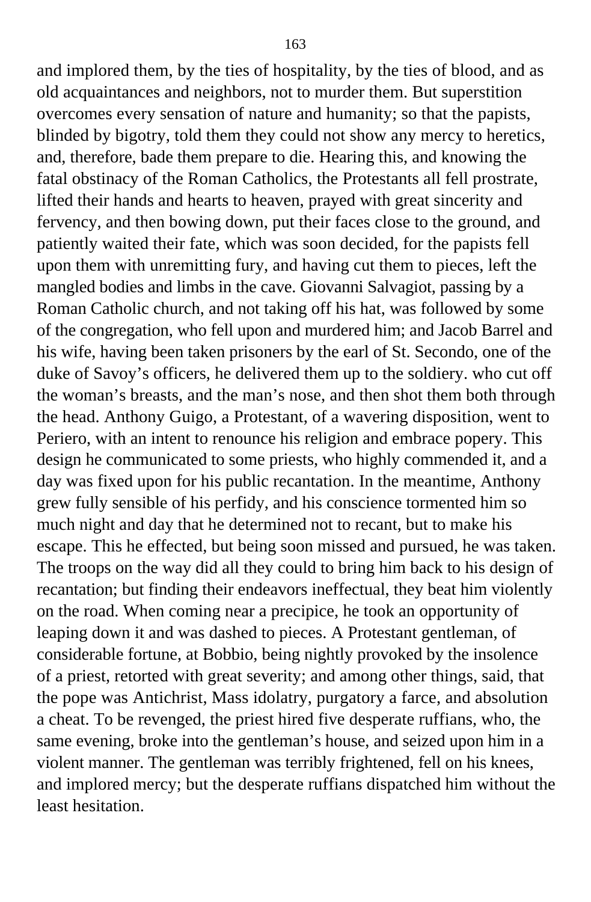and implored them, by the ties of hospitality, by the ties of blood, and as old acquaintances and neighbors, not to murder them. But superstition overcomes every sensation of nature and humanity; so that the papists, blinded by bigotry, told them they could not show any mercy to heretics, and, therefore, bade them prepare to die. Hearing this, and knowing the fatal obstinacy of the Roman Catholics, the Protestants all fell prostrate, lifted their hands and hearts to heaven, prayed with great sincerity and fervency, and then bowing down, put their faces close to the ground, and patiently waited their fate, which was soon decided, for the papists fell upon them with unremitting fury, and having cut them to pieces, left the mangled bodies and limbs in the cave. Giovanni Salvagiot, passing by a Roman Catholic church, and not taking off his hat, was followed by some of the congregation, who fell upon and murdered him; and Jacob Barrel and his wife, having been taken prisoners by the earl of St. Secondo, one of the duke of Savoy's officers, he delivered them up to the soldiery. who cut off the woman's breasts, and the man's nose, and then shot them both through the head. Anthony Guigo, a Protestant, of a wavering disposition, went to Periero, with an intent to renounce his religion and embrace popery. This design he communicated to some priests, who highly commended it, and a day was fixed upon for his public recantation. In the meantime, Anthony grew fully sensible of his perfidy, and his conscience tormented him so much night and day that he determined not to recant, but to make his escape. This he effected, but being soon missed and pursued, he was taken. The troops on the way did all they could to bring him back to his design of recantation; but finding their endeavors ineffectual, they beat him violently on the road. When coming near a precipice, he took an opportunity of leaping down it and was dashed to pieces. A Protestant gentleman, of considerable fortune, at Bobbio, being nightly provoked by the insolence of a priest, retorted with great severity; and among other things, said, that the pope was Antichrist, Mass idolatry, purgatory a farce, and absolution a cheat. To be revenged, the priest hired five desperate ruffians, who, the same evening, broke into the gentleman's house, and seized upon him in a violent manner. The gentleman was terribly frightened, fell on his knees, and implored mercy; but the desperate ruffians dispatched him without the least hesitation.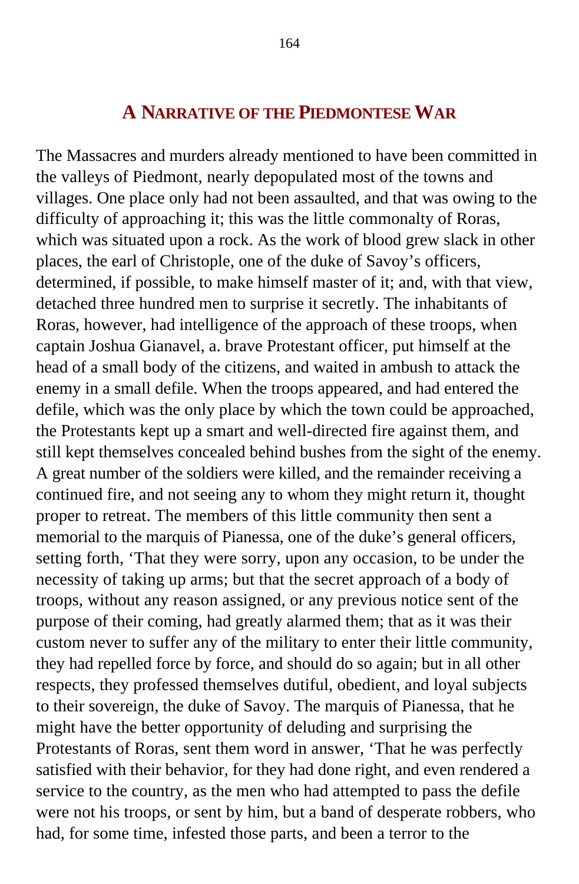## A NARRATIVE OF THE PIEDMONTESE WAR

The Massacres and murders already mentioned to have been committed in the valleys of Piedmont, nearly depopulated most of the towns and villages. One place only had not been assaulted, and that was owing to the difficulty of approaching it; this was the little commonalty of Roras, which was situated upon a rock. As the work of blood grew slack in other places, the earl of Christople, one of the duke of Savoy's officers, determined, if possible, to make himself master of it; and, with that view, detached three hundred men to surprise it secretly. The inhabitants of Roras, however, had intelligence of the approach of these troops, when captain Joshua Gianavel, a. brave Protestant officer, put himself at the head of a small body of the citizens, and waited in ambush to attack the enemy in a small defile. When the troops appeared, and had entered the defile, which was the only place by which the town could be approached, the Protestants kept up a smart and well-directed fire against them, and still kept themselves concealed behind bushes from the sight of the enemy. A great number of the soldiers were killed, and the remainder receiving a continued fire, and not seeing any to whom they might return it, thought proper to retreat. The members of this little community then sent a memorial to the marquis of Pianessa, one of the duke's general officers, setting forth, 'That they were sorry, upon any occasion, to be under the necessity of taking up arms; but that the secret approach of a body of troops, without any reason assigned, or any previous notice sent of the purpose of their coming, had greatly alarmed them; that as it was their custom never to suffer any of the military to enter their little community, they had repelled force by force, and should do so again; but in all other respects, they professed themselves dutiful, obedient, and loyal subjects to their sovereign, the duke of Savoy. The marquis of Pianessa, that he might have the better opportunity of deluding and surprising the Protestants of Roras, sent them word in answer, 'That he was perfectly satisfied with their behavior, for they had done right, and even rendered a service to the country, as the men who had attempted to pass the defile were not his troops, or sent by him, but a band of desperate robbers, who had, for some time, infested those parts, and been a terror to the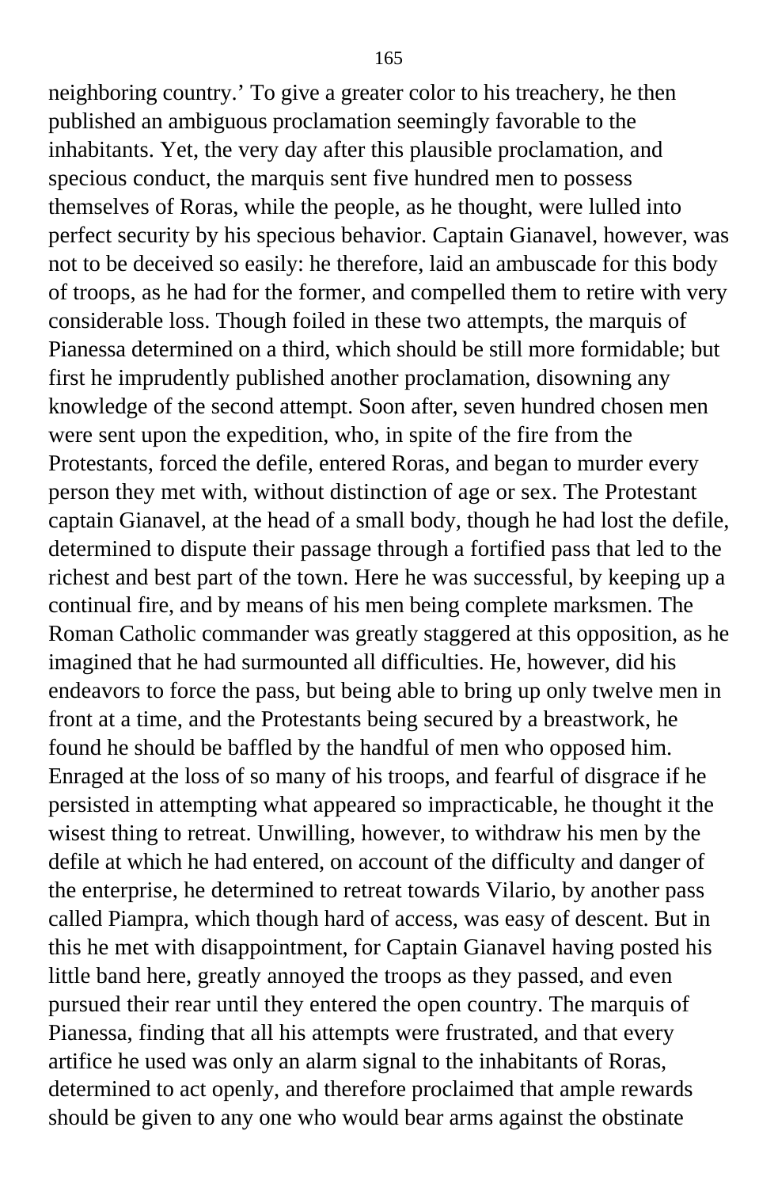neighboring country.’ To give a greater color to his treachery, he then published an ambiguous proclamation seemingly favorable to the inhabitants. Yet, the very day after this plausible proclamation, and specious conduct, the marquis sent five hundred men to possess themselves of Roras, while the people, as he thought, were lulled into perfect security by his specious behavior. Captain Gianavel, however, was not to be deceived so easily: he therefore, laid an ambuscade for this body of troops, as he had for the former, and compelled them to retire with very considerable loss. Though foiled in these two attempts, the marquis of Pianessa determined on a third, which should be still more formidable; but first he imprudently published another proclamation, disowning any knowledge of the second attempt. Soon after, seven hundred chosen men were sent upon the expedition, who, in spite of the fire from the Protestants, forced the defile, entered Roras, and began to murder every person they met with, without distinction of age or sex. The Protestant captain Gianavel, at the head of a small body, though he had lost the defile, determined to dispute their passage through a fortified pass that led to the richest and best part of the town. Here he was successful, by keeping up a continual fire, and by means of his men being complete marksmen. The Roman Catholic commander was greatly staggered at this opposition, as he imagined that he had surmounted all difficulties. He, however, did his endeavors to force the pass, but being able to bring up only twelve men in front at a time, and the Protestants being secured by a breastwork, he found he should be baffled by the handful of men who opposed him. Enraged at the loss of so many of his troops, and fearful of disgrace if he persisted in attempting what appeared so impracticable, he thought it the wisest thing to retreat. Unwilling, however, to withdraw his men by the defile at which he had entered, on account of the difficulty and danger of the enterprise, he determined to retreat towards Vilario, by another pass called Piampra, which though hard of access, was easy of descent. But in this he met with disappointment, for Captain Gianavel having posted his little band here, greatly annoyed the troops as they passed, and even pursued their rear until they entered the open country. The marquis of Pianessa, finding that all his attempts were frustrated, and that every artifice he used was only an alarm signal to the inhabitants of Roras, determined to act openly, and therefore proclaimed that ample rewards should be given to any one who would bear arms against the obstinate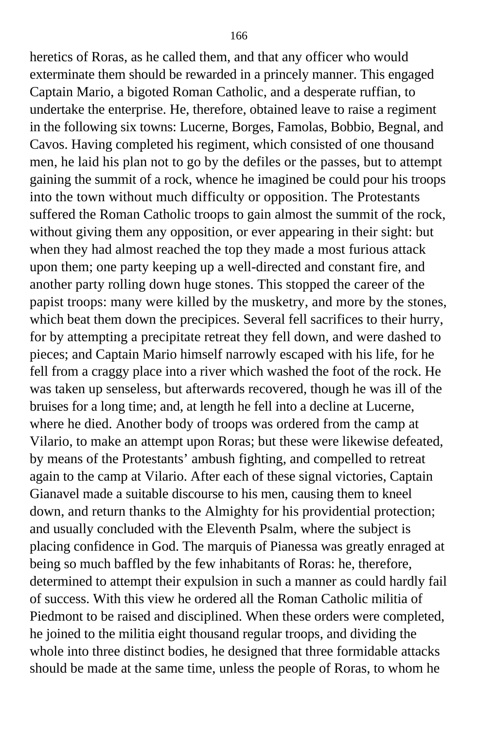heretics of Roras, as he called them, and that any officer who would exterminate them should be rewarded in a princely manner. This engaged Captain Mario, a bigoted Roman Catholic, and a desperate ruffian, to undertake the enterprise. He, therefore, obtained leave to raise a regiment in the following six towns: Lucerne, Borges, Famolas, Bobbio, Begnal, and Cavos. Having completed his regiment, which consisted of one thousand men, he laid his plan not to go by the defiles or the passes, but to attempt gaining the summit of a rock, whence he imagined be could pour his troops into the town without much difficulty or opposition. The Protestants suffered the Roman Catholic troops to gain almost the summit of the rock, without giving them any opposition, or ever appearing in their sight: but when they had almost reached the top they made a most furious attack upon them; one party keeping up a well-directed and constant fire, and another party rolling down huge stones. This stopped the career of the papist troops: many were killed by the musketry, and more by the stones, which beat them down the precipices. Several fell sacrifices to their hurry, for by attempting a precipitate retreat they fell down, and were dashed to pieces; and Captain Mario himself narrowly escaped with his life, for he fell from a craggy place into a river which washed the foot of the rock. He was taken up senseless, but afterwards recovered, though he was ill of the bruises for a long time; and, at length he fell into a decline at Lucerne, where he died. Another body of troops was ordered from the camp at Vilario, to make an attempt upon Roras; but these were likewise defeated, by means of the Protestants' ambush fighting, and compelled to retreat again to the camp at Vilario. After each of these signal victories, Captain Gianavel made a suitable discourse to his men, causing them to kneel down, and return thanks to the Almighty for his providential protection; and usually concluded with the Eleventh Psalm, where the subject is placing confidence in God. The marquis of Pianessa was greatly enraged at being so much baffled by the few inhabitants of Roras: he, therefore, determined to attempt their expulsion in such a manner as could hardly fail of success. With this view he ordered all the Roman Catholic militia of Piedmont to be raised and disciplined. When these orders were completed, he joined to the militia eight thousand regular troops, and dividing the whole into three distinct bodies, he designed that three formidable attacks should be made at the same time, unless the people of Roras, to whom he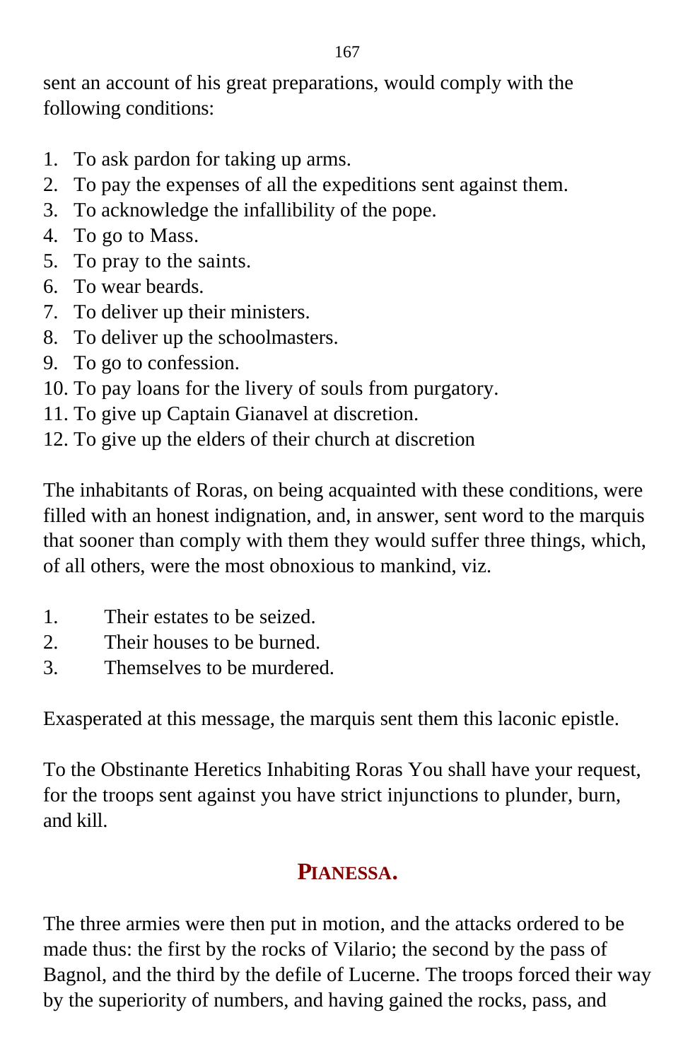sent an account of his great preparations, would comply with the following conditions:

1. To ask pardon for taking up arms.
2. To pay the expenses of all the expeditions sent against them.
3. To acknowledge the infallibility of the pope.
4. To go to Mass.
5. To pray to the saints.
6. To wear beards.
7. To deliver up their ministers.
8. To deliver up the schoolmasters.
9. To go to confession.
10. To pay loans for the livery of souls from purgatory.
11. To give up Captain Gianavel at discretion.
12. To give up the elders of their church at discretion

The inhabitants of Roras, on being acquainted with these conditions, were filled with an honest indignation, and, in answer, sent word to the marquis that sooner than comply with them they would suffer three things, which, of all others, were the most obnoxious to mankind, viz.

1. Their estates to be seized.
2. Their houses to be burned.
3. Themselves to be murdered.

Exasperated at this message, the marquis sent them this laconic epistle.

To the Obstinante Heretics Inhabiting Roras You shall have your request, for the troops sent against you have strict injunctions to plunder, burn, and kill.

## PIANESSA.

The three armies were then put in motion, and the attacks ordered to be made thus: the first by the rocks of Vilario; the second by the pass of Bagnol, and the third by the defile of Lucerne. The troops forced their way by the superiority of numbers, and having gained the rocks, pass, and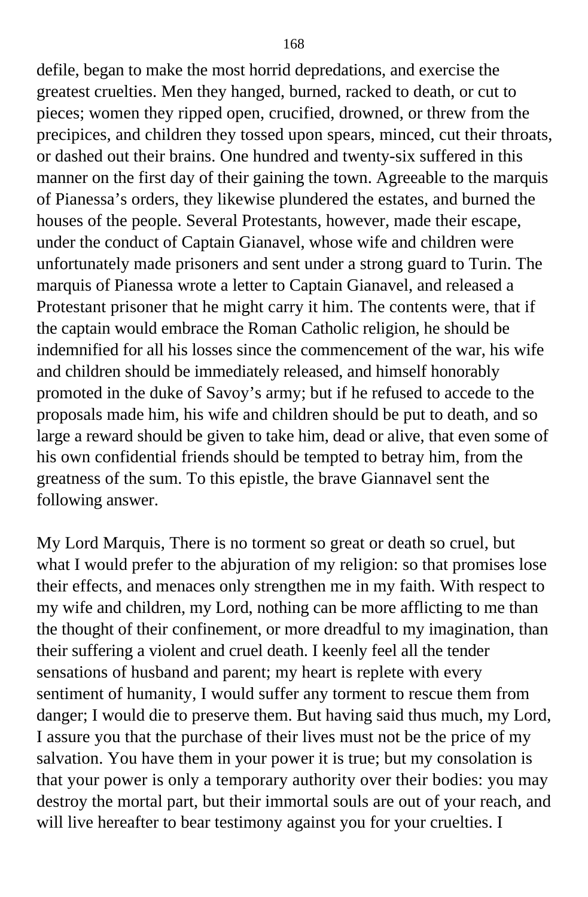defile, began to make the most horrid depredations, and exercise the greatest cruelties. Men they hanged, burned, racked to death, or cut to pieces; women they ripped open, crucified, drowned, or threw from the precipices, and children they tossed upon spears, minced, cut their throats, or dashed out their brains. One hundred and twenty-six suffered in this manner on the first day of their gaining the town. Agreeable to the marquis of Pianessa's orders, they likewise plundered the estates, and burned the houses of the people. Several Protestants, however, made their escape, under the conduct of Captain Gianavel, whose wife and children were unfortunately made prisoners and sent under a strong guard to Turin. The marquis of Pianessa wrote a letter to Captain Gianavel, and released a Protestant prisoner that he might carry it him. The contents were, that if the captain would embrace the Roman Catholic religion, he should be indemnified for all his losses since the commencement of the war, his wife and children should be immediately released, and himself honorably promoted in the duke of Savoy's army; but if he refused to accede to the proposals made him, his wife and children should be put to death, and so large a reward should be given to take him, dead or alive, that even some of his own confidential friends should be tempted to betray him, from the greatness of the sum. To this epistle, the brave Giannavel sent the following answer.

My Lord Marquis, There is no torment so great or death so cruel, but what I would prefer to the abjuration of my religion: so that promises lose their effects, and menaces only strengthen me in my faith. With respect to my wife and children, my Lord, nothing can be more afflicting to me than the thought of their confinement, or more dreadful to my imagination, than their suffering a violent and cruel death. I keenly feel all the tender sensations of husband and parent; my heart is replete with every sentiment of humanity, I would suffer any torment to rescue them from danger; I would die to preserve them. But having said thus much, my Lord, I assure you that the purchase of their lives must not be the price of my salvation. You have them in your power it is true; but my consolation is that your power is only a temporary authority over their bodies: you may destroy the mortal part, but their immortal souls are out of your reach, and will live hereafter to bear testimony against you for your cruelties. I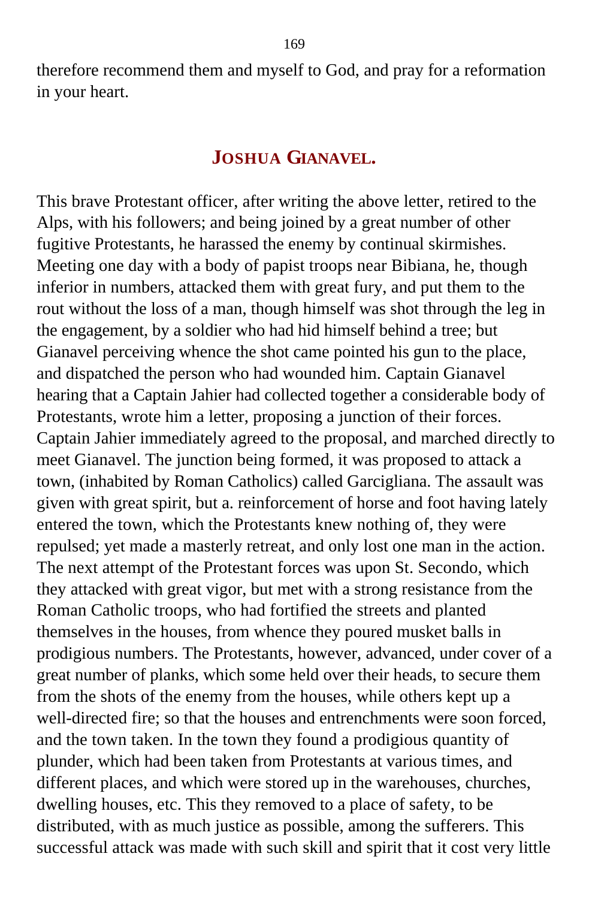therefore recommend them and myself to God, and pray for a reformation in your heart.

## JOSHUA GIANAVEL.

This brave Protestant officer, after writing the above letter, retired to the Alps, with his followers; and being joined by a great number of other fugitive Protestants, he harassed the enemy by continual skirmishes. Meeting one day with a body of papist troops near Bibiana, he, though inferior in numbers, attacked them with great fury, and put them to the rout without the loss of a man, though himself was shot through the leg in the engagement, by a soldier who had hid himself behind a tree; but Gianavel perceiving whence the shot came pointed his gun to the place, and dispatched the person who had wounded him. Captain Gianavel hearing that a Captain Jahier had collected together a considerable body of Protestants, wrote him a letter, proposing a junction of their forces. Captain Jahier immediately agreed to the proposal, and marched directly to meet Gianavel. The junction being formed, it was proposed to attack a town, (inhabited by Roman Catholics) called Garcigliana. The assault was given with great spirit, but a. reinforcement of horse and foot having lately entered the town, which the Protestants knew nothing of, they were repulsed; yet made a masterly retreat, and only lost one man in the action. The next attempt of the Protestant forces was upon St. Secondo, which they attacked with great vigor, but met with a strong resistance from the Roman Catholic troops, who had fortified the streets and planted themselves in the houses, from whence they poured musket balls in prodigious numbers. The Protestants, however, advanced, under cover of a great number of planks, which some held over their heads, to secure them from the shots of the enemy from the houses, while others kept up a well-directed fire; so that the houses and entrenchments were soon forced, and the town taken. In the town they found a prodigious quantity of plunder, which had been taken from Protestants at various times, and different places, and which were stored up in the warehouses, churches, dwelling houses, etc. This they removed to a place of safety, to be distributed, with as much justice as possible, among the sufferers. This successful attack was made with such skill and spirit that it cost very little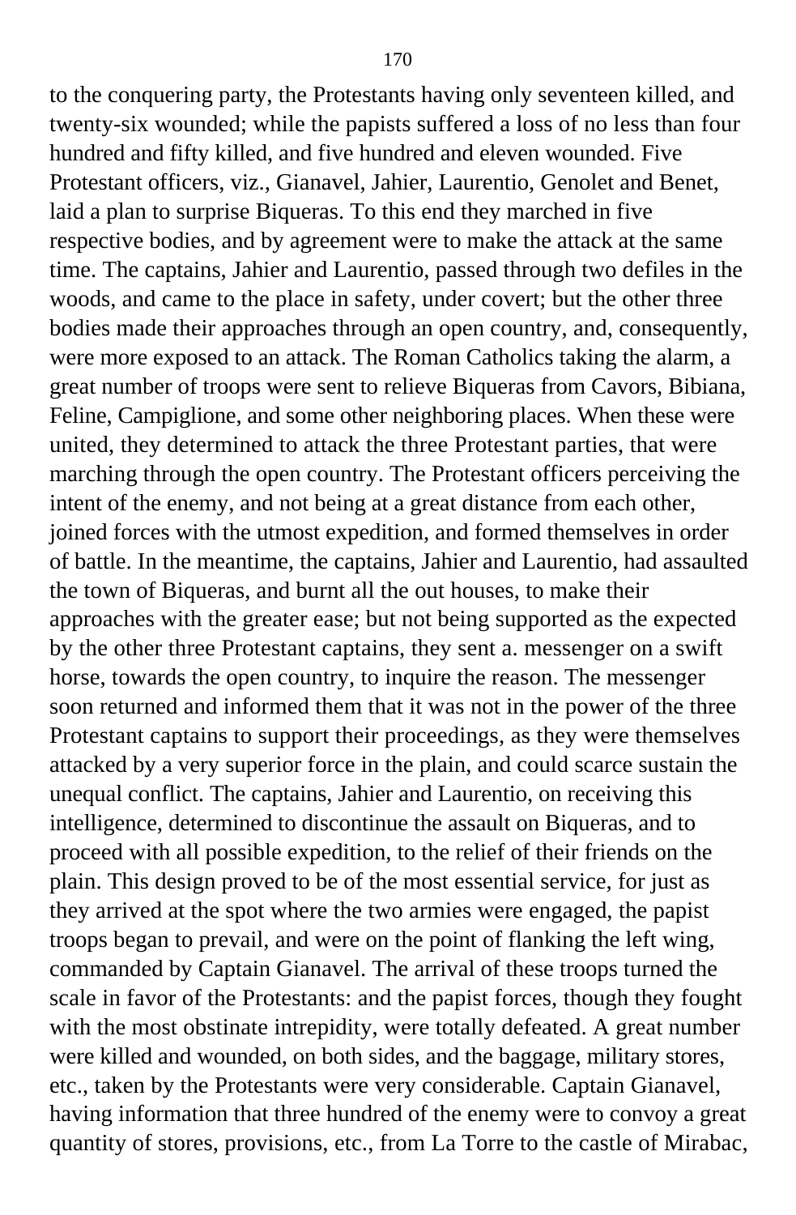to the conquering party, the Protestants having only seventeen killed, and twenty-six wounded; while the papists suffered a loss of no less than four hundred and fifty killed, and five hundred and eleven wounded. Five Protestant officers, viz., Gianavel, Jahier, Laurentio, Genolet and Benet, laid a plan to surprise Biqueras. To this end they marched in five respective bodies, and by agreement were to make the attack at the same time. The captains, Jahier and Laurentio, passed through two defiles in the woods, and came to the place in safety, under covert; but the other three bodies made their approaches through an open country, and, consequently, were more exposed to an attack. The Roman Catholics taking the alarm, a great number of troops were sent to relieve Biqueras from Cavors, Bibiana, Feline, Campiglione, and some other neighboring places. When these were united, they determined to attack the three Protestant parties, that were marching through the open country. The Protestant officers perceiving the intent of the enemy, and not being at a great distance from each other, joined forces with the utmost expedition, and formed themselves in order of battle. In the meantime, the captains, Jahier and Laurentio, had assaulted the town of Biqueras, and burnt all the out houses, to make their approaches with the greater ease; but not being supported as the expected by the other three Protestant captains, they sent a. messenger on a swift horse, towards the open country, to inquire the reason. The messenger soon returned and informed them that it was not in the power of the three Protestant captains to support their proceedings, as they were themselves attacked by a very superior force in the plain, and could scarce sustain the unequal conflict. The captains, Jahier and Laurentio, on receiving this intelligence, determined to discontinue the assault on Biqueras, and to proceed with all possible expedition, to the relief of their friends on the plain. This design proved to be of the most essential service, for just as they arrived at the spot where the two armies were engaged, the papist troops began to prevail, and were on the point of flanking the left wing, commanded by Captain Gianavel. The arrival of these troops turned the scale in favor of the Protestants: and the papist forces, though they fought with the most obstinate intrepidity, were totally defeated. A great number were killed and wounded, on both sides, and the baggage, military stores, etc., taken by the Protestants were very considerable. Captain Gianavel, having information that three hundred of the enemy were to convoy a great quantity of stores, provisions, etc., from La Torre to the castle of Mirabac,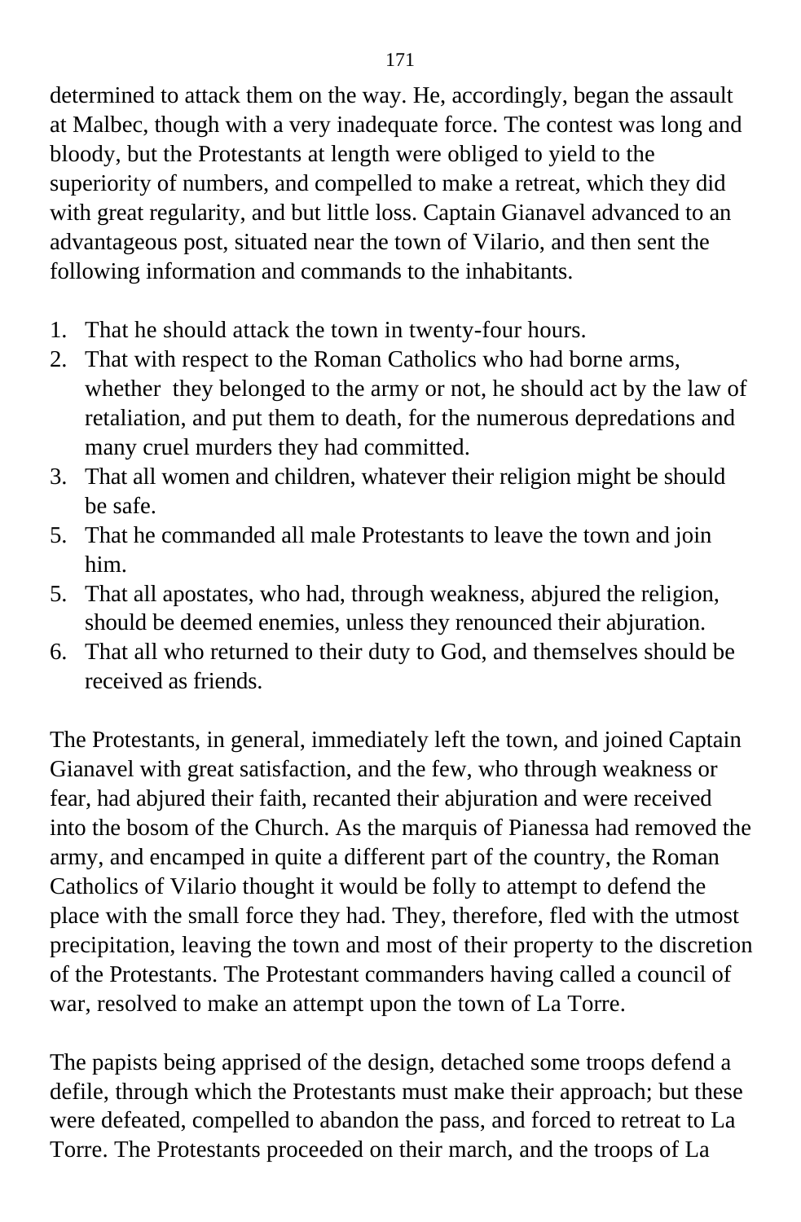determined to attack them on the way. He, accordingly, began the assault at Malbec, though with a very inadequate force. The contest was long and bloody, but the Protestants at length were obliged to yield to the superiority of numbers, and compelled to make a retreat, which they did with great regularity, and but little loss. Captain Gianavel advanced to an advantageous post, situated near the town of Vilario, and then sent the following information and commands to the inhabitants.

1. That he should attack the town in twenty-four hours.
2. That with respect to the Roman Catholics who had borne arms, whether they belonged to the army or not, he should act by the law of retaliation, and put them to death, for the numerous depredations and many cruel murders they had committed.
3. That all women and children, whatever their religion might be should be safe.
5. That he commanded all male Protestants to leave the town and join him.
5. That all apostates, who had, through weakness, abjured the religion, should be deemed enemies, unless they renounced their abjuration.
6. That all who returned to their duty to God, and themselves should be received as friends.

The Protestants, in general, immediately left the town, and joined Captain Gianavel with great satisfaction, and the few, who through weakness or fear, had abjured their faith, recanted their abjuration and were received into the bosom of the Church. As the marquis of Pianessa had removed the army, and encamped in quite a different part of the country, the Roman Catholics of Vilario thought it would be folly to attempt to defend the place with the small force they had. They, therefore, fled with the utmost precipitation, leaving the town and most of their property to the discretion of the Protestants. The Protestant commanders having called a council of war, resolved to make an attempt upon the town of La Torre.

The papists being apprised of the design, detached some troops defend a defile, through which the Protestants must make their approach; but these were defeated, compelled to abandon the pass, and forced to retreat to La Torre. The Protestants proceeded on their march, and the troops of La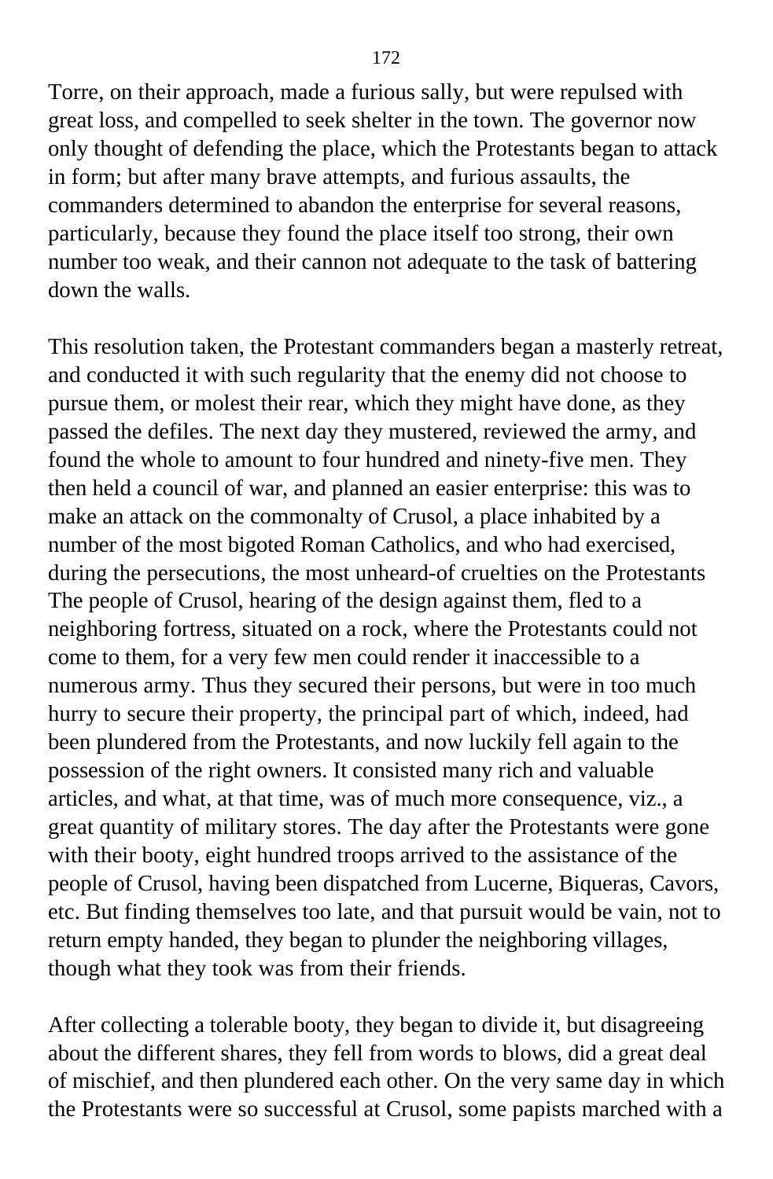Torre, on their approach, made a furious sally, but were repulsed with great loss, and compelled to seek shelter in the town. The governor now only thought of defending the place, which the Protestants began to attack in form; but after many brave attempts, and furious assaults, the commanders determined to abandon the enterprise for several reasons, particularly, because they found the place itself too strong, their own number too weak, and their cannon not adequate to the task of battering down the walls.

This resolution taken, the Protestant commanders began a masterly retreat, and conducted it with such regularity that the enemy did not choose to pursue them, or molest their rear, which they might have done, as they passed the defiles. The next day they mustered, reviewed the army, and found the whole to amount to four hundred and ninety-five men. They then held a council of war, and planned an easier enterprise: this was to make an attack on the commonalty of Crusol, a place inhabited by a number of the most bigoted Roman Catholics, and who had exercised, during the persecutions, the most unheard-of cruelties on the Protestants The people of Crusol, hearing of the design against them, fled to a neighboring fortress, situated on a rock, where the Protestants could not come to them, for a very few men could render it inaccessible to a numerous army. Thus they secured their persons, but were in too much hurry to secure their property, the principal part of which, indeed, had been plundered from the Protestants, and now luckily fell again to the possession of the right owners. It consisted many rich and valuable articles, and what, at that time, was of much more consequence, viz., a great quantity of military stores. The day after the Protestants were gone with their booty, eight hundred troops arrived to the assistance of the people of Crusol, having been dispatched from Lucerne, Biqueras, Cavors, etc. But finding themselves too late, and that pursuit would be vain, not to return empty handed, they began to plunder the neighboring villages, though what they took was from their friends.

After collecting a tolerable booty, they began to divide it, but disagreeing about the different shares, they fell from words to blows, did a great deal of mischief, and then plundered each other. On the very same day in which the Protestants were so successful at Crusol, some papists marched with a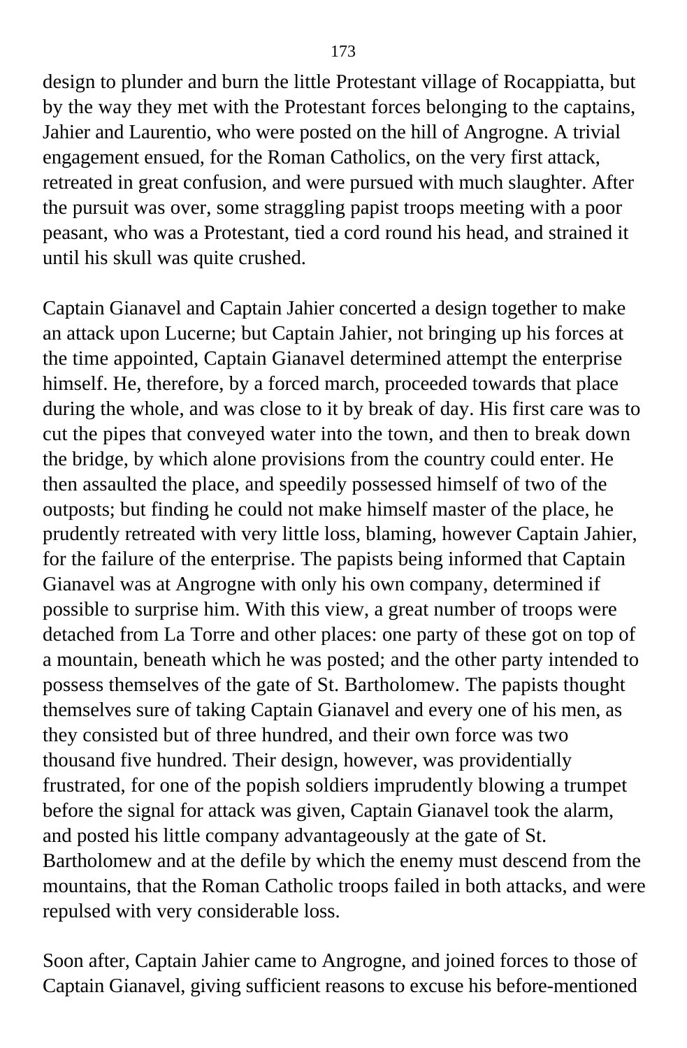design to plunder and burn the little Protestant village of Rocappiatta, but by the way they met with the Protestant forces belonging to the captains, Jahier and Laurentio, who were posted on the hill of Angrogne. A trivial engagement ensued, for the Roman Catholics, on the very first attack, retreated in great confusion, and were pursued with much slaughter. After the pursuit was over, some straggling papist troops meeting with a poor peasant, who was a Protestant, tied a cord round his head, and strained it until his skull was quite crushed.

Captain Gianavel and Captain Jahier concerted a design together to make an attack upon Lucerne; but Captain Jahier, not bringing up his forces at the time appointed, Captain Gianavel determined attempt the enterprise himself. He, therefore, by a forced march, proceeded towards that place during the whole, and was close to it by break of day. His first care was to cut the pipes that conveyed water into the town, and then to break down the bridge, by which alone provisions from the country could enter. He then assaulted the place, and speedily possessed himself of two of the outposts; but finding he could not make himself master of the place, he prudently retreated with very little loss, blaming, however Captain Jahier, for the failure of the enterprise. The papists being informed that Captain Gianavel was at Angrogne with only his own company, determined if possible to surprise him. With this view, a great number of troops were detached from La Torre and other places: one party of these got on top of a mountain, beneath which he was posted; and the other party intended to possess themselves of the gate of St. Bartholomew. The papists thought themselves sure of taking Captain Gianavel and every one of his men, as they consisted but of three hundred, and their own force was two thousand five hundred. Their design, however, was providentially frustrated, for one of the popish soldiers imprudently blowing a trumpet before the signal for attack was given, Captain Gianavel took the alarm, and posted his little company advantageously at the gate of St. Bartholomew and at the defile by which the enemy must descend from the mountains, that the Roman Catholic troops failed in both attacks, and were repulsed with very considerable loss.

Soon after, Captain Jahier came to Angrogne, and joined forces to those of Captain Gianavel, giving sufficient reasons to excuse his before-mentioned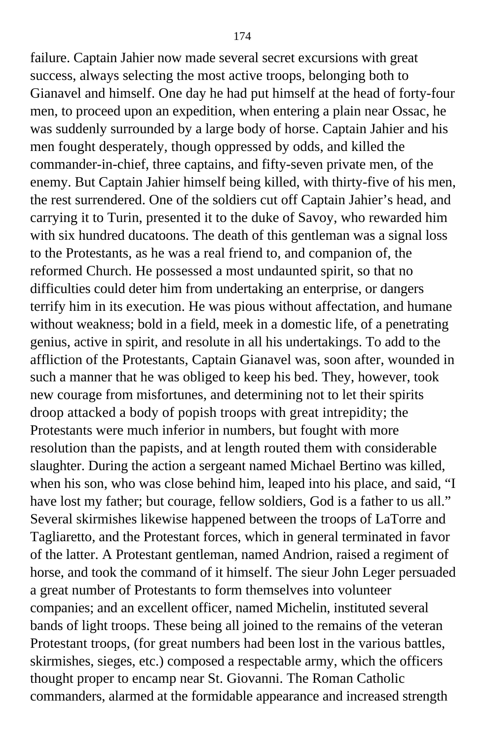failure. Captain Jahier now made several secret excursions with great success, always selecting the most active troops, belonging both to Gianavel and himself. One day he had put himself at the head of forty-four men, to proceed upon an expedition, when entering a plain near Ossac, he was suddenly surrounded by a large body of horse. Captain Jahier and his men fought desperately, though oppressed by odds, and killed the commander-in-chief, three captains, and fifty-seven private men, of the enemy. But Captain Jahier himself being killed, with thirty-five of his men, the rest surrendered. One of the soldiers cut off Captain Jahier's head, and carrying it to Turin, presented it to the duke of Savoy, who rewarded him with six hundred ducatoons. The death of this gentleman was a signal loss to the Protestants, as he was a real friend to, and companion of, the reformed Church. He possessed a most undaunted spirit, so that no difficulties could deter him from undertaking an enterprise, or dangers terrify him in its execution. He was pious without affectation, and humane without weakness; bold in a field, meek in a domestic life, of a penetrating genius, active in spirit, and resolute in all his undertakings. To add to the affliction of the Protestants, Captain Gianavel was, soon after, wounded in such a manner that he was obliged to keep his bed. They, however, took new courage from misfortunes, and determining not to let their spirits droop attacked a body of popish troops with great intrepidity; the Protestants were much inferior in numbers, but fought with more resolution than the papists, and at length routed them with considerable slaughter. During the action a sergeant named Michael Bertino was killed, when his son, who was close behind him, leaped into his place, and said, "I have lost my father; but courage, fellow soldiers, God is a father to us all." Several skirmishes likewise happened between the troops of LaTorre and Tagliaretto, and the Protestant forces, which in general terminated in favor of the latter. A Protestant gentleman, named Andrion, raised a regiment of horse, and took the command of it himself. The sieur John Leger persuaded a great number of Protestants to form themselves into volunteer companies; and an excellent officer, named Michelin, instituted several bands of light troops. These being all joined to the remains of the veteran Protestant troops, (for great numbers had been lost in the various battles, skirmishes, sieges, etc.) composed a respectable army, which the officers thought proper to encamp near St. Giovanni. The Roman Catholic commanders, alarmed at the formidable appearance and increased strength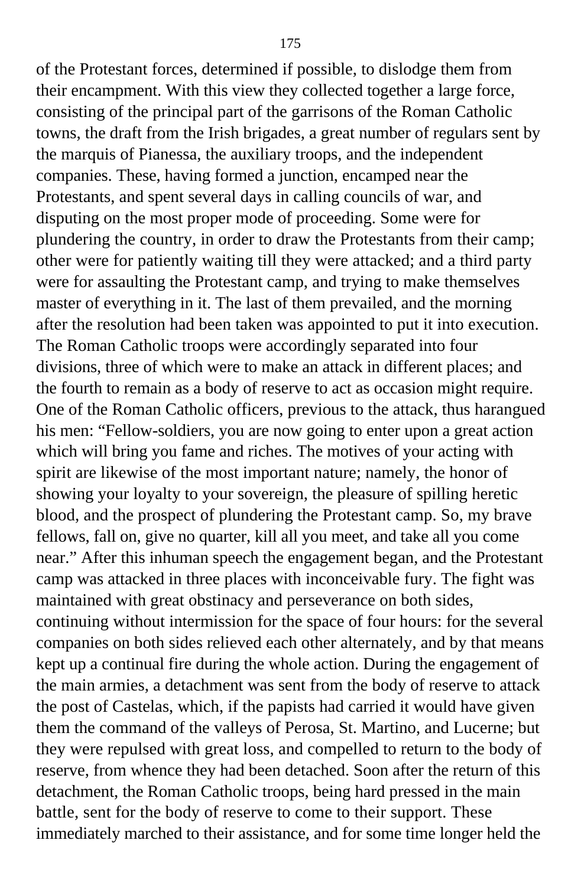of the Protestant forces, determined if possible, to dislodge them from their encampment. With this view they collected together a large force, consisting of the principal part of the garrisons of the Roman Catholic towns, the draft from the Irish brigades, a great number of regulars sent by the marquis of Pianessa, the auxiliary troops, and the independent companies. These, having formed a junction, encamped near the Protestants, and spent several days in calling councils of war, and disputing on the most proper mode of proceeding. Some were for plundering the country, in order to draw the Protestants from their camp; other were for patiently waiting till they were attacked; and a third party were for assaulting the Protestant camp, and trying to make themselves master of everything in it. The last of them prevailed, and the morning after the resolution had been taken was appointed to put it into execution. The Roman Catholic troops were accordingly separated into four divisions, three of which were to make an attack in different places; and the fourth to remain as a body of reserve to act as occasion might require. One of the Roman Catholic officers, previous to the attack, thus harangued his men: "Fellow-soldiers, you are now going to enter upon a great action which will bring you fame and riches. The motives of your acting with spirit are likewise of the most important nature; namely, the honor of showing your loyalty to your sovereign, the pleasure of spilling heretic blood, and the prospect of plundering the Protestant camp. So, my brave fellows, fall on, give no quarter, kill all you meet, and take all you come near." After this inhuman speech the engagement began, and the Protestant camp was attacked in three places with inconceivable fury. The fight was maintained with great obstinacy and perseverance on both sides, continuing without intermission for the space of four hours: for the several companies on both sides relieved each other alternately, and by that means kept up a continual fire during the whole action. During the engagement of the main armies, a detachment was sent from the body of reserve to attack the post of Castelas, which, if the papists had carried it would have given them the command of the valleys of Perosa, St. Martino, and Lucerne; but they were repulsed with great loss, and compelled to return to the body of reserve, from whence they had been detached. Soon after the return of this detachment, the Roman Catholic troops, being hard pressed in the main battle, sent for the body of reserve to come to their support. These immediately marched to their assistance, and for some time longer held the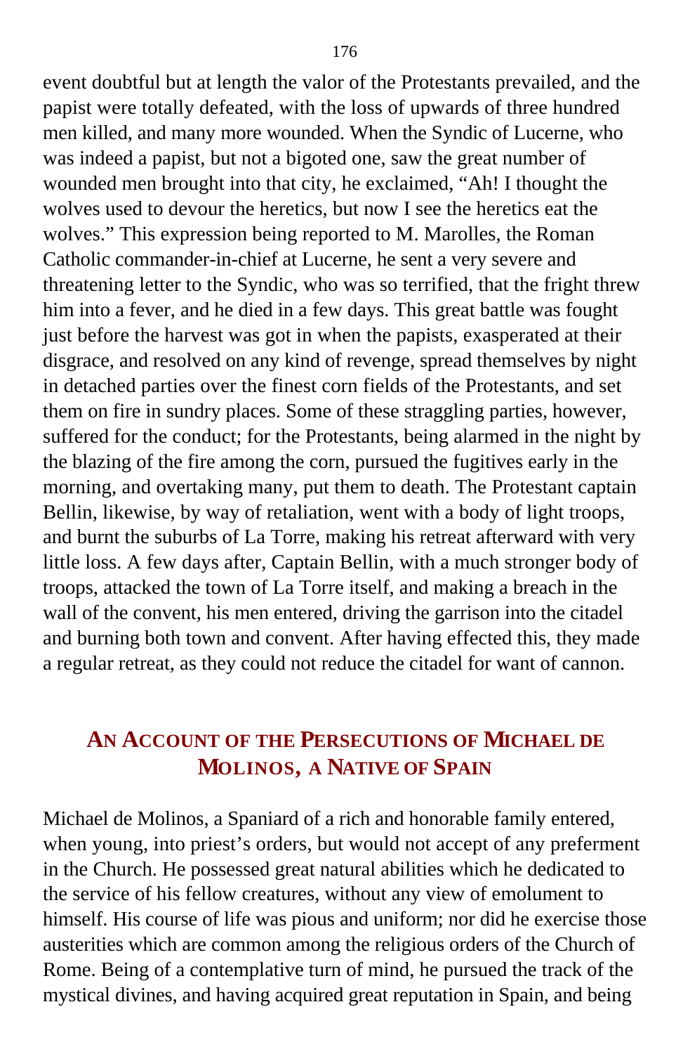event doubtful but at length the valor of the Protestants prevailed, and the papist were totally defeated, with the loss of upwards of three hundred men killed, and many more wounded. When the Syndic of Lucerne, who was indeed a papist, but not a bigoted one, saw the great number of wounded men brought into that city, he exclaimed, "Ah! I thought the wolves used to devour the heretics, but now I see the heretics eat the wolves." This expression being reported to M. Marolles, the Roman Catholic commander-in-chief at Lucerne, he sent a very severe and threatening letter to the Syndic, who was so terrified, that the fright threw him into a fever, and he died in a few days. This great battle was fought just before the harvest was got in when the papists, exasperated at their disgrace, and resolved on any kind of revenge, spread themselves by night in detached parties over the finest corn fields of the Protestants, and set them on fire in sundry places. Some of these straggling parties, however, suffered for the conduct; for the Protestants, being alarmed in the night by the blazing of the fire among the corn, pursued the fugitives early in the morning, and overtaking many, put them to death. The Protestant captain Bellin, likewise, by way of retaliation, went with a body of light troops, and burnt the suburbs of La Torre, making his retreat afterward with very little loss. A few days after, Captain Bellin, with a much stronger body of troops, attacked the town of La Torre itself, and making a breach in the wall of the convent, his men entered, driving the garrison into the citadel and burning both town and convent. After having effected this, they made a regular retreat, as they could not reduce the citadel for want of cannon.

## An Account of the Persecutions of Michael de Molinos, a Native of Spain

Michael de Molinos, a Spaniard of a rich and honorable family entered, when young, into priest's orders, but would not accept of any preferment in the Church. He possessed great natural abilities which he dedicated to the service of his fellow creatures, without any view of emolument to himself. His course of life was pious and uniform; nor did he exercise those austerities which are common among the religious orders of the Church of Rome. Being of a contemplative turn of mind, he pursued the track of the mystical divines, and having acquired great reputation in Spain, and being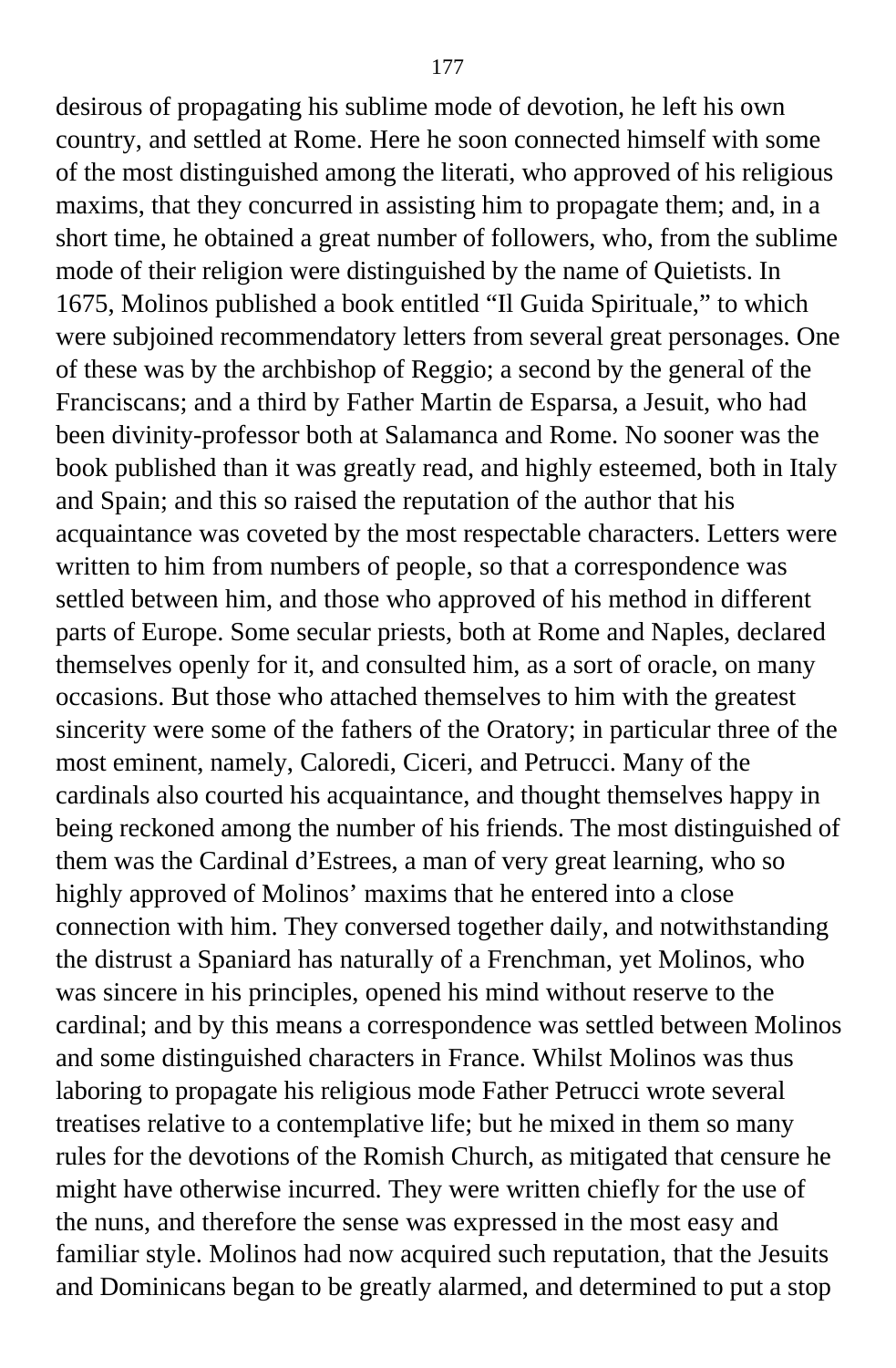desirous of propagating his sublime mode of devotion, he left his own country, and settled at Rome. Here he soon connected himself with some of the most distinguished among the literati, who approved of his religious maxims, that they concurred in assisting him to propagate them; and, in a short time, he obtained a great number of followers, who, from the sublime mode of their religion were distinguished by the name of Quietists. In 1675, Molinos published a book entitled "Il Guida Spirituale," to which were subjoined recommendatory letters from several great personages. One of these was by the archbishop of Reggio; a second by the general of the Franciscans; and a third by Father Martin de Esparsa, a Jesuit, who had been divinity-professor both at Salamanca and Rome. No sooner was the book published than it was greatly read, and highly esteemed, both in Italy and Spain; and this so raised the reputation of the author that his acquaintance was coveted by the most respectable characters. Letters were written to him from numbers of people, so that a correspondence was settled between him, and those who approved of his method in different parts of Europe. Some secular priests, both at Rome and Naples, declared themselves openly for it, and consulted him, as a sort of oracle, on many occasions. But those who attached themselves to him with the greatest sincerity were some of the fathers of the Oratory; in particular three of the most eminent, namely, Caloredi, Ciceri, and Petrucci. Many of the cardinals also courted his acquaintance, and thought themselves happy in being reckoned among the number of his friends. The most distinguished of them was the Cardinal d'Estrees, a man of very great learning, who so highly approved of Molinos' maxims that he entered into a close connection with him. They conversed together daily, and notwithstanding the distrust a Spaniard has naturally of a Frenchman, yet Molinos, who was sincere in his principles, opened his mind without reserve to the cardinal; and by this means a correspondence was settled between Molinos and some distinguished characters in France. Whilst Molinos was thus laboring to propagate his religious mode Father Petrucci wrote several treatises relative to a contemplative life; but he mixed in them so many rules for the devotions of the Romish Church, as mitigated that censure he might have otherwise incurred. They were written chiefly for the use of the nuns, and therefore the sense was expressed in the most easy and familiar style. Molinos had now acquired such reputation, that the Jesuits and Dominicans began to be greatly alarmed, and determined to put a stop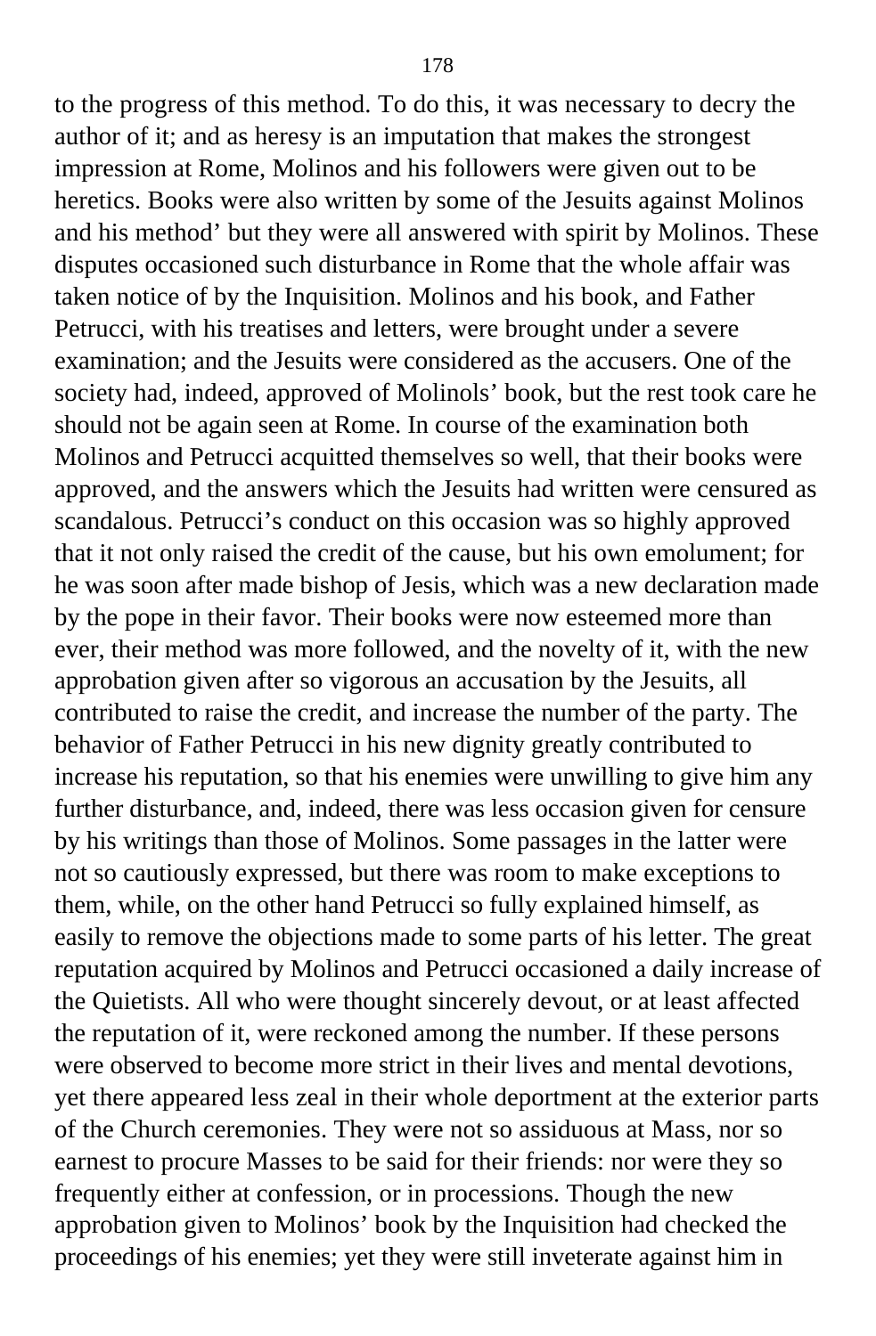to the progress of this method. To do this, it was necessary to decry the author of it; and as heresy is an imputation that makes the strongest impression at Rome, Molinos and his followers were given out to be heretics. Books were also written by some of the Jesuits against Molinos and his method' but they were all answered with spirit by Molinos. These disputes occasioned such disturbance in Rome that the whole affair was taken notice of by the Inquisition. Molinos and his book, and Father Petrucci, with his treatises and letters, were brought under a severe examination; and the Jesuits were considered as the accusers. One of the society had, indeed, approved of Molinols' book, but the rest took care he should not be again seen at Rome. In course of the examination both Molinos and Petrucci acquitted themselves so well, that their books were approved, and the answers which the Jesuits had written were censured as scandalous. Petrucci's conduct on this occasion was so highly approved that it not only raised the credit of the cause, but his own emolument; for he was soon after made bishop of Jesis, which was a new declaration made by the pope in their favor. Their books were now esteemed more than ever, their method was more followed, and the novelty of it, with the new approbation given after so vigorous an accusation by the Jesuits, all contributed to raise the credit, and increase the number of the party. The behavior of Father Petrucci in his new dignity greatly contributed to increase his reputation, so that his enemies were unwilling to give him any further disturbance, and, indeed, there was less occasion given for censure by his writings than those of Molinos. Some passages in the latter were not so cautiously expressed, but there was room to make exceptions to them, while, on the other hand Petrucci so fully explained himself, as easily to remove the objections made to some parts of his letter. The great reputation acquired by Molinos and Petrucci occasioned a daily increase of the Quietists. All who were thought sincerely devout, or at least affected the reputation of it, were reckoned among the number. If these persons were observed to become more strict in their lives and mental devotions, yet there appeared less zeal in their whole deportment at the exterior parts of the Church ceremonies. They were not so assiduous at Mass, nor so earnest to procure Masses to be said for their friends: nor were they so frequently either at confession, or in processions. Though the new approbation given to Molinos' book by the Inquisition had checked the proceedings of his enemies; yet they were still inveterate against him in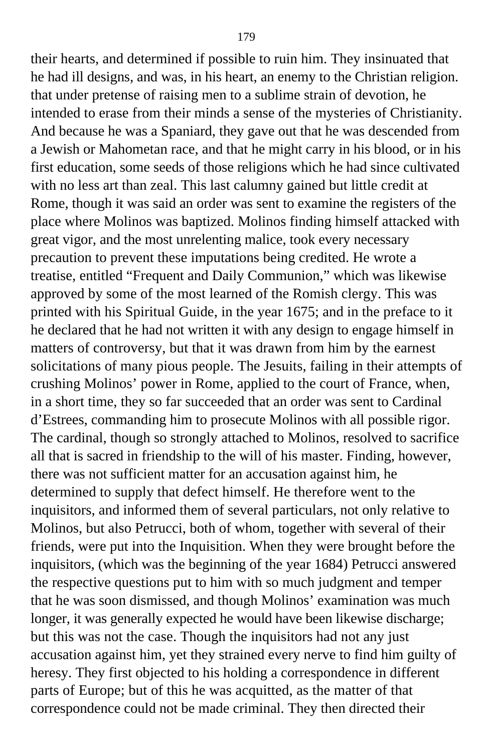their hearts, and determined if possible to ruin him. They insinuated that he had ill designs, and was, in his heart, an enemy to the Christian religion. that under pretense of raising men to a sublime strain of devotion, he intended to erase from their minds a sense of the mysteries of Christianity. And because he was a Spaniard, they gave out that he was descended from a Jewish or Mahometan race, and that he might carry in his blood, or in his first education, some seeds of those religions which he had since cultivated with no less art than zeal. This last calumny gained but little credit at Rome, though it was said an order was sent to examine the registers of the place where Molinos was baptized. Molinos finding himself attacked with great vigor, and the most unrelenting malice, took every necessary precaution to prevent these imputations being credited. He wrote a treatise, entitled "Frequent and Daily Communion," which was likewise approved by some of the most learned of the Romish clergy. This was printed with his Spiritual Guide, in the year 1675; and in the preface to it he declared that he had not written it with any design to engage himself in matters of controversy, but that it was drawn from him by the earnest solicitations of many pious people. The Jesuits, failing in their attempts of crushing Molinos' power in Rome, applied to the court of France, when, in a short time, they so far succeeded that an order was sent to Cardinal d'Estrees, commanding him to prosecute Molinos with all possible rigor. The cardinal, though so strongly attached to Molinos, resolved to sacrifice all that is sacred in friendship to the will of his master. Finding, however, there was not sufficient matter for an accusation against him, he determined to supply that defect himself. He therefore went to the inquisitors, and informed them of several particulars, not only relative to Molinos, but also Petrucci, both of whom, together with several of their friends, were put into the Inquisition. When they were brought before the inquisitors, (which was the beginning of the year 1684) Petrucci answered the respective questions put to him with so much judgment and temper that he was soon dismissed, and though Molinos' examination was much longer, it was generally expected he would have been likewise discharge; but this was not the case. Though the inquisitors had not any just accusation against him, yet they strained every nerve to find him guilty of heresy. They first objected to his holding a correspondence in different parts of Europe; but of this he was acquitted, as the matter of that correspondence could not be made criminal. They then directed their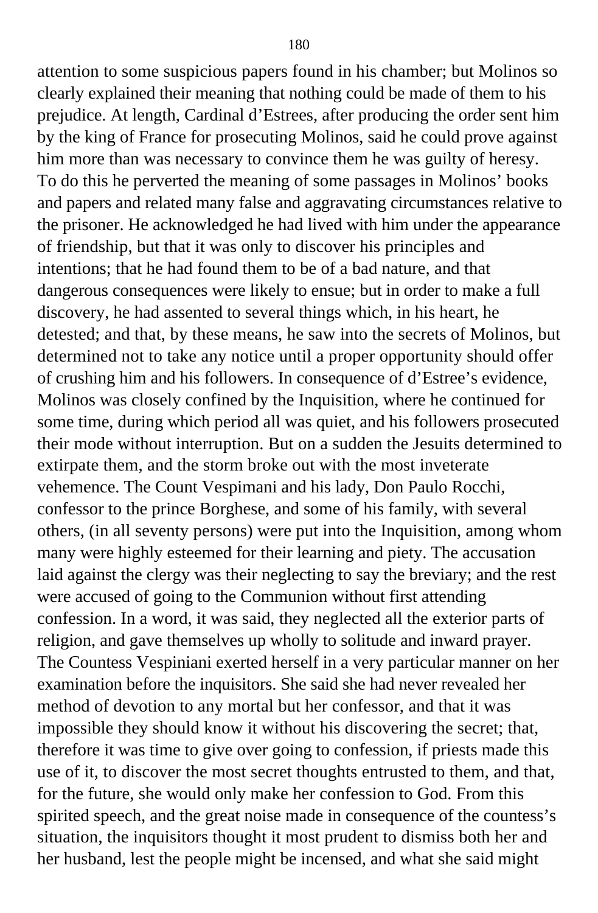attention to some suspicious papers found in his chamber; but Molinos so clearly explained their meaning that nothing could be made of them to his prejudice. At length, Cardinal d'Estrees, after producing the order sent him by the king of France for prosecuting Molinos, said he could prove against him more than was necessary to convince them he was guilty of heresy. To do this he perverted the meaning of some passages in Molinos' books and papers and related many false and aggravating circumstances relative to the prisoner. He acknowledged he had lived with him under the appearance of friendship, but that it was only to discover his principles and intentions; that he had found them to be of a bad nature, and that dangerous consequences were likely to ensue; but in order to make a full discovery, he had assented to several things which, in his heart, he detested; and that, by these means, he saw into the secrets of Molinos, but determined not to take any notice until a proper opportunity should offer of crushing him and his followers. In consequence of d'Estree's evidence, Molinos was closely confined by the Inquisition, where he continued for some time, during which period all was quiet, and his followers prosecuted their mode without interruption. But on a sudden the Jesuits determined to extirpate them, and the storm broke out with the most inveterate vehemence. The Count Vespimani and his lady, Don Paulo Rocchi, confessor to the prince Borghese, and some of his family, with several others, (in all seventy persons) were put into the Inquisition, among whom many were highly esteemed for their learning and piety. The accusation laid against the clergy was their neglecting to say the breviary; and the rest were accused of going to the Communion without first attending confession. In a word, it was said, they neglected all the exterior parts of religion, and gave themselves up wholly to solitude and inward prayer. The Countess Vespiniani exerted herself in a very particular manner on her examination before the inquisitors. She said she had never revealed her method of devotion to any mortal but her confessor, and that it was impossible they should know it without his discovering the secret; that, therefore it was time to give over going to confession, if priests made this use of it, to discover the most secret thoughts entrusted to them, and that, for the future, she would only make her confession to God. From this spirited speech, and the great noise made in consequence of the countess's situation, the inquisitors thought it most prudent to dismiss both her and her husband, lest the people might be incensed, and what she said might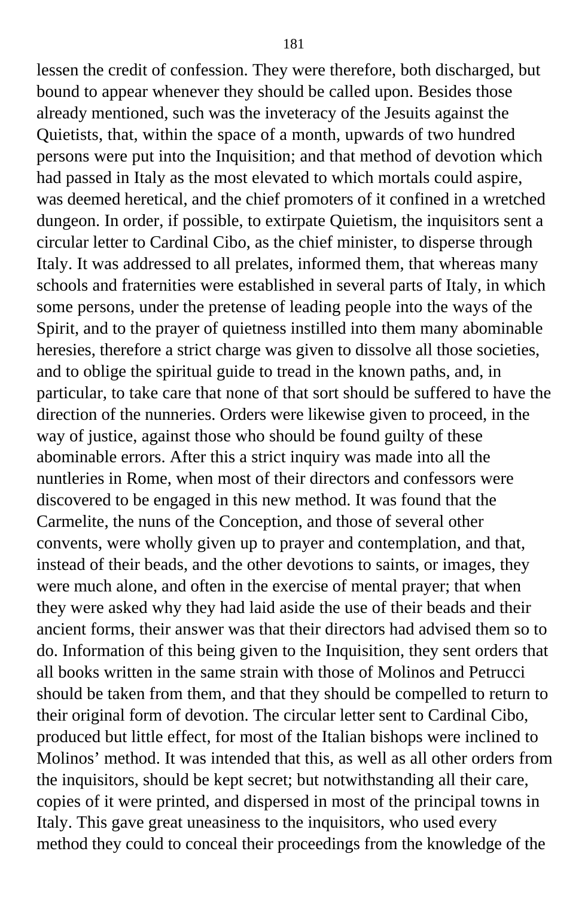lessen the credit of confession. They were therefore, both discharged, but bound to appear whenever they should be called upon. Besides those already mentioned, such was the inveteracy of the Jesuits against the Quietists, that, within the space of a month, upwards of two hundred persons were put into the Inquisition; and that method of devotion which had passed in Italy as the most elevated to which mortals could aspire, was deemed heretical, and the chief promoters of it confined in a wretched dungeon. In order, if possible, to extirpate Quietism, the inquisitors sent a circular letter to Cardinal Cibo, as the chief minister, to disperse through Italy. It was addressed to all prelates, informed them, that whereas many schools and fraternities were established in several parts of Italy, in which some persons, under the pretense of leading people into the ways of the Spirit, and to the prayer of quietness instilled into them many abominable heresies, therefore a strict charge was given to dissolve all those societies, and to oblige the spiritual guide to tread in the known paths, and, in particular, to take care that none of that sort should be suffered to have the direction of the nunneries. Orders were likewise given to proceed, in the way of justice, against those who should be found guilty of these abominable errors. After this a strict inquiry was made into all the nuntleries in Rome, when most of their directors and confessors were discovered to be engaged in this new method. It was found that the Carmelite, the nuns of the Conception, and those of several other convents, were wholly given up to prayer and contemplation, and that, instead of their beads, and the other devotions to saints, or images, they were much alone, and often in the exercise of mental prayer; that when they were asked why they had laid aside the use of their beads and their ancient forms, their answer was that their directors had advised them so to do. Information of this being given to the Inquisition, they sent orders that all books written in the same strain with those of Molinos and Petrucci should be taken from them, and that they should be compelled to return to their original form of devotion. The circular letter sent to Cardinal Cibo, produced but little effect, for most of the Italian bishops were inclined to Molinos' method. It was intended that this, as well as all other orders from the inquisitors, should be kept secret; but notwithstanding all their care, copies of it were printed, and dispersed in most of the principal towns in Italy. This gave great uneasiness to the inquisitors, who used every method they could to conceal their proceedings from the knowledge of the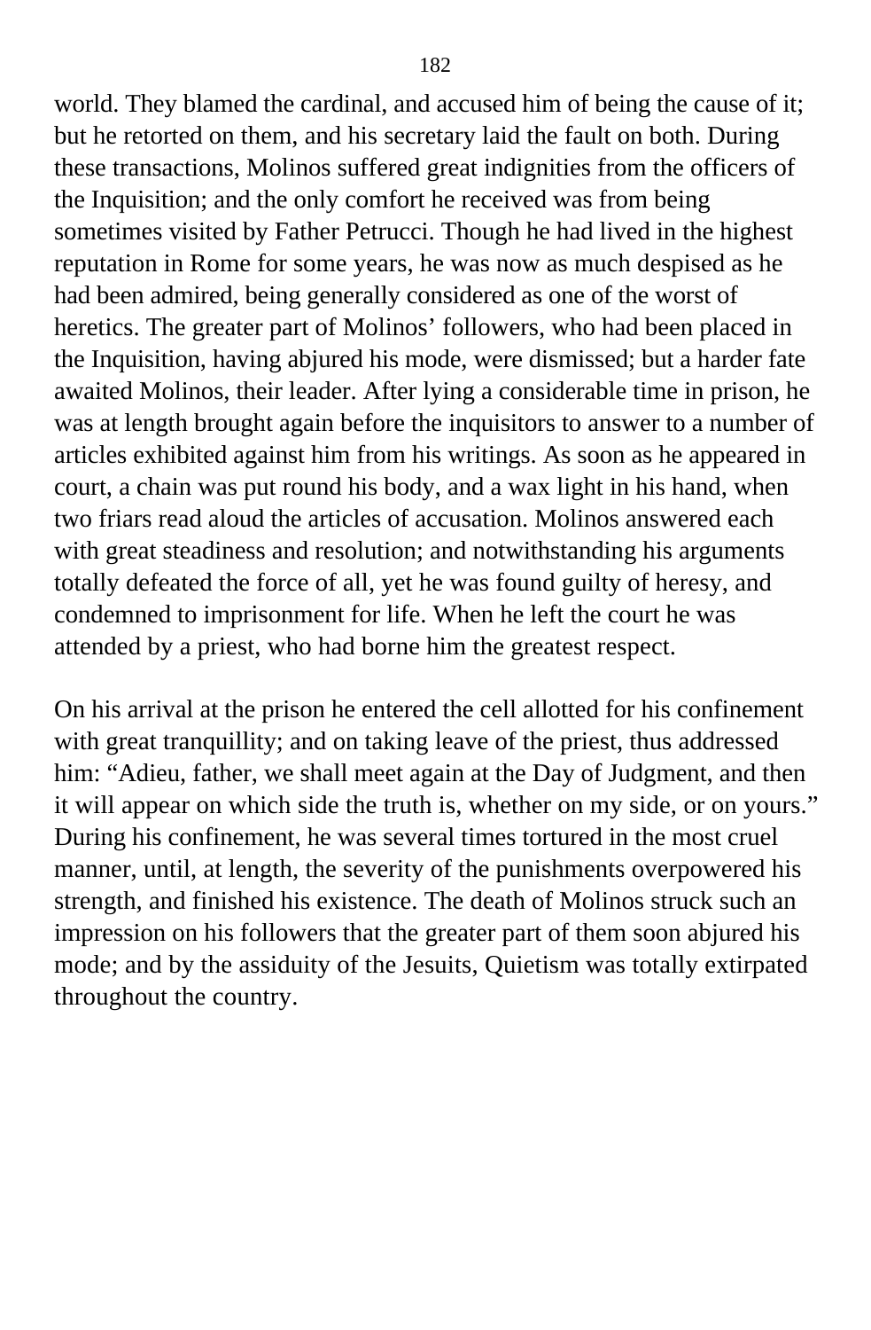world. They blamed the cardinal, and accused him of being the cause of it; but he retorted on them, and his secretary laid the fault on both. During these transactions, Molinos suffered great indignities from the officers of the Inquisition; and the only comfort he received was from being sometimes visited by Father Petrucci. Though he had lived in the highest reputation in Rome for some years, he was now as much despised as he had been admired, being generally considered as one of the worst of heretics. The greater part of Molinos' followers, who had been placed in the Inquisition, having abjured his mode, were dismissed; but a harder fate awaited Molinos, their leader. After lying a considerable time in prison, he was at length brought again before the inquisitors to answer to a number of articles exhibited against him from his writings. As soon as he appeared in court, a chain was put round his body, and a wax light in his hand, when two friars read aloud the articles of accusation. Molinos answered each with great steadiness and resolution; and notwithstanding his arguments totally defeated the force of all, yet he was found guilty of heresy, and condemned to imprisonment for life. When he left the court he was attended by a priest, who had borne him the greatest respect.

On his arrival at the prison he entered the cell allotted for his confinement with great tranquillity; and on taking leave of the priest, thus addressed him: "Adieu, father, we shall meet again at the Day of Judgment, and then it will appear on which side the truth is, whether on my side, or on yours." During his confinement, he was several times tortured in the most cruel manner, until, at length, the severity of the punishments overpowered his strength, and finished his existence. The death of Molinos struck such an impression on his followers that the greater part of them soon abjured his mode; and by the assiduity of the Jesuits, Quietism was totally extirpated throughout the country.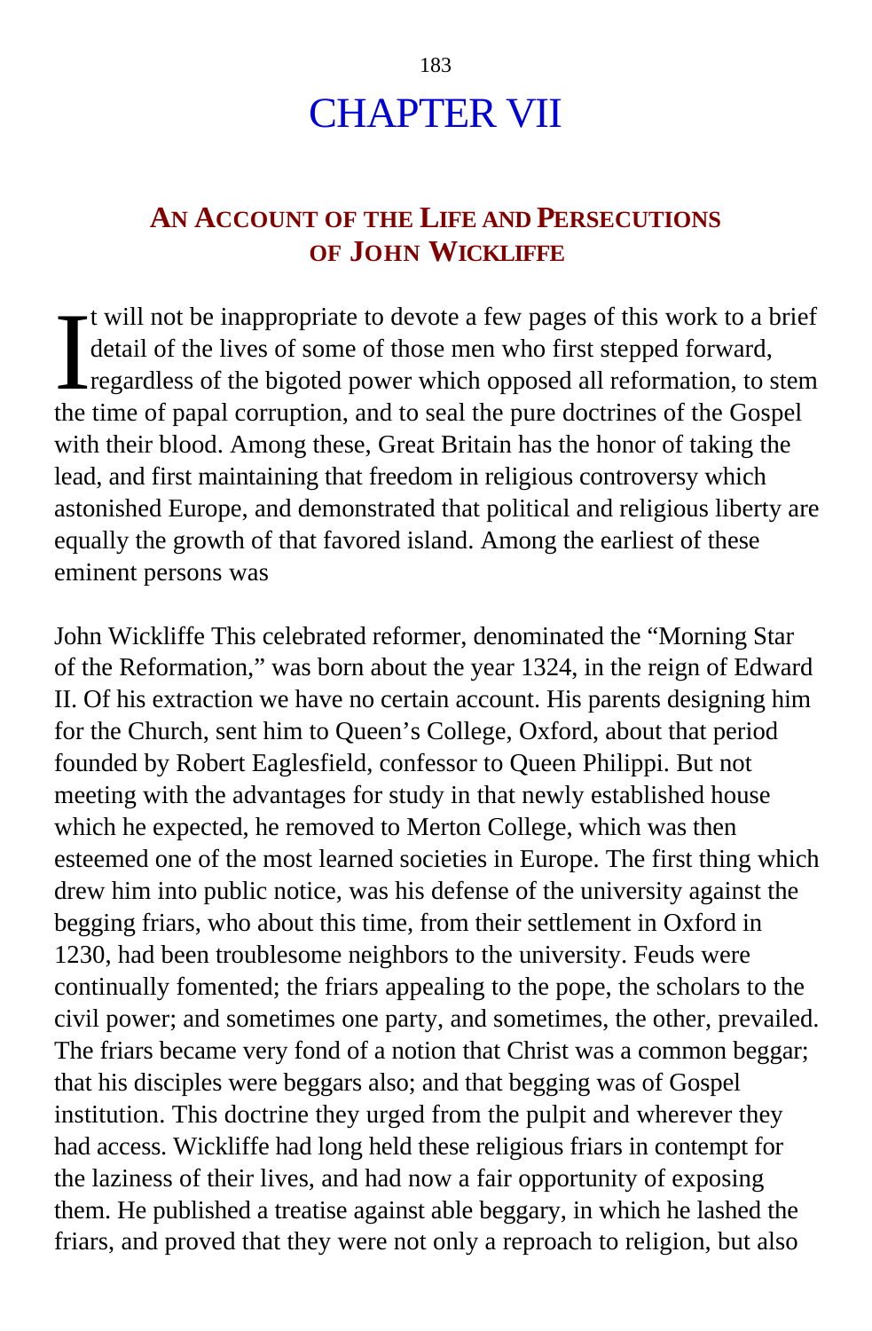# CHAPTER VII

## AN ACCOUNT OF THE LIFE AND PERSECUTIONS OF JOHN WICKLIFFE

It will not be inappropriate to devote a few pages of this work to a brief detail of the lives of some of those men who first stepped forward, regardless of the bigoted power which opposed all reformation, to stem the time of papal corruption, and to seal the pure doctrines of the Gospel with their blood. Among these, Great Britain has the honor of taking the lead, and first maintaining that freedom in religious controversy which astonished Europe, and demonstrated that political and religious liberty are equally the growth of that favored island. Among the earliest of these eminent persons was

John Wickliffe This celebrated reformer, denominated the "Morning Star of the Reformation," was born about the year 1324, in the reign of Edward II. Of his extraction we have no certain account. His parents designing him for the Church, sent him to Queen's College, Oxford, about that period founded by Robert Eaglesfield, confessor to Queen Philippi. But not meeting with the advantages for study in that newly established house which he expected, he removed to Merton College, which was then esteemed one of the most learned societies in Europe. The first thing which drew him into public notice, was his defense of the university against the begging friars, who about this time, from their settlement in Oxford in 1230, had been troublesome neighbors to the university. Feuds were continually fomented; the friars appealing to the pope, the scholars to the civil power; and sometimes one party, and sometimes, the other, prevailed. The friars became very fond of a notion that Christ was a common beggar; that his disciples were beggars also; and that begging was of Gospel institution. This doctrine they urged from the pulpit and wherever they had access. Wickliffe had long held these religious friars in contempt for the laziness of their lives, and had now a fair opportunity of exposing them. He published a treatise against able beggary, in which he lashed the friars, and proved that they were not only a reproach to religion, but also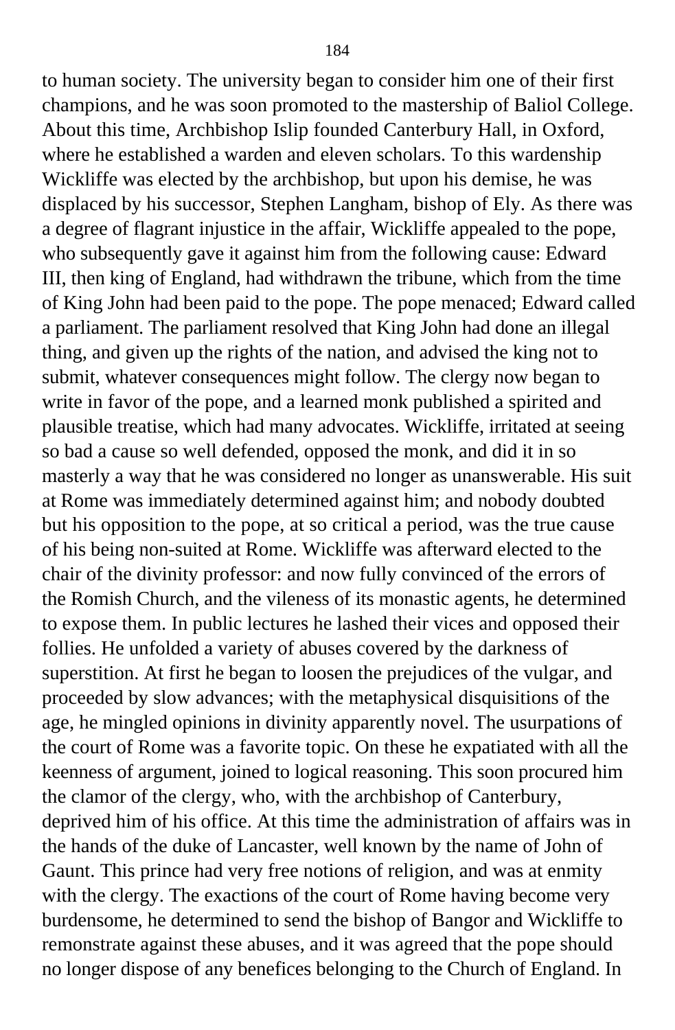to human society. The university began to consider him one of their first champions, and he was soon promoted to the mastership of Baliol College. About this time, Archbishop Islip founded Canterbury Hall, in Oxford, where he established a warden and eleven scholars. To this wardenship Wickliffe was elected by the archbishop, but upon his demise, he was displaced by his successor, Stephen Langham, bishop of Ely. As there was a degree of flagrant injustice in the affair, Wickliffe appealed to the pope, who subsequently gave it against him from the following cause: Edward III, then king of England, had withdrawn the tribune, which from the time of King John had been paid to the pope. The pope menaced; Edward called a parliament. The parliament resolved that King John had done an illegal thing, and given up the rights of the nation, and advised the king not to submit, whatever consequences might follow. The clergy now began to write in favor of the pope, and a learned monk published a spirited and plausible treatise, which had many advocates. Wickliffe, irritated at seeing so bad a cause so well defended, opposed the monk, and did it in so masterly a way that he was considered no longer as unanswerable. His suit at Rome was immediately determined against him; and nobody doubted but his opposition to the pope, at so critical a period, was the true cause of his being non-suited at Rome. Wickliffe was afterward elected to the chair of the divinity professor: and now fully convinced of the errors of the Romish Church, and the vileness of its monastic agents, he determined to expose them. In public lectures he lashed their vices and opposed their follies. He unfolded a variety of abuses covered by the darkness of superstition. At first he began to loosen the prejudices of the vulgar, and proceeded by slow advances; with the metaphysical disquisitions of the age, he mingled opinions in divinity apparently novel. The usurpations of the court of Rome was a favorite topic. On these he expatiated with all the keenness of argument, joined to logical reasoning. This soon procured him the clamor of the clergy, who, with the archbishop of Canterbury, deprived him of his office. At this time the administration of affairs was in the hands of the duke of Lancaster, well known by the name of John of Gaunt. This prince had very free notions of religion, and was at enmity with the clergy. The exactions of the court of Rome having become very burdensome, he determined to send the bishop of Bangor and Wickliffe to remonstrate against these abuses, and it was agreed that the pope should no longer dispose of any benefices belonging to the Church of England. In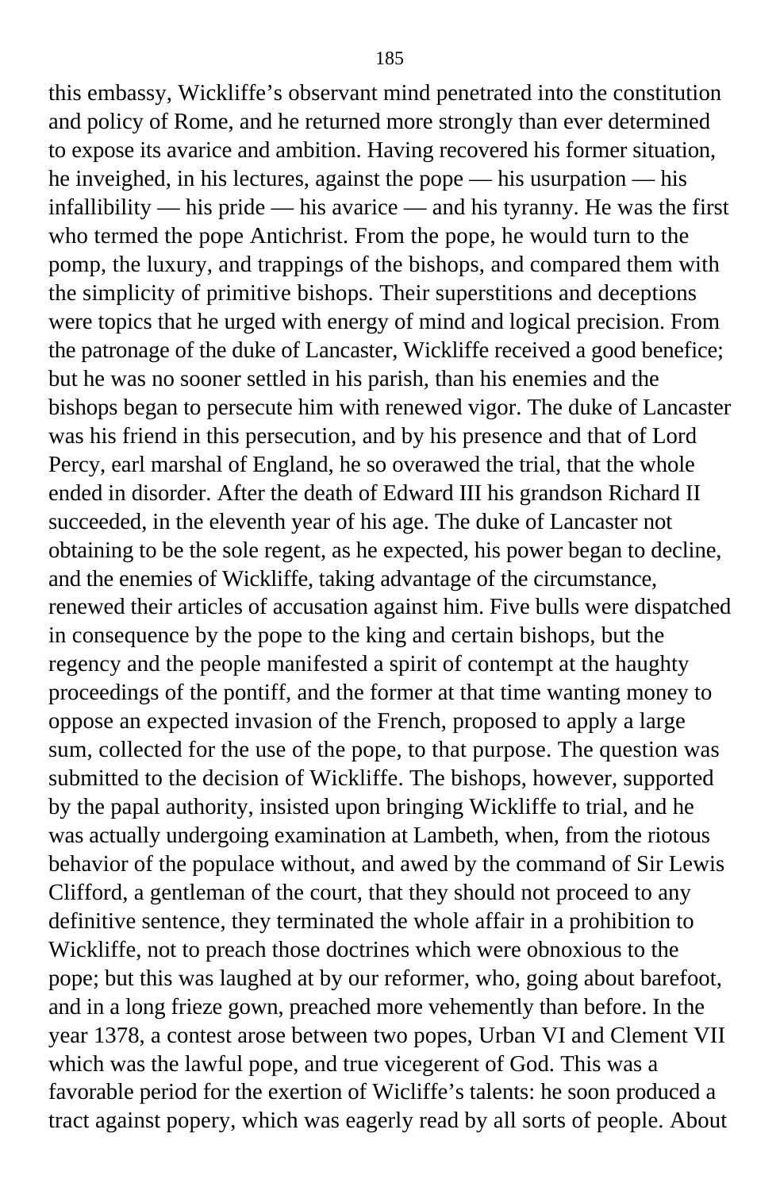this embassy, Wickliffe's observant mind penetrated into the constitution and policy of Rome, and he returned more strongly than ever determined to expose its avarice and ambition. Having recovered his former situation, he inveighed, in his lectures, against the pope — his usurpation — his infallibility — his pride — his avarice — and his tyranny. He was the first who termed the pope Antichrist. From the pope, he would turn to the pomp, the luxury, and trappings of the bishops, and compared them with the simplicity of primitive bishops. Their superstitions and deceptions were topics that he urged with energy of mind and logical precision. From the patronage of the duke of Lancaster, Wickliffe received a good benefice; but he was no sooner settled in his parish, than his enemies and the bishops began to persecute him with renewed vigor. The duke of Lancaster was his friend in this persecution, and by his presence and that of Lord Percy, earl marshal of England, he so overawed the trial, that the whole ended in disorder. After the death of Edward III his grandson Richard II succeeded, in the eleventh year of his age. The duke of Lancaster not obtaining to be the sole regent, as he expected, his power began to decline, and the enemies of Wickliffe, taking advantage of the circumstance, renewed their articles of accusation against him. Five bulls were dispatched in consequence by the pope to the king and certain bishops, but the regency and the people manifested a spirit of contempt at the haughty proceedings of the pontiff, and the former at that time wanting money to oppose an expected invasion of the French, proposed to apply a large sum, collected for the use of the pope, to that purpose. The question was submitted to the decision of Wickliffe. The bishops, however, supported by the papal authority, insisted upon bringing Wickliffe to trial, and he was actually undergoing examination at Lambeth, when, from the riotous behavior of the populace without, and awed by the command of Sir Lewis Clifford, a gentleman of the court, that they should not proceed to any definitive sentence, they terminated the whole affair in a prohibition to Wickliffe, not to preach those doctrines which were obnoxious to the pope; but this was laughed at by our reformer, who, going about barefoot, and in a long frieze gown, preached more vehemently than before. In the year 1378, a contest arose between two popes, Urban VI and Clement VII which was the lawful pope, and true vicegerent of God. This was a favorable period for the exertion of Wicliffe's talents: he soon produced a tract against popery, which was eagerly read by all sorts of people. About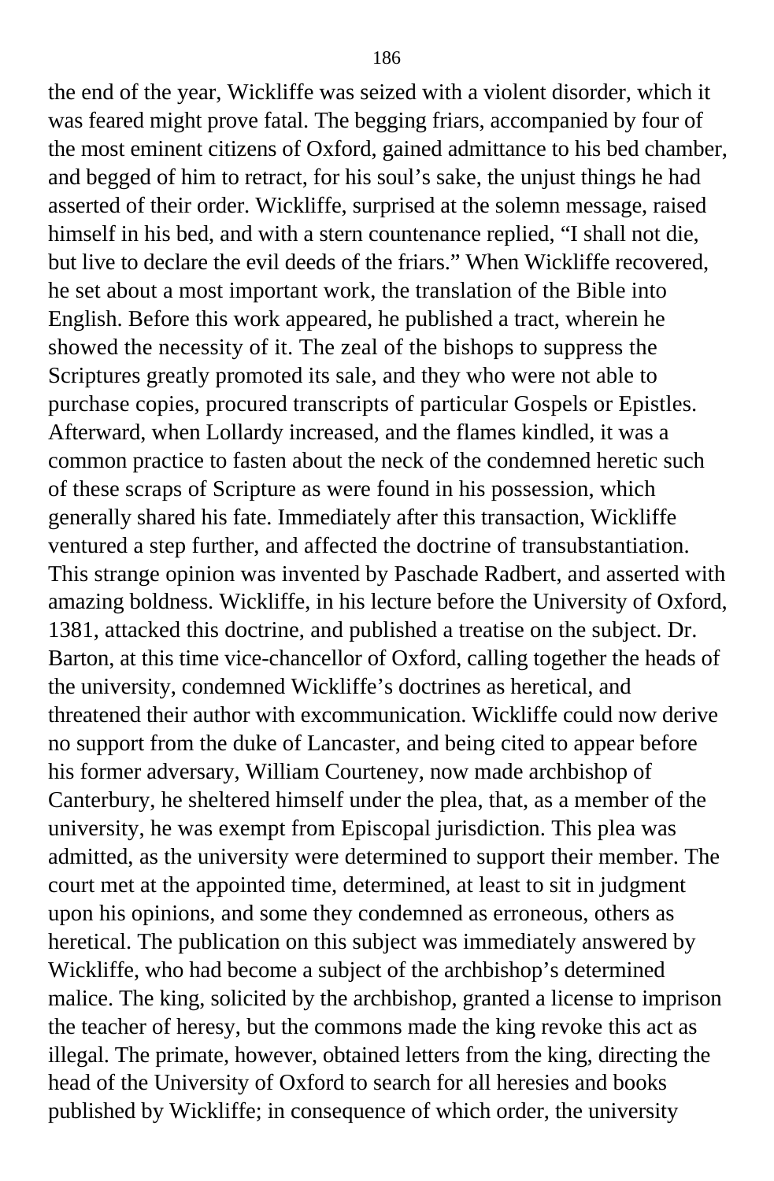the end of the year, Wickliffe was seized with a violent disorder, which it was feared might prove fatal. The begging friars, accompanied by four of the most eminent citizens of Oxford, gained admittance to his bed chamber, and begged of him to retract, for his soul's sake, the unjust things he had asserted of their order. Wickliffe, surprised at the solemn message, raised himself in his bed, and with a stern countenance replied, "I shall not die, but live to declare the evil deeds of the friars." When Wickliffe recovered, he set about a most important work, the translation of the Bible into English. Before this work appeared, he published a tract, wherein he showed the necessity of it. The zeal of the bishops to suppress the Scriptures greatly promoted its sale, and they who were not able to purchase copies, procured transcripts of particular Gospels or Epistles. Afterward, when Lollardy increased, and the flames kindled, it was a common practice to fasten about the neck of the condemned heretic such of these scraps of Scripture as were found in his possession, which generally shared his fate. Immediately after this transaction, Wickliffe ventured a step further, and affected the doctrine of transubstantiation. This strange opinion was invented by Paschade Radbert, and asserted with amazing boldness. Wickliffe, in his lecture before the University of Oxford, 1381, attacked this doctrine, and published a treatise on the subject. Dr. Barton, at this time vice-chancellor of Oxford, calling together the heads of the university, condemned Wickliffe's doctrines as heretical, and threatened their author with excommunication. Wickliffe could now derive no support from the duke of Lancaster, and being cited to appear before his former adversary, William Courteney, now made archbishop of Canterbury, he sheltered himself under the plea, that, as a member of the university, he was exempt from Episcopal jurisdiction. This plea was admitted, as the university were determined to support their member. The court met at the appointed time, determined, at least to sit in judgment upon his opinions, and some they condemned as erroneous, others as heretical. The publication on this subject was immediately answered by Wickliffe, who had become a subject of the archbishop's determined malice. The king, solicited by the archbishop, granted a license to imprison the teacher of heresy, but the commons made the king revoke this act as illegal. The primate, however, obtained letters from the king, directing the head of the University of Oxford to search for all heresies and books published by Wickliffe; in consequence of which order, the university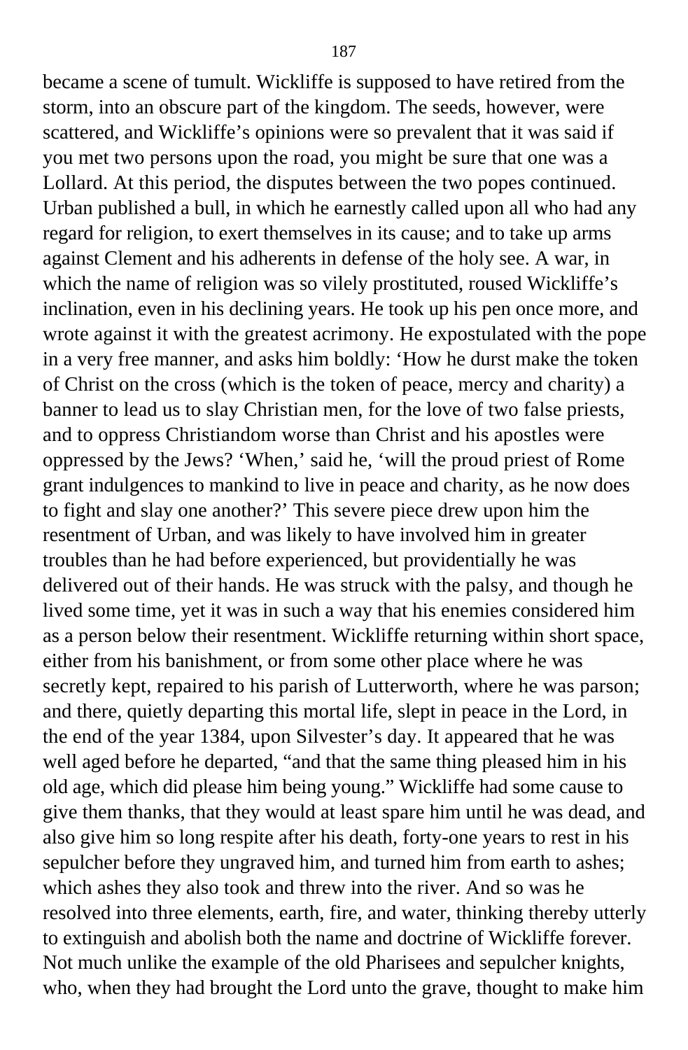became a scene of tumult. Wickliffe is supposed to have retired from the storm, into an obscure part of the kingdom. The seeds, however, were scattered, and Wickliffe's opinions were so prevalent that it was said if you met two persons upon the road, you might be sure that one was a Lollard. At this period, the disputes between the two popes continued. Urban published a bull, in which he earnestly called upon all who had any regard for religion, to exert themselves in its cause; and to take up arms against Clement and his adherents in defense of the holy see. A war, in which the name of religion was so vilely prostituted, roused Wickliffe's inclination, even in his declining years. He took up his pen once more, and wrote against it with the greatest acrimony. He expostulated with the pope in a very free manner, and asks him boldly: 'How he durst make the token of Christ on the cross (which is the token of peace, mercy and charity) a banner to lead us to slay Christian men, for the love of two false priests, and to oppress Christiandom worse than Christ and his apostles were oppressed by the Jews? 'When,' said he, 'will the proud priest of Rome grant indulgences to mankind to live in peace and charity, as he now does to fight and slay one another?' This severe piece drew upon him the resentment of Urban, and was likely to have involved him in greater troubles than he had before experienced, but providentially he was delivered out of their hands. He was struck with the palsy, and though he lived some time, yet it was in such a way that his enemies considered him as a person below their resentment. Wickliffe returning within short space, either from his banishment, or from some other place where he was secretly kept, repaired to his parish of Lutterworth, where he was parson; and there, quietly departing this mortal life, slept in peace in the Lord, in the end of the year 1384, upon Silvester's day. It appeared that he was well aged before he departed, "and that the same thing pleased him in his old age, which did please him being young." Wickliffe had some cause to give them thanks, that they would at least spare him until he was dead, and also give him so long respite after his death, forty-one years to rest in his sepulcher before they ungraved him, and turned him from earth to ashes; which ashes they also took and threw into the river. And so was he resolved into three elements, earth, fire, and water, thinking thereby utterly to extinguish and abolish both the name and doctrine of Wickliffe forever. Not much unlike the example of the old Pharisees and sepulcher knights, who, when they had brought the Lord unto the grave, thought to make him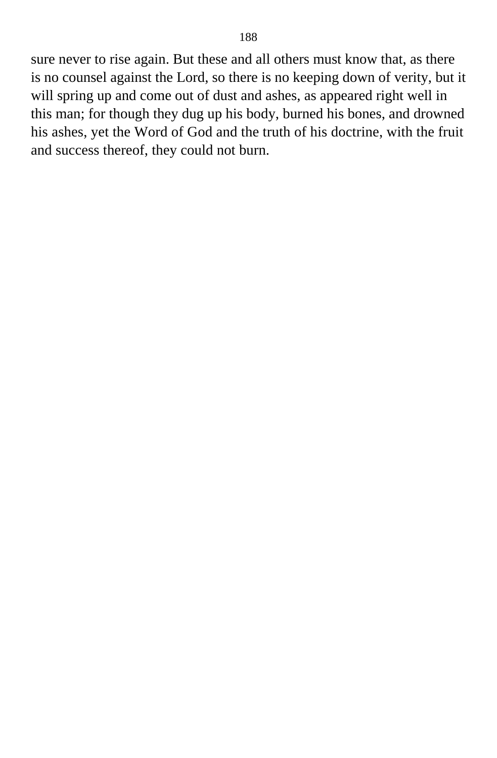sure never to rise again. But these and all others must know that, as there is no counsel against the Lord, so there is no keeping down of verity, but it will spring up and come out of dust and ashes, as appeared right well in this man; for though they dug up his body, burned his bones, and drowned his ashes, yet the Word of God and the truth of his doctrine, with the fruit and success thereof, they could not burn.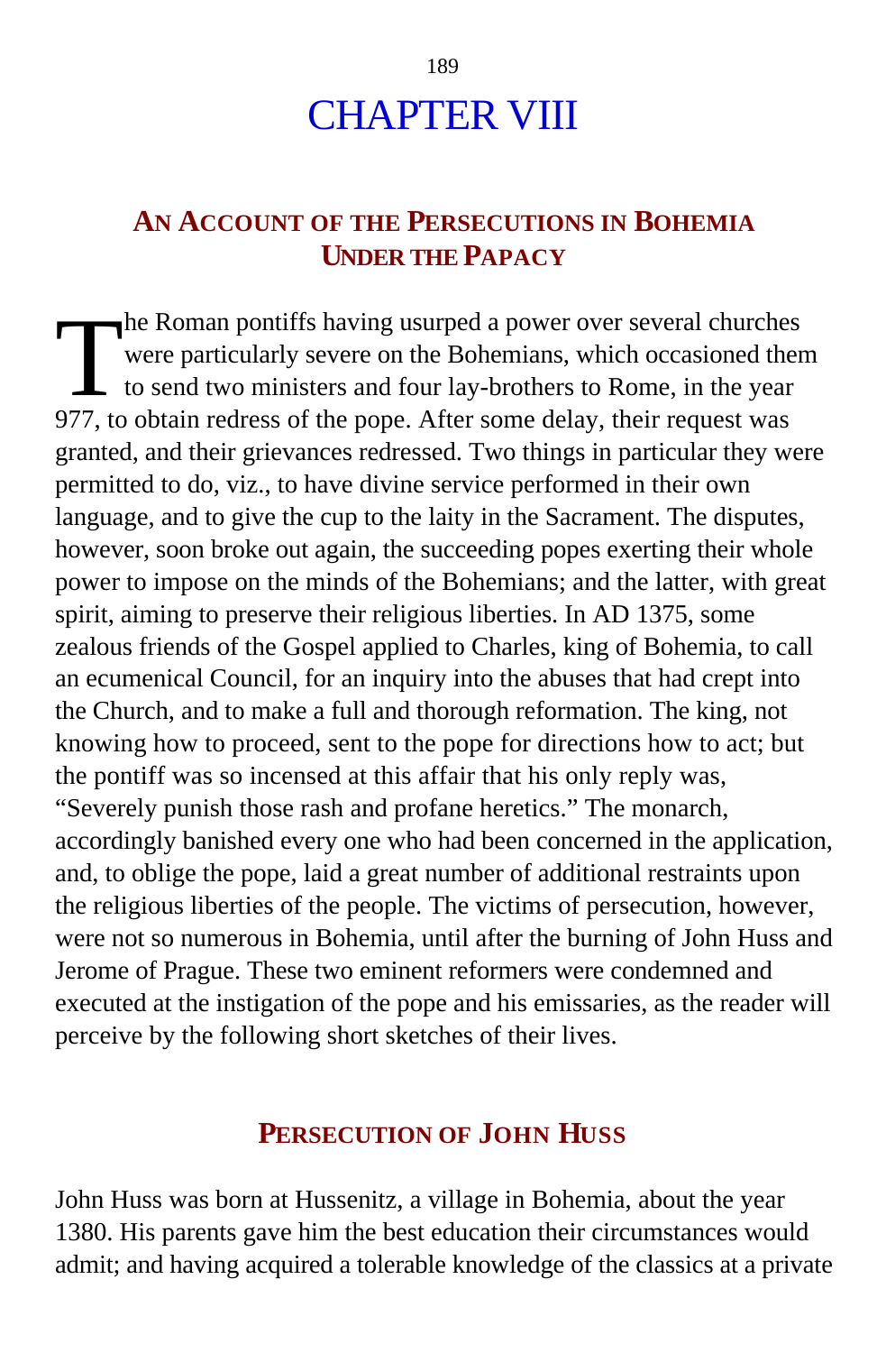# CHAPTER VIII

## An Account of the Persecutions in Bohemia Under the Papacy

The Roman pontiffs having usurped a power over several churches were particularly severe on the Bohemians, which occasioned them to send two ministers and four lay-brothers to Rome, in the year 977, to obtain redress of the pope. After some delay, their request was granted, and their grievances redressed. Two things in particular they were permitted to do, viz., to have divine service performed in their own language, and to give the cup to the laity in the Sacrament. The disputes, however, soon broke out again, the succeeding popes exerting their whole power to impose on the minds of the Bohemians; and the latter, with great spirit, aiming to preserve their religious liberties. In AD 1375, some zealous friends of the Gospel applied to Charles, king of Bohemia, to call an ecumenical Council, for an inquiry into the abuses that had crept into the Church, and to make a full and thorough reformation. The king, not knowing how to proceed, sent to the pope for directions how to act; but the pontiff was so incensed at this affair that his only reply was, "Severely punish those rash and profane heretics." The monarch, accordingly banished every one who had been concerned in the application, and, to oblige the pope, laid a great number of additional restraints upon the religious liberties of the people. The victims of persecution, however, were not so numerous in Bohemia, until after the burning of John Huss and Jerome of Prague. These two eminent reformers were condemned and executed at the instigation of the pope and his emissaries, as the reader will perceive by the following short sketches of their lives.

## Persecution of John Huss

John Huss was born at Hussenitz, a village in Bohemia, about the year 1380. His parents gave him the best education their circumstances would admit; and having acquired a tolerable knowledge of the classics at a private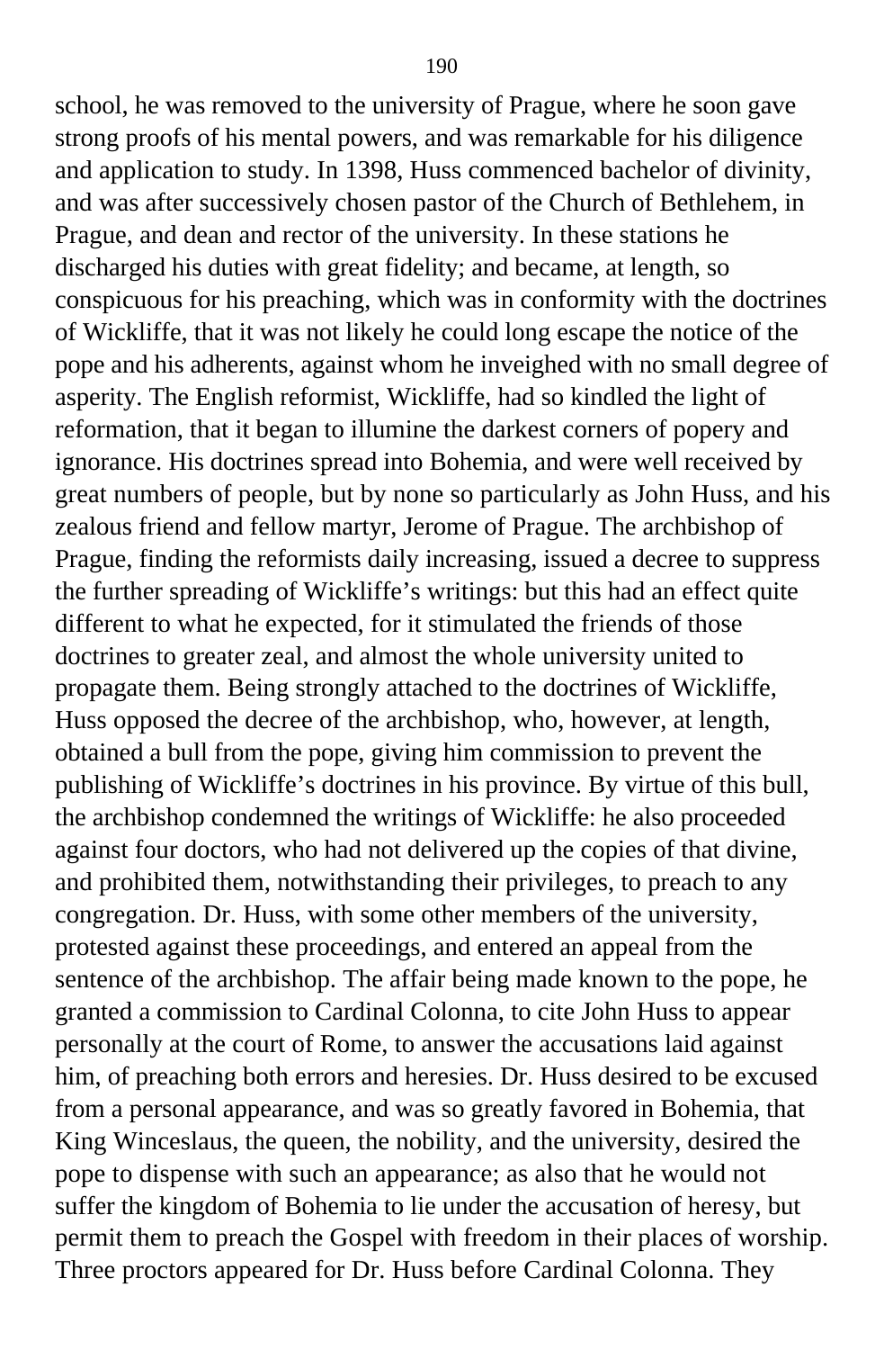school, he was removed to the university of Prague, where he soon gave strong proofs of his mental powers, and was remarkable for his diligence and application to study. In 1398, Huss commenced bachelor of divinity, and was after successively chosen pastor of the Church of Bethlehem, in Prague, and dean and rector of the university. In these stations he discharged his duties with great fidelity; and became, at length, so conspicuous for his preaching, which was in conformity with the doctrines of Wickliffe, that it was not likely he could long escape the notice of the pope and his adherents, against whom he inveighed with no small degree of asperity. The English reformist, Wickliffe, had so kindled the light of reformation, that it began to illumine the darkest corners of popery and ignorance. His doctrines spread into Bohemia, and were well received by great numbers of people, but by none so particularly as John Huss, and his zealous friend and fellow martyr, Jerome of Prague. The archbishop of Prague, finding the reformists daily increasing, issued a decree to suppress the further spreading of Wickliffe's writings: but this had an effect quite different to what he expected, for it stimulated the friends of those doctrines to greater zeal, and almost the whole university united to propagate them. Being strongly attached to the doctrines of Wickliffe, Huss opposed the decree of the archbishop, who, however, at length, obtained a bull from the pope, giving him commission to prevent the publishing of Wickliffe's doctrines in his province. By virtue of this bull, the archbishop condemned the writings of Wickliffe: he also proceeded against four doctors, who had not delivered up the copies of that divine, and prohibited them, notwithstanding their privileges, to preach to any congregation. Dr. Huss, with some other members of the university, protested against these proceedings, and entered an appeal from the sentence of the archbishop. The affair being made known to the pope, he granted a commission to Cardinal Colonna, to cite John Huss to appear personally at the court of Rome, to answer the accusations laid against him, of preaching both errors and heresies. Dr. Huss desired to be excused from a personal appearance, and was so greatly favored in Bohemia, that King Winceslaus, the queen, the nobility, and the university, desired the pope to dispense with such an appearance; as also that he would not suffer the kingdom of Bohemia to lie under the accusation of heresy, but permit them to preach the Gospel with freedom in their places of worship. Three proctors appeared for Dr. Huss before Cardinal Colonna. They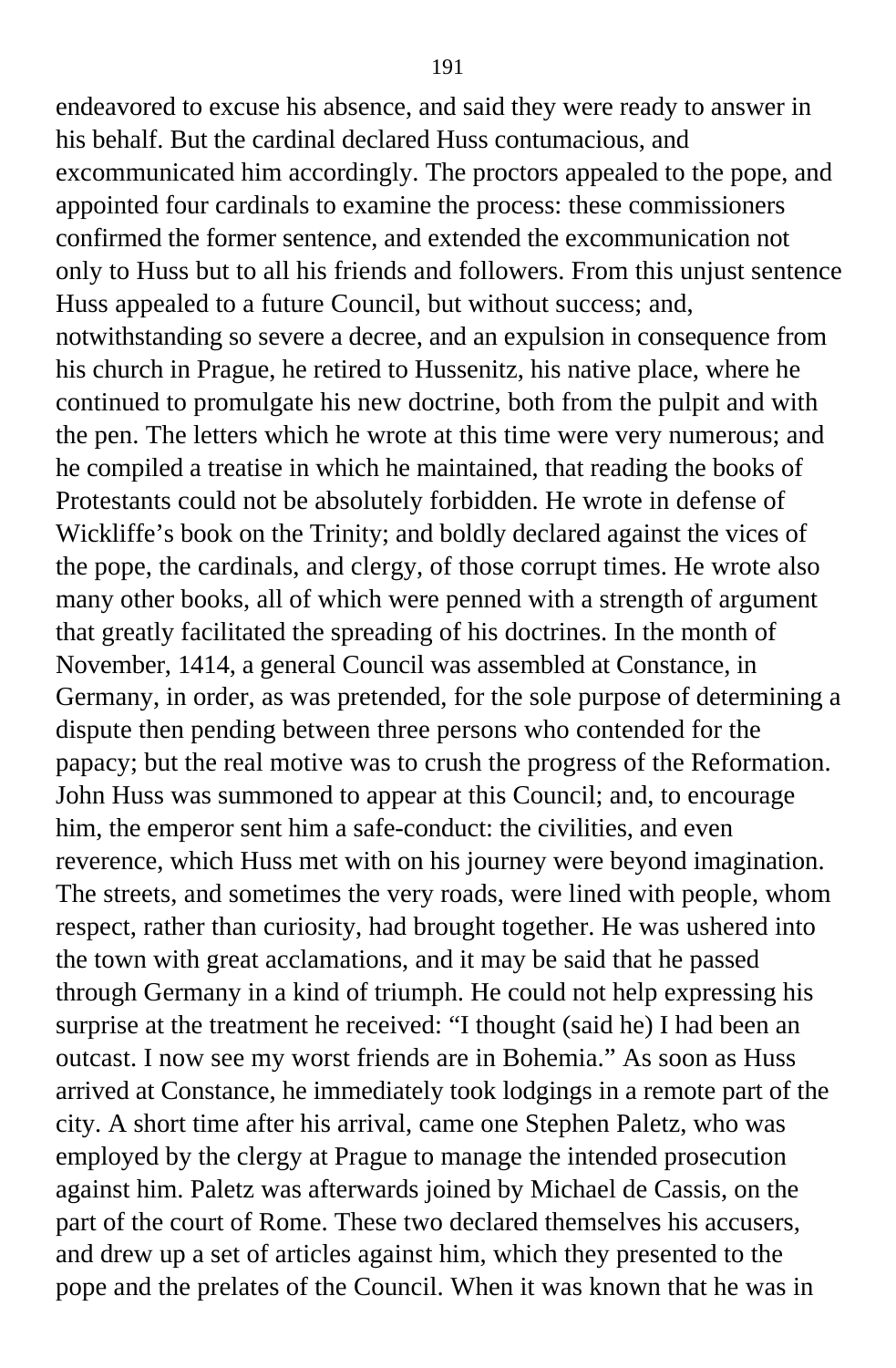endeavored to excuse his absence, and said they were ready to answer in his behalf. But the cardinal declared Huss contumacious, and excommunicated him accordingly. The proctors appealed to the pope, and appointed four cardinals to examine the process: these commissioners confirmed the former sentence, and extended the excommunication not only to Huss but to all his friends and followers. From this unjust sentence Huss appealed to a future Council, but without success; and, notwithstanding so severe a decree, and an expulsion in consequence from his church in Prague, he retired to Hussenitz, his native place, where he continued to promulgate his new doctrine, both from the pulpit and with the pen. The letters which he wrote at this time were very numerous; and he compiled a treatise in which he maintained, that reading the books of Protestants could not be absolutely forbidden. He wrote in defense of Wickliffe's book on the Trinity; and boldly declared against the vices of the pope, the cardinals, and clergy, of those corrupt times. He wrote also many other books, all of which were penned with a strength of argument that greatly facilitated the spreading of his doctrines. In the month of November, 1414, a general Council was assembled at Constance, in Germany, in order, as was pretended, for the sole purpose of determining a dispute then pending between three persons who contended for the papacy; but the real motive was to crush the progress of the Reformation. John Huss was summoned to appear at this Council; and, to encourage him, the emperor sent him a safe-conduct: the civilities, and even reverence, which Huss met with on his journey were beyond imagination. The streets, and sometimes the very roads, were lined with people, whom respect, rather than curiosity, had brought together. He was ushered into the town with great acclamations, and it may be said that he passed through Germany in a kind of triumph. He could not help expressing his surprise at the treatment he received: "I thought (said he) I had been an outcast. I now see my worst friends are in Bohemia." As soon as Huss arrived at Constance, he immediately took lodgings in a remote part of the city. A short time after his arrival, came one Stephen Paletz, who was employed by the clergy at Prague to manage the intended prosecution against him. Paletz was afterwards joined by Michael de Cassis, on the part of the court of Rome. These two declared themselves his accusers, and drew up a set of articles against him, which they presented to the pope and the prelates of the Council. When it was known that he was in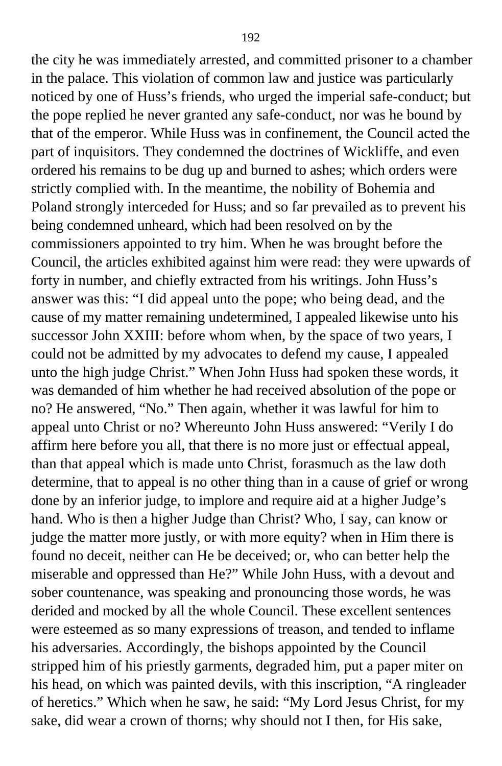the city he was immediately arrested, and committed prisoner to a chamber in the palace. This violation of common law and justice was particularly noticed by one of Huss's friends, who urged the imperial safe-conduct; but the pope replied he never granted any safe-conduct, nor was he bound by that of the emperor. While Huss was in confinement, the Council acted the part of inquisitors. They condemned the doctrines of Wickliffe, and even ordered his remains to be dug up and burned to ashes; which orders were strictly complied with. In the meantime, the nobility of Bohemia and Poland strongly interceded for Huss; and so far prevailed as to prevent his being condemned unheard, which had been resolved on by the commissioners appointed to try him. When he was brought before the Council, the articles exhibited against him were read: they were upwards of forty in number, and chiefly extracted from his writings. John Huss's answer was this: "I did appeal unto the pope; who being dead, and the cause of my matter remaining undetermined, I appealed likewise unto his successor John XXIII: before whom when, by the space of two years, I could not be admitted by my advocates to defend my cause, I appealed unto the high judge Christ." When John Huss had spoken these words, it was demanded of him whether he had received absolution of the pope or no? He answered, "No." Then again, whether it was lawful for him to appeal unto Christ or no? Whereunto John Huss answered: "Verily I do affirm here before you all, that there is no more just or effectual appeal, than that appeal which is made unto Christ, forasmuch as the law doth determine, that to appeal is no other thing than in a cause of grief or wrong done by an inferior judge, to implore and require aid at a higher Judge's hand. Who is then a higher Judge than Christ? Who, I say, can know or judge the matter more justly, or with more equity? when in Him there is found no deceit, neither can He be deceived; or, who can better help the miserable and oppressed than He?" While John Huss, with a devout and sober countenance, was speaking and pronouncing those words, he was derided and mocked by all the whole Council. These excellent sentences were esteemed as so many expressions of treason, and tended to inflame his adversaries. Accordingly, the bishops appointed by the Council stripped him of his priestly garments, degraded him, put a paper miter on his head, on which was painted devils, with this inscription, "A ringleader of heretics." Which when he saw, he said: "My Lord Jesus Christ, for my sake, did wear a crown of thorns; why should not I then, for His sake,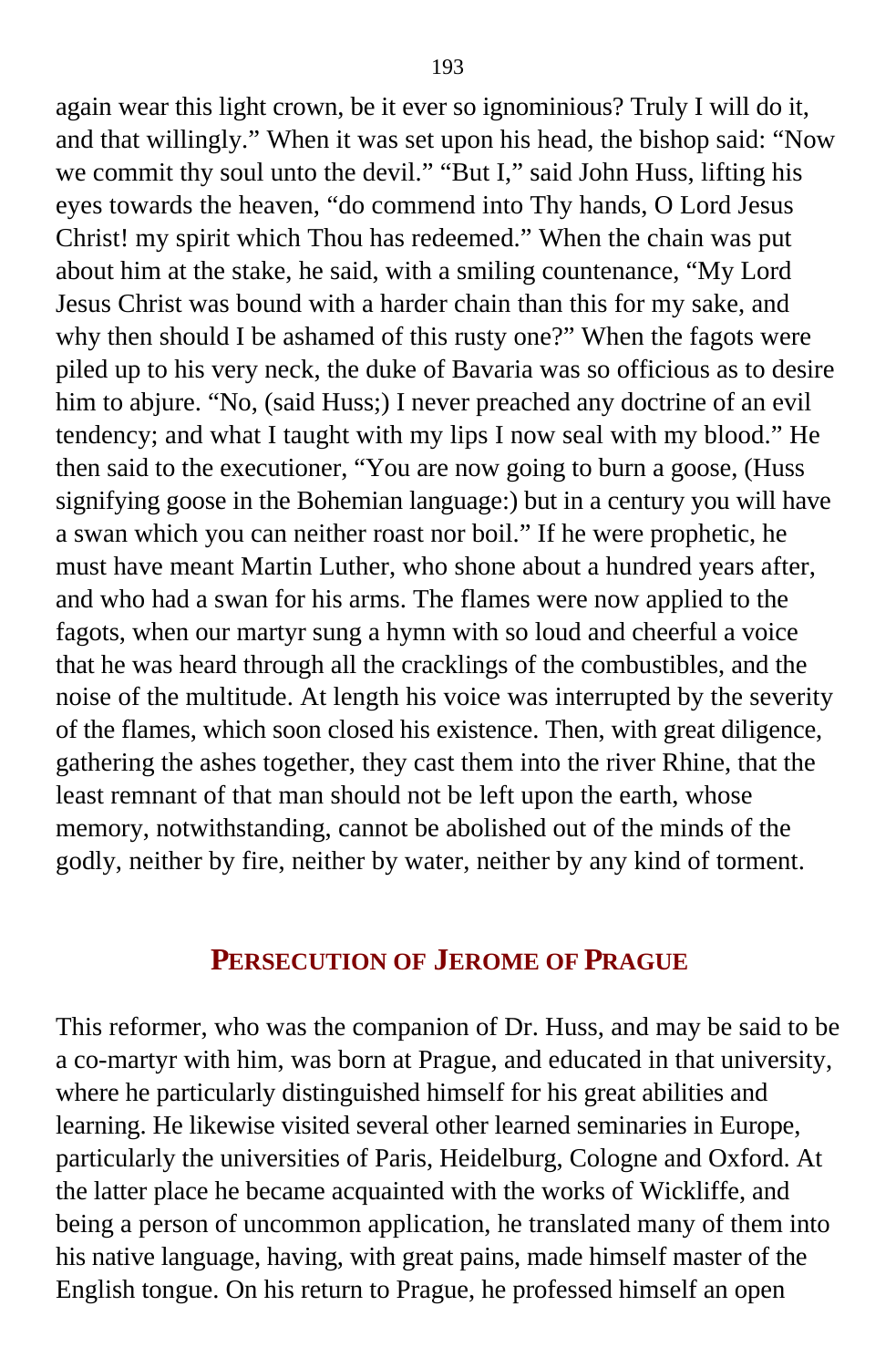again wear this light crown, be it ever so ignominious? Truly I will do it, and that willingly." When it was set upon his head, the bishop said: "Now we commit thy soul unto the devil." "But I," said John Huss, lifting his eyes towards the heaven, "do commend into Thy hands, O Lord Jesus Christ! my spirit which Thou has redeemed." When the chain was put about him at the stake, he said, with a smiling countenance, "My Lord Jesus Christ was bound with a harder chain than this for my sake, and why then should I be ashamed of this rusty one?" When the fagots were piled up to his very neck, the duke of Bavaria was so officious as to desire him to abjure. "No, (said Huss;) I never preached any doctrine of an evil tendency; and what I taught with my lips I now seal with my blood." He then said to the executioner, "You are now going to burn a goose, (Huss signifying goose in the Bohemian language:) but in a century you will have a swan which you can neither roast nor boil." If he were prophetic, he must have meant Martin Luther, who shone about a hundred years after, and who had a swan for his arms. The flames were now applied to the fagots, when our martyr sung a hymn with so loud and cheerful a voice that he was heard through all the cracklings of the combustibles, and the noise of the multitude. At length his voice was interrupted by the severity of the flames, which soon closed his existence. Then, with great diligence, gathering the ashes together, they cast them into the river Rhine, that the least remnant of that man should not be left upon the earth, whose memory, notwithstanding, cannot be abolished out of the minds of the godly, neither by fire, neither by water, neither by any kind of torment.

## PERSECUTION OF JEROME OF PRAGUE

This reformer, who was the companion of Dr. Huss, and may be said to be a co-martyr with him, was born at Prague, and educated in that university, where he particularly distinguished himself for his great abilities and learning. He likewise visited several other learned seminaries in Europe, particularly the universities of Paris, Heidelburg, Cologne and Oxford. At the latter place he became acquainted with the works of Wickliffe, and being a person of uncommon application, he translated many of them into his native language, having, with great pains, made himself master of the English tongue. On his return to Prague, he professed himself an open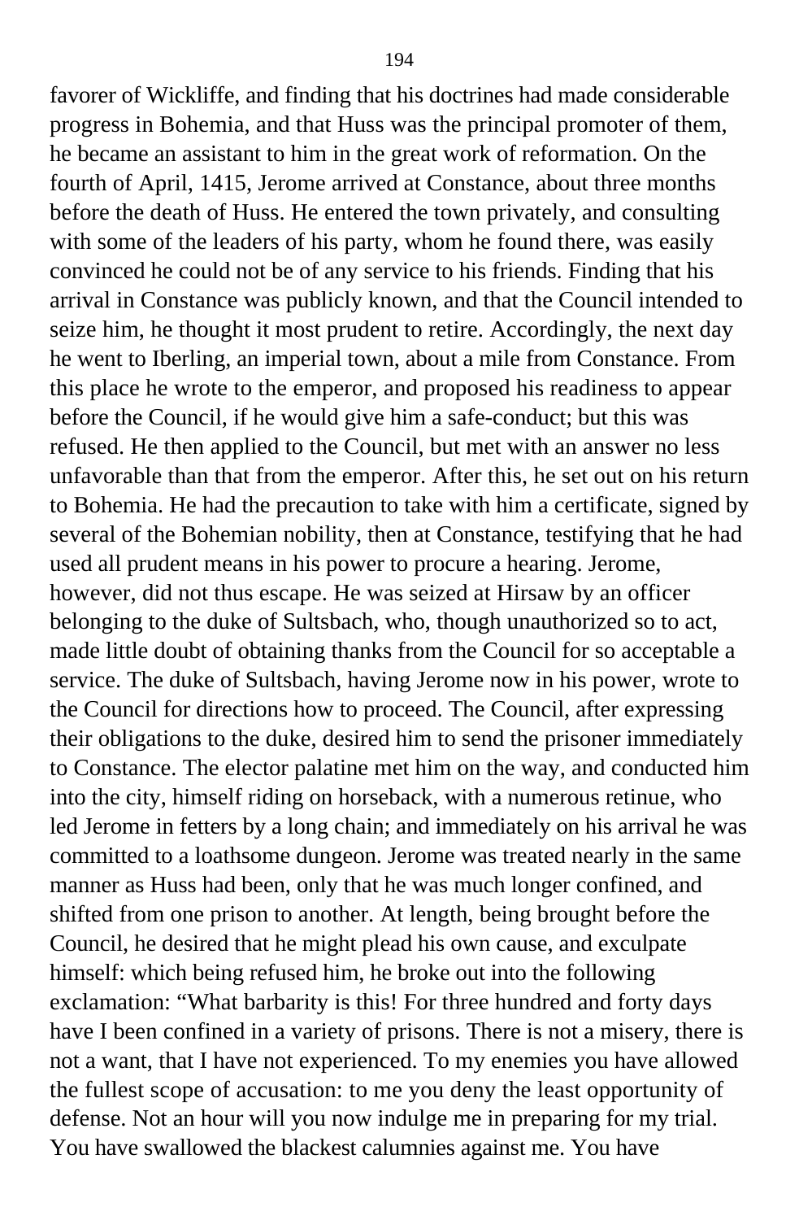favorer of Wickliffe, and finding that his doctrines had made considerable progress in Bohemia, and that Huss was the principal promoter of them, he became an assistant to him in the great work of reformation. On the fourth of April, 1415, Jerome arrived at Constance, about three months before the death of Huss. He entered the town privately, and consulting with some of the leaders of his party, whom he found there, was easily convinced he could not be of any service to his friends. Finding that his arrival in Constance was publicly known, and that the Council intended to seize him, he thought it most prudent to retire. Accordingly, the next day he went to Iberling, an imperial town, about a mile from Constance. From this place he wrote to the emperor, and proposed his readiness to appear before the Council, if he would give him a safe-conduct; but this was refused. He then applied to the Council, but met with an answer no less unfavorable than that from the emperor. After this, he set out on his return to Bohemia. He had the precaution to take with him a certificate, signed by several of the Bohemian nobility, then at Constance, testifying that he had used all prudent means in his power to procure a hearing. Jerome, however, did not thus escape. He was seized at Hirsaw by an officer belonging to the duke of Sultsbach, who, though unauthorized so to act, made little doubt of obtaining thanks from the Council for so acceptable a service. The duke of Sultsbach, having Jerome now in his power, wrote to the Council for directions how to proceed. The Council, after expressing their obligations to the duke, desired him to send the prisoner immediately to Constance. The elector palatine met him on the way, and conducted him into the city, himself riding on horseback, with a numerous retinue, who led Jerome in fetters by a long chain; and immediately on his arrival he was committed to a loathsome dungeon. Jerome was treated nearly in the same manner as Huss had been, only that he was much longer confined, and shifted from one prison to another. At length, being brought before the Council, he desired that he might plead his own cause, and exculpate himself: which being refused him, he broke out into the following exclamation: "What barbarity is this! For three hundred and forty days have I been confined in a variety of prisons. There is not a misery, there is not a want, that I have not experienced. To my enemies you have allowed the fullest scope of accusation: to me you deny the least opportunity of defense. Not an hour will you now indulge me in preparing for my trial. You have swallowed the blackest calumnies against me. You have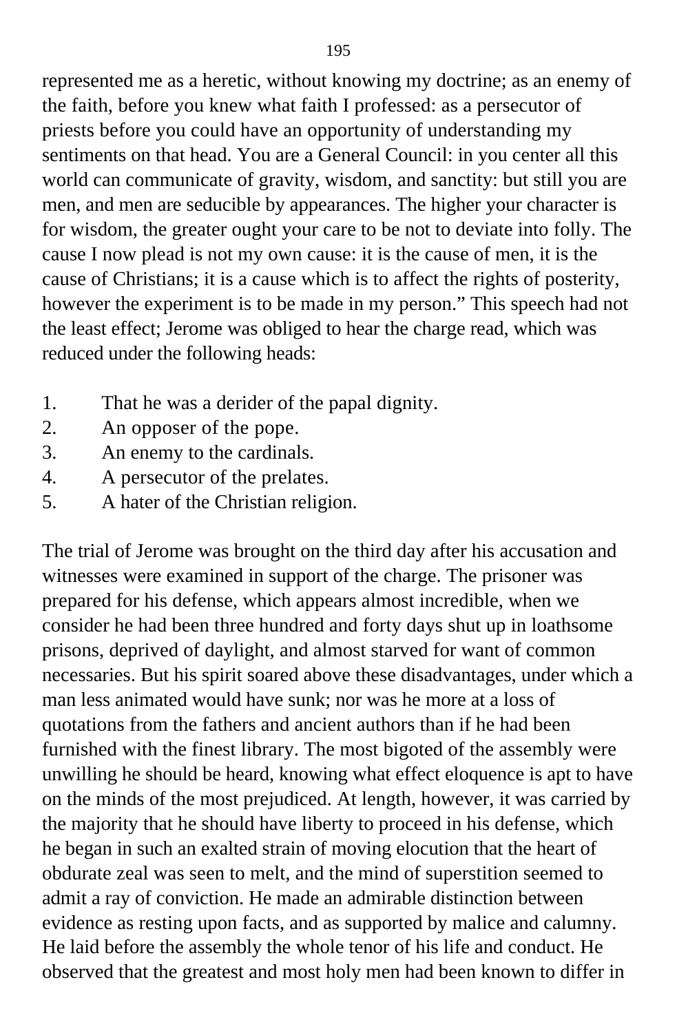represented me as a heretic, without knowing my doctrine; as an enemy of the faith, before you knew what faith I professed: as a persecutor of priests before you could have an opportunity of understanding my sentiments on that head. You are a General Council: in you center all this world can communicate of gravity, wisdom, and sanctity: but still you are men, and men are seducible by appearances. The higher your character is for wisdom, the greater ought your care to be not to deviate into folly. The cause I now plead is not my own cause: it is the cause of men, it is the cause of Christians; it is a cause which is to affect the rights of posterity, however the experiment is to be made in my person." This speech had not the least effect; Jerome was obliged to hear the charge read, which was reduced under the following heads:

1. That he was a derider of the papal dignity.
2. An opposer of the pope.
3. An enemy to the cardinals.
4. A persecutor of the prelates.
5. A hater of the Christian religion.

The trial of Jerome was brought on the third day after his accusation and witnesses were examined in support of the charge. The prisoner was prepared for his defense, which appears almost incredible, when we consider he had been three hundred and forty days shut up in loathsome prisons, deprived of daylight, and almost starved for want of common necessaries. But his spirit soared above these disadvantages, under which a man less animated would have sunk; nor was he more at a loss of quotations from the fathers and ancient authors than if he had been furnished with the finest library. The most bigoted of the assembly were unwilling he should be heard, knowing what effect eloquence is apt to have on the minds of the most prejudiced. At length, however, it was carried by the majority that he should have liberty to proceed in his defense, which he began in such an exalted strain of moving elocution that the heart of obdurate zeal was seen to melt, and the mind of superstition seemed to admit a ray of conviction. He made an admirable distinction between evidence as resting upon facts, and as supported by malice and calumny. He laid before the assembly the whole tenor of his life and conduct. He observed that the greatest and most holy men had been known to differ in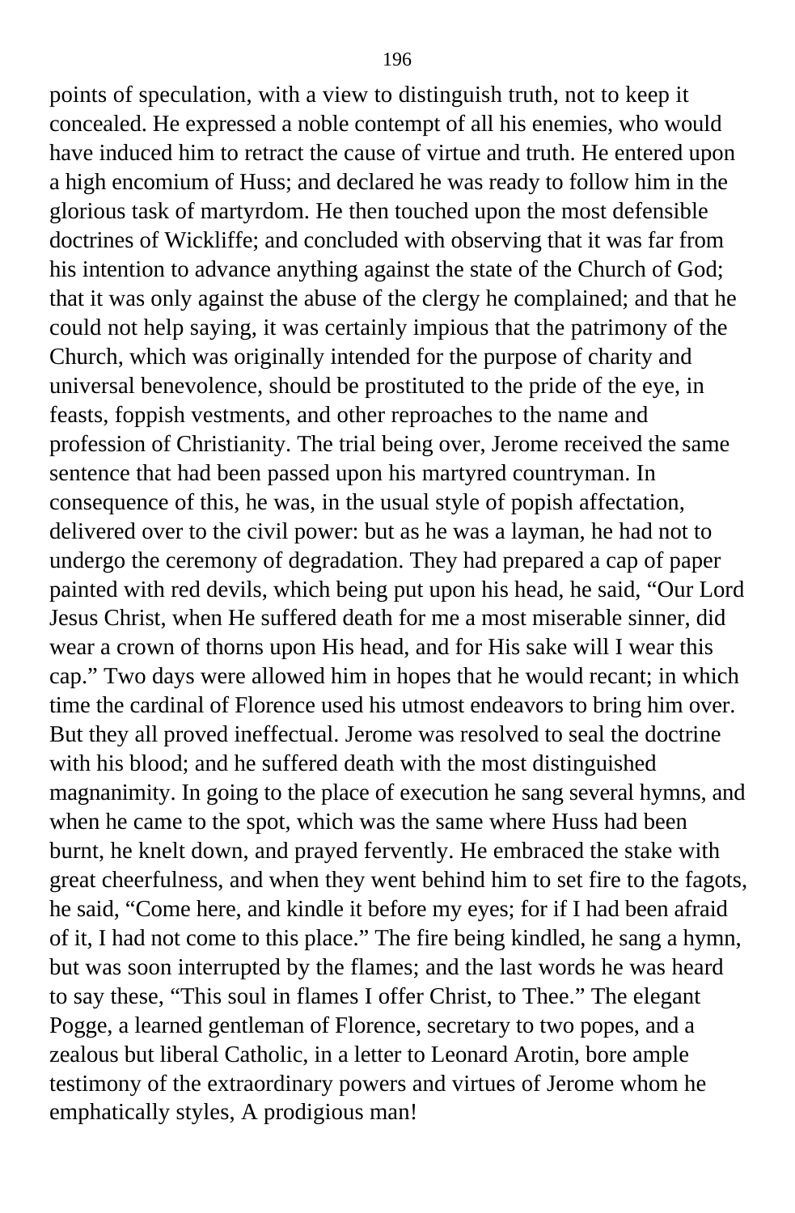points of speculation, with a view to distinguish truth, not to keep it concealed. He expressed a noble contempt of all his enemies, who would have induced him to retract the cause of virtue and truth. He entered upon a high encomium of Huss; and declared he was ready to follow him in the glorious task of martyrdom. He then touched upon the most defensible doctrines of Wickliffe; and concluded with observing that it was far from his intention to advance anything against the state of the Church of God; that it was only against the abuse of the clergy he complained; and that he could not help saying, it was certainly impious that the patrimony of the Church, which was originally intended for the purpose of charity and universal benevolence, should be prostituted to the pride of the eye, in feasts, foppish vestments, and other reproaches to the name and profession of Christianity. The trial being over, Jerome received the same sentence that had been passed upon his martyred countryman. In consequence of this, he was, in the usual style of popish affectation, delivered over to the civil power: but as he was a layman, he had not to undergo the ceremony of degradation. They had prepared a cap of paper painted with red devils, which being put upon his head, he said, "Our Lord Jesus Christ, when He suffered death for me a most miserable sinner, did wear a crown of thorns upon His head, and for His sake will I wear this cap." Two days were allowed him in hopes that he would recant; in which time the cardinal of Florence used his utmost endeavors to bring him over. But they all proved ineffectual. Jerome was resolved to seal the doctrine with his blood; and he suffered death with the most distinguished magnanimity. In going to the place of execution he sang several hymns, and when he came to the spot, which was the same where Huss had been burnt, he knelt down, and prayed fervently. He embraced the stake with great cheerfulness, and when they went behind him to set fire to the fagots, he said, "Come here, and kindle it before my eyes; for if I had been afraid of it, I had not come to this place." The fire being kindled, he sang a hymn, but was soon interrupted by the flames; and the last words he was heard to say these, "This soul in flames I offer Christ, to Thee." The elegant Pogge, a learned gentleman of Florence, secretary to two popes, and a zealous but liberal Catholic, in a letter to Leonard Arotin, bore ample testimony of the extraordinary powers and virtues of Jerome whom he emphatically styles, A prodigious man!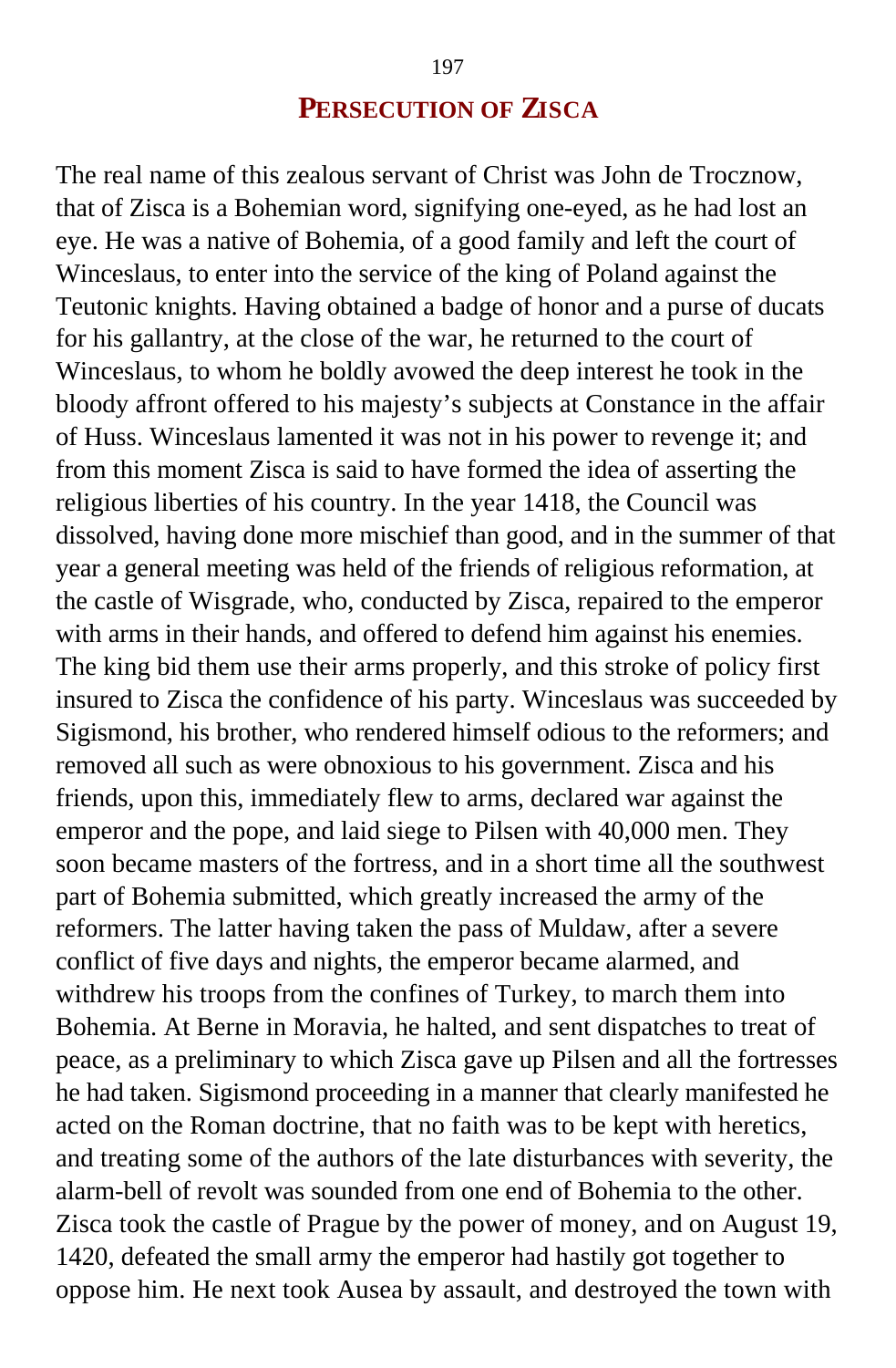## PERSECUTION OF ZISCA

The real name of this zealous servant of Christ was John de Trocznow, that of Zisca is a Bohemian word, signifying one-eyed, as he had lost an eye. He was a native of Bohemia, of a good family and left the court of Winceslaus, to enter into the service of the king of Poland against the Teutonic knights. Having obtained a badge of honor and a purse of ducats for his gallantry, at the close of the war, he returned to the court of Winceslaus, to whom he boldly avowed the deep interest he took in the bloody affront offered to his majesty's subjects at Constance in the affair of Huss. Winceslaus lamented it was not in his power to revenge it; and from this moment Zisca is said to have formed the idea of asserting the religious liberties of his country. In the year 1418, the Council was dissolved, having done more mischief than good, and in the summer of that year a general meeting was held of the friends of religious reformation, at the castle of Wisgrade, who, conducted by Zisca, repaired to the emperor with arms in their hands, and offered to defend him against his enemies. The king bid them use their arms properly, and this stroke of policy first insured to Zisca the confidence of his party. Winceslaus was succeeded by Sigismond, his brother, who rendered himself odious to the reformers; and removed all such as were obnoxious to his government. Zisca and his friends, upon this, immediately flew to arms, declared war against the emperor and the pope, and laid siege to Pilsen with 40,000 men. They soon became masters of the fortress, and in a short time all the southwest part of Bohemia submitted, which greatly increased the army of the reformers. The latter having taken the pass of Muldaw, after a severe conflict of five days and nights, the emperor became alarmed, and withdrew his troops from the confines of Turkey, to march them into Bohemia. At Berne in Moravia, he halted, and sent dispatches to treat of peace, as a preliminary to which Zisca gave up Pilsen and all the fortresses he had taken. Sigismond proceeding in a manner that clearly manifested he acted on the Roman doctrine, that no faith was to be kept with heretics, and treating some of the authors of the late disturbances with severity, the alarm-bell of revolt was sounded from one end of Bohemia to the other. Zisca took the castle of Prague by the power of money, and on August 19, 1420, defeated the small army the emperor had hastily got together to oppose him. He next took Ausea by assault, and destroyed the town with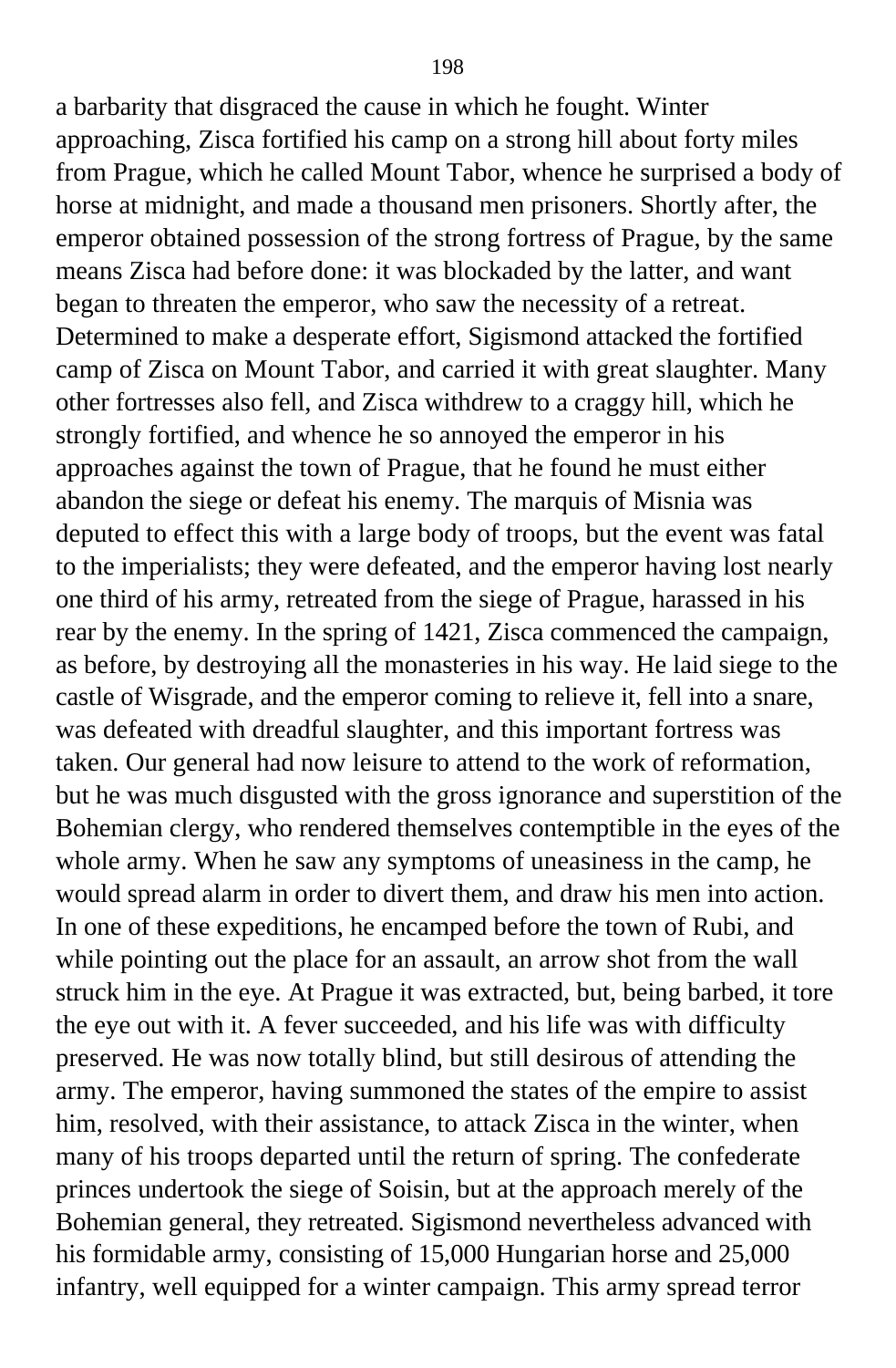a barbarity that disgraced the cause in which he fought. Winter approaching, Zisca fortified his camp on a strong hill about forty miles from Prague, which he called Mount Tabor, whence he surprised a body of horse at midnight, and made a thousand men prisoners. Shortly after, the emperor obtained possession of the strong fortress of Prague, by the same means Zisca had before done: it was blockaded by the latter, and want began to threaten the emperor, who saw the necessity of a retreat. Determined to make a desperate effort, Sigismond attacked the fortified camp of Zisca on Mount Tabor, and carried it with great slaughter. Many other fortresses also fell, and Zisca withdrew to a craggy hill, which he strongly fortified, and whence he so annoyed the emperor in his approaches against the town of Prague, that he found he must either abandon the siege or defeat his enemy. The marquis of Misnia was deputed to effect this with a large body of troops, but the event was fatal to the imperialists; they were defeated, and the emperor having lost nearly one third of his army, retreated from the siege of Prague, harassed in his rear by the enemy. In the spring of 1421, Zisca commenced the campaign, as before, by destroying all the monasteries in his way. He laid siege to the castle of Wisgrade, and the emperor coming to relieve it, fell into a snare, was defeated with dreadful slaughter, and this important fortress was taken. Our general had now leisure to attend to the work of reformation, but he was much disgusted with the gross ignorance and superstition of the Bohemian clergy, who rendered themselves contemptible in the eyes of the whole army. When he saw any symptoms of uneasiness in the camp, he would spread alarm in order to divert them, and draw his men into action. In one of these expeditions, he encamped before the town of Rubi, and while pointing out the place for an assault, an arrow shot from the wall struck him in the eye. At Prague it was extracted, but, being barbed, it tore the eye out with it. A fever succeeded, and his life was with difficulty preserved. He was now totally blind, but still desirous of attending the army. The emperor, having summoned the states of the empire to assist him, resolved, with their assistance, to attack Zisca in the winter, when many of his troops departed until the return of spring. The confederate princes undertook the siege of Soisin, but at the approach merely of the Bohemian general, they retreated. Sigismond nevertheless advanced with his formidable army, consisting of 15,000 Hungarian horse and 25,000 infantry, well equipped for a winter campaign. This army spread terror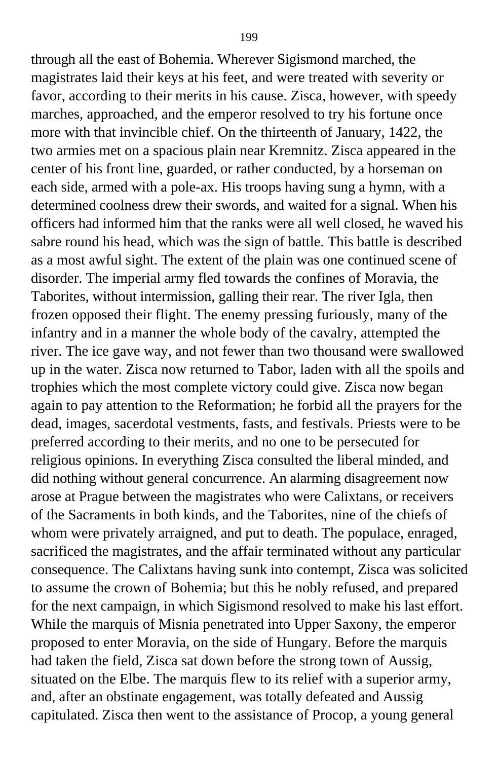through all the east of Bohemia. Wherever Sigismond marched, the magistrates laid their keys at his feet, and were treated with severity or favor, according to their merits in his cause. Zisca, however, with speedy marches, approached, and the emperor resolved to try his fortune once more with that invincible chief. On the thirteenth of January, 1422, the two armies met on a spacious plain near Kremnitz. Zisca appeared in the center of his front line, guarded, or rather conducted, by a horseman on each side, armed with a pole-ax. His troops having sung a hymn, with a determined coolness drew their swords, and waited for a signal. When his officers had informed him that the ranks were all well closed, he waved his sabre round his head, which was the sign of battle. This battle is described as a most awful sight. The extent of the plain was one continued scene of disorder. The imperial army fled towards the confines of Moravia, the Taborites, without intermission, galling their rear. The river Igla, then frozen opposed their flight. The enemy pressing furiously, many of the infantry and in a manner the whole body of the cavalry, attempted the river. The ice gave way, and not fewer than two thousand were swallowed up in the water. Zisca now returned to Tabor, laden with all the spoils and trophies which the most complete victory could give. Zisca now began again to pay attention to the Reformation; he forbid all the prayers for the dead, images, sacerdotal vestments, fasts, and festivals. Priests were to be preferred according to their merits, and no one to be persecuted for religious opinions. In everything Zisca consulted the liberal minded, and did nothing without general concurrence. An alarming disagreement now arose at Prague between the magistrates who were Calixtans, or receivers of the Sacraments in both kinds, and the Taborites, nine of the chiefs of whom were privately arraigned, and put to death. The populace, enraged, sacrificed the magistrates, and the affair terminated without any particular consequence. The Calixtans having sunk into contempt, Zisca was solicited to assume the crown of Bohemia; but this he nobly refused, and prepared for the next campaign, in which Sigismond resolved to make his last effort. While the marquis of Misnia penetrated into Upper Saxony, the emperor proposed to enter Moravia, on the side of Hungary. Before the marquis had taken the field, Zisca sat down before the strong town of Aussig, situated on the Elbe. The marquis flew to its relief with a superior army, and, after an obstinate engagement, was totally defeated and Aussig capitulated. Zisca then went to the assistance of Procop, a young general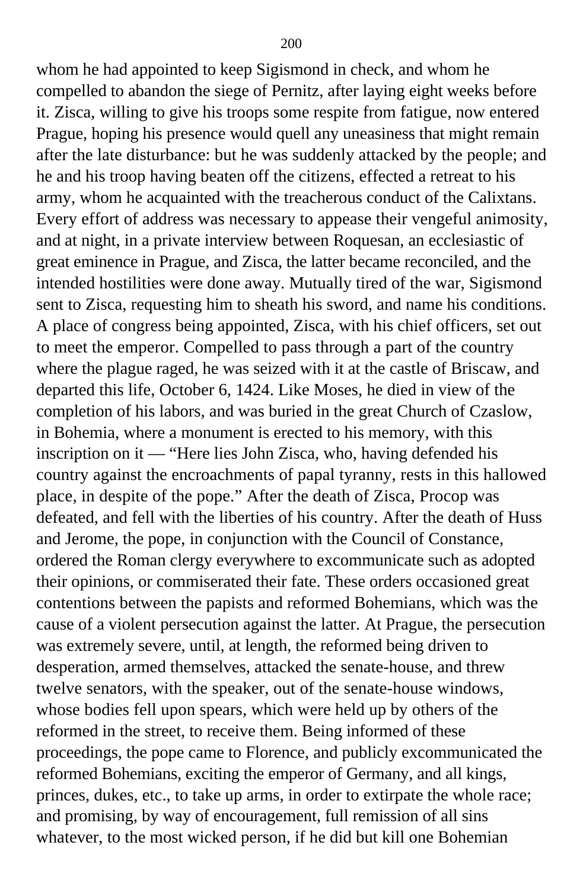whom he had appointed to keep Sigismond in check, and whom he compelled to abandon the siege of Pernitz, after laying eight weeks before it. Zisca, willing to give his troops some respite from fatigue, now entered Prague, hoping his presence would quell any uneasiness that might remain after the late disturbance: but he was suddenly attacked by the people; and he and his troop having beaten off the citizens, effected a retreat to his army, whom he acquainted with the treacherous conduct of the Calixtans. Every effort of address was necessary to appease their vengeful animosity, and at night, in a private interview between Roquesan, an ecclesiastic of great eminence in Prague, and Zisca, the latter became reconciled, and the intended hostilities were done away. Mutually tired of the war, Sigismond sent to Zisca, requesting him to sheath his sword, and name his conditions. A place of congress being appointed, Zisca, with his chief officers, set out to meet the emperor. Compelled to pass through a part of the country where the plague raged, he was seized with it at the castle of Briscaw, and departed this life, October 6, 1424. Like Moses, he died in view of the completion of his labors, and was buried in the great Church of Czaslow, in Bohemia, where a monument is erected to his memory, with this inscription on it — "Here lies John Zisca, who, having defended his country against the encroachments of papal tyranny, rests in this hallowed place, in despite of the pope." After the death of Zisca, Procop was defeated, and fell with the liberties of his country. After the death of Huss and Jerome, the pope, in conjunction with the Council of Constance, ordered the Roman clergy everywhere to excommunicate such as adopted their opinions, or commiserated their fate. These orders occasioned great contentions between the papists and reformed Bohemians, which was the cause of a violent persecution against the latter. At Prague, the persecution was extremely severe, until, at length, the reformed being driven to desperation, armed themselves, attacked the senate-house, and threw twelve senators, with the speaker, out of the senate-house windows, whose bodies fell upon spears, which were held up by others of the reformed in the street, to receive them. Being informed of these proceedings, the pope came to Florence, and publicly excommunicated the reformed Bohemians, exciting the emperor of Germany, and all kings, princes, dukes, etc., to take up arms, in order to extirpate the whole race; and promising, by way of encouragement, full remission of all sins whatever, to the most wicked person, if he did but kill one Bohemian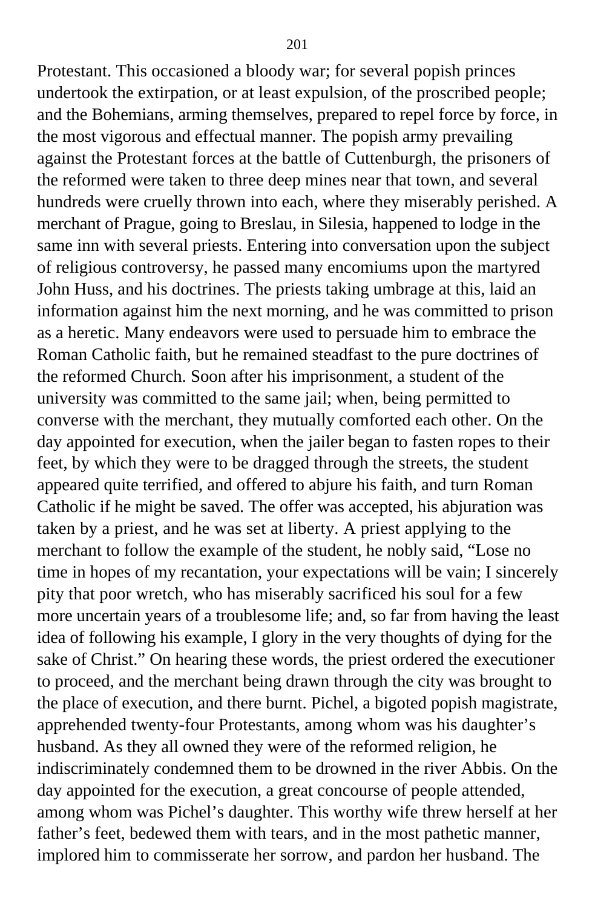Protestant. This occasioned a bloody war; for several popish princes undertook the extirpation, or at least expulsion, of the proscribed people; and the Bohemians, arming themselves, prepared to repel force by force, in the most vigorous and effectual manner. The popish army prevailing against the Protestant forces at the battle of Cuttenburgh, the prisoners of the reformed were taken to three deep mines near that town, and several hundreds were cruelly thrown into each, where they miserably perished. A merchant of Prague, going to Breslau, in Silesia, happened to lodge in the same inn with several priests. Entering into conversation upon the subject of religious controversy, he passed many encomiums upon the martyred John Huss, and his doctrines. The priests taking umbrage at this, laid an information against him the next morning, and he was committed to prison as a heretic. Many endeavors were used to persuade him to embrace the Roman Catholic faith, but he remained steadfast to the pure doctrines of the reformed Church. Soon after his imprisonment, a student of the university was committed to the same jail; when, being permitted to converse with the merchant, they mutually comforted each other. On the day appointed for execution, when the jailer began to fasten ropes to their feet, by which they were to be dragged through the streets, the student appeared quite terrified, and offered to abjure his faith, and turn Roman Catholic if he might be saved. The offer was accepted, his abjuration was taken by a priest, and he was set at liberty. A priest applying to the merchant to follow the example of the student, he nobly said, “Lose no time in hopes of my recantation, your expectations will be vain; I sincerely pity that poor wretch, who has miserably sacrificed his soul for a few more uncertain years of a troublesome life; and, so far from having the least idea of following his example, I glory in the very thoughts of dying for the sake of Christ.” On hearing these words, the priest ordered the executioner to proceed, and the merchant being drawn through the city was brought to the place of execution, and there burnt. Pichel, a bigoted popish magistrate, apprehended twenty-four Protestants, among whom was his daughter’s husband. As they all owned they were of the reformed religion, he indiscriminately condemned them to be drowned in the river Abbis. On the day appointed for the execution, a great concourse of people attended, among whom was Pichel’s daughter. This worthy wife threw herself at her father’s feet, bedewed them with tears, and in the most pathetic manner, implored him to commisserate her sorrow, and pardon her husband. The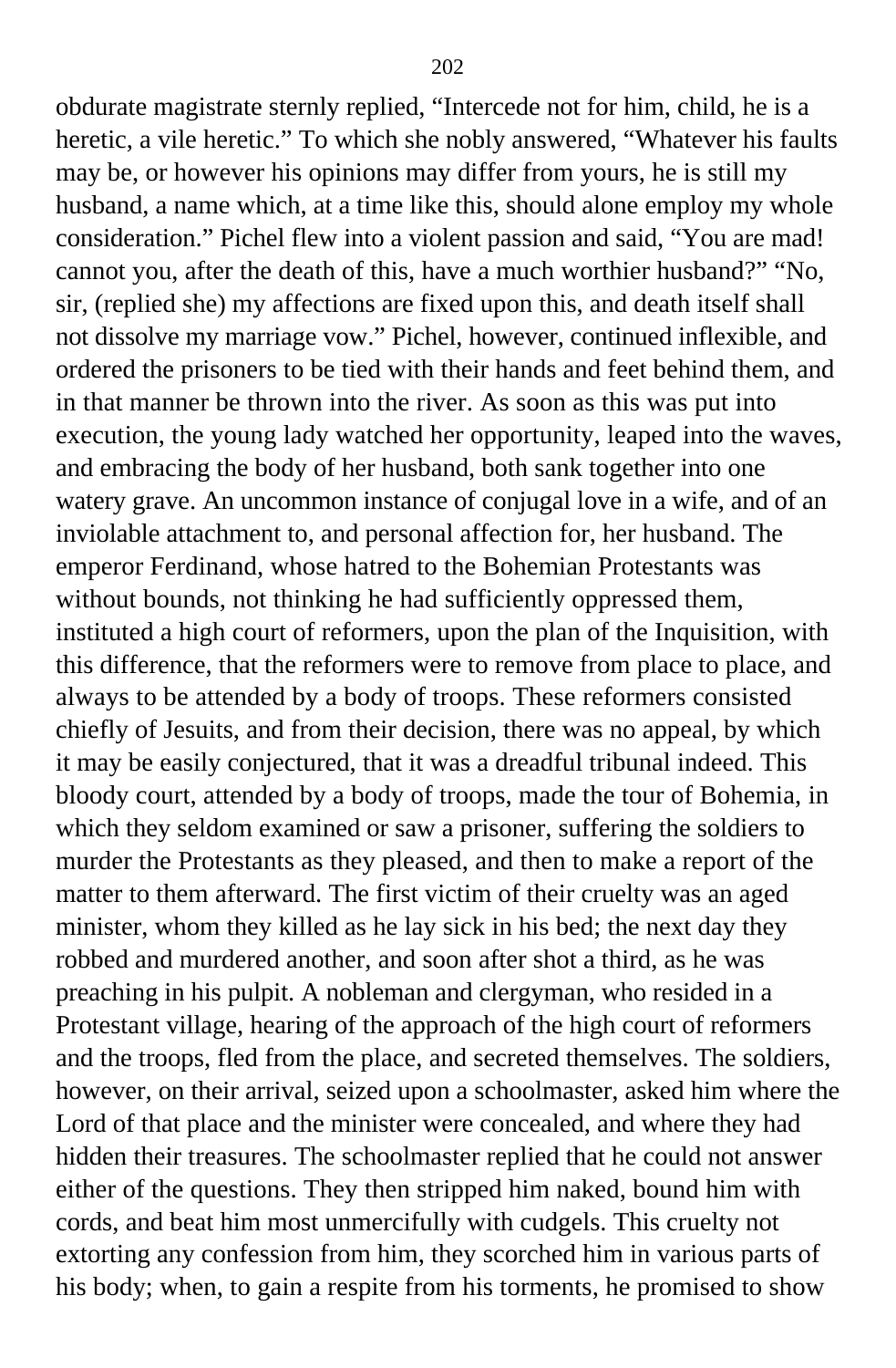obdurate magistrate sternly replied, "Intercede not for him, child, he is a heretic, a vile heretic." To which she nobly answered, "Whatever his faults may be, or however his opinions may differ from yours, he is still my husband, a name which, at a time like this, should alone employ my whole consideration." Pichel flew into a violent passion and said, "You are mad! cannot you, after the death of this, have a much worthier husband?" "No, sir, (replied she) my affections are fixed upon this, and death itself shall not dissolve my marriage vow." Pichel, however, continued inflexible, and ordered the prisoners to be tied with their hands and feet behind them, and in that manner be thrown into the river. As soon as this was put into execution, the young lady watched her opportunity, leaped into the waves, and embracing the body of her husband, both sank together into one watery grave. An uncommon instance of conjugal love in a wife, and of an inviolable attachment to, and personal affection for, her husband. The emperor Ferdinand, whose hatred to the Bohemian Protestants was without bounds, not thinking he had sufficiently oppressed them, instituted a high court of reformers, upon the plan of the Inquisition, with this difference, that the reformers were to remove from place to place, and always to be attended by a body of troops. These reformers consisted chiefly of Jesuits, and from their decision, there was no appeal, by which it may be easily conjectured, that it was a dreadful tribunal indeed. This bloody court, attended by a body of troops, made the tour of Bohemia, in which they seldom examined or saw a prisoner, suffering the soldiers to murder the Protestants as they pleased, and then to make a report of the matter to them afterward. The first victim of their cruelty was an aged minister, whom they killed as he lay sick in his bed; the next day they robbed and murdered another, and soon after shot a third, as he was preaching in his pulpit. A nobleman and clergyman, who resided in a Protestant village, hearing of the approach of the high court of reformers and the troops, fled from the place, and secreted themselves. The soldiers, however, on their arrival, seized upon a schoolmaster, asked him where the Lord of that place and the minister were concealed, and where they had hidden their treasures. The schoolmaster replied that he could not answer either of the questions. They then stripped him naked, bound him with cords, and beat him most unmercifully with cudgels. This cruelty not extorting any confession from him, they scorched him in various parts of his body; when, to gain a respite from his torments, he promised to show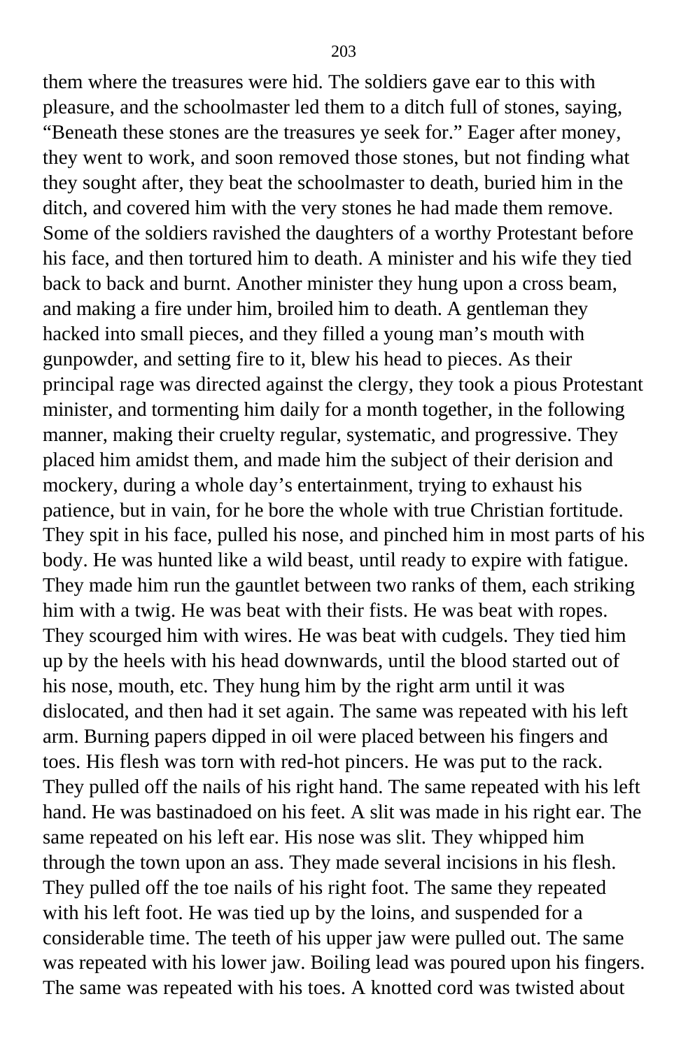them where the treasures were hid. The soldiers gave ear to this with pleasure, and the schoolmaster led them to a ditch full of stones, saying, “Beneath these stones are the treasures ye seek for.” Eager after money, they went to work, and soon removed those stones, but not finding what they sought after, they beat the schoolmaster to death, buried him in the ditch, and covered him with the very stones he had made them remove. Some of the soldiers ravished the daughters of a worthy Protestant before his face, and then tortured him to death. A minister and his wife they tied back to back and burnt. Another minister they hung upon a cross beam, and making a fire under him, broiled him to death. A gentleman they hacked into small pieces, and they filled a young man’s mouth with gunpowder, and setting fire to it, blew his head to pieces. As their principal rage was directed against the clergy, they took a pious Protestant minister, and tormenting him daily for a month together, in the following manner, making their cruelty regular, systematic, and progressive. They placed him amidst them, and made him the subject of their derision and mockery, during a whole day’s entertainment, trying to exhaust his patience, but in vain, for he bore the whole with true Christian fortitude. They spit in his face, pulled his nose, and pinched him in most parts of his body. He was hunted like a wild beast, until ready to expire with fatigue. They made him run the gauntlet between two ranks of them, each striking him with a twig. He was beat with their fists. He was beat with ropes. They scourged him with wires. He was beat with cudgels. They tied him up by the heels with his head downwards, until the blood started out of his nose, mouth, etc. They hung him by the right arm until it was dislocated, and then had it set again. The same was repeated with his left arm. Burning papers dipped in oil were placed between his fingers and toes. His flesh was torn with red-hot pincers. He was put to the rack. They pulled off the nails of his right hand. The same repeated with his left hand. He was bastinadoed on his feet. A slit was made in his right ear. The same repeated on his left ear. His nose was slit. They whipped him through the town upon an ass. They made several incisions in his flesh. They pulled off the toe nails of his right foot. The same they repeated with his left foot. He was tied up by the loins, and suspended for a considerable time. The teeth of his upper jaw were pulled out. The same was repeated with his lower jaw. Boiling lead was poured upon his fingers. The same was repeated with his toes. A knotted cord was twisted about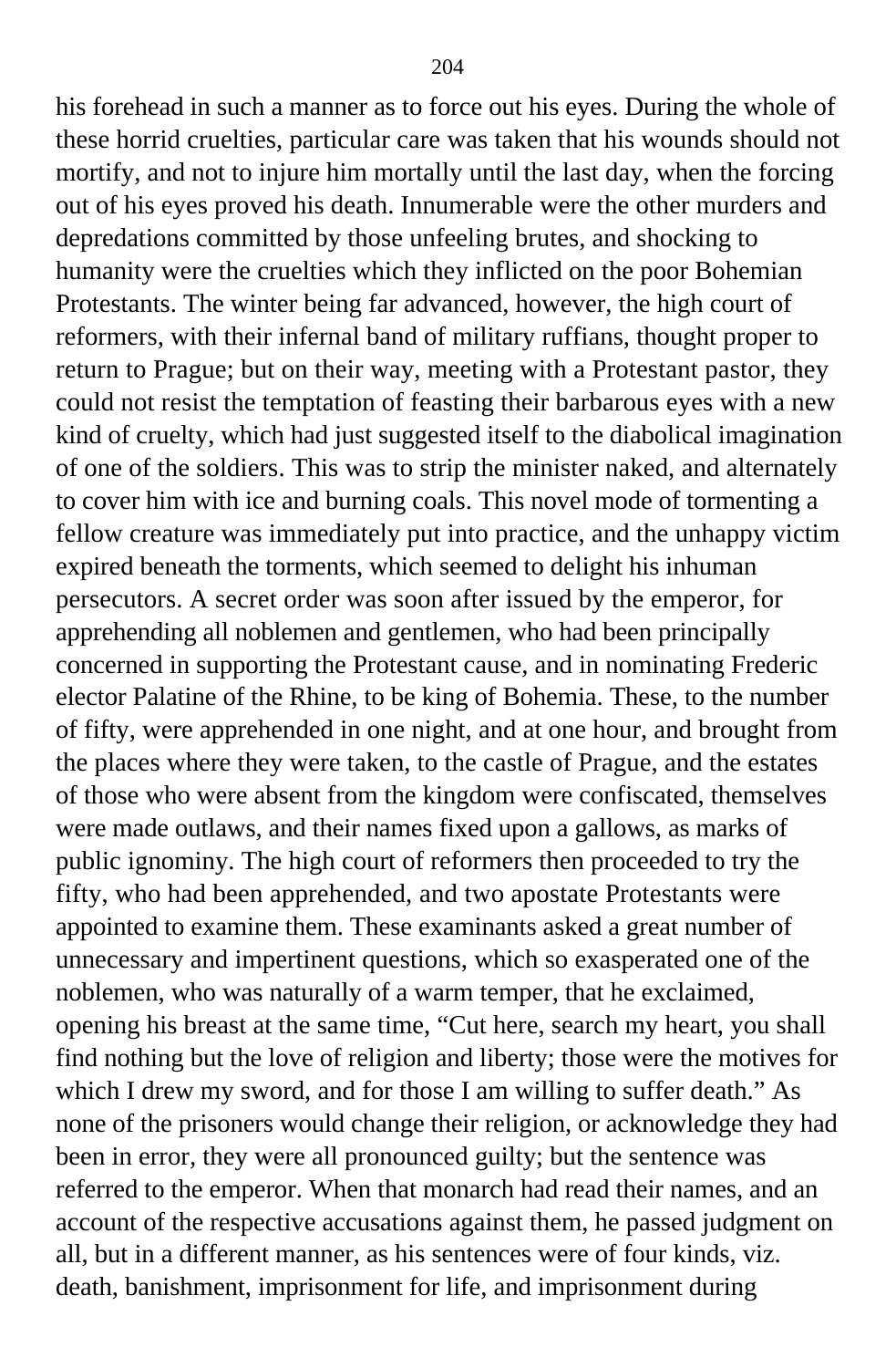his forehead in such a manner as to force out his eyes. During the whole of these horrid cruelties, particular care was taken that his wounds should not mortify, and not to injure him mortally until the last day, when the forcing out of his eyes proved his death. Innumerable were the other murders and depredations committed by those unfeeling brutes, and shocking to humanity were the cruelties which they inflicted on the poor Bohemian Protestants. The winter being far advanced, however, the high court of reformers, with their infernal band of military ruffians, thought proper to return to Prague; but on their way, meeting with a Protestant pastor, they could not resist the temptation of feasting their barbarous eyes with a new kind of cruelty, which had just suggested itself to the diabolical imagination of one of the soldiers. This was to strip the minister naked, and alternately to cover him with ice and burning coals. This novel mode of tormenting a fellow creature was immediately put into practice, and the unhappy victim expired beneath the torments, which seemed to delight his inhuman persecutors. A secret order was soon after issued by the emperor, for apprehending all noblemen and gentlemen, who had been principally concerned in supporting the Protestant cause, and in nominating Frederic elector Palatine of the Rhine, to be king of Bohemia. These, to the number of fifty, were apprehended in one night, and at one hour, and brought from the places where they were taken, to the castle of Prague, and the estates of those who were absent from the kingdom were confiscated, themselves were made outlaws, and their names fixed upon a gallows, as marks of public ignominy. The high court of reformers then proceeded to try the fifty, who had been apprehended, and two apostate Protestants were appointed to examine them. These examinants asked a great number of unnecessary and impertinent questions, which so exasperated one of the noblemen, who was naturally of a warm temper, that he exclaimed, opening his breast at the same time, "Cut here, search my heart, you shall find nothing but the love of religion and liberty; those were the motives for which I drew my sword, and for those I am willing to suffer death." As none of the prisoners would change their religion, or acknowledge they had been in error, they were all pronounced guilty; but the sentence was referred to the emperor. When that monarch had read their names, and an account of the respective accusations against them, he passed judgment on all, but in a different manner, as his sentences were of four kinds, viz. death, banishment, imprisonment for life, and imprisonment during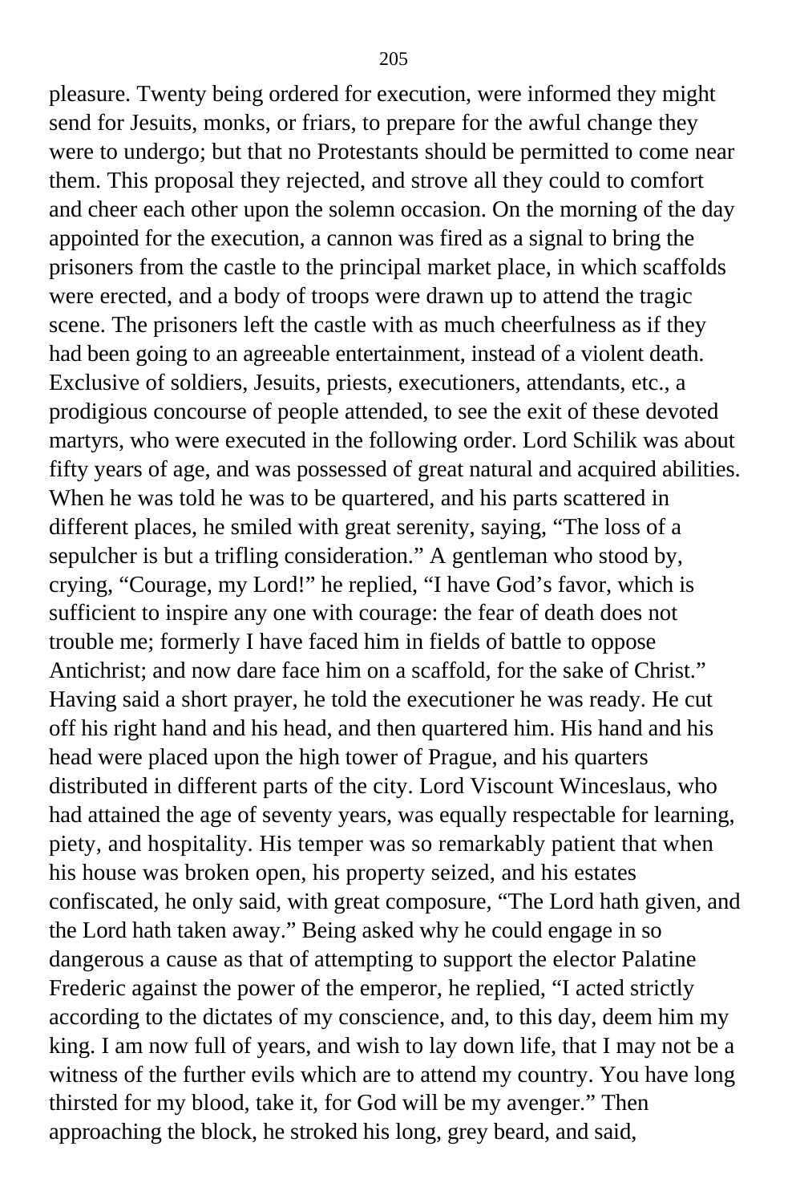pleasure. Twenty being ordered for execution, were informed they might send for Jesuits, monks, or friars, to prepare for the awful change they were to undergo; but that no Protestants should be permitted to come near them. This proposal they rejected, and strove all they could to comfort and cheer each other upon the solemn occasion. On the morning of the day appointed for the execution, a cannon was fired as a signal to bring the prisoners from the castle to the principal market place, in which scaffolds were erected, and a body of troops were drawn up to attend the tragic scene. The prisoners left the castle with as much cheerfulness as if they had been going to an agreeable entertainment, instead of a violent death. Exclusive of soldiers, Jesuits, priests, executioners, attendants, etc., a prodigious concourse of people attended, to see the exit of these devoted martyrs, who were executed in the following order. Lord Schilik was about fifty years of age, and was possessed of great natural and acquired abilities. When he was told he was to be quartered, and his parts scattered in different places, he smiled with great serenity, saying, "The loss of a sepulcher is but a trifling consideration." A gentleman who stood by, crying, "Courage, my Lord!" he replied, "I have God's favor, which is sufficient to inspire any one with courage: the fear of death does not trouble me; formerly I have faced him in fields of battle to oppose Antichrist; and now dare face him on a scaffold, for the sake of Christ." Having said a short prayer, he told the executioner he was ready. He cut off his right hand and his head, and then quartered him. His hand and his head were placed upon the high tower of Prague, and his quarters distributed in different parts of the city. Lord Viscount Winceslaus, who had attained the age of seventy years, was equally respectable for learning, piety, and hospitality. His temper was so remarkably patient that when his house was broken open, his property seized, and his estates confiscated, he only said, with great composure, "The Lord hath given, and the Lord hath taken away." Being asked why he could engage in so dangerous a cause as that of attempting to support the elector Palatine Frederic against the power of the emperor, he replied, "I acted strictly according to the dictates of my conscience, and, to this day, deem him my king. I am now full of years, and wish to lay down life, that I may not be a witness of the further evils which are to attend my country. You have long thirsted for my blood, take it, for God will be my avenger." Then approaching the block, he stroked his long, grey beard, and said,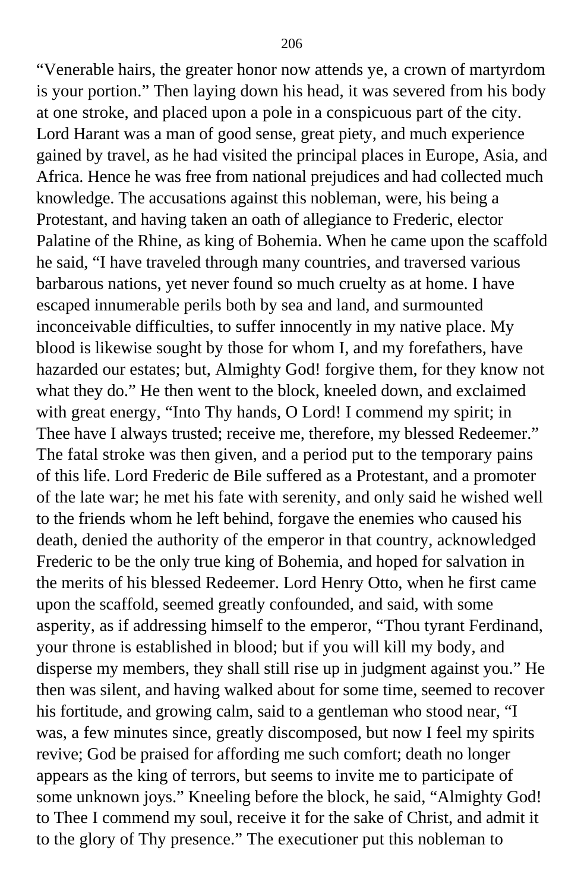"Venerable hairs, the greater honor now attends ye, a crown of martyrdom is your portion." Then laying down his head, it was severed from his body at one stroke, and placed upon a pole in a conspicuous part of the city. Lord Harant was a man of good sense, great piety, and much experience gained by travel, as he had visited the principal places in Europe, Asia, and Africa. Hence he was free from national prejudices and had collected much knowledge. The accusations against this nobleman, were, his being a Protestant, and having taken an oath of allegiance to Frederic, elector Palatine of the Rhine, as king of Bohemia. When he came upon the scaffold he said, "I have traveled through many countries, and traversed various barbarous nations, yet never found so much cruelty as at home. I have escaped innumerable perils both by sea and land, and surmounted inconceivable difficulties, to suffer innocently in my native place. My blood is likewise sought by those for whom I, and my forefathers, have hazarded our estates; but, Almighty God! forgive them, for they know not what they do." He then went to the block, kneeled down, and exclaimed with great energy, "Into Thy hands, O Lord! I commend my spirit; in Thee have I always trusted; receive me, therefore, my blessed Redeemer." The fatal stroke was then given, and a period put to the temporary pains of this life. Lord Frederic de Bile suffered as a Protestant, and a promoter of the late war; he met his fate with serenity, and only said he wished well to the friends whom he left behind, forgave the enemies who caused his death, denied the authority of the emperor in that country, acknowledged Frederic to be the only true king of Bohemia, and hoped for salvation in the merits of his blessed Redeemer. Lord Henry Otto, when he first came upon the scaffold, seemed greatly confounded, and said, with some asperity, as if addressing himself to the emperor, "Thou tyrant Ferdinand, your throne is established in blood; but if you will kill my body, and disperse my members, they shall still rise up in judgment against you." He then was silent, and having walked about for some time, seemed to recover his fortitude, and growing calm, said to a gentleman who stood near, "I was, a few minutes since, greatly discomposed, but now I feel my spirits revive; God be praised for affording me such comfort; death no longer appears as the king of terrors, but seems to invite me to participate of some unknown joys." Kneeling before the block, he said, "Almighty God! to Thee I commend my soul, receive it for the sake of Christ, and admit it to the glory of Thy presence." The executioner put this nobleman to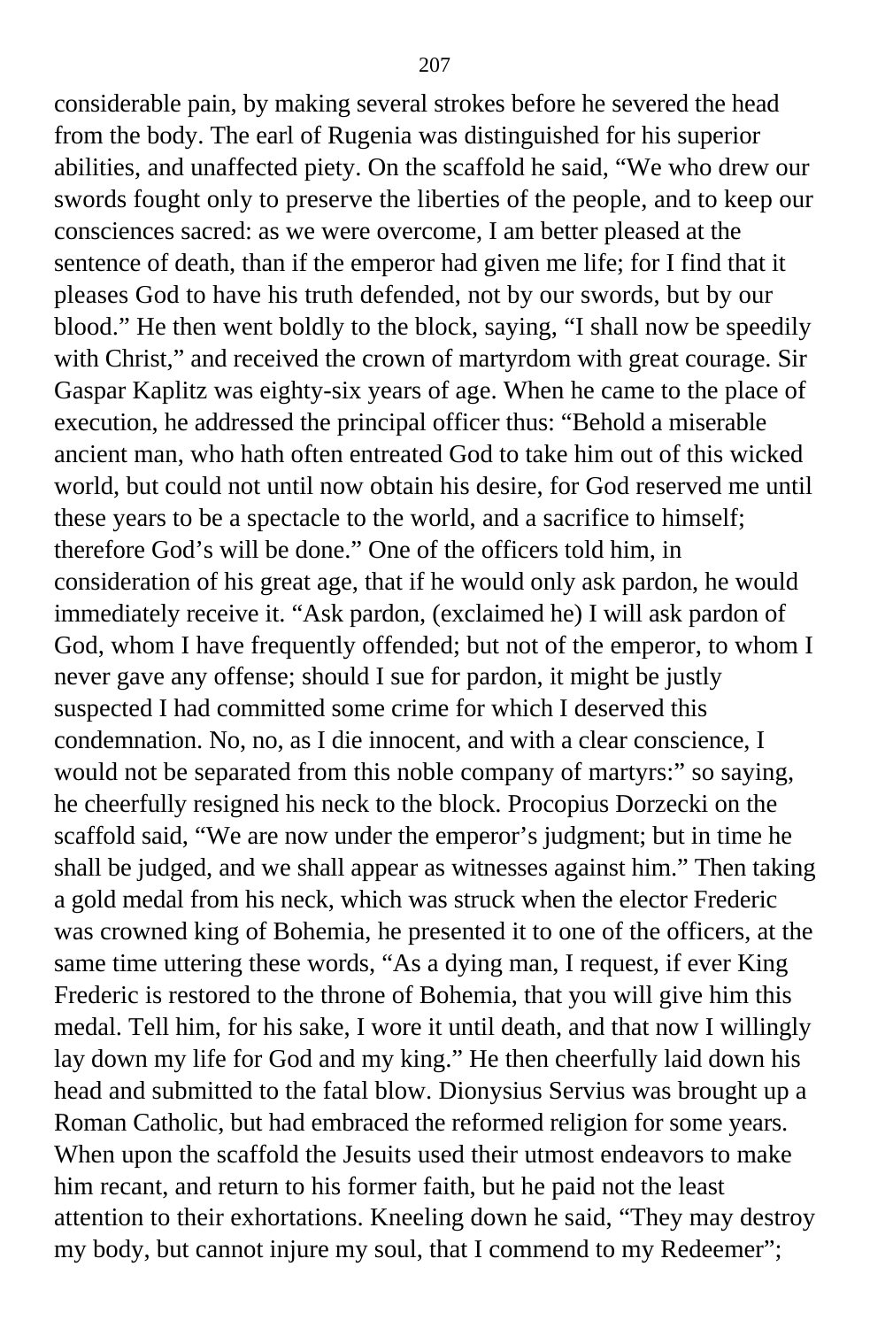considerable pain, by making several strokes before he severed the head from the body. The earl of Rugenia was distinguished for his superior abilities, and unaffected piety. On the scaffold he said, "We who drew our swords fought only to preserve the liberties of the people, and to keep our consciences sacred: as we were overcome, I am better pleased at the sentence of death, than if the emperor had given me life; for I find that it pleases God to have his truth defended, not by our swords, but by our blood." He then went boldly to the block, saying, "I shall now be speedily with Christ," and received the crown of martyrdom with great courage. Sir Gaspar Kaplitz was eighty-six years of age. When he came to the place of execution, he addressed the principal officer thus: "Behold a miserable ancient man, who hath often entreated God to take him out of this wicked world, but could not until now obtain his desire, for God reserved me until these years to be a spectacle to the world, and a sacrifice to himself; therefore God's will be done." One of the officers told him, in consideration of his great age, that if he would only ask pardon, he would immediately receive it. "Ask pardon, (exclaimed he) I will ask pardon of God, whom I have frequently offended; but not of the emperor, to whom I never gave any offense; should I sue for pardon, it might be justly suspected I had committed some crime for which I deserved this condemnation. No, no, as I die innocent, and with a clear conscience, I would not be separated from this noble company of martyrs:" so saying, he cheerfully resigned his neck to the block. Procopius Dorzecki on the scaffold said, "We are now under the emperor's judgment; but in time he shall be judged, and we shall appear as witnesses against him." Then taking a gold medal from his neck, which was struck when the elector Frederic was crowned king of Bohemia, he presented it to one of the officers, at the same time uttering these words, "As a dying man, I request, if ever King Frederic is restored to the throne of Bohemia, that you will give him this medal. Tell him, for his sake, I wore it until death, and that now I willingly lay down my life for God and my king." He then cheerfully laid down his head and submitted to the fatal blow. Dionysius Servius was brought up a Roman Catholic, but had embraced the reformed religion for some years. When upon the scaffold the Jesuits used their utmost endeavors to make him recant, and return to his former faith, but he paid not the least attention to their exhortations. Kneeling down he said, "They may destroy my body, but cannot injure my soul, that I commend to my Redeemer";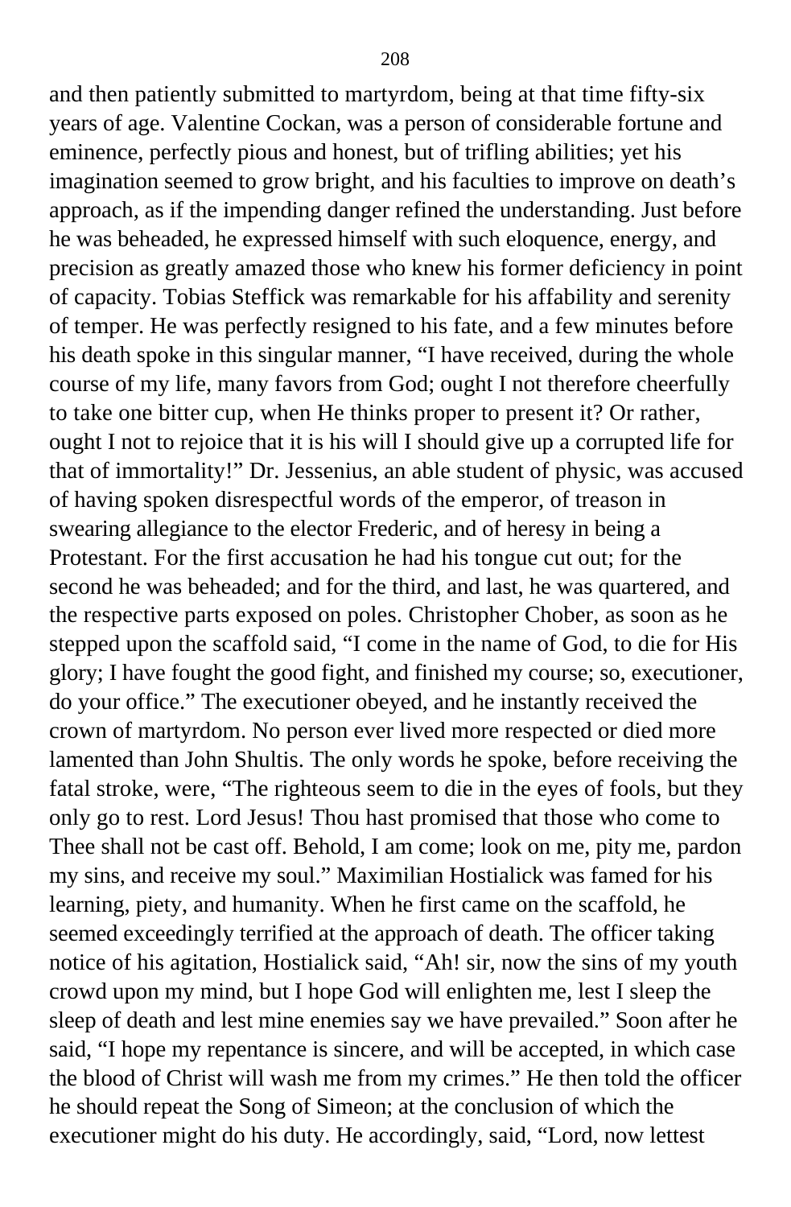and then patiently submitted to martyrdom, being at that time fifty-six years of age. Valentine Cockan, was a person of considerable fortune and eminence, perfectly pious and honest, but of trifling abilities; yet his imagination seemed to grow bright, and his faculties to improve on death's approach, as if the impending danger refined the understanding. Just before he was beheaded, he expressed himself with such eloquence, energy, and precision as greatly amazed those who knew his former deficiency in point of capacity. Tobias Steffick was remarkable for his affability and serenity of temper. He was perfectly resigned to his fate, and a few minutes before his death spoke in this singular manner, "I have received, during the whole course of my life, many favors from God; ought I not therefore cheerfully to take one bitter cup, when He thinks proper to present it? Or rather, ought I not to rejoice that it is his will I should give up a corrupted life for that of immortality!" Dr. Jessenius, an able student of physic, was accused of having spoken disrespectful words of the emperor, of treason in swearing allegiance to the elector Frederic, and of heresy in being a Protestant. For the first accusation he had his tongue cut out; for the second he was beheaded; and for the third, and last, he was quartered, and the respective parts exposed on poles. Christopher Chober, as soon as he stepped upon the scaffold said, "I come in the name of God, to die for His glory; I have fought the good fight, and finished my course; so, executioner, do your office." The executioner obeyed, and he instantly received the crown of martyrdom. No person ever lived more respected or died more lamented than John Shultis. The only words he spoke, before receiving the fatal stroke, were, "The righteous seem to die in the eyes of fools, but they only go to rest. Lord Jesus! Thou hast promised that those who come to Thee shall not be cast off. Behold, I am come; look on me, pity me, pardon my sins, and receive my soul." Maximilian Hostialick was famed for his learning, piety, and humanity. When he first came on the scaffold, he seemed exceedingly terrified at the approach of death. The officer taking notice of his agitation, Hostialick said, "Ah! sir, now the sins of my youth crowd upon my mind, but I hope God will enlighten me, lest I sleep the sleep of death and lest mine enemies say we have prevailed." Soon after he said, "I hope my repentance is sincere, and will be accepted, in which case the blood of Christ will wash me from my crimes." He then told the officer he should repeat the Song of Simeon; at the conclusion of which the executioner might do his duty. He accordingly, said, "Lord, now lettest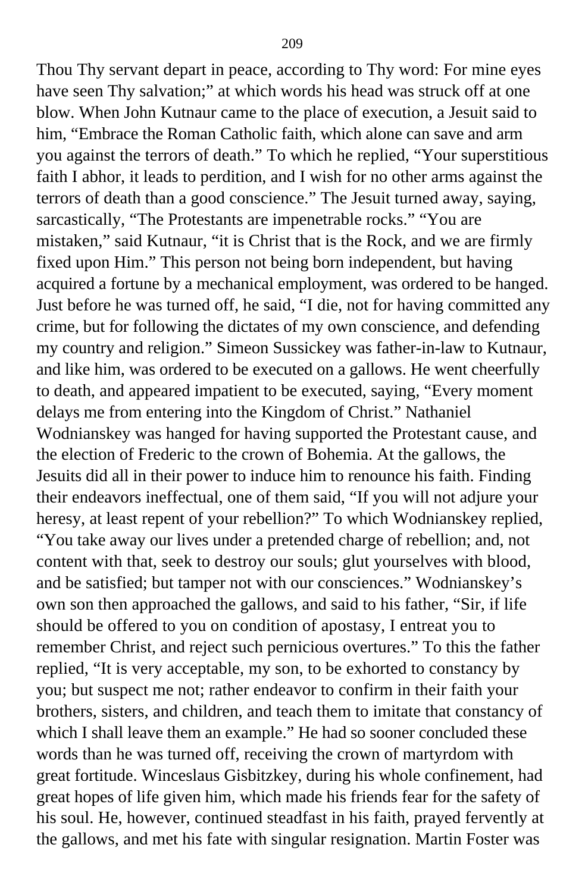Thou Thy servant depart in peace, according to Thy word: For mine eyes have seen Thy salvation;" at which words his head was struck off at one blow. When John Kutnaur came to the place of execution, a Jesuit said to him, "Embrace the Roman Catholic faith, which alone can save and arm you against the terrors of death." To which he replied, "Your superstitious faith I abhor, it leads to perdition, and I wish for no other arms against the terrors of death than a good conscience." The Jesuit turned away, saying, sarcastically, "The Protestants are impenetrable rocks." "You are mistaken," said Kutnaur, "it is Christ that is the Rock, and we are firmly fixed upon Him." This person not being born independent, but having acquired a fortune by a mechanical employment, was ordered to be hanged. Just before he was turned off, he said, "I die, not for having committed any crime, but for following the dictates of my own conscience, and defending my country and religion." Simeon Sussickey was father-in-law to Kutnaur, and like him, was ordered to be executed on a gallows. He went cheerfully to death, and appeared impatient to be executed, saying, "Every moment delays me from entering into the Kingdom of Christ." Nathaniel Wodnianskey was hanged for having supported the Protestant cause, and the election of Frederic to the crown of Bohemia. At the gallows, the Jesuits did all in their power to induce him to renounce his faith. Finding their endeavors ineffectual, one of them said, "If you will not adjure your heresy, at least repent of your rebellion?" To which Wodnianskey replied, "You take away our lives under a pretended charge of rebellion; and, not content with that, seek to destroy our souls; glut yourselves with blood, and be satisfied; but tamper not with our consciences." Wodnianskey's own son then approached the gallows, and said to his father, "Sir, if life should be offered to you on condition of apostasy, I entreat you to remember Christ, and reject such pernicious overtures." To this the father replied, "It is very acceptable, my son, to be exhorted to constancy by you; but suspect me not; rather endeavor to confirm in their faith your brothers, sisters, and children, and teach them to imitate that constancy of which I shall leave them an example." He had so sooner concluded these words than he was turned off, receiving the crown of martyrdom with great fortitude. Winceslaus Gisbitzkey, during his whole confinement, had great hopes of life given him, which made his friends fear for the safety of his soul. He, however, continued steadfast in his faith, prayed fervently at the gallows, and met his fate with singular resignation. Martin Foster was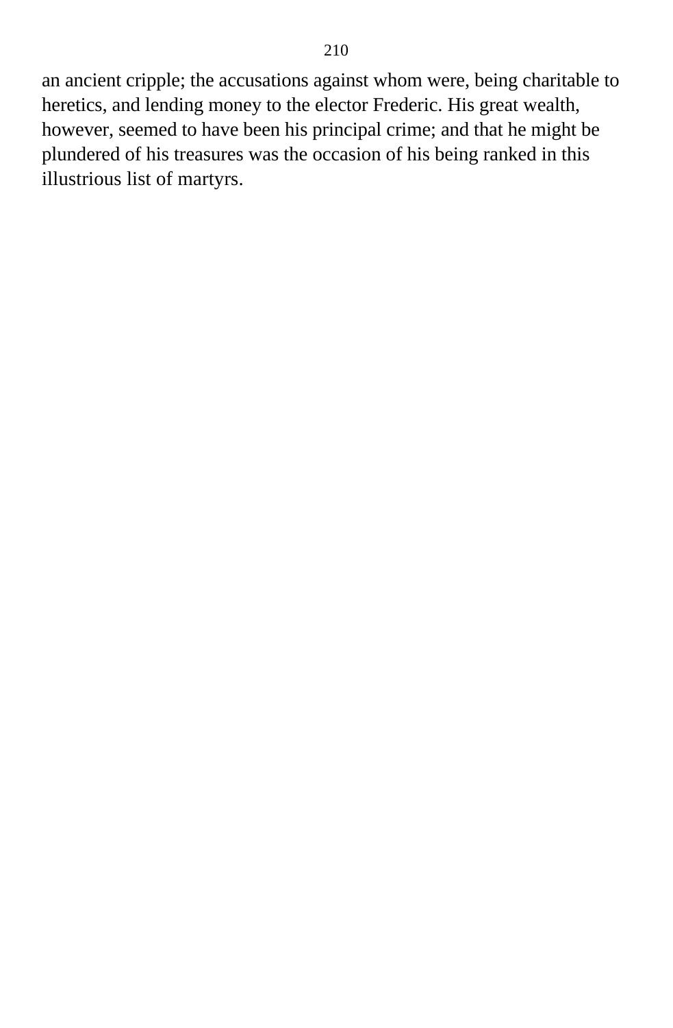an ancient cripple; the accusations against whom were, being charitable to heretics, and lending money to the elector Frederic. His great wealth, however, seemed to have been his principal crime; and that he might be plundered of his treasures was the occasion of his being ranked in this illustrious list of martyrs.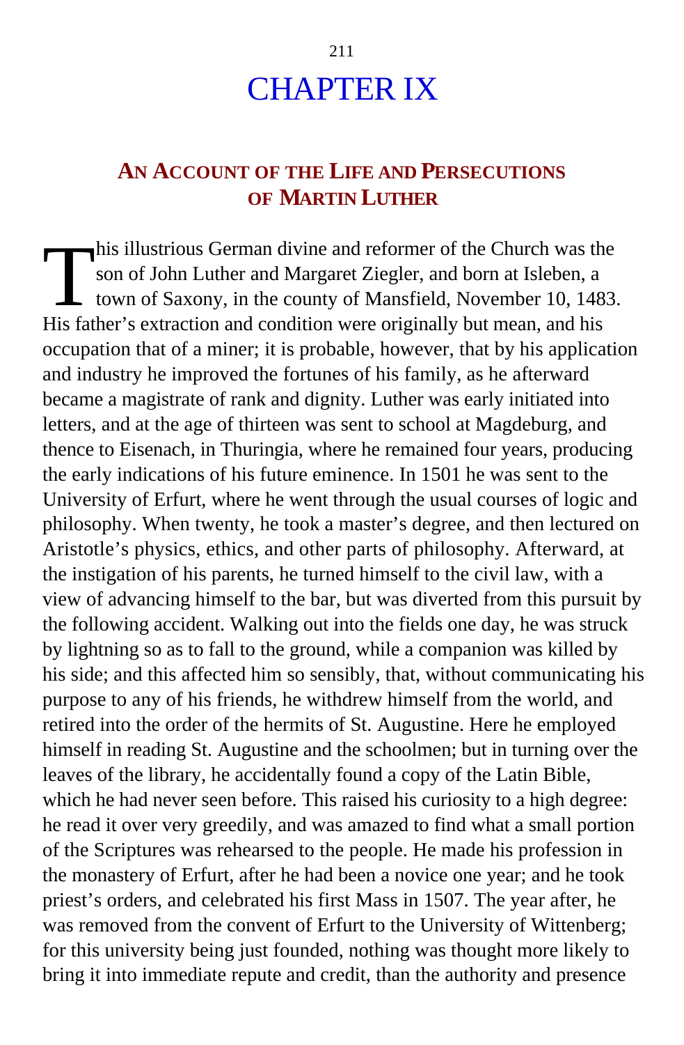# CHAPTER IX

## AN ACCOUNT OF THE LIFE AND PERSECUTIONS OF MARTIN LUTHER

This illustrious German divine and reformer of the Church was the son of John Luther and Margaret Ziegler, and born at Isleben, a town of Saxony, in the county of Mansfield, November 10, 1483. His father's extraction and condition were originally but mean, and his occupation that of a miner; it is probable, however, that by his application and industry he improved the fortunes of his family, as he afterward became a magistrate of rank and dignity. Luther was early initiated into letters, and at the age of thirteen was sent to school at Magdeburg, and thence to Eisenach, in Thuringia, where he remained four years, producing the early indications of his future eminence. In 1501 he was sent to the University of Erfurt, where he went through the usual courses of logic and philosophy. When twenty, he took a master's degree, and then lectured on Aristotle's physics, ethics, and other parts of philosophy. Afterward, at the instigation of his parents, he turned himself to the civil law, with a view of advancing himself to the bar, but was diverted from this pursuit by the following accident. Walking out into the fields one day, he was struck by lightning so as to fall to the ground, while a companion was killed by his side; and this affected him so sensibly, that, without communicating his purpose to any of his friends, he withdrew himself from the world, and retired into the order of the hermits of St. Augustine. Here he employed himself in reading St. Augustine and the schoolmen; but in turning over the leaves of the library, he accidentally found a copy of the Latin Bible, which he had never seen before. This raised his curiosity to a high degree: he read it over very greedily, and was amazed to find what a small portion of the Scriptures was rehearsed to the people. He made his profession in the monastery of Erfurt, after he had been a novice one year; and he took priest's orders, and celebrated his first Mass in 1507. The year after, he was removed from the convent of Erfurt to the University of Wittenberg; for this university being just founded, nothing was thought more likely to bring it into immediate repute and credit, than the authority and presence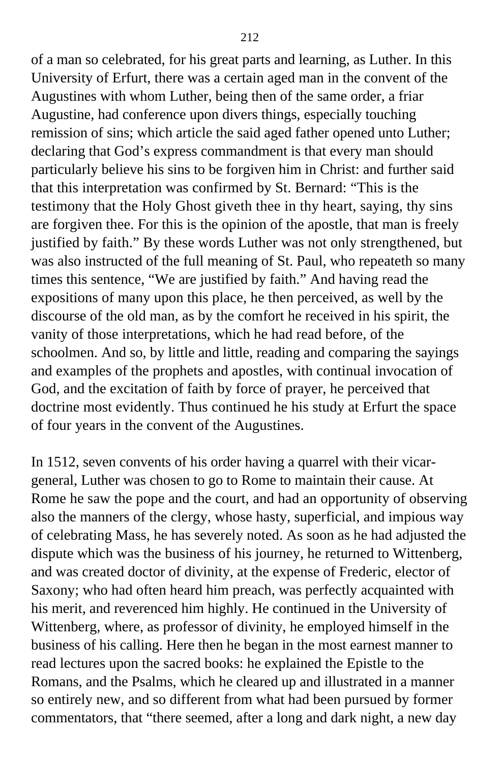of a man so celebrated, for his great parts and learning, as Luther. In this University of Erfurt, there was a certain aged man in the convent of the Augustines with whom Luther, being then of the same order, a friar Augustine, had conference upon divers things, especially touching remission of sins; which article the said aged father opened unto Luther; declaring that God's express commandment is that every man should particularly believe his sins to be forgiven him in Christ: and further said that this interpretation was confirmed by St. Bernard: "This is the testimony that the Holy Ghost giveth thee in thy heart, saying, thy sins are forgiven thee. For this is the opinion of the apostle, that man is freely justified by faith." By these words Luther was not only strengthened, but was also instructed of the full meaning of St. Paul, who repeateth so many times this sentence, "We are justified by faith." And having read the expositions of many upon this place, he then perceived, as well by the discourse of the old man, as by the comfort he received in his spirit, the vanity of those interpretations, which he had read before, of the schoolmen. And so, by little and little, reading and comparing the sayings and examples of the prophets and apostles, with continual invocation of God, and the excitation of faith by force of prayer, he perceived that doctrine most evidently. Thus continued he his study at Erfurt the space of four years in the convent of the Augustines.

In 1512, seven convents of his order having a quarrel with their vicar-general, Luther was chosen to go to Rome to maintain their cause. At Rome he saw the pope and the court, and had an opportunity of observing also the manners of the clergy, whose hasty, superficial, and impious way of celebrating Mass, he has severely noted. As soon as he had adjusted the dispute which was the business of his journey, he returned to Wittenberg, and was created doctor of divinity, at the expense of Frederic, elector of Saxony; who had often heard him preach, was perfectly acquainted with his merit, and reverenced him highly. He continued in the University of Wittenberg, where, as professor of divinity, he employed himself in the business of his calling. Here then he began in the most earnest manner to read lectures upon the sacred books: he explained the Epistle to the Romans, and the Psalms, which he cleared up and illustrated in a manner so entirely new, and so different from what had been pursued by former commentators, that "there seemed, after a long and dark night, a new day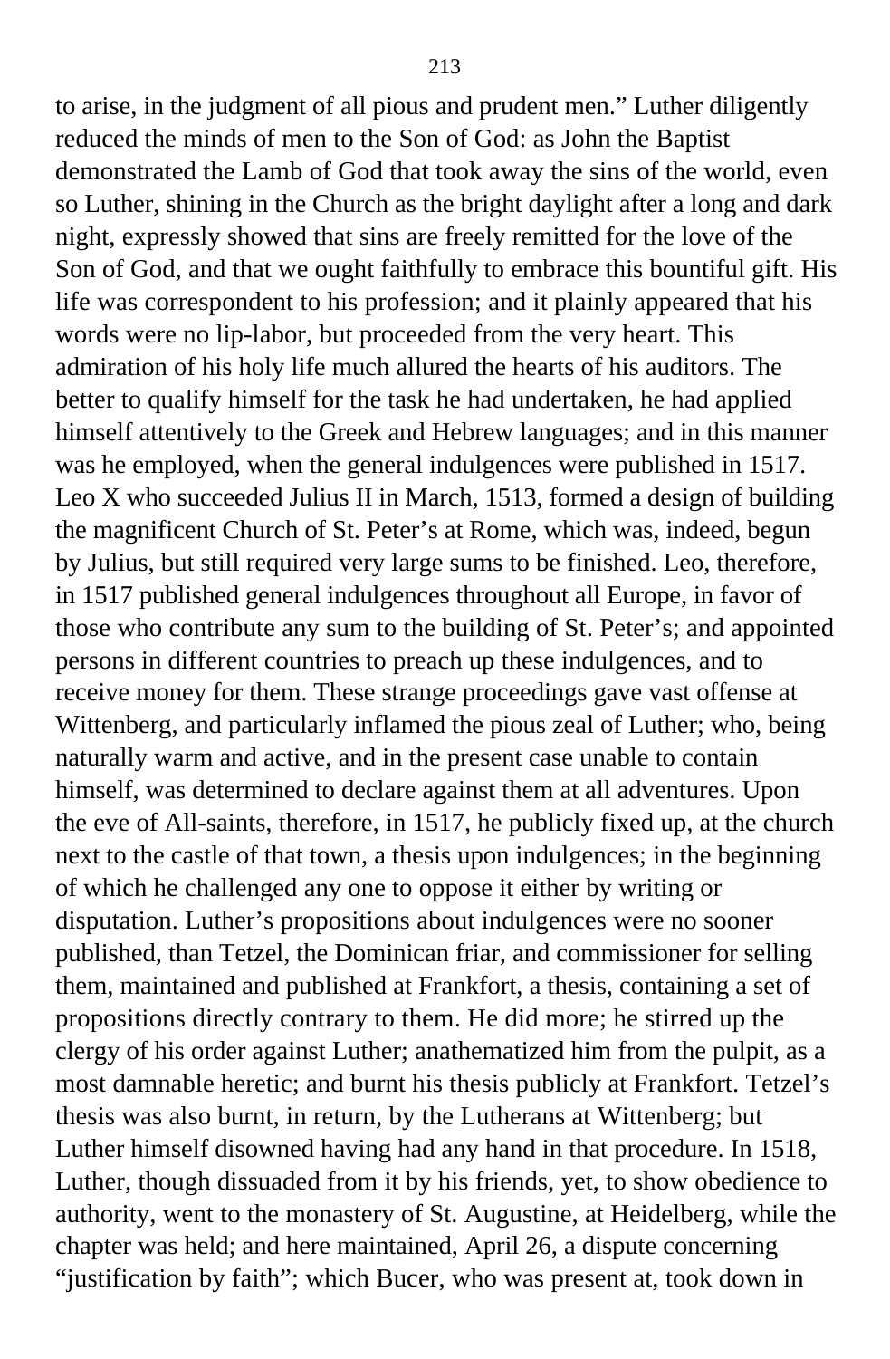to arise, in the judgment of all pious and prudent men." Luther diligently reduced the minds of men to the Son of God: as John the Baptist demonstrated the Lamb of God that took away the sins of the world, even so Luther, shining in the Church as the bright daylight after a long and dark night, expressly showed that sins are freely remitted for the love of the Son of God, and that we ought faithfully to embrace this bountiful gift. His life was correspondent to his profession; and it plainly appeared that his words were no lip-labor, but proceeded from the very heart. This admiration of his holy life much allured the hearts of his auditors. The better to qualify himself for the task he had undertaken, he had applied himself attentively to the Greek and Hebrew languages; and in this manner was he employed, when the general indulgences were published in 1517. Leo X who succeeded Julius II in March, 1513, formed a design of building the magnificent Church of St. Peter's at Rome, which was, indeed, begun by Julius, but still required very large sums to be finished. Leo, therefore, in 1517 published general indulgences throughout all Europe, in favor of those who contribute any sum to the building of St. Peter's; and appointed persons in different countries to preach up these indulgences, and to receive money for them. These strange proceedings gave vast offense at Wittenberg, and particularly inflamed the pious zeal of Luther; who, being naturally warm and active, and in the present case unable to contain himself, was determined to declare against them at all adventures. Upon the eve of All-saints, therefore, in 1517, he publicly fixed up, at the church next to the castle of that town, a thesis upon indulgences; in the beginning of which he challenged any one to oppose it either by writing or disputation. Luther's propositions about indulgences were no sooner published, than Tetzel, the Dominican friar, and commissioner for selling them, maintained and published at Frankfort, a thesis, containing a set of propositions directly contrary to them. He did more; he stirred up the clergy of his order against Luther; anathematized him from the pulpit, as a most damnable heretic; and burnt his thesis publicly at Frankfort. Tetzel's thesis was also burnt, in return, by the Lutherans at Wittenberg; but Luther himself disowned having had any hand in that procedure. In 1518, Luther, though dissuaded from it by his friends, yet, to show obedience to authority, went to the monastery of St. Augustine, at Heidelberg, while the chapter was held; and here maintained, April 26, a dispute concerning "justification by faith"; which Bucer, who was present at, took down in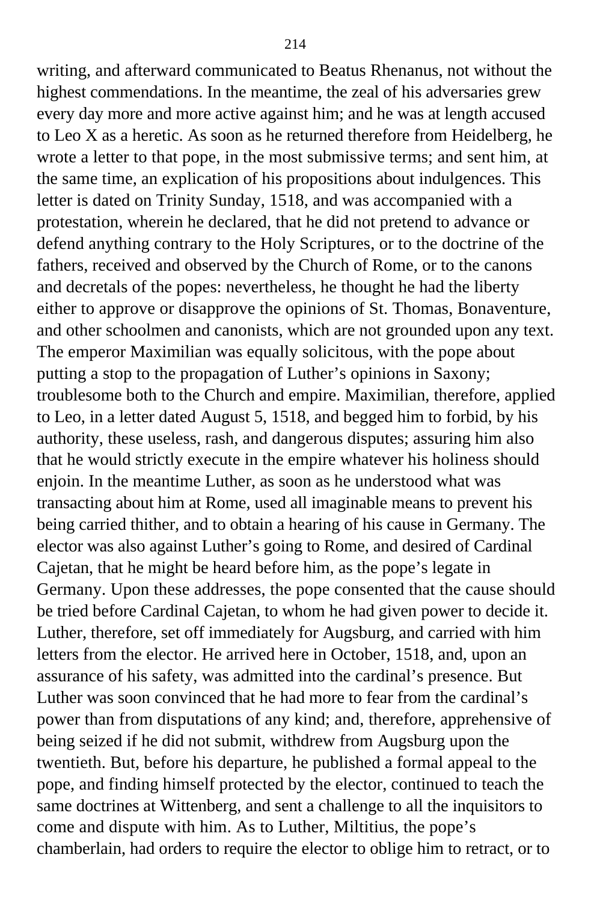writing, and afterward communicated to Beatus Rhenanus, not without the highest commendations. In the meantime, the zeal of his adversaries grew every day more and more active against him; and he was at length accused to Leo X as a heretic. As soon as he returned therefore from Heidelberg, he wrote a letter to that pope, in the most submissive terms; and sent him, at the same time, an explication of his propositions about indulgences. This letter is dated on Trinity Sunday, 1518, and was accompanied with a protestation, wherein he declared, that he did not pretend to advance or defend anything contrary to the Holy Scriptures, or to the doctrine of the fathers, received and observed by the Church of Rome, or to the canons and decretals of the popes: nevertheless, he thought he had the liberty either to approve or disapprove the opinions of St. Thomas, Bonaventure, and other schoolmen and canonists, which are not grounded upon any text. The emperor Maximilian was equally solicitous, with the pope about putting a stop to the propagation of Luther's opinions in Saxony; troublesome both to the Church and empire. Maximilian, therefore, applied to Leo, in a letter dated August 5, 1518, and begged him to forbid, by his authority, these useless, rash, and dangerous disputes; assuring him also that he would strictly execute in the empire whatever his holiness should enjoin. In the meantime Luther, as soon as he understood what was transacting about him at Rome, used all imaginable means to prevent his being carried thither, and to obtain a hearing of his cause in Germany. The elector was also against Luther's going to Rome, and desired of Cardinal Cajetan, that he might be heard before him, as the pope's legate in Germany. Upon these addresses, the pope consented that the cause should be tried before Cardinal Cajetan, to whom he had given power to decide it. Luther, therefore, set off immediately for Augsburg, and carried with him letters from the elector. He arrived here in October, 1518, and, upon an assurance of his safety, was admitted into the cardinal's presence. But Luther was soon convinced that he had more to fear from the cardinal's power than from disputations of any kind; and, therefore, apprehensive of being seized if he did not submit, withdrew from Augsburg upon the twentieth. But, before his departure, he published a formal appeal to the pope, and finding himself protected by the elector, continued to teach the same doctrines at Wittenberg, and sent a challenge to all the inquisitors to come and dispute with him. As to Luther, Miltitius, the pope's chamberlain, had orders to require the elector to oblige him to retract, or to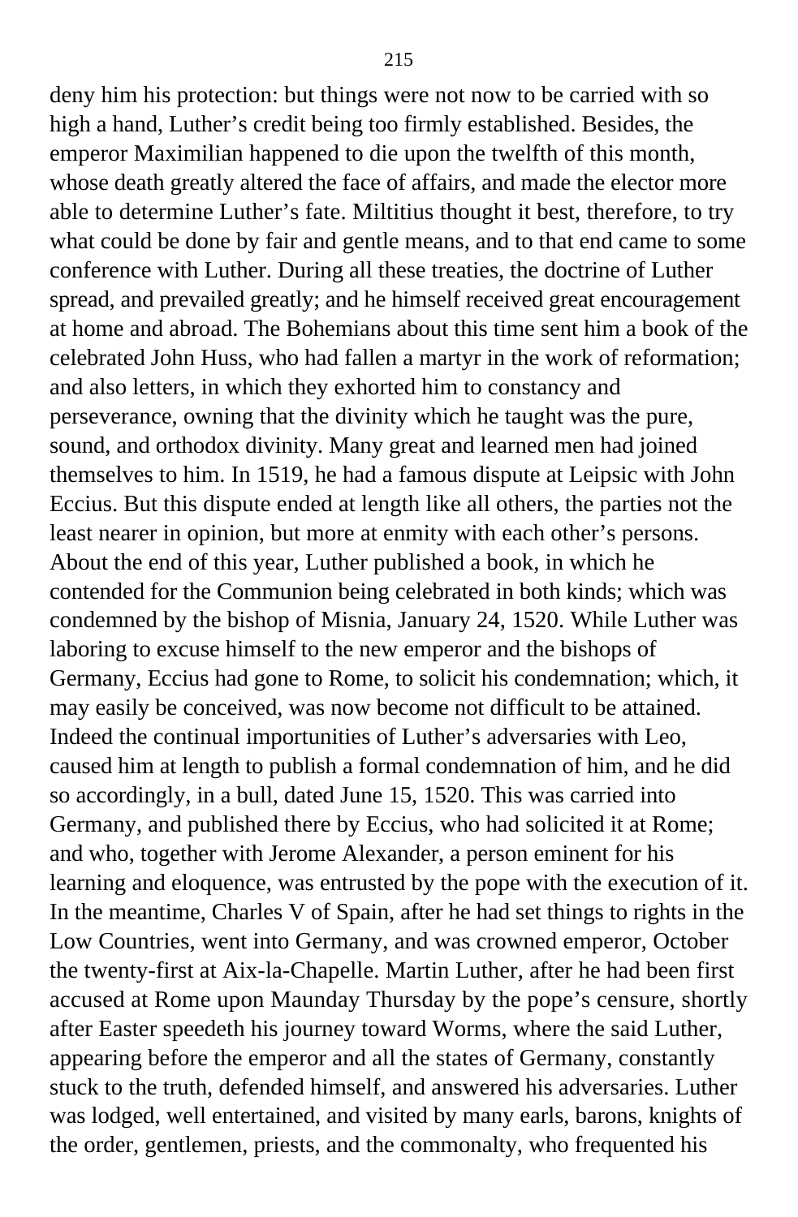deny him his protection: but things were not now to be carried with so high a hand, Luther's credit being too firmly established. Besides, the emperor Maximilian happened to die upon the twelfth of this month, whose death greatly altered the face of affairs, and made the elector more able to determine Luther's fate. Miltitius thought it best, therefore, to try what could be done by fair and gentle means, and to that end came to some conference with Luther. During all these treaties, the doctrine of Luther spread, and prevailed greatly; and he himself received great encouragement at home and abroad. The Bohemians about this time sent him a book of the celebrated John Huss, who had fallen a martyr in the work of reformation; and also letters, in which they exhorted him to constancy and perseverance, owning that the divinity which he taught was the pure, sound, and orthodox divinity. Many great and learned men had joined themselves to him. In 1519, he had a famous dispute at Leipsic with John Eccius. But this dispute ended at length like all others, the parties not the least nearer in opinion, but more at enmity with each other's persons. About the end of this year, Luther published a book, in which he contended for the Communion being celebrated in both kinds; which was condemned by the bishop of Misnia, January 24, 1520. While Luther was laboring to excuse himself to the new emperor and the bishops of Germany, Eccius had gone to Rome, to solicit his condemnation; which, it may easily be conceived, was now become not difficult to be attained. Indeed the continual importunities of Luther's adversaries with Leo, caused him at length to publish a formal condemnation of him, and he did so accordingly, in a bull, dated June 15, 1520. This was carried into Germany, and published there by Eccius, who had solicited it at Rome; and who, together with Jerome Alexander, a person eminent for his learning and eloquence, was entrusted by the pope with the execution of it. In the meantime, Charles V of Spain, after he had set things to rights in the Low Countries, went into Germany, and was crowned emperor, October the twenty-first at Aix-la-Chapelle. Martin Luther, after he had been first accused at Rome upon Maunday Thursday by the pope's censure, shortly after Easter speedeth his journey toward Worms, where the said Luther, appearing before the emperor and all the states of Germany, constantly stuck to the truth, defended himself, and answered his adversaries. Luther was lodged, well entertained, and visited by many earls, barons, knights of the order, gentlemen, priests, and the commonalty, who frequented his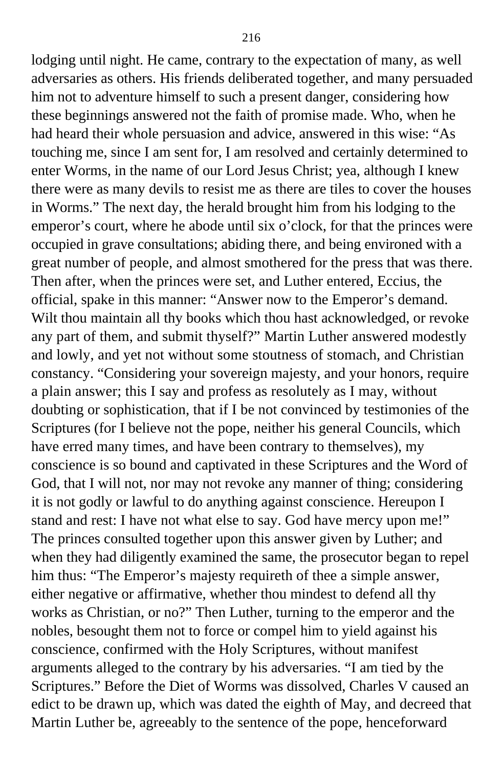lodging until night. He came, contrary to the expectation of many, as well adversaries as others. His friends deliberated together, and many persuaded him not to adventure himself to such a present danger, considering how these beginnings answered not the faith of promise made. Who, when he had heard their whole persuasion and advice, answered in this wise: "As touching me, since I am sent for, I am resolved and certainly determined to enter Worms, in the name of our Lord Jesus Christ; yea, although I knew there were as many devils to resist me as there are tiles to cover the houses in Worms." The next day, the herald brought him from his lodging to the emperor's court, where he abode until six o'clock, for that the princes were occupied in grave consultations; abiding there, and being environed with a great number of people, and almost smothered for the press that was there. Then after, when the princes were set, and Luther entered, Eccius, the official, spake in this manner: "Answer now to the Emperor's demand. Wilt thou maintain all thy books which thou hast acknowledged, or revoke any part of them, and submit thyself?" Martin Luther answered modestly and lowly, and yet not without some stoutness of stomach, and Christian constancy. "Considering your sovereign majesty, and your honors, require a plain answer; this I say and profess as resolutely as I may, without doubting or sophistication, that if I be not convinced by testimonies of the Scriptures (for I believe not the pope, neither his general Councils, which have erred many times, and have been contrary to themselves), my conscience is so bound and captivated in these Scriptures and the Word of God, that I will not, nor may not revoke any manner of thing; considering it is not godly or lawful to do anything against conscience. Hereupon I stand and rest: I have not what else to say. God have mercy upon me!" The princes consulted together upon this answer given by Luther; and when they had diligently examined the same, the prosecutor began to repel him thus: "The Emperor's majesty requireth of thee a simple answer, either negative or affirmative, whether thou mindest to defend all thy works as Christian, or no?" Then Luther, turning to the emperor and the nobles, besought them not to force or compel him to yield against his conscience, confirmed with the Holy Scriptures, without manifest arguments alleged to the contrary by his adversaries. "I am tied by the Scriptures." Before the Diet of Worms was dissolved, Charles V caused an edict to be drawn up, which was dated the eighth of May, and decreed that Martin Luther be, agreeably to the sentence of the pope, henceforward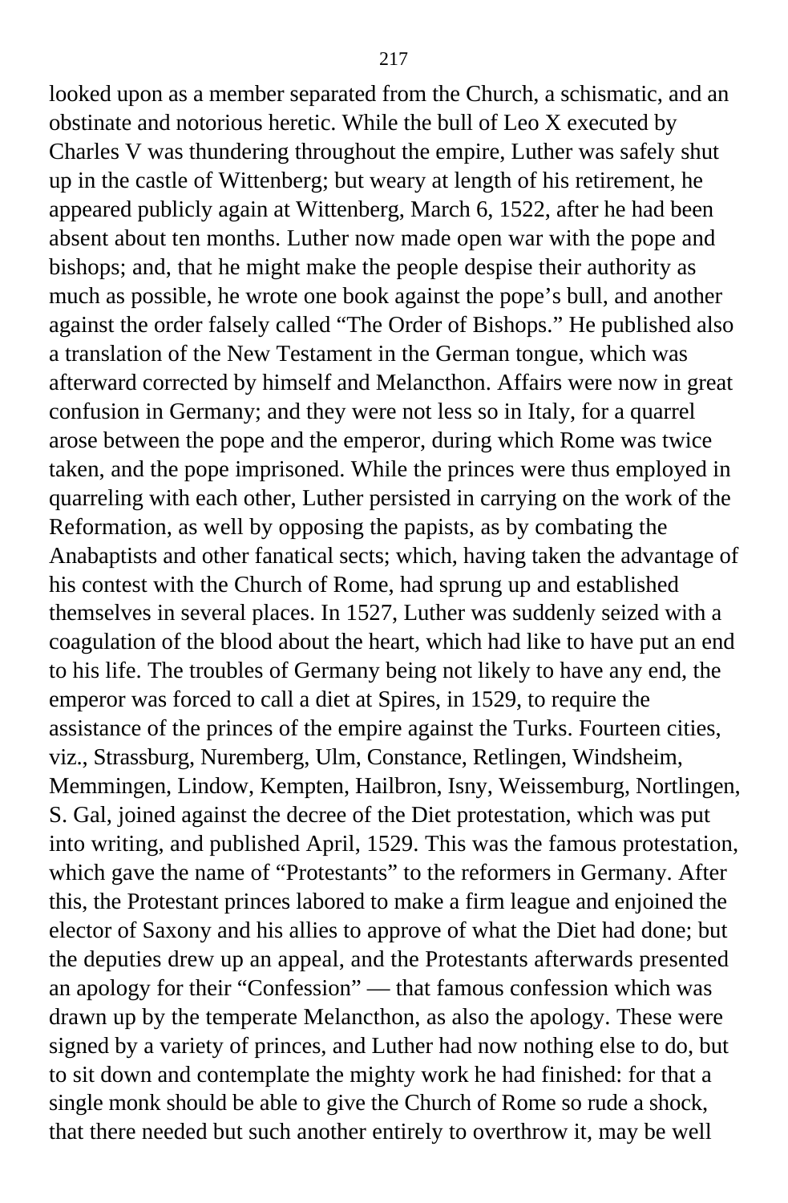looked upon as a member separated from the Church, a schismatic, and an obstinate and notorious heretic. While the bull of Leo X executed by Charles V was thundering throughout the empire, Luther was safely shut up in the castle of Wittenberg; but weary at length of his retirement, he appeared publicly again at Wittenberg, March 6, 1522, after he had been absent about ten months. Luther now made open war with the pope and bishops; and, that he might make the people despise their authority as much as possible, he wrote one book against the pope's bull, and another against the order falsely called "The Order of Bishops." He published also a translation of the New Testament in the German tongue, which was afterward corrected by himself and Melancthon. Affairs were now in great confusion in Germany; and they were not less so in Italy, for a quarrel arose between the pope and the emperor, during which Rome was twice taken, and the pope imprisoned. While the princes were thus employed in quarreling with each other, Luther persisted in carrying on the work of the Reformation, as well by opposing the papists, as by combating the Anabaptists and other fanatical sects; which, having taken the advantage of his contest with the Church of Rome, had sprung up and established themselves in several places. In 1527, Luther was suddenly seized with a coagulation of the blood about the heart, which had like to have put an end to his life. The troubles of Germany being not likely to have any end, the emperor was forced to call a diet at Spires, in 1529, to require the assistance of the princes of the empire against the Turks. Fourteen cities, viz., Strassburg, Nuremberg, Ulm, Constance, Retlingen, Windsheim, Memmingen, Lindow, Kempten, Hailbron, Isny, Weissemburg, Nortlingen, S. Gal, joined against the decree of the Diet protestation, which was put into writing, and published April, 1529. This was the famous protestation, which gave the name of "Protestants" to the reformers in Germany. After this, the Protestant princes labored to make a firm league and enjoined the elector of Saxony and his allies to approve of what the Diet had done; but the deputies drew up an appeal, and the Protestants afterwards presented an apology for their "Confession" — that famous confession which was drawn up by the temperate Melancthon, as also the apology. These were signed by a variety of princes, and Luther had now nothing else to do, but to sit down and contemplate the mighty work he had finished: for that a single monk should be able to give the Church of Rome so rude a shock, that there needed but such another entirely to overthrow it, may be well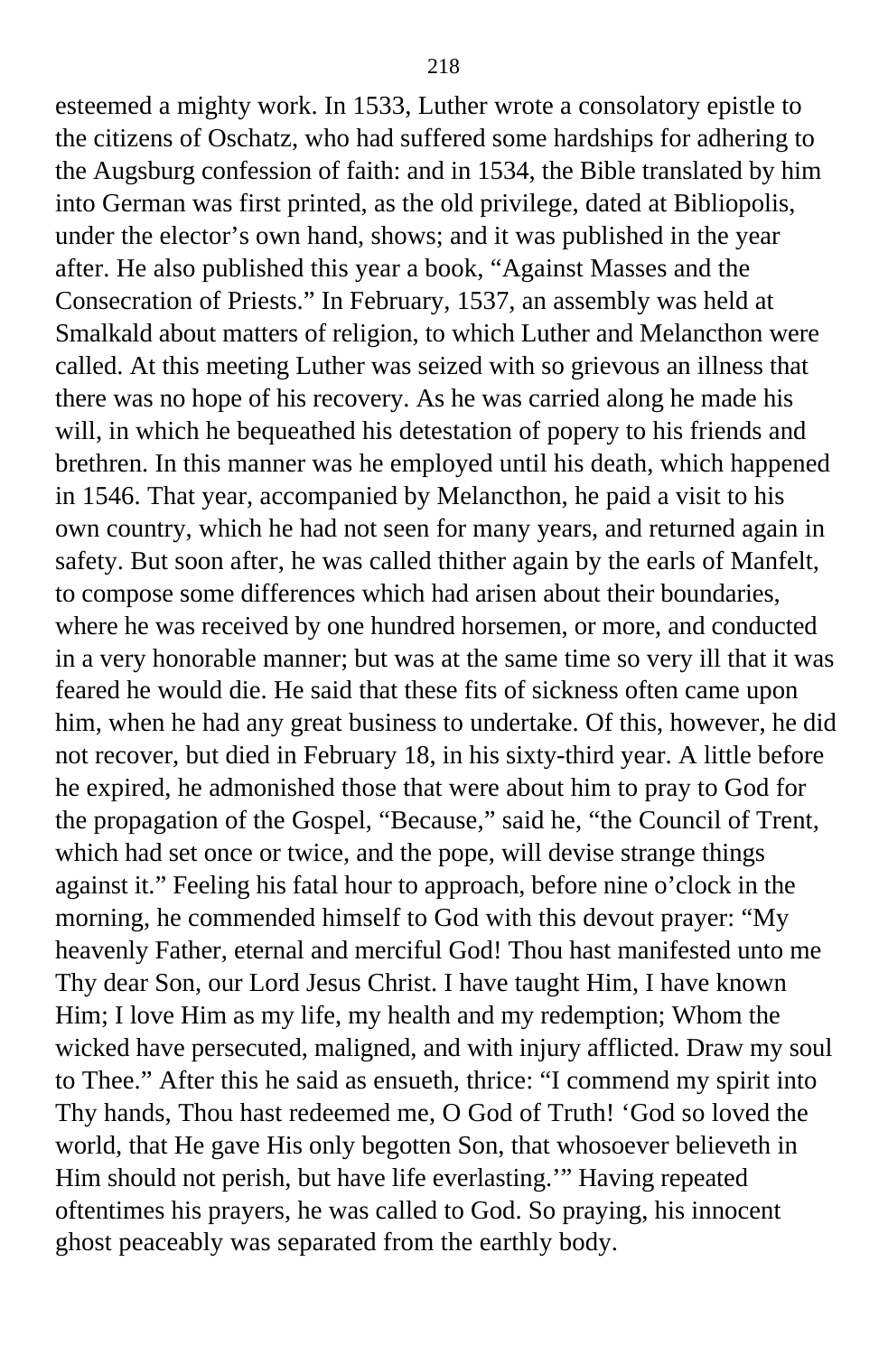esteemed a mighty work. In 1533, Luther wrote a consolatory epistle to the citizens of Oschatz, who had suffered some hardships for adhering to the Augsburg confession of faith: and in 1534, the Bible translated by him into German was first printed, as the old privilege, dated at Bibliopolis, under the elector's own hand, shows; and it was published in the year after. He also published this year a book, "Against Masses and the Consecration of Priests." In February, 1537, an assembly was held at Smalkald about matters of religion, to which Luther and Melancthon were called. At this meeting Luther was seized with so grievous an illness that there was no hope of his recovery. As he was carried along he made his will, in which he bequeathed his detestation of popery to his friends and brethren. In this manner was he employed until his death, which happened in 1546. That year, accompanied by Melancthon, he paid a visit to his own country, which he had not seen for many years, and returned again in safety. But soon after, he was called thither again by the earls of Manfelt, to compose some differences which had arisen about their boundaries, where he was received by one hundred horsemen, or more, and conducted in a very honorable manner; but was at the same time so very ill that it was feared he would die. He said that these fits of sickness often came upon him, when he had any great business to undertake. Of this, however, he did not recover, but died in February 18, in his sixty-third year. A little before he expired, he admonished those that were about him to pray to God for the propagation of the Gospel, "Because," said he, "the Council of Trent, which had set once or twice, and the pope, will devise strange things against it." Feeling his fatal hour to approach, before nine o'clock in the morning, he commended himself to God with this devout prayer: "My heavenly Father, eternal and merciful God! Thou hast manifested unto me Thy dear Son, our Lord Jesus Christ. I have taught Him, I have known Him; I love Him as my life, my health and my redemption; Whom the wicked have persecuted, maligned, and with injury afflicted. Draw my soul to Thee." After this he said as ensueth, thrice: "I commend my spirit into Thy hands, Thou hast redeemed me, O God of Truth! 'God so loved the world, that He gave His only begotten Son, that whosoever believeth in Him should not perish, but have life everlasting.'" Having repeated oftentimes his prayers, he was called to God. So praying, his innocent ghost peaceably was separated from the earthly body.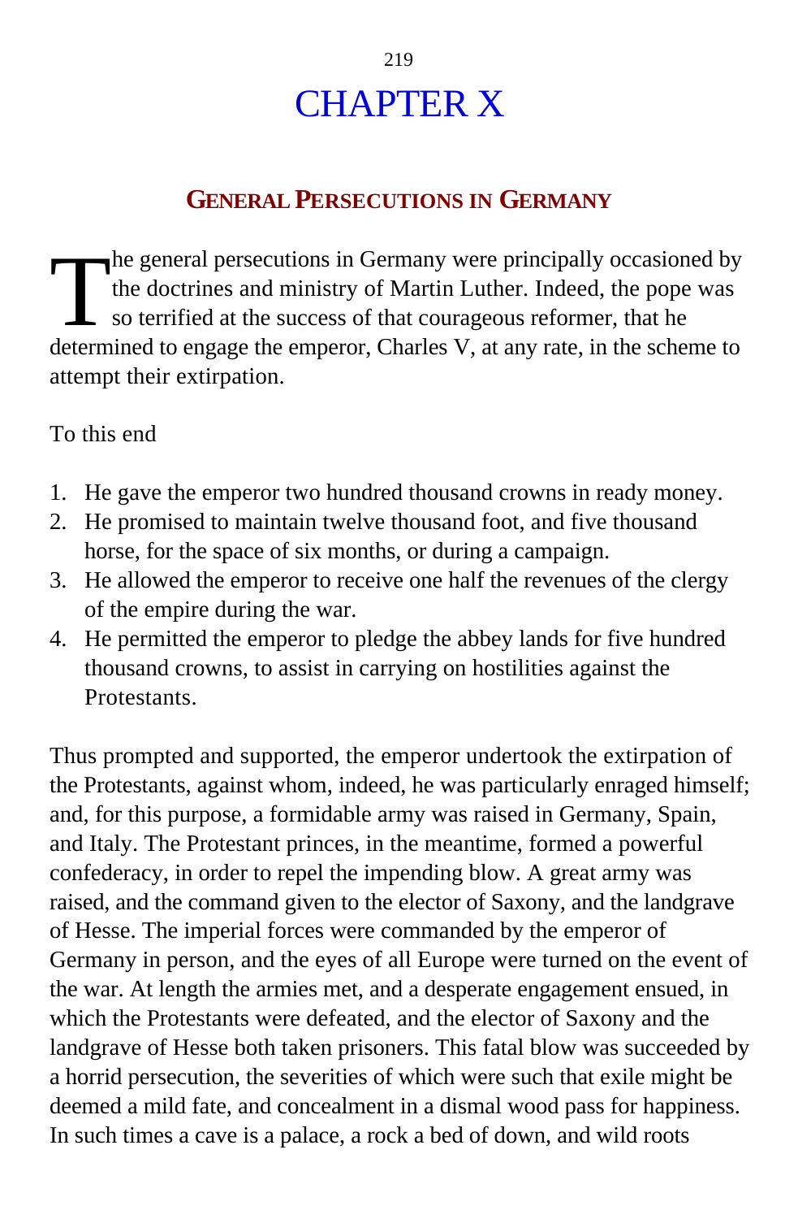# CHAPTER X

## GENERAL PERSECUTIONS IN GERMANY

The general persecutions in Germany were principally occasioned by the doctrines and ministry of Martin Luther. Indeed, the pope was so terrified at the success of that courageous reformer, that he determined to engage the emperor, Charles V, at any rate, in the scheme to attempt their extirpation.

To this end

1. He gave the emperor two hundred thousand crowns in ready money.
2. He promised to maintain twelve thousand foot, and five thousand horse, for the space of six months, or during a campaign.
3. He allowed the emperor to receive one half the revenues of the clergy of the empire during the war.
4. He permitted the emperor to pledge the abbey lands for five hundred thousand crowns, to assist in carrying on hostilities against the Protestants.

Thus prompted and supported, the emperor undertook the extirpation of the Protestants, against whom, indeed, he was particularly enraged himself; and, for this purpose, a formidable army was raised in Germany, Spain, and Italy. The Protestant princes, in the meantime, formed a powerful confederacy, in order to repel the impending blow. A great army was raised, and the command given to the elector of Saxony, and the landgrave of Hesse. The imperial forces were commanded by the emperor of Germany in person, and the eyes of all Europe were turned on the event of the war. At length the armies met, and a desperate engagement ensued, in which the Protestants were defeated, and the elector of Saxony and the landgrave of Hesse both taken prisoners. This fatal blow was succeeded by a horrid persecution, the severities of which were such that exile might be deemed a mild fate, and concealment in a dismal wood pass for happiness. In such times a cave is a palace, a rock a bed of down, and wild roots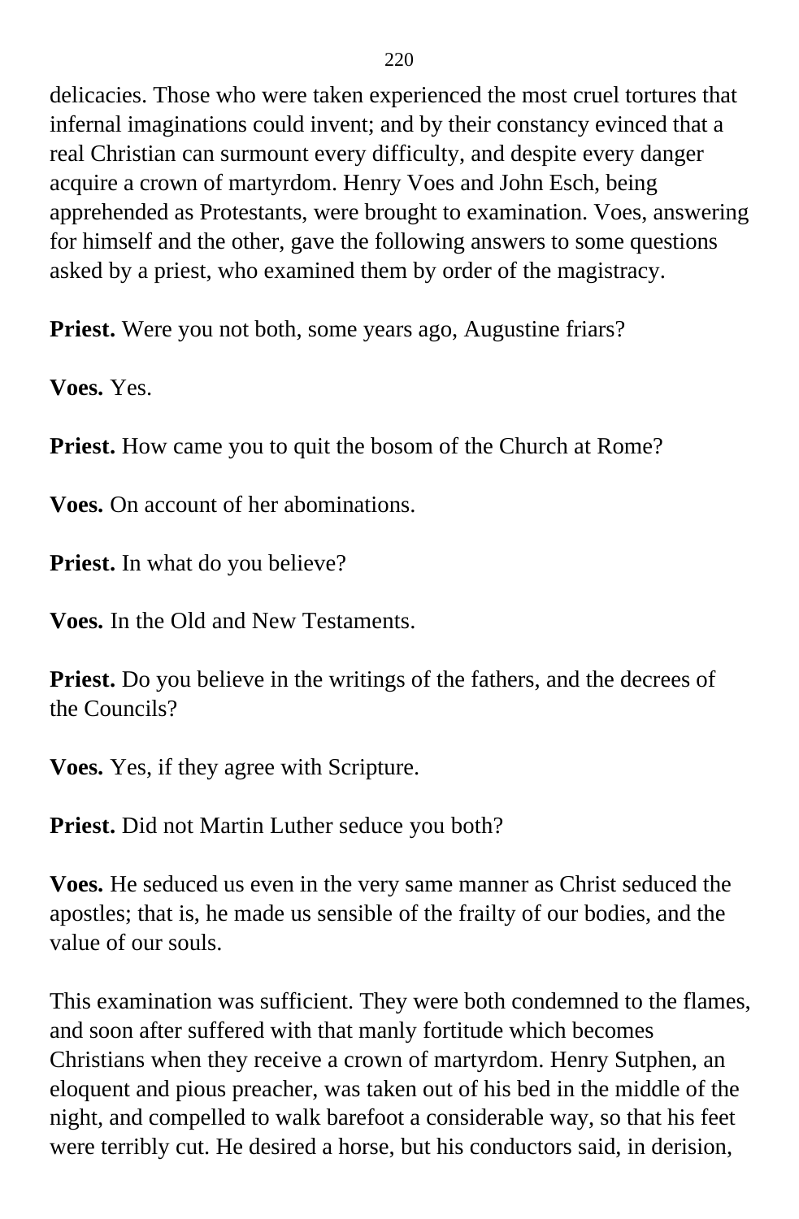delicacies. Those who were taken experienced the most cruel tortures that infernal imaginations could invent; and by their constancy evinced that a real Christian can surmount every difficulty, and despite every danger acquire a crown of martyrdom. Henry Voes and John Esch, being apprehended as Protestants, were brought to examination. Voes, answering for himself and the other, gave the following answers to some questions asked by a priest, who examined them by order of the magistracy.

**Priest.** Were you not both, some years ago, Augustine friars?

**Voes.** Yes.

**Priest.** How came you to quit the bosom of the Church at Rome?

**Voes.** On account of her abominations.

**Priest.** In what do you believe?

**Voes.** In the Old and New Testaments.

**Priest.** Do you believe in the writings of the fathers, and the decrees of the Councils?

**Voes.** Yes, if they agree with Scripture.

**Priest.** Did not Martin Luther seduce you both?

**Voes.** He seduced us even in the very same manner as Christ seduced the apostles; that is, he made us sensible of the frailty of our bodies, and the value of our souls.

This examination was sufficient. They were both condemned to the flames, and soon after suffered with that manly fortitude which becomes Christians when they receive a crown of martyrdom. Henry Sutphen, an eloquent and pious preacher, was taken out of his bed in the middle of the night, and compelled to walk barefoot a considerable way, so that his feet were terribly cut. He desired a horse, but his conductors said, in derision,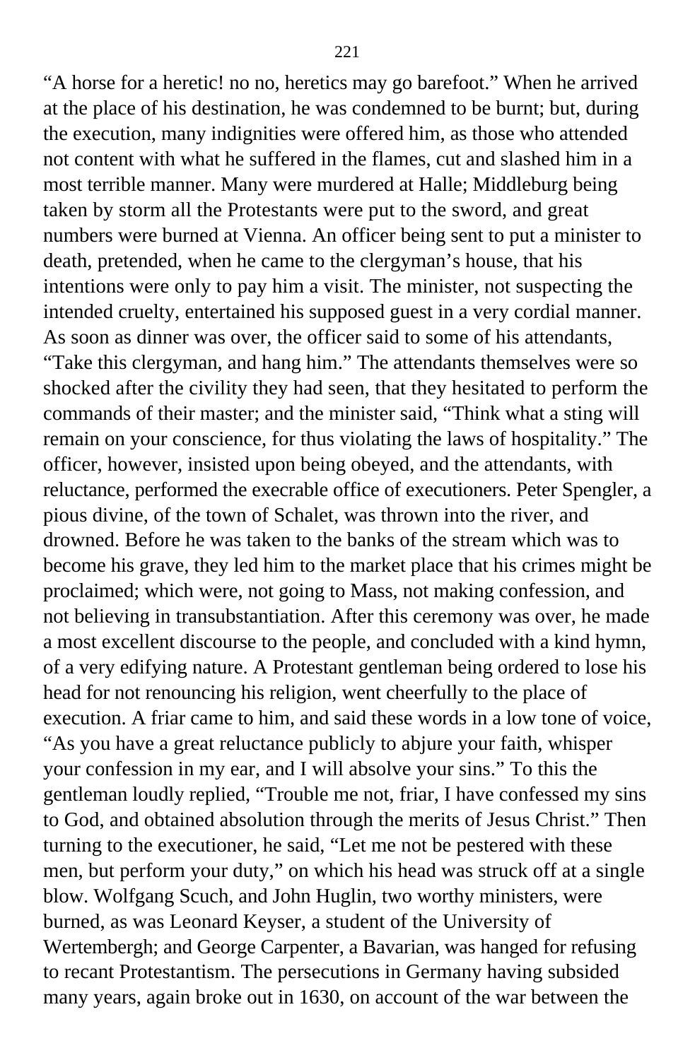"A horse for a heretic! no no, heretics may go barefoot." When he arrived at the place of his destination, he was condemned to be burnt; but, during the execution, many indignities were offered him, as those who attended not content with what he suffered in the flames, cut and slashed him in a most terrible manner. Many were murdered at Halle; Middleburg being taken by storm all the Protestants were put to the sword, and great numbers were burned at Vienna. An officer being sent to put a minister to death, pretended, when he came to the clergyman's house, that his intentions were only to pay him a visit. The minister, not suspecting the intended cruelty, entertained his supposed guest in a very cordial manner. As soon as dinner was over, the officer said to some of his attendants, "Take this clergyman, and hang him." The attendants themselves were so shocked after the civility they had seen, that they hesitated to perform the commands of their master; and the minister said, "Think what a sting will remain on your conscience, for thus violating the laws of hospitality." The officer, however, insisted upon being obeyed, and the attendants, with reluctance, performed the execrable office of executioners. Peter Spengler, a pious divine, of the town of Schalet, was thrown into the river, and drowned. Before he was taken to the banks of the stream which was to become his grave, they led him to the market place that his crimes might be proclaimed; which were, not going to Mass, not making confession, and not believing in transubstantiation. After this ceremony was over, he made a most excellent discourse to the people, and concluded with a kind hymn, of a very edifying nature. A Protestant gentleman being ordered to lose his head for not renouncing his religion, went cheerfully to the place of execution. A friar came to him, and said these words in a low tone of voice, "As you have a great reluctance publicly to abjure your faith, whisper your confession in my ear, and I will absolve your sins." To this the gentleman loudly replied, "Trouble me not, friar, I have confessed my sins to God, and obtained absolution through the merits of Jesus Christ." Then turning to the executioner, he said, "Let me not be pestered with these men, but perform your duty," on which his head was struck off at a single blow. Wolfgang Scuch, and John Huglin, two worthy ministers, were burned, as was Leonard Keyser, a student of the University of Wertembergh; and George Carpenter, a Bavarian, was hanged for refusing to recant Protestantism. The persecutions in Germany having subsided many years, again broke out in 1630, on account of the war between the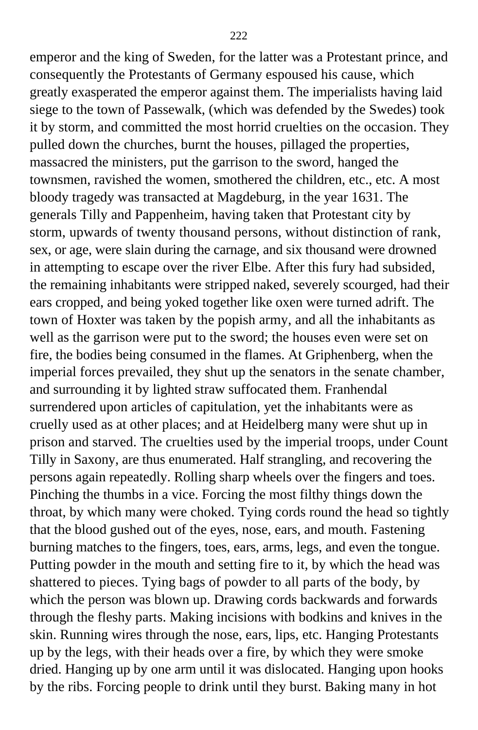emperor and the king of Sweden, for the latter was a Protestant prince, and consequently the Protestants of Germany espoused his cause, which greatly exasperated the emperor against them. The imperialists having laid siege to the town of Passewalk, (which was defended by the Swedes) took it by storm, and committed the most horrid cruelties on the occasion. They pulled down the churches, burnt the houses, pillaged the properties, massacred the ministers, put the garrison to the sword, hanged the townsmen, ravished the women, smothered the children, etc., etc. A most bloody tragedy was transacted at Magdeburg, in the year 1631. The generals Tilly and Pappenheim, having taken that Protestant city by storm, upwards of twenty thousand persons, without distinction of rank, sex, or age, were slain during the carnage, and six thousand were drowned in attempting to escape over the river Elbe. After this fury had subsided, the remaining inhabitants were stripped naked, severely scourged, had their ears cropped, and being yoked together like oxen were turned adrift. The town of Hoxter was taken by the popish army, and all the inhabitants as well as the garrison were put to the sword; the houses even were set on fire, the bodies being consumed in the flames. At Griphenberg, when the imperial forces prevailed, they shut up the senators in the senate chamber, and surrounding it by lighted straw suffocated them. Franhendal surrendered upon articles of capitulation, yet the inhabitants were as cruelly used as at other places; and at Heidelberg many were shut up in prison and starved. The cruelties used by the imperial troops, under Count Tilly in Saxony, are thus enumerated. Half strangling, and recovering the persons again repeatedly. Rolling sharp wheels over the fingers and toes. Pinching the thumbs in a vice. Forcing the most filthy things down the throat, by which many were choked. Tying cords round the head so tightly that the blood gushed out of the eyes, nose, ears, and mouth. Fastening burning matches to the fingers, toes, ears, arms, legs, and even the tongue. Putting powder in the mouth and setting fire to it, by which the head was shattered to pieces. Tying bags of powder to all parts of the body, by which the person was blown up. Drawing cords backwards and forwards through the fleshy parts. Making incisions with bodkins and knives in the skin. Running wires through the nose, ears, lips, etc. Hanging Protestants up by the legs, with their heads over a fire, by which they were smoke dried. Hanging up by one arm until it was dislocated. Hanging upon hooks by the ribs. Forcing people to drink until they burst. Baking many in hot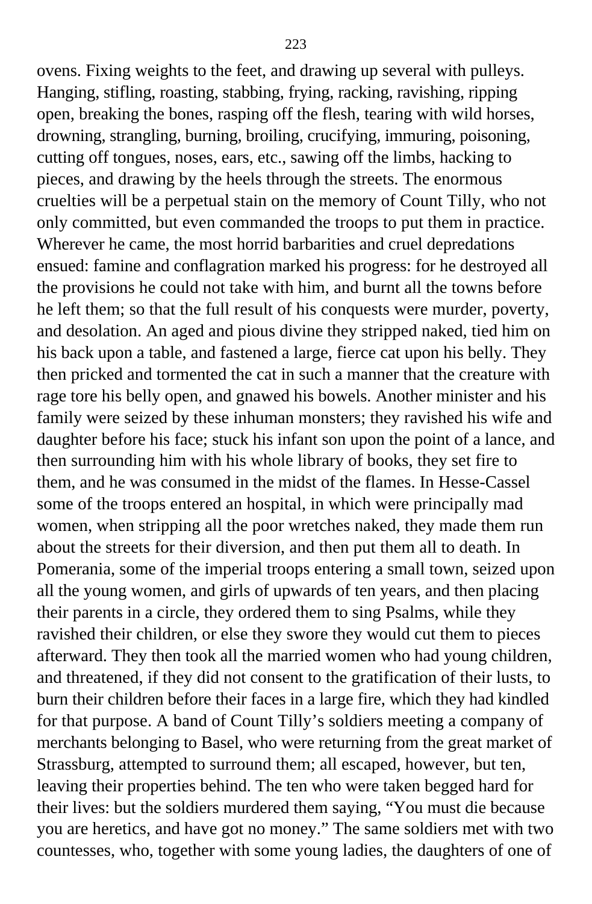ovens. Fixing weights to the feet, and drawing up several with pulleys. Hanging, stifling, roasting, stabbing, frying, racking, ravishing, ripping open, breaking the bones, rasping off the flesh, tearing with wild horses, drowning, strangling, burning, broiling, crucifying, immuring, poisoning, cutting off tongues, noses, ears, etc., sawing off the limbs, hacking to pieces, and drawing by the heels through the streets. The enormous cruelties will be a perpetual stain on the memory of Count Tilly, who not only committed, but even commanded the troops to put them in practice. Wherever he came, the most horrid barbarities and cruel depredations ensued: famine and conflagration marked his progress: for he destroyed all the provisions he could not take with him, and burnt all the towns before he left them; so that the full result of his conquests were murder, poverty, and desolation. An aged and pious divine they stripped naked, tied him on his back upon a table, and fastened a large, fierce cat upon his belly. They then pricked and tormented the cat in such a manner that the creature with rage tore his belly open, and gnawed his bowels. Another minister and his family were seized by these inhuman monsters; they ravished his wife and daughter before his face; stuck his infant son upon the point of a lance, and then surrounding him with his whole library of books, they set fire to them, and he was consumed in the midst of the flames. In Hesse-Cassel some of the troops entered an hospital, in which were principally mad women, when stripping all the poor wretches naked, they made them run about the streets for their diversion, and then put them all to death. In Pomerania, some of the imperial troops entering a small town, seized upon all the young women, and girls of upwards of ten years, and then placing their parents in a circle, they ordered them to sing Psalms, while they ravished their children, or else they swore they would cut them to pieces afterward. They then took all the married women who had young children, and threatened, if they did not consent to the gratification of their lusts, to burn their children before their faces in a large fire, which they had kindled for that purpose. A band of Count Tilly's soldiers meeting a company of merchants belonging to Basel, who were returning from the great market of Strassburg, attempted to surround them; all escaped, however, but ten, leaving their properties behind. The ten who were taken begged hard for their lives: but the soldiers murdered them saying, "You must die because you are heretics, and have got no money." The same soldiers met with two countesses, who, together with some young ladies, the daughters of one of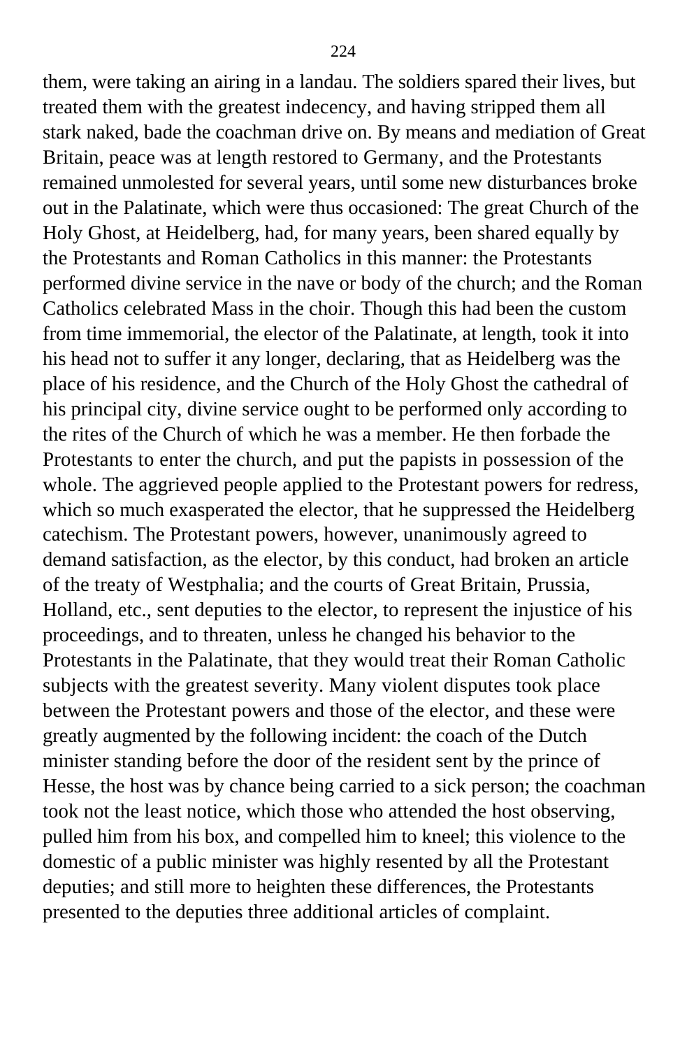them, were taking an airing in a landau. The soldiers spared their lives, but treated them with the greatest indecency, and having stripped them all stark naked, bade the coachman drive on. By means and mediation of Great Britain, peace was at length restored to Germany, and the Protestants remained unmolested for several years, until some new disturbances broke out in the Palatinate, which were thus occasioned: The great Church of the Holy Ghost, at Heidelberg, had, for many years, been shared equally by the Protestants and Roman Catholics in this manner: the Protestants performed divine service in the nave or body of the church; and the Roman Catholics celebrated Mass in the choir. Though this had been the custom from time immemorial, the elector of the Palatinate, at length, took it into his head not to suffer it any longer, declaring, that as Heidelberg was the place of his residence, and the Church of the Holy Ghost the cathedral of his principal city, divine service ought to be performed only according to the rites of the Church of which he was a member. He then forbade the Protestants to enter the church, and put the papists in possession of the whole. The aggrieved people applied to the Protestant powers for redress, which so much exasperated the elector, that he suppressed the Heidelberg catechism. The Protestant powers, however, unanimously agreed to demand satisfaction, as the elector, by this conduct, had broken an article of the treaty of Westphalia; and the courts of Great Britain, Prussia, Holland, etc., sent deputies to the elector, to represent the injustice of his proceedings, and to threaten, unless he changed his behavior to the Protestants in the Palatinate, that they would treat their Roman Catholic subjects with the greatest severity. Many violent disputes took place between the Protestant powers and those of the elector, and these were greatly augmented by the following incident: the coach of the Dutch minister standing before the door of the resident sent by the prince of Hesse, the host was by chance being carried to a sick person; the coachman took not the least notice, which those who attended the host observing, pulled him from his box, and compelled him to kneel; this violence to the domestic of a public minister was highly resented by all the Protestant deputies; and still more to heighten these differences, the Protestants presented to the deputies three additional articles of complaint.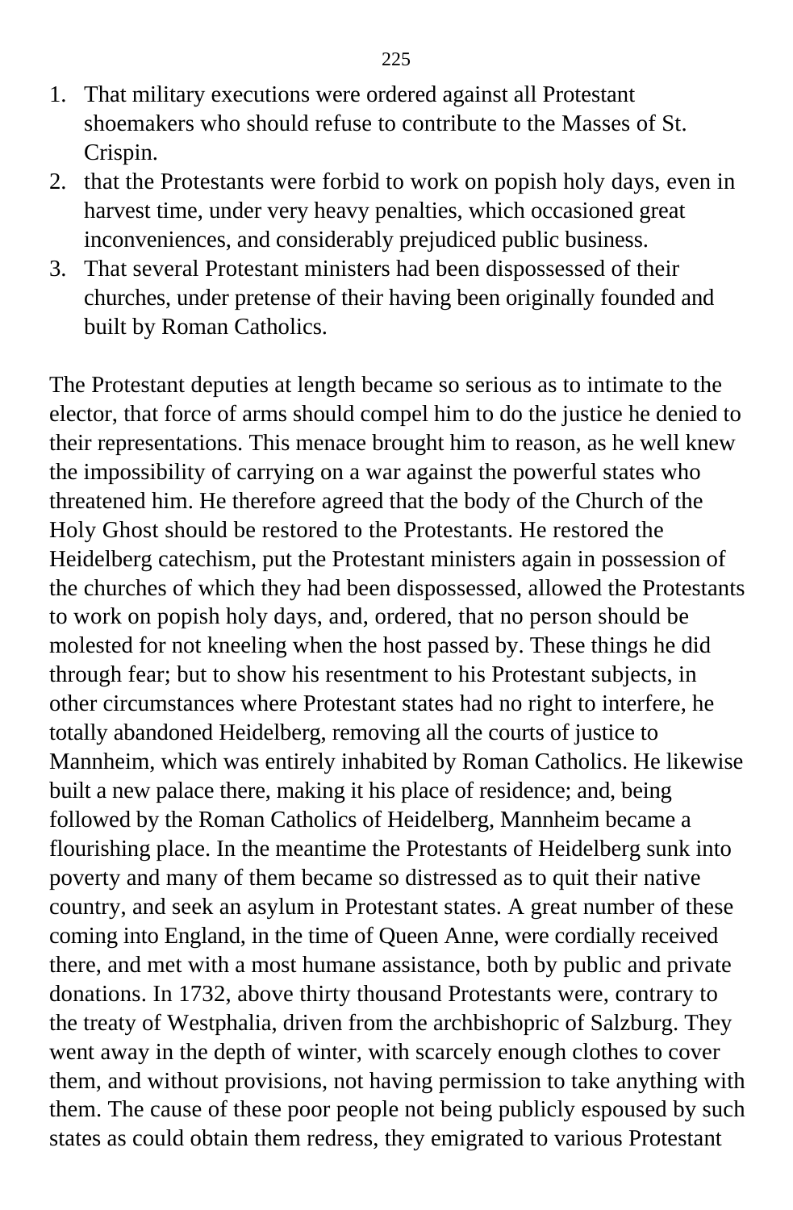1. That military executions were ordered against all Protestant shoemakers who should refuse to contribute to the Masses of St. Crispin.
2. that the Protestants were forbid to work on popish holy days, even in harvest time, under very heavy penalties, which occasioned great inconveniences, and considerably prejudiced public business.
3. That several Protestant ministers had been dispossessed of their churches, under pretense of their having been originally founded and built by Roman Catholics.

The Protestant deputies at length became so serious as to intimate to the elector, that force of arms should compel him to do the justice he denied to their representations. This menace brought him to reason, as he well knew the impossibility of carrying on a war against the powerful states who threatened him. He therefore agreed that the body of the Church of the Holy Ghost should be restored to the Protestants. He restored the Heidelberg catechism, put the Protestant ministers again in possession of the churches of which they had been dispossessed, allowed the Protestants to work on popish holy days, and, ordered, that no person should be molested for not kneeling when the host passed by. These things he did through fear; but to show his resentment to his Protestant subjects, in other circumstances where Protestant states had no right to interfere, he totally abandoned Heidelberg, removing all the courts of justice to Mannheim, which was entirely inhabited by Roman Catholics. He likewise built a new palace there, making it his place of residence; and, being followed by the Roman Catholics of Heidelberg, Mannheim became a flourishing place. In the meantime the Protestants of Heidelberg sunk into poverty and many of them became so distressed as to quit their native country, and seek an asylum in Protestant states. A great number of these coming into England, in the time of Queen Anne, were cordially received there, and met with a most humane assistance, both by public and private donations. In 1732, above thirty thousand Protestants were, contrary to the treaty of Westphalia, driven from the archbishopric of Salzburg. They went away in the depth of winter, with scarcely enough clothes to cover them, and without provisions, not having permission to take anything with them. The cause of these poor people not being publicly espoused by such states as could obtain them redress, they emigrated to various Protestant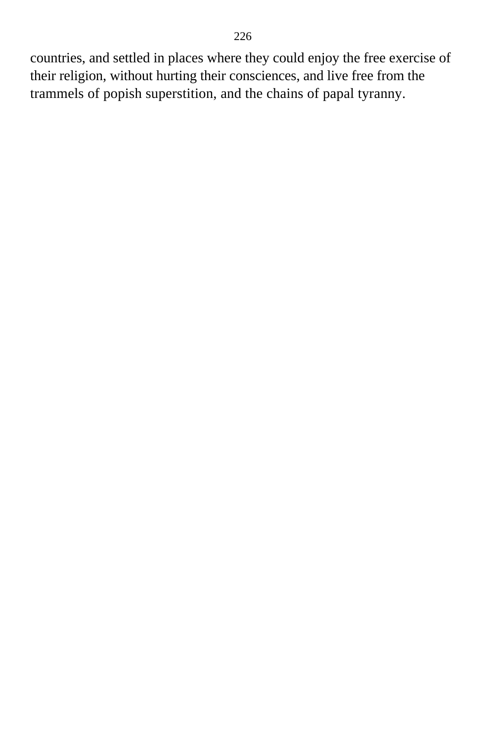countries, and settled in places where they could enjoy the free exercise of their religion, without hurting their consciences, and live free from the trammels of popish superstition, and the chains of papal tyranny.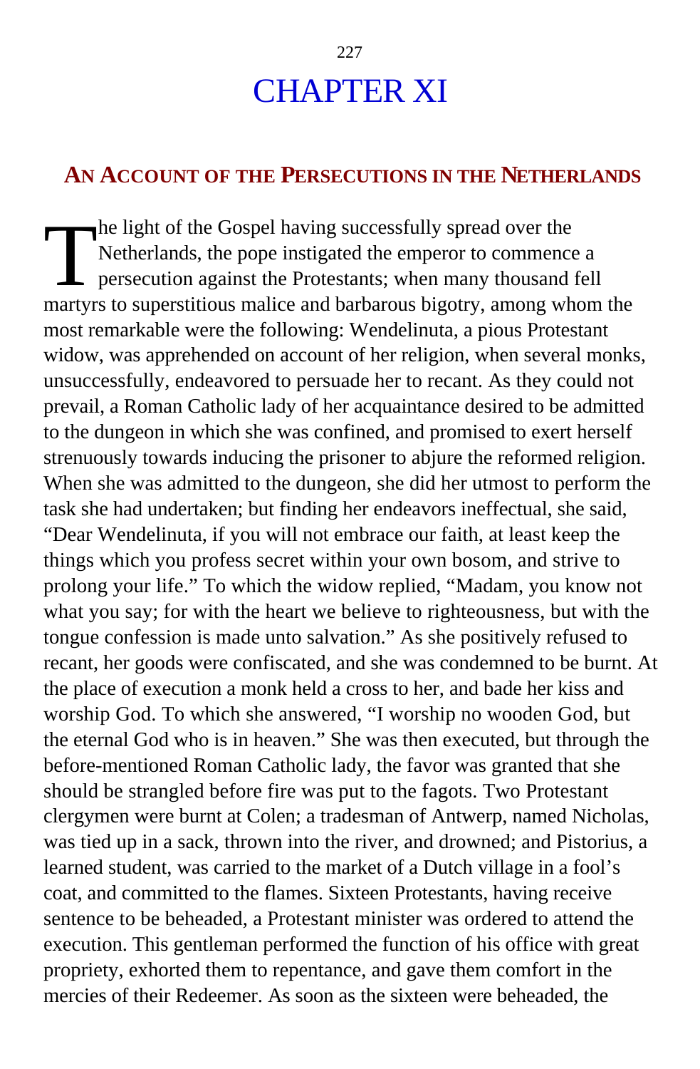# CHAPTER XI

## AN ACCOUNT OF THE PERSECUTIONS IN THE NETHERLANDS

The light of the Gospel having successfully spread over the Netherlands, the pope instigated the emperor to commence a persecution against the Protestants; when many thousand fell martyrs to superstitious malice and barbarous bigotry, among whom the most remarkable were the following: Wendelinuta, a pious Protestant widow, was apprehended on account of her religion, when several monks, unsuccessfully, endeavored to persuade her to recant. As they could not prevail, a Roman Catholic lady of her acquaintance desired to be admitted to the dungeon in which she was confined, and promised to exert herself strenuously towards inducing the prisoner to abjure the reformed religion. When she was admitted to the dungeon, she did her utmost to perform the task she had undertaken; but finding her endeavors ineffectual, she said, "Dear Wendelinuta, if you will not embrace our faith, at least keep the things which you profess secret within your own bosom, and strive to prolong your life." To which the widow replied, "Madam, you know not what you say; for with the heart we believe to righteousness, but with the tongue confession is made unto salvation." As she positively refused to recant, her goods were confiscated, and she was condemned to be burnt. At the place of execution a monk held a cross to her, and bade her kiss and worship God. To which she answered, "I worship no wooden God, but the eternal God who is in heaven." She was then executed, but through the before-mentioned Roman Catholic lady, the favor was granted that she should be strangled before fire was put to the fagots. Two Protestant clergymen were burnt at Colen; a tradesman of Antwerp, named Nicholas, was tied up in a sack, thrown into the river, and drowned; and Pistorius, a learned student, was carried to the market of a Dutch village in a fool's coat, and committed to the flames. Sixteen Protestants, having receive sentence to be beheaded, a Protestant minister was ordered to attend the execution. This gentleman performed the function of his office with great propriety, exhorted them to repentance, and gave them comfort in the mercies of their Redeemer. As soon as the sixteen were beheaded, the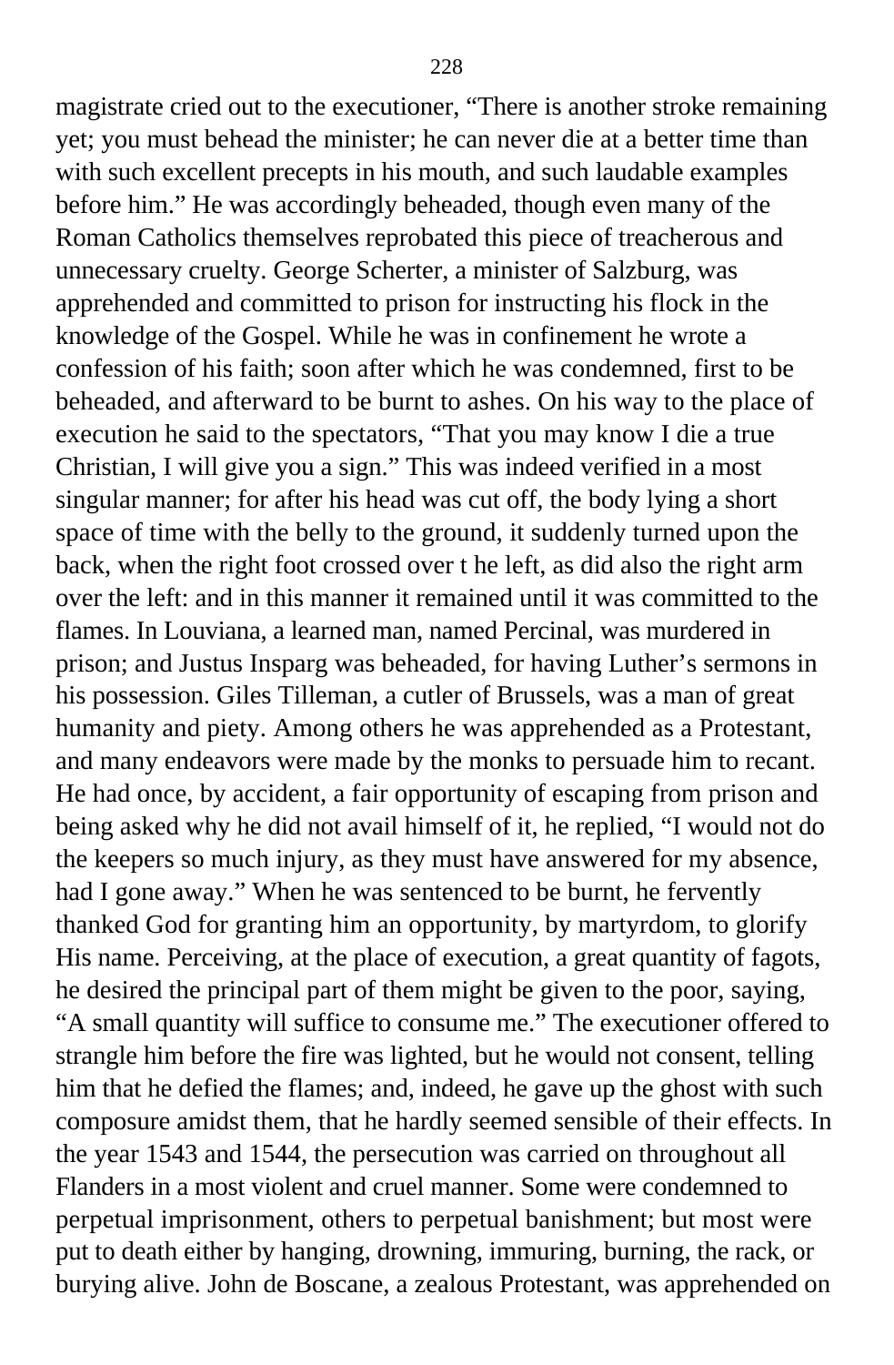magistrate cried out to the executioner, "There is another stroke remaining yet; you must behead the minister; he can never die at a better time than with such excellent precepts in his mouth, and such laudable examples before him." He was accordingly beheaded, though even many of the Roman Catholics themselves reprobated this piece of treacherous and unnecessary cruelty. George Scherter, a minister of Salzburg, was apprehended and committed to prison for instructing his flock in the knowledge of the Gospel. While he was in confinement he wrote a confession of his faith; soon after which he was condemned, first to be beheaded, and afterward to be burnt to ashes. On his way to the place of execution he said to the spectators, "That you may know I die a true Christian, I will give you a sign." This was indeed verified in a most singular manner; for after his head was cut off, the body lying a short space of time with the belly to the ground, it suddenly turned upon the back, when the right foot crossed over t he left, as did also the right arm over the left: and in this manner it remained until it was committed to the flames. In Louviana, a learned man, named Percinal, was murdered in prison; and Justus Insparg was beheaded, for having Luther's sermons in his possession. Giles Tilleman, a cutler of Brussels, was a man of great humanity and piety. Among others he was apprehended as a Protestant, and many endeavors were made by the monks to persuade him to recant. He had once, by accident, a fair opportunity of escaping from prison and being asked why he did not avail himself of it, he replied, "I would not do the keepers so much injury, as they must have answered for my absence, had I gone away." When he was sentenced to be burnt, he fervently thanked God for granting him an opportunity, by martyrdom, to glorify His name. Perceiving, at the place of execution, a great quantity of fagots, he desired the principal part of them might be given to the poor, saying, "A small quantity will suffice to consume me." The executioner offered to strangle him before the fire was lighted, but he would not consent, telling him that he defied the flames; and, indeed, he gave up the ghost with such composure amidst them, that he hardly seemed sensible of their effects. In the year 1543 and 1544, the persecution was carried on throughout all Flanders in a most violent and cruel manner. Some were condemned to perpetual imprisonment, others to perpetual banishment; but most were put to death either by hanging, drowning, immuring, burning, the rack, or burying alive. John de Boscane, a zealous Protestant, was apprehended on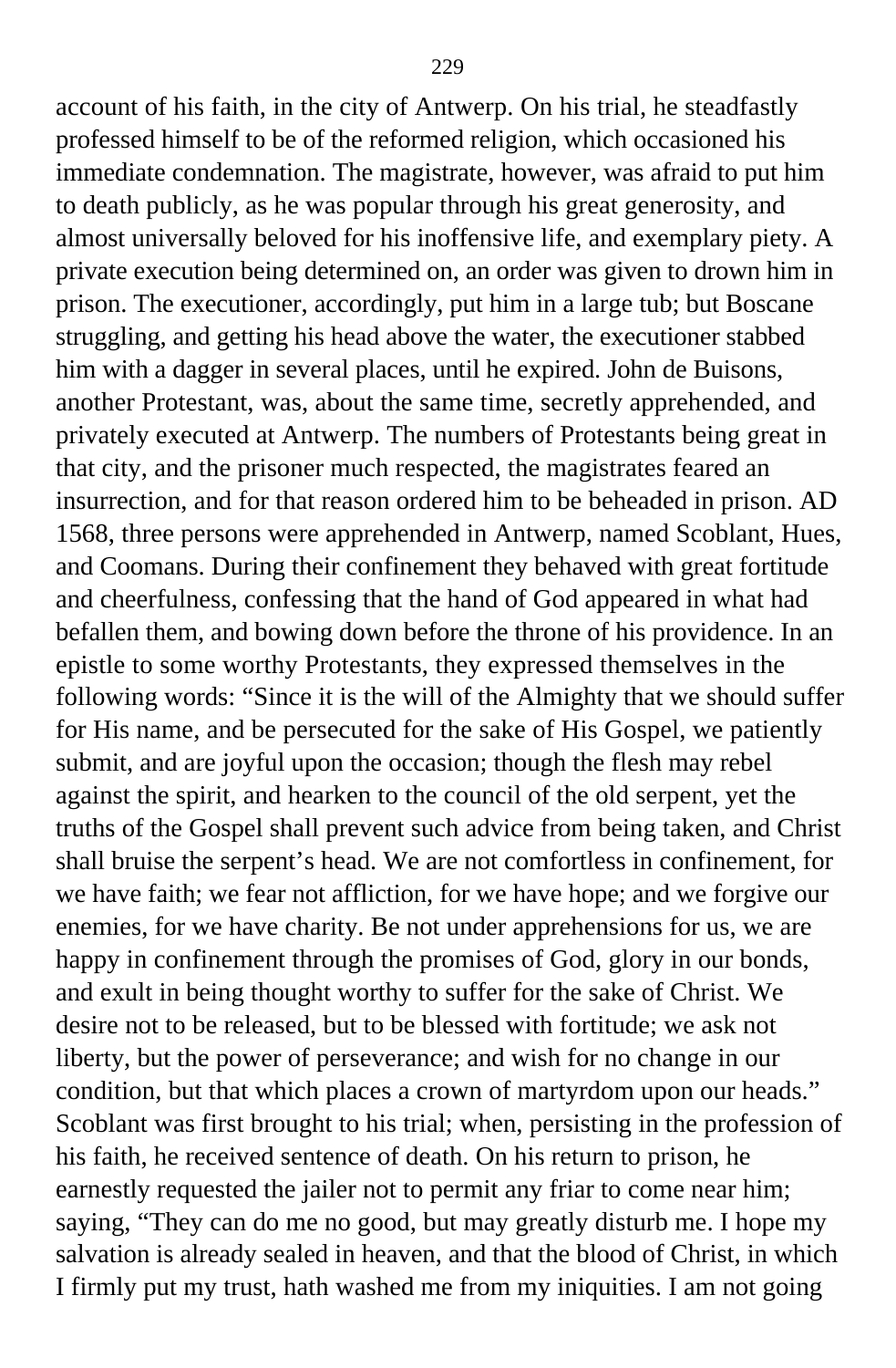account of his faith, in the city of Antwerp. On his trial, he steadfastly professed himself to be of the reformed religion, which occasioned his immediate condemnation. The magistrate, however, was afraid to put him to death publicly, as he was popular through his great generosity, and almost universally beloved for his inoffensive life, and exemplary piety. A private execution being determined on, an order was given to drown him in prison. The executioner, accordingly, put him in a large tub; but Boscane struggling, and getting his head above the water, the executioner stabbed him with a dagger in several places, until he expired. John de Buisons, another Protestant, was, about the same time, secretly apprehended, and privately executed at Antwerp. The numbers of Protestants being great in that city, and the prisoner much respected, the magistrates feared an insurrection, and for that reason ordered him to be beheaded in prison. AD 1568, three persons were apprehended in Antwerp, named Scoblant, Hues, and Coomans. During their confinement they behaved with great fortitude and cheerfulness, confessing that the hand of God appeared in what had befallen them, and bowing down before the throne of his providence. In an epistle to some worthy Protestants, they expressed themselves in the following words: “Since it is the will of the Almighty that we should suffer for His name, and be persecuted for the sake of His Gospel, we patiently submit, and are joyful upon the occasion; though the flesh may rebel against the spirit, and hearken to the council of the old serpent, yet the truths of the Gospel shall prevent such advice from being taken, and Christ shall bruise the serpent’s head. We are not comfortless in confinement, for we have faith; we fear not affliction, for we have hope; and we forgive our enemies, for we have charity. Be not under apprehensions for us, we are happy in confinement through the promises of God, glory in our bonds, and exult in being thought worthy to suffer for the sake of Christ. We desire not to be released, but to be blessed with fortitude; we ask not liberty, but the power of perseverance; and wish for no change in our condition, but that which places a crown of martyrdom upon our heads.” Scoblant was first brought to his trial; when, persisting in the profession of his faith, he received sentence of death. On his return to prison, he earnestly requested the jailer not to permit any friar to come near him; saying, “They can do me no good, but may greatly disturb me. I hope my salvation is already sealed in heaven, and that the blood of Christ, in which I firmly put my trust, hath washed me from my iniquities. I am not going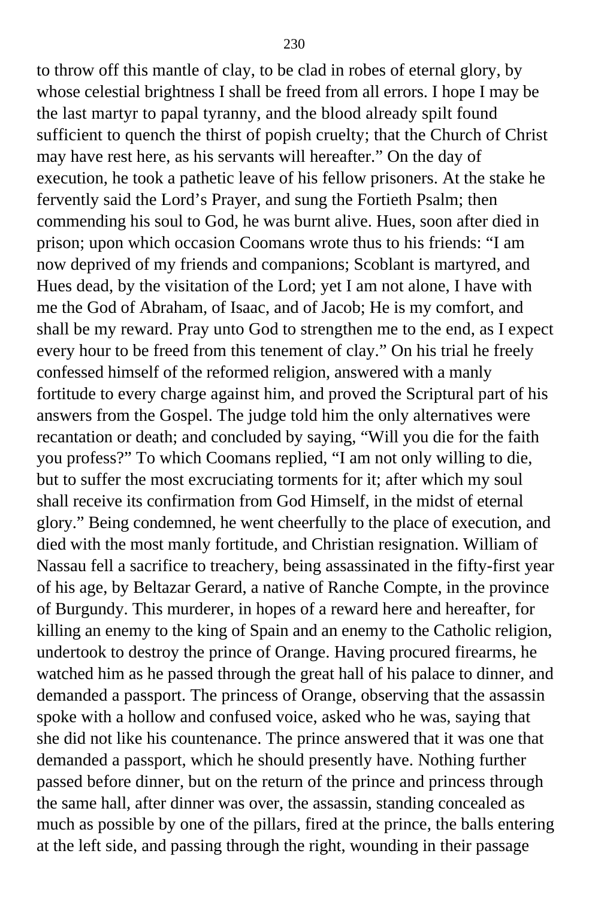to throw off this mantle of clay, to be clad in robes of eternal glory, by whose celestial brightness I shall be freed from all errors. I hope I may be the last martyr to papal tyranny, and the blood already spilt found sufficient to quench the thirst of popish cruelty; that the Church of Christ may have rest here, as his servants will hereafter." On the day of execution, he took a pathetic leave of his fellow prisoners. At the stake he fervently said the Lord's Prayer, and sung the Fortieth Psalm; then commending his soul to God, he was burnt alive. Hues, soon after died in prison; upon which occasion Coomans wrote thus to his friends: "I am now deprived of my friends and companions; Scoblant is martyred, and Hues dead, by the visitation of the Lord; yet I am not alone, I have with me the God of Abraham, of Isaac, and of Jacob; He is my comfort, and shall be my reward. Pray unto God to strengthen me to the end, as I expect every hour to be freed from this tenement of clay." On his trial he freely confessed himself of the reformed religion, answered with a manly fortitude to every charge against him, and proved the Scriptural part of his answers from the Gospel. The judge told him the only alternatives were recantation or death; and concluded by saying, "Will you die for the faith you profess?" To which Coomans replied, "I am not only willing to die, but to suffer the most excruciating torments for it; after which my soul shall receive its confirmation from God Himself, in the midst of eternal glory." Being condemned, he went cheerfully to the place of execution, and died with the most manly fortitude, and Christian resignation. William of Nassau fell a sacrifice to treachery, being assassinated in the fifty-first year of his age, by Beltazar Gerard, a native of Ranche Compte, in the province of Burgundy. This murderer, in hopes of a reward here and hereafter, for killing an enemy to the king of Spain and an enemy to the Catholic religion, undertook to destroy the prince of Orange. Having procured firearms, he watched him as he passed through the great hall of his palace to dinner, and demanded a passport. The princess of Orange, observing that the assassin spoke with a hollow and confused voice, asked who he was, saying that she did not like his countenance. The prince answered that it was one that demanded a passport, which he should presently have. Nothing further passed before dinner, but on the return of the prince and princess through the same hall, after dinner was over, the assassin, standing concealed as much as possible by one of the pillars, fired at the prince, the balls entering at the left side, and passing through the right, wounding in their passage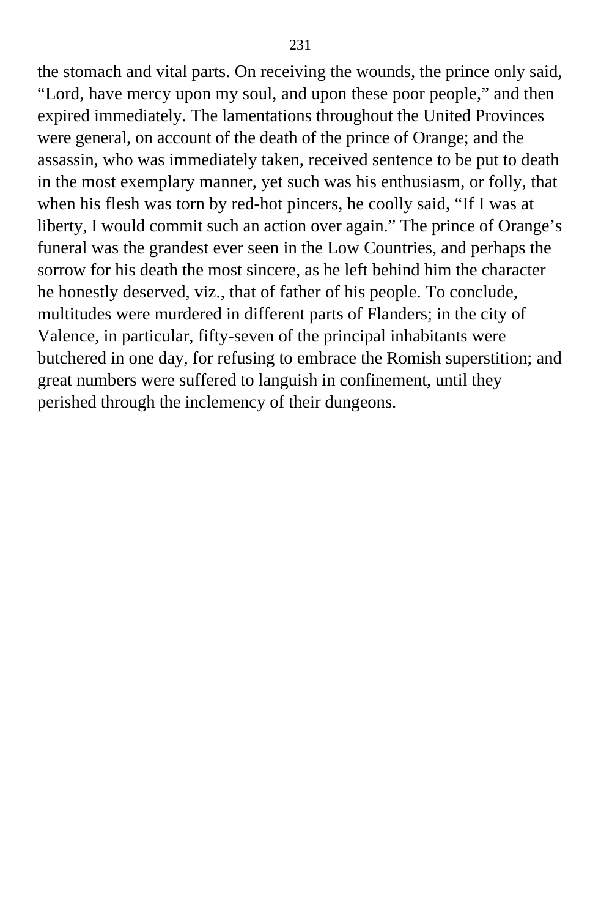the stomach and vital parts. On receiving the wounds, the prince only said, “Lord, have mercy upon my soul, and upon these poor people,” and then expired immediately. The lamentations throughout the United Provinces were general, on account of the death of the prince of Orange; and the assassin, who was immediately taken, received sentence to be put to death in the most exemplary manner, yet such was his enthusiasm, or folly, that when his flesh was torn by red-hot pincers, he coolly said, “If I was at liberty, I would commit such an action over again.” The prince of Orange’s funeral was the grandest ever seen in the Low Countries, and perhaps the sorrow for his death the most sincere, as he left behind him the character he honestly deserved, viz., that of father of his people. To conclude, multitudes were murdered in different parts of Flanders; in the city of Valence, in particular, fifty-seven of the principal inhabitants were butchered in one day, for refusing to embrace the Romish superstition; and great numbers were suffered to languish in confinement, until they perished through the inclemency of their dungeons.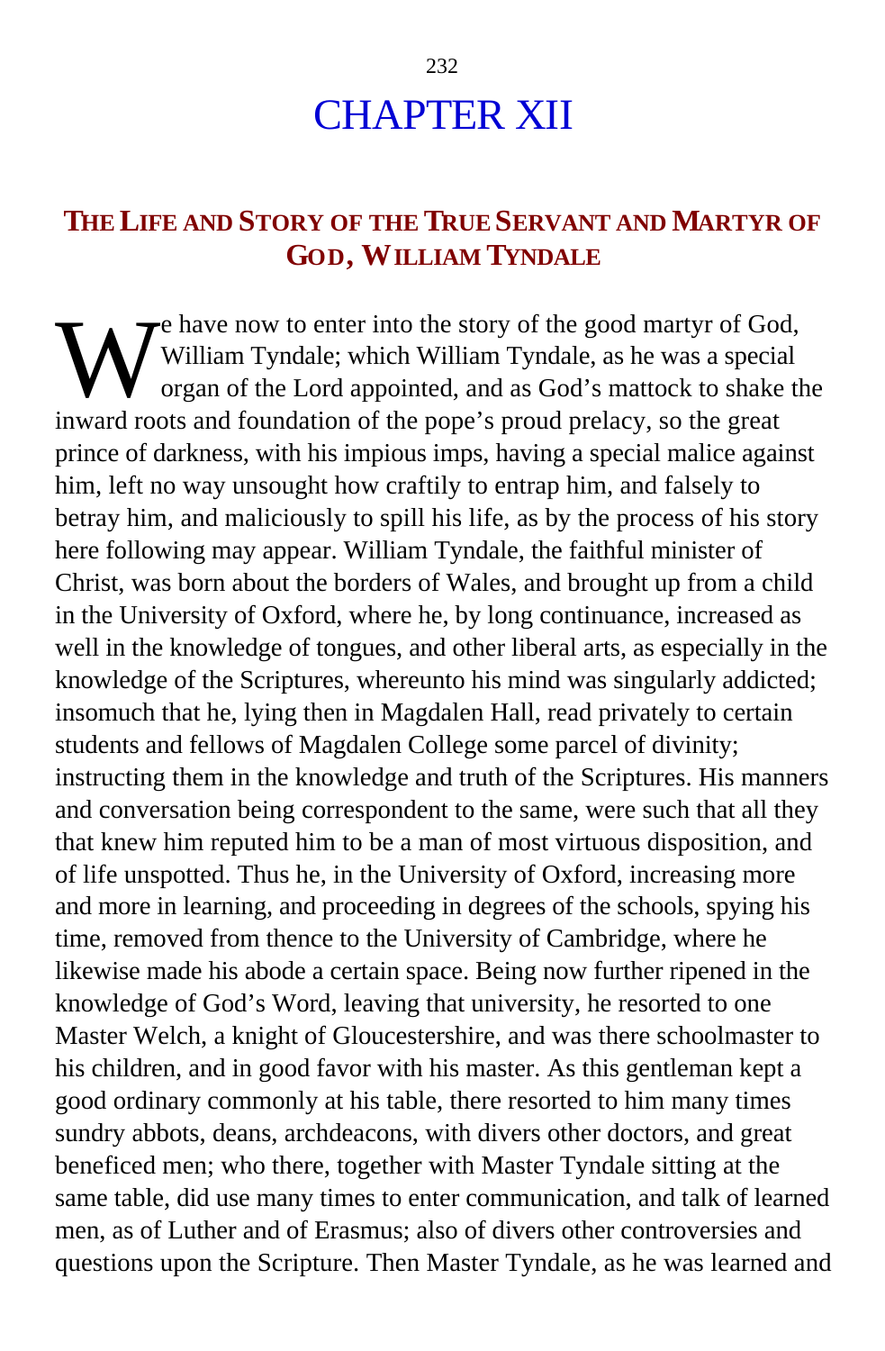# CHAPTER XII

## THE LIFE AND STORY OF THE TRUE SERVANT AND MARTYR OF GOD, WILLIAM TYNDALE

We have now to enter into the story of the good martyr of God, William Tyndale; which William Tyndale, as he was a special organ of the Lord appointed, and as God's mattock to shake the inward roots and foundation of the pope's proud prelacy, so the great prince of darkness, with his impious imps, having a special malice against him, left no way unsought how craftily to entrap him, and falsely to betray him, and maliciously to spill his life, as by the process of his story here following may appear. William Tyndale, the faithful minister of Christ, was born about the borders of Wales, and brought up from a child in the University of Oxford, where he, by long continuance, increased as well in the knowledge of tongues, and other liberal arts, as especially in the knowledge of the Scriptures, whereunto his mind was singularly addicted; insomuch that he, lying then in Magdalen Hall, read privately to certain students and fellows of Magdalen College some parcel of divinity; instructing them in the knowledge and truth of the Scriptures. His manners and conversation being correspondent to the same, were such that all they that knew him reputed him to be a man of most virtuous disposition, and of life unspotted. Thus he, in the University of Oxford, increasing more and more in learning, and proceeding in degrees of the schools, spying his time, removed from thence to the University of Cambridge, where he likewise made his abode a certain space. Being now further ripened in the knowledge of God's Word, leaving that university, he resorted to one Master Welch, a knight of Gloucestershire, and was there schoolmaster to his children, and in good favor with his master. As this gentleman kept a good ordinary commonly at his table, there resorted to him many times sundry abbots, deans, archdeacons, with divers other doctors, and great beneficed men; who there, together with Master Tyndale sitting at the same table, did use many times to enter communication, and talk of learned men, as of Luther and of Erasmus; also of divers other controversies and questions upon the Scripture. Then Master Tyndale, as he was learned and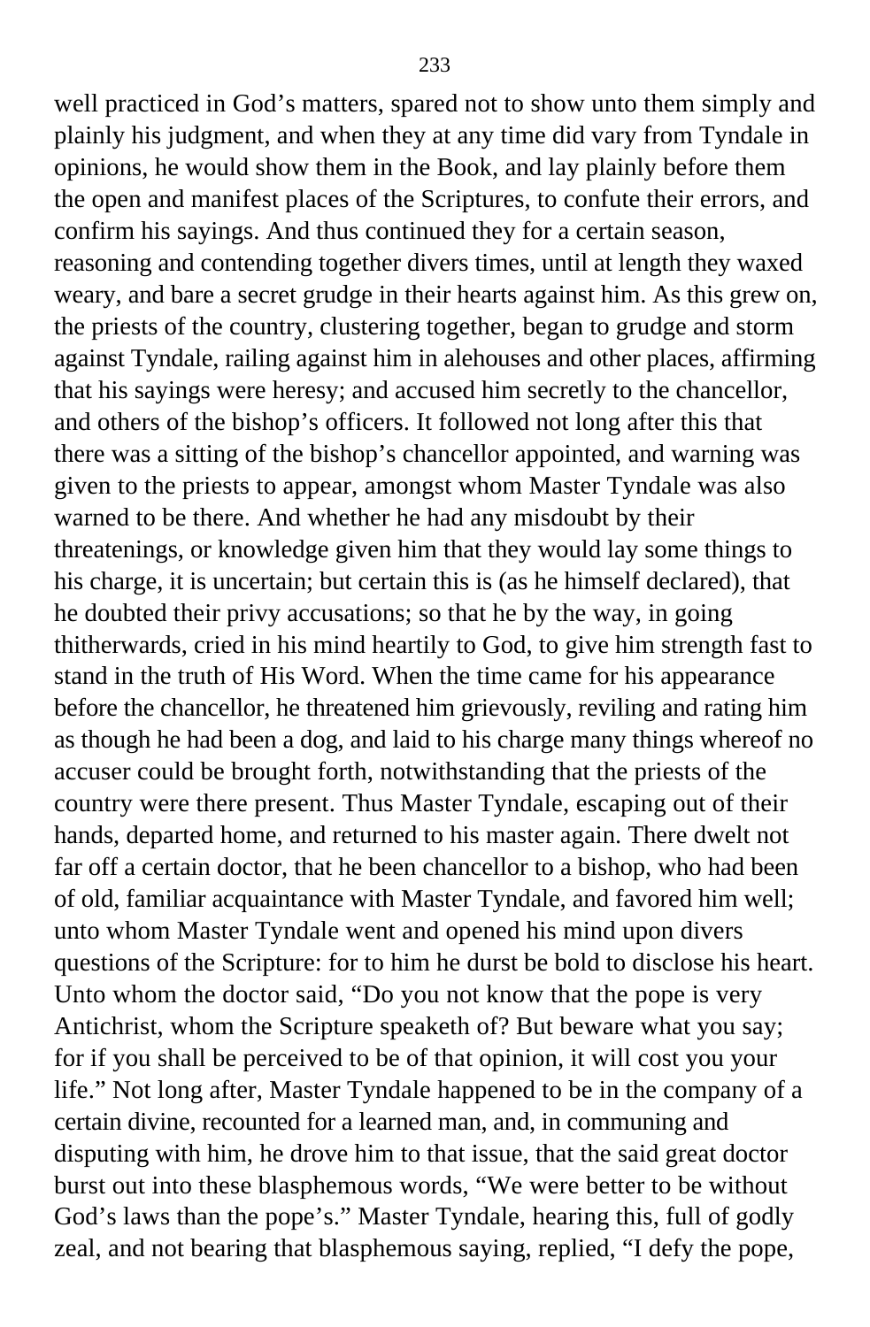well practiced in God's matters, spared not to show unto them simply and plainly his judgment, and when they at any time did vary from Tyndale in opinions, he would show them in the Book, and lay plainly before them the open and manifest places of the Scriptures, to confute their errors, and confirm his sayings. And thus continued they for a certain season, reasoning and contending together divers times, until at length they waxed weary, and bare a secret grudge in their hearts against him. As this grew on, the priests of the country, clustering together, began to grudge and storm against Tyndale, railing against him in alehouses and other places, affirming that his sayings were heresy; and accused him secretly to the chancellor, and others of the bishop's officers. It followed not long after this that there was a sitting of the bishop's chancellor appointed, and warning was given to the priests to appear, amongst whom Master Tyndale was also warned to be there. And whether he had any misdoubt by their threatenings, or knowledge given him that they would lay some things to his charge, it is uncertain; but certain this is (as he himself declared), that he doubted their privy accusations; so that he by the way, in going thitherwards, cried in his mind heartily to God, to give him strength fast to stand in the truth of His Word. When the time came for his appearance before the chancellor, he threatened him grievously, reviling and rating him as though he had been a dog, and laid to his charge many things whereof no accuser could be brought forth, notwithstanding that the priests of the country were there present. Thus Master Tyndale, escaping out of their hands, departed home, and returned to his master again. There dwelt not far off a certain doctor, that he been chancellor to a bishop, who had been of old, familiar acquaintance with Master Tyndale, and favored him well; unto whom Master Tyndale went and opened his mind upon divers questions of the Scripture: for to him he durst be bold to disclose his heart. Unto whom the doctor said, "Do you not know that the pope is very Antichrist, whom the Scripture speaketh of? But beware what you say; for if you shall be perceived to be of that opinion, it will cost you your life." Not long after, Master Tyndale happened to be in the company of a certain divine, recounted for a learned man, and, in communing and disputing with him, he drove him to that issue, that the said great doctor burst out into these blasphemous words, "We were better to be without God's laws than the pope's." Master Tyndale, hearing this, full of godly zeal, and not bearing that blasphemous saying, replied, "I defy the pope,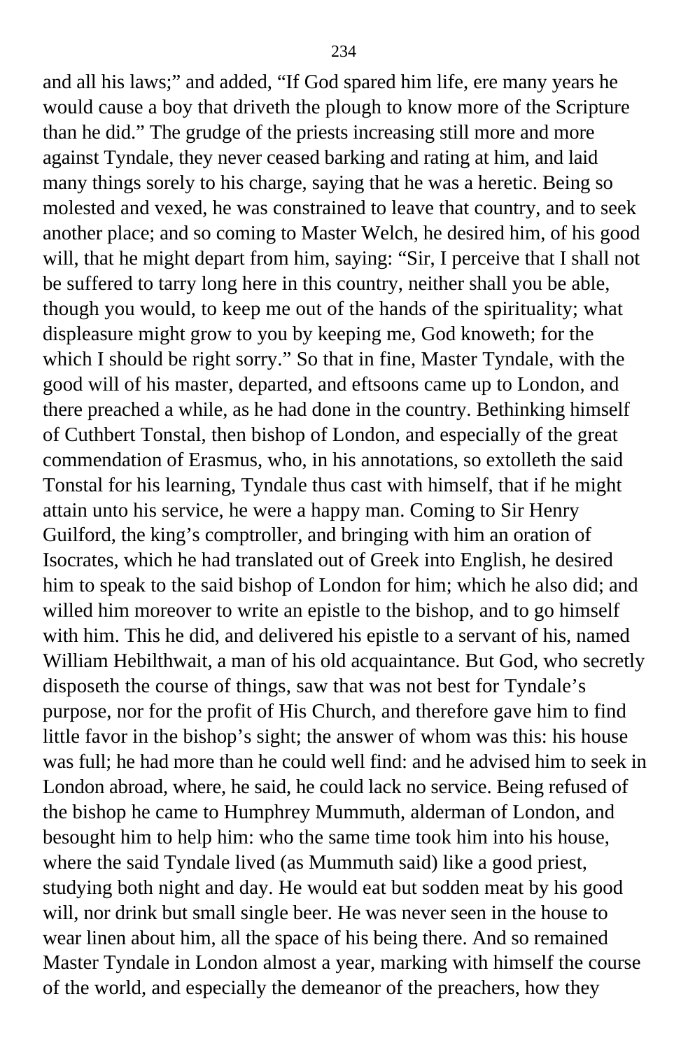and all his laws;" and added, "If God spared him life, ere many years he would cause a boy that driveth the plough to know more of the Scripture than he did." The grudge of the priests increasing still more and more against Tyndale, they never ceased barking and rating at him, and laid many things sorely to his charge, saying that he was a heretic. Being so molested and vexed, he was constrained to leave that country, and to seek another place; and so coming to Master Welch, he desired him, of his good will, that he might depart from him, saying: "Sir, I perceive that I shall not be suffered to tarry long here in this country, neither shall you be able, though you would, to keep me out of the hands of the spirituality; what displeasure might grow to you by keeping me, God knoweth; for the which I should be right sorry." So that in fine, Master Tyndale, with the good will of his master, departed, and eftsoons came up to London, and there preached a while, as he had done in the country. Bethinking himself of Cuthbert Tonstal, then bishop of London, and especially of the great commendation of Erasmus, who, in his annotations, so extolleth the said Tonstal for his learning, Tyndale thus cast with himself, that if he might attain unto his service, he were a happy man. Coming to Sir Henry Guilford, the king's comptroller, and bringing with him an oration of Isocrates, which he had translated out of Greek into English, he desired him to speak to the said bishop of London for him; which he also did; and willed him moreover to write an epistle to the bishop, and to go himself with him. This he did, and delivered his epistle to a servant of his, named William Hebilthwait, a man of his old acquaintance. But God, who secretly disposeth the course of things, saw that was not best for Tyndale's purpose, nor for the profit of His Church, and therefore gave him to find little favor in the bishop's sight; the answer of whom was this: his house was full; he had more than he could well find: and he advised him to seek in London abroad, where, he said, he could lack no service. Being refused of the bishop he came to Humphrey Mummuth, alderman of London, and besought him to help him: who the same time took him into his house, where the said Tyndale lived (as Mummuth said) like a good priest, studying both night and day. He would eat but sodden meat by his good will, nor drink but small single beer. He was never seen in the house to wear linen about him, all the space of his being there. And so remained Master Tyndale in London almost a year, marking with himself the course of the world, and especially the demeanor of the preachers, how they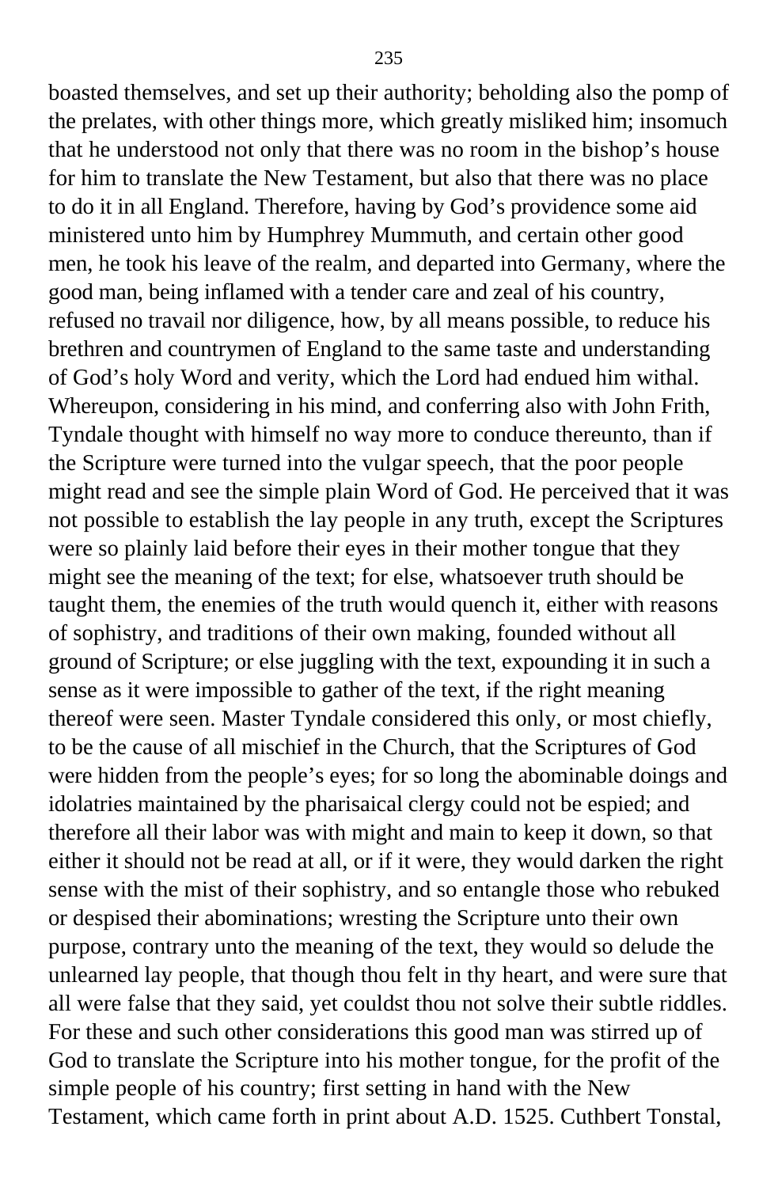boasted themselves, and set up their authority; beholding also the pomp of the prelates, with other things more, which greatly misliked him; insomuch that he understood not only that there was no room in the bishop's house for him to translate the New Testament, but also that there was no place to do it in all England. Therefore, having by God's providence some aid ministered unto him by Humphrey Mummuth, and certain other good men, he took his leave of the realm, and departed into Germany, where the good man, being inflamed with a tender care and zeal of his country, refused no travail nor diligence, how, by all means possible, to reduce his brethren and countrymen of England to the same taste and understanding of God's holy Word and verity, which the Lord had endued him withal. Whereupon, considering in his mind, and conferring also with John Frith, Tyndale thought with himself no way more to conduce thereunto, than if the Scripture were turned into the vulgar speech, that the poor people might read and see the simple plain Word of God. He perceived that it was not possible to establish the lay people in any truth, except the Scriptures were so plainly laid before their eyes in their mother tongue that they might see the meaning of the text; for else, whatsoever truth should be taught them, the enemies of the truth would quench it, either with reasons of sophistry, and traditions of their own making, founded without all ground of Scripture; or else juggling with the text, expounding it in such a sense as it were impossible to gather of the text, if the right meaning thereof were seen. Master Tyndale considered this only, or most chiefly, to be the cause of all mischief in the Church, that the Scriptures of God were hidden from the people's eyes; for so long the abominable doings and idolatries maintained by the pharisaical clergy could not be espied; and therefore all their labor was with might and main to keep it down, so that either it should not be read at all, or if it were, they would darken the right sense with the mist of their sophistry, and so entangle those who rebuked or despised their abominations; wresting the Scripture unto their own purpose, contrary unto the meaning of the text, they would so delude the unlearned lay people, that though thou felt in thy heart, and were sure that all were false that they said, yet couldst thou not solve their subtle riddles. For these and such other considerations this good man was stirred up of God to translate the Scripture into his mother tongue, for the profit of the simple people of his country; first setting in hand with the New Testament, which came forth in print about A.D. 1525. Cuthbert Tonstal,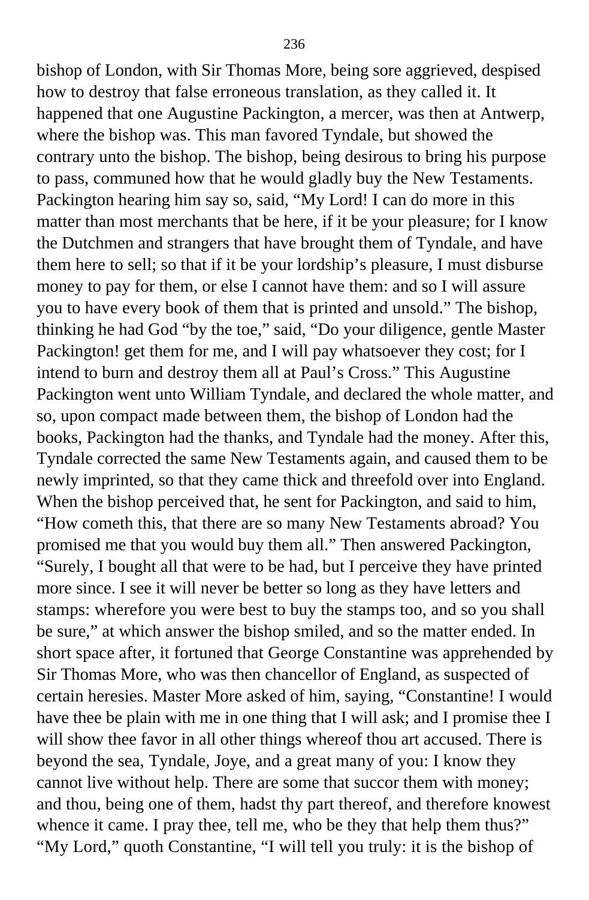bishop of London, with Sir Thomas More, being sore aggrieved, despised how to destroy that false erroneous translation, as they called it. It happened that one Augustine Packington, a mercer, was then at Antwerp, where the bishop was. This man favored Tyndale, but showed the contrary unto the bishop. The bishop, being desirous to bring his purpose to pass, communed how that he would gladly buy the New Testaments. Packington hearing him say so, said, "My Lord! I can do more in this matter than most merchants that be here, if it be your pleasure; for I know the Dutchmen and strangers that have brought them of Tyndale, and have them here to sell; so that if it be your lordship's pleasure, I must disburse money to pay for them, or else I cannot have them: and so I will assure you to have every book of them that is printed and unsold." The bishop, thinking he had God "by the toe," said, "Do your diligence, gentle Master Packington! get them for me, and I will pay whatsoever they cost; for I intend to burn and destroy them all at Paul's Cross." This Augustine Packington went unto William Tyndale, and declared the whole matter, and so, upon compact made between them, the bishop of London had the books, Packington had the thanks, and Tyndale had the money. After this, Tyndale corrected the same New Testaments again, and caused them to be newly imprinted, so that they came thick and threefold over into England. When the bishop perceived that, he sent for Packington, and said to him, "How cometh this, that there are so many New Testaments abroad? You promised me that you would buy them all." Then answered Packington, "Surely, I bought all that were to be had, but I perceive they have printed more since. I see it will never be better so long as they have letters and stamps: wherefore you were best to buy the stamps too, and so you shall be sure," at which answer the bishop smiled, and so the matter ended. In short space after, it fortuned that George Constantine was apprehended by Sir Thomas More, who was then chancellor of England, as suspected of certain heresies. Master More asked of him, saying, "Constantine! I would have thee be plain with me in one thing that I will ask; and I promise thee I will show thee favor in all other things whereof thou art accused. There is beyond the sea, Tyndale, Joye, and a great many of you: I know they cannot live without help. There are some that succor them with money; and thou, being one of them, hadst thy part thereof, and therefore knowest whence it came. I pray thee, tell me, who be they that help them thus?" "My Lord," quoth Constantine, "I will tell you truly: it is the bishop of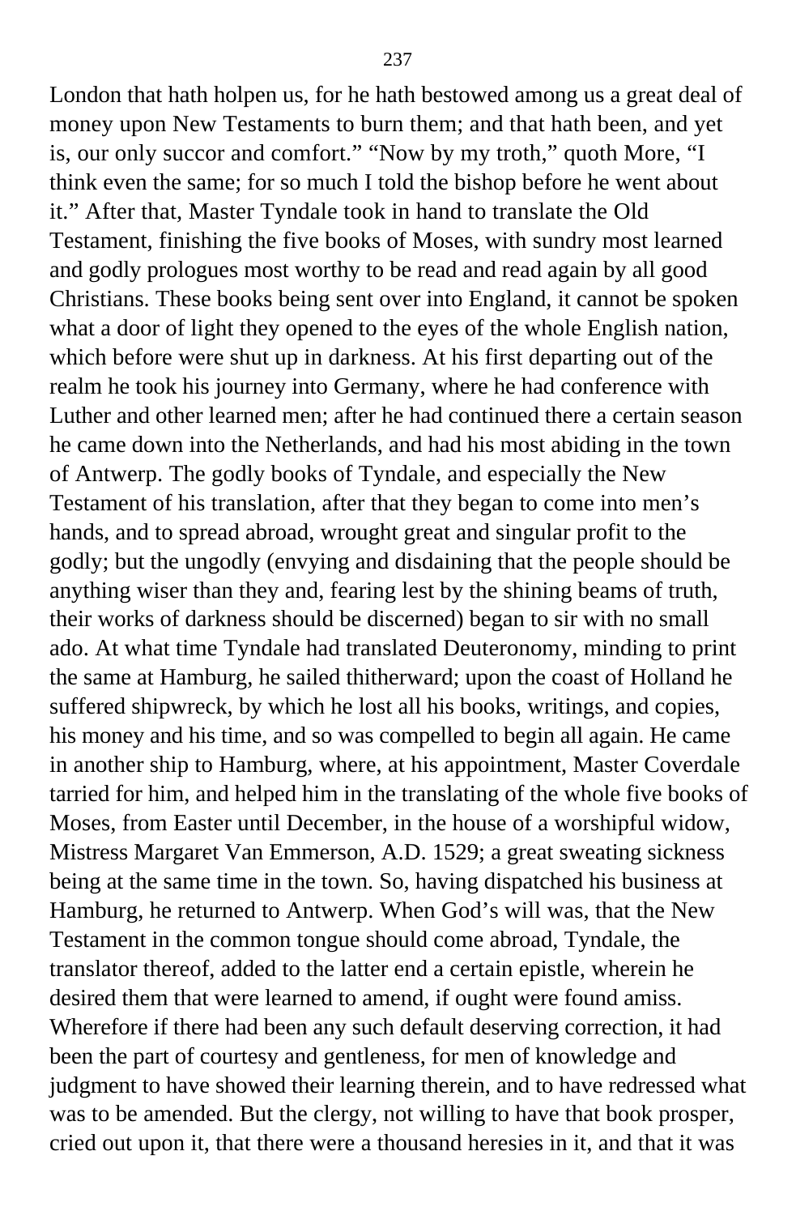London that hath holpen us, for he hath bestowed among us a great deal of money upon New Testaments to burn them; and that hath been, and yet is, our only succor and comfort." "Now by my troth," quoth More, "I think even the same; for so much I told the bishop before he went about it." After that, Master Tyndale took in hand to translate the Old Testament, finishing the five books of Moses, with sundry most learned and godly prologues most worthy to be read and read again by all good Christians. These books being sent over into England, it cannot be spoken what a door of light they opened to the eyes of the whole English nation, which before were shut up in darkness. At his first departing out of the realm he took his journey into Germany, where he had conference with Luther and other learned men; after he had continued there a certain season he came down into the Netherlands, and had his most abiding in the town of Antwerp. The godly books of Tyndale, and especially the New Testament of his translation, after that they began to come into men's hands, and to spread abroad, wrought great and singular profit to the godly; but the ungodly (envying and disdaining that the people should be anything wiser than they and, fearing lest by the shining beams of truth, their works of darkness should be discerned) began to sir with no small ado. At what time Tyndale had translated Deuteronomy, minding to print the same at Hamburg, he sailed thitherward; upon the coast of Holland he suffered shipwreck, by which he lost all his books, writings, and copies, his money and his time, and so was compelled to begin all again. He came in another ship to Hamburg, where, at his appointment, Master Coverdale tarried for him, and helped him in the translating of the whole five books of Moses, from Easter until December, in the house of a worshipful widow, Mistress Margaret Van Emmerson, A.D. 1529; a great sweating sickness being at the same time in the town. So, having dispatched his business at Hamburg, he returned to Antwerp. When God's will was, that the New Testament in the common tongue should come abroad, Tyndale, the translator thereof, added to the latter end a certain epistle, wherein he desired them that were learned to amend, if ought were found amiss. Wherefore if there had been any such default deserving correction, it had been the part of courtesy and gentleness, for men of knowledge and judgment to have showed their learning therein, and to have redressed what was to be amended. But the clergy, not willing to have that book prosper, cried out upon it, that there were a thousand heresies in it, and that it was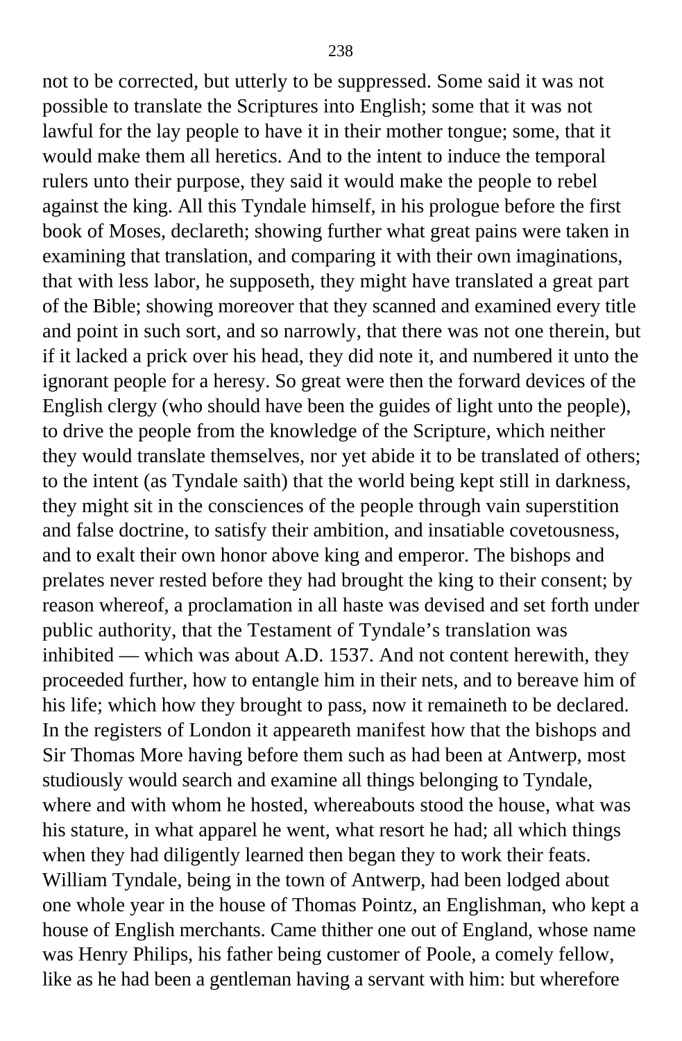not to be corrected, but utterly to be suppressed. Some said it was not possible to translate the Scriptures into English; some that it was not lawful for the lay people to have it in their mother tongue; some, that it would make them all heretics. And to the intent to induce the temporal rulers unto their purpose, they said it would make the people to rebel against the king. All this Tyndale himself, in his prologue before the first book of Moses, declareth; showing further what great pains were taken in examining that translation, and comparing it with their own imaginations, that with less labor, he supposeth, they might have translated a great part of the Bible; showing moreover that they scanned and examined every title and point in such sort, and so narrowly, that there was not one therein, but if it lacked a prick over his head, they did note it, and numbered it unto the ignorant people for a heresy. So great were then the forward devices of the English clergy (who should have been the guides of light unto the people), to drive the people from the knowledge of the Scripture, which neither they would translate themselves, nor yet abide it to be translated of others; to the intent (as Tyndale saith) that the world being kept still in darkness, they might sit in the consciences of the people through vain superstition and false doctrine, to satisfy their ambition, and insatiable covetousness, and to exalt their own honor above king and emperor. The bishops and prelates never rested before they had brought the king to their consent; by reason whereof, a proclamation in all haste was devised and set forth under public authority, that the Testament of Tyndale's translation was inhibited — which was about A.D. 1537. And not content herewith, they proceeded further, how to entangle him in their nets, and to bereave him of his life; which how they brought to pass, now it remaineth to be declared. In the registers of London it appeareth manifest how that the bishops and Sir Thomas More having before them such as had been at Antwerp, most studiously would search and examine all things belonging to Tyndale, where and with whom he hosted, whereabouts stood the house, what was his stature, in what apparel he went, what resort he had; all which things when they had diligently learned then began they to work their feats. William Tyndale, being in the town of Antwerp, had been lodged about one whole year in the house of Thomas Pointz, an Englishman, who kept a house of English merchants. Came thither one out of England, whose name was Henry Philips, his father being customer of Poole, a comely fellow, like as he had been a gentleman having a servant with him: but wherefore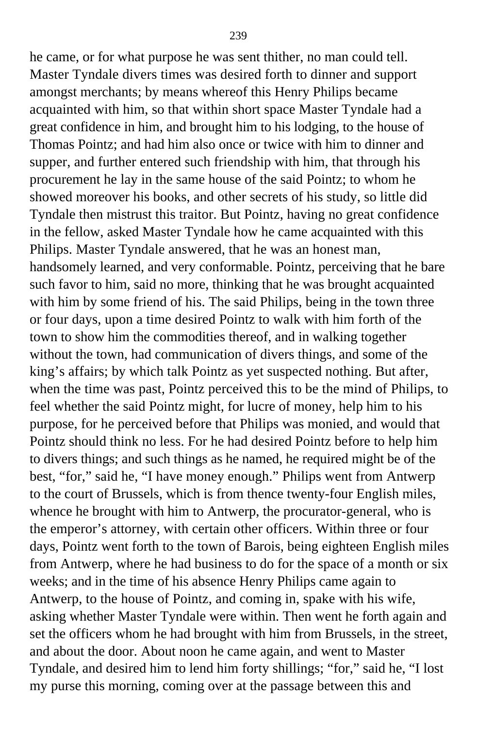he came, or for what purpose he was sent thither, no man could tell. Master Tyndale divers times was desired forth to dinner and support amongst merchants; by means whereof this Henry Philips became acquainted with him, so that within short space Master Tyndale had a great confidence in him, and brought him to his lodging, to the house of Thomas Pointz; and had him also once or twice with him to dinner and supper, and further entered such friendship with him, that through his procurement he lay in the same house of the said Pointz; to whom he showed moreover his books, and other secrets of his study, so little did Tyndale then mistrust this traitor. But Pointz, having no great confidence in the fellow, asked Master Tyndale how he came acquainted with this Philips. Master Tyndale answered, that he was an honest man, handsomely learned, and very conformable. Pointz, perceiving that he bare such favor to him, said no more, thinking that he was brought acquainted with him by some friend of his. The said Philips, being in the town three or four days, upon a time desired Pointz to walk with him forth of the town to show him the commodities thereof, and in walking together without the town, had communication of divers things, and some of the king's affairs; by which talk Pointz as yet suspected nothing. But after, when the time was past, Pointz perceived this to be the mind of Philips, to feel whether the said Pointz might, for lucre of money, help him to his purpose, for he perceived before that Philips was monied, and would that Pointz should think no less. For he had desired Pointz before to help him to divers things; and such things as he named, he required might be of the best, "for," said he, "I have money enough." Philips went from Antwerp to the court of Brussels, which is from thence twenty-four English miles, whence he brought with him to Antwerp, the procurator-general, who is the emperor's attorney, with certain other officers. Within three or four days, Pointz went forth to the town of Barois, being eighteen English miles from Antwerp, where he had business to do for the space of a month or six weeks; and in the time of his absence Henry Philips came again to Antwerp, to the house of Pointz, and coming in, spake with his wife, asking whether Master Tyndale were within. Then went he forth again and set the officers whom he had brought with him from Brussels, in the street, and about the door. About noon he came again, and went to Master Tyndale, and desired him to lend him forty shillings; "for," said he, "I lost my purse this morning, coming over at the passage between this and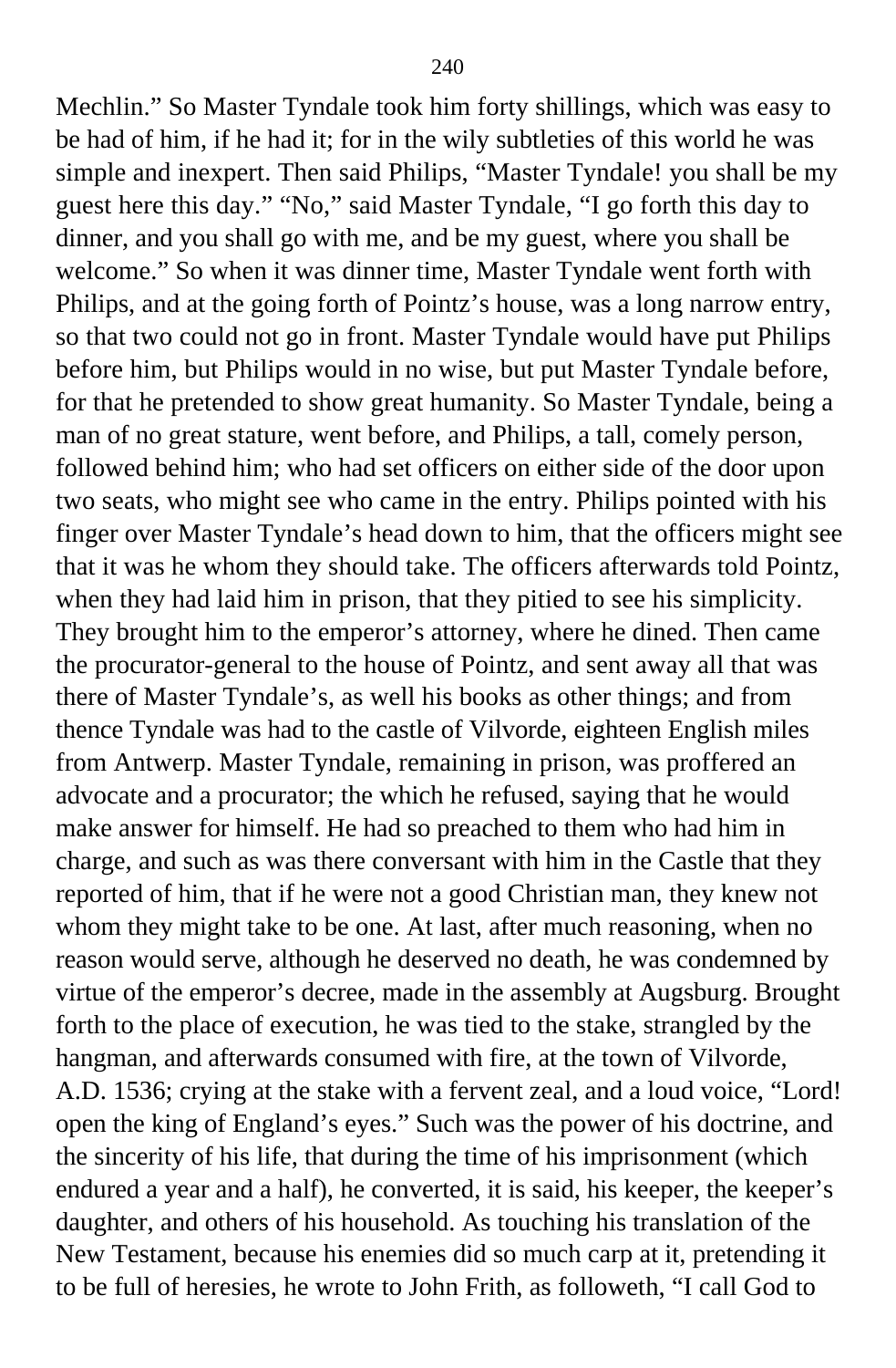Mechlin." So Master Tyndale took him forty shillings, which was easy to be had of him, if he had it; for in the wily subtleties of this world he was simple and inexpert. Then said Philips, "Master Tyndale! you shall be my guest here this day." "No," said Master Tyndale, "I go forth this day to dinner, and you shall go with me, and be my guest, where you shall be welcome." So when it was dinner time, Master Tyndale went forth with Philips, and at the going forth of Pointz's house, was a long narrow entry, so that two could not go in front. Master Tyndale would have put Philips before him, but Philips would in no wise, but put Master Tyndale before, for that he pretended to show great humanity. So Master Tyndale, being a man of no great stature, went before, and Philips, a tall, comely person, followed behind him; who had set officers on either side of the door upon two seats, who might see who came in the entry. Philips pointed with his finger over Master Tyndale's head down to him, that the officers might see that it was he whom they should take. The officers afterwards told Pointz, when they had laid him in prison, that they pitied to see his simplicity. They brought him to the emperor's attorney, where he dined. Then came the procurator-general to the house of Pointz, and sent away all that was there of Master Tyndale's, as well his books as other things; and from thence Tyndale was had to the castle of Vilvorde, eighteen English miles from Antwerp. Master Tyndale, remaining in prison, was proffered an advocate and a procurator; the which he refused, saying that he would make answer for himself. He had so preached to them who had him in charge, and such as was there conversant with him in the Castle that they reported of him, that if he were not a good Christian man, they knew not whom they might take to be one. At last, after much reasoning, when no reason would serve, although he deserved no death, he was condemned by virtue of the emperor's decree, made in the assembly at Augsburg. Brought forth to the place of execution, he was tied to the stake, strangled by the hangman, and afterwards consumed with fire, at the town of Vilvorde, A.D. 1536; crying at the stake with a fervent zeal, and a loud voice, "Lord! open the king of England's eyes." Such was the power of his doctrine, and the sincerity of his life, that during the time of his imprisonment (which endured a year and a half), he converted, it is said, his keeper, the keeper's daughter, and others of his household. As touching his translation of the New Testament, because his enemies did so much carp at it, pretending it to be full of heresies, he wrote to John Frith, as followeth, "I call God to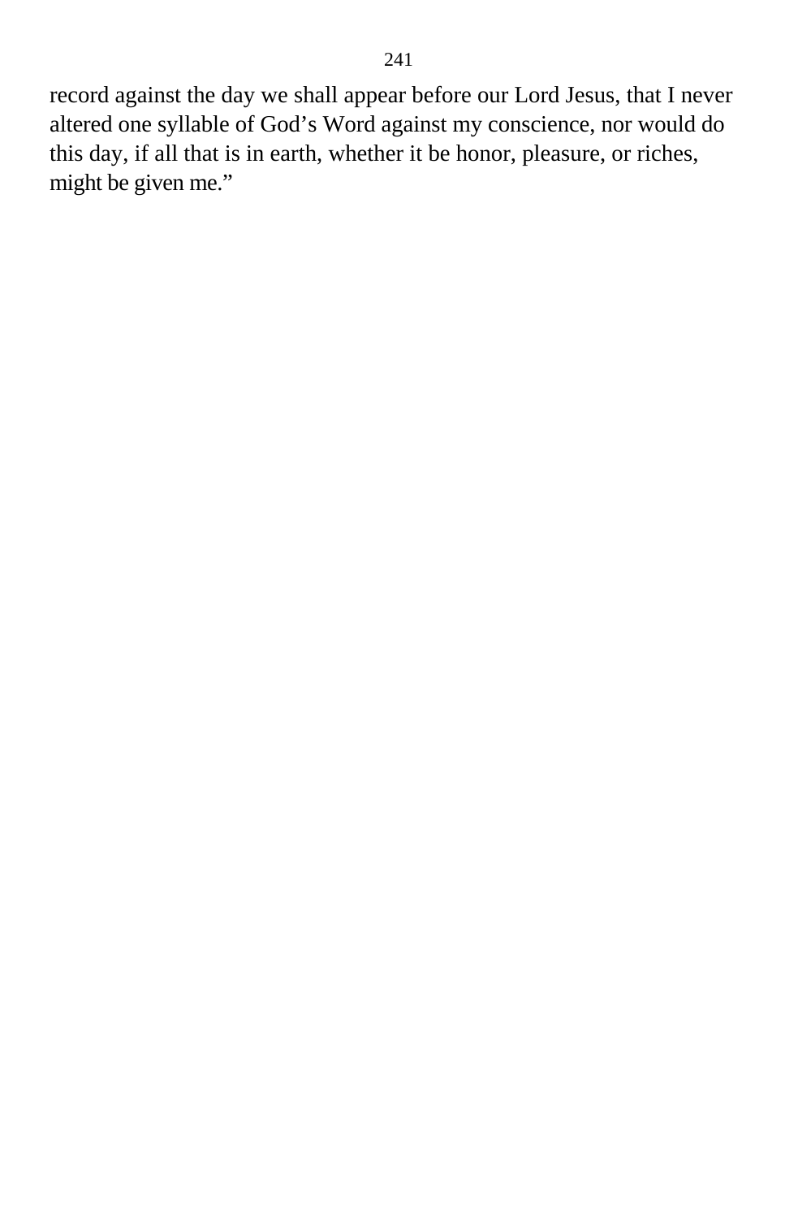record against the day we shall appear before our Lord Jesus, that I never altered one syllable of God's Word against my conscience, nor would do this day, if all that is in earth, whether it be honor, pleasure, or riches, might be given me."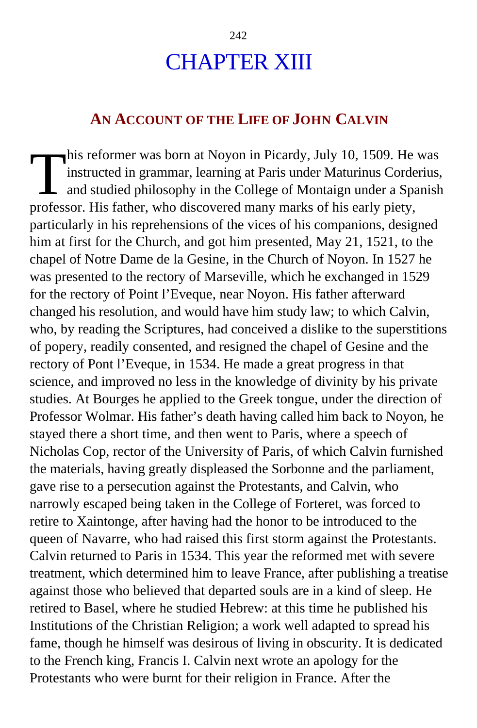# CHAPTER XIII

## An Account of the Life of John Calvin

This reformer was born at Noyon in Picardy, July 10, 1509. He was instructed in grammar, learning at Paris under Maturinus Corderius, and studied philosophy in the College of Montaign under a Spanish professor. His father, who discovered many marks of his early piety, particularly in his reprehensions of the vices of his companions, designed him at first for the Church, and got him presented, May 21, 1521, to the chapel of Notre Dame de la Gesine, in the Church of Noyon. In 1527 he was presented to the rectory of Marseville, which he exchanged in 1529 for the rectory of Point l'Eveque, near Noyon. His father afterward changed his resolution, and would have him study law; to which Calvin, who, by reading the Scriptures, had conceived a dislike to the superstitions of popery, readily consented, and resigned the chapel of Gesine and the rectory of Pont l'Eveque, in 1534. He made a great progress in that science, and improved no less in the knowledge of divinity by his private studies. At Bourges he applied to the Greek tongue, under the direction of Professor Wolmar. His father's death having called him back to Noyon, he stayed there a short time, and then went to Paris, where a speech of Nicholas Cop, rector of the University of Paris, of which Calvin furnished the materials, having greatly displeased the Sorbonne and the parliament, gave rise to a persecution against the Protestants, and Calvin, who narrowly escaped being taken in the College of Forteret, was forced to retire to Xaintonge, after having had the honor to be introduced to the queen of Navarre, who had raised this first storm against the Protestants. Calvin returned to Paris in 1534. This year the reformed met with severe treatment, which determined him to leave France, after publishing a treatise against those who believed that departed souls are in a kind of sleep. He retired to Basel, where he studied Hebrew: at this time he published his Institutions of the Christian Religion; a work well adapted to spread his fame, though he himself was desirous of living in obscurity. It is dedicated to the French king, Francis I. Calvin next wrote an apology for the Protestants who were burnt for their religion in France. After the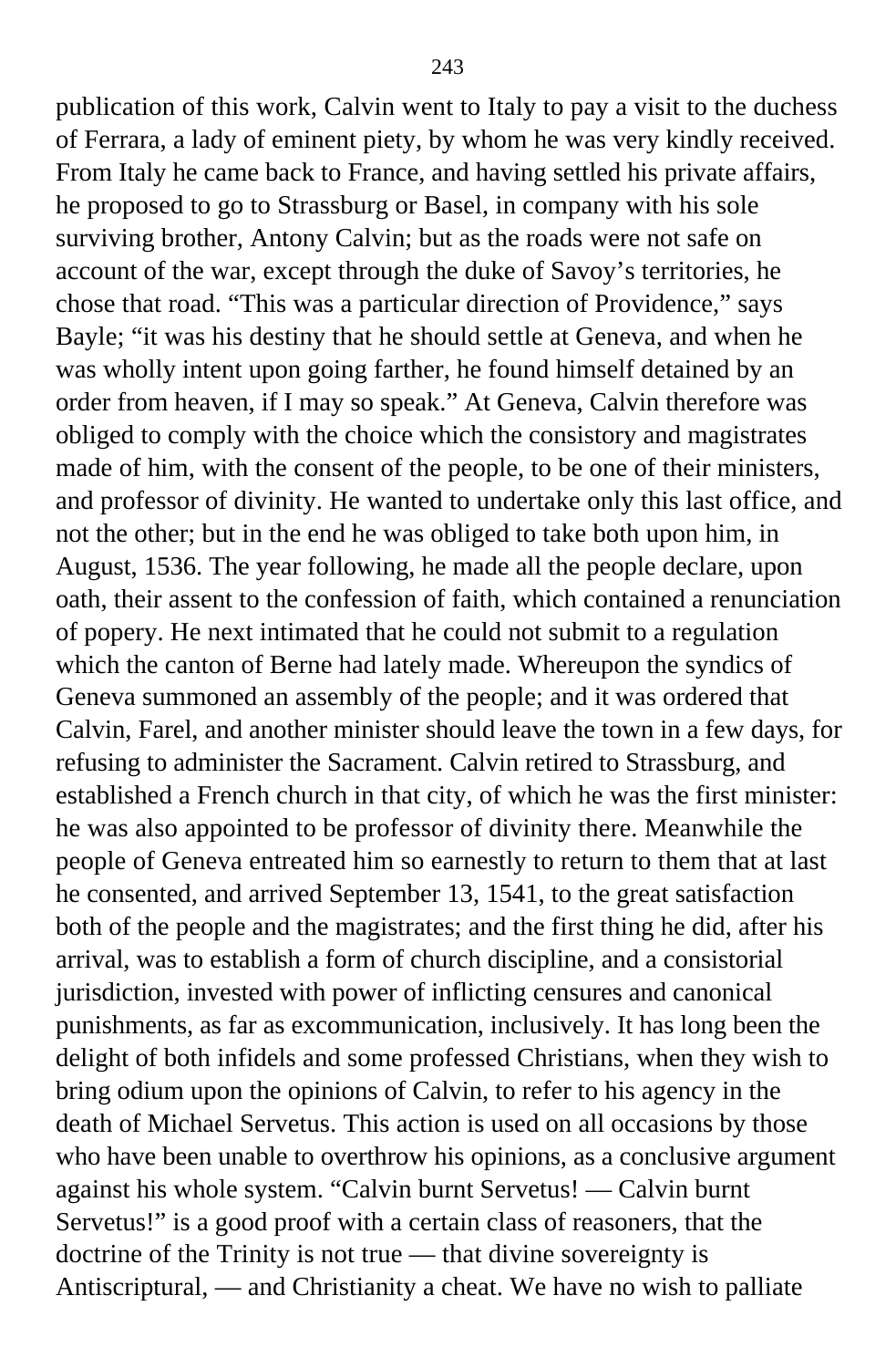publication of this work, Calvin went to Italy to pay a visit to the duchess of Ferrara, a lady of eminent piety, by whom he was very kindly received. From Italy he came back to France, and having settled his private affairs, he proposed to go to Strassburg or Basel, in company with his sole surviving brother, Antony Calvin; but as the roads were not safe on account of the war, except through the duke of Savoy's territories, he chose that road. "This was a particular direction of Providence," says Bayle; "it was his destiny that he should settle at Geneva, and when he was wholly intent upon going farther, he found himself detained by an order from heaven, if I may so speak." At Geneva, Calvin therefore was obliged to comply with the choice which the consistory and magistrates made of him, with the consent of the people, to be one of their ministers, and professor of divinity. He wanted to undertake only this last office, and not the other; but in the end he was obliged to take both upon him, in August, 1536. The year following, he made all the people declare, upon oath, their assent to the confession of faith, which contained a renunciation of popery. He next intimated that he could not submit to a regulation which the canton of Berne had lately made. Whereupon the syndics of Geneva summoned an assembly of the people; and it was ordered that Calvin, Farel, and another minister should leave the town in a few days, for refusing to administer the Sacrament. Calvin retired to Strassburg, and established a French church in that city, of which he was the first minister: he was also appointed to be professor of divinity there. Meanwhile the people of Geneva entreated him so earnestly to return to them that at last he consented, and arrived September 13, 1541, to the great satisfaction both of the people and the magistrates; and the first thing he did, after his arrival, was to establish a form of church discipline, and a consistorial jurisdiction, invested with power of inflicting censures and canonical punishments, as far as excommunication, inclusively. It has long been the delight of both infidels and some professed Christians, when they wish to bring odium upon the opinions of Calvin, to refer to his agency in the death of Michael Servetus. This action is used on all occasions by those who have been unable to overthrow his opinions, as a conclusive argument against his whole system. "Calvin burnt Servetus! — Calvin burnt Servetus!" is a good proof with a certain class of reasoners, that the doctrine of the Trinity is not true — that divine sovereignty is Antiscriptural, — and Christianity a cheat. We have no wish to palliate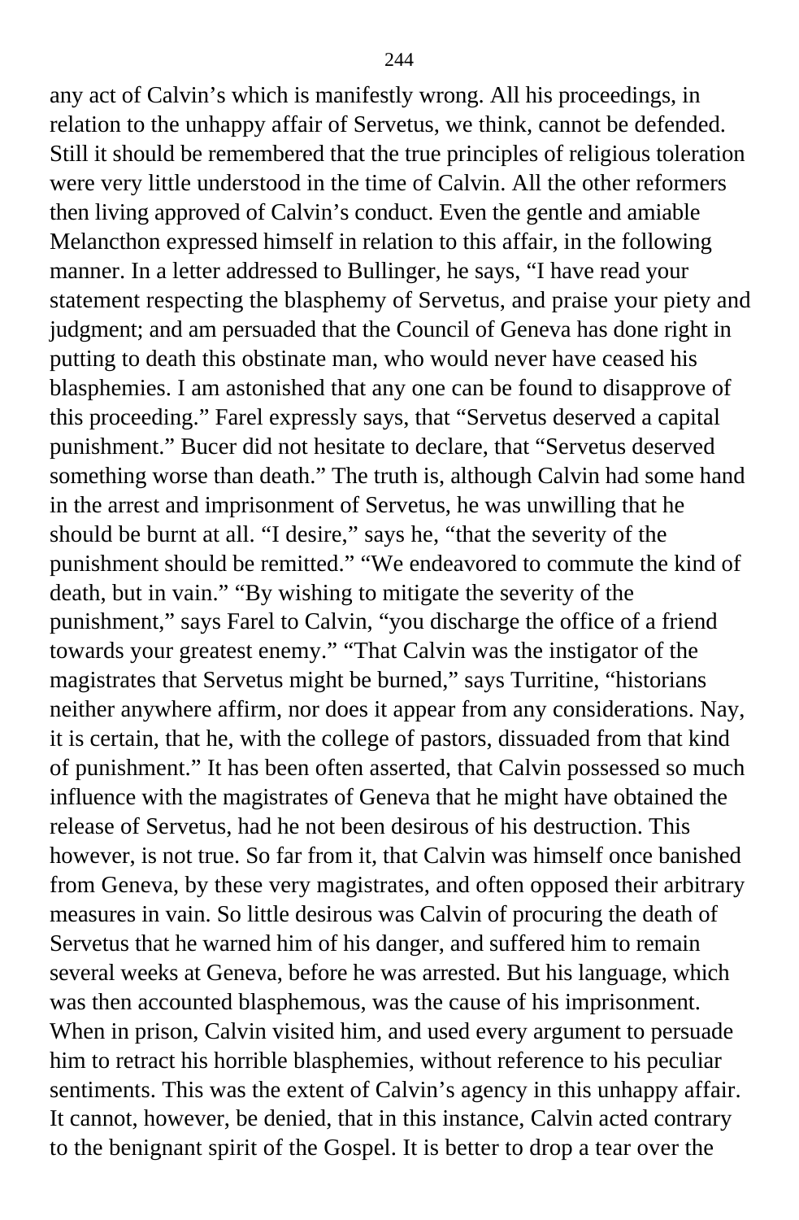any act of Calvin's which is manifestly wrong. All his proceedings, in relation to the unhappy affair of Servetus, we think, cannot be defended. Still it should be remembered that the true principles of religious toleration were very little understood in the time of Calvin. All the other reformers then living approved of Calvin's conduct. Even the gentle and amiable Melancthon expressed himself in relation to this affair, in the following manner. In a letter addressed to Bullinger, he says, "I have read your statement respecting the blasphemy of Servetus, and praise your piety and judgment; and am persuaded that the Council of Geneva has done right in putting to death this obstinate man, who would never have ceased his blasphemies. I am astonished that any one can be found to disapprove of this proceeding." Farel expressly says, that "Servetus deserved a capital punishment." Bucer did not hesitate to declare, that "Servetus deserved something worse than death." The truth is, although Calvin had some hand in the arrest and imprisonment of Servetus, he was unwilling that he should be burnt at all. "I desire," says he, "that the severity of the punishment should be remitted." "We endeavored to commute the kind of death, but in vain." "By wishing to mitigate the severity of the punishment," says Farel to Calvin, "you discharge the office of a friend towards your greatest enemy." "That Calvin was the instigator of the magistrates that Servetus might be burned," says Turritine, "historians neither anywhere affirm, nor does it appear from any considerations. Nay, it is certain, that he, with the college of pastors, dissuaded from that kind of punishment." It has been often asserted, that Calvin possessed so much influence with the magistrates of Geneva that he might have obtained the release of Servetus, had he not been desirous of his destruction. This however, is not true. So far from it, that Calvin was himself once banished from Geneva, by these very magistrates, and often opposed their arbitrary measures in vain. So little desirous was Calvin of procuring the death of Servetus that he warned him of his danger, and suffered him to remain several weeks at Geneva, before he was arrested. But his language, which was then accounted blasphemous, was the cause of his imprisonment. When in prison, Calvin visited him, and used every argument to persuade him to retract his horrible blasphemies, without reference to his peculiar sentiments. This was the extent of Calvin's agency in this unhappy affair. It cannot, however, be denied, that in this instance, Calvin acted contrary to the benignant spirit of the Gospel. It is better to drop a tear over the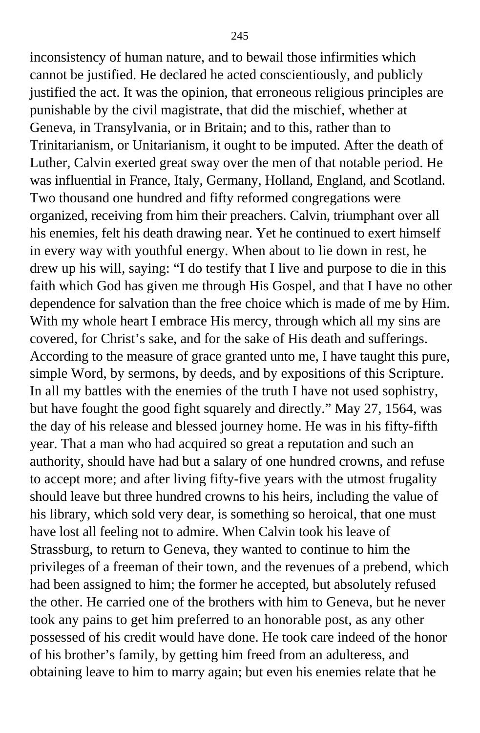inconsistency of human nature, and to bewail those infirmities which cannot be justified. He declared he acted conscientiously, and publicly justified the act. It was the opinion, that erroneous religious principles are punishable by the civil magistrate, that did the mischief, whether at Geneva, in Transylvania, or in Britain; and to this, rather than to Trinitarianism, or Unitarianism, it ought to be imputed. After the death of Luther, Calvin exerted great sway over the men of that notable period. He was influential in France, Italy, Germany, Holland, England, and Scotland. Two thousand one hundred and fifty reformed congregations were organized, receiving from him their preachers. Calvin, triumphant over all his enemies, felt his death drawing near. Yet he continued to exert himself in every way with youthful energy. When about to lie down in rest, he drew up his will, saying: "I do testify that I live and purpose to die in this faith which God has given me through His Gospel, and that I have no other dependence for salvation than the free choice which is made of me by Him. With my whole heart I embrace His mercy, through which all my sins are covered, for Christ's sake, and for the sake of His death and sufferings. According to the measure of grace granted unto me, I have taught this pure, simple Word, by sermons, by deeds, and by expositions of this Scripture. In all my battles with the enemies of the truth I have not used sophistry, but have fought the good fight squarely and directly." May 27, 1564, was the day of his release and blessed journey home. He was in his fifty-fifth year. That a man who had acquired so great a reputation and such an authority, should have had but a salary of one hundred crowns, and refuse to accept more; and after living fifty-five years with the utmost frugality should leave but three hundred crowns to his heirs, including the value of his library, which sold very dear, is something so heroical, that one must have lost all feeling not to admire. When Calvin took his leave of Strassburg, to return to Geneva, they wanted to continue to him the privileges of a freeman of their town, and the revenues of a prebend, which had been assigned to him; the former he accepted, but absolutely refused the other. He carried one of the brothers with him to Geneva, but he never took any pains to get him preferred to an honorable post, as any other possessed of his credit would have done. He took care indeed of the honor of his brother's family, by getting him freed from an adulteress, and obtaining leave to him to marry again; but even his enemies relate that he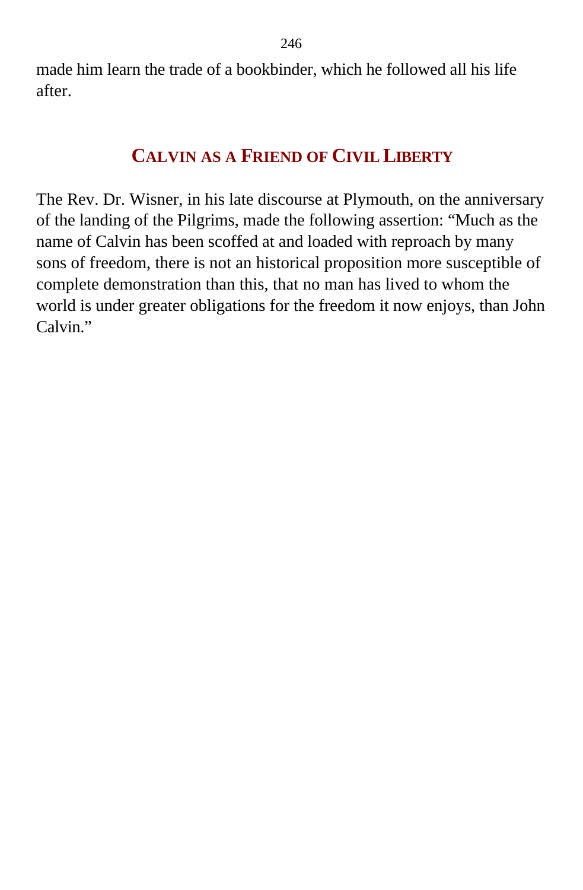made him learn the trade of a bookbinder, which he followed all his life after.

## CALVIN AS A FRIEND OF CIVIL LIBERTY

The Rev. Dr. Wisner, in his late discourse at Plymouth, on the anniversary of the landing of the Pilgrims, made the following assertion: "Much as the name of Calvin has been scoffed at and loaded with reproach by many sons of freedom, there is not an historical proposition more susceptible of complete demonstration than this, that no man has lived to whom the world is under greater obligations for the freedom it now enjoys, than John Calvin."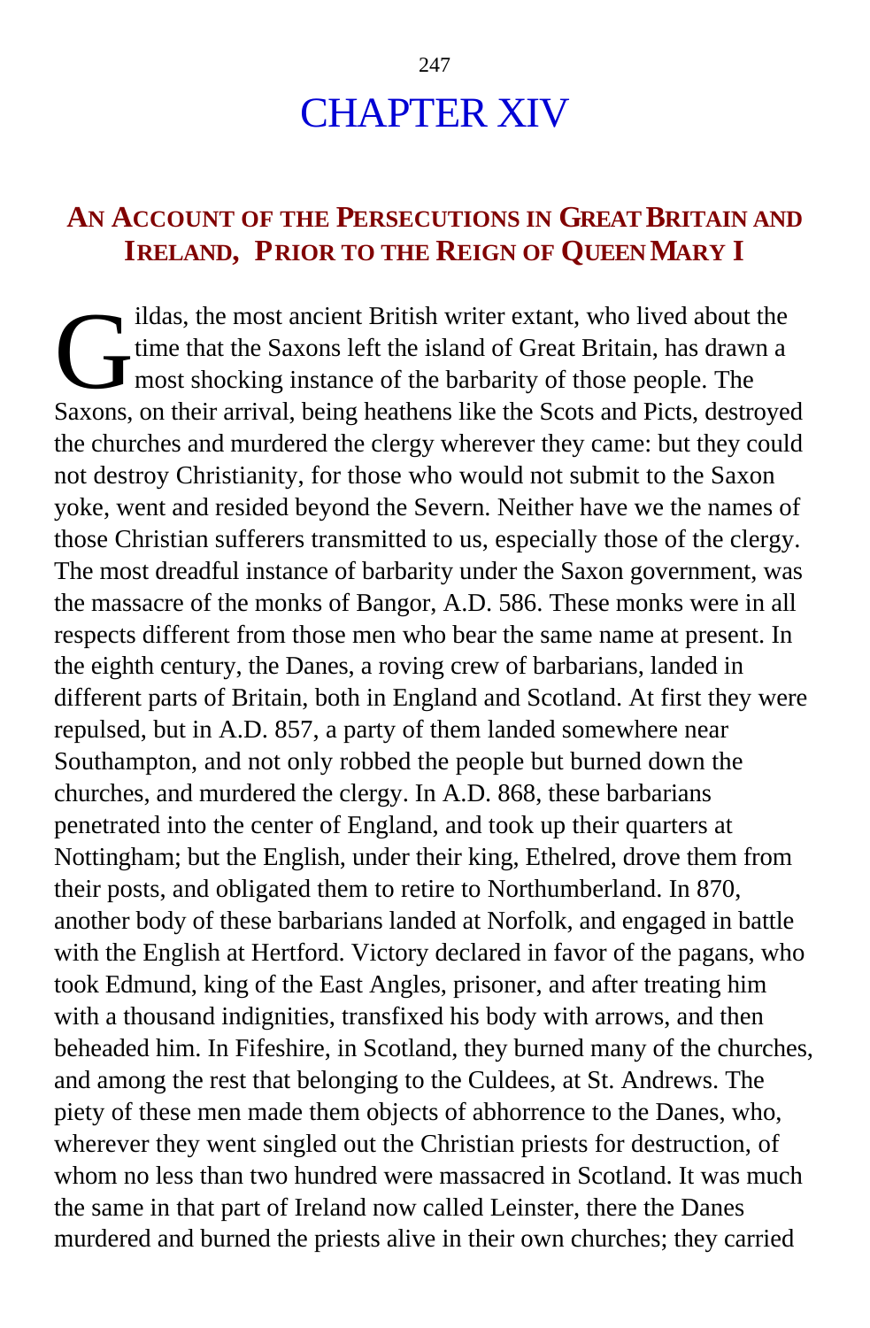# CHAPTER XIV

## An Account of the Persecutions in Great Britain and Ireland, Prior to the Reign of Queen Mary I

Gildas, the most ancient British writer extant, who lived about the time that the Saxons left the island of Great Britain, has drawn a most shocking instance of the barbarity of those people. The Saxons, on their arrival, being heathens like the Scots and Picts, destroyed the churches and murdered the clergy wherever they came: but they could not destroy Christianity, for those who would not submit to the Saxon yoke, went and resided beyond the Severn. Neither have we the names of those Christian sufferers transmitted to us, especially those of the clergy. The most dreadful instance of barbarity under the Saxon government, was the massacre of the monks of Bangor, A.D. 586. These monks were in all respects different from those men who bear the same name at present. In the eighth century, the Danes, a roving crew of barbarians, landed in different parts of Britain, both in England and Scotland. At first they were repulsed, but in A.D. 857, a party of them landed somewhere near Southampton, and not only robbed the people but burned down the churches, and murdered the clergy. In A.D. 868, these barbarians penetrated into the center of England, and took up their quarters at Nottingham; but the English, under their king, Ethelred, drove them from their posts, and obligated them to retire to Northumberland. In 870, another body of these barbarians landed at Norfolk, and engaged in battle with the English at Hertford. Victory declared in favor of the pagans, who took Edmund, king of the East Angles, prisoner, and after treating him with a thousand indignities, transfixed his body with arrows, and then beheaded him. In Fifeshire, in Scotland, they burned many of the churches, and among the rest that belonging to the Culdees, at St. Andrews. The piety of these men made them objects of abhorrence to the Danes, who, wherever they went singled out the Christian priests for destruction, of whom no less than two hundred were massacred in Scotland. It was much the same in that part of Ireland now called Leinster, there the Danes murdered and burned the priests alive in their own churches; they carried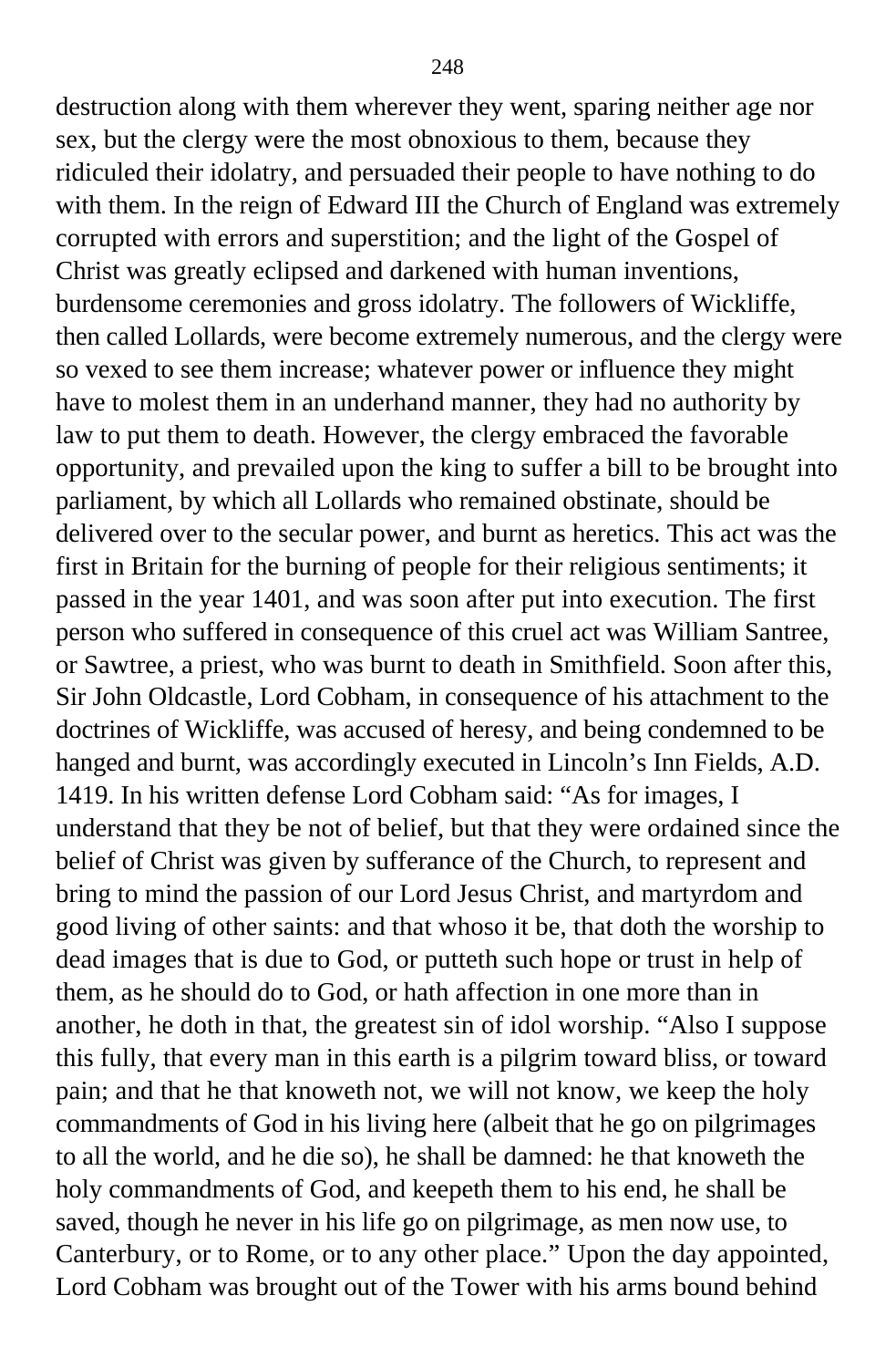destruction along with them wherever they went, sparing neither age nor sex, but the clergy were the most obnoxious to them, because they ridiculed their idolatry, and persuaded their people to have nothing to do with them. In the reign of Edward III the Church of England was extremely corrupted with errors and superstition; and the light of the Gospel of Christ was greatly eclipsed and darkened with human inventions, burdensome ceremonies and gross idolatry. The followers of Wickliffe, then called Lollards, were become extremely numerous, and the clergy were so vexed to see them increase; whatever power or influence they might have to molest them in an underhand manner, they had no authority by law to put them to death. However, the clergy embraced the favorable opportunity, and prevailed upon the king to suffer a bill to be brought into parliament, by which all Lollards who remained obstinate, should be delivered over to the secular power, and burnt as heretics. This act was the first in Britain for the burning of people for their religious sentiments; it passed in the year 1401, and was soon after put into execution. The first person who suffered in consequence of this cruel act was William Santree, or Sawtree, a priest, who was burnt to death in Smithfield. Soon after this, Sir John Oldcastle, Lord Cobham, in consequence of his attachment to the doctrines of Wickliffe, was accused of heresy, and being condemned to be hanged and burnt, was accordingly executed in Lincoln's Inn Fields, A.D. 1419. In his written defense Lord Cobham said: "As for images, I understand that they be not of belief, but that they were ordained since the belief of Christ was given by sufferance of the Church, to represent and bring to mind the passion of our Lord Jesus Christ, and martyrdom and good living of other saints: and that whoso it be, that doth the worship to dead images that is due to God, or putteth such hope or trust in help of them, as he should do to God, or hath affection in one more than in another, he doth in that, the greatest sin of idol worship. "Also I suppose this fully, that every man in this earth is a pilgrim toward bliss, or toward pain; and that he that knoweth not, we will not know, we keep the holy commandments of God in his living here (albeit that he go on pilgrimages to all the world, and he die so), he shall be damned: he that knoweth the holy commandments of God, and keepeth them to his end, he shall be saved, though he never in his life go on pilgrimage, as men now use, to Canterbury, or to Rome, or to any other place." Upon the day appointed, Lord Cobham was brought out of the Tower with his arms bound behind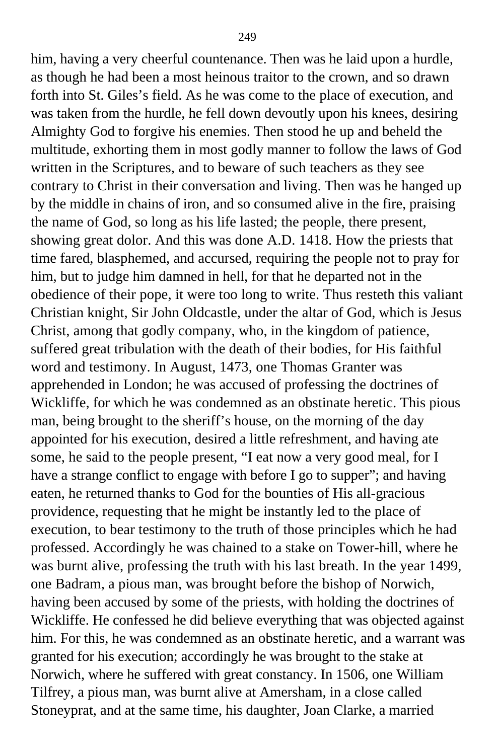him, having a very cheerful countenance. Then was he laid upon a hurdle, as though he had been a most heinous traitor to the crown, and so drawn forth into St. Giles's field. As he was come to the place of execution, and was taken from the hurdle, he fell down devoutly upon his knees, desiring Almighty God to forgive his enemies. Then stood he up and beheld the multitude, exhorting them in most godly manner to follow the laws of God written in the Scriptures, and to beware of such teachers as they see contrary to Christ in their conversation and living. Then was he hanged up by the middle in chains of iron, and so consumed alive in the fire, praising the name of God, so long as his life lasted; the people, there present, showing great dolor. And this was done A.D. 1418. How the priests that time fared, blasphemed, and accursed, requiring the people not to pray for him, but to judge him damned in hell, for that he departed not in the obedience of their pope, it were too long to write. Thus resteth this valiant Christian knight, Sir John Oldcastle, under the altar of God, which is Jesus Christ, among that godly company, who, in the kingdom of patience, suffered great tribulation with the death of their bodies, for His faithful word and testimony. In August, 1473, one Thomas Granter was apprehended in London; he was accused of professing the doctrines of Wickliffe, for which he was condemned as an obstinate heretic. This pious man, being brought to the sheriff's house, on the morning of the day appointed for his execution, desired a little refreshment, and having ate some, he said to the people present, "I eat now a very good meal, for I have a strange conflict to engage with before I go to supper"; and having eaten, he returned thanks to God for the bounties of His all-gracious providence, requesting that he might be instantly led to the place of execution, to bear testimony to the truth of those principles which he had professed. Accordingly he was chained to a stake on Tower-hill, where he was burnt alive, professing the truth with his last breath. In the year 1499, one Badram, a pious man, was brought before the bishop of Norwich, having been accused by some of the priests, with holding the doctrines of Wickliffe. He confessed he did believe everything that was objected against him. For this, he was condemned as an obstinate heretic, and a warrant was granted for his execution; accordingly he was brought to the stake at Norwich, where he suffered with great constancy. In 1506, one William Tilfrey, a pious man, was burnt alive at Amersham, in a close called Stoneyprat, and at the same time, his daughter, Joan Clarke, a married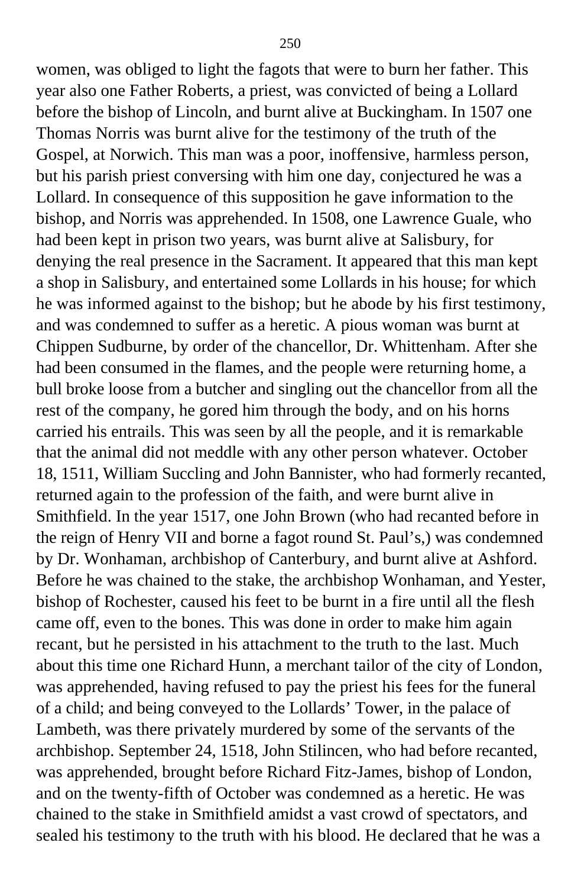women, was obliged to light the fagots that were to burn her father. This year also one Father Roberts, a priest, was convicted of being a Lollard before the bishop of Lincoln, and burnt alive at Buckingham. In 1507 one Thomas Norris was burnt alive for the testimony of the truth of the Gospel, at Norwich. This man was a poor, inoffensive, harmless person, but his parish priest conversing with him one day, conjectured he was a Lollard. In consequence of this supposition he gave information to the bishop, and Norris was apprehended. In 1508, one Lawrence Guale, who had been kept in prison two years, was burnt alive at Salisbury, for denying the real presence in the Sacrament. It appeared that this man kept a shop in Salisbury, and entertained some Lollards in his house; for which he was informed against to the bishop; but he abode by his first testimony, and was condemned to suffer as a heretic. A pious woman was burnt at Chippen Sudburne, by order of the chancellor, Dr. Whittenham. After she had been consumed in the flames, and the people were returning home, a bull broke loose from a butcher and singling out the chancellor from all the rest of the company, he gored him through the body, and on his horns carried his entrails. This was seen by all the people, and it is remarkable that the animal did not meddle with any other person whatever. October 18, 1511, William Succling and John Bannister, who had formerly recanted, returned again to the profession of the faith, and were burnt alive in Smithfield. In the year 1517, one John Brown (who had recanted before in the reign of Henry VII and borne a fagot round St. Paul's,) was condemned by Dr. Wonhaman, archbishop of Canterbury, and burnt alive at Ashford. Before he was chained to the stake, the archbishop Wonhaman, and Yester, bishop of Rochester, caused his feet to be burnt in a fire until all the flesh came off, even to the bones. This was done in order to make him again recant, but he persisted in his attachment to the truth to the last. Much about this time one Richard Hunn, a merchant tailor of the city of London, was apprehended, having refused to pay the priest his fees for the funeral of a child; and being conveyed to the Lollards' Tower, in the palace of Lambeth, was there privately murdered by some of the servants of the archbishop. September 24, 1518, John Stilincen, who had before recanted, was apprehended, brought before Richard Fitz-James, bishop of London, and on the twenty-fifth of October was condemned as a heretic. He was chained to the stake in Smithfield amidst a vast crowd of spectators, and sealed his testimony to the truth with his blood. He declared that he was a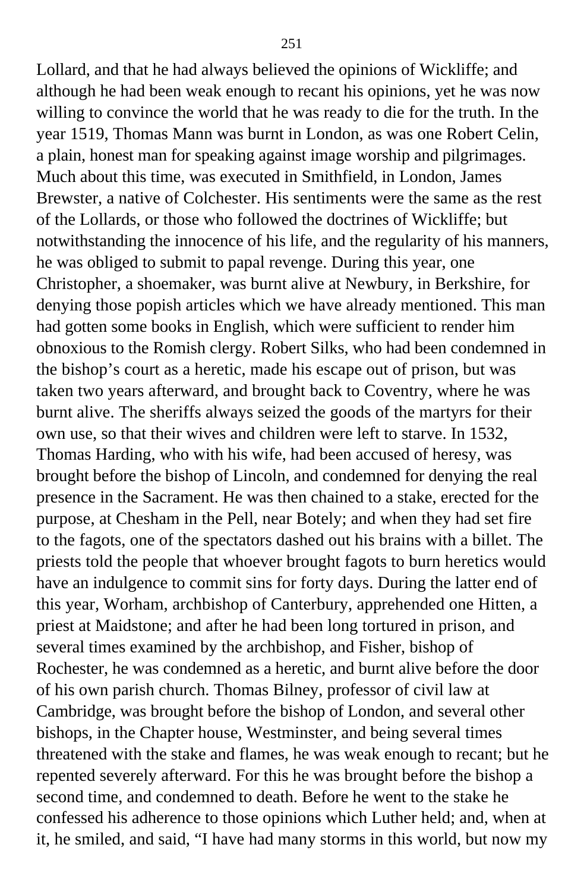Lollard, and that he had always believed the opinions of Wickliffe; and although he had been weak enough to recant his opinions, yet he was now willing to convince the world that he was ready to die for the truth. In the year 1519, Thomas Mann was burnt in London, as was one Robert Celin, a plain, honest man for speaking against image worship and pilgrimages. Much about this time, was executed in Smithfield, in London, James Brewster, a native of Colchester. His sentiments were the same as the rest of the Lollards, or those who followed the doctrines of Wickliffe; but notwithstanding the innocence of his life, and the regularity of his manners, he was obliged to submit to papal revenge. During this year, one Christopher, a shoemaker, was burnt alive at Newbury, in Berkshire, for denying those popish articles which we have already mentioned. This man had gotten some books in English, which were sufficient to render him obnoxious to the Romish clergy. Robert Silks, who had been condemned in the bishop's court as a heretic, made his escape out of prison, but was taken two years afterward, and brought back to Coventry, where he was burnt alive. The sheriffs always seized the goods of the martyrs for their own use, so that their wives and children were left to starve. In 1532, Thomas Harding, who with his wife, had been accused of heresy, was brought before the bishop of Lincoln, and condemned for denying the real presence in the Sacrament. He was then chained to a stake, erected for the purpose, at Chesham in the Pell, near Botely; and when they had set fire to the fagots, one of the spectators dashed out his brains with a billet. The priests told the people that whoever brought fagots to burn heretics would have an indulgence to commit sins for forty days. During the latter end of this year, Worham, archbishop of Canterbury, apprehended one Hitten, a priest at Maidstone; and after he had been long tortured in prison, and several times examined by the archbishop, and Fisher, bishop of Rochester, he was condemned as a heretic, and burnt alive before the door of his own parish church. Thomas Bilney, professor of civil law at Cambridge, was brought before the bishop of London, and several other bishops, in the Chapter house, Westminster, and being several times threatened with the stake and flames, he was weak enough to recant; but he repented severely afterward. For this he was brought before the bishop a second time, and condemned to death. Before he went to the stake he confessed his adherence to those opinions which Luther held; and, when at it, he smiled, and said, "I have had many storms in this world, but now my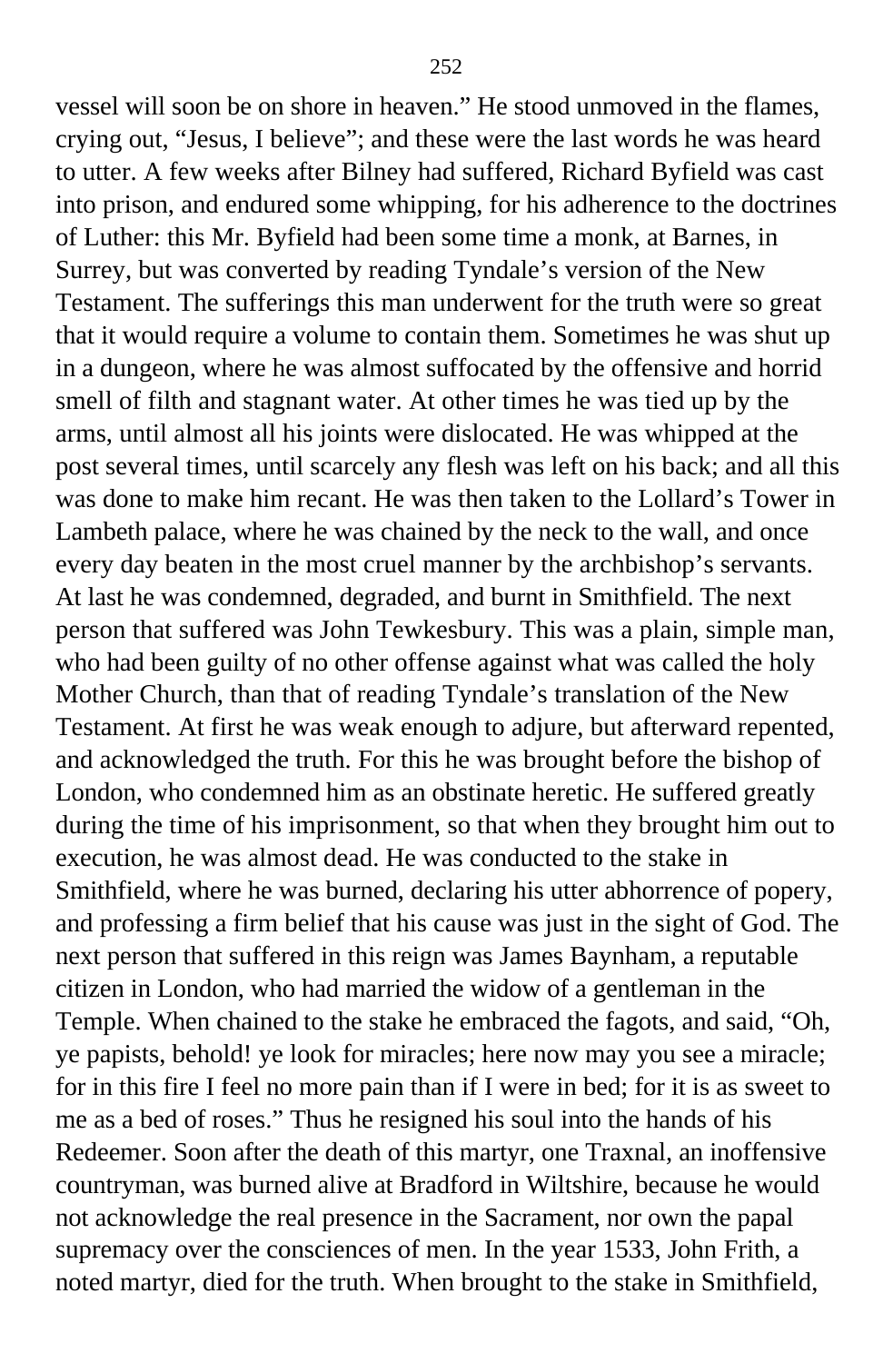vessel will soon be on shore in heaven." He stood unmoved in the flames, crying out, "Jesus, I believe"; and these were the last words he was heard to utter. A few weeks after Bilney had suffered, Richard Byfield was cast into prison, and endured some whipping, for his adherence to the doctrines of Luther: this Mr. Byfield had been some time a monk, at Barnes, in Surrey, but was converted by reading Tyndale's version of the New Testament. The sufferings this man underwent for the truth were so great that it would require a volume to contain them. Sometimes he was shut up in a dungeon, where he was almost suffocated by the offensive and horrid smell of filth and stagnant water. At other times he was tied up by the arms, until almost all his joints were dislocated. He was whipped at the post several times, until scarcely any flesh was left on his back; and all this was done to make him recant. He was then taken to the Lollard's Tower in Lambeth palace, where he was chained by the neck to the wall, and once every day beaten in the most cruel manner by the archbishop's servants. At last he was condemned, degraded, and burnt in Smithfield. The next person that suffered was John Tewkesbury. This was a plain, simple man, who had been guilty of no other offense against what was called the holy Mother Church, than that of reading Tyndale's translation of the New Testament. At first he was weak enough to adjure, but afterward repented, and acknowledged the truth. For this he was brought before the bishop of London, who condemned him as an obstinate heretic. He suffered greatly during the time of his imprisonment, so that when they brought him out to execution, he was almost dead. He was conducted to the stake in Smithfield, where he was burned, declaring his utter abhorrence of popery, and professing a firm belief that his cause was just in the sight of God. The next person that suffered in this reign was James Baynham, a reputable citizen in London, who had married the widow of a gentleman in the Temple. When chained to the stake he embraced the fagots, and said, "Oh, ye papists, behold! ye look for miracles; here now may you see a miracle; for in this fire I feel no more pain than if I were in bed; for it is as sweet to me as a bed of roses." Thus he resigned his soul into the hands of his Redeemer. Soon after the death of this martyr, one Traxnal, an inoffensive countryman, was burned alive at Bradford in Wiltshire, because he would not acknowledge the real presence in the Sacrament, nor own the papal supremacy over the consciences of men. In the year 1533, John Frith, a noted martyr, died for the truth. When brought to the stake in Smithfield,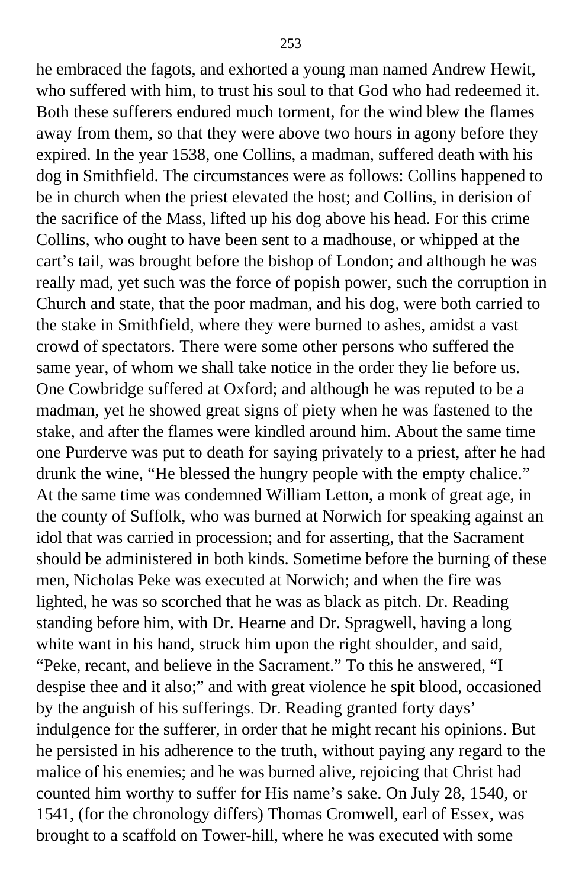he embraced the fagots, and exhorted a young man named Andrew Hewit, who suffered with him, to trust his soul to that God who had redeemed it. Both these sufferers endured much torment, for the wind blew the flames away from them, so that they were above two hours in agony before they expired. In the year 1538, one Collins, a madman, suffered death with his dog in Smithfield. The circumstances were as follows: Collins happened to be in church when the priest elevated the host; and Collins, in derision of the sacrifice of the Mass, lifted up his dog above his head. For this crime Collins, who ought to have been sent to a madhouse, or whipped at the cart's tail, was brought before the bishop of London; and although he was really mad, yet such was the force of popish power, such the corruption in Church and state, that the poor madman, and his dog, were both carried to the stake in Smithfield, where they were burned to ashes, amidst a vast crowd of spectators. There were some other persons who suffered the same year, of whom we shall take notice in the order they lie before us. One Cowbridge suffered at Oxford; and although he was reputed to be a madman, yet he showed great signs of piety when he was fastened to the stake, and after the flames were kindled around him. About the same time one Purderve was put to death for saying privately to a priest, after he had drunk the wine, "He blessed the hungry people with the empty chalice." At the same time was condemned William Letton, a monk of great age, in the county of Suffolk, who was burned at Norwich for speaking against an idol that was carried in procession; and for asserting, that the Sacrament should be administered in both kinds. Sometime before the burning of these men, Nicholas Peke was executed at Norwich; and when the fire was lighted, he was so scorched that he was as black as pitch. Dr. Reading standing before him, with Dr. Hearne and Dr. Spragwell, having a long white want in his hand, struck him upon the right shoulder, and said, "Peke, recant, and believe in the Sacrament." To this he answered, "I despise thee and it also;" and with great violence he spit blood, occasioned by the anguish of his sufferings. Dr. Reading granted forty days' indulgence for the sufferer, in order that he might recant his opinions. But he persisted in his adherence to the truth, without paying any regard to the malice of his enemies; and he was burned alive, rejoicing that Christ had counted him worthy to suffer for His name's sake. On July 28, 1540, or 1541, (for the chronology differs) Thomas Cromwell, earl of Essex, was brought to a scaffold on Tower-hill, where he was executed with some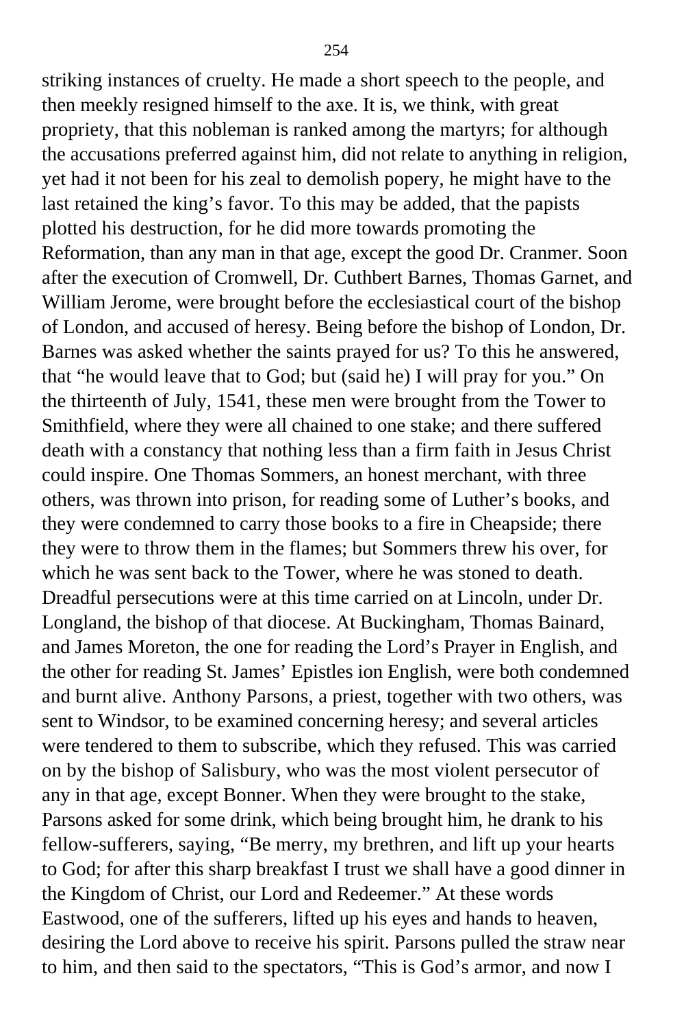striking instances of cruelty. He made a short speech to the people, and then meekly resigned himself to the axe. It is, we think, with great propriety, that this nobleman is ranked among the martyrs; for although the accusations preferred against him, did not relate to anything in religion, yet had it not been for his zeal to demolish popery, he might have to the last retained the king's favor. To this may be added, that the papists plotted his destruction, for he did more towards promoting the Reformation, than any man in that age, except the good Dr. Cranmer. Soon after the execution of Cromwell, Dr. Cuthbert Barnes, Thomas Garnet, and William Jerome, were brought before the ecclesiastical court of the bishop of London, and accused of heresy. Being before the bishop of London, Dr. Barnes was asked whether the saints prayed for us? To this he answered, that "he would leave that to God; but (said he) I will pray for you." On the thirteenth of July, 1541, these men were brought from the Tower to Smithfield, where they were all chained to one stake; and there suffered death with a constancy that nothing less than a firm faith in Jesus Christ could inspire. One Thomas Sommers, an honest merchant, with three others, was thrown into prison, for reading some of Luther's books, and they were condemned to carry those books to a fire in Cheapside; there they were to throw them in the flames; but Sommers threw his over, for which he was sent back to the Tower, where he was stoned to death. Dreadful persecutions were at this time carried on at Lincoln, under Dr. Longland, the bishop of that diocese. At Buckingham, Thomas Bainard, and James Moreton, the one for reading the Lord's Prayer in English, and the other for reading St. James' Epistles ion English, were both condemned and burnt alive. Anthony Parsons, a priest, together with two others, was sent to Windsor, to be examined concerning heresy; and several articles were tendered to them to subscribe, which they refused. This was carried on by the bishop of Salisbury, who was the most violent persecutor of any in that age, except Bonner. When they were brought to the stake, Parsons asked for some drink, which being brought him, he drank to his fellow-sufferers, saying, "Be merry, my brethren, and lift up your hearts to God; for after this sharp breakfast I trust we shall have a good dinner in the Kingdom of Christ, our Lord and Redeemer." At these words Eastwood, one of the sufferers, lifted up his eyes and hands to heaven, desiring the Lord above to receive his spirit. Parsons pulled the straw near to him, and then said to the spectators, "This is God's armor, and now I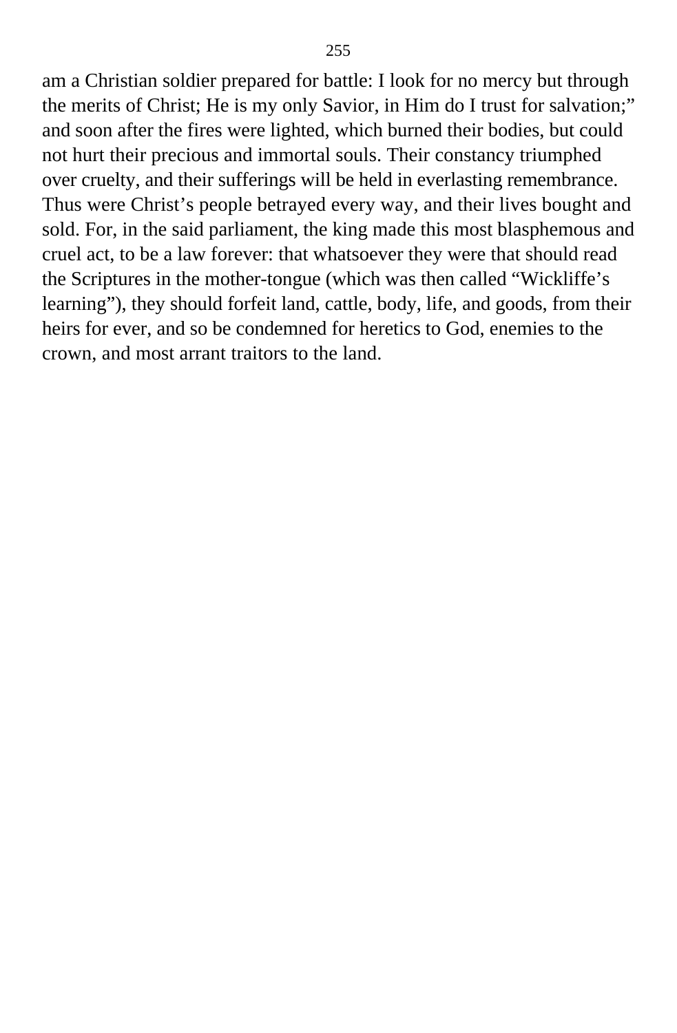am a Christian soldier prepared for battle: I look for no mercy but through the merits of Christ; He is my only Savior, in Him do I trust for salvation;" and soon after the fires were lighted, which burned their bodies, but could not hurt their precious and immortal souls. Their constancy triumphed over cruelty, and their sufferings will be held in everlasting remembrance. Thus were Christ's people betrayed every way, and their lives bought and sold. For, in the said parliament, the king made this most blasphemous and cruel act, to be a law forever: that whatsoever they were that should read the Scriptures in the mother-tongue (which was then called "Wickliffe's learning"), they should forfeit land, cattle, body, life, and goods, from their heirs for ever, and so be condemned for heretics to God, enemies to the crown, and most arrant traitors to the land.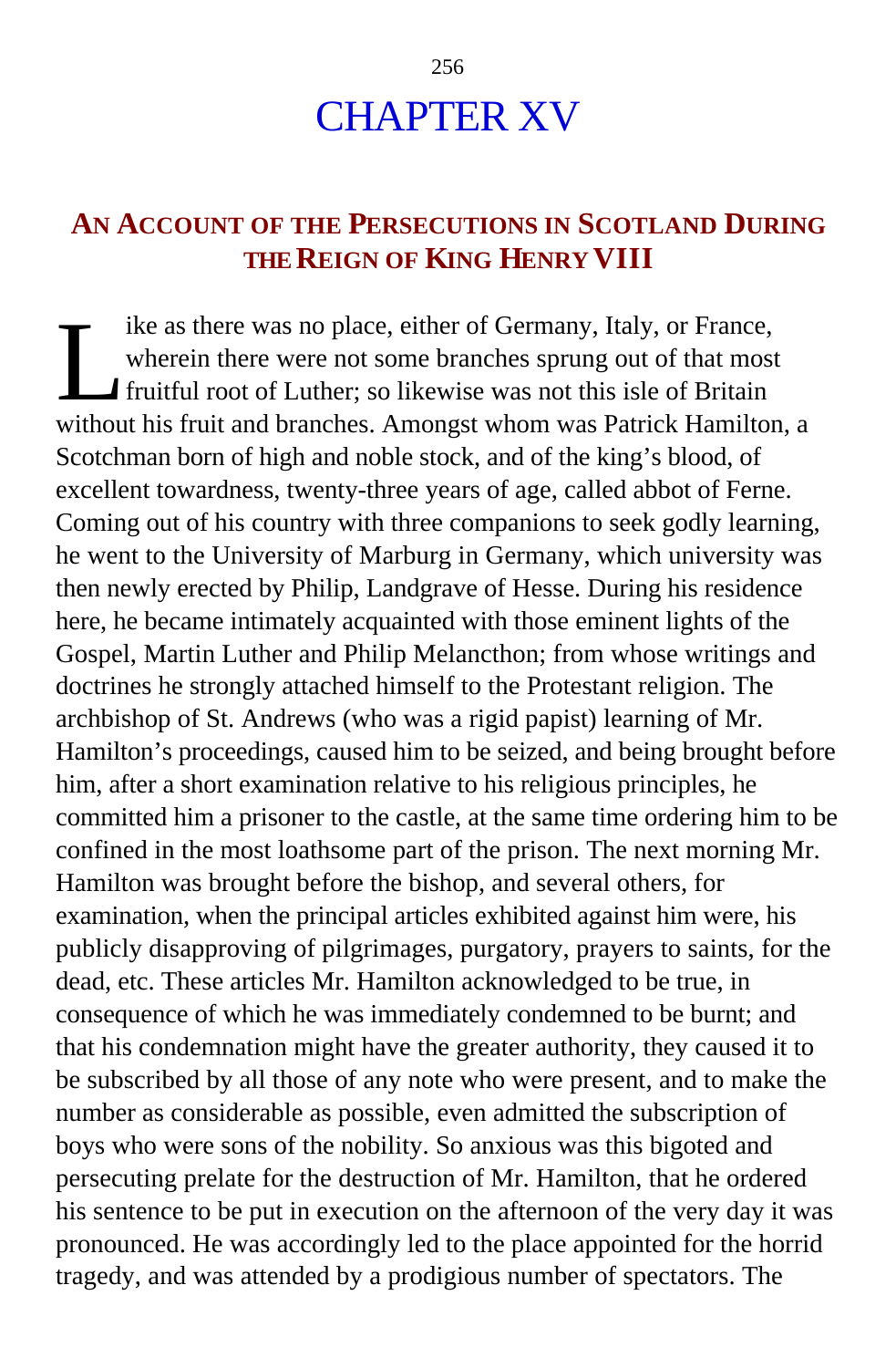# CHAPTER XV

## An Account of the Persecutions in Scotland During the Reign of King Henry VIII

Like as there was no place, either of Germany, Italy, or France, wherein there were not some branches sprung out of that most fruitful root of Luther; so likewise was not this isle of Britain without his fruit and branches. Amongst whom was Patrick Hamilton, a Scotchman born of high and noble stock, and of the king's blood, of excellent towardness, twenty-three years of age, called abbot of Ferne. Coming out of his country with three companions to seek godly learning, he went to the University of Marburg in Germany, which university was then newly erected by Philip, Landgrave of Hesse. During his residence here, he became intimately acquainted with those eminent lights of the Gospel, Martin Luther and Philip Melancthon; from whose writings and doctrines he strongly attached himself to the Protestant religion. The archbishop of St. Andrews (who was a rigid papist) learning of Mr. Hamilton's proceedings, caused him to be seized, and being brought before him, after a short examination relative to his religious principles, he committed him a prisoner to the castle, at the same time ordering him to be confined in the most loathsome part of the prison. The next morning Mr. Hamilton was brought before the bishop, and several others, for examination, when the principal articles exhibited against him were, his publicly disapproving of pilgrimages, purgatory, prayers to saints, for the dead, etc. These articles Mr. Hamilton acknowledged to be true, in consequence of which he was immediately condemned to be burnt; and that his condemnation might have the greater authority, they caused it to be subscribed by all those of any note who were present, and to make the number as considerable as possible, even admitted the subscription of boys who were sons of the nobility. So anxious was this bigoted and persecuting prelate for the destruction of Mr. Hamilton, that he ordered his sentence to be put in execution on the afternoon of the very day it was pronounced. He was accordingly led to the place appointed for the horrid tragedy, and was attended by a prodigious number of spectators. The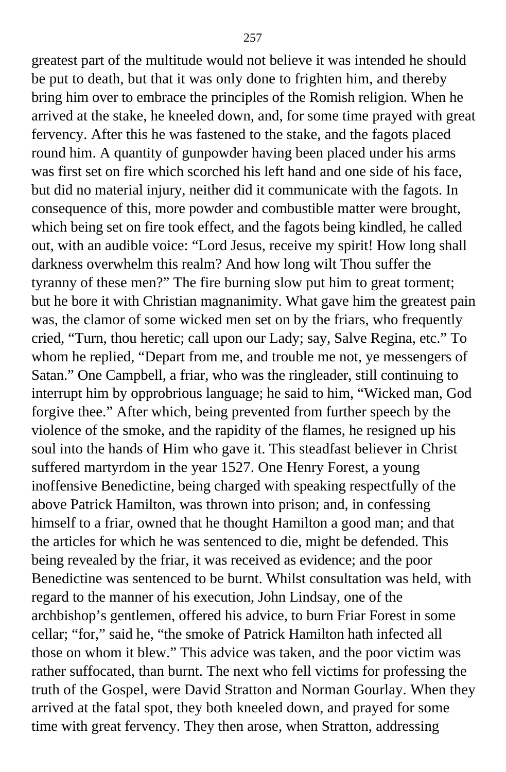greatest part of the multitude would not believe it was intended he should be put to death, but that it was only done to frighten him, and thereby bring him over to embrace the principles of the Romish religion. When he arrived at the stake, he kneeled down, and, for some time prayed with great fervency. After this he was fastened to the stake, and the fagots placed round him. A quantity of gunpowder having been placed under his arms was first set on fire which scorched his left hand and one side of his face, but did no material injury, neither did it communicate with the fagots. In consequence of this, more powder and combustible matter were brought, which being set on fire took effect, and the fagots being kindled, he called out, with an audible voice: "Lord Jesus, receive my spirit! How long shall darkness overwhelm this realm? And how long wilt Thou suffer the tyranny of these men?" The fire burning slow put him to great torment; but he bore it with Christian magnanimity. What gave him the greatest pain was, the clamor of some wicked men set on by the friars, who frequently cried, "Turn, thou heretic; call upon our Lady; say, Salve Regina, etc." To whom he replied, "Depart from me, and trouble me not, ye messengers of Satan." One Campbell, a friar, who was the ringleader, still continuing to interrupt him by opprobrious language; he said to him, "Wicked man, God forgive thee." After which, being prevented from further speech by the violence of the smoke, and the rapidity of the flames, he resigned up his soul into the hands of Him who gave it. This steadfast believer in Christ suffered martyrdom in the year 1527. One Henry Forest, a young inoffensive Benedictine, being charged with speaking respectfully of the above Patrick Hamilton, was thrown into prison; and, in confessing himself to a friar, owned that he thought Hamilton a good man; and that the articles for which he was sentenced to die, might be defended. This being revealed by the friar, it was received as evidence; and the poor Benedictine was sentenced to be burnt. Whilst consultation was held, with regard to the manner of his execution, John Lindsay, one of the archbishop's gentlemen, offered his advice, to burn Friar Forest in some cellar; "for," said he, "the smoke of Patrick Hamilton hath infected all those on whom it blew." This advice was taken, and the poor victim was rather suffocated, than burnt. The next who fell victims for professing the truth of the Gospel, were David Stratton and Norman Gourlay. When they arrived at the fatal spot, they both kneeled down, and prayed for some time with great fervency. They then arose, when Stratton, addressing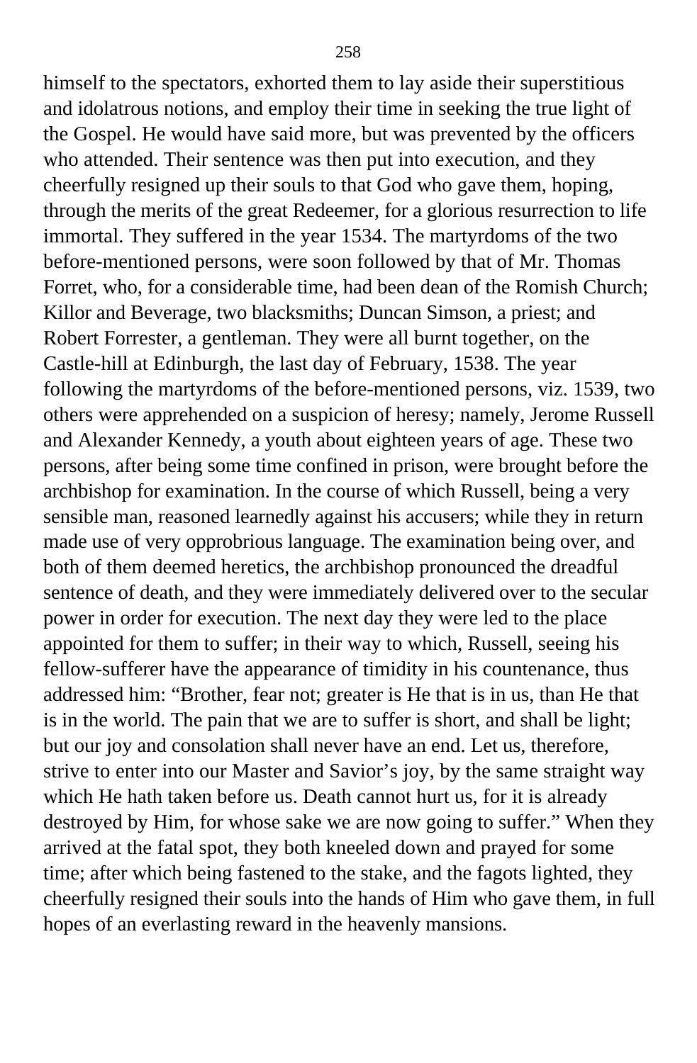himself to the spectators, exhorted them to lay aside their superstitious and idolatrous notions, and employ their time in seeking the true light of the Gospel. He would have said more, but was prevented by the officers who attended. Their sentence was then put into execution, and they cheerfully resigned up their souls to that God who gave them, hoping, through the merits of the great Redeemer, for a glorious resurrection to life immortal. They suffered in the year 1534. The martyrdoms of the two before-mentioned persons, were soon followed by that of Mr. Thomas Forret, who, for a considerable time, had been dean of the Romish Church; Killor and Beverage, two blacksmiths; Duncan Simson, a priest; and Robert Forrester, a gentleman. They were all burnt together, on the Castle-hill at Edinburgh, the last day of February, 1538. The year following the martyrdoms of the before-mentioned persons, viz. 1539, two others were apprehended on a suspicion of heresy; namely, Jerome Russell and Alexander Kennedy, a youth about eighteen years of age. These two persons, after being some time confined in prison, were brought before the archbishop for examination. In the course of which Russell, being a very sensible man, reasoned learnedly against his accusers; while they in return made use of very opprobrious language. The examination being over, and both of them deemed heretics, the archbishop pronounced the dreadful sentence of death, and they were immediately delivered over to the secular power in order for execution. The next day they were led to the place appointed for them to suffer; in their way to which, Russell, seeing his fellow-sufferer have the appearance of timidity in his countenance, thus addressed him: "Brother, fear not; greater is He that is in us, than He that is in the world. The pain that we are to suffer is short, and shall be light; but our joy and consolation shall never have an end. Let us, therefore, strive to enter into our Master and Savior's joy, by the same straight way which He hath taken before us. Death cannot hurt us, for it is already destroyed by Him, for whose sake we are now going to suffer." When they arrived at the fatal spot, they both kneeled down and prayed for some time; after which being fastened to the stake, and the fagots lighted, they cheerfully resigned their souls into the hands of Him who gave them, in full hopes of an everlasting reward in the heavenly mansions.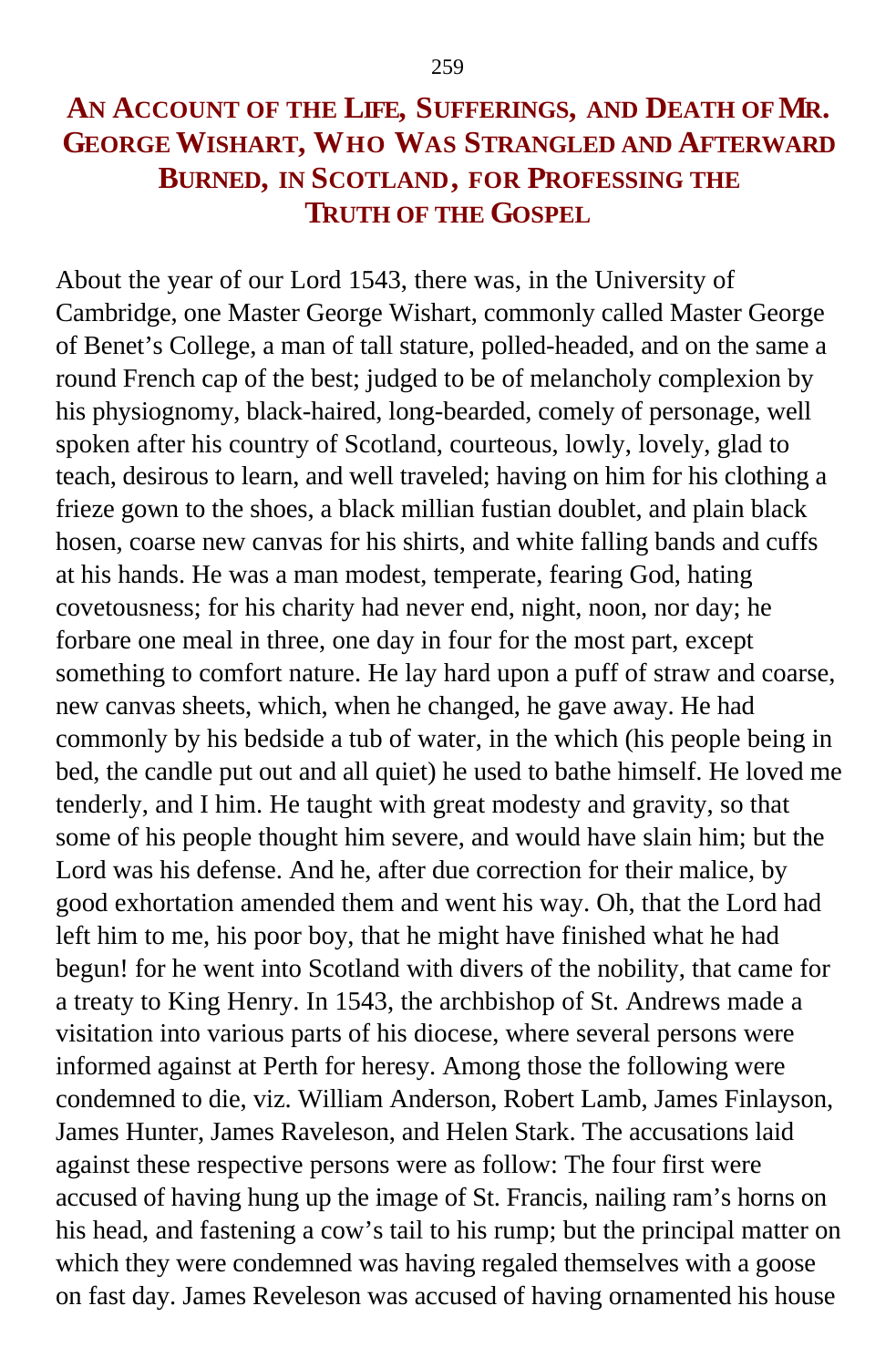# An Account of the Life, Sufferings, and Death of Mr. George Wishart, Who Was Strangled and Afterward Burned, in Scotland, for Professing the Truth of the Gospel

About the year of our Lord 1543, there was, in the University of Cambridge, one Master George Wishart, commonly called Master George of Benet's College, a man of tall stature, polled-headed, and on the same a round French cap of the best; judged to be of melancholy complexion by his physiognomy, black-haired, long-bearded, comely of personage, well spoken after his country of Scotland, courteous, lowly, lovely, glad to teach, desirous to learn, and well traveled; having on him for his clothing a frieze gown to the shoes, a black millian fustian doublet, and plain black hosen, coarse new canvas for his shirts, and white falling bands and cuffs at his hands. He was a man modest, temperate, fearing God, hating covetousness; for his charity had never end, night, noon, nor day; he forbare one meal in three, one day in four for the most part, except something to comfort nature. He lay hard upon a puff of straw and coarse, new canvas sheets, which, when he changed, he gave away. He had commonly by his bedside a tub of water, in the which (his people being in bed, the candle put out and all quiet) he used to bathe himself. He loved me tenderly, and I him. He taught with great modesty and gravity, so that some of his people thought him severe, and would have slain him; but the Lord was his defense. And he, after due correction for their malice, by good exhortation amended them and went his way. Oh, that the Lord had left him to me, his poor boy, that he might have finished what he had begun! for he went into Scotland with divers of the nobility, that came for a treaty to King Henry. In 1543, the archbishop of St. Andrews made a visitation into various parts of his diocese, where several persons were informed against at Perth for heresy. Among those the following were condemned to die, viz. William Anderson, Robert Lamb, James Finlayson, James Hunter, James Raveleson, and Helen Stark. The accusations laid against these respective persons were as follow: The four first were accused of having hung up the image of St. Francis, nailing ram's horns on his head, and fastening a cow's tail to his rump; but the principal matter on which they were condemned was having regaled themselves with a goose on fast day. James Reveleson was accused of having ornamented his house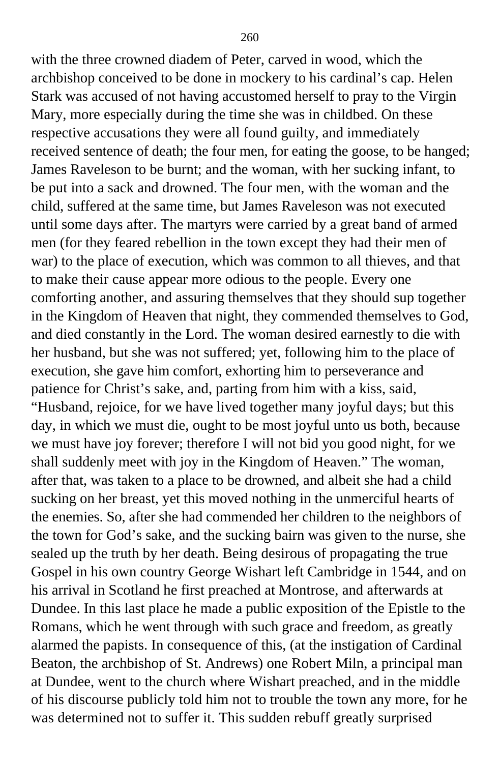with the three crowned diadem of Peter, carved in wood, which the archbishop conceived to be done in mockery to his cardinal's cap. Helen Stark was accused of not having accustomed herself to pray to the Virgin Mary, more especially during the time she was in childbed. On these respective accusations they were all found guilty, and immediately received sentence of death; the four men, for eating the goose, to be hanged; James Raveleson to be burnt; and the woman, with her sucking infant, to be put into a sack and drowned. The four men, with the woman and the child, suffered at the same time, but James Raveleson was not executed until some days after. The martyrs were carried by a great band of armed men (for they feared rebellion in the town except they had their men of war) to the place of execution, which was common to all thieves, and that to make their cause appear more odious to the people. Every one comforting another, and assuring themselves that they should sup together in the Kingdom of Heaven that night, they commended themselves to God, and died constantly in the Lord. The woman desired earnestly to die with her husband, but she was not suffered; yet, following him to the place of execution, she gave him comfort, exhorting him to perseverance and patience for Christ's sake, and, parting from him with a kiss, said, "Husband, rejoice, for we have lived together many joyful days; but this day, in which we must die, ought to be most joyful unto us both, because we must have joy forever; therefore I will not bid you good night, for we shall suddenly meet with joy in the Kingdom of Heaven." The woman, after that, was taken to a place to be drowned, and albeit she had a child sucking on her breast, yet this moved nothing in the unmerciful hearts of the enemies. So, after she had commended her children to the neighbors of the town for God's sake, and the sucking bairn was given to the nurse, she sealed up the truth by her death. Being desirous of propagating the true Gospel in his own country George Wishart left Cambridge in 1544, and on his arrival in Scotland he first preached at Montrose, and afterwards at Dundee. In this last place he made a public exposition of the Epistle to the Romans, which he went through with such grace and freedom, as greatly alarmed the papists. In consequence of this, (at the instigation of Cardinal Beaton, the archbishop of St. Andrews) one Robert Miln, a principal man at Dundee, went to the church where Wishart preached, and in the middle of his discourse publicly told him not to trouble the town any more, for he was determined not to suffer it. This sudden rebuff greatly surprised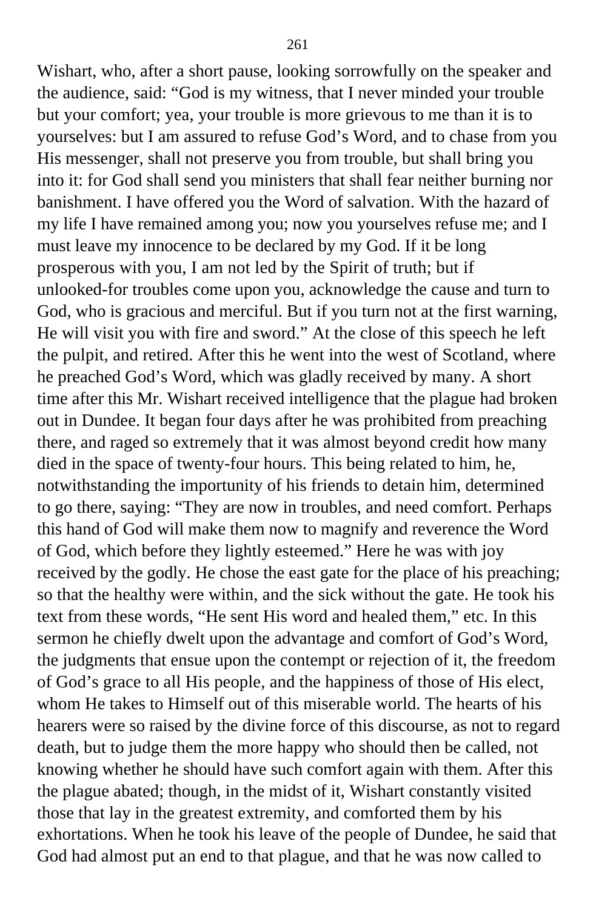Wishart, who, after a short pause, looking sorrowfully on the speaker and the audience, said: "God is my witness, that I never minded your trouble but your comfort; yea, your trouble is more grievous to me than it is to yourselves: but I am assured to refuse God's Word, and to chase from you His messenger, shall not preserve you from trouble, but shall bring you into it: for God shall send you ministers that shall fear neither burning nor banishment. I have offered you the Word of salvation. With the hazard of my life I have remained among you; now you yourselves refuse me; and I must leave my innocence to be declared by my God. If it be long prosperous with you, I am not led by the Spirit of truth; but if unlooked-for troubles come upon you, acknowledge the cause and turn to God, who is gracious and merciful. But if you turn not at the first warning, He will visit you with fire and sword." At the close of this speech he left the pulpit, and retired. After this he went into the west of Scotland, where he preached God's Word, which was gladly received by many. A short time after this Mr. Wishart received intelligence that the plague had broken out in Dundee. It began four days after he was prohibited from preaching there, and raged so extremely that it was almost beyond credit how many died in the space of twenty-four hours. This being related to him, he, notwithstanding the importunity of his friends to detain him, determined to go there, saying: "They are now in troubles, and need comfort. Perhaps this hand of God will make them now to magnify and reverence the Word of God, which before they lightly esteemed." Here he was with joy received by the godly. He chose the east gate for the place of his preaching; so that the healthy were within, and the sick without the gate. He took his text from these words, "He sent His word and healed them," etc. In this sermon he chiefly dwelt upon the advantage and comfort of God's Word, the judgments that ensue upon the contempt or rejection of it, the freedom of God's grace to all His people, and the happiness of those of His elect, whom He takes to Himself out of this miserable world. The hearts of his hearers were so raised by the divine force of this discourse, as not to regard death, but to judge them the more happy who should then be called, not knowing whether he should have such comfort again with them. After this the plague abated; though, in the midst of it, Wishart constantly visited those that lay in the greatest extremity, and comforted them by his exhortations. When he took his leave of the people of Dundee, he said that God had almost put an end to that plague, and that he was now called to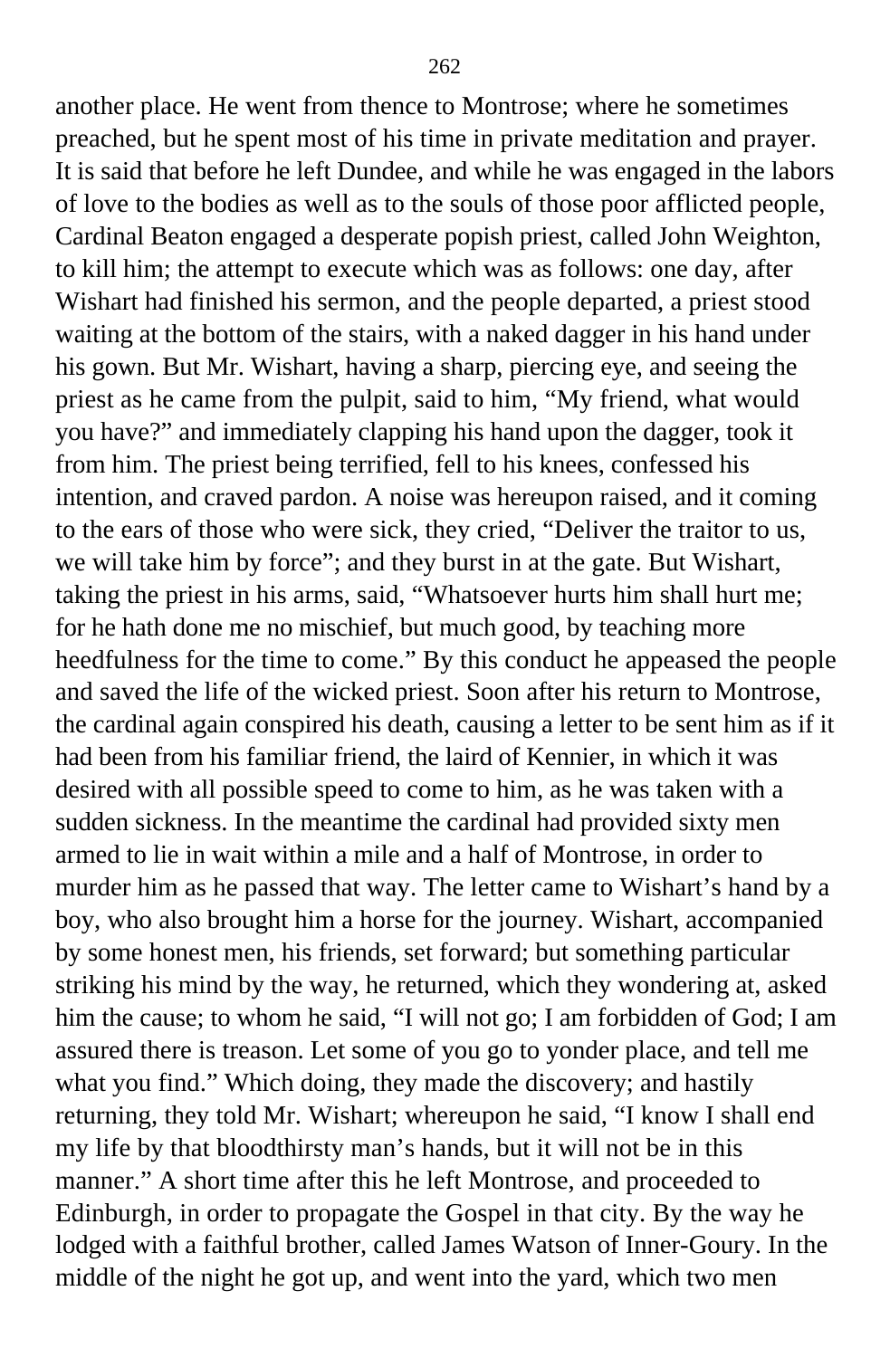another place. He went from thence to Montrose; where he sometimes preached, but he spent most of his time in private meditation and prayer. It is said that before he left Dundee, and while he was engaged in the labors of love to the bodies as well as to the souls of those poor afflicted people, Cardinal Beaton engaged a desperate popish priest, called John Weighton, to kill him; the attempt to execute which was as follows: one day, after Wishart had finished his sermon, and the people departed, a priest stood waiting at the bottom of the stairs, with a naked dagger in his hand under his gown. But Mr. Wishart, having a sharp, piercing eye, and seeing the priest as he came from the pulpit, said to him, "My friend, what would you have?" and immediately clapping his hand upon the dagger, took it from him. The priest being terrified, fell to his knees, confessed his intention, and craved pardon. A noise was hereupon raised, and it coming to the ears of those who were sick, they cried, "Deliver the traitor to us, we will take him by force"; and they burst in at the gate. But Wishart, taking the priest in his arms, said, "Whatsoever hurts him shall hurt me; for he hath done me no mischief, but much good, by teaching more heedfulness for the time to come." By this conduct he appeased the people and saved the life of the wicked priest. Soon after his return to Montrose, the cardinal again conspired his death, causing a letter to be sent him as if it had been from his familiar friend, the laird of Kennier, in which it was desired with all possible speed to come to him, as he was taken with a sudden sickness. In the meantime the cardinal had provided sixty men armed to lie in wait within a mile and a half of Montrose, in order to murder him as he passed that way. The letter came to Wishart's hand by a boy, who also brought him a horse for the journey. Wishart, accompanied by some honest men, his friends, set forward; but something particular striking his mind by the way, he returned, which they wondering at, asked him the cause; to whom he said, "I will not go; I am forbidden of God; I am assured there is treason. Let some of you go to yonder place, and tell me what you find." Which doing, they made the discovery; and hastily returning, they told Mr. Wishart; whereupon he said, "I know I shall end my life by that bloodthirsty man's hands, but it will not be in this manner." A short time after this he left Montrose, and proceeded to Edinburgh, in order to propagate the Gospel in that city. By the way he lodged with a faithful brother, called James Watson of Inner-Goury. In the middle of the night he got up, and went into the yard, which two men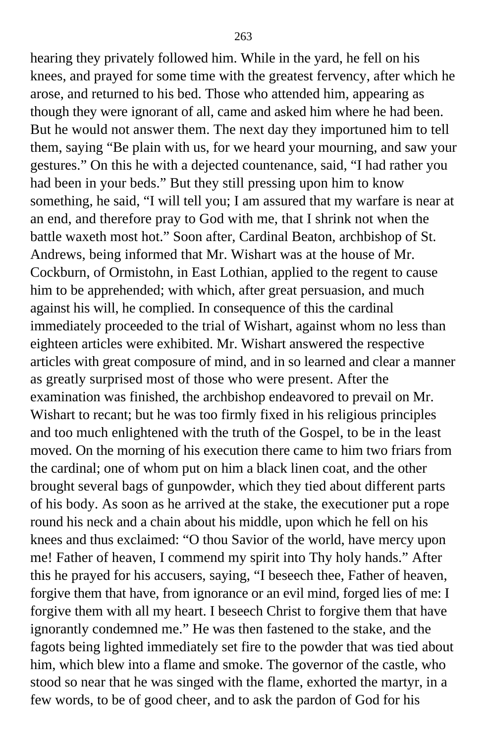hearing they privately followed him. While in the yard, he fell on his knees, and prayed for some time with the greatest fervency, after which he arose, and returned to his bed. Those who attended him, appearing as though they were ignorant of all, came and asked him where he had been. But he would not answer them. The next day they importuned him to tell them, saying "Be plain with us, for we heard your mourning, and saw your gestures." On this he with a dejected countenance, said, "I had rather you had been in your beds." But they still pressing upon him to know something, he said, "I will tell you; I am assured that my warfare is near at an end, and therefore pray to God with me, that I shrink not when the battle waxeth most hot." Soon after, Cardinal Beaton, archbishop of St. Andrews, being informed that Mr. Wishart was at the house of Mr. Cockburn, of Ormistohn, in East Lothian, applied to the regent to cause him to be apprehended; with which, after great persuasion, and much against his will, he complied. In consequence of this the cardinal immediately proceeded to the trial of Wishart, against whom no less than eighteen articles were exhibited. Mr. Wishart answered the respective articles with great composure of mind, and in so learned and clear a manner as greatly surprised most of those who were present. After the examination was finished, the archbishop endeavored to prevail on Mr. Wishart to recant; but he was too firmly fixed in his religious principles and too much enlightened with the truth of the Gospel, to be in the least moved. On the morning of his execution there came to him two friars from the cardinal; one of whom put on him a black linen coat, and the other brought several bags of gunpowder, which they tied about different parts of his body. As soon as he arrived at the stake, the executioner put a rope round his neck and a chain about his middle, upon which he fell on his knees and thus exclaimed: "O thou Savior of the world, have mercy upon me! Father of heaven, I commend my spirit into Thy holy hands." After this he prayed for his accusers, saying, "I beseech thee, Father of heaven, forgive them that have, from ignorance or an evil mind, forged lies of me: I forgive them with all my heart. I beseech Christ to forgive them that have ignorantly condemned me." He was then fastened to the stake, and the fagots being lighted immediately set fire to the powder that was tied about him, which blew into a flame and smoke. The governor of the castle, who stood so near that he was singed with the flame, exhorted the martyr, in a few words, to be of good cheer, and to ask the pardon of God for his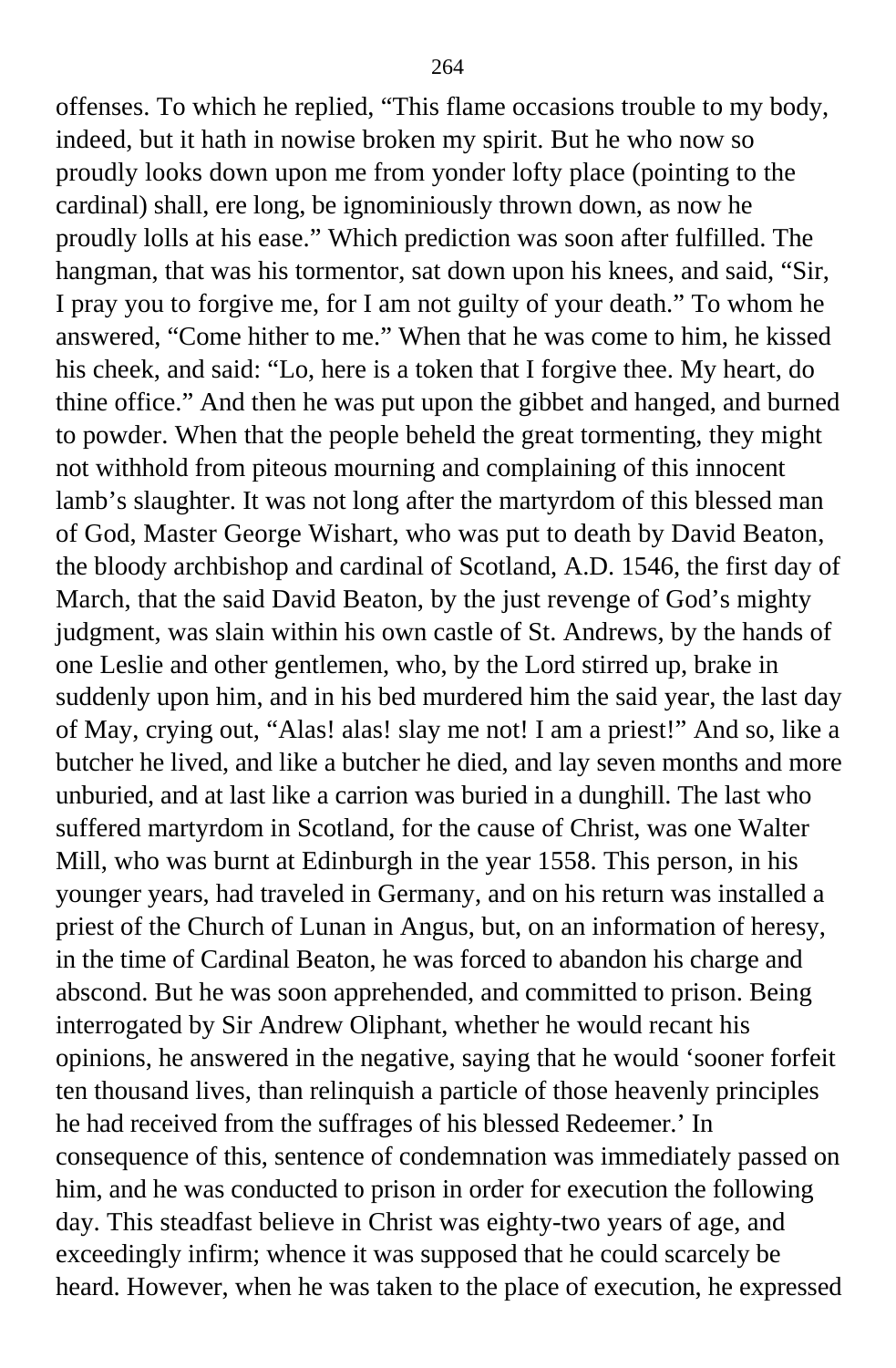offenses. To which he replied, "This flame occasions trouble to my body, indeed, but it hath in nowise broken my spirit. But he who now so proudly looks down upon me from yonder lofty place (pointing to the cardinal) shall, ere long, be ignominiously thrown down, as now he proudly lolls at his ease." Which prediction was soon after fulfilled. The hangman, that was his tormentor, sat down upon his knees, and said, "Sir, I pray you to forgive me, for I am not guilty of your death." To whom he answered, "Come hither to me." When that he was come to him, he kissed his cheek, and said: "Lo, here is a token that I forgive thee. My heart, do thine office." And then he was put upon the gibbet and hanged, and burned to powder. When that the people beheld the great tormenting, they might not withhold from piteous mourning and complaining of this innocent lamb's slaughter. It was not long after the martyrdom of this blessed man of God, Master George Wishart, who was put to death by David Beaton, the bloody archbishop and cardinal of Scotland, A.D. 1546, the first day of March, that the said David Beaton, by the just revenge of God's mighty judgment, was slain within his own castle of St. Andrews, by the hands of one Leslie and other gentlemen, who, by the Lord stirred up, brake in suddenly upon him, and in his bed murdered him the said year, the last day of May, crying out, "Alas! alas! slay me not! I am a priest!" And so, like a butcher he lived, and like a butcher he died, and lay seven months and more unburied, and at last like a carrion was buried in a dunghill. The last who suffered martyrdom in Scotland, for the cause of Christ, was one Walter Mill, who was burnt at Edinburgh in the year 1558. This person, in his younger years, had traveled in Germany, and on his return was installed a priest of the Church of Lunan in Angus, but, on an information of heresy, in the time of Cardinal Beaton, he was forced to abandon his charge and abscond. But he was soon apprehended, and committed to prison. Being interrogated by Sir Andrew Oliphant, whether he would recant his opinions, he answered in the negative, saying that he would 'sooner forfeit ten thousand lives, than relinquish a particle of those heavenly principles he had received from the suffrages of his blessed Redeemer.' In consequence of this, sentence of condemnation was immediately passed on him, and he was conducted to prison in order for execution the following day. This steadfast believe in Christ was eighty-two years of age, and exceedingly infirm; whence it was supposed that he could scarcely be heard. However, when he was taken to the place of execution, he expressed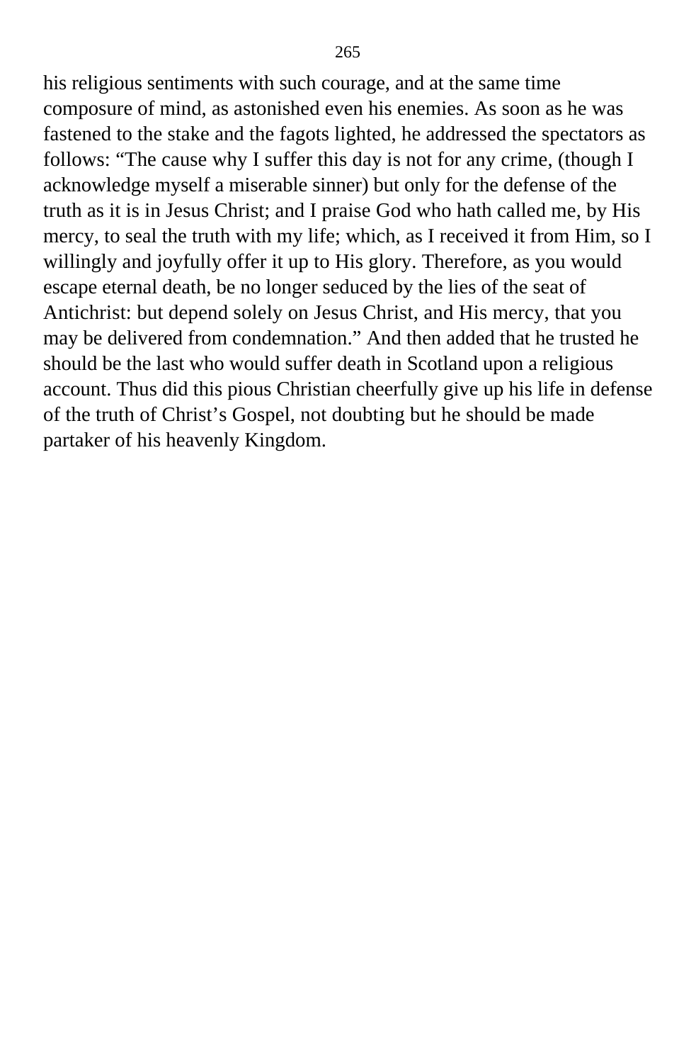his religious sentiments with such courage, and at the same time composure of mind, as astonished even his enemies. As soon as he was fastened to the stake and the fagots lighted, he addressed the spectators as follows: “The cause why I suffer this day is not for any crime, (though I acknowledge myself a miserable sinner) but only for the defense of the truth as it is in Jesus Christ; and I praise God who hath called me, by His mercy, to seal the truth with my life; which, as I received it from Him, so I willingly and joyfully offer it up to His glory. Therefore, as you would escape eternal death, be no longer seduced by the lies of the seat of Antichrist: but depend solely on Jesus Christ, and His mercy, that you may be delivered from condemnation.” And then added that he trusted he should be the last who would suffer death in Scotland upon a religious account. Thus did this pious Christian cheerfully give up his life in defense of the truth of Christ’s Gospel, not doubting but he should be made partaker of his heavenly Kingdom.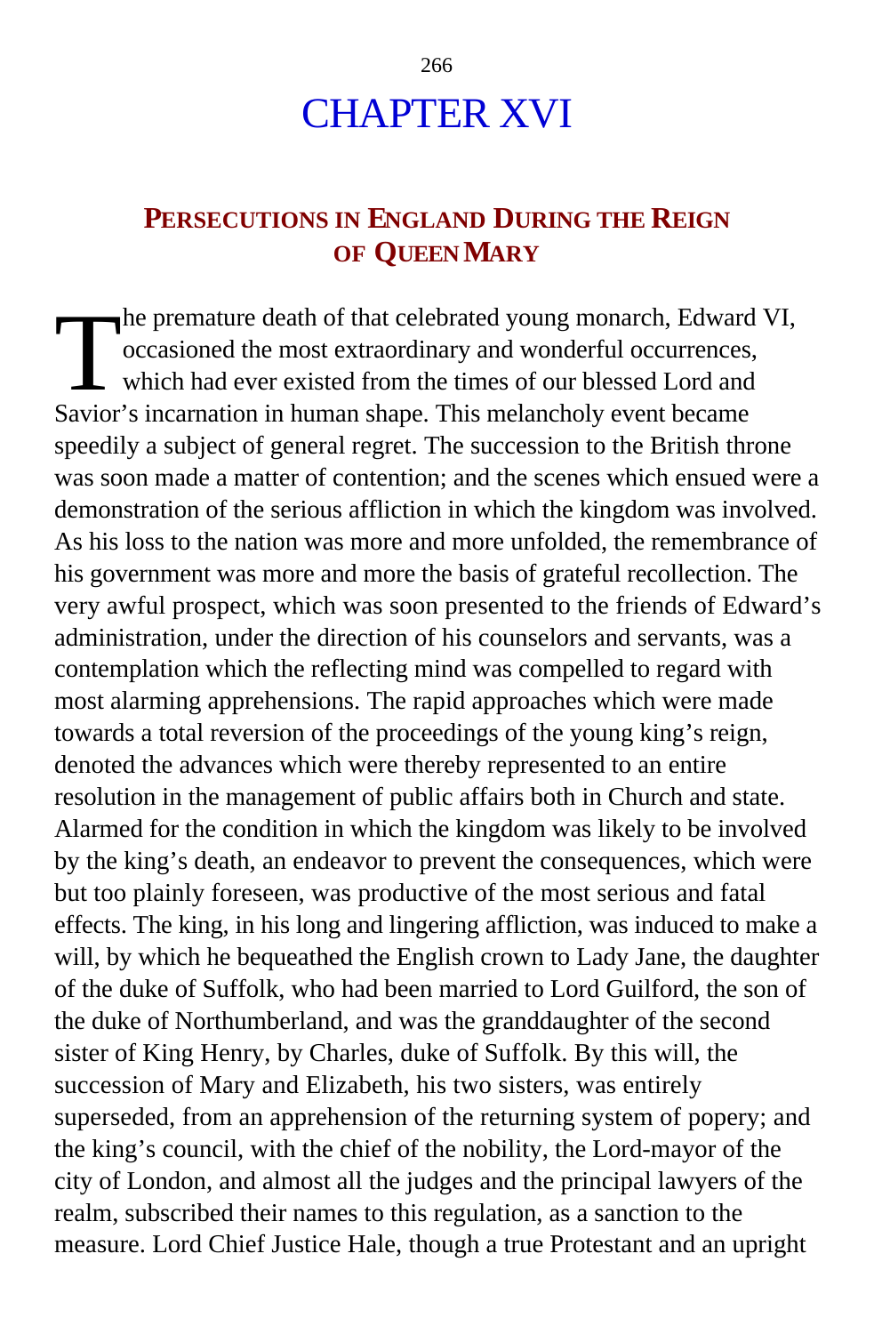# CHAPTER XVI

## PERSECUTIONS IN ENGLAND DURING THE REIGN OF QUEEN MARY

The premature death of that celebrated young monarch, Edward VI, occasioned the most extraordinary and wonderful occurrences, which had ever existed from the times of our blessed Lord and Savior's incarnation in human shape. This melancholy event became speedily a subject of general regret. The succession to the British throne was soon made a matter of contention; and the scenes which ensued were a demonstration of the serious affliction in which the kingdom was involved. As his loss to the nation was more and more unfolded, the remembrance of his government was more and more the basis of grateful recollection. The very awful prospect, which was soon presented to the friends of Edward's administration, under the direction of his counselors and servants, was a contemplation which the reflecting mind was compelled to regard with most alarming apprehensions. The rapid approaches which were made towards a total reversion of the proceedings of the young king's reign, denoted the advances which were thereby represented to an entire resolution in the management of public affairs both in Church and state. Alarmed for the condition in which the kingdom was likely to be involved by the king's death, an endeavor to prevent the consequences, which were but too plainly foreseen, was productive of the most serious and fatal effects. The king, in his long and lingering affliction, was induced to make a will, by which he bequeathed the English crown to Lady Jane, the daughter of the duke of Suffolk, who had been married to Lord Guilford, the son of the duke of Northumberland, and was the granddaughter of the second sister of King Henry, by Charles, duke of Suffolk. By this will, the succession of Mary and Elizabeth, his two sisters, was entirely superseded, from an apprehension of the returning system of popery; and the king's council, with the chief of the nobility, the Lord-mayor of the city of London, and almost all the judges and the principal lawyers of the realm, subscribed their names to this regulation, as a sanction to the measure. Lord Chief Justice Hale, though a true Protestant and an upright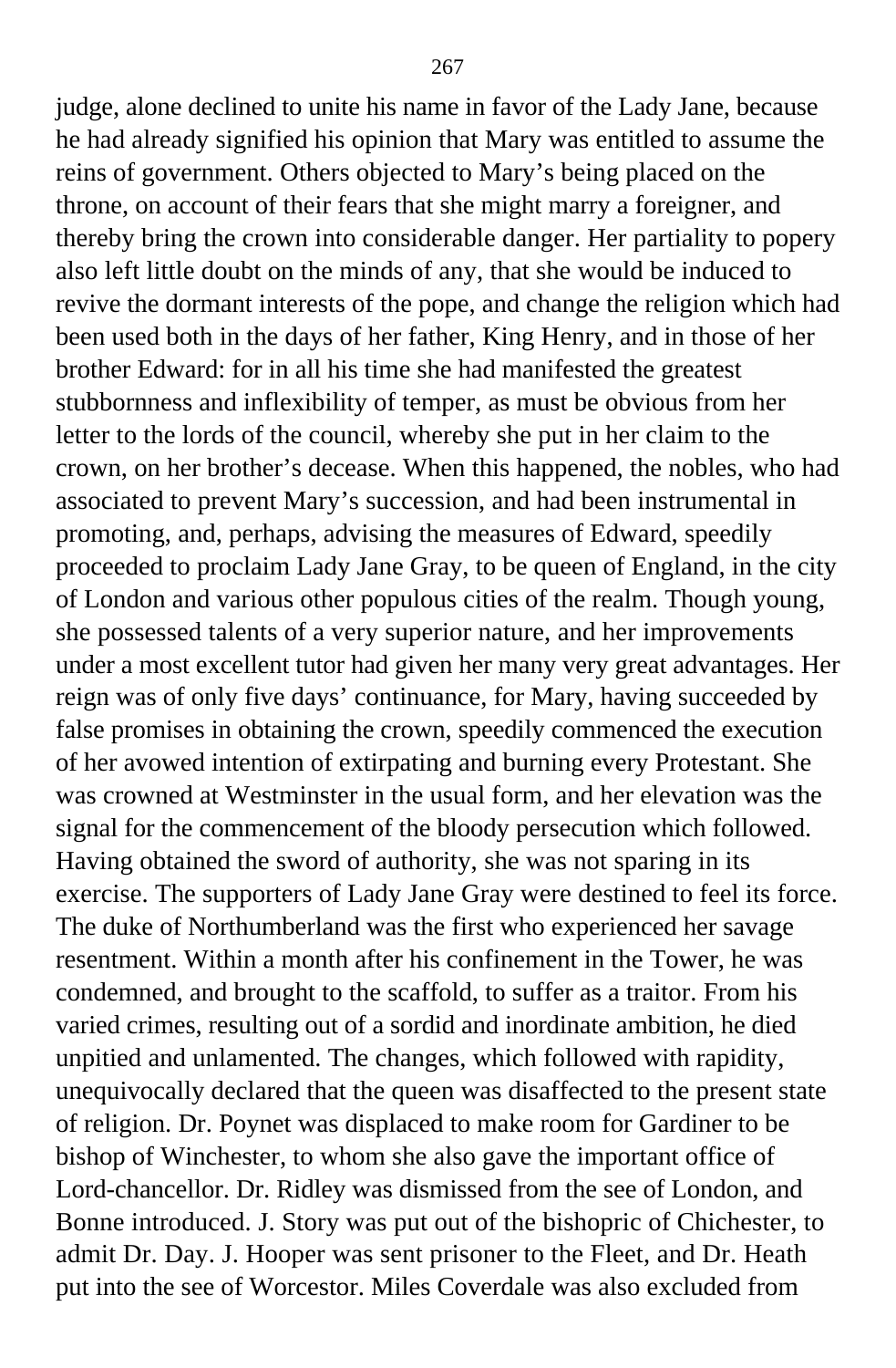judge, alone declined to unite his name in favor of the Lady Jane, because he had already signified his opinion that Mary was entitled to assume the reins of government. Others objected to Mary's being placed on the throne, on account of their fears that she might marry a foreigner, and thereby bring the crown into considerable danger. Her partiality to popery also left little doubt on the minds of any, that she would be induced to revive the dormant interests of the pope, and change the religion which had been used both in the days of her father, King Henry, and in those of her brother Edward: for in all his time she had manifested the greatest stubbornness and inflexibility of temper, as must be obvious from her letter to the lords of the council, whereby she put in her claim to the crown, on her brother's decease. When this happened, the nobles, who had associated to prevent Mary's succession, and had been instrumental in promoting, and, perhaps, advising the measures of Edward, speedily proceeded to proclaim Lady Jane Gray, to be queen of England, in the city of London and various other populous cities of the realm. Though young, she possessed talents of a very superior nature, and her improvements under a most excellent tutor had given her many very great advantages. Her reign was of only five days' continuance, for Mary, having succeeded by false promises in obtaining the crown, speedily commenced the execution of her avowed intention of extirpating and burning every Protestant. She was crowned at Westminster in the usual form, and her elevation was the signal for the commencement of the bloody persecution which followed. Having obtained the sword of authority, she was not sparing in its exercise. The supporters of Lady Jane Gray were destined to feel its force. The duke of Northumberland was the first who experienced her savage resentment. Within a month after his confinement in the Tower, he was condemned, and brought to the scaffold, to suffer as a traitor. From his varied crimes, resulting out of a sordid and inordinate ambition, he died unpitied and unlamented. The changes, which followed with rapidity, unequivocally declared that the queen was disaffected to the present state of religion. Dr. Poynet was displaced to make room for Gardiner to be bishop of Winchester, to whom she also gave the important office of Lord-chancellor. Dr. Ridley was dismissed from the see of London, and Bonne introduced. J. Story was put out of the bishopric of Chichester, to admit Dr. Day. J. Hooper was sent prisoner to the Fleet, and Dr. Heath put into the see of Worcestor. Miles Coverdale was also excluded from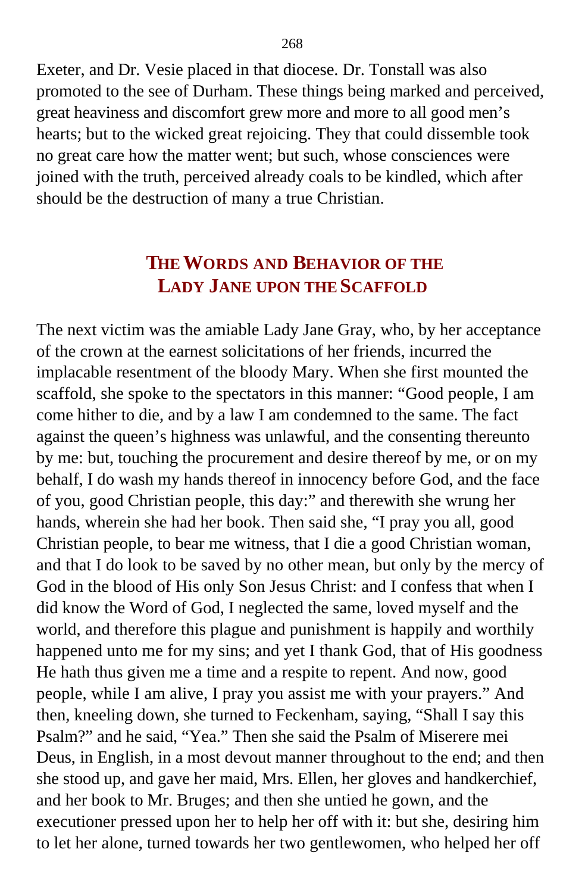Exeter, and Dr. Vesie placed in that diocese. Dr. Tonstall was also promoted to the see of Durham. These things being marked and perceived, great heaviness and discomfort grew more and more to all good men's hearts; but to the wicked great rejoicing. They that could dissemble took no great care how the matter went; but such, whose consciences were joined with the truth, perceived already coals to be kindled, which after should be the destruction of many a true Christian.

## THE WORDS AND BEHAVIOR OF THE LADY JANE UPON THE SCAFFOLD

The next victim was the amiable Lady Jane Gray, who, by her acceptance of the crown at the earnest solicitations of her friends, incurred the implacable resentment of the bloody Mary. When she first mounted the scaffold, she spoke to the spectators in this manner: "Good people, I am come hither to die, and by a law I am condemned to the same. The fact against the queen's highness was unlawful, and the consenting thereunto by me: but, touching the procurement and desire thereof by me, or on my behalf, I do wash my hands thereof in innocency before God, and the face of you, good Christian people, this day:" and therewith she wrung her hands, wherein she had her book. Then said she, "I pray you all, good Christian people, to bear me witness, that I die a good Christian woman, and that I do look to be saved by no other mean, but only by the mercy of God in the blood of His only Son Jesus Christ: and I confess that when I did know the Word of God, I neglected the same, loved myself and the world, and therefore this plague and punishment is happily and worthily happened unto me for my sins; and yet I thank God, that of His goodness He hath thus given me a time and a respite to repent. And now, good people, while I am alive, I pray you assist me with your prayers." And then, kneeling down, she turned to Feckenham, saying, "Shall I say this Psalm?" and he said, "Yea." Then she said the Psalm of Miserere mei Deus, in English, in a most devout manner throughout to the end; and then she stood up, and gave her maid, Mrs. Ellen, her gloves and handkerchief, and her book to Mr. Bruges; and then she untied he gown, and the executioner pressed upon her to help her off with it: but she, desiring him to let her alone, turned towards her two gentlewomen, who helped her off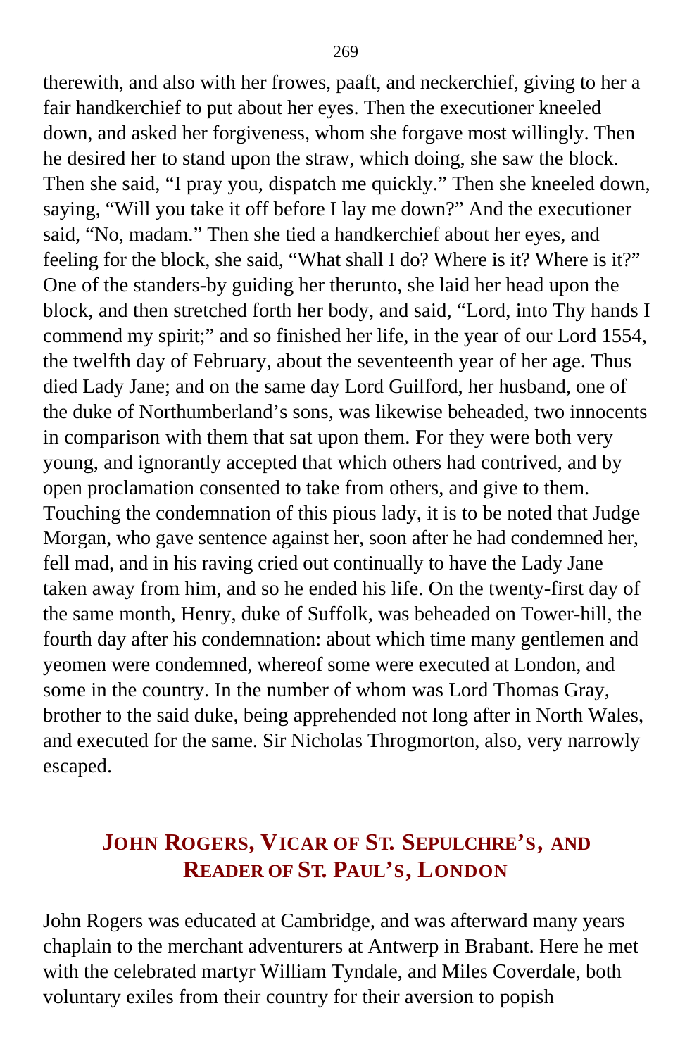therewith, and also with her frowes, paaft, and neckerchief, giving to her a fair handkerchief to put about her eyes. Then the executioner kneeled down, and asked her forgiveness, whom she forgave most willingly. Then he desired her to stand upon the straw, which doing, she saw the block. Then she said, "I pray you, dispatch me quickly." Then she kneeled down, saying, "Will you take it off before I lay me down?" And the executioner said, "No, madam." Then she tied a handkerchief about her eyes, and feeling for the block, she said, "What shall I do? Where is it? Where is it?" One of the standers-by guiding her therunto, she laid her head upon the block, and then stretched forth her body, and said, "Lord, into Thy hands I commend my spirit;" and so finished her life, in the year of our Lord 1554, the twelfth day of February, about the seventeenth year of her age. Thus died Lady Jane; and on the same day Lord Guilford, her husband, one of the duke of Northumberland's sons, was likewise beheaded, two innocents in comparison with them that sat upon them. For they were both very young, and ignorantly accepted that which others had contrived, and by open proclamation consented to take from others, and give to them. Touching the condemnation of this pious lady, it is to be noted that Judge Morgan, who gave sentence against her, soon after he had condemned her, fell mad, and in his raving cried out continually to have the Lady Jane taken away from him, and so he ended his life. On the twenty-first day of the same month, Henry, duke of Suffolk, was beheaded on Tower-hill, the fourth day after his condemnation: about which time many gentlemen and yeomen were condemned, whereof some were executed at London, and some in the country. In the number of whom was Lord Thomas Gray, brother to the said duke, being apprehended not long after in North Wales, and executed for the same. Sir Nicholas Throgmorton, also, very narrowly escaped.

## John Rogers, Vicar of St. Sepulchre's, and Reader of St. Paul's, London

John Rogers was educated at Cambridge, and was afterward many years chaplain to the merchant adventurers at Antwerp in Brabant. Here he met with the celebrated martyr William Tyndale, and Miles Coverdale, both voluntary exiles from their country for their aversion to popish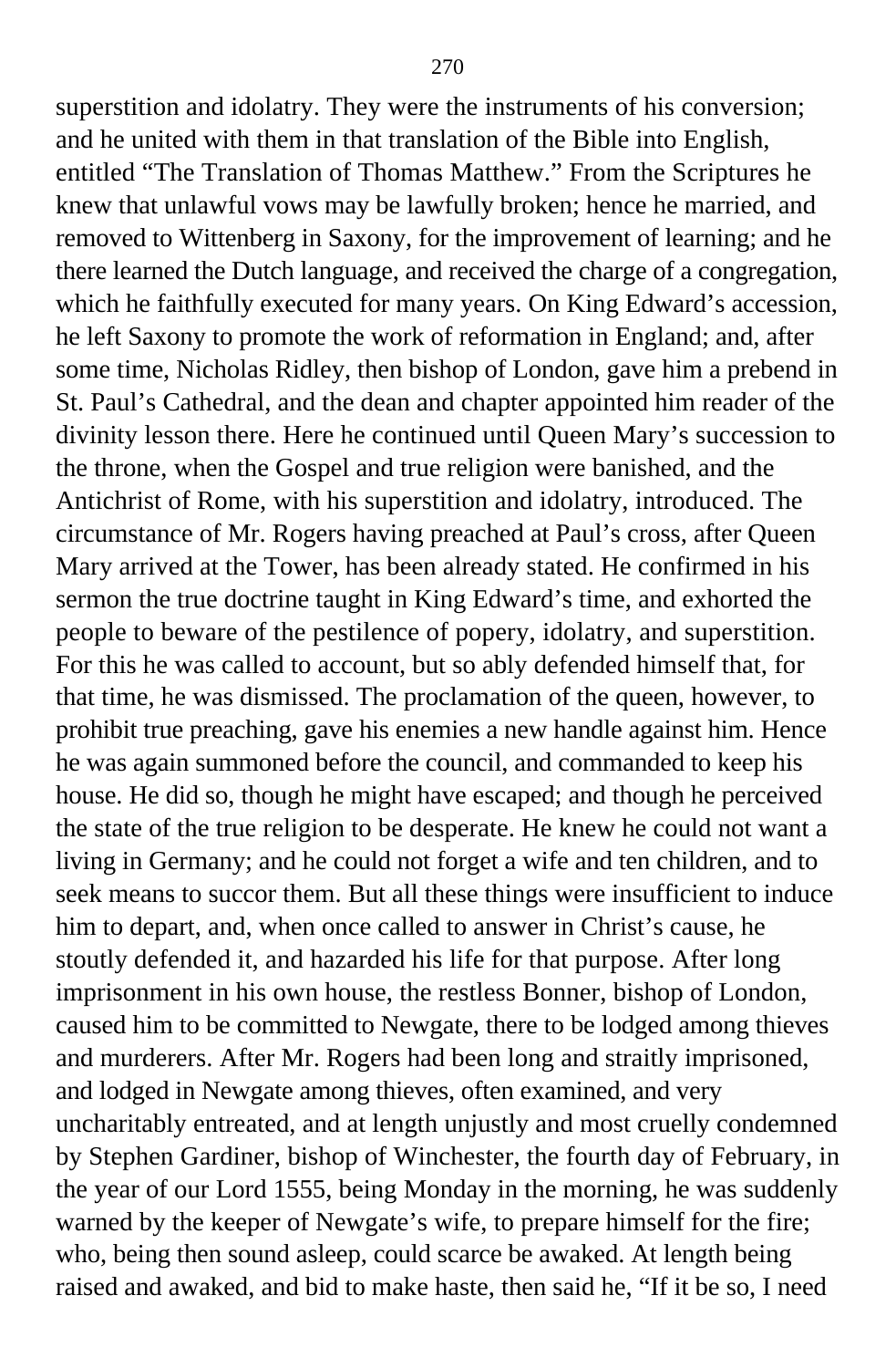superstition and idolatry. They were the instruments of his conversion; and he united with them in that translation of the Bible into English, entitled "The Translation of Thomas Matthew." From the Scriptures he knew that unlawful vows may be lawfully broken; hence he married, and removed to Wittenberg in Saxony, for the improvement of learning; and he there learned the Dutch language, and received the charge of a congregation, which he faithfully executed for many years. On King Edward's accession, he left Saxony to promote the work of reformation in England; and, after some time, Nicholas Ridley, then bishop of London, gave him a prebend in St. Paul's Cathedral, and the dean and chapter appointed him reader of the divinity lesson there. Here he continued until Queen Mary's succession to the throne, when the Gospel and true religion were banished, and the Antichrist of Rome, with his superstition and idolatry, introduced. The circumstance of Mr. Rogers having preached at Paul's cross, after Queen Mary arrived at the Tower, has been already stated. He confirmed in his sermon the true doctrine taught in King Edward's time, and exhorted the people to beware of the pestilence of popery, idolatry, and superstition. For this he was called to account, but so ably defended himself that, for that time, he was dismissed. The proclamation of the queen, however, to prohibit true preaching, gave his enemies a new handle against him. Hence he was again summoned before the council, and commanded to keep his house. He did so, though he might have escaped; and though he perceived the state of the true religion to be desperate. He knew he could not want a living in Germany; and he could not forget a wife and ten children, and to seek means to succor them. But all these things were insufficient to induce him to depart, and, when once called to answer in Christ's cause, he stoutly defended it, and hazarded his life for that purpose. After long imprisonment in his own house, the restless Bonner, bishop of London, caused him to be committed to Newgate, there to be lodged among thieves and murderers. After Mr. Rogers had been long and straitly imprisoned, and lodged in Newgate among thieves, often examined, and very uncharitably entreated, and at length unjustly and most cruelly condemned by Stephen Gardiner, bishop of Winchester, the fourth day of February, in the year of our Lord 1555, being Monday in the morning, he was suddenly warned by the keeper of Newgate's wife, to prepare himself for the fire; who, being then sound asleep, could scarce be awaked. At length being raised and awaked, and bid to make haste, then said he, "If it be so, I need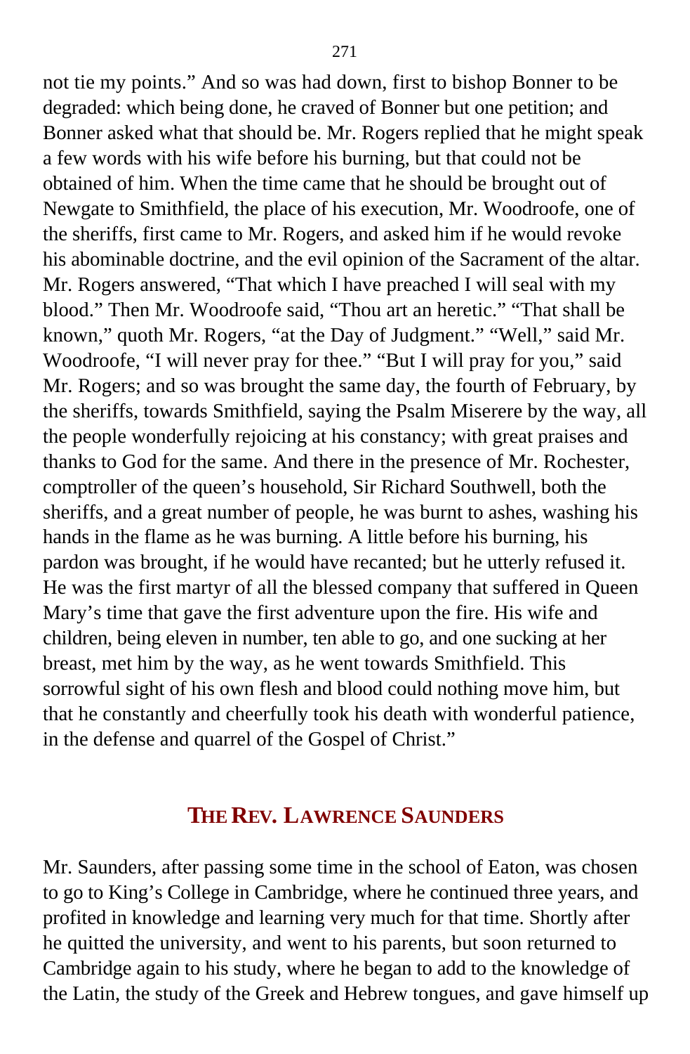not tie my points." And so was had down, first to bishop Bonner to be degraded: which being done, he craved of Bonner but one petition; and Bonner asked what that should be. Mr. Rogers replied that he might speak a few words with his wife before his burning, but that could not be obtained of him. When the time came that he should be brought out of Newgate to Smithfield, the place of his execution, Mr. Woodroofe, one of the sheriffs, first came to Mr. Rogers, and asked him if he would revoke his abominable doctrine, and the evil opinion of the Sacrament of the altar. Mr. Rogers answered, "That which I have preached I will seal with my blood." Then Mr. Woodroofe said, "Thou art an heretic." "That shall be known," quoth Mr. Rogers, "at the Day of Judgment." "Well," said Mr. Woodroofe, "I will never pray for thee." "But I will pray for you," said Mr. Rogers; and so was brought the same day, the fourth of February, by the sheriffs, towards Smithfield, saying the Psalm Miserere by the way, all the people wonderfully rejoicing at his constancy; with great praises and thanks to God for the same. And there in the presence of Mr. Rochester, comptroller of the queen's household, Sir Richard Southwell, both the sheriffs, and a great number of people, he was burnt to ashes, washing his hands in the flame as he was burning. A little before his burning, his pardon was brought, if he would have recanted; but he utterly refused it. He was the first martyr of all the blessed company that suffered in Queen Mary's time that gave the first adventure upon the fire. His wife and children, being eleven in number, ten able to go, and one sucking at her breast, met him by the way, as he went towards Smithfield. This sorrowful sight of his own flesh and blood could nothing move him, but that he constantly and cheerfully took his death with wonderful patience, in the defense and quarrel of the Gospel of Christ."

## THE REV. LAWRENCE SAUNDERS

Mr. Saunders, after passing some time in the school of Eaton, was chosen to go to King's College in Cambridge, where he continued three years, and profited in knowledge and learning very much for that time. Shortly after he quitted the university, and went to his parents, but soon returned to Cambridge again to his study, where he began to add to the knowledge of the Latin, the study of the Greek and Hebrew tongues, and gave himself up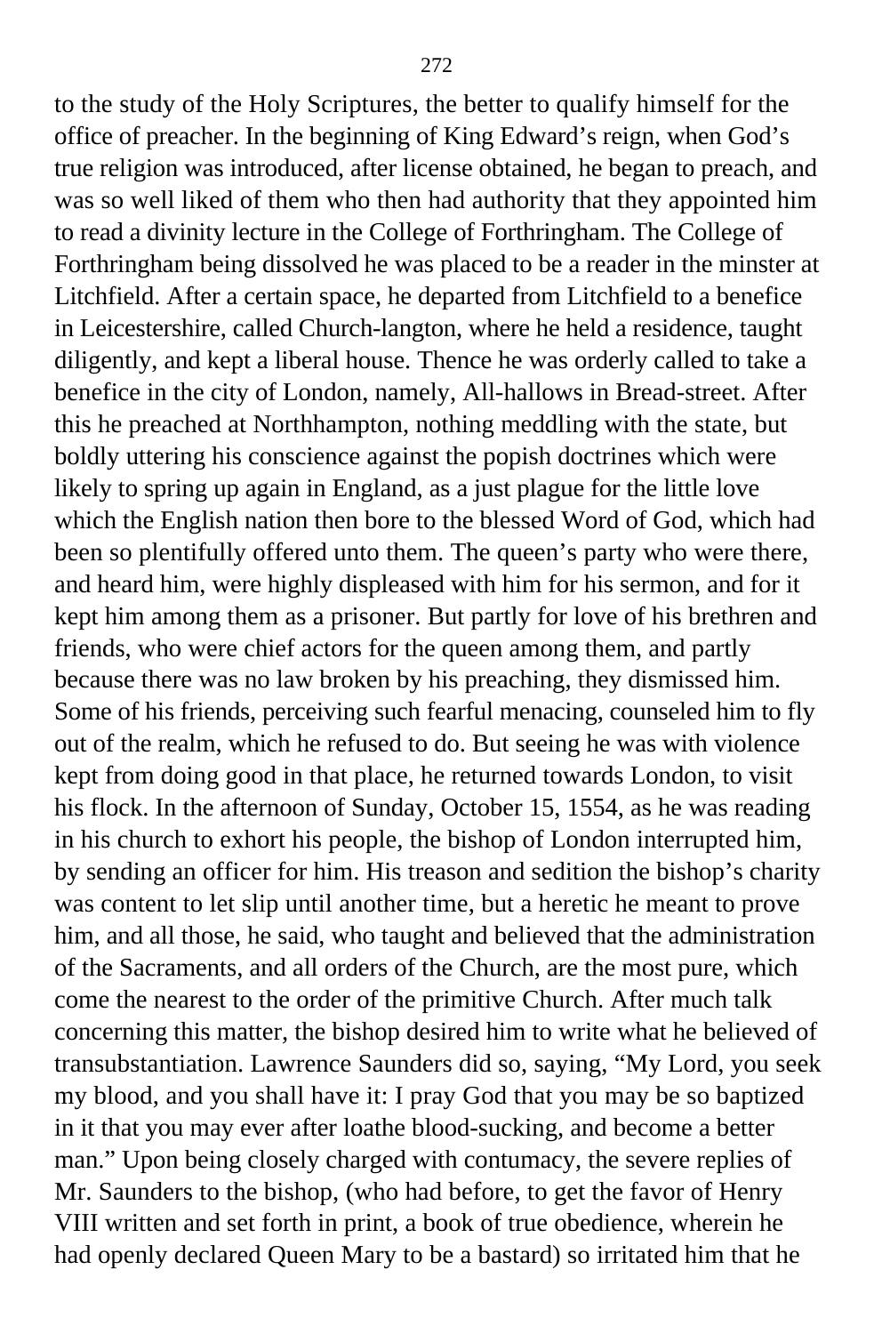to the study of the Holy Scriptures, the better to qualify himself for the office of preacher. In the beginning of King Edward's reign, when God's true religion was introduced, after license obtained, he began to preach, and was so well liked of them who then had authority that they appointed him to read a divinity lecture in the College of Forthringham. The College of Forthringham being dissolved he was placed to be a reader in the minster at Litchfield. After a certain space, he departed from Litchfield to a benefice in Leicestershire, called Church-langton, where he held a residence, taught diligently, and kept a liberal house. Thence he was orderly called to take a benefice in the city of London, namely, All-hallows in Bread-street. After this he preached at Northhampton, nothing meddling with the state, but boldly uttering his conscience against the popish doctrines which were likely to spring up again in England, as a just plague for the little love which the English nation then bore to the blessed Word of God, which had been so plentifully offered unto them. The queen's party who were there, and heard him, were highly displeased with him for his sermon, and for it kept him among them as a prisoner. But partly for love of his brethren and friends, who were chief actors for the queen among them, and partly because there was no law broken by his preaching, they dismissed him. Some of his friends, perceiving such fearful menacing, counseled him to fly out of the realm, which he refused to do. But seeing he was with violence kept from doing good in that place, he returned towards London, to visit his flock. In the afternoon of Sunday, October 15, 1554, as he was reading in his church to exhort his people, the bishop of London interrupted him, by sending an officer for him. His treason and sedition the bishop's charity was content to let slip until another time, but a heretic he meant to prove him, and all those, he said, who taught and believed that the administration of the Sacraments, and all orders of the Church, are the most pure, which come the nearest to the order of the primitive Church. After much talk concerning this matter, the bishop desired him to write what he believed of transubstantiation. Lawrence Saunders did so, saying, "My Lord, you seek my blood, and you shall have it: I pray God that you may be so baptized in it that you may ever after loathe blood-sucking, and become a better man." Upon being closely charged with contumacy, the severe replies of Mr. Saunders to the bishop, (who had before, to get the favor of Henry VIII written and set forth in print, a book of true obedience, wherein he had openly declared Queen Mary to be a bastard) so irritated him that he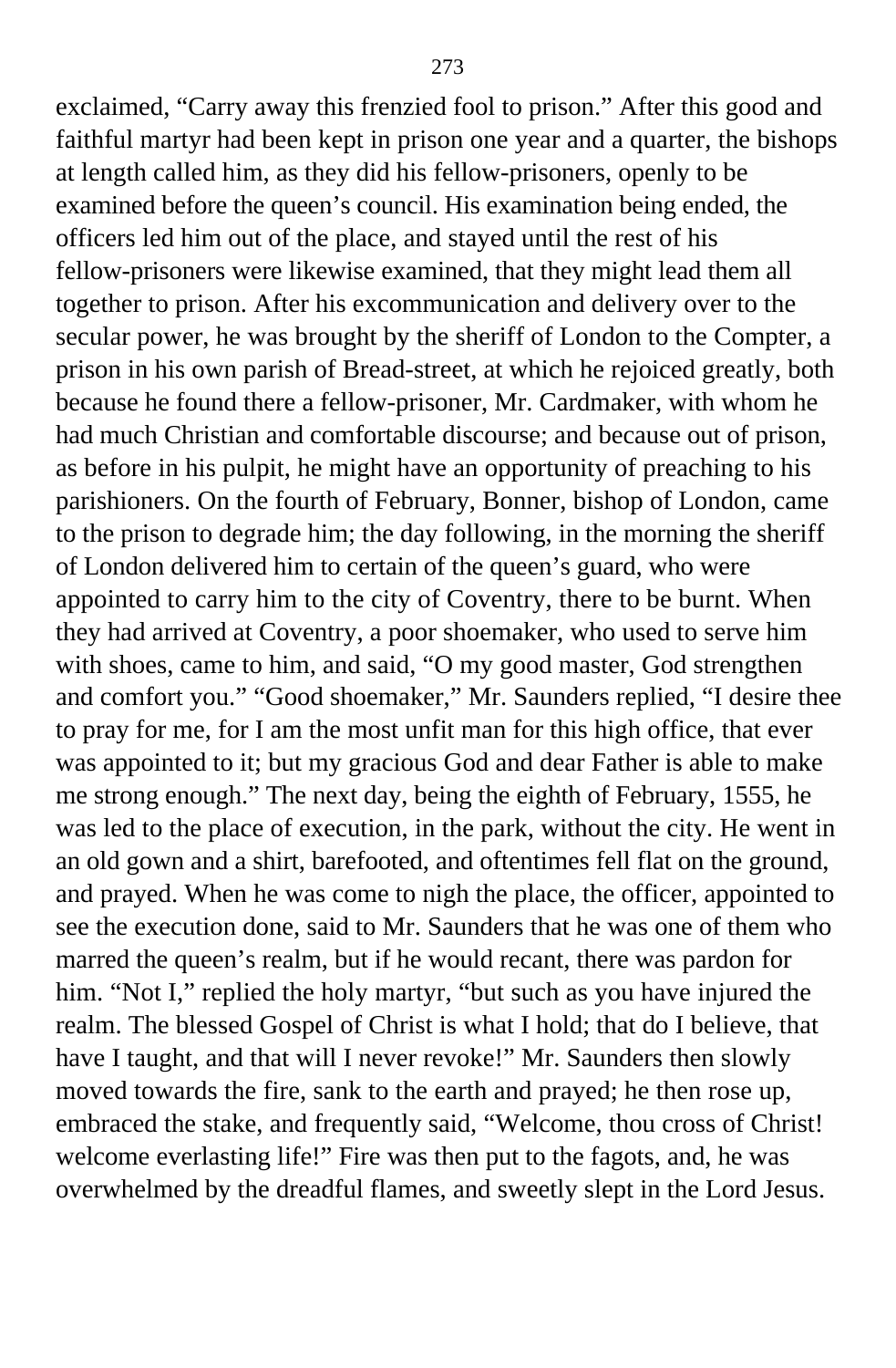exclaimed, “Carry away this frenzied fool to prison.” After this good and faithful martyr had been kept in prison one year and a quarter, the bishops at length called him, as they did his fellow-prisoners, openly to be examined before the queen’s council. His examination being ended, the officers led him out of the place, and stayed until the rest of his fellow-prisoners were likewise examined, that they might lead them all together to prison. After his excommunication and delivery over to the secular power, he was brought by the sheriff of London to the Compter, a prison in his own parish of Bread-street, at which he rejoiced greatly, both because he found there a fellow-prisoner, Mr. Cardmaker, with whom he had much Christian and comfortable discourse; and because out of prison, as before in his pulpit, he might have an opportunity of preaching to his parishioners. On the fourth of February, Bonner, bishop of London, came to the prison to degrade him; the day following, in the morning the sheriff of London delivered him to certain of the queen’s guard, who were appointed to carry him to the city of Coventry, there to be burnt. When they had arrived at Coventry, a poor shoemaker, who used to serve him with shoes, came to him, and said, “O my good master, God strengthen and comfort you.” “Good shoemaker,” Mr. Saunders replied, “I desire thee to pray for me, for I am the most unfit man for this high office, that ever was appointed to it; but my gracious God and dear Father is able to make me strong enough.” The next day, being the eighth of February, 1555, he was led to the place of execution, in the park, without the city. He went in an old gown and a shirt, barefooted, and oftentimes fell flat on the ground, and prayed. When he was come to nigh the place, the officer, appointed to see the execution done, said to Mr. Saunders that he was one of them who marred the queen’s realm, but if he would recant, there was pardon for him. “Not I,” replied the holy martyr, “but such as you have injured the realm. The blessed Gospel of Christ is what I hold; that do I believe, that have I taught, and that will I never revoke!” Mr. Saunders then slowly moved towards the fire, sank to the earth and prayed; he then rose up, embraced the stake, and frequently said, “Welcome, thou cross of Christ! welcome everlasting life!” Fire was then put to the fagots, and, he was overwhelmed by the dreadful flames, and sweetly slept in the Lord Jesus.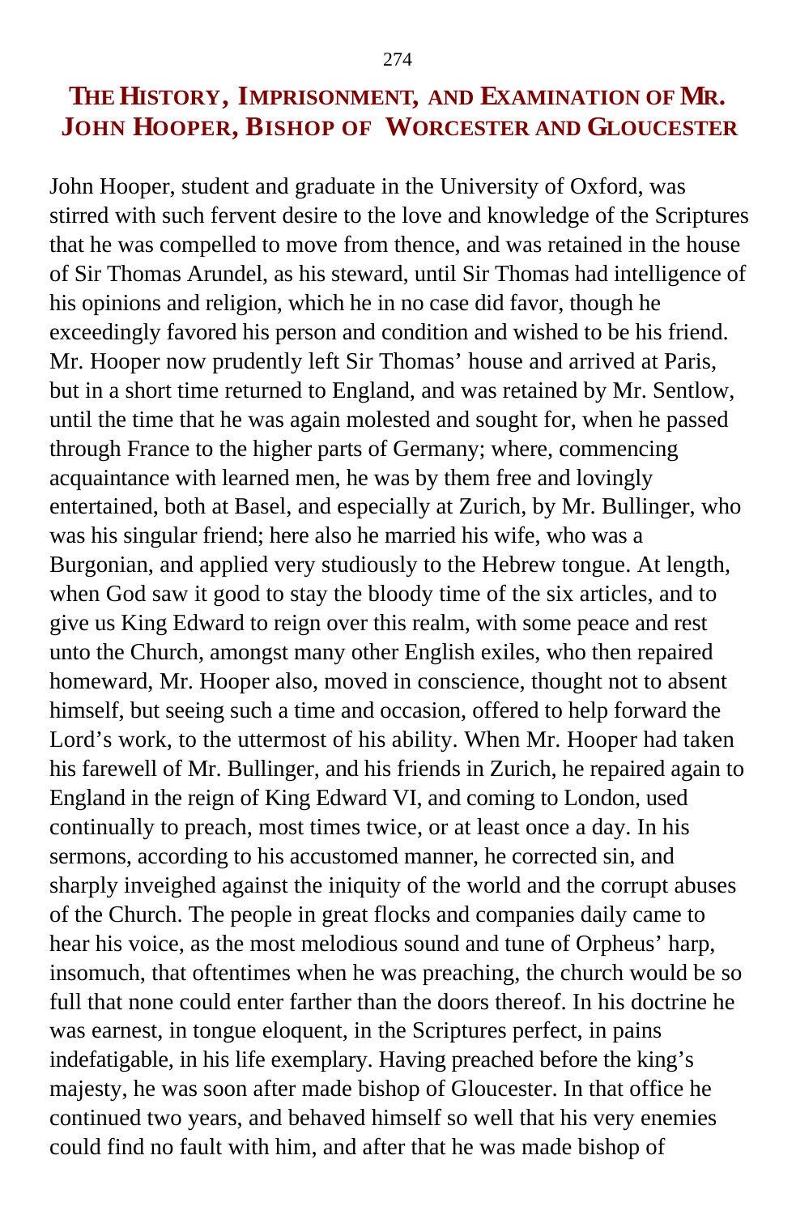## THE HISTORY, IMPRISONMENT, AND EXAMINATION OF MR. JOHN HOOPER, BISHOP OF WORCESTER AND GLOUCESTER

John Hooper, student and graduate in the University of Oxford, was stirred with such fervent desire to the love and knowledge of the Scriptures that he was compelled to move from thence, and was retained in the house of Sir Thomas Arundel, as his steward, until Sir Thomas had intelligence of his opinions and religion, which he in no case did favor, though he exceedingly favored his person and condition and wished to be his friend. Mr. Hooper now prudently left Sir Thomas' house and arrived at Paris, but in a short time returned to England, and was retained by Mr. Sentlow, until the time that he was again molested and sought for, when he passed through France to the higher parts of Germany; where, commencing acquaintance with learned men, he was by them free and lovingly entertained, both at Basel, and especially at Zurich, by Mr. Bullinger, who was his singular friend; here also he married his wife, who was a Burgonian, and applied very studiously to the Hebrew tongue. At length, when God saw it good to stay the bloody time of the six articles, and to give us King Edward to reign over this realm, with some peace and rest unto the Church, amongst many other English exiles, who then repaired homeward, Mr. Hooper also, moved in conscience, thought not to absent himself, but seeing such a time and occasion, offered to help forward the Lord's work, to the uttermost of his ability. When Mr. Hooper had taken his farewell of Mr. Bullinger, and his friends in Zurich, he repaired again to England in the reign of King Edward VI, and coming to London, used continually to preach, most times twice, or at least once a day. In his sermons, according to his accustomed manner, he corrected sin, and sharply inveighed against the iniquity of the world and the corrupt abuses of the Church. The people in great flocks and companies daily came to hear his voice, as the most melodious sound and tune of Orpheus' harp, insomuch, that oftentimes when he was preaching, the church would be so full that none could enter farther than the doors thereof. In his doctrine he was earnest, in tongue eloquent, in the Scriptures perfect, in pains indefatigable, in his life exemplary. Having preached before the king's majesty, he was soon after made bishop of Gloucester. In that office he continued two years, and behaved himself so well that his very enemies could find no fault with him, and after that he was made bishop of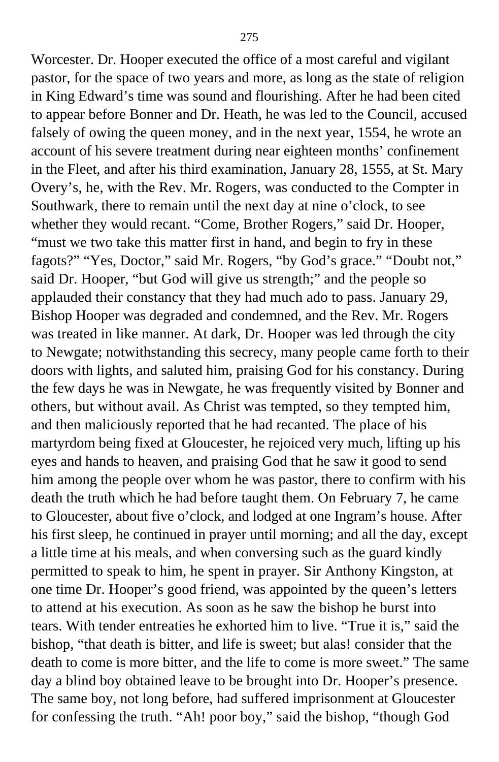Worcester. Dr. Hooper executed the office of a most careful and vigilant pastor, for the space of two years and more, as long as the state of religion in King Edward's time was sound and flourishing. After he had been cited to appear before Bonner and Dr. Heath, he was led to the Council, accused falsely of owing the queen money, and in the next year, 1554, he wrote an account of his severe treatment during near eighteen months' confinement in the Fleet, and after his third examination, January 28, 1555, at St. Mary Overy's, he, with the Rev. Mr. Rogers, was conducted to the Compter in Southwark, there to remain until the next day at nine o'clock, to see whether they would recant. "Come, Brother Rogers," said Dr. Hooper, "must we two take this matter first in hand, and begin to fry in these fagots?" "Yes, Doctor," said Mr. Rogers, "by God's grace." "Doubt not," said Dr. Hooper, "but God will give us strength;" and the people so applauded their constancy that they had much ado to pass. January 29, Bishop Hooper was degraded and condemned, and the Rev. Mr. Rogers was treated in like manner. At dark, Dr. Hooper was led through the city to Newgate; notwithstanding this secrecy, many people came forth to their doors with lights, and saluted him, praising God for his constancy. During the few days he was in Newgate, he was frequently visited by Bonner and others, but without avail. As Christ was tempted, so they tempted him, and then maliciously reported that he had recanted. The place of his martyrdom being fixed at Gloucester, he rejoiced very much, lifting up his eyes and hands to heaven, and praising God that he saw it good to send him among the people over whom he was pastor, there to confirm with his death the truth which he had before taught them. On February 7, he came to Gloucester, about five o'clock, and lodged at one Ingram's house. After his first sleep, he continued in prayer until morning; and all the day, except a little time at his meals, and when conversing such as the guard kindly permitted to speak to him, he spent in prayer. Sir Anthony Kingston, at one time Dr. Hooper's good friend, was appointed by the queen's letters to attend at his execution. As soon as he saw the bishop he burst into tears. With tender entreaties he exhorted him to live. "True it is," said the bishop, "that death is bitter, and life is sweet; but alas! consider that the death to come is more bitter, and the life to come is more sweet." The same day a blind boy obtained leave to be brought into Dr. Hooper's presence. The same boy, not long before, had suffered imprisonment at Gloucester for confessing the truth. "Ah! poor boy," said the bishop, "though God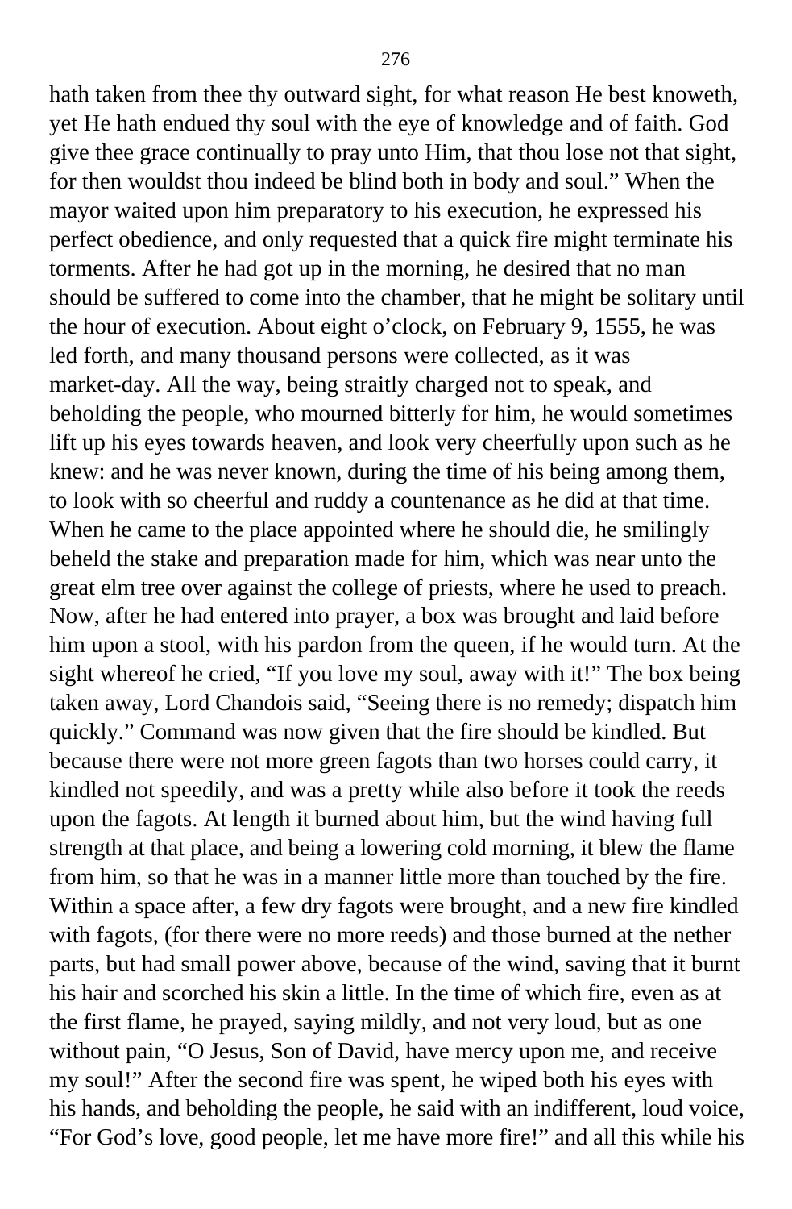hath taken from thee thy outward sight, for what reason He best knoweth, yet He hath endued thy soul with the eye of knowledge and of faith. God give thee grace continually to pray unto Him, that thou lose not that sight, for then wouldst thou indeed be blind both in body and soul." When the mayor waited upon him preparatory to his execution, he expressed his perfect obedience, and only requested that a quick fire might terminate his torments. After he had got up in the morning, he desired that no man should be suffered to come into the chamber, that he might be solitary until the hour of execution. About eight o'clock, on February 9, 1555, he was led forth, and many thousand persons were collected, as it was market-day. All the way, being straitly charged not to speak, and beholding the people, who mourned bitterly for him, he would sometimes lift up his eyes towards heaven, and look very cheerfully upon such as he knew: and he was never known, during the time of his being among them, to look with so cheerful and ruddy a countenance as he did at that time. When he came to the place appointed where he should die, he smilingly beheld the stake and preparation made for him, which was near unto the great elm tree over against the college of priests, where he used to preach. Now, after he had entered into prayer, a box was brought and laid before him upon a stool, with his pardon from the queen, if he would turn. At the sight whereof he cried, "If you love my soul, away with it!" The box being taken away, Lord Chandois said, "Seeing there is no remedy; dispatch him quickly." Command was now given that the fire should be kindled. But because there were not more green fagots than two horses could carry, it kindled not speedily, and was a pretty while also before it took the reeds upon the fagots. At length it burned about him, but the wind having full strength at that place, and being a lowering cold morning, it blew the flame from him, so that he was in a manner little more than touched by the fire. Within a space after, a few dry fagots were brought, and a new fire kindled with fagots, (for there were no more reeds) and those burned at the nether parts, but had small power above, because of the wind, saving that it burnt his hair and scorched his skin a little. In the time of which fire, even as at the first flame, he prayed, saying mildly, and not very loud, but as one without pain, "O Jesus, Son of David, have mercy upon me, and receive my soul!" After the second fire was spent, he wiped both his eyes with his hands, and beholding the people, he said with an indifferent, loud voice, "For God's love, good people, let me have more fire!" and all this while his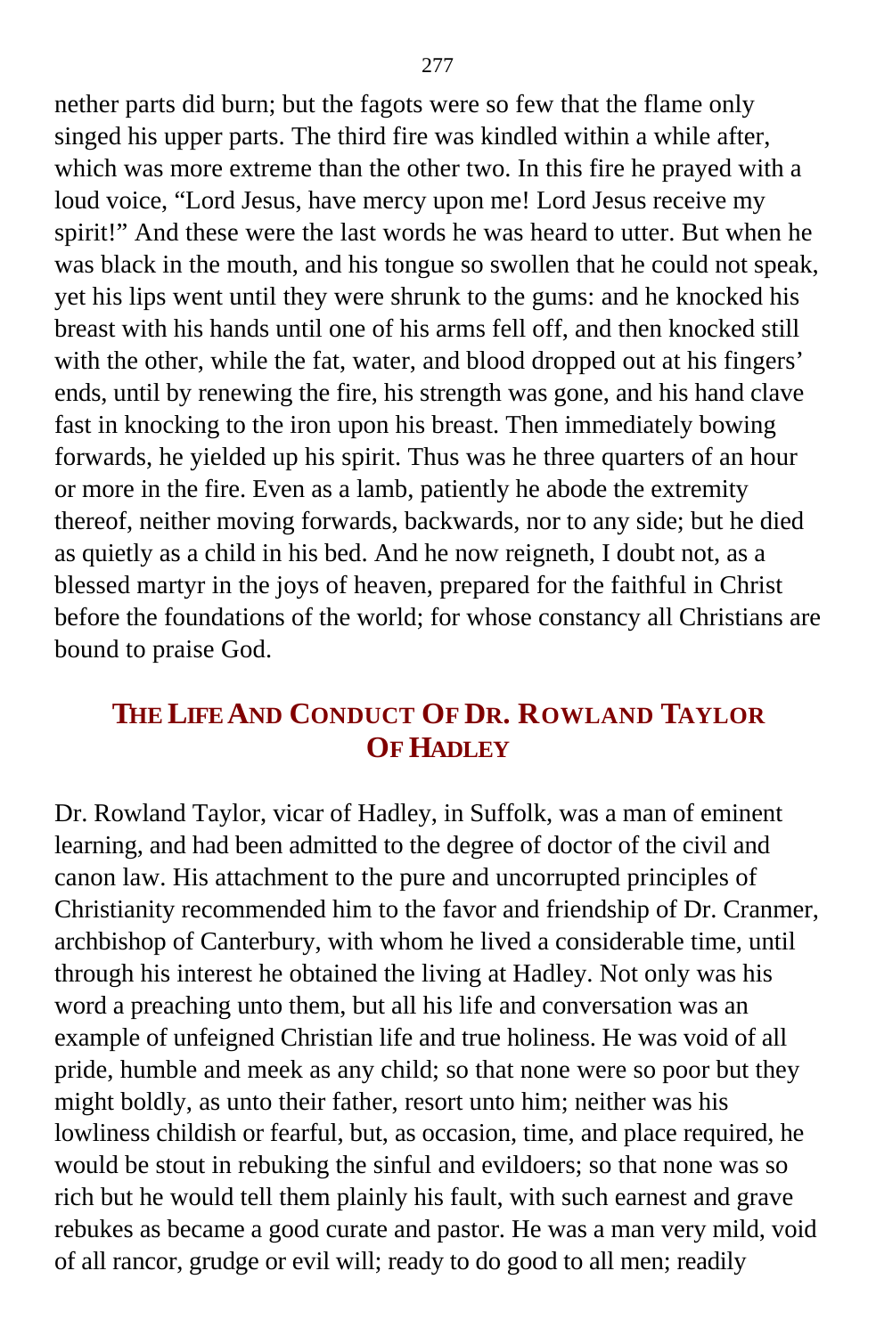nether parts did burn; but the fagots were so few that the flame only singed his upper parts. The third fire was kindled within a while after, which was more extreme than the other two. In this fire he prayed with a loud voice, "Lord Jesus, have mercy upon me! Lord Jesus receive my spirit!" And these were the last words he was heard to utter. But when he was black in the mouth, and his tongue so swollen that he could not speak, yet his lips went until they were shrunk to the gums: and he knocked his breast with his hands until one of his arms fell off, and then knocked still with the other, while the fat, water, and blood dropped out at his fingers' ends, until by renewing the fire, his strength was gone, and his hand clave fast in knocking to the iron upon his breast. Then immediately bowing forwards, he yielded up his spirit. Thus was he three quarters of an hour or more in the fire. Even as a lamb, patiently he abode the extremity thereof, neither moving forwards, backwards, nor to any side; but he died as quietly as a child in his bed. And he now reigneth, I doubt not, as a blessed martyr in the joys of heaven, prepared for the faithful in Christ before the foundations of the world; for whose constancy all Christians are bound to praise God.

## The Life And Conduct Of Dr. Rowland Taylor Of Hadley

Dr. Rowland Taylor, vicar of Hadley, in Suffolk, was a man of eminent learning, and had been admitted to the degree of doctor of the civil and canon law. His attachment to the pure and uncorrupted principles of Christianity recommended him to the favor and friendship of Dr. Cranmer, archbishop of Canterbury, with whom he lived a considerable time, until through his interest he obtained the living at Hadley. Not only was his word a preaching unto them, but all his life and conversation was an example of unfeigned Christian life and true holiness. He was void of all pride, humble and meek as any child; so that none were so poor but they might boldly, as unto their father, resort unto him; neither was his lowliness childish or fearful, but, as occasion, time, and place required, he would be stout in rebuking the sinful and evildoers; so that none was so rich but he would tell them plainly his fault, with such earnest and grave rebukes as became a good curate and pastor. He was a man very mild, void of all rancor, grudge or evil will; ready to do good to all men; readily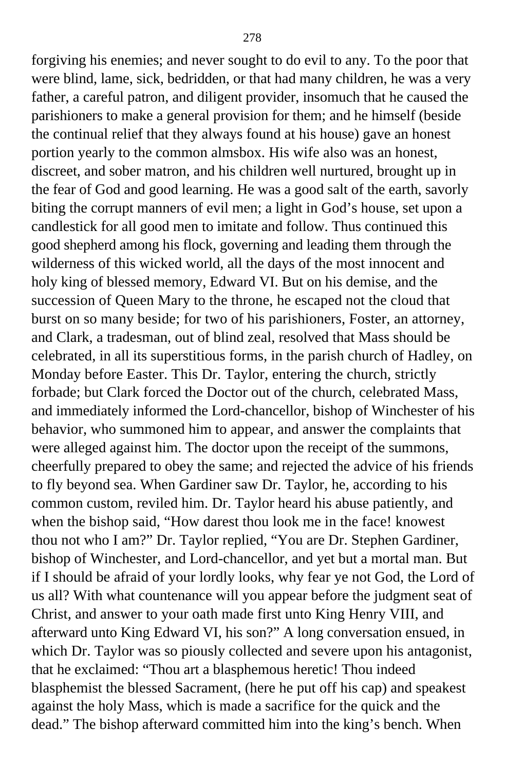forgiving his enemies; and never sought to do evil to any. To the poor that were blind, lame, sick, bedridden, or that had many children, he was a very father, a careful patron, and diligent provider, insomuch that he caused the parishioners to make a general provision for them; and he himself (beside the continual relief that they always found at his house) gave an honest portion yearly to the common almsbox. His wife also was an honest, discreet, and sober matron, and his children well nurtured, brought up in the fear of God and good learning. He was a good salt of the earth, savorly biting the corrupt manners of evil men; a light in God's house, set upon a candlestick for all good men to imitate and follow. Thus continued this good shepherd among his flock, governing and leading them through the wilderness of this wicked world, all the days of the most innocent and holy king of blessed memory, Edward VI. But on his demise, and the succession of Queen Mary to the throne, he escaped not the cloud that burst on so many beside; for two of his parishioners, Foster, an attorney, and Clark, a tradesman, out of blind zeal, resolved that Mass should be celebrated, in all its superstitious forms, in the parish church of Hadley, on Monday before Easter. This Dr. Taylor, entering the church, strictly forbade; but Clark forced the Doctor out of the church, celebrated Mass, and immediately informed the Lord-chancellor, bishop of Winchester of his behavior, who summoned him to appear, and answer the complaints that were alleged against him. The doctor upon the receipt of the summons, cheerfully prepared to obey the same; and rejected the advice of his friends to fly beyond sea. When Gardiner saw Dr. Taylor, he, according to his common custom, reviled him. Dr. Taylor heard his abuse patiently, and when the bishop said, "How darest thou look me in the face! knowest thou not who I am?" Dr. Taylor replied, "You are Dr. Stephen Gardiner, bishop of Winchester, and Lord-chancellor, and yet but a mortal man. But if I should be afraid of your lordly looks, why fear ye not God, the Lord of us all? With what countenance will you appear before the judgment seat of Christ, and answer to your oath made first unto King Henry VIII, and afterward unto King Edward VI, his son?" A long conversation ensued, in which Dr. Taylor was so piously collected and severe upon his antagonist, that he exclaimed: "Thou art a blasphemous heretic! Thou indeed blasphemist the blessed Sacrament, (here he put off his cap) and speakest against the holy Mass, which is made a sacrifice for the quick and the dead." The bishop afterward committed him into the king's bench. When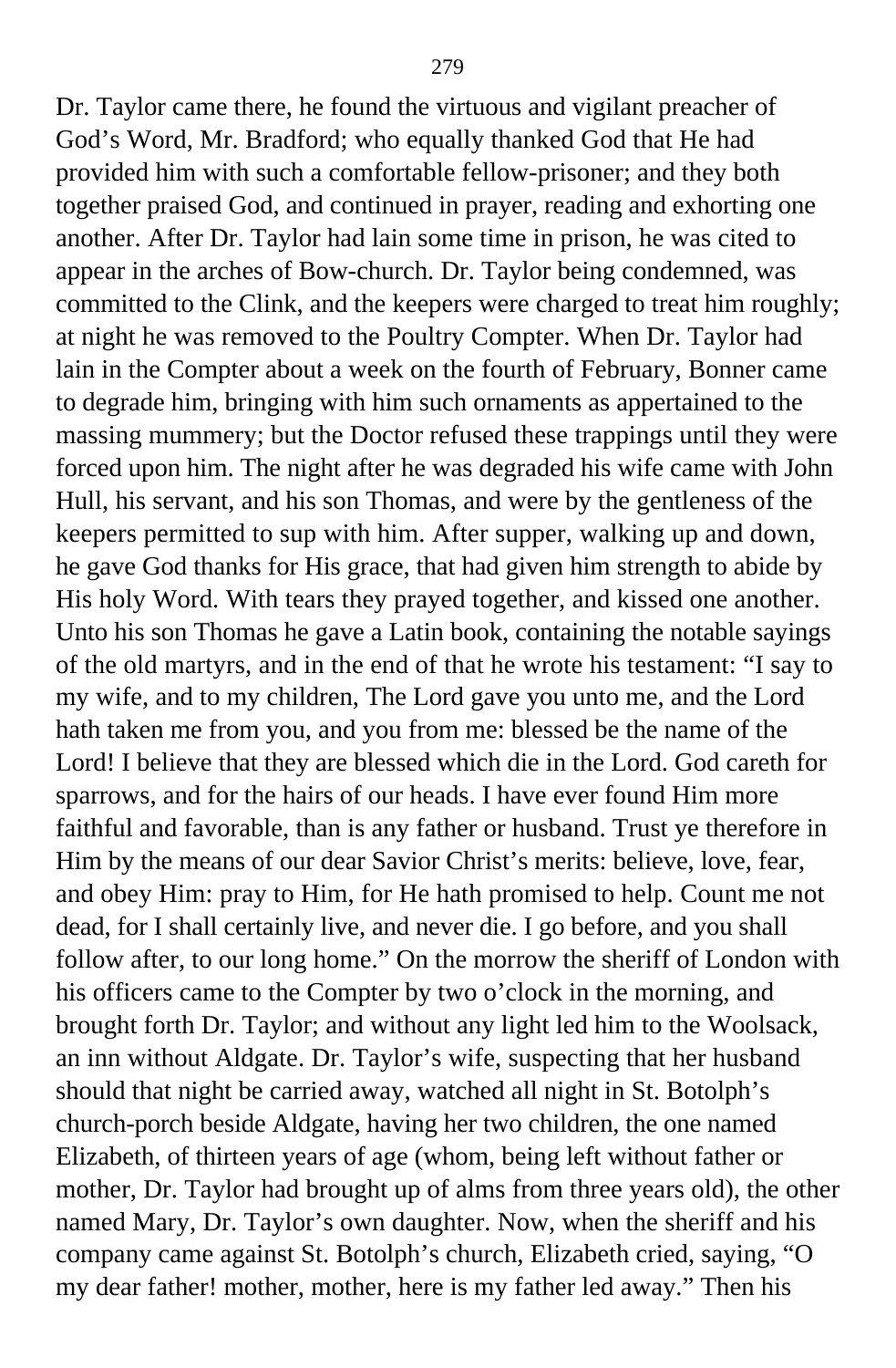Dr. Taylor came there, he found the virtuous and vigilant preacher of God's Word, Mr. Bradford; who equally thanked God that He had provided him with such a comfortable fellow-prisoner; and they both together praised God, and continued in prayer, reading and exhorting one another. After Dr. Taylor had lain some time in prison, he was cited to appear in the arches of Bow-church. Dr. Taylor being condemned, was committed to the Clink, and the keepers were charged to treat him roughly; at night he was removed to the Poultry Compter. When Dr. Taylor had lain in the Compter about a week on the fourth of February, Bonner came to degrade him, bringing with him such ornaments as appertained to the massing mummery; but the Doctor refused these trappings until they were forced upon him. The night after he was degraded his wife came with John Hull, his servant, and his son Thomas, and were by the gentleness of the keepers permitted to sup with him. After supper, walking up and down, he gave God thanks for His grace, that had given him strength to abide by His holy Word. With tears they prayed together, and kissed one another. Unto his son Thomas he gave a Latin book, containing the notable sayings of the old martyrs, and in the end of that he wrote his testament: "I say to my wife, and to my children, The Lord gave you unto me, and the Lord hath taken me from you, and you from me: blessed be the name of the Lord! I believe that they are blessed which die in the Lord. God careth for sparrows, and for the hairs of our heads. I have ever found Him more faithful and favorable, than is any father or husband. Trust ye therefore in Him by the means of our dear Savior Christ's merits: believe, love, fear, and obey Him: pray to Him, for He hath promised to help. Count me not dead, for I shall certainly live, and never die. I go before, and you shall follow after, to our long home." On the morrow the sheriff of London with his officers came to the Compter by two o'clock in the morning, and brought forth Dr. Taylor; and without any light led him to the Woolsack, an inn without Aldgate. Dr. Taylor's wife, suspecting that her husband should that night be carried away, watched all night in St. Botolph's church-porch beside Aldgate, having her two children, the one named Elizabeth, of thirteen years of age (whom, being left without father or mother, Dr. Taylor had brought up of alms from three years old), the other named Mary, Dr. Taylor's own daughter. Now, when the sheriff and his company came against St. Botolph's church, Elizabeth cried, saying, "O my dear father! mother, mother, here is my father led away." Then his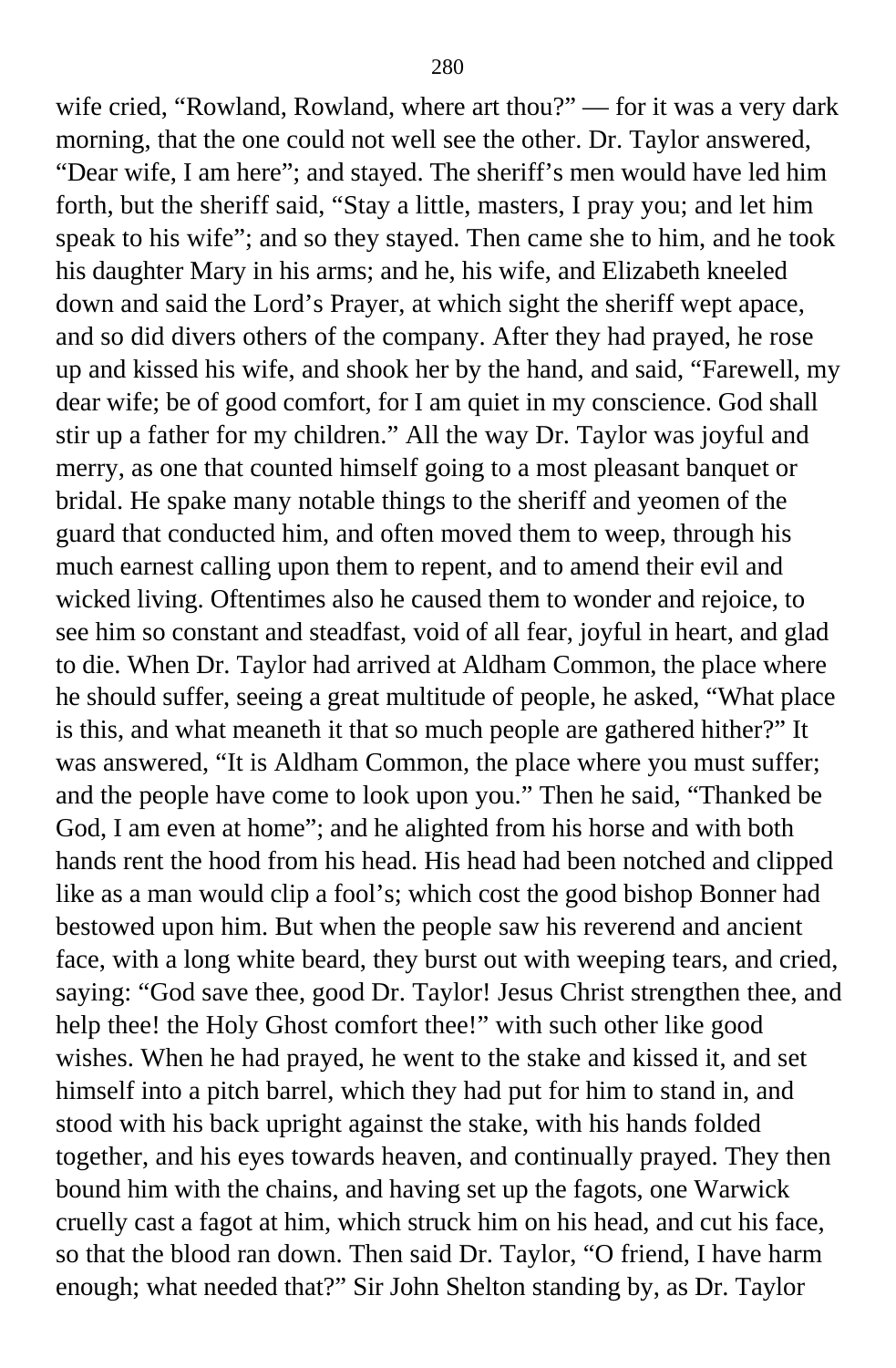wife cried, “Rowland, Rowland, where art thou?” — for it was a very dark morning, that the one could not well see the other. Dr. Taylor answered, “Dear wife, I am here”; and stayed. The sheriff’s men would have led him forth, but the sheriff said, “Stay a little, masters, I pray you; and let him speak to his wife”; and so they stayed. Then came she to him, and he took his daughter Mary in his arms; and he, his wife, and Elizabeth kneeled down and said the Lord’s Prayer, at which sight the sheriff wept apace, and so did divers others of the company. After they had prayed, he rose up and kissed his wife, and shook her by the hand, and said, “Farewell, my dear wife; be of good comfort, for I am quiet in my conscience. God shall stir up a father for my children.” All the way Dr. Taylor was joyful and merry, as one that counted himself going to a most pleasant banquet or bridal. He spake many notable things to the sheriff and yeomen of the guard that conducted him, and often moved them to weep, through his much earnest calling upon them to repent, and to amend their evil and wicked living. Oftentimes also he caused them to wonder and rejoice, to see him so constant and steadfast, void of all fear, joyful in heart, and glad to die. When Dr. Taylor had arrived at Aldham Common, the place where he should suffer, seeing a great multitude of people, he asked, “What place is this, and what meaneth it that so much people are gathered hither?” It was answered, “It is Aldham Common, the place where you must suffer; and the people have come to look upon you.” Then he said, “Thanked be God, I am even at home”; and he alighted from his horse and with both hands rent the hood from his head. His head had been notched and clipped like as a man would clip a fool’s; which cost the good bishop Bonner had bestowed upon him. But when the people saw his reverend and ancient face, with a long white beard, they burst out with weeping tears, and cried, saying: “God save thee, good Dr. Taylor! Jesus Christ strengthen thee, and help thee! the Holy Ghost comfort thee!” with such other like good wishes. When he had prayed, he went to the stake and kissed it, and set himself into a pitch barrel, which they had put for him to stand in, and stood with his back upright against the stake, with his hands folded together, and his eyes towards heaven, and continually prayed. They then bound him with the chains, and having set up the fagots, one Warwick cruelly cast a fagot at him, which struck him on his head, and cut his face, so that the blood ran down. Then said Dr. Taylor, “O friend, I have harm enough; what needed that?” Sir John Shelton standing by, as Dr. Taylor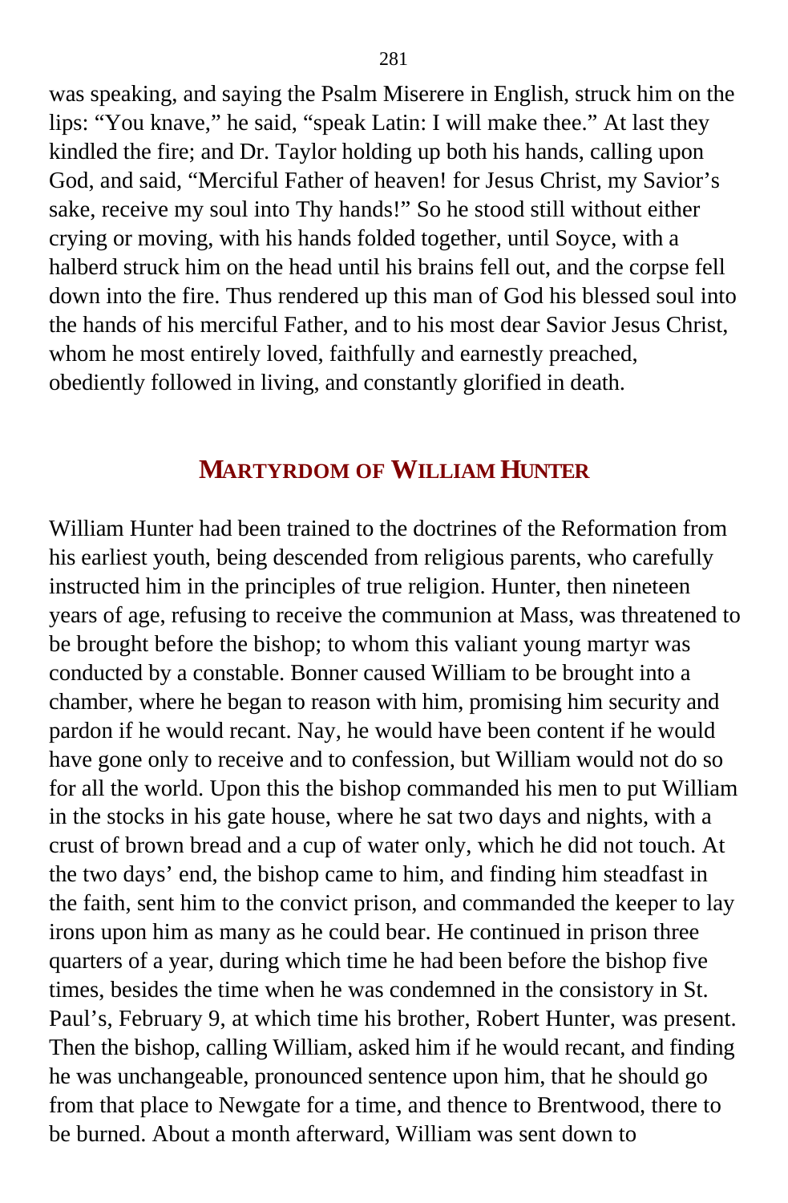was speaking, and saying the Psalm Miserere in English, struck him on the lips: "You knave," he said, "speak Latin: I will make thee." At last they kindled the fire; and Dr. Taylor holding up both his hands, calling upon God, and said, "Merciful Father of heaven! for Jesus Christ, my Savior's sake, receive my soul into Thy hands!" So he stood still without either crying or moving, with his hands folded together, until Soyce, with a halberd struck him on the head until his brains fell out, and the corpse fell down into the fire. Thus rendered up this man of God his blessed soul into the hands of his merciful Father, and to his most dear Savior Jesus Christ, whom he most entirely loved, faithfully and earnestly preached, obediently followed in living, and constantly glorified in death.

## MARTYRDOM OF WILLIAM HUNTER

William Hunter had been trained to the doctrines of the Reformation from his earliest youth, being descended from religious parents, who carefully instructed him in the principles of true religion. Hunter, then nineteen years of age, refusing to receive the communion at Mass, was threatened to be brought before the bishop; to whom this valiant young martyr was conducted by a constable. Bonner caused William to be brought into a chamber, where he began to reason with him, promising him security and pardon if he would recant. Nay, he would have been content if he would have gone only to receive and to confession, but William would not do so for all the world. Upon this the bishop commanded his men to put William in the stocks in his gate house, where he sat two days and nights, with a crust of brown bread and a cup of water only, which he did not touch. At the two days' end, the bishop came to him, and finding him steadfast in the faith, sent him to the convict prison, and commanded the keeper to lay irons upon him as many as he could bear. He continued in prison three quarters of a year, during which time he had been before the bishop five times, besides the time when he was condemned in the consistory in St. Paul's, February 9, at which time his brother, Robert Hunter, was present. Then the bishop, calling William, asked him if he would recant, and finding he was unchangeable, pronounced sentence upon him, that he should go from that place to Newgate for a time, and thence to Brentwood, there to be burned. About a month afterward, William was sent down to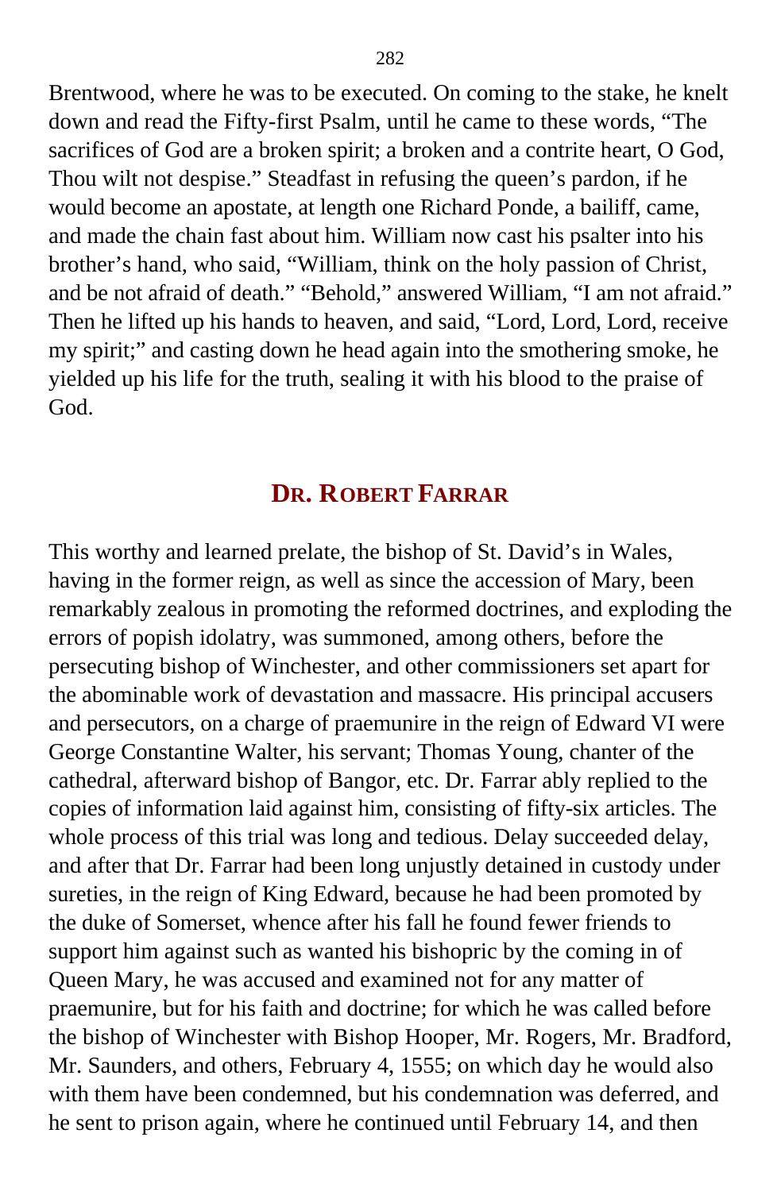Brentwood, where he was to be executed. On coming to the stake, he knelt down and read the Fifty-first Psalm, until he came to these words, "The sacrifices of God are a broken spirit; a broken and a contrite heart, O God, Thou wilt not despise." Steadfast in refusing the queen's pardon, if he would become an apostate, at length one Richard Ponde, a bailiff, came, and made the chain fast about him. William now cast his psalter into his brother's hand, who said, "William, think on the holy passion of Christ, and be not afraid of death." "Behold," answered William, "I am not afraid." Then he lifted up his hands to heaven, and said, "Lord, Lord, Lord, receive my spirit;" and casting down he head again into the smothering smoke, he yielded up his life for the truth, sealing it with his blood to the praise of God.

## DR. ROBERT FARRAR

This worthy and learned prelate, the bishop of St. David's in Wales, having in the former reign, as well as since the accession of Mary, been remarkably zealous in promoting the reformed doctrines, and exploding the errors of popish idolatry, was summoned, among others, before the persecuting bishop of Winchester, and other commissioners set apart for the abominable work of devastation and massacre. His principal accusers and persecutors, on a charge of praemunire in the reign of Edward VI were George Constantine Walter, his servant; Thomas Young, chanter of the cathedral, afterward bishop of Bangor, etc. Dr. Farrar ably replied to the copies of information laid against him, consisting of fifty-six articles. The whole process of this trial was long and tedious. Delay succeeded delay, and after that Dr. Farrar had been long unjustly detained in custody under sureties, in the reign of King Edward, because he had been promoted by the duke of Somerset, whence after his fall he found fewer friends to support him against such as wanted his bishopric by the coming in of Queen Mary, he was accused and examined not for any matter of praemunire, but for his faith and doctrine; for which he was called before the bishop of Winchester with Bishop Hooper, Mr. Rogers, Mr. Bradford, Mr. Saunders, and others, February 4, 1555; on which day he would also with them have been condemned, but his condemnation was deferred, and he sent to prison again, where he continued until February 14, and then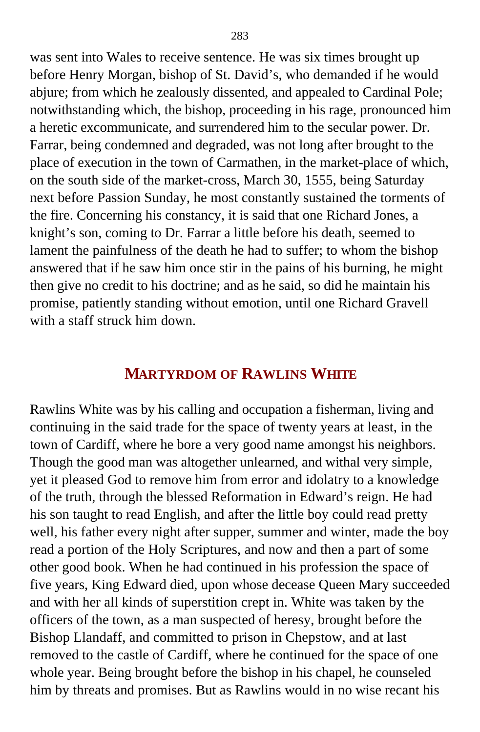was sent into Wales to receive sentence. He was six times brought up before Henry Morgan, bishop of St. David's, who demanded if he would abjure; from which he zealously dissented, and appealed to Cardinal Pole; notwithstanding which, the bishop, proceeding in his rage, pronounced him a heretic excommunicate, and surrendered him to the secular power. Dr. Farrar, being condemned and degraded, was not long after brought to the place of execution in the town of Carmathen, in the market-place of which, on the south side of the market-cross, March 30, 1555, being Saturday next before Passion Sunday, he most constantly sustained the torments of the fire. Concerning his constancy, it is said that one Richard Jones, a knight's son, coming to Dr. Farrar a little before his death, seemed to lament the painfulness of the death he had to suffer; to whom the bishop answered that if he saw him once stir in the pains of his burning, he might then give no credit to his doctrine; and as he said, so did he maintain his promise, patiently standing without emotion, until one Richard Gravell with a staff struck him down.

## MARTYRDOM OF RAWLINS WHITE

Rawlins White was by his calling and occupation a fisherman, living and continuing in the said trade for the space of twenty years at least, in the town of Cardiff, where he bore a very good name amongst his neighbors. Though the good man was altogether unlearned, and withal very simple, yet it pleased God to remove him from error and idolatry to a knowledge of the truth, through the blessed Reformation in Edward's reign. He had his son taught to read English, and after the little boy could read pretty well, his father every night after supper, summer and winter, made the boy read a portion of the Holy Scriptures, and now and then a part of some other good book. When he had continued in his profession the space of five years, King Edward died, upon whose decease Queen Mary succeeded and with her all kinds of superstition crept in. White was taken by the officers of the town, as a man suspected of heresy, brought before the Bishop Llandaff, and committed to prison in Chepstow, and at last removed to the castle of Cardiff, where he continued for the space of one whole year. Being brought before the bishop in his chapel, he counseled him by threats and promises. But as Rawlins would in no wise recant his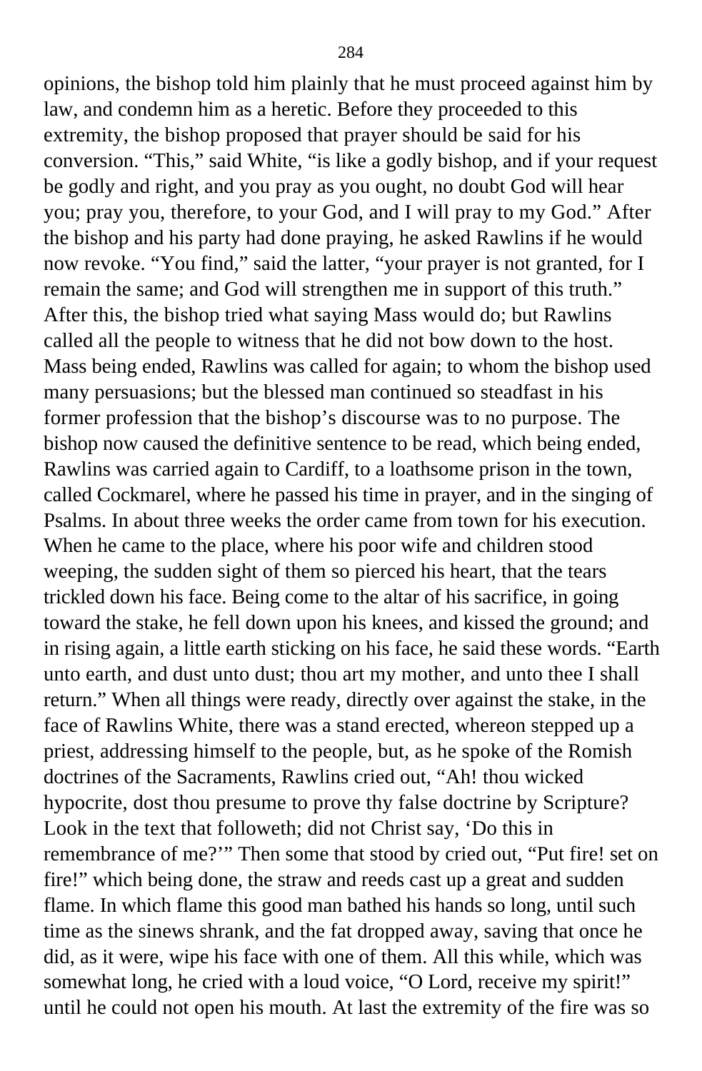opinions, the bishop told him plainly that he must proceed against him by law, and condemn him as a heretic. Before they proceeded to this extremity, the bishop proposed that prayer should be said for his conversion. "This," said White, "is like a godly bishop, and if your request be godly and right, and you pray as you ought, no doubt God will hear you; pray you, therefore, to your God, and I will pray to my God." After the bishop and his party had done praying, he asked Rawlins if he would now revoke. "You find," said the latter, "your prayer is not granted, for I remain the same; and God will strengthen me in support of this truth." After this, the bishop tried what saying Mass would do; but Rawlins called all the people to witness that he did not bow down to the host. Mass being ended, Rawlins was called for again; to whom the bishop used many persuasions; but the blessed man continued so steadfast in his former profession that the bishop's discourse was to no purpose. The bishop now caused the definitive sentence to be read, which being ended, Rawlins was carried again to Cardiff, to a loathsome prison in the town, called Cockmarel, where he passed his time in prayer, and in the singing of Psalms. In about three weeks the order came from town for his execution. When he came to the place, where his poor wife and children stood weeping, the sudden sight of them so pierced his heart, that the tears trickled down his face. Being come to the altar of his sacrifice, in going toward the stake, he fell down upon his knees, and kissed the ground; and in rising again, a little earth sticking on his face, he said these words. "Earth unto earth, and dust unto dust; thou art my mother, and unto thee I shall return." When all things were ready, directly over against the stake, in the face of Rawlins White, there was a stand erected, whereon stepped up a priest, addressing himself to the people, but, as he spoke of the Romish doctrines of the Sacraments, Rawlins cried out, "Ah! thou wicked hypocrite, dost thou presume to prove thy false doctrine by Scripture? Look in the text that followeth; did not Christ say, 'Do this in remembrance of me?'" Then some that stood by cried out, "Put fire! set on fire!" which being done, the straw and reeds cast up a great and sudden flame. In which flame this good man bathed his hands so long, until such time as the sinews shrank, and the fat dropped away, saving that once he did, as it were, wipe his face with one of them. All this while, which was somewhat long, he cried with a loud voice, "O Lord, receive my spirit!" until he could not open his mouth. At last the extremity of the fire was so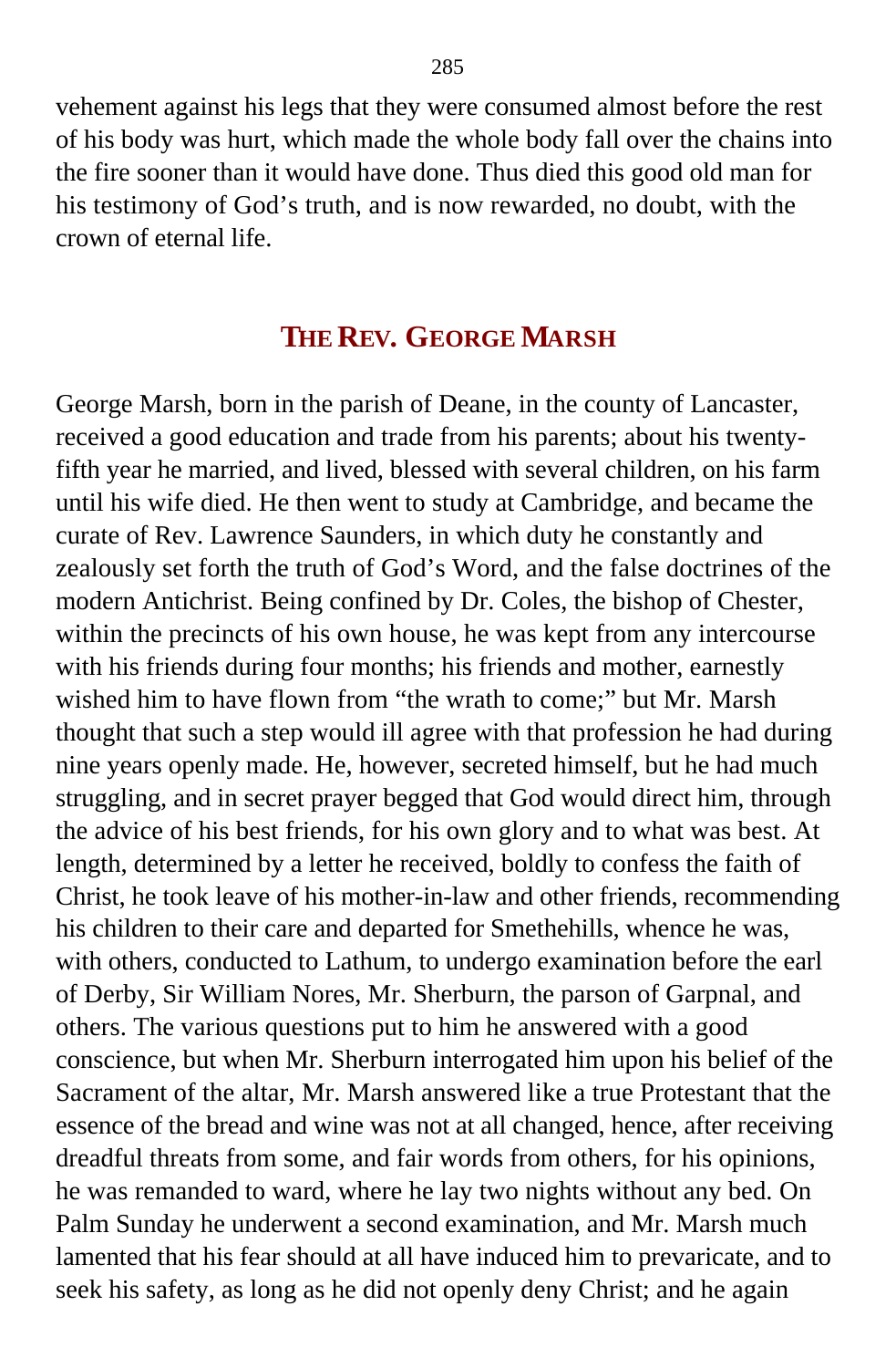vehement against his legs that they were consumed almost before the rest of his body was hurt, which made the whole body fall over the chains into the fire sooner than it would have done. Thus died this good old man for his testimony of God's truth, and is now rewarded, no doubt, with the crown of eternal life.

## THE REV. GEORGE MARSH

George Marsh, born in the parish of Deane, in the county of Lancaster, received a good education and trade from his parents; about his twenty-fifth year he married, and lived, blessed with several children, on his farm until his wife died. He then went to study at Cambridge, and became the curate of Rev. Lawrence Saunders, in which duty he constantly and zealously set forth the truth of God's Word, and the false doctrines of the modern Antichrist. Being confined by Dr. Coles, the bishop of Chester, within the precincts of his own house, he was kept from any intercourse with his friends during four months; his friends and mother, earnestly wished him to have flown from "the wrath to come;" but Mr. Marsh thought that such a step would ill agree with that profession he had during nine years openly made. He, however, secreted himself, but he had much struggling, and in secret prayer begged that God would direct him, through the advice of his best friends, for his own glory and to what was best. At length, determined by a letter he received, boldly to confess the faith of Christ, he took leave of his mother-in-law and other friends, recommending his children to their care and departed for Smethehills, whence he was, with others, conducted to Lathum, to undergo examination before the earl of Derby, Sir William Nores, Mr. Sherburn, the parson of Garpnal, and others. The various questions put to him he answered with a good conscience, but when Mr. Sherburn interrogated him upon his belief of the Sacrament of the altar, Mr. Marsh answered like a true Protestant that the essence of the bread and wine was not at all changed, hence, after receiving dreadful threats from some, and fair words from others, for his opinions, he was remanded to ward, where he lay two nights without any bed. On Palm Sunday he underwent a second examination, and Mr. Marsh much lamented that his fear should at all have induced him to prevaricate, and to seek his safety, as long as he did not openly deny Christ; and he again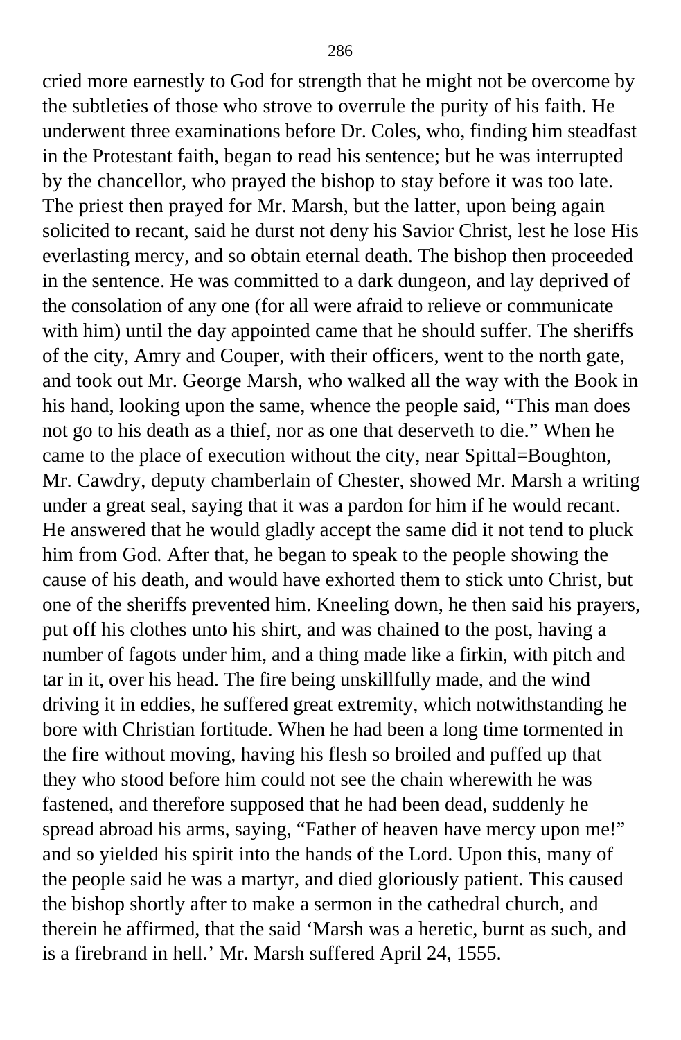cried more earnestly to God for strength that he might not be overcome by the subtleties of those who strove to overrule the purity of his faith. He underwent three examinations before Dr. Coles, who, finding him steadfast in the Protestant faith, began to read his sentence; but he was interrupted by the chancellor, who prayed the bishop to stay before it was too late. The priest then prayed for Mr. Marsh, but the latter, upon being again solicited to recant, said he durst not deny his Savior Christ, lest he lose His everlasting mercy, and so obtain eternal death. The bishop then proceeded in the sentence. He was committed to a dark dungeon, and lay deprived of the consolation of any one (for all were afraid to relieve or communicate with him) until the day appointed came that he should suffer. The sheriffs of the city, Amry and Couper, with their officers, went to the north gate, and took out Mr. George Marsh, who walked all the way with the Book in his hand, looking upon the same, whence the people said, "This man does not go to his death as a thief, nor as one that deserveth to die." When he came to the place of execution without the city, near Spittal=Boughton, Mr. Cawdry, deputy chamberlain of Chester, showed Mr. Marsh a writing under a great seal, saying that it was a pardon for him if he would recant. He answered that he would gladly accept the same did it not tend to pluck him from God. After that, he began to speak to the people showing the cause of his death, and would have exhorted them to stick unto Christ, but one of the sheriffs prevented him. Kneeling down, he then said his prayers, put off his clothes unto his shirt, and was chained to the post, having a number of fagots under him, and a thing made like a firkin, with pitch and tar in it, over his head. The fire being unskillfully made, and the wind driving it in eddies, he suffered great extremity, which notwithstanding he bore with Christian fortitude. When he had been a long time tormented in the fire without moving, having his flesh so broiled and puffed up that they who stood before him could not see the chain wherewith he was fastened, and therefore supposed that he had been dead, suddenly he spread abroad his arms, saying, "Father of heaven have mercy upon me!" and so yielded his spirit into the hands of the Lord. Upon this, many of the people said he was a martyr, and died gloriously patient. This caused the bishop shortly after to make a sermon in the cathedral church, and therein he affirmed, that the said 'Marsh was a heretic, burnt as such, and is a firebrand in hell.' Mr. Marsh suffered April 24, 1555.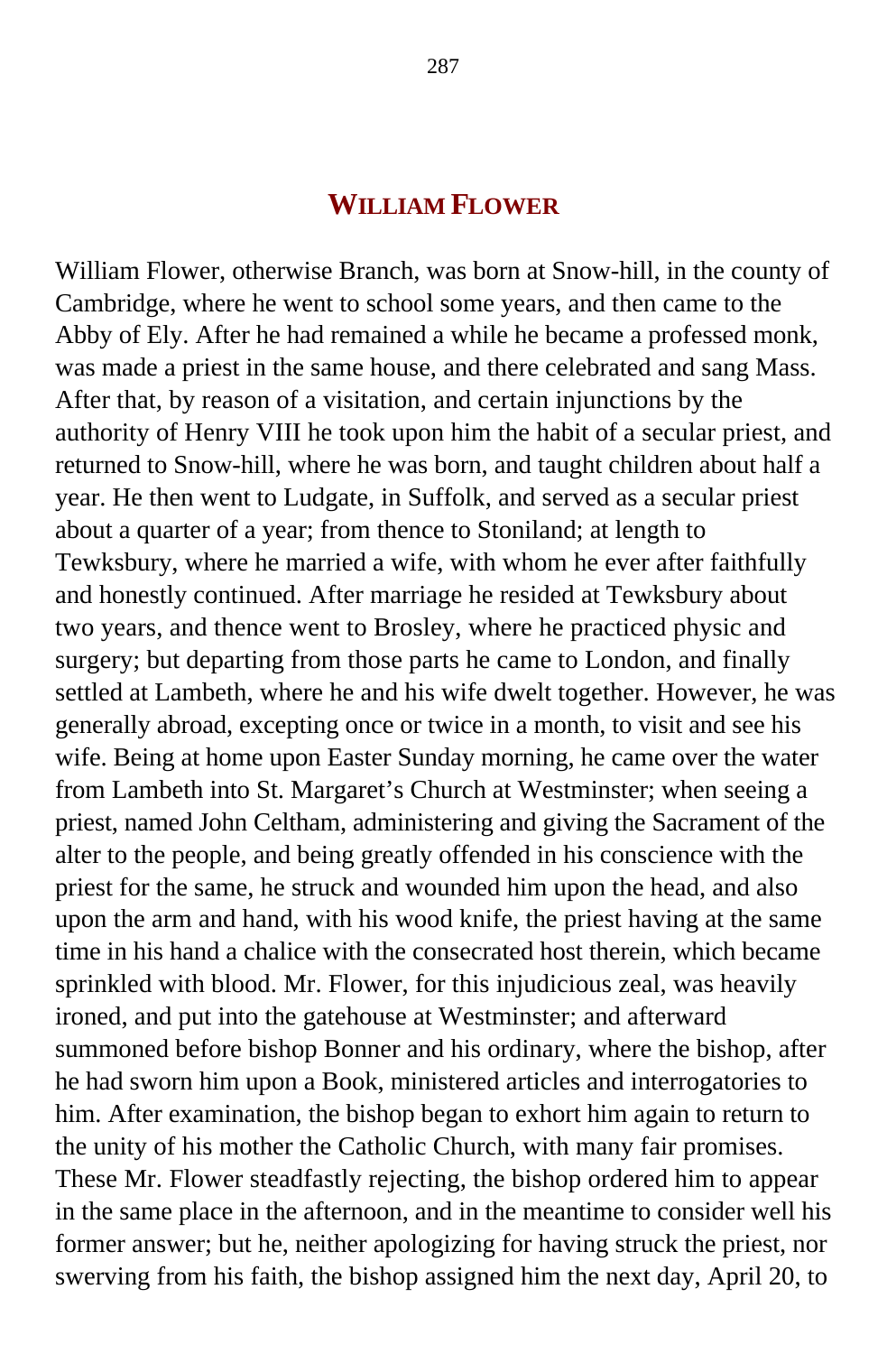## WILLIAM FLOWER

William Flower, otherwise Branch, was born at Snow-hill, in the county of Cambridge, where he went to school some years, and then came to the Abby of Ely. After he had remained a while he became a professed monk, was made a priest in the same house, and there celebrated and sang Mass. After that, by reason of a visitation, and certain injunctions by the authority of Henry VIII he took upon him the habit of a secular priest, and returned to Snow-hill, where he was born, and taught children about half a year. He then went to Ludgate, in Suffolk, and served as a secular priest about a quarter of a year; from thence to Stoniland; at length to Tewksbury, where he married a wife, with whom he ever after faithfully and honestly continued. After marriage he resided at Tewksbury about two years, and thence went to Brosley, where he practiced physic and surgery; but departing from those parts he came to London, and finally settled at Lambeth, where he and his wife dwelt together. However, he was generally abroad, excepting once or twice in a month, to visit and see his wife. Being at home upon Easter Sunday morning, he came over the water from Lambeth into St. Margaret's Church at Westminster; when seeing a priest, named John Celtham, administering and giving the Sacrament of the alter to the people, and being greatly offended in his conscience with the priest for the same, he struck and wounded him upon the head, and also upon the arm and hand, with his wood knife, the priest having at the same time in his hand a chalice with the consecrated host therein, which became sprinkled with blood. Mr. Flower, for this injudicious zeal, was heavily ironed, and put into the gatehouse at Westminster; and afterward summoned before bishop Bonner and his ordinary, where the bishop, after he had sworn him upon a Book, ministered articles and interrogatories to him. After examination, the bishop began to exhort him again to return to the unity of his mother the Catholic Church, with many fair promises. These Mr. Flower steadfastly rejecting, the bishop ordered him to appear in the same place in the afternoon, and in the meantime to consider well his former answer; but he, neither apologizing for having struck the priest, nor swerving from his faith, the bishop assigned him the next day, April 20, to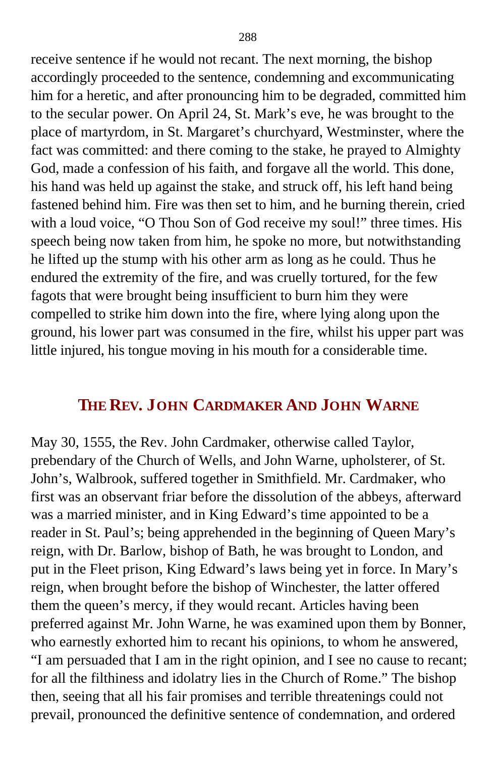receive sentence if he would not recant. The next morning, the bishop accordingly proceeded to the sentence, condemning and excommunicating him for a heretic, and after pronouncing him to be degraded, committed him to the secular power. On April 24, St. Mark's eve, he was brought to the place of martyrdom, in St. Margaret's churchyard, Westminster, where the fact was committed: and there coming to the stake, he prayed to Almighty God, made a confession of his faith, and forgave all the world. This done, his hand was held up against the stake, and struck off, his left hand being fastened behind him. Fire was then set to him, and he burning therein, cried with a loud voice, "O Thou Son of God receive my soul!" three times. His speech being now taken from him, he spoke no more, but notwithstanding he lifted up the stump with his other arm as long as he could. Thus he endured the extremity of the fire, and was cruelly tortured, for the few fagots that were brought being insufficient to burn him they were compelled to strike him down into the fire, where lying along upon the ground, his lower part was consumed in the fire, whilst his upper part was little injured, his tongue moving in his mouth for a considerable time.

## THE REV. JOHN CARDMAKER AND JOHN WARNE

May 30, 1555, the Rev. John Cardmaker, otherwise called Taylor, prebendary of the Church of Wells, and John Warne, upholsterer, of St. John's, Walbrook, suffered together in Smithfield. Mr. Cardmaker, who first was an observant friar before the dissolution of the abbeys, afterward was a married minister, and in King Edward's time appointed to be a reader in St. Paul's; being apprehended in the beginning of Queen Mary's reign, with Dr. Barlow, bishop of Bath, he was brought to London, and put in the Fleet prison, King Edward's laws being yet in force. In Mary's reign, when brought before the bishop of Winchester, the latter offered them the queen's mercy, if they would recant. Articles having been preferred against Mr. John Warne, he was examined upon them by Bonner, who earnestly exhorted him to recant his opinions, to whom he answered, "I am persuaded that I am in the right opinion, and I see no cause to recant; for all the filthiness and idolatry lies in the Church of Rome." The bishop then, seeing that all his fair promises and terrible threatenings could not prevail, pronounced the definitive sentence of condemnation, and ordered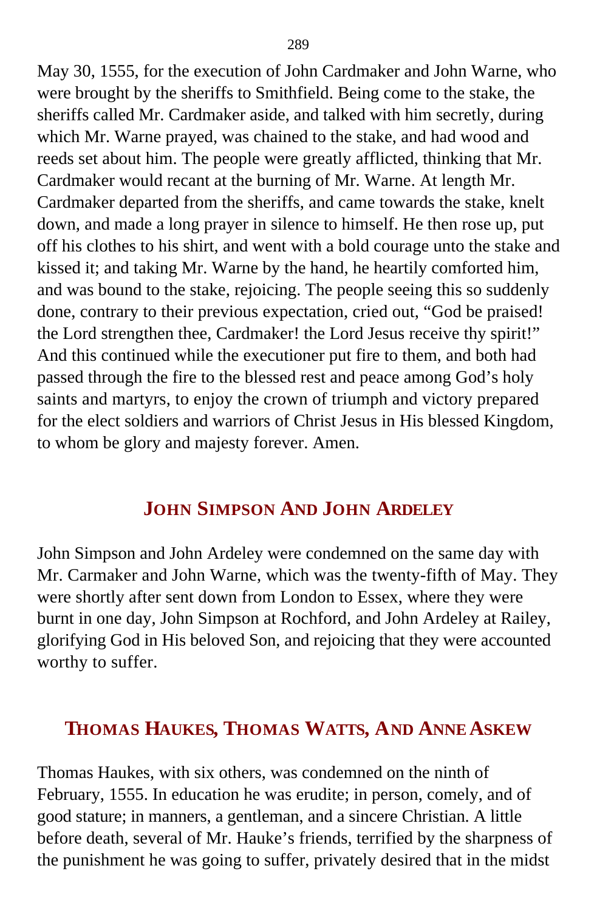May 30, 1555, for the execution of John Cardmaker and John Warne, who were brought by the sheriffs to Smithfield. Being come to the stake, the sheriffs called Mr. Cardmaker aside, and talked with him secretly, during which Mr. Warne prayed, was chained to the stake, and had wood and reeds set about him. The people were greatly afflicted, thinking that Mr. Cardmaker would recant at the burning of Mr. Warne. At length Mr. Cardmaker departed from the sheriffs, and came towards the stake, knelt down, and made a long prayer in silence to himself. He then rose up, put off his clothes to his shirt, and went with a bold courage unto the stake and kissed it; and taking Mr. Warne by the hand, he heartily comforted him, and was bound to the stake, rejoicing. The people seeing this so suddenly done, contrary to their previous expectation, cried out, "God be praised! the Lord strengthen thee, Cardmaker! the Lord Jesus receive thy spirit!" And this continued while the executioner put fire to them, and both had passed through the fire to the blessed rest and peace among God's holy saints and martyrs, to enjoy the crown of triumph and victory prepared for the elect soldiers and warriors of Christ Jesus in His blessed Kingdom, to whom be glory and majesty forever. Amen.

## JOHN SIMPSON AND JOHN ARDELEY

John Simpson and John Ardeley were condemned on the same day with Mr. Carmaker and John Warne, which was the twenty-fifth of May. They were shortly after sent down from London to Essex, where they were burnt in one day, John Simpson at Rochford, and John Ardeley at Railey, glorifying God in His beloved Son, and rejoicing that they were accounted worthy to suffer.

## THOMAS HAUKES, THOMAS WATTS, AND ANNE ASKEW

Thomas Haukes, with six others, was condemned on the ninth of February, 1555. In education he was erudite; in person, comely, and of good stature; in manners, a gentleman, and a sincere Christian. A little before death, several of Mr. Hauke's friends, terrified by the sharpness of the punishment he was going to suffer, privately desired that in the midst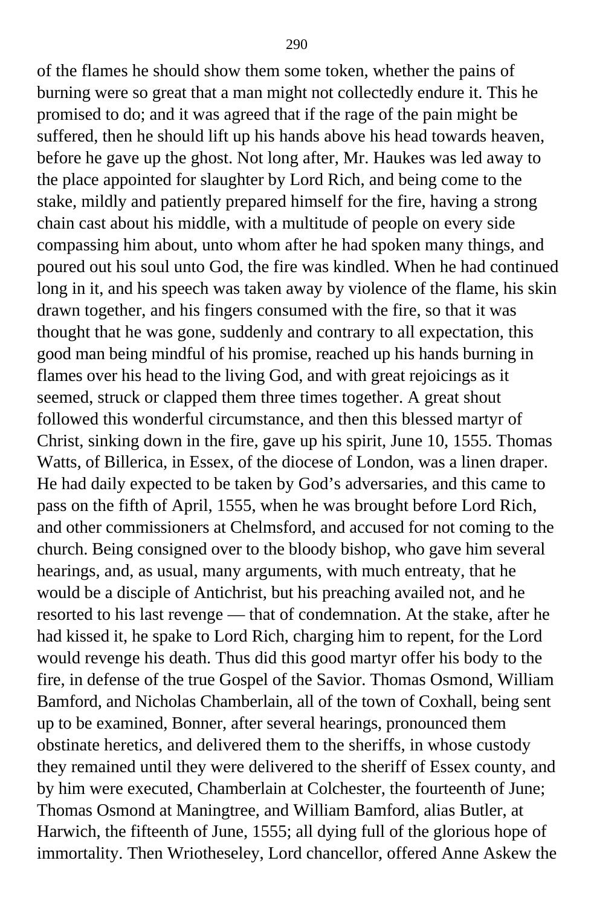of the flames he should show them some token, whether the pains of burning were so great that a man might not collectedly endure it. This he promised to do; and it was agreed that if the rage of the pain might be suffered, then he should lift up his hands above his head towards heaven, before he gave up the ghost. Not long after, Mr. Haukes was led away to the place appointed for slaughter by Lord Rich, and being come to the stake, mildly and patiently prepared himself for the fire, having a strong chain cast about his middle, with a multitude of people on every side compassing him about, unto whom after he had spoken many things, and poured out his soul unto God, the fire was kindled. When he had continued long in it, and his speech was taken away by violence of the flame, his skin drawn together, and his fingers consumed with the fire, so that it was thought that he was gone, suddenly and contrary to all expectation, this good man being mindful of his promise, reached up his hands burning in flames over his head to the living God, and with great rejoicings as it seemed, struck or clapped them three times together. A great shout followed this wonderful circumstance, and then this blessed martyr of Christ, sinking down in the fire, gave up his spirit, June 10, 1555. Thomas Watts, of Billerica, in Essex, of the diocese of London, was a linen draper. He had daily expected to be taken by God's adversaries, and this came to pass on the fifth of April, 1555, when he was brought before Lord Rich, and other commissioners at Chelmsford, and accused for not coming to the church. Being consigned over to the bloody bishop, who gave him several hearings, and, as usual, many arguments, with much entreaty, that he would be a disciple of Antichrist, but his preaching availed not, and he resorted to his last revenge — that of condemnation. At the stake, after he had kissed it, he spake to Lord Rich, charging him to repent, for the Lord would revenge his death. Thus did this good martyr offer his body to the fire, in defense of the true Gospel of the Savior. Thomas Osmond, William Bamford, and Nicholas Chamberlain, all of the town of Coxhall, being sent up to be examined, Bonner, after several hearings, pronounced them obstinate heretics, and delivered them to the sheriffs, in whose custody they remained until they were delivered to the sheriff of Essex county, and by him were executed, Chamberlain at Colchester, the fourteenth of June; Thomas Osmond at Maningtree, and William Bamford, alias Butler, at Harwich, the fifteenth of June, 1555; all dying full of the glorious hope of immortality. Then Wriotheseley, Lord chancellor, offered Anne Askew the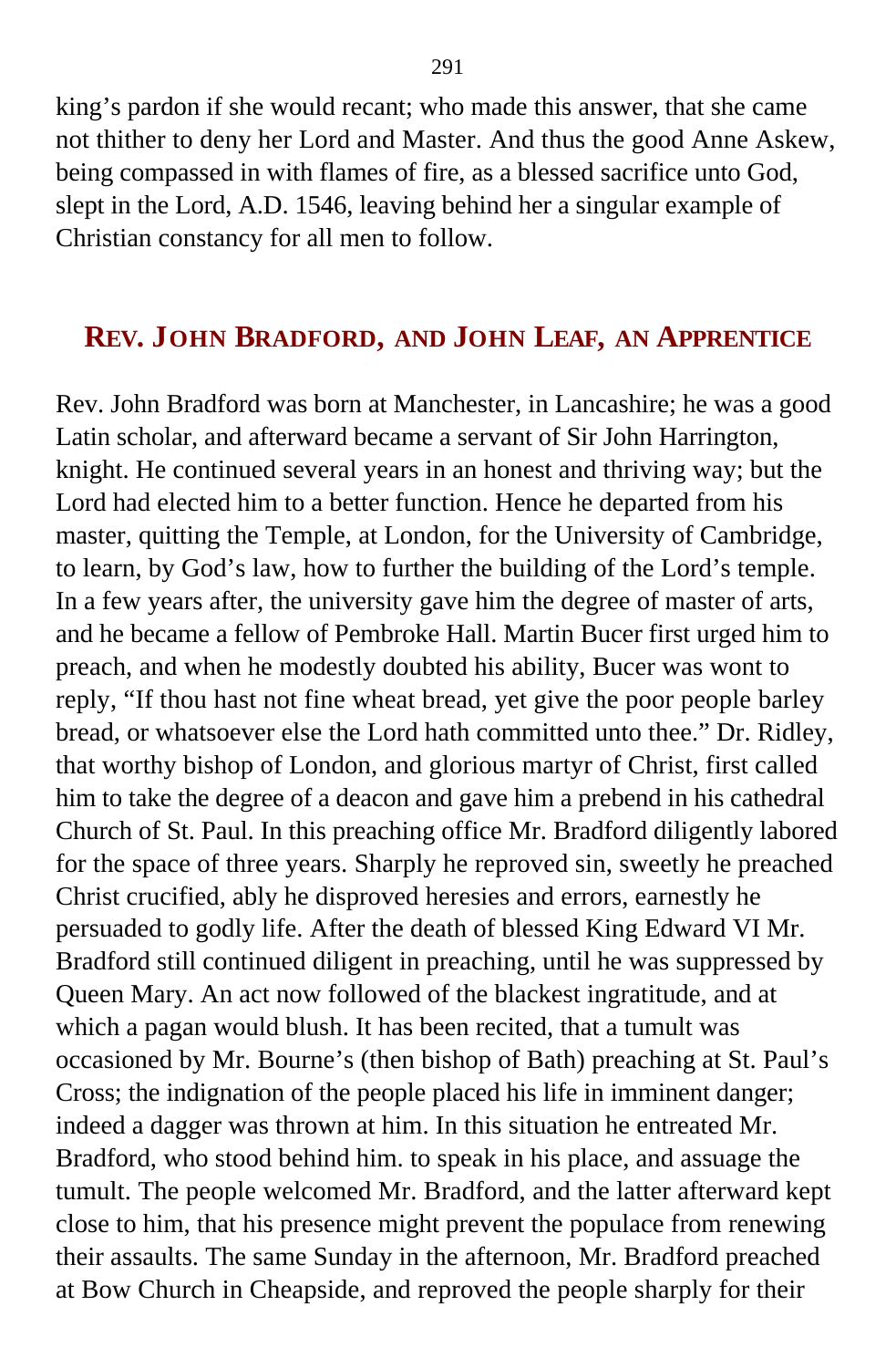king's pardon if she would recant; who made this answer, that she came not thither to deny her Lord and Master. And thus the good Anne Askew, being compassed in with flames of fire, as a blessed sacrifice unto God, slept in the Lord, A.D. 1546, leaving behind her a singular example of Christian constancy for all men to follow.

## REV. JOHN BRADFORD, AND JOHN LEAF, AN APPRENTICE

Rev. John Bradford was born at Manchester, in Lancashire; he was a good Latin scholar, and afterward became a servant of Sir John Harrington, knight. He continued several years in an honest and thriving way; but the Lord had elected him to a better function. Hence he departed from his master, quitting the Temple, at London, for the University of Cambridge, to learn, by God's law, how to further the building of the Lord's temple. In a few years after, the university gave him the degree of master of arts, and he became a fellow of Pembroke Hall. Martin Bucer first urged him to preach, and when he modestly doubted his ability, Bucer was wont to reply, "If thou hast not fine wheat bread, yet give the poor people barley bread, or whatsoever else the Lord hath committed unto thee." Dr. Ridley, that worthy bishop of London, and glorious martyr of Christ, first called him to take the degree of a deacon and gave him a prebend in his cathedral Church of St. Paul. In this preaching office Mr. Bradford diligently labored for the space of three years. Sharply he reproved sin, sweetly he preached Christ crucified, ably he disproved heresies and errors, earnestly he persuaded to godly life. After the death of blessed King Edward VI Mr. Bradford still continued diligent in preaching, until he was suppressed by Queen Mary. An act now followed of the blackest ingratitude, and at which a pagan would blush. It has been recited, that a tumult was occasioned by Mr. Bourne's (then bishop of Bath) preaching at St. Paul's Cross; the indignation of the people placed his life in imminent danger; indeed a dagger was thrown at him. In this situation he entreated Mr. Bradford, who stood behind him. to speak in his place, and assuage the tumult. The people welcomed Mr. Bradford, and the latter afterward kept close to him, that his presence might prevent the populace from renewing their assaults. The same Sunday in the afternoon, Mr. Bradford preached at Bow Church in Cheapside, and reproved the people sharply for their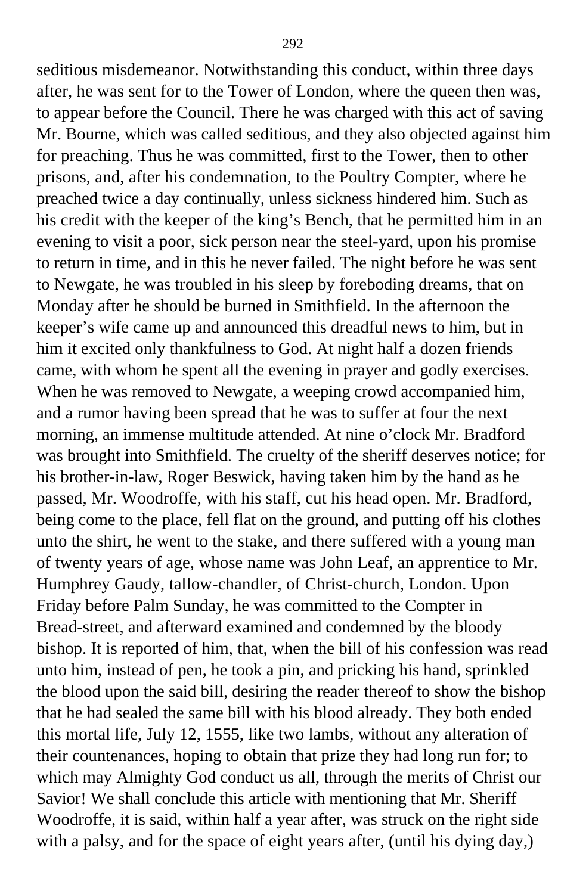seditious misdemeanor. Notwithstanding this conduct, within three days after, he was sent for to the Tower of London, where the queen then was, to appear before the Council. There he was charged with this act of saving Mr. Bourne, which was called seditious, and they also objected against him for preaching. Thus he was committed, first to the Tower, then to other prisons, and, after his condemnation, to the Poultry Compter, where he preached twice a day continually, unless sickness hindered him. Such as his credit with the keeper of the king's Bench, that he permitted him in an evening to visit a poor, sick person near the steel-yard, upon his promise to return in time, and in this he never failed. The night before he was sent to Newgate, he was troubled in his sleep by foreboding dreams, that on Monday after he should be burned in Smithfield. In the afternoon the keeper's wife came up and announced this dreadful news to him, but in him it excited only thankfulness to God. At night half a dozen friends came, with whom he spent all the evening in prayer and godly exercises. When he was removed to Newgate, a weeping crowd accompanied him, and a rumor having been spread that he was to suffer at four the next morning, an immense multitude attended. At nine o'clock Mr. Bradford was brought into Smithfield. The cruelty of the sheriff deserves notice; for his brother-in-law, Roger Beswick, having taken him by the hand as he passed, Mr. Woodroffe, with his staff, cut his head open. Mr. Bradford, being come to the place, fell flat on the ground, and putting off his clothes unto the shirt, he went to the stake, and there suffered with a young man of twenty years of age, whose name was John Leaf, an apprentice to Mr. Humphrey Gaudy, tallow-chandler, of Christ-church, London. Upon Friday before Palm Sunday, he was committed to the Compter in Bread-street, and afterward examined and condemned by the bloody bishop. It is reported of him, that, when the bill of his confession was read unto him, instead of pen, he took a pin, and pricking his hand, sprinkled the blood upon the said bill, desiring the reader thereof to show the bishop that he had sealed the same bill with his blood already. They both ended this mortal life, July 12, 1555, like two lambs, without any alteration of their countenances, hoping to obtain that prize they had long run for; to which may Almighty God conduct us all, through the merits of Christ our Savior! We shall conclude this article with mentioning that Mr. Sheriff Woodroffe, it is said, within half a year after, was struck on the right side with a palsy, and for the space of eight years after, (until his dying day,)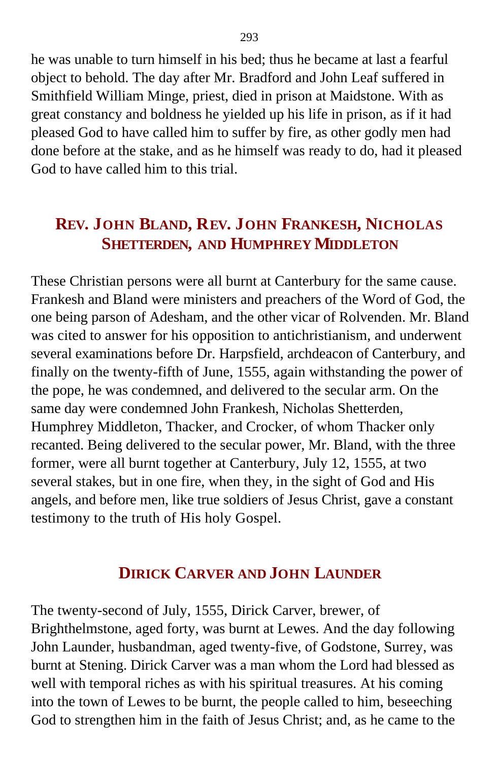he was unable to turn himself in his bed; thus he became at last a fearful object to behold. The day after Mr. Bradford and John Leaf suffered in Smithfield William Minge, priest, died in prison at Maidstone. With as great constancy and boldness he yielded up his life in prison, as if it had pleased God to have called him to suffer by fire, as other godly men had done before at the stake, and as he himself was ready to do, had it pleased God to have called him to this trial.

## REV. JOHN BLAND, REV. JOHN FRANKESH, NICHOLAS SHETTERDEN, AND HUMPHREY MIDDLETON

These Christian persons were all burnt at Canterbury for the same cause. Frankesh and Bland were ministers and preachers of the Word of God, the one being parson of Adesham, and the other vicar of Rolvenden. Mr. Bland was cited to answer for his opposition to antichristianism, and underwent several examinations before Dr. Harpsfield, archdeacon of Canterbury, and finally on the twenty-fifth of June, 1555, again withstanding the power of the pope, he was condemned, and delivered to the secular arm. On the same day were condemned John Frankesh, Nicholas Shetterden, Humphrey Middleton, Thacker, and Crocker, of whom Thacker only recanted. Being delivered to the secular power, Mr. Bland, with the three former, were all burnt together at Canterbury, July 12, 1555, at two several stakes, but in one fire, when they, in the sight of God and His angels, and before men, like true soldiers of Jesus Christ, gave a constant testimony to the truth of His holy Gospel.

## DIRICK CARVER AND JOHN LAUNDER

The twenty-second of July, 1555, Dirick Carver, brewer, of Brighthelmstone, aged forty, was burnt at Lewes. And the day following John Launder, husbandman, aged twenty-five, of Godstone, Surrey, was burnt at Stening. Dirick Carver was a man whom the Lord had blessed as well with temporal riches as with his spiritual treasures. At his coming into the town of Lewes to be burnt, the people called to him, beseeching God to strengthen him in the faith of Jesus Christ; and, as he came to the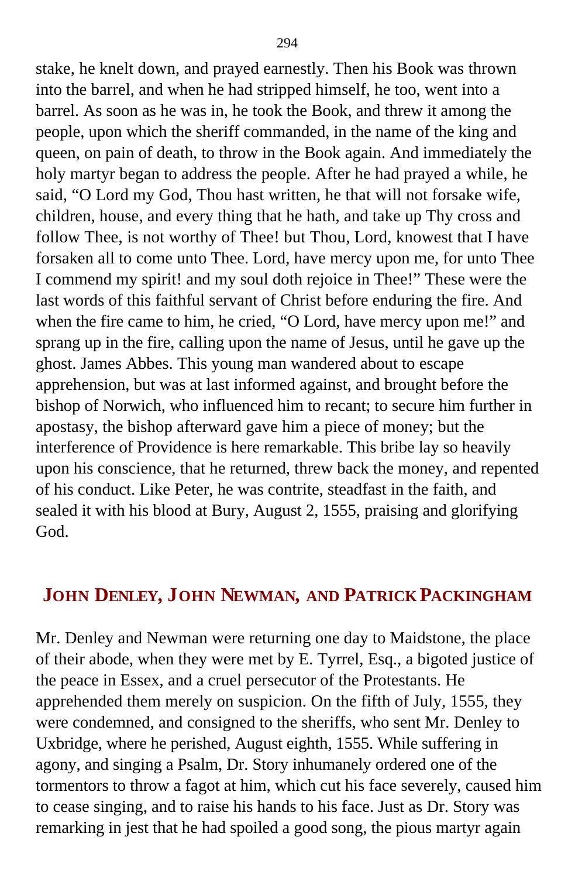stake, he knelt down, and prayed earnestly. Then his Book was thrown into the barrel, and when he had stripped himself, he too, went into a barrel. As soon as he was in, he took the Book, and threw it among the people, upon which the sheriff commanded, in the name of the king and queen, on pain of death, to throw in the Book again. And immediately the holy martyr began to address the people. After he had prayed a while, he said, "O Lord my God, Thou hast written, he that will not forsake wife, children, house, and every thing that he hath, and take up Thy cross and follow Thee, is not worthy of Thee! but Thou, Lord, knowest that I have forsaken all to come unto Thee. Lord, have mercy upon me, for unto Thee I commend my spirit! and my soul doth rejoice in Thee!" These were the last words of this faithful servant of Christ before enduring the fire. And when the fire came to him, he cried, "O Lord, have mercy upon me!" and sprang up in the fire, calling upon the name of Jesus, until he gave up the ghost. James Abbes. This young man wandered about to escape apprehension, but was at last informed against, and brought before the bishop of Norwich, who influenced him to recant; to secure him further in apostasy, the bishop afterward gave him a piece of money; but the interference of Providence is here remarkable. This bribe lay so heavily upon his conscience, that he returned, threw back the money, and repented of his conduct. Like Peter, he was contrite, steadfast in the faith, and sealed it with his blood at Bury, August 2, 1555, praising and glorifying God.

## JOHN DENLEY, JOHN NEWMAN, AND PATRICK PACKINGHAM

Mr. Denley and Newman were returning one day to Maidstone, the place of their abode, when they were met by E. Tyrrel, Esq., a bigoted justice of the peace in Essex, and a cruel persecutor of the Protestants. He apprehended them merely on suspicion. On the fifth of July, 1555, they were condemned, and consigned to the sheriffs, who sent Mr. Denley to Uxbridge, where he perished, August eighth, 1555. While suffering in agony, and singing a Psalm, Dr. Story inhumanely ordered one of the tormentors to throw a fagot at him, which cut his face severely, caused him to cease singing, and to raise his hands to his face. Just as Dr. Story was remarking in jest that he had spoiled a good song, the pious martyr again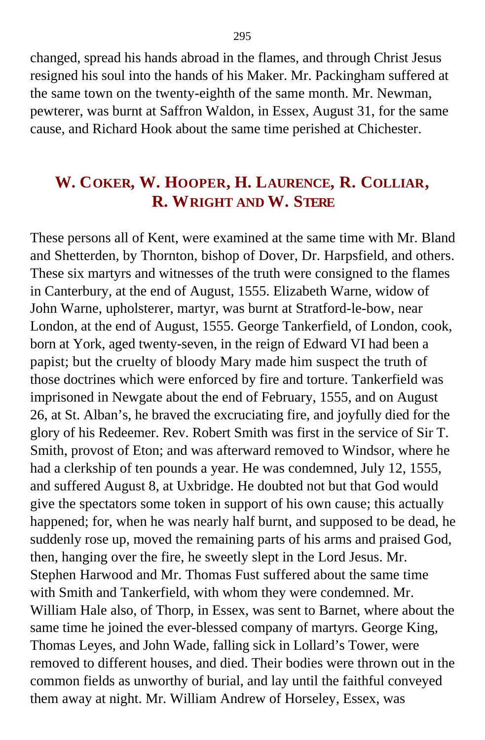changed, spread his hands abroad in the flames, and through Christ Jesus resigned his soul into the hands of his Maker. Mr. Packingham suffered at the same town on the twenty-eighth of the same month. Mr. Newman, pewterer, was burnt at Saffron Waldon, in Essex, August 31, for the same cause, and Richard Hook about the same time perished at Chichester.

## W. Coker, W. Hooper, H. Laurence, R. Colliar, R. Wright and W. Stere

These persons all of Kent, were examined at the same time with Mr. Bland and Shetterden, by Thornton, bishop of Dover, Dr. Harpsfield, and others. These six martyrs and witnesses of the truth were consigned to the flames in Canterbury, at the end of August, 1555. Elizabeth Warne, widow of John Warne, upholsterer, martyr, was burnt at Stratford-le-bow, near London, at the end of August, 1555. George Tankerfield, of London, cook, born at York, aged twenty-seven, in the reign of Edward VI had been a papist; but the cruelty of bloody Mary made him suspect the truth of those doctrines which were enforced by fire and torture. Tankerfield was imprisoned in Newgate about the end of February, 1555, and on August 26, at St. Alban's, he braved the excruciating fire, and joyfully died for the glory of his Redeemer. Rev. Robert Smith was first in the service of Sir T. Smith, provost of Eton; and was afterward removed to Windsor, where he had a clerkship of ten pounds a year. He was condemned, July 12, 1555, and suffered August 8, at Uxbridge. He doubted not but that God would give the spectators some token in support of his own cause; this actually happened; for, when he was nearly half burnt, and supposed to be dead, he suddenly rose up, moved the remaining parts of his arms and praised God, then, hanging over the fire, he sweetly slept in the Lord Jesus. Mr. Stephen Harwood and Mr. Thomas Fust suffered about the same time with Smith and Tankerfield, with whom they were condemned. Mr. William Hale also, of Thorp, in Essex, was sent to Barnet, where about the same time he joined the ever-blessed company of martyrs. George King, Thomas Leyes, and John Wade, falling sick in Lollard's Tower, were removed to different houses, and died. Their bodies were thrown out in the common fields as unworthy of burial, and lay until the faithful conveyed them away at night. Mr. William Andrew of Horseley, Essex, was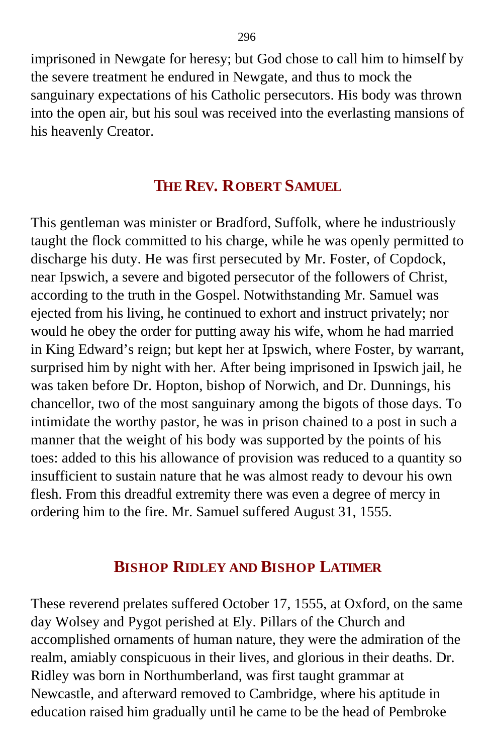imprisoned in Newgate for heresy; but God chose to call him to himself by the severe treatment he endured in Newgate, and thus to mock the sanguinary expectations of his Catholic persecutors. His body was thrown into the open air, but his soul was received into the everlasting mansions of his heavenly Creator.

## The Rev. Robert Samuel

This gentleman was minister or Bradford, Suffolk, where he industriously taught the flock committed to his charge, while he was openly permitted to discharge his duty. He was first persecuted by Mr. Foster, of Copdock, near Ipswich, a severe and bigoted persecutor of the followers of Christ, according to the truth in the Gospel. Notwithstanding Mr. Samuel was ejected from his living, he continued to exhort and instruct privately; nor would he obey the order for putting away his wife, whom he had married in King Edward's reign; but kept her at Ipswich, where Foster, by warrant, surprised him by night with her. After being imprisoned in Ipswich jail, he was taken before Dr. Hopton, bishop of Norwich, and Dr. Dunnings, his chancellor, two of the most sanguinary among the bigots of those days. To intimidate the worthy pastor, he was in prison chained to a post in such a manner that the weight of his body was supported by the points of his toes: added to this his allowance of provision was reduced to a quantity so insufficient to sustain nature that he was almost ready to devour his own flesh. From this dreadful extremity there was even a degree of mercy in ordering him to the fire. Mr. Samuel suffered August 31, 1555.

## Bishop Ridley and Bishop Latimer

These reverend prelates suffered October 17, 1555, at Oxford, on the same day Wolsey and Pygot perished at Ely. Pillars of the Church and accomplished ornaments of human nature, they were the admiration of the realm, amiably conspicuous in their lives, and glorious in their deaths. Dr. Ridley was born in Northumberland, was first taught grammar at Newcastle, and afterward removed to Cambridge, where his aptitude in education raised him gradually until he came to be the head of Pembroke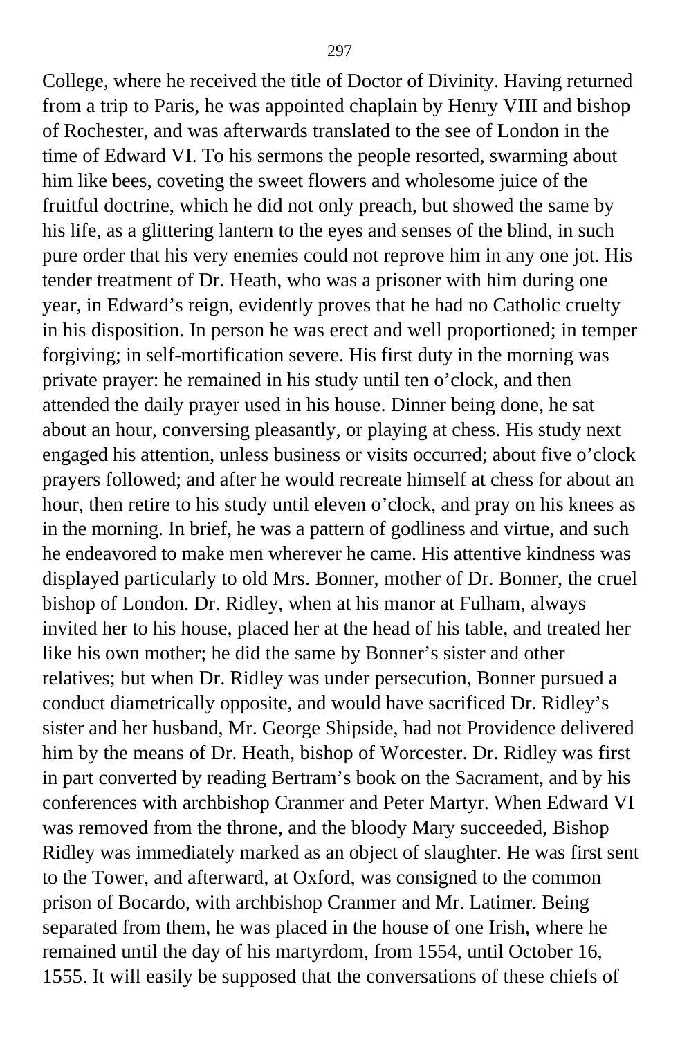College, where he received the title of Doctor of Divinity. Having returned from a trip to Paris, he was appointed chaplain by Henry VIII and bishop of Rochester, and was afterwards translated to the see of London in the time of Edward VI. To his sermons the people resorted, swarming about him like bees, coveting the sweet flowers and wholesome juice of the fruitful doctrine, which he did not only preach, but showed the same by his life, as a glittering lantern to the eyes and senses of the blind, in such pure order that his very enemies could not reprove him in any one jot. His tender treatment of Dr. Heath, who was a prisoner with him during one year, in Edward's reign, evidently proves that he had no Catholic cruelty in his disposition. In person he was erect and well proportioned; in temper forgiving; in self-mortification severe. His first duty in the morning was private prayer: he remained in his study until ten o'clock, and then attended the daily prayer used in his house. Dinner being done, he sat about an hour, conversing pleasantly, or playing at chess. His study next engaged his attention, unless business or visits occurred; about five o'clock prayers followed; and after he would recreate himself at chess for about an hour, then retire to his study until eleven o'clock, and pray on his knees as in the morning. In brief, he was a pattern of godliness and virtue, and such he endeavored to make men wherever he came. His attentive kindness was displayed particularly to old Mrs. Bonner, mother of Dr. Bonner, the cruel bishop of London. Dr. Ridley, when at his manor at Fulham, always invited her to his house, placed her at the head of his table, and treated her like his own mother; he did the same by Bonner's sister and other relatives; but when Dr. Ridley was under persecution, Bonner pursued a conduct diametrically opposite, and would have sacrificed Dr. Ridley's sister and her husband, Mr. George Shipside, had not Providence delivered him by the means of Dr. Heath, bishop of Worcester. Dr. Ridley was first in part converted by reading Bertram's book on the Sacrament, and by his conferences with archbishop Cranmer and Peter Martyr. When Edward VI was removed from the throne, and the bloody Mary succeeded, Bishop Ridley was immediately marked as an object of slaughter. He was first sent to the Tower, and afterward, at Oxford, was consigned to the common prison of Bocardo, with archbishop Cranmer and Mr. Latimer. Being separated from them, he was placed in the house of one Irish, where he remained until the day of his martyrdom, from 1554, until October 16, 1555. It will easily be supposed that the conversations of these chiefs of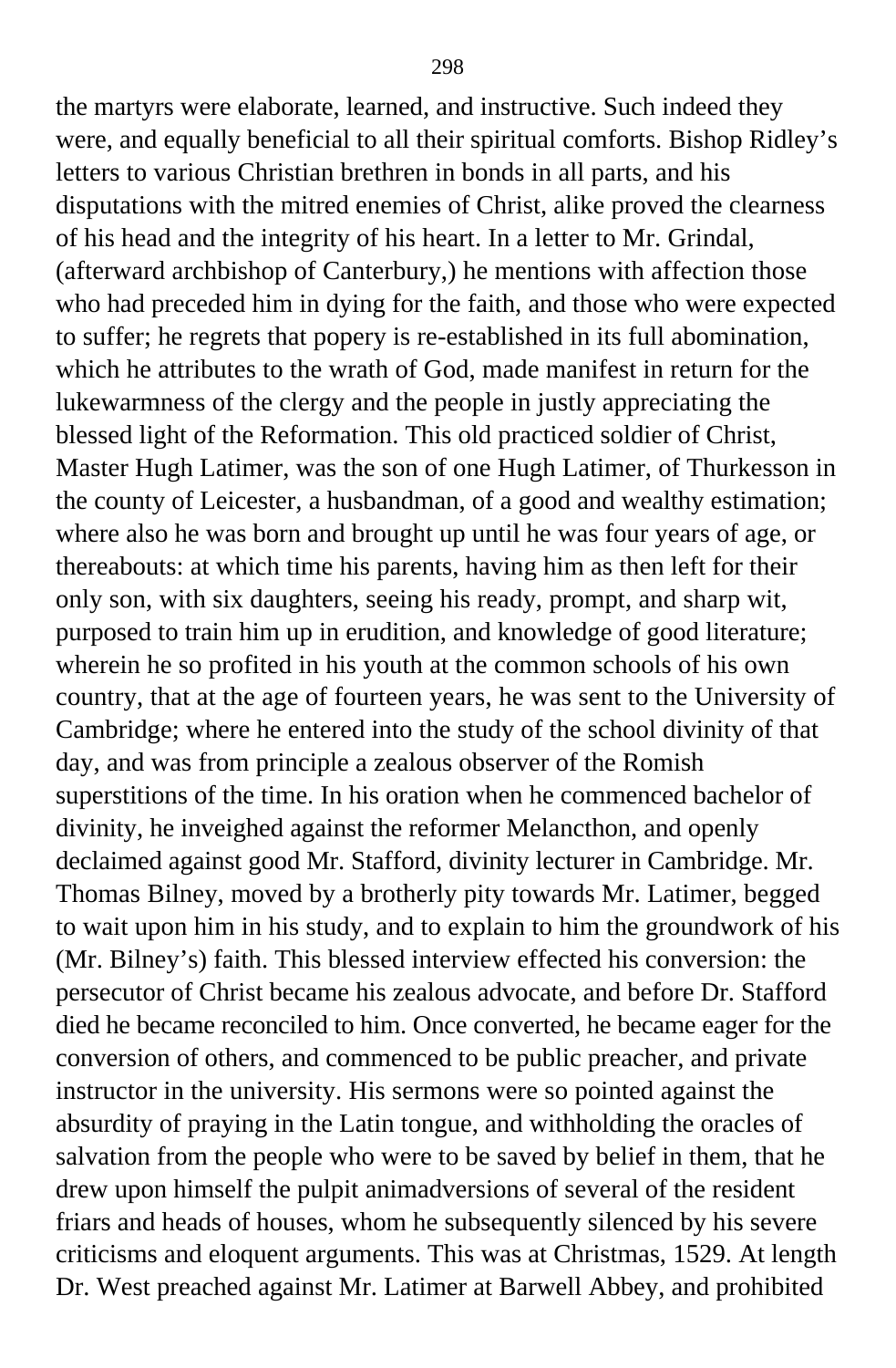the martyrs were elaborate, learned, and instructive. Such indeed they were, and equally beneficial to all their spiritual comforts. Bishop Ridley's letters to various Christian brethren in bonds in all parts, and his disputations with the mitred enemies of Christ, alike proved the clearness of his head and the integrity of his heart. In a letter to Mr. Grindal, (afterward archbishop of Canterbury,) he mentions with affection those who had preceded him in dying for the faith, and those who were expected to suffer; he regrets that popery is re-established in its full abomination, which he attributes to the wrath of God, made manifest in return for the lukewarmness of the clergy and the people in justly appreciating the blessed light of the Reformation. This old practiced soldier of Christ, Master Hugh Latimer, was the son of one Hugh Latimer, of Thurkesson in the county of Leicester, a husbandman, of a good and wealthy estimation; where also he was born and brought up until he was four years of age, or thereabouts: at which time his parents, having him as then left for their only son, with six daughters, seeing his ready, prompt, and sharp wit, purposed to train him up in erudition, and knowledge of good literature; wherein he so profited in his youth at the common schools of his own country, that at the age of fourteen years, he was sent to the University of Cambridge; where he entered into the study of the school divinity of that day, and was from principle a zealous observer of the Romish superstitions of the time. In his oration when he commenced bachelor of divinity, he inveighed against the reformer Melancthon, and openly declaimed against good Mr. Stafford, divinity lecturer in Cambridge. Mr. Thomas Bilney, moved by a brotherly pity towards Mr. Latimer, begged to wait upon him in his study, and to explain to him the groundwork of his (Mr. Bilney's) faith. This blessed interview effected his conversion: the persecutor of Christ became his zealous advocate, and before Dr. Stafford died he became reconciled to him. Once converted, he became eager for the conversion of others, and commenced to be public preacher, and private instructor in the university. His sermons were so pointed against the absurdity of praying in the Latin tongue, and withholding the oracles of salvation from the people who were to be saved by belief in them, that he drew upon himself the pulpit animadversions of several of the resident friars and heads of houses, whom he subsequently silenced by his severe criticisms and eloquent arguments. This was at Christmas, 1529. At length Dr. West preached against Mr. Latimer at Barwell Abbey, and prohibited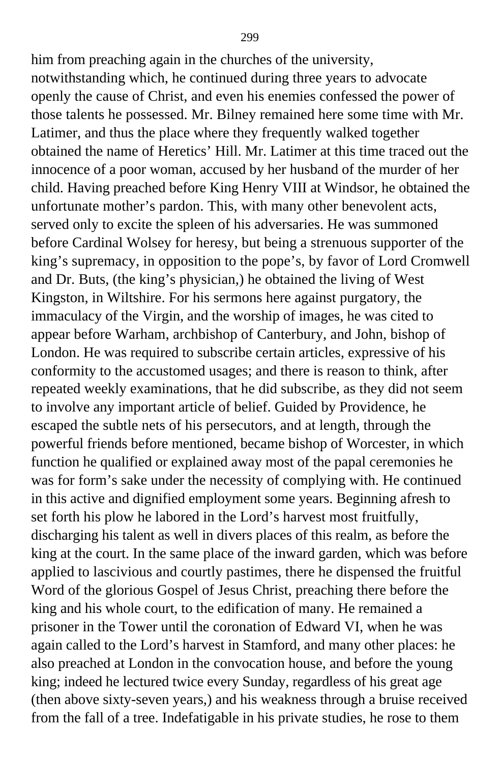him from preaching again in the churches of the university, notwithstanding which, he continued during three years to advocate openly the cause of Christ, and even his enemies confessed the power of those talents he possessed. Mr. Bilney remained here some time with Mr. Latimer, and thus the place where they frequently walked together obtained the name of Heretics' Hill. Mr. Latimer at this time traced out the innocence of a poor woman, accused by her husband of the murder of her child. Having preached before King Henry VIII at Windsor, he obtained the unfortunate mother's pardon. This, with many other benevolent acts, served only to excite the spleen of his adversaries. He was summoned before Cardinal Wolsey for heresy, but being a strenuous supporter of the king's supremacy, in opposition to the pope's, by favor of Lord Cromwell and Dr. Buts, (the king's physician,) he obtained the living of West Kingston, in Wiltshire. For his sermons here against purgatory, the immaculacy of the Virgin, and the worship of images, he was cited to appear before Warham, archbishop of Canterbury, and John, bishop of London. He was required to subscribe certain articles, expressive of his conformity to the accustomed usages; and there is reason to think, after repeated weekly examinations, that he did subscribe, as they did not seem to involve any important article of belief. Guided by Providence, he escaped the subtle nets of his persecutors, and at length, through the powerful friends before mentioned, became bishop of Worcester, in which function he qualified or explained away most of the papal ceremonies he was for form's sake under the necessity of complying with. He continued in this active and dignified employment some years. Beginning afresh to set forth his plow he labored in the Lord's harvest most fruitfully, discharging his talent as well in divers places of this realm, as before the king at the court. In the same place of the inward garden, which was before applied to lascivious and courtly pastimes, there he dispensed the fruitful Word of the glorious Gospel of Jesus Christ, preaching there before the king and his whole court, to the edification of many. He remained a prisoner in the Tower until the coronation of Edward VI, when he was again called to the Lord's harvest in Stamford, and many other places: he also preached at London in the convocation house, and before the young king; indeed he lectured twice every Sunday, regardless of his great age (then above sixty-seven years,) and his weakness through a bruise received from the fall of a tree. Indefatigable in his private studies, he rose to them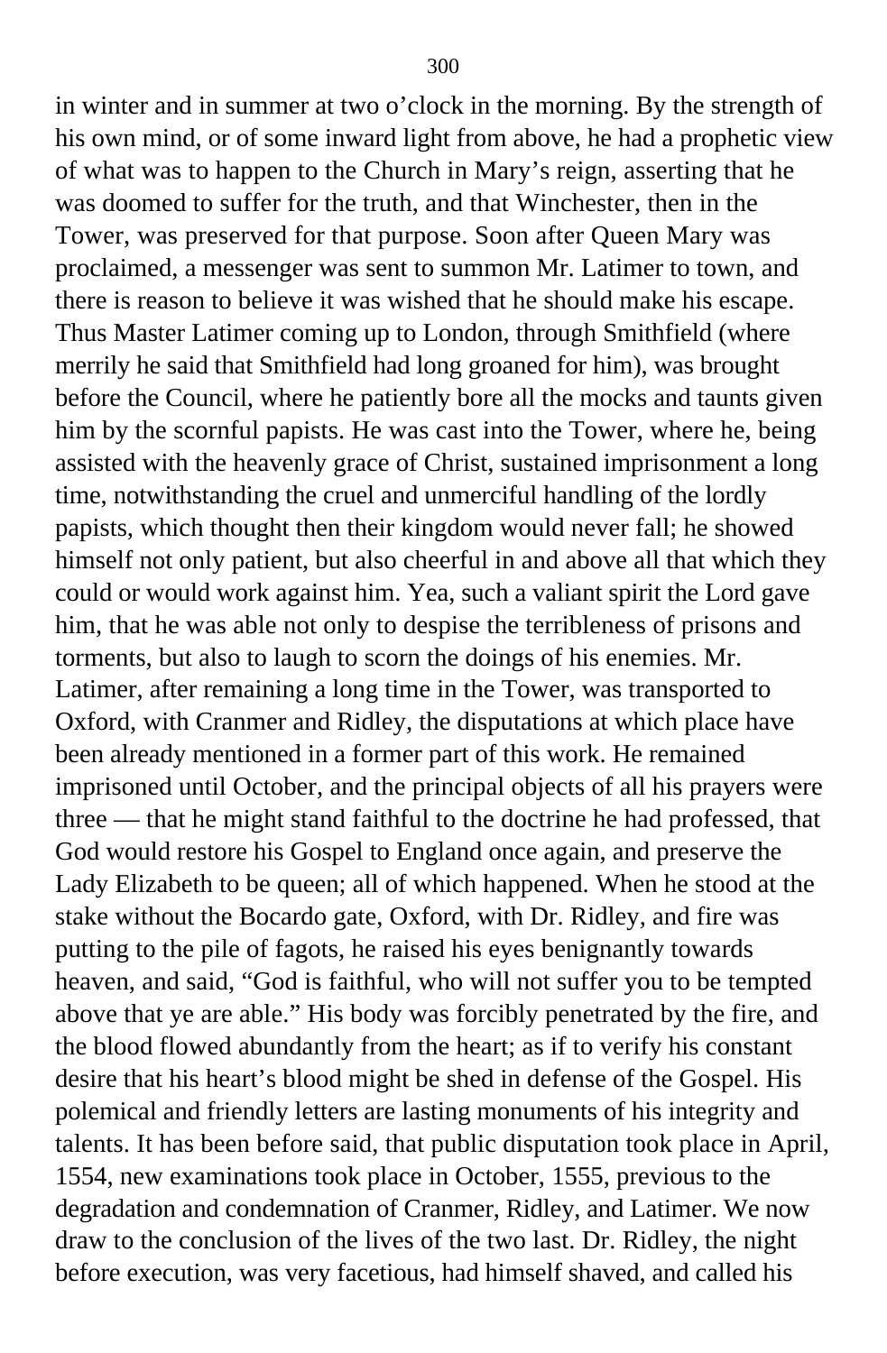in winter and in summer at two o'clock in the morning. By the strength of his own mind, or of some inward light from above, he had a prophetic view of what was to happen to the Church in Mary's reign, asserting that he was doomed to suffer for the truth, and that Winchester, then in the Tower, was preserved for that purpose. Soon after Queen Mary was proclaimed, a messenger was sent to summon Mr. Latimer to town, and there is reason to believe it was wished that he should make his escape. Thus Master Latimer coming up to London, through Smithfield (where merrily he said that Smithfield had long groaned for him), was brought before the Council, where he patiently bore all the mocks and taunts given him by the scornful papists. He was cast into the Tower, where he, being assisted with the heavenly grace of Christ, sustained imprisonment a long time, notwithstanding the cruel and unmerciful handling of the lordly papists, which thought then their kingdom would never fall; he showed himself not only patient, but also cheerful in and above all that which they could or would work against him. Yea, such a valiant spirit the Lord gave him, that he was able not only to despise the terribleness of prisons and torments, but also to laugh to scorn the doings of his enemies. Mr. Latimer, after remaining a long time in the Tower, was transported to Oxford, with Cranmer and Ridley, the disputations at which place have been already mentioned in a former part of this work. He remained imprisoned until October, and the principal objects of all his prayers were three — that he might stand faithful to the doctrine he had professed, that God would restore his Gospel to England once again, and preserve the Lady Elizabeth to be queen; all of which happened. When he stood at the stake without the Bocardo gate, Oxford, with Dr. Ridley, and fire was putting to the pile of fagots, he raised his eyes benignantly towards heaven, and said, "God is faithful, who will not suffer you to be tempted above that ye are able." His body was forcibly penetrated by the fire, and the blood flowed abundantly from the heart; as if to verify his constant desire that his heart's blood might be shed in defense of the Gospel. His polemical and friendly letters are lasting monuments of his integrity and talents. It has been before said, that public disputation took place in April, 1554, new examinations took place in October, 1555, previous to the degradation and condemnation of Cranmer, Ridley, and Latimer. We now draw to the conclusion of the lives of the two last. Dr. Ridley, the night before execution, was very facetious, had himself shaved, and called his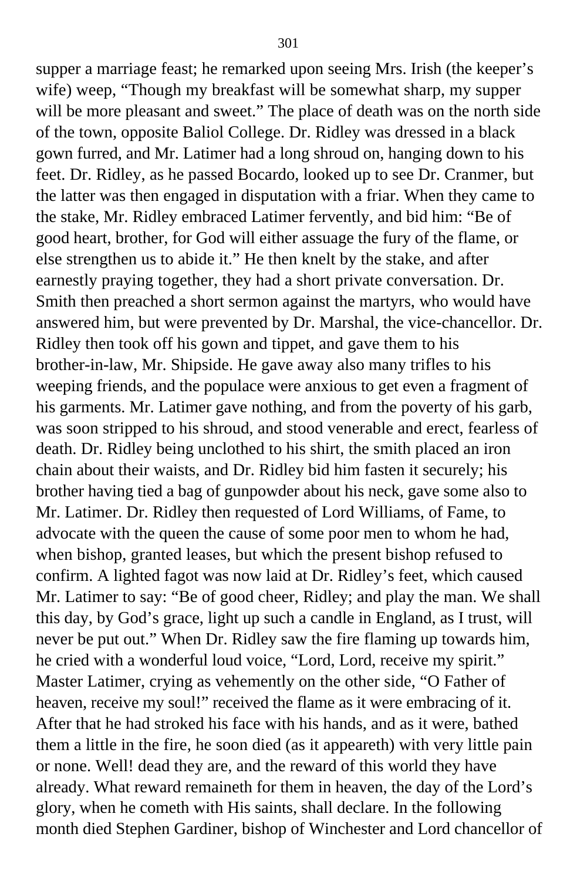supper a marriage feast; he remarked upon seeing Mrs. Irish (the keeper's wife) weep, "Though my breakfast will be somewhat sharp, my supper will be more pleasant and sweet." The place of death was on the north side of the town, opposite Baliol College. Dr. Ridley was dressed in a black gown furred, and Mr. Latimer had a long shroud on, hanging down to his feet. Dr. Ridley, as he passed Bocardo, looked up to see Dr. Cranmer, but the latter was then engaged in disputation with a friar. When they came to the stake, Mr. Ridley embraced Latimer fervently, and bid him: "Be of good heart, brother, for God will either assuage the fury of the flame, or else strengthen us to abide it." He then knelt by the stake, and after earnestly praying together, they had a short private conversation. Dr. Smith then preached a short sermon against the martyrs, who would have answered him, but were prevented by Dr. Marshal, the vice-chancellor. Dr. Ridley then took off his gown and tippet, and gave them to his brother-in-law, Mr. Shipside. He gave away also many trifles to his weeping friends, and the populace were anxious to get even a fragment of his garments. Mr. Latimer gave nothing, and from the poverty of his garb, was soon stripped to his shroud, and stood venerable and erect, fearless of death. Dr. Ridley being unclothed to his shirt, the smith placed an iron chain about their waists, and Dr. Ridley bid him fasten it securely; his brother having tied a bag of gunpowder about his neck, gave some also to Mr. Latimer. Dr. Ridley then requested of Lord Williams, of Fame, to advocate with the queen the cause of some poor men to whom he had, when bishop, granted leases, but which the present bishop refused to confirm. A lighted fagot was now laid at Dr. Ridley's feet, which caused Mr. Latimer to say: "Be of good cheer, Ridley; and play the man. We shall this day, by God's grace, light up such a candle in England, as I trust, will never be put out." When Dr. Ridley saw the fire flaming up towards him, he cried with a wonderful loud voice, "Lord, Lord, receive my spirit." Master Latimer, crying as vehemently on the other side, "O Father of heaven, receive my soul!" received the flame as it were embracing of it. After that he had stroked his face with his hands, and as it were, bathed them a little in the fire, he soon died (as it appeareth) with very little pain or none. Well! dead they are, and the reward of this world they have already. What reward remaineth for them in heaven, the day of the Lord's glory, when he cometh with His saints, shall declare. In the following month died Stephen Gardiner, bishop of Winchester and Lord chancellor of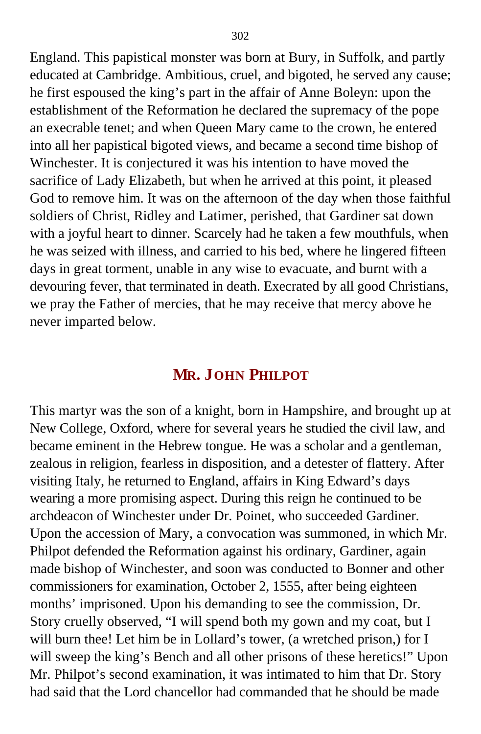England. This papistical monster was born at Bury, in Suffolk, and partly educated at Cambridge. Ambitious, cruel, and bigoted, he served any cause; he first espoused the king's part in the affair of Anne Boleyn: upon the establishment of the Reformation he declared the supremacy of the pope an execrable tenet; and when Queen Mary came to the crown, he entered into all her papistical bigoted views, and became a second time bishop of Winchester. It is conjectured it was his intention to have moved the sacrifice of Lady Elizabeth, but when he arrived at this point, it pleased God to remove him. It was on the afternoon of the day when those faithful soldiers of Christ, Ridley and Latimer, perished, that Gardiner sat down with a joyful heart to dinner. Scarcely had he taken a few mouthfuls, when he was seized with illness, and carried to his bed, where he lingered fifteen days in great torment, unable in any wise to evacuate, and burnt with a devouring fever, that terminated in death. Execrated by all good Christians, we pray the Father of mercies, that he may receive that mercy above he never imparted below.

## MR. JOHN PHILPOT

This martyr was the son of a knight, born in Hampshire, and brought up at New College, Oxford, where for several years he studied the civil law, and became eminent in the Hebrew tongue. He was a scholar and a gentleman, zealous in religion, fearless in disposition, and a detester of flattery. After visiting Italy, he returned to England, affairs in King Edward's days wearing a more promising aspect. During this reign he continued to be archdeacon of Winchester under Dr. Poinet, who succeeded Gardiner. Upon the accession of Mary, a convocation was summoned, in which Mr. Philpot defended the Reformation against his ordinary, Gardiner, again made bishop of Winchester, and soon was conducted to Bonner and other commissioners for examination, October 2, 1555, after being eighteen months' imprisoned. Upon his demanding to see the commission, Dr. Story cruelly observed, "I will spend both my gown and my coat, but I will burn thee! Let him be in Lollard's tower, (a wretched prison,) for I will sweep the king's Bench and all other prisons of these heretics!" Upon Mr. Philpot's second examination, it was intimated to him that Dr. Story had said that the Lord chancellor had commanded that he should be made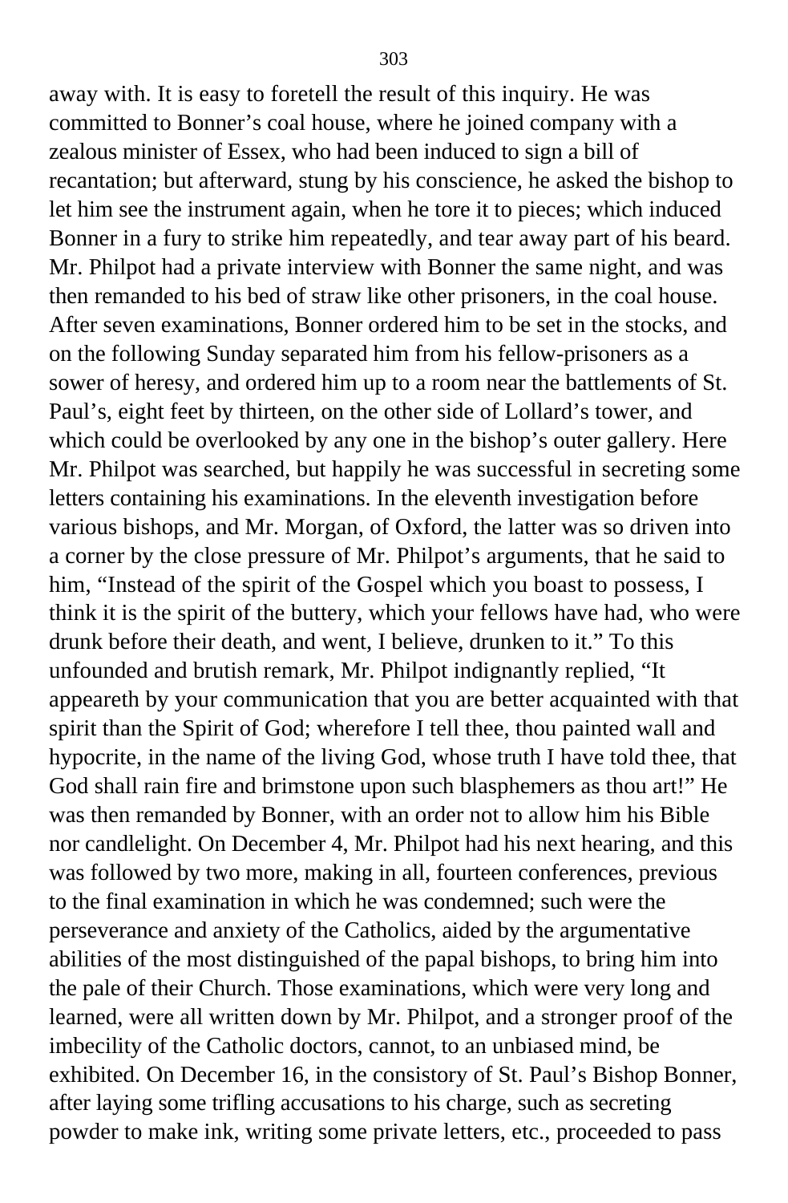away with. It is easy to foretell the result of this inquiry. He was committed to Bonner's coal house, where he joined company with a zealous minister of Essex, who had been induced to sign a bill of recantation; but afterward, stung by his conscience, he asked the bishop to let him see the instrument again, when he tore it to pieces; which induced Bonner in a fury to strike him repeatedly, and tear away part of his beard. Mr. Philpot had a private interview with Bonner the same night, and was then remanded to his bed of straw like other prisoners, in the coal house. After seven examinations, Bonner ordered him to be set in the stocks, and on the following Sunday separated him from his fellow-prisoners as a sower of heresy, and ordered him up to a room near the battlements of St. Paul's, eight feet by thirteen, on the other side of Lollard's tower, and which could be overlooked by any one in the bishop's outer gallery. Here Mr. Philpot was searched, but happily he was successful in secreting some letters containing his examinations. In the eleventh investigation before various bishops, and Mr. Morgan, of Oxford, the latter was so driven into a corner by the close pressure of Mr. Philpot's arguments, that he said to him, "Instead of the spirit of the Gospel which you boast to possess, I think it is the spirit of the buttery, which your fellows have had, who were drunk before their death, and went, I believe, drunken to it." To this unfounded and brutish remark, Mr. Philpot indignantly replied, "It appeareth by your communication that you are better acquainted with that spirit than the Spirit of God; wherefore I tell thee, thou painted wall and hypocrite, in the name of the living God, whose truth I have told thee, that God shall rain fire and brimstone upon such blasphemers as thou art!" He was then remanded by Bonner, with an order not to allow him his Bible nor candlelight. On December 4, Mr. Philpot had his next hearing, and this was followed by two more, making in all, fourteen conferences, previous to the final examination in which he was condemned; such were the perseverance and anxiety of the Catholics, aided by the argumentative abilities of the most distinguished of the papal bishops, to bring him into the pale of their Church. Those examinations, which were very long and learned, were all written down by Mr. Philpot, and a stronger proof of the imbecility of the Catholic doctors, cannot, to an unbiased mind, be exhibited. On December 16, in the consistory of St. Paul's Bishop Bonner, after laying some trifling accusations to his charge, such as secreting powder to make ink, writing some private letters, etc., proceeded to pass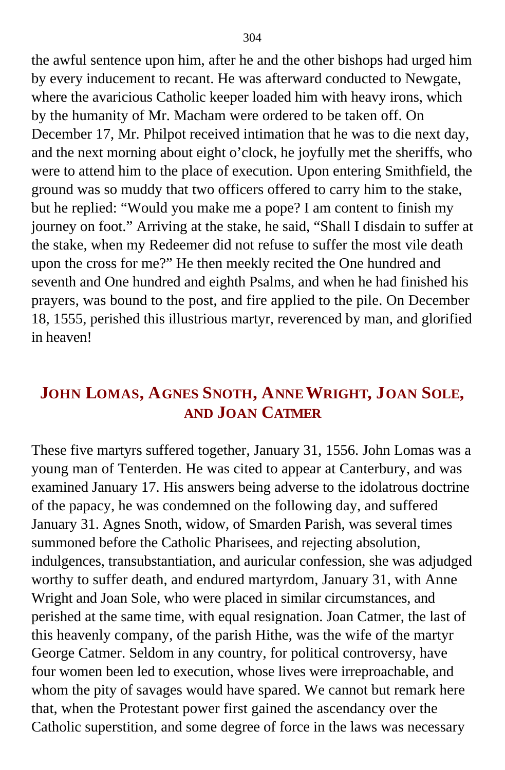the awful sentence upon him, after he and the other bishops had urged him by every inducement to recant. He was afterward conducted to Newgate, where the avaricious Catholic keeper loaded him with heavy irons, which by the humanity of Mr. Macham were ordered to be taken off. On December 17, Mr. Philpot received intimation that he was to die next day, and the next morning about eight o'clock, he joyfully met the sheriffs, who were to attend him to the place of execution. Upon entering Smithfield, the ground was so muddy that two officers offered to carry him to the stake, but he replied: "Would you make me a pope? I am content to finish my journey on foot." Arriving at the stake, he said, "Shall I disdain to suffer at the stake, when my Redeemer did not refuse to suffer the most vile death upon the cross for me?" He then meekly recited the One hundred and seventh and One hundred and eighth Psalms, and when he had finished his prayers, was bound to the post, and fire applied to the pile. On December 18, 1555, perished this illustrious martyr, reverenced by man, and glorified in heaven!

## JOHN LOMAS, AGNES SNOTH, ANNE WRIGHT, JOAN SOLE, AND JOAN CATMER

These five martyrs suffered together, January 31, 1556. John Lomas was a young man of Tenterden. He was cited to appear at Canterbury, and was examined January 17. His answers being adverse to the idolatrous doctrine of the papacy, he was condemned on the following day, and suffered January 31. Agnes Snoth, widow, of Smarden Parish, was several times summoned before the Catholic Pharisees, and rejecting absolution, indulgences, transubstantiation, and auricular confession, she was adjudged worthy to suffer death, and endured martyrdom, January 31, with Anne Wright and Joan Sole, who were placed in similar circumstances, and perished at the same time, with equal resignation. Joan Catmer, the last of this heavenly company, of the parish Hithe, was the wife of the martyr George Catmer. Seldom in any country, for political controversy, have four women been led to execution, whose lives were irreproachable, and whom the pity of savages would have spared. We cannot but remark here that, when the Protestant power first gained the ascendancy over the Catholic superstition, and some degree of force in the laws was necessary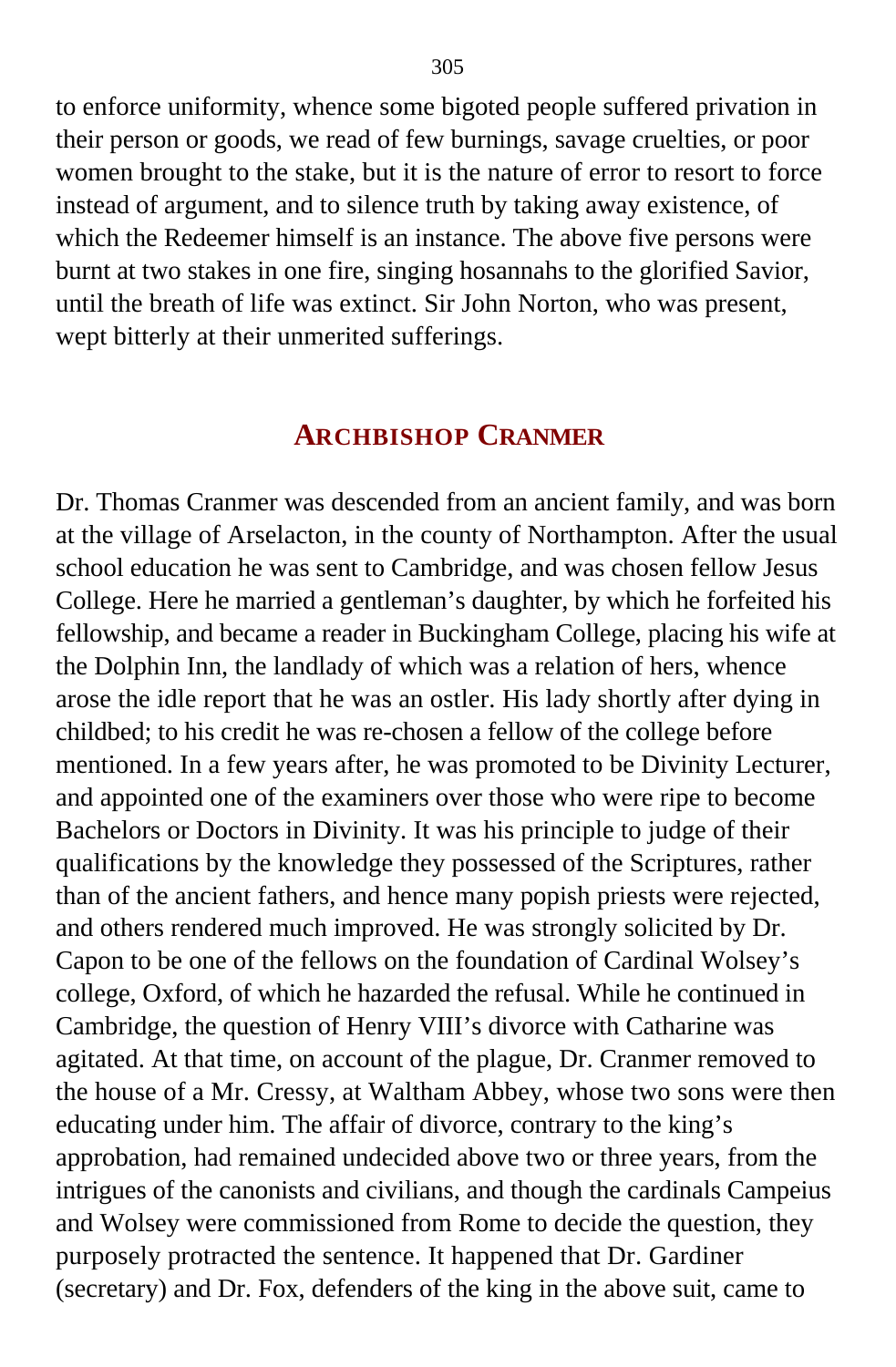to enforce uniformity, whence some bigoted people suffered privation in their person or goods, we read of few burnings, savage cruelties, or poor women brought to the stake, but it is the nature of error to resort to force instead of argument, and to silence truth by taking away existence, of which the Redeemer himself is an instance. The above five persons were burnt at two stakes in one fire, singing hosannahs to the glorified Savior, until the breath of life was extinct. Sir John Norton, who was present, wept bitterly at their unmerited sufferings.

## ARCHBISHOP CRANMER

Dr. Thomas Cranmer was descended from an ancient family, and was born at the village of Arselacton, in the county of Northampton. After the usual school education he was sent to Cambridge, and was chosen fellow Jesus College. Here he married a gentleman's daughter, by which he forfeited his fellowship, and became a reader in Buckingham College, placing his wife at the Dolphin Inn, the landlady of which was a relation of hers, whence arose the idle report that he was an ostler. His lady shortly after dying in childbed; to his credit he was re-chosen a fellow of the college before mentioned. In a few years after, he was promoted to be Divinity Lecturer, and appointed one of the examiners over those who were ripe to become Bachelors or Doctors in Divinity. It was his principle to judge of their qualifications by the knowledge they possessed of the Scriptures, rather than of the ancient fathers, and hence many popish priests were rejected, and others rendered much improved. He was strongly solicited by Dr. Capon to be one of the fellows on the foundation of Cardinal Wolsey's college, Oxford, of which he hazarded the refusal. While he continued in Cambridge, the question of Henry VIII's divorce with Catharine was agitated. At that time, on account of the plague, Dr. Cranmer removed to the house of a Mr. Cressy, at Waltham Abbey, whose two sons were then educating under him. The affair of divorce, contrary to the king's approbation, had remained undecided above two or three years, from the intrigues of the canonists and civilians, and though the cardinals Campeius and Wolsey were commissioned from Rome to decide the question, they purposely protracted the sentence. It happened that Dr. Gardiner (secretary) and Dr. Fox, defenders of the king in the above suit, came to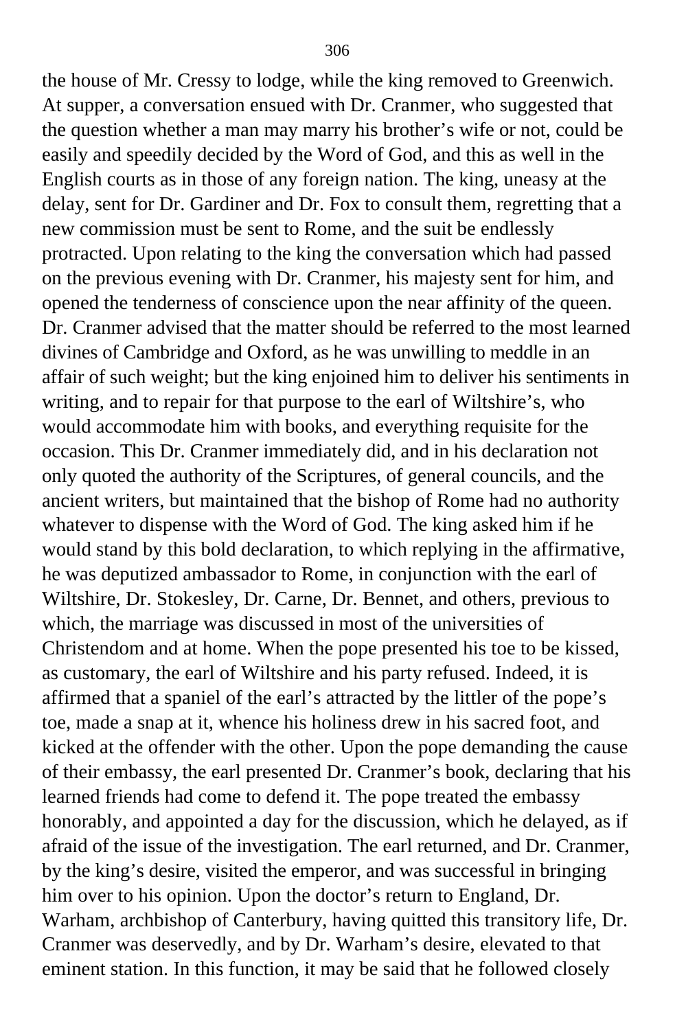the house of Mr. Cressy to lodge, while the king removed to Greenwich. At supper, a conversation ensued with Dr. Cranmer, who suggested that the question whether a man may marry his brother's wife or not, could be easily and speedily decided by the Word of God, and this as well in the English courts as in those of any foreign nation. The king, uneasy at the delay, sent for Dr. Gardiner and Dr. Fox to consult them, regretting that a new commission must be sent to Rome, and the suit be endlessly protracted. Upon relating to the king the conversation which had passed on the previous evening with Dr. Cranmer, his majesty sent for him, and opened the tenderness of conscience upon the near affinity of the queen. Dr. Cranmer advised that the matter should be referred to the most learned divines of Cambridge and Oxford, as he was unwilling to meddle in an affair of such weight; but the king enjoined him to deliver his sentiments in writing, and to repair for that purpose to the earl of Wiltshire's, who would accommodate him with books, and everything requisite for the occasion. This Dr. Cranmer immediately did, and in his declaration not only quoted the authority of the Scriptures, of general councils, and the ancient writers, but maintained that the bishop of Rome had no authority whatever to dispense with the Word of God. The king asked him if he would stand by this bold declaration, to which replying in the affirmative, he was deputized ambassador to Rome, in conjunction with the earl of Wiltshire, Dr. Stokesley, Dr. Carne, Dr. Bennet, and others, previous to which, the marriage was discussed in most of the universities of Christendom and at home. When the pope presented his toe to be kissed, as customary, the earl of Wiltshire and his party refused. Indeed, it is affirmed that a spaniel of the earl's attracted by the littler of the pope's toe, made a snap at it, whence his holiness drew in his sacred foot, and kicked at the offender with the other. Upon the pope demanding the cause of their embassy, the earl presented Dr. Cranmer's book, declaring that his learned friends had come to defend it. The pope treated the embassy honorably, and appointed a day for the discussion, which he delayed, as if afraid of the issue of the investigation. The earl returned, and Dr. Cranmer, by the king's desire, visited the emperor, and was successful in bringing him over to his opinion. Upon the doctor's return to England, Dr. Warham, archbishop of Canterbury, having quitted this transitory life, Dr. Cranmer was deservedly, and by Dr. Warham's desire, elevated to that eminent station. In this function, it may be said that he followed closely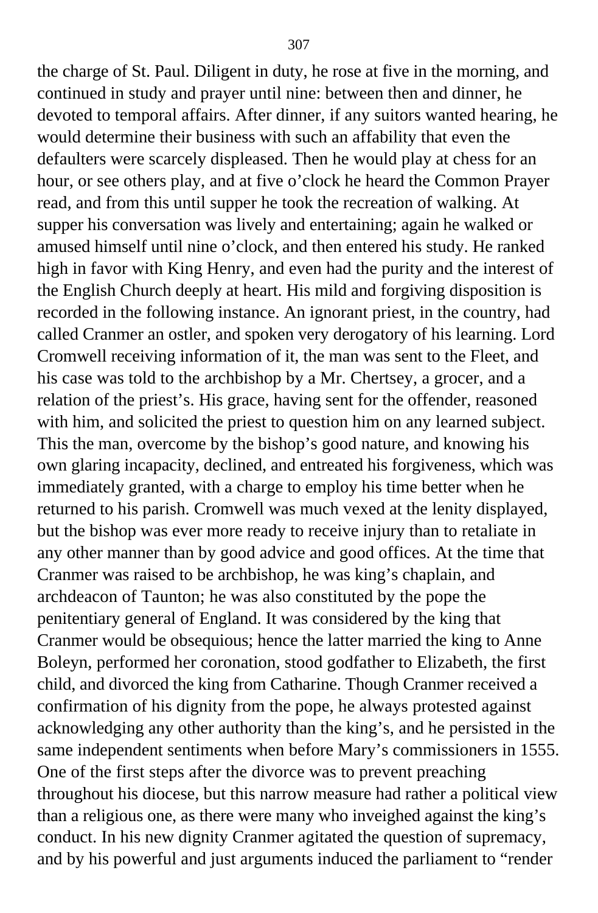the charge of St. Paul. Diligent in duty, he rose at five in the morning, and continued in study and prayer until nine: between then and dinner, he devoted to temporal affairs. After dinner, if any suitors wanted hearing, he would determine their business with such an affability that even the defaulters were scarcely displeased. Then he would play at chess for an hour, or see others play, and at five o'clock he heard the Common Prayer read, and from this until supper he took the recreation of walking. At supper his conversation was lively and entertaining; again he walked or amused himself until nine o'clock, and then entered his study. He ranked high in favor with King Henry, and even had the purity and the interest of the English Church deeply at heart. His mild and forgiving disposition is recorded in the following instance. An ignorant priest, in the country, had called Cranmer an ostler, and spoken very derogatory of his learning. Lord Cromwell receiving information of it, the man was sent to the Fleet, and his case was told to the archbishop by a Mr. Chertsey, a grocer, and a relation of the priest's. His grace, having sent for the offender, reasoned with him, and solicited the priest to question him on any learned subject. This the man, overcome by the bishop's good nature, and knowing his own glaring incapacity, declined, and entreated his forgiveness, which was immediately granted, with a charge to employ his time better when he returned to his parish. Cromwell was much vexed at the lenity displayed, but the bishop was ever more ready to receive injury than to retaliate in any other manner than by good advice and good offices. At the time that Cranmer was raised to be archbishop, he was king's chaplain, and archdeacon of Taunton; he was also constituted by the pope the penitentiary general of England. It was considered by the king that Cranmer would be obsequious; hence the latter married the king to Anne Boleyn, performed her coronation, stood godfather to Elizabeth, the first child, and divorced the king from Catharine. Though Cranmer received a confirmation of his dignity from the pope, he always protested against acknowledging any other authority than the king's, and he persisted in the same independent sentiments when before Mary's commissioners in 1555. One of the first steps after the divorce was to prevent preaching throughout his diocese, but this narrow measure had rather a political view than a religious one, as there were many who inveighed against the king's conduct. In his new dignity Cranmer agitated the question of supremacy, and by his powerful and just arguments induced the parliament to "render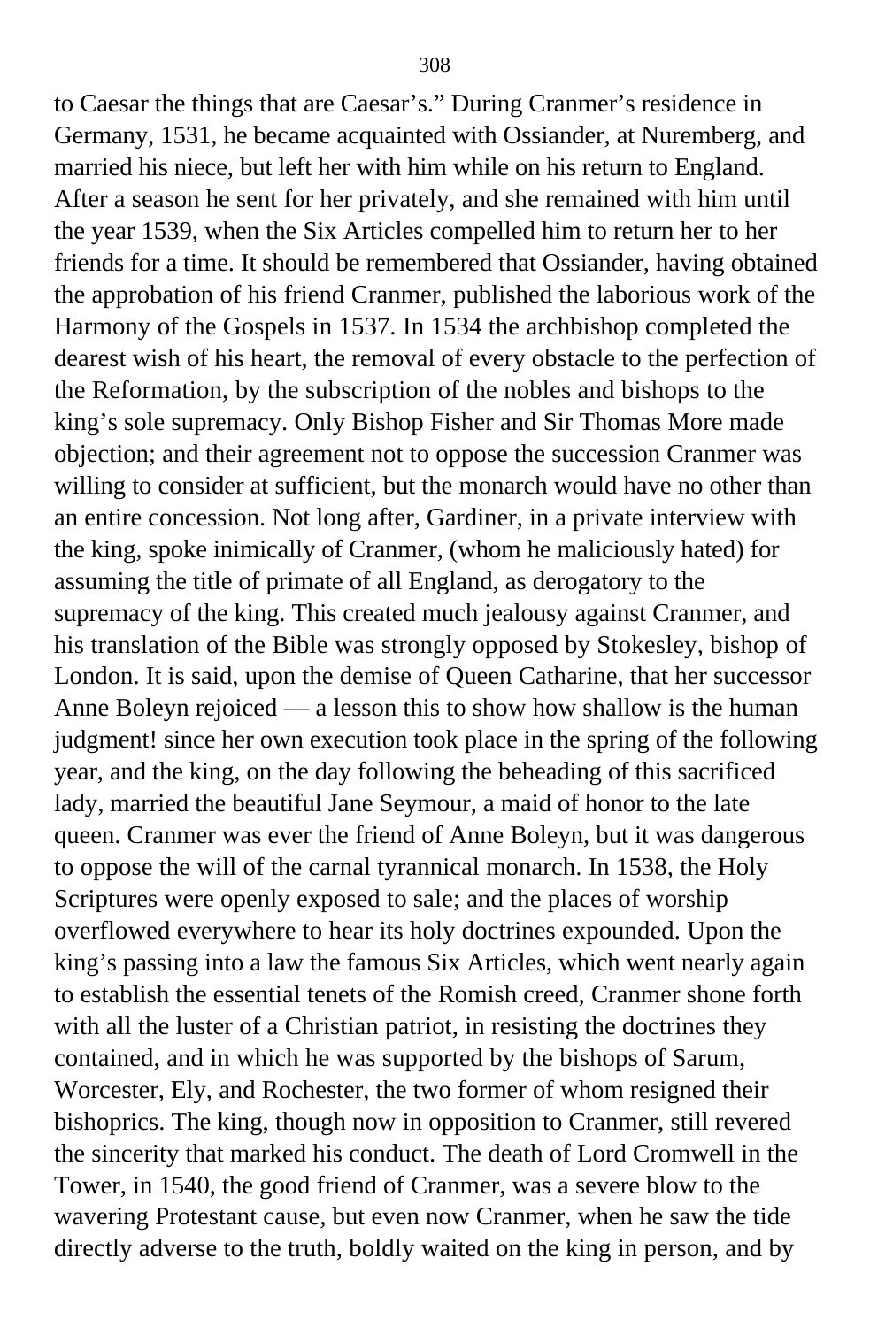to Caesar the things that are Caesar's." During Cranmer's residence in Germany, 1531, he became acquainted with Ossiander, at Nuremberg, and married his niece, but left her with him while on his return to England. After a season he sent for her privately, and she remained with him until the year 1539, when the Six Articles compelled him to return her to her friends for a time. It should be remembered that Ossiander, having obtained the approbation of his friend Cranmer, published the laborious work of the Harmony of the Gospels in 1537. In 1534 the archbishop completed the dearest wish of his heart, the removal of every obstacle to the perfection of the Reformation, by the subscription of the nobles and bishops to the king's sole supremacy. Only Bishop Fisher and Sir Thomas More made objection; and their agreement not to oppose the succession Cranmer was willing to consider at sufficient, but the monarch would have no other than an entire concession. Not long after, Gardiner, in a private interview with the king, spoke inimically of Cranmer, (whom he maliciously hated) for assuming the title of primate of all England, as derogatory to the supremacy of the king. This created much jealousy against Cranmer, and his translation of the Bible was strongly opposed by Stokesley, bishop of London. It is said, upon the demise of Queen Catharine, that her successor Anne Boleyn rejoiced — a lesson this to show how shallow is the human judgment! since her own execution took place in the spring of the following year, and the king, on the day following the beheading of this sacrificed lady, married the beautiful Jane Seymour, a maid of honor to the late queen. Cranmer was ever the friend of Anne Boleyn, but it was dangerous to oppose the will of the carnal tyrannical monarch. In 1538, the Holy Scriptures were openly exposed to sale; and the places of worship overflowed everywhere to hear its holy doctrines expounded. Upon the king's passing into a law the famous Six Articles, which went nearly again to establish the essential tenets of the Romish creed, Cranmer shone forth with all the luster of a Christian patriot, in resisting the doctrines they contained, and in which he was supported by the bishops of Sarum, Worcester, Ely, and Rochester, the two former of whom resigned their bishoprics. The king, though now in opposition to Cranmer, still revered the sincerity that marked his conduct. The death of Lord Cromwell in the Tower, in 1540, the good friend of Cranmer, was a severe blow to the wavering Protestant cause, but even now Cranmer, when he saw the tide directly adverse to the truth, boldly waited on the king in person, and by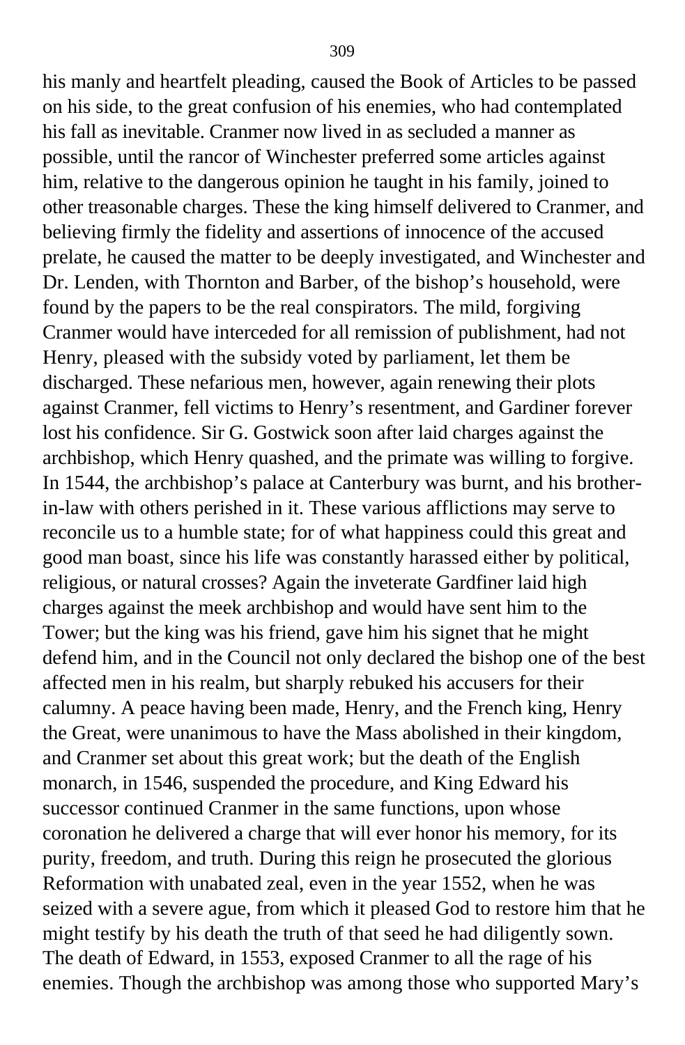his manly and heartfelt pleading, caused the Book of Articles to be passed on his side, to the great confusion of his enemies, who had contemplated his fall as inevitable. Cranmer now lived in as secluded a manner as possible, until the rancor of Winchester preferred some articles against him, relative to the dangerous opinion he taught in his family, joined to other treasonable charges. These the king himself delivered to Cranmer, and believing firmly the fidelity and assertions of innocence of the accused prelate, he caused the matter to be deeply investigated, and Winchester and Dr. Lenden, with Thornton and Barber, of the bishop's household, were found by the papers to be the real conspirators. The mild, forgiving Cranmer would have interceded for all remission of publishment, had not Henry, pleased with the subsidy voted by parliament, let them be discharged. These nefarious men, however, again renewing their plots against Cranmer, fell victims to Henry's resentment, and Gardiner forever lost his confidence. Sir G. Gostwick soon after laid charges against the archbishop, which Henry quashed, and the primate was willing to forgive. In 1544, the archbishop's palace at Canterbury was burnt, and his brother-in-law with others perished in it. These various afflictions may serve to reconcile us to a humble state; for of what happiness could this great and good man boast, since his life was constantly harassed either by political, religious, or natural crosses? Again the inveterate Gardfiner laid high charges against the meek archbishop and would have sent him to the Tower; but the king was his friend, gave him his signet that he might defend him, and in the Council not only declared the bishop one of the best affected men in his realm, but sharply rebuked his accusers for their calumny. A peace having been made, Henry, and the French king, Henry the Great, were unanimous to have the Mass abolished in their kingdom, and Cranmer set about this great work; but the death of the English monarch, in 1546, suspended the procedure, and King Edward his successor continued Cranmer in the same functions, upon whose coronation he delivered a charge that will ever honor his memory, for its purity, freedom, and truth. During this reign he prosecuted the glorious Reformation with unabated zeal, even in the year 1552, when he was seized with a severe ague, from which it pleased God to restore him that he might testify by his death the truth of that seed he had diligently sown. The death of Edward, in 1553, exposed Cranmer to all the rage of his enemies. Though the archbishop was among those who supported Mary's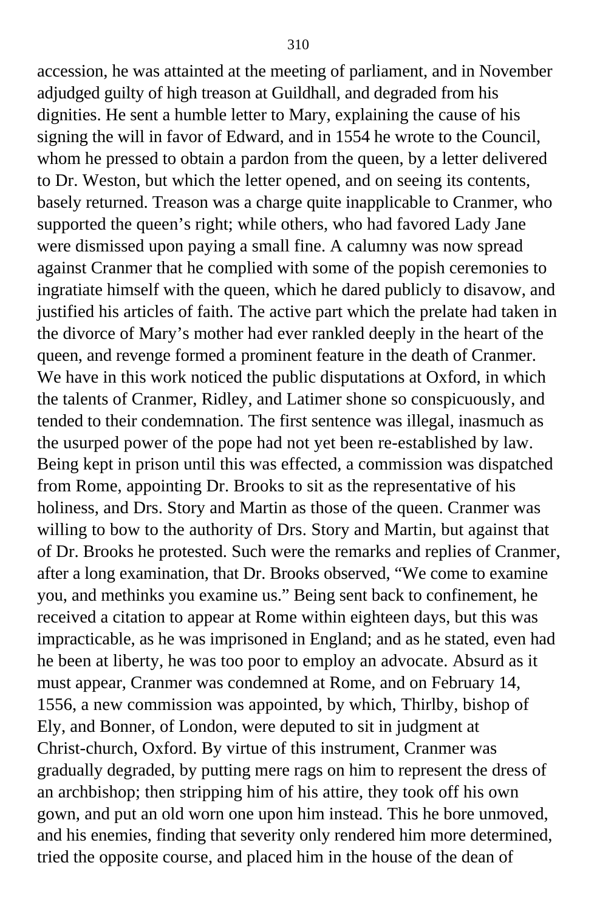accession, he was attainted at the meeting of parliament, and in November adjudged guilty of high treason at Guildhall, and degraded from his dignities. He sent a humble letter to Mary, explaining the cause of his signing the will in favor of Edward, and in 1554 he wrote to the Council, whom he pressed to obtain a pardon from the queen, by a letter delivered to Dr. Weston, but which the letter opened, and on seeing its contents, basely returned. Treason was a charge quite inapplicable to Cranmer, who supported the queen's right; while others, who had favored Lady Jane were dismissed upon paying a small fine. A calumny was now spread against Cranmer that he complied with some of the popish ceremonies to ingratiate himself with the queen, which he dared publicly to disavow, and justified his articles of faith. The active part which the prelate had taken in the divorce of Mary's mother had ever rankled deeply in the heart of the queen, and revenge formed a prominent feature in the death of Cranmer. We have in this work noticed the public disputations at Oxford, in which the talents of Cranmer, Ridley, and Latimer shone so conspicuously, and tended to their condemnation. The first sentence was illegal, inasmuch as the usurped power of the pope had not yet been re-established by law. Being kept in prison until this was effected, a commission was dispatched from Rome, appointing Dr. Brooks to sit as the representative of his holiness, and Drs. Story and Martin as those of the queen. Cranmer was willing to bow to the authority of Drs. Story and Martin, but against that of Dr. Brooks he protested. Such were the remarks and replies of Cranmer, after a long examination, that Dr. Brooks observed, "We come to examine you, and methinks you examine us." Being sent back to confinement, he received a citation to appear at Rome within eighteen days, but this was impracticable, as he was imprisoned in England; and as he stated, even had he been at liberty, he was too poor to employ an advocate. Absurd as it must appear, Cranmer was condemned at Rome, and on February 14, 1556, a new commission was appointed, by which, Thirlby, bishop of Ely, and Bonner, of London, were deputed to sit in judgment at Christ-church, Oxford. By virtue of this instrument, Cranmer was gradually degraded, by putting mere rags on him to represent the dress of an archbishop; then stripping him of his attire, they took off his own gown, and put an old worn one upon him instead. This he bore unmoved, and his enemies, finding that severity only rendered him more determined, tried the opposite course, and placed him in the house of the dean of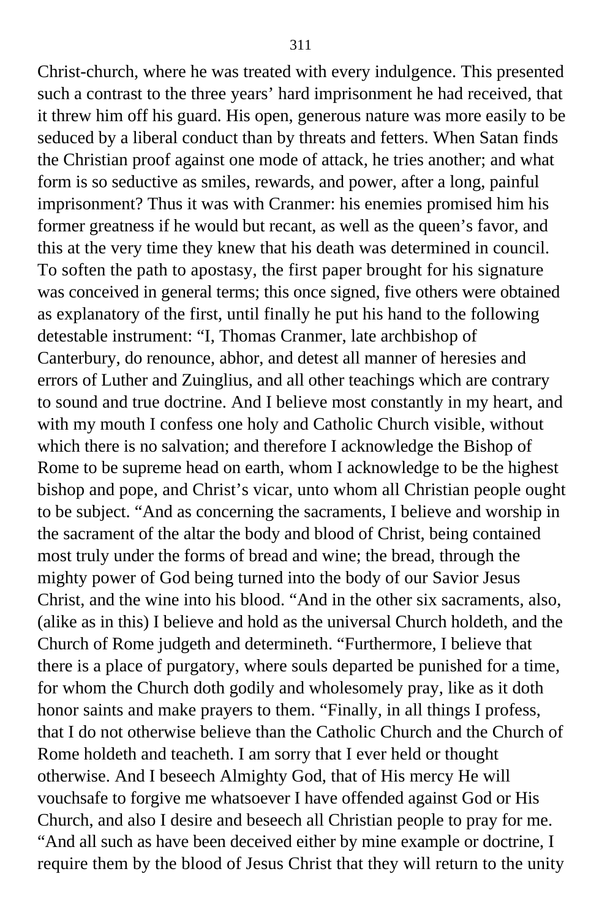Christ-church, where he was treated with every indulgence. This presented such a contrast to the three years' hard imprisonment he had received, that it threw him off his guard. His open, generous nature was more easily to be seduced by a liberal conduct than by threats and fetters. When Satan finds the Christian proof against one mode of attack, he tries another; and what form is so seductive as smiles, rewards, and power, after a long, painful imprisonment? Thus it was with Cranmer: his enemies promised him his former greatness if he would but recant, as well as the queen's favor, and this at the very time they knew that his death was determined in council. To soften the path to apostasy, the first paper brought for his signature was conceived in general terms; this once signed, five others were obtained as explanatory of the first, until finally he put his hand to the following detestable instrument: "I, Thomas Cranmer, late archbishop of Canterbury, do renounce, abhor, and detest all manner of heresies and errors of Luther and Zuinglius, and all other teachings which are contrary to sound and true doctrine. And I believe most constantly in my heart, and with my mouth I confess one holy and Catholic Church visible, without which there is no salvation; and therefore I acknowledge the Bishop of Rome to be supreme head on earth, whom I acknowledge to be the highest bishop and pope, and Christ's vicar, unto whom all Christian people ought to be subject. "And as concerning the sacraments, I believe and worship in the sacrament of the altar the body and blood of Christ, being contained most truly under the forms of bread and wine; the bread, through the mighty power of God being turned into the body of our Savior Jesus Christ, and the wine into his blood. "And in the other six sacraments, also, (alike as in this) I believe and hold as the universal Church holdeth, and the Church of Rome judgeth and determineth. "Furthermore, I believe that there is a place of purgatory, where souls departed be punished for a time, for whom the Church doth godily and wholesomely pray, like as it doth honor saints and make prayers to them. "Finally, in all things I profess, that I do not otherwise believe than the Catholic Church and the Church of Rome holdeth and teacheth. I am sorry that I ever held or thought otherwise. And I beseech Almighty God, that of His mercy He will vouchsafe to forgive me whatsoever I have offended against God or His Church, and also I desire and beseech all Christian people to pray for me. "And all such as have been deceived either by mine example or doctrine, I require them by the blood of Jesus Christ that they will return to the unity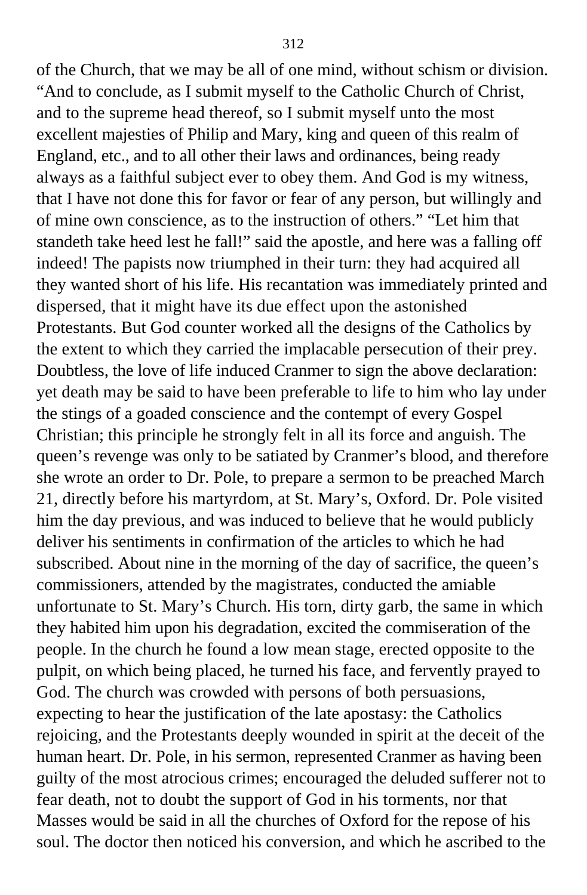of the Church, that we may be all of one mind, without schism or division. "And to conclude, as I submit myself to the Catholic Church of Christ, and to the supreme head thereof, so I submit myself unto the most excellent majesties of Philip and Mary, king and queen of this realm of England, etc., and to all other their laws and ordinances, being ready always as a faithful subject ever to obey them. And God is my witness, that I have not done this for favor or fear of any person, but willingly and of mine own conscience, as to the instruction of others." "Let him that standeth take heed lest he fall!" said the apostle, and here was a falling off indeed! The papists now triumphed in their turn: they had acquired all they wanted short of his life. His recantation was immediately printed and dispersed, that it might have its due effect upon the astonished Protestants. But God counter worked all the designs of the Catholics by the extent to which they carried the implacable persecution of their prey. Doubtless, the love of life induced Cranmer to sign the above declaration: yet death may be said to have been preferable to life to him who lay under the stings of a goaded conscience and the contempt of every Gospel Christian; this principle he strongly felt in all its force and anguish. The queen's revenge was only to be satiated by Cranmer's blood, and therefore she wrote an order to Dr. Pole, to prepare a sermon to be preached March 21, directly before his martyrdom, at St. Mary's, Oxford. Dr. Pole visited him the day previous, and was induced to believe that he would publicly deliver his sentiments in confirmation of the articles to which he had subscribed. About nine in the morning of the day of sacrifice, the queen's commissioners, attended by the magistrates, conducted the amiable unfortunate to St. Mary's Church. His torn, dirty garb, the same in which they habited him upon his degradation, excited the commiseration of the people. In the church he found a low mean stage, erected opposite to the pulpit, on which being placed, he turned his face, and fervently prayed to God. The church was crowded with persons of both persuasions, expecting to hear the justification of the late apostasy: the Catholics rejoicing, and the Protestants deeply wounded in spirit at the deceit of the human heart. Dr. Pole, in his sermon, represented Cranmer as having been guilty of the most atrocious crimes; encouraged the deluded sufferer not to fear death, not to doubt the support of God in his torments, nor that Masses would be said in all the churches of Oxford for the repose of his soul. The doctor then noticed his conversion, and which he ascribed to the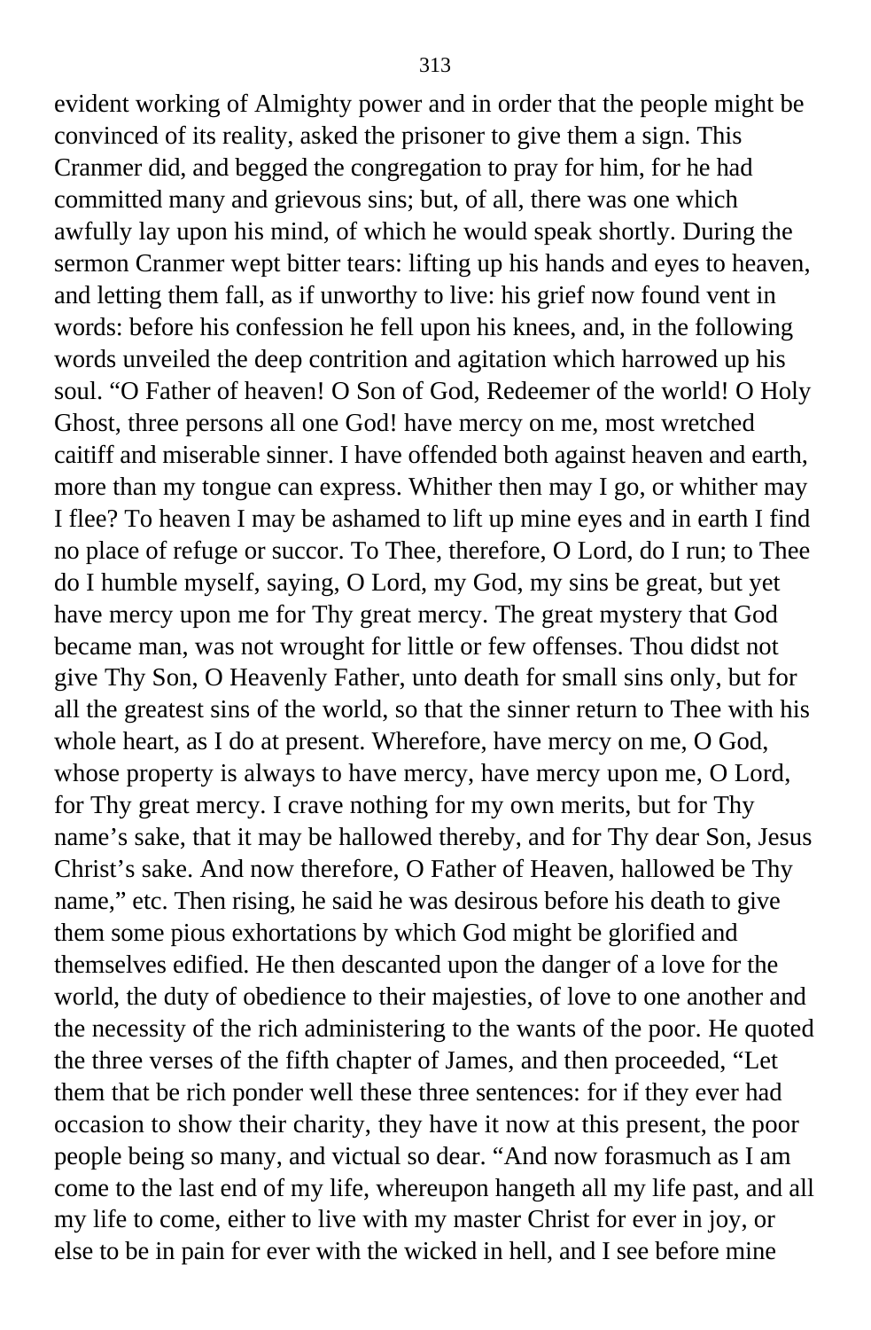evident working of Almighty power and in order that the people might be convinced of its reality, asked the prisoner to give them a sign. This Cranmer did, and begged the congregation to pray for him, for he had committed many and grievous sins; but, of all, there was one which awfully lay upon his mind, of which he would speak shortly. During the sermon Cranmer wept bitter tears: lifting up his hands and eyes to heaven, and letting them fall, as if unworthy to live: his grief now found vent in words: before his confession he fell upon his knees, and, in the following words unveiled the deep contrition and agitation which harrowed up his soul. "O Father of heaven! O Son of God, Redeemer of the world! O Holy Ghost, three persons all one God! have mercy on me, most wretched caitiff and miserable sinner. I have offended both against heaven and earth, more than my tongue can express. Whither then may I go, or whither may I flee? To heaven I may be ashamed to lift up mine eyes and in earth I find no place of refuge or succor. To Thee, therefore, O Lord, do I run; to Thee do I humble myself, saying, O Lord, my God, my sins be great, but yet have mercy upon me for Thy great mercy. The great mystery that God became man, was not wrought for little or few offenses. Thou didst not give Thy Son, O Heavenly Father, unto death for small sins only, but for all the greatest sins of the world, so that the sinner return to Thee with his whole heart, as I do at present. Wherefore, have mercy on me, O God, whose property is always to have mercy, have mercy upon me, O Lord, for Thy great mercy. I crave nothing for my own merits, but for Thy name's sake, that it may be hallowed thereby, and for Thy dear Son, Jesus Christ's sake. And now therefore, O Father of Heaven, hallowed be Thy name," etc. Then rising, he said he was desirous before his death to give them some pious exhortations by which God might be glorified and themselves edified. He then descanted upon the danger of a love for the world, the duty of obedience to their majesties, of love to one another and the necessity of the rich administering to the wants of the poor. He quoted the three verses of the fifth chapter of James, and then proceeded, "Let them that be rich ponder well these three sentences: for if they ever had occasion to show their charity, they have it now at this present, the poor people being so many, and victual so dear. "And now forasmuch as I am come to the last end of my life, whereupon hangeth all my life past, and all my life to come, either to live with my master Christ for ever in joy, or else to be in pain for ever with the wicked in hell, and I see before mine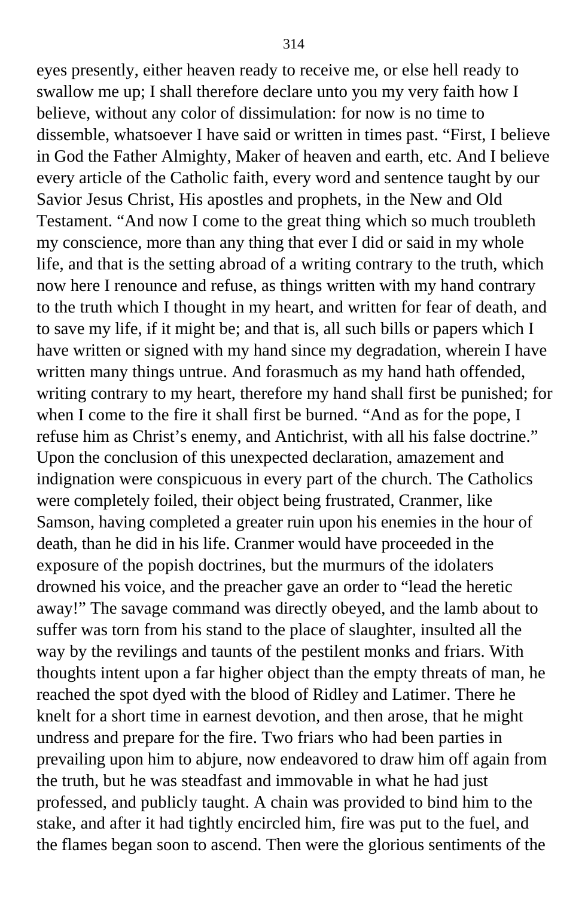eyes presently, either heaven ready to receive me, or else hell ready to swallow me up; I shall therefore declare unto you my very faith how I believe, without any color of dissimulation: for now is no time to dissemble, whatsoever I have said or written in times past. "First, I believe in God the Father Almighty, Maker of heaven and earth, etc. And I believe every article of the Catholic faith, every word and sentence taught by our Savior Jesus Christ, His apostles and prophets, in the New and Old Testament. "And now I come to the great thing which so much troubleth my conscience, more than any thing that ever I did or said in my whole life, and that is the setting abroad of a writing contrary to the truth, which now here I renounce and refuse, as things written with my hand contrary to the truth which I thought in my heart, and written for fear of death, and to save my life, if it might be; and that is, all such bills or papers which I have written or signed with my hand since my degradation, wherein I have written many things untrue. And forasmuch as my hand hath offended, writing contrary to my heart, therefore my hand shall first be punished; for when I come to the fire it shall first be burned. "And as for the pope, I refuse him as Christ's enemy, and Antichrist, with all his false doctrine." Upon the conclusion of this unexpected declaration, amazement and indignation were conspicuous in every part of the church. The Catholics were completely foiled, their object being frustrated, Cranmer, like Samson, having completed a greater ruin upon his enemies in the hour of death, than he did in his life. Cranmer would have proceeded in the exposure of the popish doctrines, but the murmurs of the idolaters drowned his voice, and the preacher gave an order to "lead the heretic away!" The savage command was directly obeyed, and the lamb about to suffer was torn from his stand to the place of slaughter, insulted all the way by the revilings and taunts of the pestilent monks and friars. With thoughts intent upon a far higher object than the empty threats of man, he reached the spot dyed with the blood of Ridley and Latimer. There he knelt for a short time in earnest devotion, and then arose, that he might undress and prepare for the fire. Two friars who had been parties in prevailing upon him to abjure, now endeavored to draw him off again from the truth, but he was steadfast and immovable in what he had just professed, and publicly taught. A chain was provided to bind him to the stake, and after it had tightly encircled him, fire was put to the fuel, and the flames began soon to ascend. Then were the glorious sentiments of the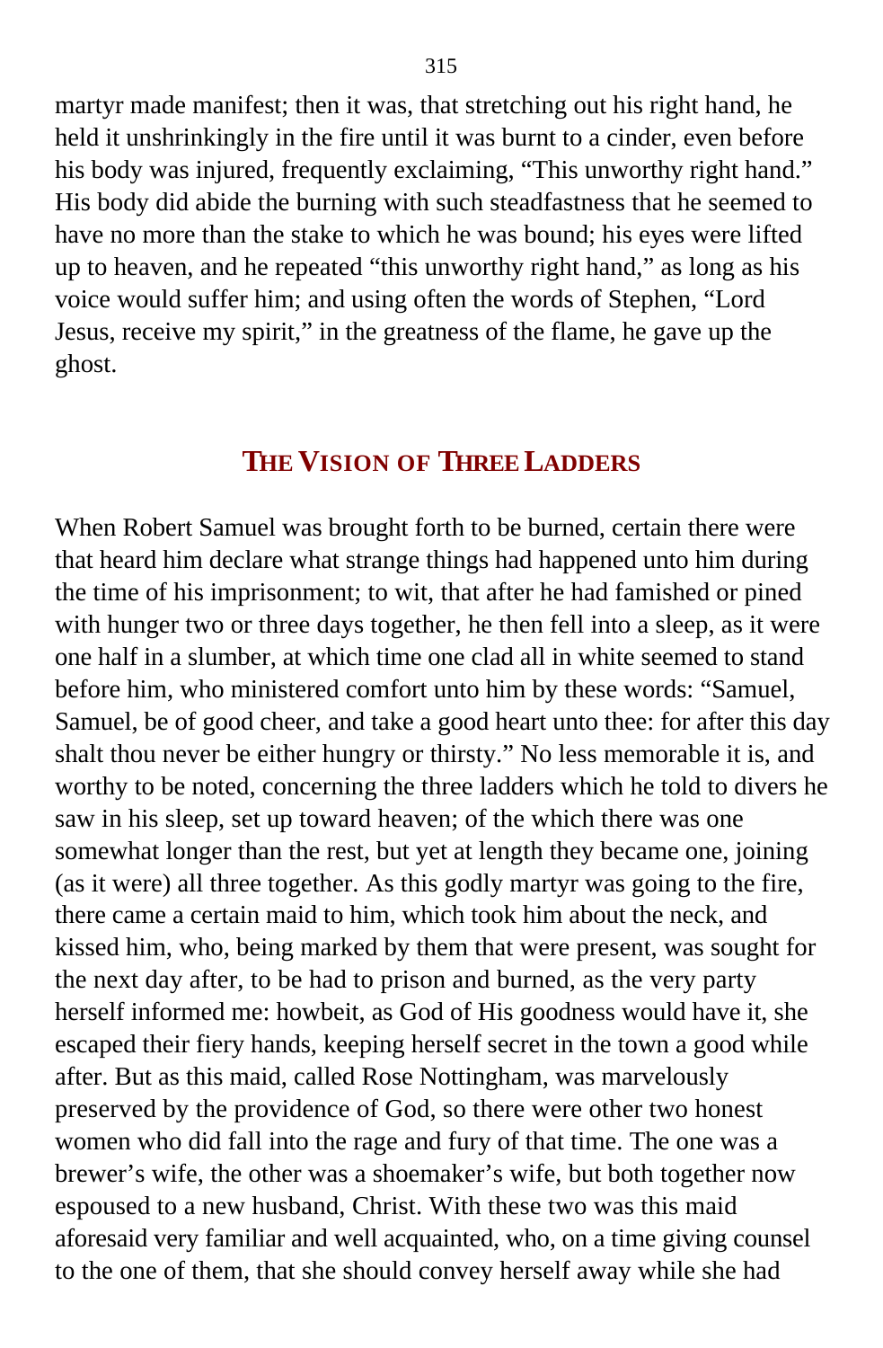martyr made manifest; then it was, that stretching out his right hand, he held it unshrinkingly in the fire until it was burnt to a cinder, even before his body was injured, frequently exclaiming, “This unworthy right hand.” His body did abide the burning with such steadfastness that he seemed to have no more than the stake to which he was bound; his eyes were lifted up to heaven, and he repeated “this unworthy right hand,” as long as his voice would suffer him; and using often the words of Stephen, “Lord Jesus, receive my spirit,” in the greatness of the flame, he gave up the ghost.

## The Vision of Three Ladders

When Robert Samuel was brought forth to be burned, certain there were that heard him declare what strange things had happened unto him during the time of his imprisonment; to wit, that after he had famished or pined with hunger two or three days together, he then fell into a sleep, as it were one half in a slumber, at which time one clad all in white seemed to stand before him, who ministered comfort unto him by these words: “Samuel, Samuel, be of good cheer, and take a good heart unto thee: for after this day shalt thou never be either hungry or thirsty.” No less memorable it is, and worthy to be noted, concerning the three ladders which he told to divers he saw in his sleep, set up toward heaven; of the which there was one somewhat longer than the rest, but yet at length they became one, joining (as it were) all three together. As this godly martyr was going to the fire, there came a certain maid to him, which took him about the neck, and kissed him, who, being marked by them that were present, was sought for the next day after, to be had to prison and burned, as the very party herself informed me: howbeit, as God of His goodness would have it, she escaped their fiery hands, keeping herself secret in the town a good while after. But as this maid, called Rose Nottingham, was marvelously preserved by the providence of God, so there were other two honest women who did fall into the rage and fury of that time. The one was a brewer’s wife, the other was a shoemaker’s wife, but both together now espoused to a new husband, Christ. With these two was this maid aforesaid very familiar and well acquainted, who, on a time giving counsel to the one of them, that she should convey herself away while she had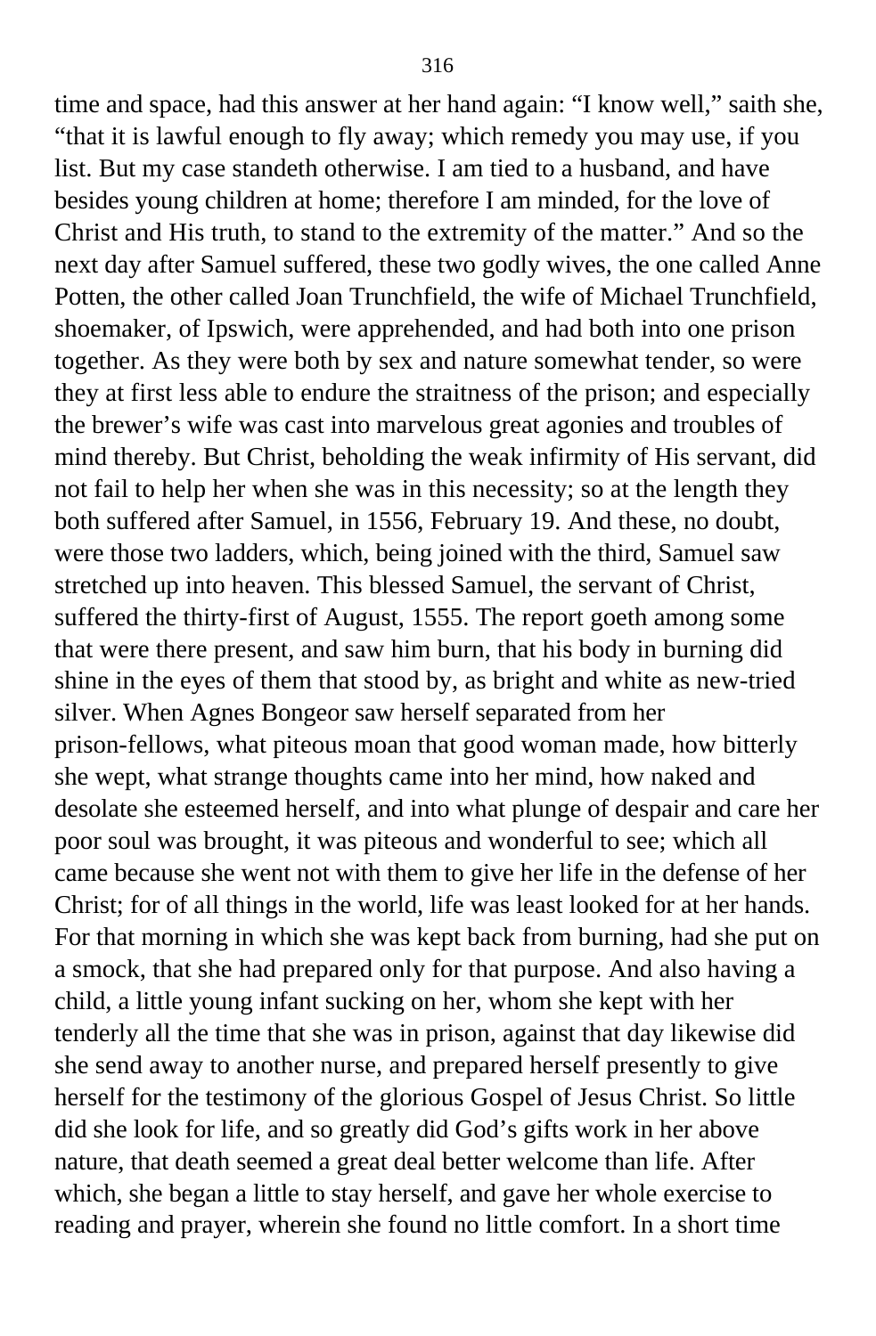time and space, had this answer at her hand again: "I know well," saith she, "that it is lawful enough to fly away; which remedy you may use, if you list. But my case standeth otherwise. I am tied to a husband, and have besides young children at home; therefore I am minded, for the love of Christ and His truth, to stand to the extremity of the matter." And so the next day after Samuel suffered, these two godly wives, the one called Anne Potten, the other called Joan Trunchfield, the wife of Michael Trunchfield, shoemaker, of Ipswich, were apprehended, and had both into one prison together. As they were both by sex and nature somewhat tender, so were they at first less able to endure the straitness of the prison; and especially the brewer's wife was cast into marvelous great agonies and troubles of mind thereby. But Christ, beholding the weak infirmity of His servant, did not fail to help her when she was in this necessity; so at the length they both suffered after Samuel, in 1556, February 19. And these, no doubt, were those two ladders, which, being joined with the third, Samuel saw stretched up into heaven. This blessed Samuel, the servant of Christ, suffered the thirty-first of August, 1555. The report goeth among some that were there present, and saw him burn, that his body in burning did shine in the eyes of them that stood by, as bright and white as new-tried silver. When Agnes Bongeor saw herself separated from her prison-fellows, what piteous moan that good woman made, how bitterly she wept, what strange thoughts came into her mind, how naked and desolate she esteemed herself, and into what plunge of despair and care her poor soul was brought, it was piteous and wonderful to see; which all came because she went not with them to give her life in the defense of her Christ; for of all things in the world, life was least looked for at her hands. For that morning in which she was kept back from burning, had she put on a smock, that she had prepared only for that purpose. And also having a child, a little young infant sucking on her, whom she kept with her tenderly all the time that she was in prison, against that day likewise did she send away to another nurse, and prepared herself presently to give herself for the testimony of the glorious Gospel of Jesus Christ. So little did she look for life, and so greatly did God's gifts work in her above nature, that death seemed a great deal better welcome than life. After which, she began a little to stay herself, and gave her whole exercise to reading and prayer, wherein she found no little comfort. In a short time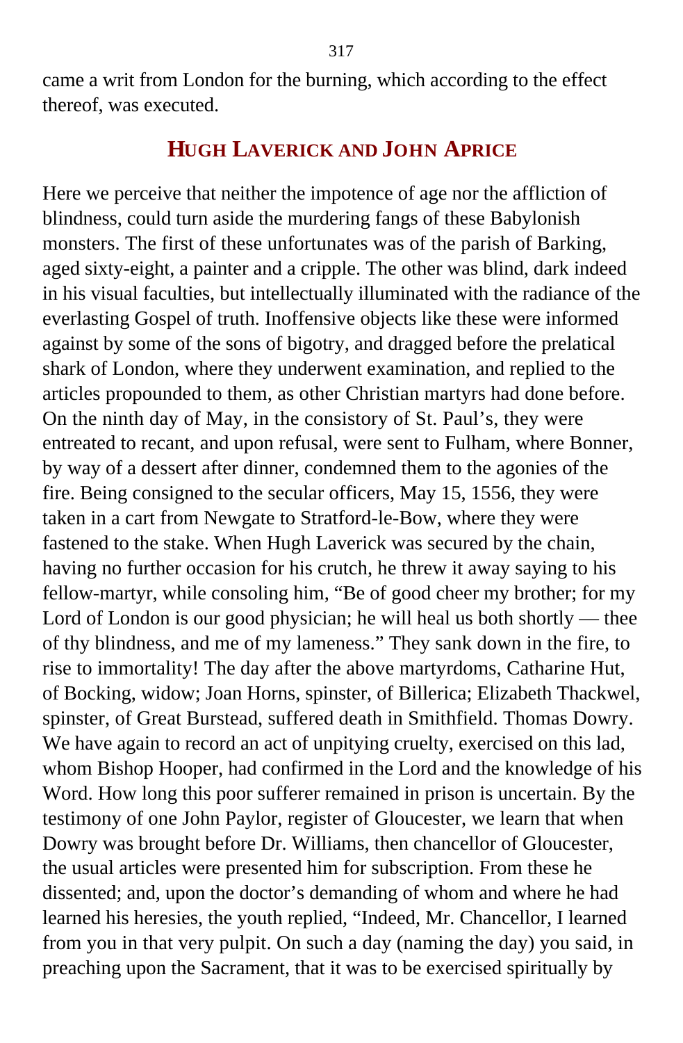came a writ from London for the burning, which according to the effect thereof, was executed.

## HUGH LAVERICK AND JOHN APRICE

Here we perceive that neither the impotence of age nor the affliction of blindness, could turn aside the murdering fangs of these Babylonish monsters. The first of these unfortunates was of the parish of Barking, aged sixty-eight, a painter and a cripple. The other was blind, dark indeed in his visual faculties, but intellectually illuminated with the radiance of the everlasting Gospel of truth. Inoffensive objects like these were informed against by some of the sons of bigotry, and dragged before the prelatical shark of London, where they underwent examination, and replied to the articles propounded to them, as other Christian martyrs had done before. On the ninth day of May, in the consistory of St. Paul's, they were entreated to recant, and upon refusal, were sent to Fulham, where Bonner, by way of a dessert after dinner, condemned them to the agonies of the fire. Being consigned to the secular officers, May 15, 1556, they were taken in a cart from Newgate to Stratford-le-Bow, where they were fastened to the stake. When Hugh Laverick was secured by the chain, having no further occasion for his crutch, he threw it away saying to his fellow-martyr, while consoling him, "Be of good cheer my brother; for my Lord of London is our good physician; he will heal us both shortly — thee of thy blindness, and me of my lameness." They sank down in the fire, to rise to immortality! The day after the above martyrdoms, Catharine Hut, of Bocking, widow; Joan Horns, spinster, of Billerica; Elizabeth Thackwel, spinster, of Great Burstead, suffered death in Smithfield. Thomas Dowry. We have again to record an act of unpitying cruelty, exercised on this lad, whom Bishop Hooper, had confirmed in the Lord and the knowledge of his Word. How long this poor sufferer remained in prison is uncertain. By the testimony of one John Paylor, register of Gloucester, we learn that when Dowry was brought before Dr. Williams, then chancellor of Gloucester, the usual articles were presented him for subscription. From these he dissented; and, upon the doctor's demanding of whom and where he had learned his heresies, the youth replied, "Indeed, Mr. Chancellor, I learned from you in that very pulpit. On such a day (naming the day) you said, in preaching upon the Sacrament, that it was to be exercised spiritually by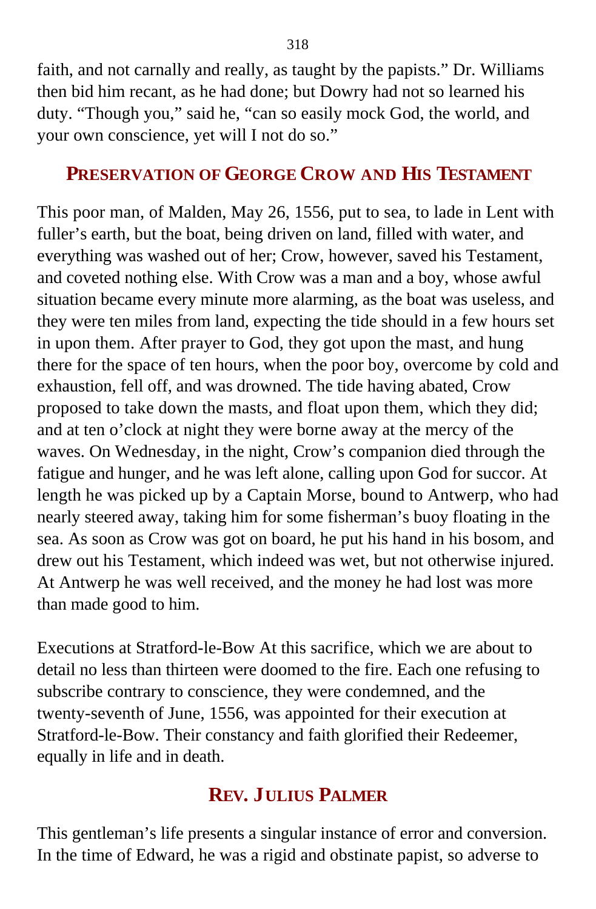faith, and not carnally and really, as taught by the papists." Dr. Williams then bid him recant, as he had done; but Dowry had not so learned his duty. "Though you," said he, "can so easily mock God, the world, and your own conscience, yet will I not do so."

## Preservation of George Crow and His Testament

This poor man, of Malden, May 26, 1556, put to sea, to lade in Lent with fuller's earth, but the boat, being driven on land, filled with water, and everything was washed out of her; Crow, however, saved his Testament, and coveted nothing else. With Crow was a man and a boy, whose awful situation became every minute more alarming, as the boat was useless, and they were ten miles from land, expecting the tide should in a few hours set in upon them. After prayer to God, they got upon the mast, and hung there for the space of ten hours, when the poor boy, overcome by cold and exhaustion, fell off, and was drowned. The tide having abated, Crow proposed to take down the masts, and float upon them, which they did; and at ten o'clock at night they were borne away at the mercy of the waves. On Wednesday, in the night, Crow's companion died through the fatigue and hunger, and he was left alone, calling upon God for succor. At length he was picked up by a Captain Morse, bound to Antwerp, who had nearly steered away, taking him for some fisherman's buoy floating in the sea. As soon as Crow was got on board, he put his hand in his bosom, and drew out his Testament, which indeed was wet, but not otherwise injured. At Antwerp he was well received, and the money he had lost was more than made good to him.

Executions at Stratford-le-Bow At this sacrifice, which we are about to detail no less than thirteen were doomed to the fire. Each one refusing to subscribe contrary to conscience, they were condemned, and the twenty-seventh of June, 1556, was appointed for their execution at Stratford-le-Bow. Their constancy and faith glorified their Redeemer, equally in life and in death.

## Rev. Julius Palmer

This gentleman's life presents a singular instance of error and conversion. In the time of Edward, he was a rigid and obstinate papist, so adverse to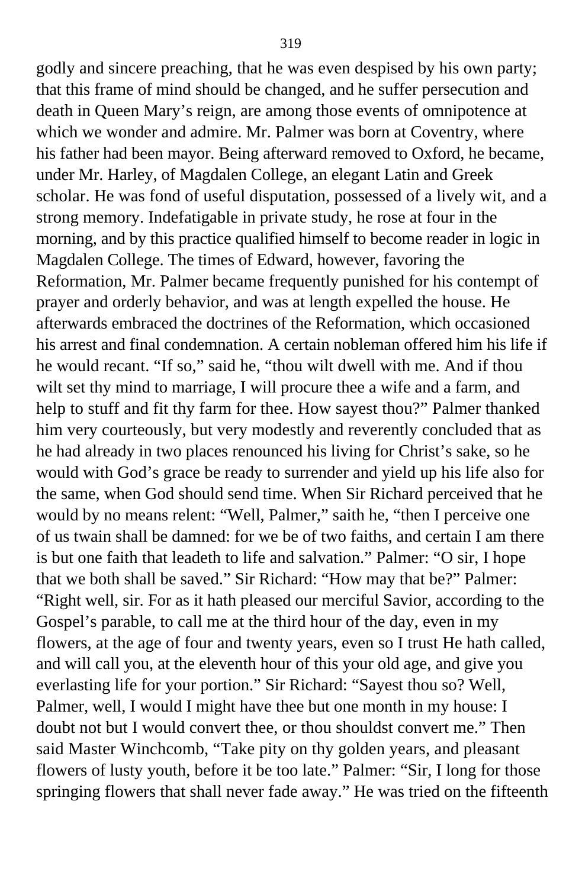godly and sincere preaching, that he was even despised by his own party; that this frame of mind should be changed, and he suffer persecution and death in Queen Mary's reign, are among those events of omnipotence at which we wonder and admire. Mr. Palmer was born at Coventry, where his father had been mayor. Being afterward removed to Oxford, he became, under Mr. Harley, of Magdalen College, an elegant Latin and Greek scholar. He was fond of useful disputation, possessed of a lively wit, and a strong memory. Indefatigable in private study, he rose at four in the morning, and by this practice qualified himself to become reader in logic in Magdalen College. The times of Edward, however, favoring the Reformation, Mr. Palmer became frequently punished for his contempt of prayer and orderly behavior, and was at length expelled the house. He afterwards embraced the doctrines of the Reformation, which occasioned his arrest and final condemnation. A certain nobleman offered him his life if he would recant. "If so," said he, "thou wilt dwell with me. And if thou wilt set thy mind to marriage, I will procure thee a wife and a farm, and help to stuff and fit thy farm for thee. How sayest thou?" Palmer thanked him very courteously, but very modestly and reverently concluded that as he had already in two places renounced his living for Christ's sake, so he would with God's grace be ready to surrender and yield up his life also for the same, when God should send time. When Sir Richard perceived that he would by no means relent: "Well, Palmer," saith he, "then I perceive one of us twain shall be damned: for we be of two faiths, and certain I am there is but one faith that leadeth to life and salvation." Palmer: "O sir, I hope that we both shall be saved." Sir Richard: "How may that be?" Palmer: "Right well, sir. For as it hath pleased our merciful Savior, according to the Gospel's parable, to call me at the third hour of the day, even in my flowers, at the age of four and twenty years, even so I trust He hath called, and will call you, at the eleventh hour of this your old age, and give you everlasting life for your portion." Sir Richard: "Sayest thou so? Well, Palmer, well, I would I might have thee but one month in my house: I doubt not but I would convert thee, or thou shouldst convert me." Then said Master Winchcomb, "Take pity on thy golden years, and pleasant flowers of lusty youth, before it be too late." Palmer: "Sir, I long for those springing flowers that shall never fade away." He was tried on the fifteenth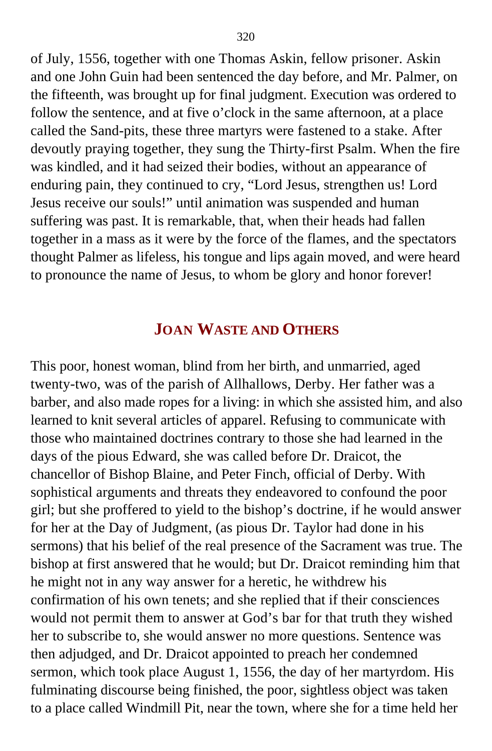of July, 1556, together with one Thomas Askin, fellow prisoner. Askin and one John Guin had been sentenced the day before, and Mr. Palmer, on the fifteenth, was brought up for final judgment. Execution was ordered to follow the sentence, and at five o'clock in the same afternoon, at a place called the Sand-pits, these three martyrs were fastened to a stake. After devoutly praying together, they sung the Thirty-first Psalm. When the fire was kindled, and it had seized their bodies, without an appearance of enduring pain, they continued to cry, "Lord Jesus, strengthen us! Lord Jesus receive our souls!" until animation was suspended and human suffering was past. It is remarkable, that, when their heads had fallen together in a mass as it were by the force of the flames, and the spectators thought Palmer as lifeless, his tongue and lips again moved, and were heard to pronounce the name of Jesus, to whom be glory and honor forever!

## JOAN WASTE AND OTHERS

This poor, honest woman, blind from her birth, and unmarried, aged twenty-two, was of the parish of Allhallows, Derby. Her father was a barber, and also made ropes for a living: in which she assisted him, and also learned to knit several articles of apparel. Refusing to communicate with those who maintained doctrines contrary to those she had learned in the days of the pious Edward, she was called before Dr. Draicot, the chancellor of Bishop Blaine, and Peter Finch, official of Derby. With sophistical arguments and threats they endeavored to confound the poor girl; but she proffered to yield to the bishop's doctrine, if he would answer for her at the Day of Judgment, (as pious Dr. Taylor had done in his sermons) that his belief of the real presence of the Sacrament was true. The bishop at first answered that he would; but Dr. Draicot reminding him that he might not in any way answer for a heretic, he withdrew his confirmation of his own tenets; and she replied that if their consciences would not permit them to answer at God's bar for that truth they wished her to subscribe to, she would answer no more questions. Sentence was then adjudged, and Dr. Draicot appointed to preach her condemned sermon, which took place August 1, 1556, the day of her martyrdom. His fulminating discourse being finished, the poor, sightless object was taken to a place called Windmill Pit, near the town, where she for a time held her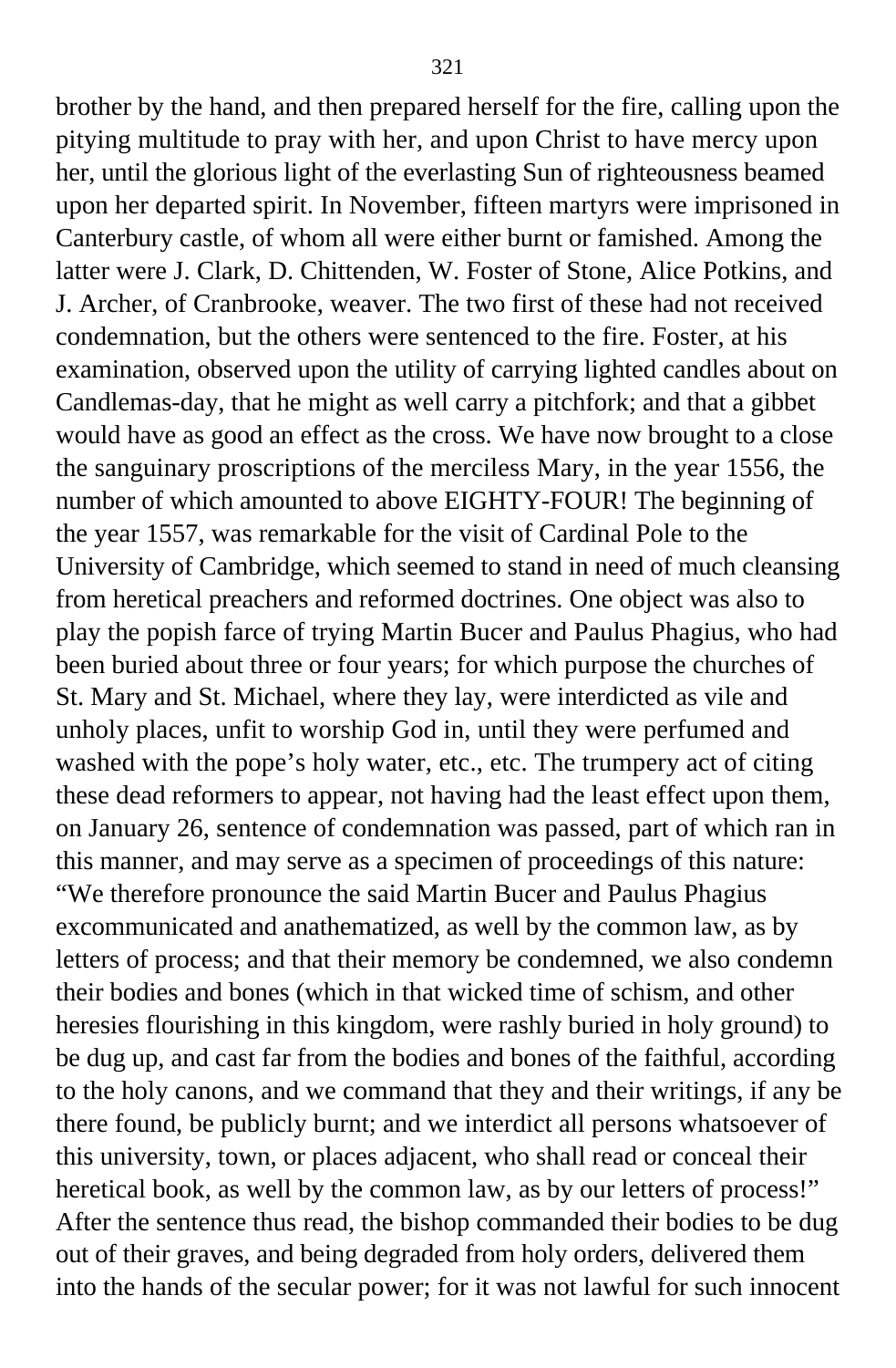brother by the hand, and then prepared herself for the fire, calling upon the pitying multitude to pray with her, and upon Christ to have mercy upon her, until the glorious light of the everlasting Sun of righteousness beamed upon her departed spirit. In November, fifteen martyrs were imprisoned in Canterbury castle, of whom all were either burnt or famished. Among the latter were J. Clark, D. Chittenden, W. Foster of Stone, Alice Potkins, and J. Archer, of Cranbrooke, weaver. The two first of these had not received condemnation, but the others were sentenced to the fire. Foster, at his examination, observed upon the utility of carrying lighted candles about on Candlemas-day, that he might as well carry a pitchfork; and that a gibbet would have as good an effect as the cross. We have now brought to a close the sanguinary proscriptions of the merciless Mary, in the year 1556, the number of which amounted to above EIGHTY-FOUR! The beginning of the year 1557, was remarkable for the visit of Cardinal Pole to the University of Cambridge, which seemed to stand in need of much cleansing from heretical preachers and reformed doctrines. One object was also to play the popish farce of trying Martin Bucer and Paulus Phagius, who had been buried about three or four years; for which purpose the churches of St. Mary and St. Michael, where they lay, were interdicted as vile and unholy places, unfit to worship God in, until they were perfumed and washed with the pope's holy water, etc., etc. The trumpery act of citing these dead reformers to appear, not having had the least effect upon them, on January 26, sentence of condemnation was passed, part of which ran in this manner, and may serve as a specimen of proceedings of this nature: "We therefore pronounce the said Martin Bucer and Paulus Phagius excommunicated and anathematized, as well by the common law, as by letters of process; and that their memory be condemned, we also condemn their bodies and bones (which in that wicked time of schism, and other heresies flourishing in this kingdom, were rashly buried in holy ground) to be dug up, and cast far from the bodies and bones of the faithful, according to the holy canons, and we command that they and their writings, if any be there found, be publicly burnt; and we interdict all persons whatsoever of this university, town, or places adjacent, who shall read or conceal their heretical book, as well by the common law, as by our letters of process!" After the sentence thus read, the bishop commanded their bodies to be dug out of their graves, and being degraded from holy orders, delivered them into the hands of the secular power; for it was not lawful for such innocent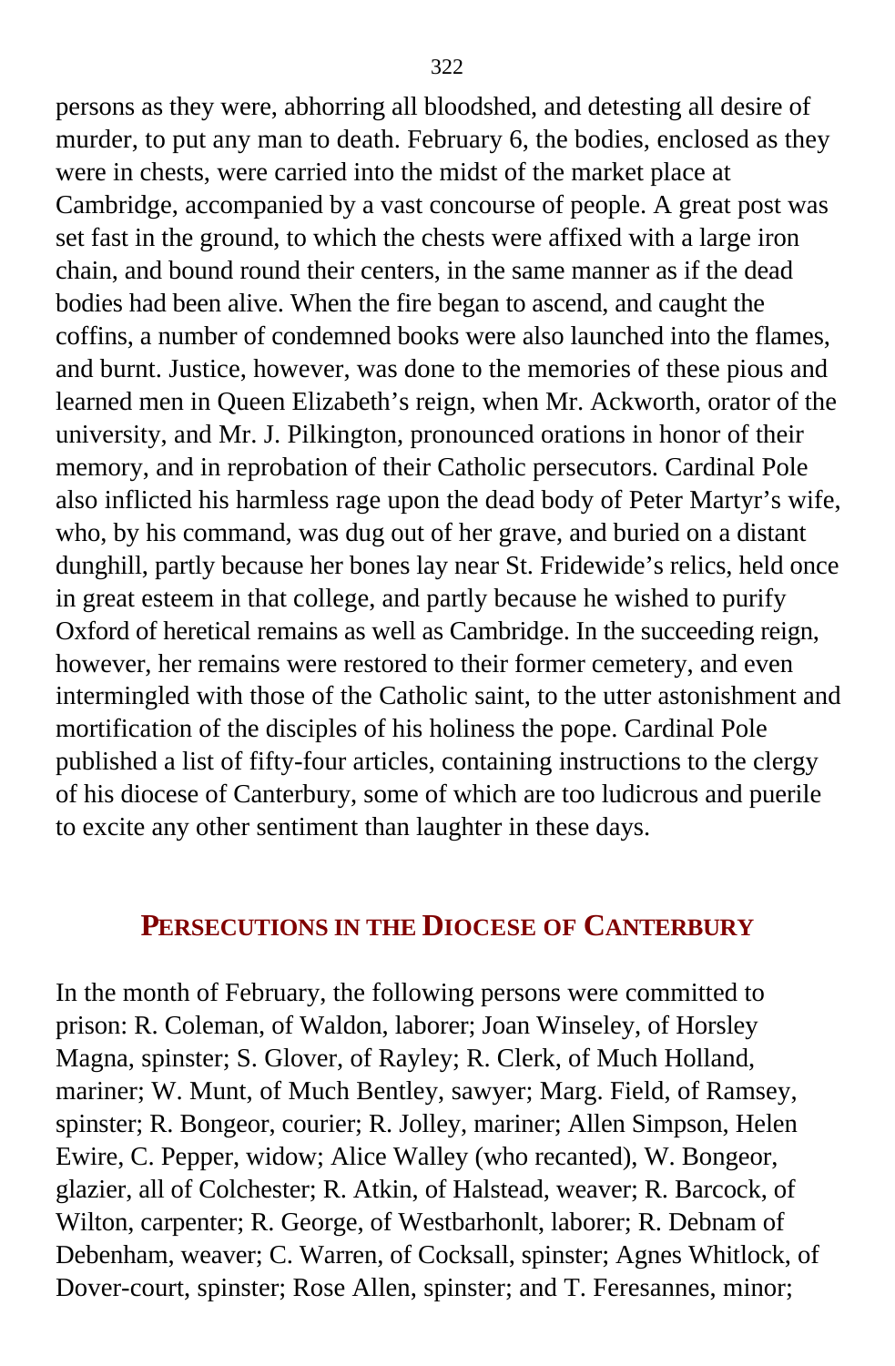persons as they were, abhorring all bloodshed, and detesting all desire of murder, to put any man to death. February 6, the bodies, enclosed as they were in chests, were carried into the midst of the market place at Cambridge, accompanied by a vast concourse of people. A great post was set fast in the ground, to which the chests were affixed with a large iron chain, and bound round their centers, in the same manner as if the dead bodies had been alive. When the fire began to ascend, and caught the coffins, a number of condemned books were also launched into the flames, and burnt. Justice, however, was done to the memories of these pious and learned men in Queen Elizabeth's reign, when Mr. Ackworth, orator of the university, and Mr. J. Pilkington, pronounced orations in honor of their memory, and in reprobation of their Catholic persecutors. Cardinal Pole also inflicted his harmless rage upon the dead body of Peter Martyr's wife, who, by his command, was dug out of her grave, and buried on a distant dunghill, partly because her bones lay near St. Fridewide's relics, held once in great esteem in that college, and partly because he wished to purify Oxford of heretical remains as well as Cambridge. In the succeeding reign, however, her remains were restored to their former cemetery, and even intermingled with those of the Catholic saint, to the utter astonishment and mortification of the disciples of his holiness the pope. Cardinal Pole published a list of fifty-four articles, containing instructions to the clergy of his diocese of Canterbury, some of which are too ludicrous and puerile to excite any other sentiment than laughter in these days.

## PERSECUTIONS IN THE DIOCESE OF CANTERBURY

In the month of February, the following persons were committed to prison: R. Coleman, of Waldon, laborer; Joan Winseley, of Horsley Magna, spinster; S. Glover, of Rayley; R. Clerk, of Much Holland, mariner; W. Munt, of Much Bentley, sawyer; Marg. Field, of Ramsey, spinster; R. Bongeor, courier; R. Jolley, mariner; Allen Simpson, Helen Ewire, C. Pepper, widow; Alice Walley (who recanted), W. Bongeor, glazier, all of Colchester; R. Atkin, of Halstead, weaver; R. Barcock, of Wilton, carpenter; R. George, of Westbarhonlt, laborer; R. Debnam of Debenham, weaver; C. Warren, of Cocksall, spinster; Agnes Whitlock, of Dover-court, spinster; Rose Allen, spinster; and T. Feresannes, minor;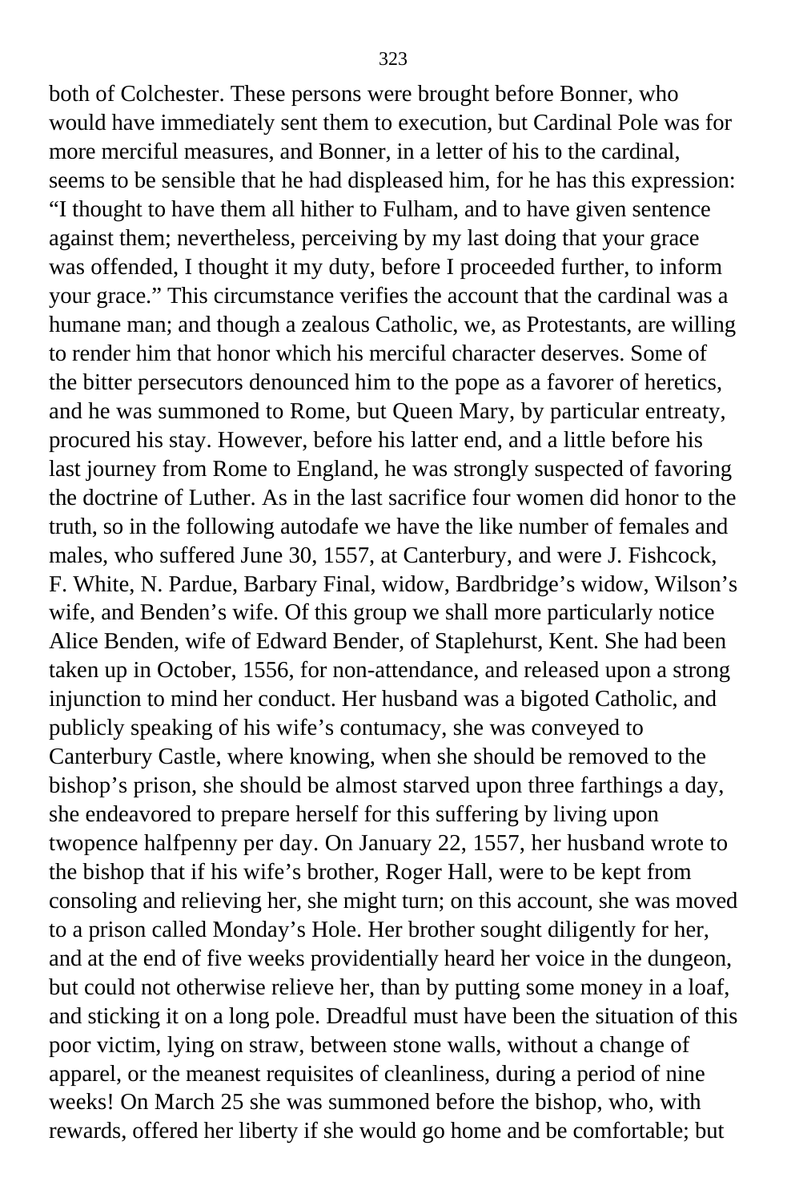both of Colchester. These persons were brought before Bonner, who would have immediately sent them to execution, but Cardinal Pole was for more merciful measures, and Bonner, in a letter of his to the cardinal, seems to be sensible that he had displeased him, for he has this expression: "I thought to have them all hither to Fulham, and to have given sentence against them; nevertheless, perceiving by my last doing that your grace was offended, I thought it my duty, before I proceeded further, to inform your grace." This circumstance verifies the account that the cardinal was a humane man; and though a zealous Catholic, we, as Protestants, are willing to render him that honor which his merciful character deserves. Some of the bitter persecutors denounced him to the pope as a favorer of heretics, and he was summoned to Rome, but Queen Mary, by particular entreaty, procured his stay. However, before his latter end, and a little before his last journey from Rome to England, he was strongly suspected of favoring the doctrine of Luther. As in the last sacrifice four women did honor to the truth, so in the following autodafe we have the like number of females and males, who suffered June 30, 1557, at Canterbury, and were J. Fishcock, F. White, N. Pardue, Barbary Final, widow, Bardbridge's widow, Wilson's wife, and Benden's wife. Of this group we shall more particularly notice Alice Benden, wife of Edward Bender, of Staplehurst, Kent. She had been taken up in October, 1556, for non-attendance, and released upon a strong injunction to mind her conduct. Her husband was a bigoted Catholic, and publicly speaking of his wife's contumacy, she was conveyed to Canterbury Castle, where knowing, when she should be removed to the bishop's prison, she should be almost starved upon three farthings a day, she endeavored to prepare herself for this suffering by living upon twopence halfpenny per day. On January 22, 1557, her husband wrote to the bishop that if his wife's brother, Roger Hall, were to be kept from consoling and relieving her, she might turn; on this account, she was moved to a prison called Monday's Hole. Her brother sought diligently for her, and at the end of five weeks providentially heard her voice in the dungeon, but could not otherwise relieve her, than by putting some money in a loaf, and sticking it on a long pole. Dreadful must have been the situation of this poor victim, lying on straw, between stone walls, without a change of apparel, or the meanest requisites of cleanliness, during a period of nine weeks! On March 25 she was summoned before the bishop, who, with rewards, offered her liberty if she would go home and be comfortable; but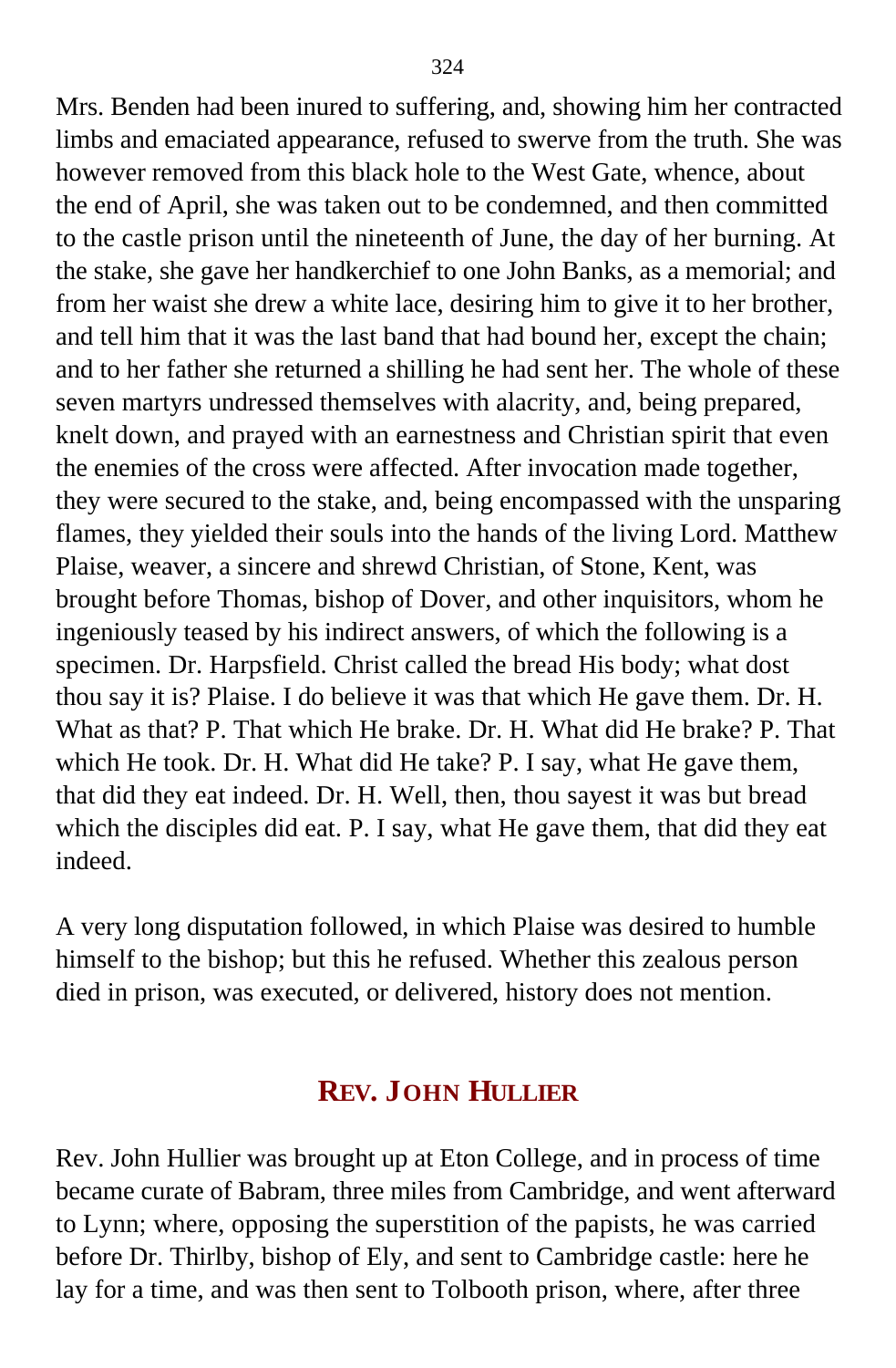Mrs. Benden had been inured to suffering, and, showing him her contracted limbs and emaciated appearance, refused to swerve from the truth. She was however removed from this black hole to the West Gate, whence, about the end of April, she was taken out to be condemned, and then committed to the castle prison until the nineteenth of June, the day of her burning. At the stake, she gave her handkerchief to one John Banks, as a memorial; and from her waist she drew a white lace, desiring him to give it to her brother, and tell him that it was the last band that had bound her, except the chain; and to her father she returned a shilling he had sent her. The whole of these seven martyrs undressed themselves with alacrity, and, being prepared, knelt down, and prayed with an earnestness and Christian spirit that even the enemies of the cross were affected. After invocation made together, they were secured to the stake, and, being encompassed with the unsparing flames, they yielded their souls into the hands of the living Lord. Matthew Plaise, weaver, a sincere and shrewd Christian, of Stone, Kent, was brought before Thomas, bishop of Dover, and other inquisitors, whom he ingeniously teased by his indirect answers, of which the following is a specimen. Dr. Harpsfield. Christ called the bread His body; what dost thou say it is? Plaise. I do believe it was that which He gave them. Dr. H. What as that? P. That which He brake. Dr. H. What did He brake? P. That which He took. Dr. H. What did He take? P. I say, what He gave them, that did they eat indeed. Dr. H. Well, then, thou sayest it was but bread which the disciples did eat. P. I say, what He gave them, that did they eat indeed.

A very long disputation followed, in which Plaise was desired to humble himself to the bishop; but this he refused. Whether this zealous person died in prison, was executed, or delivered, history does not mention.

## REV. JOHN HULLIER

Rev. John Hullier was brought up at Eton College, and in process of time became curate of Babram, three miles from Cambridge, and went afterward to Lynn; where, opposing the superstition of the papists, he was carried before Dr. Thirlby, bishop of Ely, and sent to Cambridge castle: here he lay for a time, and was then sent to Tolbooth prison, where, after three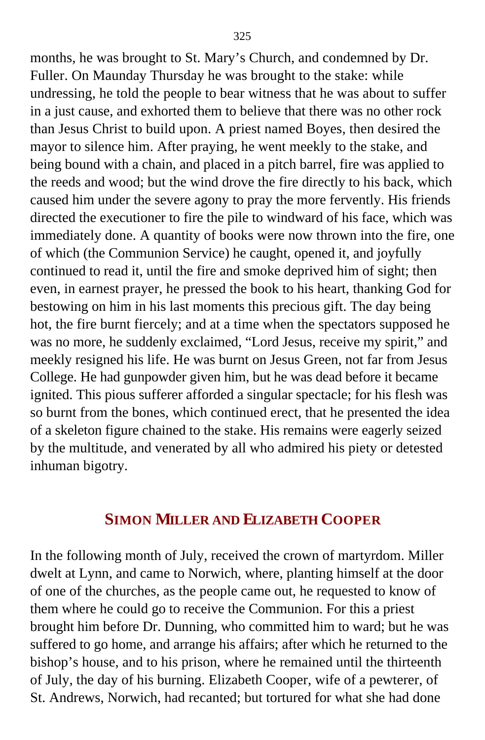months, he was brought to St. Mary's Church, and condemned by Dr. Fuller. On Maunday Thursday he was brought to the stake: while undressing, he told the people to bear witness that he was about to suffer in a just cause, and exhorted them to believe that there was no other rock than Jesus Christ to build upon. A priest named Boyes, then desired the mayor to silence him. After praying, he went meekly to the stake, and being bound with a chain, and placed in a pitch barrel, fire was applied to the reeds and wood; but the wind drove the fire directly to his back, which caused him under the severe agony to pray the more fervently. His friends directed the executioner to fire the pile to windward of his face, which was immediately done. A quantity of books were now thrown into the fire, one of which (the Communion Service) he caught, opened it, and joyfully continued to read it, until the fire and smoke deprived him of sight; then even, in earnest prayer, he pressed the book to his heart, thanking God for bestowing on him in his last moments this precious gift. The day being hot, the fire burnt fiercely; and at a time when the spectators supposed he was no more, he suddenly exclaimed, "Lord Jesus, receive my spirit," and meekly resigned his life. He was burnt on Jesus Green, not far from Jesus College. He had gunpowder given him, but he was dead before it became ignited. This pious sufferer afforded a singular spectacle; for his flesh was so burnt from the bones, which continued erect, that he presented the idea of a skeleton figure chained to the stake. His remains were eagerly seized by the multitude, and venerated by all who admired his piety or detested inhuman bigotry.

## SIMON MILLER AND ELIZABETH COOPER

In the following month of July, received the crown of martyrdom. Miller dwelt at Lynn, and came to Norwich, where, planting himself at the door of one of the churches, as the people came out, he requested to know of them where he could go to receive the Communion. For this a priest brought him before Dr. Dunning, who committed him to ward; but he was suffered to go home, and arrange his affairs; after which he returned to the bishop's house, and to his prison, where he remained until the thirteenth of July, the day of his burning. Elizabeth Cooper, wife of a pewterer, of St. Andrews, Norwich, had recanted; but tortured for what she had done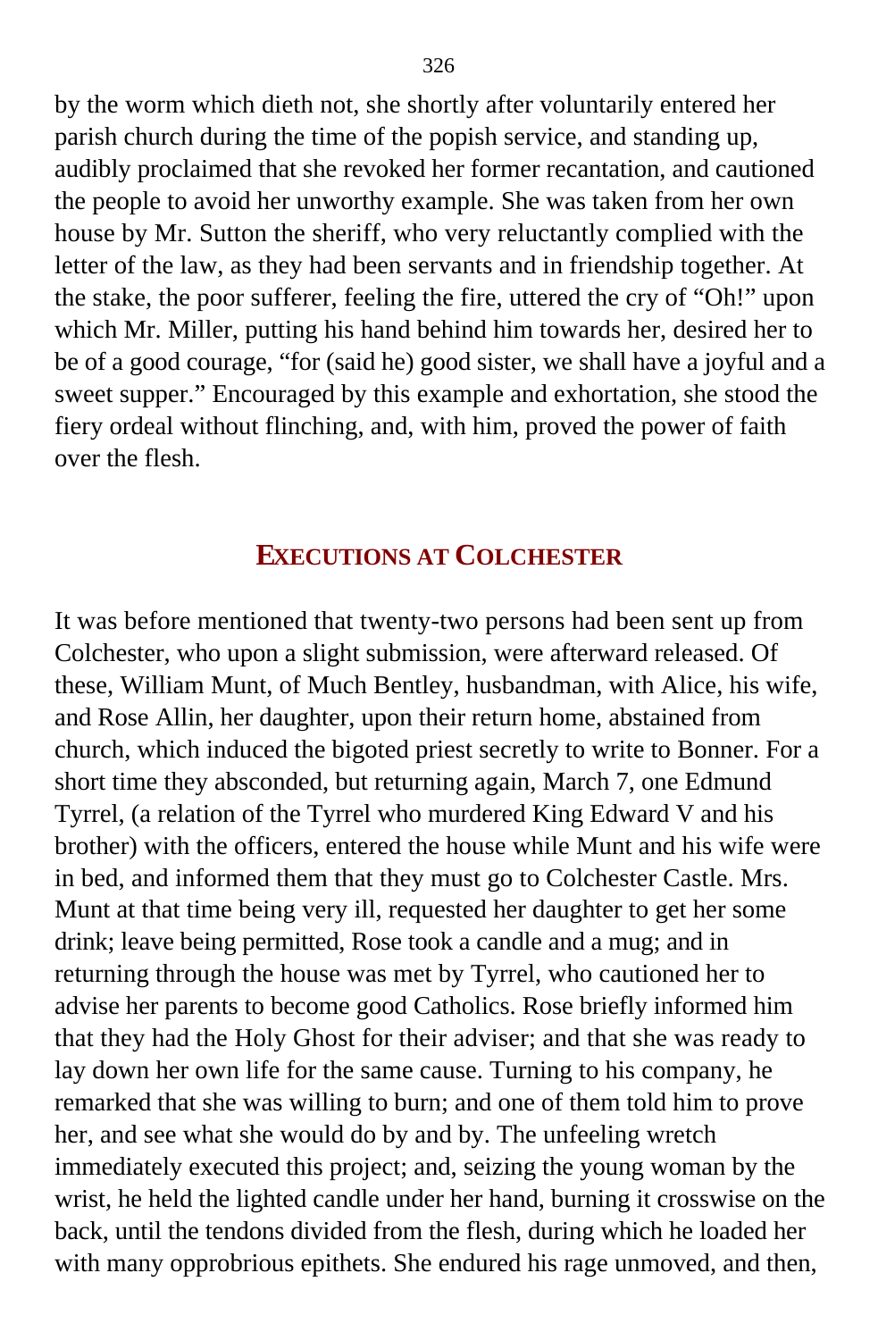by the worm which dieth not, she shortly after voluntarily entered her parish church during the time of the popish service, and standing up, audibly proclaimed that she revoked her former recantation, and cautioned the people to avoid her unworthy example. She was taken from her own house by Mr. Sutton the sheriff, who very reluctantly complied with the letter of the law, as they had been servants and in friendship together. At the stake, the poor sufferer, feeling the fire, uttered the cry of "Oh!" upon which Mr. Miller, putting his hand behind him towards her, desired her to be of a good courage, "for (said he) good sister, we shall have a joyful and a sweet supper." Encouraged by this example and exhortation, she stood the fiery ordeal without flinching, and, with him, proved the power of faith over the flesh.

## Executions at Colchester

It was before mentioned that twenty-two persons had been sent up from Colchester, who upon a slight submission, were afterward released. Of these, William Munt, of Much Bentley, husbandman, with Alice, his wife, and Rose Allin, her daughter, upon their return home, abstained from church, which induced the bigoted priest secretly to write to Bonner. For a short time they absconded, but returning again, March 7, one Edmund Tyrrel, (a relation of the Tyrrel who murdered King Edward V and his brother) with the officers, entered the house while Munt and his wife were in bed, and informed them that they must go to Colchester Castle. Mrs. Munt at that time being very ill, requested her daughter to get her some drink; leave being permitted, Rose took a candle and a mug; and in returning through the house was met by Tyrrel, who cautioned her to advise her parents to become good Catholics. Rose briefly informed him that they had the Holy Ghost for their adviser; and that she was ready to lay down her own life for the same cause. Turning to his company, he remarked that she was willing to burn; and one of them told him to prove her, and see what she would do by and by. The unfeeling wretch immediately executed this project; and, seizing the young woman by the wrist, he held the lighted candle under her hand, burning it crosswise on the back, until the tendons divided from the flesh, during which he loaded her with many opprobrious epithets. She endured his rage unmoved, and then,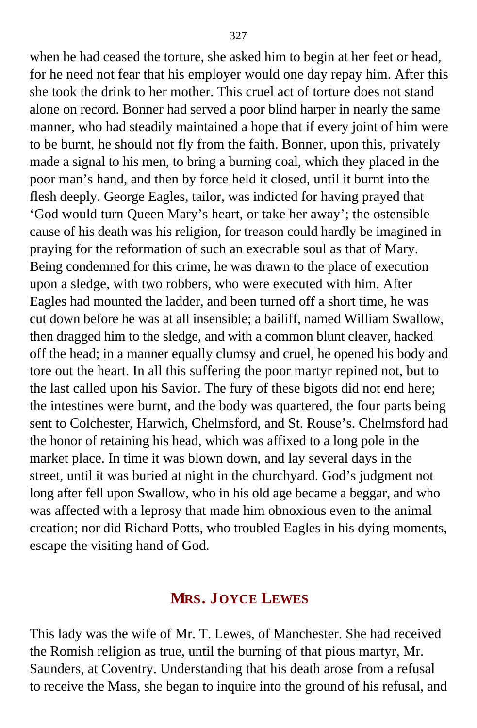when he had ceased the torture, she asked him to begin at her feet or head, for he need not fear that his employer would one day repay him. After this she took the drink to her mother. This cruel act of torture does not stand alone on record. Bonner had served a poor blind harper in nearly the same manner, who had steadily maintained a hope that if every joint of him were to be burnt, he should not fly from the faith. Bonner, upon this, privately made a signal to his men, to bring a burning coal, which they placed in the poor man's hand, and then by force held it closed, until it burnt into the flesh deeply. George Eagles, tailor, was indicted for having prayed that 'God would turn Queen Mary's heart, or take her away'; the ostensible cause of his death was his religion, for treason could hardly be imagined in praying for the reformation of such an execrable soul as that of Mary. Being condemned for this crime, he was drawn to the place of execution upon a sledge, with two robbers, who were executed with him. After Eagles had mounted the ladder, and been turned off a short time, he was cut down before he was at all insensible; a bailiff, named William Swallow, then dragged him to the sledge, and with a common blunt cleaver, hacked off the head; in a manner equally clumsy and cruel, he opened his body and tore out the heart. In all this suffering the poor martyr repined not, but to the last called upon his Savior. The fury of these bigots did not end here; the intestines were burnt, and the body was quartered, the four parts being sent to Colchester, Harwich, Chelmsford, and St. Rouse's. Chelmsford had the honor of retaining his head, which was affixed to a long pole in the market place. In time it was blown down, and lay several days in the street, until it was buried at night in the churchyard. God's judgment not long after fell upon Swallow, who in his old age became a beggar, and who was affected with a leprosy that made him obnoxious even to the animal creation; nor did Richard Potts, who troubled Eagles in his dying moments, escape the visiting hand of God.

## MRS. JOYCE LEWES

This lady was the wife of Mr. T. Lewes, of Manchester. She had received the Romish religion as true, until the burning of that pious martyr, Mr. Saunders, at Coventry. Understanding that his death arose from a refusal to receive the Mass, she began to inquire into the ground of his refusal, and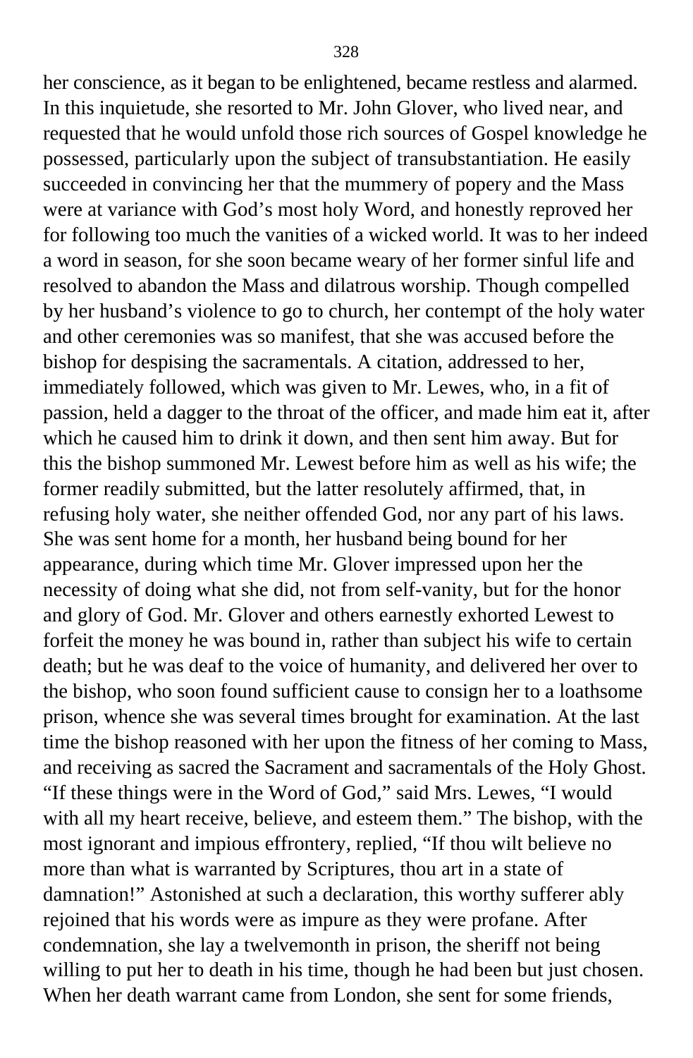her conscience, as it began to be enlightened, became restless and alarmed. In this inquietude, she resorted to Mr. John Glover, who lived near, and requested that he would unfold those rich sources of Gospel knowledge he possessed, particularly upon the subject of transubstantiation. He easily succeeded in convincing her that the mummery of popery and the Mass were at variance with God's most holy Word, and honestly reproved her for following too much the vanities of a wicked world. It was to her indeed a word in season, for she soon became weary of her former sinful life and resolved to abandon the Mass and dilatrous worship. Though compelled by her husband's violence to go to church, her contempt of the holy water and other ceremonies was so manifest, that she was accused before the bishop for despising the sacramentals. A citation, addressed to her, immediately followed, which was given to Mr. Lewes, who, in a fit of passion, held a dagger to the throat of the officer, and made him eat it, after which he caused him to drink it down, and then sent him away. But for this the bishop summoned Mr. Lewest before him as well as his wife; the former readily submitted, but the latter resolutely affirmed, that, in refusing holy water, she neither offended God, nor any part of his laws. She was sent home for a month, her husband being bound for her appearance, during which time Mr. Glover impressed upon her the necessity of doing what she did, not from self-vanity, but for the honor and glory of God. Mr. Glover and others earnestly exhorted Lewest to forfeit the money he was bound in, rather than subject his wife to certain death; but he was deaf to the voice of humanity, and delivered her over to the bishop, who soon found sufficient cause to consign her to a loathsome prison, whence she was several times brought for examination. At the last time the bishop reasoned with her upon the fitness of her coming to Mass, and receiving as sacred the Sacrament and sacramentals of the Holy Ghost. "If these things were in the Word of God," said Mrs. Lewes, "I would with all my heart receive, believe, and esteem them." The bishop, with the most ignorant and impious effrontery, replied, "If thou wilt believe no more than what is warranted by Scriptures, thou art in a state of damnation!" Astonished at such a declaration, this worthy sufferer ably rejoined that his words were as impure as they were profane. After condemnation, she lay a twelvemonth in prison, the sheriff not being willing to put her to death in his time, though he had been but just chosen. When her death warrant came from London, she sent for some friends,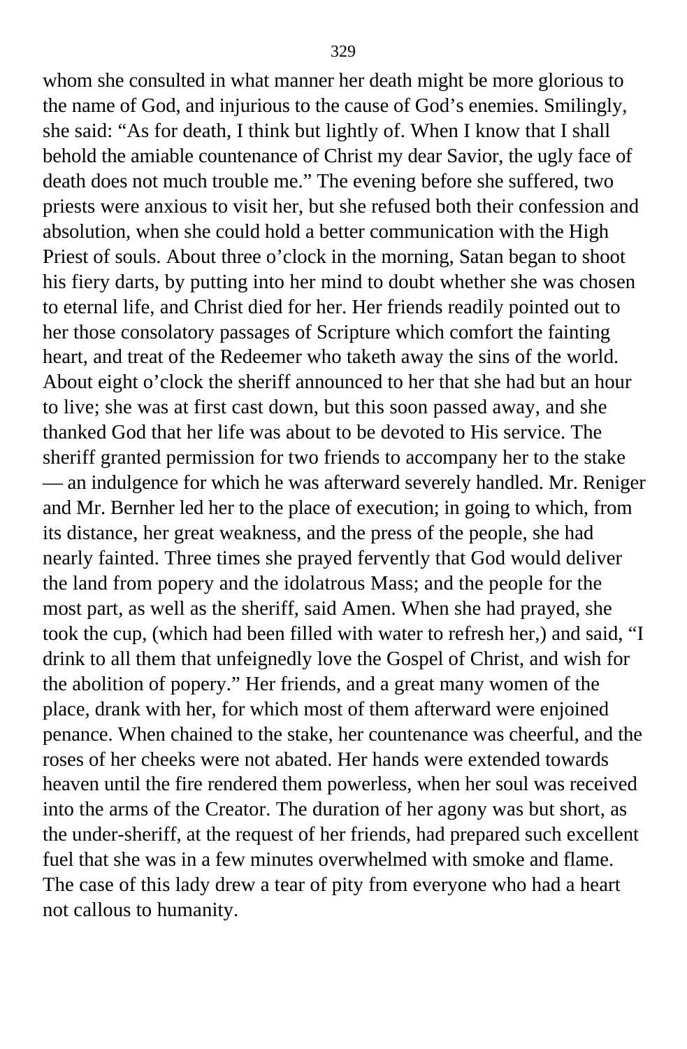whom she consulted in what manner her death might be more glorious to the name of God, and injurious to the cause of God's enemies. Smilingly, she said: "As for death, I think but lightly of. When I know that I shall behold the amiable countenance of Christ my dear Savior, the ugly face of death does not much trouble me." The evening before she suffered, two priests were anxious to visit her, but she refused both their confession and absolution, when she could hold a better communication with the High Priest of souls. About three o'clock in the morning, Satan began to shoot his fiery darts, by putting into her mind to doubt whether she was chosen to eternal life, and Christ died for her. Her friends readily pointed out to her those consolatory passages of Scripture which comfort the fainting heart, and treat of the Redeemer who taketh away the sins of the world. About eight o'clock the sheriff announced to her that she had but an hour to live; she was at first cast down, but this soon passed away, and she thanked God that her life was about to be devoted to His service. The sheriff granted permission for two friends to accompany her to the stake — an indulgence for which he was afterward severely handled. Mr. Reniger and Mr. Bernher led her to the place of execution; in going to which, from its distance, her great weakness, and the press of the people, she had nearly fainted. Three times she prayed fervently that God would deliver the land from popery and the idolatrous Mass; and the people for the most part, as well as the sheriff, said Amen. When she had prayed, she took the cup, (which had been filled with water to refresh her,) and said, "I drink to all them that unfeignedly love the Gospel of Christ, and wish for the abolition of popery." Her friends, and a great many women of the place, drank with her, for which most of them afterward were enjoined penance. When chained to the stake, her countenance was cheerful, and the roses of her cheeks were not abated. Her hands were extended towards heaven until the fire rendered them powerless, when her soul was received into the arms of the Creator. The duration of her agony was but short, as the under-sheriff, at the request of her friends, had prepared such excellent fuel that she was in a few minutes overwhelmed with smoke and flame. The case of this lady drew a tear of pity from everyone who had a heart not callous to humanity.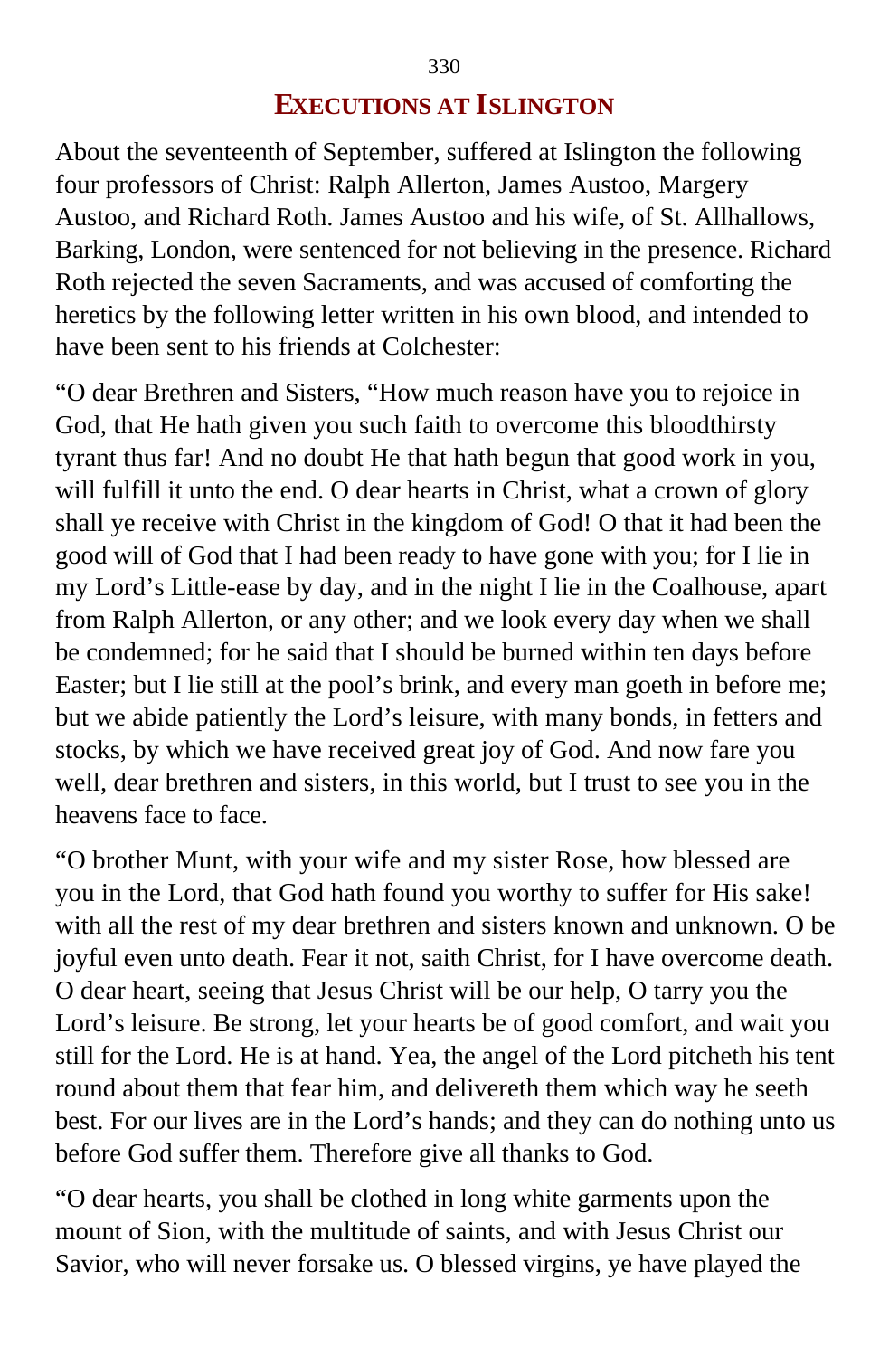## EXECUTIONS AT ISLINGTON

About the seventeenth of September, suffered at Islington the following four professors of Christ: Ralph Allerton, James Austoo, Margery Austoo, and Richard Roth. James Austoo and his wife, of St. Allhallows, Barking, London, were sentenced for not believing in the presence. Richard Roth rejected the seven Sacraments, and was accused of comforting the heretics by the following letter written in his own blood, and intended to have been sent to his friends at Colchester:

"O dear Brethren and Sisters, "How much reason have you to rejoice in God, that He hath given you such faith to overcome this bloodthirsty tyrant thus far! And no doubt He that hath begun that good work in you, will fulfill it unto the end. O dear hearts in Christ, what a crown of glory shall ye receive with Christ in the kingdom of God! O that it had been the good will of God that I had been ready to have gone with you; for I lie in my Lord's Little-ease by day, and in the night I lie in the Coalhouse, apart from Ralph Allerton, or any other; and we look every day when we shall be condemned; for he said that I should be burned within ten days before Easter; but I lie still at the pool's brink, and every man goeth in before me; but we abide patiently the Lord's leisure, with many bonds, in fetters and stocks, by which we have received great joy of God. And now fare you well, dear brethren and sisters, in this world, but I trust to see you in the heavens face to face.

"O brother Munt, with your wife and my sister Rose, how blessed are you in the Lord, that God hath found you worthy to suffer for His sake! with all the rest of my dear brethren and sisters known and unknown. O be joyful even unto death. Fear it not, saith Christ, for I have overcome death. O dear heart, seeing that Jesus Christ will be our help, O tarry you the Lord's leisure. Be strong, let your hearts be of good comfort, and wait you still for the Lord. He is at hand. Yea, the angel of the Lord pitcheth his tent round about them that fear him, and delivereth them which way he seeth best. For our lives are in the Lord's hands; and they can do nothing unto us before God suffer them. Therefore give all thanks to God.

"O dear hearts, you shall be clothed in long white garments upon the mount of Sion, with the multitude of saints, and with Jesus Christ our Savior, who will never forsake us. O blessed virgins, ye have played the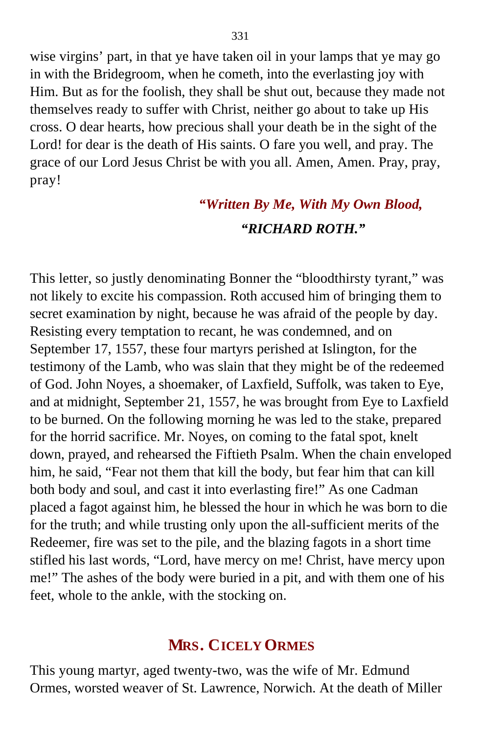wise virgins' part, in that ye have taken oil in your lamps that ye may go in with the Bridegroom, when he cometh, into the everlasting joy with Him. But as for the foolish, they shall be shut out, because they made not themselves ready to suffer with Christ, neither go about to take up His cross. O dear hearts, how precious shall your death be in the sight of the Lord! for dear is the death of His saints. O fare you well, and pray. The grace of our Lord Jesus Christ be with you all. Amen, Amen. Pray, pray, pray!

*"Written By Me, With My Own Blood,*

*"RICHARD ROTH."*

This letter, so justly denominating Bonner the "bloodthirsty tyrant," was not likely to excite his compassion. Roth accused him of bringing them to secret examination by night, because he was afraid of the people by day. Resisting every temptation to recant, he was condemned, and on September 17, 1557, these four martyrs perished at Islington, for the testimony of the Lamb, who was slain that they might be of the redeemed of God. John Noyes, a shoemaker, of Laxfield, Suffolk, was taken to Eye, and at midnight, September 21, 1557, he was brought from Eye to Laxfield to be burned. On the following morning he was led to the stake, prepared for the horrid sacrifice. Mr. Noyes, on coming to the fatal spot, knelt down, prayed, and rehearsed the Fiftieth Psalm. When the chain enveloped him, he said, "Fear not them that kill the body, but fear him that can kill both body and soul, and cast it into everlasting fire!" As one Cadman placed a fagot against him, he blessed the hour in which he was born to die for the truth; and while trusting only upon the all-sufficient merits of the Redeemer, fire was set to the pile, and the blazing fagots in a short time stifled his last words, "Lord, have mercy on me! Christ, have mercy upon me!" The ashes of the body were buried in a pit, and with them one of his feet, whole to the ankle, with the stocking on.

## MRS. CICELY ORMES

This young martyr, aged twenty-two, was the wife of Mr. Edmund Ormes, worsted weaver of St. Lawrence, Norwich. At the death of Miller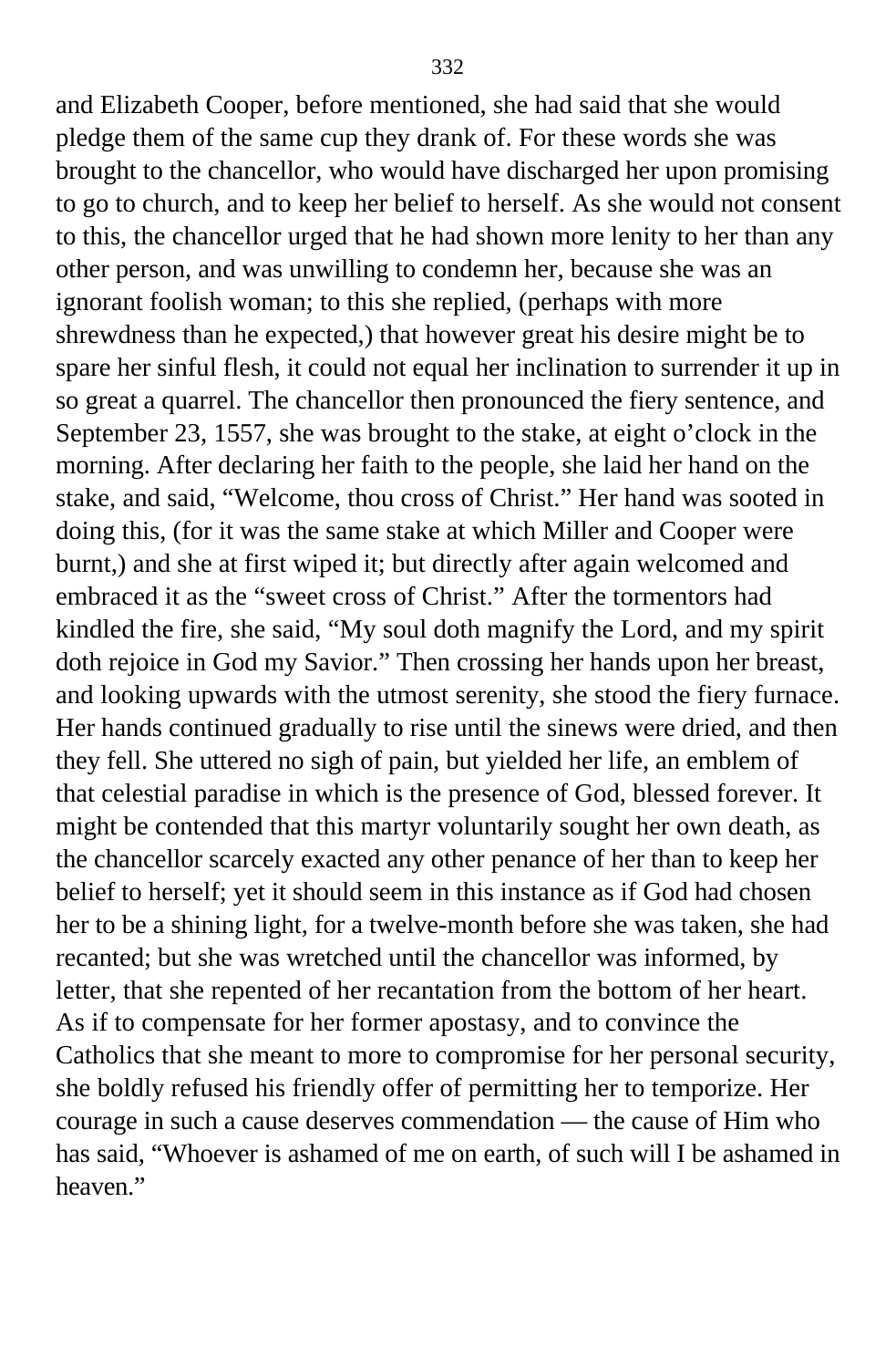and Elizabeth Cooper, before mentioned, she had said that she would pledge them of the same cup they drank of. For these words she was brought to the chancellor, who would have discharged her upon promising to go to church, and to keep her belief to herself. As she would not consent to this, the chancellor urged that he had shown more lenity to her than any other person, and was unwilling to condemn her, because she was an ignorant foolish woman; to this she replied, (perhaps with more shrewdness than he expected,) that however great his desire might be to spare her sinful flesh, it could not equal her inclination to surrender it up in so great a quarrel. The chancellor then pronounced the fiery sentence, and September 23, 1557, she was brought to the stake, at eight o'clock in the morning. After declaring her faith to the people, she laid her hand on the stake, and said, "Welcome, thou cross of Christ." Her hand was sooted in doing this, (for it was the same stake at which Miller and Cooper were burnt,) and she at first wiped it; but directly after again welcomed and embraced it as the "sweet cross of Christ." After the tormentors had kindled the fire, she said, "My soul doth magnify the Lord, and my spirit doth rejoice in God my Savior." Then crossing her hands upon her breast, and looking upwards with the utmost serenity, she stood the fiery furnace. Her hands continued gradually to rise until the sinews were dried, and then they fell. She uttered no sigh of pain, but yielded her life, an emblem of that celestial paradise in which is the presence of God, blessed forever. It might be contended that this martyr voluntarily sought her own death, as the chancellor scarcely exacted any other penance of her than to keep her belief to herself; yet it should seem in this instance as if God had chosen her to be a shining light, for a twelve-month before she was taken, she had recanted; but she was wretched until the chancellor was informed, by letter, that she repented of her recantation from the bottom of her heart. As if to compensate for her former apostasy, and to convince the Catholics that she meant to more to compromise for her personal security, she boldly refused his friendly offer of permitting her to temporize. Her courage in such a cause deserves commendation — the cause of Him who has said, "Whoever is ashamed of me on earth, of such will I be ashamed in heaven."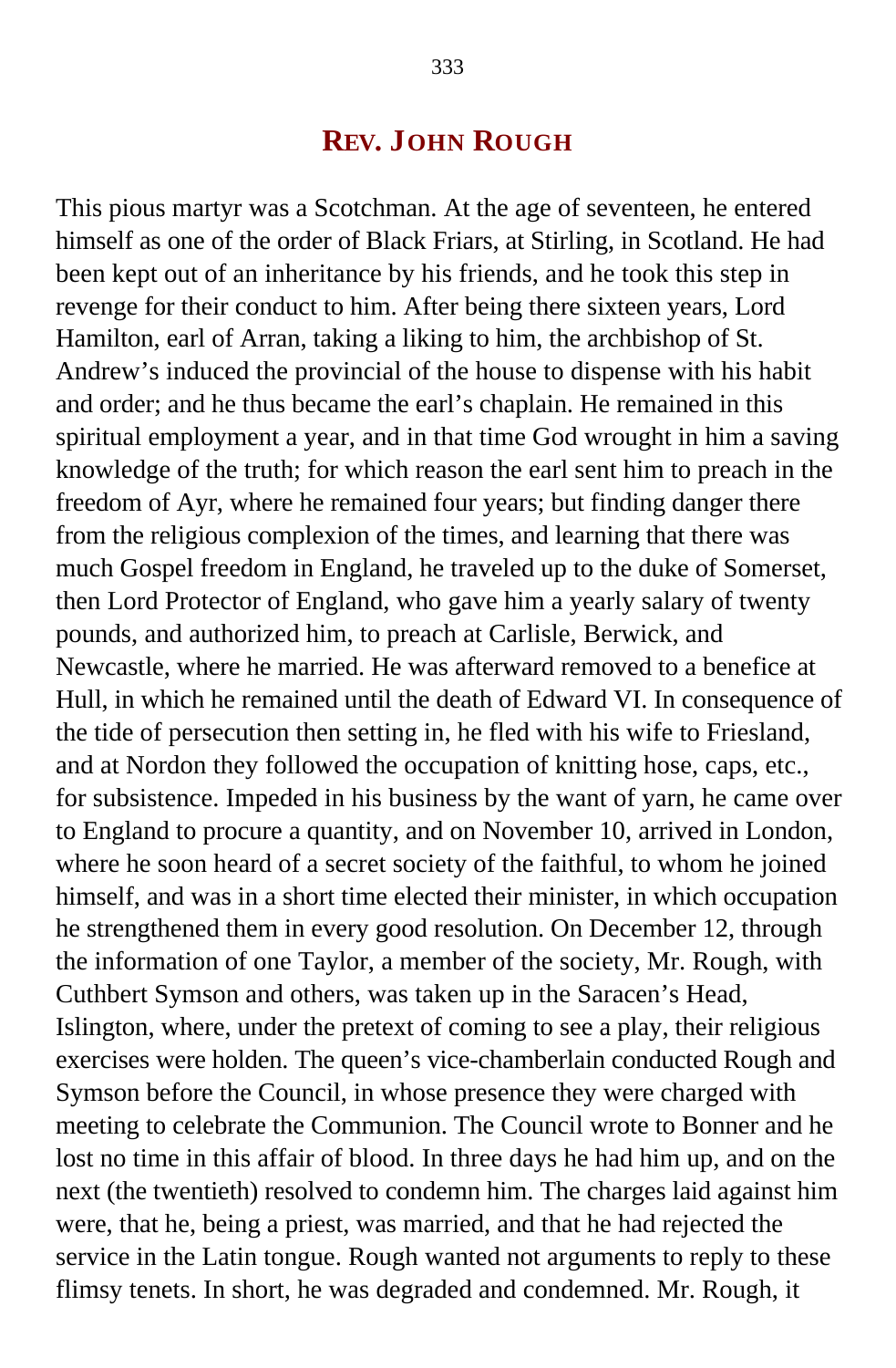## REV. JOHN ROUGH

This pious martyr was a Scotchman. At the age of seventeen, he entered himself as one of the order of Black Friars, at Stirling, in Scotland. He had been kept out of an inheritance by his friends, and he took this step in revenge for their conduct to him. After being there sixteen years, Lord Hamilton, earl of Arran, taking a liking to him, the archbishop of St. Andrew's induced the provincial of the house to dispense with his habit and order; and he thus became the earl's chaplain. He remained in this spiritual employment a year, and in that time God wrought in him a saving knowledge of the truth; for which reason the earl sent him to preach in the freedom of Ayr, where he remained four years; but finding danger there from the religious complexion of the times, and learning that there was much Gospel freedom in England, he traveled up to the duke of Somerset, then Lord Protector of England, who gave him a yearly salary of twenty pounds, and authorized him, to preach at Carlisle, Berwick, and Newcastle, where he married. He was afterward removed to a benefice at Hull, in which he remained until the death of Edward VI. In consequence of the tide of persecution then setting in, he fled with his wife to Friesland, and at Nordon they followed the occupation of knitting hose, caps, etc., for subsistence. Impeded in his business by the want of yarn, he came over to England to procure a quantity, and on November 10, arrived in London, where he soon heard of a secret society of the faithful, to whom he joined himself, and was in a short time elected their minister, in which occupation he strengthened them in every good resolution. On December 12, through the information of one Taylor, a member of the society, Mr. Rough, with Cuthbert Symson and others, was taken up in the Saracen's Head, Islington, where, under the pretext of coming to see a play, their religious exercises were holden. The queen's vice-chamberlain conducted Rough and Symson before the Council, in whose presence they were charged with meeting to celebrate the Communion. The Council wrote to Bonner and he lost no time in this affair of blood. In three days he had him up, and on the next (the twentieth) resolved to condemn him. The charges laid against him were, that he, being a priest, was married, and that he had rejected the service in the Latin tongue. Rough wanted not arguments to reply to these flimsy tenets. In short, he was degraded and condemned. Mr. Rough, it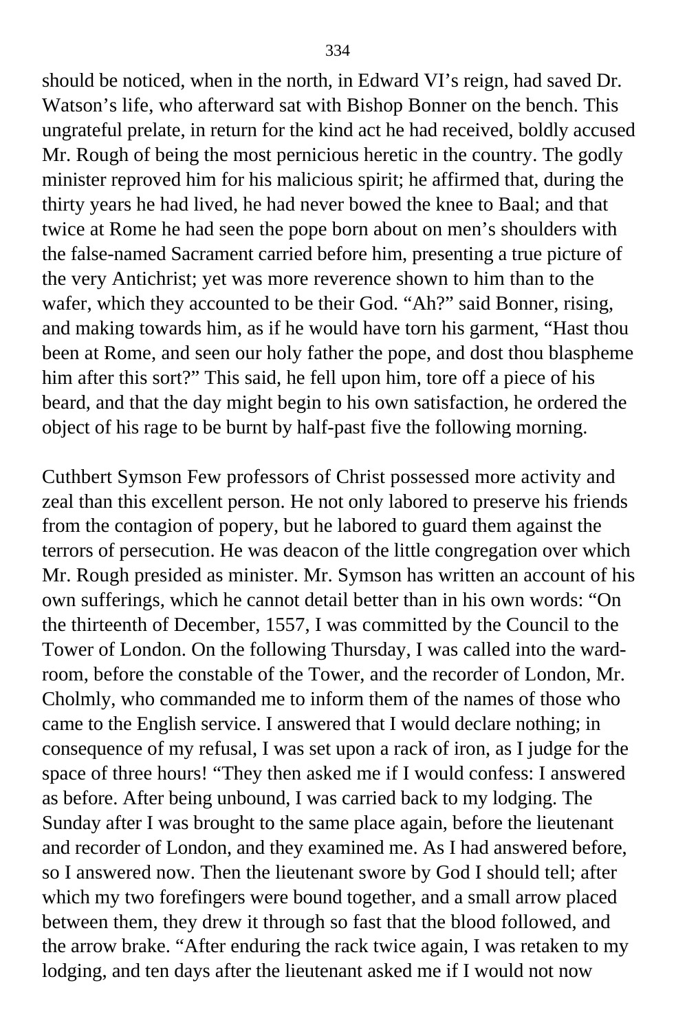should be noticed, when in the north, in Edward VI's reign, had saved Dr. Watson's life, who afterward sat with Bishop Bonner on the bench. This ungrateful prelate, in return for the kind act he had received, boldly accused Mr. Rough of being the most pernicious heretic in the country. The godly minister reproved him for his malicious spirit; he affirmed that, during the thirty years he had lived, he had never bowed the knee to Baal; and that twice at Rome he had seen the pope born about on men's shoulders with the false-named Sacrament carried before him, presenting a true picture of the very Antichrist; yet was more reverence shown to him than to the wafer, which they accounted to be their God. "Ah?" said Bonner, rising, and making towards him, as if he would have torn his garment, "Hast thou been at Rome, and seen our holy father the pope, and dost thou blaspheme him after this sort?" This said, he fell upon him, tore off a piece of his beard, and that the day might begin to his own satisfaction, he ordered the object of his rage to be burnt by half-past five the following morning.

Cuthbert Symson Few professors of Christ possessed more activity and zeal than this excellent person. He not only labored to preserve his friends from the contagion of popery, but he labored to guard them against the terrors of persecution. He was deacon of the little congregation over which Mr. Rough presided as minister. Mr. Symson has written an account of his own sufferings, which he cannot detail better than in his own words: "On the thirteenth of December, 1557, I was committed by the Council to the Tower of London. On the following Thursday, I was called into the ward-room, before the constable of the Tower, and the recorder of London, Mr. Cholmly, who commanded me to inform them of the names of those who came to the English service. I answered that I would declare nothing; in consequence of my refusal, I was set upon a rack of iron, as I judge for the space of three hours! "They then asked me if I would confess: I answered as before. After being unbound, I was carried back to my lodging. The Sunday after I was brought to the same place again, before the lieutenant and recorder of London, and they examined me. As I had answered before, so I answered now. Then the lieutenant swore by God I should tell; after which my two forefingers were bound together, and a small arrow placed between them, they drew it through so fast that the blood followed, and the arrow brake. "After enduring the rack twice again, I was retaken to my lodging, and ten days after the lieutenant asked me if I would not now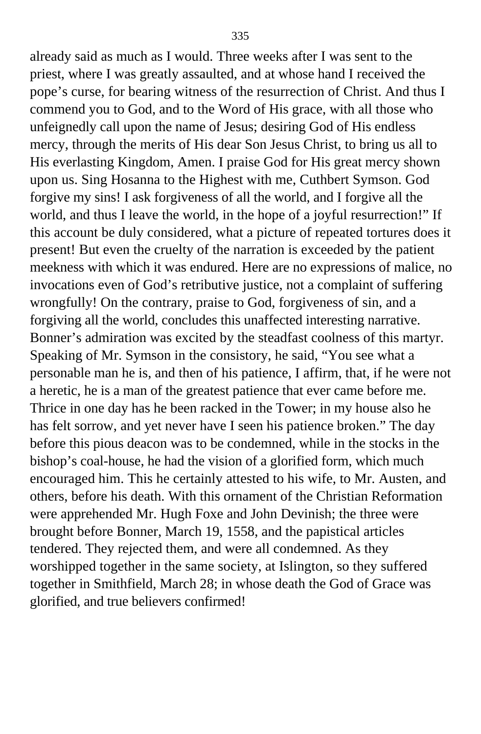already said as much as I would. Three weeks after I was sent to the priest, where I was greatly assaulted, and at whose hand I received the pope's curse, for bearing witness of the resurrection of Christ. And thus I commend you to God, and to the Word of His grace, with all those who unfeignedly call upon the name of Jesus; desiring God of His endless mercy, through the merits of His dear Son Jesus Christ, to bring us all to His everlasting Kingdom, Amen. I praise God for His great mercy shown upon us. Sing Hosanna to the Highest with me, Cuthbert Symson. God forgive my sins! I ask forgiveness of all the world, and I forgive all the world, and thus I leave the world, in the hope of a joyful resurrection!" If this account be duly considered, what a picture of repeated tortures does it present! But even the cruelty of the narration is exceeded by the patient meekness with which it was endured. Here are no expressions of malice, no invocations even of God's retributive justice, not a complaint of suffering wrongfully! On the contrary, praise to God, forgiveness of sin, and a forgiving all the world, concludes this unaffected interesting narrative. Bonner's admiration was excited by the steadfast coolness of this martyr. Speaking of Mr. Symson in the consistory, he said, "You see what a personable man he is, and then of his patience, I affirm, that, if he were not a heretic, he is a man of the greatest patience that ever came before me. Thrice in one day has he been racked in the Tower; in my house also he has felt sorrow, and yet never have I seen his patience broken." The day before this pious deacon was to be condemned, while in the stocks in the bishop's coal-house, he had the vision of a glorified form, which much encouraged him. This he certainly attested to his wife, to Mr. Austen, and others, before his death. With this ornament of the Christian Reformation were apprehended Mr. Hugh Foxe and John Devinish; the three were brought before Bonner, March 19, 1558, and the papistical articles tendered. They rejected them, and were all condemned. As they worshipped together in the same society, at Islington, so they suffered together in Smithfield, March 28; in whose death the God of Grace was glorified, and true believers confirmed!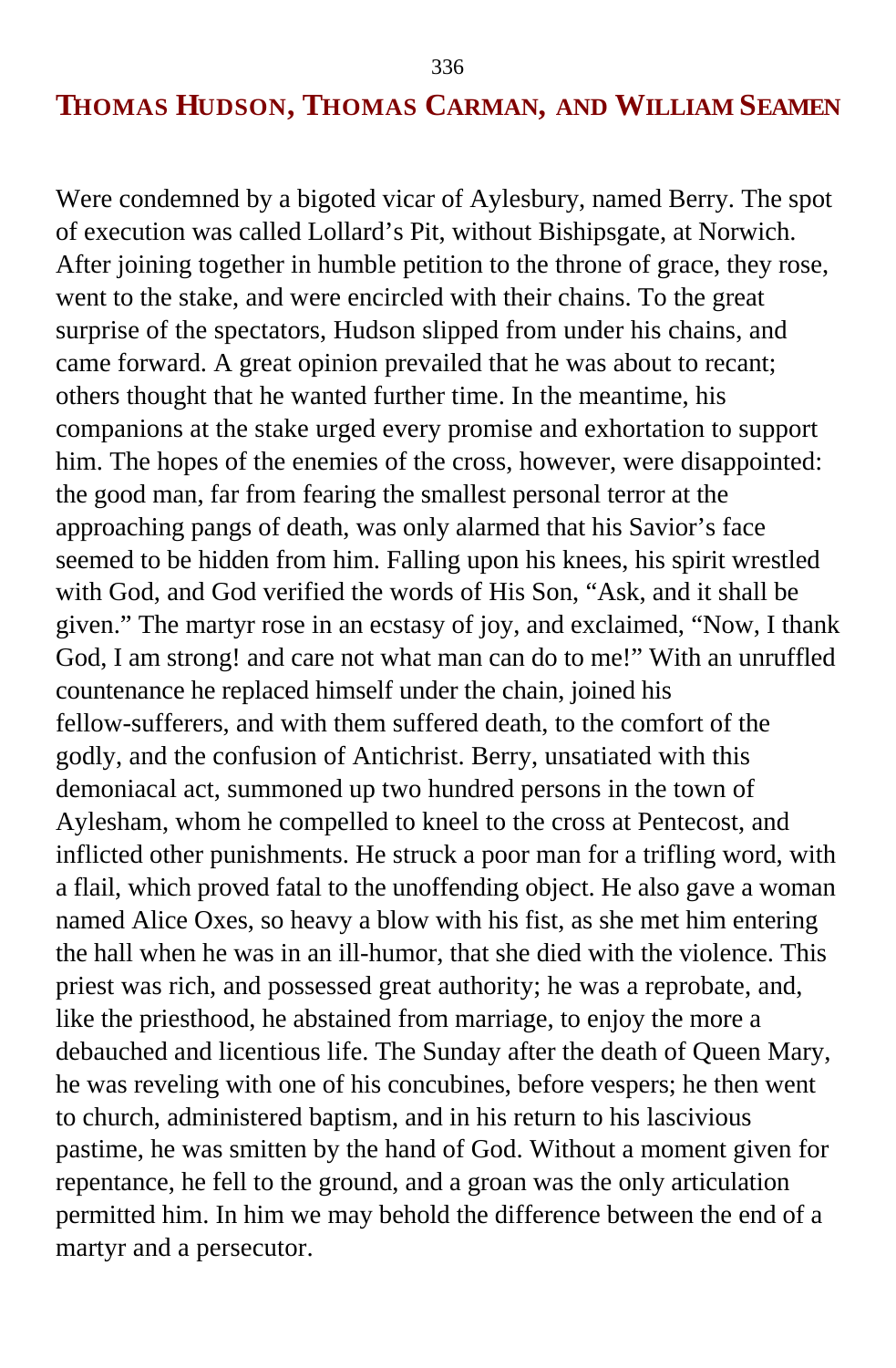## THOMAS HUDSON, THOMAS CARMAN, AND WILLIAM SEAMEN

Were condemned by a bigoted vicar of Aylesbury, named Berry. The spot of execution was called Lollard's Pit, without Bishipsgate, at Norwich. After joining together in humble petition to the throne of grace, they rose, went to the stake, and were encircled with their chains. To the great surprise of the spectators, Hudson slipped from under his chains, and came forward. A great opinion prevailed that he was about to recant; others thought that he wanted further time. In the meantime, his companions at the stake urged every promise and exhortation to support him. The hopes of the enemies of the cross, however, were disappointed: the good man, far from fearing the smallest personal terror at the approaching pangs of death, was only alarmed that his Savior's face seemed to be hidden from him. Falling upon his knees, his spirit wrestled with God, and God verified the words of His Son, "Ask, and it shall be given." The martyr rose in an ecstasy of joy, and exclaimed, "Now, I thank God, I am strong! and care not what man can do to me!" With an unruffled countenance he replaced himself under the chain, joined his fellow-sufferers, and with them suffered death, to the comfort of the godly, and the confusion of Antichrist. Berry, unsatiated with this demoniacal act, summoned up two hundred persons in the town of Aylesham, whom he compelled to kneel to the cross at Pentecost, and inflicted other punishments. He struck a poor man for a trifling word, with a flail, which proved fatal to the unoffending object. He also gave a woman named Alice Oxes, so heavy a blow with his fist, as she met him entering the hall when he was in an ill-humor, that she died with the violence. This priest was rich, and possessed great authority; he was a reprobate, and, like the priesthood, he abstained from marriage, to enjoy the more a debauched and licentious life. The Sunday after the death of Queen Mary, he was reveling with one of his concubines, before vespers; he then went to church, administered baptism, and in his return to his lascivious pastime, he was smitten by the hand of God. Without a moment given for repentance, he fell to the ground, and a groan was the only articulation permitted him. In him we may behold the difference between the end of a martyr and a persecutor.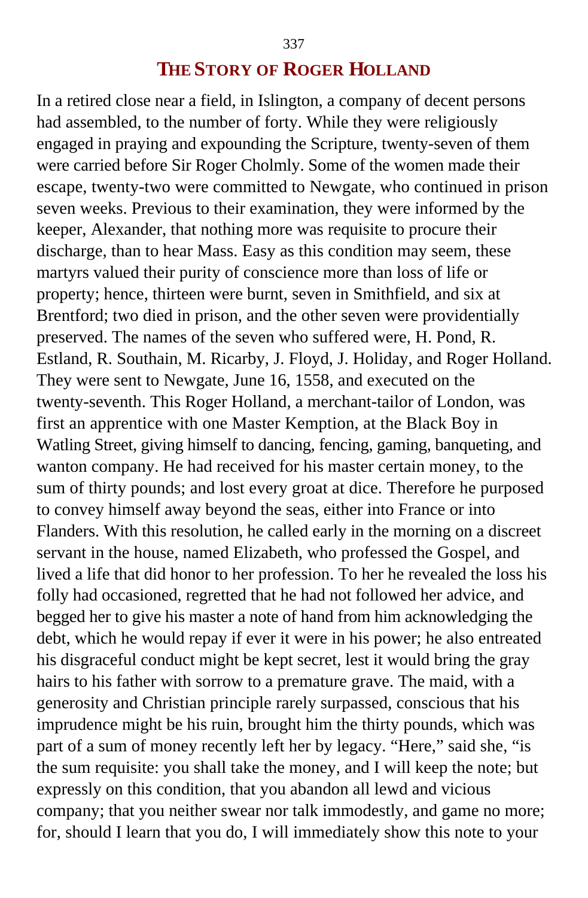## THE STORY OF ROGER HOLLAND

In a retired close near a field, in Islington, a company of decent persons had assembled, to the number of forty. While they were religiously engaged in praying and expounding the Scripture, twenty-seven of them were carried before Sir Roger Cholmly. Some of the women made their escape, twenty-two were committed to Newgate, who continued in prison seven weeks. Previous to their examination, they were informed by the keeper, Alexander, that nothing more was requisite to procure their discharge, than to hear Mass. Easy as this condition may seem, these martyrs valued their purity of conscience more than loss of life or property; hence, thirteen were burnt, seven in Smithfield, and six at Brentford; two died in prison, and the other seven were providentially preserved. The names of the seven who suffered were, H. Pond, R. Estland, R. Southain, M. Ricarby, J. Floyd, J. Holiday, and Roger Holland. They were sent to Newgate, June 16, 1558, and executed on the twenty-seventh. This Roger Holland, a merchant-tailor of London, was first an apprentice with one Master Kemption, at the Black Boy in Watling Street, giving himself to dancing, fencing, gaming, banqueting, and wanton company. He had received for his master certain money, to the sum of thirty pounds; and lost every groat at dice. Therefore he purposed to convey himself away beyond the seas, either into France or into Flanders. With this resolution, he called early in the morning on a discreet servant in the house, named Elizabeth, who professed the Gospel, and lived a life that did honor to her profession. To her he revealed the loss his folly had occasioned, regretted that he had not followed her advice, and begged her to give his master a note of hand from him acknowledging the debt, which he would repay if ever it were in his power; he also entreated his disgraceful conduct might be kept secret, lest it would bring the gray hairs to his father with sorrow to a premature grave. The maid, with a generosity and Christian principle rarely surpassed, conscious that his imprudence might be his ruin, brought him the thirty pounds, which was part of a sum of money recently left her by legacy. "Here," said she, "is the sum requisite: you shall take the money, and I will keep the note; but expressly on this condition, that you abandon all lewd and vicious company; that you neither swear nor talk immodestly, and game no more; for, should I learn that you do, I will immediately show this note to your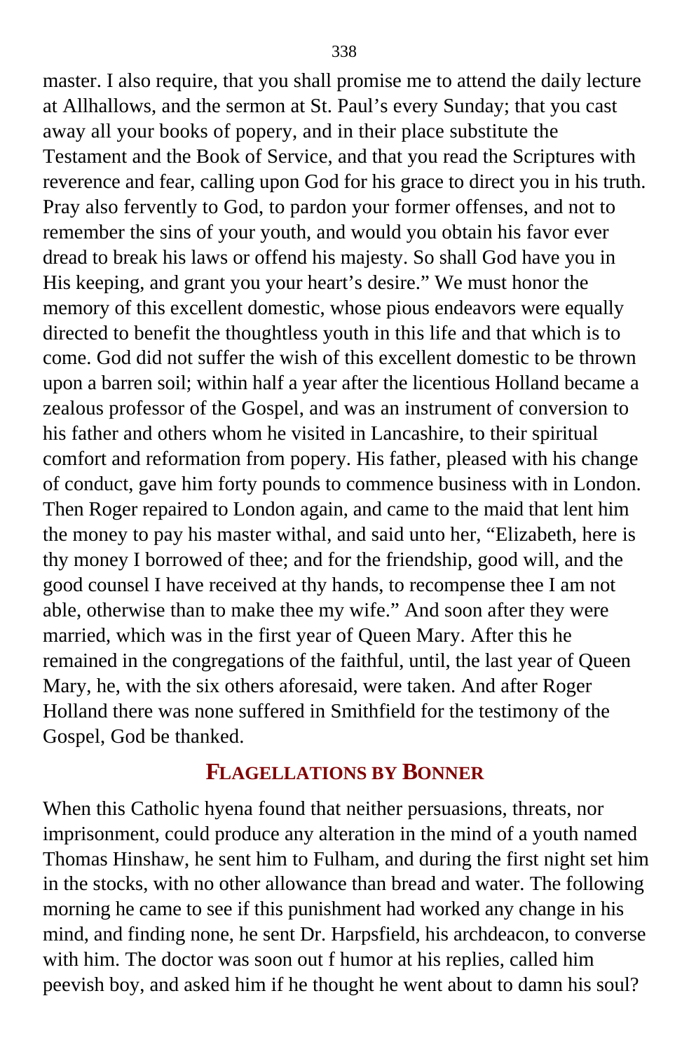master. I also require, that you shall promise me to attend the daily lecture at Allhallows, and the sermon at St. Paul's every Sunday; that you cast away all your books of popery, and in their place substitute the Testament and the Book of Service, and that you read the Scriptures with reverence and fear, calling upon God for his grace to direct you in his truth. Pray also fervently to God, to pardon your former offenses, and not to remember the sins of your youth, and would you obtain his favor ever dread to break his laws or offend his majesty. So shall God have you in His keeping, and grant you your heart's desire." We must honor the memory of this excellent domestic, whose pious endeavors were equally directed to benefit the thoughtless youth in this life and that which is to come. God did not suffer the wish of this excellent domestic to be thrown upon a barren soil; within half a year after the licentious Holland became a zealous professor of the Gospel, and was an instrument of conversion to his father and others whom he visited in Lancashire, to their spiritual comfort and reformation from popery. His father, pleased with his change of conduct, gave him forty pounds to commence business with in London. Then Roger repaired to London again, and came to the maid that lent him the money to pay his master withal, and said unto her, "Elizabeth, here is thy money I borrowed of thee; and for the friendship, good will, and the good counsel I have received at thy hands, to recompense thee I am not able, otherwise than to make thee my wife." And soon after they were married, which was in the first year of Queen Mary. After this he remained in the congregations of the faithful, until, the last year of Queen Mary, he, with the six others aforesaid, were taken. And after Roger Holland there was none suffered in Smithfield for the testimony of the Gospel, God be thanked.

## Flagellations by Bonner

When this Catholic hyena found that neither persuasions, threats, nor imprisonment, could produce any alteration in the mind of a youth named Thomas Hinshaw, he sent him to Fulham, and during the first night set him in the stocks, with no other allowance than bread and water. The following morning he came to see if this punishment had worked any change in his mind, and finding none, he sent Dr. Harpsfield, his archdeacon, to converse with him. The doctor was soon out f humor at his replies, called him peevish boy, and asked him if he thought he went about to damn his soul?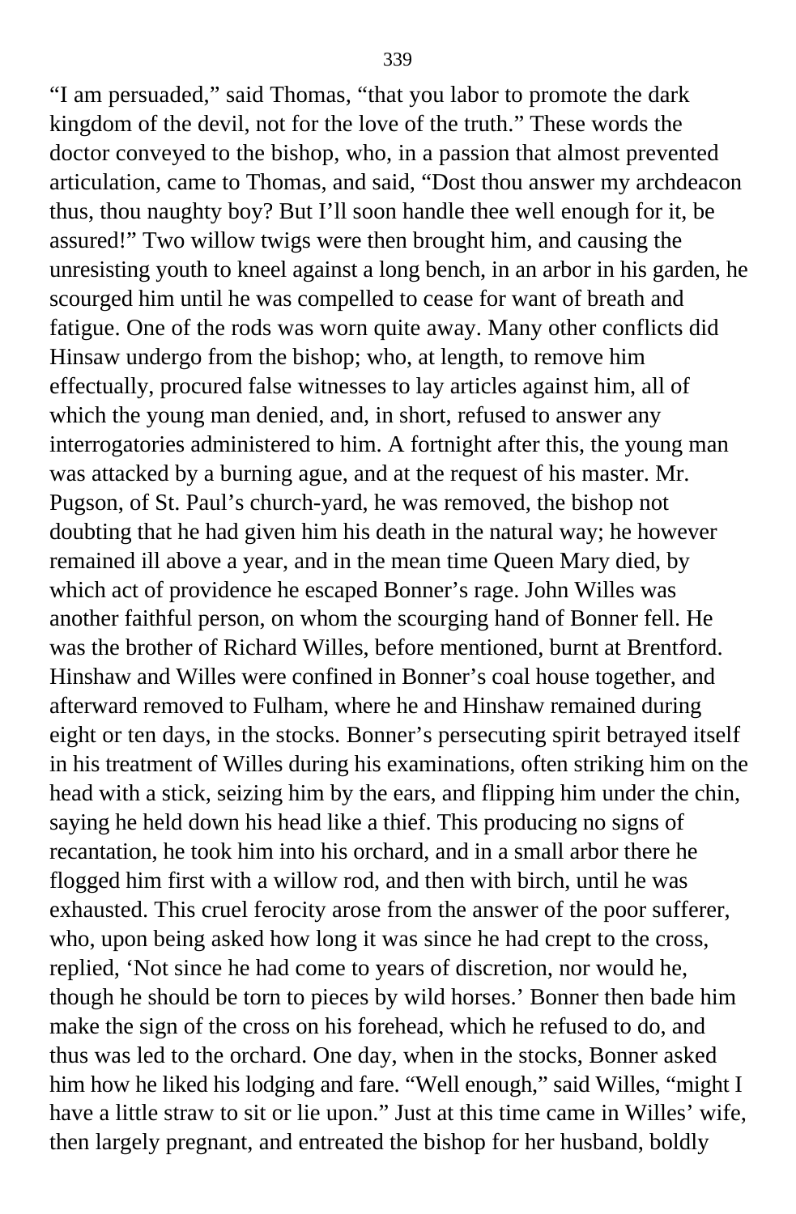“I am persuaded,” said Thomas, “that you labor to promote the dark kingdom of the devil, not for the love of the truth.” These words the doctor conveyed to the bishop, who, in a passion that almost prevented articulation, came to Thomas, and said, “Dost thou answer my archdeacon thus, thou naughty boy? But I’ll soon handle thee well enough for it, be assured!” Two willow twigs were then brought him, and causing the unresisting youth to kneel against a long bench, in an arbor in his garden, he scourged him until he was compelled to cease for want of breath and fatigue. One of the rods was worn quite away. Many other conflicts did Hinsaw undergo from the bishop; who, at length, to remove him effectually, procured false witnesses to lay articles against him, all of which the young man denied, and, in short, refused to answer any interrogatories administered to him. A fortnight after this, the young man was attacked by a burning ague, and at the request of his master. Mr. Pugson, of St. Paul’s church-yard, he was removed, the bishop not doubting that he had given him his death in the natural way; he however remained ill above a year, and in the mean time Queen Mary died, by which act of providence he escaped Bonner’s rage. John Willes was another faithful person, on whom the scourging hand of Bonner fell. He was the brother of Richard Willes, before mentioned, burnt at Brentford. Hinshaw and Willes were confined in Bonner’s coal house together, and afterward removed to Fulham, where he and Hinshaw remained during eight or ten days, in the stocks. Bonner’s persecuting spirit betrayed itself in his treatment of Willes during his examinations, often striking him on the head with a stick, seizing him by the ears, and flipping him under the chin, saying he held down his head like a thief. This producing no signs of recantation, he took him into his orchard, and in a small arbor there he flogged him first with a willow rod, and then with birch, until he was exhausted. This cruel ferocity arose from the answer of the poor sufferer, who, upon being asked how long it was since he had crept to the cross, replied, ‘Not since he had come to years of discretion, nor would he, though he should be torn to pieces by wild horses.’ Bonner then bade him make the sign of the cross on his forehead, which he refused to do, and thus was led to the orchard. One day, when in the stocks, Bonner asked him how he liked his lodging and fare. “Well enough,” said Willes, “might I have a little straw to sit or lie upon.” Just at this time came in Willes’ wife, then largely pregnant, and entreated the bishop for her husband, boldly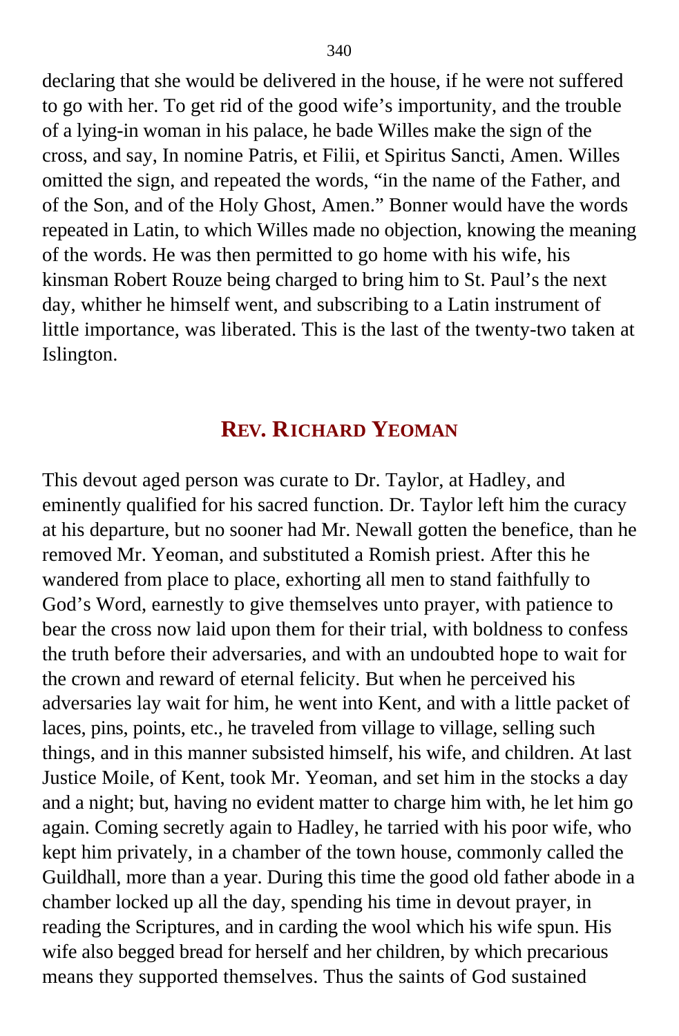declaring that she would be delivered in the house, if he were not suffered to go with her. To get rid of the good wife's importunity, and the trouble of a lying-in woman in his palace, he bade Willes make the sign of the cross, and say, In nomine Patris, et Filii, et Spiritus Sancti, Amen. Willes omitted the sign, and repeated the words, "in the name of the Father, and of the Son, and of the Holy Ghost, Amen." Bonner would have the words repeated in Latin, to which Willes made no objection, knowing the meaning of the words. He was then permitted to go home with his wife, his kinsman Robert Rouze being charged to bring him to St. Paul's the next day, whither he himself went, and subscribing to a Latin instrument of little importance, was liberated. This is the last of the twenty-two taken at Islington.

## REV. RICHARD YEOMAN

This devout aged person was curate to Dr. Taylor, at Hadley, and eminently qualified for his sacred function. Dr. Taylor left him the curacy at his departure, but no sooner had Mr. Newall gotten the benefice, than he removed Mr. Yeoman, and substituted a Romish priest. After this he wandered from place to place, exhorting all men to stand faithfully to God's Word, earnestly to give themselves unto prayer, with patience to bear the cross now laid upon them for their trial, with boldness to confess the truth before their adversaries, and with an undoubted hope to wait for the crown and reward of eternal felicity. But when he perceived his adversaries lay wait for him, he went into Kent, and with a little packet of laces, pins, points, etc., he traveled from village to village, selling such things, and in this manner subsisted himself, his wife, and children. At last Justice Moile, of Kent, took Mr. Yeoman, and set him in the stocks a day and a night; but, having no evident matter to charge him with, he let him go again. Coming secretly again to Hadley, he tarried with his poor wife, who kept him privately, in a chamber of the town house, commonly called the Guildhall, more than a year. During this time the good old father abode in a chamber locked up all the day, spending his time in devout prayer, in reading the Scriptures, and in carding the wool which his wife spun. His wife also begged bread for herself and her children, by which precarious means they supported themselves. Thus the saints of God sustained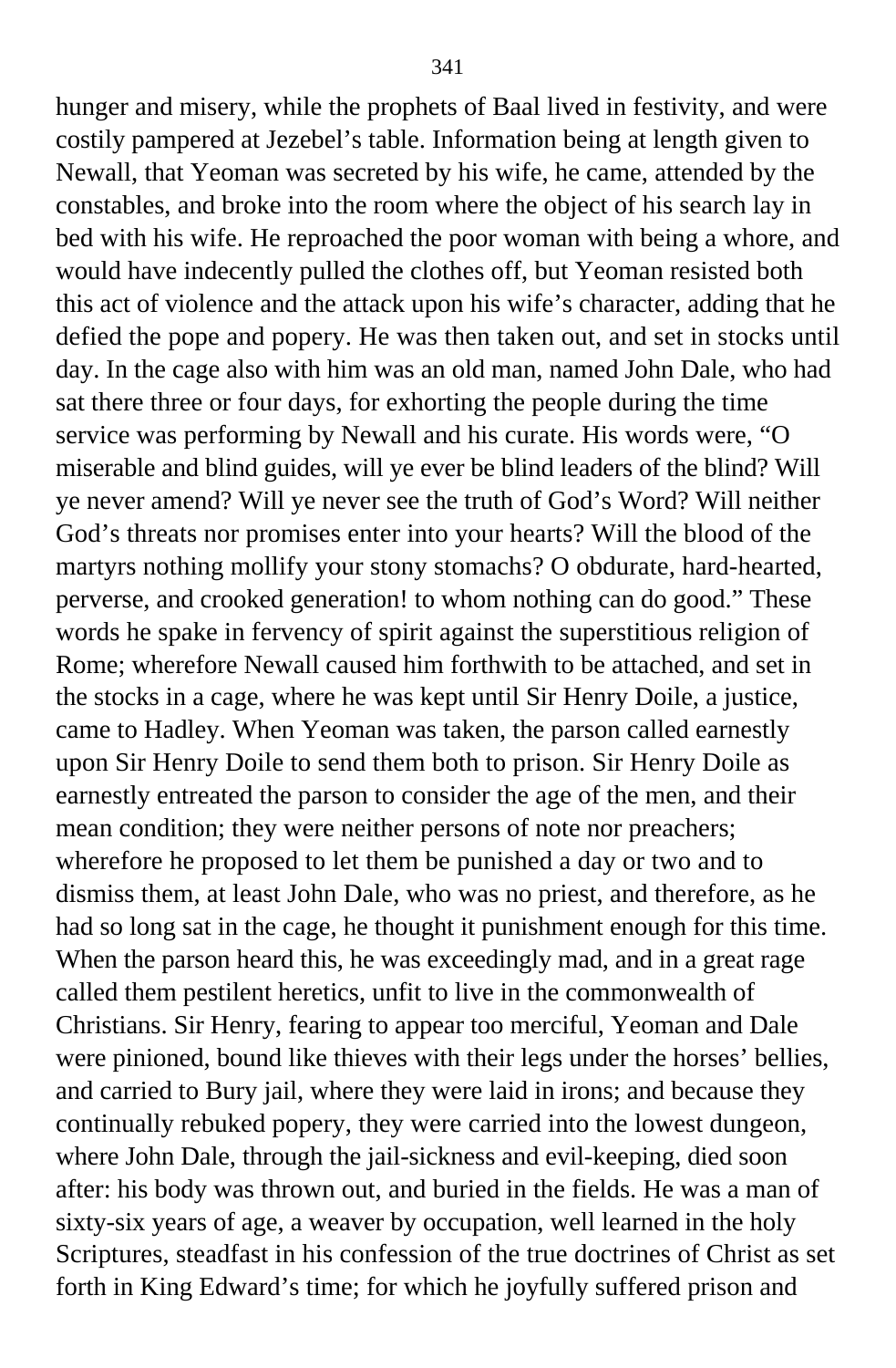hunger and misery, while the prophets of Baal lived in festivity, and were costily pampered at Jezebel’s table. Information being at length given to Newall, that Yeoman was secreted by his wife, he came, attended by the constables, and broke into the room where the object of his search lay in bed with his wife. He reproached the poor woman with being a whore, and would have indecently pulled the clothes off, but Yeoman resisted both this act of violence and the attack upon his wife’s character, adding that he defied the pope and popery. He was then taken out, and set in stocks until day. In the cage also with him was an old man, named John Dale, who had sat there three or four days, for exhorting the people during the time service was performing by Newall and his curate. His words were, “O miserable and blind guides, will ye ever be blind leaders of the blind? Will ye never amend? Will ye never see the truth of God’s Word? Will neither God’s threats nor promises enter into your hearts? Will the blood of the martyrs nothing mollify your stony stomachs? O obdurate, hard-hearted, perverse, and crooked generation! to whom nothing can do good.” These words he spake in fervency of spirit against the superstitious religion of Rome; wherefore Newall caused him forthwith to be attached, and set in the stocks in a cage, where he was kept until Sir Henry Doile, a justice, came to Hadley. When Yeoman was taken, the parson called earnestly upon Sir Henry Doile to send them both to prison. Sir Henry Doile as earnestly entreated the parson to consider the age of the men, and their mean condition; they were neither persons of note nor preachers; wherefore he proposed to let them be punished a day or two and to dismiss them, at least John Dale, who was no priest, and therefore, as he had so long sat in the cage, he thought it punishment enough for this time. When the parson heard this, he was exceedingly mad, and in a great rage called them pestilent heretics, unfit to live in the commonwealth of Christians. Sir Henry, fearing to appear too merciful, Yeoman and Dale were pinioned, bound like thieves with their legs under the horses’ bellies, and carried to Bury jail, where they were laid in irons; and because they continually rebuked popery, they were carried into the lowest dungeon, where John Dale, through the jail-sickness and evil-keeping, died soon after: his body was thrown out, and buried in the fields. He was a man of sixty-six years of age, a weaver by occupation, well learned in the holy Scriptures, steadfast in his confession of the true doctrines of Christ as set forth in King Edward’s time; for which he joyfully suffered prison and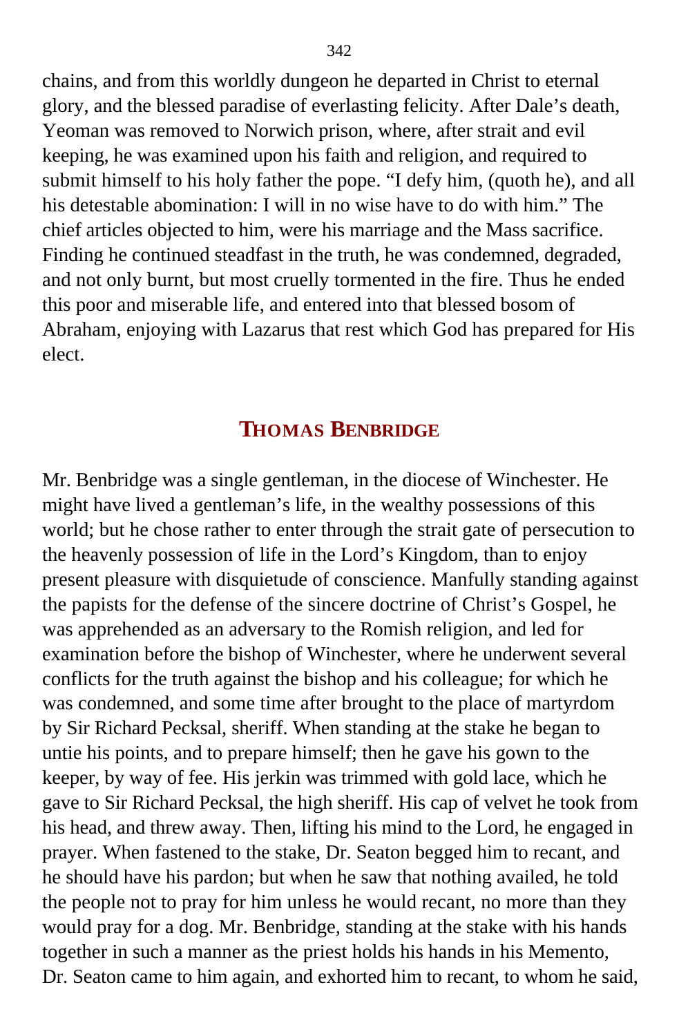chains, and from this worldly dungeon he departed in Christ to eternal glory, and the blessed paradise of everlasting felicity. After Dale's death, Yeoman was removed to Norwich prison, where, after strait and evil keeping, he was examined upon his faith and religion, and required to submit himself to his holy father the pope. "I defy him, (quoth he), and all his detestable abomination: I will in no wise have to do with him." The chief articles objected to him, were his marriage and the Mass sacrifice. Finding he continued steadfast in the truth, he was condemned, degraded, and not only burnt, but most cruelly tormented in the fire. Thus he ended this poor and miserable life, and entered into that blessed bosom of Abraham, enjoying with Lazarus that rest which God has prepared for His elect.

## THOMAS BENBRIDGE

Mr. Benbridge was a single gentleman, in the diocese of Winchester. He might have lived a gentleman's life, in the wealthy possessions of this world; but he chose rather to enter through the strait gate of persecution to the heavenly possession of life in the Lord's Kingdom, than to enjoy present pleasure with disquietude of conscience. Manfully standing against the papists for the defense of the sincere doctrine of Christ's Gospel, he was apprehended as an adversary to the Romish religion, and led for examination before the bishop of Winchester, where he underwent several conflicts for the truth against the bishop and his colleague; for which he was condemned, and some time after brought to the place of martyrdom by Sir Richard Pecksal, sheriff. When standing at the stake he began to untie his points, and to prepare himself; then he gave his gown to the keeper, by way of fee. His jerkin was trimmed with gold lace, which he gave to Sir Richard Pecksal, the high sheriff. His cap of velvet he took from his head, and threw away. Then, lifting his mind to the Lord, he engaged in prayer. When fastened to the stake, Dr. Seaton begged him to recant, and he should have his pardon; but when he saw that nothing availed, he told the people not to pray for him unless he would recant, no more than they would pray for a dog. Mr. Benbridge, standing at the stake with his hands together in such a manner as the priest holds his hands in his Memento, Dr. Seaton came to him again, and exhorted him to recant, to whom he said,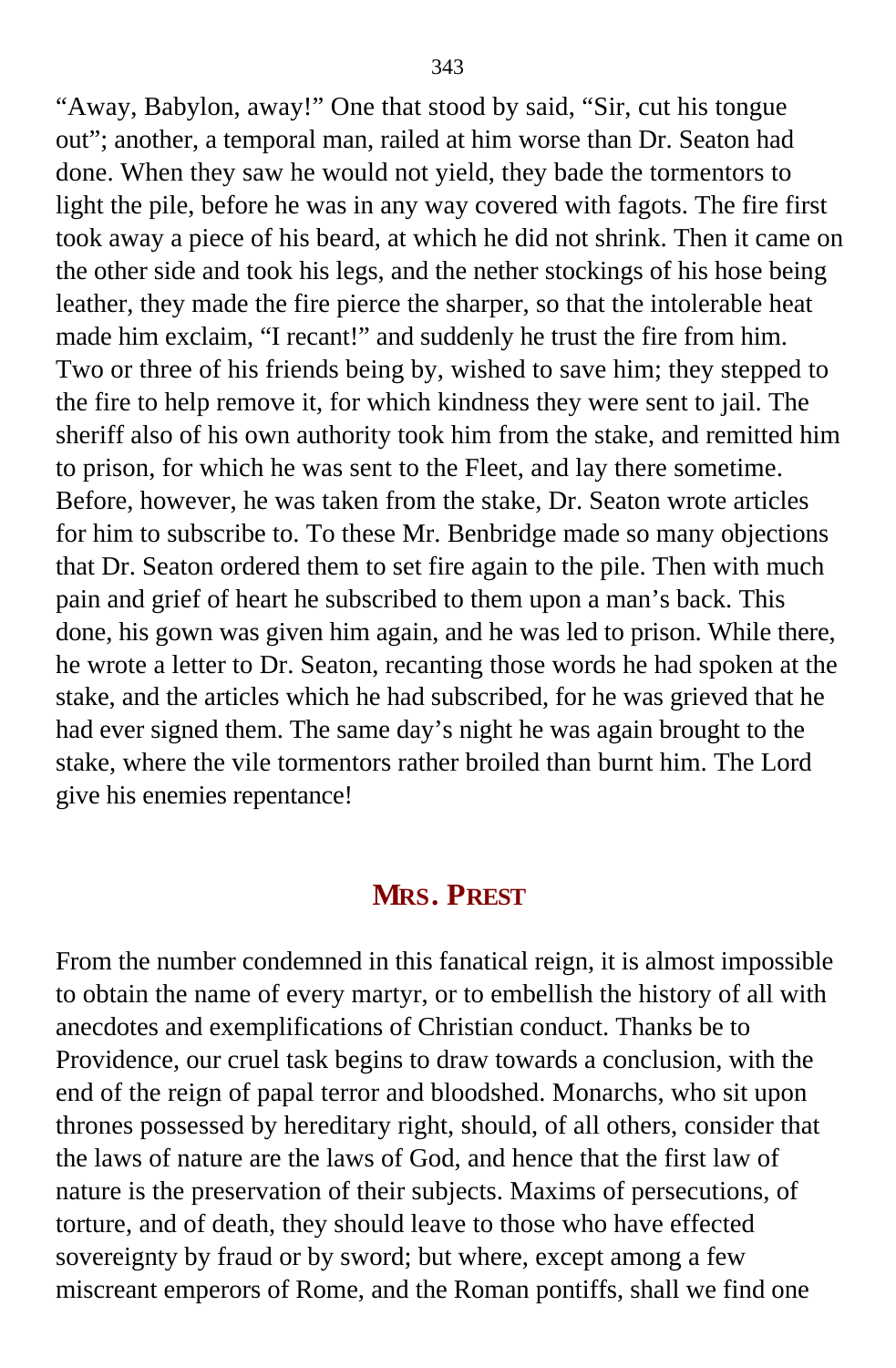"Away, Babylon, away!" One that stood by said, "Sir, cut his tongue out"; another, a temporal man, railed at him worse than Dr. Seaton had done. When they saw he would not yield, they bade the tormentors to light the pile, before he was in any way covered with fagots. The fire first took away a piece of his beard, at which he did not shrink. Then it came on the other side and took his legs, and the nether stockings of his hose being leather, they made the fire pierce the sharper, so that the intolerable heat made him exclaim, "I recant!" and suddenly he trust the fire from him. Two or three of his friends being by, wished to save him; they stepped to the fire to help remove it, for which kindness they were sent to jail. The sheriff also of his own authority took him from the stake, and remitted him to prison, for which he was sent to the Fleet, and lay there sometime. Before, however, he was taken from the stake, Dr. Seaton wrote articles for him to subscribe to. To these Mr. Benbridge made so many objections that Dr. Seaton ordered them to set fire again to the pile. Then with much pain and grief of heart he subscribed to them upon a man's back. This done, his gown was given him again, and he was led to prison. While there, he wrote a letter to Dr. Seaton, recanting those words he had spoken at the stake, and the articles which he had subscribed, for he was grieved that he had ever signed them. The same day's night he was again brought to the stake, where the vile tormentors rather broiled than burnt him. The Lord give his enemies repentance!

## MRS. PREST

From the number condemned in this fanatical reign, it is almost impossible to obtain the name of every martyr, or to embellish the history of all with anecdotes and exemplifications of Christian conduct. Thanks be to Providence, our cruel task begins to draw towards a conclusion, with the end of the reign of papal terror and bloodshed. Monarchs, who sit upon thrones possessed by hereditary right, should, of all others, consider that the laws of nature are the laws of God, and hence that the first law of nature is the preservation of their subjects. Maxims of persecutions, of torture, and of death, they should leave to those who have effected sovereignty by fraud or by sword; but where, except among a few miscreant emperors of Rome, and the Roman pontiffs, shall we find one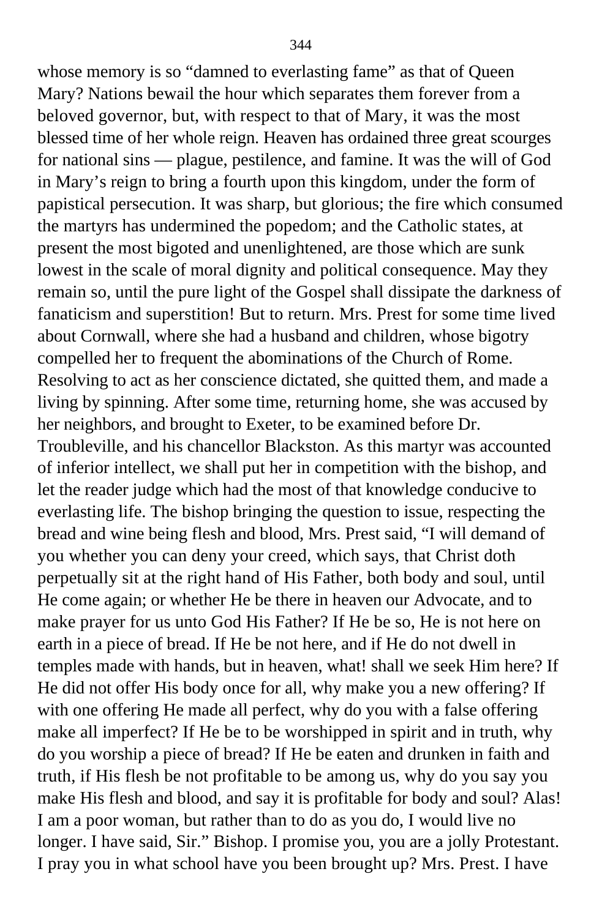whose memory is so "damned to everlasting fame" as that of Queen Mary? Nations bewail the hour which separates them forever from a beloved governor, but, with respect to that of Mary, it was the most blessed time of her whole reign. Heaven has ordained three great scourges for national sins — plague, pestilence, and famine. It was the will of God in Mary's reign to bring a fourth upon this kingdom, under the form of papistical persecution. It was sharp, but glorious; the fire which consumed the martyrs has undermined the popedom; and the Catholic states, at present the most bigoted and unenlightened, are those which are sunk lowest in the scale of moral dignity and political consequence. May they remain so, until the pure light of the Gospel shall dissipate the darkness of fanaticism and superstition! But to return. Mrs. Prest for some time lived about Cornwall, where she had a husband and children, whose bigotry compelled her to frequent the abominations of the Church of Rome. Resolving to act as her conscience dictated, she quitted them, and made a living by spinning. After some time, returning home, she was accused by her neighbors, and brought to Exeter, to be examined before Dr. Troubleville, and his chancellor Blackston. As this martyr was accounted of inferior intellect, we shall put her in competition with the bishop, and let the reader judge which had the most of that knowledge conducive to everlasting life. The bishop bringing the question to issue, respecting the bread and wine being flesh and blood, Mrs. Prest said, "I will demand of you whether you can deny your creed, which says, that Christ doth perpetually sit at the right hand of His Father, both body and soul, until He come again; or whether He be there in heaven our Advocate, and to make prayer for us unto God His Father? If He be so, He is not here on earth in a piece of bread. If He be not here, and if He do not dwell in temples made with hands, but in heaven, what! shall we seek Him here? If He did not offer His body once for all, why make you a new offering? If with one offering He made all perfect, why do you with a false offering make all imperfect? If He be to be worshipped in spirit and in truth, why do you worship a piece of bread? If He be eaten and drunken in faith and truth, if His flesh be not profitable to be among us, why do you say you make His flesh and blood, and say it is profitable for body and soul? Alas! I am a poor woman, but rather than to do as you do, I would live no longer. I have said, Sir." Bishop. I promise you, you are a jolly Protestant. I pray you in what school have you been brought up? Mrs. Prest. I have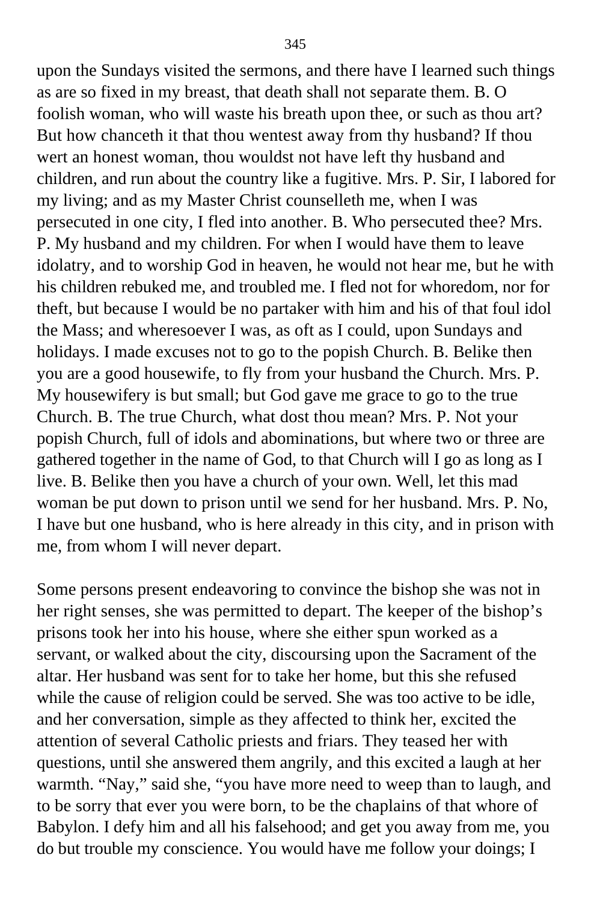upon the Sundays visited the sermons, and there have I learned such things as are so fixed in my breast, that death shall not separate them. B. O foolish woman, who will waste his breath upon thee, or such as thou art? But how chanceth it that thou wentest away from thy husband? If thou wert an honest woman, thou wouldst not have left thy husband and children, and run about the country like a fugitive. Mrs. P. Sir, I labored for my living; and as my Master Christ counselleth me, when I was persecuted in one city, I fled into another. B. Who persecuted thee? Mrs. P. My husband and my children. For when I would have them to leave idolatry, and to worship God in heaven, he would not hear me, but he with his children rebuked me, and troubled me. I fled not for whoredom, nor for theft, but because I would be no partaker with him and his of that foul idol the Mass; and wheresoever I was, as oft as I could, upon Sundays and holidays. I made excuses not to go to the popish Church. B. Belike then you are a good housewife, to fly from your husband the Church. Mrs. P. My housewifery is but small; but God gave me grace to go to the true Church. B. The true Church, what dost thou mean? Mrs. P. Not your popish Church, full of idols and abominations, but where two or three are gathered together in the name of God, to that Church will I go as long as I live. B. Belike then you have a church of your own. Well, let this mad woman be put down to prison until we send for her husband. Mrs. P. No, I have but one husband, who is here already in this city, and in prison with me, from whom I will never depart.

Some persons present endeavoring to convince the bishop she was not in her right senses, she was permitted to depart. The keeper of the bishop's prisons took her into his house, where she either spun worked as a servant, or walked about the city, discoursing upon the Sacrament of the altar. Her husband was sent for to take her home, but this she refused while the cause of religion could be served. She was too active to be idle, and her conversation, simple as they affected to think her, excited the attention of several Catholic priests and friars. They teased her with questions, until she answered them angrily, and this excited a laugh at her warmth. "Nay," said she, "you have more need to weep than to laugh, and to be sorry that ever you were born, to be the chaplains of that whore of Babylon. I defy him and all his falsehood; and get you away from me, you do but trouble my conscience. You would have me follow your doings; I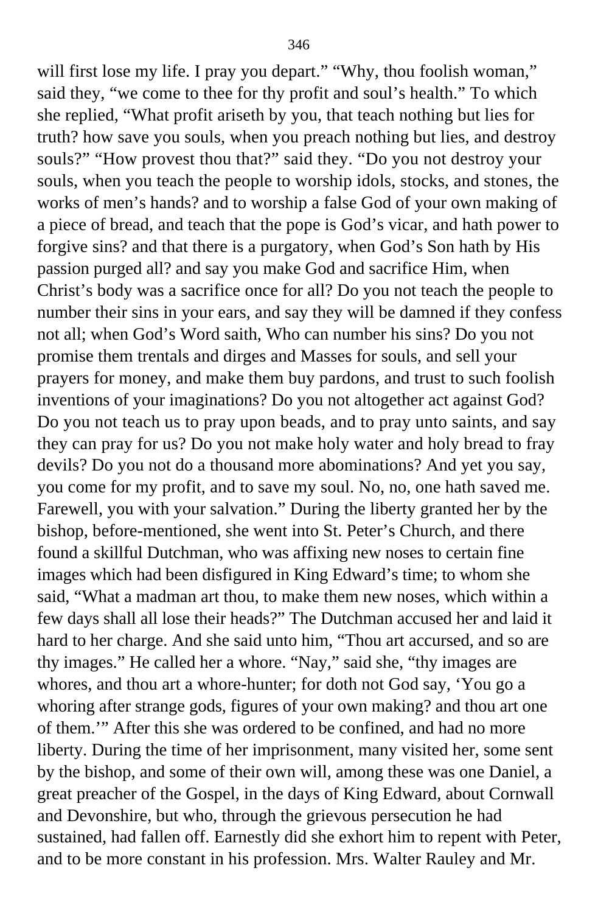will first lose my life. I pray you depart." "Why, thou foolish woman," said they, "we come to thee for thy profit and soul's health." To which she replied, "What profit ariseth by you, that teach nothing but lies for truth? how save you souls, when you preach nothing but lies, and destroy souls?" "How provest thou that?" said they. "Do you not destroy your souls, when you teach the people to worship idols, stocks, and stones, the works of men's hands? and to worship a false God of your own making of a piece of bread, and teach that the pope is God's vicar, and hath power to forgive sins? and that there is a purgatory, when God's Son hath by His passion purged all? and say you make God and sacrifice Him, when Christ's body was a sacrifice once for all? Do you not teach the people to number their sins in your ears, and say they will be damned if they confess not all; when God's Word saith, Who can number his sins? Do you not promise them trentals and dirges and Masses for souls, and sell your prayers for money, and make them buy pardons, and trust to such foolish inventions of your imaginations? Do you not altogether act against God? Do you not teach us to pray upon beads, and to pray unto saints, and say they can pray for us? Do you not make holy water and holy bread to fray devils? Do you not do a thousand more abominations? And yet you say, you come for my profit, and to save my soul. No, no, one hath saved me. Farewell, you with your salvation." During the liberty granted her by the bishop, before-mentioned, she went into St. Peter's Church, and there found a skillful Dutchman, who was affixing new noses to certain fine images which had been disfigured in King Edward's time; to whom she said, "What a madman art thou, to make them new noses, which within a few days shall all lose their heads?" The Dutchman accused her and laid it hard to her charge. And she said unto him, "Thou art accursed, and so are thy images." He called her a whore. "Nay," said she, "thy images are whores, and thou art a whore-hunter; for doth not God say, 'You go a whoring after strange gods, figures of your own making? and thou art one of them.'" After this she was ordered to be confined, and had no more liberty. During the time of her imprisonment, many visited her, some sent by the bishop, and some of their own will, among these was one Daniel, a great preacher of the Gospel, in the days of King Edward, about Cornwall and Devonshire, but who, through the grievous persecution he had sustained, had fallen off. Earnestly did she exhort him to repent with Peter, and to be more constant in his profession. Mrs. Walter Rauley and Mr.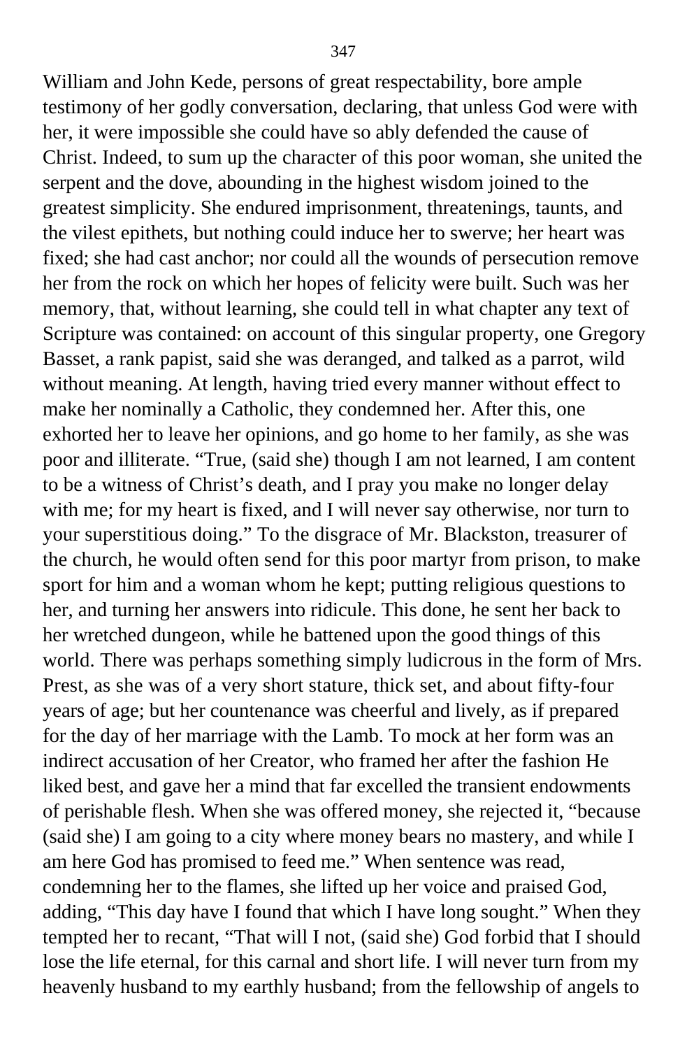William and John Kede, persons of great respectability, bore ample testimony of her godly conversation, declaring, that unless God were with her, it were impossible she could have so ably defended the cause of Christ. Indeed, to sum up the character of this poor woman, she united the serpent and the dove, abounding in the highest wisdom joined to the greatest simplicity. She endured imprisonment, threatenings, taunts, and the vilest epithets, but nothing could induce her to swerve; her heart was fixed; she had cast anchor; nor could all the wounds of persecution remove her from the rock on which her hopes of felicity were built. Such was her memory, that, without learning, she could tell in what chapter any text of Scripture was contained: on account of this singular property, one Gregory Basset, a rank papist, said she was deranged, and talked as a parrot, wild without meaning. At length, having tried every manner without effect to make her nominally a Catholic, they condemned her. After this, one exhorted her to leave her opinions, and go home to her family, as she was poor and illiterate. "True, (said she) though I am not learned, I am content to be a witness of Christ's death, and I pray you make no longer delay with me; for my heart is fixed, and I will never say otherwise, nor turn to your superstitious doing." To the disgrace of Mr. Blackston, treasurer of the church, he would often send for this poor martyr from prison, to make sport for him and a woman whom he kept; putting religious questions to her, and turning her answers into ridicule. This done, he sent her back to her wretched dungeon, while he battened upon the good things of this world. There was perhaps something simply ludicrous in the form of Mrs. Prest, as she was of a very short stature, thick set, and about fifty-four years of age; but her countenance was cheerful and lively, as if prepared for the day of her marriage with the Lamb. To mock at her form was an indirect accusation of her Creator, who framed her after the fashion He liked best, and gave her a mind that far excelled the transient endowments of perishable flesh. When she was offered money, she rejected it, "because (said she) I am going to a city where money bears no mastery, and while I am here God has promised to feed me." When sentence was read, condemning her to the flames, she lifted up her voice and praised God, adding, "This day have I found that which I have long sought." When they tempted her to recant, "That will I not, (said she) God forbid that I should lose the life eternal, for this carnal and short life. I will never turn from my heavenly husband to my earthly husband; from the fellowship of angels to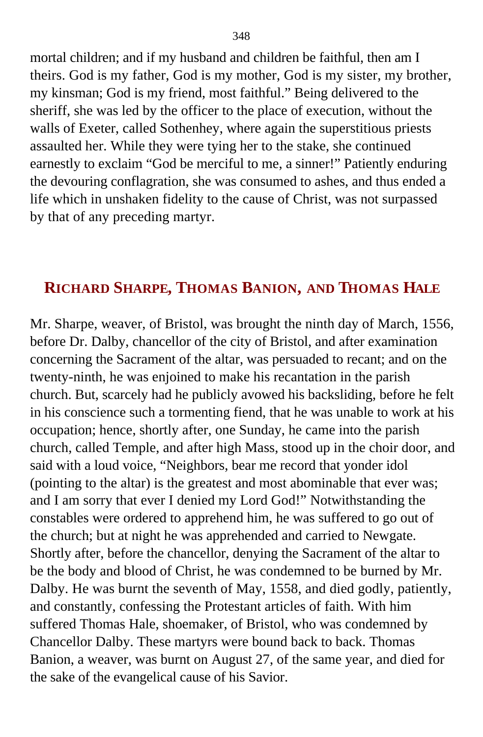mortal children; and if my husband and children be faithful, then am I theirs. God is my father, God is my mother, God is my sister, my brother, my kinsman; God is my friend, most faithful." Being delivered to the sheriff, she was led by the officer to the place of execution, without the walls of Exeter, called Sothenhey, where again the superstitious priests assaulted her. While they were tying her to the stake, she continued earnestly to exclaim "God be merciful to me, a sinner!" Patiently enduring the devouring conflagration, she was consumed to ashes, and thus ended a life which in unshaken fidelity to the cause of Christ, was not surpassed by that of any preceding martyr.

## RICHARD SHARPE, THOMAS BANION, AND THOMAS HALE

Mr. Sharpe, weaver, of Bristol, was brought the ninth day of March, 1556, before Dr. Dalby, chancellor of the city of Bristol, and after examination concerning the Sacrament of the altar, was persuaded to recant; and on the twenty-ninth, he was enjoined to make his recantation in the parish church. But, scarcely had he publicly avowed his backsliding, before he felt in his conscience such a tormenting fiend, that he was unable to work at his occupation; hence, shortly after, one Sunday, he came into the parish church, called Temple, and after high Mass, stood up in the choir door, and said with a loud voice, "Neighbors, bear me record that yonder idol (pointing to the altar) is the greatest and most abominable that ever was; and I am sorry that ever I denied my Lord God!" Notwithstanding the constables were ordered to apprehend him, he was suffered to go out of the church; but at night he was apprehended and carried to Newgate. Shortly after, before the chancellor, denying the Sacrament of the altar to be the body and blood of Christ, he was condemned to be burned by Mr. Dalby. He was burnt the seventh of May, 1558, and died godly, patiently, and constantly, confessing the Protestant articles of faith. With him suffered Thomas Hale, shoemaker, of Bristol, who was condemned by Chancellor Dalby. These martyrs were bound back to back. Thomas Banion, a weaver, was burnt on August 27, of the same year, and died for the sake of the evangelical cause of his Savior.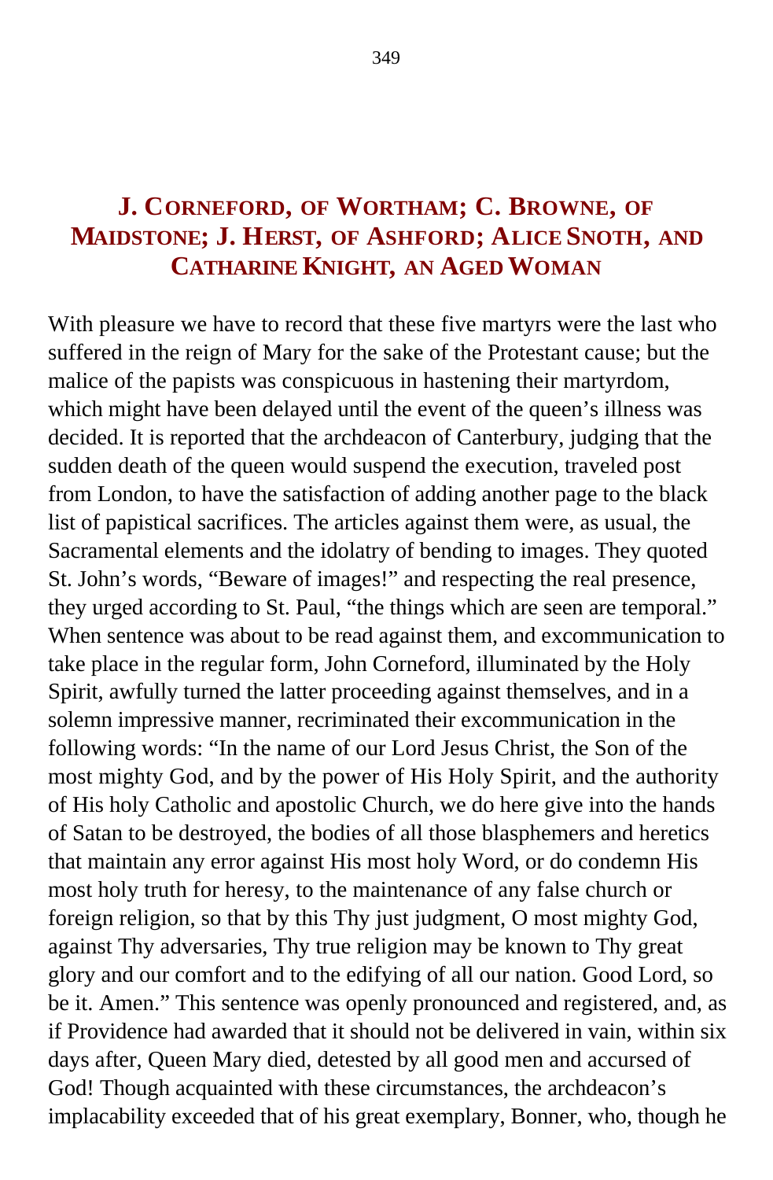## J. CORNEFORD, OF WORTHAM; C. BROWNE, OF MAIDSTONE; J. HERST, OF ASHFORD; ALICE SNOTH, AND CATHARINE KNIGHT, AN AGED WOMAN

With pleasure we have to record that these five martyrs were the last who suffered in the reign of Mary for the sake of the Protestant cause; but the malice of the papists was conspicuous in hastening their martyrdom, which might have been delayed until the event of the queen's illness was decided. It is reported that the archdeacon of Canterbury, judging that the sudden death of the queen would suspend the execution, traveled post from London, to have the satisfaction of adding another page to the black list of papistical sacrifices. The articles against them were, as usual, the Sacramental elements and the idolatry of bending to images. They quoted St. John's words, "Beware of images!" and respecting the real presence, they urged according to St. Paul, "the things which are seen are temporal." When sentence was about to be read against them, and excommunication to take place in the regular form, John Corneford, illuminated by the Holy Spirit, awfully turned the latter proceeding against themselves, and in a solemn impressive manner, recriminated their excommunication in the following words: "In the name of our Lord Jesus Christ, the Son of the most mighty God, and by the power of His Holy Spirit, and the authority of His holy Catholic and apostolic Church, we do here give into the hands of Satan to be destroyed, the bodies of all those blasphemers and heretics that maintain any error against His most holy Word, or do condemn His most holy truth for heresy, to the maintenance of any false church or foreign religion, so that by this Thy just judgment, O most mighty God, against Thy adversaries, Thy true religion may be known to Thy great glory and our comfort and to the edifying of all our nation. Good Lord, so be it. Amen." This sentence was openly pronounced and registered, and, as if Providence had awarded that it should not be delivered in vain, within six days after, Queen Mary died, detested by all good men and accursed of God! Though acquainted with these circumstances, the archdeacon's implacability exceeded that of his great exemplary, Bonner, who, though he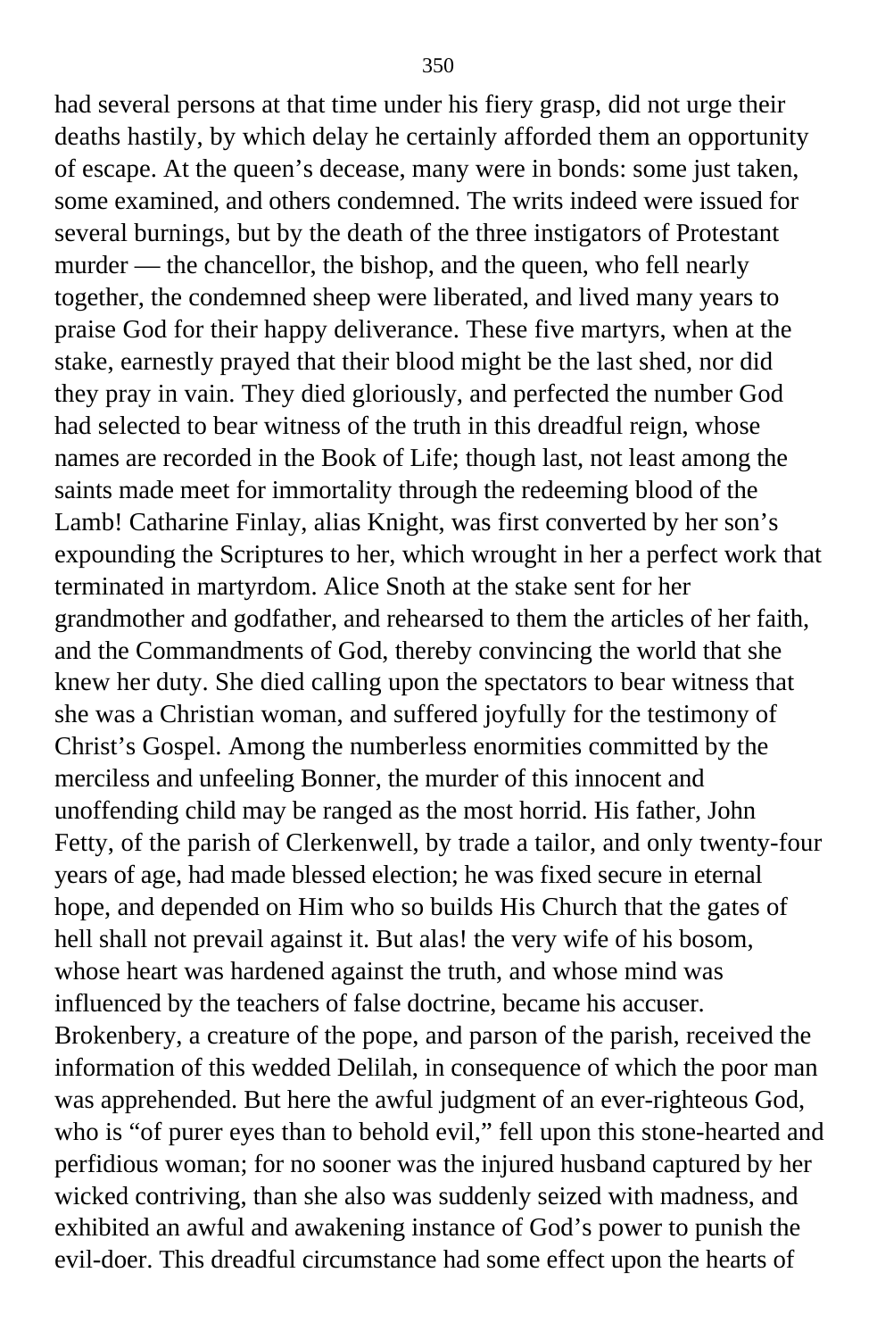had several persons at that time under his fiery grasp, did not urge their deaths hastily, by which delay he certainly afforded them an opportunity of escape. At the queen's decease, many were in bonds: some just taken, some examined, and others condemned. The writs indeed were issued for several burnings, but by the death of the three instigators of Protestant murder — the chancellor, the bishop, and the queen, who fell nearly together, the condemned sheep were liberated, and lived many years to praise God for their happy deliverance. These five martyrs, when at the stake, earnestly prayed that their blood might be the last shed, nor did they pray in vain. They died gloriously, and perfected the number God had selected to bear witness of the truth in this dreadful reign, whose names are recorded in the Book of Life; though last, not least among the saints made meet for immortality through the redeeming blood of the Lamb! Catharine Finlay, alias Knight, was first converted by her son's expounding the Scriptures to her, which wrought in her a perfect work that terminated in martyrdom. Alice Snoth at the stake sent for her grandmother and godfather, and rehearsed to them the articles of her faith, and the Commandments of God, thereby convincing the world that she knew her duty. She died calling upon the spectators to bear witness that she was a Christian woman, and suffered joyfully for the testimony of Christ's Gospel. Among the numberless enormities committed by the merciless and unfeeling Bonner, the murder of this innocent and unoffending child may be ranged as the most horrid. His father, John Fetty, of the parish of Clerkenwell, by trade a tailor, and only twenty-four years of age, had made blessed election; he was fixed secure in eternal hope, and depended on Him who so builds His Church that the gates of hell shall not prevail against it. But alas! the very wife of his bosom, whose heart was hardened against the truth, and whose mind was influenced by the teachers of false doctrine, became his accuser. Brokenbery, a creature of the pope, and parson of the parish, received the information of this wedded Delilah, in consequence of which the poor man was apprehended. But here the awful judgment of an ever-righteous God, who is "of purer eyes than to behold evil," fell upon this stone-hearted and perfidious woman; for no sooner was the injured husband captured by her wicked contriving, than she also was suddenly seized with madness, and exhibited an awful and awakening instance of God's power to punish the evil-doer. This dreadful circumstance had some effect upon the hearts of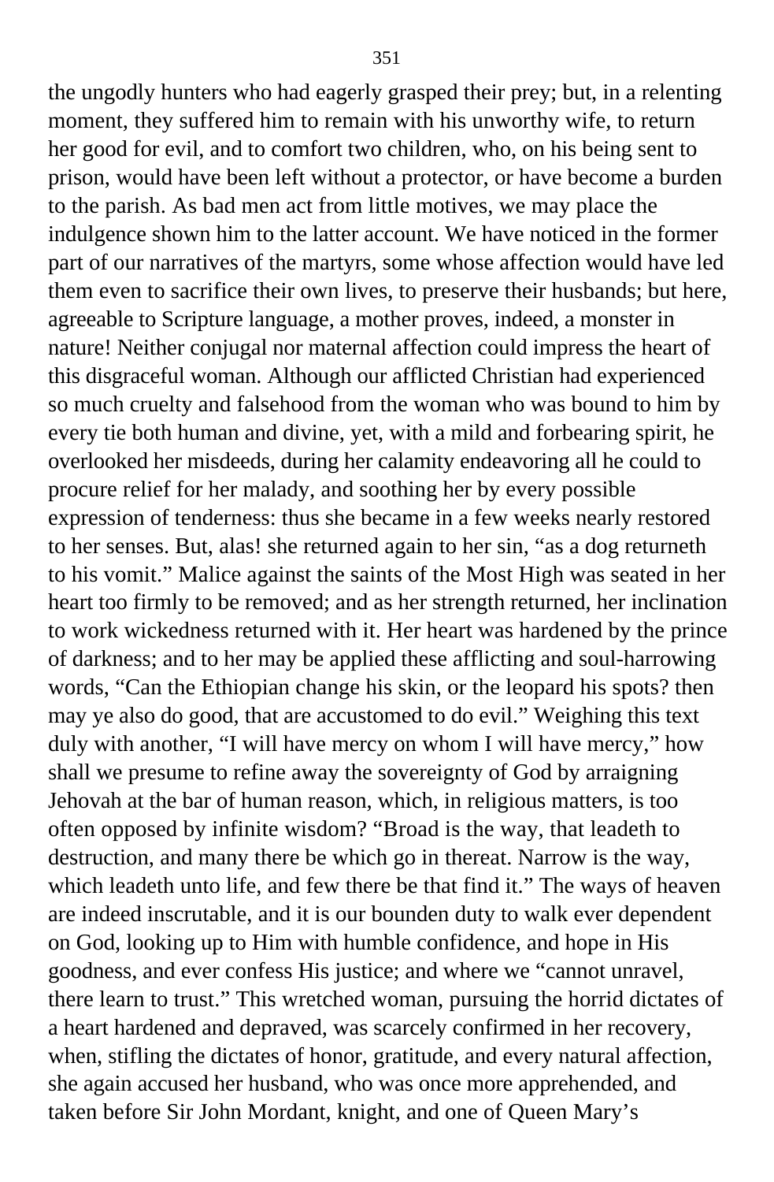the ungodly hunters who had eagerly grasped their prey; but, in a relenting moment, they suffered him to remain with his unworthy wife, to return her good for evil, and to comfort two children, who, on his being sent to prison, would have been left without a protector, or have become a burden to the parish. As bad men act from little motives, we may place the indulgence shown him to the latter account. We have noticed in the former part of our narratives of the martyrs, some whose affection would have led them even to sacrifice their own lives, to preserve their husbands; but here, agreeable to Scripture language, a mother proves, indeed, a monster in nature! Neither conjugal nor maternal affection could impress the heart of this disgraceful woman. Although our afflicted Christian had experienced so much cruelty and falsehood from the woman who was bound to him by every tie both human and divine, yet, with a mild and forbearing spirit, he overlooked her misdeeds, during her calamity endeavoring all he could to procure relief for her malady, and soothing her by every possible expression of tenderness: thus she became in a few weeks nearly restored to her senses. But, alas! she returned again to her sin, "as a dog returneth to his vomit." Malice against the saints of the Most High was seated in her heart too firmly to be removed; and as her strength returned, her inclination to work wickedness returned with it. Her heart was hardened by the prince of darkness; and to her may be applied these afflicting and soul-harrowing words, "Can the Ethiopian change his skin, or the leopard his spots? then may ye also do good, that are accustomed to do evil." Weighing this text duly with another, "I will have mercy on whom I will have mercy," how shall we presume to refine away the sovereignty of God by arraigning Jehovah at the bar of human reason, which, in religious matters, is too often opposed by infinite wisdom? "Broad is the way, that leadeth to destruction, and many there be which go in thereat. Narrow is the way, which leadeth unto life, and few there be that find it." The ways of heaven are indeed inscrutable, and it is our bounden duty to walk ever dependent on God, looking up to Him with humble confidence, and hope in His goodness, and ever confess His justice; and where we "cannot unravel, there learn to trust." This wretched woman, pursuing the horrid dictates of a heart hardened and depraved, was scarcely confirmed in her recovery, when, stifling the dictates of honor, gratitude, and every natural affection, she again accused her husband, who was once more apprehended, and taken before Sir John Mordant, knight, and one of Queen Mary's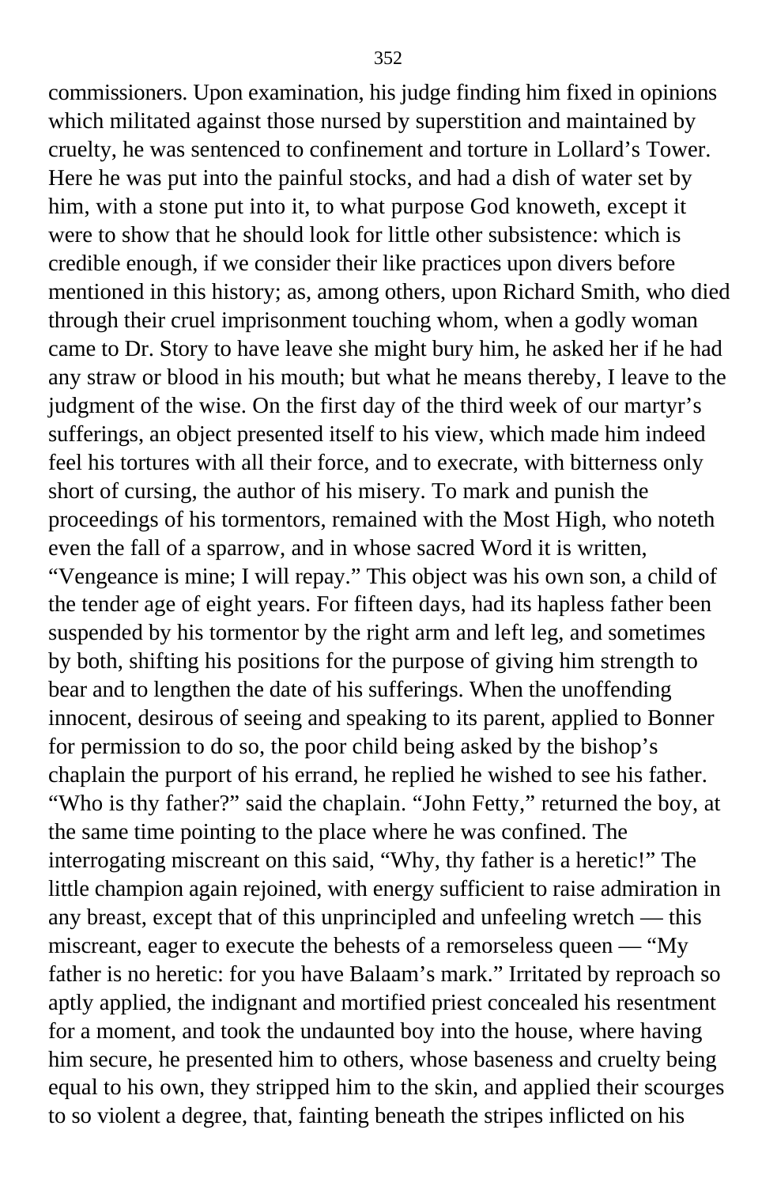commissioners. Upon examination, his judge finding him fixed in opinions which militated against those nursed by superstition and maintained by cruelty, he was sentenced to confinement and torture in Lollard's Tower. Here he was put into the painful stocks, and had a dish of water set by him, with a stone put into it, to what purpose God knoweth, except it were to show that he should look for little other subsistence: which is credible enough, if we consider their like practices upon divers before mentioned in this history; as, among others, upon Richard Smith, who died through their cruel imprisonment touching whom, when a godly woman came to Dr. Story to have leave she might bury him, he asked her if he had any straw or blood in his mouth; but what he means thereby, I leave to the judgment of the wise. On the first day of the third week of our martyr's sufferings, an object presented itself to his view, which made him indeed feel his tortures with all their force, and to execrate, with bitterness only short of cursing, the author of his misery. To mark and punish the proceedings of his tormentors, remained with the Most High, who noteth even the fall of a sparrow, and in whose sacred Word it is written, "Vengeance is mine; I will repay." This object was his own son, a child of the tender age of eight years. For fifteen days, had its hapless father been suspended by his tormentor by the right arm and left leg, and sometimes by both, shifting his positions for the purpose of giving him strength to bear and to lengthen the date of his sufferings. When the unoffending innocent, desirous of seeing and speaking to its parent, applied to Bonner for permission to do so, the poor child being asked by the bishop's chaplain the purport of his errand, he replied he wished to see his father. "Who is thy father?" said the chaplain. "John Fetty," returned the boy, at the same time pointing to the place where he was confined. The interrogating miscreant on this said, "Why, thy father is a heretic!" The little champion again rejoined, with energy sufficient to raise admiration in any breast, except that of this unprincipled and unfeeling wretch — this miscreant, eager to execute the behests of a remorseless queen — "My father is no heretic: for you have Balaam's mark." Irritated by reproach so aptly applied, the indignant and mortified priest concealed his resentment for a moment, and took the undaunted boy into the house, where having him secure, he presented him to others, whose baseness and cruelty being equal to his own, they stripped him to the skin, and applied their scourges to so violent a degree, that, fainting beneath the stripes inflicted on his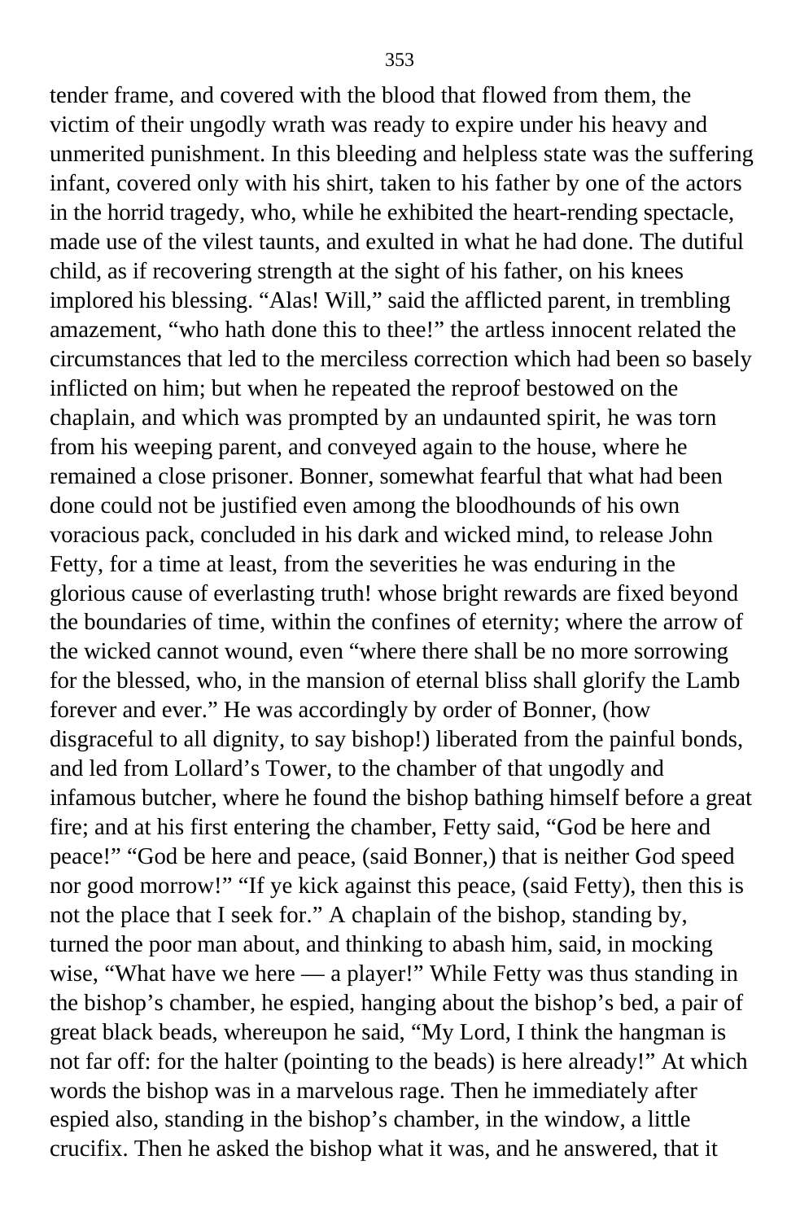tender frame, and covered with the blood that flowed from them, the victim of their ungodly wrath was ready to expire under his heavy and unmerited punishment. In this bleeding and helpless state was the suffering infant, covered only with his shirt, taken to his father by one of the actors in the horrid tragedy, who, while he exhibited the heart-rending spectacle, made use of the vilest taunts, and exulted in what he had done. The dutiful child, as if recovering strength at the sight of his father, on his knees implored his blessing. "Alas! Will," said the afflicted parent, in trembling amazement, "who hath done this to thee!" the artless innocent related the circumstances that led to the merciless correction which had been so basely inflicted on him; but when he repeated the reproof bestowed on the chaplain, and which was prompted by an undaunted spirit, he was torn from his weeping parent, and conveyed again to the house, where he remained a close prisoner. Bonner, somewhat fearful that what had been done could not be justified even among the bloodhounds of his own voracious pack, concluded in his dark and wicked mind, to release John Fetty, for a time at least, from the severities he was enduring in the glorious cause of everlasting truth! whose bright rewards are fixed beyond the boundaries of time, within the confines of eternity; where the arrow of the wicked cannot wound, even "where there shall be no more sorrowing for the blessed, who, in the mansion of eternal bliss shall glorify the Lamb forever and ever." He was accordingly by order of Bonner, (how disgraceful to all dignity, to say bishop!) liberated from the painful bonds, and led from Lollard's Tower, to the chamber of that ungodly and infamous butcher, where he found the bishop bathing himself before a great fire; and at his first entering the chamber, Fetty said, "God be here and peace!" "God be here and peace, (said Bonner,) that is neither God speed nor good morrow!" "If ye kick against this peace, (said Fetty), then this is not the place that I seek for." A chaplain of the bishop, standing by, turned the poor man about, and thinking to abash him, said, in mocking wise, "What have we here — a player!" While Fetty was thus standing in the bishop's chamber, he espied, hanging about the bishop's bed, a pair of great black beads, whereupon he said, "My Lord, I think the hangman is not far off: for the halter (pointing to the beads) is here already!" At which words the bishop was in a marvelous rage. Then he immediately after espied also, standing in the bishop's chamber, in the window, a little crucifix. Then he asked the bishop what it was, and he answered, that it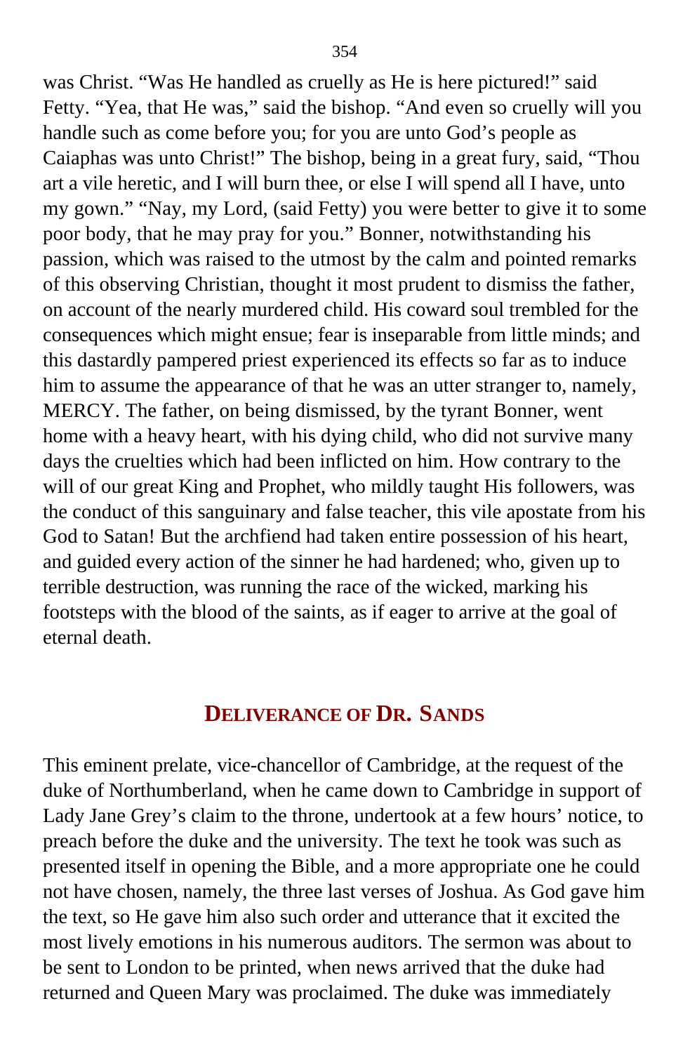was Christ. "Was He handled as cruelly as He is here pictured!" said Fetty. "Yea, that He was," said the bishop. "And even so cruelly will you handle such as come before you; for you are unto God's people as Caiaphas was unto Christ!" The bishop, being in a great fury, said, "Thou art a vile heretic, and I will burn thee, or else I will spend all I have, unto my gown." "Nay, my Lord, (said Fetty) you were better to give it to some poor body, that he may pray for you." Bonner, notwithstanding his passion, which was raised to the utmost by the calm and pointed remarks of this observing Christian, thought it most prudent to dismiss the father, on account of the nearly murdered child. His coward soul trembled for the consequences which might ensue; fear is inseparable from little minds; and this dastardly pampered priest experienced its effects so far as to induce him to assume the appearance of that he was an utter stranger to, namely, MERCY. The father, on being dismissed, by the tyrant Bonner, went home with a heavy heart, with his dying child, who did not survive many days the cruelties which had been inflicted on him. How contrary to the will of our great King and Prophet, who mildly taught His followers, was the conduct of this sanguinary and false teacher, this vile apostate from his God to Satan! But the archfiend had taken entire possession of his heart, and guided every action of the sinner he had hardened; who, given up to terrible destruction, was running the race of the wicked, marking his footsteps with the blood of the saints, as if eager to arrive at the goal of eternal death.

## DELIVERANCE OF DR. SANDS

This eminent prelate, vice-chancellor of Cambridge, at the request of the duke of Northumberland, when he came down to Cambridge in support of Lady Jane Grey's claim to the throne, undertook at a few hours' notice, to preach before the duke and the university. The text he took was such as presented itself in opening the Bible, and a more appropriate one he could not have chosen, namely, the three last verses of Joshua. As God gave him the text, so He gave him also such order and utterance that it excited the most lively emotions in his numerous auditors. The sermon was about to be sent to London to be printed, when news arrived that the duke had returned and Queen Mary was proclaimed. The duke was immediately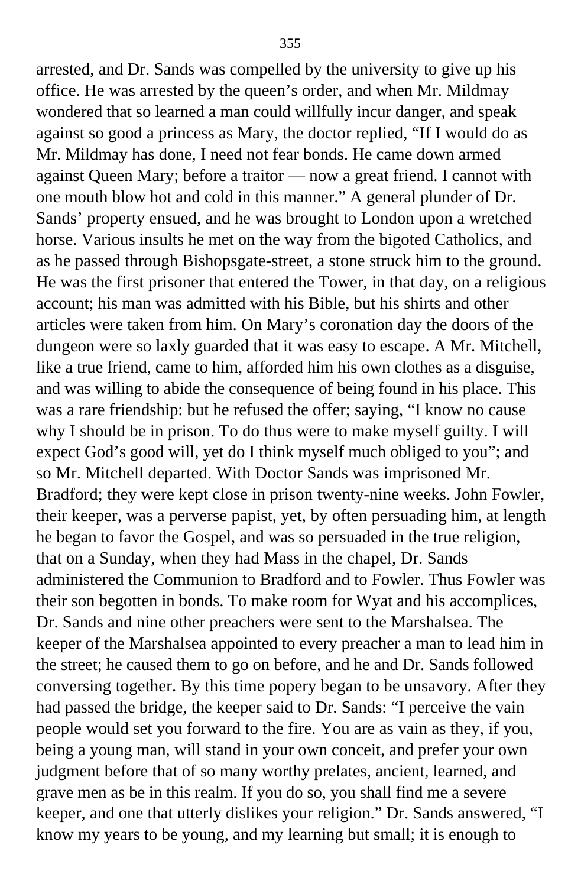arrested, and Dr. Sands was compelled by the university to give up his office. He was arrested by the queen's order, and when Mr. Mildmay wondered that so learned a man could willfully incur danger, and speak against so good a princess as Mary, the doctor replied, "If I would do as Mr. Mildmay has done, I need not fear bonds. He came down armed against Queen Mary; before a traitor — now a great friend. I cannot with one mouth blow hot and cold in this manner." A general plunder of Dr. Sands' property ensued, and he was brought to London upon a wretched horse. Various insults he met on the way from the bigoted Catholics, and as he passed through Bishopsgate-street, a stone struck him to the ground. He was the first prisoner that entered the Tower, in that day, on a religious account; his man was admitted with his Bible, but his shirts and other articles were taken from him. On Mary's coronation day the doors of the dungeon were so laxly guarded that it was easy to escape. A Mr. Mitchell, like a true friend, came to him, afforded him his own clothes as a disguise, and was willing to abide the consequence of being found in his place. This was a rare friendship: but he refused the offer; saying, "I know no cause why I should be in prison. To do thus were to make myself guilty. I will expect God's good will, yet do I think myself much obliged to you"; and so Mr. Mitchell departed. With Doctor Sands was imprisoned Mr. Bradford; they were kept close in prison twenty-nine weeks. John Fowler, their keeper, was a perverse papist, yet, by often persuading him, at length he began to favor the Gospel, and was so persuaded in the true religion, that on a Sunday, when they had Mass in the chapel, Dr. Sands administered the Communion to Bradford and to Fowler. Thus Fowler was their son begotten in bonds. To make room for Wyat and his accomplices, Dr. Sands and nine other preachers were sent to the Marshalsea. The keeper of the Marshalsea appointed to every preacher a man to lead him in the street; he caused them to go on before, and he and Dr. Sands followed conversing together. By this time popery began to be unsavory. After they had passed the bridge, the keeper said to Dr. Sands: "I perceive the vain people would set you forward to the fire. You are as vain as they, if you, being a young man, will stand in your own conceit, and prefer your own judgment before that of so many worthy prelates, ancient, learned, and grave men as be in this realm. If you do so, you shall find me a severe keeper, and one that utterly dislikes your religion." Dr. Sands answered, "I know my years to be young, and my learning but small; it is enough to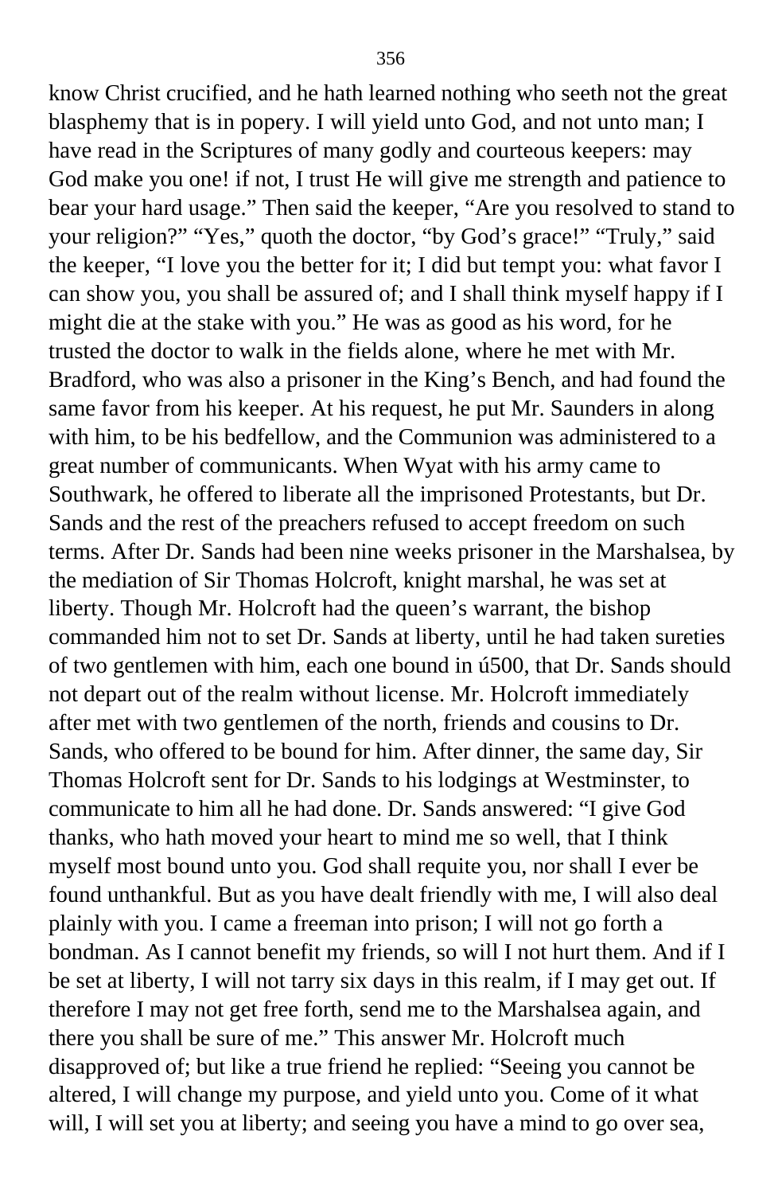know Christ crucified, and he hath learned nothing who seeth not the great blasphemy that is in popery. I will yield unto God, and not unto man; I have read in the Scriptures of many godly and courteous keepers: may God make you one! if not, I trust He will give me strength and patience to bear your hard usage." Then said the keeper, "Are you resolved to stand to your religion?" "Yes," quoth the doctor, "by God's grace!" "Truly," said the keeper, "I love you the better for it; I did but tempt you: what favor I can show you, you shall be assured of; and I shall think myself happy if I might die at the stake with you." He was as good as his word, for he trusted the doctor to walk in the fields alone, where he met with Mr. Bradford, who was also a prisoner in the King's Bench, and had found the same favor from his keeper. At his request, he put Mr. Saunders in along with him, to be his bedfellow, and the Communion was administered to a great number of communicants. When Wyat with his army came to Southwark, he offered to liberate all the imprisoned Protestants, but Dr. Sands and the rest of the preachers refused to accept freedom on such terms. After Dr. Sands had been nine weeks prisoner in the Marshalsea, by the mediation of Sir Thomas Holcroft, knight marshal, he was set at liberty. Though Mr. Holcroft had the queen's warrant, the bishop commanded him not to set Dr. Sands at liberty, until he had taken sureties of two gentlemen with him, each one bound in ú500, that Dr. Sands should not depart out of the realm without license. Mr. Holcroft immediately after met with two gentlemen of the north, friends and cousins to Dr. Sands, who offered to be bound for him. After dinner, the same day, Sir Thomas Holcroft sent for Dr. Sands to his lodgings at Westminster, to communicate to him all he had done. Dr. Sands answered: "I give God thanks, who hath moved your heart to mind me so well, that I think myself most bound unto you. God shall requite you, nor shall I ever be found unthankful. But as you have dealt friendly with me, I will also deal plainly with you. I came a freeman into prison; I will not go forth a bondman. As I cannot benefit my friends, so will I not hurt them. And if I be set at liberty, I will not tarry six days in this realm, if I may get out. If therefore I may not get free forth, send me to the Marshalsea again, and there you shall be sure of me." This answer Mr. Holcroft much disapproved of; but like a true friend he replied: "Seeing you cannot be altered, I will change my purpose, and yield unto you. Come of it what will, I will set you at liberty; and seeing you have a mind to go over sea,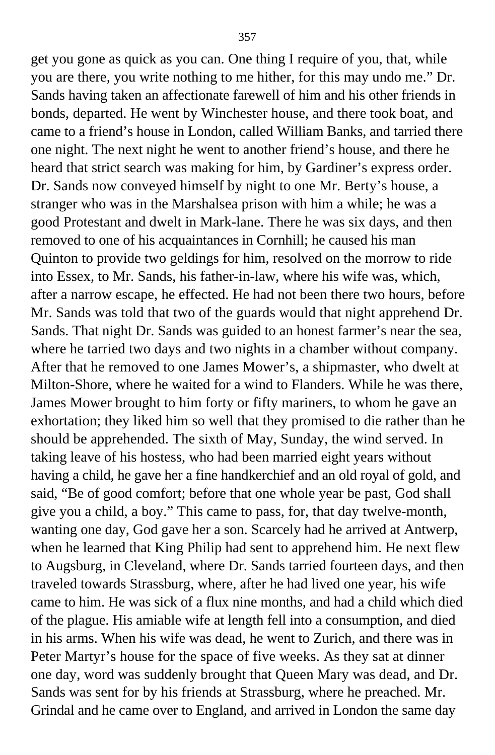get you gone as quick as you can. One thing I require of you, that, while you are there, you write nothing to me hither, for this may undo me." Dr. Sands having taken an affectionate farewell of him and his other friends in bonds, departed. He went by Winchester house, and there took boat, and came to a friend's house in London, called William Banks, and tarried there one night. The next night he went to another friend's house, and there he heard that strict search was making for him, by Gardiner's express order. Dr. Sands now conveyed himself by night to one Mr. Berty's house, a stranger who was in the Marshalsea prison with him a while; he was a good Protestant and dwelt in Mark-lane. There he was six days, and then removed to one of his acquaintances in Cornhill; he caused his man Quinton to provide two geldings for him, resolved on the morrow to ride into Essex, to Mr. Sands, his father-in-law, where his wife was, which, after a narrow escape, he effected. He had not been there two hours, before Mr. Sands was told that two of the guards would that night apprehend Dr. Sands. That night Dr. Sands was guided to an honest farmer's near the sea, where he tarried two days and two nights in a chamber without company. After that he removed to one James Mower's, a shipmaster, who dwelt at Milton-Shore, where he waited for a wind to Flanders. While he was there, James Mower brought to him forty or fifty mariners, to whom he gave an exhortation; they liked him so well that they promised to die rather than he should be apprehended. The sixth of May, Sunday, the wind served. In taking leave of his hostess, who had been married eight years without having a child, he gave her a fine handkerchief and an old royal of gold, and said, "Be of good comfort; before that one whole year be past, God shall give you a child, a boy." This came to pass, for, that day twelve-month, wanting one day, God gave her a son. Scarcely had he arrived at Antwerp, when he learned that King Philip had sent to apprehend him. He next flew to Augsburg, in Cleveland, where Dr. Sands tarried fourteen days, and then traveled towards Strassburg, where, after he had lived one year, his wife came to him. He was sick of a flux nine months, and had a child which died of the plague. His amiable wife at length fell into a consumption, and died in his arms. When his wife was dead, he went to Zurich, and there was in Peter Martyr's house for the space of five weeks. As they sat at dinner one day, word was suddenly brought that Queen Mary was dead, and Dr. Sands was sent for by his friends at Strassburg, where he preached. Mr. Grindal and he came over to England, and arrived in London the same day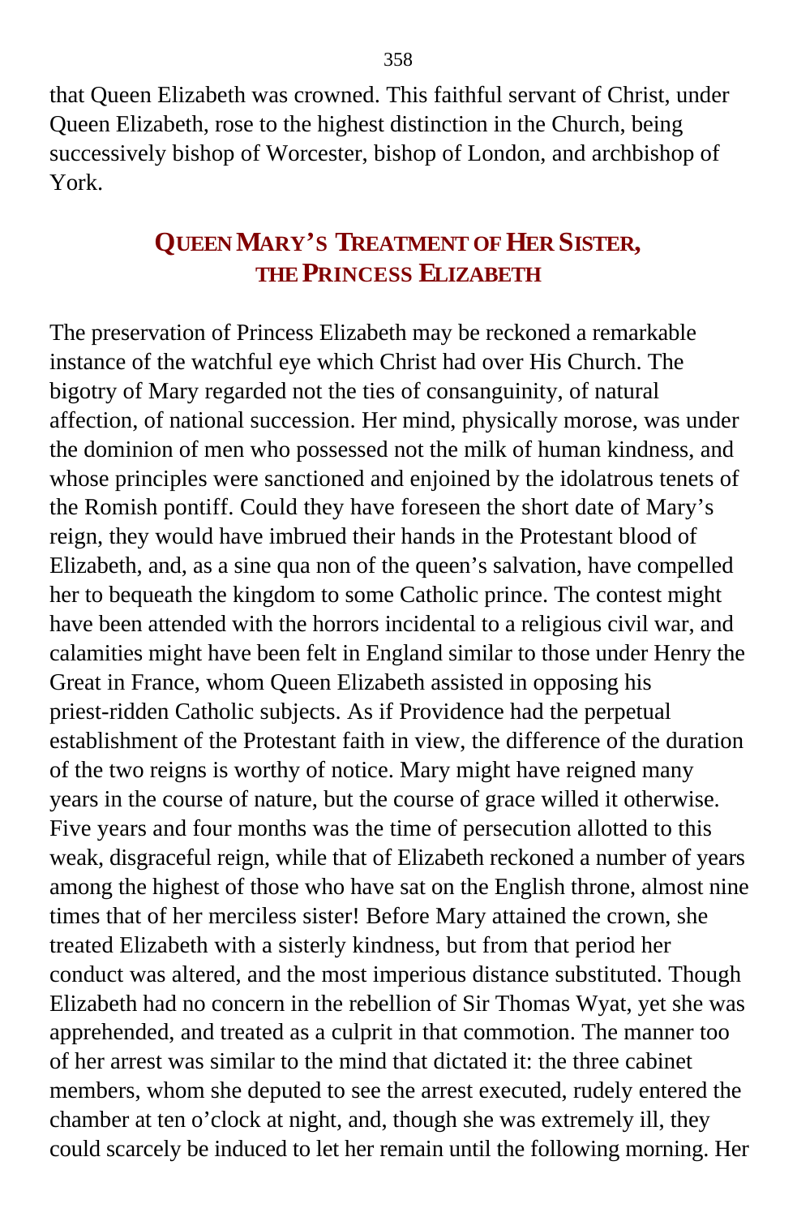that Queen Elizabeth was crowned. This faithful servant of Christ, under Queen Elizabeth, rose to the highest distinction in the Church, being successively bishop of Worcester, bishop of London, and archbishop of York.

## QUEEN MARY'S TREATMENT OF HER SISTER, THE PRINCESS ELIZABETH

The preservation of Princess Elizabeth may be reckoned a remarkable instance of the watchful eye which Christ had over His Church. The bigotry of Mary regarded not the ties of consanguinity, of natural affection, of national succession. Her mind, physically morose, was under the dominion of men who possessed not the milk of human kindness, and whose principles were sanctioned and enjoined by the idolatrous tenets of the Romish pontiff. Could they have foreseen the short date of Mary's reign, they would have imbrued their hands in the Protestant blood of Elizabeth, and, as a sine qua non of the queen's salvation, have compelled her to bequeath the kingdom to some Catholic prince. The contest might have been attended with the horrors incidental to a religious civil war, and calamities might have been felt in England similar to those under Henry the Great in France, whom Queen Elizabeth assisted in opposing his priest-ridden Catholic subjects. As if Providence had the perpetual establishment of the Protestant faith in view, the difference of the duration of the two reigns is worthy of notice. Mary might have reigned many years in the course of nature, but the course of grace willed it otherwise. Five years and four months was the time of persecution allotted to this weak, disgraceful reign, while that of Elizabeth reckoned a number of years among the highest of those who have sat on the English throne, almost nine times that of her merciless sister! Before Mary attained the crown, she treated Elizabeth with a sisterly kindness, but from that period her conduct was altered, and the most imperious distance substituted. Though Elizabeth had no concern in the rebellion of Sir Thomas Wyat, yet she was apprehended, and treated as a culprit in that commotion. The manner too of her arrest was similar to the mind that dictated it: the three cabinet members, whom she deputed to see the arrest executed, rudely entered the chamber at ten o'clock at night, and, though she was extremely ill, they could scarcely be induced to let her remain until the following morning. Her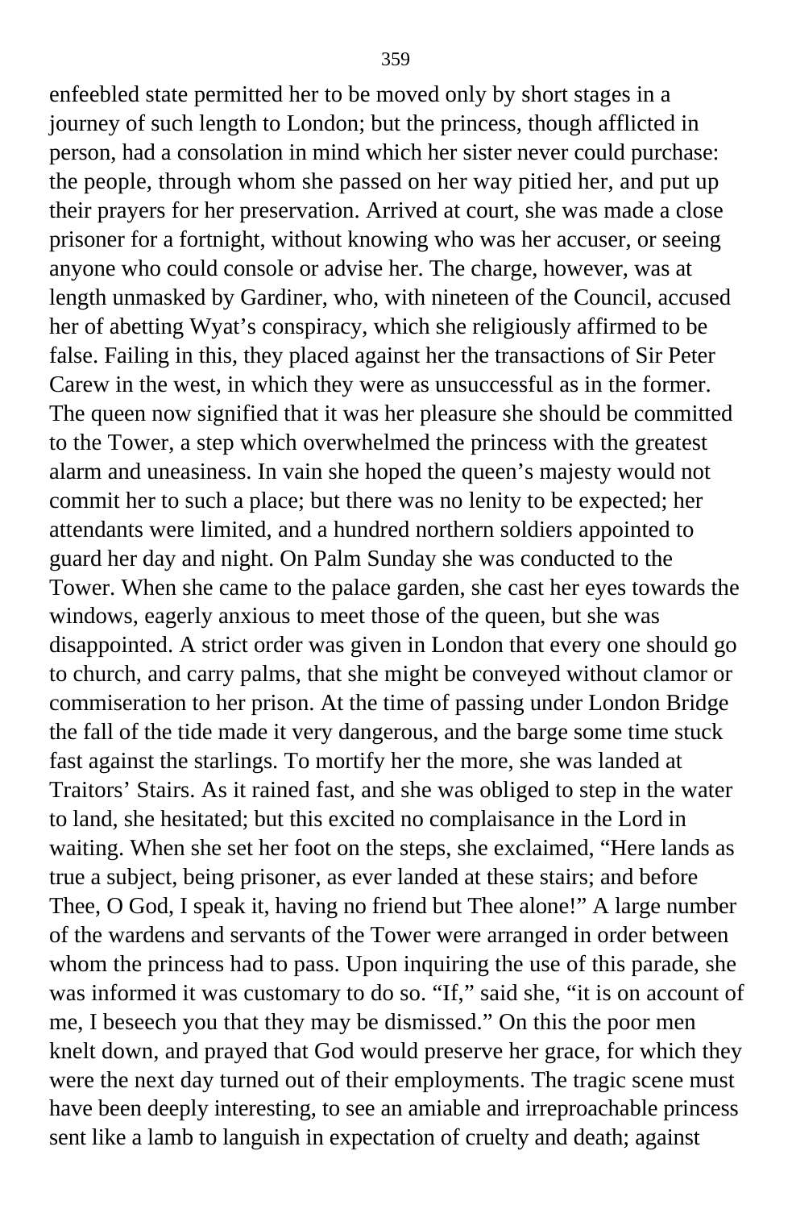enfeebled state permitted her to be moved only by short stages in a journey of such length to London; but the princess, though afflicted in person, had a consolation in mind which her sister never could purchase: the people, through whom she passed on her way pitied her, and put up their prayers for her preservation. Arrived at court, she was made a close prisoner for a fortnight, without knowing who was her accuser, or seeing anyone who could console or advise her. The charge, however, was at length unmasked by Gardiner, who, with nineteen of the Council, accused her of abetting Wyat's conspiracy, which she religiously affirmed to be false. Failing in this, they placed against her the transactions of Sir Peter Carew in the west, in which they were as unsuccessful as in the former. The queen now signified that it was her pleasure she should be committed to the Tower, a step which overwhelmed the princess with the greatest alarm and uneasiness. In vain she hoped the queen's majesty would not commit her to such a place; but there was no lenity to be expected; her attendants were limited, and a hundred northern soldiers appointed to guard her day and night. On Palm Sunday she was conducted to the Tower. When she came to the palace garden, she cast her eyes towards the windows, eagerly anxious to meet those of the queen, but she was disappointed. A strict order was given in London that every one should go to church, and carry palms, that she might be conveyed without clamor or commiseration to her prison. At the time of passing under London Bridge the fall of the tide made it very dangerous, and the barge some time stuck fast against the starlings. To mortify her the more, she was landed at Traitors' Stairs. As it rained fast, and she was obliged to step in the water to land, she hesitated; but this excited no complaisance in the Lord in waiting. When she set her foot on the steps, she exclaimed, "Here lands as true a subject, being prisoner, as ever landed at these stairs; and before Thee, O God, I speak it, having no friend but Thee alone!" A large number of the wardens and servants of the Tower were arranged in order between whom the princess had to pass. Upon inquiring the use of this parade, she was informed it was customary to do so. "If," said she, "it is on account of me, I beseech you that they may be dismissed." On this the poor men knelt down, and prayed that God would preserve her grace, for which they were the next day turned out of their employments. The tragic scene must have been deeply interesting, to see an amiable and irreproachable princess sent like a lamb to languish in expectation of cruelty and death; against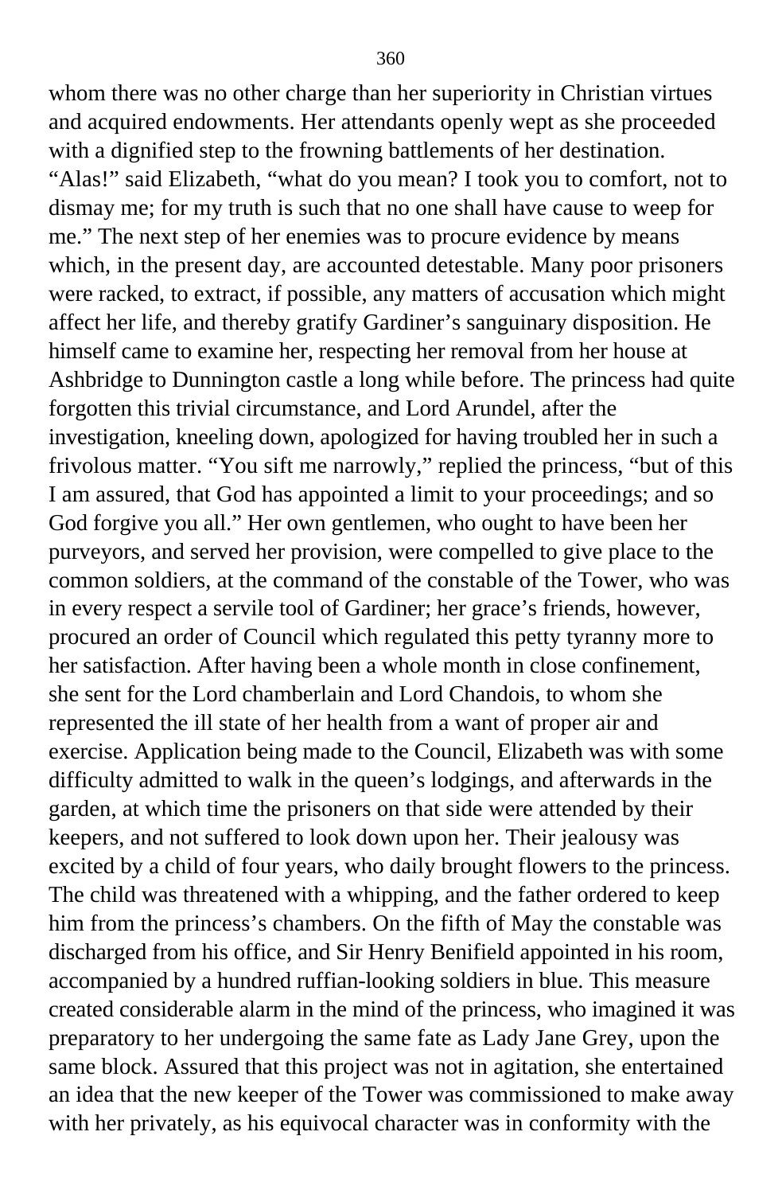whom there was no other charge than her superiority in Christian virtues and acquired endowments. Her attendants openly wept as she proceeded with a dignified step to the frowning battlements of her destination. “Alas!” said Elizabeth, “what do you mean? I took you to comfort, not to dismay me; for my truth is such that no one shall have cause to weep for me.” The next step of her enemies was to procure evidence by means which, in the present day, are accounted detestable. Many poor prisoners were racked, to extract, if possible, any matters of accusation which might affect her life, and thereby gratify Gardiner’s sanguinary disposition. He himself came to examine her, respecting her removal from her house at Ashbridge to Dunnington castle a long while before. The princess had quite forgotten this trivial circumstance, and Lord Arundel, after the investigation, kneeling down, apologized for having troubled her in such a frivolous matter. “You sift me narrowly,” replied the princess, “but of this I am assured, that God has appointed a limit to your proceedings; and so God forgive you all.” Her own gentlemen, who ought to have been her purveyors, and served her provision, were compelled to give place to the common soldiers, at the command of the constable of the Tower, who was in every respect a servile tool of Gardiner; her grace’s friends, however, procured an order of Council which regulated this petty tyranny more to her satisfaction. After having been a whole month in close confinement, she sent for the Lord chamberlain and Lord Chandois, to whom she represented the ill state of her health from a want of proper air and exercise. Application being made to the Council, Elizabeth was with some difficulty admitted to walk in the queen’s lodgings, and afterwards in the garden, at which time the prisoners on that side were attended by their keepers, and not suffered to look down upon her. Their jealousy was excited by a child of four years, who daily brought flowers to the princess. The child was threatened with a whipping, and the father ordered to keep him from the princess’s chambers. On the fifth of May the constable was discharged from his office, and Sir Henry Benifield appointed in his room, accompanied by a hundred ruffian-looking soldiers in blue. This measure created considerable alarm in the mind of the princess, who imagined it was preparatory to her undergoing the same fate as Lady Jane Grey, upon the same block. Assured that this project was not in agitation, she entertained an idea that the new keeper of the Tower was commissioned to make away with her privately, as his equivocal character was in conformity with the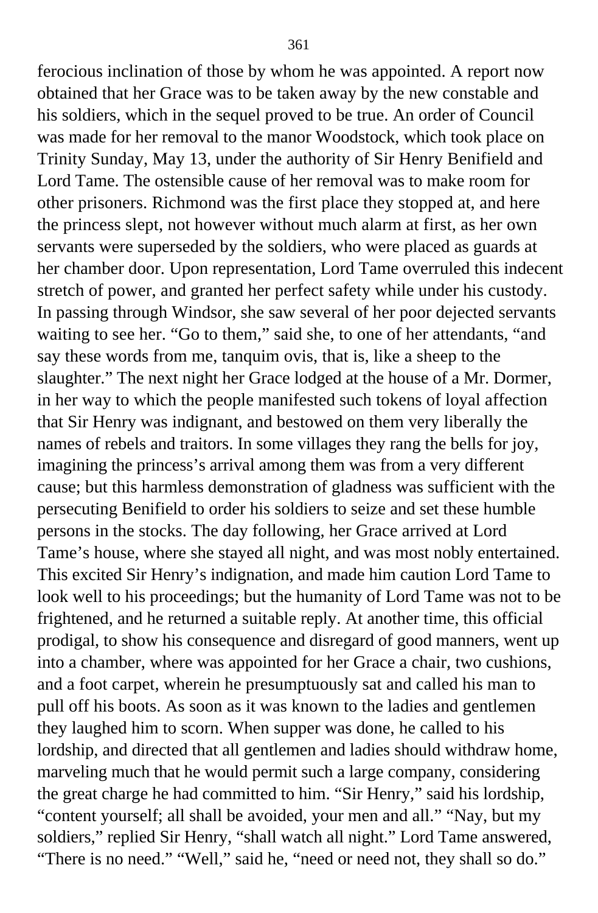ferocious inclination of those by whom he was appointed. A report now obtained that her Grace was to be taken away by the new constable and his soldiers, which in the sequel proved to be true. An order of Council was made for her removal to the manor Woodstock, which took place on Trinity Sunday, May 13, under the authority of Sir Henry Benifield and Lord Tame. The ostensible cause of her removal was to make room for other prisoners. Richmond was the first place they stopped at, and here the princess slept, not however without much alarm at first, as her own servants were superseded by the soldiers, who were placed as guards at her chamber door. Upon representation, Lord Tame overruled this indecent stretch of power, and granted her perfect safety while under his custody. In passing through Windsor, she saw several of her poor dejected servants waiting to see her. "Go to them," said she, to one of her attendants, "and say these words from me, tanquim ovis, that is, like a sheep to the slaughter." The next night her Grace lodged at the house of a Mr. Dormer, in her way to which the people manifested such tokens of loyal affection that Sir Henry was indignant, and bestowed on them very liberally the names of rebels and traitors. In some villages they rang the bells for joy, imagining the princess's arrival among them was from a very different cause; but this harmless demonstration of gladness was sufficient with the persecuting Benifield to order his soldiers to seize and set these humble persons in the stocks. The day following, her Grace arrived at Lord Tame's house, where she stayed all night, and was most nobly entertained. This excited Sir Henry's indignation, and made him caution Lord Tame to look well to his proceedings; but the humanity of Lord Tame was not to be frightened, and he returned a suitable reply. At another time, this official prodigal, to show his consequence and disregard of good manners, went up into a chamber, where was appointed for her Grace a chair, two cushions, and a foot carpet, wherein he presumptuously sat and called his man to pull off his boots. As soon as it was known to the ladies and gentlemen they laughed him to scorn. When supper was done, he called to his lordship, and directed that all gentlemen and ladies should withdraw home, marveling much that he would permit such a large company, considering the great charge he had committed to him. "Sir Henry," said his lordship, "content yourself; all shall be avoided, your men and all." "Nay, but my soldiers," replied Sir Henry, "shall watch all night." Lord Tame answered, "There is no need." "Well," said he, "need or need not, they shall so do."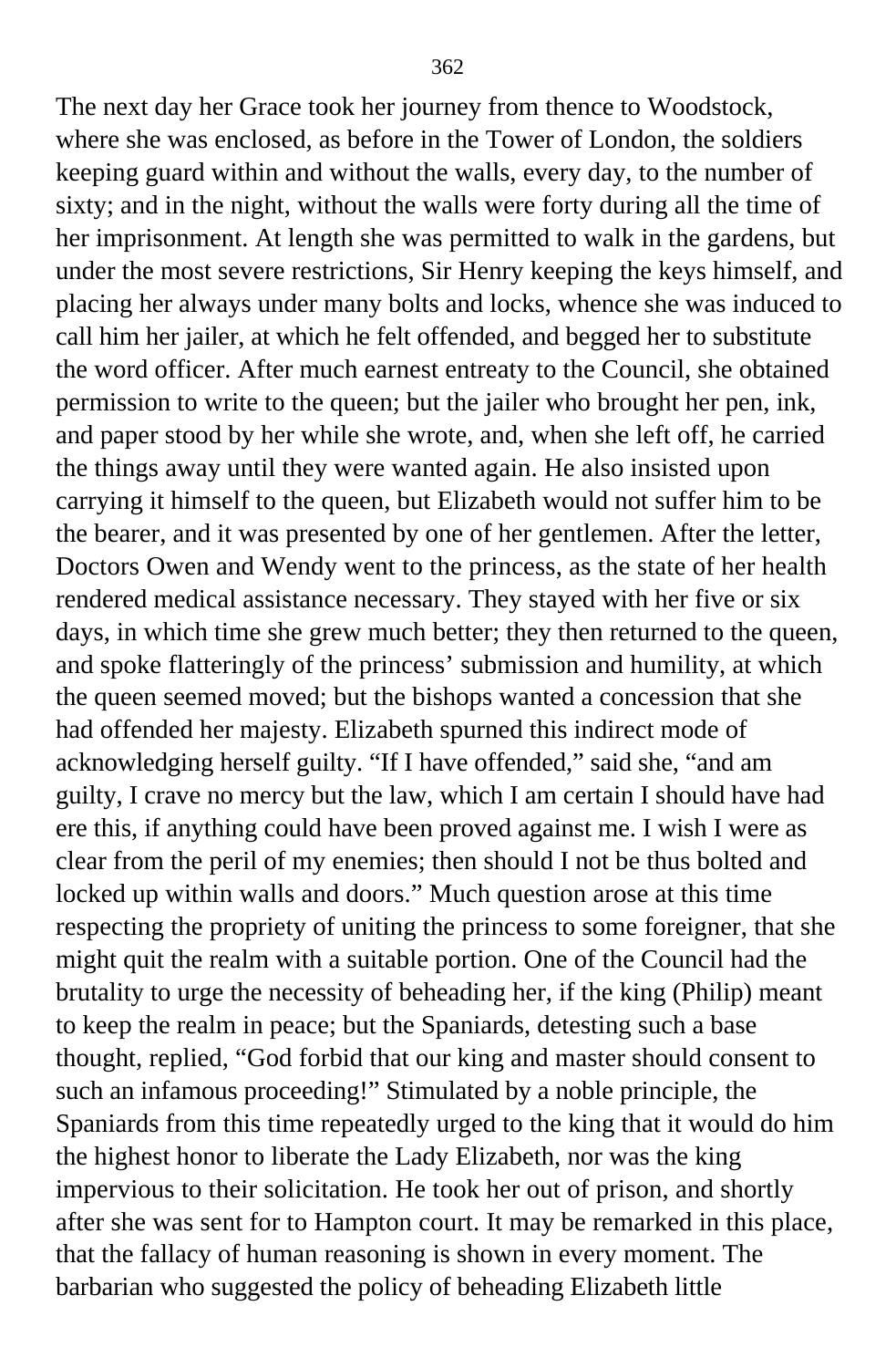The next day her Grace took her journey from thence to Woodstock, where she was enclosed, as before in the Tower of London, the soldiers keeping guard within and without the walls, every day, to the number of sixty; and in the night, without the walls were forty during all the time of her imprisonment. At length she was permitted to walk in the gardens, but under the most severe restrictions, Sir Henry keeping the keys himself, and placing her always under many bolts and locks, whence she was induced to call him her jailer, at which he felt offended, and begged her to substitute the word officer. After much earnest entreaty to the Council, she obtained permission to write to the queen; but the jailer who brought her pen, ink, and paper stood by her while she wrote, and, when she left off, he carried the things away until they were wanted again. He also insisted upon carrying it himself to the queen, but Elizabeth would not suffer him to be the bearer, and it was presented by one of her gentlemen. After the letter, Doctors Owen and Wendy went to the princess, as the state of her health rendered medical assistance necessary. They stayed with her five or six days, in which time she grew much better; they then returned to the queen, and spoke flatteringly of the princess' submission and humility, at which the queen seemed moved; but the bishops wanted a concession that she had offended her majesty. Elizabeth spurned this indirect mode of acknowledging herself guilty. "If I have offended," said she, "and am guilty, I crave no mercy but the law, which I am certain I should have had ere this, if anything could have been proved against me. I wish I were as clear from the peril of my enemies; then should I not be thus bolted and locked up within walls and doors." Much question arose at this time respecting the propriety of uniting the princess to some foreigner, that she might quit the realm with a suitable portion. One of the Council had the brutality to urge the necessity of beheading her, if the king (Philip) meant to keep the realm in peace; but the Spaniards, detesting such a base thought, replied, "God forbid that our king and master should consent to such an infamous proceeding!" Stimulated by a noble principle, the Spaniards from this time repeatedly urged to the king that it would do him the highest honor to liberate the Lady Elizabeth, nor was the king impervious to their solicitation. He took her out of prison, and shortly after she was sent for to Hampton court. It may be remarked in this place, that the fallacy of human reasoning is shown in every moment. The barbarian who suggested the policy of beheading Elizabeth little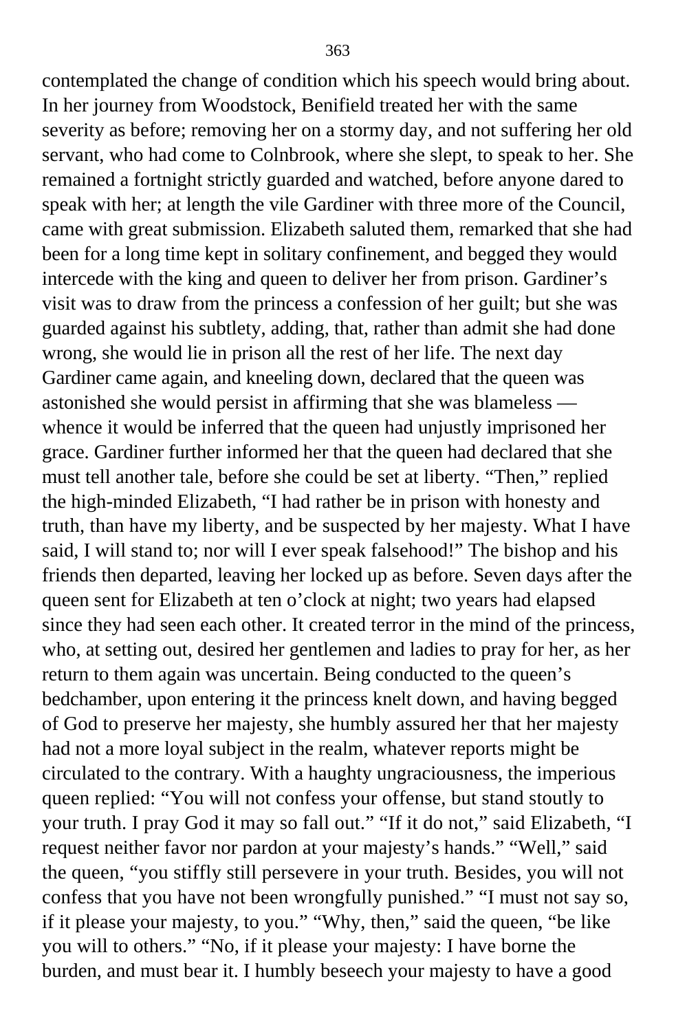contemplated the change of condition which his speech would bring about. In her journey from Woodstock, Benifield treated her with the same severity as before; removing her on a stormy day, and not suffering her old servant, who had come to Colnbrook, where she slept, to speak to her. She remained a fortnight strictly guarded and watched, before anyone dared to speak with her; at length the vile Gardiner with three more of the Council, came with great submission. Elizabeth saluted them, remarked that she had been for a long time kept in solitary confinement, and begged they would intercede with the king and queen to deliver her from prison. Gardiner's visit was to draw from the princess a confession of her guilt; but she was guarded against his subtlety, adding, that, rather than admit she had done wrong, she would lie in prison all the rest of her life. The next day Gardiner came again, and kneeling down, declared that the queen was astonished she would persist in affirming that she was blameless — whence it would be inferred that the queen had unjustly imprisoned her grace. Gardiner further informed her that the queen had declared that she must tell another tale, before she could be set at liberty. "Then," replied the high-minded Elizabeth, "I had rather be in prison with honesty and truth, than have my liberty, and be suspected by her majesty. What I have said, I will stand to; nor will I ever speak falsehood!" The bishop and his friends then departed, leaving her locked up as before. Seven days after the queen sent for Elizabeth at ten o'clock at night; two years had elapsed since they had seen each other. It created terror in the mind of the princess, who, at setting out, desired her gentlemen and ladies to pray for her, as her return to them again was uncertain. Being conducted to the queen's bedchamber, upon entering it the princess knelt down, and having begged of God to preserve her majesty, she humbly assured her that her majesty had not a more loyal subject in the realm, whatever reports might be circulated to the contrary. With a haughty ungraciousness, the imperious queen replied: "You will not confess your offense, but stand stoutly to your truth. I pray God it may so fall out." "If it do not," said Elizabeth, "I request neither favor nor pardon at your majesty's hands." "Well," said the queen, "you stiffly still persevere in your truth. Besides, you will not confess that you have not been wrongfully punished." "I must not say so, if it please your majesty, to you." "Why, then," said the queen, "be like you will to others." "No, if it please your majesty: I have borne the burden, and must bear it. I humbly beseech your majesty to have a good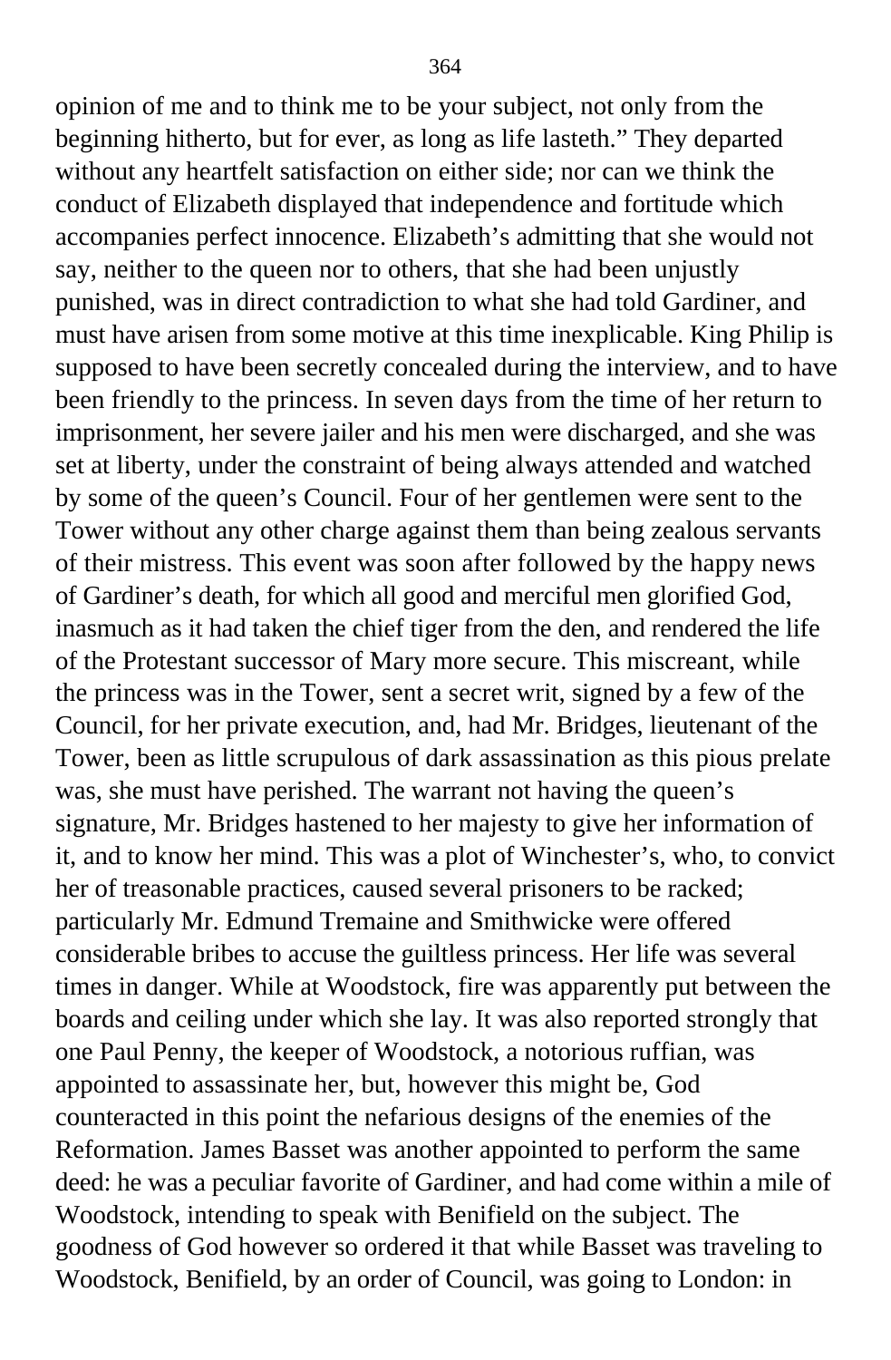opinion of me and to think me to be your subject, not only from the beginning hitherto, but for ever, as long as life lasteth." They departed without any heartfelt satisfaction on either side; nor can we think the conduct of Elizabeth displayed that independence and fortitude which accompanies perfect innocence. Elizabeth's admitting that she would not say, neither to the queen nor to others, that she had been unjustly punished, was in direct contradiction to what she had told Gardiner, and must have arisen from some motive at this time inexplicable. King Philip is supposed to have been secretly concealed during the interview, and to have been friendly to the princess. In seven days from the time of her return to imprisonment, her severe jailer and his men were discharged, and she was set at liberty, under the constraint of being always attended and watched by some of the queen's Council. Four of her gentlemen were sent to the Tower without any other charge against them than being zealous servants of their mistress. This event was soon after followed by the happy news of Gardiner's death, for which all good and merciful men glorified God, inasmuch as it had taken the chief tiger from the den, and rendered the life of the Protestant successor of Mary more secure. This miscreant, while the princess was in the Tower, sent a secret writ, signed by a few of the Council, for her private execution, and, had Mr. Bridges, lieutenant of the Tower, been as little scrupulous of dark assassination as this pious prelate was, she must have perished. The warrant not having the queen's signature, Mr. Bridges hastened to her majesty to give her information of it, and to know her mind. This was a plot of Winchester's, who, to convict her of treasonable practices, caused several prisoners to be racked; particularly Mr. Edmund Tremaine and Smithwicke were offered considerable bribes to accuse the guiltless princess. Her life was several times in danger. While at Woodstock, fire was apparently put between the boards and ceiling under which she lay. It was also reported strongly that one Paul Penny, the keeper of Woodstock, a notorious ruffian, was appointed to assassinate her, but, however this might be, God counteracted in this point the nefarious designs of the enemies of the Reformation. James Basset was another appointed to perform the same deed: he was a peculiar favorite of Gardiner, and had come within a mile of Woodstock, intending to speak with Benifield on the subject. The goodness of God however so ordered it that while Basset was traveling to Woodstock, Benifield, by an order of Council, was going to London: in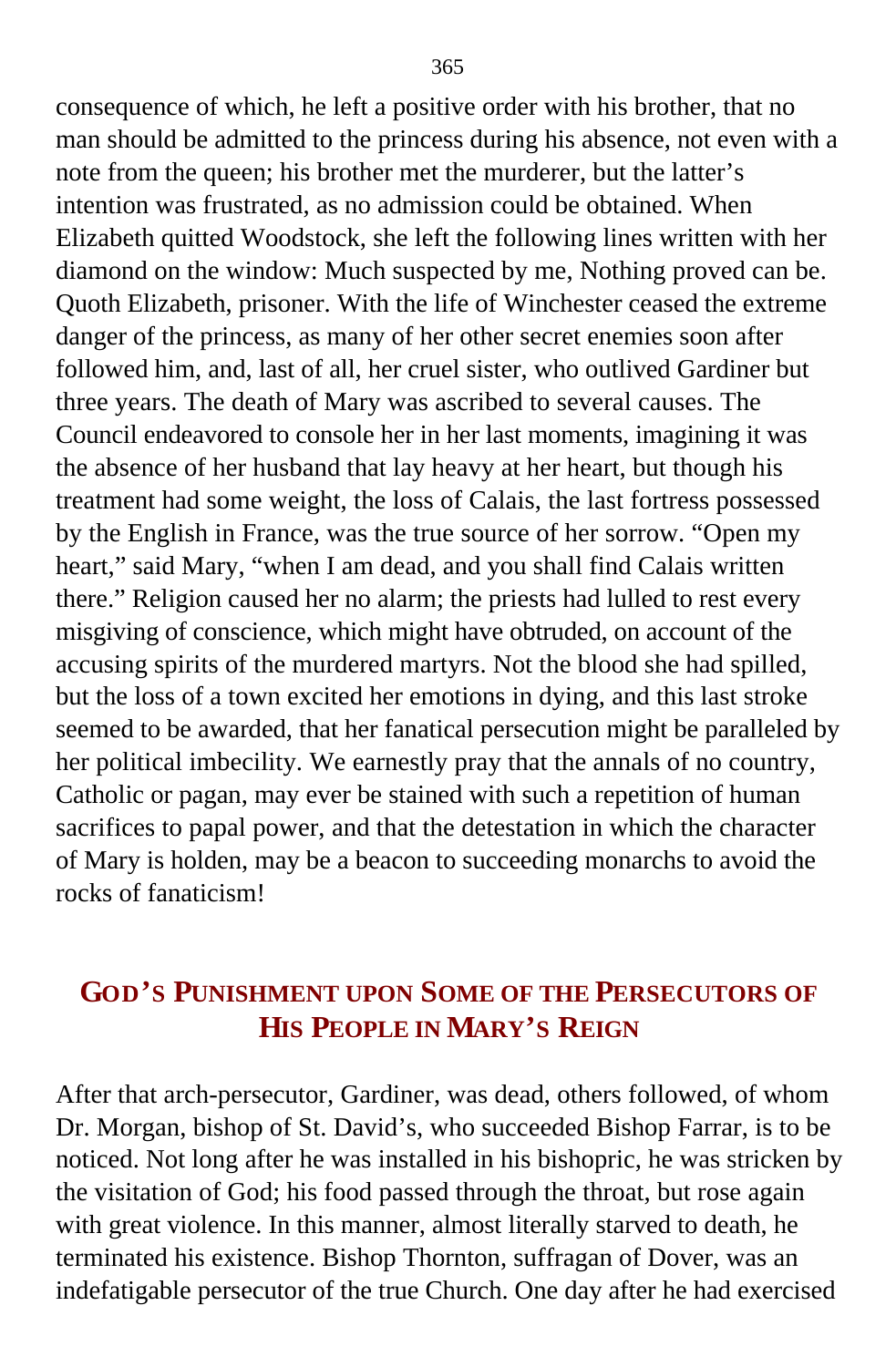consequence of which, he left a positive order with his brother, that no man should be admitted to the princess during his absence, not even with a note from the queen; his brother met the murderer, but the latter's intention was frustrated, as no admission could be obtained. When Elizabeth quitted Woodstock, she left the following lines written with her diamond on the window: Much suspected by me, Nothing proved can be. Quoth Elizabeth, prisoner. With the life of Winchester ceased the extreme danger of the princess, as many of her other secret enemies soon after followed him, and, last of all, her cruel sister, who outlived Gardiner but three years. The death of Mary was ascribed to several causes. The Council endeavored to console her in her last moments, imagining it was the absence of her husband that lay heavy at her heart, but though his treatment had some weight, the loss of Calais, the last fortress possessed by the English in France, was the true source of her sorrow. "Open my heart," said Mary, "when I am dead, and you shall find Calais written there." Religion caused her no alarm; the priests had lulled to rest every misgiving of conscience, which might have obtruded, on account of the accusing spirits of the murdered martyrs. Not the blood she had spilled, but the loss of a town excited her emotions in dying, and this last stroke seemed to be awarded, that her fanatical persecution might be paralleled by her political imbecility. We earnestly pray that the annals of no country, Catholic or pagan, may ever be stained with such a repetition of human sacrifices to papal power, and that the detestation in which the character of Mary is holden, may be a beacon to succeeding monarchs to avoid the rocks of fanaticism!

## God's Punishment upon Some of the Persecutors of His People in Mary's Reign

After that arch-persecutor, Gardiner, was dead, others followed, of whom Dr. Morgan, bishop of St. David's, who succeeded Bishop Farrar, is to be noticed. Not long after he was installed in his bishopric, he was stricken by the visitation of God; his food passed through the throat, but rose again with great violence. In this manner, almost literally starved to death, he terminated his existence. Bishop Thornton, suffragan of Dover, was an indefatigable persecutor of the true Church. One day after he had exercised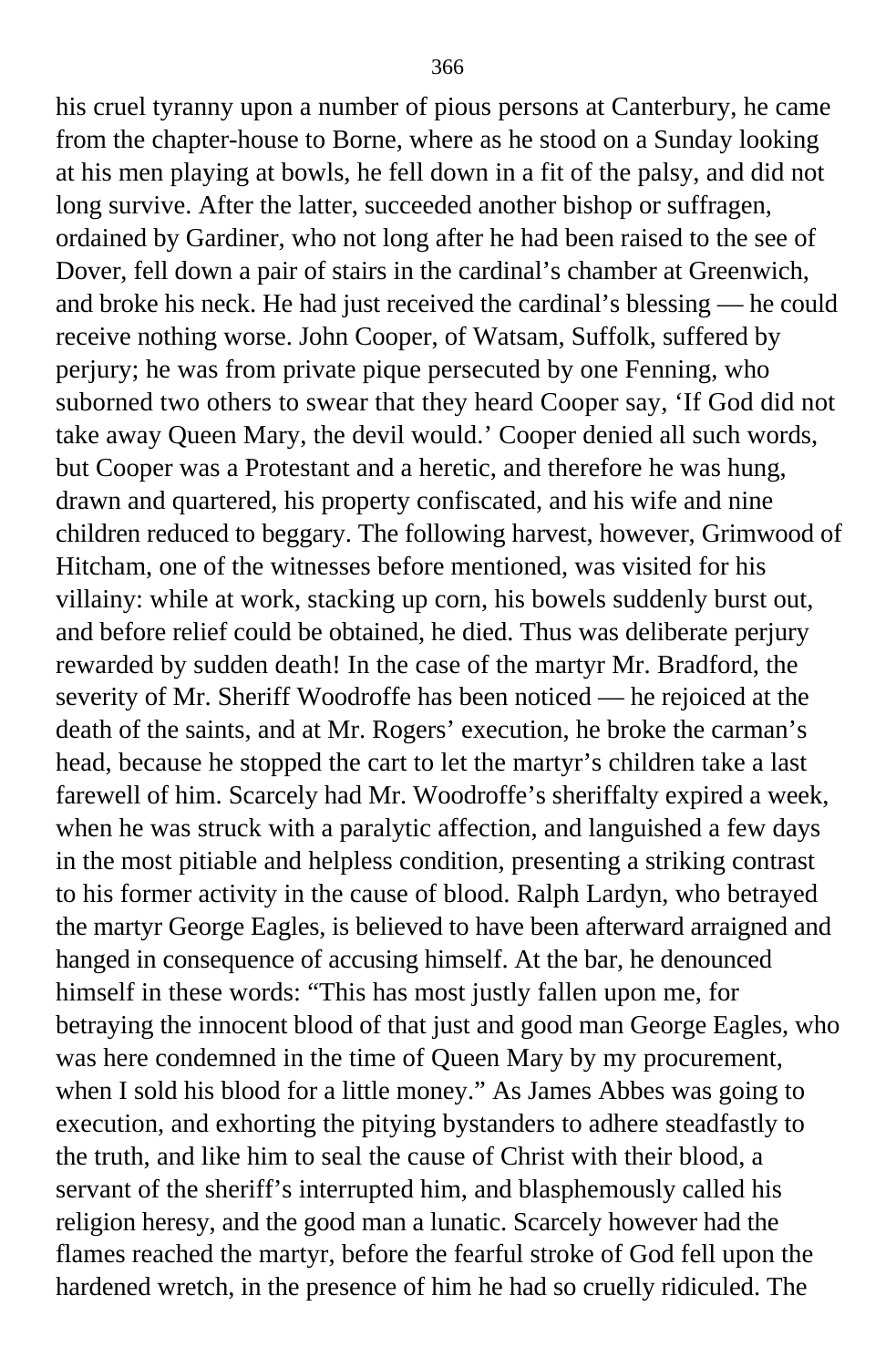his cruel tyranny upon a number of pious persons at Canterbury, he came from the chapter-house to Borne, where as he stood on a Sunday looking at his men playing at bowls, he fell down in a fit of the palsy, and did not long survive. After the latter, succeeded another bishop or suffragen, ordained by Gardiner, who not long after he had been raised to the see of Dover, fell down a pair of stairs in the cardinal's chamber at Greenwich, and broke his neck. He had just received the cardinal's blessing — he could receive nothing worse. John Cooper, of Watsam, Suffolk, suffered by perjury; he was from private pique persecuted by one Fenning, who suborned two others to swear that they heard Cooper say, 'If God did not take away Queen Mary, the devil would.' Cooper denied all such words, but Cooper was a Protestant and a heretic, and therefore he was hung, drawn and quartered, his property confiscated, and his wife and nine children reduced to beggary. The following harvest, however, Grimwood of Hitcham, one of the witnesses before mentioned, was visited for his villainy: while at work, stacking up corn, his bowels suddenly burst out, and before relief could be obtained, he died. Thus was deliberate perjury rewarded by sudden death! In the case of the martyr Mr. Bradford, the severity of Mr. Sheriff Woodroffe has been noticed — he rejoiced at the death of the saints, and at Mr. Rogers' execution, he broke the carman's head, because he stopped the cart to let the martyr's children take a last farewell of him. Scarcely had Mr. Woodroffe's sheriffalty expired a week, when he was struck with a paralytic affection, and languished a few days in the most pitiable and helpless condition, presenting a striking contrast to his former activity in the cause of blood. Ralph Lardyn, who betrayed the martyr George Eagles, is believed to have been afterward arraigned and hanged in consequence of accusing himself. At the bar, he denounced himself in these words: "This has most justly fallen upon me, for betraying the innocent blood of that just and good man George Eagles, who was here condemned in the time of Queen Mary by my procurement, when I sold his blood for a little money." As James Abbes was going to execution, and exhorting the pitying bystanders to adhere steadfastly to the truth, and like him to seal the cause of Christ with their blood, a servant of the sheriff's interrupted him, and blasphemously called his religion heresy, and the good man a lunatic. Scarcely however had the flames reached the martyr, before the fearful stroke of God fell upon the hardened wretch, in the presence of him he had so cruelly ridiculed. The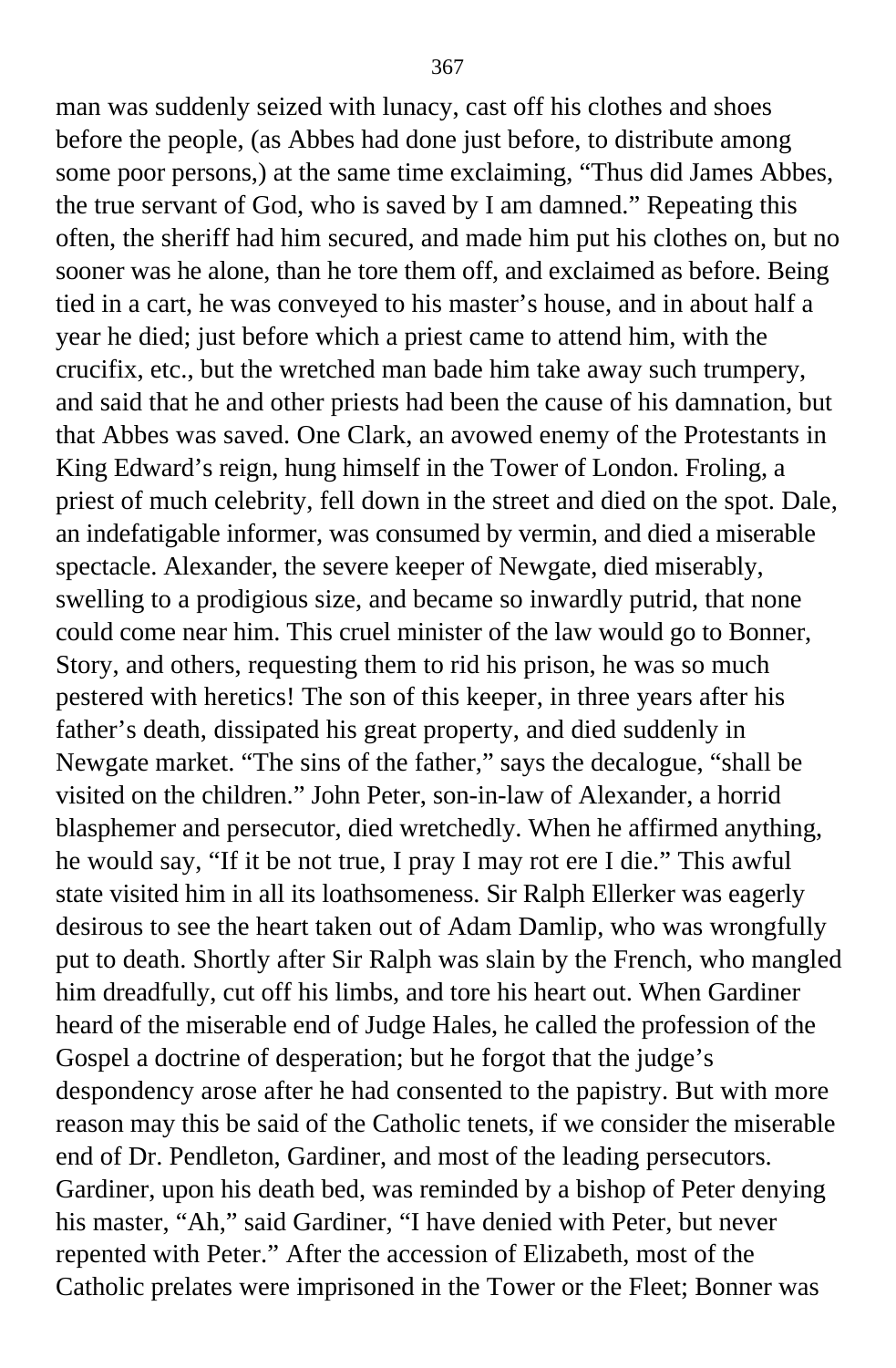man was suddenly seized with lunacy, cast off his clothes and shoes before the people, (as Abbes had done just before, to distribute among some poor persons,) at the same time exclaiming, "Thus did James Abbes, the true servant of God, who is saved by I am damned." Repeating this often, the sheriff had him secured, and made him put his clothes on, but no sooner was he alone, than he tore them off, and exclaimed as before. Being tied in a cart, he was conveyed to his master's house, and in about half a year he died; just before which a priest came to attend him, with the crucifix, etc., but the wretched man bade him take away such trumpery, and said that he and other priests had been the cause of his damnation, but that Abbes was saved. One Clark, an avowed enemy of the Protestants in King Edward's reign, hung himself in the Tower of London. Froling, a priest of much celebrity, fell down in the street and died on the spot. Dale, an indefatigable informer, was consumed by vermin, and died a miserable spectacle. Alexander, the severe keeper of Newgate, died miserably, swelling to a prodigious size, and became so inwardly putrid, that none could come near him. This cruel minister of the law would go to Bonner, Story, and others, requesting them to rid his prison, he was so much pestered with heretics! The son of this keeper, in three years after his father's death, dissipated his great property, and died suddenly in Newgate market. "The sins of the father," says the decalogue, "shall be visited on the children." John Peter, son-in-law of Alexander, a horrid blasphemer and persecutor, died wretchedly. When he affirmed anything, he would say, "If it be not true, I pray I may rot ere I die." This awful state visited him in all its loathsomeness. Sir Ralph Ellerker was eagerly desirous to see the heart taken out of Adam Damlip, who was wrongfully put to death. Shortly after Sir Ralph was slain by the French, who mangled him dreadfully, cut off his limbs, and tore his heart out. When Gardiner heard of the miserable end of Judge Hales, he called the profession of the Gospel a doctrine of desperation; but he forgot that the judge's despondency arose after he had consented to the papistry. But with more reason may this be said of the Catholic tenets, if we consider the miserable end of Dr. Pendleton, Gardiner, and most of the leading persecutors. Gardiner, upon his death bed, was reminded by a bishop of Peter denying his master, "Ah," said Gardiner, "I have denied with Peter, but never repented with Peter." After the accession of Elizabeth, most of the Catholic prelates were imprisoned in the Tower or the Fleet; Bonner was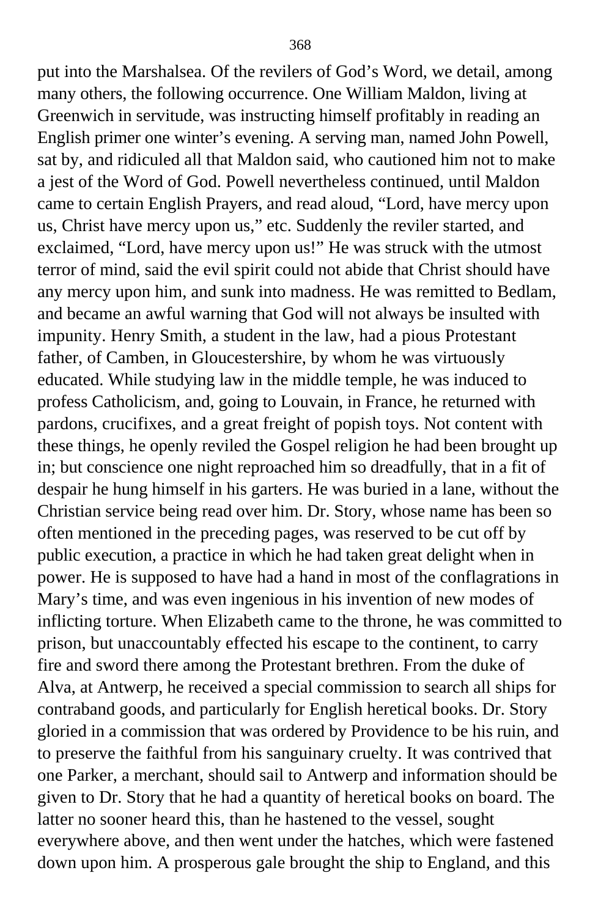put into the Marshalsea. Of the revilers of God's Word, we detail, among many others, the following occurrence. One William Maldon, living at Greenwich in servitude, was instructing himself profitably in reading an English primer one winter's evening. A serving man, named John Powell, sat by, and ridiculed all that Maldon said, who cautioned him not to make a jest of the Word of God. Powell nevertheless continued, until Maldon came to certain English Prayers, and read aloud, "Lord, have mercy upon us, Christ have mercy upon us," etc. Suddenly the reviler started, and exclaimed, "Lord, have mercy upon us!" He was struck with the utmost terror of mind, said the evil spirit could not abide that Christ should have any mercy upon him, and sunk into madness. He was remitted to Bedlam, and became an awful warning that God will not always be insulted with impunity. Henry Smith, a student in the law, had a pious Protestant father, of Camben, in Gloucestershire, by whom he was virtuously educated. While studying law in the middle temple, he was induced to profess Catholicism, and, going to Louvain, in France, he returned with pardons, crucifixes, and a great freight of popish toys. Not content with these things, he openly reviled the Gospel religion he had been brought up in; but conscience one night reproached him so dreadfully, that in a fit of despair he hung himself in his garters. He was buried in a lane, without the Christian service being read over him. Dr. Story, whose name has been so often mentioned in the preceding pages, was reserved to be cut off by public execution, a practice in which he had taken great delight when in power. He is supposed to have had a hand in most of the conflagrations in Mary's time, and was even ingenious in his invention of new modes of inflicting torture. When Elizabeth came to the throne, he was committed to prison, but unaccountably effected his escape to the continent, to carry fire and sword there among the Protestant brethren. From the duke of Alva, at Antwerp, he received a special commission to search all ships for contraband goods, and particularly for English heretical books. Dr. Story gloried in a commission that was ordered by Providence to be his ruin, and to preserve the faithful from his sanguinary cruelty. It was contrived that one Parker, a merchant, should sail to Antwerp and information should be given to Dr. Story that he had a quantity of heretical books on board. The latter no sooner heard this, than he hastened to the vessel, sought everywhere above, and then went under the hatches, which were fastened down upon him. A prosperous gale brought the ship to England, and this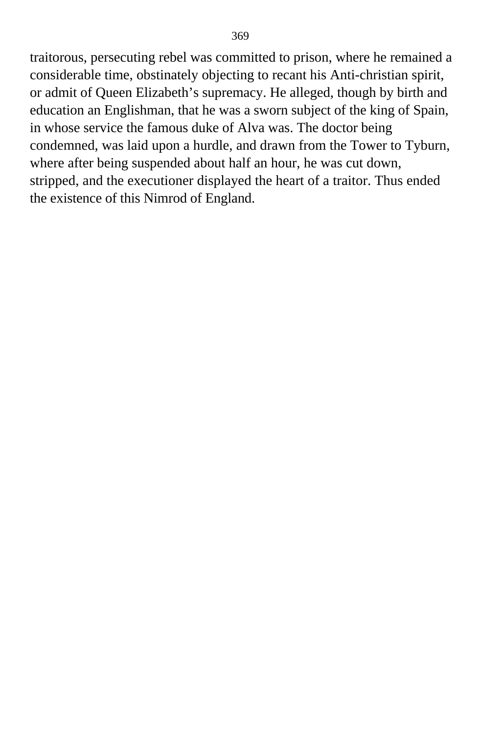traitorous, persecuting rebel was committed to prison, where he remained a considerable time, obstinately objecting to recant his Anti-christian spirit, or admit of Queen Elizabeth's supremacy. He alleged, though by birth and education an Englishman, that he was a sworn subject of the king of Spain, in whose service the famous duke of Alva was. The doctor being condemned, was laid upon a hurdle, and drawn from the Tower to Tyburn, where after being suspended about half an hour, he was cut down, stripped, and the executioner displayed the heart of a traitor. Thus ended the existence of this Nimrod of England.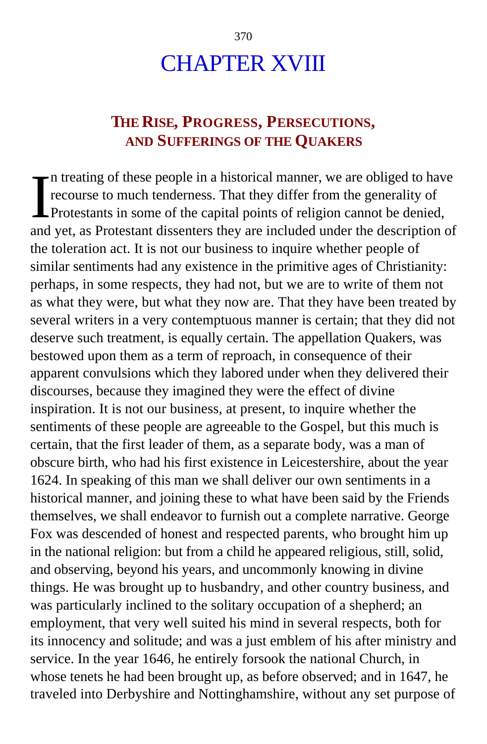# CHAPTER XVIII

## The Rise, Progress, Persecutions, and Sufferings of the Quakers

In treating of these people in a historical manner, we are obliged to have recourse to much tenderness. That they differ from the generality of Protestants in some of the capital points of religion cannot be denied, and yet, as Protestant dissenters they are included under the description of the toleration act. It is not our business to inquire whether people of similar sentiments had any existence in the primitive ages of Christianity: perhaps, in some respects, they had not, but we are to write of them not as what they were, but what they now are. That they have been treated by several writers in a very contemptuous manner is certain; that they did not deserve such treatment, is equally certain. The appellation Quakers, was bestowed upon them as a term of reproach, in consequence of their apparent convulsions which they labored under when they delivered their discourses, because they imagined they were the effect of divine inspiration. It is not our business, at present, to inquire whether the sentiments of these people are agreeable to the Gospel, but this much is certain, that the first leader of them, as a separate body, was a man of obscure birth, who had his first existence in Leicestershire, about the year 1624. In speaking of this man we shall deliver our own sentiments in a historical manner, and joining these to what have been said by the Friends themselves, we shall endeavor to furnish out a complete narrative. George Fox was descended of honest and respected parents, who brought him up in the national religion: but from a child he appeared religious, still, solid, and observing, beyond his years, and uncommonly knowing in divine things. He was brought up to husbandry, and other country business, and was particularly inclined to the solitary occupation of a shepherd; an employment, that very well suited his mind in several respects, both for its innocency and solitude; and was a just emblem of his after ministry and service. In the year 1646, he entirely forsook the national Church, in whose tenets he had been brought up, as before observed; and in 1647, he traveled into Derbyshire and Nottinghamshire, without any set purpose of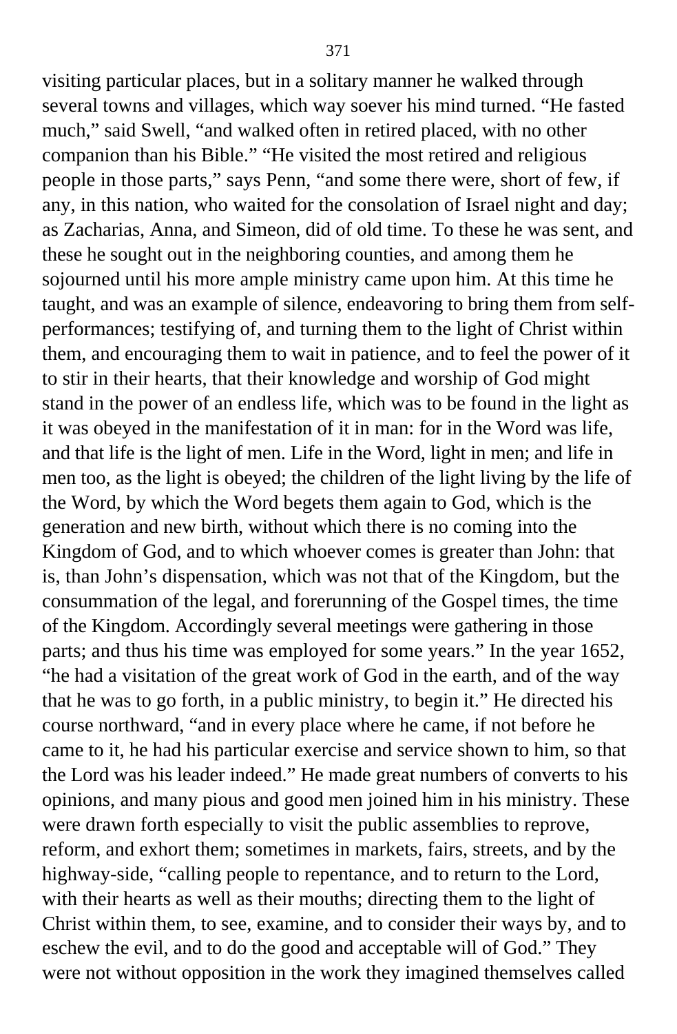visiting particular places, but in a solitary manner he walked through several towns and villages, which way soever his mind turned. “He fasted much,” said Swell, “and walked often in retired placed, with no other companion than his Bible.” “He visited the most retired and religious people in those parts,” says Penn, “and some there were, short of few, if any, in this nation, who waited for the consolation of Israel night and day; as Zacharias, Anna, and Simeon, did of old time. To these he was sent, and these he sought out in the neighboring counties, and among them he sojourned until his more ample ministry came upon him. At this time he taught, and was an example of silence, endeavoring to bring them from self-performances; testifying of, and turning them to the light of Christ within them, and encouraging them to wait in patience, and to feel the power of it to stir in their hearts, that their knowledge and worship of God might stand in the power of an endless life, which was to be found in the light as it was obeyed in the manifestation of it in man: for in the Word was life, and that life is the light of men. Life in the Word, light in men; and life in men too, as the light is obeyed; the children of the light living by the life of the Word, by which the Word begets them again to God, which is the generation and new birth, without which there is no coming into the Kingdom of God, and to which whoever comes is greater than John: that is, than John’s dispensation, which was not that of the Kingdom, but the consummation of the legal, and forerunning of the Gospel times, the time of the Kingdom. Accordingly several meetings were gathering in those parts; and thus his time was employed for some years.” In the year 1652, “he had a visitation of the great work of God in the earth, and of the way that he was to go forth, in a public ministry, to begin it.” He directed his course northward, “and in every place where he came, if not before he came to it, he had his particular exercise and service shown to him, so that the Lord was his leader indeed.” He made great numbers of converts to his opinions, and many pious and good men joined him in his ministry. These were drawn forth especially to visit the public assemblies to reprove, reform, and exhort them; sometimes in markets, fairs, streets, and by the highway-side, “calling people to repentance, and to return to the Lord, with their hearts as well as their mouths; directing them to the light of Christ within them, to see, examine, and to consider their ways by, and to eschew the evil, and to do the good and acceptable will of God.” They were not without opposition in the work they imagined themselves called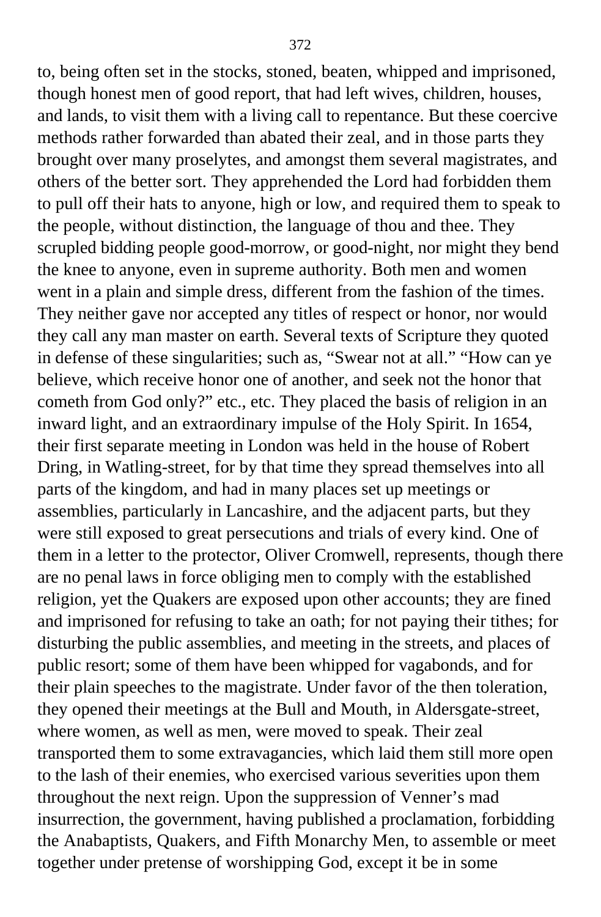to, being often set in the stocks, stoned, beaten, whipped and imprisoned, though honest men of good report, that had left wives, children, houses, and lands, to visit them with a living call to repentance. But these coercive methods rather forwarded than abated their zeal, and in those parts they brought over many proselytes, and amongst them several magistrates, and others of the better sort. They apprehended the Lord had forbidden them to pull off their hats to anyone, high or low, and required them to speak to the people, without distinction, the language of thou and thee. They scrupled bidding people good-morrow, or good-night, nor might they bend the knee to anyone, even in supreme authority. Both men and women went in a plain and simple dress, different from the fashion of the times. They neither gave nor accepted any titles of respect or honor, nor would they call any man master on earth. Several texts of Scripture they quoted in defense of these singularities; such as, "Swear not at all." "How can ye believe, which receive honor one of another, and seek not the honor that cometh from God only?" etc., etc. They placed the basis of religion in an inward light, and an extraordinary impulse of the Holy Spirit. In 1654, their first separate meeting in London was held in the house of Robert Dring, in Watling-street, for by that time they spread themselves into all parts of the kingdom, and had in many places set up meetings or assemblies, particularly in Lancashire, and the adjacent parts, but they were still exposed to great persecutions and trials of every kind. One of them in a letter to the protector, Oliver Cromwell, represents, though there are no penal laws in force obliging men to comply with the established religion, yet the Quakers are exposed upon other accounts; they are fined and imprisoned for refusing to take an oath; for not paying their tithes; for disturbing the public assemblies, and meeting in the streets, and places of public resort; some of them have been whipped for vagabonds, and for their plain speeches to the magistrate. Under favor of the then toleration, they opened their meetings at the Bull and Mouth, in Aldersgate-street, where women, as well as men, were moved to speak. Their zeal transported them to some extravagancies, which laid them still more open to the lash of their enemies, who exercised various severities upon them throughout the next reign. Upon the suppression of Venner's mad insurrection, the government, having published a proclamation, forbidding the Anabaptists, Quakers, and Fifth Monarchy Men, to assemble or meet together under pretense of worshipping God, except it be in some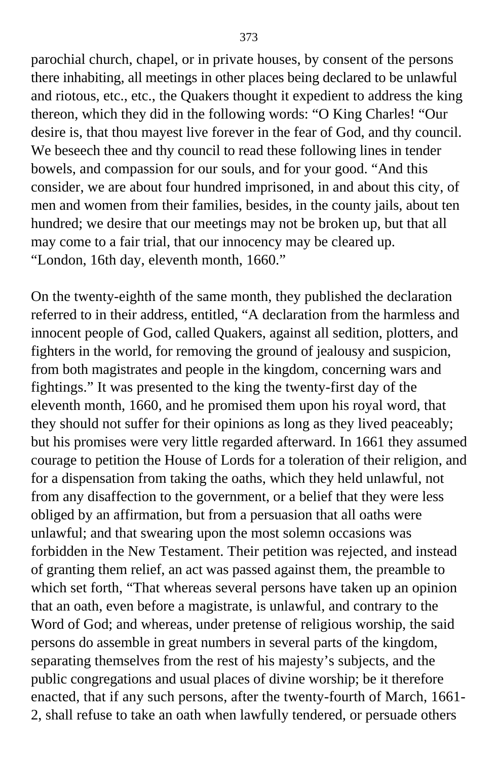parochial church, chapel, or in private houses, by consent of the persons there inhabiting, all meetings in other places being declared to be unlawful and riotous, etc., etc., the Quakers thought it expedient to address the king thereon, which they did in the following words: "O King Charles! "Our desire is, that thou mayest live forever in the fear of God, and thy council. We beseech thee and thy council to read these following lines in tender bowels, and compassion for our souls, and for your good. "And this consider, we are about four hundred imprisoned, in and about this city, of men and women from their families, besides, in the county jails, about ten hundred; we desire that our meetings may not be broken up, but that all may come to a fair trial, that our innocency may be cleared up. "London, 16th day, eleventh month, 1660."

On the twenty-eighth of the same month, they published the declaration referred to in their address, entitled, "A declaration from the harmless and innocent people of God, called Quakers, against all sedition, plotters, and fighters in the world, for removing the ground of jealousy and suspicion, from both magistrates and people in the kingdom, concerning wars and fightings." It was presented to the king the twenty-first day of the eleventh month, 1660, and he promised them upon his royal word, that they should not suffer for their opinions as long as they lived peaceably; but his promises were very little regarded afterward. In 1661 they assumed courage to petition the House of Lords for a toleration of their religion, and for a dispensation from taking the oaths, which they held unlawful, not from any disaffection to the government, or a belief that they were less obliged by an affirmation, but from a persuasion that all oaths were unlawful; and that swearing upon the most solemn occasions was forbidden in the New Testament. Their petition was rejected, and instead of granting them relief, an act was passed against them, the preamble to which set forth, "That whereas several persons have taken up an opinion that an oath, even before a magistrate, is unlawful, and contrary to the Word of God; and whereas, under pretense of religious worship, the said persons do assemble in great numbers in several parts of the kingdom, separating themselves from the rest of his majesty's subjects, and the public congregations and usual places of divine worship; be it therefore enacted, that if any such persons, after the twenty-fourth of March, 1661-2, shall refuse to take an oath when lawfully tendered, or persuade others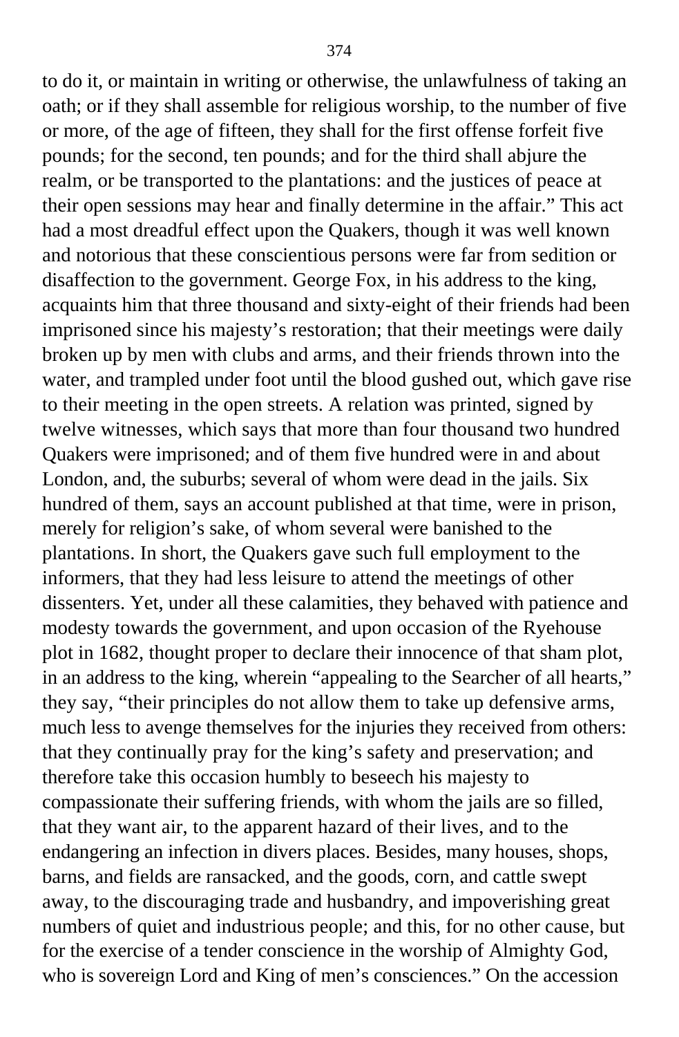to do it, or maintain in writing or otherwise, the unlawfulness of taking an oath; or if they shall assemble for religious worship, to the number of five or more, of the age of fifteen, they shall for the first offense forfeit five pounds; for the second, ten pounds; and for the third shall abjure the realm, or be transported to the plantations: and the justices of peace at their open sessions may hear and finally determine in the affair." This act had a most dreadful effect upon the Quakers, though it was well known and notorious that these conscientious persons were far from sedition or disaffection to the government. George Fox, in his address to the king, acquaints him that three thousand and sixty-eight of their friends had been imprisoned since his majesty's restoration; that their meetings were daily broken up by men with clubs and arms, and their friends thrown into the water, and trampled under foot until the blood gushed out, which gave rise to their meeting in the open streets. A relation was printed, signed by twelve witnesses, which says that more than four thousand two hundred Quakers were imprisoned; and of them five hundred were in and about London, and, the suburbs; several of whom were dead in the jails. Six hundred of them, says an account published at that time, were in prison, merely for religion's sake, of whom several were banished to the plantations. In short, the Quakers gave such full employment to the informers, that they had less leisure to attend the meetings of other dissenters. Yet, under all these calamities, they behaved with patience and modesty towards the government, and upon occasion of the Ryehouse plot in 1682, thought proper to declare their innocence of that sham plot, in an address to the king, wherein "appealing to the Searcher of all hearts," they say, "their principles do not allow them to take up defensive arms, much less to avenge themselves for the injuries they received from others: that they continually pray for the king's safety and preservation; and therefore take this occasion humbly to beseech his majesty to compassionate their suffering friends, with whom the jails are so filled, that they want air, to the apparent hazard of their lives, and to the endangering an infection in divers places. Besides, many houses, shops, barns, and fields are ransacked, and the goods, corn, and cattle swept away, to the discouraging trade and husbandry, and impoverishing great numbers of quiet and industrious people; and this, for no other cause, but for the exercise of a tender conscience in the worship of Almighty God, who is sovereign Lord and King of men's consciences." On the accession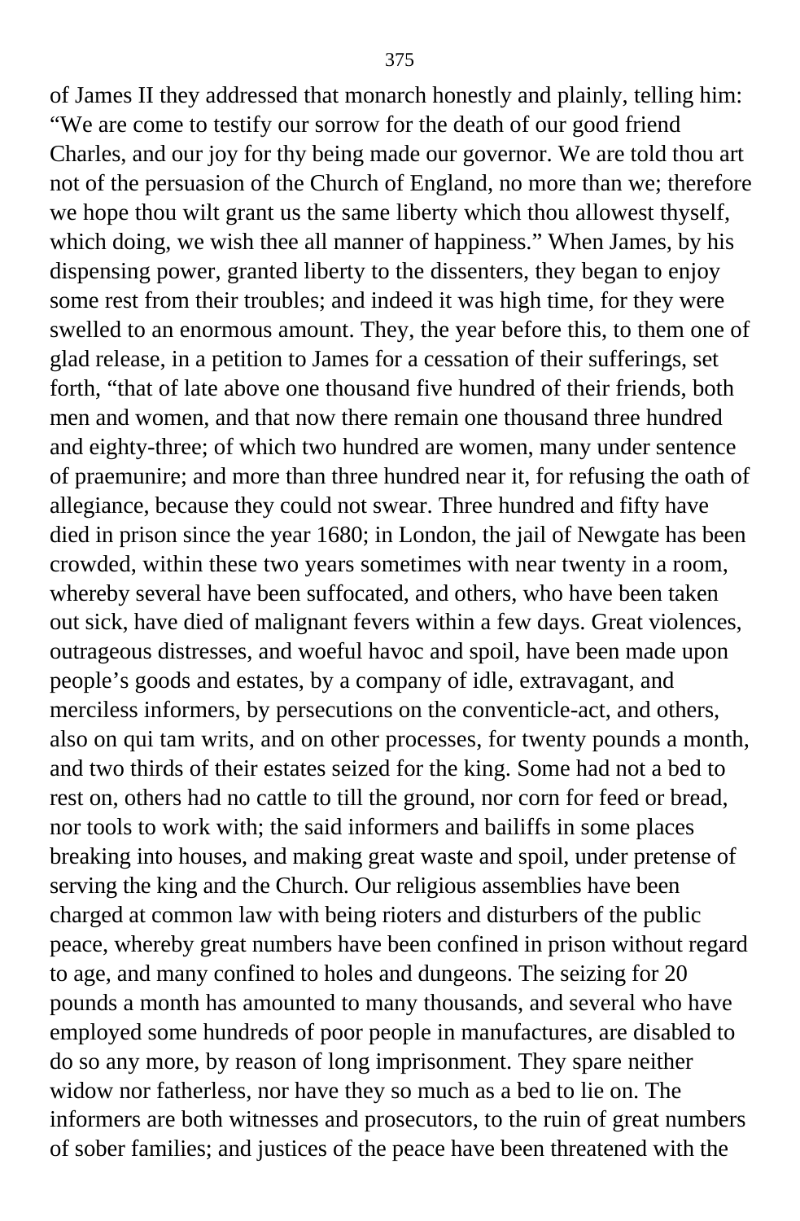of James II they addressed that monarch honestly and plainly, telling him: “We are come to testify our sorrow for the death of our good friend Charles, and our joy for thy being made our governor. We are told thou art not of the persuasion of the Church of England, no more than we; therefore we hope thou wilt grant us the same liberty which thou allowest thyself, which doing, we wish thee all manner of happiness.” When James, by his dispensing power, granted liberty to the dissenters, they began to enjoy some rest from their troubles; and indeed it was high time, for they were swelled to an enormous amount. They, the year before this, to them one of glad release, in a petition to James for a cessation of their sufferings, set forth, “that of late above one thousand five hundred of their friends, both men and women, and that now there remain one thousand three hundred and eighty-three; of which two hundred are women, many under sentence of praemunire; and more than three hundred near it, for refusing the oath of allegiance, because they could not swear. Three hundred and fifty have died in prison since the year 1680; in London, the jail of Newgate has been crowded, within these two years sometimes with near twenty in a room, whereby several have been suffocated, and others, who have been taken out sick, have died of malignant fevers within a few days. Great violences, outrageous distresses, and woeful havoc and spoil, have been made upon people’s goods and estates, by a company of idle, extravagant, and merciless informers, by persecutions on the conventicle-act, and others, also on qui tam writs, and on other processes, for twenty pounds a month, and two thirds of their estates seized for the king. Some had not a bed to rest on, others had no cattle to till the ground, nor corn for feed or bread, nor tools to work with; the said informers and bailiffs in some places breaking into houses, and making great waste and spoil, under pretense of serving the king and the Church. Our religious assemblies have been charged at common law with being rioters and disturbers of the public peace, whereby great numbers have been confined in prison without regard to age, and many confined to holes and dungeons. The seizing for 20 pounds a month has amounted to many thousands, and several who have employed some hundreds of poor people in manufactures, are disabled to do so any more, by reason of long imprisonment. They spare neither widow nor fatherless, nor have they so much as a bed to lie on. The informers are both witnesses and prosecutors, to the ruin of great numbers of sober families; and justices of the peace have been threatened with the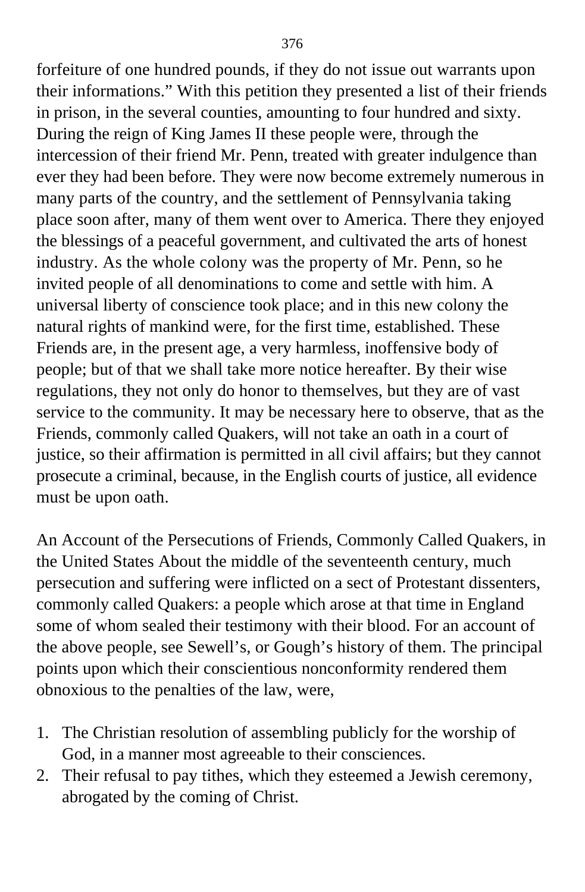forfeiture of one hundred pounds, if they do not issue out warrants upon their informations." With this petition they presented a list of their friends in prison, in the several counties, amounting to four hundred and sixty. During the reign of King James II these people were, through the intercession of their friend Mr. Penn, treated with greater indulgence than ever they had been before. They were now become extremely numerous in many parts of the country, and the settlement of Pennsylvania taking place soon after, many of them went over to America. There they enjoyed the blessings of a peaceful government, and cultivated the arts of honest industry. As the whole colony was the property of Mr. Penn, so he invited people of all denominations to come and settle with him. A universal liberty of conscience took place; and in this new colony the natural rights of mankind were, for the first time, established. These Friends are, in the present age, a very harmless, inoffensive body of people; but of that we shall take more notice hereafter. By their wise regulations, they not only do honor to themselves, but they are of vast service to the community. It may be necessary here to observe, that as the Friends, commonly called Quakers, will not take an oath in a court of justice, so their affirmation is permitted in all civil affairs; but they cannot prosecute a criminal, because, in the English courts of justice, all evidence must be upon oath.

An Account of the Persecutions of Friends, Commonly Called Quakers, in the United States About the middle of the seventeenth century, much persecution and suffering were inflicted on a sect of Protestant dissenters, commonly called Quakers: a people which arose at that time in England some of whom sealed their testimony with their blood. For an account of the above people, see Sewell's, or Gough's history of them. The principal points upon which their conscientious nonconformity rendered them obnoxious to the penalties of the law, were,

1. The Christian resolution of assembling publicly for the worship of God, in a manner most agreeable to their consciences.
2. Their refusal to pay tithes, which they esteemed a Jewish ceremony, abrogated by the coming of Christ.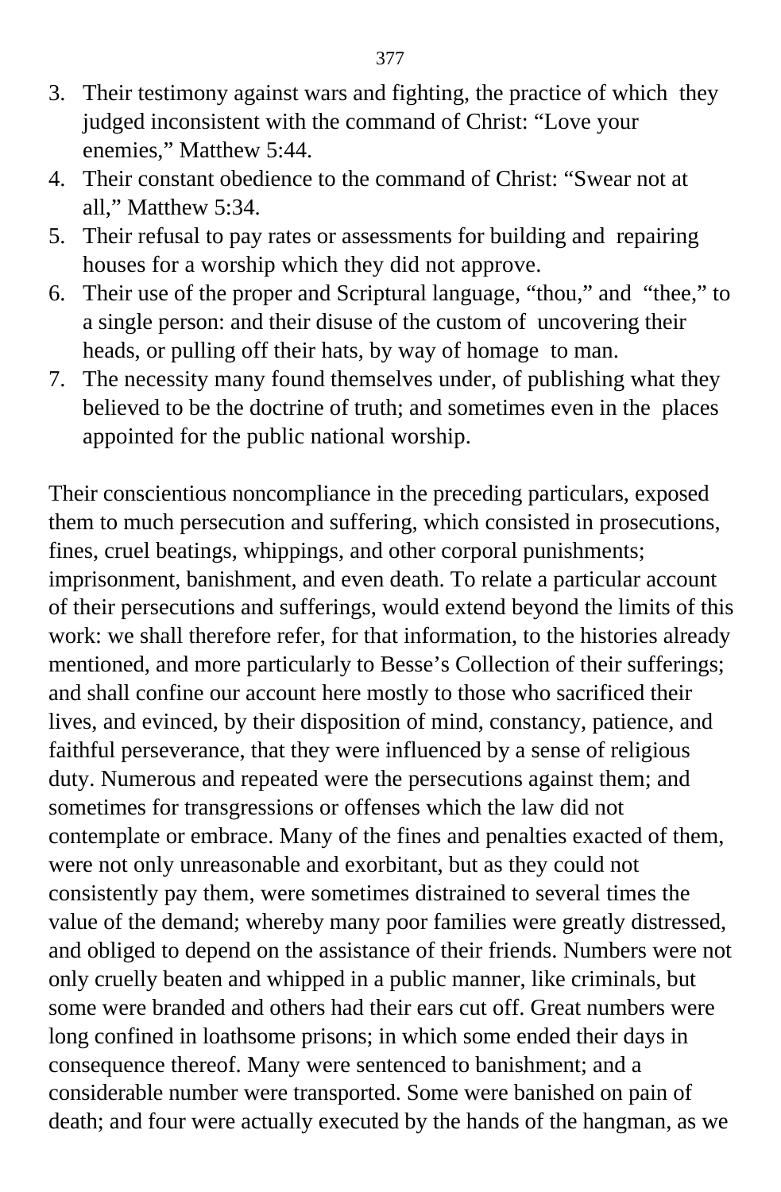3. Their testimony against wars and fighting, the practice of which they judged inconsistent with the command of Christ: “Love your enemies,” Matthew 5:44.
4. Their constant obedience to the command of Christ: “Swear not at all,” Matthew 5:34.
5. Their refusal to pay rates or assessments for building and repairing houses for a worship which they did not approve.
6. Their use of the proper and Scriptural language, “thou,” and “thee,” to a single person: and their disuse of the custom of uncovering their heads, or pulling off their hats, by way of homage to man.
7. The necessity many found themselves under, of publishing what they believed to be the doctrine of truth; and sometimes even in the places appointed for the public national worship.

Their conscientious noncompliance in the preceding particulars, exposed them to much persecution and suffering, which consisted in prosecutions, fines, cruel beatings, whippings, and other corporal punishments; imprisonment, banishment, and even death. To relate a particular account of their persecutions and sufferings, would extend beyond the limits of this work: we shall therefore refer, for that information, to the histories already mentioned, and more particularly to Besse’s Collection of their sufferings; and shall confine our account here mostly to those who sacrificed their lives, and evinced, by their disposition of mind, constancy, patience, and faithful perseverance, that they were influenced by a sense of religious duty. Numerous and repeated were the persecutions against them; and sometimes for transgressions or offenses which the law did not contemplate or embrace. Many of the fines and penalties exacted of them, were not only unreasonable and exorbitant, but as they could not consistently pay them, were sometimes distrained to several times the value of the demand; whereby many poor families were greatly distressed, and obliged to depend on the assistance of their friends. Numbers were not only cruelly beaten and whipped in a public manner, like criminals, but some were branded and others had their ears cut off. Great numbers were long confined in loathsome prisons; in which some ended their days in consequence thereof. Many were sentenced to banishment; and a considerable number were transported. Some were banished on pain of death; and four were actually executed by the hands of the hangman, as we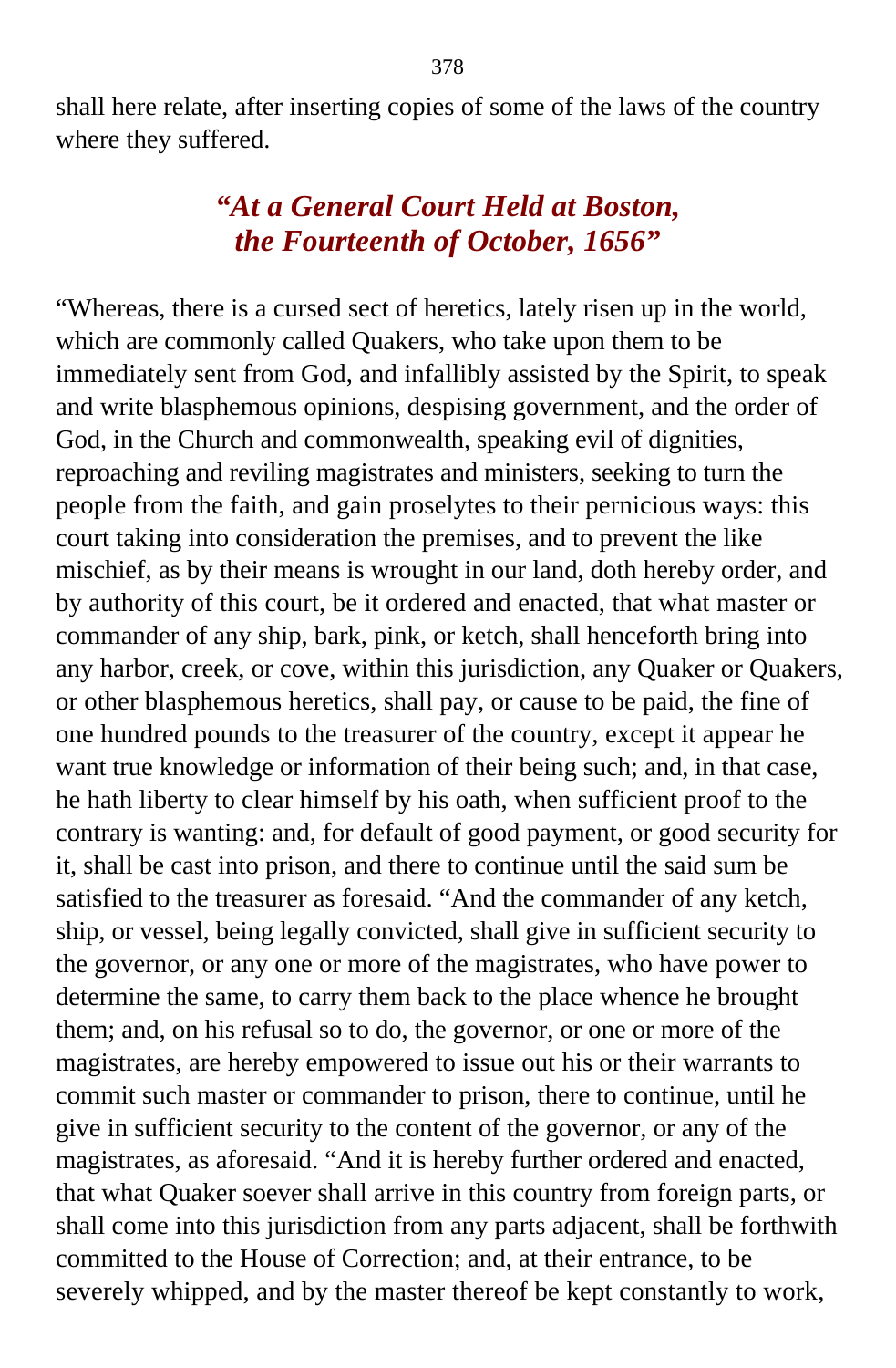shall here relate, after inserting copies of some of the laws of the country where they suffered.

## *“At a General Court Held at Boston, the Fourteenth of October, 1656”*

“Whereas, there is a cursed sect of heretics, lately risen up in the world, which are commonly called Quakers, who take upon them to be immediately sent from God, and infallibly assisted by the Spirit, to speak and write blasphemous opinions, despising government, and the order of God, in the Church and commonwealth, speaking evil of dignities, reproaching and reviling magistrates and ministers, seeking to turn the people from the faith, and gain proselytes to their pernicious ways: this court taking into consideration the premises, and to prevent the like mischief, as by their means is wrought in our land, doth hereby order, and by authority of this court, be it ordered and enacted, that what master or commander of any ship, bark, pink, or ketch, shall henceforth bring into any harbor, creek, or cove, within this jurisdiction, any Quaker or Quakers, or other blasphemous heretics, shall pay, or cause to be paid, the fine of one hundred pounds to the treasurer of the country, except it appear he want true knowledge or information of their being such; and, in that case, he hath liberty to clear himself by his oath, when sufficient proof to the contrary is wanting: and, for default of good payment, or good security for it, shall be cast into prison, and there to continue until the said sum be satisfied to the treasurer as foresaid. “And the commander of any ketch, ship, or vessel, being legally convicted, shall give in sufficient security to the governor, or any one or more of the magistrates, who have power to determine the same, to carry them back to the place whence he brought them; and, on his refusal so to do, the governor, or one or more of the magistrates, are hereby empowered to issue out his or their warrants to commit such master or commander to prison, there to continue, until he give in sufficient security to the content of the governor, or any of the magistrates, as aforesaid. “And it is hereby further ordered and enacted, that what Quaker soever shall arrive in this country from foreign parts, or shall come into this jurisdiction from any parts adjacent, shall be forthwith committed to the House of Correction; and, at their entrance, to be severely whipped, and by the master thereof be kept constantly to work,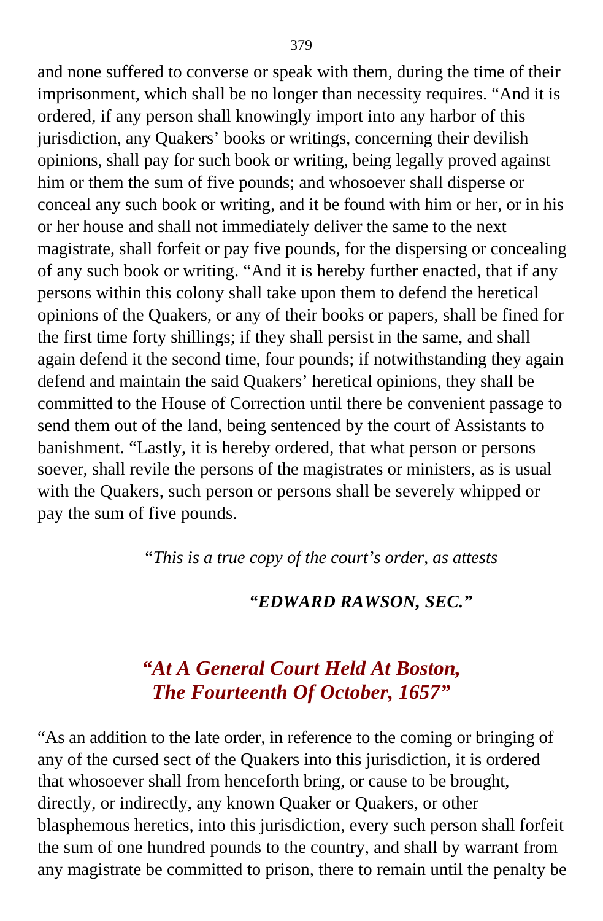and none suffered to converse or speak with them, during the time of their imprisonment, which shall be no longer than necessity requires. "And it is ordered, if any person shall knowingly import into any harbor of this jurisdiction, any Quakers' books or writings, concerning their devilish opinions, shall pay for such book or writing, being legally proved against him or them the sum of five pounds; and whosoever shall disperse or conceal any such book or writing, and it be found with him or her, or in his or her house and shall not immediately deliver the same to the next magistrate, shall forfeit or pay five pounds, for the dispersing or concealing of any such book or writing. "And it is hereby further enacted, that if any persons within this colony shall take upon them to defend the heretical opinions of the Quakers, or any of their books or papers, shall be fined for the first time forty shillings; if they shall persist in the same, and shall again defend it the second time, four pounds; if notwithstanding they again defend and maintain the said Quakers' heretical opinions, they shall be committed to the House of Correction until there be convenient passage to send them out of the land, being sentenced by the court of Assistants to banishment. "Lastly, it is hereby ordered, that what person or persons soever, shall revile the persons of the magistrates or ministers, as is usual with the Quakers, such person or persons shall be severely whipped or pay the sum of five pounds.

*"This is a true copy of the court's order, as attests*

***"EDWARD RAWSON, SEC."***

## *"At A General Court Held At Boston, The Fourteenth Of October, 1657"*

"As an addition to the late order, in reference to the coming or bringing of any of the cursed sect of the Quakers into this jurisdiction, it is ordered that whosoever shall from henceforth bring, or cause to be brought, directly, or indirectly, any known Quaker or Quakers, or other blasphemous heretics, into this jurisdiction, every such person shall forfeit the sum of one hundred pounds to the country, and shall by warrant from any magistrate be committed to prison, there to remain until the penalty be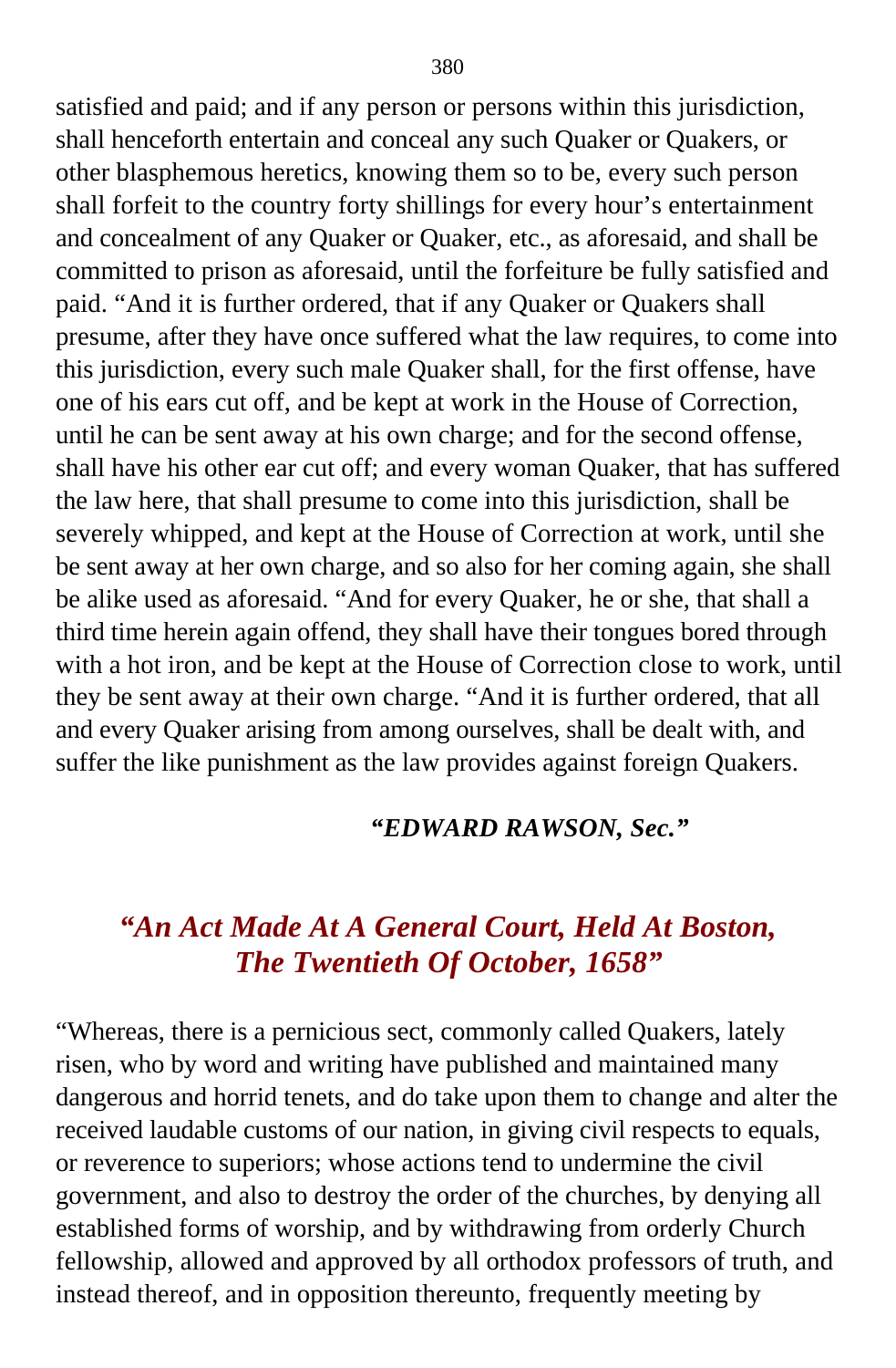satisfied and paid; and if any person or persons within this jurisdiction, shall henceforth entertain and conceal any such Quaker or Quakers, or other blasphemous heretics, knowing them so to be, every such person shall forfeit to the country forty shillings for every hour's entertainment and concealment of any Quaker or Quaker, etc., as aforesaid, and shall be committed to prison as aforesaid, until the forfeiture be fully satisfied and paid. "And it is further ordered, that if any Quaker or Quakers shall presume, after they have once suffered what the law requires, to come into this jurisdiction, every such male Quaker shall, for the first offense, have one of his ears cut off, and be kept at work in the House of Correction, until he can be sent away at his own charge; and for the second offense, shall have his other ear cut off; and every woman Quaker, that has suffered the law here, that shall presume to come into this jurisdiction, shall be severely whipped, and kept at the House of Correction at work, until she be sent away at her own charge, and so also for her coming again, she shall be alike used as aforesaid. "And for every Quaker, he or she, that shall a third time herein again offend, they shall have their tongues bored through with a hot iron, and be kept at the House of Correction close to work, until they be sent away at their own charge. "And it is further ordered, that all and every Quaker arising from among ourselves, shall be dealt with, and suffer the like punishment as the law provides against foreign Quakers.

***"EDWARD RAWSON, Sec."***

## *"An Act Made At A General Court, Held At Boston, The Twentieth Of October, 1658"*

"Whereas, there is a pernicious sect, commonly called Quakers, lately risen, who by word and writing have published and maintained many dangerous and horrid tenets, and do take upon them to change and alter the received laudable customs of our nation, in giving civil respects to equals, or reverence to superiors; whose actions tend to undermine the civil government, and also to destroy the order of the churches, by denying all established forms of worship, and by withdrawing from orderly Church fellowship, allowed and approved by all orthodox professors of truth, and instead thereof, and in opposition thereunto, frequently meeting by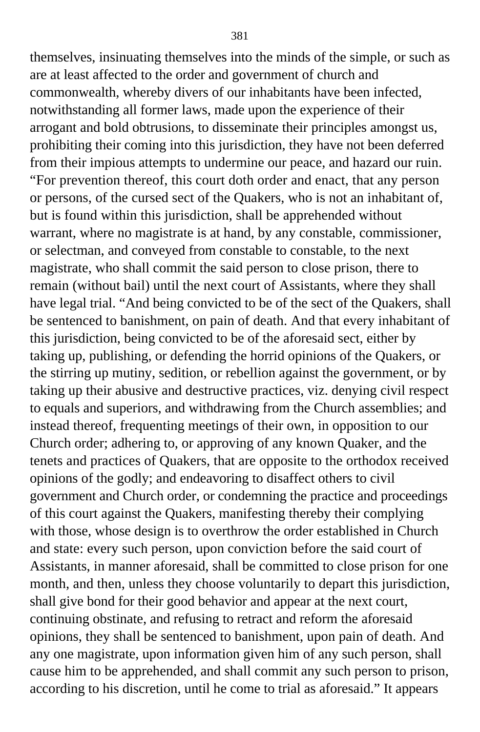themselves, insinuating themselves into the minds of the simple, or such as are at least affected to the order and government of church and commonwealth, whereby divers of our inhabitants have been infected, notwithstanding all former laws, made upon the experience of their arrogant and bold obtrusions, to disseminate their principles amongst us, prohibiting their coming into this jurisdiction, they have not been deferred from their impious attempts to undermine our peace, and hazard our ruin. “For prevention thereof, this court doth order and enact, that any person or persons, of the cursed sect of the Quakers, who is not an inhabitant of, but is found within this jurisdiction, shall be apprehended without warrant, where no magistrate is at hand, by any constable, commissioner, or selectman, and conveyed from constable to constable, to the next magistrate, who shall commit the said person to close prison, there to remain (without bail) until the next court of Assistants, where they shall have legal trial. “And being convicted to be of the sect of the Quakers, shall be sentenced to banishment, on pain of death. And that every inhabitant of this jurisdiction, being convicted to be of the aforesaid sect, either by taking up, publishing, or defending the horrid opinions of the Quakers, or the stirring up mutiny, sedition, or rebellion against the government, or by taking up their abusive and destructive practices, viz. denying civil respect to equals and superiors, and withdrawing from the Church assemblies; and instead thereof, frequenting meetings of their own, in opposition to our Church order; adhering to, or approving of any known Quaker, and the tenets and practices of Quakers, that are opposite to the orthodox received opinions of the godly; and endeavoring to disaffect others to civil government and Church order, or condemning the practice and proceedings of this court against the Quakers, manifesting thereby their complying with those, whose design is to overthrow the order established in Church and state: every such person, upon conviction before the said court of Assistants, in manner aforesaid, shall be committed to close prison for one month, and then, unless they choose voluntarily to depart this jurisdiction, shall give bond for their good behavior and appear at the next court, continuing obstinate, and refusing to retract and reform the aforesaid opinions, they shall be sentenced to banishment, upon pain of death. And any one magistrate, upon information given him of any such person, shall cause him to be apprehended, and shall commit any such person to prison, according to his discretion, until he come to trial as aforesaid.” It appears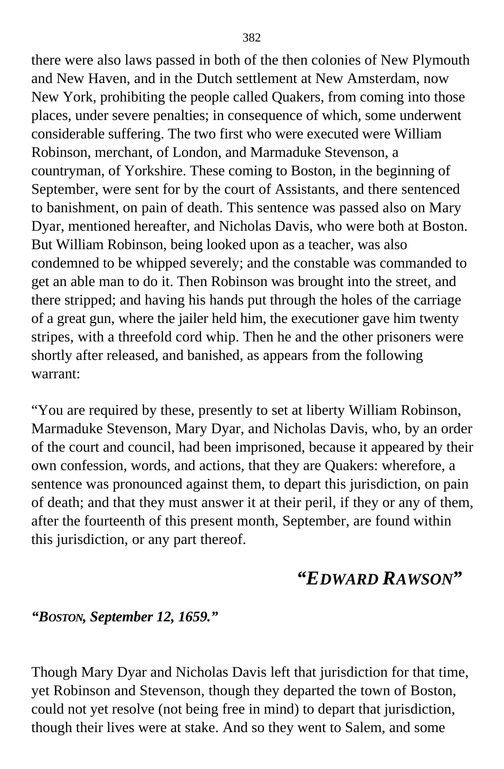there were also laws passed in both of the then colonies of New Plymouth and New Haven, and in the Dutch settlement at New Amsterdam, now New York, prohibiting the people called Quakers, from coming into those places, under severe penalties; in consequence of which, some underwent considerable suffering. The two first who were executed were William Robinson, merchant, of London, and Marmaduke Stevenson, a countryman, of Yorkshire. These coming to Boston, in the beginning of September, were sent for by the court of Assistants, and there sentenced to banishment, on pain of death. This sentence was passed also on Mary Dyar, mentioned hereafter, and Nicholas Davis, who were both at Boston. But William Robinson, being looked upon as a teacher, was also condemned to be whipped severely; and the constable was commanded to get an able man to do it. Then Robinson was brought into the street, and there stripped; and having his hands put through the holes of the carriage of a great gun, where the jailer held him, the executioner gave him twenty stripes, with a threefold cord whip. Then he and the other prisoners were shortly after released, and banished, as appears from the following warrant:

"You are required by these, presently to set at liberty William Robinson, Marmaduke Stevenson, Mary Dyar, and Nicholas Davis, who, by an order of the court and council, had been imprisoned, because it appeared by their own confession, words, and actions, that they are Quakers: wherefore, a sentence was pronounced against them, to depart this jurisdiction, on pain of death; and that they must answer it at their peril, if they or any of them, after the fourteenth of this present month, September, are found within this jurisdiction, or any part thereof.

***"EDWARD RAWSON"***

***"BOSTON, September 12, 1659."***

Though Mary Dyar and Nicholas Davis left that jurisdiction for that time, yet Robinson and Stevenson, though they departed the town of Boston, could not yet resolve (not being free in mind) to depart that jurisdiction, though their lives were at stake. And so they went to Salem, and some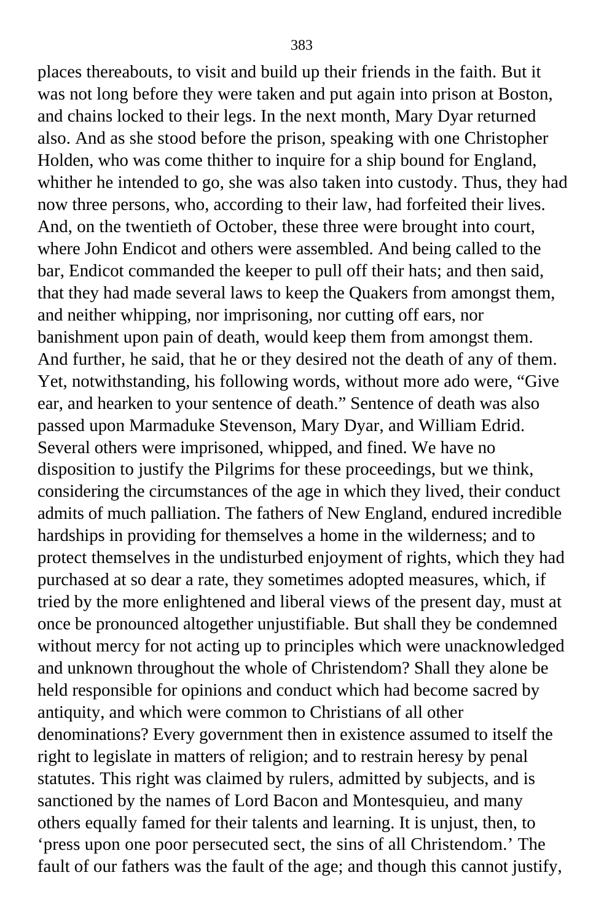places thereabouts, to visit and build up their friends in the faith. But it was not long before they were taken and put again into prison at Boston, and chains locked to their legs. In the next month, Mary Dyar returned also. And as she stood before the prison, speaking with one Christopher Holden, who was come thither to inquire for a ship bound for England, whither he intended to go, she was also taken into custody. Thus, they had now three persons, who, according to their law, had forfeited their lives. And, on the twentieth of October, these three were brought into court, where John Endicot and others were assembled. And being called to the bar, Endicot commanded the keeper to pull off their hats; and then said, that they had made several laws to keep the Quakers from amongst them, and neither whipping, nor imprisoning, nor cutting off ears, nor banishment upon pain of death, would keep them from amongst them. And further, he said, that he or they desired not the death of any of them. Yet, notwithstanding, his following words, without more ado were, "Give ear, and hearken to your sentence of death." Sentence of death was also passed upon Marmaduke Stevenson, Mary Dyar, and William Edrid. Several others were imprisoned, whipped, and fined. We have no disposition to justify the Pilgrims for these proceedings, but we think, considering the circumstances of the age in which they lived, their conduct admits of much palliation. The fathers of New England, endured incredible hardships in providing for themselves a home in the wilderness; and to protect themselves in the undisturbed enjoyment of rights, which they had purchased at so dear a rate, they sometimes adopted measures, which, if tried by the more enlightened and liberal views of the present day, must at once be pronounced altogether unjustifiable. But shall they be condemned without mercy for not acting up to principles which were unacknowledged and unknown throughout the whole of Christendom? Shall they alone be held responsible for opinions and conduct which had become sacred by antiquity, and which were common to Christians of all other denominations? Every government then in existence assumed to itself the right to legislate in matters of religion; and to restrain heresy by penal statutes. This right was claimed by rulers, admitted by subjects, and is sanctioned by the names of Lord Bacon and Montesquieu, and many others equally famed for their talents and learning. It is unjust, then, to 'press upon one poor persecuted sect, the sins of all Christendom.' The fault of our fathers was the fault of the age; and though this cannot justify,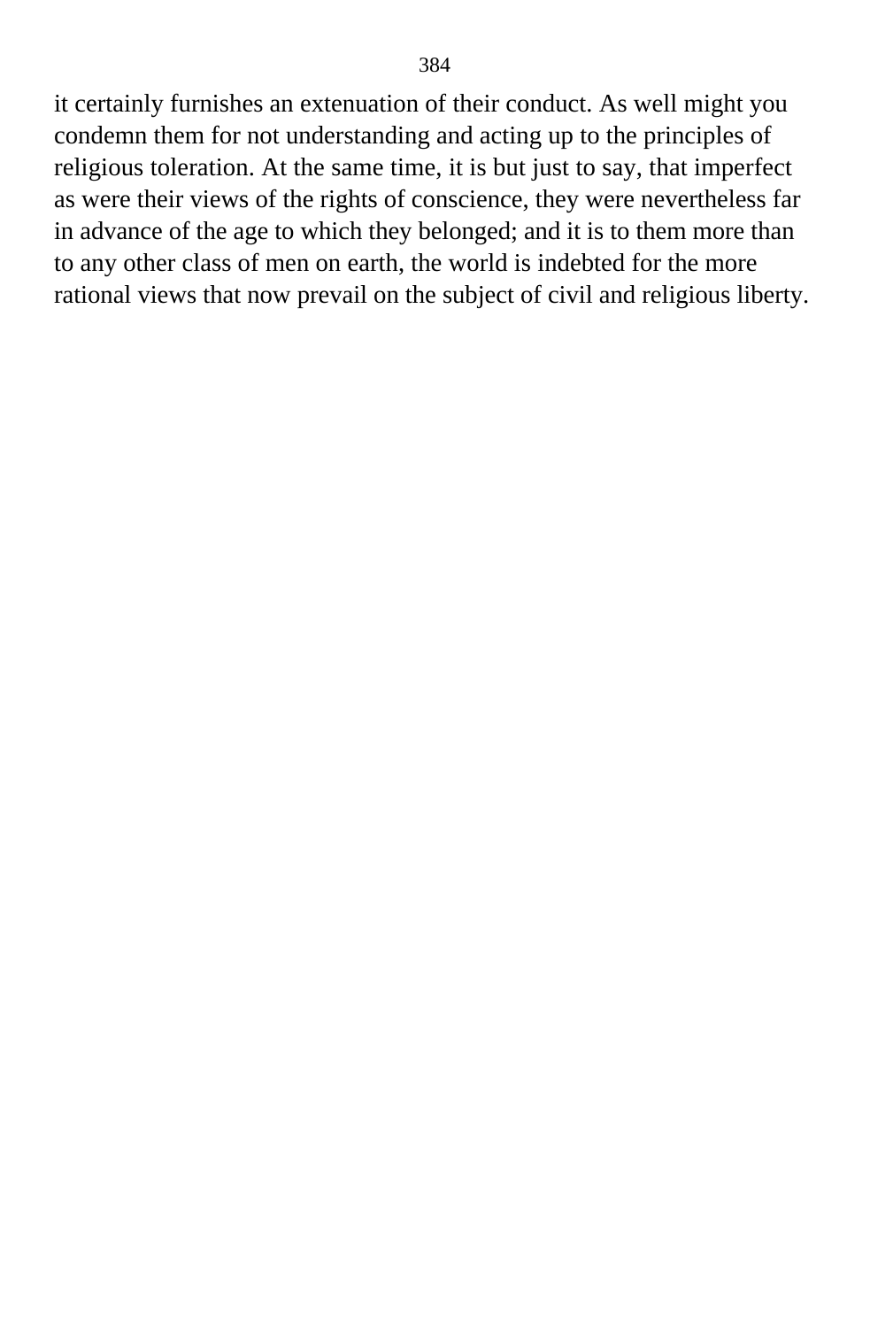it certainly furnishes an extenuation of their conduct. As well might you condemn them for not understanding and acting up to the principles of religious toleration. At the same time, it is but just to say, that imperfect as were their views of the rights of conscience, they were nevertheless far in advance of the age to which they belonged; and it is to them more than to any other class of men on earth, the world is indebted for the more rational views that now prevail on the subject of civil and religious liberty.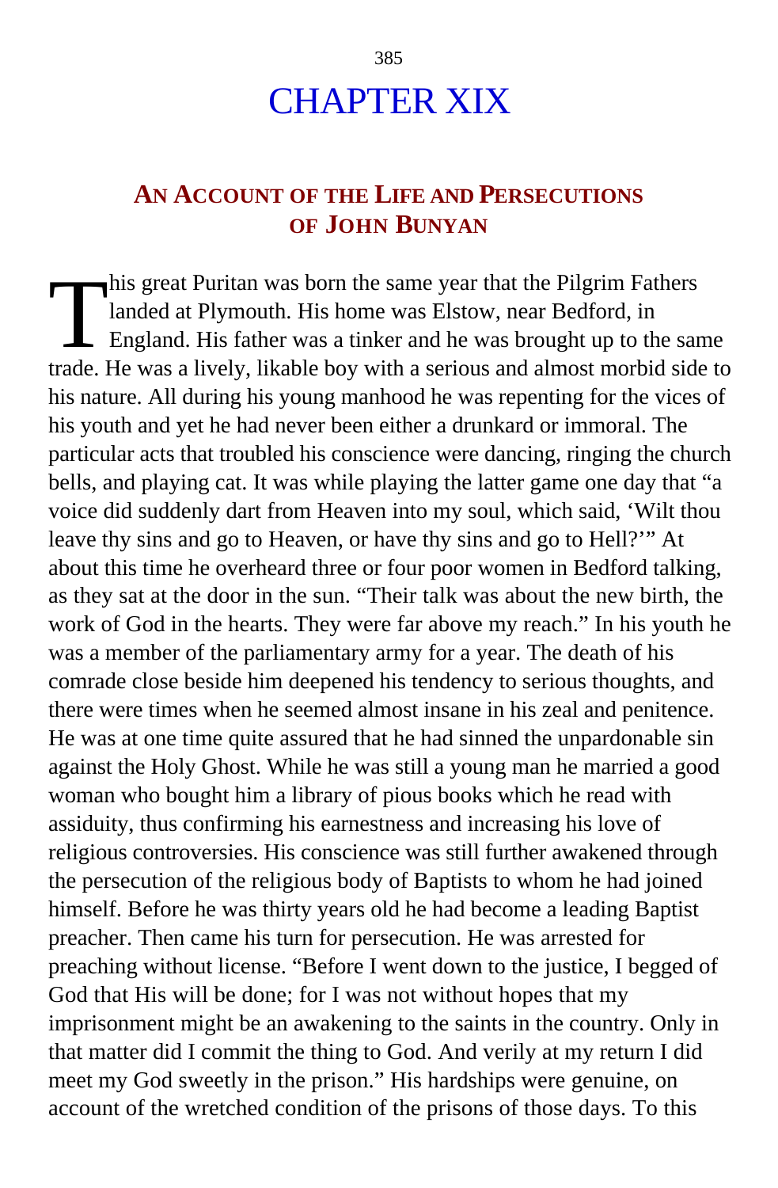# CHAPTER XIX

## An Account of the Life and Persecutions of John Bunyan

This great Puritan was born the same year that the Pilgrim Fathers landed at Plymouth. His home was Elstow, near Bedford, in England. His father was a tinker and he was brought up to the same trade. He was a lively, likable boy with a serious and almost morbid side to his nature. All during his young manhood he was repenting for the vices of his youth and yet he had never been either a drunkard or immoral. The particular acts that troubled his conscience were dancing, ringing the church bells, and playing cat. It was while playing the latter game one day that "a voice did suddenly dart from Heaven into my soul, which said, 'Wilt thou leave thy sins and go to Heaven, or have thy sins and go to Hell?'" At about this time he overheard three or four poor women in Bedford talking, as they sat at the door in the sun. "Their talk was about the new birth, the work of God in the hearts. They were far above my reach." In his youth he was a member of the parliamentary army for a year. The death of his comrade close beside him deepened his tendency to serious thoughts, and there were times when he seemed almost insane in his zeal and penitence. He was at one time quite assured that he had sinned the unpardonable sin against the Holy Ghost. While he was still a young man he married a good woman who bought him a library of pious books which he read with assiduity, thus confirming his earnestness and increasing his love of religious controversies. His conscience was still further awakened through the persecution of the religious body of Baptists to whom he had joined himself. Before he was thirty years old he had become a leading Baptist preacher. Then came his turn for persecution. He was arrested for preaching without license. "Before I went down to the justice, I begged of God that His will be done; for I was not without hopes that my imprisonment might be an awakening to the saints in the country. Only in that matter did I commit the thing to God. And verily at my return I did meet my God sweetly in the prison." His hardships were genuine, on account of the wretched condition of the prisons of those days. To this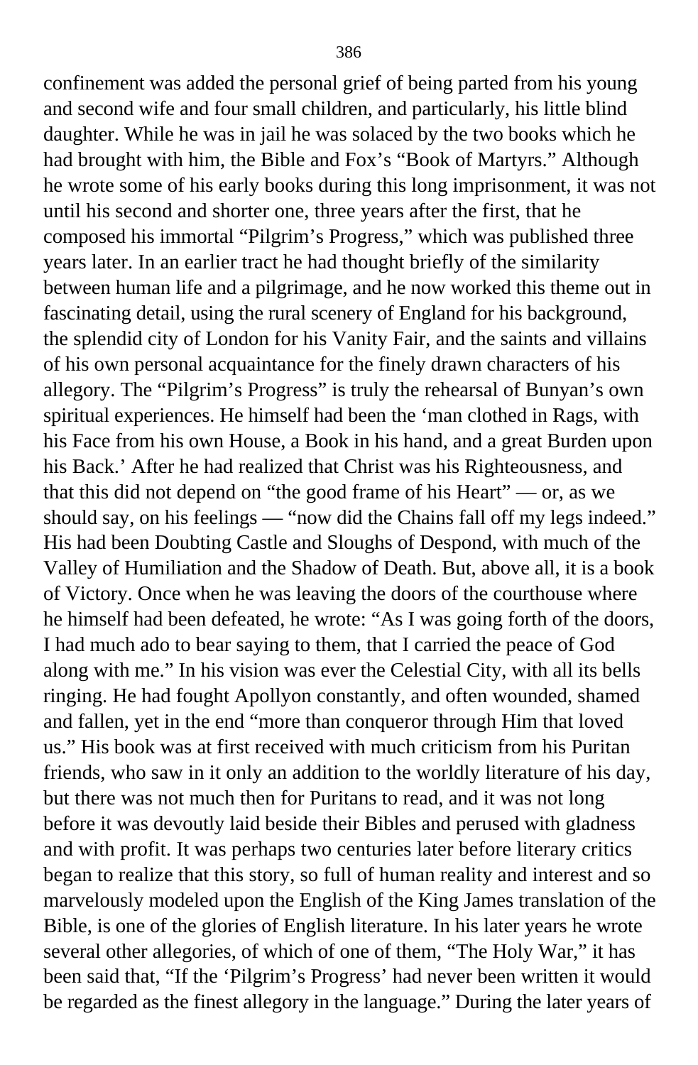confinement was added the personal grief of being parted from his young and second wife and four small children, and particularly, his little blind daughter. While he was in jail he was solaced by the two books which he had brought with him, the Bible and Fox's "Book of Martyrs." Although he wrote some of his early books during this long imprisonment, it was not until his second and shorter one, three years after the first, that he composed his immortal "Pilgrim's Progress," which was published three years later. In an earlier tract he had thought briefly of the similarity between human life and a pilgrimage, and he now worked this theme out in fascinating detail, using the rural scenery of England for his background, the splendid city of London for his Vanity Fair, and the saints and villains of his own personal acquaintance for the finely drawn characters of his allegory. The "Pilgrim's Progress" is truly the rehearsal of Bunyan's own spiritual experiences. He himself had been the 'man clothed in Rags, with his Face from his own House, a Book in his hand, and a great Burden upon his Back.' After he had realized that Christ was his Righteousness, and that this did not depend on "the good frame of his Heart" — or, as we should say, on his feelings — "now did the Chains fall off my legs indeed." His had been Doubting Castle and Sloughs of Despond, with much of the Valley of Humiliation and the Shadow of Death. But, above all, it is a book of Victory. Once when he was leaving the doors of the courthouse where he himself had been defeated, he wrote: "As I was going forth of the doors, I had much ado to bear saying to them, that I carried the peace of God along with me." In his vision was ever the Celestial City, with all its bells ringing. He had fought Apollyon constantly, and often wounded, shamed and fallen, yet in the end "more than conqueror through Him that loved us." His book was at first received with much criticism from his Puritan friends, who saw in it only an addition to the worldly literature of his day, but there was not much then for Puritans to read, and it was not long before it was devoutly laid beside their Bibles and perused with gladness and with profit. It was perhaps two centuries later before literary critics began to realize that this story, so full of human reality and interest and so marvelously modeled upon the English of the King James translation of the Bible, is one of the glories of English literature. In his later years he wrote several other allegories, of which of one of them, "The Holy War," it has been said that, "If the 'Pilgrim's Progress' had never been written it would be regarded as the finest allegory in the language." During the later years of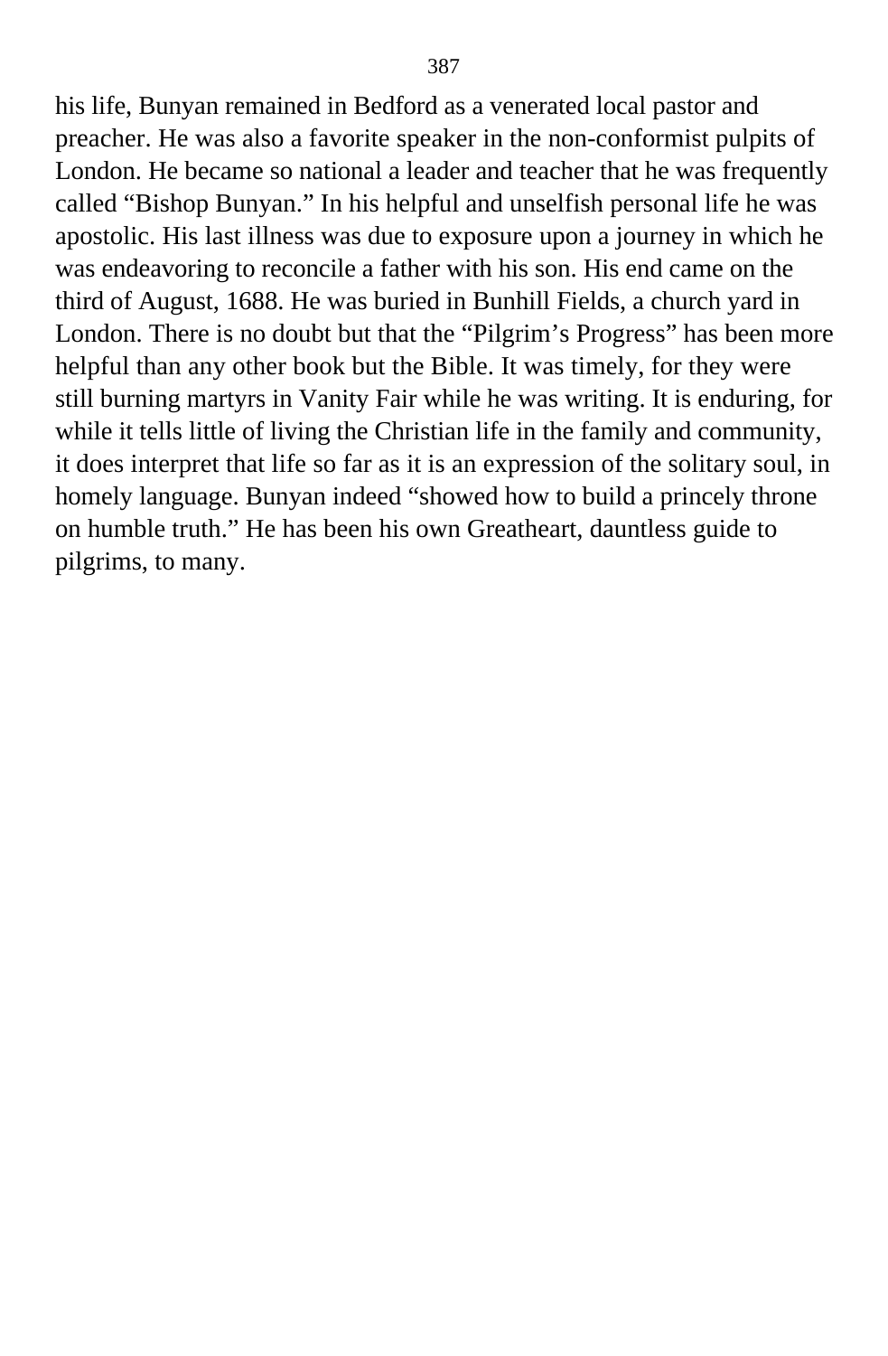his life, Bunyan remained in Bedford as a venerated local pastor and preacher. He was also a favorite speaker in the non-conformist pulpits of London. He became so national a leader and teacher that he was frequently called "Bishop Bunyan." In his helpful and unselfish personal life he was apostolic. His last illness was due to exposure upon a journey in which he was endeavoring to reconcile a father with his son. His end came on the third of August, 1688. He was buried in Bunhill Fields, a church yard in London. There is no doubt but that the "Pilgrim's Progress" has been more helpful than any other book but the Bible. It was timely, for they were still burning martyrs in Vanity Fair while he was writing. It is enduring, for while it tells little of living the Christian life in the family and community, it does interpret that life so far as it is an expression of the solitary soul, in homely language. Bunyan indeed "showed how to build a princely throne on humble truth." He has been his own Greatheart, dauntless guide to pilgrims, to many.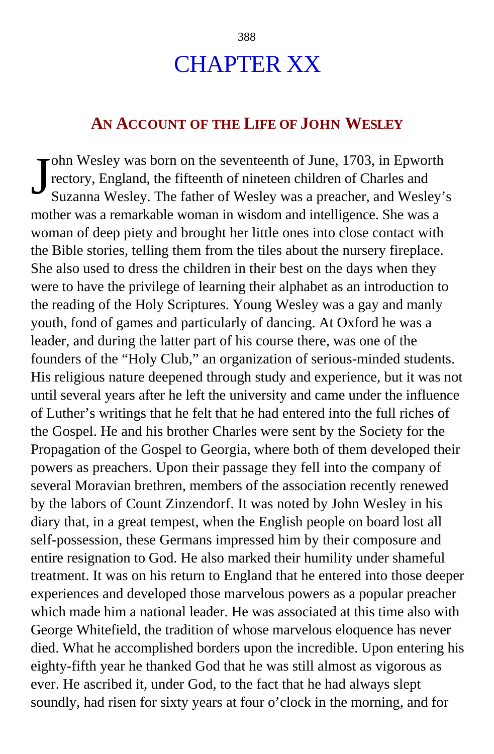# CHAPTER XX

## AN ACCOUNT OF THE LIFE OF JOHN WESLEY

John Wesley was born on the seventeenth of June, 1703, in Epworth rectory, England, the fifteenth of nineteen children of Charles and Suzanna Wesley. The father of Wesley was a preacher, and Wesley's mother was a remarkable woman in wisdom and intelligence. She was a woman of deep piety and brought her little ones into close contact with the Bible stories, telling them from the tiles about the nursery fireplace. She also used to dress the children in their best on the days when they were to have the privilege of learning their alphabet as an introduction to the reading of the Holy Scriptures. Young Wesley was a gay and manly youth, fond of games and particularly of dancing. At Oxford he was a leader, and during the latter part of his course there, was one of the founders of the "Holy Club," an organization of serious-minded students. His religious nature deepened through study and experience, but it was not until several years after he left the university and came under the influence of Luther's writings that he felt that he had entered into the full riches of the Gospel. He and his brother Charles were sent by the Society for the Propagation of the Gospel to Georgia, where both of them developed their powers as preachers. Upon their passage they fell into the company of several Moravian brethren, members of the association recently renewed by the labors of Count Zinzendorf. It was noted by John Wesley in his diary that, in a great tempest, when the English people on board lost all self-possession, these Germans impressed him by their composure and entire resignation to God. He also marked their humility under shameful treatment. It was on his return to England that he entered into those deeper experiences and developed those marvelous powers as a popular preacher which made him a national leader. He was associated at this time also with George Whitefield, the tradition of whose marvelous eloquence has never died. What he accomplished borders upon the incredible. Upon entering his eighty-fifth year he thanked God that he was still almost as vigorous as ever. He ascribed it, under God, to the fact that he had always slept soundly, had risen for sixty years at four o'clock in the morning, and for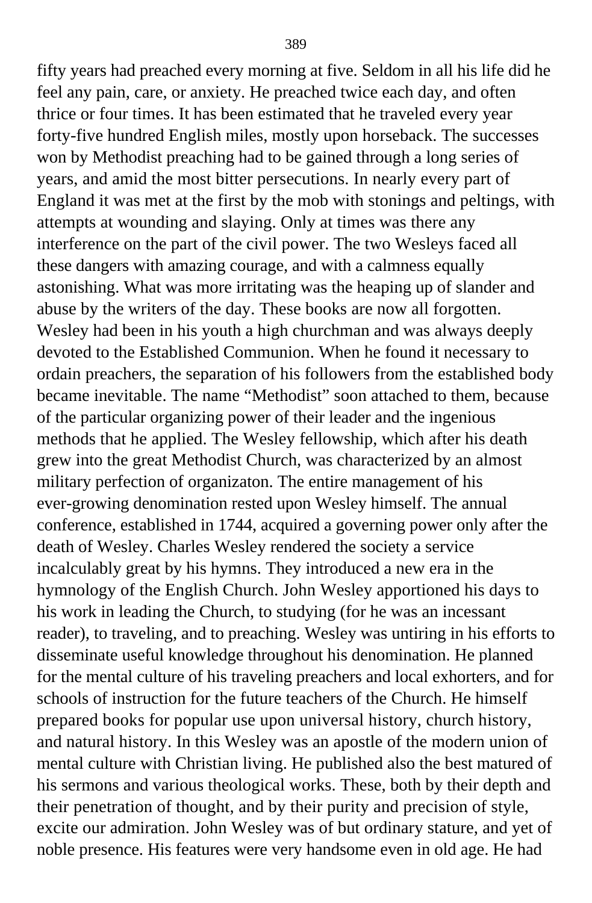fifty years had preached every morning at five. Seldom in all his life did he feel any pain, care, or anxiety. He preached twice each day, and often thrice or four times. It has been estimated that he traveled every year forty-five hundred English miles, mostly upon horseback. The successes won by Methodist preaching had to be gained through a long series of years, and amid the most bitter persecutions. In nearly every part of England it was met at the first by the mob with stonings and peltings, with attempts at wounding and slaying. Only at times was there any interference on the part of the civil power. The two Wesleys faced all these dangers with amazing courage, and with a calmness equally astonishing. What was more irritating was the heaping up of slander and abuse by the writers of the day. These books are now all forgotten. Wesley had been in his youth a high churchman and was always deeply devoted to the Established Communion. When he found it necessary to ordain preachers, the separation of his followers from the established body became inevitable. The name "Methodist" soon attached to them, because of the particular organizing power of their leader and the ingenious methods that he applied. The Wesley fellowship, which after his death grew into the great Methodist Church, was characterized by an almost military perfection of organizaton. The entire management of his ever-growing denomination rested upon Wesley himself. The annual conference, established in 1744, acquired a governing power only after the death of Wesley. Charles Wesley rendered the society a service incalculably great by his hymns. They introduced a new era in the hymnology of the English Church. John Wesley apportioned his days to his work in leading the Church, to studying (for he was an incessant reader), to traveling, and to preaching. Wesley was untiring in his efforts to disseminate useful knowledge throughout his denomination. He planned for the mental culture of his traveling preachers and local exhorters, and for schools of instruction for the future teachers of the Church. He himself prepared books for popular use upon universal history, church history, and natural history. In this Wesley was an apostle of the modern union of mental culture with Christian living. He published also the best matured of his sermons and various theological works. These, both by their depth and their penetration of thought, and by their purity and precision of style, excite our admiration. John Wesley was of but ordinary stature, and yet of noble presence. His features were very handsome even in old age. He had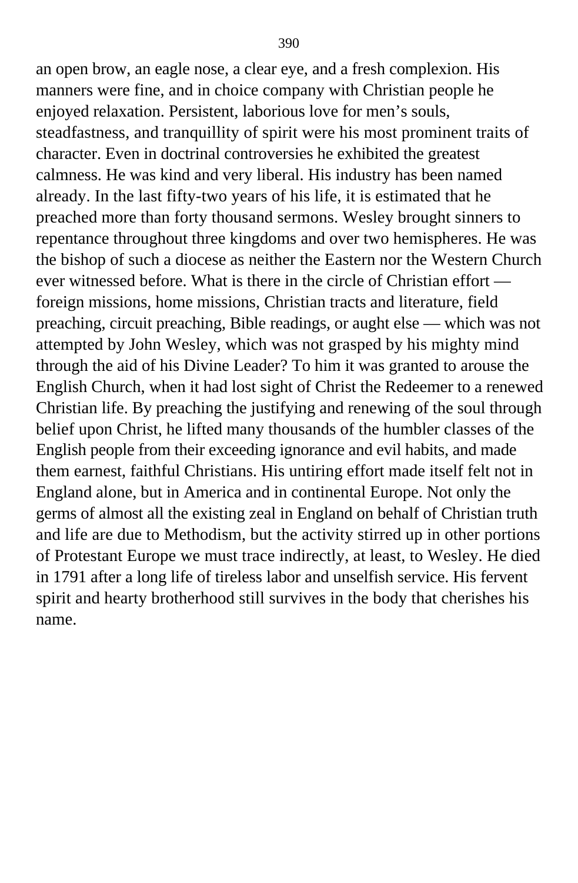an open brow, an eagle nose, a clear eye, and a fresh complexion. His manners were fine, and in choice company with Christian people he enjoyed relaxation. Persistent, laborious love for men's souls, steadfastness, and tranquillity of spirit were his most prominent traits of character. Even in doctrinal controversies he exhibited the greatest calmness. He was kind and very liberal. His industry has been named already. In the last fifty-two years of his life, it is estimated that he preached more than forty thousand sermons. Wesley brought sinners to repentance throughout three kingdoms and over two hemispheres. He was the bishop of such a diocese as neither the Eastern nor the Western Church ever witnessed before. What is there in the circle of Christian effort — foreign missions, home missions, Christian tracts and literature, field preaching, circuit preaching, Bible readings, or aught else — which was not attempted by John Wesley, which was not grasped by his mighty mind through the aid of his Divine Leader? To him it was granted to arouse the English Church, when it had lost sight of Christ the Redeemer to a renewed Christian life. By preaching the justifying and renewing of the soul through belief upon Christ, he lifted many thousands of the humbler classes of the English people from their exceeding ignorance and evil habits, and made them earnest, faithful Christians. His untiring effort made itself felt not in England alone, but in America and in continental Europe. Not only the germs of almost all the existing zeal in England on behalf of Christian truth and life are due to Methodism, but the activity stirred up in other portions of Protestant Europe we must trace indirectly, at least, to Wesley. He died in 1791 after a long life of tireless labor and unselfish service. His fervent spirit and hearty brotherhood still survives in the body that cherishes his name.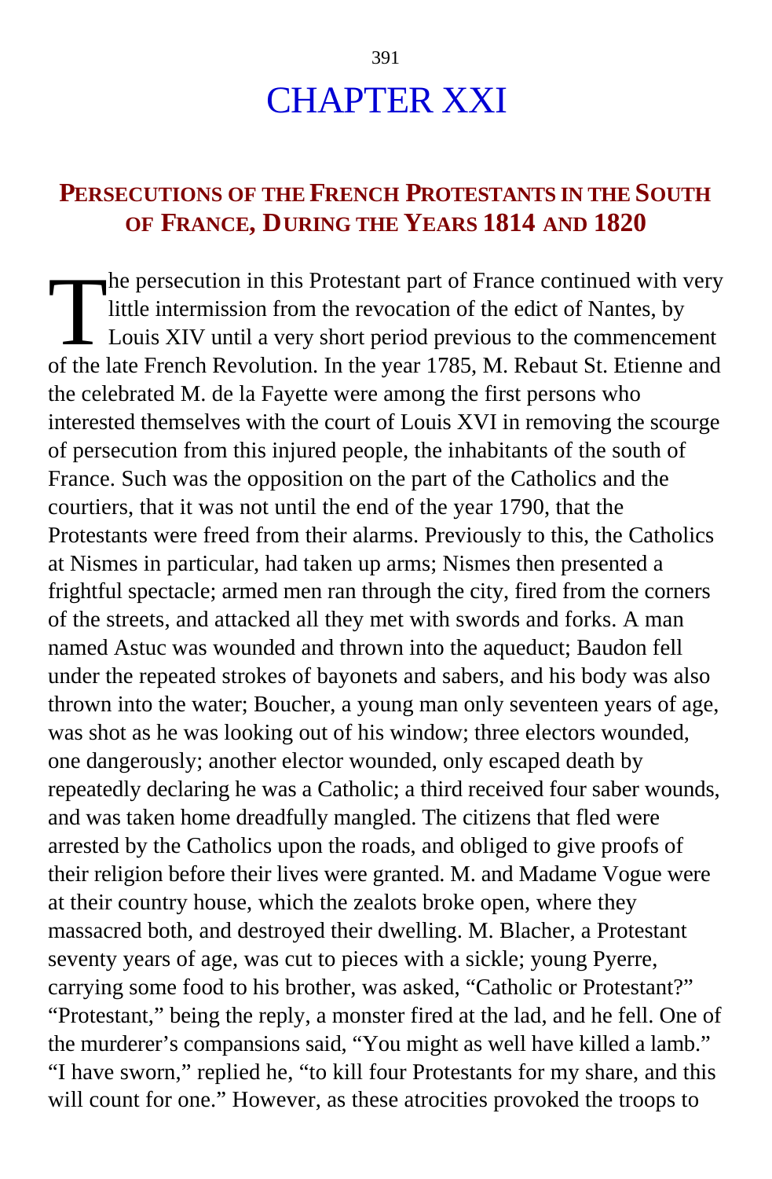# CHAPTER XXI

## PERSECUTIONS OF THE FRENCH PROTESTANTS IN THE SOUTH OF FRANCE, DURING THE YEARS 1814 AND 1820

The persecution in this Protestant part of France continued with very little intermission from the revocation of the edict of Nantes, by Louis XIV until a very short period previous to the commencement of the late French Revolution. In the year 1785, M. Rebaut St. Etienne and the celebrated M. de la Fayette were among the first persons who interested themselves with the court of Louis XVI in removing the scourge of persecution from this injured people, the inhabitants of the south of France. Such was the opposition on the part of the Catholics and the courtiers, that it was not until the end of the year 1790, that the Protestants were freed from their alarms. Previously to this, the Catholics at Nismes in particular, had taken up arms; Nismes then presented a frightful spectacle; armed men ran through the city, fired from the corners of the streets, and attacked all they met with swords and forks. A man named Astuc was wounded and thrown into the aqueduct; Baudon fell under the repeated strokes of bayonets and sabers, and his body was also thrown into the water; Boucher, a young man only seventeen years of age, was shot as he was looking out of his window; three electors wounded, one dangerously; another elector wounded, only escaped death by repeatedly declaring he was a Catholic; a third received four saber wounds, and was taken home dreadfully mangled. The citizens that fled were arrested by the Catholics upon the roads, and obliged to give proofs of their religion before their lives were granted. M. and Madame Vogue were at their country house, which the zealots broke open, where they massacred both, and destroyed their dwelling. M. Blacher, a Protestant seventy years of age, was cut to pieces with a sickle; young Pyerre, carrying some food to his brother, was asked, "Catholic or Protestant?" "Protestant," being the reply, a monster fired at the lad, and he fell. One of the murderer's compansions said, "You might as well have killed a lamb." "I have sworn," replied he, "to kill four Protestants for my share, and this will count for one." However, as these atrocities provoked the troops to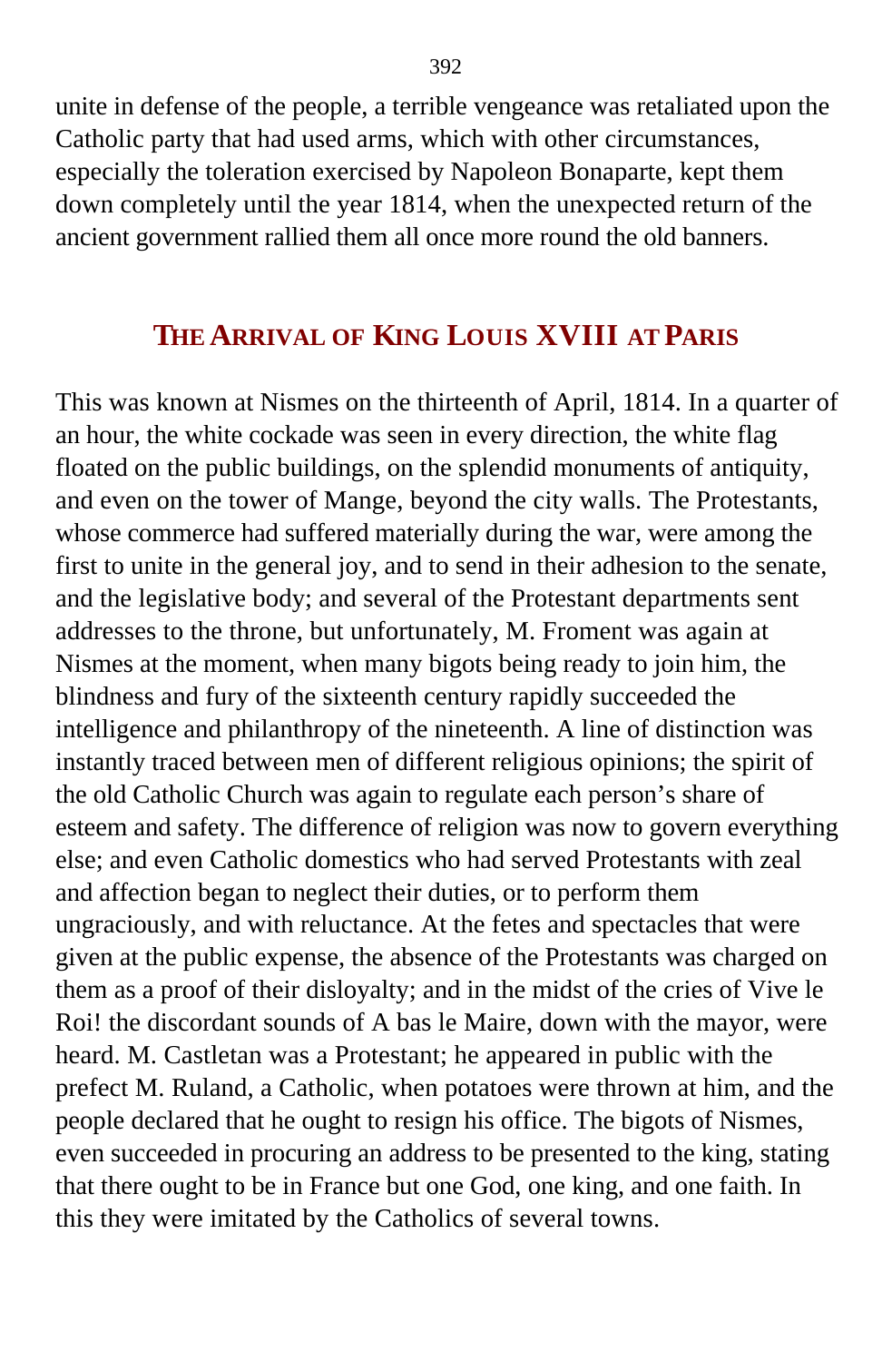unite in defense of the people, a terrible vengeance was retaliated upon the Catholic party that had used arms, which with other circumstances, especially the toleration exercised by Napoleon Bonaparte, kept them down completely until the year 1814, when the unexpected return of the ancient government rallied them all once more round the old banners.

## The Arrival of King Louis XVIII at Paris

This was known at Nismes on the thirteenth of April, 1814. In a quarter of an hour, the white cockade was seen in every direction, the white flag floated on the public buildings, on the splendid monuments of antiquity, and even on the tower of Mange, beyond the city walls. The Protestants, whose commerce had suffered materially during the war, were among the first to unite in the general joy, and to send in their adhesion to the senate, and the legislative body; and several of the Protestant departments sent addresses to the throne, but unfortunately, M. Froment was again at Nismes at the moment, when many bigots being ready to join him, the blindness and fury of the sixteenth century rapidly succeeded the intelligence and philanthropy of the nineteenth. A line of distinction was instantly traced between men of different religious opinions; the spirit of the old Catholic Church was again to regulate each person's share of esteem and safety. The difference of religion was now to govern everything else; and even Catholic domestics who had served Protestants with zeal and affection began to neglect their duties, or to perform them ungraciously, and with reluctance. At the fetes and spectacles that were given at the public expense, the absence of the Protestants was charged on them as a proof of their disloyalty; and in the midst of the cries of Vive le Roi! the discordant sounds of A bas le Maire, down with the mayor, were heard. M. Castletan was a Protestant; he appeared in public with the prefect M. Ruland, a Catholic, when potatoes were thrown at him, and the people declared that he ought to resign his office. The bigots of Nismes, even succeeded in procuring an address to be presented to the king, stating that there ought to be in France but one God, one king, and one faith. In this they were imitated by the Catholics of several towns.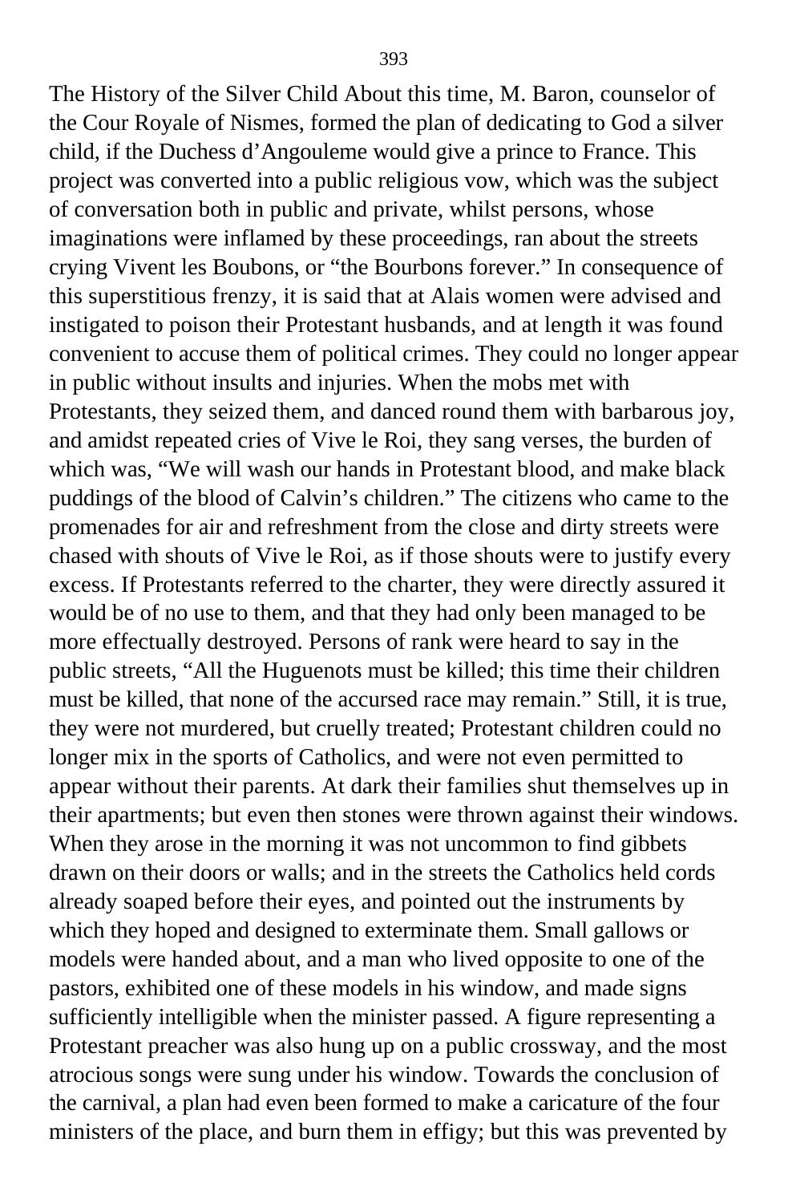The History of the Silver Child About this time, M. Baron, counselor of the Cour Royale of Nismes, formed the plan of dedicating to God a silver child, if the Duchess d'Angouleme would give a prince to France. This project was converted into a public religious vow, which was the subject of conversation both in public and private, whilst persons, whose imaginations were inflamed by these proceedings, ran about the streets crying Vivent les Boubons, or "the Bourbons forever." In consequence of this superstitious frenzy, it is said that at Alais women were advised and instigated to poison their Protestant husbands, and at length it was found convenient to accuse them of political crimes. They could no longer appear in public without insults and injuries. When the mobs met with Protestants, they seized them, and danced round them with barbarous joy, and amidst repeated cries of Vive le Roi, they sang verses, the burden of which was, "We will wash our hands in Protestant blood, and make black puddings of the blood of Calvin's children." The citizens who came to the promenades for air and refreshment from the close and dirty streets were chased with shouts of Vive le Roi, as if those shouts were to justify every excess. If Protestants referred to the charter, they were directly assured it would be of no use to them, and that they had only been managed to be more effectually destroyed. Persons of rank were heard to say in the public streets, "All the Huguenots must be killed; this time their children must be killed, that none of the accursed race may remain." Still, it is true, they were not murdered, but cruelly treated; Protestant children could no longer mix in the sports of Catholics, and were not even permitted to appear without their parents. At dark their families shut themselves up in their apartments; but even then stones were thrown against their windows. When they arose in the morning it was not uncommon to find gibbets drawn on their doors or walls; and in the streets the Catholics held cords already soaped before their eyes, and pointed out the instruments by which they hoped and designed to exterminate them. Small gallows or models were handed about, and a man who lived opposite to one of the pastors, exhibited one of these models in his window, and made signs sufficiently intelligible when the minister passed. A figure representing a Protestant preacher was also hung up on a public crossway, and the most atrocious songs were sung under his window. Towards the conclusion of the carnival, a plan had even been formed to make a caricature of the four ministers of the place, and burn them in effigy; but this was prevented by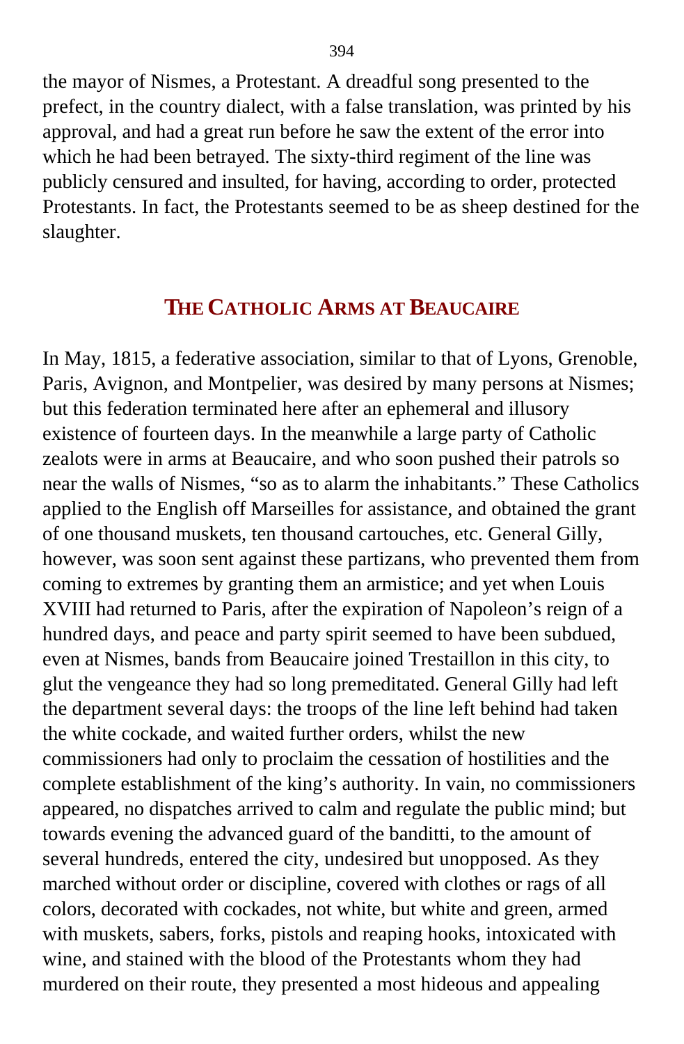the mayor of Nismes, a Protestant. A dreadful song presented to the prefect, in the country dialect, with a false translation, was printed by his approval, and had a great run before he saw the extent of the error into which he had been betrayed. The sixty-third regiment of the line was publicly censured and insulted, for having, according to order, protected Protestants. In fact, the Protestants seemed to be as sheep destined for the slaughter.

## THE CATHOLIC ARMS AT BEAUCAIRE

In May, 1815, a federative association, similar to that of Lyons, Grenoble, Paris, Avignon, and Montpelier, was desired by many persons at Nismes; but this federation terminated here after an ephemeral and illusory existence of fourteen days. In the meanwhile a large party of Catholic zealots were in arms at Beaucaire, and who soon pushed their patrols so near the walls of Nismes, "so as to alarm the inhabitants." These Catholics applied to the English off Marseilles for assistance, and obtained the grant of one thousand muskets, ten thousand cartouches, etc. General Gilly, however, was soon sent against these partizans, who prevented them from coming to extremes by granting them an armistice; and yet when Louis XVIII had returned to Paris, after the expiration of Napoleon's reign of a hundred days, and peace and party spirit seemed to have been subdued, even at Nismes, bands from Beaucaire joined Trestaillon in this city, to glut the vengeance they had so long premeditated. General Gilly had left the department several days: the troops of the line left behind had taken the white cockade, and waited further orders, whilst the new commissioners had only to proclaim the cessation of hostilities and the complete establishment of the king's authority. In vain, no commissioners appeared, no dispatches arrived to calm and regulate the public mind; but towards evening the advanced guard of the banditti, to the amount of several hundreds, entered the city, undesired but unopposed. As they marched without order or discipline, covered with clothes or rags of all colors, decorated with cockades, not white, but white and green, armed with muskets, sabers, forks, pistols and reaping hooks, intoxicated with wine, and stained with the blood of the Protestants whom they had murdered on their route, they presented a most hideous and appealing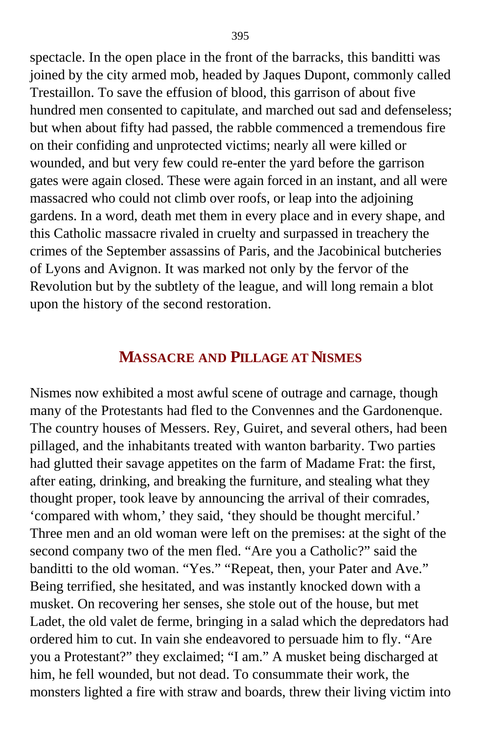spectacle. In the open place in the front of the barracks, this banditti was joined by the city armed mob, headed by Jaques Dupont, commonly called Trestaillon. To save the effusion of blood, this garrison of about five hundred men consented to capitulate, and marched out sad and defenseless; but when about fifty had passed, the rabble commenced a tremendous fire on their confiding and unprotected victims; nearly all were killed or wounded, and but very few could re-enter the yard before the garrison gates were again closed. These were again forced in an instant, and all were massacred who could not climb over roofs, or leap into the adjoining gardens. In a word, death met them in every place and in every shape, and this Catholic massacre rivaled in cruelty and surpassed in treachery the crimes of the September assassins of Paris, and the Jacobinical butcheries of Lyons and Avignon. It was marked not only by the fervor of the Revolution but by the subtlety of the league, and will long remain a blot upon the history of the second restoration.

## MASSACRE AND PILLAGE AT NISMES

Nismes now exhibited a most awful scene of outrage and carnage, though many of the Protestants had fled to the Convennes and the Gardonenque. The country houses of Messers. Rey, Guiret, and several others, had been pillaged, and the inhabitants treated with wanton barbarity. Two parties had glutted their savage appetites on the farm of Madame Frat: the first, after eating, drinking, and breaking the furniture, and stealing what they thought proper, took leave by announcing the arrival of their comrades, 'compared with whom,' they said, 'they should be thought merciful.' Three men and an old woman were left on the premises: at the sight of the second company two of the men fled. "Are you a Catholic?" said the banditti to the old woman. "Yes." "Repeat, then, your Pater and Ave." Being terrified, she hesitated, and was instantly knocked down with a musket. On recovering her senses, she stole out of the house, but met Ladet, the old valet de ferme, bringing in a salad which the depredators had ordered him to cut. In vain she endeavored to persuade him to fly. "Are you a Protestant?" they exclaimed; "I am." A musket being discharged at him, he fell wounded, but not dead. To consummate their work, the monsters lighted a fire with straw and boards, threw their living victim into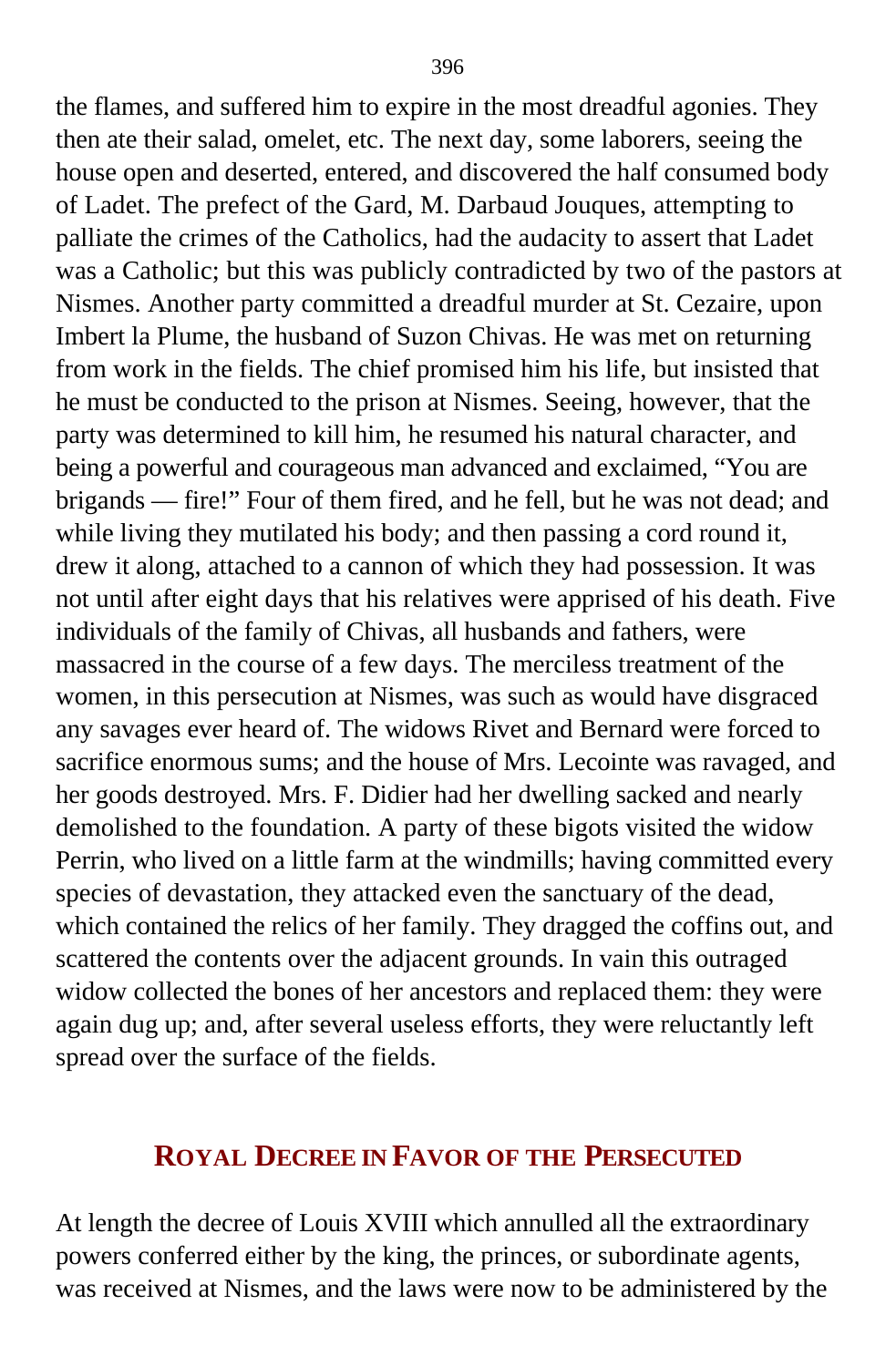the flames, and suffered him to expire in the most dreadful agonies. They then ate their salad, omelet, etc. The next day, some laborers, seeing the house open and deserted, entered, and discovered the half consumed body of Ladet. The prefect of the Gard, M. Darbaud Jouques, attempting to palliate the crimes of the Catholics, had the audacity to assert that Ladet was a Catholic; but this was publicly contradicted by two of the pastors at Nismes. Another party committed a dreadful murder at St. Cezaire, upon Imbert la Plume, the husband of Suzon Chivas. He was met on returning from work in the fields. The chief promised him his life, but insisted that he must be conducted to the prison at Nismes. Seeing, however, that the party was determined to kill him, he resumed his natural character, and being a powerful and courageous man advanced and exclaimed, "You are brigands — fire!" Four of them fired, and he fell, but he was not dead; and while living they mutilated his body; and then passing a cord round it, drew it along, attached to a cannon of which they had possession. It was not until after eight days that his relatives were apprised of his death. Five individuals of the family of Chivas, all husbands and fathers, were massacred in the course of a few days. The merciless treatment of the women, in this persecution at Nismes, was such as would have disgraced any savages ever heard of. The widows Rivet and Bernard were forced to sacrifice enormous sums; and the house of Mrs. Lecointe was ravaged, and her goods destroyed. Mrs. F. Didier had her dwelling sacked and nearly demolished to the foundation. A party of these bigots visited the widow Perrin, who lived on a little farm at the windmills; having committed every species of devastation, they attacked even the sanctuary of the dead, which contained the relics of her family. They dragged the coffins out, and scattered the contents over the adjacent grounds. In vain this outraged widow collected the bones of her ancestors and replaced them: they were again dug up; and, after several useless efforts, they were reluctantly left spread over the surface of the fields.

## Royal Decree in Favor of the Persecuted

At length the decree of Louis XVIII which annulled all the extraordinary powers conferred either by the king, the princes, or subordinate agents, was received at Nismes, and the laws were now to be administered by the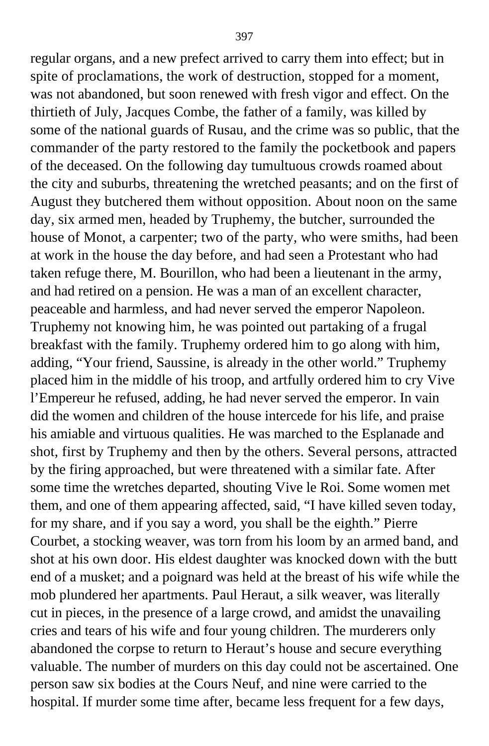regular organs, and a new prefect arrived to carry them into effect; but in spite of proclamations, the work of destruction, stopped for a moment, was not abandoned, but soon renewed with fresh vigor and effect. On the thirtieth of July, Jacques Combe, the father of a family, was killed by some of the national guards of Rusau, and the crime was so public, that the commander of the party restored to the family the pocketbook and papers of the deceased. On the following day tumultuous crowds roamed about the city and suburbs, threatening the wretched peasants; and on the first of August they butchered them without opposition. About noon on the same day, six armed men, headed by Truphemy, the butcher, surrounded the house of Monot, a carpenter; two of the party, who were smiths, had been at work in the house the day before, and had seen a Protestant who had taken refuge there, M. Bourillon, who had been a lieutenant in the army, and had retired on a pension. He was a man of an excellent character, peaceable and harmless, and had never served the emperor Napoleon. Truphemy not knowing him, he was pointed out partaking of a frugal breakfast with the family. Truphemy ordered him to go along with him, adding, "Your friend, Saussine, is already in the other world." Truphemy placed him in the middle of his troop, and artfully ordered him to cry Vive l'Empereur he refused, adding, he had never served the emperor. In vain did the women and children of the house intercede for his life, and praise his amiable and virtuous qualities. He was marched to the Esplanade and shot, first by Truphemy and then by the others. Several persons, attracted by the firing approached, but were threatened with a similar fate. After some time the wretches departed, shouting Vive le Roi. Some women met them, and one of them appearing affected, said, "I have killed seven today, for my share, and if you say a word, you shall be the eighth." Pierre Courbet, a stocking weaver, was torn from his loom by an armed band, and shot at his own door. His eldest daughter was knocked down with the butt end of a musket; and a poignard was held at the breast of his wife while the mob plundered her apartments. Paul Heraut, a silk weaver, was literally cut in pieces, in the presence of a large crowd, and amidst the unavailing cries and tears of his wife and four young children. The murderers only abandoned the corpse to return to Heraut's house and secure everything valuable. The number of murders on this day could not be ascertained. One person saw six bodies at the Cours Neuf, and nine were carried to the hospital. If murder some time after, became less frequent for a few days,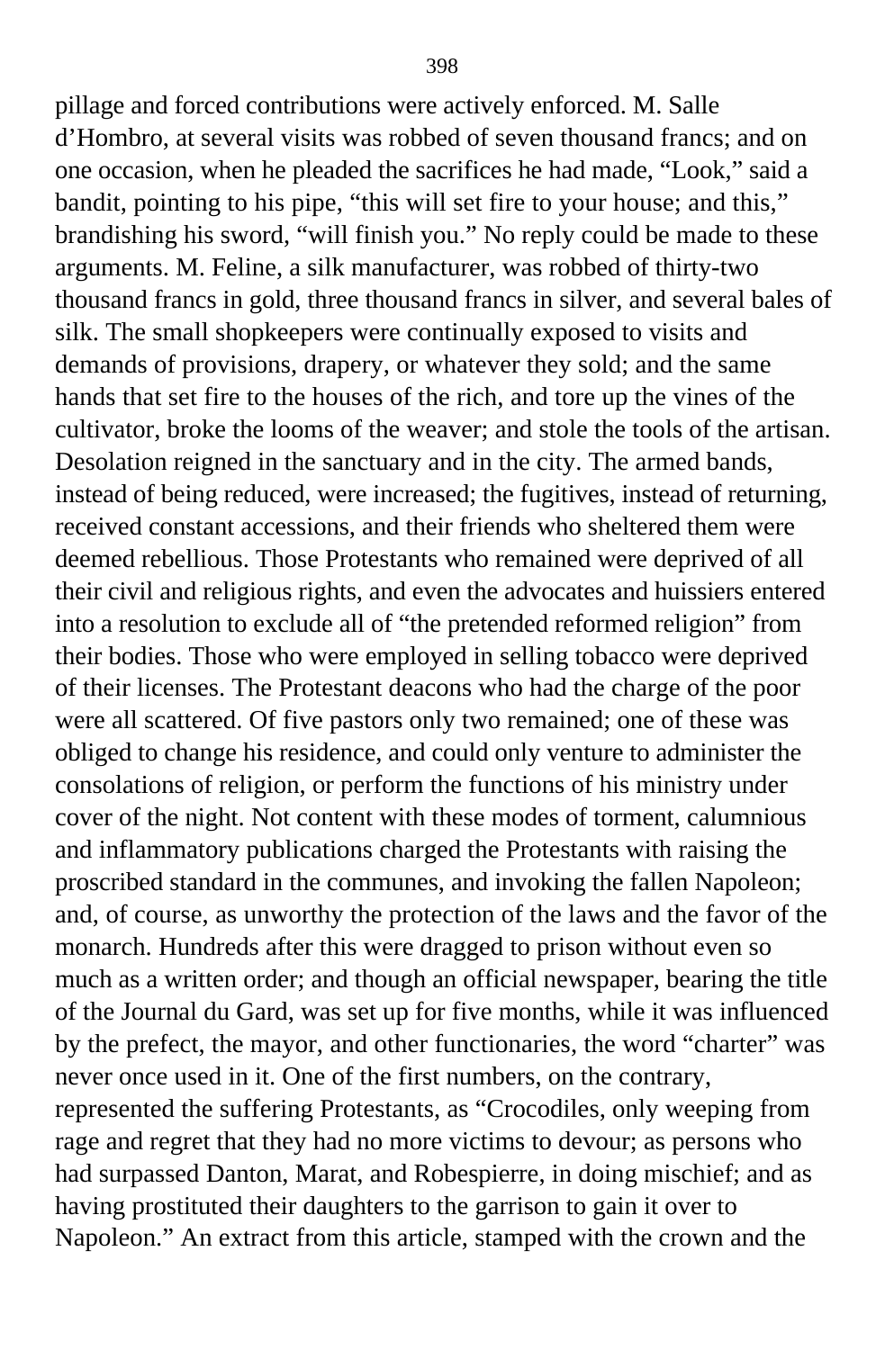pillage and forced contributions were actively enforced. M. Salle d’Hombro, at several visits was robbed of seven thousand francs; and on one occasion, when he pleaded the sacrifices he had made, “Look,” said a bandit, pointing to his pipe, “this will set fire to your house; and this,” brandishing his sword, “will finish you.” No reply could be made to these arguments. M. Feline, a silk manufacturer, was robbed of thirty-two thousand francs in gold, three thousand francs in silver, and several bales of silk. The small shopkeepers were continually exposed to visits and demands of provisions, drapery, or whatever they sold; and the same hands that set fire to the houses of the rich, and tore up the vines of the cultivator, broke the looms of the weaver; and stole the tools of the artisan. Desolation reigned in the sanctuary and in the city. The armed bands, instead of being reduced, were increased; the fugitives, instead of returning, received constant accessions, and their friends who sheltered them were deemed rebellious. Those Protestants who remained were deprived of all their civil and religious rights, and even the advocates and huissiers entered into a resolution to exclude all of “the pretended reformed religion” from their bodies. Those who were employed in selling tobacco were deprived of their licenses. The Protestant deacons who had the charge of the poor were all scattered. Of five pastors only two remained; one of these was obliged to change his residence, and could only venture to administer the consolations of religion, or perform the functions of his ministry under cover of the night. Not content with these modes of torment, calumnious and inflammatory publications charged the Protestants with raising the proscribed standard in the communes, and invoking the fallen Napoleon; and, of course, as unworthy the protection of the laws and the favor of the monarch. Hundreds after this were dragged to prison without even so much as a written order; and though an official newspaper, bearing the title of the Journal du Gard, was set up for five months, while it was influenced by the prefect, the mayor, and other functionaries, the word “charter” was never once used in it. One of the first numbers, on the contrary, represented the suffering Protestants, as “Crocodiles, only weeping from rage and regret that they had no more victims to devour; as persons who had surpassed Danton, Marat, and Robespierre, in doing mischief; and as having prostituted their daughters to the garrison to gain it over to Napoleon.” An extract from this article, stamped with the crown and the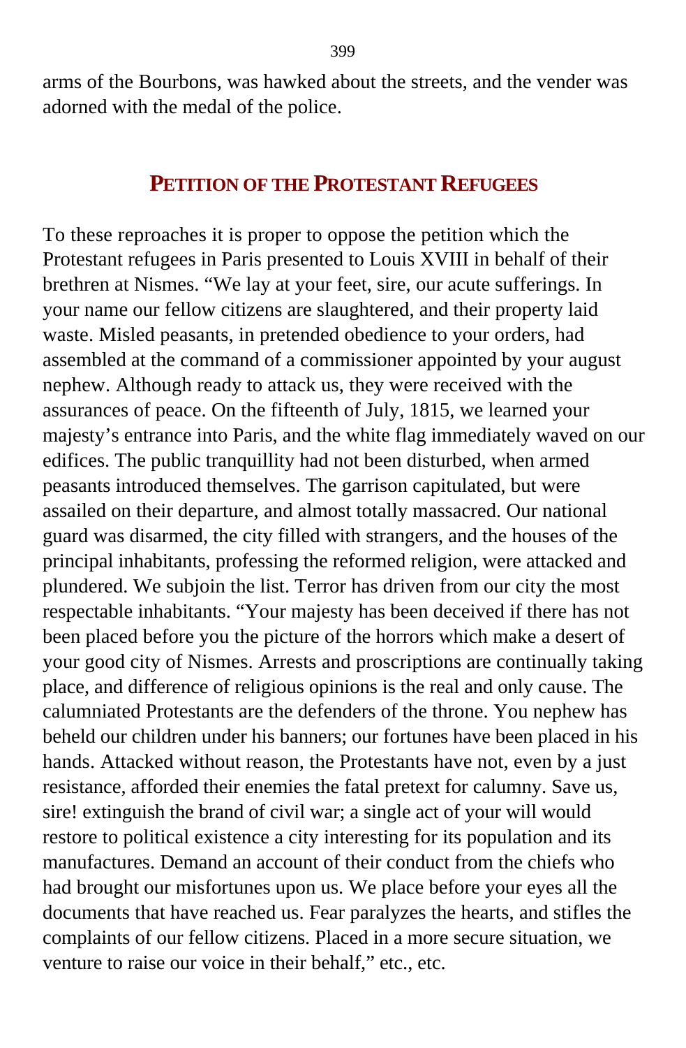arms of the Bourbons, was hawked about the streets, and the vender was adorned with the medal of the police.

## PETITION OF THE PROTESTANT REFUGEES

To these reproaches it is proper to oppose the petition which the Protestant refugees in Paris presented to Louis XVIII in behalf of their brethren at Nismes. "We lay at your feet, sire, our acute sufferings. In your name our fellow citizens are slaughtered, and their property laid waste. Misled peasants, in pretended obedience to your orders, had assembled at the command of a commissioner appointed by your august nephew. Although ready to attack us, they were received with the assurances of peace. On the fifteenth of July, 1815, we learned your majesty's entrance into Paris, and the white flag immediately waved on our edifices. The public tranquillity had not been disturbed, when armed peasants introduced themselves. The garrison capitulated, but were assailed on their departure, and almost totally massacred. Our national guard was disarmed, the city filled with strangers, and the houses of the principal inhabitants, professing the reformed religion, were attacked and plundered. We subjoin the list. Terror has driven from our city the most respectable inhabitants. "Your majesty has been deceived if there has not been placed before you the picture of the horrors which make a desert of your good city of Nismes. Arrests and proscriptions are continually taking place, and difference of religious opinions is the real and only cause. The calumniated Protestants are the defenders of the throne. You nephew has beheld our children under his banners; our fortunes have been placed in his hands. Attacked without reason, the Protestants have not, even by a just resistance, afforded their enemies the fatal pretext for calumny. Save us, sire! extinguish the brand of civil war; a single act of your will would restore to political existence a city interesting for its population and its manufactures. Demand an account of their conduct from the chiefs who had brought our misfortunes upon us. We place before your eyes all the documents that have reached us. Fear paralyzes the hearts, and stifles the complaints of our fellow citizens. Placed in a more secure situation, we venture to raise our voice in their behalf," etc., etc.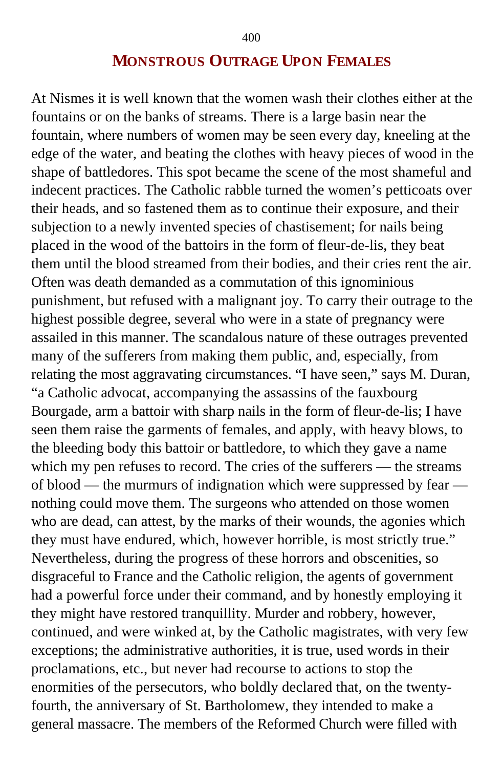## MONSTROUS OUTRAGE UPON FEMALES

At Nismes it is well known that the women wash their clothes either at the fountains or on the banks of streams. There is a large basin near the fountain, where numbers of women may be seen every day, kneeling at the edge of the water, and beating the clothes with heavy pieces of wood in the shape of battledores. This spot became the scene of the most shameful and indecent practices. The Catholic rabble turned the women's petticoats over their heads, and so fastened them as to continue their exposure, and their subjection to a newly invented species of chastisement; for nails being placed in the wood of the battoirs in the form of fleur-de-lis, they beat them until the blood streamed from their bodies, and their cries rent the air. Often was death demanded as a commutation of this ignominious punishment, but refused with a malignant joy. To carry their outrage to the highest possible degree, several who were in a state of pregnancy were assailed in this manner. The scandalous nature of these outrages prevented many of the sufferers from making them public, and, especially, from relating the most aggravating circumstances. "I have seen," says M. Duran, "a Catholic advocat, accompanying the assassins of the fauxbourg Bourgade, arm a battoir with sharp nails in the form of fleur-de-lis; I have seen them raise the garments of females, and apply, with heavy blows, to the bleeding body this battoir or battledore, to which they gave a name which my pen refuses to record. The cries of the sufferers — the streams of blood — the murmurs of indignation which were suppressed by fear — nothing could move them. The surgeons who attended on those women who are dead, can attest, by the marks of their wounds, the agonies which they must have endured, which, however horrible, is most strictly true." Nevertheless, during the progress of these horrors and obscenities, so disgraceful to France and the Catholic religion, the agents of government had a powerful force under their command, and by honestly employing it they might have restored tranquillity. Murder and robbery, however, continued, and were winked at, by the Catholic magistrates, with very few exceptions; the administrative authorities, it is true, used words in their proclamations, etc., but never had recourse to actions to stop the enormities of the persecutors, who boldly declared that, on the twenty-fourth, the anniversary of St. Bartholomew, they intended to make a general massacre. The members of the Reformed Church were filled with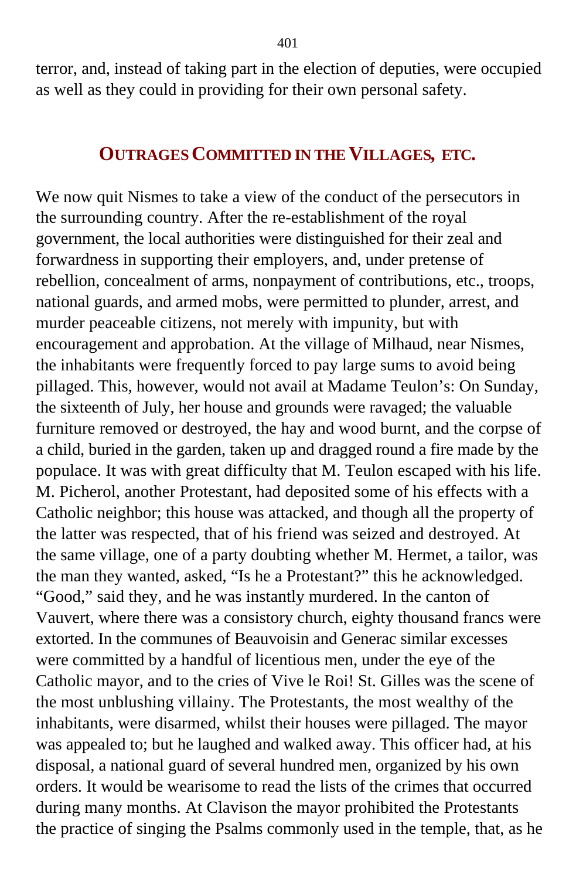terror, and, instead of taking part in the election of deputies, were occupied as well as they could in providing for their own personal safety.

## OUTRAGES COMMITTED IN THE VILLAGES, ETC.

We now quit Nismes to take a view of the conduct of the persecutors in the surrounding country. After the re-establishment of the royal government, the local authorities were distinguished for their zeal and forwardness in supporting their employers, and, under pretense of rebellion, concealment of arms, nonpayment of contributions, etc., troops, national guards, and armed mobs, were permitted to plunder, arrest, and murder peaceable citizens, not merely with impunity, but with encouragement and approbation. At the village of Milhaud, near Nismes, the inhabitants were frequently forced to pay large sums to avoid being pillaged. This, however, would not avail at Madame Teulon's: On Sunday, the sixteenth of July, her house and grounds were ravaged; the valuable furniture removed or destroyed, the hay and wood burnt, and the corpse of a child, buried in the garden, taken up and dragged round a fire made by the populace. It was with great difficulty that M. Teulon escaped with his life. M. Picherol, another Protestant, had deposited some of his effects with a Catholic neighbor; this house was attacked, and though all the property of the latter was respected, that of his friend was seized and destroyed. At the same village, one of a party doubting whether M. Hermet, a tailor, was the man they wanted, asked, "Is he a Protestant?" this he acknowledged. "Good," said they, and he was instantly murdered. In the canton of Vauvert, where there was a consistory church, eighty thousand francs were extorted. In the communes of Beauvoisin and Generac similar excesses were committed by a handful of licentious men, under the eye of the Catholic mayor, and to the cries of Vive le Roi! St. Gilles was the scene of the most unblushing villainy. The Protestants, the most wealthy of the inhabitants, were disarmed, whilst their houses were pillaged. The mayor was appealed to; but he laughed and walked away. This officer had, at his disposal, a national guard of several hundred men, organized by his own orders. It would be wearisome to read the lists of the crimes that occurred during many months. At Clavison the mayor prohibited the Protestants the practice of singing the Psalms commonly used in the temple, that, as he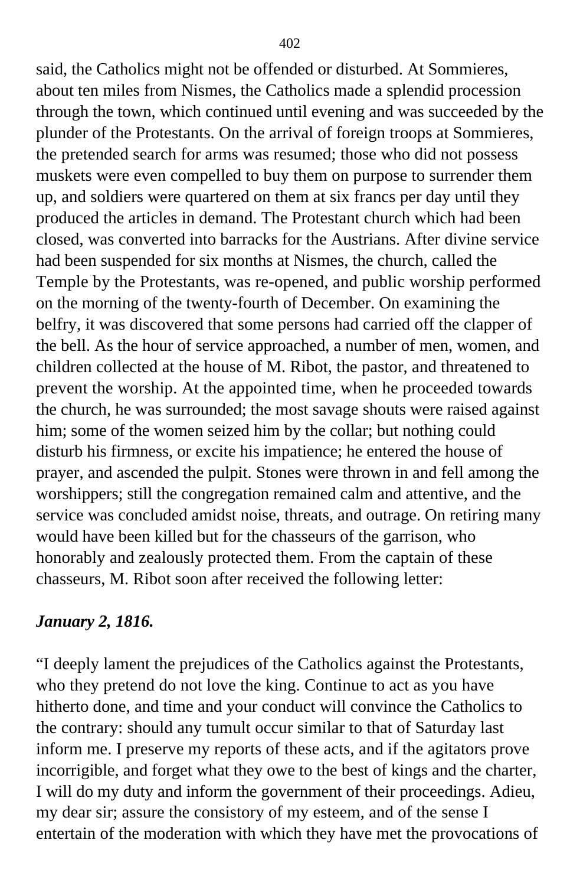said, the Catholics might not be offended or disturbed. At Sommieres, about ten miles from Nismes, the Catholics made a splendid procession through the town, which continued until evening and was succeeded by the plunder of the Protestants. On the arrival of foreign troops at Sommieres, the pretended search for arms was resumed; those who did not possess muskets were even compelled to buy them on purpose to surrender them up, and soldiers were quartered on them at six francs per day until they produced the articles in demand. The Protestant church which had been closed, was converted into barracks for the Austrians. After divine service had been suspended for six months at Nismes, the church, called the Temple by the Protestants, was re-opened, and public worship performed on the morning of the twenty-fourth of December. On examining the belfry, it was discovered that some persons had carried off the clapper of the bell. As the hour of service approached, a number of men, women, and children collected at the house of M. Ribot, the pastor, and threatened to prevent the worship. At the appointed time, when he proceeded towards the church, he was surrounded; the most savage shouts were raised against him; some of the women seized him by the collar; but nothing could disturb his firmness, or excite his impatience; he entered the house of prayer, and ascended the pulpit. Stones were thrown in and fell among the worshippers; still the congregation remained calm and attentive, and the service was concluded amidst noise, threats, and outrage. On retiring many would have been killed but for the chasseurs of the garrison, who honorably and zealously protected them. From the captain of these chasseurs, M. Ribot soon after received the following letter:

***January 2, 1816.***

"I deeply lament the prejudices of the Catholics against the Protestants, who they pretend do not love the king. Continue to act as you have hitherto done, and time and your conduct will convince the Catholics to the contrary: should any tumult occur similar to that of Saturday last inform me. I preserve my reports of these acts, and if the agitators prove incorrigible, and forget what they owe to the best of kings and the charter, I will do my duty and inform the government of their proceedings. Adieu, my dear sir; assure the consistory of my esteem, and of the sense I entertain of the moderation with which they have met the provocations of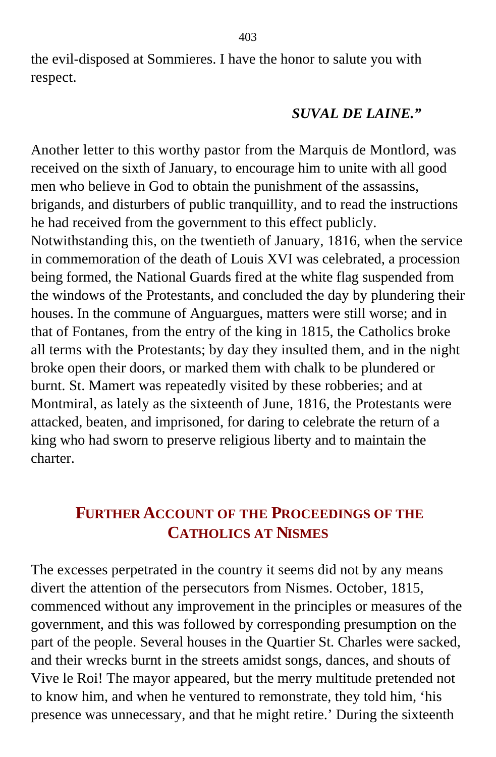the evil-disposed at Sommieres. I have the honor to salute you with respect.

***SUVAL DE LAINE."***

Another letter to this worthy pastor from the Marquis de Montlord, was received on the sixth of January, to encourage him to unite with all good men who believe in God to obtain the punishment of the assassins, brigands, and disturbers of public tranquillity, and to read the instructions he had received from the government to this effect publicly. Notwithstanding this, on the twentieth of January, 1816, when the service in commemoration of the death of Louis XVI was celebrated, a procession being formed, the National Guards fired at the white flag suspended from the windows of the Protestants, and concluded the day by plundering their houses. In the commune of Anguargues, matters were still worse; and in that of Fontanes, from the entry of the king in 1815, the Catholics broke all terms with the Protestants; by day they insulted them, and in the night broke open their doors, or marked them with chalk to be plundered or burnt. St. Mamert was repeatedly visited by these robberies; and at Montmiral, as lately as the sixteenth of June, 1816, the Protestants were attacked, beaten, and imprisoned, for daring to celebrate the return of a king who had sworn to preserve religious liberty and to maintain the charter.

## FURTHER ACCOUNT OF THE PROCEEDINGS OF THE CATHOLICS AT NISMES

The excesses perpetrated in the country it seems did not by any means divert the attention of the persecutors from Nismes. October, 1815, commenced without any improvement in the principles or measures of the government, and this was followed by corresponding presumption on the part of the people. Several houses in the Quartier St. Charles were sacked, and their wrecks burnt in the streets amidst songs, dances, and shouts of Vive le Roi! The mayor appeared, but the merry multitude pretended not to know him, and when he ventured to remonstrate, they told him, 'his presence was unnecessary, and that he might retire.' During the sixteenth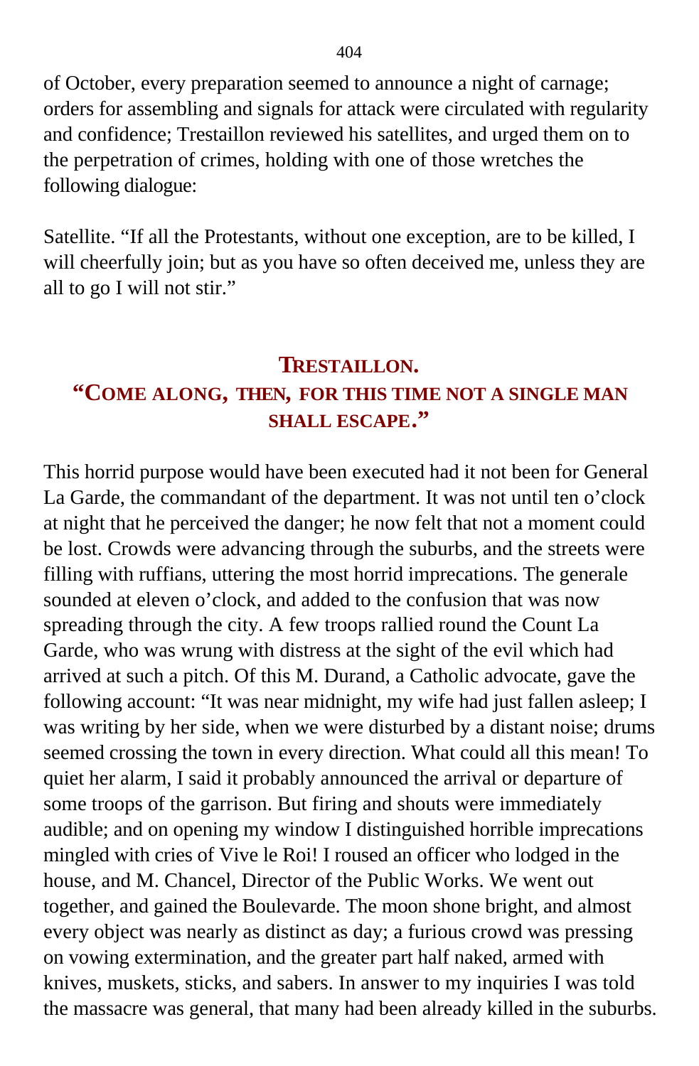of October, every preparation seemed to announce a night of carnage; orders for assembling and signals for attack were circulated with regularity and confidence; Trestaillon reviewed his satellites, and urged them on to the perpetration of crimes, holding with one of those wretches the following dialogue:

Satellite. “If all the Protestants, without one exception, are to be killed, I will cheerfully join; but as you have so often deceived me, unless they are all to go I will not stir.”

### TRESTAILLON.
### “COME ALONG, THEN, FOR THIS TIME NOT A SINGLE MAN SHALL ESCAPE.”

This horrid purpose would have been executed had it not been for General La Garde, the commandant of the department. It was not until ten o’clock at night that he perceived the danger; he now felt that not a moment could be lost. Crowds were advancing through the suburbs, and the streets were filling with ruffians, uttering the most horrid imprecations. The generale sounded at eleven o’clock, and added to the confusion that was now spreading through the city. A few troops rallied round the Count La Garde, who was wrung with distress at the sight of the evil which had arrived at such a pitch. Of this M. Durand, a Catholic advocate, gave the following account: “It was near midnight, my wife had just fallen asleep; I was writing by her side, when we were disturbed by a distant noise; drums seemed crossing the town in every direction. What could all this mean! To quiet her alarm, I said it probably announced the arrival or departure of some troops of the garrison. But firing and shouts were immediately audible; and on opening my window I distinguished horrible imprecations mingled with cries of Vive le Roi! I roused an officer who lodged in the house, and M. Chancel, Director of the Public Works. We went out together, and gained the Boulevarde. The moon shone bright, and almost every object was nearly as distinct as day; a furious crowd was pressing on vowing extermination, and the greater part half naked, armed with knives, muskets, sticks, and sabers. In answer to my inquiries I was told the massacre was general, that many had been already killed in the suburbs.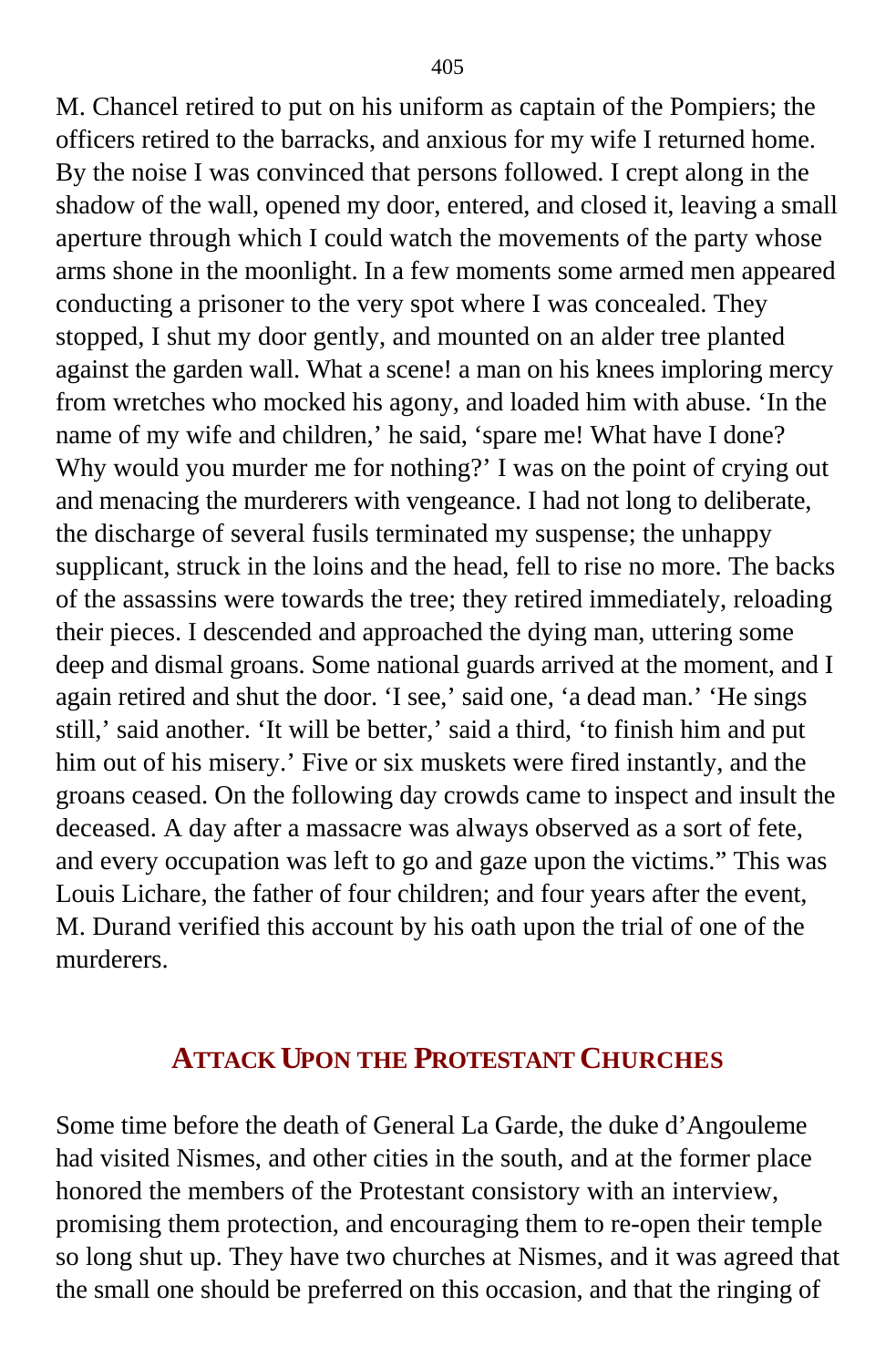M. Chancel retired to put on his uniform as captain of the Pompiers; the officers retired to the barracks, and anxious for my wife I returned home. By the noise I was convinced that persons followed. I crept along in the shadow of the wall, opened my door, entered, and closed it, leaving a small aperture through which I could watch the movements of the party whose arms shone in the moonlight. In a few moments some armed men appeared conducting a prisoner to the very spot where I was concealed. They stopped, I shut my door gently, and mounted on an alder tree planted against the garden wall. What a scene! a man on his knees imploring mercy from wretches who mocked his agony, and loaded him with abuse. 'In the name of my wife and children,' he said, 'spare me! What have I done? Why would you murder me for nothing?' I was on the point of crying out and menacing the murderers with vengeance. I had not long to deliberate, the discharge of several fusils terminated my suspense; the unhappy supplicant, struck in the loins and the head, fell to rise no more. The backs of the assassins were towards the tree; they retired immediately, reloading their pieces. I descended and approached the dying man, uttering some deep and dismal groans. Some national guards arrived at the moment, and I again retired and shut the door. 'I see,' said one, 'a dead man.' 'He sings still,' said another. 'It will be better,' said a third, 'to finish him and put him out of his misery.' Five or six muskets were fired instantly, and the groans ceased. On the following day crowds came to inspect and insult the deceased. A day after a massacre was always observed as a sort of fete, and every occupation was left to go and gaze upon the victims." This was Louis Lichare, the father of four children; and four years after the event, M. Durand verified this account by his oath upon the trial of one of the murderers.

## Attack Upon the Protestant Churches

Some time before the death of General La Garde, the duke d'Angouleme had visited Nismes, and other cities in the south, and at the former place honored the members of the Protestant consistory with an interview, promising them protection, and encouraging them to re-open their temple so long shut up. They have two churches at Nismes, and it was agreed that the small one should be preferred on this occasion, and that the ringing of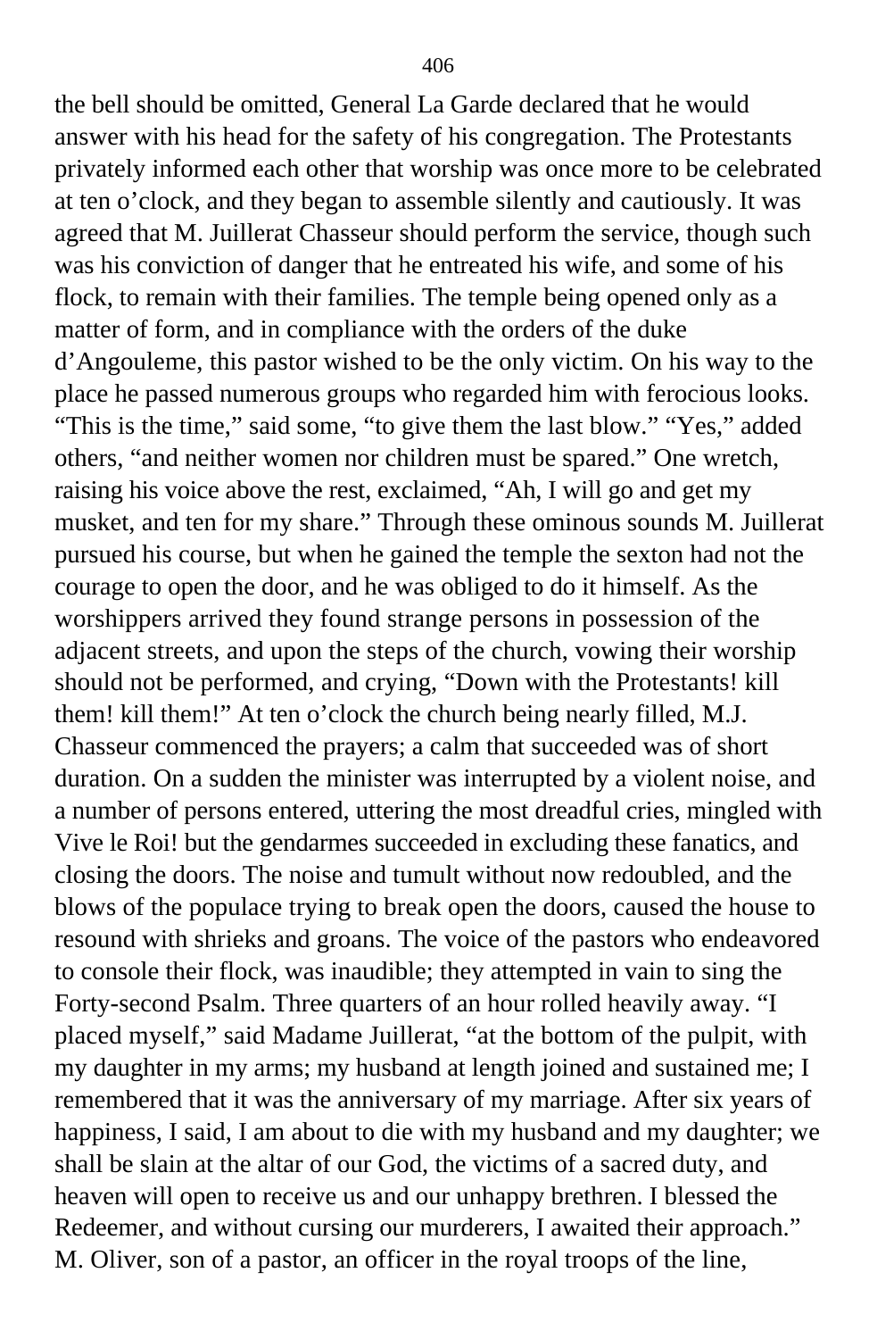the bell should be omitted, General La Garde declared that he would answer with his head for the safety of his congregation. The Protestants privately informed each other that worship was once more to be celebrated at ten o'clock, and they began to assemble silently and cautiously. It was agreed that M. Juillerat Chasseur should perform the service, though such was his conviction of danger that he entreated his wife, and some of his flock, to remain with their families. The temple being opened only as a matter of form, and in compliance with the orders of the duke d'Angouleme, this pastor wished to be the only victim. On his way to the place he passed numerous groups who regarded him with ferocious looks. "This is the time," said some, "to give them the last blow." "Yes," added others, "and neither women nor children must be spared." One wretch, raising his voice above the rest, exclaimed, "Ah, I will go and get my musket, and ten for my share." Through these ominous sounds M. Juillerat pursued his course, but when he gained the temple the sexton had not the courage to open the door, and he was obliged to do it himself. As the worshippers arrived they found strange persons in possession of the adjacent streets, and upon the steps of the church, vowing their worship should not be performed, and crying, "Down with the Protestants! kill them! kill them!" At ten o'clock the church being nearly filled, M.J. Chasseur commenced the prayers; a calm that succeeded was of short duration. On a sudden the minister was interrupted by a violent noise, and a number of persons entered, uttering the most dreadful cries, mingled with Vive le Roi! but the gendarmes succeeded in excluding these fanatics, and closing the doors. The noise and tumult without now redoubled, and the blows of the populace trying to break open the doors, caused the house to resound with shrieks and groans. The voice of the pastors who endeavored to console their flock, was inaudible; they attempted in vain to sing the Forty-second Psalm. Three quarters of an hour rolled heavily away. "I placed myself," said Madame Juillerat, "at the bottom of the pulpit, with my daughter in my arms; my husband at length joined and sustained me; I remembered that it was the anniversary of my marriage. After six years of happiness, I said, I am about to die with my husband and my daughter; we shall be slain at the altar of our God, the victims of a sacred duty, and heaven will open to receive us and our unhappy brethren. I blessed the Redeemer, and without cursing our murderers, I awaited their approach." M. Oliver, son of a pastor, an officer in the royal troops of the line,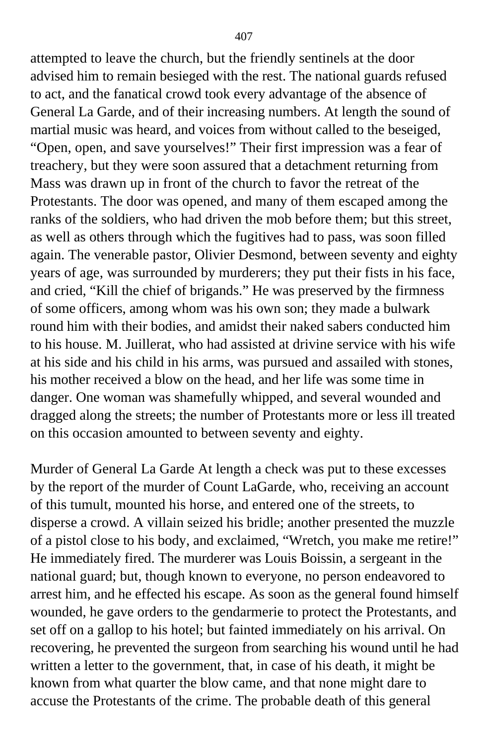attempted to leave the church, but the friendly sentinels at the door advised him to remain besieged with the rest. The national guards refused to act, and the fanatical crowd took every advantage of the absence of General La Garde, and of their increasing numbers. At length the sound of martial music was heard, and voices from without called to the beseiged, “Open, open, and save yourselves!” Their first impression was a fear of treachery, but they were soon assured that a detachment returning from Mass was drawn up in front of the church to favor the retreat of the Protestants. The door was opened, and many of them escaped among the ranks of the soldiers, who had driven the mob before them; but this street, as well as others through which the fugitives had to pass, was soon filled again. The venerable pastor, Olivier Desmond, between seventy and eighty years of age, was surrounded by murderers; they put their fists in his face, and cried, “Kill the chief of brigands.” He was preserved by the firmness of some officers, among whom was his own son; they made a bulwark round him with their bodies, and amidst their naked sabers conducted him to his house. M. Juillerat, who had assisted at drivine service with his wife at his side and his child in his arms, was pursued and assailed with stones, his mother received a blow on the head, and her life was some time in danger. One woman was shamefully whipped, and several wounded and dragged along the streets; the number of Protestants more or less ill treated on this occasion amounted to between seventy and eighty.

Murder of General La Garde At length a check was put to these excesses by the report of the murder of Count LaGarde, who, receiving an account of this tumult, mounted his horse, and entered one of the streets, to disperse a crowd. A villain seized his bridle; another presented the muzzle of a pistol close to his body, and exclaimed, “Wretch, you make me retire!” He immediately fired. The murderer was Louis Boissin, a sergeant in the national guard; but, though known to everyone, no person endeavored to arrest him, and he effected his escape. As soon as the general found himself wounded, he gave orders to the gendarmerie to protect the Protestants, and set off on a gallop to his hotel; but fainted immediately on his arrival. On recovering, he prevented the surgeon from searching his wound until he had written a letter to the government, that, in case of his death, it might be known from what quarter the blow came, and that none might dare to accuse the Protestants of the crime. The probable death of this general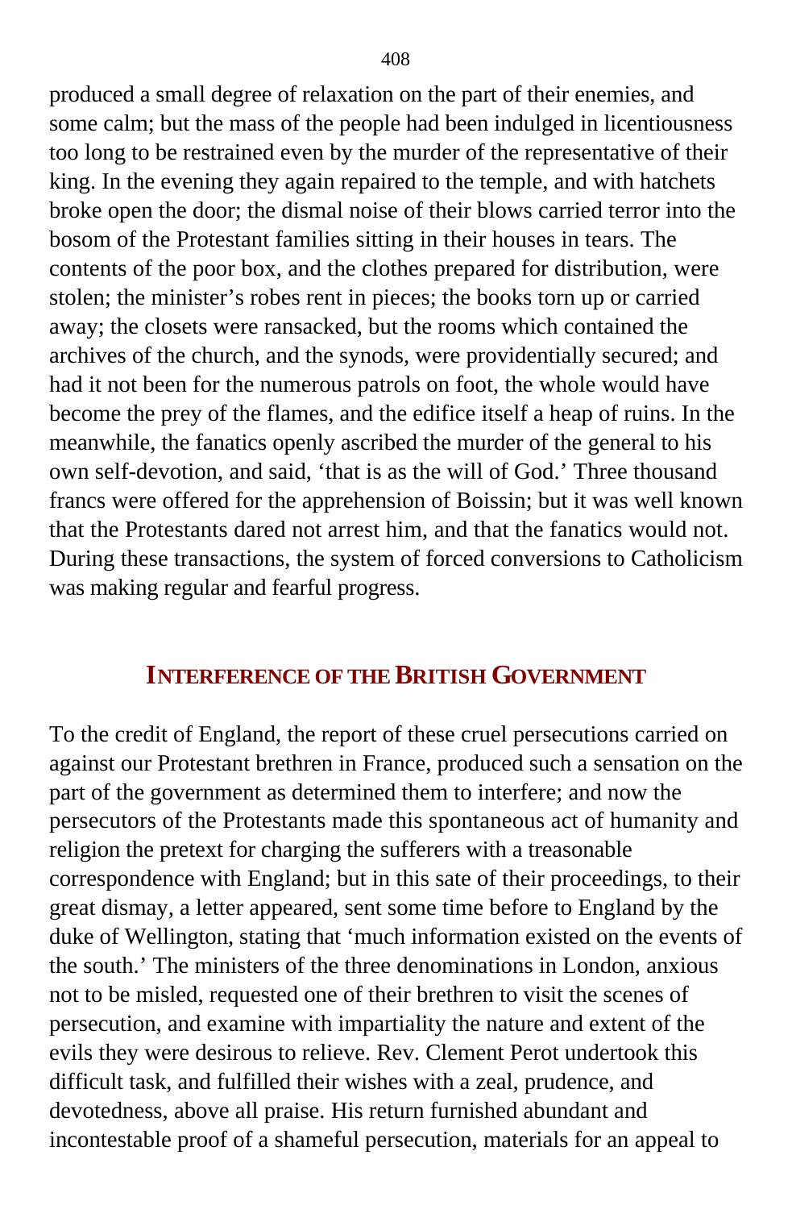produced a small degree of relaxation on the part of their enemies, and some calm; but the mass of the people had been indulged in licentiousness too long to be restrained even by the murder of the representative of their king. In the evening they again repaired to the temple, and with hatchets broke open the door; the dismal noise of their blows carried terror into the bosom of the Protestant families sitting in their houses in tears. The contents of the poor box, and the clothes prepared for distribution, were stolen; the minister's robes rent in pieces; the books torn up or carried away; the closets were ransacked, but the rooms which contained the archives of the church, and the synods, were providentially secured; and had it not been for the numerous patrols on foot, the whole would have become the prey of the flames, and the edifice itself a heap of ruins. In the meanwhile, the fanatics openly ascribed the murder of the general to his own self-devotion, and said, 'that is as the will of God.' Three thousand francs were offered for the apprehension of Boissin; but it was well known that the Protestants dared not arrest him, and that the fanatics would not. During these transactions, the system of forced conversions to Catholicism was making regular and fearful progress.

## INTERFERENCE OF THE BRITISH GOVERNMENT

To the credit of England, the report of these cruel persecutions carried on against our Protestant brethren in France, produced such a sensation on the part of the government as determined them to interfere; and now the persecutors of the Protestants made this spontaneous act of humanity and religion the pretext for charging the sufferers with a treasonable correspondence with England; but in this sate of their proceedings, to their great dismay, a letter appeared, sent some time before to England by the duke of Wellington, stating that 'much information existed on the events of the south.' The ministers of the three denominations in London, anxious not to be misled, requested one of their brethren to visit the scenes of persecution, and examine with impartiality the nature and extent of the evils they were desirous to relieve. Rev. Clement Perot undertook this difficult task, and fulfilled their wishes with a zeal, prudence, and devotedness, above all praise. His return furnished abundant and incontestable proof of a shameful persecution, materials for an appeal to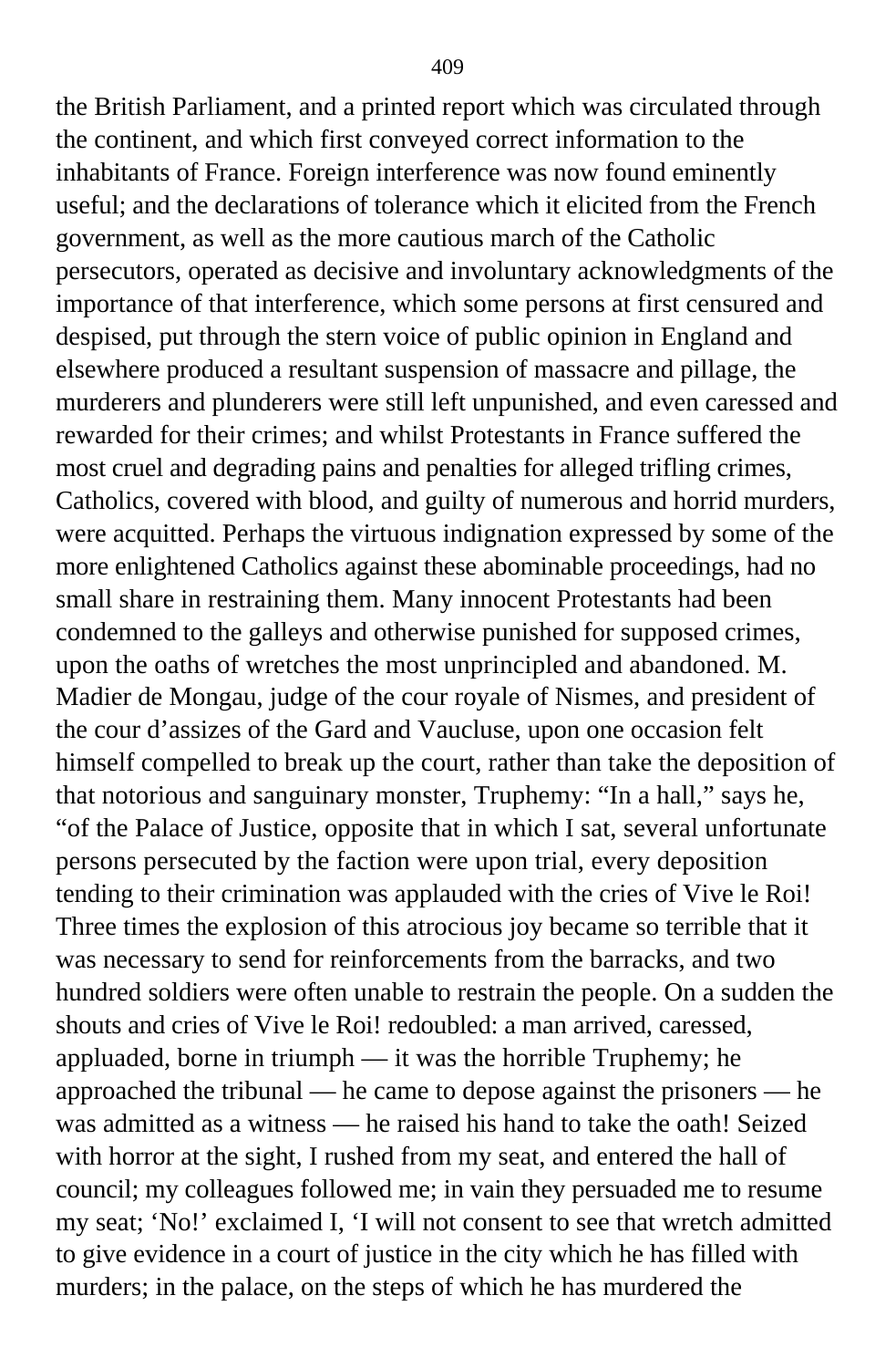the British Parliament, and a printed report which was circulated through the continent, and which first conveyed correct information to the inhabitants of France. Foreign interference was now found eminently useful; and the declarations of tolerance which it elicited from the French government, as well as the more cautious march of the Catholic persecutors, operated as decisive and involuntary acknowledgments of the importance of that interference, which some persons at first censured and despised, put through the stern voice of public opinion in England and elsewhere produced a resultant suspension of massacre and pillage, the murderers and plunderers were still left unpunished, and even caressed and rewarded for their crimes; and whilst Protestants in France suffered the most cruel and degrading pains and penalties for alleged trifling crimes, Catholics, covered with blood, and guilty of numerous and horrid murders, were acquitted. Perhaps the virtuous indignation expressed by some of the more enlightened Catholics against these abominable proceedings, had no small share in restraining them. Many innocent Protestants had been condemned to the galleys and otherwise punished for supposed crimes, upon the oaths of wretches the most unprincipled and abandoned. M. Madier de Mongau, judge of the cour royale of Nismes, and president of the cour d'assizes of the Gard and Vaucluse, upon one occasion felt himself compelled to break up the court, rather than take the deposition of that notorious and sanguinary monster, Truphemy: "In a hall," says he, "of the Palace of Justice, opposite that in which I sat, several unfortunate persons persecuted by the faction were upon trial, every deposition tending to their crimination was applauded with the cries of Vive le Roi! Three times the explosion of this atrocious joy became so terrible that it was necessary to send for reinforcements from the barracks, and two hundred soldiers were often unable to restrain the people. On a sudden the shouts and cries of Vive le Roi! redoubled: a man arrived, caressed, appluaded, borne in triumph — it was the horrible Truphemy; he approached the tribunal — he came to depose against the prisoners — he was admitted as a witness — he raised his hand to take the oath! Seized with horror at the sight, I rushed from my seat, and entered the hall of council; my colleagues followed me; in vain they persuaded me to resume my seat; 'No!' exclaimed I, 'I will not consent to see that wretch admitted to give evidence in a court of justice in the city which he has filled with murders; in the palace, on the steps of which he has murdered the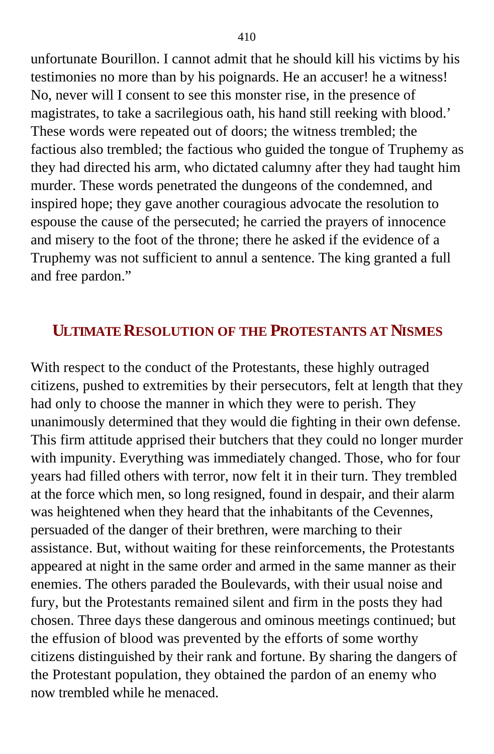unfortunate Bourillon. I cannot admit that he should kill his victims by his testimonies no more than by his poignards. He an accuser! he a witness! No, never will I consent to see this monster rise, in the presence of magistrates, to take a sacrilegious oath, his hand still reeking with blood.' These words were repeated out of doors; the witness trembled; the factious also trembled; the factious who guided the tongue of Truphemy as they had directed his arm, who dictated calumny after they had taught him murder. These words penetrated the dungeons of the condemned, and inspired hope; they gave another couragious advocate the resolution to espouse the cause of the persecuted; he carried the prayers of innocence and misery to the foot of the throne; there he asked if the evidence of a Truphemy was not sufficient to annul a sentence. The king granted a full and free pardon."

## Ultimate Resolution of the Protestants at Nismes

With respect to the conduct of the Protestants, these highly outraged citizens, pushed to extremities by their persecutors, felt at length that they had only to choose the manner in which they were to perish. They unanimously determined that they would die fighting in their own defense. This firm attitude apprised their butchers that they could no longer murder with impunity. Everything was immediately changed. Those, who for four years had filled others with terror, now felt it in their turn. They trembled at the force which men, so long resigned, found in despair, and their alarm was heightened when they heard that the inhabitants of the Cevennes, persuaded of the danger of their brethren, were marching to their assistance. But, without waiting for these reinforcements, the Protestants appeared at night in the same order and armed in the same manner as their enemies. The others paraded the Boulevards, with their usual noise and fury, but the Protestants remained silent and firm in the posts they had chosen. Three days these dangerous and ominous meetings continued; but the effusion of blood was prevented by the efforts of some worthy citizens distinguished by their rank and fortune. By sharing the dangers of the Protestant population, they obtained the pardon of an enemy who now trembled while he menaced.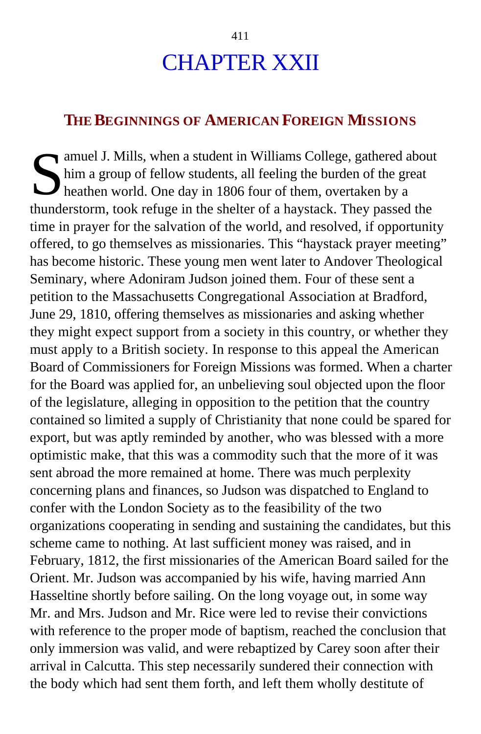# CHAPTER XXII

## THE BEGINNINGS OF AMERICAN FOREIGN MISSIONS

Samuel J. Mills, when a student in Williams College, gathered about him a group of fellow students, all feeling the burden of the great heathen world. One day in 1806 four of them, overtaken by a thunderstorm, took refuge in the shelter of a haystack. They passed the time in prayer for the salvation of the world, and resolved, if opportunity offered, to go themselves as missionaries. This "haystack prayer meeting" has become historic. These young men went later to Andover Theological Seminary, where Adoniram Judson joined them. Four of these sent a petition to the Massachusetts Congregational Association at Bradford, June 29, 1810, offering themselves as missionaries and asking whether they might expect support from a society in this country, or whether they must apply to a British society. In response to this appeal the American Board of Commissioners for Foreign Missions was formed. When a charter for the Board was applied for, an unbelieving soul objected upon the floor of the legislature, alleging in opposition to the petition that the country contained so limited a supply of Christianity that none could be spared for export, but was aptly reminded by another, who was blessed with a more optimistic make, that this was a commodity such that the more of it was sent abroad the more remained at home. There was much perplexity concerning plans and finances, so Judson was dispatched to England to confer with the London Society as to the feasibility of the two organizations cooperating in sending and sustaining the candidates, but this scheme came to nothing. At last sufficient money was raised, and in February, 1812, the first missionaries of the American Board sailed for the Orient. Mr. Judson was accompanied by his wife, having married Ann Hasseltine shortly before sailing. On the long voyage out, in some way Mr. and Mrs. Judson and Mr. Rice were led to revise their convictions with reference to the proper mode of baptism, reached the conclusion that only immersion was valid, and were rebaptized by Carey soon after their arrival in Calcutta. This step necessarily sundered their connection with the body which had sent them forth, and left them wholly destitute of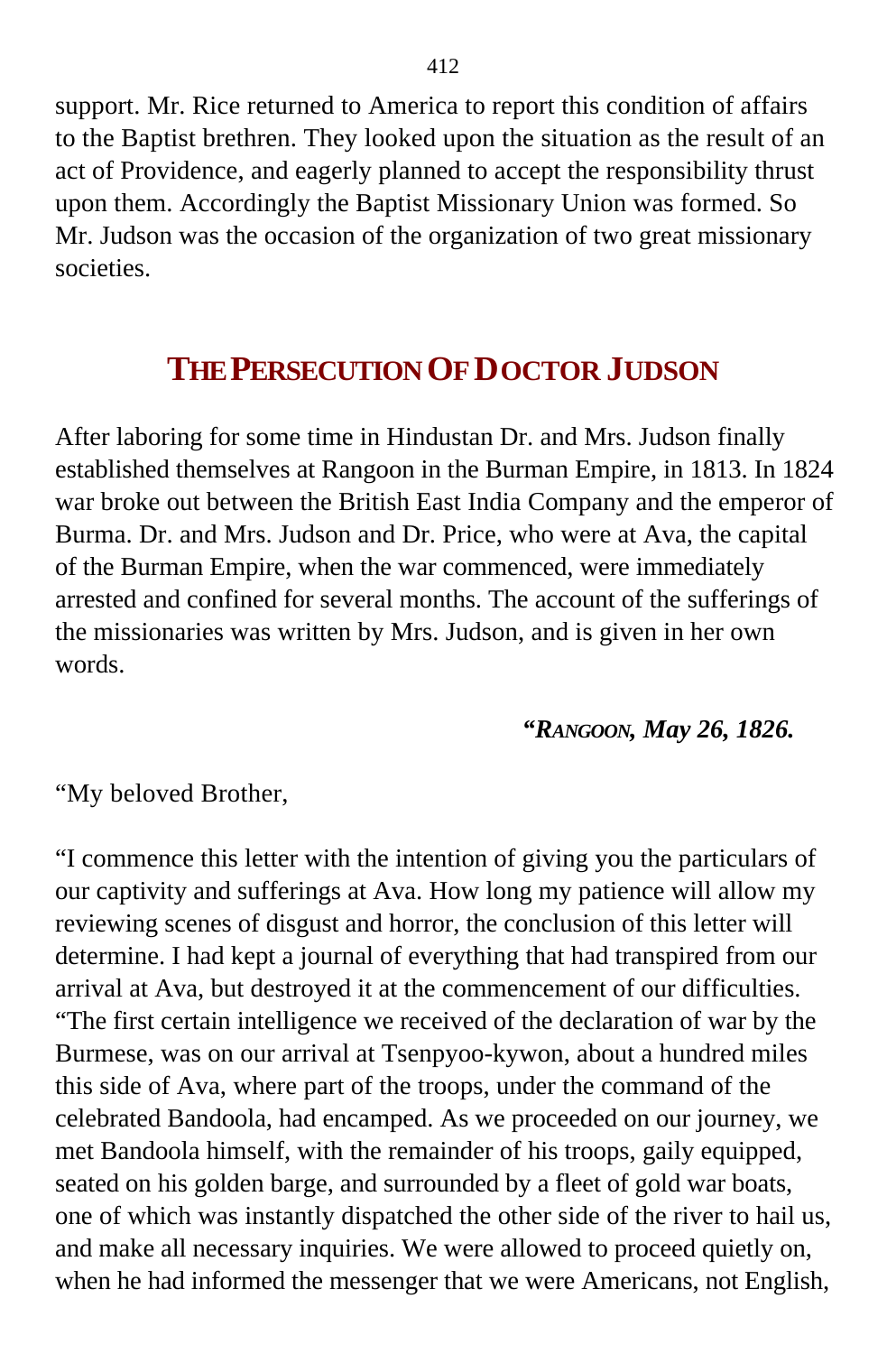support. Mr. Rice returned to America to report this condition of affairs to the Baptist brethren. They looked upon the situation as the result of an act of Providence, and eagerly planned to accept the responsibility thrust upon them. Accordingly the Baptist Missionary Union was formed. So Mr. Judson was the occasion of the organization of two great missionary societies.

## THE PERSECUTION OF DOCTOR JUDSON

After laboring for some time in Hindustan Dr. and Mrs. Judson finally established themselves at Rangoon in the Burman Empire, in 1813. In 1824 war broke out between the British East India Company and the emperor of Burma. Dr. and Mrs. Judson and Dr. Price, who were at Ava, the capital of the Burman Empire, when the war commenced, were immediately arrested and confined for several months. The account of the sufferings of the missionaries was written by Mrs. Judson, and is given in her own words.

***"RANGOON, May 26, 1826.***

"My beloved Brother,

"I commence this letter with the intention of giving you the particulars of our captivity and sufferings at Ava. How long my patience will allow my reviewing scenes of disgust and horror, the conclusion of this letter will determine. I had kept a journal of everything that had transpired from our arrival at Ava, but destroyed it at the commencement of our difficulties. "The first certain intelligence we received of the declaration of war by the Burmese, was on our arrival at Tsenpyoo-kywon, about a hundred miles this side of Ava, where part of the troops, under the command of the celebrated Bandoola, had encamped. As we proceeded on our journey, we met Bandoola himself, with the remainder of his troops, gaily equipped, seated on his golden barge, and surrounded by a fleet of gold war boats, one of which was instantly dispatched the other side of the river to hail us, and make all necessary inquiries. We were allowed to proceed quietly on, when he had informed the messenger that we were Americans, not English,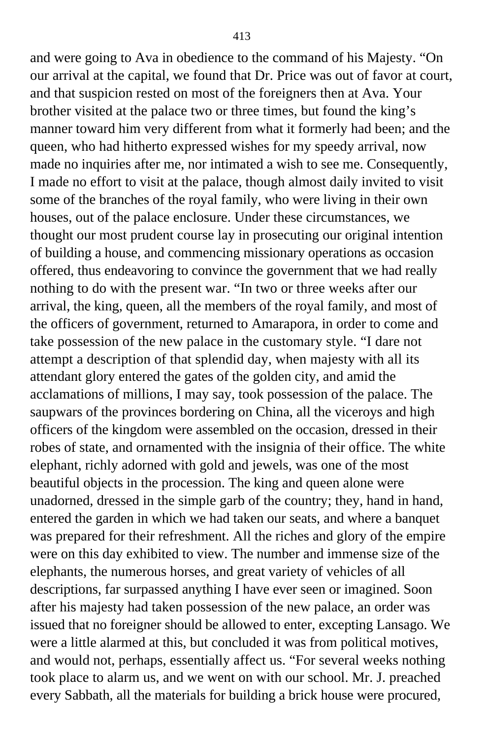and were going to Ava in obedience to the command of his Majesty. "On our arrival at the capital, we found that Dr. Price was out of favor at court, and that suspicion rested on most of the foreigners then at Ava. Your brother visited at the palace two or three times, but found the king's manner toward him very different from what it formerly had been; and the queen, who had hitherto expressed wishes for my speedy arrival, now made no inquiries after me, nor intimated a wish to see me. Consequently, I made no effort to visit at the palace, though almost daily invited to visit some of the branches of the royal family, who were living in their own houses, out of the palace enclosure. Under these circumstances, we thought our most prudent course lay in prosecuting our original intention of building a house, and commencing missionary operations as occasion offered, thus endeavoring to convince the government that we had really nothing to do with the present war. "In two or three weeks after our arrival, the king, queen, all the members of the royal family, and most of the officers of government, returned to Amarapora, in order to come and take possession of the new palace in the customary style. "I dare not attempt a description of that splendid day, when majesty with all its attendant glory entered the gates of the golden city, and amid the acclamations of millions, I may say, took possession of the palace. The saupwars of the provinces bordering on China, all the viceroys and high officers of the kingdom were assembled on the occasion, dressed in their robes of state, and ornamented with the insignia of their office. The white elephant, richly adorned with gold and jewels, was one of the most beautiful objects in the procession. The king and queen alone were unadorned, dressed in the simple garb of the country; they, hand in hand, entered the garden in which we had taken our seats, and where a banquet was prepared for their refreshment. All the riches and glory of the empire were on this day exhibited to view. The number and immense size of the elephants, the numerous horses, and great variety of vehicles of all descriptions, far surpassed anything I have ever seen or imagined. Soon after his majesty had taken possession of the new palace, an order was issued that no foreigner should be allowed to enter, excepting Lansago. We were a little alarmed at this, but concluded it was from political motives, and would not, perhaps, essentially affect us. "For several weeks nothing took place to alarm us, and we went on with our school. Mr. J. preached every Sabbath, all the materials for building a brick house were procured,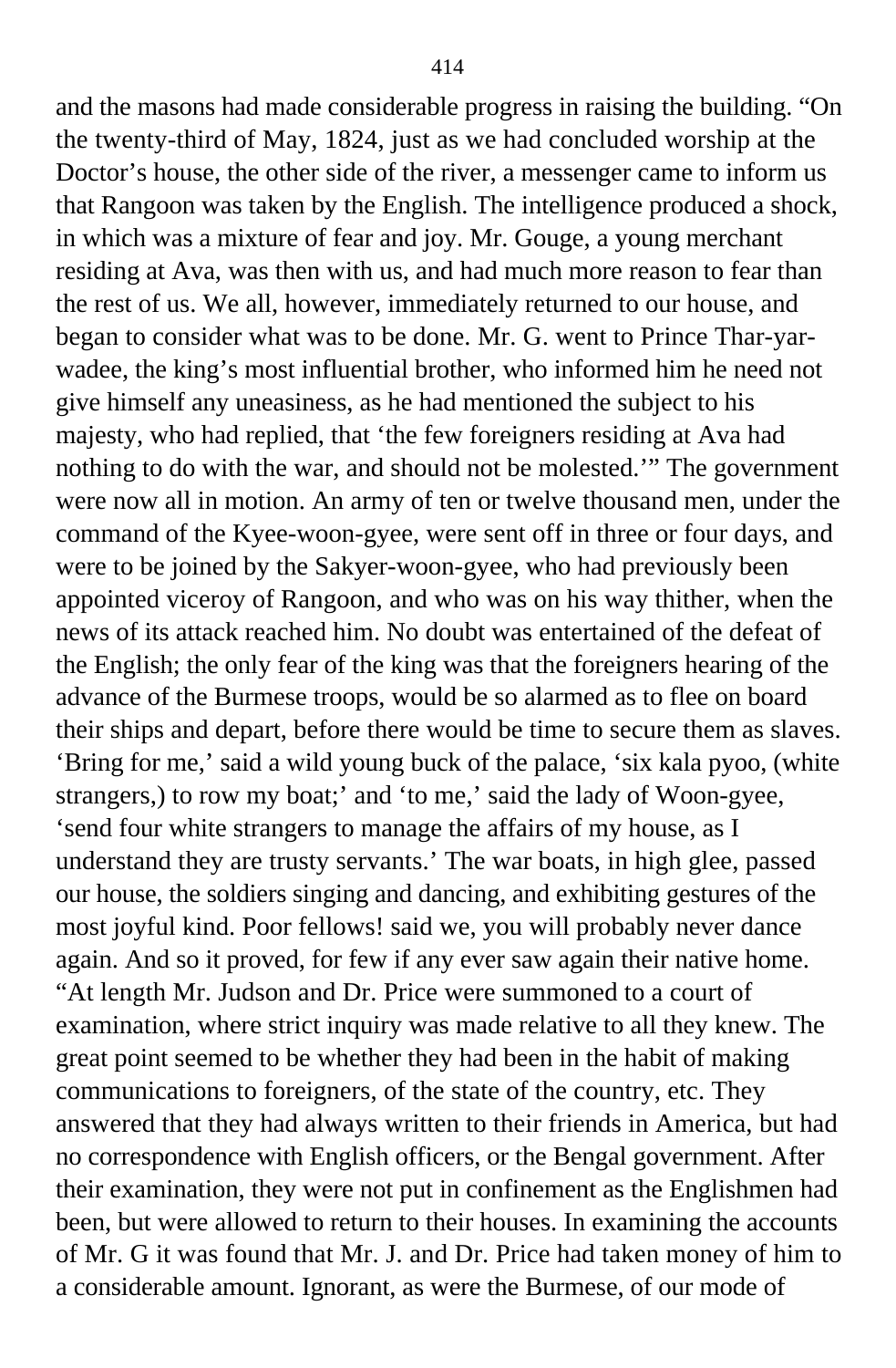and the masons had made considerable progress in raising the building. “On the twenty-third of May, 1824, just as we had concluded worship at the Doctor’s house, the other side of the river, a messenger came to inform us that Rangoon was taken by the English. The intelligence produced a shock, in which was a mixture of fear and joy. Mr. Gouge, a young merchant residing at Ava, was then with us, and had much more reason to fear than the rest of us. We all, however, immediately returned to our house, and began to consider what was to be done. Mr. G. went to Prince Thar-yar-wadee, the king’s most influential brother, who informed him he need not give himself any uneasiness, as he had mentioned the subject to his majesty, who had replied, that ‘the few foreigners residing at Ava had nothing to do with the war, and should not be molested.’” The government were now all in motion. An army of ten or twelve thousand men, under the command of the Kyee-woon-gyee, were sent off in three or four days, and were to be joined by the Sakyer-woon-gyee, who had previously been appointed viceroy of Rangoon, and who was on his way thither, when the news of its attack reached him. No doubt was entertained of the defeat of the English; the only fear of the king was that the foreigners hearing of the advance of the Burmese troops, would be so alarmed as to flee on board their ships and depart, before there would be time to secure them as slaves. ‘Bring for me,’ said a wild young buck of the palace, ‘six kala pyoo, (white strangers,) to row my boat;’ and ‘to me,’ said the lady of Woon-gyee, ‘send four white strangers to manage the affairs of my house, as I understand they are trusty servants.’ The war boats, in high glee, passed our house, the soldiers singing and dancing, and exhibiting gestures of the most joyful kind. Poor fellows! said we, you will probably never dance again. And so it proved, for few if any ever saw again their native home.

“At length Mr. Judson and Dr. Price were summoned to a court of examination, where strict inquiry was made relative to all they knew. The great point seemed to be whether they had been in the habit of making communications to foreigners, of the state of the country, etc. They answered that they had always written to their friends in America, but had no correspondence with English officers, or the Bengal government. After their examination, they were not put in confinement as the Englishmen had been, but were allowed to return to their houses. In examining the accounts of Mr. G it was found that Mr. J. and Dr. Price had taken money of him to a considerable amount. Ignorant, as were the Burmese, of our mode of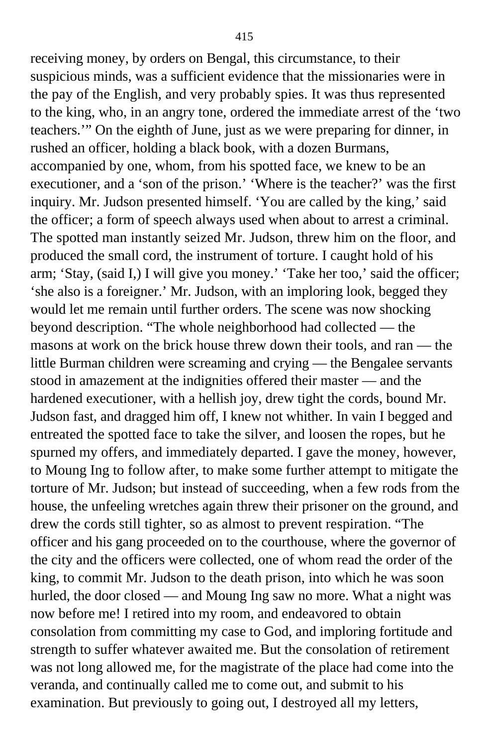receiving money, by orders on Bengal, this circumstance, to their suspicious minds, was a sufficient evidence that the missionaries were in the pay of the English, and very probably spies. It was thus represented to the king, who, in an angry tone, ordered the immediate arrest of the 'two teachers.'" On the eighth of June, just as we were preparing for dinner, in rushed an officer, holding a black book, with a dozen Burmans, accompanied by one, whom, from his spotted face, we knew to be an executioner, and a 'son of the prison.' 'Where is the teacher?' was the first inquiry. Mr. Judson presented himself. 'You are called by the king,' said the officer; a form of speech always used when about to arrest a criminal. The spotted man instantly seized Mr. Judson, threw him on the floor, and produced the small cord, the instrument of torture. I caught hold of his arm; 'Stay, (said I,) I will give you money.' 'Take her too,' said the officer; 'she also is a foreigner.' Mr. Judson, with an imploring look, begged they would let me remain until further orders. The scene was now shocking beyond description. "The whole neighborhood had collected — the masons at work on the brick house threw down their tools, and ran — the little Burman children were screaming and crying — the Bengalee servants stood in amazement at the indignities offered their master — and the hardened executioner, with a hellish joy, drew tight the cords, bound Mr. Judson fast, and dragged him off, I knew not whither. In vain I begged and entreated the spotted face to take the silver, and loosen the ropes, but he spurned my offers, and immediately departed. I gave the money, however, to Moung Ing to follow after, to make some further attempt to mitigate the torture of Mr. Judson; but instead of succeeding, when a few rods from the house, the unfeeling wretches again threw their prisoner on the ground, and drew the cords still tighter, so as almost to prevent respiration. "The officer and his gang proceeded on to the courthouse, where the governor of the city and the officers were collected, one of whom read the order of the king, to commit Mr. Judson to the death prison, into which he was soon hurled, the door closed — and Moung Ing saw no more. What a night was now before me! I retired into my room, and endeavored to obtain consolation from committing my case to God, and imploring fortitude and strength to suffer whatever awaited me. But the consolation of retirement was not long allowed me, for the magistrate of the place had come into the veranda, and continually called me to come out, and submit to his examination. But previously to going out, I destroyed all my letters,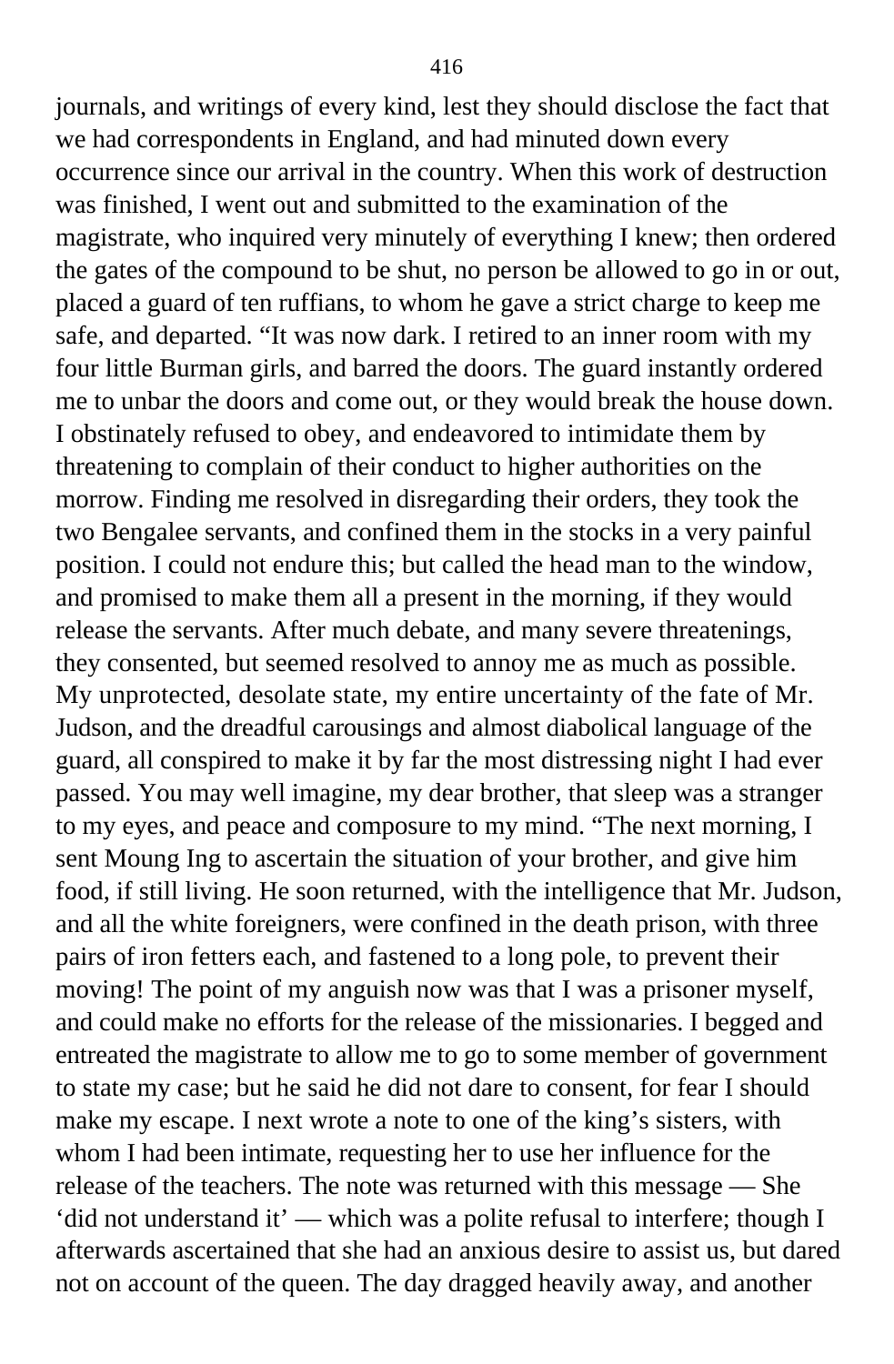journals, and writings of every kind, lest they should disclose the fact that we had correspondents in England, and had minuted down every occurrence since our arrival in the country. When this work of destruction was finished, I went out and submitted to the examination of the magistrate, who inquired very minutely of everything I knew; then ordered the gates of the compound to be shut, no person be allowed to go in or out, placed a guard of ten ruffians, to whom he gave a strict charge to keep me safe, and departed. "It was now dark. I retired to an inner room with my four little Burman girls, and barred the doors. The guard instantly ordered me to unbar the doors and come out, or they would break the house down. I obstinately refused to obey, and endeavored to intimidate them by threatening to complain of their conduct to higher authorities on the morrow. Finding me resolved in disregarding their orders, they took the two Bengalee servants, and confined them in the stocks in a very painful position. I could not endure this; but called the head man to the window, and promised to make them all a present in the morning, if they would release the servants. After much debate, and many severe threatenings, they consented, but seemed resolved to annoy me as much as possible. My unprotected, desolate state, my entire uncertainty of the fate of Mr. Judson, and the dreadful carousings and almost diabolical language of the guard, all conspired to make it by far the most distressing night I had ever passed. You may well imagine, my dear brother, that sleep was a stranger to my eyes, and peace and composure to my mind. "The next morning, I sent Moung Ing to ascertain the situation of your brother, and give him food, if still living. He soon returned, with the intelligence that Mr. Judson, and all the white foreigners, were confined in the death prison, with three pairs of iron fetters each, and fastened to a long pole, to prevent their moving! The point of my anguish now was that I was a prisoner myself, and could make no efforts for the release of the missionaries. I begged and entreated the magistrate to allow me to go to some member of government to state my case; but he said he did not dare to consent, for fear I should make my escape. I next wrote a note to one of the king's sisters, with whom I had been intimate, requesting her to use her influence for the release of the teachers. The note was returned with this message — She 'did not understand it' — which was a polite refusal to interfere; though I afterwards ascertained that she had an anxious desire to assist us, but dared not on account of the queen. The day dragged heavily away, and another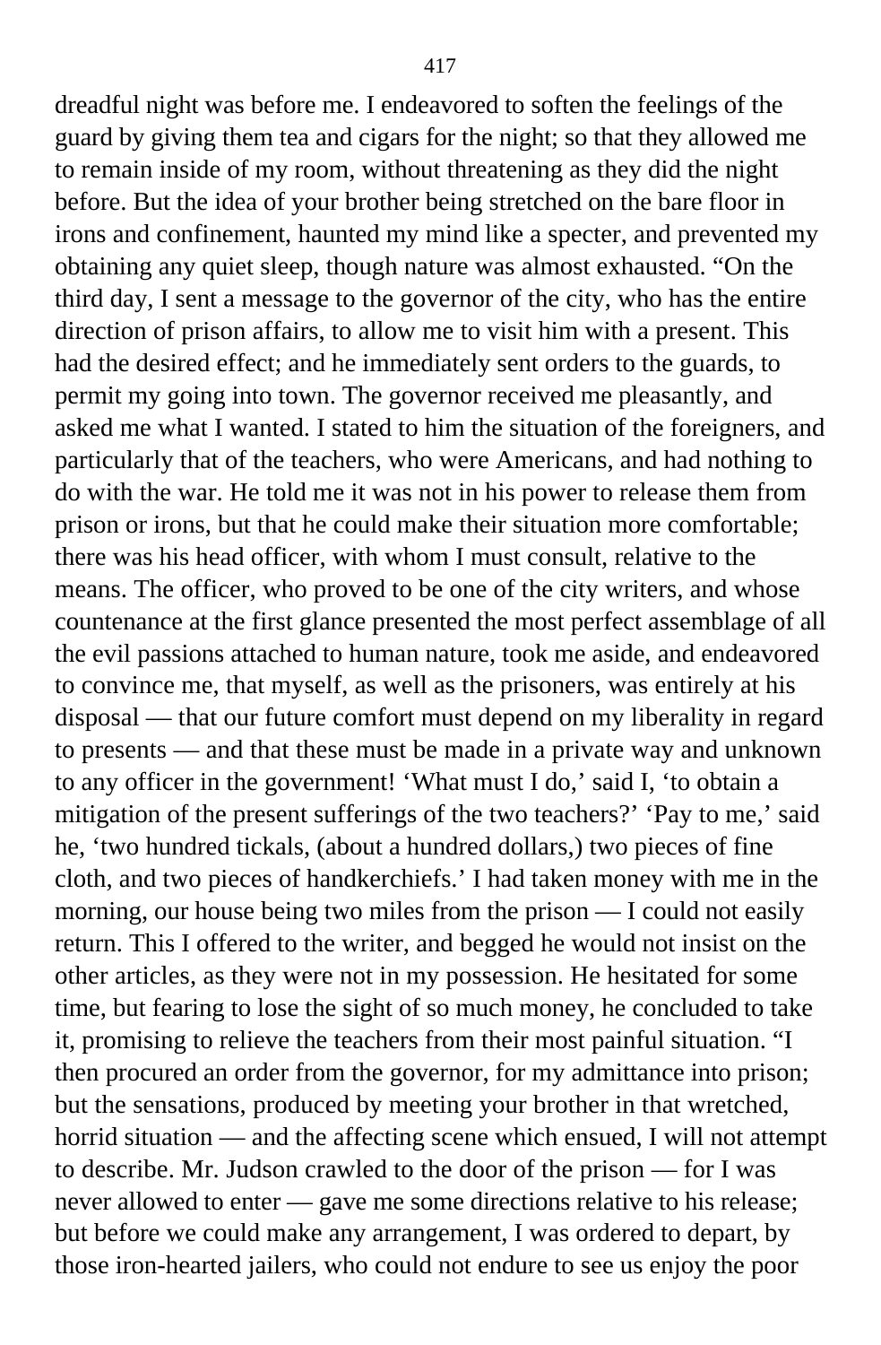dreadful night was before me. I endeavored to soften the feelings of the guard by giving them tea and cigars for the night; so that they allowed me to remain inside of my room, without threatening as they did the night before. But the idea of your brother being stretched on the bare floor in irons and confinement, haunted my mind like a specter, and prevented my obtaining any quiet sleep, though nature was almost exhausted. "On the third day, I sent a message to the governor of the city, who has the entire direction of prison affairs, to allow me to visit him with a present. This had the desired effect; and he immediately sent orders to the guards, to permit my going into town. The governor received me pleasantly, and asked me what I wanted. I stated to him the situation of the foreigners, and particularly that of the teachers, who were Americans, and had nothing to do with the war. He told me it was not in his power to release them from prison or irons, but that he could make their situation more comfortable; there was his head officer, with whom I must consult, relative to the means. The officer, who proved to be one of the city writers, and whose countenance at the first glance presented the most perfect assemblage of all the evil passions attached to human nature, took me aside, and endeavored to convince me, that myself, as well as the prisoners, was entirely at his disposal — that our future comfort must depend on my liberality in regard to presents — and that these must be made in a private way and unknown to any officer in the government! 'What must I do,' said I, 'to obtain a mitigation of the present sufferings of the two teachers?' 'Pay to me,' said he, 'two hundred tickals, (about a hundred dollars,) two pieces of fine cloth, and two pieces of handkerchiefs.' I had taken money with me in the morning, our house being two miles from the prison — I could not easily return. This I offered to the writer, and begged he would not insist on the other articles, as they were not in my possession. He hesitated for some time, but fearing to lose the sight of so much money, he concluded to take it, promising to relieve the teachers from their most painful situation. "I then procured an order from the governor, for my admittance into prison; but the sensations, produced by meeting your brother in that wretched, horrid situation — and the affecting scene which ensued, I will not attempt to describe. Mr. Judson crawled to the door of the prison — for I was never allowed to enter — gave me some directions relative to his release; but before we could make any arrangement, I was ordered to depart, by those iron-hearted jailers, who could not endure to see us enjoy the poor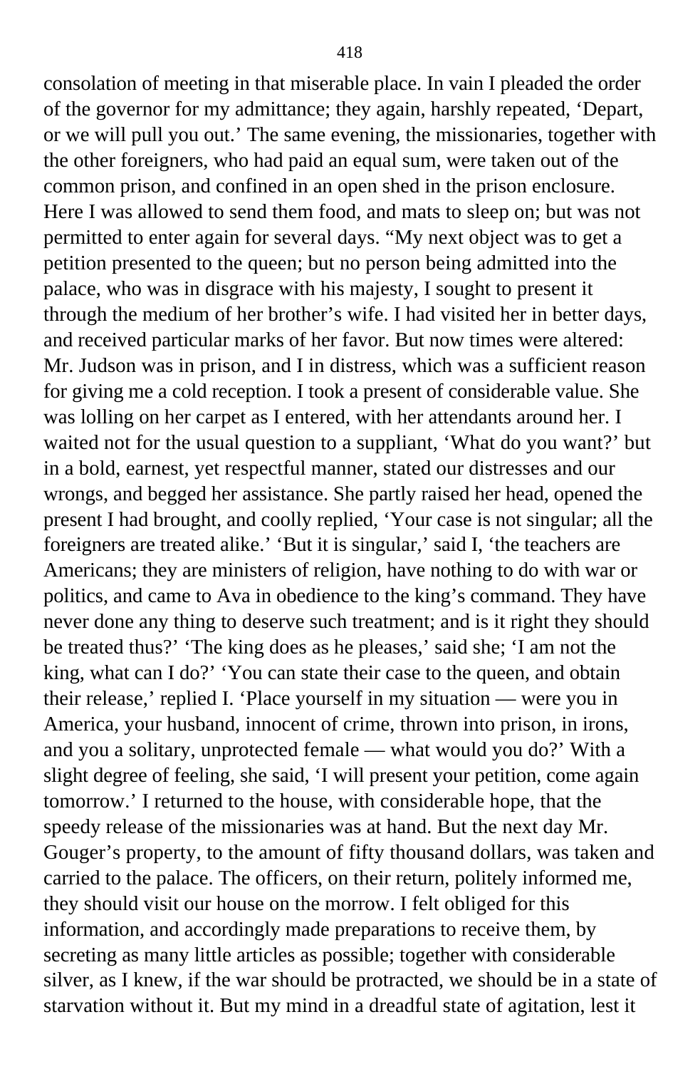consolation of meeting in that miserable place. In vain I pleaded the order of the governor for my admittance; they again, harshly repeated, 'Depart, or we will pull you out.' The same evening, the missionaries, together with the other foreigners, who had paid an equal sum, were taken out of the common prison, and confined in an open shed in the prison enclosure. Here I was allowed to send them food, and mats to sleep on; but was not permitted to enter again for several days. "My next object was to get a petition presented to the queen; but no person being admitted into the palace, who was in disgrace with his majesty, I sought to present it through the medium of her brother's wife. I had visited her in better days, and received particular marks of her favor. But now times were altered: Mr. Judson was in prison, and I in distress, which was a sufficient reason for giving me a cold reception. I took a present of considerable value. She was lolling on her carpet as I entered, with her attendants around her. I waited not for the usual question to a suppliant, 'What do you want?' but in a bold, earnest, yet respectful manner, stated our distresses and our wrongs, and begged her assistance. She partly raised her head, opened the present I had brought, and coolly replied, 'Your case is not singular; all the foreigners are treated alike.' 'But it is singular,' said I, 'the teachers are Americans; they are ministers of religion, have nothing to do with war or politics, and came to Ava in obedience to the king's command. They have never done any thing to deserve such treatment; and is it right they should be treated thus?' 'The king does as he pleases,' said she; 'I am not the king, what can I do?' 'You can state their case to the queen, and obtain their release,' replied I. 'Place yourself in my situation — were you in America, your husband, innocent of crime, thrown into prison, in irons, and you a solitary, unprotected female — what would you do?' With a slight degree of feeling, she said, 'I will present your petition, come again tomorrow.' I returned to the house, with considerable hope, that the speedy release of the missionaries was at hand. But the next day Mr. Gouger's property, to the amount of fifty thousand dollars, was taken and carried to the palace. The officers, on their return, politely informed me, they should visit our house on the morrow. I felt obliged for this information, and accordingly made preparations to receive them, by secreting as many little articles as possible; together with considerable silver, as I knew, if the war should be protracted, we should be in a state of starvation without it. But my mind in a dreadful state of agitation, lest it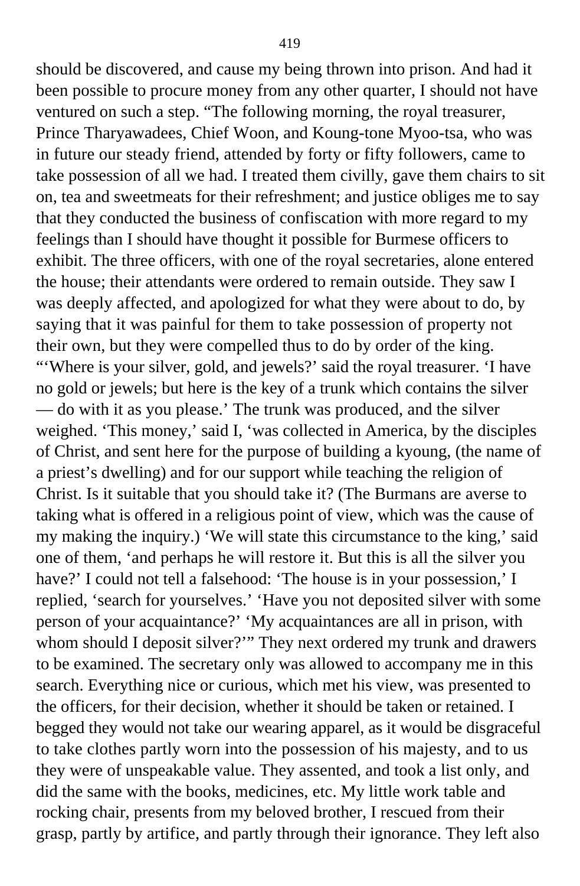should be discovered, and cause my being thrown into prison. And had it been possible to procure money from any other quarter, I should not have ventured on such a step. "The following morning, the royal treasurer, Prince Tharyawadees, Chief Woon, and Koung-tone Myoo-tsa, who was in future our steady friend, attended by forty or fifty followers, came to take possession of all we had. I treated them civilly, gave them chairs to sit on, tea and sweetmeats for their refreshment; and justice obliges me to say that they conducted the business of confiscation with more regard to my feelings than I should have thought it possible for Burmese officers to exhibit. The three officers, with one of the royal secretaries, alone entered the house; their attendants were ordered to remain outside. They saw I was deeply affected, and apologized for what they were about to do, by saying that it was painful for them to take possession of property not their own, but they were compelled thus to do by order of the king. "'Where is your silver, gold, and jewels?' said the royal treasurer. 'I have no gold or jewels; but here is the key of a trunk which contains the silver — do with it as you please.' The trunk was produced, and the silver weighed. 'This money,' said I, 'was collected in America, by the disciples of Christ, and sent here for the purpose of building a kyoung, (the name of a priest's dwelling) and for our support while teaching the religion of Christ. Is it suitable that you should take it? (The Burmans are averse to taking what is offered in a religious point of view, which was the cause of my making the inquiry.) 'We will state this circumstance to the king,' said one of them, 'and perhaps he will restore it. But this is all the silver you have?' I could not tell a falsehood: 'The house is in your possession,' I replied, 'search for yourselves.' 'Have you not deposited silver with some person of your acquaintance?' 'My acquaintances are all in prison, with whom should I deposit silver?'" They next ordered my trunk and drawers to be examined. The secretary only was allowed to accompany me in this search. Everything nice or curious, which met his view, was presented to the officers, for their decision, whether it should be taken or retained. I begged they would not take our wearing apparel, as it would be disgraceful to take clothes partly worn into the possession of his majesty, and to us they were of unspeakable value. They assented, and took a list only, and did the same with the books, medicines, etc. My little work table and rocking chair, presents from my beloved brother, I rescued from their grasp, partly by artifice, and partly through their ignorance. They left also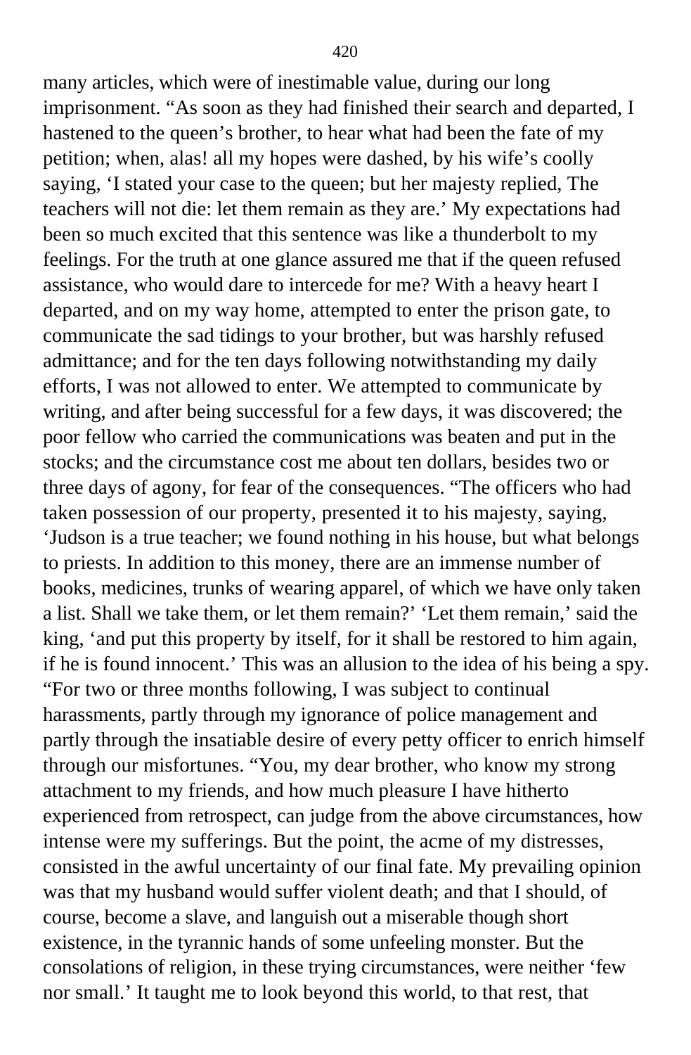many articles, which were of inestimable value, during our long imprisonment. "As soon as they had finished their search and departed, I hastened to the queen's brother, to hear what had been the fate of my petition; when, alas! all my hopes were dashed, by his wife's coolly saying, 'I stated your case to the queen; but her majesty replied, The teachers will not die: let them remain as they are.' My expectations had been so much excited that this sentence was like a thunderbolt to my feelings. For the truth at one glance assured me that if the queen refused assistance, who would dare to intercede for me? With a heavy heart I departed, and on my way home, attempted to enter the prison gate, to communicate the sad tidings to your brother, but was harshly refused admittance; and for the ten days following notwithstanding my daily efforts, I was not allowed to enter. We attempted to communicate by writing, and after being successful for a few days, it was discovered; the poor fellow who carried the communications was beaten and put in the stocks; and the circumstance cost me about ten dollars, besides two or three days of agony, for fear of the consequences. "The officers who had taken possession of our property, presented it to his majesty, saying, 'Judson is a true teacher; we found nothing in his house, but what belongs to priests. In addition to this money, there are an immense number of books, medicines, trunks of wearing apparel, of which we have only taken a list. Shall we take them, or let them remain?' 'Let them remain,' said the king, 'and put this property by itself, for it shall be restored to him again, if he is found innocent.' This was an allusion to the idea of his being a spy. "For two or three months following, I was subject to continual harassments, partly through my ignorance of police management and partly through the insatiable desire of every petty officer to enrich himself through our misfortunes. "You, my dear brother, who know my strong attachment to my friends, and how much pleasure I have hitherto experienced from retrospect, can judge from the above circumstances, how intense were my sufferings. But the point, the acme of my distresses, consisted in the awful uncertainty of our final fate. My prevailing opinion was that my husband would suffer violent death; and that I should, of course, become a slave, and languish out a miserable though short existence, in the tyrannic hands of some unfeeling monster. But the consolations of religion, in these trying circumstances, were neither 'few nor small.' It taught me to look beyond this world, to that rest, that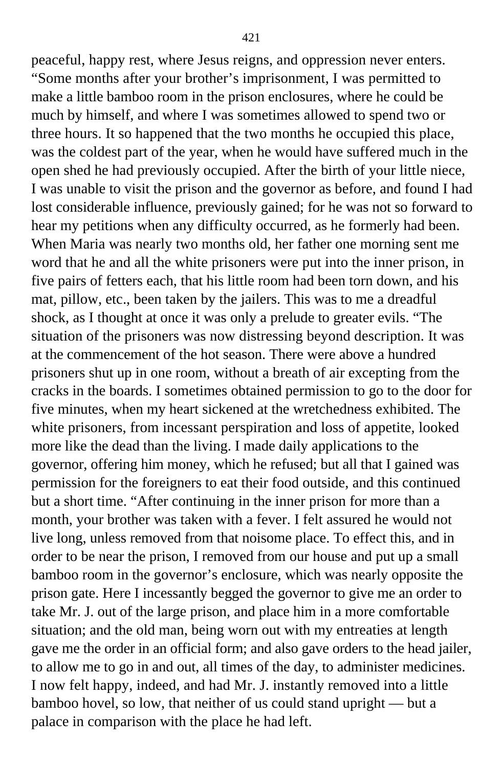peaceful, happy rest, where Jesus reigns, and oppression never enters. “Some months after your brother’s imprisonment, I was permitted to make a little bamboo room in the prison enclosures, where he could be much by himself, and where I was sometimes allowed to spend two or three hours. It so happened that the two months he occupied this place, was the coldest part of the year, when he would have suffered much in the open shed he had previously occupied. After the birth of your little niece, I was unable to visit the prison and the governor as before, and found I had lost considerable influence, previously gained; for he was not so forward to hear my petitions when any difficulty occurred, as he formerly had been. When Maria was nearly two months old, her father one morning sent me word that he and all the white prisoners were put into the inner prison, in five pairs of fetters each, that his little room had been torn down, and his mat, pillow, etc., been taken by the jailers. This was to me a dreadful shock, as I thought at once it was only a prelude to greater evils. “The situation of the prisoners was now distressing beyond description. It was at the commencement of the hot season. There were above a hundred prisoners shut up in one room, without a breath of air excepting from the cracks in the boards. I sometimes obtained permission to go to the door for five minutes, when my heart sickened at the wretchedness exhibited. The white prisoners, from incessant perspiration and loss of appetite, looked more like the dead than the living. I made daily applications to the governor, offering him money, which he refused; but all that I gained was permission for the foreigners to eat their food outside, and this continued but a short time. “After continuing in the inner prison for more than a month, your brother was taken with a fever. I felt assured he would not live long, unless removed from that noisome place. To effect this, and in order to be near the prison, I removed from our house and put up a small bamboo room in the governor’s enclosure, which was nearly opposite the prison gate. Here I incessantly begged the governor to give me an order to take Mr. J. out of the large prison, and place him in a more comfortable situation; and the old man, being worn out with my entreaties at length gave me the order in an official form; and also gave orders to the head jailer, to allow me to go in and out, all times of the day, to administer medicines. I now felt happy, indeed, and had Mr. J. instantly removed into a little bamboo hovel, so low, that neither of us could stand upright — but a palace in comparison with the place he had left.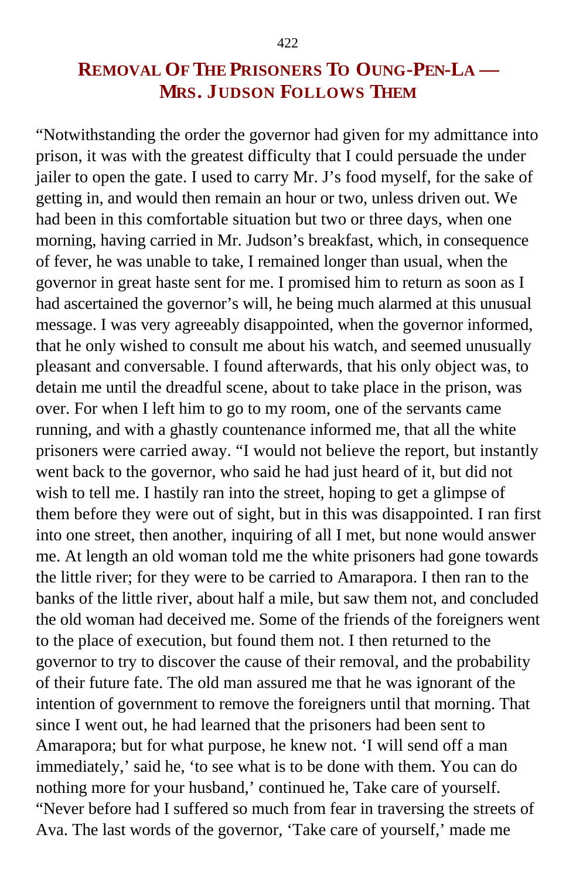## REMOVAL OF THE PRISONERS TO OUNG-PEN-LA — MRS. JUDSON FOLLOWS THEM

"Notwithstanding the order the governor had given for my admittance into prison, it was with the greatest difficulty that I could persuade the under jailer to open the gate. I used to carry Mr. J's food myself, for the sake of getting in, and would then remain an hour or two, unless driven out. We had been in this comfortable situation but two or three days, when one morning, having carried in Mr. Judson's breakfast, which, in consequence of fever, he was unable to take, I remained longer than usual, when the governor in great haste sent for me. I promised him to return as soon as I had ascertained the governor's will, he being much alarmed at this unusual message. I was very agreeably disappointed, when the governor informed, that he only wished to consult me about his watch, and seemed unusually pleasant and conversable. I found afterwards, that his only object was, to detain me until the dreadful scene, about to take place in the prison, was over. For when I left him to go to my room, one of the servants came running, and with a ghastly countenance informed me, that all the white prisoners were carried away. "I would not believe the report, but instantly went back to the governor, who said he had just heard of it, but did not wish to tell me. I hastily ran into the street, hoping to get a glimpse of them before they were out of sight, but in this was disappointed. I ran first into one street, then another, inquiring of all I met, but none would answer me. At length an old woman told me the white prisoners had gone towards the little river; for they were to be carried to Amarapora. I then ran to the banks of the little river, about half a mile, but saw them not, and concluded the old woman had deceived me. Some of the friends of the foreigners went to the place of execution, but found them not. I then returned to the governor to try to discover the cause of their removal, and the probability of their future fate. The old man assured me that he was ignorant of the intention of government to remove the foreigners until that morning. That since I went out, he had learned that the prisoners had been sent to Amarapora; but for what purpose, he knew not. 'I will send off a man immediately,' said he, 'to see what is to be done with them. You can do nothing more for your husband,' continued he, Take care of yourself. "Never before had I suffered so much from fear in traversing the streets of Ava. The last words of the governor, 'Take care of yourself,' made me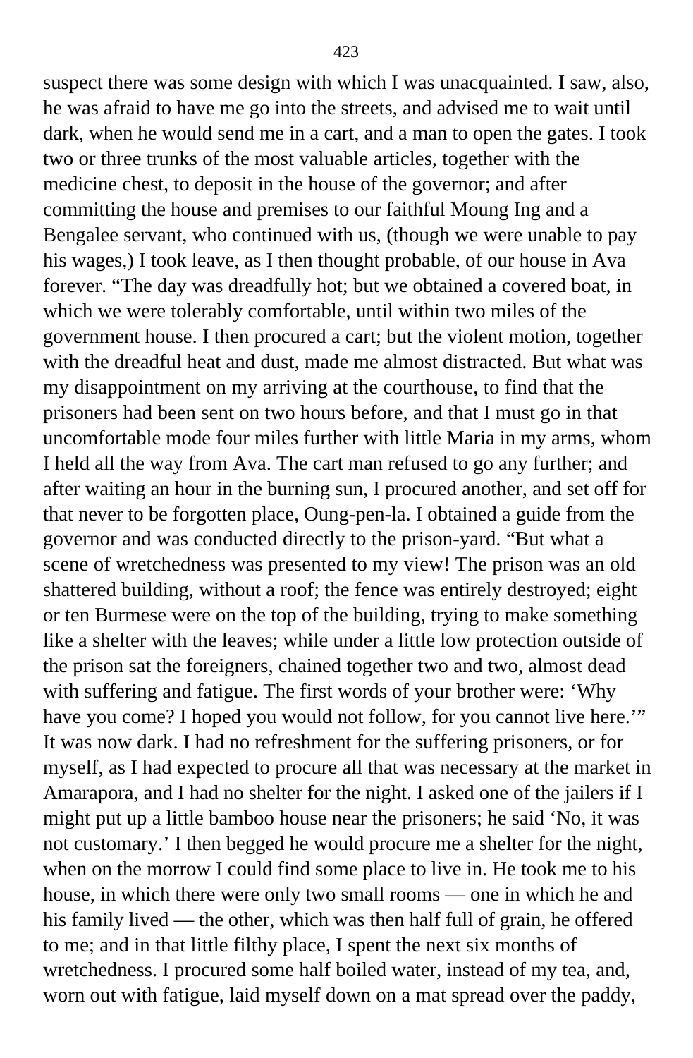suspect there was some design with which I was unacquainted. I saw, also, he was afraid to have me go into the streets, and advised me to wait until dark, when he would send me in a cart, and a man to open the gates. I took two or three trunks of the most valuable articles, together with the medicine chest, to deposit in the house of the governor; and after committing the house and premises to our faithful Moung Ing and a Bengalee servant, who continued with us, (though we were unable to pay his wages,) I took leave, as I then thought probable, of our house in Ava forever. "The day was dreadfully hot; but we obtained a covered boat, in which we were tolerably comfortable, until within two miles of the government house. I then procured a cart; but the violent motion, together with the dreadful heat and dust, made me almost distracted. But what was my disappointment on my arriving at the courthouse, to find that the prisoners had been sent on two hours before, and that I must go in that uncomfortable mode four miles further with little Maria in my arms, whom I held all the way from Ava. The cart man refused to go any further; and after waiting an hour in the burning sun, I procured another, and set off for that never to be forgotten place, Oung-pen-la. I obtained a guide from the governor and was conducted directly to the prison-yard. "But what a scene of wretchedness was presented to my view! The prison was an old shattered building, without a roof; the fence was entirely destroyed; eight or ten Burmese were on the top of the building, trying to make something like a shelter with the leaves; while under a little low protection outside of the prison sat the foreigners, chained together two and two, almost dead with suffering and fatigue. The first words of your brother were: 'Why have you come? I hoped you would not follow, for you cannot live here.'" It was now dark. I had no refreshment for the suffering prisoners, or for myself, as I had expected to procure all that was necessary at the market in Amarapora, and I had no shelter for the night. I asked one of the jailers if I might put up a little bamboo house near the prisoners; he said 'No, it was not customary.' I then begged he would procure me a shelter for the night, when on the morrow I could find some place to live in. He took me to his house, in which there were only two small rooms — one in which he and his family lived — the other, which was then half full of grain, he offered to me; and in that little filthy place, I spent the next six months of wretchedness. I procured some half boiled water, instead of my tea, and, worn out with fatigue, laid myself down on a mat spread over the paddy,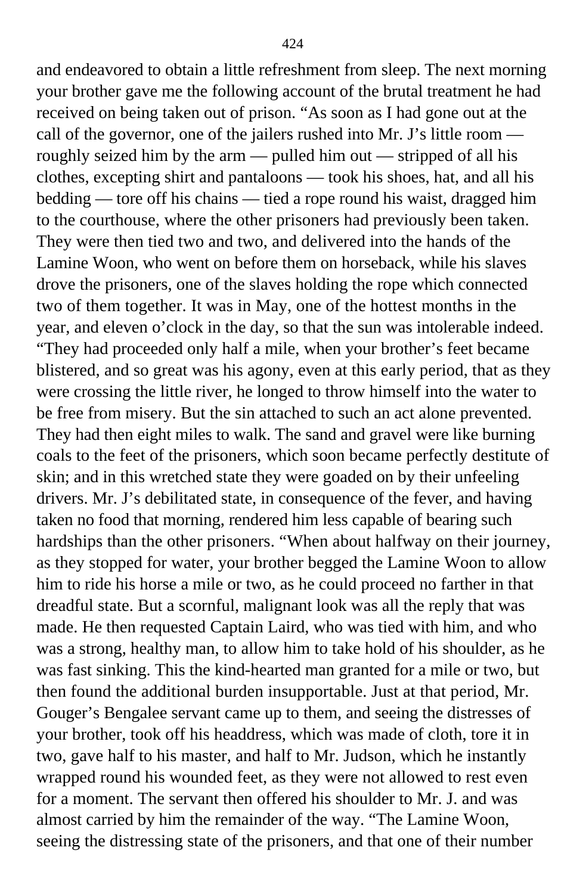and endeavored to obtain a little refreshment from sleep. The next morning your brother gave me the following account of the brutal treatment he had received on being taken out of prison. “As soon as I had gone out at the call of the governor, one of the jailers rushed into Mr. J’s little room — roughly seized him by the arm — pulled him out — stripped of all his clothes, excepting shirt and pantaloons — took his shoes, hat, and all his bedding — tore off his chains — tied a rope round his waist, dragged him to the courthouse, where the other prisoners had previously been taken. They were then tied two and two, and delivered into the hands of the Lamine Woon, who went on before them on horseback, while his slaves drove the prisoners, one of the slaves holding the rope which connected two of them together. It was in May, one of the hottest months in the year, and eleven o’clock in the day, so that the sun was intolerable indeed. “They had proceeded only half a mile, when your brother’s feet became blistered, and so great was his agony, even at this early period, that as they were crossing the little river, he longed to throw himself into the water to be free from misery. But the sin attached to such an act alone prevented. They had then eight miles to walk. The sand and gravel were like burning coals to the feet of the prisoners, which soon became perfectly destitute of skin; and in this wretched state they were goaded on by their unfeeling drivers. Mr. J’s debilitated state, in consequence of the fever, and having taken no food that morning, rendered him less capable of bearing such hardships than the other prisoners. “When about halfway on their journey, as they stopped for water, your brother begged the Lamine Woon to allow him to ride his horse a mile or two, as he could proceed no farther in that dreadful state. But a scornful, malignant look was all the reply that was made. He then requested Captain Laird, who was tied with him, and who was a strong, healthy man, to allow him to take hold of his shoulder, as he was fast sinking. This the kind-hearted man granted for a mile or two, but then found the additional burden insupportable. Just at that period, Mr. Gouger’s Bengalee servant came up to them, and seeing the distresses of your brother, took off his headdress, which was made of cloth, tore it in two, gave half to his master, and half to Mr. Judson, which he instantly wrapped round his wounded feet, as they were not allowed to rest even for a moment. The servant then offered his shoulder to Mr. J. and was almost carried by him the remainder of the way. “The Lamine Woon, seeing the distressing state of the prisoners, and that one of their number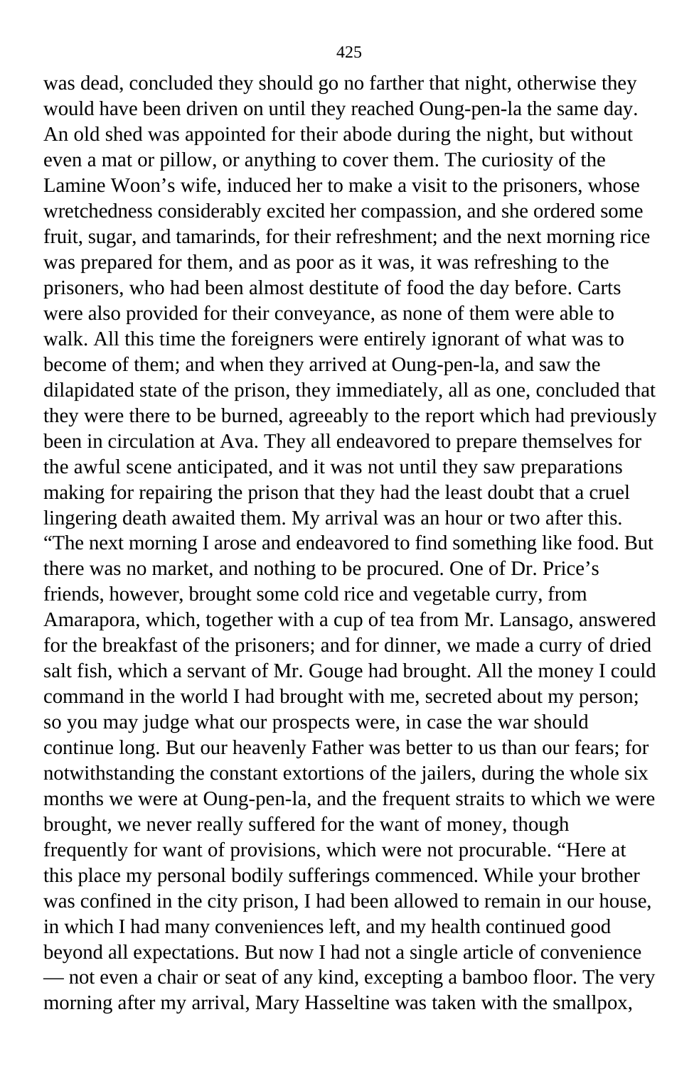was dead, concluded they should go no farther that night, otherwise they would have been driven on until they reached Oung-pen-la the same day. An old shed was appointed for their abode during the night, but without even a mat or pillow, or anything to cover them. The curiosity of the Lamine Woon's wife, induced her to make a visit to the prisoners, whose wretchedness considerably excited her compassion, and she ordered some fruit, sugar, and tamarinds, for their refreshment; and the next morning rice was prepared for them, and as poor as it was, it was refreshing to the prisoners, who had been almost destitute of food the day before. Carts were also provided for their conveyance, as none of them were able to walk. All this time the foreigners were entirely ignorant of what was to become of them; and when they arrived at Oung-pen-la, and saw the dilapidated state of the prison, they immediately, all as one, concluded that they were there to be burned, agreeably to the report which had previously been in circulation at Ava. They all endeavored to prepare themselves for the awful scene anticipated, and it was not until they saw preparations making for repairing the prison that they had the least doubt that a cruel lingering death awaited them. My arrival was an hour or two after this. "The next morning I arose and endeavored to find something like food. But there was no market, and nothing to be procured. One of Dr. Price's friends, however, brought some cold rice and vegetable curry, from Amarapora, which, together with a cup of tea from Mr. Lansago, answered for the breakfast of the prisoners; and for dinner, we made a curry of dried salt fish, which a servant of Mr. Gouge had brought. All the money I could command in the world I had brought with me, secreted about my person; so you may judge what our prospects were, in case the war should continue long. But our heavenly Father was better to us than our fears; for notwithstanding the constant extortions of the jailers, during the whole six months we were at Oung-pen-la, and the frequent straits to which we were brought, we never really suffered for the want of money, though frequently for want of provisions, which were not procurable. "Here at this place my personal bodily sufferings commenced. While your brother was confined in the city prison, I had been allowed to remain in our house, in which I had many conveniences left, and my health continued good beyond all expectations. But now I had not a single article of convenience — not even a chair or seat of any kind, excepting a bamboo floor. The very morning after my arrival, Mary Hasseltine was taken with the smallpox,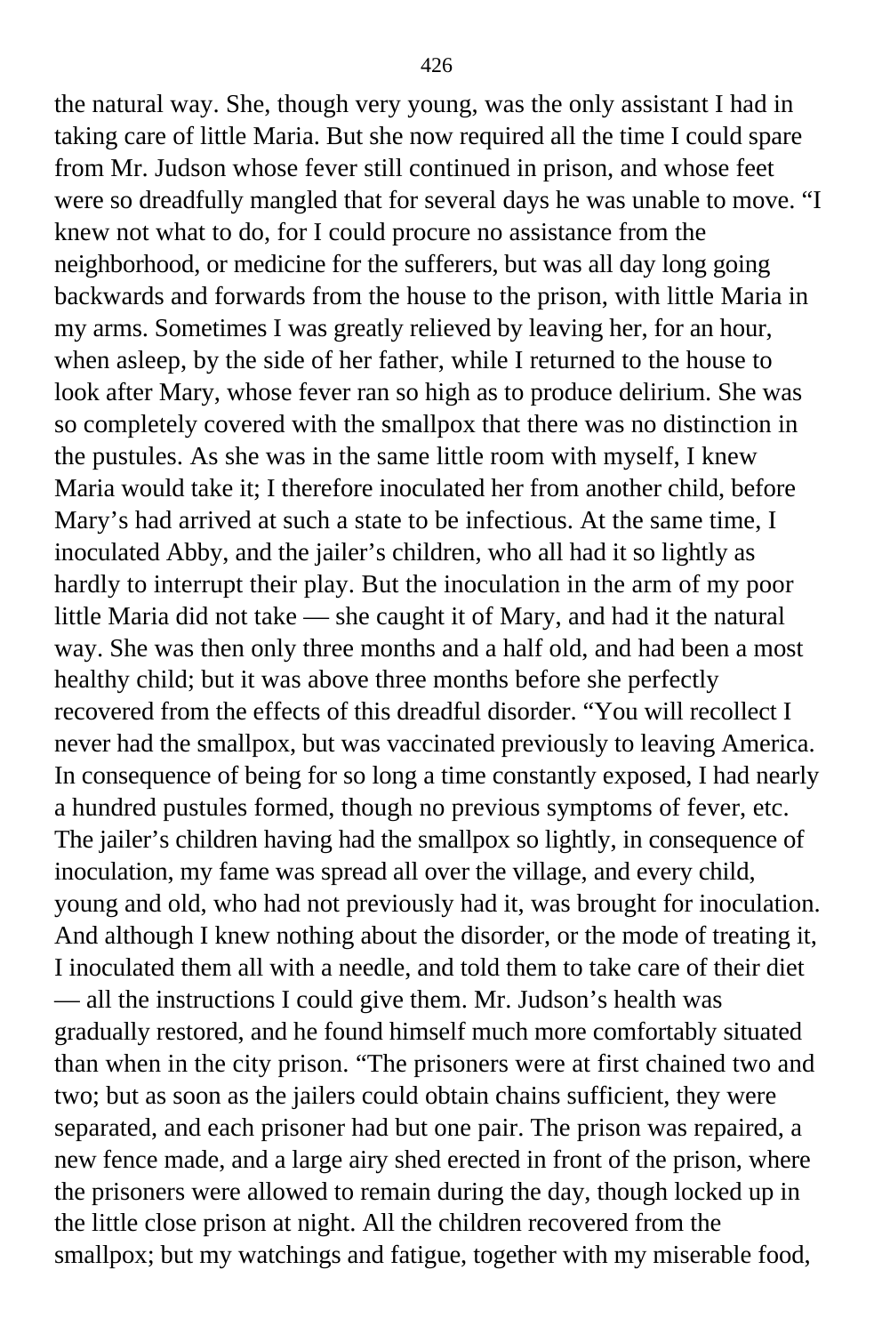the natural way. She, though very young, was the only assistant I had in taking care of little Maria. But she now required all the time I could spare from Mr. Judson whose fever still continued in prison, and whose feet were so dreadfully mangled that for several days he was unable to move. "I knew not what to do, for I could procure no assistance from the neighborhood, or medicine for the sufferers, but was all day long going backwards and forwards from the house to the prison, with little Maria in my arms. Sometimes I was greatly relieved by leaving her, for an hour, when asleep, by the side of her father, while I returned to the house to look after Mary, whose fever ran so high as to produce delirium. She was so completely covered with the smallpox that there was no distinction in the pustules. As she was in the same little room with myself, I knew Maria would take it; I therefore inoculated her from another child, before Mary's had arrived at such a state to be infectious. At the same time, I inoculated Abby, and the jailer's children, who all had it so lightly as hardly to interrupt their play. But the inoculation in the arm of my poor little Maria did not take — she caught it of Mary, and had it the natural way. She was then only three months and a half old, and had been a most healthy child; but it was above three months before she perfectly recovered from the effects of this dreadful disorder. "You will recollect I never had the smallpox, but was vaccinated previously to leaving America. In consequence of being for so long a time constantly exposed, I had nearly a hundred pustules formed, though no previous symptoms of fever, etc. The jailer's children having had the smallpox so lightly, in consequence of inoculation, my fame was spread all over the village, and every child, young and old, who had not previously had it, was brought for inoculation. And although I knew nothing about the disorder, or the mode of treating it, I inoculated them all with a needle, and told them to take care of their diet — all the instructions I could give them. Mr. Judson's health was gradually restored, and he found himself much more comfortably situated than when in the city prison. "The prisoners were at first chained two and two; but as soon as the jailers could obtain chains sufficient, they were separated, and each prisoner had but one pair. The prison was repaired, a new fence made, and a large airy shed erected in front of the prison, where the prisoners were allowed to remain during the day, though locked up in the little close prison at night. All the children recovered from the smallpox; but my watchings and fatigue, together with my miserable food,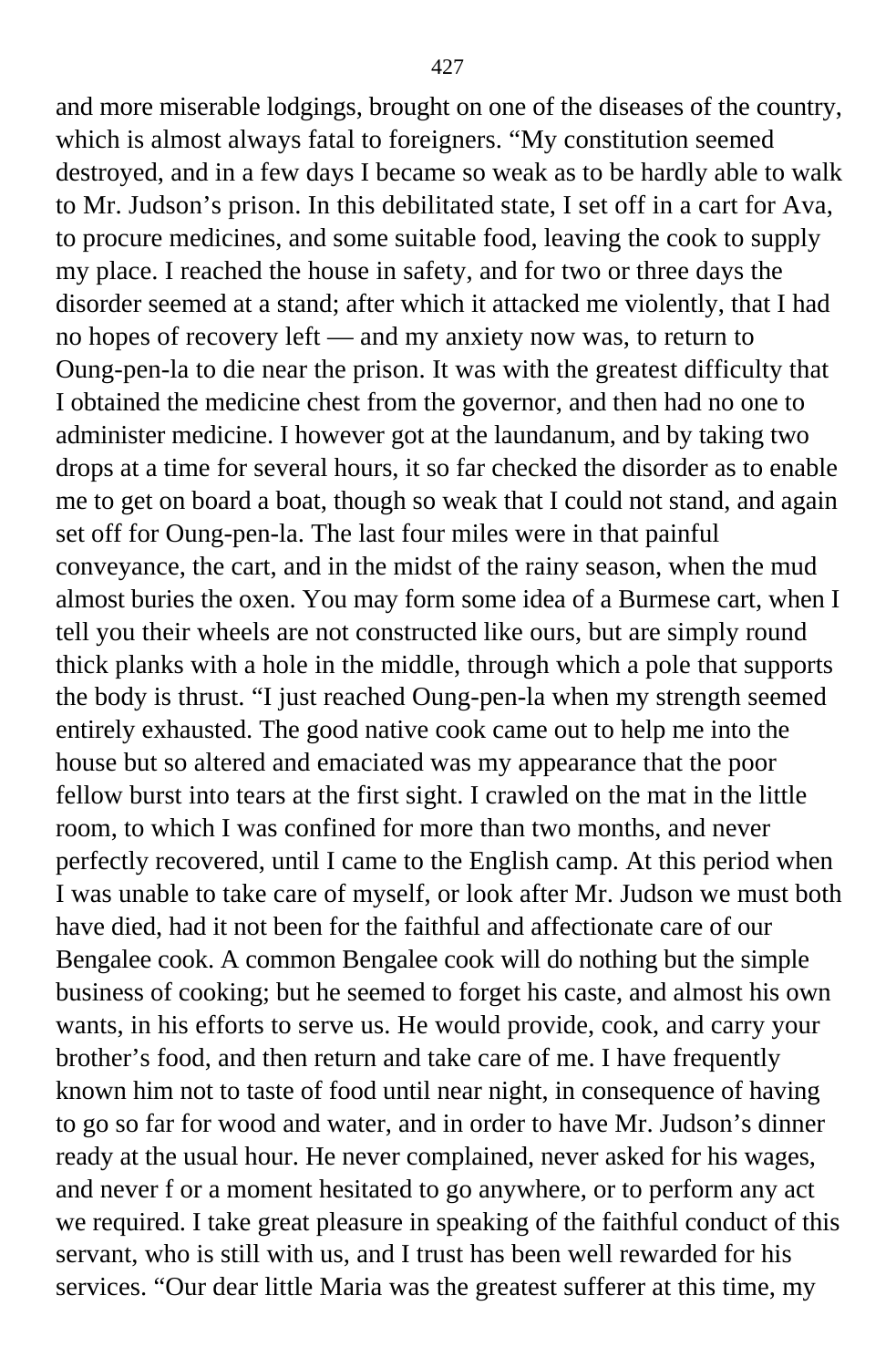and more miserable lodgings, brought on one of the diseases of the country, which is almost always fatal to foreigners. "My constitution seemed destroyed, and in a few days I became so weak as to be hardly able to walk to Mr. Judson's prison. In this debilitated state, I set off in a cart for Ava, to procure medicines, and some suitable food, leaving the cook to supply my place. I reached the house in safety, and for two or three days the disorder seemed at a stand; after which it attacked me violently, that I had no hopes of recovery left — and my anxiety now was, to return to Oung-pen-la to die near the prison. It was with the greatest difficulty that I obtained the medicine chest from the governor, and then had no one to administer medicine. I however got at the laundanum, and by taking two drops at a time for several hours, it so far checked the disorder as to enable me to get on board a boat, though so weak that I could not stand, and again set off for Oung-pen-la. The last four miles were in that painful conveyance, the cart, and in the midst of the rainy season, when the mud almost buries the oxen. You may form some idea of a Burmese cart, when I tell you their wheels are not constructed like ours, but are simply round thick planks with a hole in the middle, through which a pole that supports the body is thrust. "I just reached Oung-pen-la when my strength seemed entirely exhausted. The good native cook came out to help me into the house but so altered and emaciated was my appearance that the poor fellow burst into tears at the first sight. I crawled on the mat in the little room, to which I was confined for more than two months, and never perfectly recovered, until I came to the English camp. At this period when I was unable to take care of myself, or look after Mr. Judson we must both have died, had it not been for the faithful and affectionate care of our Bengalee cook. A common Bengalee cook will do nothing but the simple business of cooking; but he seemed to forget his caste, and almost his own wants, in his efforts to serve us. He would provide, cook, and carry your brother's food, and then return and take care of me. I have frequently known him not to taste of food until near night, in consequence of having to go so far for wood and water, and in order to have Mr. Judson's dinner ready at the usual hour. He never complained, never asked for his wages, and never f or a moment hesitated to go anywhere, or to perform any act we required. I take great pleasure in speaking of the faithful conduct of this servant, who is still with us, and I trust has been well rewarded for his services. "Our dear little Maria was the greatest sufferer at this time, my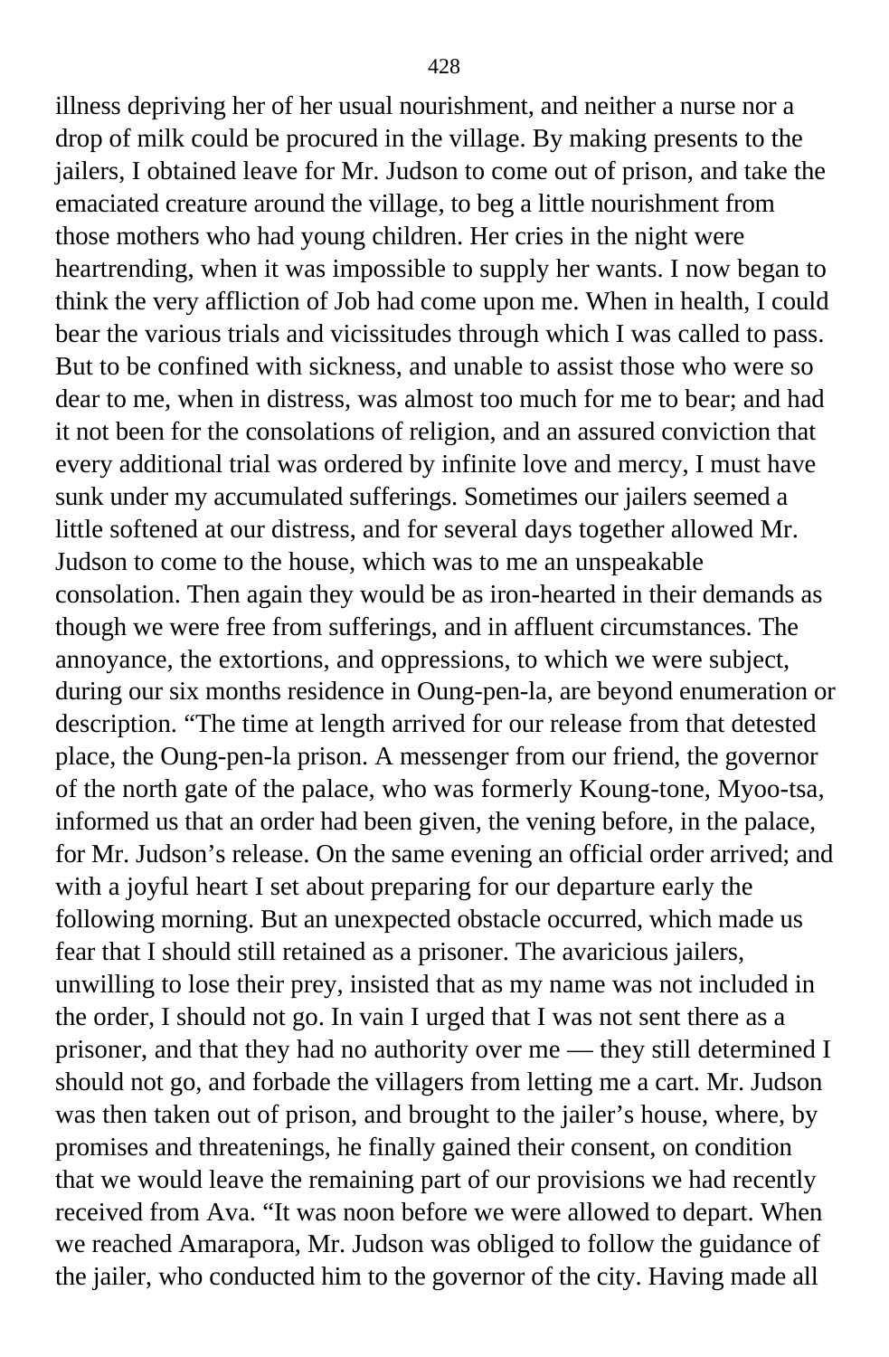illness depriving her of her usual nourishment, and neither a nurse nor a drop of milk could be procured in the village. By making presents to the jailers, I obtained leave for Mr. Judson to come out of prison, and take the emaciated creature around the village, to beg a little nourishment from those mothers who had young children. Her cries in the night were heartrending, when it was impossible to supply her wants. I now began to think the very affliction of Job had come upon me. When in health, I could bear the various trials and vicissitudes through which I was called to pass. But to be confined with sickness, and unable to assist those who were so dear to me, when in distress, was almost too much for me to bear; and had it not been for the consolations of religion, and an assured conviction that every additional trial was ordered by infinite love and mercy, I must have sunk under my accumulated sufferings. Sometimes our jailers seemed a little softened at our distress, and for several days together allowed Mr. Judson to come to the house, which was to me an unspeakable consolation. Then again they would be as iron-hearted in their demands as though we were free from sufferings, and in affluent circumstances. The annoyance, the extortions, and oppressions, to which we were subject, during our six months residence in Oung-pen-la, are beyond enumeration or description. "The time at length arrived for our release from that detested place, the Oung-pen-la prison. A messenger from our friend, the governor of the north gate of the palace, who was formerly Koung-tone, Myoo-tsa, informed us that an order had been given, the vening before, in the palace, for Mr. Judson's release. On the same evening an official order arrived; and with a joyful heart I set about preparing for our departure early the following morning. But an unexpected obstacle occurred, which made us fear that I should still retained as a prisoner. The avaricious jailers, unwilling to lose their prey, insisted that as my name was not included in the order, I should not go. In vain I urged that I was not sent there as a prisoner, and that they had no authority over me — they still determined I should not go, and forbade the villagers from letting me a cart. Mr. Judson was then taken out of prison, and brought to the jailer's house, where, by promises and threatenings, he finally gained their consent, on condition that we would leave the remaining part of our provisions we had recently received from Ava. "It was noon before we were allowed to depart. When we reached Amarapora, Mr. Judson was obliged to follow the guidance of the jailer, who conducted him to the governor of the city. Having made all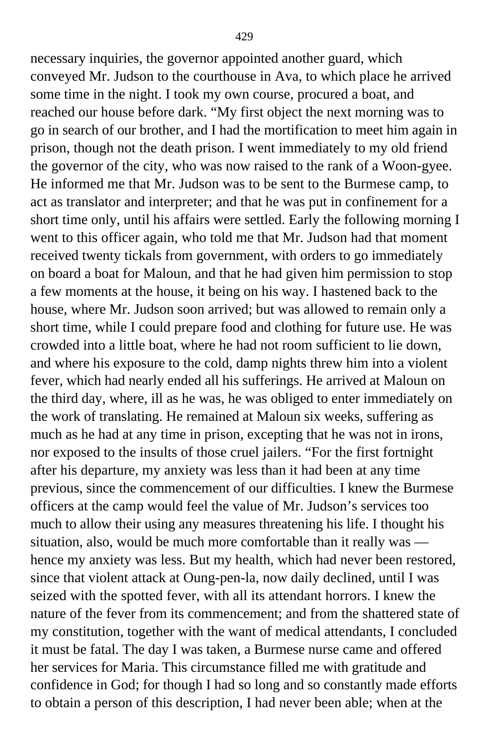necessary inquiries, the governor appointed another guard, which conveyed Mr. Judson to the courthouse in Ava, to which place he arrived some time in the night. I took my own course, procured a boat, and reached our house before dark. "My first object the next morning was to go in search of our brother, and I had the mortification to meet him again in prison, though not the death prison. I went immediately to my old friend the governor of the city, who was now raised to the rank of a Woon-gyee. He informed me that Mr. Judson was to be sent to the Burmese camp, to act as translator and interpreter; and that he was put in confinement for a short time only, until his affairs were settled. Early the following morning I went to this officer again, who told me that Mr. Judson had that moment received twenty tickals from government, with orders to go immediately on board a boat for Maloun, and that he had given him permission to stop a few moments at the house, it being on his way. I hastened back to the house, where Mr. Judson soon arrived; but was allowed to remain only a short time, while I could prepare food and clothing for future use. He was crowded into a little boat, where he had not room sufficient to lie down, and where his exposure to the cold, damp nights threw him into a violent fever, which had nearly ended all his sufferings. He arrived at Maloun on the third day, where, ill as he was, he was obliged to enter immediately on the work of translating. He remained at Maloun six weeks, suffering as much as he had at any time in prison, excepting that he was not in irons, nor exposed to the insults of those cruel jailers. "For the first fortnight after his departure, my anxiety was less than it had been at any time previous, since the commencement of our difficulties. I knew the Burmese officers at the camp would feel the value of Mr. Judson's services too much to allow their using any measures threatening his life. I thought his situation, also, would be much more comfortable than it really was — hence my anxiety was less. But my health, which had never been restored, since that violent attack at Oung-pen-la, now daily declined, until I was seized with the spotted fever, with all its attendant horrors. I knew the nature of the fever from its commencement; and from the shattered state of my constitution, together with the want of medical attendants, I concluded it must be fatal. The day I was taken, a Burmese nurse came and offered her services for Maria. This circumstance filled me with gratitude and confidence in God; for though I had so long and so constantly made efforts to obtain a person of this description, I had never been able; when at the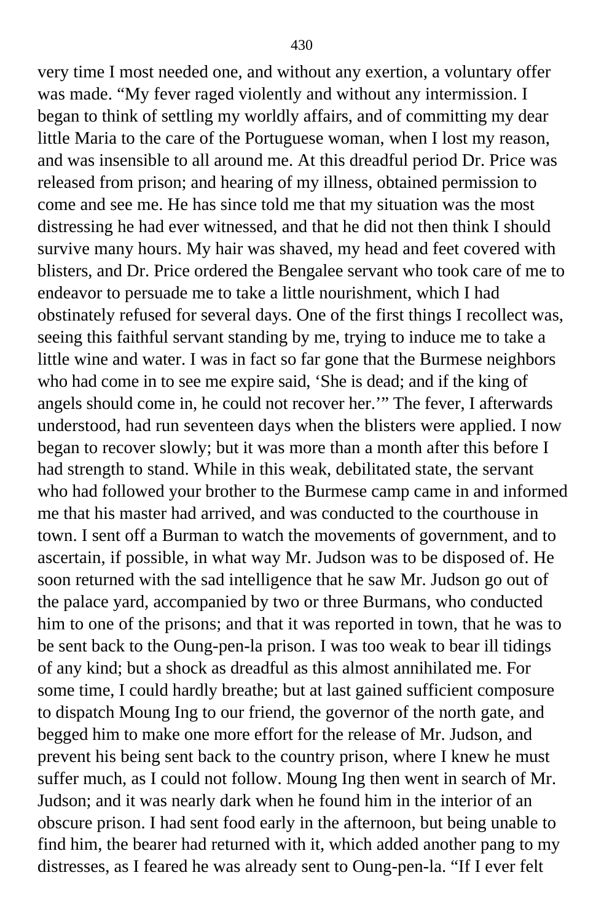very time I most needed one, and without any exertion, a voluntary offer was made. "My fever raged violently and without any intermission. I began to think of settling my worldly affairs, and of committing my dear little Maria to the care of the Portuguese woman, when I lost my reason, and was insensible to all around me. At this dreadful period Dr. Price was released from prison; and hearing of my illness, obtained permission to come and see me. He has since told me that my situation was the most distressing he had ever witnessed, and that he did not then think I should survive many hours. My hair was shaved, my head and feet covered with blisters, and Dr. Price ordered the Bengalee servant who took care of me to endeavor to persuade me to take a little nourishment, which I had obstinately refused for several days. One of the first things I recollect was, seeing this faithful servant standing by me, trying to induce me to take a little wine and water. I was in fact so far gone that the Burmese neighbors who had come in to see me expire said, 'She is dead; and if the king of angels should come in, he could not recover her.'" The fever, I afterwards understood, had run seventeen days when the blisters were applied. I now began to recover slowly; but it was more than a month after this before I had strength to stand. While in this weak, debilitated state, the servant who had followed your brother to the Burmese camp came in and informed me that his master had arrived, and was conducted to the courthouse in town. I sent off a Burman to watch the movements of government, and to ascertain, if possible, in what way Mr. Judson was to be disposed of. He soon returned with the sad intelligence that he saw Mr. Judson go out of the palace yard, accompanied by two or three Burmans, who conducted him to one of the prisons; and that it was reported in town, that he was to be sent back to the Oung-pen-la prison. I was too weak to bear ill tidings of any kind; but a shock as dreadful as this almost annihilated me. For some time, I could hardly breathe; but at last gained sufficient composure to dispatch Moung Ing to our friend, the governor of the north gate, and begged him to make one more effort for the release of Mr. Judson, and prevent his being sent back to the country prison, where I knew he must suffer much, as I could not follow. Moung Ing then went in search of Mr. Judson; and it was nearly dark when he found him in the interior of an obscure prison. I had sent food early in the afternoon, but being unable to find him, the bearer had returned with it, which added another pang to my distresses, as I feared he was already sent to Oung-pen-la. "If I ever felt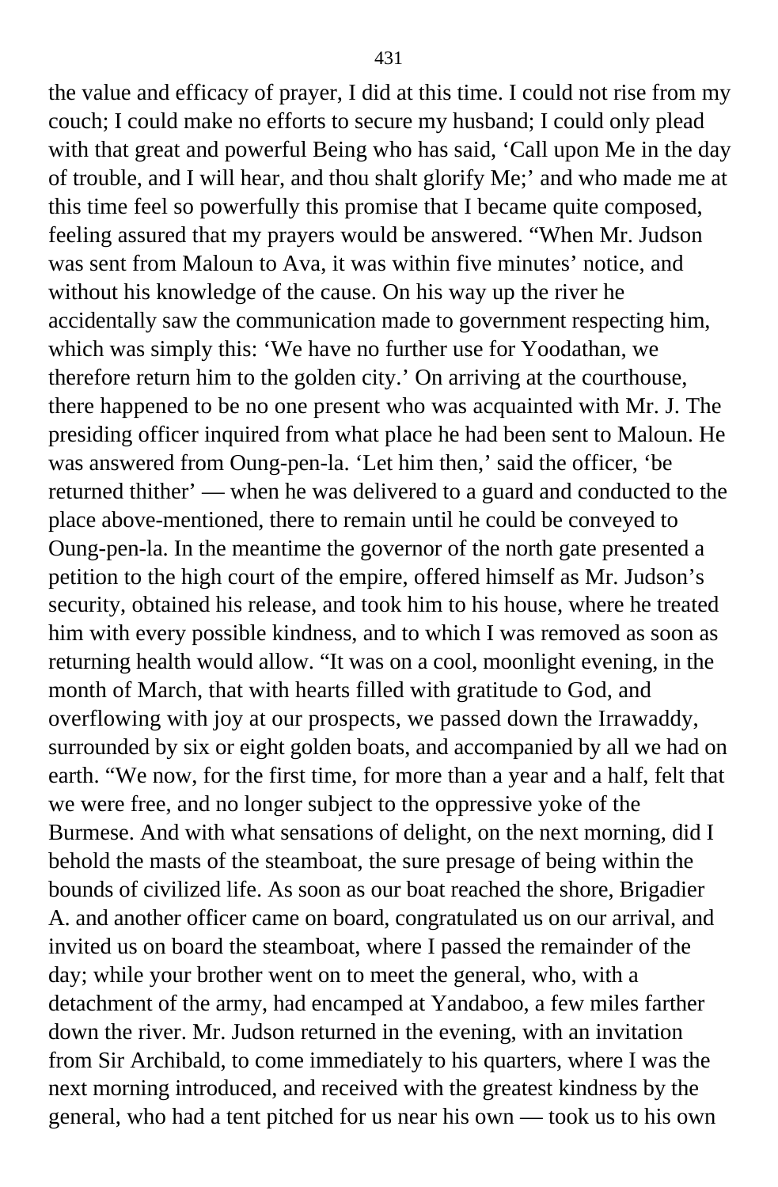the value and efficacy of prayer, I did at this time. I could not rise from my couch; I could make no efforts to secure my husband; I could only plead with that great and powerful Being who has said, 'Call upon Me in the day of trouble, and I will hear, and thou shalt glorify Me;' and who made me at this time feel so powerfully this promise that I became quite composed, feeling assured that my prayers would be answered. "When Mr. Judson was sent from Maloun to Ava, it was within five minutes' notice, and without his knowledge of the cause. On his way up the river he accidentally saw the communication made to government respecting him, which was simply this: 'We have no further use for Yoodathan, we therefore return him to the golden city.' On arriving at the courthouse, there happened to be no one present who was acquainted with Mr. J. The presiding officer inquired from what place he had been sent to Maloun. He was answered from Oung-pen-la. 'Let him then,' said the officer, 'be returned thither' — when he was delivered to a guard and conducted to the place above-mentioned, there to remain until he could be conveyed to Oung-pen-la. In the meantime the governor of the north gate presented a petition to the high court of the empire, offered himself as Mr. Judson's security, obtained his release, and took him to his house, where he treated him with every possible kindness, and to which I was removed as soon as returning health would allow. "It was on a cool, moonlight evening, in the month of March, that with hearts filled with gratitude to God, and overflowing with joy at our prospects, we passed down the Irrawaddy, surrounded by six or eight golden boats, and accompanied by all we had on earth. "We now, for the first time, for more than a year and a half, felt that we were free, and no longer subject to the oppressive yoke of the Burmese. And with what sensations of delight, on the next morning, did I behold the masts of the steamboat, the sure presage of being within the bounds of civilized life. As soon as our boat reached the shore, Brigadier A. and another officer came on board, congratulated us on our arrival, and invited us on board the steamboat, where I passed the remainder of the day; while your brother went on to meet the general, who, with a detachment of the army, had encamped at Yandaboo, a few miles farther down the river. Mr. Judson returned in the evening, with an invitation from Sir Archibald, to come immediately to his quarters, where I was the next morning introduced, and received with the greatest kindness by the general, who had a tent pitched for us near his own — took us to his own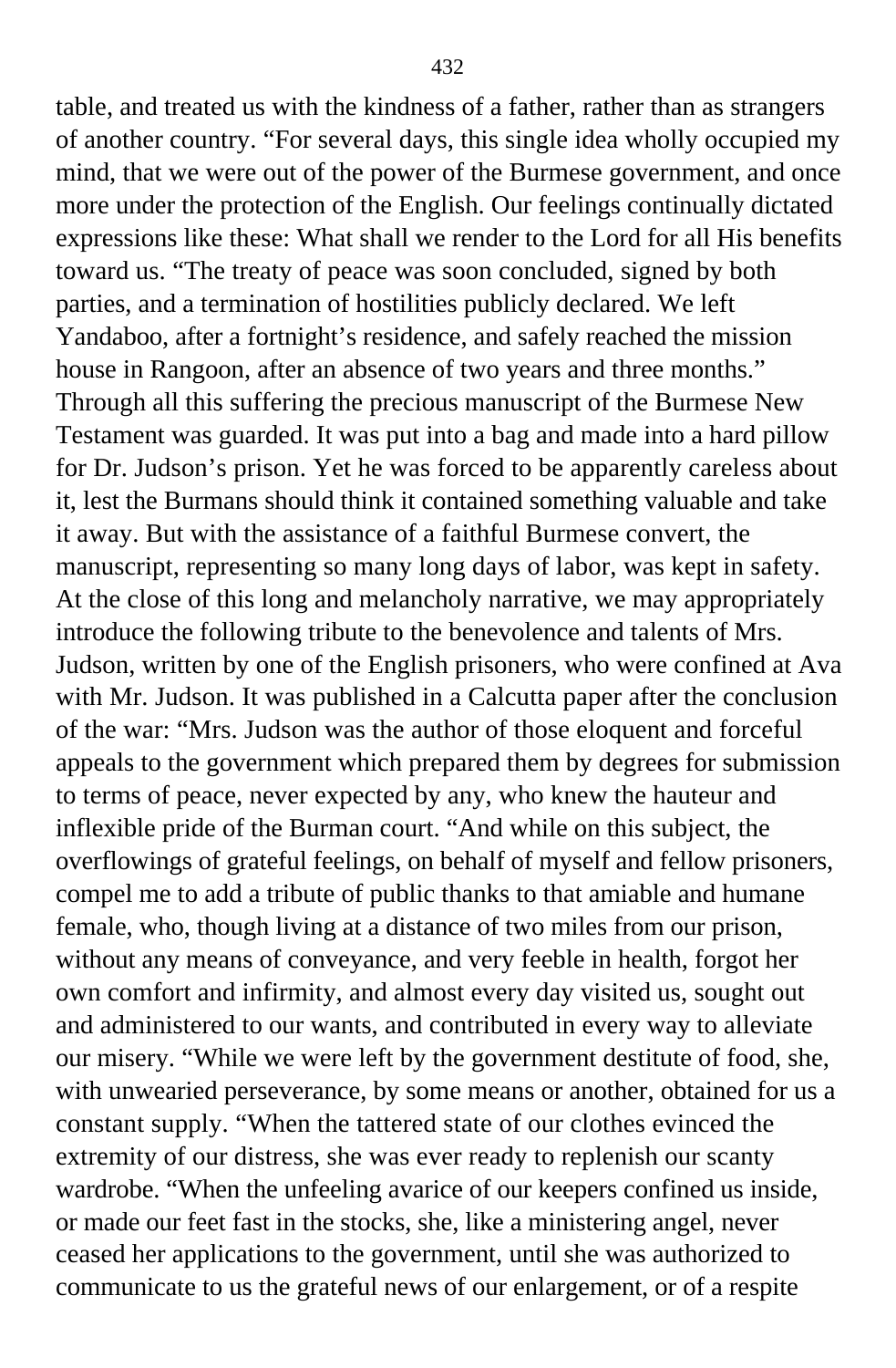table, and treated us with the kindness of a father, rather than as strangers of another country. "For several days, this single idea wholly occupied my mind, that we were out of the power of the Burmese government, and once more under the protection of the English. Our feelings continually dictated expressions like these: What shall we render to the Lord for all His benefits toward us. "The treaty of peace was soon concluded, signed by both parties, and a termination of hostilities publicly declared. We left Yandaboo, after a fortnight's residence, and safely reached the mission house in Rangoon, after an absence of two years and three months." Through all this suffering the precious manuscript of the Burmese New Testament was guarded. It was put into a bag and made into a hard pillow for Dr. Judson's prison. Yet he was forced to be apparently careless about it, lest the Burmans should think it contained something valuable and take it away. But with the assistance of a faithful Burmese convert, the manuscript, representing so many long days of labor, was kept in safety. At the close of this long and melancholy narrative, we may appropriately introduce the following tribute to the benevolence and talents of Mrs. Judson, written by one of the English prisoners, who were confined at Ava with Mr. Judson. It was published in a Calcutta paper after the conclusion of the war: "Mrs. Judson was the author of those eloquent and forceful appeals to the government which prepared them by degrees for submission to terms of peace, never expected by any, who knew the hauteur and inflexible pride of the Burman court. "And while on this subject, the overflowings of grateful feelings, on behalf of myself and fellow prisoners, compel me to add a tribute of public thanks to that amiable and humane female, who, though living at a distance of two miles from our prison, without any means of conveyance, and very feeble in health, forgot her own comfort and infirmity, and almost every day visited us, sought out and administered to our wants, and contributed in every way to alleviate our misery. "While we were left by the government destitute of food, she, with unwearied perseverance, by some means or another, obtained for us a constant supply. "When the tattered state of our clothes evinced the extremity of our distress, she was ever ready to replenish our scanty wardrobe. "When the unfeeling avarice of our keepers confined us inside, or made our feet fast in the stocks, she, like a ministering angel, never ceased her applications to the government, until she was authorized to communicate to us the grateful news of our enlargement, or of a respite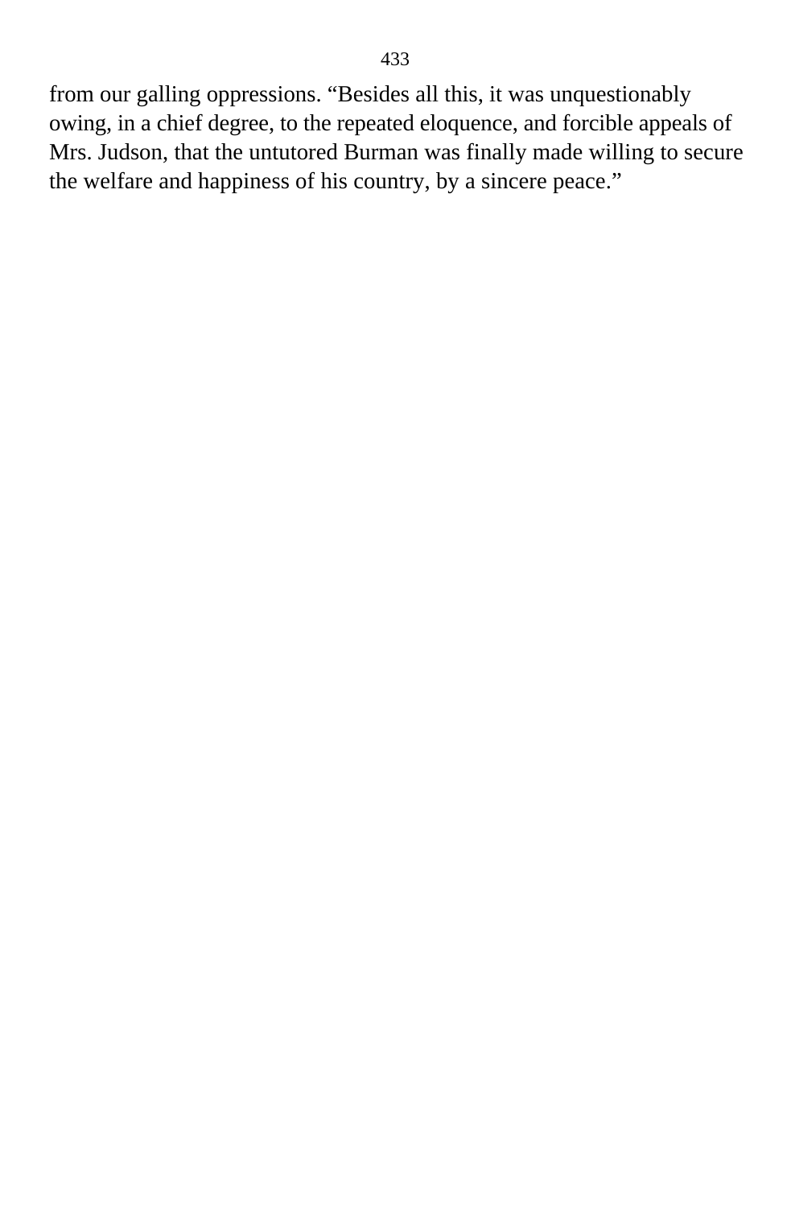from our galling oppressions. “Besides all this, it was unquestionably owing, in a chief degree, to the repeated eloquence, and forcible appeals of Mrs. Judson, that the untutored Burman was finally made willing to secure the welfare and happiness of his country, by a sincere peace.”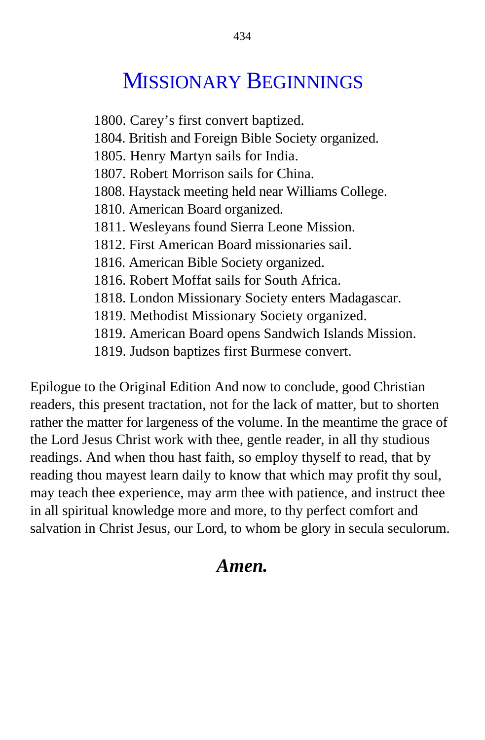# Missionary Beginnings

1800. Carey's first convert baptized.
1804. British and Foreign Bible Society organized.
1805. Henry Martyn sails for India.
1807. Robert Morrison sails for China.
1808. Haystack meeting held near Williams College.
1810. American Board organized.
1811. Wesleyans found Sierra Leone Mission.
1812. First American Board missionaries sail.
1816. American Bible Society organized.
1816. Robert Moffat sails for South Africa.
1818. London Missionary Society enters Madagascar.
1819. Methodist Missionary Society organized.
1819. American Board opens Sandwich Islands Mission.
1819. Judson baptizes first Burmese convert.

Epilogue to the Original Edition And now to conclude, good Christian readers, this present tractation, not for the lack of matter, but to shorten rather the matter for largeness of the volume. In the meantime the grace of the Lord Jesus Christ work with thee, gentle reader, in all thy studious readings. And when thou hast faith, so employ thyself to read, that by reading thou mayest learn daily to know that which may profit thy soul, may teach thee experience, may arm thee with patience, and instruct thee in all spiritual knowledge more and more, to thy perfect comfort and salvation in Christ Jesus, our Lord, to whom be glory in secula seculorum.

***Amen.***